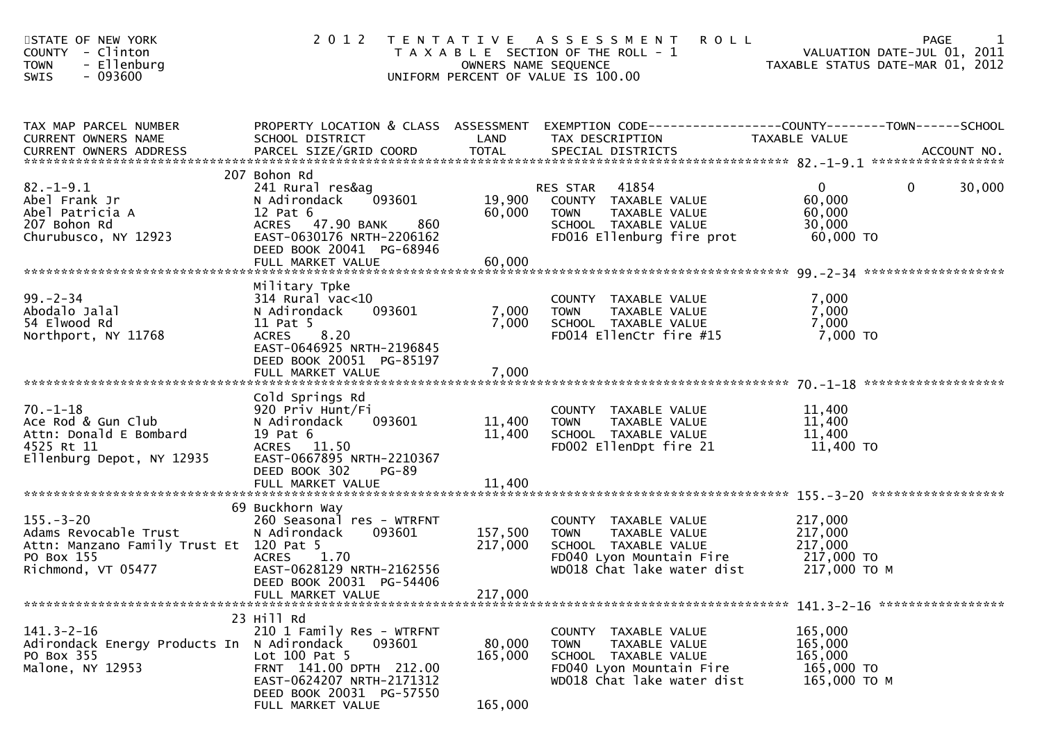STATE OF NEW YORK
COUNTY - Clinton
TOWN - Ellenburg
SWIS - 093600

# 2012 TENTATIVE ASSESSMENT ROLL

TAXABLE SECTION OF THE ROLL - 1
OWNERS NAME SEQUENCE
UNIFORM PERCENT OF VALUE IS 100.00

VALUATION DATE-JUL 01, 2011
TAXABLE STATUS DATE-MAR 01, 2012

```
TAX MAP PARCEL NUMBER          PROPERTY LOCATION & CLASS  ASSESSMENT  EXEMPTION CODE------------------COUNTY--------TOWN------SCHOOL
CURRENT OWNERS NAME            SCHOOL DISTRICT               LAND      TAX DESCRIPTION             TAXABLE VALUE
CURRENT OWNERS ADDRESS         PARCEL SIZE/GRID COORD        TOTAL     SPECIAL DISTRICTS                                       ACCOUNT NO.
******************************************************************************************************* 82.-1-9.1 ******************
                           207 Bohon Rd
82.-1-9.1                      241 Rural res&ag                          RES STAR   41854               0             0       30,000
Abel Frank Jr                  N Adirondack     093601      19,900    COUNTY  TAXABLE VALUE            60,000
Abel Patricia A                12 Pat 6                     60,000    TOWN    TAXABLE VALUE            60,000
207 Bohon Rd                   ACRES   47.90 BANK     860             SCHOOL  TAXABLE VALUE            30,000
Churubusco, NY 12923           EAST-0630176 NRTH-2206162              FD016 Ellenburg fire prot         60,000 TO
                               DEED BOOK 20041  PG-68946
                               FULL MARKET VALUE            60,000
******************************************************************************************************* 99.-2-34 *******************
                               Military Tpke
99.-2-34                       314 Rural vac<10                          COUNTY  TAXABLE VALUE             7,000
Abodalo Jalal                  N Adirondack     093601       7,000    TOWN    TAXABLE VALUE             7,000
54 Elwood Rd                   11 Pat 5                      7,000    SCHOOL  TAXABLE VALUE             7,000
Northport, NY 11768            ACRES    8.20                          FD014 EllenCtr fire #15            7,000 TO
                               EAST-0646925 NRTH-2196845
                               DEED BOOK 20051  PG-85197
                               FULL MARKET VALUE             7,000
******************************************************************************************************* 70.-1-18 *******************
                               Cold Springs Rd
70.-1-18                       920 Priv Hunt/Fi                          COUNTY  TAXABLE VALUE            11,400
Ace Rod & Gun Club             N Adirondack     093601      11,400    TOWN    TAXABLE VALUE            11,400
Attn: Donald E Bombard         19 Pat 6                     11,400    SCHOOL  TAXABLE VALUE            11,400
4525 Rt 11                     ACRES   11.50                          FD002 EllenDpt fire 21            11,400 TO
Ellenburg Depot, NY 12935      EAST-0667895 NRTH-2210367
                               DEED BOOK 302    PG-89
                               FULL MARKET VALUE            11,400
******************************************************************************************************* 155.-3-20 ******************
                            69 Buckhorn Way
155.-3-20                      260 Seasonal res - WTRFNT                 COUNTY  TAXABLE VALUE           217,000
Adams Revocable Trust          N Adirondack     093601     157,500    TOWN    TAXABLE VALUE           217,000
Attn: Manzano Family Trust Et  120 Pat 5                   217,000    SCHOOL  TAXABLE VALUE           217,000
PO Box 155                     ACRES    1.70                          FD040 Lyon Mountain Fire         217,000 TO
Richmond, VT 05477             EAST-0628129 NRTH-2162556              WD018 Chat lake water dist       217,000 TO M
                               DEED BOOK 20031  PG-54406
                               FULL MARKET VALUE           217,000
******************************************************************************************************* 141.3-2-16 *****************
                            23 Hill Rd
141.3-2-16                     210 1 Family Res - WTRFNT                 COUNTY  TAXABLE VALUE           165,000
Adirondack Energy Products In  N Adirondack     093601      80,000    TOWN    TAXABLE VALUE           165,000
PO Box 355                     Lot 100 Pat 5               165,000    SCHOOL  TAXABLE VALUE           165,000
Malone, NY 12953               FRNT  141.00 DPTH 212.00               FD040 Lyon Mountain Fire         165,000 TO
                               EAST-0624207 NRTH-2171312              WD018 Chat lake water dist       165,000 TO M
                               DEED BOOK 20031  PG-57550
                               FULL MARKET VALUE           165,000
```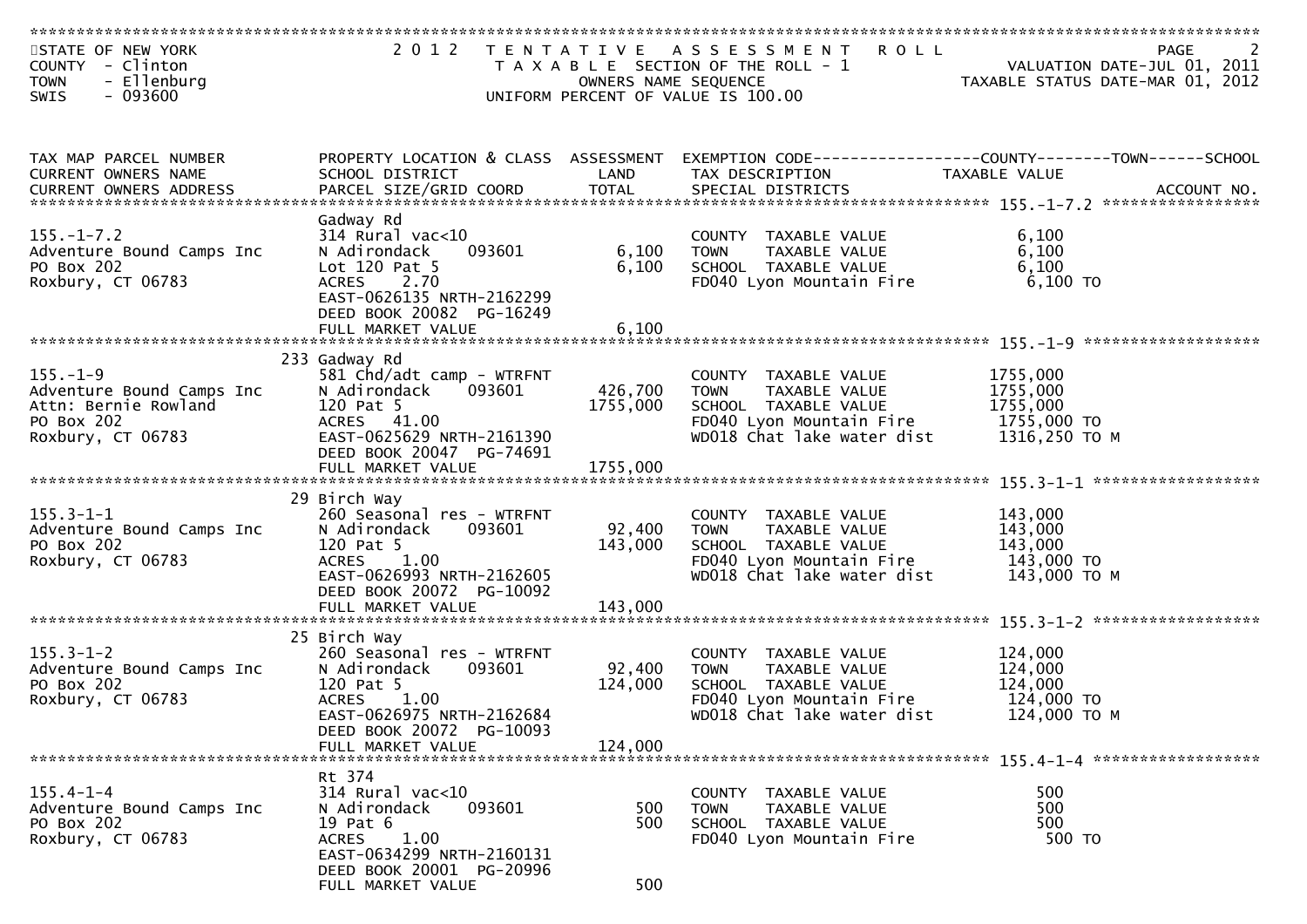STATE OF NEW YORK
COUNTY - Clinton
TOWN - Ellenburg
SWIS - 093600

# 2012 TENTATIVE ASSESSMENT ROLL

TAXABLE SECTION OF THE ROLL - 1
OWNERS NAME SEQUENCE
UNIFORM PERCENT OF VALUE IS 100.00

VALUATION DATE-JUL 01, 2011
TAXABLE STATUS DATE-MAR 01, 2012

| TAX MAP PARCEL NUMBER / CURRENT OWNERS NAME / CURRENT OWNERS ADDRESS | PROPERTY LOCATION & CLASS / SCHOOL DISTRICT / PARCEL SIZE/GRID COORD | ASSESSMENT LAND | ASSESSMENT TOTAL | EXEMPTION CODE / TAX DESCRIPTION / SPECIAL DISTRICTS | TAXABLE VALUE (COUNTY / TOWN / SCHOOL) | ACCOUNT NO. |
|---|---|---|---|---|---|---|
| **155.-1-7.2** | Gadway Rd | | | | | |
| 155.-1-7.2 | 314 Rural vac<10 | | | COUNTY TAXABLE VALUE | 6,100 | |
| Adventure Bound Camps Inc | N Adirondack 093601 | 6,100 | | TOWN TAXABLE VALUE | 6,100 | |
| PO Box 202 | Lot 120 Pat 5 | | 6,100 | SCHOOL TAXABLE VALUE | 6,100 | |
| Roxbury, CT 06783 | ACRES 2.70 | | | FD040 Lyon Mountain Fire | 6,100 TO | |
| | EAST-0626135 NRTH-2162299 | | | | | |
| | DEED BOOK 20082 PG-16249 | | | | | |
| | FULL MARKET VALUE | | 6,100 | | | |
| **155.-1-9** | 233 Gadway Rd | | | | | |
| 155.-1-9 | 581 Chd/adt camp - WTRFNT | | | COUNTY TAXABLE VALUE | 1755,000 | |
| Adventure Bound Camps Inc | N Adirondack 093601 | 426,700 | | TOWN TAXABLE VALUE | 1755,000 | |
| Attn: Bernie Rowland | 120 Pat 5 | | 1755,000 | SCHOOL TAXABLE VALUE | 1755,000 | |
| PO Box 202 | ACRES 41.00 | | | FD040 Lyon Mountain Fire | 1755,000 TO | |
| Roxbury, CT 06783 | EAST-0625629 NRTH-2161390 | | | WD018 Chat lake water dist | 1316,250 TO M | |
| | DEED BOOK 20047 PG-74691 | | | | | |
| | FULL MARKET VALUE | | 1755,000 | | | |
| **155.3-1-1** | 29 Birch Way | | | | | |
| 155.3-1-1 | 260 Seasonal res - WTRFNT | | | COUNTY TAXABLE VALUE | 143,000 | |
| Adventure Bound Camps Inc | N Adirondack 093601 | 92,400 | | TOWN TAXABLE VALUE | 143,000 | |
| PO Box 202 | 120 Pat 5 | | 143,000 | SCHOOL TAXABLE VALUE | 143,000 | |
| Roxbury, CT 06783 | ACRES 1.00 | | | FD040 Lyon Mountain Fire | 143,000 TO | |
| | EAST-0626993 NRTH-2162605 | | | WD018 Chat lake water dist | 143,000 TO M | |
| | DEED BOOK 20072 PG-10092 | | | | | |
| | FULL MARKET VALUE | | 143,000 | | | |
| **155.3-1-2** | 25 Birch Way | | | | | |
| 155.3-1-2 | 260 Seasonal res - WTRFNT | | | COUNTY TAXABLE VALUE | 124,000 | |
| Adventure Bound Camps Inc | N Adirondack 093601 | 92,400 | | TOWN TAXABLE VALUE | 124,000 | |
| PO Box 202 | 120 Pat 5 | | 124,000 | SCHOOL TAXABLE VALUE | 124,000 | |
| Roxbury, CT 06783 | ACRES 1.00 | | | FD040 Lyon Mountain Fire | 124,000 TO | |
| | EAST-0626975 NRTH-2162684 | | | WD018 Chat lake water dist | 124,000 TO M | |
| | DEED BOOK 20072 PG-10093 | | | | | |
| | FULL MARKET VALUE | | 124,000 | | | |
| **155.4-1-4** | Rt 374 | | | | | |
| 155.4-1-4 | 314 Rural vac<10 | | | COUNTY TAXABLE VALUE | 500 | |
| Adventure Bound Camps Inc | N Adirondack 093601 | 500 | | TOWN TAXABLE VALUE | 500 | |
| PO Box 202 | 19 Pat 6 | | 500 | SCHOOL TAXABLE VALUE | 500 | |
| Roxbury, CT 06783 | ACRES 1.00 | | | FD040 Lyon Mountain Fire | 500 TO | |
| | EAST-0634299 NRTH-2160131 | | | | | |
| | DEED BOOK 20001 PG-20996 | | | | | |
| | FULL MARKET VALUE | | 500 | | | |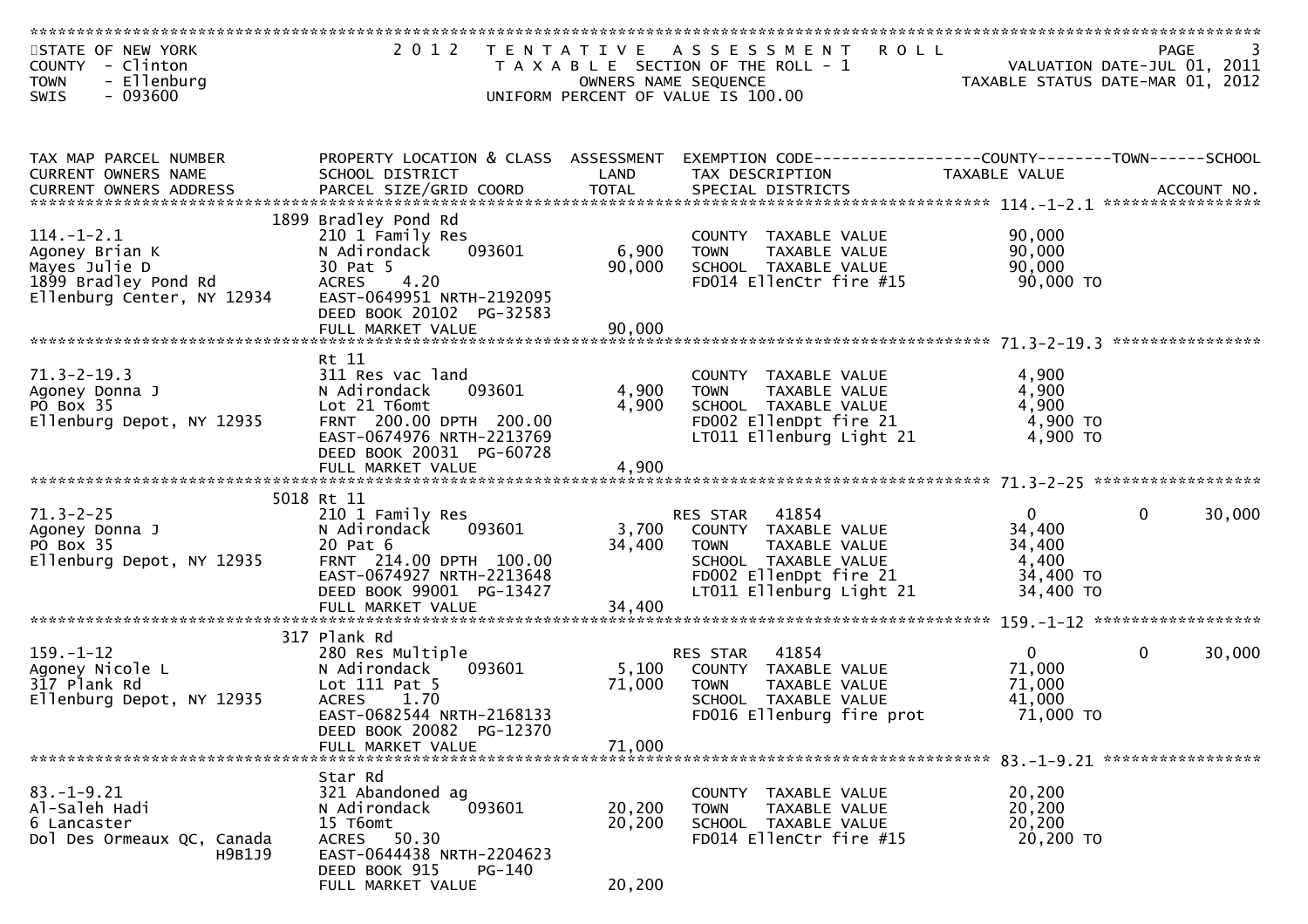STATE OF NEW YORK
COUNTY - Clinton
TOWN - Ellenburg
SWIS - 093600

# 2012 TENTATIVE ASSESSMENT ROLL

TAXABLE SECTION OF THE ROLL - 1
OWNERS NAME SEQUENCE
UNIFORM PERCENT OF VALUE IS 100.00

VALUATION DATE-JUL 01, 2011
TAXABLE STATUS DATE-MAR 01, 2012

| TAX MAP PARCEL NUMBER / CURRENT OWNERS NAME / CURRENT OWNERS ADDRESS | PROPERTY LOCATION & CLASS / SCHOOL DISTRICT / PARCEL SIZE/GRID COORD | ASSESSMENT LAND | TOTAL | EXEMPTION CODE / TAX DESCRIPTION / SPECIAL DISTRICTS | COUNTY TAXABLE VALUE | TOWN | SCHOOL / ACCOUNT NO. |
|---|---|---|---|---|---|---|---|
| **114.-1-2.1** | 1899 Bradley Pond Rd | | | | | | |
| 114.-1-2.1 | 210 1 Family Res | | | COUNTY TAXABLE VALUE | 90,000 | | |
| Agoney Brian K | N Adirondack 093601 | 6,900 | | TOWN TAXABLE VALUE | 90,000 | | |
| Mayes Julie D | 30 Pat 5 | | 90,000 | SCHOOL TAXABLE VALUE | 90,000 | | |
| 1899 Bradley Pond Rd | ACRES 4.20 | | | FD014 EllenCtr fire #15 | 90,000 TO | | |
| Ellenburg Center, NY 12934 | EAST-0649951 NRTH-2192095 | | | | | | |
| | DEED BOOK 20102 PG-32583 | | | | | | |
| | FULL MARKET VALUE | | 90,000 | | | | |
| **71.3-2-19.3** | Rt 11 | | | | | | |
| 71.3-2-19.3 | 311 Res vac land | | | COUNTY TAXABLE VALUE | 4,900 | | |
| Agoney Donna J | N Adirondack 093601 | 4,900 | | TOWN TAXABLE VALUE | 4,900 | | |
| PO Box 35 | Lot 21 T6omt | | 4,900 | SCHOOL TAXABLE VALUE | 4,900 | | |
| Ellenburg Depot, NY 12935 | FRNT 200.00 DPTH 200.00 | | | FD002 EllenDpt fire 21 | 4,900 TO | | |
| | EAST-0674976 NRTH-2213769 | | | LT011 Ellenburg Light 21 | 4,900 TO | | |
| | DEED BOOK 20031 PG-60728 | | | | | | |
| | FULL MARKET VALUE | | 4,900 | | | | |
| **71.3-2-25** | 5018 Rt 11 | | | | | | |
| 71.3-2-25 | 210 1 Family Res | | | RES STAR 41854 | 0 | 0 | 30,000 |
| Agoney Donna J | N Adirondack 093601 | 3,700 | | COUNTY TAXABLE VALUE | 34,400 | | |
| PO Box 35 | 20 Pat 6 | | 34,400 | TOWN TAXABLE VALUE | 34,400 | | |
| Ellenburg Depot, NY 12935 | FRNT 214.00 DPTH 100.00 | | | SCHOOL TAXABLE VALUE | 4,400 | | |
| | EAST-0674927 NRTH-2213648 | | | FD002 EllenDpt fire 21 | 34,400 TO | | |
| | DEED BOOK 99001 PG-13427 | | | LT011 Ellenburg Light 21 | 34,400 TO | | |
| | FULL MARKET VALUE | | 34,400 | | | | |
| **159.-1-12** | 317 Plank Rd | | | | | | |
| 159.-1-12 | 280 Res Multiple | | | RES STAR 41854 | 0 | 0 | 30,000 |
| Agoney Nicole L | N Adirondack 093601 | 5,100 | | COUNTY TAXABLE VALUE | 71,000 | | |
| 317 Plank Rd | Lot 111 Pat 5 | | 71,000 | TOWN TAXABLE VALUE | 71,000 | | |
| Ellenburg Depot, NY 12935 | ACRES 1.70 | | | SCHOOL TAXABLE VALUE | 41,000 | | |
| | EAST-0682544 NRTH-2168133 | | | FD016 Ellenburg fire prot | 71,000 TO | | |
| | DEED BOOK 20082 PG-12370 | | | | | | |
| | FULL MARKET VALUE | | 71,000 | | | | |
| **83.-1-9.21** | Star Rd | | | | | | |
| 83.-1-9.21 | 321 Abandoned ag | | | COUNTY TAXABLE VALUE | 20,200 | | |
| Al-Saleh Hadi | N Adirondack 093601 | 20,200 | | TOWN TAXABLE VALUE | 20,200 | | |
| 6 Lancaster | 15 T6omt | | 20,200 | SCHOOL TAXABLE VALUE | 20,200 | | |
| Dol Des Ormeaux QC, Canada H9B1J9 | ACRES 50.30 | | | FD014 EllenCtr fire #15 | 20,200 TO | | |
| | EAST-0644438 NRTH-2204623 | | | | | | |
| | DEED BOOK 915 PG-140 | | | | | | |
| | FULL MARKET VALUE | | 20,200 | | | | |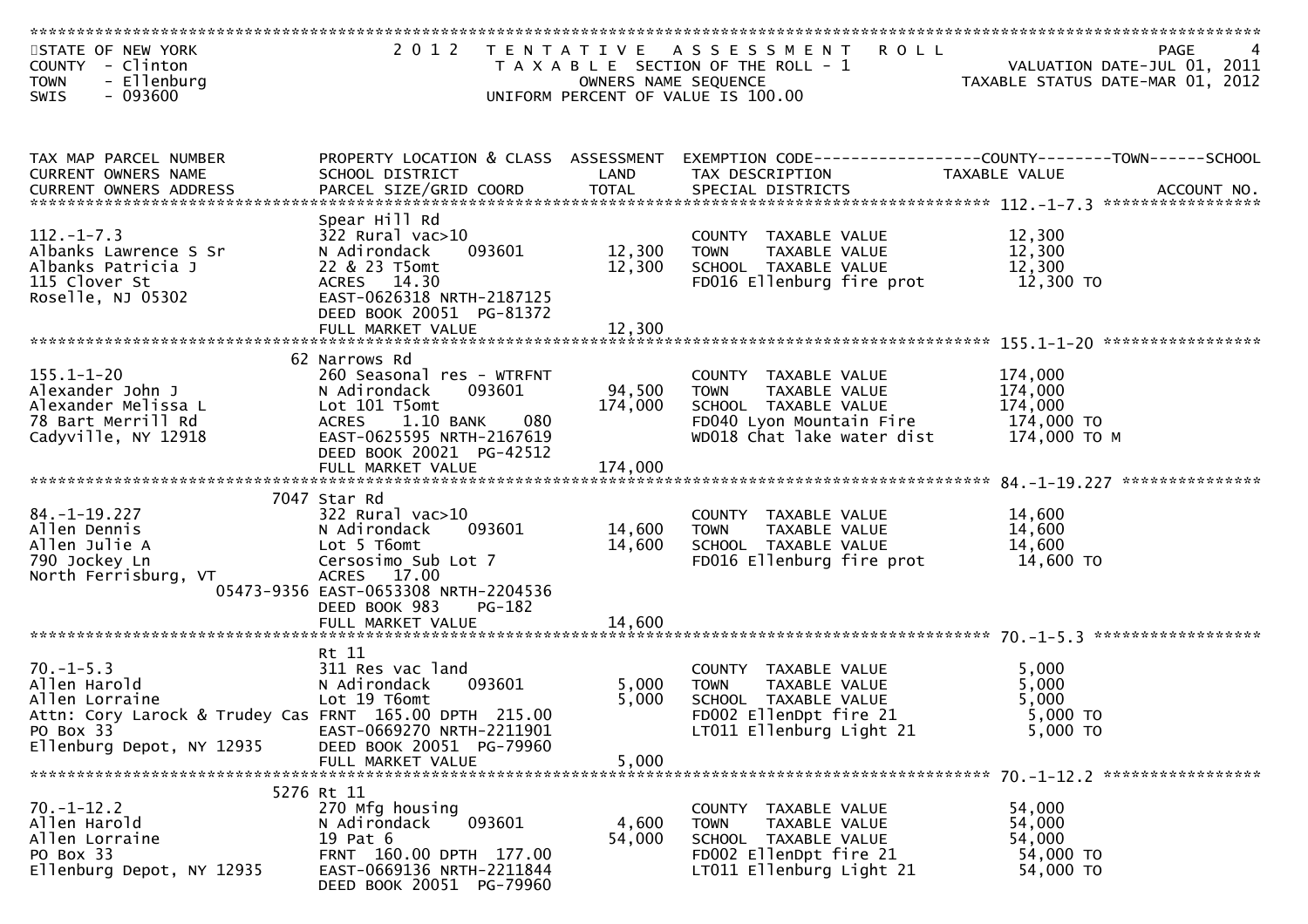STATE OF NEW YORK
COUNTY - Clinton
TOWN - Ellenburg
SWIS - 093600

# 2012 TENTATIVE ASSESSMENT ROLL

TAXABLE SECTION OF THE ROLL - 1
OWNERS NAME SEQUENCE
UNIFORM PERCENT OF VALUE IS 100.00

VALUATION DATE-JUL 01, 2011
TAXABLE STATUS DATE-MAR 01, 2012

| TAX MAP PARCEL NUMBER / CURRENT OWNERS NAME / CURRENT OWNERS ADDRESS | PROPERTY LOCATION & CLASS / SCHOOL DISTRICT / PARCEL SIZE/GRID COORD | ASSESSMENT LAND | TOTAL | EXEMPTION CODE / TAX DESCRIPTION / SPECIAL DISTRICTS | COUNTY--------TOWN------SCHOOL TAXABLE VALUE | ACCOUNT NO. |
|---|---|---|---|---|---|---|
| 112.-1-7.3 | Spear Hill Rd | | | | | |
| 112.-1-7.3 | 322 Rural vac>10 | | | COUNTY TAXABLE VALUE | 12,300 | |
| Albanks Lawrence S Sr | N Adirondack 093601 | 12,300 | | TOWN TAXABLE VALUE | 12,300 | |
| Albanks Patricia J | 22 & 23 T5omt | | 12,300 | SCHOOL TAXABLE VALUE | 12,300 | |
| 115 Clover St | ACRES 14.30 | | | FD016 Ellenburg fire prot | 12,300 TO | |
| Roselle, NJ 05302 | EAST-0626318 NRTH-2187125 | | | | | |
| | DEED BOOK 20051 PG-81372 | | | | | |
| | FULL MARKET VALUE | | 12,300 | | | |
| 155.1-1-20 | 62 Narrows Rd | | | | | |
| 155.1-1-20 | 260 Seasonal res - WTRFNT | | | COUNTY TAXABLE VALUE | 174,000 | |
| Alexander John J | N Adirondack 093601 | 94,500 | | TOWN TAXABLE VALUE | 174,000 | |
| Alexander Melissa L | Lot 101 T5omt | | 174,000 | SCHOOL TAXABLE VALUE | 174,000 | |
| 78 Bart Merrill Rd | ACRES 1.10 BANK 080 | | | FD040 Lyon Mountain Fire | 174,000 TO | |
| Cadyville, NY 12918 | EAST-0625595 NRTH-2167619 | | | WD018 Chat lake water dist | 174,000 TO M | |
| | DEED BOOK 20021 PG-42512 | | | | | |
| | FULL MARKET VALUE | | 174,000 | | | |
| 84.-1-19.227 | 7047 Star Rd | | | | | |
| 84.-1-19.227 | 322 Rural vac>10 | | | COUNTY TAXABLE VALUE | 14,600 | |
| Allen Dennis | N Adirondack 093601 | 14,600 | | TOWN TAXABLE VALUE | 14,600 | |
| Allen Julie A | Lot 5 T6omt | | 14,600 | SCHOOL TAXABLE VALUE | 14,600 | |
| 790 Jockey Ln | Cersosimo Sub Lot 7 | | | FD016 Ellenburg fire prot | 14,600 TO | |
| North Ferrisburg, VT 05473-9356 | ACRES 17.00 | | | | | |
| | EAST-0653308 NRTH-2204536 | | | | | |
| | DEED BOOK 983 PG-182 | | | | | |
| | FULL MARKET VALUE | | 14,600 | | | |
| 70.-1-5.3 | Rt 11 | | | | | |
| 70.-1-5.3 | 311 Res vac land | | | COUNTY TAXABLE VALUE | 5,000 | |
| Allen Harold | N Adirondack 093601 | 5,000 | | TOWN TAXABLE VALUE | 5,000 | |
| Allen Lorraine | Lot 19 T6omt | | 5,000 | SCHOOL TAXABLE VALUE | 5,000 | |
| Attn: Cory Larock & Trudey Cas | FRNT 165.00 DPTH 215.00 | | | FD002 EllenDpt fire 21 | 5,000 TO | |
| PO Box 33 | EAST-0669270 NRTH-2211901 | | | LT011 Ellenburg Light 21 | 5,000 TO | |
| Ellenburg Depot, NY 12935 | DEED BOOK 20051 PG-79960 | | | | | |
| | FULL MARKET VALUE | | 5,000 | | | |
| 70.-1-12.2 | 5276 Rt 11 | | | | | |
| 70.-1-12.2 | 270 Mfg housing | | | COUNTY TAXABLE VALUE | 54,000 | |
| Allen Harold | N Adirondack 093601 | 4,600 | | TOWN TAXABLE VALUE | 54,000 | |
| Allen Lorraine | 19 Pat 6 | | 54,000 | SCHOOL TAXABLE VALUE | 54,000 | |
| PO Box 33 | FRNT 160.00 DPTH 177.00 | | | FD002 EllenDpt fire 21 | 54,000 TO | |
| Ellenburg Depot, NY 12935 | EAST-0669136 NRTH-2211844 | | | LT011 Ellenburg Light 21 | 54,000 TO | |
| | DEED BOOK 20051 PG-79960 | | | | | |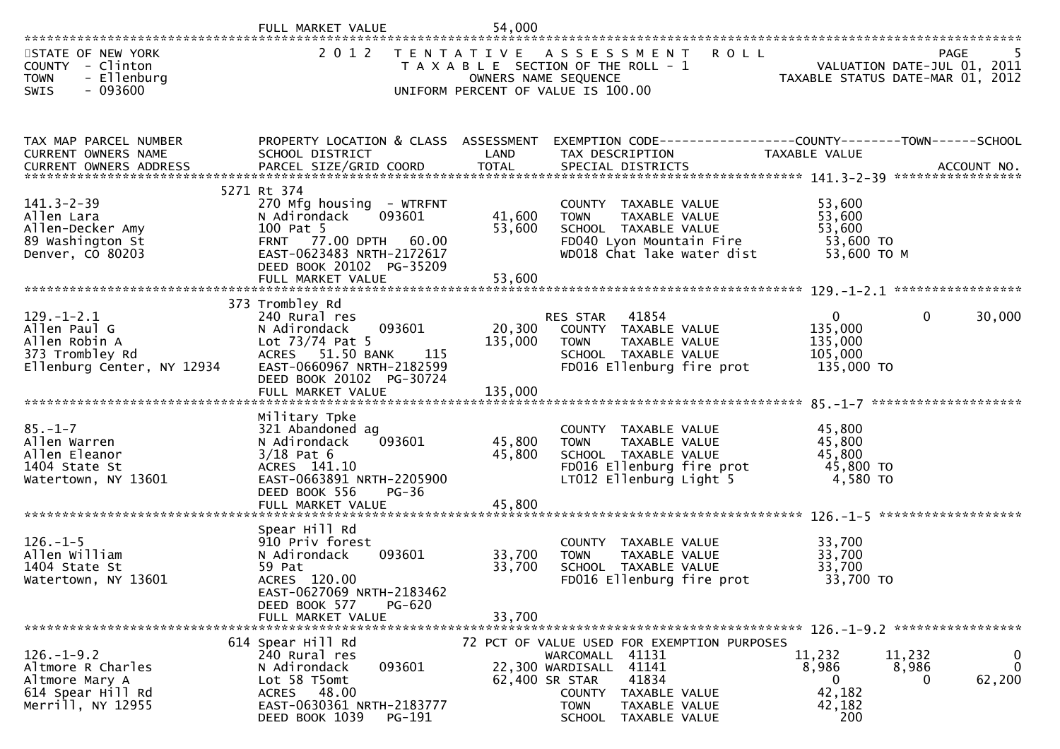FULL MARKET VALUE 54,000

STATE OF NEW YORK — 2 0 1 2 TENTATIVE ASSESSMENT ROLL — VALUATION DATE-JUL 01, 2011
COUNTY - Clinton — TAXABLE SECTION OF THE ROLL - 1 — TAXABLE STATUS DATE-MAR 01, 2012
TOWN - Ellenburg — OWNERS NAME SEQUENCE
SWIS - 093600 — UNIFORM PERCENT OF VALUE IS 100.00

| TAX MAP PARCEL NUMBER / CURRENT OWNERS NAME / CURRENT OWNERS ADDRESS | PROPERTY LOCATION & CLASS / SCHOOL DISTRICT / PARCEL SIZE/GRID COORD | ASSESSMENT LAND / TOTAL | EXEMPTION CODE / TAX DESCRIPTION / SPECIAL DISTRICTS | COUNTY TAXABLE VALUE | TOWN | SCHOOL |
|---|---|---|---|---|---|---|
| **141.3-2-39** | 5271 Rt 374 | | | | | |
| 141.3-2-39 | 270 Mfg housing - WTRFNT | | COUNTY TAXABLE VALUE | 53,600 | | |
| Allen Lara | N Adirondack 093601 | 41,600 | TOWN TAXABLE VALUE | 53,600 | | |
| Allen-Decker Amy | 100 Pat 5 | 53,600 | SCHOOL TAXABLE VALUE | 53,600 | | |
| 89 Washington St | FRNT 77.00 DPTH 60.00 | | FD040 Lyon Mountain Fire | 53,600 TO | | |
| Denver, CO 80203 | EAST-0623483 NRTH-2172617 | | WD018 Chat lake water dist | 53,600 TO M | | |
| | DEED BOOK 20102 PG-35209 | | | | | |
| | FULL MARKET VALUE | 53,600 | | | | |
| **129.-1-2.1** | 373 Trombley Rd | | | | | |
| 129.-1-2.1 | 240 Rural res | | RES STAR 41854 | 0 | 0 | 30,000 |
| Allen Paul G | N Adirondack 093601 | 20,300 | COUNTY TAXABLE VALUE | 135,000 | | |
| Allen Robin A | Lot 73/74 Pat 5 | 135,000 | TOWN TAXABLE VALUE | 135,000 | | |
| 373 Trombley Rd | ACRES 51.50 BANK 115 | | SCHOOL TAXABLE VALUE | 105,000 | | |
| Ellenburg Center, NY 12934 | EAST-0660967 NRTH-2182599 | | FD016 Ellenburg fire prot | 135,000 TO | | |
| | DEED BOOK 20102 PG-30724 | | | | | |
| | FULL MARKET VALUE | 135,000 | | | | |
| **85.-1-7** | Military Tpke | | | | | |
| 85.-1-7 | 321 Abandoned ag | | COUNTY TAXABLE VALUE | 45,800 | | |
| Allen Warren | N Adirondack 093601 | 45,800 | TOWN TAXABLE VALUE | 45,800 | | |
| Allen Eleanor | 3/18 Pat 6 | 45,800 | SCHOOL TAXABLE VALUE | 45,800 | | |
| 1404 State St | ACRES 141.10 | | FD016 Ellenburg fire prot | 45,800 TO | | |
| Watertown, NY 13601 | EAST-0663891 NRTH-2205900 | | LT012 Ellenburg Light 5 | 4,580 TO | | |
| | DEED BOOK 556 PG-36 | | | | | |
| | FULL MARKET VALUE | 45,800 | | | | |
| **126.-1-5** | Spear Hill Rd | | | | | |
| 126.-1-5 | 910 Priv forest | | COUNTY TAXABLE VALUE | 33,700 | | |
| Allen William | N Adirondack 093601 | 33,700 | TOWN TAXABLE VALUE | 33,700 | | |
| 1404 State St | 59 Pat | 33,700 | SCHOOL TAXABLE VALUE | 33,700 | | |
| Watertown, NY 13601 | ACRES 120.00 | | FD016 Ellenburg fire prot | 33,700 TO | | |
| | EAST-0627069 NRTH-2183462 | | | | | |
| | DEED BOOK 577 PG-620 | | | | | |
| | FULL MARKET VALUE | 33,700 | | | | |
| **126.-1-9.2** | 614 Spear Hill Rd | | 72 PCT OF VALUE USED FOR EXEMPTION PURPOSES | | | |
| 126.-1-9.2 | 240 Rural res | | WARCOMALL 41131 | 11,232 | 11,232 | 0 |
| Altmore R Charles | N Adirondack 093601 | 22,300 | WARDISALL 41141 | 8,986 | 8,986 | 0 |
| Altmore Mary A | Lot 58 T5omt | 62,400 | SR STAR 41834 | 0 | 0 | 62,200 |
| 614 Spear Hill Rd | ACRES 48.00 | | COUNTY TAXABLE VALUE | 42,182 | | |
| Merrill, NY 12955 | EAST-0630361 NRTH-2183777 | | TOWN TAXABLE VALUE | 42,182 | | |
| | DEED BOOK 1039 PG-191 | | SCHOOL TAXABLE VALUE | 200 | | |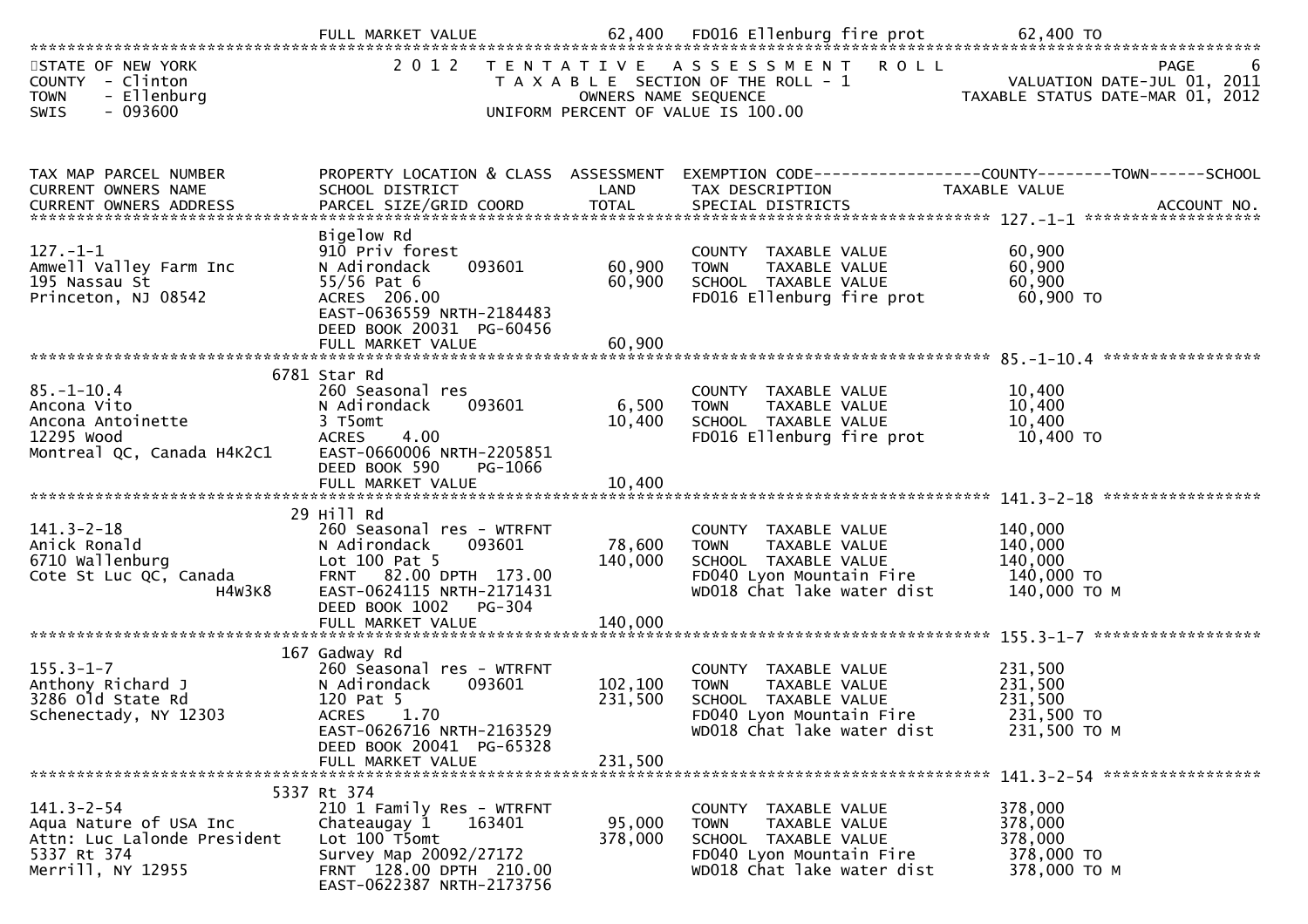| | FULL MARKET VALUE | 62,400 | FD016 Ellenburg fire prot | 62,400 TO |
|---|---|---|---|---|

STATE OF NEW YORK
COUNTY - Clinton
TOWN - Ellenburg
SWIS - 093600

2012 TENTATIVE ASSESSMENT ROLL
TAXABLE SECTION OF THE ROLL - 1
OWNERS NAME SEQUENCE
UNIFORM PERCENT OF VALUE IS 100.00

VALUATION DATE-JUL 01, 2011
TAXABLE STATUS DATE-MAR 01, 2012

| TAX MAP PARCEL NUMBER<br>CURRENT OWNERS NAME<br>CURRENT OWNERS ADDRESS | PROPERTY LOCATION & CLASS<br>SCHOOL DISTRICT<br>PARCEL SIZE/GRID COORD | ASSESSMENT<br>LAND<br>TOTAL | EXEMPTION CODE------------------COUNTY--------TOWN------SCHOOL<br>TAX DESCRIPTION<br>SPECIAL DISTRICTS | TAXABLE VALUE<br>ACCOUNT NO. |
|---|---|---|---|---|
| 127.-1-1<br>Amwell Valley Farm Inc<br>195 Nassau St<br>Princeton, NJ 08542 | Bigelow Rd<br>910 Priv forest<br>N Adirondack 093601<br>55/56 Pat 6<br>ACRES 206.00<br>EAST-0636559 NRTH-2184483<br>DEED BOOK 20031 PG-60456<br>FULL MARKET VALUE | <br><br>60,900<br>60,900<br><br><br><br>60,900 | <br><br>COUNTY TAXABLE VALUE<br>TOWN TAXABLE VALUE<br>SCHOOL TAXABLE VALUE<br>FD016 Ellenburg fire prot | <br><br>60,900<br>60,900<br>60,900<br>60,900 TO |
| 85.-1-10.4<br>Ancona Vito<br>Ancona Antoinette<br>12295 Wood<br>Montreal QC, Canada H4K2C1 | 6781 Star Rd<br>260 Seasonal res<br>N Adirondack 093601<br>3 T5omt<br>ACRES 4.00<br>EAST-0660006 NRTH-2205851<br>DEED BOOK 590 PG-1066<br>FULL MARKET VALUE | <br><br>6,500<br>10,400<br><br><br><br>10,400 | <br><br>COUNTY TAXABLE VALUE<br>TOWN TAXABLE VALUE<br>SCHOOL TAXABLE VALUE<br>FD016 Ellenburg fire prot | <br><br>10,400<br>10,400<br>10,400<br>10,400 TO |
| 141.3-2-18<br>Anick Ronald<br>6710 Wallenburg<br>Cote St Luc QC, Canada<br>H4W3K8 | 29 Hill Rd<br>260 Seasonal res - WTRFNT<br>N Adirondack 093601<br>Lot 100 Pat 5<br>FRNT 82.00 DPTH 173.00<br>EAST-0624115 NRTH-2171431<br>DEED BOOK 1002 PG-304<br>FULL MARKET VALUE | <br><br>78,600<br>140,000<br><br><br><br>140,000 | <br><br>COUNTY TAXABLE VALUE<br>TOWN TAXABLE VALUE<br>SCHOOL TAXABLE VALUE<br>FD040 Lyon Mountain Fire<br>WD018 Chat lake water dist | <br><br>140,000<br>140,000<br>140,000<br>140,000 TO<br>140,000 TO M |
| 155.3-1-7<br>Anthony Richard J<br>3286 Old State Rd<br>Schenectady, NY 12303 | 167 Gadway Rd<br>260 Seasonal res - WTRFNT<br>N Adirondack 093601<br>120 Pat 5<br>ACRES 1.70<br>EAST-0626716 NRTH-2163529<br>DEED BOOK 20041 PG-65328<br>FULL MARKET VALUE | <br><br>102,100<br>231,500<br><br><br><br>231,500 | <br><br>COUNTY TAXABLE VALUE<br>TOWN TAXABLE VALUE<br>SCHOOL TAXABLE VALUE<br>FD040 Lyon Mountain Fire<br>WD018 Chat lake water dist | <br><br>231,500<br>231,500<br>231,500<br>231,500 TO<br>231,500 TO M |
| 141.3-2-54<br>Aqua Nature of USA Inc<br>Attn: Luc Lalonde President<br>5337 Rt 374<br>Merrill, NY 12955 | 5337 Rt 374<br>210 1 Family Res - WTRFNT<br>Chateaugay 1 163401<br>Lot 100 T5omt<br>Survey Map 20092/27172<br>FRNT 128.00 DPTH 210.00<br>EAST-0622387 NRTH-2173756 | <br><br>95,000<br>378,000 | <br><br>COUNTY TAXABLE VALUE<br>TOWN TAXABLE VALUE<br>SCHOOL TAXABLE VALUE<br>FD040 Lyon Mountain Fire<br>WD018 Chat lake water dist | <br><br>378,000<br>378,000<br>378,000<br>378,000 TO<br>378,000 TO M |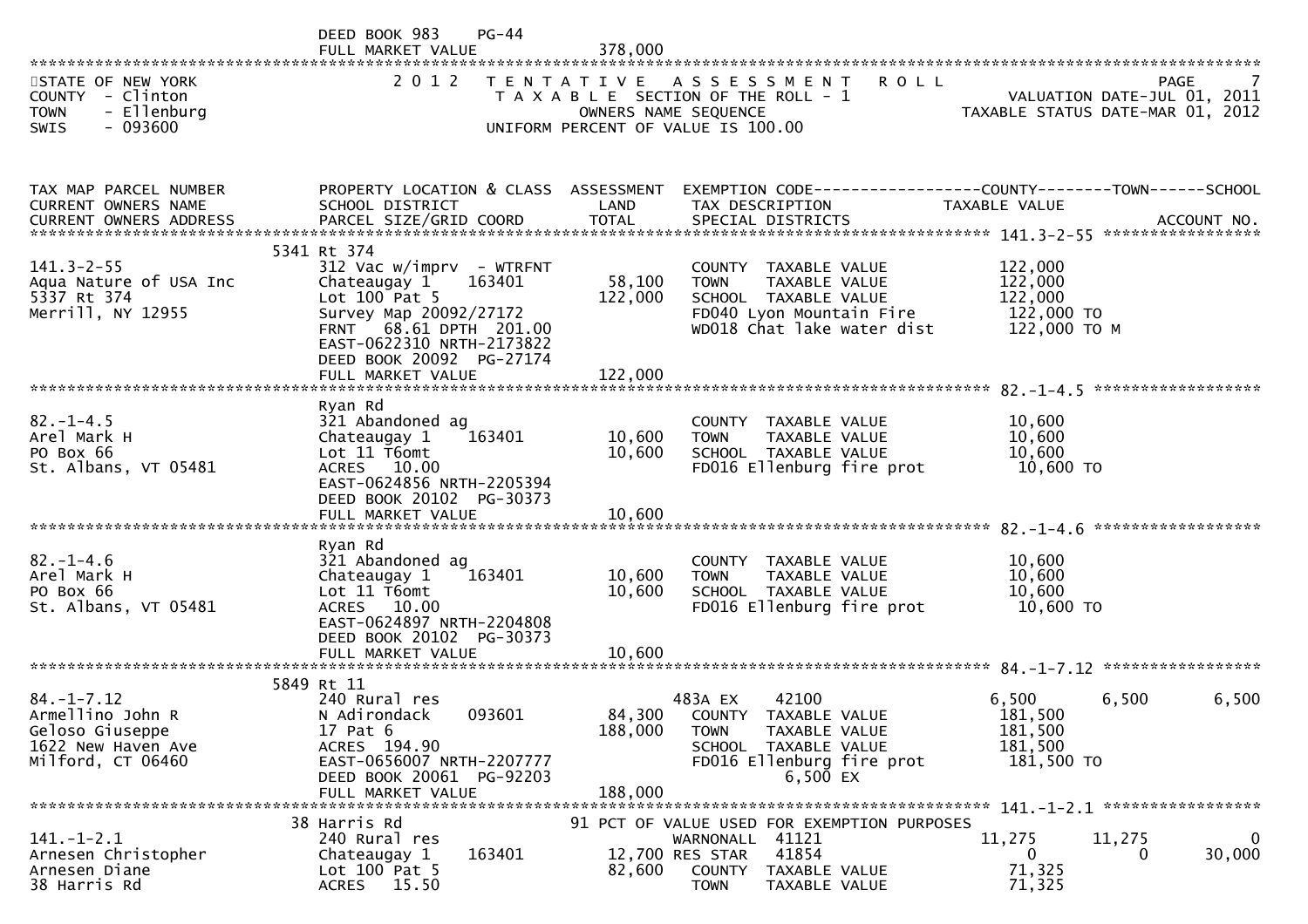```
                              DEED BOOK 983     PG-44
                              FULL MARKET VALUE              378,000
******************************************************************************************************************************************
STATE OF NEW YORK                   2 0 1 2   T E N T A T I V E   A S S E S S M E N T   R O L L                              PAGE     7
COUNTY  - Clinton                              T A X A B L E SECTION OF THE ROLL - 1                        VALUATION DATE-JUL 01, 2011
TOWN    - Ellenburg                                  OWNERS NAME SEQUENCE                              TAXABLE STATUS DATE-MAR 01, 2012
SWIS    - 093600                              UNIFORM PERCENT OF VALUE IS 100.00


TAX MAP PARCEL NUMBER          PROPERTY LOCATION & CLASS  ASSESSMENT  EXEMPTION CODE------------------COUNTY--------TOWN------SCHOOL
CURRENT OWNERS NAME            SCHOOL DISTRICT               LAND      TAX DESCRIPTION            TAXABLE VALUE
CURRENT OWNERS ADDRESS         PARCEL SIZE/GRID COORD        TOTAL     SPECIAL DISTRICTS                                  ACCOUNT NO.
****************************************************************************************************** 141.3-2-55 ****************
                             5341 Rt 374
141.3-2-55                     312 Vac w/imprv  - WTRFNT              COUNTY  TAXABLE VALUE            122,000
Aqua Nature of USA Inc         Chateaugay 1      163401      58,100   TOWN    TAXABLE VALUE            122,000
5337 Rt 374                    Lot 100 Pat 5                122,000   SCHOOL  TAXABLE VALUE            122,000
Merrill, NY 12955              Survey Map 20092/27172                 FD040 Lyon Mountain Fire          122,000 TO
                               FRNT   68.61 DPTH  201.00              WD018 Chat lake water dist        122,000 TO M
                               EAST-0622310 NRTH-2173822
                               DEED BOOK 20092  PG-27174
                               FULL MARKET VALUE            122,000
****************************************************************************************************** 82.-1-4.5 *****************
                               Ryan Rd
82.-1-4.5                      321 Abandoned ag                       COUNTY  TAXABLE VALUE             10,600
Arel Mark H                    Chateaugay 1      163401      10,600   TOWN    TAXABLE VALUE             10,600
PO Box 66                      Lot 11 T6omt                  10,600   SCHOOL  TAXABLE VALUE             10,600
St. Albans, VT 05481           ACRES   10.00                          FD016 Ellenburg fire prot          10,600 TO
                               EAST-0624856 NRTH-2205394
                               DEED BOOK 20102  PG-30373
                               FULL MARKET VALUE             10,600
****************************************************************************************************** 82.-1-4.6 *****************
                               Ryan Rd
82.-1-4.6                      321 Abandoned ag                       COUNTY  TAXABLE VALUE             10,600
Arel Mark H                    Chateaugay 1      163401      10,600   TOWN    TAXABLE VALUE             10,600
PO Box 66                      Lot 11 T6omt                  10,600   SCHOOL  TAXABLE VALUE             10,600
St. Albans, VT 05481           ACRES   10.00                          FD016 Ellenburg fire prot          10,600 TO
                               EAST-0624897 NRTH-2204808
                               DEED BOOK 20102  PG-30373
                               FULL MARKET VALUE             10,600
****************************************************************************************************** 84.-1-7.12 ****************
                             5849 Rt 11
84.-1-7.12                     240 Rural res                        483A EX      42100              6,500        6,500        6,500
Armellino John R               N Adirondack      093601      84,300   COUNTY  TAXABLE VALUE            181,500
Geloso Giuseppe                17 Pat 6                     188,000   TOWN    TAXABLE VALUE            181,500
1622 New Haven Ave             ACRES  194.90                          SCHOOL  TAXABLE VALUE            181,500
Milford, CT 06460              EAST-0656007 NRTH-2207777              FD016 Ellenburg fire prot         181,500 TO
                               DEED BOOK 20061  PG-92203                          6,500 EX
                               FULL MARKET VALUE            188,000
****************************************************************************************************** 141.-1-2.1 ****************
                             38 Harris Rd                      91 PCT OF VALUE USED FOR EXEMPTION PURPOSES
141.-1-2.1                     240 Rural res                        WARNONALL  41121               11,275       11,275            0
Arnesen Christopher            Chateaugay 1      163401      12,700 RES STAR   41854                    0            0       30,000
Arnesen Diane                  Lot 100 Pat 5                 82,600   COUNTY  TAXABLE VALUE             71,325
38 Harris Rd                   ACRES   15.50                          TOWN    TAXABLE VALUE             71,325
```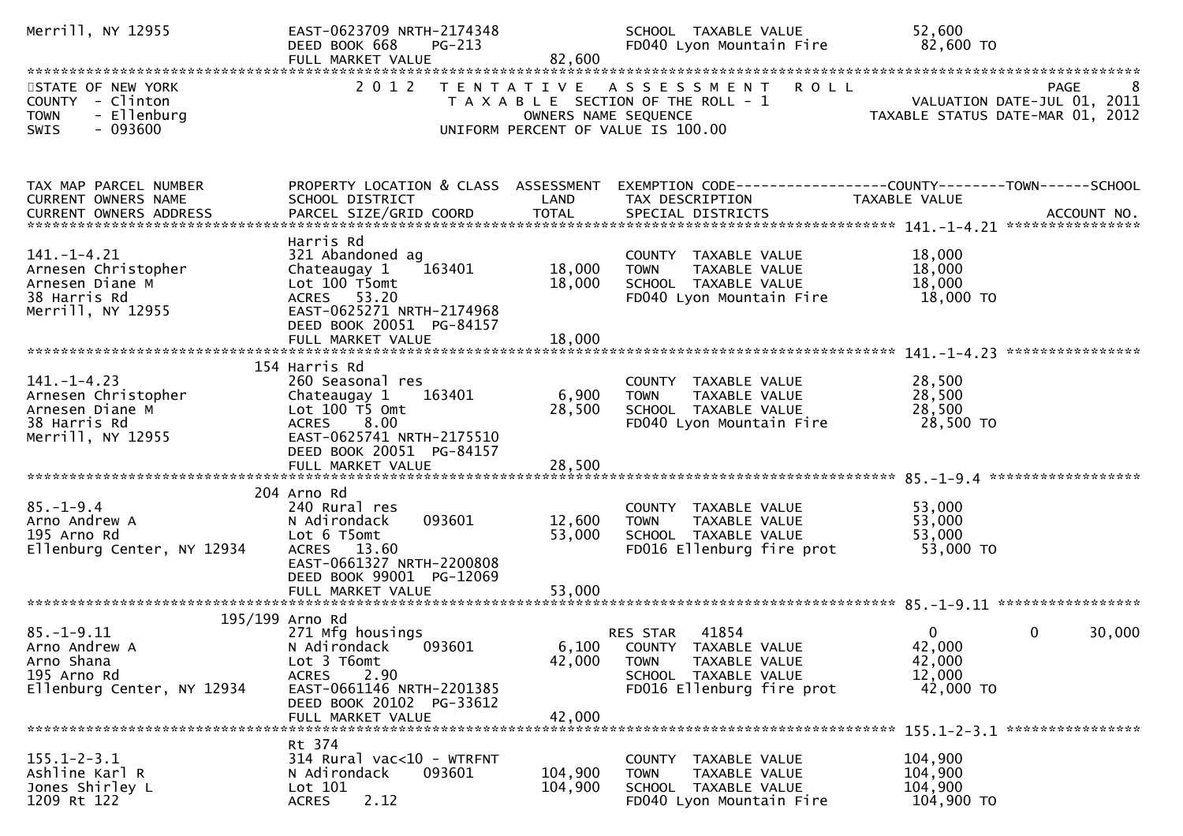Merrill, NY 12955 | EAST-0623709 NRTH-2174348 | | SCHOOL TAXABLE VALUE | 52,600
DEED BOOK 668 PG-213 | | FD040 Lyon Mountain Fire | 82,600 TO
FULL MARKET VALUE | 82,600

STATE OF NEW YORK — 2012 TENTATIVE ASSESSMENT ROLL — PAGE 8
COUNTY - Clinton — TAXABLE SECTION OF THE ROLL - 1 — VALUATION DATE-JUL 01, 2011
TOWN - Ellenburg — OWNERS NAME SEQUENCE — TAXABLE STATUS DATE-MAR 01, 2012
SWIS - 093600 — UNIFORM PERCENT OF VALUE IS 100.00

| TAX MAP PARCEL NUMBER / CURRENT OWNERS NAME / CURRENT OWNERS ADDRESS | PROPERTY LOCATION & CLASS / SCHOOL DISTRICT / PARCEL SIZE/GRID COORD | ASSESSMENT LAND | TOTAL | EXEMPTION CODE / TAX DESCRIPTION / SPECIAL DISTRICTS | COUNTY / TAXABLE VALUE | TOWN | SCHOOL / ACCOUNT NO. |
|---|---|---|---|---|---|---|---|
| 141.-1-4.21 | Harris Rd | | | | | | |
| 141.-1-4.21 | 321 Abandoned ag | | | COUNTY TAXABLE VALUE | 18,000 | | |
| Arnesen Christopher | Chateaugay 1 163401 | 18,000 | | TOWN TAXABLE VALUE | 18,000 | | |
| Arnesen Diane M | Lot 100 T5omt | | 18,000 | SCHOOL TAXABLE VALUE | 18,000 | | |
| 38 Harris Rd | ACRES 53.20 | | | FD040 Lyon Mountain Fire | 18,000 TO | | |
| Merrill, NY 12955 | EAST-0625271 NRTH-2174968 | | | | | | |
| | DEED BOOK 20051 PG-84157 | | | | | | |
| | FULL MARKET VALUE | | 18,000 | | | | |
| 141.-1-4.23 | 154 Harris Rd | | | | | | |
| 141.-1-4.23 | 260 Seasonal res | | | COUNTY TAXABLE VALUE | 28,500 | | |
| Arnesen Christopher | Chateaugay 1 163401 | 6,900 | | TOWN TAXABLE VALUE | 28,500 | | |
| Arnesen Diane M | Lot 100 T5 Omt | | 28,500 | SCHOOL TAXABLE VALUE | 28,500 | | |
| 38 Harris Rd | ACRES 8.00 | | | FD040 Lyon Mountain Fire | 28,500 TO | | |
| Merrill, NY 12955 | EAST-0625741 NRTH-2175510 | | | | | | |
| | DEED BOOK 20051 PG-84157 | | | | | | |
| | FULL MARKET VALUE | | 28,500 | | | | |
| 85.-1-9.4 | 204 Arno Rd | | | | | | |
| 85.-1-9.4 | 240 Rural res | | | COUNTY TAXABLE VALUE | 53,000 | | |
| Arno Andrew A | N Adirondack 093601 | 12,600 | | TOWN TAXABLE VALUE | 53,000 | | |
| 195 Arno Rd | Lot 6 T5omt | | 53,000 | SCHOOL TAXABLE VALUE | 53,000 | | |
| Ellenburg Center, NY 12934 | ACRES 13.60 | | | FD016 Ellenburg fire prot | 53,000 TO | | |
| | EAST-0661327 NRTH-2200808 | | | | | | |
| | DEED BOOK 99001 PG-12069 | | | | | | |
| | FULL MARKET VALUE | | 53,000 | | | | |
| 85.-1-9.11 | 195/199 Arno Rd | | | | | | |
| 85.-1-9.11 | 271 Mfg housings | | | RES STAR 41854 | 0 | 0 | 30,000 |
| Arno Andrew A | N Adirondack 093601 | 6,100 | | COUNTY TAXABLE VALUE | 42,000 | | |
| Arno Shana | Lot 3 T6omt | | 42,000 | TOWN TAXABLE VALUE | 42,000 | | |
| 195 Arno Rd | ACRES 2.90 | | | SCHOOL TAXABLE VALUE | 12,000 | | |
| Ellenburg Center, NY 12934 | EAST-0661146 NRTH-2201385 | | | FD016 Ellenburg fire prot | 42,000 TO | | |
| | DEED BOOK 20102 PG-33612 | | | | | | |
| | FULL MARKET VALUE | | 42,000 | | | | |
| 155.1-2-3.1 | Rt 374 | | | | | | |
| 155.1-2-3.1 | 314 Rural vac<10 - WTRFNT | | | COUNTY TAXABLE VALUE | 104,900 | | |
| Ashline Karl R | N Adirondack 093601 | 104,900 | | TOWN TAXABLE VALUE | 104,900 | | |
| Jones Shirley L | Lot 101 | | 104,900 | SCHOOL TAXABLE VALUE | 104,900 | | |
| 1209 Rt 122 | ACRES 2.12 | | | FD040 Lyon Mountain Fire | 104,900 TO | | |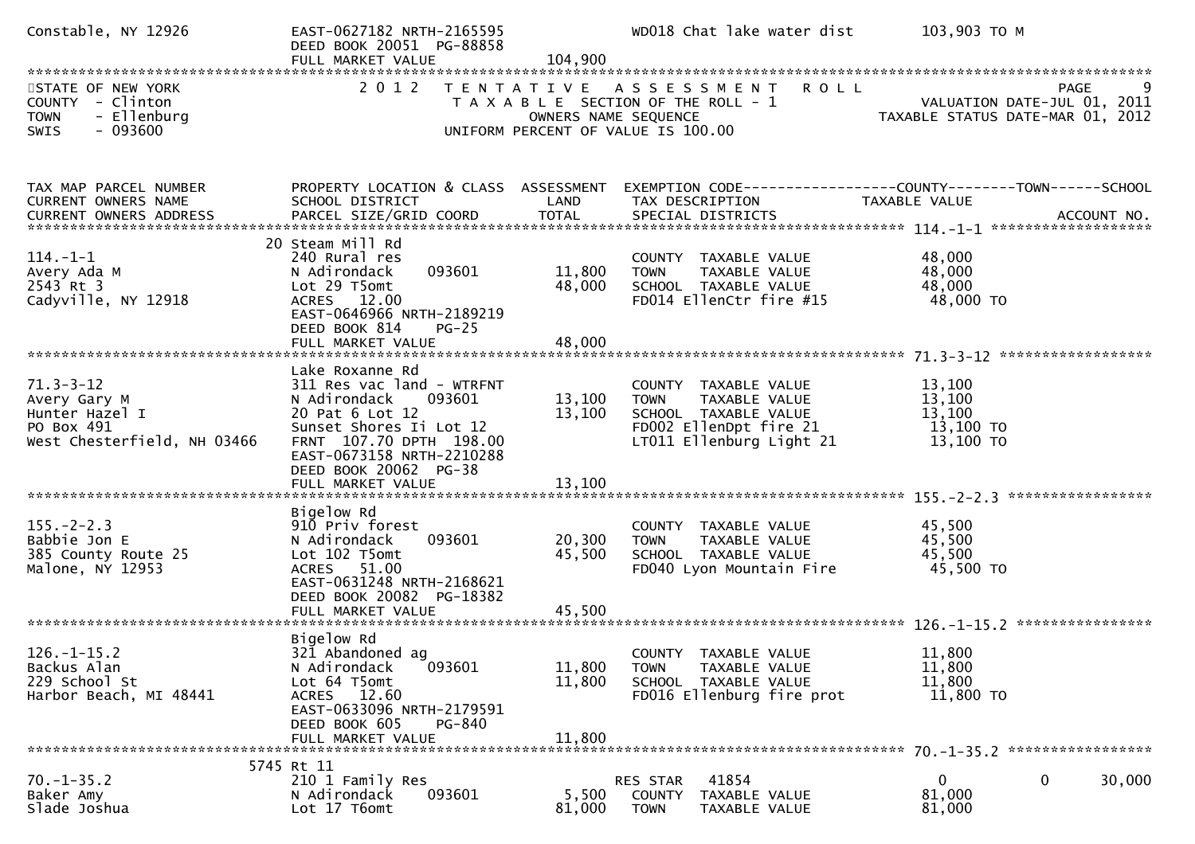Constable, NY 12926 | EAST-0627182 NRTH-2165595 | | WD018 Chat lake water dist | 103,903 TO M
DEED BOOK 20051 PG-88858
FULL MARKET VALUE 104,900

STATE OF NEW YORK
COUNTY - Clinton
TOWN - Ellenburg
SWIS - 093600

2012 TENTATIVE ASSESSMENT ROLL
TAXABLE SECTION OF THE ROLL - 1
OWNERS NAME SEQUENCE
UNIFORM PERCENT OF VALUE IS 100.00

VALUATION DATE-JUL 01, 2011
TAXABLE STATUS DATE-MAR 01, 2012

| TAX MAP PARCEL NUMBER / CURRENT OWNERS NAME / CURRENT OWNERS ADDRESS | PROPERTY LOCATION & CLASS / SCHOOL DISTRICT / PARCEL SIZE/GRID COORD | ASSESSMENT LAND / TOTAL | EXEMPTION CODE / TAX DESCRIPTION / SPECIAL DISTRICTS | COUNTY / TAXABLE VALUE | TOWN | SCHOOL / ACCOUNT NO. |
|---|---|---|---|---|---|---|
| **114.-1-1** | 20 Steam Mill Rd | | | | | |
| 114.-1-1 | 240 Rural res | | COUNTY TAXABLE VALUE | 48,000 | | |
| Avery Ada M | N Adirondack 093601 | 11,800 | TOWN TAXABLE VALUE | 48,000 | | |
| 2543 Rt 3 | Lot 29 T5omt | 48,000 | SCHOOL TAXABLE VALUE | 48,000 | | |
| Cadyville, NY 12918 | ACRES 12.00 | | FD014 EllenCtr fire #15 | 48,000 TO | | |
| | EAST-0646966 NRTH-2189219 | | | | | |
| | DEED BOOK 814 PG-25 | | | | | |
| | FULL MARKET VALUE | 48,000 | | | | |
| **71.3-3-12** | Lake Roxanne Rd | | | | | |
| 71.3-3-12 | 311 Res vac land - WTRFNT | | COUNTY TAXABLE VALUE | 13,100 | | |
| Avery Gary M | N Adirondack 093601 | 13,100 | TOWN TAXABLE VALUE | 13,100 | | |
| Hunter Hazel I | 20 Pat 6 Lot 12 | 13,100 | SCHOOL TAXABLE VALUE | 13,100 | | |
| PO Box 491 | Sunset Shores Ii Lot 12 | | FD002 EllenDpt fire 21 | 13,100 TO | | |
| West Chesterfield, NH 03466 | FRNT 107.70 DPTH 198.00 | | LT011 Ellenburg Light 21 | 13,100 TO | | |
| | EAST-0673158 NRTH-2210288 | | | | | |
| | DEED BOOK 20062 PG-38 | | | | | |
| | FULL MARKET VALUE | 13,100 | | | | |
| **155.-2-2.3** | Bigelow Rd | | | | | |
| 155.-2-2.3 | 910 Priv forest | | COUNTY TAXABLE VALUE | 45,500 | | |
| Babbie Jon E | N Adirondack 093601 | 20,300 | TOWN TAXABLE VALUE | 45,500 | | |
| 385 County Route 25 | Lot 102 T5omt | 45,500 | SCHOOL TAXABLE VALUE | 45,500 | | |
| Malone, NY 12953 | ACRES 51.00 | | FD040 Lyon Mountain Fire | 45,500 TO | | |
| | EAST-0631248 NRTH-2168621 | | | | | |
| | DEED BOOK 20082 PG-18382 | | | | | |
| | FULL MARKET VALUE | 45,500 | | | | |
| **126.-1-15.2** | Bigelow Rd | | | | | |
| 126.-1-15.2 | 321 Abandoned ag | | COUNTY TAXABLE VALUE | 11,800 | | |
| Backus Alan | N Adirondack 093601 | 11,800 | TOWN TAXABLE VALUE | 11,800 | | |
| 229 School St | Lot 64 T5omt | 11,800 | SCHOOL TAXABLE VALUE | 11,800 | | |
| Harbor Beach, MI 48441 | ACRES 12.60 | | FD016 Ellenburg fire prot | 11,800 TO | | |
| | EAST-0633096 NRTH-2179591 | | | | | |
| | DEED BOOK 605 PG-840 | | | | | |
| | FULL MARKET VALUE | 11,800 | | | | |
| **70.-1-35.2** | 5745 Rt 11 | | | | | |
| 70.-1-35.2 | 210 1 Family Res | | RES STAR 41854 | 0 | 0 | 30,000 |
| Baker Amy | N Adirondack 093601 | 5,500 | COUNTY TAXABLE VALUE | 81,000 | | |
| Slade Joshua | Lot 17 T6omt | 81,000 | TOWN TAXABLE VALUE | 81,000 | | |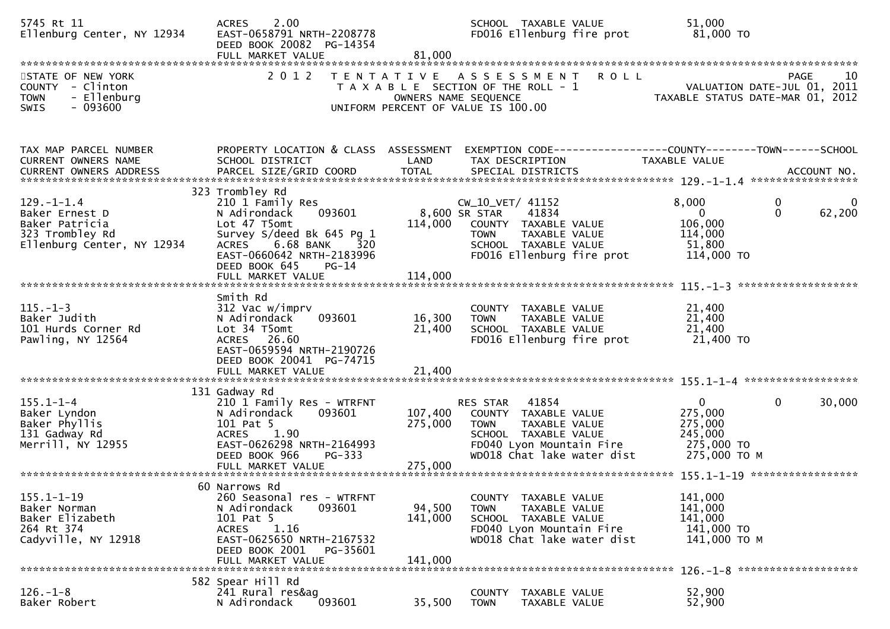```
5745 Rt 11                         ACRES     2.00                                SCHOOL  TAXABLE VALUE            51,000
Ellenburg Center, NY 12934         EAST-0658791 NRTH-2208778                     FD016 Ellenburg fire prot         81,000 TO
                                   DEED BOOK 20082  PG-14354
                                   FULL MARKET VALUE              81,000
******************************************************************************************************************************
STATE OF NEW YORK                  2 0 1 2   T E N T A T I V E   A S S E S S M E N T   R O L L                         PAGE    10
COUNTY  - Clinton                            T A X A B L E SECTION OF THE ROLL - 1                    VALUATION DATE-JUL 01, 2011
TOWN    - Ellenburg                               OWNERS NAME SEQUENCE                           TAXABLE STATUS DATE-MAR 01, 2012
SWIS    - 093600                            UNIFORM PERCENT OF VALUE IS 100.00


TAX MAP PARCEL NUMBER              PROPERTY LOCATION & CLASS  ASSESSMENT  EXEMPTION CODE------------------COUNTY--------TOWN------SCHOOL
CURRENT OWNERS NAME                SCHOOL DISTRICT              LAND      TAX DESCRIPTION              TAXABLE VALUE
CURRENT OWNERS ADDRESS             PARCEL SIZE/GRID COORD      TOTAL      SPECIAL DISTRICTS                                ACCOUNT NO.
*************************************************************************************************** 129.-1-1.4 *****************
                                323 Trombley Rd
129.-1-1.4                         210 1 Family Res                       CW_10_VET/ 41152              8,000           0           0
Baker Ernest D                     N Adirondack     093601         8,600 SR STAR     41834                  0           0      62,200
Baker Patricia                     Lot 47 T5omt                  114,000   COUNTY  TAXABLE VALUE          106,000
323 Trombley Rd                    Survey S/deed Bk 645 Pg 1               TOWN    TAXABLE VALUE          114,000
Ellenburg Center, NY 12934         ACRES     6.68 BANK    320              SCHOOL  TAXABLE VALUE           51,800
                                   EAST-0660642 NRTH-2183996               FD016 Ellenburg fire prot       114,000 TO
                                   DEED BOOK 645     PG-14
                                   FULL MARKET VALUE             114,000
*************************************************************************************************** 115.-1-3 *******************
                                Smith Rd
115.-1-3                           312 Vac w/imprv                         COUNTY  TAXABLE VALUE           21,400
Baker Judith                       N Adirondack     093601        16,300   TOWN    TAXABLE VALUE           21,400
101 Hurds Corner Rd                Lot 34 T5omt                   21,400   SCHOOL  TAXABLE VALUE           21,400
Pawling, NY 12564                  ACRES    26.60                          FD016 Ellenburg fire prot        21,400 TO
                                   EAST-0659594 NRTH-2190726
                                   DEED BOOK 20041  PG-74715
                                   FULL MARKET VALUE              21,400
*************************************************************************************************** 155.1-1-4 ******************
                                131 Gadway Rd
155.1-1-4                          210 1 Family Res - WTRFNT               RES STAR    41854                  0           0      30,000
Baker Lyndon                       N Adirondack     093601       107,400   COUNTY  TAXABLE VALUE          275,000
Baker Phyllis                      101 Pat 5                     275,000   TOWN    TAXABLE VALUE          275,000
131 Gadway Rd                      ACRES     1.90                          SCHOOL  TAXABLE VALUE          245,000
Merrill, NY 12955                  EAST-0626298 NRTH-2164993               FD040 Lyon Mountain Fire        275,000 TO
                                   DEED BOOK 966     PG-333                WD018 Chat lake water dist      275,000 TO M
                                   FULL MARKET VALUE             275,000
*************************************************************************************************** 155.1-1-19 *****************
                                60 Narrows Rd
155.1-1-19                         260 Seasonal res - WTRFNT               COUNTY  TAXABLE VALUE          141,000
Baker Norman                       N Adirondack     093601        94,500   TOWN    TAXABLE VALUE          141,000
Baker Elizabeth                    101 Pat 5                     141,000   SCHOOL  TAXABLE VALUE          141,000
264 Rt 374                         ACRES     1.16                          FD040 Lyon Mountain Fire        141,000 TO
Cadyville, NY 12918                EAST-0625650 NRTH-2167532               WD018 Chat lake water dist      141,000 TO M
                                   DEED BOOK 2001    PG-35601
                                   FULL MARKET VALUE             141,000
*************************************************************************************************** 126.-1-8 *******************
                                582 Spear Hill Rd
126.-1-8                           241 Rural res&ag                        COUNTY  TAXABLE VALUE           52,900
Baker Robert                       N Adirondack     093601        35,500   TOWN    TAXABLE VALUE           52,900
```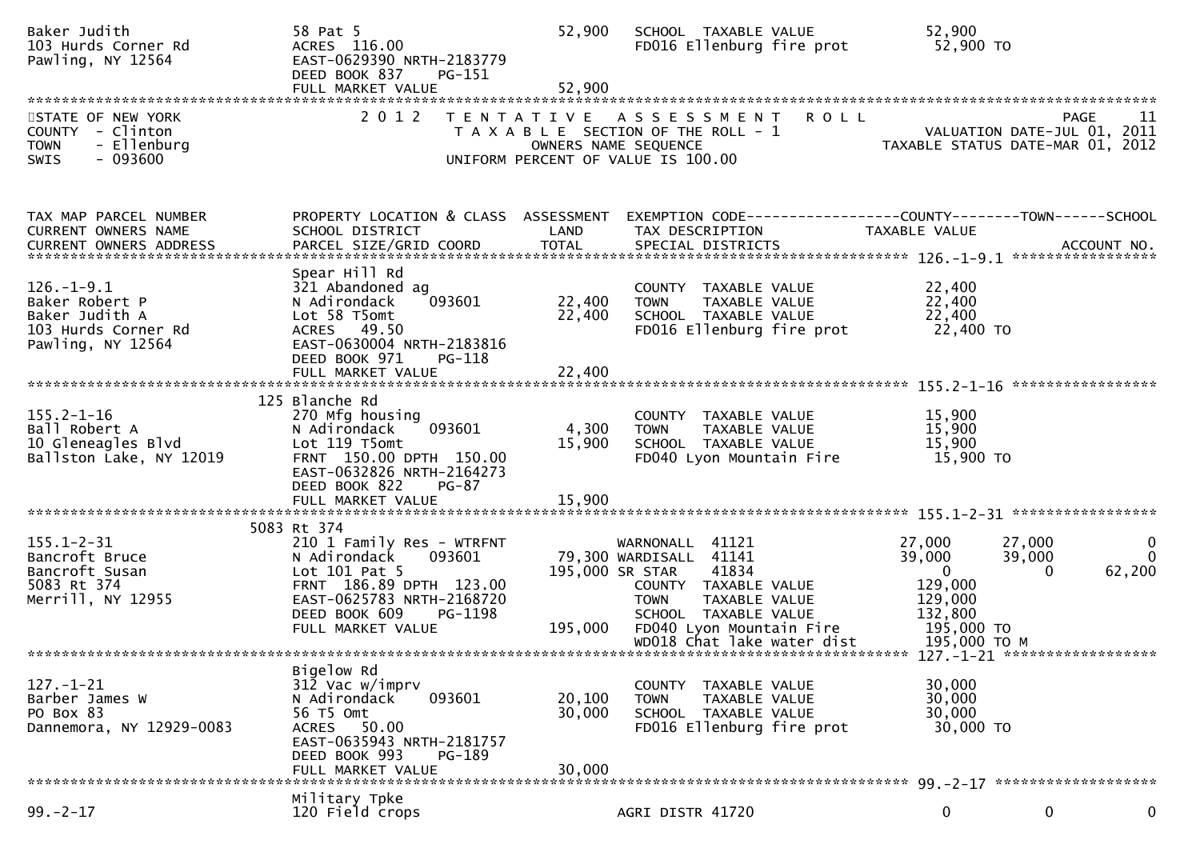```
Baker Judith                    58 Pat 5                          52,900   SCHOOL  TAXABLE VALUE              52,900
103 Hurds Corner Rd             ACRES 116.00                                FD016 Ellenburg fire prot          52,900 TO
Pawling, NY 12564               EAST-0629390 NRTH-2183779
                                DEED BOOK 837    PG-151
                                FULL MARKET VALUE                 52,900
******************************************************************************************************************************************
STATE OF NEW YORK                2 0 1 2   T E N T A T I V E   A S S E S S M E N T   R O L L                                  PAGE    11
COUNTY  - Clinton                          T A X A B L E  SECTION OF THE ROLL - 1                         VALUATION DATE-JUL 01, 2011
TOWN    - Ellenburg                               OWNERS NAME SEQUENCE                              TAXABLE STATUS DATE-MAR 01, 2012
SWIS    - 093600                          UNIFORM PERCENT OF VALUE IS 100.00


TAX MAP PARCEL NUMBER           PROPERTY LOCATION & CLASS  ASSESSMENT  EXEMPTION CODE-----------------COUNTY--------TOWN------SCHOOL
CURRENT OWNERS NAME             SCHOOL DISTRICT               LAND      TAX DESCRIPTION              TAXABLE VALUE
CURRENT OWNERS ADDRESS          PARCEL SIZE/GRID COORD        TOTAL     SPECIAL DISTRICTS                                 ACCOUNT NO.
****************************************************************************************************** 126.-1-9.1 ******************
                                Spear Hill Rd
126.-1-9.1                      321 Abandoned ag                        COUNTY  TAXABLE VALUE              22,400
Baker Robert P                  N Adirondack    093601       22,400     TOWN    TAXABLE VALUE              22,400
Baker Judith A                  Lot 58 T5omt                 22,400     SCHOOL  TAXABLE VALUE              22,400
103 Hurds Corner Rd             ACRES  49.50                            FD016 Ellenburg fire prot          22,400 TO
Pawling, NY 12564               EAST-0630004 NRTH-2183816
                                DEED BOOK 971    PG-118
                                FULL MARKET VALUE            22,400
****************************************************************************************************** 155.2-1-16 ******************
                            125 Blanche Rd
155.2-1-16                      270 Mfg housing                         COUNTY  TAXABLE VALUE              15,900
Ball Robert A                   N Adirondack    093601        4,300     TOWN    TAXABLE VALUE              15,900
10 Gleneagles Blvd              Lot 119 T5omt                15,900     SCHOOL  TAXABLE VALUE              15,900
Ballston Lake, NY 12019         FRNT 150.00 DPTH 150.00                 FD040 Lyon Mountain Fire           15,900 TO
                                EAST-0632826 NRTH-2164273
                                DEED BOOK 822    PG-87
                                FULL MARKET VALUE            15,900
****************************************************************************************************** 155.1-2-31 ******************
                           5083 Rt 374
155.1-2-31                      210 1 Family Res - WTRFNT               WARNONALL  41121              27,000        27,000          0
Bancroft Bruce                  N Adirondack    093601       79,300 WARDISALL  41141              39,000        39,000          0
Bancroft Susan                  Lot 101 Pat 5               195,000 SR STAR    41834                   0             0     62,200
5083 Rt 374                     FRNT 186.89 DPTH 123.00                 COUNTY  TAXABLE VALUE             129,000
Merrill, NY 12955               EAST-0625783 NRTH-2168720               TOWN    TAXABLE VALUE             129,000
                                DEED BOOK 609    PG-1198                SCHOOL  TAXABLE VALUE             132,800
                                FULL MARKET VALUE           195,000     FD040 Lyon Mountain Fire          195,000 TO
                                                                        WD018 Chat lake water dist        195,000 TO M
****************************************************************************************************** 127.-1-21 *******************
                                Bigelow Rd
127.-1-21                       312 Vac w/imprv                         COUNTY  TAXABLE VALUE              30,000
Barber James W                  N Adirondack    093601       20,100     TOWN    TAXABLE VALUE              30,000
PO Box 83                       56 T5 Omt                    30,000     SCHOOL  TAXABLE VALUE              30,000
Dannemora, NY 12929-0083        ACRES  50.00                            FD016 Ellenburg fire prot          30,000 TO
                                EAST-0635943 NRTH-2181757
                                DEED BOOK 993    PG-189
                                FULL MARKET VALUE            30,000
****************************************************************************************************** 99.-2-17 ********************
                                Military Tpke
99.-2-17                        120 Field crops                         AGRI DISTR 41720                       0             0          0
```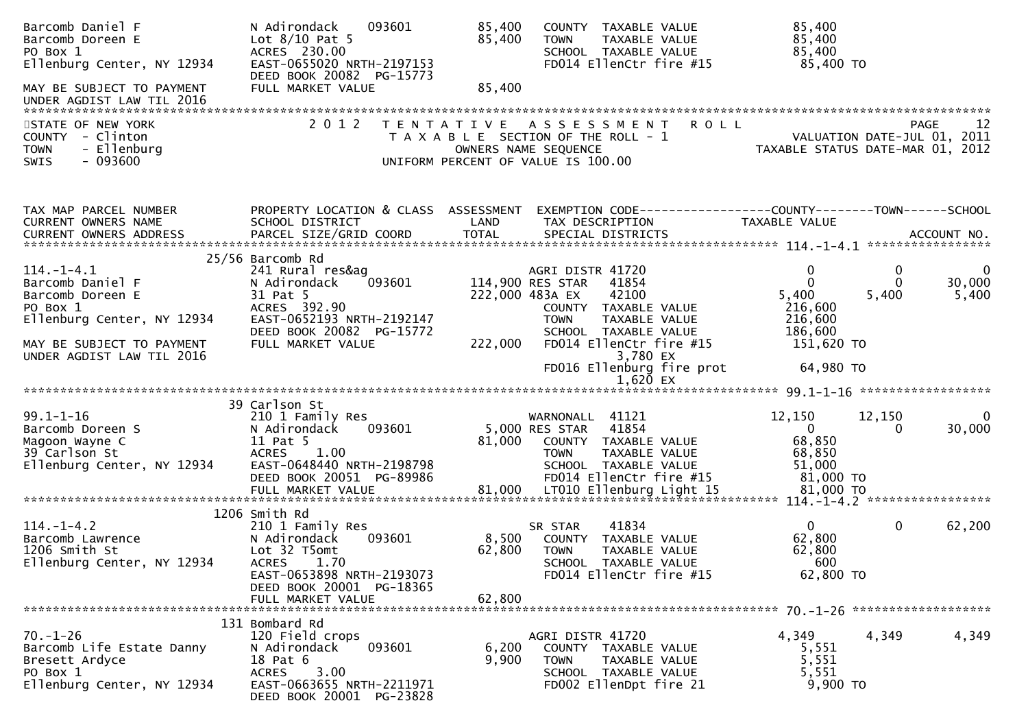```
Barcomb Daniel F               N Adirondack    093601         85,400    COUNTY  TAXABLE VALUE              85,400
Barcomb Doreen E               Lot 8/10 Pat 5                 85,400    TOWN    TAXABLE VALUE              85,400
PO Box 1                       ACRES  230.00                            SCHOOL  TAXABLE VALUE              85,400
Ellenburg Center, NY 12934     EAST-0655020 NRTH-2197153                FD014 EllenCtr fire #15            85,400 TO
                               DEED BOOK 20082  PG-15773
MAY BE SUBJECT TO PAYMENT      FULL MARKET VALUE              85,400
UNDER AGDIST LAW TIL 2016
******************************************************************************************************************************************
STATE OF NEW YORK                   2 0 1 2   T E N T A T I V E   A S S E S S M E N T   R O L L                          PAGE    12
COUNTY  - Clinton                              T A X A B L E SECTION OF THE ROLL - 1                   VALUATION DATE-JUL 01, 2011
TOWN    - Ellenburg                                  OWNERS NAME SEQUENCE                        TAXABLE STATUS DATE-MAR 01, 2012
SWIS    - 093600                               UNIFORM PERCENT OF VALUE IS 100.00


TAX MAP PARCEL NUMBER          PROPERTY LOCATION & CLASS  ASSESSMENT  EXEMPTION CODE------------------COUNTY--------TOWN------SCHOOL
CURRENT OWNERS NAME            SCHOOL DISTRICT               LAND      TAX DESCRIPTION              TAXABLE VALUE
CURRENT OWNERS ADDRESS         PARCEL SIZE/GRID COORD        TOTAL     SPECIAL DISTRICTS                                   ACCOUNT NO.
***************************************************************************************************** 114.-1-4.1 *****************
                          25/56 Barcomb Rd
114.-1-4.1                     241 Rural res&ag                         AGRI DISTR 41720                0              0             0
Barcomb Daniel F               N Adirondack    093601        114,900 RES STAR    41854                0              0        30,000
Barcomb Doreen E               31 Pat 5                      222,000 483A EX     42100            5,400          5,400         5,400
PO Box 1                       ACRES  392.90                            COUNTY  TAXABLE VALUE             216,600
Ellenburg Center, NY 12934     EAST-0652193 NRTH-2192147                TOWN    TAXABLE VALUE             216,600
                               DEED BOOK 20082  PG-15772                SCHOOL  TAXABLE VALUE             186,600
MAY BE SUBJECT TO PAYMENT      FULL MARKET VALUE             222,000    FD014 EllenCtr fire #15           151,620 TO
UNDER AGDIST LAW TIL 2016                                                      3,780 EX
                                                                        FD016 Ellenburg fire prot          64,980 TO
                                                                               1,620 EX
***************************************************************************************************** 99.1-1-16 ******************
                          39 Carlson St
99.1-1-16                      210 1 Family Res                         WARNONALL  41121             12,150         12,150             0
Barcomb Doreen S               N Adirondack    093601          5,000 RES STAR    41854                0              0        30,000
Magoon Wayne C                 11 Pat 5                       81,000    COUNTY  TAXABLE VALUE              68,850
39 Carlson St                  ACRES    1.00                            TOWN    TAXABLE VALUE              68,850
Ellenburg Center, NY 12934     EAST-0648440 NRTH-2198798                SCHOOL  TAXABLE VALUE              51,000
                               DEED BOOK 20051  PG-89986                FD014 EllenCtr fire #15            81,000 TO
                               FULL MARKET VALUE              81,000    LT010 Ellenburg Light 15           81,000 TO
***************************************************************************************************** 114.-1-4.2 *****************
                          1206 Smith Rd
114.-1-4.2                     210 1 Family Res                         SR STAR    41834                  0              0        62,200
Barcomb Lawrence               N Adirondack    093601          8,500    COUNTY  TAXABLE VALUE              62,800
1206 Smith St                  Lot 32 T5omt                   62,800    TOWN    TAXABLE VALUE              62,800
Ellenburg Center, NY 12934     ACRES    1.70                            SCHOOL  TAXABLE VALUE                 600
                               EAST-0653898 NRTH-2193073                FD014 EllenCtr fire #15            62,800 TO
                               DEED BOOK 20001  PG-18365
                               FULL MARKET VALUE              62,800
***************************************************************************************************** 70.-1-26 *******************
                          131 Bombard Rd
70.-1-26                       120 Field crops                          AGRI DISTR 41720              4,349          4,349         4,349
Barcomb Life Estate Danny      N Adirondack    093601          6,200    COUNTY  TAXABLE VALUE               5,551
Bresett Ardyce                 18 Pat 6                        9,900    TOWN    TAXABLE VALUE               5,551
PO Box 1                       ACRES    3.00                            SCHOOL  TAXABLE VALUE               5,551
Ellenburg Center, NY 12934     EAST-0663655 NRTH-2211971                FD002 EllenDpt fire 21              9,900 TO
                               DEED BOOK 20001  PG-23828
```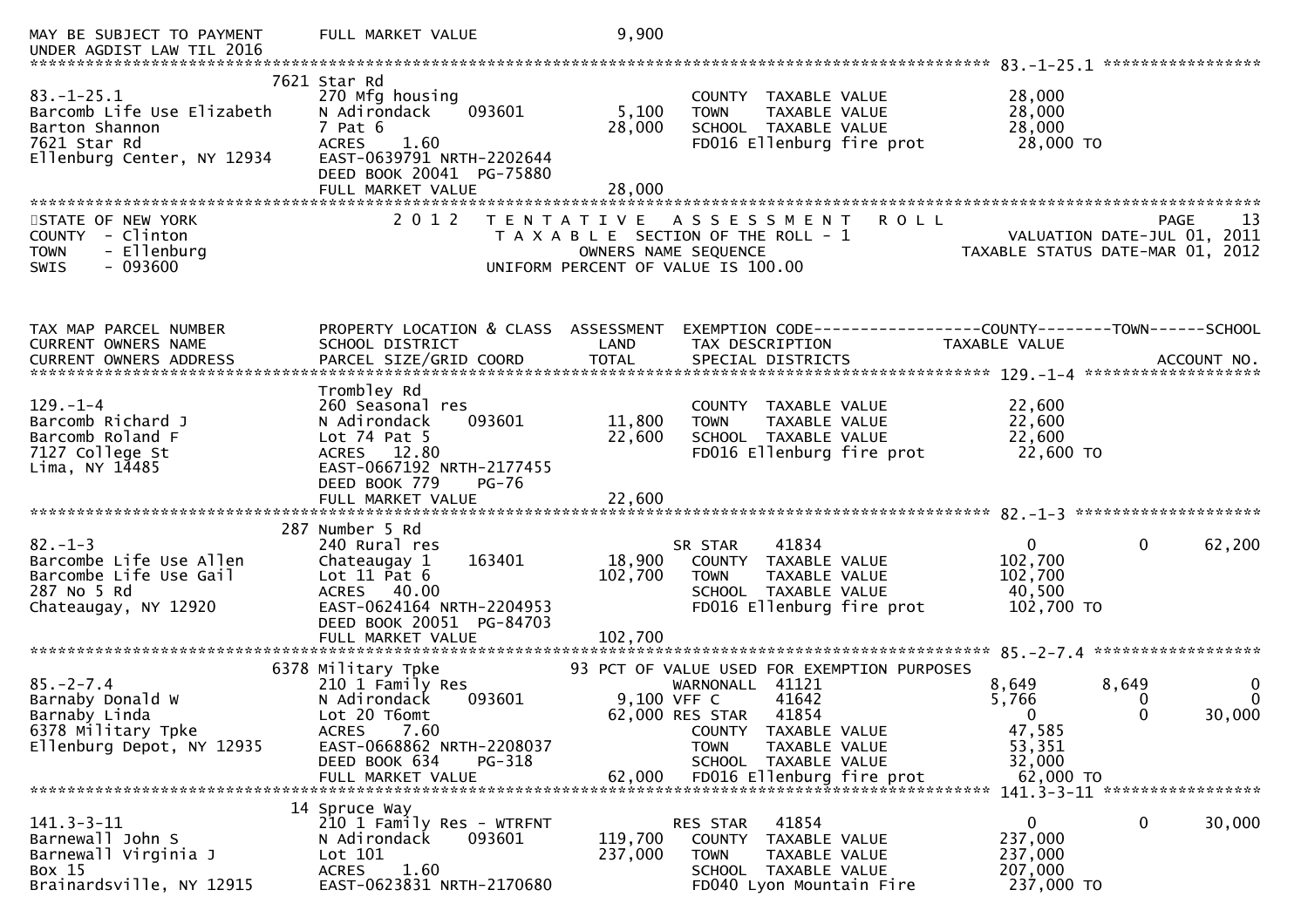```
MAY BE SUBJECT TO PAYMENT      FULL MARKET VALUE              9,900
UNDER AGDIST LAW TIL 2016
******************************************************************************************************* 83.-1-25.1 *****************
                            7621 Star Rd
83.-1-25.1                    270 Mfg housing                        COUNTY  TAXABLE VALUE           28,000
Barcomb Life Use Elizabeth    N Adirondack     093601       5,100    TOWN    TAXABLE VALUE           28,000
Barton Shannon                7 Pat 6                      28,000    SCHOOL  TAXABLE VALUE           28,000
7621 Star Rd                  ACRES    1.60                          FD016 Ellenburg fire prot        28,000 TO
Ellenburg Center, NY 12934    EAST-0639791 NRTH-2202644
                              DEED BOOK 20041  PG-75880
                              FULL MARKET VALUE            28,000
*************************************************************************************************************************************
STATE OF NEW YORK              2 0 1 2   T E N T A T I V E   A S S E S S M E N T   R O L L                             PAGE    13
COUNTY  - Clinton                         T A X A B L E  SECTION OF THE ROLL - 1                       VALUATION DATE-JUL 01, 2011
TOWN    - Ellenburg                                  OWNERS NAME SEQUENCE                            TAXABLE STATUS DATE-MAR 01, 2012
SWIS    - 093600                                 UNIFORM PERCENT OF VALUE IS 100.00


TAX MAP PARCEL NUMBER          PROPERTY LOCATION & CLASS  ASSESSMENT  EXEMPTION CODE------------------COUNTY--------TOWN------SCHOOL
CURRENT OWNERS NAME            SCHOOL DISTRICT               LAND      TAX DESCRIPTION            TAXABLE VALUE
CURRENT OWNERS ADDRESS         PARCEL SIZE/GRID COORD        TOTAL     SPECIAL DISTRICTS                                 ACCOUNT NO.
******************************************************************************************************* 129.-1-4 *******************
                              Trombley Rd
129.-1-4                      260 Seasonal res                       COUNTY  TAXABLE VALUE           22,600
Barcomb Richard J             N Adirondack     093601      11,800    TOWN    TAXABLE VALUE           22,600
Barcomb Roland F              Lot 74 Pat 5                 22,600    SCHOOL  TAXABLE VALUE           22,600
7127 College St               ACRES   12.80                          FD016 Ellenburg fire prot        22,600 TO
Lima, NY 14485                EAST-0667192 NRTH-2177455
                              DEED BOOK 779    PG-76
                              FULL MARKET VALUE            22,600
******************************************************************************************************* 82.-1-3 ********************
                            287 Number 5 Rd
82.-1-3                       240 Rural res                          SR STAR     41834                0           0       62,200
Barcombe Life Use Allen       Chateaugay 1     163401      18,900    COUNTY  TAXABLE VALUE          102,700
Barcombe Life Use Gail        Lot 11 Pat 6                102,700    TOWN    TAXABLE VALUE          102,700
287 No 5 Rd                   ACRES   40.00                          SCHOOL  TAXABLE VALUE           40,500
Chateaugay, NY 12920          EAST-0624164 NRTH-2204953              FD016 Ellenburg fire prot       102,700 TO
                              DEED BOOK 20051  PG-84703
                              FULL MARKET VALUE           102,700
******************************************************************************************************* 85.-2-7.4 ******************
                           6378 Military Tpke                  93 PCT OF VALUE USED FOR EXEMPTION PURPOSES
85.-2-7.4                     210 1 Family Res                       WARNONALL   41121            8,649       8,649            0
Barnaby Donald W              N Adirondack     093601       9,100 VFF C       41642            5,766           0            0
Barnaby Linda                 Lot 20 T6omt                 62,000 RES STAR    41854                0           0       30,000
6378 Military Tpke            ACRES    7.60                          COUNTY  TAXABLE VALUE           47,585
Ellenburg Depot, NY 12935     EAST-0668862 NRTH-2208037              TOWN    TAXABLE VALUE           53,351
                              DEED BOOK 634    PG-318                SCHOOL  TAXABLE VALUE           32,000
                              FULL MARKET VALUE            62,000    FD016 Ellenburg fire prot        62,000 TO
******************************************************************************************************* 141.3-3-11 *****************
                             14 Spruce Way
141.3-3-11                    210 1 Family Res - WTRFNT              RES STAR    41854                0           0       30,000
Barnewall John S              N Adirondack     093601     119,700    COUNTY  TAXABLE VALUE          237,000
Barnewall Virginia J          Lot 101                     237,000    TOWN    TAXABLE VALUE          237,000
Box 15                        ACRES    1.60                          SCHOOL  TAXABLE VALUE          207,000
Brainardsville, NY 12915      EAST-0623831 NRTH-2170680              FD040 Lyon Mountain Fire        237,000 TO
```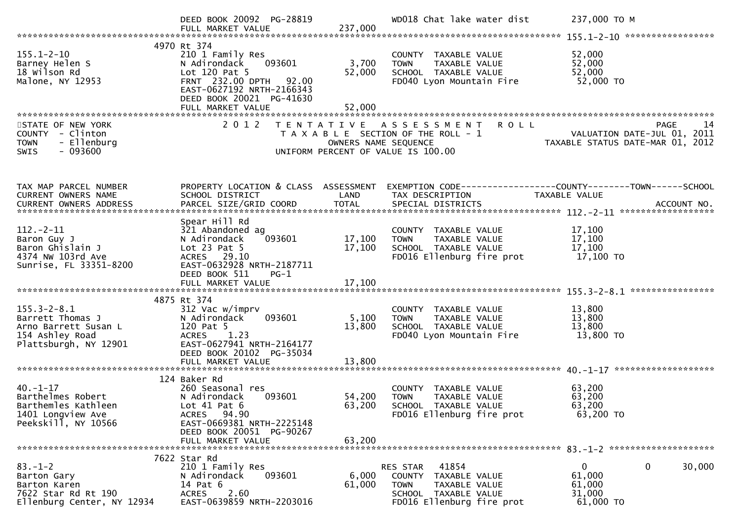```
                               DEED BOOK 20092  PG-28819                WD018 Chat lake water dist        237,000 TO M
                               FULL MARKET VALUE             237,000
******************************************************************************************************* 155.1-2-10 *****************
                           4970 Rt 374
155.1-2-10                     210 1 Family Res                           COUNTY  TAXABLE VALUE             52,000
Barney Helen S                 N Adirondack     093601         3,700      TOWN    TAXABLE VALUE             52,000
18 Wilson Rd                   Lot 120 Pat 5                  52,000      SCHOOL  TAXABLE VALUE             52,000
Malone, NY 12953               FRNT  232.00 DPTH   92.00                  FD040 Lyon Mountain Fire           52,000 TO
                               EAST-0627192 NRTH-2166343
                               DEED BOOK 20021  PG-41630
                               FULL MARKET VALUE              52,000
************************************************************************************************************************************
STATE OF NEW YORK              2 0 1 2   T E N T A T I V E   A S S E S S M E N T   R O L L                        PAGE    14
COUNTY  - Clinton                        T A X A B L E  SECTION OF THE ROLL - 1                  VALUATION DATE-JUL 01, 2011
TOWN    - Ellenburg                           OWNERS NAME SEQUENCE                              TAXABLE STATUS DATE-MAR 01, 2012
SWIS    - 093600                         UNIFORM PERCENT OF VALUE IS 100.00



TAX MAP PARCEL NUMBER          PROPERTY LOCATION & CLASS  ASSESSMENT  EXEMPTION CODE------------------COUNTY--------TOWN------SCHOOL
CURRENT OWNERS NAME            SCHOOL DISTRICT               LAND      TAX DESCRIPTION            TAXABLE VALUE
CURRENT OWNERS ADDRESS         PARCEL SIZE/GRID COORD        TOTAL     SPECIAL DISTRICTS                                 ACCOUNT NO.
******************************************************************************************************* 112.-2-11 ******************
                               Spear Hill Rd
112.-2-11                      321 Abandoned ag                           COUNTY  TAXABLE VALUE             17,100
Baron Guy J                    N Adirondack     093601        17,100      TOWN    TAXABLE VALUE             17,100
Baron Ghislain J               Lot 23 Pat 5                   17,100      SCHOOL  TAXABLE VALUE             17,100
4374 NW 103rd Ave              ACRES   29.10                              FD016 Ellenburg fire prot          17,100 TO
Sunrise, FL 33351-8200         EAST-0632928 NRTH-2187711
                               DEED BOOK 511    PG-1
                               FULL MARKET VALUE              17,100
******************************************************************************************************* 155.3-2-8.1 ****************
                           4875 Rt 374
155.3-2-8.1                    312 Vac w/imprv                            COUNTY  TAXABLE VALUE             13,800
Barrett Thomas J               N Adirondack     093601         5,100      TOWN    TAXABLE VALUE             13,800
Arno Barrett Susan L           120 Pat 5                      13,800      SCHOOL  TAXABLE VALUE             13,800
154 Ashley Road                ACRES    1.23                              FD040 Lyon Mountain Fire           13,800 TO
Plattsburgh, NY 12901          EAST-0627941 NRTH-2164177
                               DEED BOOK 20102  PG-35034
                               FULL MARKET VALUE              13,800
******************************************************************************************************* 40.-1-17 *******************
                            124 Baker Rd
40.-1-17                       260 Seasonal res                           COUNTY  TAXABLE VALUE             63,200
Barthelmes Robert              N Adirondack     093601        54,200      TOWN    TAXABLE VALUE             63,200
Barthemles Kathleen            Lot 41 Pat 6                   63,200      SCHOOL  TAXABLE VALUE             63,200
1401 Longview Ave              ACRES   94.90                              FD016 Ellenburg fire prot          63,200 TO
Peekskill, NY 10566            EAST-0669381 NRTH-2225148
                               DEED BOOK 20051  PG-90267
                               FULL MARKET VALUE              63,200
******************************************************************************************************* 83.-1-2 ********************
                           7622 Star Rd
83.-1-2                        210 1 Family Res                       RES STAR   41854                 0              0       30,000
Barton Gary                    N Adirondack     093601         6,000      COUNTY  TAXABLE VALUE             61,000
Barton Karen                   14 Pat 6                       61,000      TOWN    TAXABLE VALUE             61,000
7622 Star Rd Rt 190            ACRES    2.60                              SCHOOL  TAXABLE VALUE             31,000
Ellenburg Center, NY 12934     EAST-0639859 NRTH-2203016                  FD016 Ellenburg fire prot          61,000 TO
```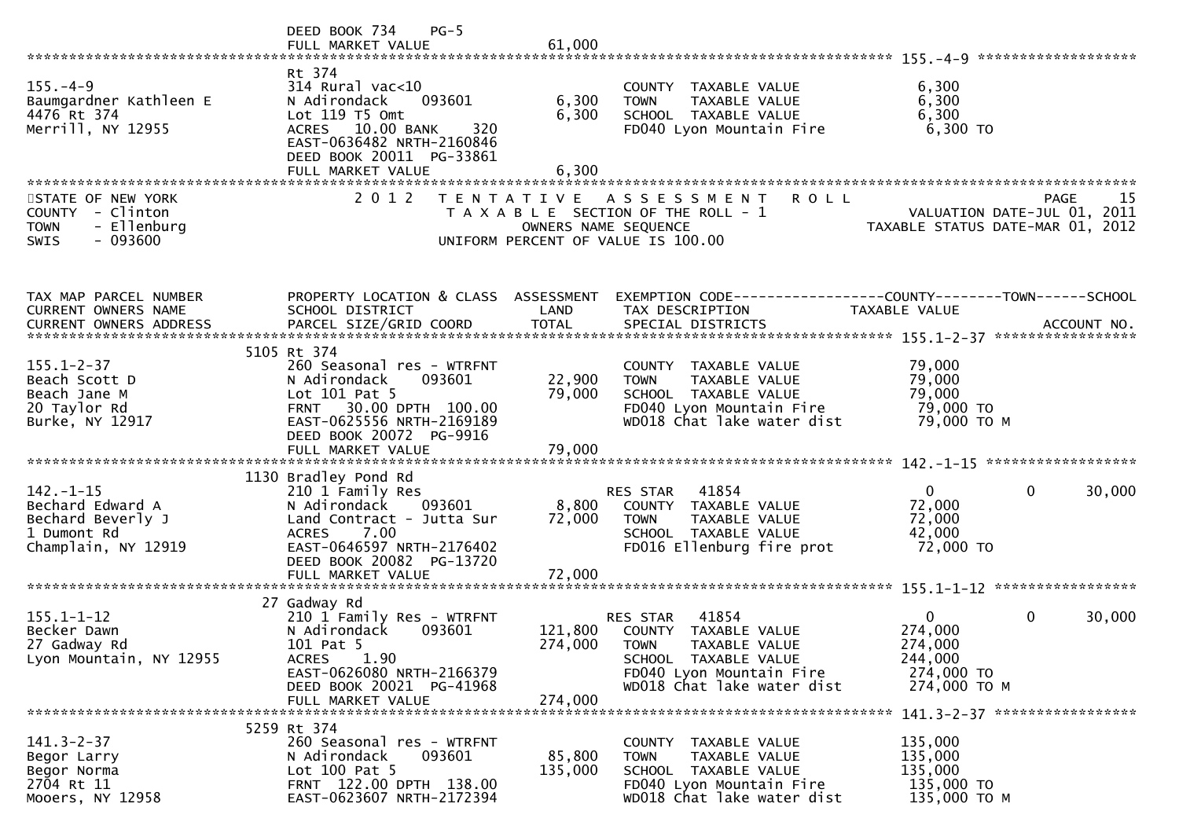```
                           DEED BOOK 734     PG-5
                           FULL MARKET VALUE                  61,000
******************************************************************************************************* 155.-4-9 *******************
                           Rt 374
155.-4-9                   314 Rural vac<10                          COUNTY  TAXABLE VALUE              6,300
Baumgardner Kathleen E     N Adirondack    093601        6,300      TOWN    TAXABLE VALUE              6,300
4476 Rt 374                Lot 119 T5 Omt                6,300      SCHOOL  TAXABLE VALUE              6,300
Merrill, NY 12955          ACRES  10.00 BANK     320                 FD040 Lyon Mountain Fire            6,300 TO
                           EAST-0636482 NRTH-2160846
                           DEED BOOK 20011  PG-33861
                           FULL MARKET VALUE                  6,300
*************************************************************************************************************************************
STATE OF NEW YORK                 2 0 1 2   T E N T A T I V E   A S S E S S M E N T   R O L L                              PAGE    15
COUNTY  - Clinton                              T A X A B L E  SECTION OF THE ROLL - 1                       VALUATION DATE-JUL 01, 2011
TOWN    - Ellenburg                                  OWNERS NAME SEQUENCE                            TAXABLE STATUS DATE-MAR 01, 2012
SWIS    - 093600                               UNIFORM PERCENT OF VALUE IS 100.00


TAX MAP PARCEL NUMBER      PROPERTY LOCATION & CLASS  ASSESSMENT  EXEMPTION CODE------------------COUNTY--------TOWN------SCHOOL
CURRENT OWNERS NAME        SCHOOL DISTRICT               LAND      TAX DESCRIPTION             TAXABLE VALUE
CURRENT OWNERS ADDRESS     PARCEL SIZE/GRID COORD        TOTAL     SPECIAL DISTRICTS                                      ACCOUNT NO.
******************************************************************************************************* 155.1-2-37 *****************
                      5105 Rt 374
155.1-2-37                 260 Seasonal res - WTRFNT                 COUNTY  TAXABLE VALUE             79,000
Beach Scott D              N Adirondack    093601       22,900      TOWN    TAXABLE VALUE             79,000
Beach Jane M               Lot 101 Pat 5                79,000      SCHOOL  TAXABLE VALUE             79,000
20 Taylor Rd               FRNT   30.00 DPTH 100.00                  FD040 Lyon Mountain Fire           79,000 TO
Burke, NY 12917            EAST-0625556 NRTH-2169189                 WD018 Chat lake water dist         79,000 TO M
                           DEED BOOK 20072  PG-9916
                           FULL MARKET VALUE                  79,000
******************************************************************************************************* 142.-1-15 ******************
                      1130 Bradley Pond Rd
142.-1-15                  210 1 Family Res                          RES STAR   41854                    0            0      30,000
Bechard Edward A           N Adirondack    093601        8,800      COUNTY  TAXABLE VALUE             72,000
Bechard Beverly J          Land Contract - Jutta Sur    72,000      TOWN    TAXABLE VALUE             72,000
1 Dumont Rd                ACRES    7.00                             SCHOOL  TAXABLE VALUE             42,000
Champlain, NY 12919        EAST-0646597 NRTH-2176402                 FD016 Ellenburg fire prot          72,000 TO
                           DEED BOOK 20082  PG-13720
                           FULL MARKET VALUE                  72,000
******************************************************************************************************* 155.1-1-12 *****************
                        27 Gadway Rd
155.1-1-12                 210 1 Family Res - WTRFNT                 RES STAR   41854                    0            0      30,000
Becker Dawn                N Adirondack    093601      121,800      COUNTY  TAXABLE VALUE            274,000
27 Gadway Rd               101 Pat 5                   274,000      TOWN    TAXABLE VALUE            274,000
Lyon Mountain, NY 12955    ACRES    1.90                             SCHOOL  TAXABLE VALUE            244,000
                           EAST-0626080 NRTH-2166379                 FD040 Lyon Mountain Fire          274,000 TO
                           DEED BOOK 20021  PG-41968                 WD018 Chat lake water dist        274,000 TO M
                           FULL MARKET VALUE                 274,000
******************************************************************************************************* 141.3-2-37 *****************
                      5259 Rt 374
141.3-2-37                 260 Seasonal res - WTRFNT                 COUNTY  TAXABLE VALUE            135,000
Begor Larry                N Adirondack    093601       85,800      TOWN    TAXABLE VALUE            135,000
Begor Norma                Lot 100 Pat 5               135,000      SCHOOL  TAXABLE VALUE            135,000
2704 Rt 11                 FRNT  122.00 DPTH 138.00                  FD040 Lyon Mountain Fire          135,000 TO
Mooers, NY 12958           EAST-0623607 NRTH-2172394                 WD018 Chat lake water dist        135,000 TO M
```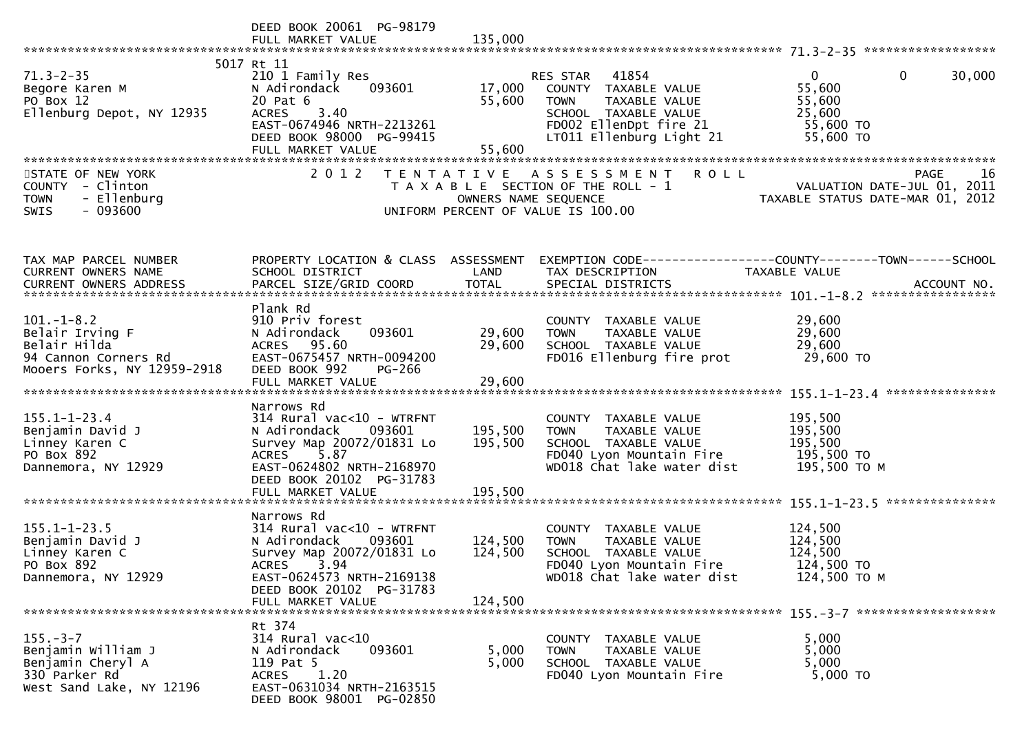DEED BOOK 20061 PG-98179
FULL MARKET VALUE 135,000

******************************************************************************************************* 71.3-2-35 ******************

| TAX MAP PARCEL NUMBER / CURRENT OWNERS NAME / CURRENT OWNERS ADDRESS | PROPERTY LOCATION & CLASS / SCHOOL DISTRICT / PARCEL SIZE/GRID COORD | ASSESSMENT LAND | TOTAL | EXEMPTION CODE / TAX DESCRIPTION / SPECIAL DISTRICTS | COUNTY | TOWN | SCHOOL |
|---|---|---|---|---|---|---|---|
| 71.3-2-35 | 5017 Rt 11 | | | | | | |
| | 210 1 Family Res | | | RES STAR 41854 | 0 | 0 | 30,000 |
| Begore Karen M | N Adirondack 093601 | 17,000 | | COUNTY TAXABLE VALUE | 55,600 | | |
| PO Box 12 | 20 Pat 6 | | 55,600 | TOWN TAXABLE VALUE | 55,600 | | |
| Ellenburg Depot, NY 12935 | ACRES 3.40 | | | SCHOOL TAXABLE VALUE | 25,600 | | |
| | EAST-0674946 NRTH-2213261 | | | FD002 EllenDpt fire 21 | 55,600 TO | | |
| | DEED BOOK 98000 PG-99415 | | | LT011 Ellenburg Light 21 | 55,600 TO | | |
| | FULL MARKET VALUE | | 55,600 | | | | |

STATE OF NEW YORK
COUNTY - Clinton
TOWN - Ellenburg
SWIS - 093600

2012 TENTATIVE ASSESSMENT ROLL
TAXABLE SECTION OF THE ROLL - 1
OWNERS NAME SEQUENCE
UNIFORM PERCENT OF VALUE IS 100.00

VALUATION DATE-JUL 01, 2011
TAXABLE STATUS DATE-MAR 01, 2012

| TAX MAP PARCEL NUMBER / CURRENT OWNERS NAME / CURRENT OWNERS ADDRESS | PROPERTY LOCATION & CLASS / SCHOOL DISTRICT / PARCEL SIZE/GRID COORD | ASSESSMENT LAND | TOTAL | EXEMPTION CODE / TAX DESCRIPTION / SPECIAL DISTRICTS | TAXABLE VALUE (COUNTY / TOWN / SCHOOL) | ACCOUNT NO. |
|---|---|---|---|---|---|---|
| **101.-1-8.2** | Plank Rd | | | | | |
| 101.-1-8.2 | 910 Priv forest | | | COUNTY TAXABLE VALUE | 29,600 | |
| Belair Irving F | N Adirondack 093601 | 29,600 | | TOWN TAXABLE VALUE | 29,600 | |
| Belair Hilda | ACRES 95.60 | | 29,600 | SCHOOL TAXABLE VALUE | 29,600 | |
| 94 Cannon Corners Rd | EAST-0675457 NRTH-0094200 | | | FD016 Ellenburg fire prot | 29,600 TO | |
| Mooers Forks, NY 12959-2918 | DEED BOOK 992 PG-266 | | | | | |
| | FULL MARKET VALUE | | 29,600 | | | |
| **155.1-1-23.4** | Narrows Rd | | | | | |
| 155.1-1-23.4 | 314 Rural vac<10 - WTRFNT | | | COUNTY TAXABLE VALUE | 195,500 | |
| Benjamin David J | N Adirondack 093601 | 195,500 | | TOWN TAXABLE VALUE | 195,500 | |
| Linney Karen C | Survey Map 20072/01831 Lo | | 195,500 | SCHOOL TAXABLE VALUE | 195,500 | |
| PO Box 892 | ACRES 5.87 | | | FD040 Lyon Mountain Fire | 195,500 TO | |
| Dannemora, NY 12929 | EAST-0624802 NRTH-2168970 | | | WD018 Chat lake water dist | 195,500 TO M | |
| | DEED BOOK 20102 PG-31783 | | | | | |
| | FULL MARKET VALUE | | 195,500 | | | |
| **155.1-1-23.5** | Narrows Rd | | | | | |
| 155.1-1-23.5 | 314 Rural vac<10 - WTRFNT | | | COUNTY TAXABLE VALUE | 124,500 | |
| Benjamin David J | N Adirondack 093601 | 124,500 | | TOWN TAXABLE VALUE | 124,500 | |
| Linney Karen C | Survey Map 20072/01831 Lo | | 124,500 | SCHOOL TAXABLE VALUE | 124,500 | |
| PO Box 892 | ACRES 3.94 | | | FD040 Lyon Mountain Fire | 124,500 TO | |
| Dannemora, NY 12929 | EAST-0624573 NRTH-2169138 | | | WD018 Chat lake water dist | 124,500 TO M | |
| | DEED BOOK 20102 PG-31783 | | | | | |
| | FULL MARKET VALUE | | 124,500 | | | |
| **155.-3-7** | Rt 374 | | | | | |
| 155.-3-7 | 314 Rural vac<10 | | | COUNTY TAXABLE VALUE | 5,000 | |
| Benjamin William J | N Adirondack 093601 | 5,000 | | TOWN TAXABLE VALUE | 5,000 | |
| Benjamin Cheryl A | 119 Pat 5 | | 5,000 | SCHOOL TAXABLE VALUE | 5,000 | |
| 330 Parker Rd | ACRES 1.20 | | | FD040 Lyon Mountain Fire | 5,000 TO | |
| West Sand Lake, NY 12196 | EAST-0631034 NRTH-2163515 | | | | | |
| | DEED BOOK 98001 PG-02850 | | | | | |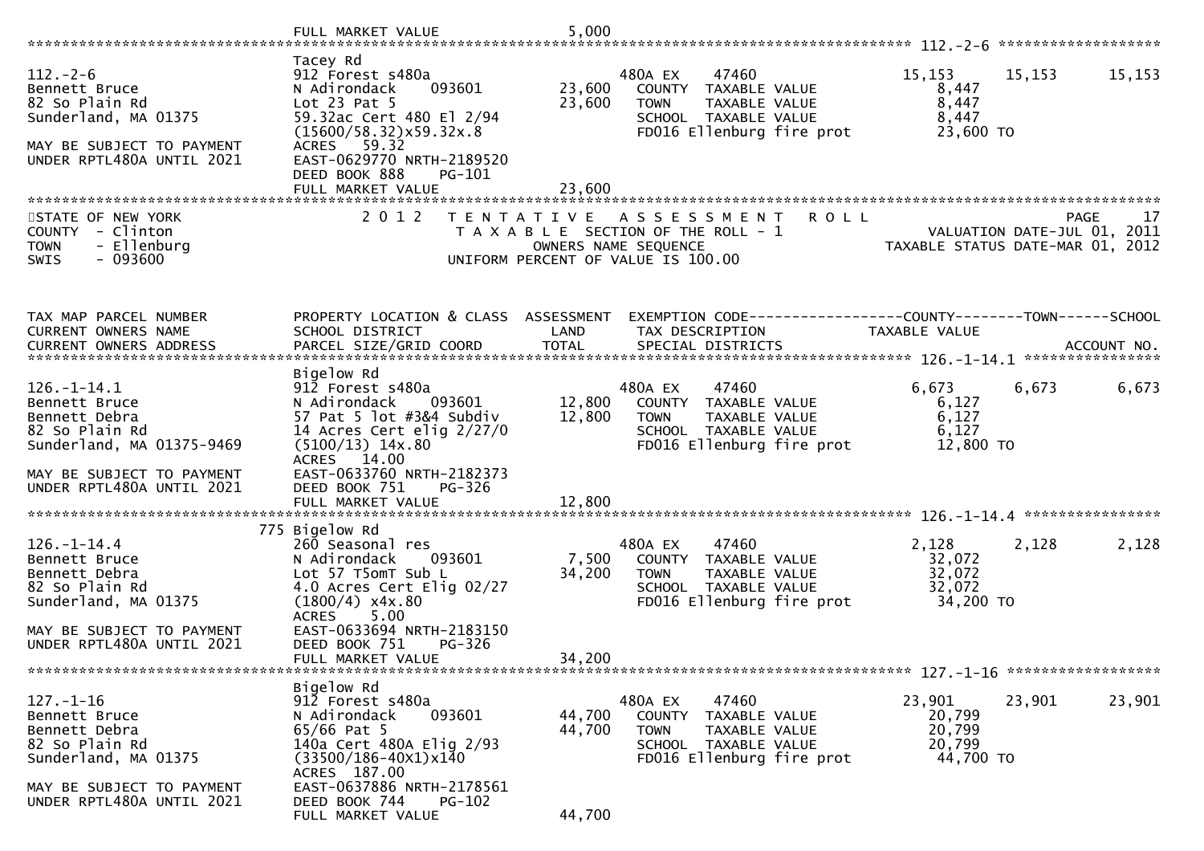FULL MARKET VALUE 5,000

112.-2-6

| | | | | | |
|---|---|---|---|---|---|
| 112.-2-6 | Tacey Rd | | | | |
| Bennett Bruce | 912 Forest s480a | | 480A EX 47460 | 15,153 15,153 | 15,153 |
| 82 So Plain Rd | N Adirondack 093601 | 23,600 | COUNTY TAXABLE VALUE | 8,447 | |
| Sunderland, MA 01375 | Lot 23 Pat 5 | 23,600 | TOWN TAXABLE VALUE | 8,447 | |
| | 59.32ac Cert 480 El 2/94 | | SCHOOL TAXABLE VALUE | 8,447 | |
| MAY BE SUBJECT TO PAYMENT | (15600/58.32)x59.32x.8 | | FD016 Ellenburg fire prot | 23,600 TO | |
| UNDER RPTL480A UNTIL 2021 | ACRES 59.32 | | | | |
| | EAST-0629770 NRTH-2189520 | | | | |
| | DEED BOOK 888 PG-101 | | | | |
| | FULL MARKET VALUE | 23,600 | | | |

STATE OF NEW YORK — 2012 TENTATIVE ASSESSMENT ROLL — PAGE 17
COUNTY - Clinton — TAXABLE SECTION OF THE ROLL - 1 — VALUATION DATE-JUL 01, 2011
TOWN - Ellenburg — OWNERS NAME SEQUENCE — TAXABLE STATUS DATE-MAR 01, 2012
SWIS - 093600 — UNIFORM PERCENT OF VALUE IS 100.00

| TAX MAP PARCEL NUMBER / CURRENT OWNERS NAME / CURRENT OWNERS ADDRESS | PROPERTY LOCATION & CLASS / SCHOOL DISTRICT / PARCEL SIZE/GRID COORD | ASSESSMENT LAND / TOTAL | EXEMPTION CODE / TAX DESCRIPTION / SPECIAL DISTRICTS | COUNTY--------TOWN / TAXABLE VALUE | SCHOOL / ACCOUNT NO. |
|---|---|---|---|---|---|
| 126.-1-14.1 | Bigelow Rd | | | | |
| 126.-1-14.1 | 912 Forest s480a | | 480A EX 47460 | 6,673 6,673 | 6,673 |
| Bennett Bruce | N Adirondack 093601 | 12,800 | COUNTY TAXABLE VALUE | 6,127 | |
| Bennett Debra | 57 Pat 5 lot #3&4 Subdiv | 12,800 | TOWN TAXABLE VALUE | 6,127 | |
| 82 So Plain Rd | 14 Acres Cert elig 2/27/0 | | SCHOOL TAXABLE VALUE | 6,127 | |
| Sunderland, MA 01375-9469 | (5100/13) 14x.80 | | FD016 Ellenburg fire prot | 12,800 TO | |
| | ACRES 14.00 | | | | |
| MAY BE SUBJECT TO PAYMENT | EAST-0633760 NRTH-2182373 | | | | |
| UNDER RPTL480A UNTIL 2021 | DEED BOOK 751 PG-326 | | | | |
| | FULL MARKET VALUE | 12,800 | | | |
| 126.-1-14.4 | 775 Bigelow Rd | | | | |
| 126.-1-14.4 | 260 Seasonal res | | 480A EX 47460 | 2,128 2,128 | 2,128 |
| Bennett Bruce | N Adirondack 093601 | 7,500 | COUNTY TAXABLE VALUE | 32,072 | |
| Bennett Debra | Lot 57 T5omT Sub L | 34,200 | TOWN TAXABLE VALUE | 32,072 | |
| 82 So Plain Rd | 4.0 Acres Cert Elig 02/27 | | SCHOOL TAXABLE VALUE | 32,072 | |
| Sunderland, MA 01375 | (1800/4) x4x.80 | | FD016 Ellenburg fire prot | 34,200 TO | |
| | ACRES 5.00 | | | | |
| MAY BE SUBJECT TO PAYMENT | EAST-0633694 NRTH-2183150 | | | | |
| UNDER RPTL480A UNTIL 2021 | DEED BOOK 751 PG-326 | | | | |
| | FULL MARKET VALUE | 34,200 | | | |
| 127.-1-16 | Bigelow Rd | | | | |
| 127.-1-16 | 912 Forest s480a | | 480A EX 47460 | 23,901 23,901 | 23,901 |
| Bennett Bruce | N Adirondack 093601 | 44,700 | COUNTY TAXABLE VALUE | 20,799 | |
| Bennett Debra | 65/66 Pat 5 | 44,700 | TOWN TAXABLE VALUE | 20,799 | |
| 82 So Plain Rd | 140a Cert 480A Elig 2/93 | | SCHOOL TAXABLE VALUE | 20,799 | |
| Sunderland, MA 01375 | (33500/186-40X1)x140 | | FD016 Ellenburg fire prot | 44,700 TO | |
| | ACRES 187.00 | | | | |
| MAY BE SUBJECT TO PAYMENT | EAST-0637886 NRTH-2178561 | | | | |
| UNDER RPTL480A UNTIL 2021 | DEED BOOK 744 PG-102 | | | | |
| | FULL MARKET VALUE | 44,700 | | | |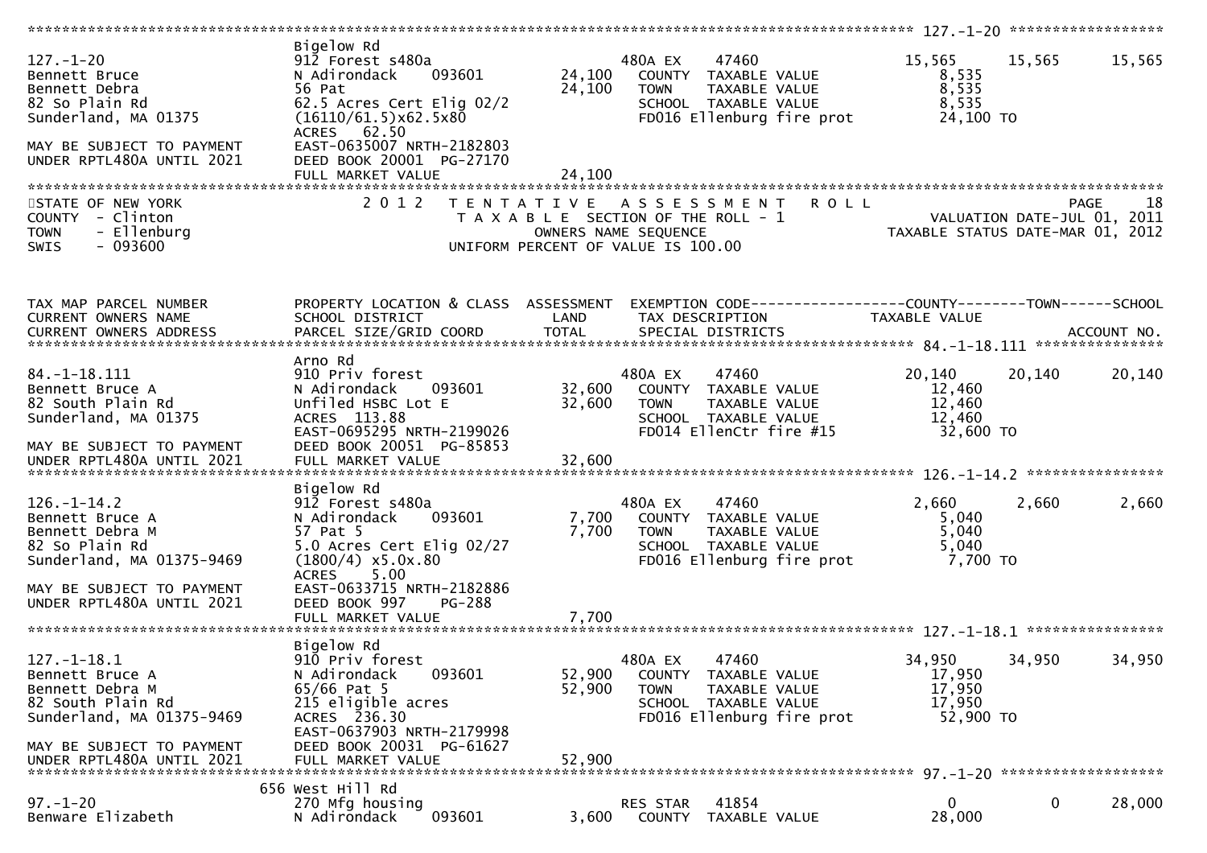```
******************************************************************************************************* 127.-1-20 ******************
                               Bigelow Rd
127.-1-20                      912 Forest s480a                    480A EX     47460                15,565      15,565      15,565
Bennett Bruce                  N Adirondack     093601     24,100     COUNTY  TAXABLE VALUE            8,535
Bennett Debra                  56 Pat                      24,100     TOWN    TAXABLE VALUE            8,535
82 So Plain Rd                 62.5 Acres Cert Elig 02/2              SCHOOL  TAXABLE VALUE            8,535
Sunderland, MA 01375           (16110/61.5)x62.5x80                   FD016 Ellenburg fire prot       24,100 TO
                               ACRES   62.50
MAY BE SUBJECT TO PAYMENT      EAST-0635007 NRTH-2182803
UNDER RPTL480A UNTIL 2021      DEED BOOK 20001  PG-27170
                               FULL MARKET VALUE           24,100
************************************************************************************************************************************
STATE OF NEW YORK                   2 0 1 2   T E N T A T I V E   A S S E S S M E N T   R O L L                          PAGE    18
COUNTY  - Clinton                          T A X A B L E  SECTION OF THE ROLL - 1                       VALUATION DATE-JUL 01, 2011
TOWN    - Ellenburg                               OWNERS NAME SEQUENCE                               TAXABLE STATUS DATE-MAR 01, 2012
SWIS    - 093600                          UNIFORM PERCENT OF VALUE IS 100.00


TAX MAP PARCEL NUMBER          PROPERTY LOCATION & CLASS  ASSESSMENT  EXEMPTION CODE------------------COUNTY--------TOWN------SCHOOL
CURRENT OWNERS NAME            SCHOOL DISTRICT               LAND      TAX DESCRIPTION              TAXABLE VALUE
CURRENT OWNERS ADDRESS         PARCEL SIZE/GRID COORD       TOTAL      SPECIAL DISTRICTS                                  ACCOUNT NO.
******************************************************************************************************* 84.-1-18.111 ***************
                               Arno Rd
84.-1-18.111                   910 Priv forest                     480A EX     47460                20,140      20,140      20,140
Bennett Bruce A                N Adirondack     093601     32,600     COUNTY  TAXABLE VALUE           12,460
82 South Plain Rd              Unfiled HSBC Lot E          32,600     TOWN    TAXABLE VALUE           12,460
Sunderland, MA 01375           ACRES  113.88                          SCHOOL  TAXABLE VALUE           12,460
                               EAST-0695295 NRTH-2199026              FD014 EllenCtr fire #15         32,600 TO
MAY BE SUBJECT TO PAYMENT      DEED BOOK 20051  PG-85853
UNDER RPTL480A UNTIL 2021      FULL MARKET VALUE           32,600
******************************************************************************************************* 126.-1-14.2 ****************
                               Bigelow Rd
126.-1-14.2                    912 Forest s480a                    480A EX     47460                 2,660       2,660       2,660
Bennett Bruce A                N Adirondack     093601      7,700     COUNTY  TAXABLE VALUE            5,040
Bennett Debra M                57 Pat 5                     7,700     TOWN    TAXABLE VALUE            5,040
82 So Plain Rd                 5.0 Acres Cert Elig 02/27              SCHOOL  TAXABLE VALUE            5,040
Sunderland, MA 01375-9469      (1800/4) x5.0x.80                      FD016 Ellenburg fire prot        7,700 TO
                               ACRES    5.00
MAY BE SUBJECT TO PAYMENT      EAST-0633715 NRTH-2182886
UNDER RPTL480A UNTIL 2021      DEED BOOK 997    PG-288
                               FULL MARKET VALUE            7,700
******************************************************************************************************* 127.-1-18.1 ****************
                               Bigelow Rd
127.-1-18.1                    910 Priv forest                     480A EX     47460                34,950      34,950      34,950
Bennett Bruce A                N Adirondack     093601     52,900     COUNTY  TAXABLE VALUE           17,950
Bennett Debra M                65/66 Pat 5                 52,900     TOWN    TAXABLE VALUE           17,950
82 South Plain Rd              215 eligible acres                     SCHOOL  TAXABLE VALUE           17,950
Sunderland, MA 01375-9469      ACRES  236.30                          FD016 Ellenburg fire prot       52,900 TO
                               EAST-0637903 NRTH-2179998
MAY BE SUBJECT TO PAYMENT      DEED BOOK 20031  PG-61627
UNDER RPTL480A UNTIL 2021      FULL MARKET VALUE           52,900
******************************************************************************************************* 97.-1-20 *******************
                               656 West Hill Rd
97.-1-20                       270 Mfg housing                     RES STAR    41854                     0           0      28,000
Benware Elizabeth              N Adirondack     093601      3,600     COUNTY  TAXABLE VALUE           28,000
```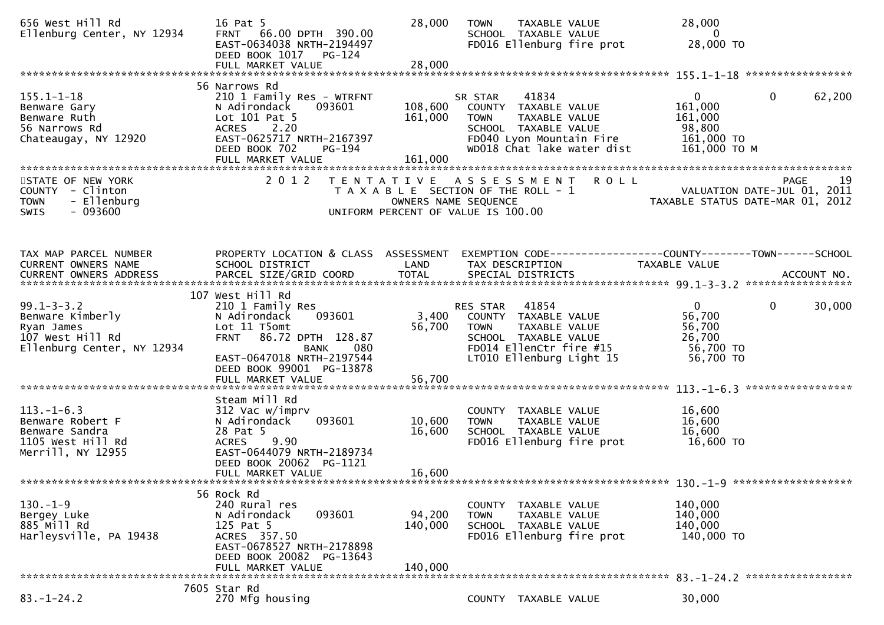```
656 West Hill Rd                16 Pat 5                          28,000   TOWN    TAXABLE VALUE             28,000
Ellenburg Center, NY 12934      FRNT   66.00 DPTH 390.00                   SCHOOL  TAXABLE VALUE                  0
                                EAST-0634038 NRTH-2194497                  FD016 Ellenburg fire prot         28,000 TO
                                DEED BOOK 1017    PG-124
                                FULL MARKET VALUE                 28,000
******************************************************************************************************* 155.1-1-18 *****************
                              56 Narrows Rd
155.1-1-18                      210 1 Family Res - WTRFNT                 SR STAR    41834                       0            0     62,200
Benware Gary                    N Adirondack     093601          108,600   COUNTY  TAXABLE VALUE            161,000
Benware Ruth                    Lot 101 Pat 5                    161,000   TOWN    TAXABLE VALUE            161,000
56 Narrows Rd                   ACRES    2.20                              SCHOOL  TAXABLE VALUE             98,800
Chateaugay, NY 12920            EAST-0625717 NRTH-2167397                  FD040 Lyon Mountain Fire         161,000 TO
                                DEED BOOK 702     PG-194                   WD018 Chat lake water dist       161,000 TO M
                                FULL MARKET VALUE                161,000
************************************************************************************************************************************
STATE OF NEW YORK                    2 0 1 2   T E N T A T I V E   A S S E S S M E N T   R O L L                             PAGE    19
COUNTY  - Clinton                              T A X A B L E  SECTION OF THE ROLL - 1                        VALUATION DATE-JUL 01, 2011
TOWN    - Ellenburg                                   OWNERS NAME SEQUENCE                                 TAXABLE STATUS DATE-MAR 01, 2012
SWIS    - 093600                                UNIFORM PERCENT OF VALUE IS 100.00


TAX MAP PARCEL NUMBER           PROPERTY LOCATION & CLASS  ASSESSMENT  EXEMPTION CODE------------------COUNTY--------TOWN------SCHOOL
CURRENT OWNERS NAME             SCHOOL DISTRICT               LAND      TAX DESCRIPTION              TAXABLE VALUE
CURRENT OWNERS ADDRESS          PARCEL SIZE/GRID COORD       TOTAL      SPECIAL DISTRICTS                                  ACCOUNT NO.
******************************************************************************************************* 99.1-3-3.2 *****************
                              107 West Hill Rd
99.1-3-3.2                      210 1 Family Res                           RES STAR   41854                       0            0     30,000
Benware Kimberly                N Adirondack     093601            3,400   COUNTY  TAXABLE VALUE             56,700
Ryan James                      Lot 11 T5omt                      56,700   TOWN    TAXABLE VALUE             56,700
107 West Hill Rd                FRNT   86.72 DPTH 128.87                   SCHOOL  TAXABLE VALUE             26,700
Ellenburg Center, NY 12934                   BANK    080                   FD014 EllenCtr fire #15           56,700 TO
                                EAST-0647018 NRTH-2197544                  LT010 Ellenburg Light 15          56,700 TO
                                DEED BOOK 99001   PG-13878
                                FULL MARKET VALUE                 56,700
******************************************************************************************************* 113.-1-6.3 *****************
                                Steam Mill Rd
113.-1-6.3                      312 Vac w/imprv                            COUNTY  TAXABLE VALUE             16,600
Benware Robert F                N Adirondack     093601           10,600   TOWN    TAXABLE VALUE             16,600
Benware Sandra                  28 Pat 5                          16,600   SCHOOL  TAXABLE VALUE             16,600
1105 West Hill Rd               ACRES    9.90                              FD016 Ellenburg fire prot         16,600 TO
Merrill, NY 12955               EAST-0644079 NRTH-2189734
                                DEED BOOK 20062   PG-1121
                                FULL MARKET VALUE                 16,600
******************************************************************************************************* 130.-1-9 *******************
                              56 Rock Rd
130.-1-9                        240 Rural res                              COUNTY  TAXABLE VALUE            140,000
Bergey Luke                     N Adirondack     093601           94,200   TOWN    TAXABLE VALUE            140,000
885 Mill Rd                     125 Pat 5                        140,000   SCHOOL  TAXABLE VALUE            140,000
Harleysville, PA 19438          ACRES  357.50                              FD016 Ellenburg fire prot        140,000 TO
                                EAST-0678527 NRTH-2178898
                                DEED BOOK 20082   PG-13643
                                FULL MARKET VALUE                140,000
******************************************************************************************************* 83.-1-24.2 *****************
                              7605 Star Rd
83.-1-24.2                      270 Mfg housing                            COUNTY  TAXABLE VALUE             30,000
```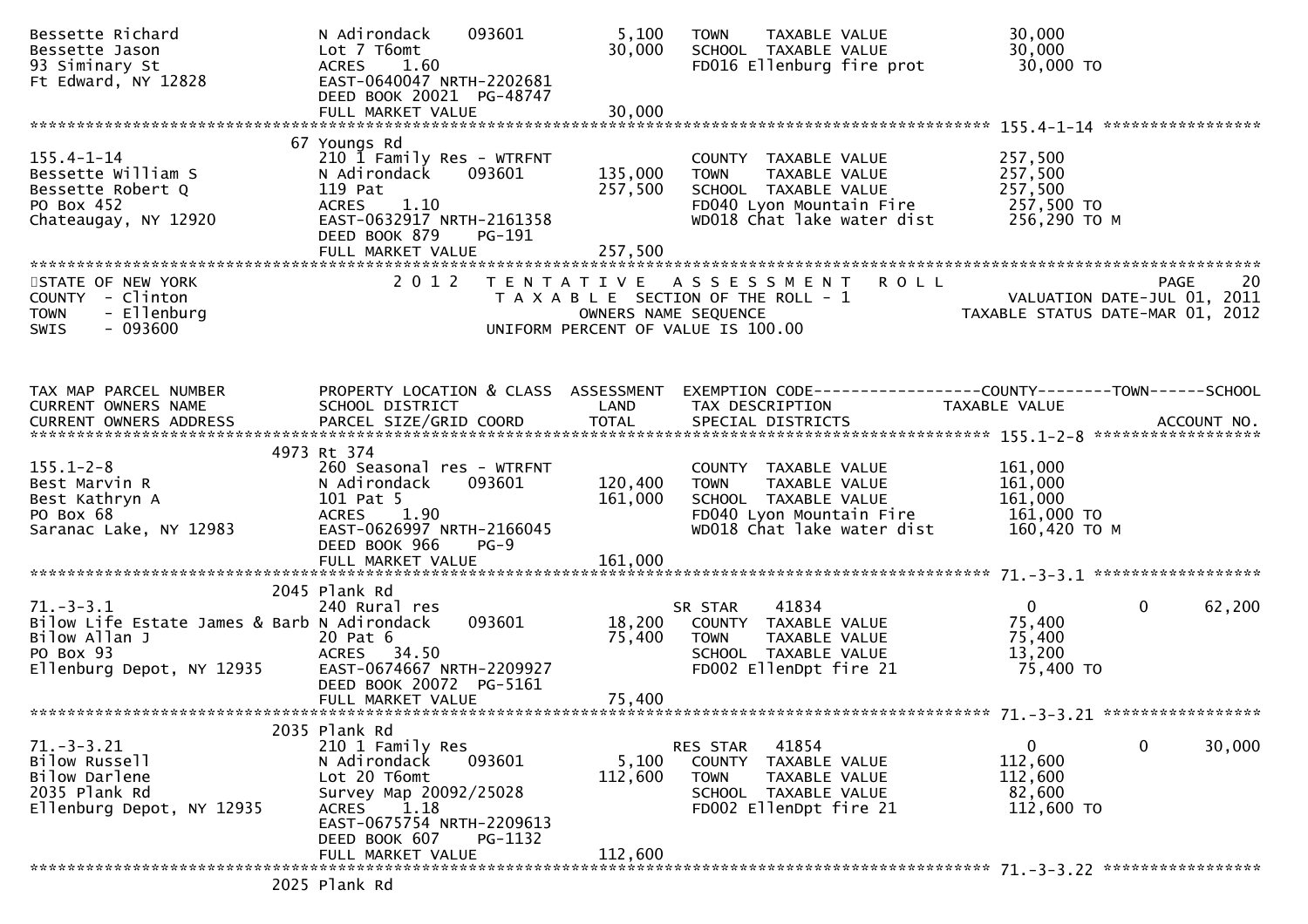```
Bessette Richard              N Adirondack    093601        5,100   TOWN    TAXABLE VALUE             30,000
Bessette Jason                Lot 7 T6omt                  30,000   SCHOOL  TAXABLE VALUE             30,000
93 Siminary St                ACRES    1.60                         FD016 Ellenburg fire prot         30,000 TO
Ft Edward, NY 12828           EAST-0640047 NRTH-2202681
                              DEED BOOK 20021  PG-48747
                              FULL MARKET VALUE            30,000
******************************************************************************************************* 155.4-1-14 *****************
                        67 Youngs Rd
155.4-1-14                    210 1 Family Res - WTRFNT             COUNTY  TAXABLE VALUE            257,500
Bessette William S            N Adirondack    093601      135,000   TOWN    TAXABLE VALUE            257,500
Bessette Robert Q             119 Pat                     257,500   SCHOOL  TAXABLE VALUE            257,500
PO Box 452                    ACRES    1.10                         FD040 Lyon Mountain Fire         257,500 TO
Chateaugay, NY 12920          EAST-0632917 NRTH-2161358             WD018 Chat lake water dist       256,290 TO M
                              DEED BOOK 879    PG-191
                              FULL MARKET VALUE           257,500
************************************************************************************************************************************
STATE OF NEW YORK                  2 0 1 2   T E N T A T I V E   A S S E S S M E N T   R O L L                            PAGE    20
COUNTY  - Clinton                        T A X A B L E SECTION OF THE ROLL - 1                       VALUATION DATE-JUL 01, 2011
TOWN    - Ellenburg                              OWNERS NAME SEQUENCE                           TAXABLE STATUS DATE-MAR 01, 2012
SWIS    - 093600                         UNIFORM PERCENT OF VALUE IS 100.00


TAX MAP PARCEL NUMBER         PROPERTY LOCATION & CLASS  ASSESSMENT  EXEMPTION CODE------------------COUNTY--------TOWN------SCHOOL
CURRENT OWNERS NAME           SCHOOL DISTRICT               LAND      TAX DESCRIPTION            TAXABLE VALUE
CURRENT OWNERS ADDRESS        PARCEL SIZE/GRID COORD        TOTAL     SPECIAL DISTRICTS                                 ACCOUNT NO.
******************************************************************************************************* 155.1-2-8 ******************
                       4973 Rt 374
155.1-2-8                     260 Seasonal res - WTRFNT             COUNTY  TAXABLE VALUE            161,000
Best Marvin R                 N Adirondack    093601      120,400   TOWN    TAXABLE VALUE            161,000
Best Kathryn A                101 Pat 5                   161,000   SCHOOL  TAXABLE VALUE            161,000
PO Box 68                     ACRES    1.90                         FD040 Lyon Mountain Fire         161,000 TO
Saranac Lake, NY 12983        EAST-0626997 NRTH-2166045             WD018 Chat lake water dist       160,420 TO M
                              DEED BOOK 966    PG-9
                              FULL MARKET VALUE           161,000
******************************************************************************************************* 71.-3-3.1 ******************
                       2045 Plank Rd
71.-3-3.1                     240 Rural res                         SR STAR      41834                 0            0       62,200
Bilow Life Estate James & Barb N Adirondack   093601       18,200   COUNTY  TAXABLE VALUE             75,400
Bilow Allan J                 20 Pat 6                     75,400   TOWN    TAXABLE VALUE             75,400
PO Box 93                     ACRES   34.50                         SCHOOL  TAXABLE VALUE             13,200
Ellenburg Depot, NY 12935     EAST-0674667 NRTH-2209927             FD002 EllenDpt fire 21            75,400 TO
                              DEED BOOK 20072  PG-5161
                              FULL MARKET VALUE            75,400
******************************************************************************************************* 71.-3-3.21 *****************
                       2035 Plank Rd
71.-3-3.21                    210 1 Family Res                      RES STAR     41854                 0            0       30,000
Bilow Russell                 N Adirondack    093601        5,100   COUNTY  TAXABLE VALUE            112,600
Bilow Darlene                 Lot 20 T6omt                112,600   TOWN    TAXABLE VALUE            112,600
2035 Plank Rd                 Survey Map 20092/25028                SCHOOL  TAXABLE VALUE             82,600
Ellenburg Depot, NY 12935     ACRES    1.18                         FD002 EllenDpt fire 21           112,600 TO
                              EAST-0675754 NRTH-2209613
                              DEED BOOK 607    PG-1132
                              FULL MARKET VALUE           112,600
******************************************************************************************************* 71.-3-3.22 *****************
                       2025 Plank Rd
```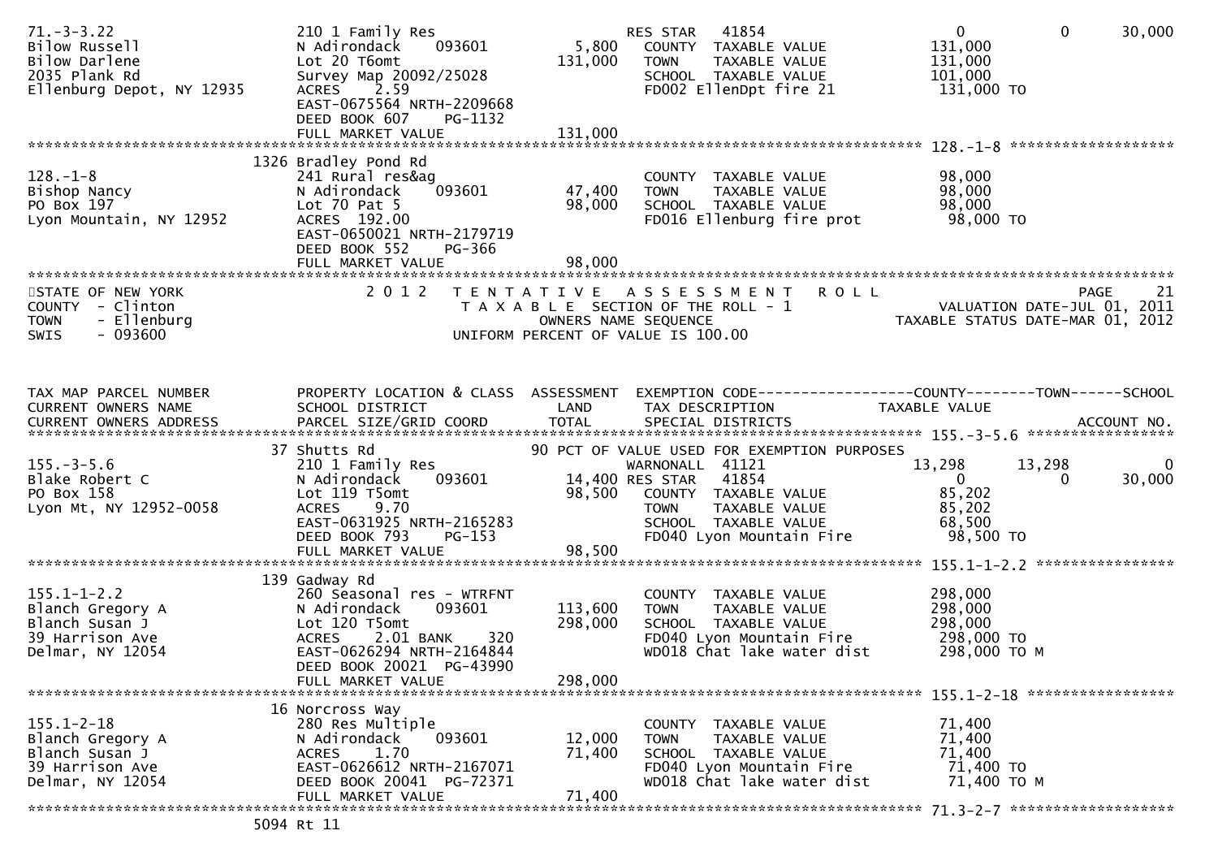```
71.-3-3.22                       210 1 Family Res                          RES STAR   41854                         0            0        30,000
Bilow Russell                    N Adirondack     093601         5,800    COUNTY  TAXABLE VALUE               131,000
Bilow Darlene                    Lot 20 T6omt                  131,000    TOWN    TAXABLE VALUE               131,000
2035 Plank Rd                    Survey Map 20092/25028                    SCHOOL  TAXABLE VALUE               101,000
Ellenburg Depot, NY 12935        ACRES    2.59                             FD002 EllenDpt fire 21             131,000 TO
                                 EAST-0675564 NRTH-2209668
                                 DEED BOOK 607     PG-1132
                                 FULL MARKET VALUE             131,000
******************************************************************************************************* 128.-1-8 *******************
                            1326 Bradley Pond Rd
128.-1-8                         241 Rural res&ag                          COUNTY  TAXABLE VALUE                98,000
Bishop Nancy                     N Adirondack     093601        47,400    TOWN    TAXABLE VALUE                98,000
PO Box 197                       Lot 70 Pat 5                   98,000    SCHOOL  TAXABLE VALUE                98,000
Lyon Mountain, NY 12952          ACRES  192.00                             FD016 Ellenburg fire prot           98,000 TO
                                 EAST-0650021 NRTH-2179719
                                 DEED BOOK 552     PG-366
                                 FULL MARKET VALUE              98,000
************************************************************************************************************************************
STATE OF NEW YORK                2 0 1 2   T E N T A T I V E   A S S E S S M E N T   R O L L                              PAGE    21
COUNTY  - Clinton                          T A X A B L E  SECTION OF THE ROLL - 1                  VALUATION DATE-JUL 01, 2011
TOWN    - Ellenburg                               OWNERS NAME SEQUENCE                       TAXABLE STATUS DATE-MAR 01, 2012
SWIS    - 093600                           UNIFORM PERCENT OF VALUE IS 100.00


TAX MAP PARCEL NUMBER            PROPERTY LOCATION & CLASS  ASSESSMENT  EXEMPTION CODE------------------COUNTY--------TOWN------SCHOOL
CURRENT OWNERS NAME              SCHOOL DISTRICT               LAND      TAX DESCRIPTION                 TAXABLE VALUE
CURRENT OWNERS ADDRESS           PARCEL SIZE/GRID COORD        TOTAL     SPECIAL DISTRICTS                                  ACCOUNT NO.
******************************************************************************************************* 155.-3-5.6 *****************
                              37 Shutts Rd                           90 PCT OF VALUE USED FOR EXEMPTION PURPOSES
155.-3-5.6                       210 1 Family Res                          WARNONALL  41121                    13,298       13,298           0
Blake Robert C                   N Adirondack     093601        14,400 RES STAR   41854                         0            0        30,000
PO Box 158                       Lot 119 T5omt                  98,500    COUNTY  TAXABLE VALUE                85,202
Lyon Mt, NY 12952-0058           ACRES    9.70                             TOWN    TAXABLE VALUE                85,202
                                 EAST-0631925 NRTH-2165283                 SCHOOL  TAXABLE VALUE                68,500
                                 DEED BOOK 793     PG-153                  FD040 Lyon Mountain Fire            98,500 TO
                                 FULL MARKET VALUE              98,500
******************************************************************************************************* 155.1-1-2.2 ****************
                             139 Gadway Rd
155.1-1-2.2                      260 Seasonal res - WTRFNT                 COUNTY  TAXABLE VALUE               298,000
Blanch Gregory A                 N Adirondack     093601       113,600    TOWN    TAXABLE VALUE               298,000
Blanch Susan J                   Lot 120 T5omt                 298,000    SCHOOL  TAXABLE VALUE               298,000
39 Harrison Ave                  ACRES    2.01 BANK     320                FD040 Lyon Mountain Fire           298,000 TO
Delmar, NY 12054                 EAST-0626294 NRTH-2164844                 WD018 Chat lake water dist         298,000 TO M
                                 DEED BOOK 20021 PG-43990
                                 FULL MARKET VALUE             298,000
******************************************************************************************************* 155.1-2-18 *****************
                              16 Norcross Way
155.1-2-18                       280 Res Multiple                          COUNTY  TAXABLE VALUE                71,400
Blanch Gregory A                 N Adirondack     093601        12,000    TOWN    TAXABLE VALUE                71,400
Blanch Susan J                   ACRES    1.70                  71,400    SCHOOL  TAXABLE VALUE                71,400
39 Harrison Ave                  EAST-0626612 NRTH-2167071                 FD040 Lyon Mountain Fire            71,400 TO
Delmar, NY 12054                 DEED BOOK 20041 PG-72371                  WD018 Chat lake water dist          71,400 TO M
                                 FULL MARKET VALUE              71,400
******************************************************************************************************* 71.3-2-7 *******************
                            5094 Rt 11
```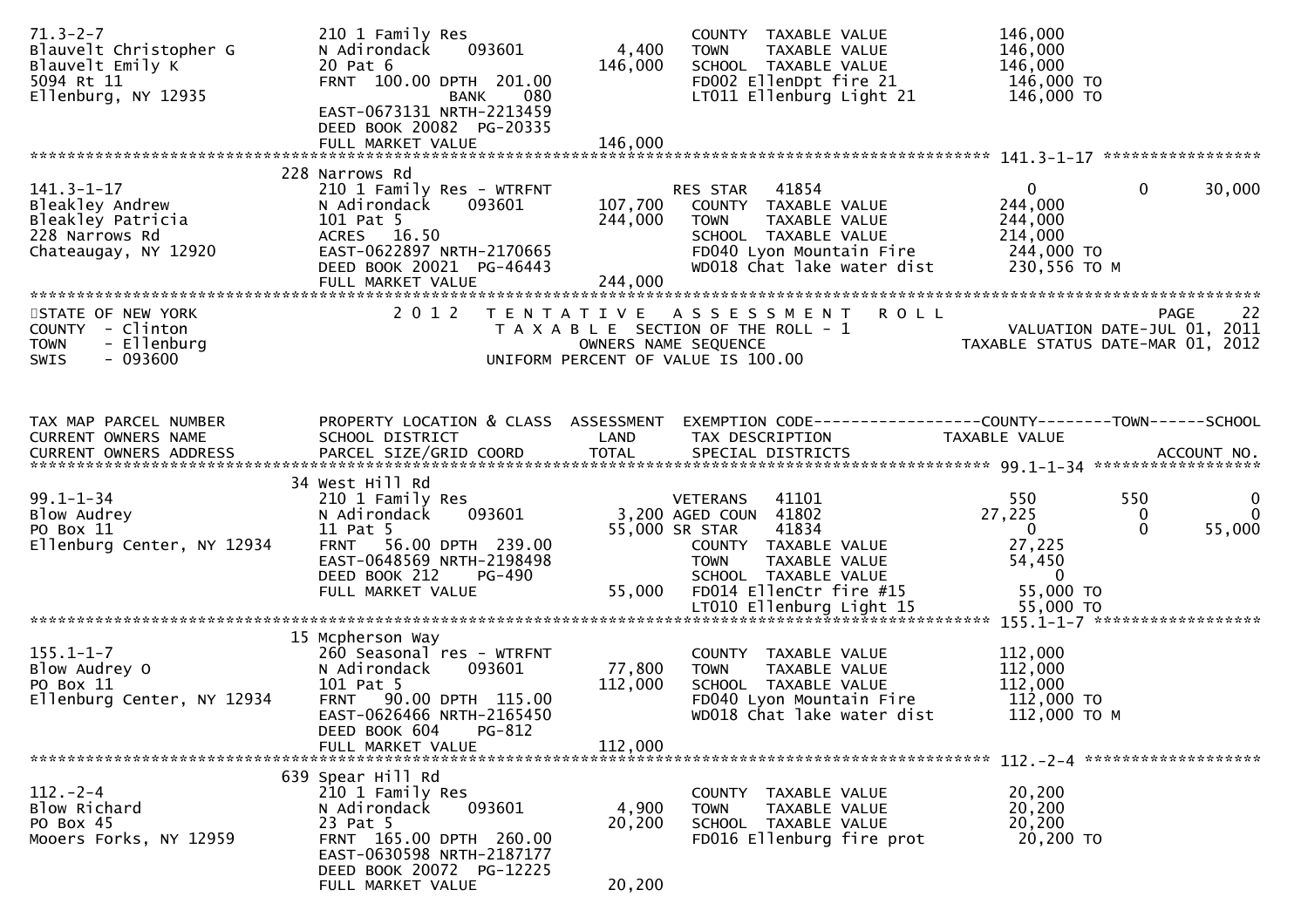```
71.3-2-7                       210 1 Family Res                      COUNTY  TAXABLE VALUE           146,000
Blauvelt Christopher G         N Adirondack    093601        4,400   TOWN    TAXABLE VALUE           146,000
Blauvelt Emily K               20 Pat 6                    146,000   SCHOOL  TAXABLE VALUE           146,000
5094 Rt 11                     FRNT  100.00 DPTH  201.00             FD002 EllenDpt fire 21           146,000 TO
Ellenburg, NY 12935                           BANK    080            LT011 Ellenburg Light 21         146,000 TO
                               EAST-0673131 NRTH-2213459
                               DEED BOOK 20082  PG-20335
                               FULL MARKET VALUE           146,000
******************************************************************************************************* 141.3-1-17 *****************
                               228 Narrows Rd
141.3-1-17                     210 1 Family Res - WTRFNT             RES STAR   41854                    0             0      30,000
Bleakley Andrew                N Adirondack    093601      107,700   COUNTY  TAXABLE VALUE           244,000
Bleakley Patricia              101 Pat 5                   244,000   TOWN    TAXABLE VALUE           244,000
228 Narrows Rd                 ACRES   16.50                         SCHOOL  TAXABLE VALUE           214,000
Chateaugay, NY 12920           EAST-0622897 NRTH-2170665             FD040 Lyon Mountain Fire         244,000 TO
                               DEED BOOK 20021  PG-46443             WD018 Chat lake water dist       230,556 TO M
                               FULL MARKET VALUE           244,000
************************************************************************************************************************************
STATE OF NEW YORK                 2 0 1 2   T E N T A T I V E   A S S E S S M E N T   R O L L                                PAGE    22
COUNTY  - Clinton                            T A X A B L E  SECTION OF THE ROLL - 1                      VALUATION DATE-JUL 01, 2011
TOWN    - Ellenburg                                  OWNERS NAME SEQUENCE                             TAXABLE STATUS DATE-MAR 01, 2012
SWIS    - 093600                                UNIFORM PERCENT OF VALUE IS 100.00


TAX MAP PARCEL NUMBER          PROPERTY LOCATION & CLASS  ASSESSMENT  EXEMPTION CODE------------------COUNTY--------TOWN------SCHOOL
CURRENT OWNERS NAME            SCHOOL DISTRICT               LAND      TAX DESCRIPTION             TAXABLE VALUE
CURRENT OWNERS ADDRESS         PARCEL SIZE/GRID COORD        TOTAL     SPECIAL DISTRICTS                                    ACCOUNT NO.
******************************************************************************************************* 99.1-1-34 ******************
                               34 West Hill Rd
99.1-1-34                      210 1 Family Res                      VETERANS   41101                  550           550           0
Blow Audrey                    N Adirondack    093601        3,200   AGED COUN  41802               27,225             0           0
PO Box 11                      11 Pat 5                     55,000   SR STAR    41834                    0             0      55,000
Ellenburg Center, NY 12934     FRNT   56.00 DPTH  239.00             COUNTY  TAXABLE VALUE            27,225
                               EAST-0648569 NRTH-2198498             TOWN    TAXABLE VALUE            54,450
                               DEED BOOK 212    PG-490               SCHOOL  TAXABLE VALUE                 0
                               FULL MARKET VALUE            55,000   FD014 EllenCtr fire #15           55,000 TO
                                                                     LT010 Ellenburg Light 15          55,000 TO
******************************************************************************************************* 155.1-1-7 ******************
                               15 Mcpherson Way
155.1-1-7                      260 Seasonal res - WTRFNT             COUNTY  TAXABLE VALUE           112,000
Blow Audrey O                  N Adirondack    093601       77,800   TOWN    TAXABLE VALUE           112,000
PO Box 11                      101 Pat 5                   112,000   SCHOOL  TAXABLE VALUE           112,000
Ellenburg Center, NY 12934     FRNT   90.00 DPTH  115.00             FD040 Lyon Mountain Fire         112,000 TO
                               EAST-0626466 NRTH-2165450             WD018 Chat lake water dist       112,000 TO M
                               DEED BOOK 604    PG-812
                               FULL MARKET VALUE           112,000
******************************************************************************************************* 112.-2-4 *******************
                               639 Spear Hill Rd
112.-2-4                       210 1 Family Res                      COUNTY  TAXABLE VALUE            20,200
Blow Richard                   N Adirondack    093601        4,900   TOWN    TAXABLE VALUE            20,200
PO Box 45                      23 Pat 5                     20,200   SCHOOL  TAXABLE VALUE            20,200
Mooers Forks, NY 12959         FRNT  165.00 DPTH  260.00             FD016 Ellenburg fire prot         20,200 TO
                               EAST-0630598 NRTH-2187177
                               DEED BOOK 20072  PG-12225
                               FULL MARKET VALUE            20,200
```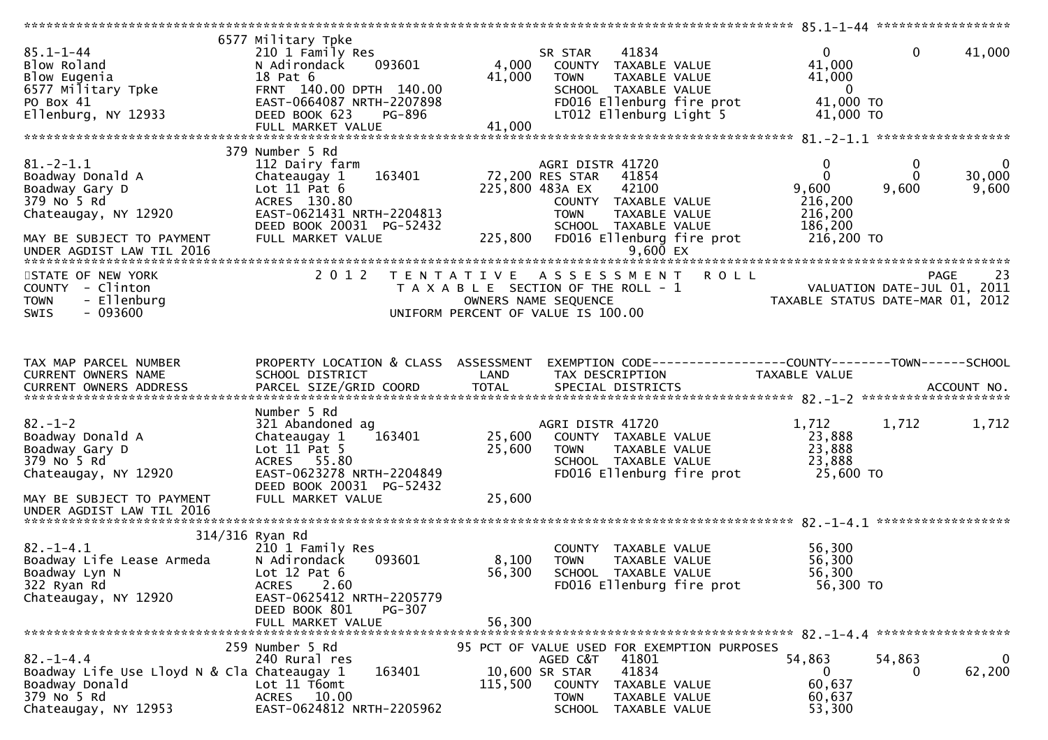```
******************************************************************************************************* 85.1-1-44 ******************
                     6577 Military Tpke
85.1-1-44            210 1 Family Res                      SR STAR     41834                0         0      41,000
Blow Roland          N Adirondack    093601       4,000    COUNTY  TAXABLE VALUE       41,000
Blow Eugenia         18 Pat 6                    41,000    TOWN    TAXABLE VALUE       41,000
6577 Military Tpke   FRNT 140.00 DPTH 140.00               SCHOOL  TAXABLE VALUE            0
PO Box 41            EAST-0664087 NRTH-2207898             FD016 Ellenburg fire prot   41,000 TO
Ellenburg, NY 12933  DEED BOOK 623    PG-896               LT012 Ellenburg Light 5     41,000 TO
                     FULL MARKET VALUE           41,000
******************************************************************************************************* 81.-2-1.1 ******************
                     379 Number 5 Rd
81.-2-1.1            112 Dairy farm                        AGRI DISTR 41720                 0         0           0
Boadway Donald A     Chateaugay 1    163401      72,200 RES STAR   41854                0         0      30,000
Boadway Gary D       Lot 11 Pat 6               225,800 483A EX    42100            9,600     9,600       9,600
379 No 5 Rd          ACRES 130.80                          COUNTY  TAXABLE VALUE      216,200
Chateaugay, NY 12920 EAST-0621431 NRTH-2204813             TOWN    TAXABLE VALUE      216,200
                     DEED BOOK 20031 PG-52432              SCHOOL  TAXABLE VALUE      186,200
MAY BE SUBJECT TO PAYMENT  FULL MARKET VALUE    225,800    FD016 Ellenburg fire prot  216,200 TO
UNDER AGDIST LAW TIL 2016                                           9,600 EX
*******************************************************************************************************************************
STATE OF NEW YORK          2 0 1 2   T E N T A T I V E   A S S E S S M E N T   R O L L                          PAGE    23
COUNTY - Clinton                     T A X A B L E SECTION OF THE ROLL - 1                    VALUATION DATE-JUL 01, 2011
TOWN   - Ellenburg                         OWNERS NAME SEQUENCE                          TAXABLE STATUS DATE-MAR 01, 2012
SWIS   - 093600                     UNIFORM PERCENT OF VALUE IS 100.00


TAX MAP PARCEL NUMBER      PROPERTY LOCATION & CLASS  ASSESSMENT  EXEMPTION CODE-----------------COUNTY--------TOWN------SCHOOL
CURRENT OWNERS NAME        SCHOOL DISTRICT               LAND     TAX DESCRIPTION            TAXABLE VALUE
CURRENT OWNERS ADDRESS     PARCEL SIZE/GRID COORD       TOTAL     SPECIAL DISTRICTS                                ACCOUNT NO.
******************************************************************************************************* 82.-1-2 ********************
                     Number 5 Rd
82.-1-2              321 Abandoned ag                      AGRI DISTR 41720             1,712     1,712       1,712
Boadway Donald A     Chateaugay 1    163401      25,600    COUNTY  TAXABLE VALUE       23,888
Boadway Gary D       Lot 11 Pat 5                25,600    TOWN    TAXABLE VALUE       23,888
379 No 5 Rd          ACRES  55.80                          SCHOOL  TAXABLE VALUE       23,888
Chateaugay, NY 12920 EAST-0623278 NRTH-2204849             FD016 Ellenburg fire prot   25,600 TO
                     DEED BOOK 20031 PG-52432
MAY BE SUBJECT TO PAYMENT  FULL MARKET VALUE     25,600
UNDER AGDIST LAW TIL 2016
******************************************************************************************************* 82.-1-4.1 ******************
                     314/316 Ryan Rd
82.-1-4.1            210 1 Family Res                      COUNTY  TAXABLE VALUE       56,300
Boadway Life Lease Armeda  N Adirondack  093601   8,100    TOWN    TAXABLE VALUE       56,300
Boadway Lyn N        Lot 12 Pat 6                56,300    SCHOOL  TAXABLE VALUE       56,300
322 Ryan Rd          ACRES   2.60                          FD016 Ellenburg fire prot   56,300 TO
Chateaugay, NY 12920 EAST-0625412 NRTH-2205779
                     DEED BOOK 801    PG-307
                     FULL MARKET VALUE           56,300
******************************************************************************************************* 82.-1-4.4 ******************
                     259 Number 5 Rd              95 PCT OF VALUE USED FOR EXEMPTION PURPOSES
82.-1-4.4            240 Rural res                         AGED C&T    41801           54,863    54,863           0
Boadway Life Use Lloyd N & Cla Chateaugay 1  163401  10,600 SR STAR    41834                0         0      62,200
Boadway Donald       Lot 11 T6omt               115,500    COUNTY  TAXABLE VALUE       60,637
379 No 5 Rd          ACRES  10.00                          TOWN    TAXABLE VALUE       60,637
Chateaugay, NY 12953 EAST-0624812 NRTH-2205962             SCHOOL  TAXABLE VALUE       53,300
```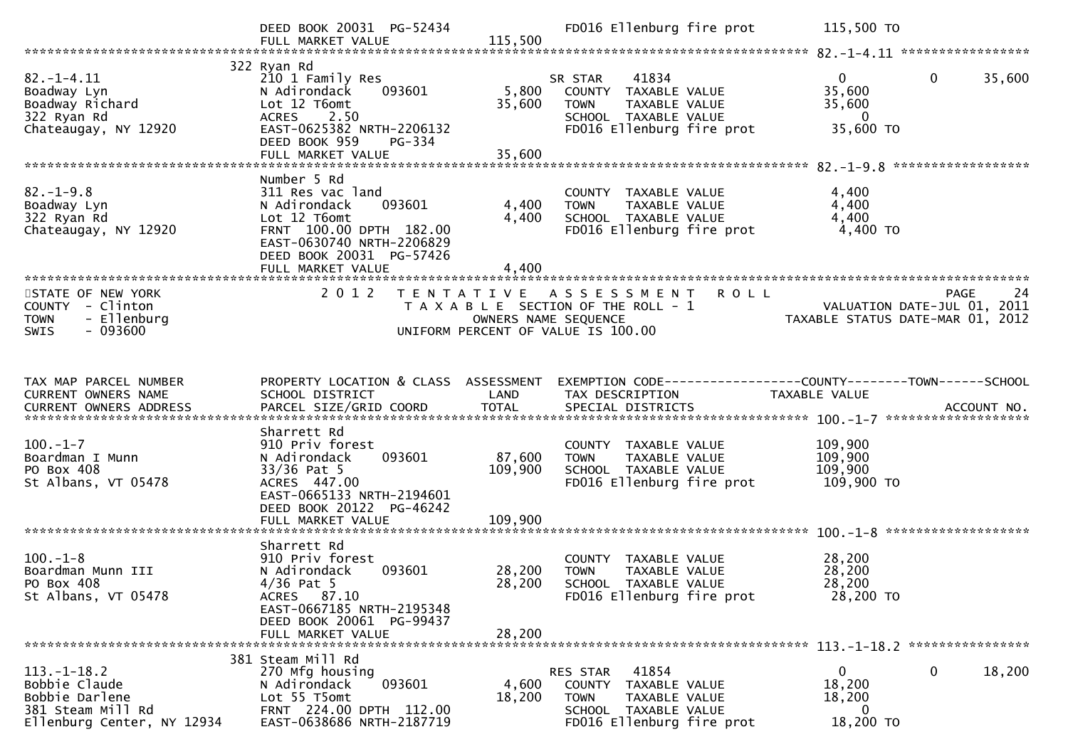```
                              DEED BOOK 20031  PG-52434                       FD016 Ellenburg fire prot       115,500 TO
                              FULL MARKET VALUE             115,500
******************************************************************************************************* 82.-1-4.11 *****************
                              322 Ryan Rd
82.-1-4.11                    210 1 Family Res                         SR STAR     41834                   0             0        35,600
Boadway Lyn                   N Adirondack      093601        5,800    COUNTY  TAXABLE VALUE            35,600
Boadway Richard               Lot 12 T6omt                   35,600    TOWN    TAXABLE VALUE            35,600
322 Ryan Rd                   ACRES     2.50                           SCHOOL  TAXABLE VALUE                 0
Chateaugay, NY 12920          EAST-0625382 NRTH-2206132                FD016 Ellenburg fire prot        35,600 TO
                              DEED BOOK 959     PG-334
                              FULL MARKET VALUE              35,600
******************************************************************************************************* 82.-1-9.8 ******************
                              Number 5 Rd
82.-1-9.8                     311 Res vac land                         COUNTY  TAXABLE VALUE             4,400
Boadway Lyn                   N Adirondack      093601        4,400    TOWN    TAXABLE VALUE             4,400
322 Ryan Rd                   Lot 12 T6omt                    4,400    SCHOOL  TAXABLE VALUE             4,400
Chateaugay, NY 12920          FRNT  100.00 DPTH  182.00                FD016 Ellenburg fire prot         4,400 TO
                              EAST-0630740 NRTH-2206829
                              DEED BOOK 20031  PG-57426
                              FULL MARKET VALUE               4,400
************************************************************************************************************************************
STATE OF NEW YORK                2 0 1 2   T E N T A T I V E   A S S E S S M E N T   R O L L                          PAGE     24
COUNTY  - Clinton                      T A X A B L E  SECTION OF THE ROLL - 1                     VALUATION DATE-JUL 01, 2011
TOWN    - Ellenburg                              OWNERS NAME SEQUENCE                            TAXABLE STATUS DATE-MAR 01, 2012
SWIS    - 093600                          UNIFORM PERCENT OF VALUE IS 100.00


TAX MAP PARCEL NUMBER         PROPERTY LOCATION & CLASS  ASSESSMENT  EXEMPTION CODE------------------COUNTY--------TOWN------SCHOOL
CURRENT OWNERS NAME           SCHOOL DISTRICT               LAND     TAX DESCRIPTION             TAXABLE VALUE
CURRENT OWNERS ADDRESS        PARCEL SIZE/GRID COORD        TOTAL    SPECIAL DISTRICTS                                   ACCOUNT NO.
******************************************************************************************************* 100.-1-7 *******************
                              Sharrett Rd
100.-1-7                      910 Priv forest                          COUNTY  TAXABLE VALUE           109,900
Boardman I Munn               N Adirondack      093601       87,600    TOWN    TAXABLE VALUE           109,900
PO Box 408                    33/36 Pat 5                   109,900    SCHOOL  TAXABLE VALUE           109,900
St Albans, VT 05478           ACRES   447.00                           FD016 Ellenburg fire prot       109,900 TO
                              EAST-0665133 NRTH-2194601
                              DEED BOOK 20122  PG-46242
                              FULL MARKET VALUE             109,900
******************************************************************************************************* 100.-1-8 *******************
                              Sharrett Rd
100.-1-8                      910 Priv forest                          COUNTY  TAXABLE VALUE            28,200
Boardman Munn III             N Adirondack      093601       28,200    TOWN    TAXABLE VALUE            28,200
PO Box 408                    4/36 Pat 5                     28,200    SCHOOL  TAXABLE VALUE            28,200
St Albans, VT 05478           ACRES    87.10                           FD016 Ellenburg fire prot        28,200 TO
                              EAST-0667185 NRTH-2195348
                              DEED BOOK 20061  PG-99437
                              FULL MARKET VALUE              28,200
******************************************************************************************************* 113.-1-18.2 ****************
                              381 Steam Mill Rd
113.-1-18.2                   270 Mfg housing                          RES STAR    41854                   0             0        18,200
Bobbie Claude                 N Adirondack      093601        4,600    COUNTY  TAXABLE VALUE            18,200
Bobbie Darlene                Lot 55 T5omt                   18,200    TOWN    TAXABLE VALUE            18,200
381 Steam Mill Rd             FRNT  224.00 DPTH  112.00                SCHOOL  TAXABLE VALUE                 0
Ellenburg Center, NY 12934    EAST-0638686 NRTH-2187719                FD016 Ellenburg fire prot        18,200 TO
```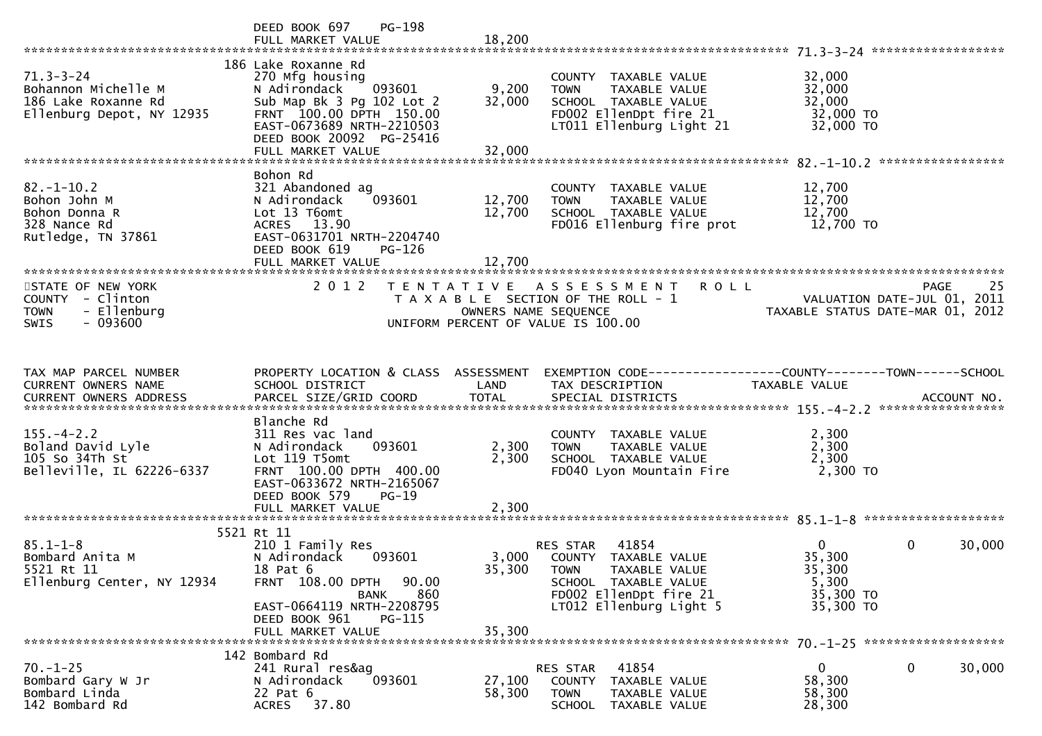```
                                DEED BOOK 697     PG-198
                                FULL MARKET VALUE              18,200
******************************************************************************************************* 71.3-3-24 ******************
                              186 Lake Roxanne Rd
71.3-3-24                     270 Mfg housing                           COUNTY  TAXABLE VALUE            32,000
Bohannon Michelle M           N Adirondack     093601         9,200     TOWN    TAXABLE VALUE            32,000
186 Lake Roxanne Rd           Sub Map Bk 3 Pg 102 Lot 2      32,000     SCHOOL  TAXABLE VALUE            32,000
Ellenburg Depot, NY 12935     FRNT  100.00 DPTH  150.00                 FD002 EllenDpt fire 21            32,000 TO
                              EAST-0673689 NRTH-2210503                 LT011 Ellenburg Light 21          32,000 TO
                              DEED BOOK 20092  PG-25416
                              FULL MARKET VALUE              32,000
******************************************************************************************************* 82.-1-10.2 *****************
                              Bohon Rd
82.-1-10.2                    321 Abandoned ag                          COUNTY  TAXABLE VALUE            12,700
Bohon John M                  N Adirondack     093601        12,700     TOWN    TAXABLE VALUE            12,700
Bohon Donna R                 Lot 13 T6omt                   12,700     SCHOOL  TAXABLE VALUE            12,700
328 Nance Rd                  ACRES   13.90                             FD016 Ellenburg fire prot         12,700 TO
Rutledge, TN 37861            EAST-0631701 NRTH-2204740
                              DEED BOOK 619     PG-126
                              FULL MARKET VALUE              12,700
************************************************************************************************************************************
STATE OF NEW YORK                 2 0 1 2   T E N T A T I V E   A S S E S S M E N T   R O L L                       PAGE    25
COUNTY  - Clinton                            T A X A B L E  SECTION OF THE ROLL - 1                    VALUATION DATE-JUL 01, 2011
TOWN    - Ellenburg                                  OWNERS NAME SEQUENCE                         TAXABLE STATUS DATE-MAR 01, 2012
SWIS    - 093600                             UNIFORM PERCENT OF VALUE IS 100.00


TAX MAP PARCEL NUMBER         PROPERTY LOCATION & CLASS  ASSESSMENT  EXEMPTION CODE------------------COUNTY--------TOWN------SCHOOL
CURRENT OWNERS NAME           SCHOOL DISTRICT               LAND      TAX DESCRIPTION            TAXABLE VALUE
CURRENT OWNERS ADDRESS        PARCEL SIZE/GRID COORD        TOTAL     SPECIAL DISTRICTS                                  ACCOUNT NO.
******************************************************************************************************* 155.-4-2.2 *****************
                              Blanche Rd
155.-4-2.2                    311 Res vac land                          COUNTY  TAXABLE VALUE             2,300
Boland David Lyle             N Adirondack     093601         2,300     TOWN    TAXABLE VALUE             2,300
105 So 34Th St                Lot 119 T5omt                   2,300     SCHOOL  TAXABLE VALUE             2,300
Belleville, IL 62226-6337     FRNT  100.00 DPTH  400.00                 FD040 Lyon Mountain Fire           2,300 TO
                              EAST-0633672 NRTH-2165067
                              DEED BOOK 579     PG-19
                              FULL MARKET VALUE               2,300
******************************************************************************************************* 85.1-1-8 *******************
                            5521 Rt 11
85.1-1-8                      210 1 Family Res                          RES STAR   41854                   0             0     30,000
Bombard Anita M               N Adirondack     093601         3,000     COUNTY  TAXABLE VALUE            35,300
5521 Rt 11                    18 Pat 6                       35,300     TOWN    TAXABLE VALUE            35,300
Ellenburg Center, NY 12934    FRNT  108.00 DPTH   90.00                 SCHOOL  TAXABLE VALUE             5,300
                                             BANK     860               FD002 EllenDpt fire 21            35,300 TO
                              EAST-0664119 NRTH-2208795                 LT012 Ellenburg Light 5           35,300 TO
                              DEED BOOK 961     PG-115
                              FULL MARKET VALUE              35,300
******************************************************************************************************* 70.-1-25 *******************
                              142 Bombard Rd
70.-1-25                      241 Rural res&ag                          RES STAR   41854                   0             0     30,000
Bombard Gary W Jr             N Adirondack     093601        27,100     COUNTY  TAXABLE VALUE            58,300
Bombard Linda                 22 Pat 6                       58,300     TOWN    TAXABLE VALUE            58,300
142 Bombard Rd                ACRES   37.80                             SCHOOL  TAXABLE VALUE            28,300
```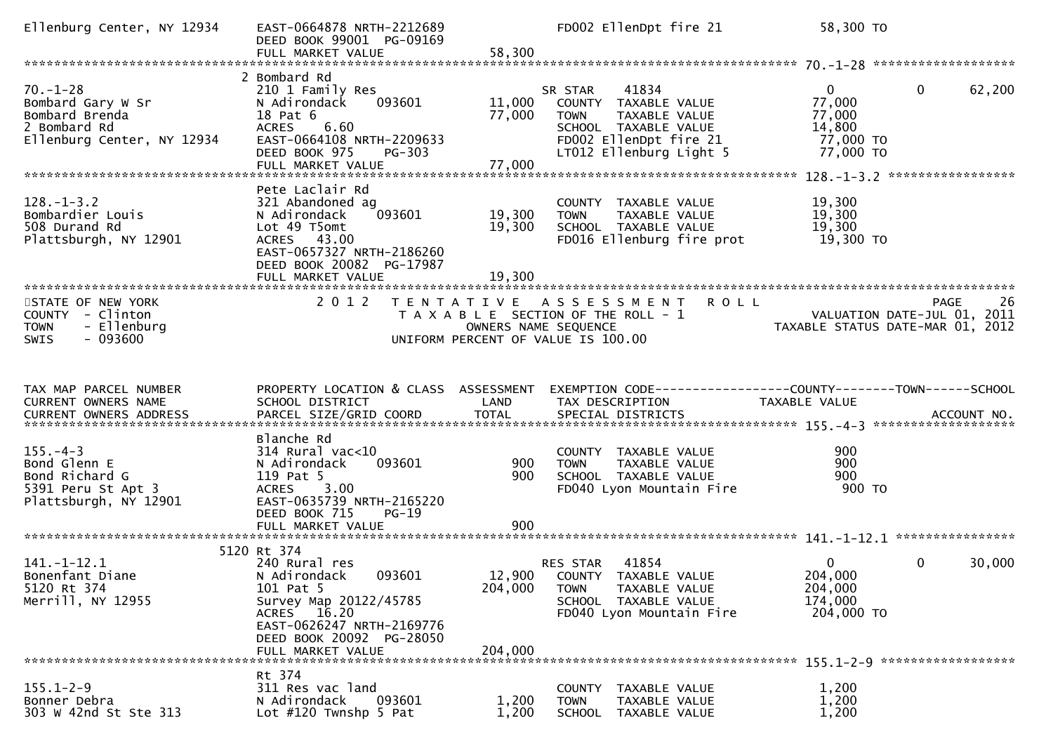```
Ellenburg Center, NY 12934    EAST-0664878 NRTH-2212689            FD002 EllenDpt fire 21          58,300 TO
                              DEED BOOK 99001  PG-09169
                              FULL MARKET VALUE              58,300
******************************************************************************************************* 70.-1-28 *******************
                            2 Bombard Rd
70.-1-28                      210 1 Family Res                    SR STAR    41834                  0             0       62,200
Bombard Gary W Sr             N Adirondack     093601     11,000   COUNTY  TAXABLE VALUE           77,000
Bombard Brenda                18 Pat 6                    77,000   TOWN    TAXABLE VALUE           77,000
2 Bombard Rd                  ACRES    6.60                        SCHOOL  TAXABLE VALUE           14,800
Ellenburg Center, NY 12934    EAST-0664108 NRTH-2209633            FD002 EllenDpt fire 21          77,000 TO
                              DEED BOOK 975    PG-303              LT012 Ellenburg Light 5         77,000 TO
                              FULL MARKET VALUE              77,000
******************************************************************************************************* 128.-1-3.2 *****************
                              Pete Laclair Rd
128.-1-3.2                    321 Abandoned ag                     COUNTY  TAXABLE VALUE           19,300
Bombardier Louis              N Adirondack     093601     19,300   TOWN    TAXABLE VALUE           19,300
508 Durand Rd                 Lot 49 T5omt                19,300   SCHOOL  TAXABLE VALUE           19,300
Plattsburgh, NY 12901         ACRES   43.00                        FD016 Ellenburg fire prot       19,300 TO
                              EAST-0657327 NRTH-2186260
                              DEED BOOK 20082  PG-17987
                              FULL MARKET VALUE              19,300
************************************************************************************************************************************
STATE OF NEW YORK                        2 0 1 2   T E N T A T I V E   A S S E S S M E N T   R O L L                      PAGE    26
COUNTY  - Clinton                              T A X A B L E  SECTION OF THE ROLL - 1                  VALUATION DATE-JUL 01, 2011
TOWN    - Ellenburg                                  OWNERS NAME SEQUENCE                        TAXABLE STATUS DATE-MAR 01, 2012
SWIS    - 093600                               UNIFORM PERCENT OF VALUE IS 100.00


TAX MAP PARCEL NUMBER         PROPERTY LOCATION & CLASS  ASSESSMENT  EXEMPTION CODE------------------COUNTY--------TOWN------SCHOOL
CURRENT OWNERS NAME           SCHOOL DISTRICT               LAND      TAX DESCRIPTION              TAXABLE VALUE
CURRENT OWNERS ADDRESS        PARCEL SIZE/GRID COORD        TOTAL     SPECIAL DISTRICTS                                    ACCOUNT NO.
******************************************************************************************************* 155.-4-3 *******************
                              Blanche Rd
155.-4-3                      314 Rural vac<10                     COUNTY  TAXABLE VALUE              900
Bond Glenn E                  N Adirondack     093601        900   TOWN    TAXABLE VALUE              900
Bond Richard G                119 Pat 5                      900   SCHOOL  TAXABLE VALUE              900
5391 Peru St Apt 3            ACRES    3.00                        FD040 Lyon Mountain Fire           900 TO
Plattsburgh, NY 12901         EAST-0635739 NRTH-2165220
                              DEED BOOK 715    PG-19
                              FULL MARKET VALUE                 900
******************************************************************************************************* 141.-1-12.1 ****************
                         5120 Rt 374
141.-1-12.1                   240 Rural res                       RES STAR   41854                  0             0       30,000
Bonenfant Diane               N Adirondack     093601     12,900   COUNTY  TAXABLE VALUE          204,000
5120 Rt 374                   101 Pat 5                  204,000   TOWN    TAXABLE VALUE          204,000
Merrill, NY 12955             Survey Map 20122/45785               SCHOOL  TAXABLE VALUE          174,000
                              ACRES   16.20                        FD040 Lyon Mountain Fire       204,000 TO
                              EAST-0626247 NRTH-2169776
                              DEED BOOK 20092  PG-28050
                              FULL MARKET VALUE             204,000
******************************************************************************************************* 155.1-2-9 ******************
                              Rt 374
155.1-2-9                     311 Res vac land                     COUNTY  TAXABLE VALUE            1,200
Bonner Debra                  N Adirondack     093601      1,200   TOWN    TAXABLE VALUE            1,200
303 W 42nd St Ste 313         Lot #120 Twnshp 5 Pat        1,200   SCHOOL  TAXABLE VALUE            1,200
```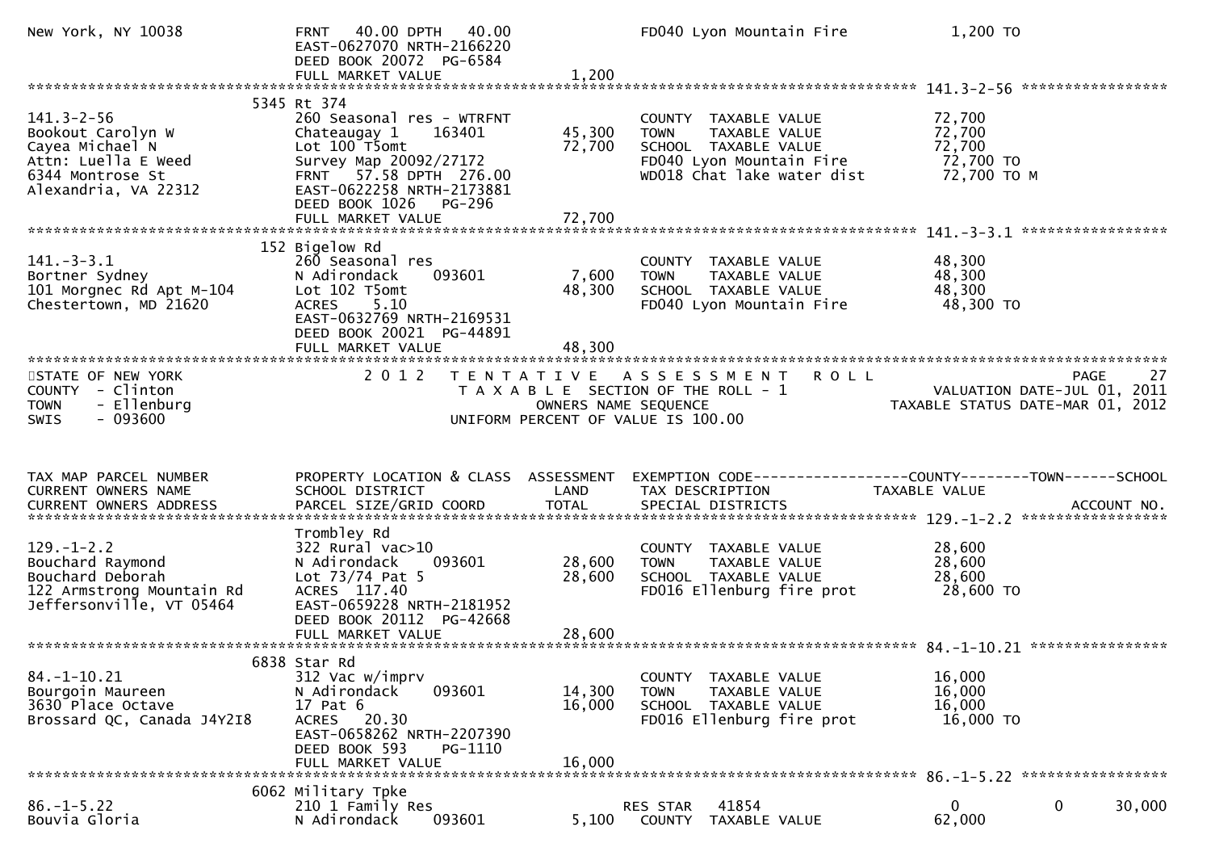```
New York, NY 10038             FRNT   40.00 DPTH   40.00                    FD040 Lyon Mountain Fire           1,200 TO
                               EAST-0627070 NRTH-2166220
                               DEED BOOK 20072  PG-6584
                               FULL MARKET VALUE               1,200
******************************************************************************************************* 141.3-2-56 *****************
                            5345 Rt 374
141.3-2-56                     260 Seasonal res - WTRFNT                   COUNTY  TAXABLE VALUE              72,700
Bookout Carolyn W              Chateaugay 1     163401         45,300      TOWN    TAXABLE VALUE              72,700
Cayea Michael N                Lot 100 T5omt                   72,700      SCHOOL  TAXABLE VALUE              72,700
Attn: Luella E Weed            Survey Map 20092/27172                      FD040 Lyon Mountain Fire           72,700 TO
6344 Montrose St               FRNT   57.58 DPTH  276.00                   WD018 Chat lake water dist         72,700 TO M
Alexandria, VA 22312           EAST-0622258 NRTH-2173881
                               DEED BOOK 1026   PG-296
                               FULL MARKET VALUE              72,700
******************************************************************************************************* 141.-3-3.1 *****************
                            152 Bigelow Rd
141.-3-3.1                     260 Seasonal res                            COUNTY  TAXABLE VALUE              48,300
Bortner Sydney                 N Adirondack     093601          7,600      TOWN    TAXABLE VALUE              48,300
101 Morgnec Rd Apt M-104       Lot 102 T5omt                   48,300      SCHOOL  TAXABLE VALUE              48,300
Chestertown, MD 21620          ACRES    5.10                               FD040 Lyon Mountain Fire           48,300 TO
                               EAST-0632769 NRTH-2169531
                               DEED BOOK 20021  PG-44891
                               FULL MARKET VALUE              48,300
************************************************************************************************************************************
STATE OF NEW YORK                  2 0 1 2   T E N T A T I V E   A S S E S S M E N T   R O L L                          PAGE    27
COUNTY  - Clinton                             T A X A B L E  SECTION OF THE ROLL - 1                 VALUATION DATE-JUL 01, 2011
TOWN    - Ellenburg                                  OWNERS NAME SEQUENCE                       TAXABLE STATUS DATE-MAR 01, 2012
SWIS    - 093600                             UNIFORM PERCENT OF VALUE IS 100.00


TAX MAP PARCEL NUMBER          PROPERTY LOCATION & CLASS  ASSESSMENT  EXEMPTION CODE------------------COUNTY--------TOWN------SCHOOL
CURRENT OWNERS NAME            SCHOOL DISTRICT               LAND      TAX DESCRIPTION              TAXABLE VALUE
CURRENT OWNERS ADDRESS         PARCEL SIZE/GRID COORD        TOTAL     SPECIAL DISTRICTS                                 ACCOUNT NO.
******************************************************************************************************* 129.-1-2.2 *****************
                               Trombley Rd
129.-1-2.2                     322 Rural vac>10                            COUNTY  TAXABLE VALUE              28,600
Bouchard Raymond               N Adirondack     093601         28,600      TOWN    TAXABLE VALUE              28,600
Bouchard Deborah               Lot 73/74 Pat 5                 28,600      SCHOOL  TAXABLE VALUE              28,600
122 Armstrong Mountain Rd      ACRES  117.40                               FD016 Ellenburg fire prot          28,600 TO
Jeffersonville, VT 05464       EAST-0659228 NRTH-2181952
                               DEED BOOK 20112  PG-42668
                               FULL MARKET VALUE              28,600
******************************************************************************************************* 84.-1-10.21 ****************
                            6838 Star Rd
84.-1-10.21                    312 Vac w/imprv                             COUNTY  TAXABLE VALUE              16,000
Bourgoin Maureen               N Adirondack     093601         14,300      TOWN    TAXABLE VALUE              16,000
3630 Place Octave              17 Pat 6                        16,000      SCHOOL  TAXABLE VALUE              16,000
Brossard QC, Canada J4Y2I8     ACRES   20.30                               FD016 Ellenburg fire prot          16,000 TO
                               EAST-0658262 NRTH-2207390
                               DEED BOOK 593    PG-1110
                               FULL MARKET VALUE              16,000
******************************************************************************************************* 86.-1-5.22 *****************
                            6062 Military Tpke
86.-1-5.22                     210 1 Family Res                      RES STAR   41854                  0             0        30,000
Bouvia Gloria                  N Adirondack     093601          5,100   COUNTY  TAXABLE VALUE              62,000
```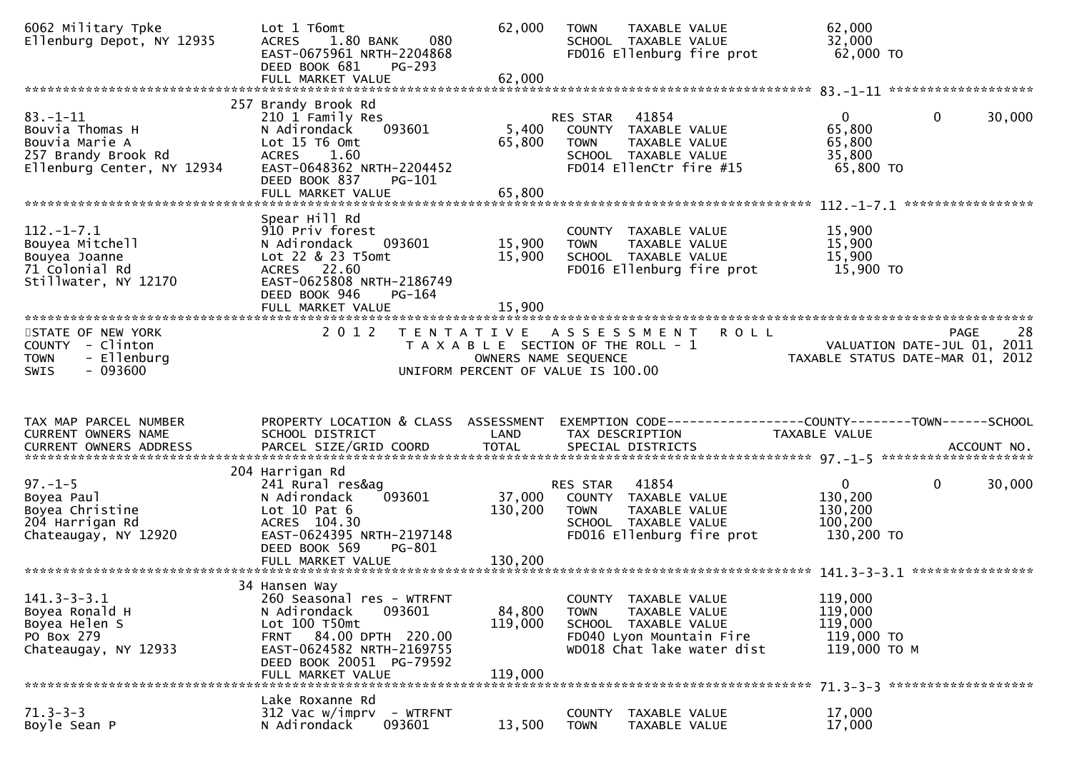```
6062 Military Tpke             Lot 1 T6omt                    62,000   TOWN    TAXABLE VALUE              62,000
Ellenburg Depot, NY 12935      ACRES    1.80 BANK    080               SCHOOL  TAXABLE VALUE              32,000
                               EAST-0675961 NRTH-2204868               FD016 Ellenburg fire prot          62,000 TO
                               DEED BOOK 681    PG-293
                               FULL MARKET VALUE              62,000
******************************************************************************************************* 83.-1-11 ******************
                              257 Brandy Brook Rd
83.-1-11                       210 1 Family Res                        RES STAR   41854                    0           0     30,000
Bouvia Thomas H                N Adirondack     093601          5,400   COUNTY  TAXABLE VALUE              65,800
Bouvia Marie A                 Lot 15 T6 Omt                  65,800   TOWN    TAXABLE VALUE              65,800
257 Brandy Brook Rd            ACRES    1.60                           SCHOOL  TAXABLE VALUE              35,800
Ellenburg Center, NY 12934     EAST-0648362 NRTH-2204452               FD014 EllenCtr fire #15            65,800 TO
                               DEED BOOK 837    PG-101
                               FULL MARKET VALUE              65,800
******************************************************************************************************* 112.-1-7.1 ****************
                               Spear Hill Rd
112.-1-7.1                     910 Priv forest                         COUNTY  TAXABLE VALUE              15,900
Bouyea Mitchell                N Adirondack     093601         15,900   TOWN    TAXABLE VALUE              15,900
Bouyea Joanne                  Lot 22 & 23 T5omt              15,900   SCHOOL  TAXABLE VALUE              15,900
71 Colonial Rd                 ACRES   22.60                           FD016 Ellenburg fire prot          15,900 TO
Stillwater, NY 12170           EAST-0625808 NRTH-2186749
                               DEED BOOK 946    PG-164
                               FULL MARKET VALUE              15,900
************************************************************************************************************************************
STATE OF NEW YORK                  2 0 1 2   T E N T A T I V E   A S S E S S M E N T   R O L L                          PAGE    28
COUNTY  - Clinton                        T A X A B L E  SECTION OF THE ROLL - 1                   VALUATION DATE-JUL 01, 2011
TOWN    - Ellenburg                               OWNERS NAME SEQUENCE                         TAXABLE STATUS DATE-MAR 01, 2012
SWIS    - 093600                          UNIFORM PERCENT OF VALUE IS 100.00


TAX MAP PARCEL NUMBER          PROPERTY LOCATION & CLASS  ASSESSMENT  EXEMPTION CODE------------------COUNTY--------TOWN------SCHOOL
CURRENT OWNERS NAME            SCHOOL DISTRICT               LAND      TAX DESCRIPTION              TAXABLE VALUE
CURRENT OWNERS ADDRESS         PARCEL SIZE/GRID COORD        TOTAL     SPECIAL DISTRICTS                                  ACCOUNT NO.
******************************************************************************************************* 97.-1-5 *******************
                              204 Harrigan Rd
97.-1-5                        241 Rural res&ag                        RES STAR   41854                    0           0     30,000
Boyea Paul                     N Adirondack     093601         37,000   COUNTY  TAXABLE VALUE             130,200
Boyea Christine                Lot 10 Pat 6                  130,200   TOWN    TAXABLE VALUE             130,200
204 Harrigan Rd                ACRES  104.30                           SCHOOL  TAXABLE VALUE             100,200
Chateaugay, NY 12920           EAST-0624395 NRTH-2197148               FD016 Ellenburg fire prot         130,200 TO
                               DEED BOOK 569    PG-801
                               FULL MARKET VALUE             130,200
******************************************************************************************************* 141.3-3-3.1 ***************
                              34 Hansen Way
141.3-3-3.1                    260 Seasonal res - WTRFNT               COUNTY  TAXABLE VALUE             119,000
Boyea Ronald H                 N Adirondack     093601         84,800   TOWN    TAXABLE VALUE             119,000
Boyea Helen S                  Lot 100 T50mt                 119,000   SCHOOL  TAXABLE VALUE             119,000
PO Box 279                     FRNT   84.00 DPTH 220.00                FD040 Lyon Mountain Fire          119,000 TO
Chateaugay, NY 12933           EAST-0624582 NRTH-2169755               WD018 Chat lake water dist        119,000 TO M
                               DEED BOOK 20051  PG-79592
                               FULL MARKET VALUE             119,000
******************************************************************************************************* 71.3-3-3 ******************
                               Lake Roxanne Rd
71.3-3-3                       312 Vac w/imprv  - WTRFNT               COUNTY  TAXABLE VALUE              17,000
Boyle Sean P                   N Adirondack     093601         13,500   TOWN    TAXABLE VALUE              17,000
```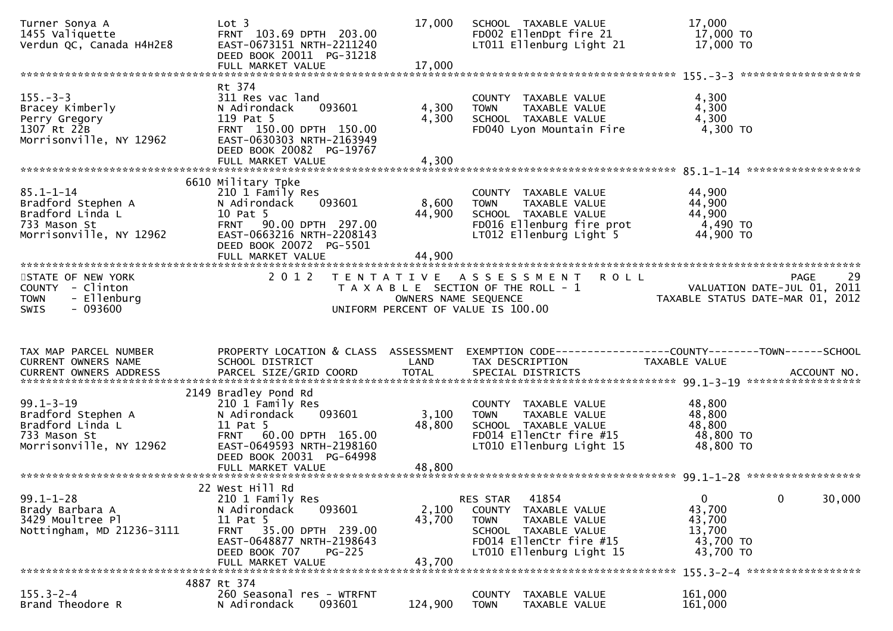```
Turner Sonya A                    Lot 3                                17,000   SCHOOL  TAXABLE VALUE               17,000
1455 Valiquette                   FRNT 103.69 DPTH 203.00                       FD002 EllenDpt fire 21              17,000 TO
Verdun QC, Canada H4H2E8          EAST-0673151 NRTH-2211240                     LT011 Ellenburg Light 21            17,000 TO
                                  DEED BOOK 20011  PG-31218
                                  FULL MARKET VALUE                    17,000
******************************************************************************************************* 155.-3-3 *****************
                                  Rt 374
155.-3-3                          311 Res vac land                              COUNTY  TAXABLE VALUE                4,300
Bracey Kimberly                   N Adirondack     093601               4,300   TOWN    TAXABLE VALUE                4,300
Perry Gregory                     119 Pat 5                             4,300   SCHOOL  TAXABLE VALUE                4,300
1307 Rt 22B                       FRNT 150.00 DPTH 150.00                       FD040 Lyon Mountain Fire             4,300 TO
Morrisonville, NY 12962           EAST-0630303 NRTH-2163949
                                  DEED BOOK 20082  PG-19767
                                  FULL MARKET VALUE                     4,300
******************************************************************************************************* 85.1-1-14 ****************
                             6610 Military Tpke
85.1-1-14                         210 1 Family Res                              COUNTY  TAXABLE VALUE               44,900
Bradford Stephen A                N Adirondack     093601               8,600   TOWN    TAXABLE VALUE               44,900
Bradford Linda L                  10 Pat 5                             44,900   SCHOOL  TAXABLE VALUE               44,900
733 Mason St                      FRNT  90.00 DPTH 297.00                       FD016 Ellenburg fire prot            4,490 TO
Morrisonville, NY 12962           EAST-0663216 NRTH-2208143                     LT012 Ellenburg Light 5             44,900 TO
                                  DEED BOOK 20072  PG-5501
                                  FULL MARKET VALUE                    44,900
***********************************************************************************************************************************
STATE OF NEW YORK                   2 0 1 2   T E N T A T I V E   A S S E S S M E N T   R O L L                         PAGE    29
COUNTY  - Clinton                           T A X A B L E SECTION OF THE ROLL - 1                  VALUATION DATE-JUL 01, 2011
TOWN    - Ellenburg                                    OWNERS NAME SEQUENCE                       TAXABLE STATUS DATE-MAR 01, 2012
SWIS    - 093600                            UNIFORM PERCENT OF VALUE IS 100.00


TAX MAP PARCEL NUMBER             PROPERTY LOCATION & CLASS  ASSESSMENT  EXEMPTION CODE------------------COUNTY--------TOWN------SCHOOL
CURRENT OWNERS NAME               SCHOOL DISTRICT               LAND      TAX DESCRIPTION            TAXABLE VALUE
CURRENT OWNERS ADDRESS            PARCEL SIZE/GRID COORD        TOTAL     SPECIAL DISTRICTS                                  ACCOUNT NO.
******************************************************************************************************* 99.1-3-19 ****************
                             2149 Bradley Pond Rd
99.1-3-19                         210 1 Family Res                              COUNTY  TAXABLE VALUE               48,800
Bradford Stephen A                N Adirondack     093601               3,100   TOWN    TAXABLE VALUE               48,800
Bradford Linda L                  11 Pat 5                             48,800   SCHOOL  TAXABLE VALUE               48,800
733 Mason St                      FRNT  60.00 DPTH 165.00                       FD014 EllenCtr fire #15             48,800 TO
Morrisonville, NY 12962           EAST-0649593 NRTH-2198160                     LT010 Ellenburg Light 15            48,800 TO
                                  DEED BOOK 20031  PG-64998
                                  FULL MARKET VALUE                    48,800
******************************************************************************************************* 99.1-1-28 ****************
                               22 West Hill Rd
99.1-1-28                         210 1 Family Res                              RES STAR   41854                     0             0      30,000
Brady Barbara A                   N Adirondack     093601               2,100   COUNTY  TAXABLE VALUE               43,700
3429 Moultree Pl                  11 Pat 5                             43,700   TOWN    TAXABLE VALUE               43,700
Nottingham, MD 21236-3111         FRNT  35.00 DPTH 239.00                       SCHOOL  TAXABLE VALUE               13,700
                                  EAST-0648877 NRTH-2198643                     FD014 EllenCtr fire #15             43,700 TO
                                  DEED BOOK 707    PG-225                       LT010 Ellenburg Light 15            43,700 TO
                                  FULL MARKET VALUE                    43,700
******************************************************************************************************* 155.3-2-4 ****************
                             4887 Rt 374
155.3-2-4                         260 Seasonal res - WTRFNT                     COUNTY  TAXABLE VALUE              161,000
Brand Theodore R                  N Adirondack     093601             124,900   TOWN    TAXABLE VALUE              161,000
```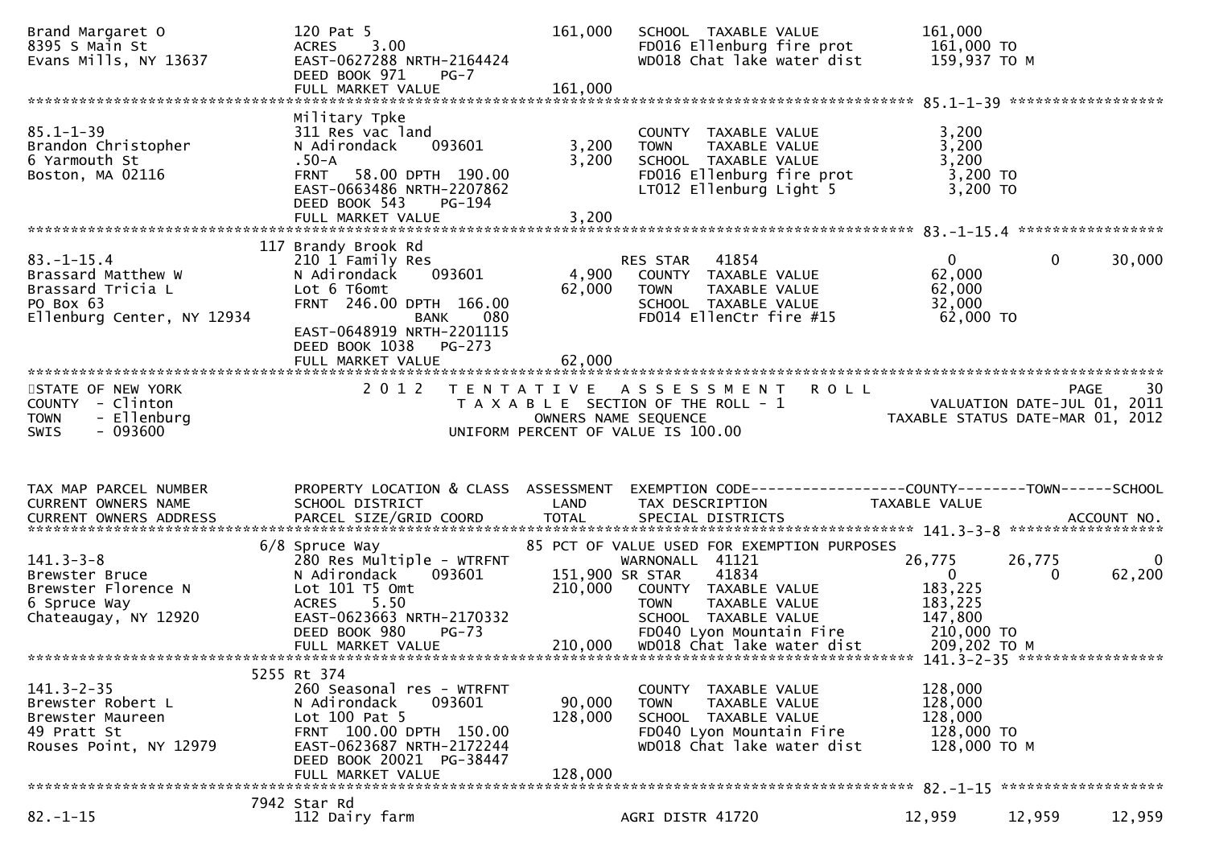```
Brand Margaret O                   120 Pat 5                          161,000   SCHOOL  TAXABLE VALUE              161,000
8395 S Main St                     ACRES     3.00                               FD016 Ellenburg fire prot           161,000 TO
Evans Mills, NY 13637              EAST-0627288 NRTH-2164424                    WD018 Chat lake water dist          159,937 TO M
                                   DEED BOOK 971     PG-7
                                   FULL MARKET VALUE                  161,000
******************************************************************************************************* 85.1-1-39 ******************
                                   Military Tpke
85.1-1-39                          311 Res vac land                             COUNTY  TAXABLE VALUE                3,200
Brandon Christopher                N Adirondack     093601              3,200   TOWN    TAXABLE VALUE                3,200
6 Yarmouth St                      .50-A                                3,200   SCHOOL  TAXABLE VALUE                3,200
Boston, MA 02116                   FRNT    58.00 DPTH  190.00                   FD016 Ellenburg fire prot            3,200 TO
                                   EAST-0663486 NRTH-2207862                    LT012 Ellenburg Light 5              3,200 TO
                                   DEED BOOK 543     PG-194
                                   FULL MARKET VALUE                    3,200
******************************************************************************************************* 83.-1-15.4 *****************
                               117 Brandy Brook Rd
83.-1-15.4                         210 1 Family Res                             RES STAR    41854                   0             0        30,000
Brassard Matthew W                 N Adirondack     093601              4,900   COUNTY  TAXABLE VALUE               62,000
Brassard Tricia L                  Lot 6 T6omt                         62,000   TOWN    TAXABLE VALUE               62,000
PO Box 63                          FRNT  246.00 DPTH  166.00                    SCHOOL  TAXABLE VALUE               32,000
Ellenburg Center, NY 12934                       BANK     080                   FD014 EllenCtr fire #15             62,000 TO
                                   EAST-0648919 NRTH-2201115
                                   DEED BOOK 1038    PG-273
                                   FULL MARKET VALUE                   62,000
************************************************************************************************************************************
STATE OF NEW YORK                    2 0 1 2   T E N T A T I V E   A S S E S S M E N T   R O L L                                PAGE    30
COUNTY  - Clinton                              T A X A B L E  SECTION OF THE ROLL - 1                          VALUATION DATE-JUL 01, 2011
TOWN    - Ellenburg                                 OWNERS NAME SEQUENCE                                 TAXABLE STATUS DATE-MAR 01, 2012
SWIS    - 093600                                UNIFORM PERCENT OF VALUE IS 100.00


TAX MAP PARCEL NUMBER              PROPERTY LOCATION & CLASS  ASSESSMENT  EXEMPTION CODE------------------COUNTY--------TOWN------SCHOOL
CURRENT OWNERS NAME                SCHOOL DISTRICT                LAND      TAX DESCRIPTION                TAXABLE VALUE
CURRENT OWNERS ADDRESS             PARCEL SIZE/GRID COORD         TOTAL     SPECIAL DISTRICTS                                  ACCOUNT NO.
******************************************************************************************************* 141.3-3-8 ******************
                               6/8 Spruce Way                     85 PCT OF VALUE USED FOR EXEMPTION PURPOSES
141.3-3-8                          280 Res Multiple - WTRFNT                    WARNONALL  41121                26,775        26,775           0
Brewster Bruce                     N Adirondack     093601            151,900 SR STAR     41834                    0             0        62,200
Brewster Florence N                Lot 101 T5 Omt                     210,000   COUNTY  TAXABLE VALUE              183,225
6 Spruce Way                       ACRES     5.50                               TOWN    TAXABLE VALUE              183,225
Chateaugay, NY 12920               EAST-0623663 NRTH-2170332                    SCHOOL  TAXABLE VALUE              147,800
                                   DEED BOOK 980     PG-73                      FD040 Lyon Mountain Fire            210,000 TO
                                   FULL MARKET VALUE                  210,000   WD018 Chat lake water dist          209,202 TO M
******************************************************************************************************* 141.3-2-35 *****************
                              5255 Rt 374
141.3-2-35                         260 Seasonal res - WTRFNT                    COUNTY  TAXABLE VALUE              128,000
Brewster Robert L                  N Adirondack     093601             90,000   TOWN    TAXABLE VALUE              128,000
Brewster Maureen                   Lot 100 Pat 5                      128,000   SCHOOL  TAXABLE VALUE              128,000
49 Pratt St                        FRNT  100.00 DPTH  150.00                    FD040 Lyon Mountain Fire            128,000 TO
Rouses Point, NY 12979             EAST-0623687 NRTH-2172244                    WD018 Chat lake water dist          128,000 TO M
                                   DEED BOOK 20021 PG-38447
                                   FULL MARKET VALUE                  128,000
******************************************************************************************************* 82.-1-15 *******************
                              7942 Star Rd
82.-1-15                           112 Dairy farm                               AGRI DISTR 41720                12,959        12,959        12,959
```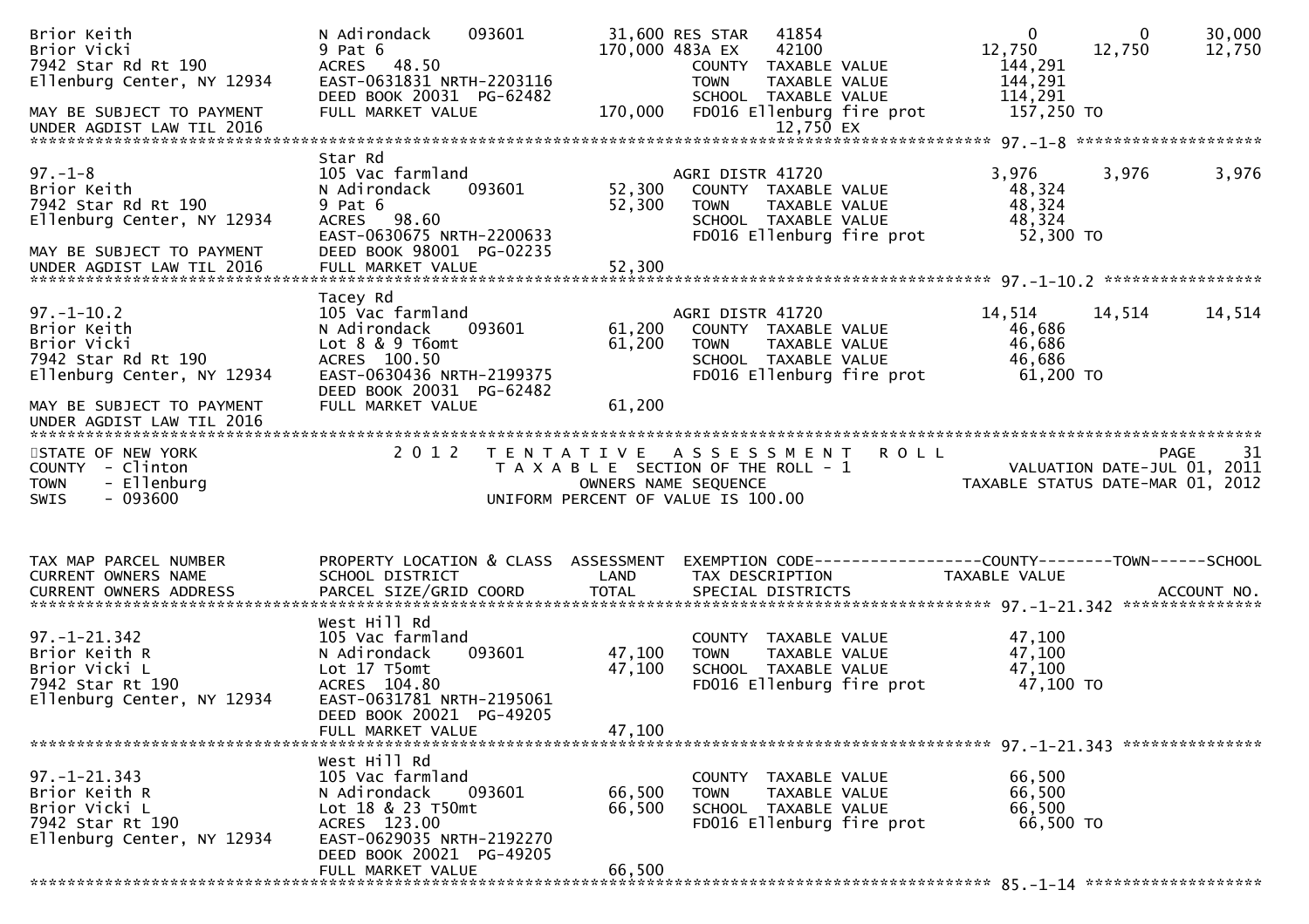```
Brior Keith                    N Adirondack    093601        31,600 RES STAR   41854                  0          0      30,000
Brior Vicki                    9 Pat 6                      170,000 483A EX    42100             12,750     12,750      12,750
7942 Star Rd Rt 190            ACRES   48.50                        COUNTY  TAXABLE VALUE           144,291
Ellenburg Center, NY 12934     EAST-0631831 NRTH-2203116            TOWN    TAXABLE VALUE           144,291
                               DEED BOOK 20031 PG-62482             SCHOOL  TAXABLE VALUE           114,291
MAY BE SUBJECT TO PAYMENT      FULL MARKET VALUE            170,000  FD016 Ellenburg fire prot        157,250 TO
UNDER AGDIST LAW TIL 2016                                                     12,750 EX
******************************************************************************************************* 97.-1-8 ********************
                               Star Rd
97.-1-8                        105 Vac farmland                     AGRI DISTR 41720                 3,976      3,976       3,976
Brior Keith                    N Adirondack    093601        52,300  COUNTY  TAXABLE VALUE            48,324
7942 Star Rd Rt 190            9 Pat 6                       52,300  TOWN    TAXABLE VALUE            48,324
Ellenburg Center, NY 12934     ACRES   98.60                        SCHOOL  TAXABLE VALUE            48,324
                               EAST-0630675 NRTH-2200633            FD016 Ellenburg fire prot         52,300 TO
MAY BE SUBJECT TO PAYMENT      DEED BOOK 98001 PG-02235
UNDER AGDIST LAW TIL 2016      FULL MARKET VALUE             52,300
******************************************************************************************************* 97.-1-10.2 *****************
                               Tacey Rd
97.-1-10.2                     105 Vac farmland                     AGRI DISTR 41720                14,514     14,514      14,514
Brior Keith                    N Adirondack    093601        61,200  COUNTY  TAXABLE VALUE            46,686
Brior Vicki                    Lot 8 & 9 T6omt               61,200  TOWN    TAXABLE VALUE            46,686
7942 Star Rd Rt 190            ACRES  100.50                        SCHOOL  TAXABLE VALUE            46,686
Ellenburg Center, NY 12934     EAST-0630436 NRTH-2199375            FD016 Ellenburg fire prot         61,200 TO
                               DEED BOOK 20031 PG-62482
MAY BE SUBJECT TO PAYMENT      FULL MARKET VALUE             61,200
UNDER AGDIST LAW TIL 2016
************************************************************************************************************************************
STATE OF NEW YORK                2 0 1 2   T E N T A T I V E   A S S E S S M E N T   R O L L                             PAGE    31
COUNTY  - Clinton                          T A X A B L E  SECTION OF THE ROLL - 1                    VALUATION DATE-JUL 01, 2011
TOWN    - Ellenburg                              OWNERS NAME SEQUENCE                           TAXABLE STATUS DATE-MAR 01, 2012
SWIS    - 093600                          UNIFORM PERCENT OF VALUE IS 100.00


TAX MAP PARCEL NUMBER          PROPERTY LOCATION & CLASS  ASSESSMENT  EXEMPTION CODE------------------COUNTY--------TOWN------SCHOOL
CURRENT OWNERS NAME            SCHOOL DISTRICT               LAND     TAX DESCRIPTION              TAXABLE VALUE
CURRENT OWNERS ADDRESS         PARCEL SIZE/GRID COORD        TOTAL    SPECIAL DISTRICTS                                  ACCOUNT NO.
******************************************************************************************************* 97.-1-21.342 ***************
                               West Hill Rd
97.-1-21.342                   105 Vac farmland                     COUNTY  TAXABLE VALUE            47,100
Brior Keith R                  N Adirondack    093601        47,100  TOWN    TAXABLE VALUE            47,100
Brior Vicki L                  Lot 17 T5omt                  47,100  SCHOOL  TAXABLE VALUE            47,100
7942 Star Rt 190               ACRES  104.80                        FD016 Ellenburg fire prot         47,100 TO
Ellenburg Center, NY 12934     EAST-0631781 NRTH-2195061
                               DEED BOOK 20021 PG-49205
                               FULL MARKET VALUE             47,100
******************************************************************************************************* 97.-1-21.343 ***************
                               West Hill Rd
97.-1-21.343                   105 Vac farmland                     COUNTY  TAXABLE VALUE            66,500
Brior Keith R                  N Adirondack    093601        66,500  TOWN    TAXABLE VALUE            66,500
Brior Vicki L                  Lot 18 & 23 T50mt             66,500  SCHOOL  TAXABLE VALUE            66,500
7942 Star Rt 190               ACRES  123.00                        FD016 Ellenburg fire prot         66,500 TO
Ellenburg Center, NY 12934     EAST-0629035 NRTH-2192270
                               DEED BOOK 20021 PG-49205
                               FULL MARKET VALUE             66,500
******************************************************************************************************* 85.-1-14 *******************
```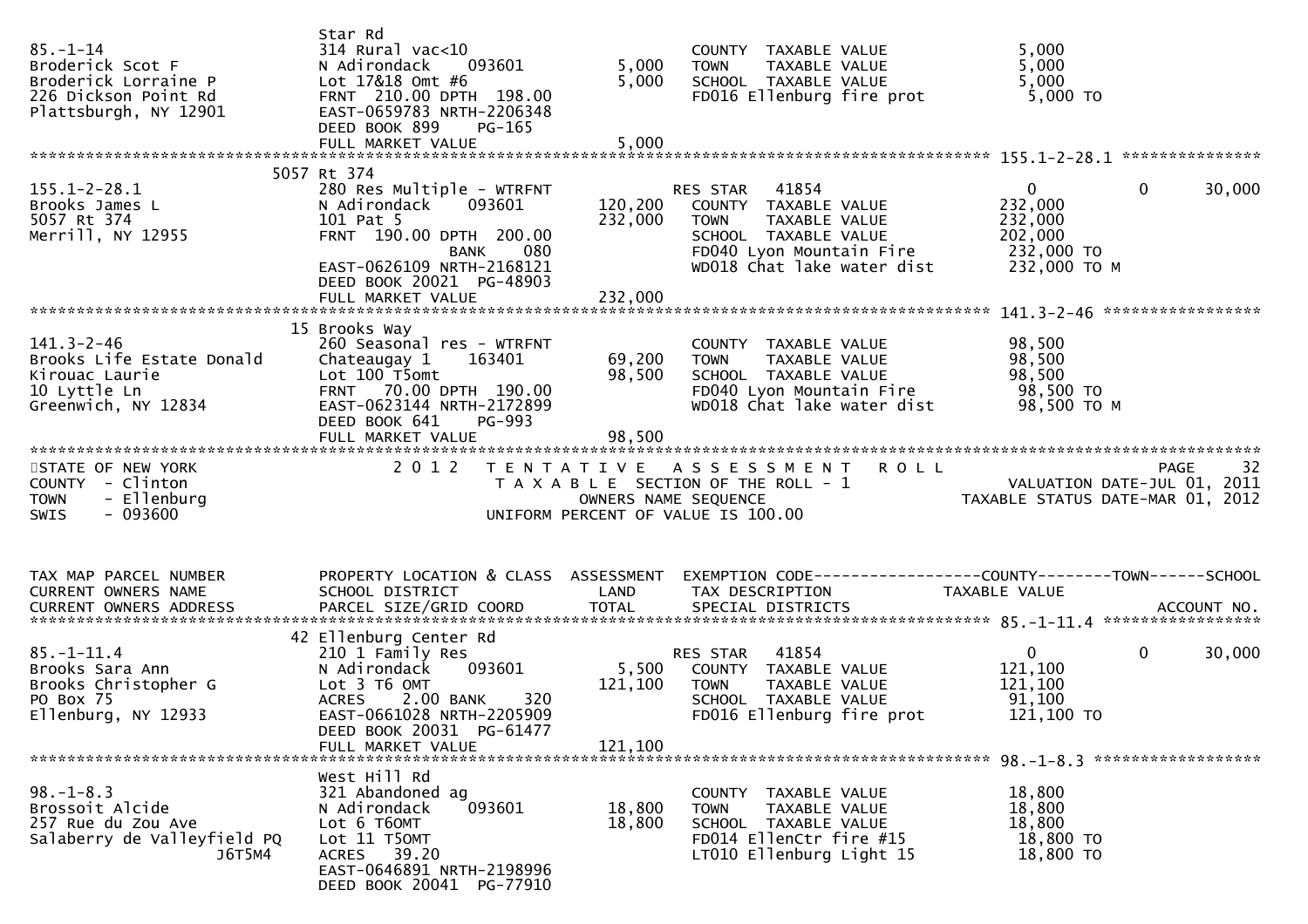| TAX MAP PARCEL NUMBER / CURRENT OWNERS NAME / CURRENT OWNERS ADDRESS | PROPERTY LOCATION & CLASS / SCHOOL DISTRICT / PARCEL SIZE/GRID COORD | ASSESSMENT LAND | ASSESSMENT TOTAL | EXEMPTION CODE / TAX DESCRIPTION / SPECIAL DISTRICTS | COUNTY TAXABLE VALUE | TOWN | SCHOOL / ACCOUNT NO. |
|---|---|---|---|---|---|---|---|
| 85.-1-14 | Star Rd | | | | | | |
| Broderick Scot F | 314 Rural vac<10 | | | COUNTY TAXABLE VALUE | 5,000 | | |
| Broderick Lorraine P | N Adirondack 093601 | 5,000 | | TOWN TAXABLE VALUE | 5,000 | | |
| 226 Dickson Point Rd | Lot 17&18 Omt #6 | | 5,000 | SCHOOL TAXABLE VALUE | 5,000 | | |
| Plattsburgh, NY 12901 | FRNT 210.00 DPTH 198.00 | | | FD016 Ellenburg fire prot | 5,000 TO | | |
| | EAST-0659783 NRTH-2206348 | | | | | | |
| | DEED BOOK 899 PG-165 | | | | | | |
| | FULL MARKET VALUE | | 5,000 | | | | |
| 155.1-2-28.1 | 5057 Rt 374 | | | | | | |
| Brooks James L | 280 Res Multiple - WTRFNT | | | RES STAR 41854 | 0 | 0 | 30,000 |
| 5057 Rt 374 | N Adirondack 093601 | 120,200 | | COUNTY TAXABLE VALUE | 232,000 | | |
| Merrill, NY 12955 | 101 Pat 5 | | 232,000 | TOWN TAXABLE VALUE | 232,000 | | |
| | FRNT 190.00 DPTH 200.00 | | | SCHOOL TAXABLE VALUE | 202,000 | | |
| | BANK 080 | | | FD040 Lyon Mountain Fire | 232,000 TO | | |
| | EAST-0626109 NRTH-2168121 | | | WD018 Chat lake water dist | 232,000 TO M | | |
| | DEED BOOK 20021 PG-48903 | | | | | | |
| | FULL MARKET VALUE | | 232,000 | | | | |
| 141.3-2-46 | 15 Brooks Way | | | | | | |
| Brooks Life Estate Donald | 260 Seasonal res - WTRFNT | | | COUNTY TAXABLE VALUE | 98,500 | | |
| Kirouac Laurie | Chateaugay 1 163401 | 69,200 | | TOWN TAXABLE VALUE | 98,500 | | |
| 10 Lyttle Ln | Lot 100 T5omt | | 98,500 | SCHOOL TAXABLE VALUE | 98,500 | | |
| Greenwich, NY 12834 | FRNT 70.00 DPTH 190.00 | | | FD040 Lyon Mountain Fire | 98,500 TO | | |
| | EAST-0623144 NRTH-2172899 | | | WD018 Chat lake water dist | 98,500 TO M | | |
| | DEED BOOK 641 PG-993 | | | | | | |
| | FULL MARKET VALUE | | 98,500 | | | | |

STATE OF NEW YORK — COUNTY - Clinton — TOWN - Ellenburg — SWIS - 093600

2012 TENTATIVE ASSESSMENT ROLL — TAXABLE SECTION OF THE ROLL - 1 — OWNERS NAME SEQUENCE — UNIFORM PERCENT OF VALUE IS 100.00

VALUATION DATE-JUL 01, 2011 — TAXABLE STATUS DATE-MAR 01, 2012

| TAX MAP PARCEL NUMBER / CURRENT OWNERS NAME / CURRENT OWNERS ADDRESS | PROPERTY LOCATION & CLASS / SCHOOL DISTRICT / PARCEL SIZE/GRID COORD | ASSESSMENT LAND | ASSESSMENT TOTAL | EXEMPTION CODE / TAX DESCRIPTION / SPECIAL DISTRICTS | COUNTY TAXABLE VALUE | TOWN | SCHOOL / ACCOUNT NO. |
|---|---|---|---|---|---|---|---|
| 85.-1-11.4 | 42 Ellenburg Center Rd | | | | | | |
| Brooks Sara Ann | 210 1 Family Res | | | RES STAR 41854 | 0 | 0 | 30,000 |
| Brooks Christopher G | N Adirondack 093601 | 5,500 | | COUNTY TAXABLE VALUE | 121,100 | | |
| PO Box 75 | Lot 3 T6 OMT | | 121,100 | TOWN TAXABLE VALUE | 121,100 | | |
| Ellenburg, NY 12933 | ACRES 2.00 BANK 320 | | | SCHOOL TAXABLE VALUE | 91,100 | | |
| | EAST-0661028 NRTH-2205909 | | | FD016 Ellenburg fire prot | 121,100 TO | | |
| | DEED BOOK 20031 PG-61477 | | | | | | |
| | FULL MARKET VALUE | | 121,100 | | | | |
| 98.-1-8.3 | West Hill Rd | | | | | | |
| Brossoit Alcide | 321 Abandoned ag | | | COUNTY TAXABLE VALUE | 18,800 | | |
| 257 Rue du Zou Ave | N Adirondack 093601 | 18,800 | | TOWN TAXABLE VALUE | 18,800 | | |
| Salaberry de Valleyfield PQ | Lot 6 T6OMT | | 18,800 | SCHOOL TAXABLE VALUE | 18,800 | | |
| J6T5M4 | Lot 11 T5OMT | | | FD014 EllenCtr fire #15 | 18,800 TO | | |
| | ACRES 39.20 | | | LT010 Ellenburg Light 15 | 18,800 TO | | |
| | EAST-0646891 NRTH-2198996 | | | | | | |
| | DEED BOOK 20041 PG-77910 | | | | | | |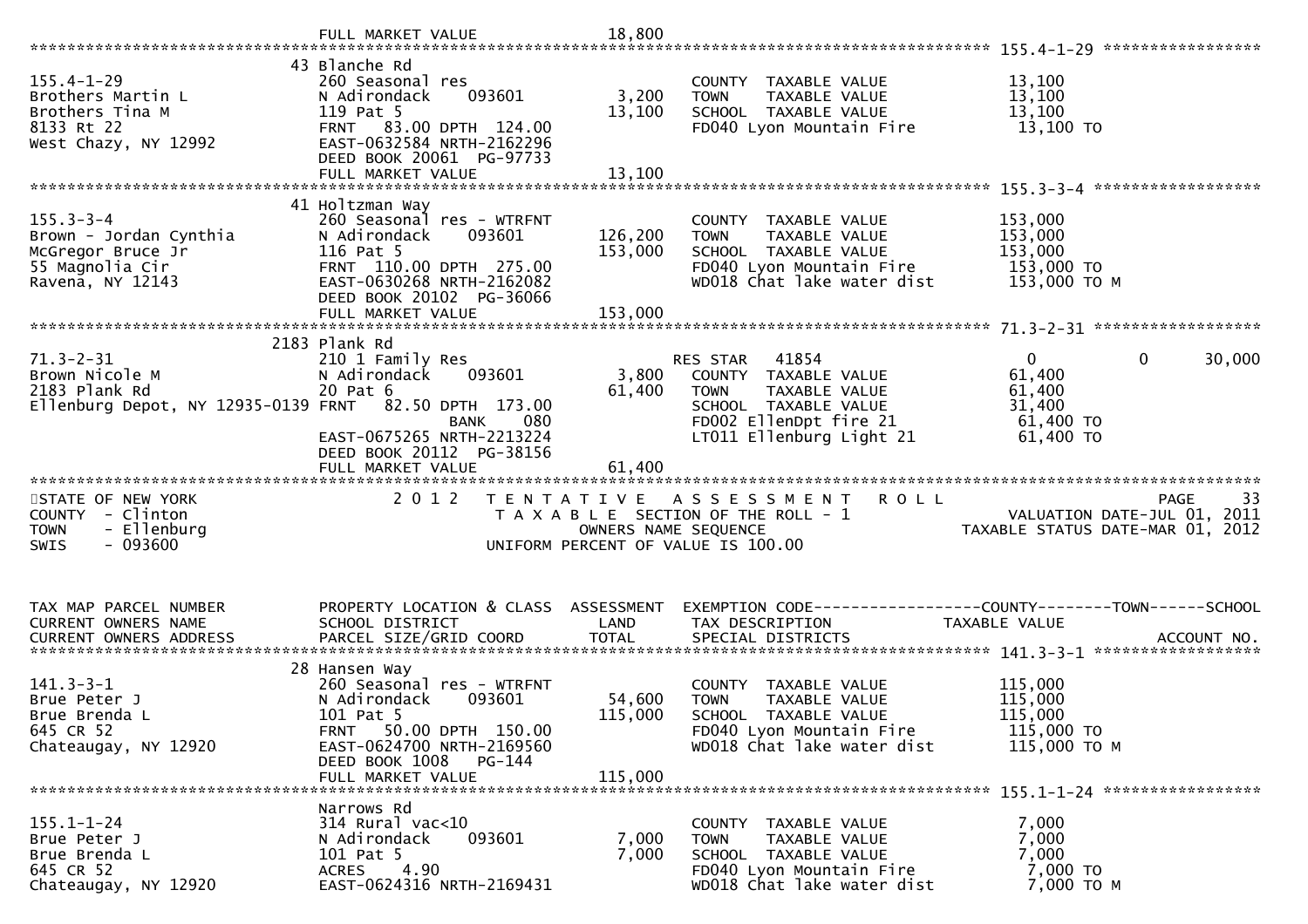```
                                  FULL MARKET VALUE              18,800
******************************************************************************************************* 155.4-1-29 *****************
                                  43 Blanche Rd
155.4-1-29                        260 Seasonal res                        COUNTY  TAXABLE VALUE             13,100
Brothers Martin L                 N Adirondack      093601        3,200   TOWN    TAXABLE VALUE             13,100
Brothers Tina M                   119 Pat 5                      13,100   SCHOOL  TAXABLE VALUE             13,100
8133 Rt 22                        FRNT   83.00 DPTH  124.00               FD040 Lyon Mountain Fire            13,100 TO
West Chazy, NY 12992              EAST-0632584 NRTH-2162296
                                  DEED BOOK 20061  PG-97733
                                  FULL MARKET VALUE              13,100
******************************************************************************************************* 155.3-3-4 ******************
                                  41 Holtzman Way
155.3-3-4                         260 Seasonal res - WTRFNT               COUNTY  TAXABLE VALUE            153,000
Brown - Jordan Cynthia            N Adirondack      093601      126,200   TOWN    TAXABLE VALUE            153,000
McGregor Bruce Jr                 116 Pat 5                     153,000   SCHOOL  TAXABLE VALUE            153,000
55 Magnolia Cir                   FRNT  110.00 DPTH  275.00               FD040 Lyon Mountain Fire           153,000 TO
Ravena, NY 12143                  EAST-0630268 NRTH-2162082               WD018 Chat lake water dist         153,000 TO M
                                  DEED BOOK 20102  PG-36066
                                  FULL MARKET VALUE             153,000
******************************************************************************************************* 71.3-2-31 ******************
                                  2183 Plank Rd
71.3-2-31                         210 1 Family Res                        RES STAR   41854                     0             0        30,000
Brown Nicole M                    N Adirondack      093601        3,800   COUNTY  TAXABLE VALUE             61,400
2183 Plank Rd                     20 Pat 6                       61,400   TOWN    TAXABLE VALUE             61,400
Ellenburg Depot, NY 12935-0139 FRNT   82.50 DPTH  173.00                  SCHOOL  TAXABLE VALUE             31,400
                                  BANK     080                            FD002 EllenDpt fire 21              61,400 TO
                                  EAST-0675265 NRTH-2213224               LT011 Ellenburg Light 21            61,400 TO
                                  DEED BOOK 20112  PG-38156
                                  FULL MARKET VALUE              61,400
*************************************************************************************************************************************
STATE OF NEW YORK                 2 0 1 2   T E N T A T I V E   A S S E S S M E N T   R O L L                           PAGE    33
COUNTY  - Clinton                          T A X A B L E SECTION OF THE ROLL - 1                      VALUATION DATE-JUL 01, 2011
TOWN    - Ellenburg                               OWNERS NAME SEQUENCE                            TAXABLE STATUS DATE-MAR 01, 2012
SWIS    - 093600                            UNIFORM PERCENT OF VALUE IS 100.00


TAX MAP PARCEL NUMBER             PROPERTY LOCATION & CLASS  ASSESSMENT  EXEMPTION CODE------------------COUNTY--------TOWN------SCHOOL
CURRENT OWNERS NAME               SCHOOL DISTRICT               LAND      TAX DESCRIPTION            TAXABLE VALUE
CURRENT OWNERS ADDRESS            PARCEL SIZE/GRID COORD        TOTAL     SPECIAL DISTRICTS                                ACCOUNT NO.
******************************************************************************************************* 141.3-3-1 ******************
                                  28 Hansen Way
141.3-3-1                         260 Seasonal res - WTRFNT               COUNTY  TAXABLE VALUE            115,000
Brue Peter J                      N Adirondack      093601       54,600   TOWN    TAXABLE VALUE            115,000
Brue Brenda L                     101 Pat 5                     115,000   SCHOOL  TAXABLE VALUE            115,000
645 CR 52                         FRNT   50.00 DPTH  150.00               FD040 Lyon Mountain Fire           115,000 TO
Chateaugay, NY 12920              EAST-0624700 NRTH-2169560               WD018 Chat lake water dist         115,000 TO M
                                  DEED BOOK 1008    PG-144
                                  FULL MARKET VALUE             115,000
******************************************************************************************************* 155.1-1-24 *****************
                                  Narrows Rd
155.1-1-24                        314 Rural vac<10                        COUNTY  TAXABLE VALUE              7,000
Brue Peter J                      N Adirondack      093601        7,000   TOWN    TAXABLE VALUE              7,000
Brue Brenda L                     101 Pat 5                       7,000   SCHOOL  TAXABLE VALUE              7,000
645 CR 52                         ACRES     4.90                          FD040 Lyon Mountain Fire             7,000 TO
Chateaugay, NY 12920              EAST-0624316 NRTH-2169431               WD018 Chat lake water dist           7,000 TO M
```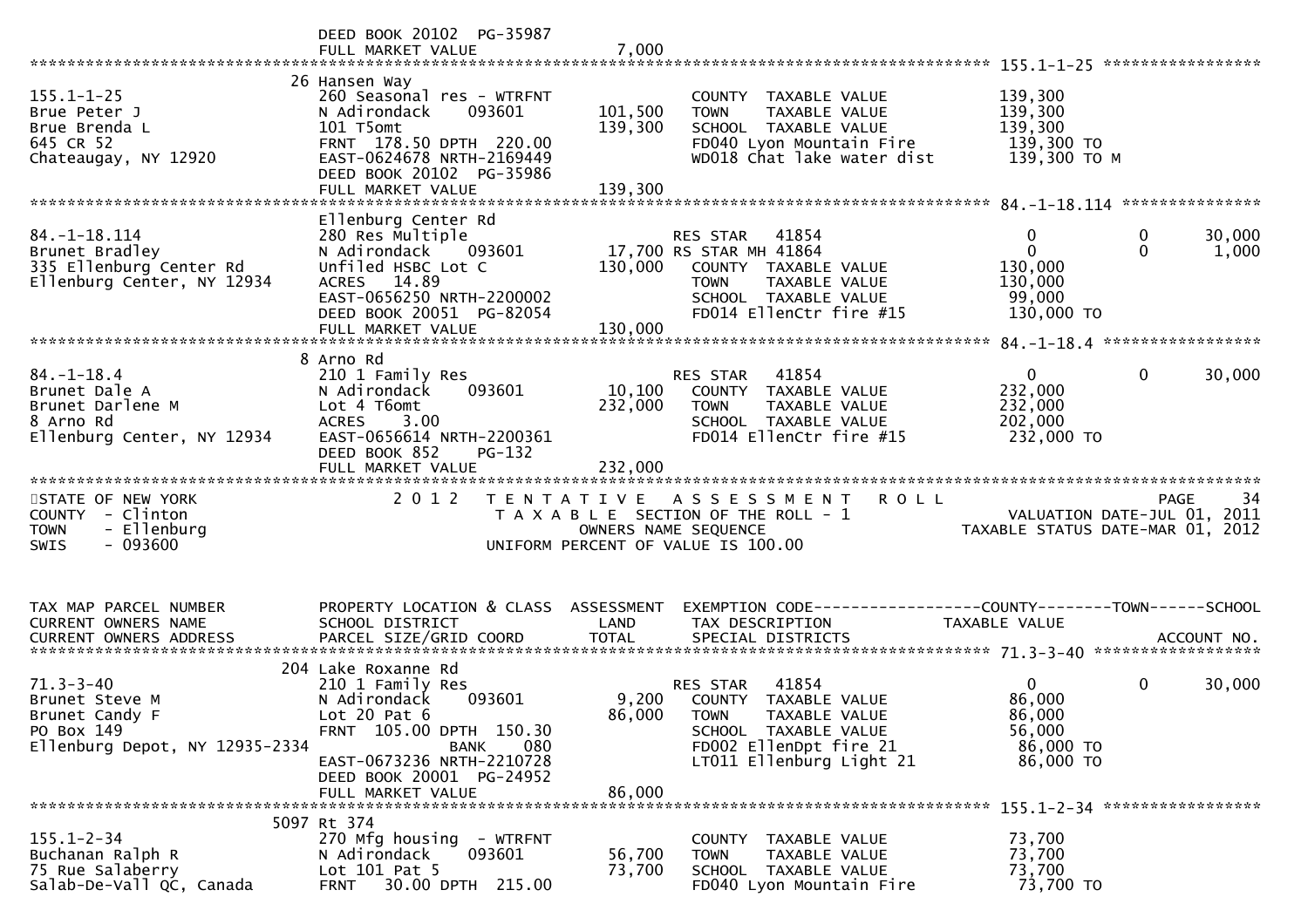```
                             DEED BOOK 20102 PG-35987
                             FULL MARKET VALUE              7,000
******************************************************************************************************* 155.1-1-25 *****************
                          26 Hansen Way
155.1-1-25                   260 Seasonal res - WTRFNT              COUNTY  TAXABLE VALUE            139,300
Brue Peter J                 N Adirondack     093601      101,500   TOWN    TAXABLE VALUE            139,300
Brue Brenda L                101 T5omt                    139,300   SCHOOL  TAXABLE VALUE            139,300
645 CR 52                    FRNT 178.50 DPTH 220.00                FD040 Lyon Mountain Fire          139,300 TO
Chateaugay, NY 12920         EAST-0624678 NRTH-2169449              WD018 Chat lake water dist        139,300 TO M
                             DEED BOOK 20102 PG-35986
                             FULL MARKET VALUE            139,300
******************************************************************************************************* 84.-1-18.114 ***************
                             Ellenburg Center Rd
84.-1-18.114                 280 Res Multiple                       RES STAR   41854                       0            0        30,000
Brunet Bradley               N Adirondack     093601       17,700 RS STAR MH 41864                        0            0         1,000
335 Ellenburg Center Rd      Unfiled HSBC Lot C           130,000   COUNTY  TAXABLE VALUE            130,000
Ellenburg Center, NY 12934   ACRES   14.89                          TOWN    TAXABLE VALUE            130,000
                             EAST-0656250 NRTH-2200002              SCHOOL  TAXABLE VALUE             99,000
                             DEED BOOK 20051 PG-82054               FD014 EllenCtr fire #15           130,000 TO
                             FULL MARKET VALUE            130,000
******************************************************************************************************* 84.-1-18.4 *****************
                           8 Arno Rd
84.-1-18.4                   210 1 Family Res                       RES STAR   41854                       0            0        30,000
Brunet Dale A                N Adirondack     093601       10,100   COUNTY  TAXABLE VALUE            232,000
Brunet Darlene M             Lot 4 T6omt                  232,000   TOWN    TAXABLE VALUE            232,000
8 Arno Rd                    ACRES    3.00                          SCHOOL  TAXABLE VALUE            202,000
Ellenburg Center, NY 12934   EAST-0656614 NRTH-2200361              FD014 EllenCtr fire #15           232,000 TO
                             DEED BOOK 852    PG-132
                             FULL MARKET VALUE            232,000
*******************************************************************************************************************************************
STATE OF NEW YORK                 2 0 1 2   T E N T A T I V E   A S S E S S M E N T   R O L L                        PAGE    34
COUNTY  - Clinton                          T A X A B L E  SECTION OF THE ROLL - 1                   VALUATION DATE-JUL 01, 2011
TOWN    - Ellenburg                           OWNERS NAME SEQUENCE                          TAXABLE STATUS DATE-MAR 01, 2012
SWIS    - 093600                          UNIFORM PERCENT OF VALUE IS 100.00


TAX MAP PARCEL NUMBER        PROPERTY LOCATION & CLASS  ASSESSMENT  EXEMPTION CODE------------------COUNTY--------TOWN------SCHOOL
CURRENT OWNERS NAME          SCHOOL DISTRICT                LAND    TAX DESCRIPTION            TAXABLE VALUE
CURRENT OWNERS ADDRESS       PARCEL SIZE/GRID COORD        TOTAL    SPECIAL DISTRICTS                                     ACCOUNT NO.
******************************************************************************************************* 71.3-3-40 ******************
                         204 Lake Roxanne Rd
71.3-3-40                    210 1 Family Res                       RES STAR   41854                       0            0        30,000
Brunet Steve M               N Adirondack     093601        9,200   COUNTY  TAXABLE VALUE             86,000
Brunet Candy F               Lot 20 Pat 6                  86,000   TOWN    TAXABLE VALUE             86,000
PO Box 149                   FRNT 105.00 DPTH 150.30                SCHOOL  TAXABLE VALUE             56,000
Ellenburg Depot, NY 12935-2334            BANK     080              FD002 EllenDpt fire 21             86,000 TO
                             EAST-0673236 NRTH-2210728              LT011 Ellenburg Light 21           86,000 TO
                             DEED BOOK 20001 PG-24952
                             FULL MARKET VALUE             86,000
******************************************************************************************************* 155.1-2-34 *****************
                        5097 Rt 374
155.1-2-34                   270 Mfg housing  - WTRFNT              COUNTY  TAXABLE VALUE             73,700
Buchanan Ralph R             N Adirondack     093601       56,700   TOWN    TAXABLE VALUE             73,700
75 Rue Salaberry             Lot 101 Pat 5                 73,700   SCHOOL  TAXABLE VALUE             73,700
Salab-De-Vall QC, Canada     FRNT   30.00 DPTH 215.00               FD040 Lyon Mountain Fire           73,700 TO
```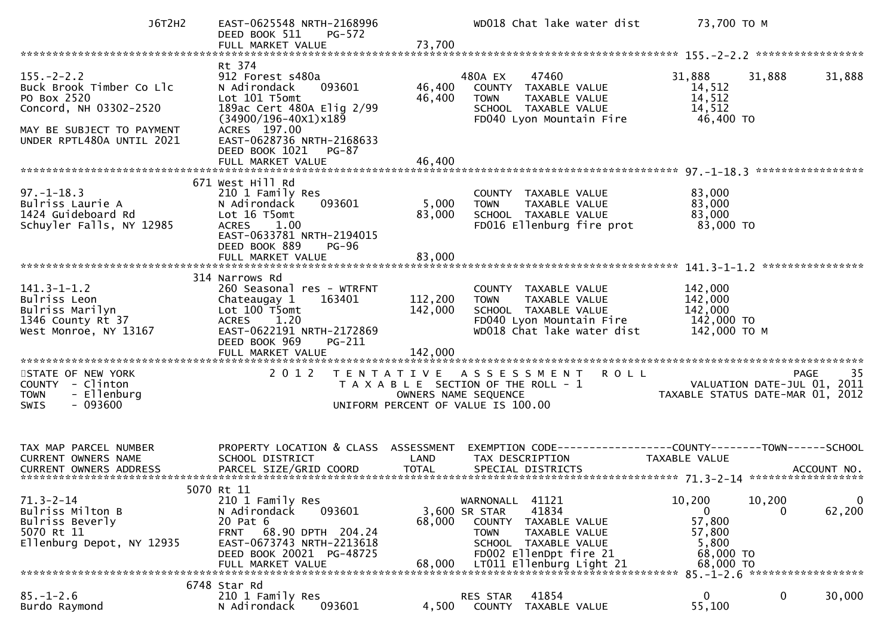```
      J6T2H2                 EAST-0625548 NRTH-2168996                   WD018 Chat lake water dist         73,700 TO M
                             DEED BOOK 511     PG-572
                             FULL MARKET VALUE                73,700
******************************************************************************************************* 155.-2-2.2 *****************
                             Rt 374
155.-2-2.2                   912 Forest s480a                        480A EX     47460                  31,888      31,888      31,888
Buck Brook Timber Co Llc     N Adirondack      093601       46,400    COUNTY  TAXABLE VALUE              14,512
PO Box 2520                  Lot 101 T5omt                  46,400    TOWN    TAXABLE VALUE              14,512
Concord, NH 03302-2520       189ac Cert 480A Elig 2/99                SCHOOL  TAXABLE VALUE              14,512
                             (34900/196-40X1)x189                     FD040 Lyon Mountain Fire           46,400 TO
MAY BE SUBJECT TO PAYMENT    ACRES  197.00
UNDER RPTL480A UNTIL 2021    EAST-0628736 NRTH-2168633
                             DEED BOOK 1021    PG-87
                             FULL MARKET VALUE                46,400
******************************************************************************************************* 97.-1-18.3 *****************
                          671 West Hill Rd
97.-1-18.3                   210 1 Family Res                         COUNTY  TAXABLE VALUE              83,000
Bulriss Laurie A             N Adirondack      093601        5,000    TOWN    TAXABLE VALUE              83,000
1424 Guideboard Rd           Lot 16 T5omt                   83,000    SCHOOL  TAXABLE VALUE              83,000
Schuyler Falls, NY 12985     ACRES    1.00                            FD016 Ellenburg fire prot          83,000 TO
                             EAST-0633781 NRTH-2194015
                             DEED BOOK 889     PG-96
                             FULL MARKET VALUE                83,000
******************************************************************************************************* 141.3-1-1.2 ****************
                          314 Narrows Rd
141.3-1-1.2                  260 Seasonal res - WTRFNT                COUNTY  TAXABLE VALUE             142,000
Bulriss Leon                 Chateaugay 1      163401      112,200    TOWN    TAXABLE VALUE             142,000
Bulriss Marilyn              Lot 100 T5omt                 142,000    SCHOOL  TAXABLE VALUE             142,000
1346 County Rt 37            ACRES    1.20                            FD040 Lyon Mountain Fire          142,000 TO
West Monroe, NY 13167        EAST-0622191 NRTH-2172869                WD018 Chat lake water dist        142,000 TO M
                             DEED BOOK 969     PG-211
                             FULL MARKET VALUE               142,000
************************************************************************************************************************************
STATE OF NEW YORK                 2 0 1 2   T E N T A T I V E   A S S E S S M E N T   R O L L                            PAGE    35
COUNTY  - Clinton                          T A X A B L E  SECTION OF THE ROLL - 1                     VALUATION DATE-JUL 01, 2011
TOWN    - Ellenburg                              OWNERS NAME SEQUENCE                            TAXABLE STATUS DATE-MAR 01, 2012
SWIS    - 093600                          UNIFORM PERCENT OF VALUE IS 100.00


TAX MAP PARCEL NUMBER        PROPERTY LOCATION & CLASS  ASSESSMENT  EXEMPTION CODE------------------COUNTY--------TOWN------SCHOOL
CURRENT OWNERS NAME          SCHOOL DISTRICT               LAND      TAX DESCRIPTION                  TAXABLE VALUE
CURRENT OWNERS ADDRESS       PARCEL SIZE/GRID COORD        TOTAL     SPECIAL DISTRICTS                                    ACCOUNT NO.
******************************************************************************************************* 71.3-2-14 ******************
                          5070 Rt 11
71.3-2-14                    210 1 Family Res                        WARNONALL  41121                  10,200      10,200           0
Bulriss Milton B             N Adirondack      093601        3,600 SR STAR     41834                       0           0      62,200
Bulriss Beverly              20 Pat 6                       68,000    COUNTY  TAXABLE VALUE              57,800
5070 Rt 11                   FRNT   68.90 DPTH 204.24                 TOWN    TAXABLE VALUE              57,800
Ellenburg Depot, NY 12935    EAST-0673743 NRTH-2213618                SCHOOL  TAXABLE VALUE               5,800
                             DEED BOOK 20021  PG-48725                FD002 EllenDpt fire 21             68,000 TO
                             FULL MARKET VALUE                68,000  LT011 Ellenburg Light 21           68,000 TO
******************************************************************************************************* 85.-1-2.6 ******************
                          6748 Star Rd
85.-1-2.6                    210 1 Family Res                        RES STAR   41854                       0           0      30,000
Burdo Raymond                N Adirondack      093601        4,500    COUNTY  TAXABLE VALUE              55,100
```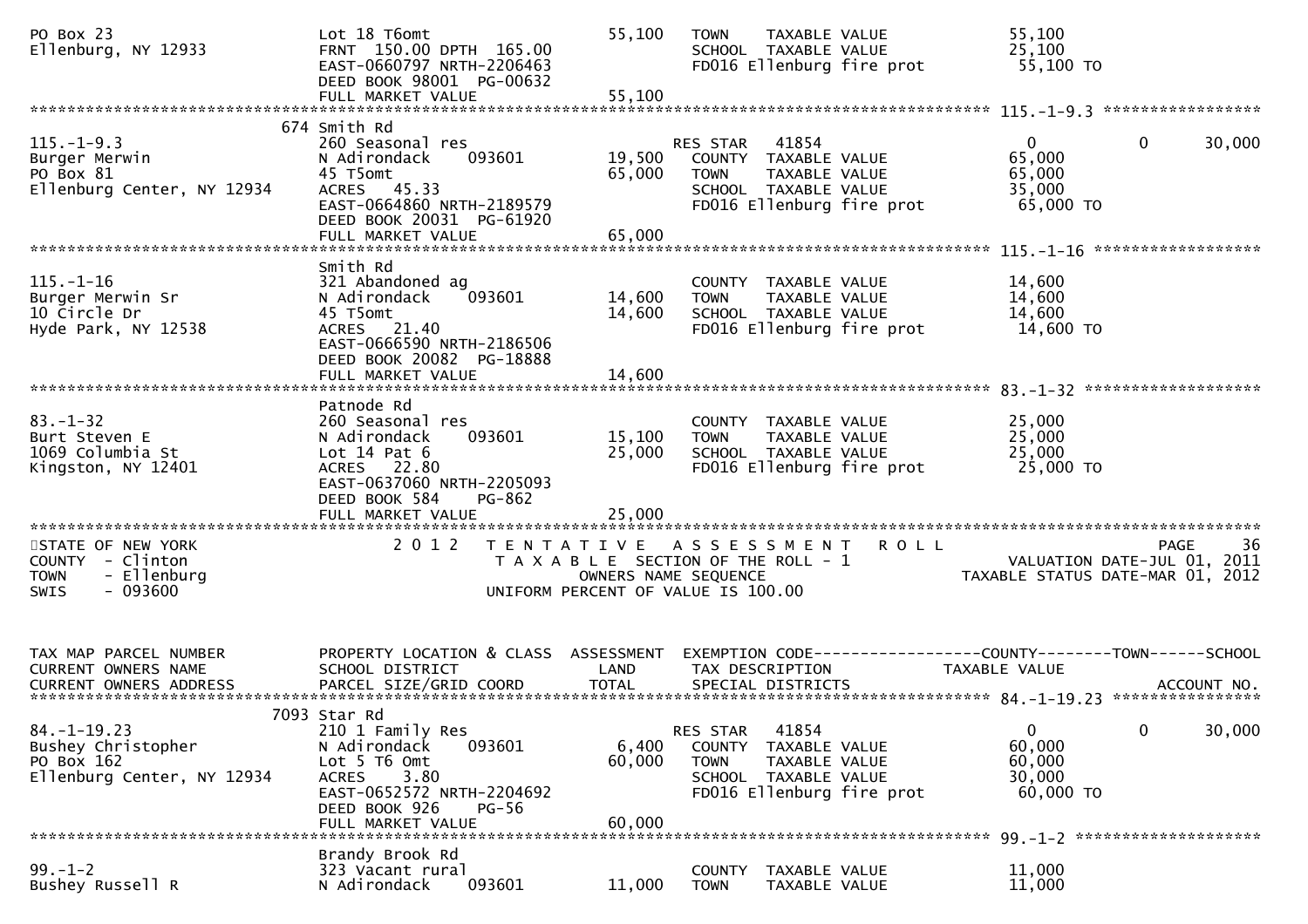```
PO Box 23                          Lot 18 T6omt                       55,100   TOWN    TAXABLE VALUE               55,100
Ellenburg, NY 12933                FRNT 150.00 DPTH 165.00                     SCHOOL  TAXABLE VALUE               25,100
                                   EAST-0660797 NRTH-2206463                   FD016 Ellenburg fire prot            55,100 TO
                                   DEED BOOK 98001  PG-00632
                                   FULL MARKET VALUE                  55,100
******************************************************************************************************* 115.-1-9.3 *****************
                                674 Smith Rd
115.-1-9.3                         260 Seasonal res                            RES STAR   41854                     0            0       30,000
Burger Merwin                      N Adirondack     093601           19,500    COUNTY  TAXABLE VALUE               65,000
PO Box 81                          45 T5omt                           65,000   TOWN    TAXABLE VALUE               65,000
Ellenburg Center, NY 12934         ACRES  45.33                                SCHOOL  TAXABLE VALUE               35,000
                                   EAST-0664860 NRTH-2189579                   FD016 Ellenburg fire prot            65,000 TO
                                   DEED BOOK 20031  PG-61920
                                   FULL MARKET VALUE                  65,000
******************************************************************************************************* 115.-1-16 ******************
                                   Smith Rd
115.-1-16                          321 Abandoned ag                            COUNTY  TAXABLE VALUE               14,600
Burger Merwin Sr                   N Adirondack     093601           14,600    TOWN    TAXABLE VALUE               14,600
10 Circle Dr                       45 T5omt                           14,600   SCHOOL  TAXABLE VALUE               14,600
Hyde Park, NY 12538                ACRES  21.40                                FD016 Ellenburg fire prot            14,600 TO
                                   EAST-0666590 NRTH-2186506
                                   DEED BOOK 20082  PG-18888
                                   FULL MARKET VALUE                  14,600
******************************************************************************************************* 83.-1-32 *******************
                                   Patnode Rd
83.-1-32                           260 Seasonal res                            COUNTY  TAXABLE VALUE               25,000
Burt Steven E                      N Adirondack     093601           15,100    TOWN    TAXABLE VALUE               25,000
1069 Columbia St                   Lot 14 Pat 6                       25,000   SCHOOL  TAXABLE VALUE               25,000
Kingston, NY 12401                 ACRES  22.80                                FD016 Ellenburg fire prot            25,000 TO
                                   EAST-0637060 NRTH-2205093
                                   DEED BOOK 584    PG-862
                                   FULL MARKET VALUE                  25,000
************************************************************************************************************************************
STATE OF NEW YORK                  2 0 1 2   T E N T A T I V E   A S S E S S M E N T   R O L L                              PAGE    36
COUNTY  - Clinton                            T A X A B L E SECTION OF THE ROLL - 1                      VALUATION DATE-JUL 01, 2011
TOWN    - Ellenburg                               OWNERS NAME SEQUENCE                                TAXABLE STATUS DATE-MAR 01, 2012
SWIS    - 093600                           UNIFORM PERCENT OF VALUE IS 100.00


TAX MAP PARCEL NUMBER              PROPERTY LOCATION & CLASS  ASSESSMENT  EXEMPTION CODE------------------COUNTY--------TOWN------SCHOOL
CURRENT OWNERS NAME                SCHOOL DISTRICT               LAND      TAX DESCRIPTION              TAXABLE VALUE
CURRENT OWNERS ADDRESS             PARCEL SIZE/GRID COORD        TOTAL     SPECIAL DISTRICTS                                   ACCOUNT NO.
******************************************************************************************************* 84.-1-19.23 ****************
                               7093 Star Rd
84.-1-19.23                        210 1 Family Res                            RES STAR   41854                     0            0       30,000
Bushey Christopher                 N Adirondack     093601            6,400    COUNTY  TAXABLE VALUE               60,000
PO Box 162                         Lot 5 T6 Omt                       60,000   TOWN    TAXABLE VALUE               60,000
Ellenburg Center, NY 12934         ACRES   3.80                                SCHOOL  TAXABLE VALUE               30,000
                                   EAST-0652572 NRTH-2204692                   FD016 Ellenburg fire prot            60,000 TO
                                   DEED BOOK 926    PG-56
                                   FULL MARKET VALUE                  60,000
******************************************************************************************************* 99.-1-2 ********************
                                   Brandy Brook Rd
99.-1-2                            323 Vacant rural                            COUNTY  TAXABLE VALUE               11,000
Bushey Russell R                   N Adirondack     093601           11,000    TOWN    TAXABLE VALUE               11,000
```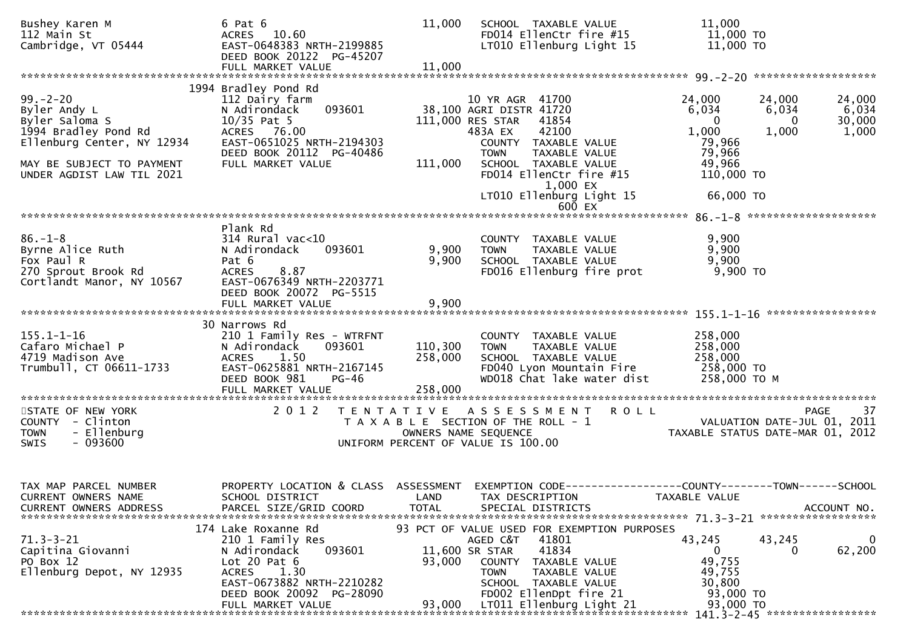```
Bushey Karen M                6 Pat 6                         11,000    SCHOOL  TAXABLE VALUE               11,000
112 Main St                   ACRES  10.60                              FD014 EllenCtr fire #15              11,000 TO
Cambridge, VT 05444           EAST-0648383 NRTH-2199885                 LT010 Ellenburg Light 15             11,000 TO
                              DEED BOOK 20122 PG-45207
                              FULL MARKET VALUE               11,000
******************************************************************************************************* 99.-2-20 ******************
                             1994 Bradley Pond Rd
99.-2-20                      112 Dairy farm                            10 YR AGR  41700                    24,000      24,000      24,000
Byler Andy L                  N Adirondack      093601        38,100 AGRI DISTR 41720                      6,034       6,034       6,034
Byler Saloma S                10/35 Pat 5                    111,000 RES STAR   41854                          0           0      30,000
1994 Bradley Pond Rd          ACRES  76.00                              483A EX    42100                     1,000       1,000       1,000
Ellenburg Center, NY 12934    EAST-0651025 NRTH-2194303                 COUNTY  TAXABLE VALUE               79,966
                              DEED BOOK 20112 PG-40486                  TOWN    TAXABLE VALUE               79,966
MAY BE SUBJECT TO PAYMENT     FULL MARKET VALUE              111,000    SCHOOL  TAXABLE VALUE               49,966
UNDER AGDIST LAW TIL 2021                                               FD014 EllenCtr fire #15             110,000 TO
                                                                              1,000 EX
                                                                        LT010 Ellenburg Light 15             66,000 TO
                                                                                600 EX
******************************************************************************************************* 86.-1-8 *******************
                              Plank Rd
86.-1-8                       314 Rural vac<10                          COUNTY  TAXABLE VALUE                9,900
Byrne Alice Ruth              N Adirondack      093601         9,900    TOWN    TAXABLE VALUE                9,900
Fox Paul R                    Pat 6                            9,900    SCHOOL  TAXABLE VALUE                9,900
270 Sprout Brook Rd           ACRES   8.87                              FD016 Ellenburg fire prot            9,900 TO
Cortlandt Manor, NY 10567     EAST-0676349 NRTH-2203771
                              DEED BOOK 20072 PG-5515
                              FULL MARKET VALUE                9,900
******************************************************************************************************* 155.1-1-16 ****************
                             30 Narrows Rd
155.1-1-16                    210 1 Family Res - WTRFNT                 COUNTY  TAXABLE VALUE              258,000
Cafaro Michael P              N Adirondack      093601       110,300    TOWN    TAXABLE VALUE              258,000
4719 Madison Ave              ACRES   1.50                   258,000    SCHOOL  TAXABLE VALUE              258,000
Trumbull, CT 06611-1733       EAST-0625881 NRTH-2167145                 FD040 Lyon Mountain Fire           258,000 TO
                              DEED BOOK 981     PG-46                   WD018 Chat lake water dist         258,000 TO M
                              FULL MARKET VALUE              258,000
***********************************************************************************************************************************
STATE OF NEW YORK                2 0 1 2   T E N T A T I V E   A S S E S S M E N T   R O L L                               PAGE    37
COUNTY  - Clinton                          T A X A B L E  SECTION OF THE ROLL - 1                      VALUATION DATE-JUL 01, 2011
TOWN    - Ellenburg                             OWNERS NAME SEQUENCE                          TAXABLE STATUS DATE-MAR 01, 2012
SWIS    - 093600                           UNIFORM PERCENT OF VALUE IS 100.00


TAX MAP PARCEL NUMBER         PROPERTY LOCATION & CLASS  ASSESSMENT  EXEMPTION CODE------------------COUNTY--------TOWN------SCHOOL
CURRENT OWNERS NAME           SCHOOL DISTRICT               LAND      TAX DESCRIPTION              TAXABLE VALUE
CURRENT OWNERS ADDRESS        PARCEL SIZE/GRID COORD        TOTAL     SPECIAL DISTRICTS                                  ACCOUNT NO.
******************************************************************************************************* 71.3-3-21 *****************
                             174 Lake Roxanne Rd            93 PCT OF VALUE USED FOR EXEMPTION PURPOSES
71.3-3-21                     210 1 Family Res                          AGED C&T   41801                    43,245      43,245           0
Capitina Giovanni             N Adirondack      093601        11,600 SR STAR    41834                          0           0      62,200
PO Box 12                     Lot 20 Pat 6                    93,000    COUNTY  TAXABLE VALUE               49,755
Ellenburg Depot, NY 12935     ACRES   1.30                              TOWN    TAXABLE VALUE               49,755
                              EAST-0673882 NRTH-2210282                 SCHOOL  TAXABLE VALUE               30,800
                              DEED BOOK 20092 PG-28090                  FD002 EllenDpt fire 21               93,000 TO
                              FULL MARKET VALUE               93,000    LT011 Ellenburg Light 21             93,000 TO
******************************************************************************************************* 141.3-2-45 ****************
```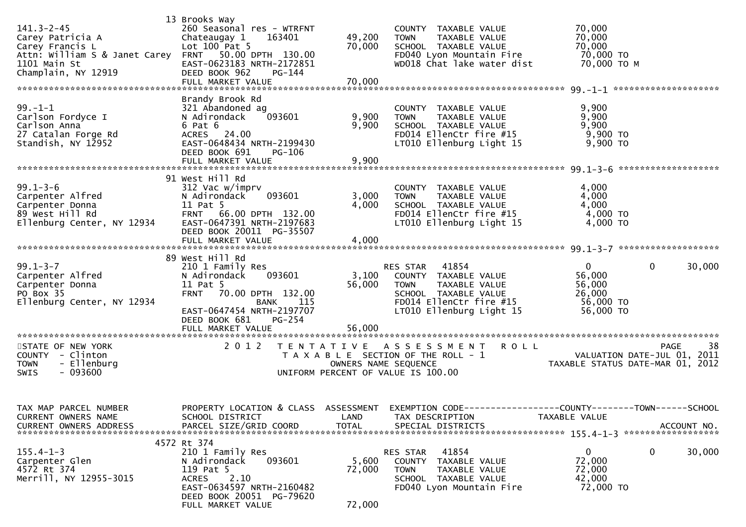```
                              13 Brooks Way
141.3-2-45                    260 Seasonal res - WTRFNT                   COUNTY  TAXABLE VALUE             70,000
Carey Patricia A              Chateaugay 1     163401        49,200      TOWN    TAXABLE VALUE             70,000
Carey Francis L               Lot 100 Pat 5                  70,000      SCHOOL  TAXABLE VALUE             70,000
Attn: William S & Janet Carey FRNT   50.00 DPTH 130.00                   FD040 Lyon Mountain Fire           70,000 TO
1101 Main St                  EAST-0623183 NRTH-2172851                  WD018 Chat lake water dist         70,000 TO M
Champlain, NY 12919           DEED BOOK 962     PG-144
                              FULL MARKET VALUE              70,000
******************************************************************************************************* 99.-1-1 ********************
                              Brandy Brook Rd
99.-1-1                       321 Abandoned ag                            COUNTY  TAXABLE VALUE              9,900
Carlson Fordyce I             N Adirondack     093601         9,900      TOWN    TAXABLE VALUE              9,900
Carlson Anna                  6 Pat 6                         9,900      SCHOOL  TAXABLE VALUE              9,900
27 Catalan Forge Rd           ACRES   24.00                              FD014 EllenCtr fire #15             9,900 TO
Standish, NY 12952            EAST-0648434 NRTH-2199430                  LT010 Ellenburg Light 15            9,900 TO
                              DEED BOOK 691     PG-106
                              FULL MARKET VALUE               9,900
******************************************************************************************************* 99.1-3-6 *******************
                              91 West Hill Rd
99.1-3-6                      312 Vac w/imprv                             COUNTY  TAXABLE VALUE              4,000
Carpenter Alfred              N Adirondack     093601         3,000      TOWN    TAXABLE VALUE              4,000
Carpenter Donna               11 Pat 5                        4,000      SCHOOL  TAXABLE VALUE              4,000
89 West Hill Rd               FRNT   66.00 DPTH 132.00                   FD014 EllenCtr fire #15             4,000 TO
Ellenburg Center, NY 12934    EAST-0647391 NRTH-2197683                  LT010 Ellenburg Light 15            4,000 TO
                              DEED BOOK 20011 PG-35507
                              FULL MARKET VALUE               4,000
******************************************************************************************************* 99.1-3-7 *******************
                              89 West Hill Rd
99.1-3-7                      210 1 Family Res                           RES STAR   41854                  0              0        30,000
Carpenter Alfred              N Adirondack     093601         3,100      COUNTY  TAXABLE VALUE             56,000
Carpenter Donna               11 Pat 5                       56,000      TOWN    TAXABLE VALUE             56,000
PO Box 35                     FRNT   70.00 DPTH 132.00                   SCHOOL  TAXABLE VALUE             26,000
Ellenburg Center, NY 12934               BANK     115                    FD014 EllenCtr fire #15            56,000 TO
                              EAST-0647454 NRTH-2197707                  LT010 Ellenburg Light 15           56,000 TO
                              DEED BOOK 681     PG-254
                              FULL MARKET VALUE              56,000
************************************************************************************************************************************
STATE OF NEW YORK                    2 0 1 2   T E N T A T I V E   A S S E S S M E N T   R O L L                              PAGE    38
COUNTY  - Clinton                          T A X A B L E  SECTION OF THE ROLL - 1                       VALUATION DATE-JUL 01, 2011
TOWN    - Ellenburg                               OWNERS NAME SEQUENCE                              TAXABLE STATUS DATE-MAR 01, 2012
SWIS    - 093600                           UNIFORM PERCENT OF VALUE IS 100.00


TAX MAP PARCEL NUMBER         PROPERTY LOCATION & CLASS  ASSESSMENT  EXEMPTION CODE------------------COUNTY--------TOWN------SCHOOL
CURRENT OWNERS NAME           SCHOOL DISTRICT               LAND      TAX DESCRIPTION                TAXABLE VALUE
CURRENT OWNERS ADDRESS        PARCEL SIZE/GRID COORD        TOTAL     SPECIAL DISTRICTS                                  ACCOUNT NO.
******************************************************************************************************* 155.4-1-3 ******************
                              4572 Rt 374
155.4-1-3                     210 1 Family Res                           RES STAR   41854                  0              0        30,000
Carpenter Glen                N Adirondack     093601         5,600      COUNTY  TAXABLE VALUE             72,000
4572 Rt 374                   119 Pat 5                      72,000      TOWN    TAXABLE VALUE             72,000
Merrill, NY 12955-3015        ACRES    2.10                              SCHOOL  TAXABLE VALUE             42,000
                              EAST-0634597 NRTH-2160482                  FD040 Lyon Mountain Fire           72,000 TO
                              DEED BOOK 20051 PG-79620
                              FULL MARKET VALUE              72,000
```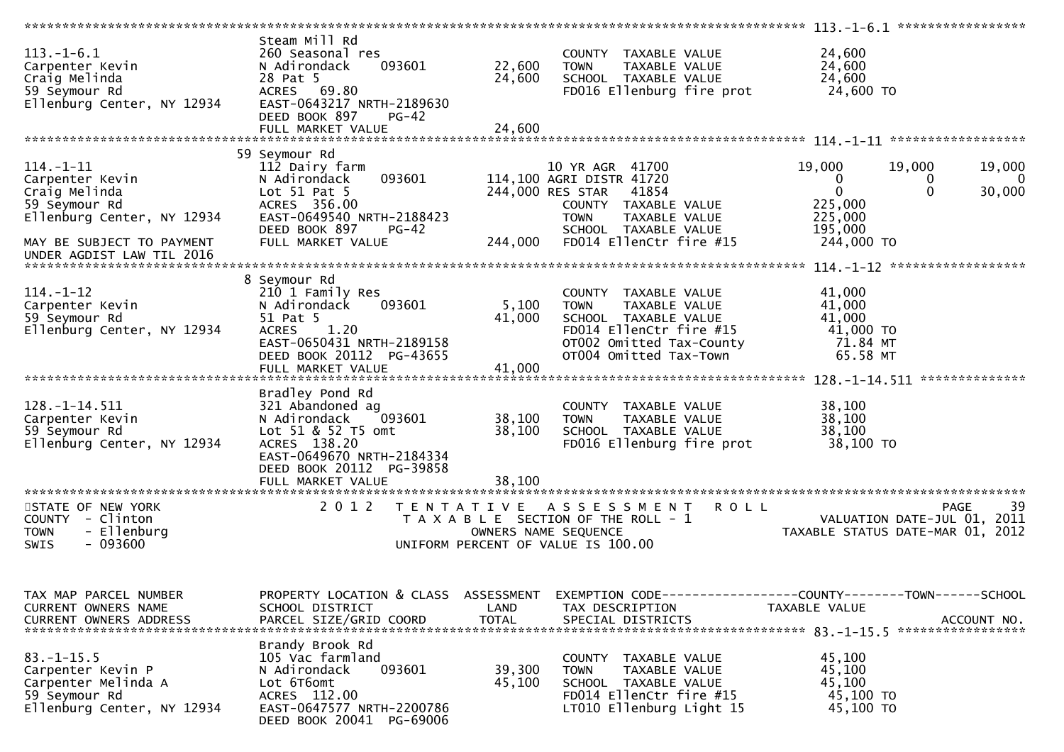```
******************************************************************************************************* 113.-1-6.1 *****************
                               Steam Mill Rd
113.-1-6.1                     260 Seasonal res                        COUNTY  TAXABLE VALUE            24,600
Carpenter Kevin                N Adirondack     093601       22,600    TOWN    TAXABLE VALUE            24,600
Craig Melinda                  28 Pat 5                      24,600    SCHOOL  TAXABLE VALUE            24,600
59 Seymour Rd                  ACRES   69.80                           FD016 Ellenburg fire prot         24,600 TO
Ellenburg Center, NY 12934     EAST-0643217 NRTH-2189630
                               DEED BOOK 897     PG-42
                               FULL MARKET VALUE             24,600
******************************************************************************************************* 114.-1-11 ******************
                              59 Seymour Rd
114.-1-11                      112 Dairy farm                          10 YR AGR  41700              19,000       19,000       19,000
Carpenter Kevin                N Adirondack     093601      114,100 AGRI DISTR 41720                    0            0            0
Craig Melinda                  Lot 51 Pat 5                 244,000 RES STAR   41854                    0            0       30,000
59 Seymour Rd                  ACRES  356.00                           COUNTY  TAXABLE VALUE           225,000
Ellenburg Center, NY 12934     EAST-0649540 NRTH-2188423               TOWN    TAXABLE VALUE           225,000
                               DEED BOOK 897     PG-42                 SCHOOL  TAXABLE VALUE           195,000
MAY BE SUBJECT TO PAYMENT      FULL MARKET VALUE            244,000    FD014 EllenCtr fire #15          244,000 TO
UNDER AGDIST LAW TIL 2016
******************************************************************************************************* 114.-1-12 ******************
                               8 Seymour Rd
114.-1-12                      210 1 Family Res                        COUNTY  TAXABLE VALUE            41,000
Carpenter Kevin                N Adirondack     093601        5,100    TOWN    TAXABLE VALUE            41,000
59 Seymour Rd                  51 Pat 5                      41,000    SCHOOL  TAXABLE VALUE            41,000
Ellenburg Center, NY 12934     ACRES    1.20                           FD014 EllenCtr fire #15           41,000 TO
                               EAST-0650431 NRTH-2189158               OT002 Omitted Tax-County           71.84 MT
                               DEED BOOK 20112  PG-43655               OT004 Omitted Tax-Town             65.58 MT
                               FULL MARKET VALUE             41,000
******************************************************************************************************* 128.-1-14.511 **************
                               Bradley Pond Rd
128.-1-14.511                  321 Abandoned ag                        COUNTY  TAXABLE VALUE            38,100
Carpenter Kevin                N Adirondack     093601       38,100    TOWN    TAXABLE VALUE            38,100
59 Seymour Rd                  Lot 51 & 52 T5 omt            38,100    SCHOOL  TAXABLE VALUE            38,100
Ellenburg Center, NY 12934     ACRES  138.20                           FD016 Ellenburg fire prot         38,100 TO
                               EAST-0649670 NRTH-2184334
                               DEED BOOK 20112  PG-39858
                               FULL MARKET VALUE             38,100
************************************************************************************************************************************
STATE OF NEW YORK                2 0 1 2   T E N T A T I V E   A S S E S S M E N T   R O L L                            PAGE    39
COUNTY  - Clinton                          T A X A B L E  SECTION OF THE ROLL - 1                 VALUATION DATE-JUL 01, 2011
TOWN    - Ellenburg                             OWNERS NAME SEQUENCE                          TAXABLE STATUS DATE-MAR 01, 2012
SWIS    - 093600                          UNIFORM PERCENT OF VALUE IS 100.00


TAX MAP PARCEL NUMBER          PROPERTY LOCATION & CLASS  ASSESSMENT  EXEMPTION CODE------------------COUNTY--------TOWN------SCHOOL
CURRENT OWNERS NAME            SCHOOL DISTRICT               LAND      TAX DESCRIPTION             TAXABLE VALUE
CURRENT OWNERS ADDRESS         PARCEL SIZE/GRID COORD        TOTAL     SPECIAL DISTRICTS                                  ACCOUNT NO.
******************************************************************************************************* 83.-1-15.5 *****************
                               Brandy Brook Rd
83.-1-15.5                     105 Vac farmland                        COUNTY  TAXABLE VALUE            45,100
Carpenter Kevin P              N Adirondack     093601       39,300    TOWN    TAXABLE VALUE            45,100
Carpenter Melinda A            Lot 6T6omt                    45,100    SCHOOL  TAXABLE VALUE            45,100
59 Seymour Rd                  ACRES  112.00                           FD014 EllenCtr fire #15           45,100 TO
Ellenburg Center, NY 12934     EAST-0647577 NRTH-2200786               LT010 Ellenburg Light 15          45,100 TO
                               DEED BOOK 20041  PG-69006
```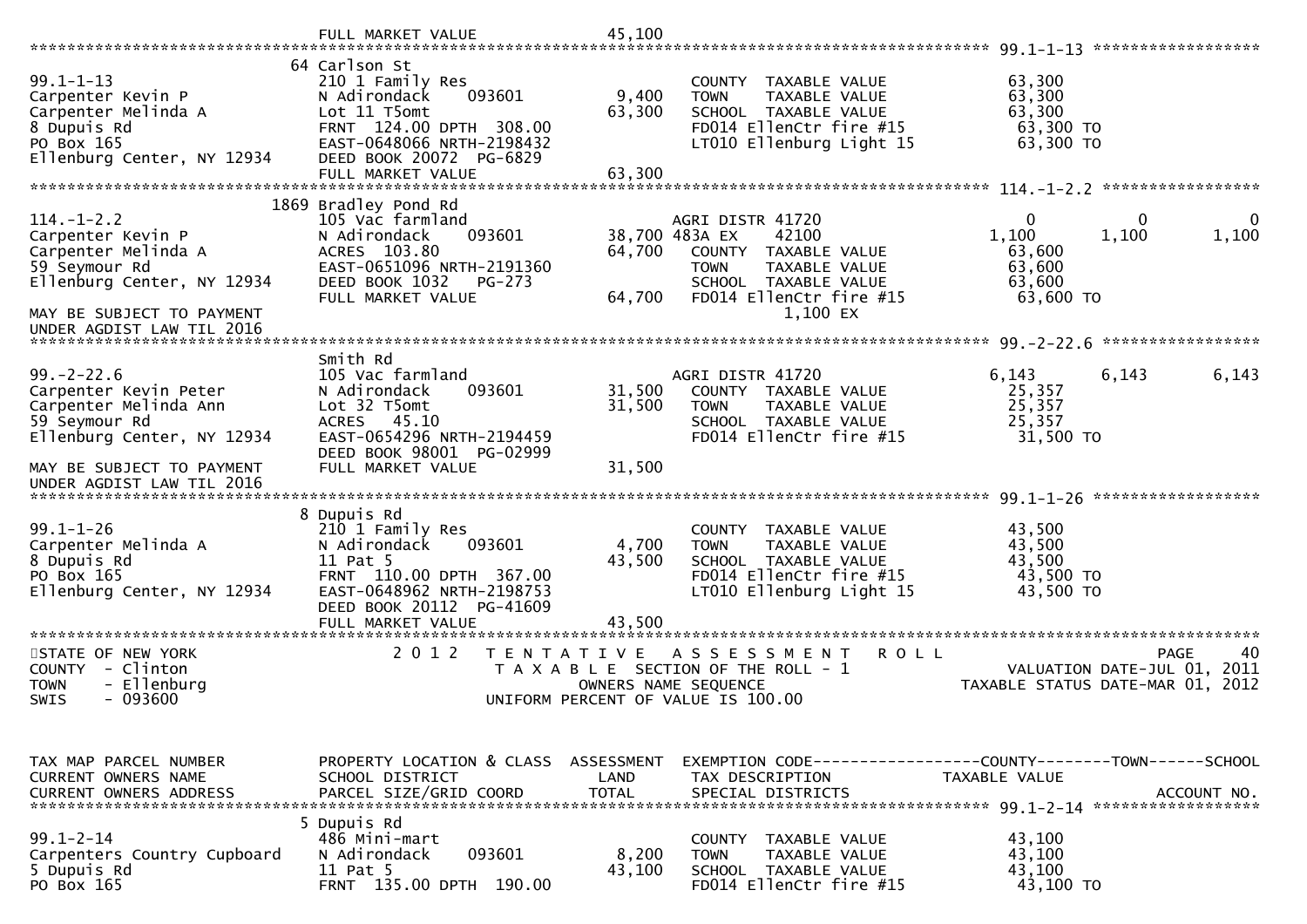```
                              FULL MARKET VALUE                 45,100
******************************************************************************************************* 99.1-1-13 ******************
                              64 Carlson St
99.1-1-13                     210 1 Family Res                         COUNTY  TAXABLE VALUE             63,300
Carpenter Kevin P             N Adirondack      093601        9,400    TOWN    TAXABLE VALUE             63,300
Carpenter Melinda A           Lot 11 T5omt                   63,300    SCHOOL  TAXABLE VALUE             63,300
8 Dupuis Rd                   FRNT  124.00 DPTH  308.00                FD014 EllenCtr fire #15            63,300 TO
PO Box 165                    EAST-0648066 NRTH-2198432                LT010 Ellenburg Light 15           63,300 TO
Ellenburg Center, NY 12934    DEED BOOK 20072  PG-6829
                              FULL MARKET VALUE                 63,300
******************************************************************************************************* 114.-1-2.2 *****************
                            1869 Bradley Pond Rd
114.-1-2.2                    105 Vac farmland                         AGRI DISTR 41720                      0           0           0
Carpenter Kevin P             N Adirondack      093601       38,700 483A EX      42100                1,100       1,100       1,100
Carpenter Melinda A           ACRES  103.80                  64,700    COUNTY  TAXABLE VALUE             63,600
59 Seymour Rd                 EAST-0651096 NRTH-2191360                TOWN    TAXABLE VALUE             63,600
Ellenburg Center, NY 12934    DEED BOOK 1032    PG-273                 SCHOOL  TAXABLE VALUE             63,600
                              FULL MARKET VALUE                 64,700 FD014 EllenCtr fire #15            63,600 TO
MAY BE SUBJECT TO PAYMENT                                                      1,100 EX
UNDER AGDIST LAW TIL 2016
******************************************************************************************************* 99.-2-22.6 *****************
                              Smith Rd
99.-2-22.6                    105 Vac farmland                         AGRI DISTR 41720                  6,143       6,143       6,143
Carpenter Kevin Peter         N Adirondack      093601       31,500    COUNTY  TAXABLE VALUE             25,357
Carpenter Melinda Ann         Lot 32 T5omt                   31,500    TOWN    TAXABLE VALUE             25,357
59 Seymour Rd                 ACRES   45.10                            SCHOOL  TAXABLE VALUE             25,357
Ellenburg Center, NY 12934    EAST-0654296 NRTH-2194459                FD014 EllenCtr fire #15            31,500 TO
                              DEED BOOK 98001  PG-02999
MAY BE SUBJECT TO PAYMENT     FULL MARKET VALUE                 31,500
UNDER AGDIST LAW TIL 2016
******************************************************************************************************* 99.1-1-26 ******************
                              8 Dupuis Rd
99.1-1-26                     210 1 Family Res                         COUNTY  TAXABLE VALUE             43,500
Carpenter Melinda A           N Adirondack      093601        4,700    TOWN    TAXABLE VALUE             43,500
8 Dupuis Rd                   11 Pat 5                       43,500    SCHOOL  TAXABLE VALUE             43,500
PO Box 165                    FRNT  110.00 DPTH  367.00                FD014 EllenCtr fire #15            43,500 TO
Ellenburg Center, NY 12934    EAST-0648962 NRTH-2198753                LT010 Ellenburg Light 15           43,500 TO
                              DEED BOOK 20112  PG-41609
                              FULL MARKET VALUE                 43,500
************************************************************************************************************************************
STATE OF NEW YORK                2 0 1 2   T E N T A T I V E   A S S E S S M E N T   R O L L                                PAGE    40
COUNTY  - Clinton                          T A X A B L E  SECTION OF THE ROLL - 1                    VALUATION DATE-JUL 01, 2011
TOWN    - Ellenburg                              OWNERS NAME SEQUENCE                           TAXABLE STATUS DATE-MAR 01, 2012
SWIS    - 093600                          UNIFORM PERCENT OF VALUE IS 100.00


TAX MAP PARCEL NUMBER         PROPERTY LOCATION & CLASS  ASSESSMENT  EXEMPTION CODE------------------COUNTY--------TOWN------SCHOOL
CURRENT OWNERS NAME           SCHOOL DISTRICT               LAND     TAX DESCRIPTION              TAXABLE VALUE
CURRENT OWNERS ADDRESS        PARCEL SIZE/GRID COORD        TOTAL    SPECIAL DISTRICTS                                   ACCOUNT NO.
******************************************************************************************************* 99.1-2-14 ******************
                              5 Dupuis Rd
99.1-2-14                     486 Mini-mart                            COUNTY  TAXABLE VALUE             43,100
Carpenters Country Cupboard   N Adirondack      093601        8,200    TOWN    TAXABLE VALUE             43,100
5 Dupuis Rd                   11 Pat 5                       43,100    SCHOOL  TAXABLE VALUE             43,100
PO Box 165                    FRNT  135.00 DPTH  190.00                FD014 EllenCtr fire #15            43,100 TO
```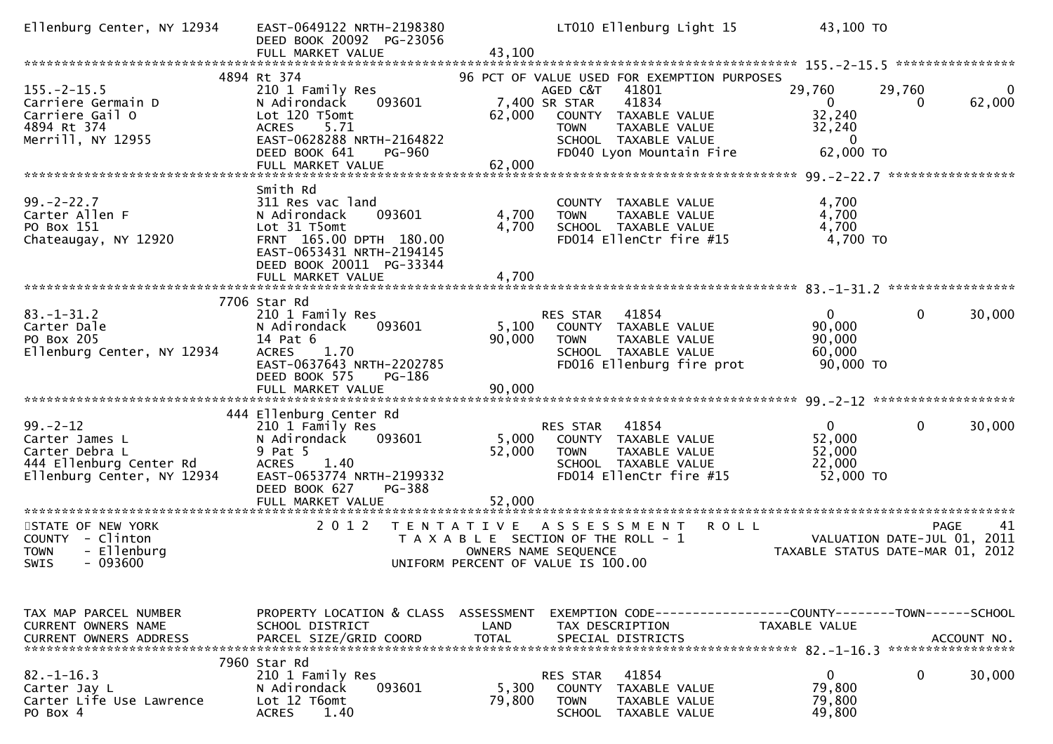```
Ellenburg Center, NY 12934    EAST-0649122 NRTH-2198380                   LT010 Ellenburg Light 15            43,100 TO
                              DEED BOOK 20092  PG-23056
                              FULL MARKET VALUE              43,100
******************************************************************************************************* 155.-2-15.5 ****************
                           4894 Rt 374                          96 PCT OF VALUE USED FOR EXEMPTION PURPOSES
155.-2-15.5                   210 1 Family Res                     AGED C&T    41801              29,760       29,760            0
Carriere Germain D            N Adirondack     093601          7,400 SR STAR     41834                   0            0       62,000
Carriere Gail O               Lot 120 T5omt                   62,000   COUNTY  TAXABLE VALUE              32,240
4894 Rt 374                   ACRES     5.71                           TOWN    TAXABLE VALUE              32,240
Merrill, NY 12955             EAST-0628288 NRTH-2164822                SCHOOL  TAXABLE VALUE                   0
                              DEED BOOK 641     PG-960                 FD040 Lyon Mountain Fire           62,000 TO
                              FULL MARKET VALUE              62,000
******************************************************************************************************* 99.-2-22.7 *****************
                              Smith Rd
99.-2-22.7                    311 Res vac land                         COUNTY  TAXABLE VALUE               4,700
Carter Allen F                N Adirondack     093601          4,700   TOWN    TAXABLE VALUE               4,700
PO Box 151                    Lot 31 T5omt                     4,700   SCHOOL  TAXABLE VALUE               4,700
Chateaugay, NY 12920          FRNT 165.00 DPTH 180.00                  FD014 EllenCtr fire #15             4,700 TO
                              EAST-0653431 NRTH-2194145
                              DEED BOOK 20011  PG-33344
                              FULL MARKET VALUE               4,700
******************************************************************************************************* 83.-1-31.2 *****************
                           7706 Star Rd
83.-1-31.2                    210 1 Family Res                         RES STAR    41854                   0            0       30,000
Carter Dale                   N Adirondack     093601          5,100   COUNTY  TAXABLE VALUE              90,000
PO Box 205                    14 Pat 6                        90,000   TOWN    TAXABLE VALUE              90,000
Ellenburg Center, NY 12934    ACRES     1.70                           SCHOOL  TAXABLE VALUE              60,000
                              EAST-0637643 NRTH-2202785                FD016 Ellenburg fire prot          90,000 TO
                              DEED BOOK 575     PG-186
                              FULL MARKET VALUE              90,000
******************************************************************************************************* 99.-2-12 *******************
                           444 Ellenburg Center Rd
99.-2-12                      210 1 Family Res                         RES STAR    41854                   0            0       30,000
Carter James L                N Adirondack     093601          5,000   COUNTY  TAXABLE VALUE              52,000
Carter Debra L                9 Pat 5                         52,000   TOWN    TAXABLE VALUE              52,000
444 Ellenburg Center Rd       ACRES     1.40                           SCHOOL  TAXABLE VALUE              22,000
Ellenburg Center, NY 12934    EAST-0653774 NRTH-2199332                FD014 EllenCtr fire #15            52,000 TO
                              DEED BOOK 627     PG-388
                              FULL MARKET VALUE              52,000
************************************************************************************************************************************
STATE OF NEW YORK                  2 0 1 2   T E N T A T I V E   A S S E S S M E N T   R O L L                              PAGE    41
COUNTY  - Clinton                             T A X A B L E  SECTION OF THE ROLL - 1                         VALUATION DATE-JUL 01, 2011
TOWN    - Ellenburg                                   OWNERS NAME SEQUENCE                              TAXABLE STATUS DATE-MAR 01, 2012
SWIS    - 093600                                UNIFORM PERCENT OF VALUE IS 100.00


TAX MAP PARCEL NUMBER         PROPERTY LOCATION & CLASS  ASSESSMENT  EXEMPTION CODE------------------COUNTY--------TOWN------SCHOOL
CURRENT OWNERS NAME           SCHOOL DISTRICT               LAND      TAX DESCRIPTION              TAXABLE VALUE
CURRENT OWNERS ADDRESS        PARCEL SIZE/GRID COORD        TOTAL     SPECIAL DISTRICTS                                  ACCOUNT NO.
******************************************************************************************************* 82.-1-16.3 *****************
                           7960 Star Rd
82.-1-16.3                    210 1 Family Res                         RES STAR    41854                   0            0       30,000
Carter Jay L                  N Adirondack     093601          5,300   COUNTY  TAXABLE VALUE              79,800
Carter Life Use Lawrence      Lot 12 T6omt                    79,800   TOWN    TAXABLE VALUE              79,800
PO Box 4                      ACRES     1.40                           SCHOOL  TAXABLE VALUE              49,800
```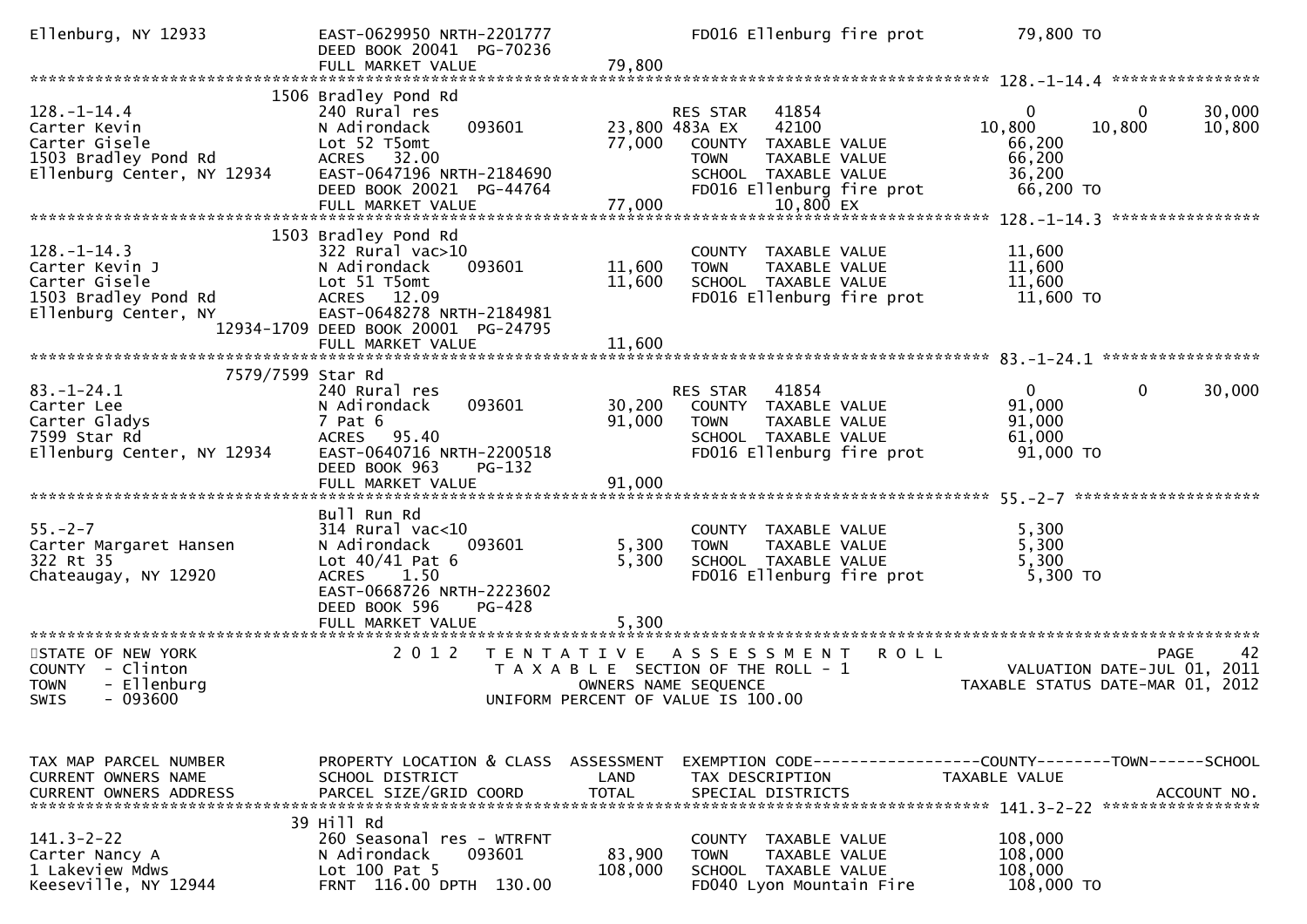```
Ellenburg, NY 12933          EAST-0629950 NRTH-2201777              FD016 Ellenburg fire prot          79,800 TO
                             DEED BOOK 20041  PG-70236
                             FULL MARKET VALUE              79,800
******************************************************************************************************* 128.-1-14.4 ****************
                        1506 Bradley Pond Rd
128.-1-14.4                  240 Rural res                          RES STAR   41854                 0           0        30,000
Carter Kevin                 N Adirondack     093601       23,800 483A EX      42100            10,800      10,800        10,800
Carter Gisele                Lot 52 T5omt                   77,000   COUNTY  TAXABLE VALUE          66,200
1503 Bradley Pond Rd         ACRES   32.00                           TOWN    TAXABLE VALUE          66,200
Ellenburg Center, NY 12934   EAST-0647196 NRTH-2184690               SCHOOL  TAXABLE VALUE          36,200
                             DEED BOOK 20021  PG-44764               FD016 Ellenburg fire prot        66,200 TO
                             FULL MARKET VALUE              77,000            10,800 EX
******************************************************************************************************* 128.-1-14.3 ****************
                        1503 Bradley Pond Rd
128.-1-14.3                  322 Rural vac>10                        COUNTY  TAXABLE VALUE          11,600
Carter Kevin J               N Adirondack     093601       11,600    TOWN    TAXABLE VALUE          11,600
Carter Gisele                Lot 51 T5omt                  11,600    SCHOOL  TAXABLE VALUE          11,600
1503 Bradley Pond Rd         ACRES   12.09                           FD016 Ellenburg fire prot        11,600 TO
Ellenburg Center, NY         EAST-0648278 NRTH-2184981
                  12934-1709 DEED BOOK 20001  PG-24795
                             FULL MARKET VALUE              11,600
******************************************************************************************************* 83.-1-24.1 *****************
                  7579/7599 Star Rd
83.-1-24.1                   240 Rural res                          RES STAR   41854                 0           0        30,000
Carter Lee                   N Adirondack     093601       30,200    COUNTY  TAXABLE VALUE          91,000
Carter Gladys                7 Pat 6                       91,000    TOWN    TAXABLE VALUE          91,000
7599 Star Rd                 ACRES   95.40                           SCHOOL  TAXABLE VALUE          61,000
Ellenburg Center, NY 12934   EAST-0640716 NRTH-2200518               FD016 Ellenburg fire prot        91,000 TO
                             DEED BOOK 963    PG-132
                             FULL MARKET VALUE              91,000
******************************************************************************************************* 55.-2-7 ********************
                             Bull Run Rd
55.-2-7                      314 Rural vac<10                        COUNTY  TAXABLE VALUE           5,300
Carter Margaret Hansen       N Adirondack     093601        5,300    TOWN    TAXABLE VALUE           5,300
322 Rt 35                    Lot 40/41 Pat 6                5,300    SCHOOL  TAXABLE VALUE           5,300
Chateaugay, NY 12920         ACRES    1.50                           FD016 Ellenburg fire prot         5,300 TO
                             EAST-0668726 NRTH-2223602
                             DEED BOOK 596    PG-428
                             FULL MARKET VALUE               5,300
************************************************************************************************************************************
STATE OF NEW YORK                 2 0 1 2   T E N T A T I V E   A S S E S S M E N T   R O L L                          PAGE    42
COUNTY  - Clinton                           T A X A B L E  SECTION OF THE ROLL - 1                     VALUATION DATE-JUL 01, 2011
TOWN    - Ellenburg                                OWNERS NAME SEQUENCE                          TAXABLE STATUS DATE-MAR 01, 2012
SWIS    - 093600                           UNIFORM PERCENT OF VALUE IS 100.00


TAX MAP PARCEL NUMBER        PROPERTY LOCATION & CLASS  ASSESSMENT  EXEMPTION CODE------------------COUNTY--------TOWN------SCHOOL
CURRENT OWNERS NAME          SCHOOL DISTRICT               LAND     TAX DESCRIPTION               TAXABLE VALUE
CURRENT OWNERS ADDRESS       PARCEL SIZE/GRID COORD        TOTAL    SPECIAL DISTRICTS                                   ACCOUNT NO.
******************************************************************************************************* 141.3-2-22 *****************
                        39 Hill Rd
141.3-2-22                   260 Seasonal res - WTRFNT               COUNTY  TAXABLE VALUE         108,000
Carter Nancy A               N Adirondack     093601       83,900    TOWN    TAXABLE VALUE         108,000
1 Lakeview Mdws              Lot 100 Pat 5                108,000    SCHOOL  TAXABLE VALUE         108,000
Keeseville, NY 12944         FRNT  116.00 DPTH  130.00               FD040 Lyon Mountain Fire        108,000 TO
```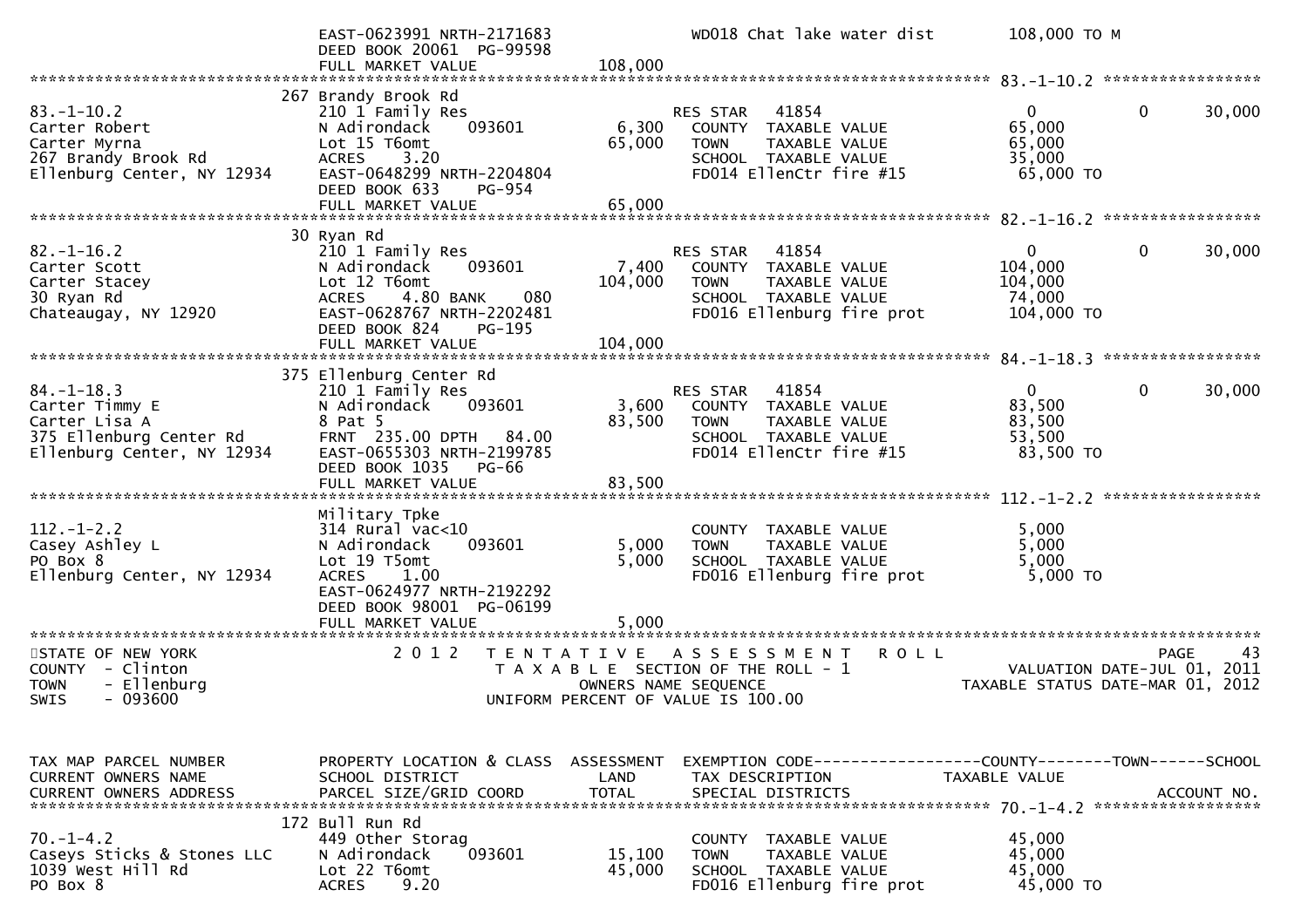```
                              EAST-0623991 NRTH-2171683                  WD018 Chat lake water dist        108,000 TO M
                              DEED BOOK 20061  PG-99598
                              FULL MARKET VALUE                 108,000
******************************************************************************************************* 83.-1-10.2 *****************
                              267 Brandy Brook Rd
83.-1-10.2                    210 1 Family Res                   RES STAR   41854                         0           0      30,000
Carter Robert                 N Adirondack     093601       6,300   COUNTY  TAXABLE VALUE               65,000
Carter Myrna                  Lot 15 T6omt                 65,000   TOWN    TAXABLE VALUE               65,000
267 Brandy Brook Rd           ACRES    3.20                         SCHOOL  TAXABLE VALUE               35,000
Ellenburg Center, NY 12934    EAST-0648299 NRTH-2204804             FD014 EllenCtr fire #15              65,000 TO
                              DEED BOOK 633    PG-954
                              FULL MARKET VALUE                 65,000
******************************************************************************************************* 82.-1-16.2 *****************
                              30 Ryan Rd
82.-1-16.2                    210 1 Family Res                   RES STAR   41854                         0           0      30,000
Carter Scott                  N Adirondack     093601       7,400   COUNTY  TAXABLE VALUE              104,000
Carter Stacey                 Lot 12 T6omt                104,000   TOWN    TAXABLE VALUE              104,000
30 Ryan Rd                    ACRES    4.80 BANK    080             SCHOOL  TAXABLE VALUE               74,000
Chateaugay, NY 12920          EAST-0628767 NRTH-2202481             FD016 Ellenburg fire prot           104,000 TO
                              DEED BOOK 824    PG-195
                              FULL MARKET VALUE                104,000
******************************************************************************************************* 84.-1-18.3 *****************
                              375 Ellenburg Center Rd
84.-1-18.3                    210 1 Family Res                   RES STAR   41854                         0           0      30,000
Carter Timmy E                N Adirondack     093601       3,600   COUNTY  TAXABLE VALUE               83,500
Carter Lisa A                 8 Pat 5                      83,500   TOWN    TAXABLE VALUE               83,500
375 Ellenburg Center Rd       FRNT 235.00 DPTH  84.00               SCHOOL  TAXABLE VALUE               53,500
Ellenburg Center, NY 12934    EAST-0655303 NRTH-2199785             FD014 EllenCtr fire #15              83,500 TO
                              DEED BOOK 1035   PG-66
                              FULL MARKET VALUE                 83,500
******************************************************************************************************* 112.-1-2.2 *****************
                              Military Tpke
112.-1-2.2                    314 Rural vac<10                      COUNTY  TAXABLE VALUE                5,000
Casey Ashley L                N Adirondack     093601       5,000   TOWN    TAXABLE VALUE                5,000
PO Box 8                      Lot 19 T5omt                  5,000   SCHOOL  TAXABLE VALUE                5,000
Ellenburg Center, NY 12934    ACRES    1.00                         FD016 Ellenburg fire prot             5,000 TO
                              EAST-0624977 NRTH-2192292
                              DEED BOOK 98001  PG-06199
                              FULL MARKET VALUE                  5,000
************************************************************************************************************************************
STATE OF NEW YORK                 2 0 1 2   T E N T A T I V E   A S S E S S M E N T   R O L L                          PAGE    43
COUNTY  - Clinton                           T A X A B L E  SECTION OF THE ROLL - 1                 VALUATION DATE-JUL 01, 2011
TOWN    - Ellenburg                                 OWNERS NAME SEQUENCE                      TAXABLE STATUS DATE-MAR 01, 2012
SWIS    - 093600                             UNIFORM PERCENT OF VALUE IS 100.00


TAX MAP PARCEL NUMBER         PROPERTY LOCATION & CLASS  ASSESSMENT  EXEMPTION CODE------------------COUNTY--------TOWN------SCHOOL
CURRENT OWNERS NAME           SCHOOL DISTRICT               LAND     TAX DESCRIPTION             TAXABLE VALUE
CURRENT OWNERS ADDRESS        PARCEL SIZE/GRID COORD       TOTAL     SPECIAL DISTRICTS                                   ACCOUNT NO.
******************************************************************************************************* 70.-1-4.2 ******************
                              172 Bull Run Rd
70.-1-4.2                     449 Other Storag                      COUNTY  TAXABLE VALUE               45,000
Caseys Sticks & Stones LLC    N Adirondack     093601      15,100   TOWN    TAXABLE VALUE               45,000
1039 West Hill Rd             Lot 22 T6omt                 45,000   SCHOOL  TAXABLE VALUE               45,000
PO Box 8                      ACRES    9.20                         FD016 Ellenburg fire prot            45,000 TO
```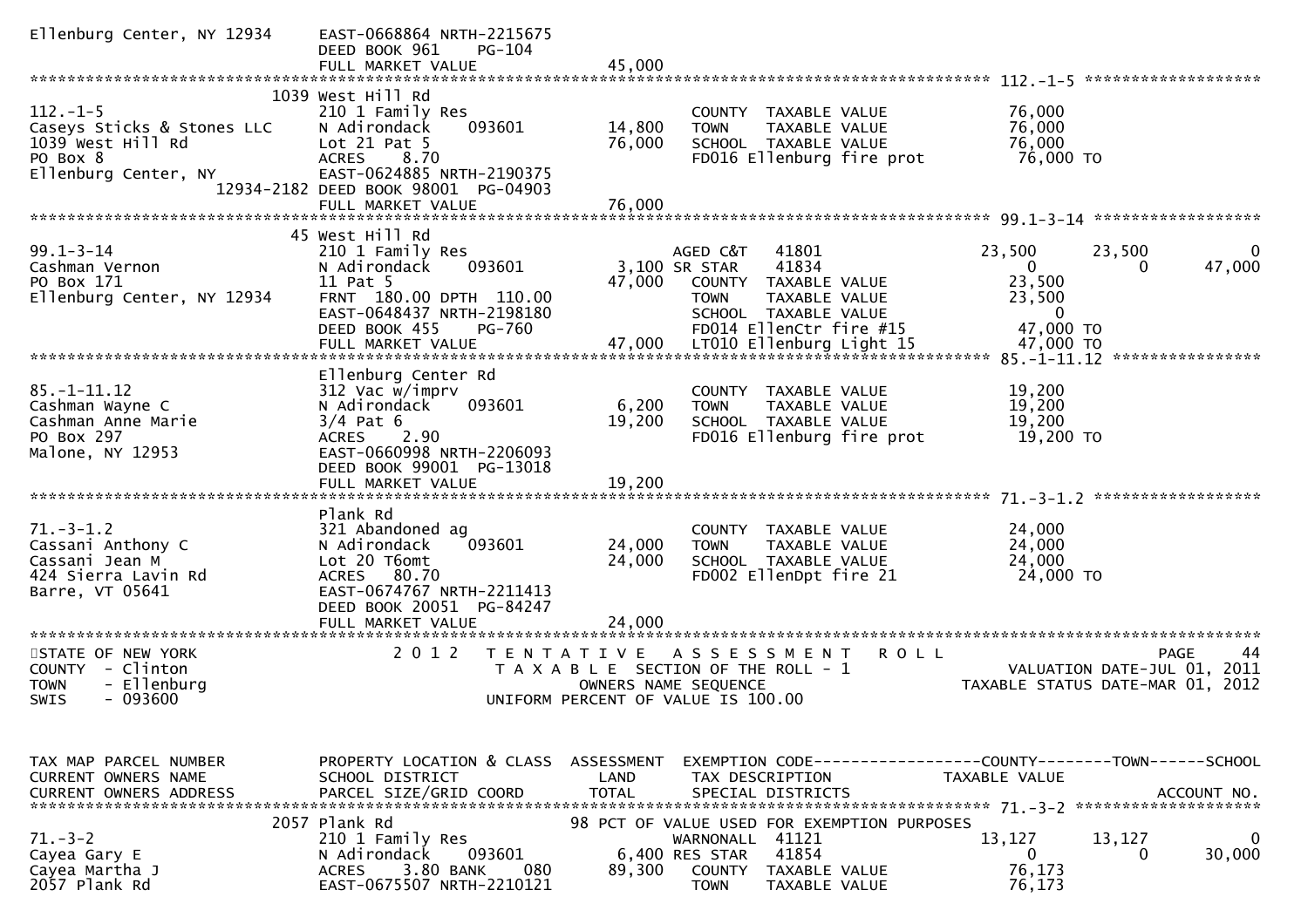```
Ellenburg Center, NY 12934     EAST-0668864 NRTH-2215675
                               DEED BOOK 961    PG-104
                               FULL MARKET VALUE              45,000
******************************************************************************************************* 112.-1-5 *******************
                          1039 West Hill Rd
112.-1-5                       210 1 Family Res                         COUNTY  TAXABLE VALUE             76,000
Caseys Sticks & Stones LLC     N Adirondack      093601     14,800      TOWN    TAXABLE VALUE             76,000
1039 West Hill Rd              Lot 21 Pat 5                 76,000      SCHOOL  TAXABLE VALUE             76,000
PO Box 8                       ACRES     8.70                           FD016 Ellenburg fire prot          76,000 TO
Ellenburg Center, NY           EAST-0624885 NRTH-2190375
                    12934-2182 DEED BOOK 98001  PG-04903
                               FULL MARKET VALUE              76,000
******************************************************************************************************* 99.1-3-14 ******************
                          45 West Hill Rd
99.1-3-14                      210 1 Family Res                         AGED C&T    41801             23,500      23,500            0
Cashman Vernon                 N Adirondack      093601      3,100 SR STAR      41834                  0           0        47,000
PO Box 171                     11 Pat 5                      47,000      COUNTY  TAXABLE VALUE             23,500
Ellenburg Center, NY 12934     FRNT  180.00 DPTH  110.00                TOWN    TAXABLE VALUE             23,500
                               EAST-0648437 NRTH-2198180                SCHOOL  TAXABLE VALUE                  0
                               DEED BOOK 455     PG-760                 FD014 EllenCtr fire #15            47,000 TO
                               FULL MARKET VALUE              47,000    LT010 Ellenburg Light 15           47,000 TO
******************************************************************************************************* 85.-1-11.12 ****************
                               Ellenburg Center Rd
85.-1-11.12                    312 Vac w/imprv                          COUNTY  TAXABLE VALUE             19,200
Cashman Wayne C                N Adirondack      093601      6,200      TOWN    TAXABLE VALUE             19,200
Cashman Anne Marie             3/4 Pat 6                    19,200      SCHOOL  TAXABLE VALUE             19,200
PO Box 297                     ACRES     2.90                           FD016 Ellenburg fire prot          19,200 TO
Malone, NY 12953               EAST-0660998 NRTH-2206093
                               DEED BOOK 99001  PG-13018
                               FULL MARKET VALUE              19,200
******************************************************************************************************* 71.-3-1.2 ******************
                               Plank Rd
71.-3-1.2                      321 Abandoned ag                         COUNTY  TAXABLE VALUE             24,000
Cassani Anthony C              N Adirondack      093601     24,000      TOWN    TAXABLE VALUE             24,000
Cassani Jean M                 Lot 20 T6omt                 24,000      SCHOOL  TAXABLE VALUE             24,000
424 Sierra Lavin Rd            ACRES    80.70                           FD002 EllenDpt fire 21             24,000 TO
Barre, VT 05641                EAST-0674767 NRTH-2211413
                               DEED BOOK 20051  PG-84247
                               FULL MARKET VALUE              24,000
*************************************************************************************************************************************
STATE OF NEW YORK                   2 0 1 2   T E N T A T I V E   A S S E S S M E N T   R O L L                          PAGE    44
COUNTY  - Clinton                          T A X A B L E  SECTION OF THE ROLL - 1                      VALUATION DATE-JUL 01, 2011
TOWN    - Ellenburg                               OWNERS NAME SEQUENCE                            TAXABLE STATUS DATE-MAR 01, 2012
SWIS    - 093600                           UNIFORM PERCENT OF VALUE IS 100.00


TAX MAP PARCEL NUMBER          PROPERTY LOCATION & CLASS  ASSESSMENT  EXEMPTION CODE------------------COUNTY--------TOWN------SCHOOL
CURRENT OWNERS NAME            SCHOOL DISTRICT               LAND      TAX DESCRIPTION            TAXABLE VALUE
CURRENT OWNERS ADDRESS         PARCEL SIZE/GRID COORD       TOTAL      SPECIAL DISTRICTS                                 ACCOUNT NO.
******************************************************************************************************* 71.-3-2 ********************
                          2057 Plank Rd                    98 PCT OF VALUE USED FOR EXEMPTION PURPOSES
71.-3-2                        210 1 Family Res                         WARNONALL  41121             13,127      13,127            0
Cayea Gary E                   N Adirondack      093601      6,400 RES STAR   41854                  0           0        30,000
Cayea Martha J                 ACRES     3.80 BANK     080   89,300      COUNTY  TAXABLE VALUE             76,173
2057 Plank Rd                  EAST-0675507 NRTH-2210121                TOWN    TAXABLE VALUE             76,173
```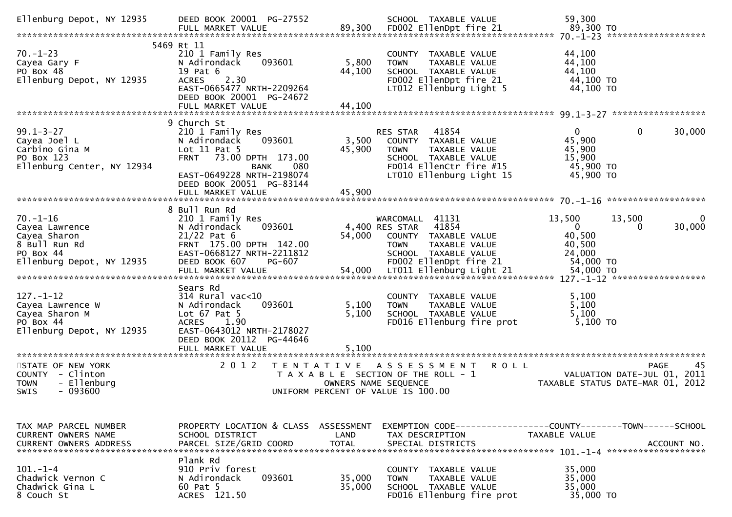```
Ellenburg Depot, NY 12935     DEED BOOK 20001  PG-27552               SCHOOL  TAXABLE VALUE              59,300
                              FULL MARKET VALUE              89,300   FD002 EllenDpt fire 21             89,300 TO
******************************************************************************************************* 70.-1-23 ******************
                         5469 Rt 11
70.-1-23                      210 1 Family Res                        COUNTY  TAXABLE VALUE              44,100
Cayea Gary F                  N Adirondack    093601          5,800   TOWN    TAXABLE VALUE              44,100
PO Box 48                     19 Pat 6                       44,100   SCHOOL  TAXABLE VALUE              44,100
Ellenburg Depot, NY 12935     ACRES    2.30                           FD002 EllenDpt fire 21             44,100 TO
                              EAST-0665477 NRTH-2209264               LT012 Ellenburg Light 5            44,100 TO
                              DEED BOOK 20001  PG-24672
                              FULL MARKET VALUE              44,100
******************************************************************************************************* 99.1-3-27 *****************
                            9 Church St
99.1-3-27                     210 1 Family Res                        RES STAR   41854                     0           0      30,000
Cayea Joel L                  N Adirondack    093601          3,500   COUNTY  TAXABLE VALUE              45,900
Carbino Gina M                Lot 11 Pat 5                   45,900   TOWN    TAXABLE VALUE              45,900
PO Box 123                    FRNT   73.00 DPTH  173.00               SCHOOL  TAXABLE VALUE              15,900
Ellenburg Center, NY 12934                    BANK     080            FD014 EllenCtr fire #15            45,900 TO
                              EAST-0649228 NRTH-2198074               LT010 Ellenburg Light 15           45,900 TO
                              DEED BOOK 20051  PG-83144
                              FULL MARKET VALUE              45,900
******************************************************************************************************* 70.-1-16 ******************
                            8 Bull Run Rd
70.-1-16                      210 1 Family Res                        WARCOMALL  41131                13,500      13,500           0
Cayea Lawrence                N Adirondack    093601          4,400 RES STAR   41854                     0           0      30,000
Cayea Sharon                  21/22 Pat 6                    54,000   COUNTY  TAXABLE VALUE              40,500
8 Bull Run Rd                 FRNT  175.00 DPTH  142.00               TOWN    TAXABLE VALUE              40,500
PO Box 44                     EAST-0668127 NRTH-2211812               SCHOOL  TAXABLE VALUE              24,000
Ellenburg Depot, NY 12935     DEED BOOK 607    PG-607                 FD002 EllenDpt fire 21             54,000 TO
                              FULL MARKET VALUE              54,000   LT011 Ellenburg Light 21           54,000 TO
******************************************************************************************************* 127.-1-12 *****************
                              Sears Rd
127.-1-12                     314 Rural vac<10                        COUNTY  TAXABLE VALUE               5,100
Cayea Lawrence W              N Adirondack    093601          5,100   TOWN    TAXABLE VALUE               5,100
Cayea Sharon M                Lot 67 Pat 5                    5,100   SCHOOL  TAXABLE VALUE               5,100
PO Box 44                     ACRES    1.90                           FD016 Ellenburg fire prot           5,100 TO
Ellenburg Depot, NY 12935     EAST-0643012 NRTH-2178027
                              DEED BOOK 20112  PG-44646
                              FULL MARKET VALUE               5,100
************************************************************************************************************************************
STATE OF NEW YORK                2 0 1 2   T E N T A T I V E   A S S E S S M E N T   R O L L                              PAGE    45
COUNTY  - Clinton                          T A X A B L E  SECTION OF THE ROLL - 1                        VALUATION DATE-JUL 01, 2011
TOWN    - Ellenburg                                  OWNERS NAME SEQUENCE                               TAXABLE STATUS DATE-MAR 01, 2012
SWIS    - 093600                                UNIFORM PERCENT OF VALUE IS 100.00


TAX MAP PARCEL NUMBER         PROPERTY LOCATION & CLASS  ASSESSMENT  EXEMPTION CODE------------------COUNTY--------TOWN------SCHOOL
CURRENT OWNERS NAME           SCHOOL DISTRICT               LAND      TAX DESCRIPTION            TAXABLE VALUE
CURRENT OWNERS ADDRESS        PARCEL SIZE/GRID COORD       TOTAL      SPECIAL DISTRICTS                                  ACCOUNT NO.
******************************************************************************************************* 101.-1-4 ******************
                              Plank Rd
101.-1-4                      910 Priv forest                         COUNTY  TAXABLE VALUE              35,000
Chadwick Vernon C             N Adirondack    093601         35,000   TOWN    TAXABLE VALUE              35,000
Chadwick Gina L               60 Pat 5                       35,000   SCHOOL  TAXABLE VALUE              35,000
8 Couch St                    ACRES  121.50                           FD016 Ellenburg fire prot          35,000 TO
```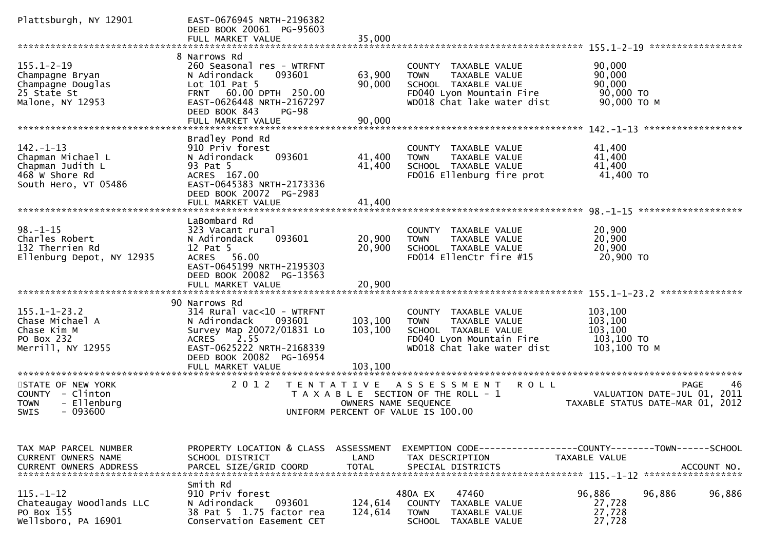```
Plattsburgh, NY 12901          EAST-0676945 NRTH-2196382
                               DEED BOOK 20061  PG-95603
                               FULL MARKET VALUE              35,000
******************************************************************************************************* 155.1-2-19 *****************
                               8 Narrows Rd
155.1-2-19                     260 Seasonal res - WTRFNT               COUNTY  TAXABLE VALUE            90,000
Champagne Bryan                N Adirondack    093601        63,900    TOWN    TAXABLE VALUE            90,000
Champagne Douglas              Lot 101 Pat 5                 90,000    SCHOOL  TAXABLE VALUE            90,000
25 State St                    FRNT   60.00 DPTH 250.00                FD040 Lyon Mountain Fire          90,000 TO
Malone, NY 12953               EAST-0626448 NRTH-2167297               WD018 Chat lake water dist        90,000 TO M
                               DEED BOOK 843     PG-98
                               FULL MARKET VALUE              90,000
******************************************************************************************************* 142.-1-13 ******************
                               Bradley Pond Rd
142.-1-13                      910 Priv forest                         COUNTY  TAXABLE VALUE            41,400
Chapman Michael L              N Adirondack    093601        41,400    TOWN    TAXABLE VALUE            41,400
Chapman Judith L               93 Pat 5                      41,400    SCHOOL  TAXABLE VALUE            41,400
468 W Shore Rd                 ACRES  167.00                           FD016 Ellenburg fire prot         41,400 TO
South Hero, VT 05486           EAST-0645383 NRTH-2173336
                               DEED BOOK 20072  PG-2983
                               FULL MARKET VALUE              41,400
******************************************************************************************************* 98.-1-15 *******************
                               LaBombard Rd
98.-1-15                       323 Vacant rural                        COUNTY  TAXABLE VALUE            20,900
Charles Robert                 N Adirondack    093601        20,900    TOWN    TAXABLE VALUE            20,900
132 Therrien Rd                12 Pat 5                      20,900    SCHOOL  TAXABLE VALUE            20,900
Ellenburg Depot, NY 12935      ACRES   56.00                           FD014 EllenCtr fire #15           20,900 TO
                               EAST-0645199 NRTH-2195303
                               DEED BOOK 20082  PG-13563
                               FULL MARKET VALUE              20,900
******************************************************************************************************* 155.1-1-23.2 ***************
                               90 Narrows Rd
155.1-1-23.2                   314 Rural vac<10 - WTRFNT               COUNTY  TAXABLE VALUE           103,100
Chase Michael A                N Adirondack    093601       103,100    TOWN    TAXABLE VALUE           103,100
Chase Kim M                    Survey Map 20072/01831 Lo    103,100    SCHOOL  TAXABLE VALUE           103,100
PO Box 232                     ACRES    2.55                           FD040 Lyon Mountain Fire         103,100 TO
Merrill, NY 12955              EAST-0625222 NRTH-2168339               WD018 Chat lake water dist       103,100 TO M
                               DEED BOOK 20082  PG-16954
                               FULL MARKET VALUE             103,100
************************************************************************************************************************************
STATE OF NEW YORK                2 0 1 2   T E N T A T I V E   A S S E S S M E N T   R O L L                               PAGE    46
COUNTY  - Clinton                          T A X A B L E  SECTION OF THE ROLL - 1                      VALUATION DATE-JUL 01, 2011
TOWN    - Ellenburg                               OWNERS NAME SEQUENCE                            TAXABLE STATUS DATE-MAR 01, 2012
SWIS    - 093600                          UNIFORM PERCENT OF VALUE IS 100.00


TAX MAP PARCEL NUMBER          PROPERTY LOCATION & CLASS  ASSESSMENT  EXEMPTION CODE------------------COUNTY--------TOWN------SCHOOL
CURRENT OWNERS NAME            SCHOOL DISTRICT               LAND     TAX DESCRIPTION             TAXABLE VALUE
CURRENT OWNERS ADDRESS         PARCEL SIZE/GRID COORD        TOTAL    SPECIAL DISTRICTS                                   ACCOUNT NO.
******************************************************************************************************* 115.-1-12 ******************
                               Smith Rd
115.-1-12                      910 Priv forest                        480A EX     47460              96,886      96,886      96,886
Chateaugay Woodlands LLC       N Adirondack    093601       124,614    COUNTY  TAXABLE VALUE            27,728
PO Box 155                     38 Pat 5  1.75 factor rea    124,614    TOWN    TAXABLE VALUE            27,728
Wellsboro, PA 16901            Conservation Easement CET               SCHOOL  TAXABLE VALUE            27,728
```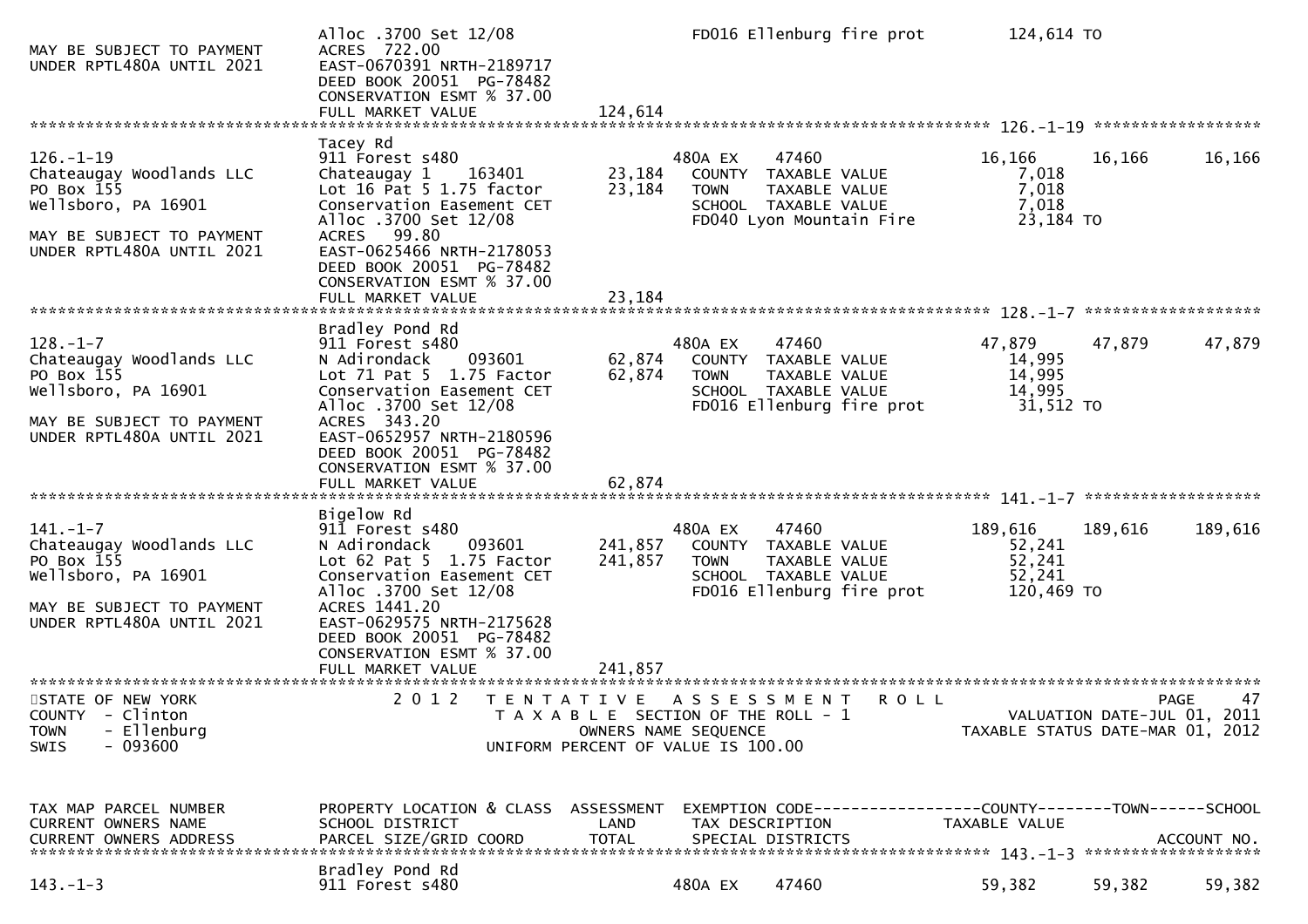```
                               Alloc .3700 Set 12/08                FD016 Ellenburg fire prot          124,614 TO
MAY BE SUBJECT TO PAYMENT      ACRES  722.00
UNDER RPTL480A UNTIL 2021      EAST-0670391 NRTH-2189717
                               DEED BOOK 20051  PG-78482
                               CONSERVATION ESMT % 37.00
                               FULL MARKET VALUE              124,614
******************************************************************************************************* 126.-1-19 ******************
                               Tacey Rd
126.-1-19                      911 Forest s480                       480A EX    47460               16,166     16,166     16,166
Chateaugay Woodlands LLC       Chateaugay 1    163401        23,184   COUNTY  TAXABLE VALUE           7,018
PO Box 155                     Lot 16 Pat 5 1.75 factor      23,184   TOWN    TAXABLE VALUE           7,018
Wellsboro, PA 16901            Conservation Easement CET              SCHOOL  TAXABLE VALUE           7,018
                               Alloc .3700 Set 12/08                  FD040 Lyon Mountain Fire        23,184 TO
MAY BE SUBJECT TO PAYMENT      ACRES   99.80
UNDER RPTL480A UNTIL 2021      EAST-0625466 NRTH-2178053
                               DEED BOOK 20051  PG-78482
                               CONSERVATION ESMT % 37.00
                               FULL MARKET VALUE               23,184
******************************************************************************************************* 128.-1-7 *******************
                               Bradley Pond Rd
128.-1-7                       911 Forest s480                       480A EX    47460               47,879     47,879     47,879
Chateaugay Woodlands LLC       N Adirondack    093601        62,874   COUNTY  TAXABLE VALUE          14,995
PO Box 155                     Lot 71 Pat 5  1.75 Factor     62,874   TOWN    TAXABLE VALUE          14,995
Wellsboro, PA 16901            Conservation Easement CET              SCHOOL  TAXABLE VALUE          14,995
                               Alloc .3700 Set 12/08                  FD016 Ellenburg fire prot       31,512 TO
MAY BE SUBJECT TO PAYMENT      ACRES  343.20
UNDER RPTL480A UNTIL 2021      EAST-0652957 NRTH-2180596
                               DEED BOOK 20051  PG-78482
                               CONSERVATION ESMT % 37.00
                               FULL MARKET VALUE               62,874
******************************************************************************************************* 141.-1-7 *******************
                               Bigelow Rd
141.-1-7                       911 Forest s480                       480A EX    47460              189,616    189,616    189,616
Chateaugay Woodlands LLC       N Adirondack    093601       241,857   COUNTY  TAXABLE VALUE          52,241
PO Box 155                     Lot 62 Pat 5  1.75 Factor    241,857   TOWN    TAXABLE VALUE          52,241
Wellsboro, PA 16901            Conservation Easement CET              SCHOOL  TAXABLE VALUE          52,241
                               Alloc .3700 Set 12/08                  FD016 Ellenburg fire prot      120,469 TO
MAY BE SUBJECT TO PAYMENT      ACRES 1441.20
UNDER RPTL480A UNTIL 2021      EAST-0629575 NRTH-2175628
                               DEED BOOK 20051  PG-78482
                               CONSERVATION ESMT % 37.00
                               FULL MARKET VALUE              241,857
************************************************************************************************************************************
STATE OF NEW YORK                 2 0 1 2   T E N T A T I V E   A S S E S S M E N T   R O L L                                PAGE    47
COUNTY  - Clinton                           T A X A B L E  SECTION OF THE ROLL - 1                       VALUATION DATE-JUL 01, 2011
TOWN    - Ellenburg                                  OWNERS NAME SEQUENCE                            TAXABLE STATUS DATE-MAR 01, 2012
SWIS    - 093600                               UNIFORM PERCENT OF VALUE IS 100.00


TAX MAP PARCEL NUMBER          PROPERTY LOCATION & CLASS  ASSESSMENT  EXEMPTION CODE------------------COUNTY--------TOWN------SCHOOL
CURRENT OWNERS NAME            SCHOOL DISTRICT               LAND      TAX DESCRIPTION               TAXABLE VALUE
CURRENT OWNERS ADDRESS         PARCEL SIZE/GRID COORD        TOTAL     SPECIAL DISTRICTS                                 ACCOUNT NO.
******************************************************************************************************* 143.-1-3 *******************
                               Bradley Pond Rd
143.-1-3                       911 Forest s480                       480A EX    47460               59,382     59,382     59,382
```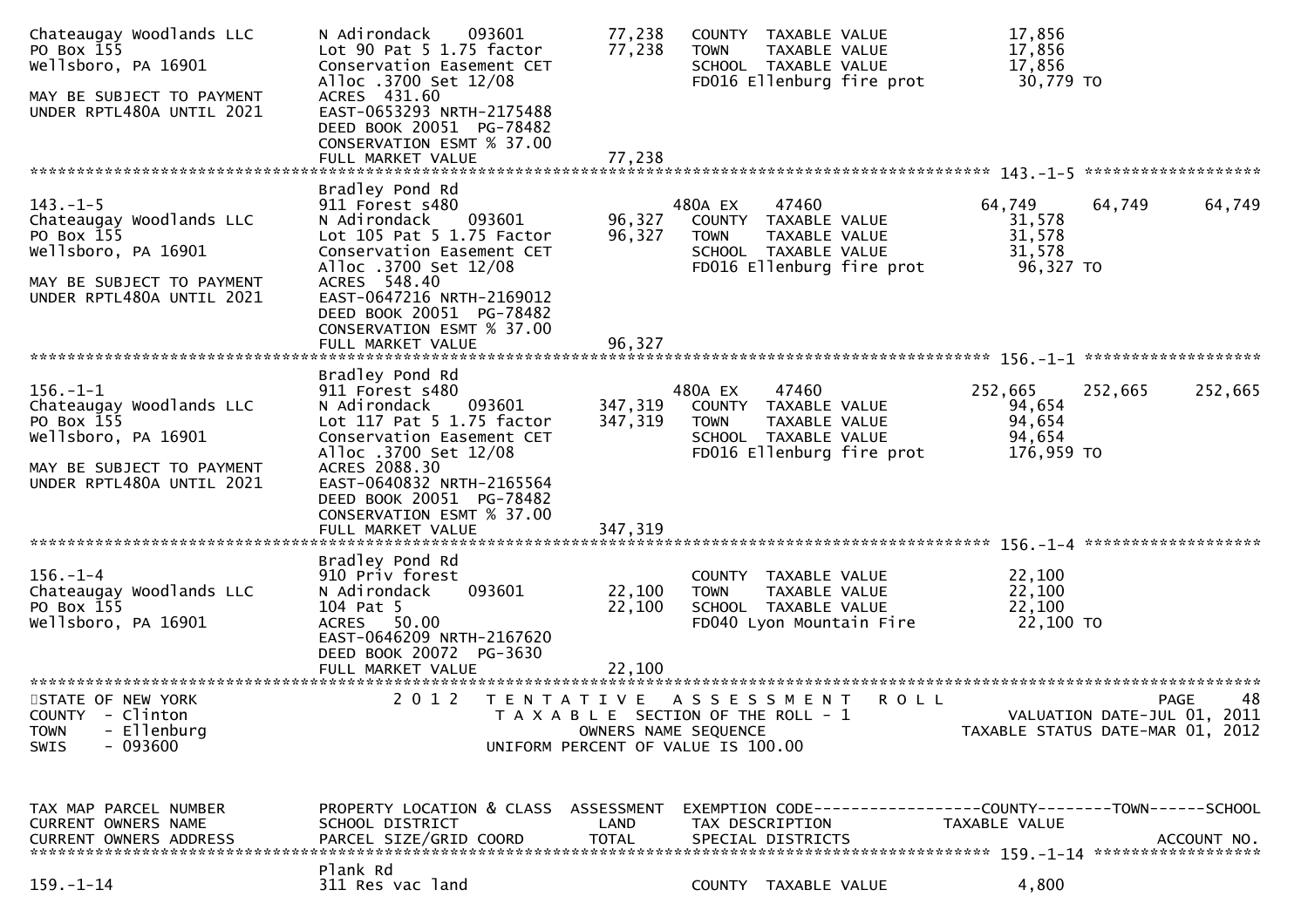```
Chateaugay Woodlands LLC      N Adirondack    093601       77,238   COUNTY  TAXABLE VALUE             17,856
PO Box 155                    Lot 90 Pat 5 1.75 factor     77,238   TOWN    TAXABLE VALUE             17,856
Wellsboro, PA 16901           Conservation Easement CET             SCHOOL  TAXABLE VALUE             17,856
                              Alloc .3700 Set 12/08                 FD016 Ellenburg fire prot          30,779 TO
MAY BE SUBJECT TO PAYMENT     ACRES  431.60
UNDER RPTL480A UNTIL 2021     EAST-0653293 NRTH-2175488
                              DEED BOOK 20051  PG-78482
                              CONSERVATION ESMT % 37.00
                              FULL MARKET VALUE            77,238
******************************************************************************************************* 143.-1-5 ******************
                              Bradley Pond Rd
143.-1-5                      911 Forest s480                       480A EX    47460              64,749     64,749     64,749
Chateaugay Woodlands LLC      N Adirondack    093601       96,327   COUNTY  TAXABLE VALUE             31,578
PO Box 155                    Lot 105 Pat 5 1.75 Factor    96,327   TOWN    TAXABLE VALUE             31,578
Wellsboro, PA 16901           Conservation Easement CET             SCHOOL  TAXABLE VALUE             31,578
                              Alloc .3700 Set 12/08                 FD016 Ellenburg fire prot          96,327 TO
MAY BE SUBJECT TO PAYMENT     ACRES  548.40
UNDER RPTL480A UNTIL 2021     EAST-0647216 NRTH-2169012
                              DEED BOOK 20051  PG-78482
                              CONSERVATION ESMT % 37.00
                              FULL MARKET VALUE            96,327
******************************************************************************************************* 156.-1-1 ******************
                              Bradley Pond Rd
156.-1-1                      911 Forest s480                       480A EX    47460             252,665    252,665    252,665
Chateaugay Woodlands LLC      N Adirondack    093601      347,319   COUNTY  TAXABLE VALUE             94,654
PO Box 155                    Lot 117 Pat 5 1.75 factor   347,319   TOWN    TAXABLE VALUE             94,654
Wellsboro, PA 16901           Conservation Easement CET             SCHOOL  TAXABLE VALUE             94,654
                              Alloc .3700 Set 12/08                 FD016 Ellenburg fire prot         176,959 TO
MAY BE SUBJECT TO PAYMENT     ACRES 2088.30
UNDER RPTL480A UNTIL 2021     EAST-0640832 NRTH-2165564
                              DEED BOOK 20051  PG-78482
                              CONSERVATION ESMT % 37.00
                              FULL MARKET VALUE           347,319
******************************************************************************************************* 156.-1-4 ******************
                              Bradley Pond Rd
156.-1-4                      910 Priv forest                       COUNTY  TAXABLE VALUE             22,100
Chateaugay Woodlands LLC      N Adirondack    093601       22,100   TOWN    TAXABLE VALUE             22,100
PO Box 155                    104 Pat 5                    22,100   SCHOOL  TAXABLE VALUE             22,100
Wellsboro, PA 16901           ACRES   50.00                         FD040 Lyon Mountain Fire           22,100 TO
                              EAST-0646209 NRTH-2167620
                              DEED BOOK 20072  PG-3630
                              FULL MARKET VALUE            22,100
************************************************************************************************************************************
STATE OF NEW YORK                2 0 1 2   T E N T A T I V E   A S S E S S M E N T   R O L L                               PAGE    48
COUNTY  - Clinton                          T A X A B L E  SECTION OF THE ROLL - 1                    VALUATION DATE-JUL 01, 2011
TOWN    - Ellenburg                              OWNERS NAME SEQUENCE                          TAXABLE STATUS DATE-MAR 01, 2012
SWIS    - 093600                          UNIFORM PERCENT OF VALUE IS 100.00


TAX MAP PARCEL NUMBER         PROPERTY LOCATION & CLASS  ASSESSMENT  EXEMPTION CODE------------------COUNTY--------TOWN------SCHOOL
CURRENT OWNERS NAME           SCHOOL DISTRICT               LAND      TAX DESCRIPTION            TAXABLE VALUE
CURRENT OWNERS ADDRESS        PARCEL SIZE/GRID COORD        TOTAL     SPECIAL DISTRICTS                                ACCOUNT NO.
******************************************************************************************************* 159.-1-14 *****************
                              Plank Rd
159.-1-14                     311 Res vac land                      COUNTY  TAXABLE VALUE              4,800
```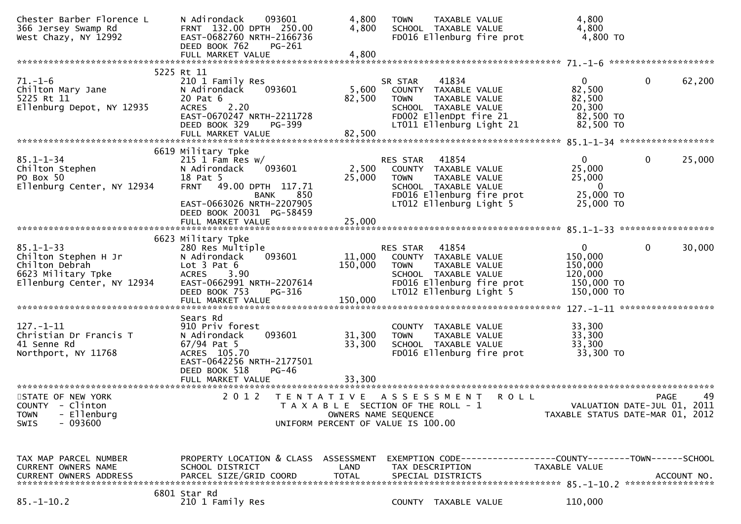```
Chester Barber Florence L      N Adirondack    093601         4,800   TOWN    TAXABLE VALUE              4,800
366 Jersey Swamp Rd            FRNT 132.00 DPTH 250.00        4,800   SCHOOL  TAXABLE VALUE              4,800
West Chazy, NY 12992           EAST-0682760 NRTH-2166736              FD016 Ellenburg fire prot          4,800 TO
                               DEED BOOK 762    PG-261
                               FULL MARKET VALUE              4,800
******************************************************************************************************* 71.-1-6 *******************
                            5225 Rt 11
71.-1-6                        210 1 Family Res                       SR STAR    41834                   0             0     62,200
Chilton Mary Jane              N Adirondack    093601         5,600   COUNTY  TAXABLE VALUE             82,500
5225 Rt 11                     20 Pat 6                      82,500   TOWN    TAXABLE VALUE             82,500
Ellenburg Depot, NY 12935      ACRES    2.20                          SCHOOL  TAXABLE VALUE             20,300
                               EAST-0670247 NRTH-2211728              FD002 EllenDpt fire 21            82,500 TO
                               DEED BOOK 329    PG-399                LT011 Ellenburg Light 21          82,500 TO
                               FULL MARKET VALUE             82,500
******************************************************************************************************* 85.1-1-34 *****************
                            6619 Military Tpke
85.1-1-34                      215 1 Fam Res w/                       RES STAR   41854                   0             0     25,000
Chilton Stephen                N Adirondack    093601         2,500   COUNTY  TAXABLE VALUE             25,000
PO Box 50                      18 Pat 5                      25,000   TOWN    TAXABLE VALUE             25,000
Ellenburg Center, NY 12934     FRNT   49.00 DPTH 117.71               SCHOOL  TAXABLE VALUE                  0
                                             BANK     850             FD016 Ellenburg fire prot         25,000 TO
                               EAST-0663026 NRTH-2207905              LT012 Ellenburg Light 5           25,000 TO
                               DEED BOOK 20031 PG-58459
                               FULL MARKET VALUE             25,000
******************************************************************************************************* 85.1-1-33 *****************
                            6623 Military Tpke
85.1-1-33                      280 Res Multiple                       RES STAR   41854                   0             0     30,000
Chilton Stephen H Jr           N Adirondack    093601        11,000   COUNTY  TAXABLE VALUE            150,000
Chilton Debrah                 Lot 3 Pat 6                  150,000   TOWN    TAXABLE VALUE            150,000
6623 Military Tpke             ACRES    3.90                          SCHOOL  TAXABLE VALUE            120,000
Ellenburg Center, NY 12934     EAST-0662991 NRTH-2207614              FD016 Ellenburg fire prot        150,000 TO
                               DEED BOOK 753    PG-316                LT012 Ellenburg Light 5          150,000 TO
                               FULL MARKET VALUE            150,000
******************************************************************************************************* 127.-1-11 *****************
                               Sears Rd
127.-1-11                      910 Priv forest                        COUNTY  TAXABLE VALUE             33,300
Christian Dr Francis T         N Adirondack    093601        31,300   TOWN    TAXABLE VALUE             33,300
41 Senne Rd                    67/94 Pat 5                   33,300   SCHOOL  TAXABLE VALUE             33,300
Northport, NY 11768            ACRES  105.70                          FD016 Ellenburg fire prot         33,300 TO
                               EAST-0642256 NRTH-2177501
                               DEED BOOK 518    PG-46
                               FULL MARKET VALUE             33,300
************************************************************************************************************************************
STATE OF NEW YORK                  2 0 1 2   T E N T A T I V E   A S S E S S M E N T   R O L L                            PAGE    49
COUNTY  - Clinton                            T A X A B L E  SECTION OF THE ROLL - 1                    VALUATION DATE-JUL 01, 2011
TOWN    - Ellenburg                                 OWNERS NAME SEQUENCE                          TAXABLE STATUS DATE-MAR 01, 2012
SWIS    - 093600                               UNIFORM PERCENT OF VALUE IS 100.00


TAX MAP PARCEL NUMBER          PROPERTY LOCATION & CLASS  ASSESSMENT  EXEMPTION CODE------------------COUNTY--------TOWN------SCHOOL
CURRENT OWNERS NAME            SCHOOL DISTRICT               LAND      TAX DESCRIPTION             TAXABLE VALUE
CURRENT OWNERS ADDRESS         PARCEL SIZE/GRID COORD        TOTAL     SPECIAL DISTRICTS                                  ACCOUNT NO.
******************************************************************************************************* 85.-1-10.2 ****************
                            6801 Star Rd
85.-1-10.2                     210 1 Family Res                       COUNTY  TAXABLE VALUE            110,000
```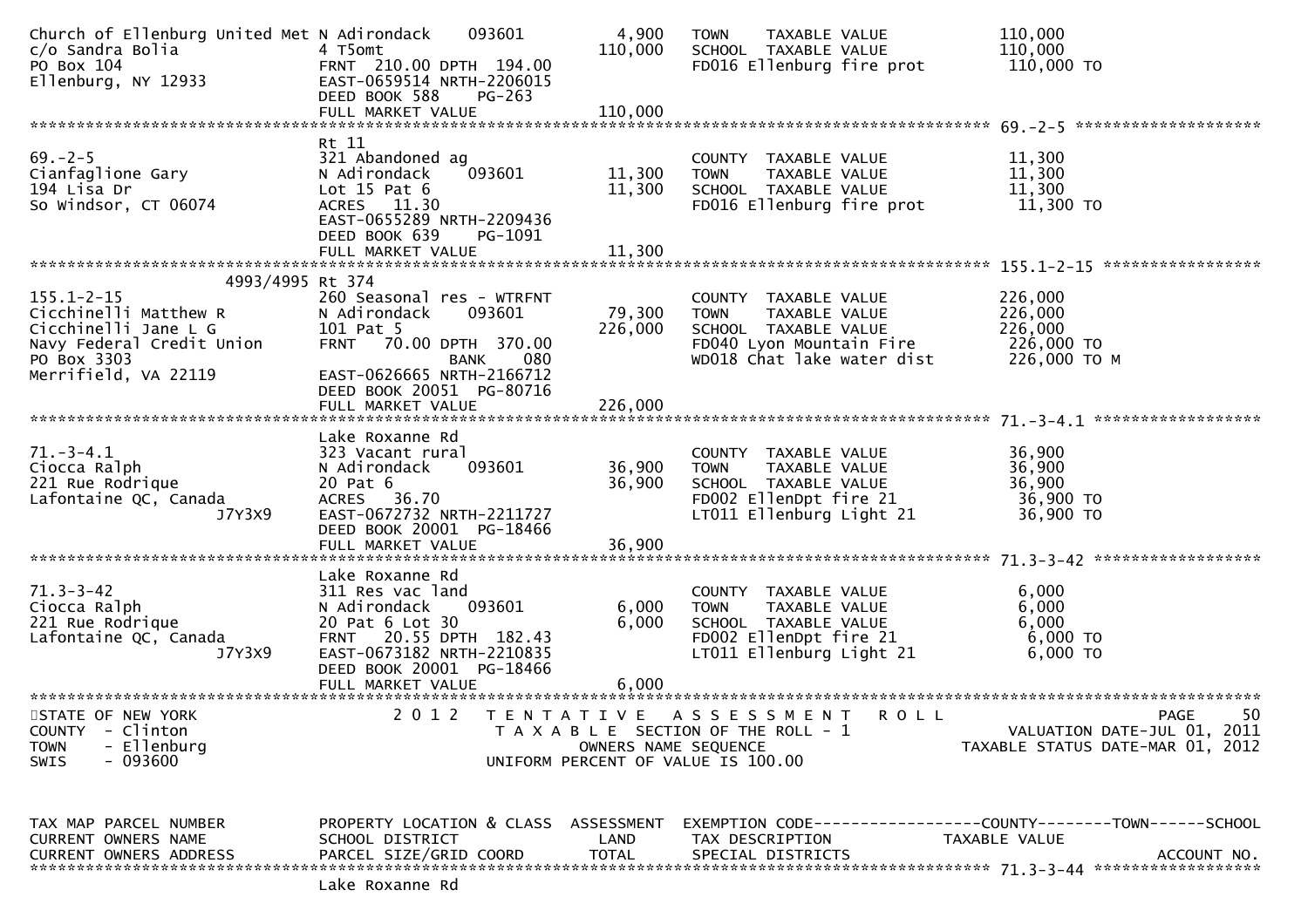| TAX MAP PARCEL NUMBER / CURRENT OWNERS NAME / CURRENT OWNERS ADDRESS | PROPERTY LOCATION & CLASS / SCHOOL DISTRICT / PARCEL SIZE/GRID COORD | ASSESSMENT LAND | ASSESSMENT TOTAL | EXEMPTION CODE / TAX DESCRIPTION / SPECIAL DISTRICTS | TAXABLE VALUE |
|---|---|---|---|---|---|
| Church of Ellenburg United Met | N Adirondack 093601 | 4,900 | | TOWN TAXABLE VALUE | 110,000 |
| c/o Sandra Bolia | 4 T5omt | | 110,000 | SCHOOL TAXABLE VALUE | 110,000 |
| PO Box 104 | FRNT 210.00 DPTH 194.00 | | | FD016 Ellenburg fire prot | 110,000 TO |
| Ellenburg, NY 12933 | EAST-0659514 NRTH-2206015 | | | | |
| | DEED BOOK 588 PG-263 | | | | |
| | FULL MARKET VALUE | | 110,000 | | |
| **69.-2-5** | Rt 11 | | | | |
| 69.-2-5 | 321 Abandoned ag | | | COUNTY TAXABLE VALUE | 11,300 |
| Cianfaglione Gary | N Adirondack 093601 | 11,300 | | TOWN TAXABLE VALUE | 11,300 |
| 194 Lisa Dr | Lot 15 Pat 6 | | 11,300 | SCHOOL TAXABLE VALUE | 11,300 |
| So Windsor, CT 06074 | ACRES 11.30 | | | FD016 Ellenburg fire prot | 11,300 TO |
| | EAST-0655289 NRTH-2209436 | | | | |
| | DEED BOOK 639 PG-1091 | | | | |
| | FULL MARKET VALUE | | 11,300 | | |
| **155.1-2-15** | 4993/4995 Rt 374 | | | | |
| 155.1-2-15 | 260 Seasonal res - WTRFNT | | | COUNTY TAXABLE VALUE | 226,000 |
| Cicchinelli Matthew R | N Adirondack 093601 | 79,300 | | TOWN TAXABLE VALUE | 226,000 |
| Cicchinelli Jane L G | 101 Pat 5 | | 226,000 | SCHOOL TAXABLE VALUE | 226,000 |
| Navy Federal Credit Union | FRNT 70.00 DPTH 370.00 | | | FD040 Lyon Mountain Fire | 226,000 TO |
| PO Box 3303 | BANK 080 | | | WD018 Chat lake water dist | 226,000 TO M |
| Merrifield, VA 22119 | EAST-0626665 NRTH-2166712 | | | | |
| | DEED BOOK 20051 PG-80716 | | | | |
| | FULL MARKET VALUE | | 226,000 | | |
| **71.-3-4.1** | Lake Roxanne Rd | | | | |
| 71.-3-4.1 | 323 Vacant rural | | | COUNTY TAXABLE VALUE | 36,900 |
| Ciocca Ralph | N Adirondack 093601 | 36,900 | | TOWN TAXABLE VALUE | 36,900 |
| 221 Rue Rodrique | 20 Pat 6 | | 36,900 | SCHOOL TAXABLE VALUE | 36,900 |
| Lafontaine QC, Canada | ACRES 36.70 | | | FD002 EllenDpt fire 21 | 36,900 TO |
| J7Y3X9 | EAST-0672732 NRTH-2211727 | | | LT011 Ellenburg Light 21 | 36,900 TO |
| | DEED BOOK 20001 PG-18466 | | | | |
| | FULL MARKET VALUE | | 36,900 | | |
| **71.3-3-42** | Lake Roxanne Rd | | | | |
| 71.3-3-42 | 311 Res vac land | | | COUNTY TAXABLE VALUE | 6,000 |
| Ciocca Ralph | N Adirondack 093601 | 6,000 | | TOWN TAXABLE VALUE | 6,000 |
| 221 Rue Rodrique | 20 Pat 6 Lot 30 | | 6,000 | SCHOOL TAXABLE VALUE | 6,000 |
| Lafontaine QC, Canada | FRNT 20.55 DPTH 182.43 | | | FD002 EllenDpt fire 21 | 6,000 TO |
| J7Y3X9 | EAST-0673182 NRTH-2210835 | | | LT011 Ellenburg Light 21 | 6,000 TO |
| | DEED BOOK 20001 PG-18466 | | | | |
| | FULL MARKET VALUE | | 6,000 | | |

STATE OF NEW YORK — 2012 TENTATIVE ASSESSMENT ROLL
COUNTY - Clinton — TAXABLE SECTION OF THE ROLL - 1 — VALUATION DATE-JUL 01, 2011
TOWN - Ellenburg — OWNERS NAME SEQUENCE — TAXABLE STATUS DATE-MAR 01, 2012
SWIS - 093600 — UNIFORM PERCENT OF VALUE IS 100.00

| TAX MAP PARCEL NUMBER / CURRENT OWNERS NAME / CURRENT OWNERS ADDRESS | PROPERTY LOCATION & CLASS / SCHOOL DISTRICT / PARCEL SIZE/GRID COORD | ASSESSMENT LAND | ASSESSMENT TOTAL | EXEMPTION CODE / TAX DESCRIPTION / SPECIAL DISTRICTS | COUNTY / TOWN / SCHOOL TAXABLE VALUE / ACCOUNT NO. |
|---|---|---|---|---|---|
| **71.3-3-44** | Lake Roxanne Rd | | | | |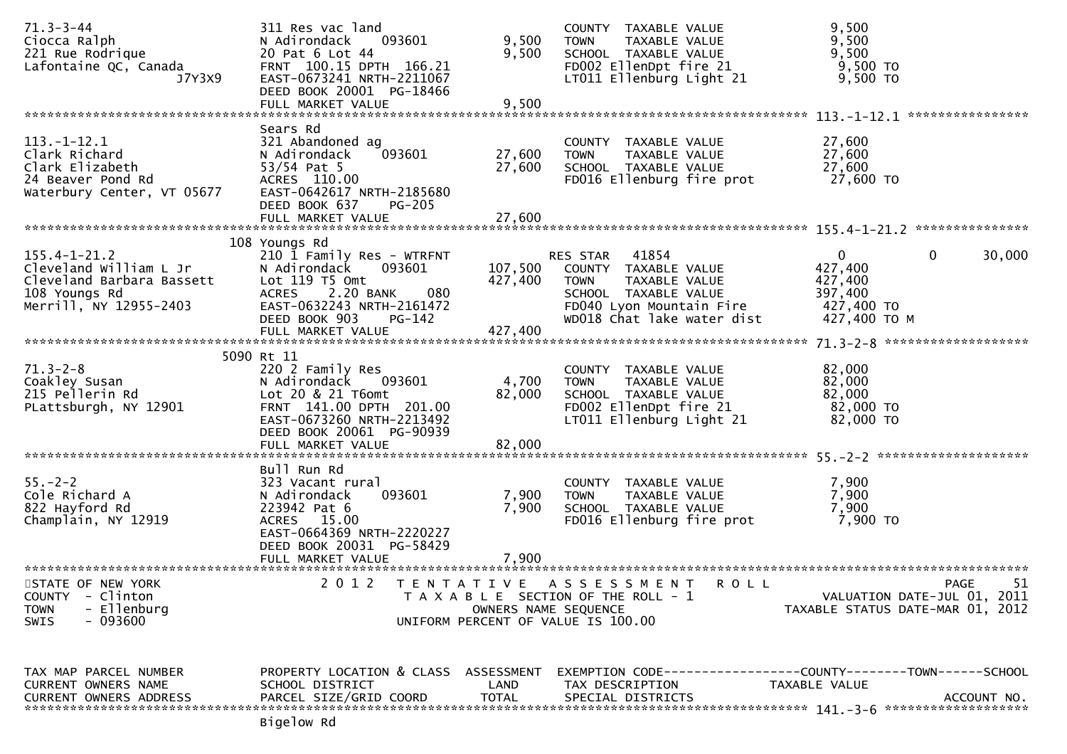```
71.3-3-44                      311 Res vac land                         COUNTY  TAXABLE VALUE              9,500
Ciocca Ralph                   N Adirondack    093601          9,500    TOWN    TAXABLE VALUE              9,500
221 Rue Rodrique               20 Pat 6 Lot 44                 9,500    SCHOOL  TAXABLE VALUE              9,500
Lafontaine QC, Canada          FRNT  100.15 DPTH  166.21                FD002 EllenDpt fire 21              9,500 TO
                     J7Y3X9    EAST-0673241 NRTH-2211067                LT011 Ellenburg Light 21            9,500 TO
                               DEED BOOK 20001  PG-18466
                               FULL MARKET VALUE               9,500
******************************************************************************************************* 113.-1-12.1 ****************
                               Sears Rd
113.-1-12.1                    321 Abandoned ag                         COUNTY  TAXABLE VALUE             27,600
Clark Richard                  N Adirondack    093601         27,600    TOWN    TAXABLE VALUE             27,600
Clark Elizabeth                53/54 Pat 5                    27,600    SCHOOL  TAXABLE VALUE             27,600
24 Beaver Pond Rd              ACRES  110.00                            FD016 Ellenburg fire prot          27,600 TO
Waterbury Center, VT 05677     EAST-0642617 NRTH-2185680
                               DEED BOOK 637    PG-205
                               FULL MARKET VALUE              27,600
******************************************************************************************************* 155.4-1-21.2 ***************
                           108 Youngs Rd
155.4-1-21.2                   210 1 Family Res - WTRFNT                RES STAR   41854                   0             0      30,000
Cleveland William L Jr         N Adirondack    093601        107,500    COUNTY  TAXABLE VALUE            427,400
Cleveland Barbara Bassett      Lot 119 T5 Omt                427,400    TOWN    TAXABLE VALUE            427,400
108 Youngs Rd                  ACRES    2.20 BANK     080               SCHOOL  TAXABLE VALUE            397,400
Merrill, NY 12955-2403         EAST-0632243 NRTH-2161472                FD040 Lyon Mountain Fire          427,400 TO
                               DEED BOOK 903    PG-142                  WD018 Chat lake water dist        427,400 TO M
                               FULL MARKET VALUE             427,400
******************************************************************************************************* 71.3-2-8 *******************
                          5090 Rt 11
71.3-2-8                       220 2 Family Res                         COUNTY  TAXABLE VALUE             82,000
Coakley Susan                  N Adirondack    093601          4,700    TOWN    TAXABLE VALUE             82,000
215 Pellerin Rd                Lot 20 & 21 T6omt              82,000    SCHOOL  TAXABLE VALUE             82,000
PLattsburgh, NY 12901          FRNT  141.00 DPTH  201.00                FD002 EllenDpt fire 21             82,000 TO
                               EAST-0673260 NRTH-2213492                LT011 Ellenburg Light 21           82,000 TO
                               DEED BOOK 20061  PG-90939
                               FULL MARKET VALUE              82,000
******************************************************************************************************* 55.-2-2 ********************
                               Bull Run Rd
55.-2-2                        323 Vacant rural                         COUNTY  TAXABLE VALUE              7,900
Cole Richard A                 N Adirondack    093601          7,900    TOWN    TAXABLE VALUE              7,900
822 Hayford Rd                 223942 Pat 6                    7,900    SCHOOL  TAXABLE VALUE              7,900
Champlain, NY 12919            ACRES   15.00                            FD016 Ellenburg fire prot           7,900 TO
                               EAST-0664369 NRTH-2220227
                               DEED BOOK 20031  PG-58429
                               FULL MARKET VALUE               7,900
************************************************************************************************************************************
STATE OF NEW YORK                 2 0 1 2   T E N T A T I V E   A S S E S S M E N T   R O L L                              PAGE    51
COUNTY  - Clinton                           T A X A B L E SECTION OF THE ROLL - 1                         VALUATION DATE-JUL 01, 2011
TOWN    - Ellenburg                                 OWNERS NAME SEQUENCE                               TAXABLE STATUS DATE-MAR 01, 2012
SWIS    - 093600                               UNIFORM PERCENT OF VALUE IS 100.00


TAX MAP PARCEL NUMBER          PROPERTY LOCATION & CLASS  ASSESSMENT  EXEMPTION CODE------------------COUNTY--------TOWN------SCHOOL
CURRENT OWNERS NAME            SCHOOL DISTRICT               LAND     TAX DESCRIPTION             TAXABLE VALUE
CURRENT OWNERS ADDRESS         PARCEL SIZE/GRID COORD        TOTAL    SPECIAL DISTRICTS                                  ACCOUNT NO.
******************************************************************************************************* 141.-3-6 *******************
                               Bigelow Rd
```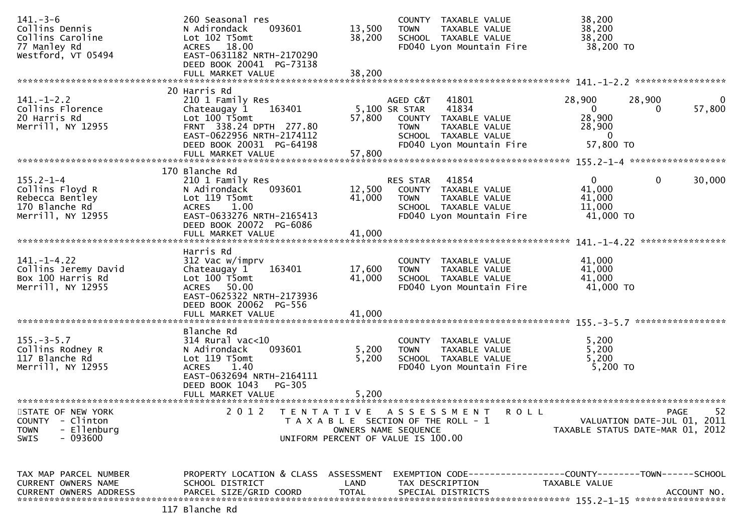```
141.-3-6                        260 Seasonal res                          COUNTY  TAXABLE VALUE             38,200
Collins Dennis                  N Adirondack    093601       13,500     TOWN    TAXABLE VALUE             38,200
Collins Caroline                Lot 102 T5omt                38,200     SCHOOL  TAXABLE VALUE             38,200
77 Manley Rd                    ACRES  18.00                            FD040 Lyon Mountain Fire           38,200 TO
Westford, VT 05494              EAST-0631182 NRTH-2170290
                                DEED BOOK 20041  PG-73138
                                FULL MARKET VALUE            38,200
******************************************************************************************************* 141.-1-2.2 *****************
                                20 Harris Rd
141.-1-2.2                      210 1 Family Res                        AGED C&T   41801             28,900      28,900           0
Collins Florence                Chateaugay 1    163401        5,100 SR STAR    41834                  0           0          57,800
20 Harris Rd                    Lot 100 T5omt                57,800     COUNTY  TAXABLE VALUE             28,900
Merrill, NY 12955               FRNT 338.24 DPTH 277.80                 TOWN    TAXABLE VALUE             28,900
                                EAST-0622956 NRTH-2174112               SCHOOL  TAXABLE VALUE                  0
                                DEED BOOK 20031  PG-64198               FD040 Lyon Mountain Fire           57,800 TO
                                FULL MARKET VALUE            57,800
******************************************************************************************************* 155.2-1-4 ******************
                                170 Blanche Rd
155.2-1-4                       210 1 Family Res                        RES STAR   41854                  0           0          30,000
Collins Floyd R                 N Adirondack    093601       12,500     COUNTY  TAXABLE VALUE             41,000
Rebecca Bentley                 Lot 119 T5omt                41,000     TOWN    TAXABLE VALUE             41,000
170 Blanche Rd                  ACRES   1.00                            SCHOOL  TAXABLE VALUE             11,000
Merrill, NY 12955               EAST-0633276 NRTH-2165413               FD040 Lyon Mountain Fire           41,000 TO
                                DEED BOOK 20072  PG-6086
                                FULL MARKET VALUE            41,000
******************************************************************************************************* 141.-1-4.22 ****************
                                Harris Rd
141.-1-4.22                     312 Vac w/imprv                         COUNTY  TAXABLE VALUE             41,000
Collins Jeremy David            Chateaugay 1    163401       17,600     TOWN    TAXABLE VALUE             41,000
Box 100 Harris Rd               Lot 100 T5omt                41,000     SCHOOL  TAXABLE VALUE             41,000
Merrill, NY 12955               ACRES  50.00                            FD040 Lyon Mountain Fire           41,000 TO
                                EAST-0625322 NRTH-2173936
                                DEED BOOK 20062  PG-556
                                FULL MARKET VALUE            41,000
******************************************************************************************************* 155.-3-5.7 *****************
                                Blanche Rd
155.-3-5.7                      314 Rural vac<10                        COUNTY  TAXABLE VALUE              5,200
Collins Rodney R                N Adirondack    093601        5,200     TOWN    TAXABLE VALUE              5,200
117 Blanche Rd                  Lot 119 T5omt                 5,200     SCHOOL  TAXABLE VALUE              5,200
Merrill, NY 12955               ACRES   1.40                            FD040 Lyon Mountain Fire            5,200 TO
                                EAST-0632694 NRTH-2164111
                                DEED BOOK 1043   PG-305
                                FULL MARKET VALUE             5,200
************************************************************************************************************************************
STATE OF NEW YORK                2 0 1 2   T E N T A T I V E   A S S E S S M E N T   R O L L                                PAGE    52
COUNTY  - Clinton                          T A X A B L E  SECTION OF THE ROLL - 1                        VALUATION DATE-JUL 01, 2011
TOWN    - Ellenburg                                  OWNERS NAME SEQUENCE                            TAXABLE STATUS DATE-MAR 01, 2012
SWIS    - 093600                               UNIFORM PERCENT OF VALUE IS 100.00


TAX MAP PARCEL NUMBER           PROPERTY LOCATION & CLASS  ASSESSMENT  EXEMPTION CODE------------------COUNTY--------TOWN------SCHOOL
CURRENT OWNERS NAME             SCHOOL DISTRICT               LAND      TAX DESCRIPTION             TAXABLE VALUE
CURRENT OWNERS ADDRESS          PARCEL SIZE/GRID COORD        TOTAL     SPECIAL DISTRICTS                                ACCOUNT NO.
******************************************************************************************************* 155.2-1-15 *****************
                                117 Blanche Rd
```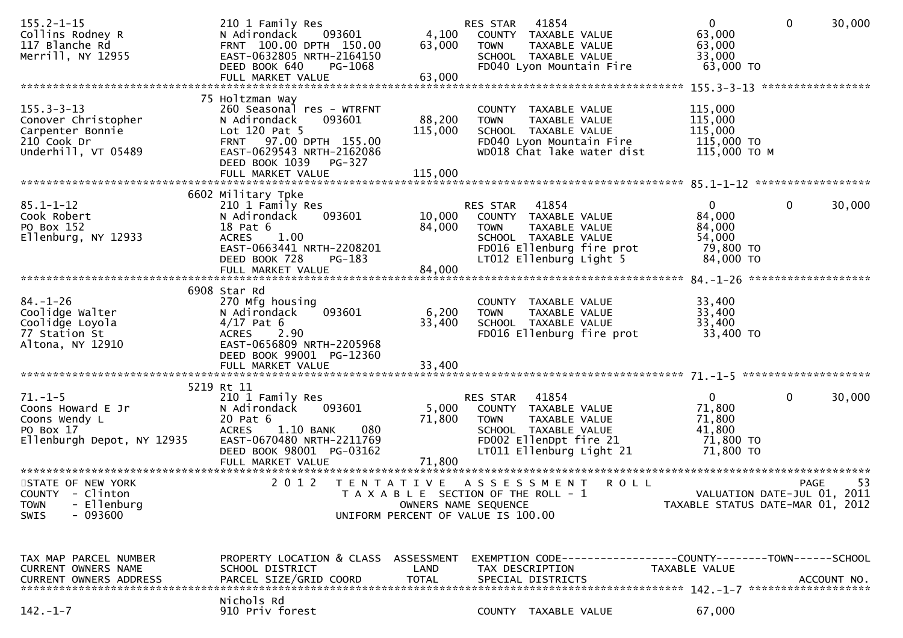```
155.2-1-15                  210 1 Family Res                     RES STAR   41854                   0           0       30,000
Collins Rodney R            N Adirondack    093601        4,100   COUNTY  TAXABLE VALUE           63,000
117 Blanche Rd              FRNT 100.00 DPTH 150.00      63,000   TOWN    TAXABLE VALUE           63,000
Merrill, NY 12955           EAST-0632805 NRTH-2164150             SCHOOL  TAXABLE VALUE           33,000
                            DEED BOOK 640    PG-1068              FD040 Lyon Mountain Fire        63,000 TO
                            FULL MARKET VALUE            63,000
******************************************************************************************************* 155.3-3-13 *****************
                          75 Holtzman Way
155.3-3-13                  260 Seasonal res - WTRFNT             COUNTY  TAXABLE VALUE          115,000
Conover Christopher         N Adirondack    093601       88,200   TOWN    TAXABLE VALUE          115,000
Carpenter Bonnie            Lot 120 Pat 5               115,000   SCHOOL  TAXABLE VALUE          115,000
210 Cook Dr                 FRNT  97.00 DPTH 155.00               FD040 Lyon Mountain Fire       115,000 TO
Underhill, VT 05489         EAST-0629543 NRTH-2162086             WD018 Chat lake water dist     115,000 TO M
                            DEED BOOK 1039   PG-327
                            FULL MARKET VALUE           115,000
******************************************************************************************************* 85.1-1-12 ******************
                          6602 Military Tpke
85.1-1-12                   210 1 Family Res                     RES STAR   41854                   0           0       30,000
Cook Robert                 N Adirondack    093601       10,000   COUNTY  TAXABLE VALUE           84,000
PO Box 152                  18 Pat 6                     84,000   TOWN    TAXABLE VALUE           84,000
Ellenburg, NY 12933         ACRES    1.00                         SCHOOL  TAXABLE VALUE           54,000
                            EAST-0663441 NRTH-2208201             FD016 Ellenburg fire prot       79,800 TO
                            DEED BOOK 728    PG-183               LT012 Ellenburg Light 5         84,000 TO
                            FULL MARKET VALUE            84,000
******************************************************************************************************* 84.-1-26 *******************
                          6908 Star Rd
84.-1-26                    270 Mfg housing                       COUNTY  TAXABLE VALUE           33,400
Coolidge Walter             N Adirondack    093601        6,200   TOWN    TAXABLE VALUE           33,400
Coolidge Loyola             4/17 Pat 6                   33,400   SCHOOL  TAXABLE VALUE           33,400
77 Station St               ACRES    2.90                         FD016 Ellenburg fire prot       33,400 TO
Altona, NY 12910            EAST-0656809 NRTH-2205968
                            DEED BOOK 99001  PG-12360
                            FULL MARKET VALUE            33,400
******************************************************************************************************* 71.-1-5 ********************
                          5219 Rt 11
71.-1-5                     210 1 Family Res                     RES STAR   41854                   0           0       30,000
Coons Howard E Jr           N Adirondack    093601        5,000   COUNTY  TAXABLE VALUE           71,800
Coons Wendy L               20 Pat 6                     71,800   TOWN    TAXABLE VALUE           71,800
PO Box 17                   ACRES    1.10 BANK     080            SCHOOL  TAXABLE VALUE           41,800
Ellenburgh Depot, NY 12935  EAST-0670480 NRTH-2211769             FD002 EllenDpt fire 21          71,800 TO
                            DEED BOOK 98001  PG-03162             LT011 Ellenburg Light 21        71,800 TO
                            FULL MARKET VALUE            71,800
************************************************************************************************************************************
STATE OF NEW YORK                2 0 1 2   T E N T A T I V E   A S S E S S M E N T   R O L L                              PAGE    53
COUNTY  - Clinton                      T A X A B L E  SECTION OF THE ROLL - 1                       VALUATION DATE-JUL 01, 2011
TOWN    - Ellenburg                             OWNERS NAME SEQUENCE                            TAXABLE STATUS DATE-MAR 01, 2012
SWIS    - 093600                        UNIFORM PERCENT OF VALUE IS 100.00


TAX MAP PARCEL NUMBER       PROPERTY LOCATION & CLASS  ASSESSMENT  EXEMPTION CODE------------------COUNTY--------TOWN------SCHOOL
CURRENT OWNERS NAME         SCHOOL DISTRICT               LAND      TAX DESCRIPTION            TAXABLE VALUE
CURRENT OWNERS ADDRESS      PARCEL SIZE/GRID COORD       TOTAL      SPECIAL DISTRICTS                                  ACCOUNT NO.
******************************************************************************************************* 142.-1-7 *******************
                            Nichols Rd
142.-1-7                    910 Priv forest                       COUNTY  TAXABLE VALUE           67,000
```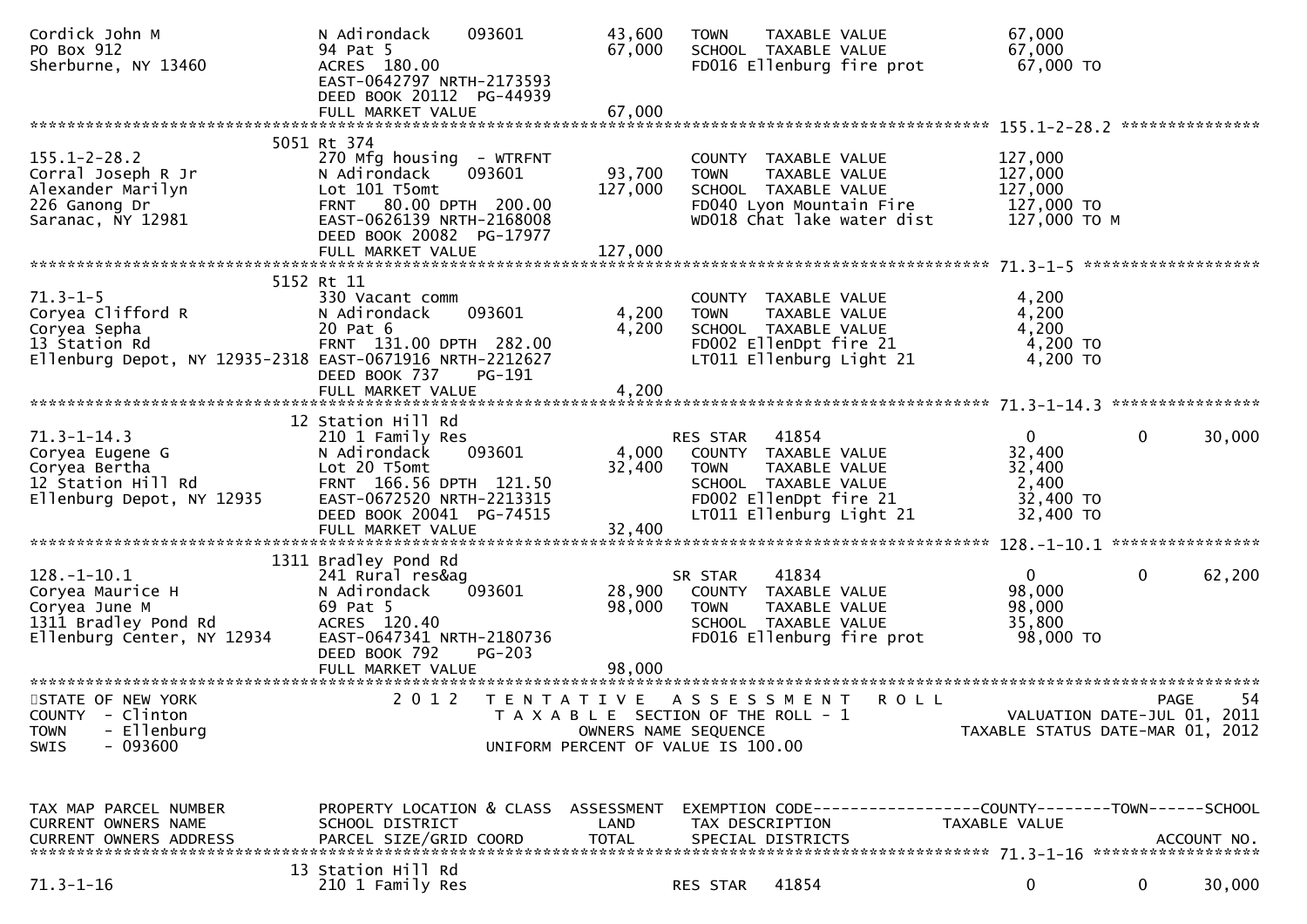```
Cordick John M                N Adirondack    093601       43,600   TOWN    TAXABLE VALUE              67,000
PO Box 912                    94 Pat 5                     67,000   SCHOOL  TAXABLE VALUE              67,000
Sherburne, NY 13460           ACRES 180.00                          FD016 Ellenburg fire prot           67,000 TO
                              EAST-0642797 NRTH-2173593
                              DEED BOOK 20112 PG-44939
                              FULL MARKET VALUE            67,000
******************************************************************************************************* 155.1-2-28.2 ***************
                              5051 Rt 374
155.1-2-28.2                  270 Mfg housing  - WTRFNT             COUNTY  TAXABLE VALUE             127,000
Corral Joseph R Jr            N Adirondack    093601       93,700   TOWN    TAXABLE VALUE             127,000
Alexander Marilyn             Lot 101 T5omt               127,000   SCHOOL  TAXABLE VALUE             127,000
226 Ganong Dr                 FRNT  80.00 DPTH 200.00               FD040 Lyon Mountain Fire          127,000 TO
Saranac, NY 12981             EAST-0626139 NRTH-2168008             WD018 Chat lake water dist        127,000 TO M
                              DEED BOOK 20082 PG-17977
                              FULL MARKET VALUE           127,000
******************************************************************************************************* 71.3-1-5 *******************
                              5152 Rt 11
71.3-1-5                      330 Vacant comm                       COUNTY  TAXABLE VALUE               4,200
Coryea Clifford R             N Adirondack    093601        4,200   TOWN    TAXABLE VALUE               4,200
Coryea Sepha                  20 Pat 6                      4,200   SCHOOL  TAXABLE VALUE               4,200
13 Station Rd                 FRNT 131.00 DPTH 282.00               FD002 EllenDpt fire 21              4,200 TO
Ellenburg Depot, NY 12935-2318 EAST-0671916 NRTH-2212627            LT011 Ellenburg Light 21            4,200 TO
                              DEED BOOK 737    PG-191
                              FULL MARKET VALUE             4,200
******************************************************************************************************* 71.3-1-14.3 ****************
                              12 Station Hill Rd
71.3-1-14.3                   210 1 Family Res                      RES STAR   41854                      0            0       30,000
Coryea Eugene G               N Adirondack    093601        4,000   COUNTY  TAXABLE VALUE              32,400
Coryea Bertha                 Lot 20 T5omt                 32,400   TOWN    TAXABLE VALUE              32,400
12 Station Hill Rd            FRNT 166.56 DPTH 121.50               SCHOOL  TAXABLE VALUE               2,400
Ellenburg Depot, NY 12935     EAST-0672520 NRTH-2213315             FD002 EllenDpt fire 21             32,400 TO
                              DEED BOOK 20041 PG-74515              LT011 Ellenburg Light 21           32,400 TO
                              FULL MARKET VALUE            32,400
******************************************************************************************************* 128.-1-10.1 ****************
                              1311 Bradley Pond Rd
128.-1-10.1                   241 Rural res&ag                      SR STAR    41834                      0            0       62,200
Coryea Maurice H              N Adirondack    093601       28,900   COUNTY  TAXABLE VALUE              98,000
Coryea June M                 69 Pat 5                     98,000   TOWN    TAXABLE VALUE              98,000
1311 Bradley Pond Rd          ACRES 120.40                          SCHOOL  TAXABLE VALUE              35,800
Ellenburg Center, NY 12934    EAST-0647341 NRTH-2180736             FD016 Ellenburg fire prot          98,000 TO
                              DEED BOOK 792    PG-203
                              FULL MARKET VALUE            98,000
************************************************************************************************************************************
STATE OF NEW YORK                    2 0 1 2   T E N T A T I V E   A S S E S S M E N T   R O L L                          PAGE     54
COUNTY  - Clinton                          T A X A B L E SECTION OF THE ROLL - 1                     VALUATION DATE-JUL 01, 2011
TOWN    - Ellenburg                               OWNERS NAME SEQUENCE                          TAXABLE STATUS DATE-MAR 01, 2012
SWIS    - 093600                           UNIFORM PERCENT OF VALUE IS 100.00


TAX MAP PARCEL NUMBER         PROPERTY LOCATION & CLASS  ASSESSMENT  EXEMPTION CODE------------------COUNTY--------TOWN------SCHOOL
CURRENT OWNERS NAME           SCHOOL DISTRICT               LAND     TAX DESCRIPTION              TAXABLE VALUE
CURRENT OWNERS ADDRESS        PARCEL SIZE/GRID COORD        TOTAL    SPECIAL DISTRICTS                                   ACCOUNT NO.
******************************************************************************************************* 71.3-1-16 ******************
                              13 Station Hill Rd
71.3-1-16                     210 1 Family Res                      RES STAR   41854                      0            0       30,000
```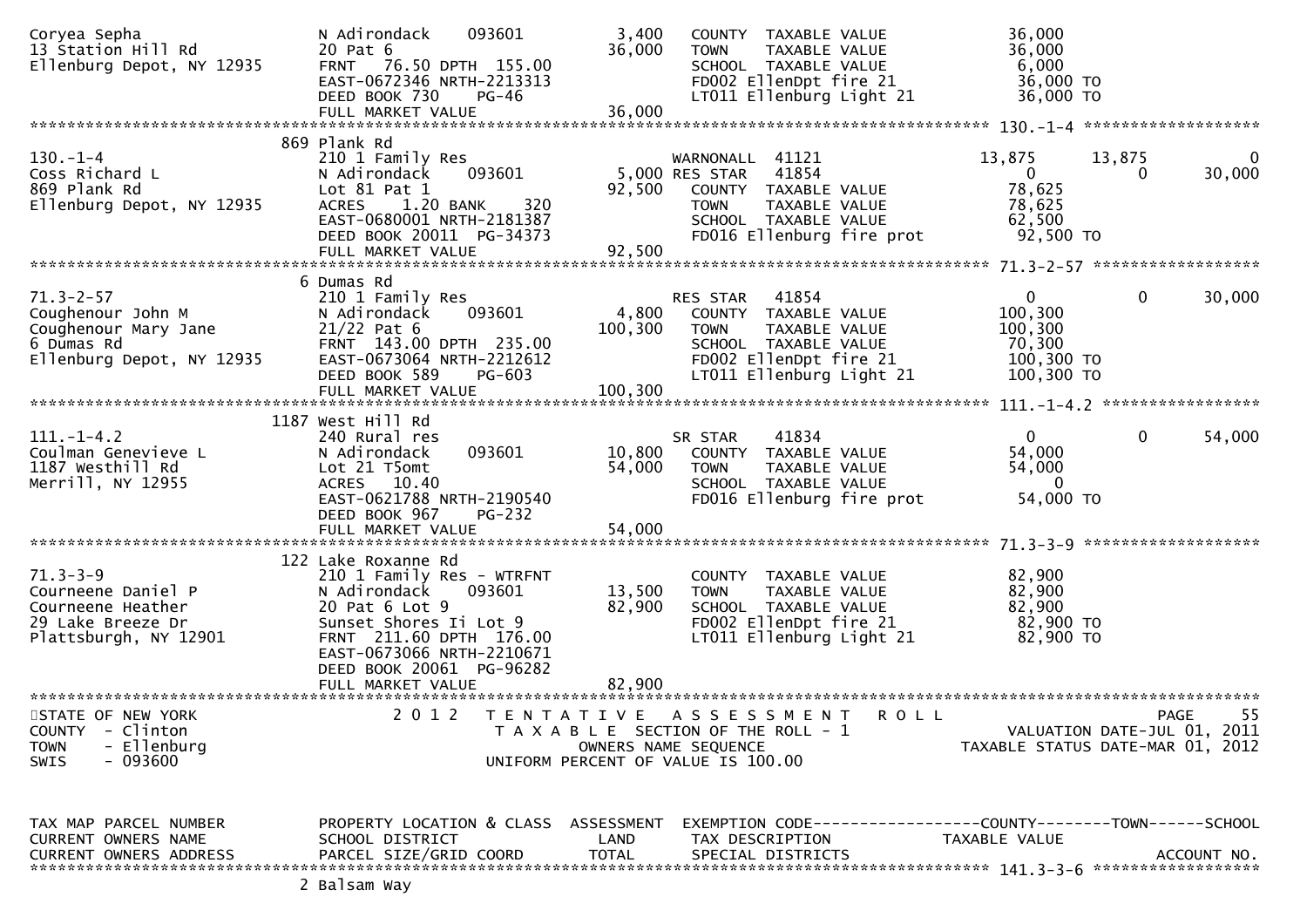```
Coryea Sepha                   N Adirondack    093601        3,400    COUNTY  TAXABLE VALUE              36,000
13 Station Hill Rd             20 Pat 6                     36,000    TOWN    TAXABLE VALUE              36,000
Ellenburg Depot, NY 12935      FRNT   76.50 DPTH 155.00               SCHOOL  TAXABLE VALUE               6,000
                               EAST-0672346 NRTH-2213313              FD002 EllenDpt fire 21             36,000 TO
                               DEED BOOK 730     PG-46                LT011 Ellenburg Light 21           36,000 TO
                               FULL MARKET VALUE            36,000
******************************************************************************************************* 130.-1-4 ******************
                               869 Plank Rd
130.-1-4                       210 1 Family Res                       WARNONALL  41121                 13,875      13,875           0
Coss Richard L                 N Adirondack    093601        5,000 RES STAR   41854                     0           0      30,000
869 Plank Rd                   Lot 81 Pat 1                 92,500    COUNTY  TAXABLE VALUE              78,625
Ellenburg Depot, NY 12935      ACRES    1.20 BANK     320             TOWN    TAXABLE VALUE              78,625
                               EAST-0680001 NRTH-2181387              SCHOOL  TAXABLE VALUE              62,500
                               DEED BOOK 20011  PG-34373              FD016 Ellenburg fire prot          92,500 TO
                               FULL MARKET VALUE            92,500
******************************************************************************************************* 71.3-2-57 *****************
                               6 Dumas Rd
71.3-2-57                      210 1 Family Res                       RES STAR   41854                     0            0      30,000
Coughenour John M              N Adirondack    093601        4,800    COUNTY  TAXABLE VALUE             100,300
Coughenour Mary Jane           21/22 Pat 6                 100,300    TOWN    TAXABLE VALUE             100,300
6 Dumas Rd                     FRNT  143.00 DPTH 235.00               SCHOOL  TAXABLE VALUE              70,300
Ellenburg Depot, NY 12935      EAST-0673064 NRTH-2212612              FD002 EllenDpt fire 21            100,300 TO
                               DEED BOOK 589     PG-603               LT011 Ellenburg Light 21          100,300 TO
                               FULL MARKET VALUE           100,300
******************************************************************************************************* 111.-1-4.2 ****************
                               1187 West Hill Rd
111.-1-4.2                     240 Rural res                          SR STAR    41834                     0            0      54,000
Coulman Genevieve L            N Adirondack    093601       10,800    COUNTY  TAXABLE VALUE              54,000
1187 Westhill Rd               Lot 21 T5omt                 54,000    TOWN    TAXABLE VALUE              54,000
Merrill, NY 12955              ACRES   10.40                          SCHOOL  TAXABLE VALUE                   0
                               EAST-0621788 NRTH-2190540              FD016 Ellenburg fire prot          54,000 TO
                               DEED BOOK 967     PG-232
                               FULL MARKET VALUE            54,000
******************************************************************************************************* 71.3-3-9 ******************
                               122 Lake Roxanne Rd
71.3-3-9                       210 1 Family Res - WTRFNT              COUNTY  TAXABLE VALUE              82,900
Courneene Daniel P             N Adirondack    093601       13,500    TOWN    TAXABLE VALUE              82,900
Courneene Heather              20 Pat 6 Lot 9               82,900    SCHOOL  TAXABLE VALUE              82,900
29 Lake Breeze Dr              Sunset Shores Ii Lot 9                 FD002 EllenDpt fire 21             82,900 TO
Plattsburgh, NY 12901          FRNT  211.60 DPTH 176.00               LT011 Ellenburg Light 21           82,900 TO
                               EAST-0673066 NRTH-2210671
                               DEED BOOK 20061  PG-96282
                               FULL MARKET VALUE            82,900
************************************************************************************************************************************
STATE OF NEW YORK                  2 0 1 2   T E N T A T I V E   A S S E S S M E N T   R O L L                                  PAGE    55
COUNTY  - Clinton                              T A X A B L E  SECTION OF THE ROLL - 1                          VALUATION DATE-JUL 01, 2011
TOWN    - Ellenburg                                    OWNERS NAME SEQUENCE                               TAXABLE STATUS DATE-MAR 01, 2012
SWIS    - 093600                                 UNIFORM PERCENT OF VALUE IS 100.00


TAX MAP PARCEL NUMBER          PROPERTY LOCATION & CLASS  ASSESSMENT  EXEMPTION CODE------------------COUNTY--------TOWN------SCHOOL
CURRENT OWNERS NAME            SCHOOL DISTRICT               LAND     TAX DESCRIPTION              TAXABLE VALUE
CURRENT OWNERS ADDRESS         PARCEL SIZE/GRID COORD        TOTAL    SPECIAL DISTRICTS                                  ACCOUNT NO.
******************************************************************************************************* 141.3-3-6 *****************
                               2 Balsam Way
```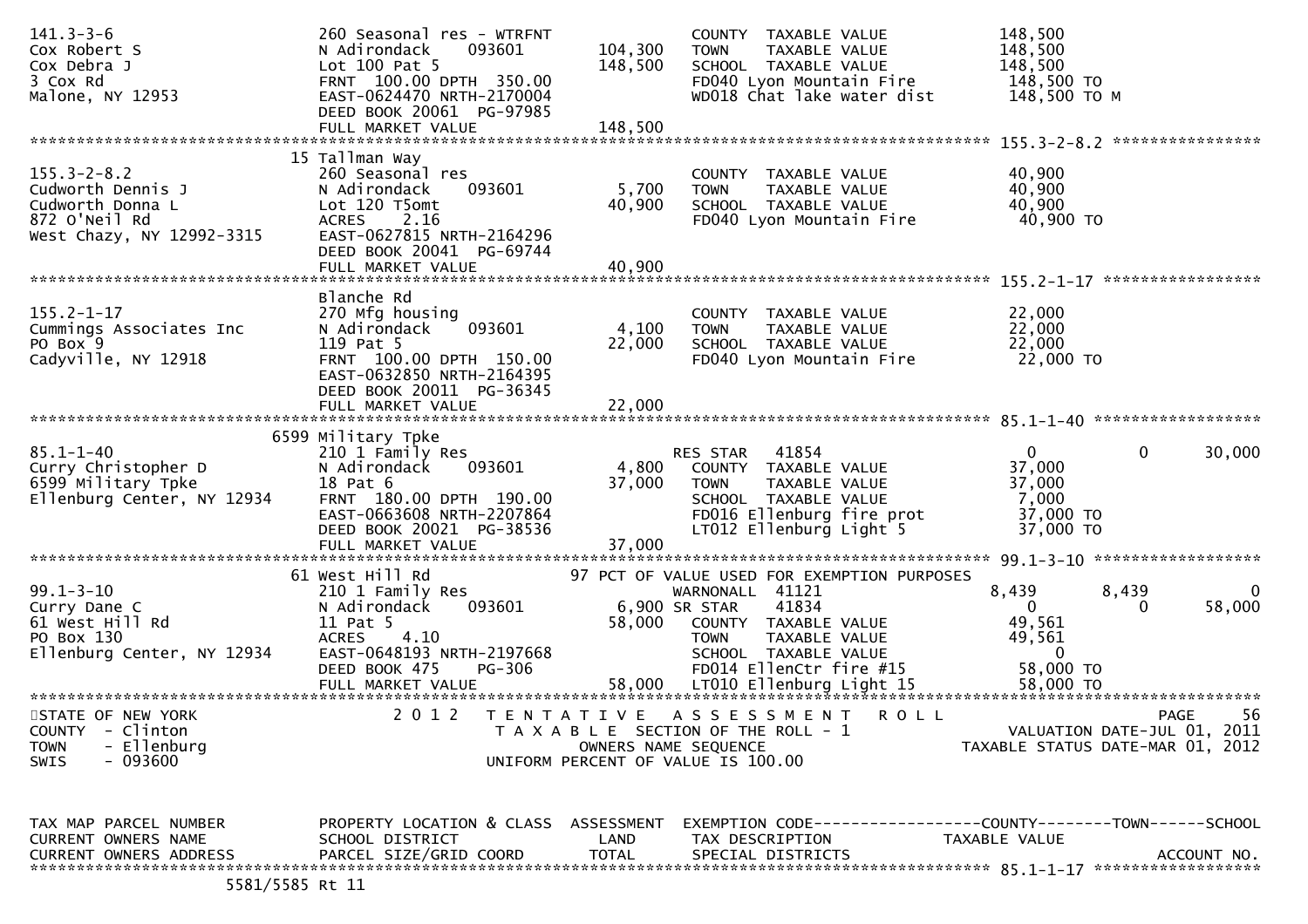```
141.3-3-6                       260 Seasonal res - WTRFNT              COUNTY  TAXABLE VALUE           148,500
Cox Robert S                    N Adirondack    093601     104,300    TOWN    TAXABLE VALUE           148,500
Cox Debra J                     Lot 100 Pat 5              148,500    SCHOOL  TAXABLE VALUE           148,500
3 Cox Rd                        FRNT 100.00 DPTH 350.00               FD040 Lyon Mountain Fire         148,500 TO
Malone, NY 12953                EAST-0624470 NRTH-2170004             WD018 Chat lake water dist       148,500 TO M
                                DEED BOOK 20061 PG-97985
                                FULL MARKET VALUE          148,500
******************************************************************************************************* 155.3-2-8.2 ****************
                               15 Tallman Way
155.3-2-8.2                     260 Seasonal res                       COUNTY  TAXABLE VALUE            40,900
Cudworth Dennis J               N Adirondack    093601       5,700    TOWN    TAXABLE VALUE            40,900
Cudworth Donna L                Lot 120 T5omt               40,900    SCHOOL  TAXABLE VALUE            40,900
872 O'Neil Rd                   ACRES    2.16                         FD040 Lyon Mountain Fire          40,900 TO
West Chazy, NY 12992-3315       EAST-0627815 NRTH-2164296
                                DEED BOOK 20041 PG-69744
                                FULL MARKET VALUE           40,900
******************************************************************************************************* 155.2-1-17 *****************
                                Blanche Rd
155.2-1-17                      270 Mfg housing                        COUNTY  TAXABLE VALUE            22,000
Cummings Associates Inc         N Adirondack    093601       4,100    TOWN    TAXABLE VALUE            22,000
PO Box 9                        119 Pat 5                   22,000    SCHOOL  TAXABLE VALUE            22,000
Cadyville, NY 12918             FRNT 100.00 DPTH 150.00               FD040 Lyon Mountain Fire          22,000 TO
                                EAST-0632850 NRTH-2164395
                                DEED BOOK 20011 PG-36345
                                FULL MARKET VALUE           22,000
******************************************************************************************************* 85.1-1-40 ******************
                             6599 Military Tpke
85.1-1-40                       210 1 Family Res                       RES STAR   41854                     0          0     30,000
Curry Christopher D             N Adirondack    093601       4,800    COUNTY  TAXABLE VALUE            37,000
6599 Military Tpke              18 Pat 6                    37,000    TOWN    TAXABLE VALUE            37,000
Ellenburg Center, NY 12934      FRNT 180.00 DPTH 190.00               SCHOOL  TAXABLE VALUE             7,000
                                EAST-0663608 NRTH-2207864             FD016 Ellenburg fire prot         37,000 TO
                                DEED BOOK 20021 PG-38536              LT012 Ellenburg Light 5           37,000 TO
                                FULL MARKET VALUE           37,000
******************************************************************************************************* 99.1-3-10 ******************
                               61 West Hill Rd                 97 PCT OF VALUE USED FOR EXEMPTION PURPOSES
99.1-3-10                       210 1 Family Res                       WARNONALL  41121                 8,439      8,439          0
Curry Dane C                    N Adirondack    093601       6,900 SR STAR    41834                     0          0     58,000
61 West Hill Rd                 11 Pat 5                    58,000    COUNTY  TAXABLE VALUE            49,561
PO Box 130                      ACRES    4.10                         TOWN    TAXABLE VALUE            49,561
Ellenburg Center, NY 12934      EAST-0648193 NRTH-2197668             SCHOOL  TAXABLE VALUE                 0
                                DEED BOOK 475    PG-306               FD014 EllenCtr fire #15           58,000 TO
                                FULL MARKET VALUE           58,000    LT010 Ellenburg Light 15          58,000 TO
************************************************************************************************************************************
STATE OF NEW YORK                 2 0 1 2   T E N T A T I V E   A S S E S S M E N T   R O L L                            PAGE    56
COUNTY  - Clinton                           T A X A B L E  SECTION OF THE ROLL - 1                      VALUATION DATE-JUL 01, 2011
TOWN    - Ellenburg                               OWNERS NAME SEQUENCE                            TAXABLE STATUS DATE-MAR 01, 2012
SWIS    - 093600                           UNIFORM PERCENT OF VALUE IS 100.00


TAX MAP PARCEL NUMBER          PROPERTY LOCATION & CLASS  ASSESSMENT  EXEMPTION CODE------------------COUNTY--------TOWN------SCHOOL
CURRENT OWNERS NAME            SCHOOL DISTRICT               LAND     TAX DESCRIPTION              TAXABLE VALUE
CURRENT OWNERS ADDRESS         PARCEL SIZE/GRID COORD       TOTAL     SPECIAL DISTRICTS                                  ACCOUNT NO.
******************************************************************************************************* 85.1-1-17 ******************
                          5581/5585 Rt 11
```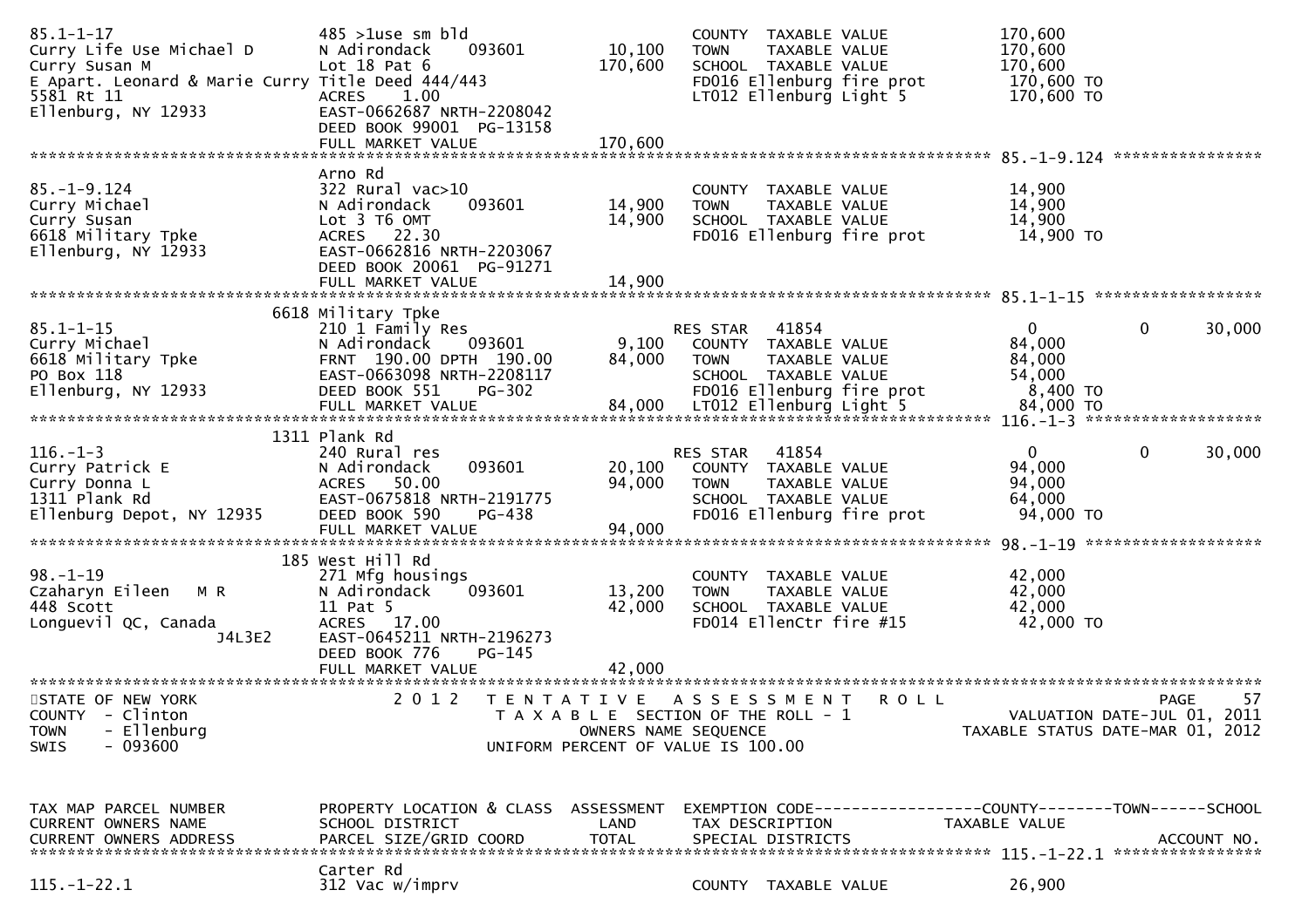```
85.1-1-17                  485 >1use sm bld                       COUNTY  TAXABLE VALUE           170,600
Curry Life Use Michael D   N Adirondack    093601      10,100    TOWN    TAXABLE VALUE           170,600
Curry Susan M              Lot 18 Pat 6               170,600    SCHOOL  TAXABLE VALUE           170,600
E Apart. Leonard & Marie Curry Title Deed 444/443                FD016 Ellenburg fire prot        170,600 TO
5581 Rt 11                 ACRES    1.00                         LT012 Ellenburg Light 5          170,600 TO
Ellenburg, NY 12933        EAST-0662687 NRTH-2208042
                           DEED BOOK 99001  PG-13158
                           FULL MARKET VALUE          170,600
******************************************************************************************************* 85.-1-9.124 ****************
                           Arno Rd
85.-1-9.124                322 Rural vac>10                      COUNTY  TAXABLE VALUE            14,900
Curry Michael              N Adirondack    093601      14,900    TOWN    TAXABLE VALUE            14,900
Curry Susan                Lot 3 T6 OMT                14,900    SCHOOL  TAXABLE VALUE            14,900
6618 Military Tpke         ACRES   22.30                         FD016 Ellenburg fire prot         14,900 TO
Ellenburg, NY 12933        EAST-0662816 NRTH-2203067
                           DEED BOOK 20061  PG-91271
                           FULL MARKET VALUE           14,900
******************************************************************************************************* 85.1-1-15 ******************
                           6618 Military Tpke
85.1-1-15                  210 1 Family Res                      RES STAR   41854                      0          0      30,000
Curry Michael              N Adirondack    093601       9,100    COUNTY  TAXABLE VALUE            84,000
6618 Military Tpke         FRNT  190.00 DPTH  190.00   84,000    TOWN    TAXABLE VALUE            84,000
PO Box 118                 EAST-0663098 NRTH-2208117             SCHOOL  TAXABLE VALUE            54,000
Ellenburg, NY 12933        DEED BOOK 551    PG-302               FD016 Ellenburg fire prot          8,400 TO
                           FULL MARKET VALUE           84,000    LT012 Ellenburg Light 5           84,000 TO
******************************************************************************************************* 116.-1-3 *******************
                           1311 Plank Rd
116.-1-3                   240 Rural res                         RES STAR   41854                      0          0      30,000
Curry Patrick E            N Adirondack    093601      20,100    COUNTY  TAXABLE VALUE            94,000
Curry Donna L              ACRES   50.00               94,000    TOWN    TAXABLE VALUE            94,000
1311 Plank Rd              EAST-0675818 NRTH-2191775             SCHOOL  TAXABLE VALUE            64,000
Ellenburg Depot, NY 12935  DEED BOOK 590    PG-438               FD016 Ellenburg fire prot         94,000 TO
                           FULL MARKET VALUE           94,000
******************************************************************************************************* 98.-1-19 *******************
                           185 West Hill Rd
98.-1-19                   271 Mfg housings                      COUNTY  TAXABLE VALUE            42,000
Czaharyn Eileen   M R      N Adirondack    093601      13,200    TOWN    TAXABLE VALUE            42,000
448 Scott                  11 Pat 5                    42,000    SCHOOL  TAXABLE VALUE            42,000
Longuevil QC, Canada       ACRES   17.00                         FD014 EllenCtr fire #15           42,000 TO
                 J4L3E2    EAST-0645211 NRTH-2196273
                           DEED BOOK 776    PG-145
                           FULL MARKET VALUE           42,000
************************************************************************************************************************************
STATE OF NEW YORK                 2 0 1 2   T E N T A T I V E   A S S E S S M E N T   R O L L                        PAGE     57
COUNTY  - Clinton                           T A X A B L E  SECTION OF THE ROLL - 1                   VALUATION DATE-JUL 01, 2011
TOWN    - Ellenburg                                 OWNERS NAME SEQUENCE                          TAXABLE STATUS DATE-MAR 01, 2012
SWIS    - 093600                            UNIFORM PERCENT OF VALUE IS 100.00


TAX MAP PARCEL NUMBER      PROPERTY LOCATION & CLASS  ASSESSMENT  EXEMPTION CODE------------------COUNTY--------TOWN------SCHOOL
CURRENT OWNERS NAME        SCHOOL DISTRICT               LAND     TAX DESCRIPTION            TAXABLE VALUE
CURRENT OWNERS ADDRESS     PARCEL SIZE/GRID COORD       TOTAL     SPECIAL DISTRICTS                                    ACCOUNT NO.
******************************************************************************************************* 115.-1-22.1 ****************
                           Carter Rd
115.-1-22.1                312 Vac w/imprv                       COUNTY  TAXABLE VALUE            26,900
```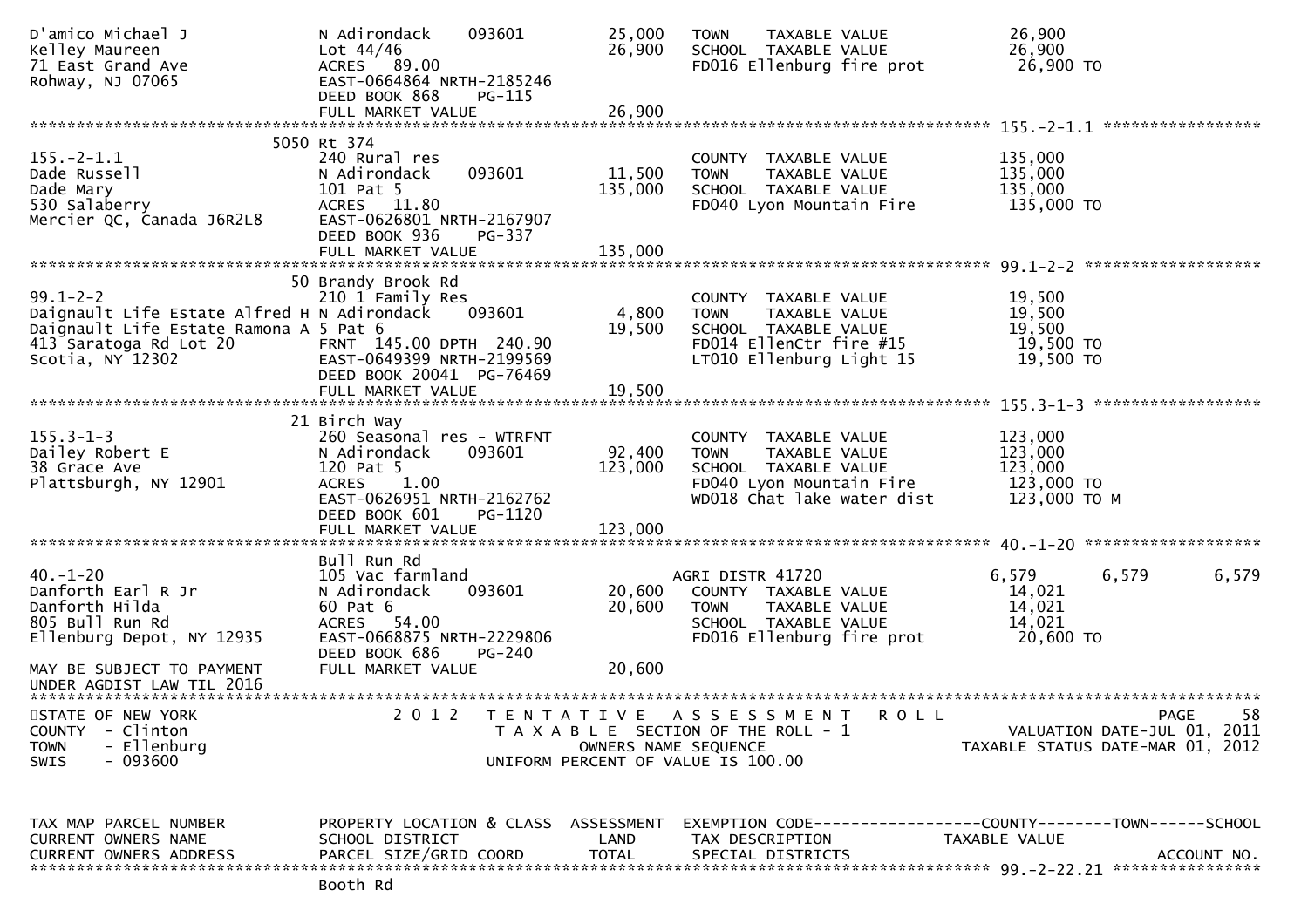```
D'amico Michael J             N Adirondack    093601        25,000   TOWN    TAXABLE VALUE              26,900
Kelley Maureen                Lot 44/46                     26,900   SCHOOL  TAXABLE VALUE              26,900
71 East Grand Ave             ACRES  89.00                           FD016 Ellenburg fire prot          26,900 TO
Rohway, NJ 07065              EAST-0664864 NRTH-2185246
                              DEED BOOK 868     PG-115
                              FULL MARKET VALUE             26,900
******************************************************************************************************* 155.-2-1.1 *****************
                         5050 Rt 374
155.-2-1.1                    240 Rural res                          COUNTY  TAXABLE VALUE             135,000
Dade Russell                  N Adirondack    093601        11,500   TOWN    TAXABLE VALUE             135,000
Dade Mary                     101 Pat 5                    135,000   SCHOOL  TAXABLE VALUE             135,000
530 Salaberry                 ACRES  11.80                           FD040 Lyon Mountain Fire          135,000 TO
Mercier QC, Canada J6R2L8     EAST-0626801 NRTH-2167907
                              DEED BOOK 936     PG-337
                              FULL MARKET VALUE            135,000
******************************************************************************************************* 99.1-2-2 *******************
                           50 Brandy Brook Rd
99.1-2-2                      210 1 Family Res                       COUNTY  TAXABLE VALUE              19,500
Daignault Life Estate Alfred H N Adirondack    093601        4,800   TOWN    TAXABLE VALUE              19,500
Daignault Life Estate Ramona A 5 Pat 6                      19,500   SCHOOL  TAXABLE VALUE              19,500
413 Saratoga Rd Lot 20        FRNT 145.00 DPTH 240.90                FD014 EllenCtr fire #15            19,500 TO
Scotia, NY 12302              EAST-0649399 NRTH-2199569              LT010 Ellenburg Light 15           19,500 TO
                              DEED BOOK 20041 PG-76469
                              FULL MARKET VALUE             19,500
******************************************************************************************************* 155.3-1-3 ******************
                           21 Birch Way
155.3-1-3                     260 Seasonal res - WTRFNT              COUNTY  TAXABLE VALUE             123,000
Dailey Robert E               N Adirondack    093601        92,400   TOWN    TAXABLE VALUE             123,000
38 Grace Ave                  120 Pat 5                    123,000   SCHOOL  TAXABLE VALUE             123,000
Plattsburgh, NY 12901         ACRES   1.00                           FD040 Lyon Mountain Fire          123,000 TO
                              EAST-0626951 NRTH-2162762              WD018 Chat lake water dist        123,000 TO M
                              DEED BOOK 601     PG-1120
                              FULL MARKET VALUE            123,000
******************************************************************************************************* 40.-1-20 *******************
                              Bull Run Rd
40.-1-20                      105 Vac farmland                       AGRI DISTR 41720                  6,579      6,579      6,579
Danforth Earl R Jr            N Adirondack    093601        20,600   COUNTY  TAXABLE VALUE              14,021
Danforth Hilda                60 Pat 6                      20,600   TOWN    TAXABLE VALUE              14,021
805 Bull Run Rd               ACRES  54.00                           SCHOOL  TAXABLE VALUE              14,021
Ellenburg Depot, NY 12935     EAST-0668875 NRTH-2229806              FD016 Ellenburg fire prot          20,600 TO
                              DEED BOOK 686     PG-240
MAY BE SUBJECT TO PAYMENT     FULL MARKET VALUE             20,600
UNDER AGDIST LAW TIL 2016
************************************************************************************************************************************
STATE OF NEW YORK                 2 0 1 2   T E N T A T I V E   A S S E S S M E N T   R O L L                               PAGE    58
COUNTY  - Clinton                           T A X A B L E  SECTION OF THE ROLL - 1                      VALUATION DATE-JUL 01, 2011
TOWN    - Ellenburg                            OWNERS NAME SEQUENCE                               TAXABLE STATUS DATE-MAR 01, 2012
SWIS    - 093600                         UNIFORM PERCENT OF VALUE IS 100.00


TAX MAP PARCEL NUMBER         PROPERTY LOCATION & CLASS  ASSESSMENT  EXEMPTION CODE------------------COUNTY--------TOWN------SCHOOL
CURRENT OWNERS NAME           SCHOOL DISTRICT               LAND     TAX DESCRIPTION                TAXABLE VALUE
CURRENT OWNERS ADDRESS        PARCEL SIZE/GRID COORD        TOTAL    SPECIAL DISTRICTS                                    ACCOUNT NO.
******************************************************************************************************* 99.-2-22.21 ****************
                              Booth Rd
```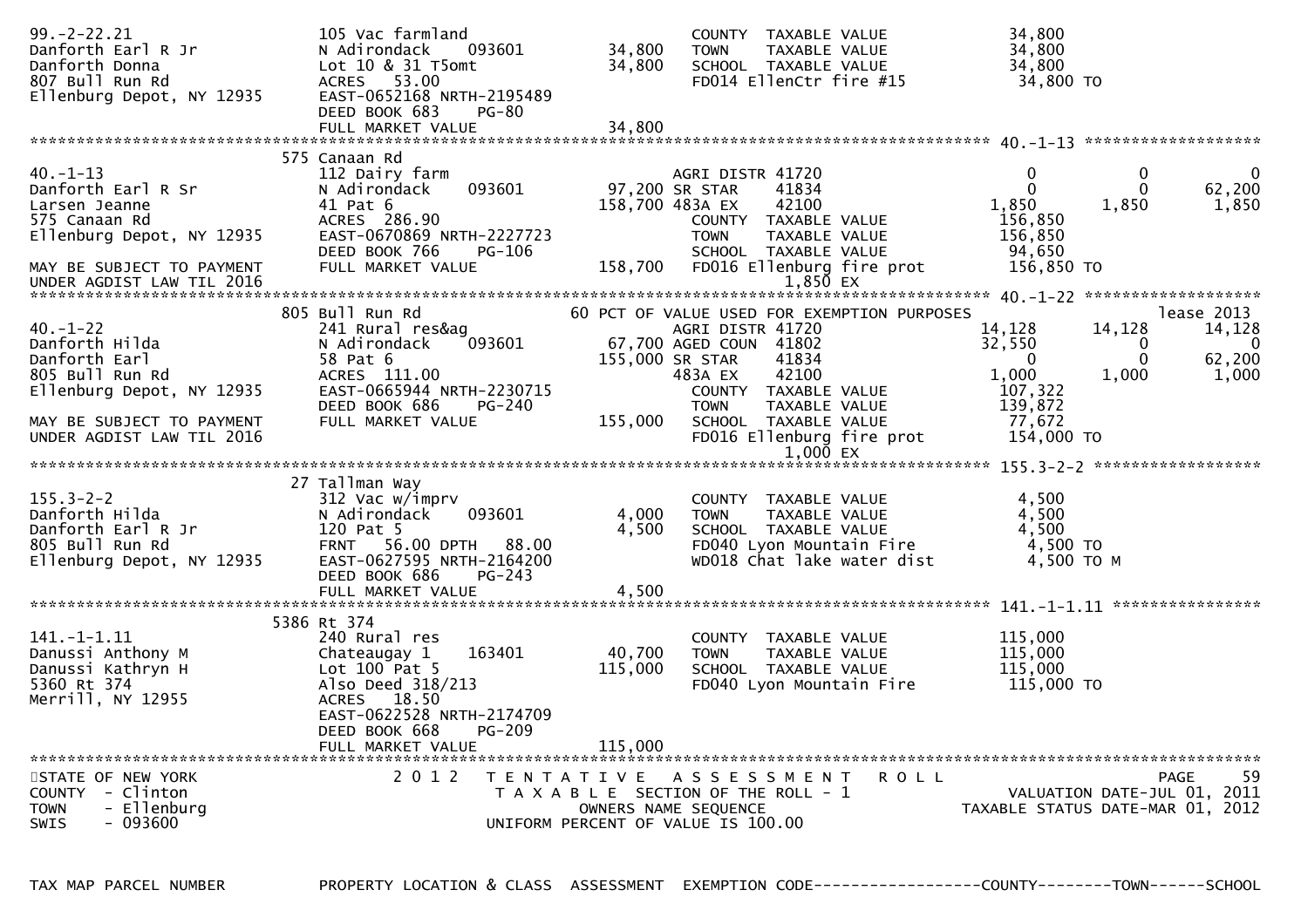```
99.-2-22.21                     105 Vac farmland                      COUNTY  TAXABLE VALUE            34,800
Danforth Earl R Jr              N Adirondack    093601       34,800   TOWN    TAXABLE VALUE            34,800
Danforth Donna                  Lot 10 & 31 T5omt            34,800   SCHOOL  TAXABLE VALUE            34,800
807 Bull Run Rd                 ACRES  53.00                          FD014 EllenCtr fire #15           34,800 TO
Ellenburg Depot, NY 12935       EAST-0652168 NRTH-2195489
                                DEED BOOK 683    PG-80
                                FULL MARKET VALUE            34,800
******************************************************************************************************* 40.-1-13 ******************
                                575 Canaan Rd
40.-1-13                        112 Dairy farm                        AGRI DISTR 41720                      0           0           0
Danforth Earl R Sr              N Adirondack    093601       97,200 SR STAR     41834                    0           0      62,200
Larsen Jeanne                   41 Pat 6                    158,700 483A EX     42100                1,850       1,850       1,850
575 Canaan Rd                   ACRES 286.90                          COUNTY  TAXABLE VALUE           156,850
Ellenburg Depot, NY 12935       EAST-0670869 NRTH-2227723             TOWN    TAXABLE VALUE           156,850
                                DEED BOOK 766    PG-106               SCHOOL  TAXABLE VALUE            94,650
MAY BE SUBJECT TO PAYMENT       FULL MARKET VALUE           158,700   FD016 Ellenburg fire prot        156,850 TO
UNDER AGDIST LAW TIL 2016                                                          1,850 EX
******************************************************************************************************* 40.-1-22 ******************
                                805 Bull Run Rd                 60 PCT OF VALUE USED FOR EXEMPTION PURPOSES                      lease 2013
40.-1-22                        241 Rural res&ag                      AGRI DISTR 41720                 14,128      14,128      14,128
Danforth Hilda                  N Adirondack    093601       67,700 AGED COUN  41802                 32,550           0           0
Danforth Earl                   58 Pat 6                    155,000 SR STAR     41834                    0           0      62,200
805 Bull Run Rd                 ACRES 111.00                          483A EX     42100                1,000       1,000       1,000
Ellenburg Depot, NY 12935       EAST-0665944 NRTH-2230715             COUNTY  TAXABLE VALUE           107,322
                                DEED BOOK 686    PG-240               TOWN    TAXABLE VALUE           139,872
MAY BE SUBJECT TO PAYMENT       FULL MARKET VALUE           155,000   SCHOOL  TAXABLE VALUE            77,672
UNDER AGDIST LAW TIL 2016                                             FD016 Ellenburg fire prot        154,000 TO
                                                                                   1,000 EX
******************************************************************************************************* 155.3-2-2 *****************
                                27 Tallman Way
155.3-2-2                       312 Vac w/imprv                       COUNTY  TAXABLE VALUE             4,500
Danforth Hilda                  N Adirondack    093601        4,000   TOWN    TAXABLE VALUE             4,500
Danforth Earl R Jr              120 Pat 5                     4,500   SCHOOL  TAXABLE VALUE             4,500
805 Bull Run Rd                 FRNT  56.00 DPTH  88.00               FD040 Lyon Mountain Fire           4,500 TO
Ellenburg Depot, NY 12935       EAST-0627595 NRTH-2164200             WD018 Chat lake water dist         4,500 TO M
                                DEED BOOK 686    PG-243
                                FULL MARKET VALUE             4,500
******************************************************************************************************* 141.-1-1.11 ***************
                                5386 Rt 374
141.-1-1.11                     240 Rural res                         COUNTY  TAXABLE VALUE           115,000
Danussi Anthony M               Chateaugay 1    163401       40,700   TOWN    TAXABLE VALUE           115,000
Danussi Kathryn H               Lot 100 Pat 5               115,000   SCHOOL  TAXABLE VALUE           115,000
5360 Rt 374                     Also Deed 318/213                     FD040 Lyon Mountain Fire         115,000 TO
Merrill, NY 12955               ACRES  18.50
                                EAST-0622528 NRTH-2174709
                                DEED BOOK 668    PG-209
                                FULL MARKET VALUE           115,000
************************************************************************************************************************************
STATE OF NEW YORK                    2 0 1 2   T E N T A T I V E   A S S E S S M E N T   R O L L
COUNTY  - Clinton                          T A X A B L E  SECTION OF THE ROLL - 1                    VALUATION DATE-JUL 01, 2011
TOWN    - Ellenburg                               OWNERS NAME SEQUENCE                          TAXABLE STATUS DATE-MAR 01, 2012
SWIS    - 093600                              UNIFORM PERCENT OF VALUE IS 100.00

TAX MAP PARCEL NUMBER           PROPERTY LOCATION & CLASS  ASSESSMENT  EXEMPTION CODE------------------COUNTY--------TOWN------SCHOOL
```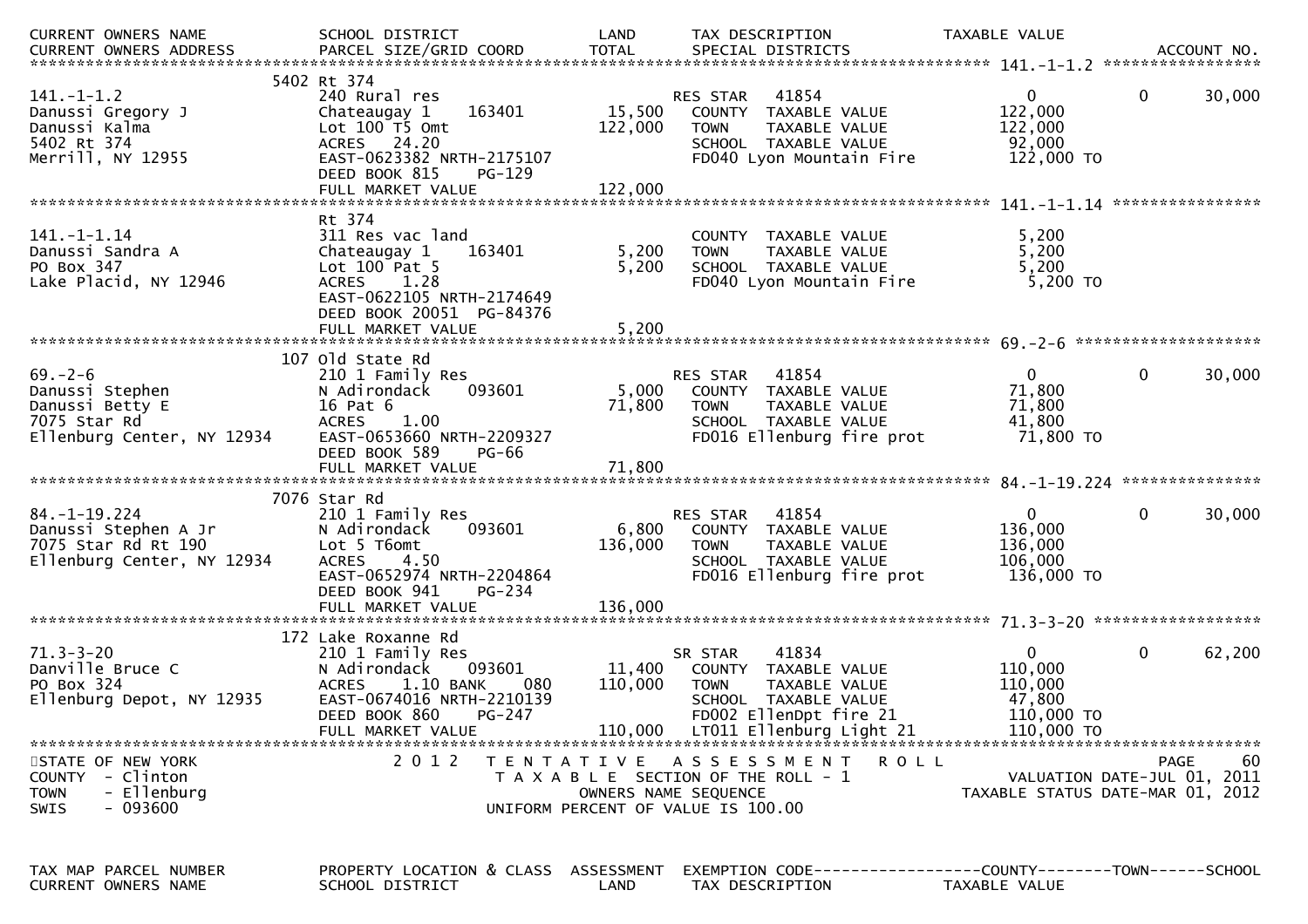| CURRENT OWNERS NAME / CURRENT OWNERS ADDRESS | SCHOOL DISTRICT / PARCEL SIZE/GRID COORD | LAND / TOTAL | TAX DESCRIPTION / SPECIAL DISTRICTS | TAXABLE VALUE | | ACCOUNT NO. |
|---|---|---|---|---|---|---|
| **141.-1-1.2** | 5402 Rt 374 | | | | | |
| 141.-1-1.2 | 240 Rural res | | RES STAR 41854 | 0 | 0 | 30,000 |
| Danussi Gregory J | Chateaugay 1 163401 | 15,500 | COUNTY TAXABLE VALUE | 122,000 | | |
| Danussi Kalma | Lot 100 T5 Omt | 122,000 | TOWN TAXABLE VALUE | 122,000 | | |
| 5402 Rt 374 | ACRES 24.20 | | SCHOOL TAXABLE VALUE | 92,000 | | |
| Merrill, NY 12955 | EAST-0623382 NRTH-2175107 | | FD040 Lyon Mountain Fire | 122,000 TO | | |
| | DEED BOOK 815 PG-129 | | | | | |
| | FULL MARKET VALUE | 122,000 | | | | |
| **141.-1-1.14** | Rt 374 | | | | | |
| 141.-1-1.14 | 311 Res vac land | | COUNTY TAXABLE VALUE | 5,200 | | |
| Danussi Sandra A | Chateaugay 1 163401 | 5,200 | TOWN TAXABLE VALUE | 5,200 | | |
| PO Box 347 | Lot 100 Pat 5 | 5,200 | SCHOOL TAXABLE VALUE | 5,200 | | |
| Lake Placid, NY 12946 | ACRES 1.28 | | FD040 Lyon Mountain Fire | 5,200 TO | | |
| | EAST-0622105 NRTH-2174649 | | | | | |
| | DEED BOOK 20051 PG-84376 | | | | | |
| | FULL MARKET VALUE | 5,200 | | | | |
| **69.-2-6** | 107 Old State Rd | | | | | |
| 69.-2-6 | 210 1 Family Res | | RES STAR 41854 | 0 | 0 | 30,000 |
| Danussi Stephen | N Adirondack 093601 | 5,000 | COUNTY TAXABLE VALUE | 71,800 | | |
| Danussi Betty E | 16 Pat 6 | 71,800 | TOWN TAXABLE VALUE | 71,800 | | |
| 7075 Star Rd | ACRES 1.00 | | SCHOOL TAXABLE VALUE | 41,800 | | |
| Ellenburg Center, NY 12934 | EAST-0653660 NRTH-2209327 | | FD016 Ellenburg fire prot | 71,800 TO | | |
| | DEED BOOK 589 PG-66 | | | | | |
| | FULL MARKET VALUE | 71,800 | | | | |
| **84.-1-19.224** | 7076 Star Rd | | | | | |
| 84.-1-19.224 | 210 1 Family Res | | RES STAR 41854 | 0 | 0 | 30,000 |
| Danussi Stephen A Jr | N Adirondack 093601 | 6,800 | COUNTY TAXABLE VALUE | 136,000 | | |
| 7075 Star Rd Rt 190 | Lot 5 T6omt | 136,000 | TOWN TAXABLE VALUE | 136,000 | | |
| Ellenburg Center, NY 12934 | ACRES 4.50 | | SCHOOL TAXABLE VALUE | 106,000 | | |
| | EAST-0652974 NRTH-2204864 | | FD016 Ellenburg fire prot | 136,000 TO | | |
| | DEED BOOK 941 PG-234 | | | | | |
| | FULL MARKET VALUE | 136,000 | | | | |
| **71.3-3-20** | 172 Lake Roxanne Rd | | | | | |
| 71.3-3-20 | 210 1 Family Res | | SR STAR 41834 | 0 | 0 | 62,200 |
| Danville Bruce C | N Adirondack 093601 | 11,400 | COUNTY TAXABLE VALUE | 110,000 | | |
| PO Box 324 | ACRES 1.10 BANK 080 | 110,000 | TOWN TAXABLE VALUE | 110,000 | | |
| Ellenburg Depot, NY 12935 | EAST-0674016 NRTH-2210139 | | SCHOOL TAXABLE VALUE | 47,800 | | |
| | DEED BOOK 860 PG-247 | | FD002 EllenDpt fire 21 | 110,000 TO | | |
| | FULL MARKET VALUE | 110,000 | LT011 Ellenburg Light 21 | 110,000 TO | | |

STATE OF NEW YORK
COUNTY - Clinton
TOWN - Ellenburg
SWIS - 093600

2012 TENTATIVE ASSESSMENT ROLL
TAXABLE SECTION OF THE ROLL - 1
OWNERS NAME SEQUENCE
UNIFORM PERCENT OF VALUE IS 100.00

VALUATION DATE-JUL 01, 2011
TAXABLE STATUS DATE-MAR 01, 2012

| TAX MAP PARCEL NUMBER / CURRENT OWNERS NAME | PROPERTY LOCATION & CLASS / SCHOOL DISTRICT | ASSESSMENT / LAND | EXEMPTION CODE / TAX DESCRIPTION | COUNTY / TAXABLE VALUE | TOWN | SCHOOL |
|---|---|---|---|---|---|---|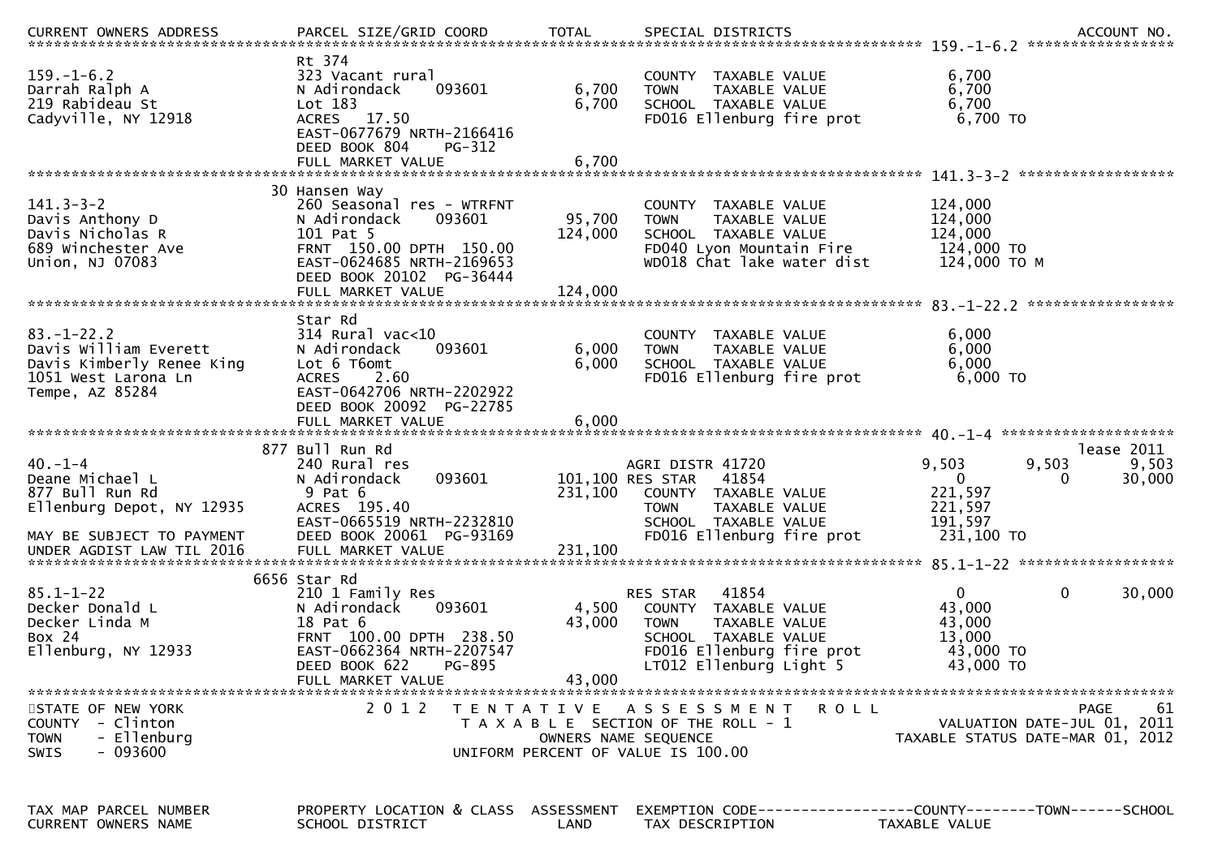| CURRENT OWNERS ADDRESS | PARCEL SIZE/GRID COORD | TOTAL | SPECIAL DISTRICTS | | | ACCOUNT NO. |
|---|---|---|---|---|---|---|
| ********** | | | | 159.-1-6.2 | | ********** |
| | Rt 374 | | | | | |
| 159.-1-6.2 | 323 Vacant rural | | COUNTY TAXABLE VALUE | 6,700 | | |
| Darrah Ralph A | N Adirondack 093601 | 6,700 | TOWN TAXABLE VALUE | 6,700 | | |
| 219 Rabideau St | Lot 183 | 6,700 | SCHOOL TAXABLE VALUE | 6,700 | | |
| Cadyville, NY 12918 | ACRES 17.50 | | FD016 Ellenburg fire prot | 6,700 TO | | |
| | EAST-0677679 NRTH-2166416 | | | | | |
| | DEED BOOK 804 PG-312 | | | | | |
| | FULL MARKET VALUE | 6,700 | | | | |
| ********** | | | | 141.3-3-2 | | ********** |
| | 30 Hansen Way | | | | | |
| 141.3-3-2 | 260 Seasonal res - WTRFNT | | COUNTY TAXABLE VALUE | 124,000 | | |
| Davis Anthony D | N Adirondack 093601 | 95,700 | TOWN TAXABLE VALUE | 124,000 | | |
| Davis Nicholas R | 101 Pat 5 | 124,000 | SCHOOL TAXABLE VALUE | 124,000 | | |
| 689 Winchester Ave | FRNT 150.00 DPTH 150.00 | | FD040 Lyon Mountain Fire | 124,000 TO | | |
| Union, NJ 07083 | EAST-0624685 NRTH-2169653 | | WD018 Chat lake water dist | 124,000 TO M | | |
| | DEED BOOK 20102 PG-36444 | | | | | |
| | FULL MARKET VALUE | 124,000 | | | | |
| ********** | | | | 83.-1-22.2 | | ********** |
| | Star Rd | | | | | |
| 83.-1-22.2 | 314 Rural vac<10 | | COUNTY TAXABLE VALUE | 6,000 | | |
| Davis William Everett | N Adirondack 093601 | 6,000 | TOWN TAXABLE VALUE | 6,000 | | |
| Davis Kimberly Renee King | Lot 6 T6omt | 6,000 | SCHOOL TAXABLE VALUE | 6,000 | | |
| 1051 West Larona Ln | ACRES 2.60 | | FD016 Ellenburg fire prot | 6,000 TO | | |
| Tempe, AZ 85284 | EAST-0642706 NRTH-2202922 | | | | | |
| | DEED BOOK 20092 PG-22785 | | | | | |
| | FULL MARKET VALUE | 6,000 | | | | |
| ********** | | | | 40.-1-4 | | ********** |
| | 877 Bull Run Rd | | | | | lease 2011 |
| 40.-1-4 | 240 Rural res | | AGRI DISTR 41720 | 9,503 | 9,503 | 9,503 |
| Deane Michael L | N Adirondack 093601 | 101,100 | RES STAR 41854 | 0 | 0 | 30,000 |
| 877 Bull Run Rd | 9 Pat 6 | 231,100 | COUNTY TAXABLE VALUE | 221,597 | | |
| Ellenburg Depot, NY 12935 | ACRES 195.40 | | TOWN TAXABLE VALUE | 221,597 | | |
| | EAST-0665519 NRTH-2232810 | | SCHOOL TAXABLE VALUE | 191,597 | | |
| MAY BE SUBJECT TO PAYMENT | DEED BOOK 20061 PG-93169 | | FD016 Ellenburg fire prot | 231,100 TO | | |
| UNDER AGDIST LAW TIL 2016 | FULL MARKET VALUE | 231,100 | | | | |
| ********** | | | | 85.1-1-22 | | ********** |
| | 6656 Star Rd | | | | | |
| 85.1-1-22 | 210 1 Family Res | | RES STAR 41854 | 0 | 0 | 30,000 |
| Decker Donald L | N Adirondack 093601 | 4,500 | COUNTY TAXABLE VALUE | 43,000 | | |
| Decker Linda M | 18 Pat 6 | 43,000 | TOWN TAXABLE VALUE | 43,000 | | |
| Box 24 | FRNT 100.00 DPTH 238.50 | | SCHOOL TAXABLE VALUE | 13,000 | | |
| Ellenburg, NY 12933 | EAST-0662364 NRTH-2207547 | | FD016 Ellenburg fire prot | 43,000 TO | | |
| | DEED BOOK 622 PG-895 | | LT012 Ellenburg Light 5 | 43,000 TO | | |
| | FULL MARKET VALUE | 43,000 | | | | |

STATE OF NEW YORK
COUNTY - Clinton
TOWN - Ellenburg
SWIS - 093600

2012 TENTATIVE ASSESSMENT ROLL
TAXABLE SECTION OF THE ROLL - 1
OWNERS NAME SEQUENCE
UNIFORM PERCENT OF VALUE IS 100.00

VALUATION DATE-JUL 01, 2011
TAXABLE STATUS DATE-MAR 01, 2012

| TAX MAP PARCEL NUMBER | PROPERTY LOCATION & CLASS | ASSESSMENT | EXEMPTION CODE | COUNTY | TOWN | SCHOOL |
|---|---|---|---|---|---|---|
| CURRENT OWNERS NAME | SCHOOL DISTRICT | LAND | TAX DESCRIPTION | TAXABLE VALUE | | |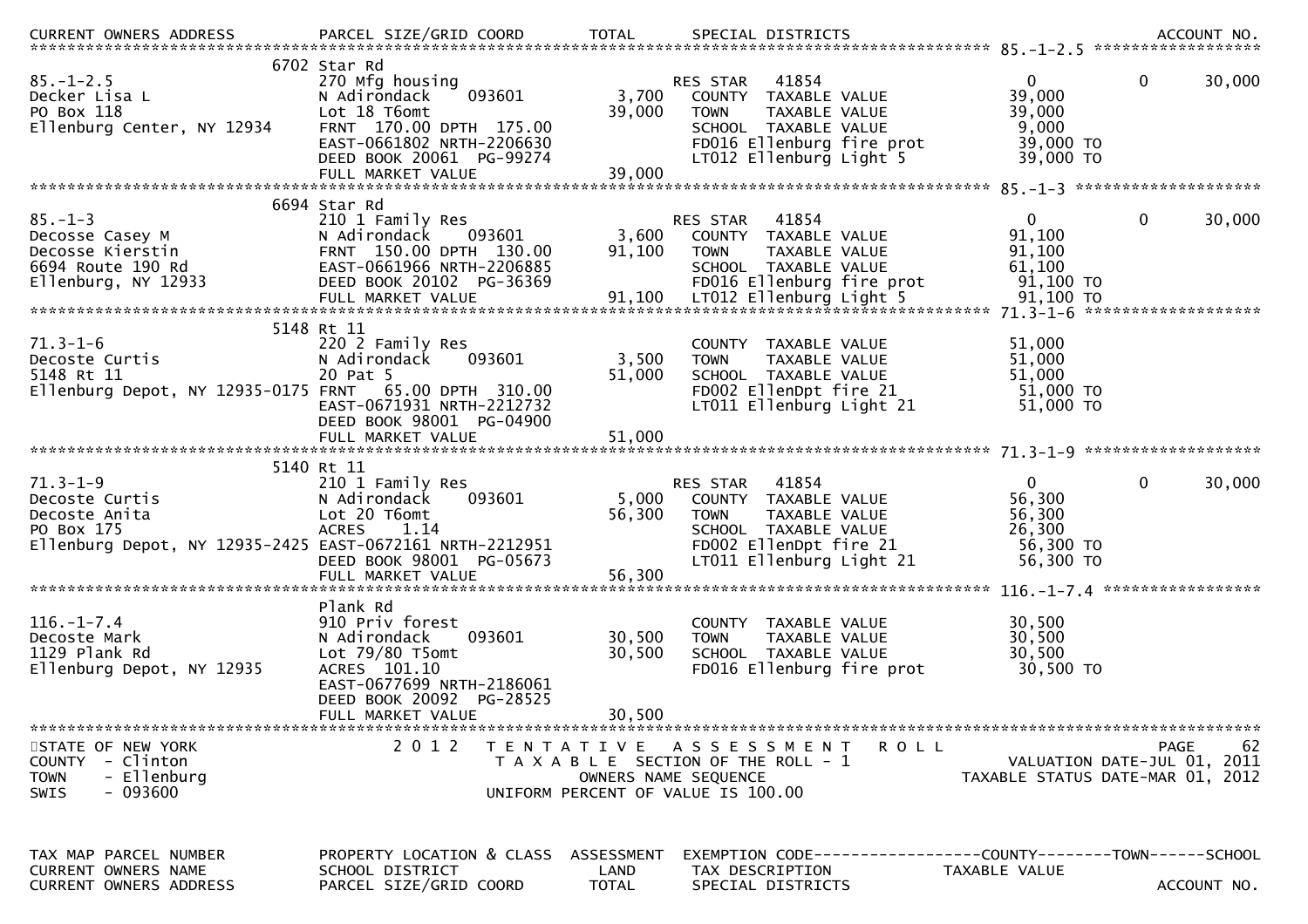| TAX MAP PARCEL NUMBER / CURRENT OWNERS NAME / CURRENT OWNERS ADDRESS | PROPERTY LOCATION & CLASS / SCHOOL DISTRICT / PARCEL SIZE/GRID COORD | ASSESSMENT LAND / TOTAL | EXEMPTION CODE / TAX DESCRIPTION / SPECIAL DISTRICTS | COUNTY TAXABLE VALUE | TOWN | SCHOOL |
|---|---|---|---|---|---|---|
| **85.-1-2.5** | 6702 Star Rd | | | | | |
| 85.-1-2.5 | 270 Mfg housing | | RES STAR 41854 | 0 | 0 | 30,000 |
| Decker Lisa L | N Adirondack 093601 | 3,700 | COUNTY TAXABLE VALUE | 39,000 | | |
| PO Box 118 | Lot 18 T6omt | 39,000 | TOWN TAXABLE VALUE | 39,000 | | |
| Ellenburg Center, NY 12934 | FRNT 170.00 DPTH 175.00 | | SCHOOL TAXABLE VALUE | 9,000 | | |
| | EAST-0661802 NRTH-2206630 | | FD016 Ellenburg fire prot | 39,000 TO | | |
| | DEED BOOK 20061 PG-99274 | | LT012 Ellenburg Light 5 | 39,000 TO | | |
| | FULL MARKET VALUE | 39,000 | | | | |
| **85.-1-3** | 6694 Star Rd | | | | | |
| 85.-1-3 | 210 1 Family Res | | RES STAR 41854 | 0 | 0 | 30,000 |
| Decosse Casey M | N Adirondack 093601 | 3,600 | COUNTY TAXABLE VALUE | 91,100 | | |
| Decosse Kierstin | FRNT 150.00 DPTH 130.00 | 91,100 | TOWN TAXABLE VALUE | 91,100 | | |
| 6694 Route 190 Rd | EAST-0661966 NRTH-2206885 | | SCHOOL TAXABLE VALUE | 61,100 | | |
| Ellenburg, NY 12933 | DEED BOOK 20102 PG-36369 | | FD016 Ellenburg fire prot | 91,100 TO | | |
| | FULL MARKET VALUE | 91,100 | LT012 Ellenburg Light 5 | 91,100 TO | | |
| **71.3-1-6** | 5148 Rt 11 | | | | | |
| 71.3-1-6 | 220 2 Family Res | | COUNTY TAXABLE VALUE | 51,000 | | |
| Decoste Curtis | N Adirondack 093601 | 3,500 | TOWN TAXABLE VALUE | 51,000 | | |
| 5148 Rt 11 | 20 Pat 5 | 51,000 | SCHOOL TAXABLE VALUE | 51,000 | | |
| Ellenburg Depot, NY 12935-0175 | FRNT 65.00 DPTH 310.00 | | FD002 EllenDpt fire 21 | 51,000 TO | | |
| | EAST-0671931 NRTH-2212732 | | LT011 Ellenburg Light 21 | 51,000 TO | | |
| | DEED BOOK 98001 PG-04900 | | | | | |
| | FULL MARKET VALUE | 51,000 | | | | |
| **71.3-1-9** | 5140 Rt 11 | | | | | |
| 71.3-1-9 | 210 1 Family Res | | RES STAR 41854 | 0 | 0 | 30,000 |
| Decoste Curtis | N Adirondack 093601 | 5,000 | COUNTY TAXABLE VALUE | 56,300 | | |
| Decoste Anita | Lot 20 T6omt | 56,300 | TOWN TAXABLE VALUE | 56,300 | | |
| PO Box 175 | ACRES 1.14 | | SCHOOL TAXABLE VALUE | 26,300 | | |
| Ellenburg Depot, NY 12935-2425 | EAST-0672161 NRTH-2212951 | | FD002 EllenDpt fire 21 | 56,300 TO | | |
| | DEED BOOK 98001 PG-05673 | | LT011 Ellenburg Light 21 | 56,300 TO | | |
| | FULL MARKET VALUE | 56,300 | | | | |
| **116.-1-7.4** | Plank Rd | | | | | |
| 116.-1-7.4 | 910 Priv forest | | COUNTY TAXABLE VALUE | 30,500 | | |
| Decoste Mark | N Adirondack 093601 | 30,500 | TOWN TAXABLE VALUE | 30,500 | | |
| 1129 Plank Rd | Lot 79/80 T5omt | 30,500 | SCHOOL TAXABLE VALUE | 30,500 | | |
| Ellenburg Depot, NY 12935 | ACRES 101.10 | | FD016 Ellenburg fire prot | 30,500 TO | | |
| | EAST-0677699 NRTH-2186061 | | | | | |
| | DEED BOOK 20092 PG-28525 | | | | | |
| | FULL MARKET VALUE | 30,500 | | | | |

STATE OF NEW YORK
COUNTY - Clinton
TOWN - Ellenburg
SWIS - 093600

2012 TENTATIVE ASSESSMENT ROLL
TAXABLE SECTION OF THE ROLL - 1
OWNERS NAME SEQUENCE
UNIFORM PERCENT OF VALUE IS 100.00

VALUATION DATE-JUL 01, 2011
TAXABLE STATUS DATE-MAR 01, 2012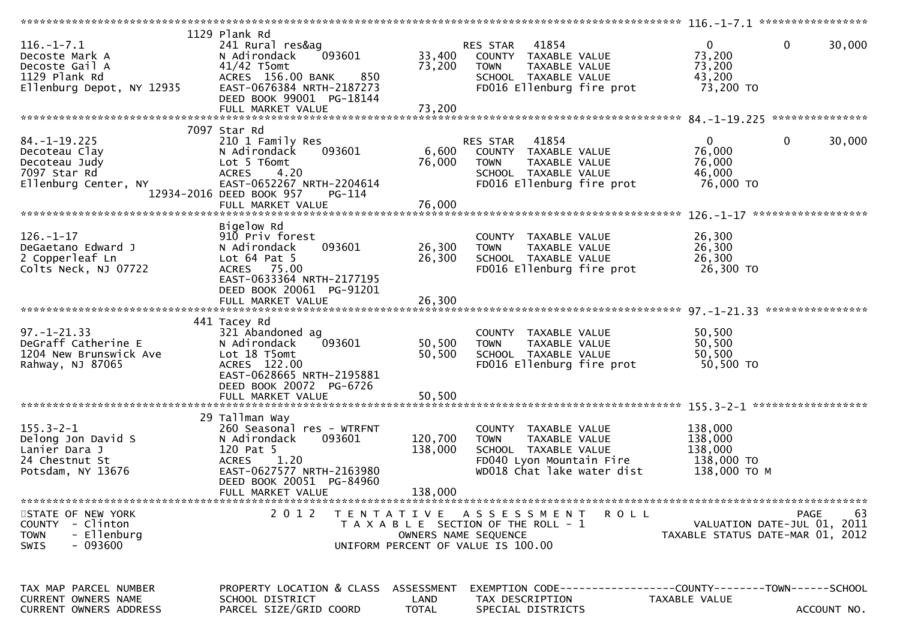STATE OF NEW YORK — 2012 TENTATIVE ASSESSMENT ROLL
COUNTY - Clinton — TAXABLE SECTION OF THE ROLL - 1 — VALUATION DATE-JUL 01, 2011
TOWN - Ellenburg — OWNERS NAME SEQUENCE — TAXABLE STATUS DATE-MAR 01, 2012
SWIS - 093600 — UNIFORM PERCENT OF VALUE IS 100.00

| TAX MAP PARCEL NUMBER / CURRENT OWNERS NAME / CURRENT OWNERS ADDRESS | PROPERTY LOCATION & CLASS / SCHOOL DISTRICT / PARCEL SIZE/GRID COORD | ASSESSMENT LAND | TOTAL | EXEMPTION CODE / TAX DESCRIPTION / SPECIAL DISTRICTS | COUNTY TAXABLE VALUE | TOWN | SCHOOL |
|---|---|---|---|---|---|---|---|
| **116.-1-7.1** | 1129 Plank Rd | | | | | | |
| Decoste Mark A | 241 Rural res&ag | | | RES STAR 41854 | 0 | 0 | 30,000 |
| Decoste Gail A | N Adirondack 093601 | 33,400 | | COUNTY TAXABLE VALUE | 73,200 | | |
| 1129 Plank Rd | 41/42 T5omt | | 73,200 | TOWN TAXABLE VALUE | 73,200 | | |
| Ellenburg Depot, NY 12935 | ACRES 156.00 BANK 850 | | | SCHOOL TAXABLE VALUE | 43,200 | | |
| | EAST-0676384 NRTH-2187273 | | | FD016 Ellenburg fire prot | 73,200 TO | | |
| | DEED BOOK 99001 PG-18144 | | | | | | |
| | FULL MARKET VALUE | | 73,200 | | | | |
| **84.-1-19.225** | 7097 Star Rd | | | | | | |
| Decoteau Clay | 210 1 Family Res | | | RES STAR 41854 | 0 | 0 | 30,000 |
| Decoteau Judy | N Adirondack 093601 | 6,600 | | COUNTY TAXABLE VALUE | 76,000 | | |
| 7097 Star Rd | Lot 5 T6omt | | 76,000 | TOWN TAXABLE VALUE | 76,000 | | |
| Ellenburg Center, NY 12934-2016 | ACRES 4.20 | | | SCHOOL TAXABLE VALUE | 46,000 | | |
| | EAST-0652267 NRTH-2204614 | | | FD016 Ellenburg fire prot | 76,000 TO | | |
| | DEED BOOK 957 PG-114 | | | | | | |
| | FULL MARKET VALUE | | 76,000 | | | | |
| **126.-1-17** | Bigelow Rd | | | | | | |
| DeGaetano Edward J | 910 Priv forest | | | COUNTY TAXABLE VALUE | 26,300 | | |
| 2 Copperleaf Ln | N Adirondack 093601 | 26,300 | | TOWN TAXABLE VALUE | 26,300 | | |
| Colts Neck, NJ 07722 | Lot 64 Pat 5 | | 26,300 | SCHOOL TAXABLE VALUE | 26,300 | | |
| | ACRES 75.00 | | | FD016 Ellenburg fire prot | 26,300 TO | | |
| | EAST-0633364 NRTH-2177195 | | | | | | |
| | DEED BOOK 20061 PG-91201 | | | | | | |
| | FULL MARKET VALUE | | 26,300 | | | | |
| **97.-1-21.33** | 441 Tacey Rd | | | | | | |
| DeGraff Catherine E | 321 Abandoned ag | | | COUNTY TAXABLE VALUE | 50,500 | | |
| 1204 New Brunswick Ave | N Adirondack 093601 | 50,500 | | TOWN TAXABLE VALUE | 50,500 | | |
| Rahway, NJ 87065 | Lot 18 T5omt | | 50,500 | SCHOOL TAXABLE VALUE | 50,500 | | |
| | ACRES 122.00 | | | FD016 Ellenburg fire prot | 50,500 TO | | |
| | EAST-0628665 NRTH-2195881 | | | | | | |
| | DEED BOOK 20072 PG-6726 | | | | | | |
| | FULL MARKET VALUE | | 50,500 | | | | |
| **155.3-2-1** | 29 Tallman Way | | | | | | |
| Delong Jon David S | 260 Seasonal res - WTRFNT | | | COUNTY TAXABLE VALUE | 138,000 | | |
| Lanier Dara J | N Adirondack 093601 | 120,700 | | TOWN TAXABLE VALUE | 138,000 | | |
| 24 Chestnut St | 120 Pat 5 | | 138,000 | SCHOOL TAXABLE VALUE | 138,000 | | |
| Potsdam, NY 13676 | ACRES 1.20 | | | FD040 Lyon Mountain Fire | 138,000 TO | | |
| | EAST-0627577 NRTH-2163980 | | | WD018 Chat lake water dist | 138,000 TO M | | |
| | DEED BOOK 20051 PG-84960 | | | | | | |
| | FULL MARKET VALUE | | 138,000 | | | | |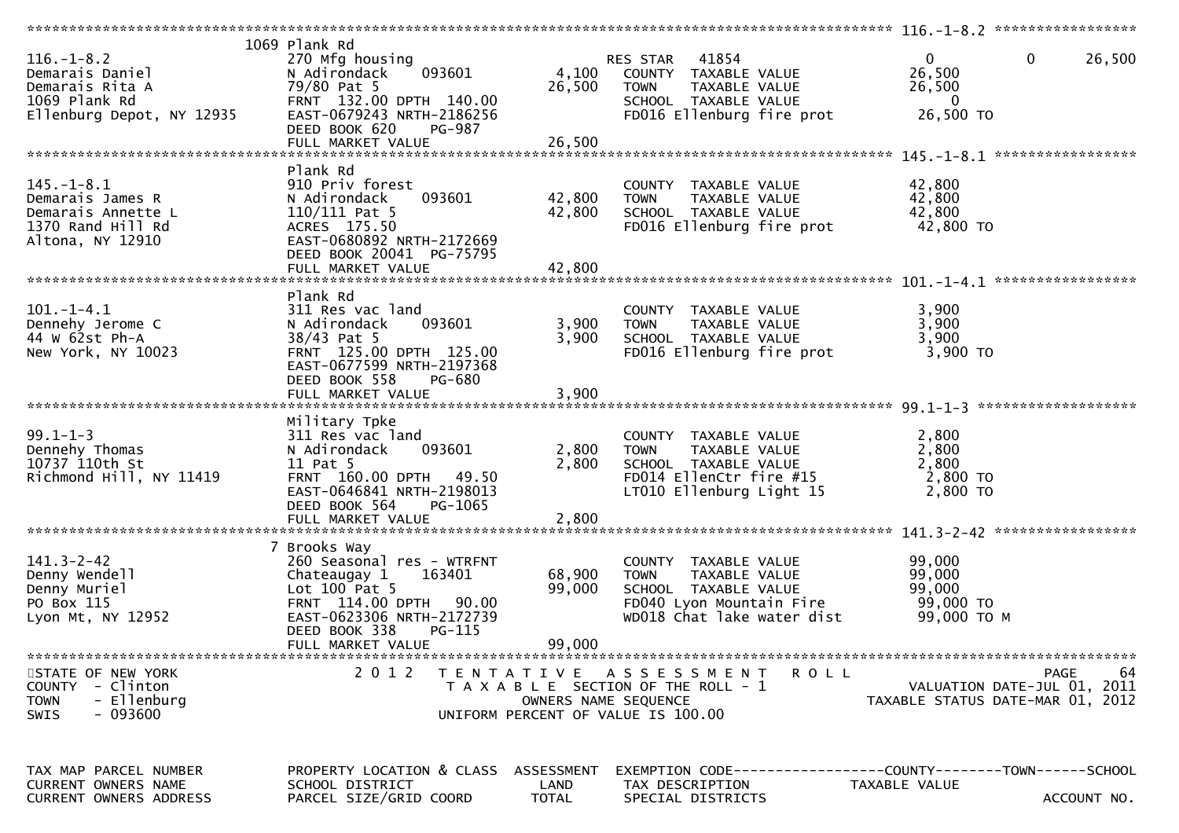| TAX MAP PARCEL NUMBER / CURRENT OWNERS NAME / CURRENT OWNERS ADDRESS | PROPERTY LOCATION & CLASS / SCHOOL DISTRICT / PARCEL SIZE/GRID COORD | ASSESSMENT LAND / TOTAL | EXEMPTION CODE / TAX DESCRIPTION / SPECIAL DISTRICTS | COUNTY TAXABLE VALUE | TOWN | SCHOOL |
|---|---|---|---|---|---|---|
| **116.-1-8.2** | 1069 Plank Rd | | | | | |
| 116.-1-8.2 | 270 Mfg housing | | RES STAR 41854 | 0 | 0 | 26,500 |
| Demarais Daniel | N Adirondack 093601 | 4,100 | COUNTY TAXABLE VALUE | 26,500 | | |
| Demarais Rita A | 79/80 Pat 5 | 26,500 | TOWN TAXABLE VALUE | 26,500 | | |
| 1069 Plank Rd | FRNT 132.00 DPTH 140.00 | | SCHOOL TAXABLE VALUE | 0 | | |
| Ellenburg Depot, NY 12935 | EAST-0679243 NRTH-2186256 | | FD016 Ellenburg fire prot | 26,500 TO | | |
| | DEED BOOK 620 PG-987 | | | | | |
| | FULL MARKET VALUE | 26,500 | | | | |
| **145.-1-8.1** | Plank Rd | | | | | |
| 145.-1-8.1 | 910 Priv forest | | COUNTY TAXABLE VALUE | 42,800 | | |
| Demarais James R | N Adirondack 093601 | 42,800 | TOWN TAXABLE VALUE | 42,800 | | |
| Demarais Annette L | 110/111 Pat 5 | 42,800 | SCHOOL TAXABLE VALUE | 42,800 | | |
| 1370 Rand Hill Rd | ACRES 175.50 | | FD016 Ellenburg fire prot | 42,800 TO | | |
| Altona, NY 12910 | EAST-0680892 NRTH-2172669 | | | | | |
| | DEED BOOK 20041 PG-75795 | | | | | |
| | FULL MARKET VALUE | 42,800 | | | | |
| **101.-1-4.1** | Plank Rd | | | | | |
| 101.-1-4.1 | 311 Res vac land | | COUNTY TAXABLE VALUE | 3,900 | | |
| Dennehy Jerome C | N Adirondack 093601 | 3,900 | TOWN TAXABLE VALUE | 3,900 | | |
| 44 W 62st Ph-A | 38/43 Pat 5 | 3,900 | SCHOOL TAXABLE VALUE | 3,900 | | |
| New York, NY 10023 | FRNT 125.00 DPTH 125.00 | | FD016 Ellenburg fire prot | 3,900 TO | | |
| | EAST-0677599 NRTH-2197368 | | | | | |
| | DEED BOOK 558 PG-680 | | | | | |
| | FULL MARKET VALUE | 3,900 | | | | |
| **99.1-1-3** | Military Tpke | | | | | |
| 99.1-1-3 | 311 Res vac land | | COUNTY TAXABLE VALUE | 2,800 | | |
| Dennehy Thomas | N Adirondack 093601 | 2,800 | TOWN TAXABLE VALUE | 2,800 | | |
| 10737 110th St | 11 Pat 5 | 2,800 | SCHOOL TAXABLE VALUE | 2,800 | | |
| Richmond Hill, NY 11419 | FRNT 160.00 DPTH 49.50 | | FD014 EllenCtr fire #15 | 2,800 TO | | |
| | EAST-0646841 NRTH-2198013 | | LT010 Ellenburg Light 15 | 2,800 TO | | |
| | DEED BOOK 564 PG-1065 | | | | | |
| | FULL MARKET VALUE | 2,800 | | | | |
| **141.3-2-42** | 7 Brooks Way | | | | | |
| 141.3-2-42 | 260 Seasonal res - WTRFNT | | COUNTY TAXABLE VALUE | 99,000 | | |
| Denny Wendell | Chateaugay 1 163401 | 68,900 | TOWN TAXABLE VALUE | 99,000 | | |
| Denny Muriel | Lot 100 Pat 5 | 99,000 | SCHOOL TAXABLE VALUE | 99,000 | | |
| PO Box 115 | FRNT 114.00 DPTH 90.00 | | FD040 Lyon Mountain Fire | 99,000 TO | | |
| Lyon Mt, NY 12952 | EAST-0623306 NRTH-2172739 | | WD018 Chat lake water dist | 99,000 TO M | | |
| | DEED BOOK 338 PG-115 | | | | | |
| | FULL MARKET VALUE | 99,000 | | | | |

STATE OF NEW YORK
COUNTY - Clinton
TOWN - Ellenburg
SWIS - 093600

2012 TENTATIVE ASSESSMENT ROLL
TAXABLE SECTION OF THE ROLL - 1
OWNERS NAME SEQUENCE
UNIFORM PERCENT OF VALUE IS 100.00

VALUATION DATE-JUL 01, 2011
TAXABLE STATUS DATE-MAR 01, 2012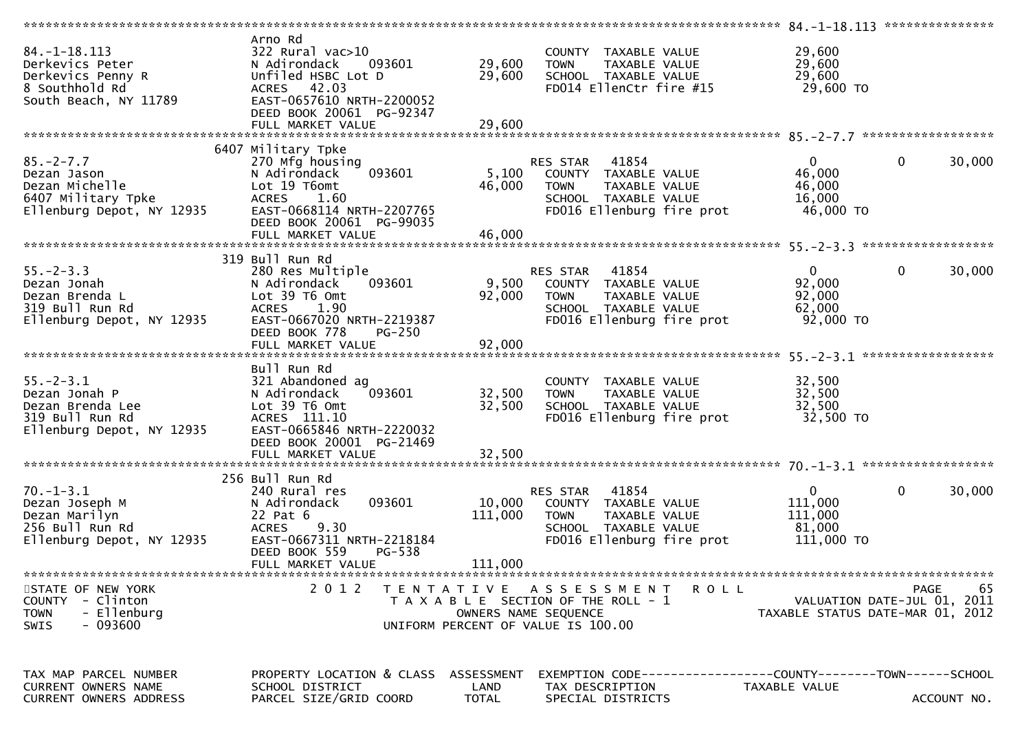| TAX MAP PARCEL NUMBER<br>CURRENT OWNERS NAME<br>CURRENT OWNERS ADDRESS | PROPERTY LOCATION & CLASS<br>SCHOOL DISTRICT<br>PARCEL SIZE/GRID COORD | ASSESSMENT<br>LAND<br>TOTAL | EXEMPTION CODE<br>TAX DESCRIPTION<br>SPECIAL DISTRICTS | COUNTY<br>TAXABLE VALUE | TOWN | SCHOOL<br>ACCOUNT NO. |
|---|---|---|---|---|---|---|
| **84.-1-18.113** | Arno Rd | | | | | |
| 84.-1-18.113 | 322 Rural vac>10 | | COUNTY TAXABLE VALUE | 29,600 | | |
| Derkevics Peter | N Adirondack 093601 | 29,600 | TOWN TAXABLE VALUE | 29,600 | | |
| Derkevics Penny R | Unfiled HSBC Lot D | 29,600 | SCHOOL TAXABLE VALUE | 29,600 | | |
| 8 Southhold Rd | ACRES 42.03 | | FD014 EllenCtr fire #15 | 29,600 TO | | |
| South Beach, NY 11789 | EAST-0657610 NRTH-2200052 | | | | | |
| | DEED BOOK 20061 PG-92347 | | | | | |
| | FULL MARKET VALUE | 29,600 | | | | |
| **85.-2-7.7** | 6407 Military Tpke | | | | | |
| 85.-2-7.7 | 270 Mfg housing | | RES STAR 41854 | 0 | 0 | 30,000 |
| Dezan Jason | N Adirondack 093601 | 5,100 | COUNTY TAXABLE VALUE | 46,000 | | |
| Dezan Michelle | Lot 19 T6omt | 46,000 | TOWN TAXABLE VALUE | 46,000 | | |
| 6407 Military Tpke | ACRES 1.60 | | SCHOOL TAXABLE VALUE | 16,000 | | |
| Ellenburg Depot, NY 12935 | EAST-0668114 NRTH-2207765 | | FD016 Ellenburg fire prot | 46,000 TO | | |
| | DEED BOOK 20061 PG-99035 | | | | | |
| | FULL MARKET VALUE | 46,000 | | | | |
| **55.-2-3.3** | 319 Bull Run Rd | | | | | |
| 55.-2-3.3 | 280 Res Multiple | | RES STAR 41854 | 0 | 0 | 30,000 |
| Dezan Jonah | N Adirondack 093601 | 9,500 | COUNTY TAXABLE VALUE | 92,000 | | |
| Dezan Brenda L | Lot 39 T6 Omt | 92,000 | TOWN TAXABLE VALUE | 92,000 | | |
| 319 Bull Run Rd | ACRES 1.90 | | SCHOOL TAXABLE VALUE | 62,000 | | |
| Ellenburg Depot, NY 12935 | EAST-0667020 NRTH-2219387 | | FD016 Ellenburg fire prot | 92,000 TO | | |
| | DEED BOOK 778 PG-250 | | | | | |
| | FULL MARKET VALUE | 92,000 | | | | |
| **55.-2-3.1** | Bull Run Rd | | | | | |
| 55.-2-3.1 | 321 Abandoned ag | | COUNTY TAXABLE VALUE | 32,500 | | |
| Dezan Jonah P | N Adirondack 093601 | 32,500 | TOWN TAXABLE VALUE | 32,500 | | |
| Dezan Brenda Lee | Lot 39 T6 Omt | 32,500 | SCHOOL TAXABLE VALUE | 32,500 | | |
| 319 Bull Run Rd | ACRES 111.10 | | FD016 Ellenburg fire prot | 32,500 TO | | |
| Ellenburg Depot, NY 12935 | EAST-0665846 NRTH-2220032 | | | | | |
| | DEED BOOK 20001 PG-21469 | | | | | |
| | FULL MARKET VALUE | 32,500 | | | | |
| **70.-1-3.1** | 256 Bull Run Rd | | | | | |
| 70.-1-3.1 | 240 Rural res | | RES STAR 41854 | 0 | 0 | 30,000 |
| Dezan Joseph M | N Adirondack 093601 | 10,000 | COUNTY TAXABLE VALUE | 111,000 | | |
| Dezan Marilyn | 22 Pat 6 | 111,000 | TOWN TAXABLE VALUE | 111,000 | | |
| 256 Bull Run Rd | ACRES 9.30 | | SCHOOL TAXABLE VALUE | 81,000 | | |
| Ellenburg Depot, NY 12935 | EAST-0667311 NRTH-2218184 | | FD016 Ellenburg fire prot | 111,000 TO | | |
| | DEED BOOK 559 PG-538 | | | | | |
| | FULL MARKET VALUE | 111,000 | | | | |

STATE OF NEW YORK — COUNTY - Clinton — TOWN - Ellenburg — SWIS - 093600

2012 TENTATIVE ASSESSMENT ROLL — TAXABLE SECTION OF THE ROLL - 1 — OWNERS NAME SEQUENCE — UNIFORM PERCENT OF VALUE IS 100.00

VALUATION DATE-JUL 01, 2011 — TAXABLE STATUS DATE-MAR 01, 2012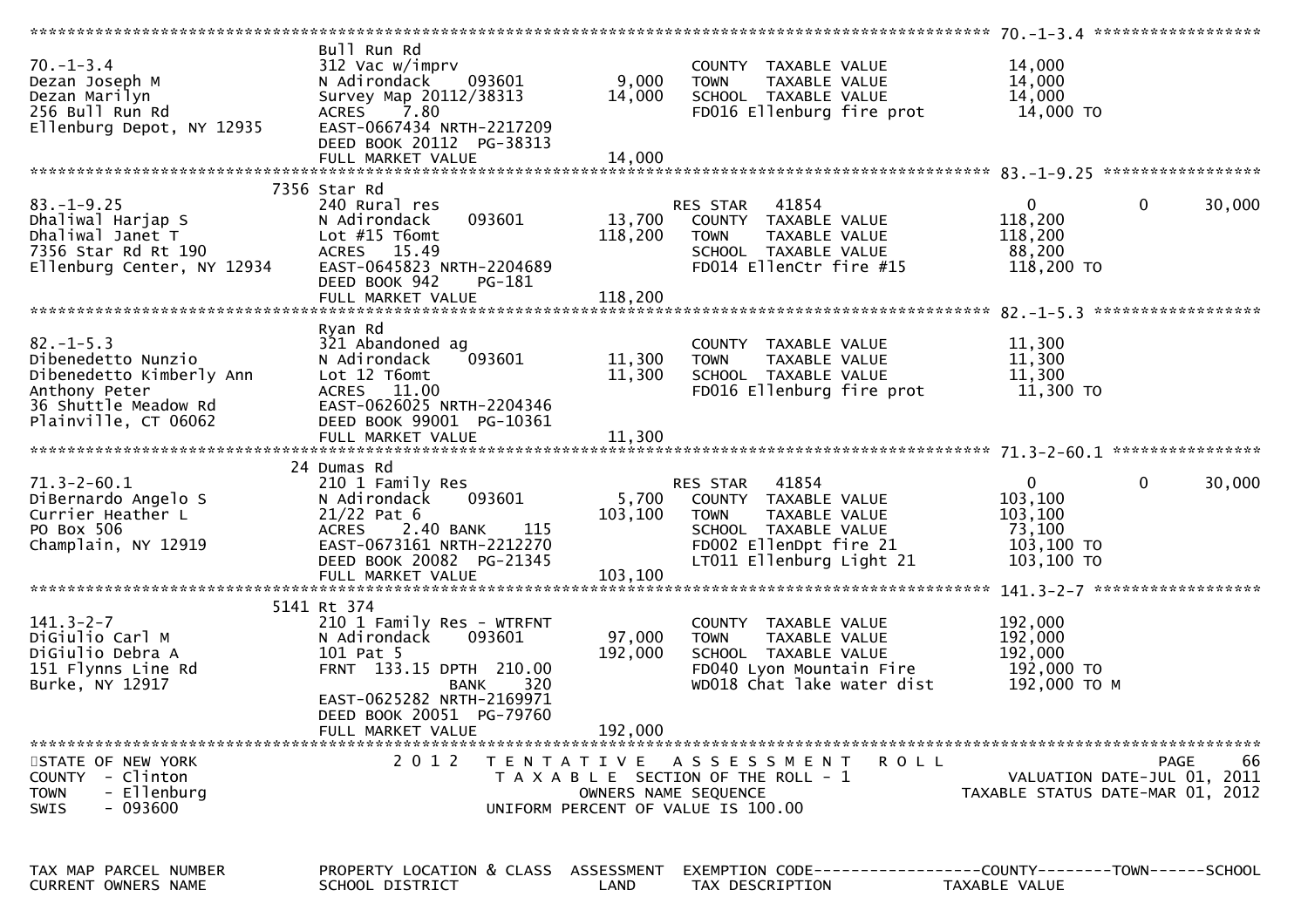```
******************************************************************************************************* 70.-1-3.4 ******************
                              Bull Run Rd
70.-1-3.4                     312 Vac w/imprv                          COUNTY  TAXABLE VALUE             14,000
Dezan Joseph M                N Adirondack    093601         9,000     TOWN    TAXABLE VALUE             14,000
Dezan Marilyn                 Survey Map 20112/38313        14,000     SCHOOL  TAXABLE VALUE             14,000
256 Bull Run Rd               ACRES    7.80                            FD016 Ellenburg fire prot          14,000 TO
Ellenburg Depot, NY 12935     EAST-0667434 NRTH-2217209
                              DEED BOOK 20112  PG-38313
                              FULL MARKET VALUE             14,000
******************************************************************************************************* 83.-1-9.25 *****************
                          7356 Star Rd
83.-1-9.25                    240 Rural res                            RES STAR   41854                   0          0      30,000
Dhaliwal Harjap S             N Adirondack    093601        13,700     COUNTY  TAXABLE VALUE            118,200
Dhaliwal Janet T              Lot #15 T6omt                118,200     TOWN    TAXABLE VALUE            118,200
7356 Star Rd Rt 190           ACRES   15.49                            SCHOOL  TAXABLE VALUE             88,200
Ellenburg Center, NY 12934    EAST-0645823 NRTH-2204689                FD014 EllenCtr fire #15           118,200 TO
                              DEED BOOK 942    PG-181
                              FULL MARKET VALUE            118,200
******************************************************************************************************* 82.-1-5.3 ******************
                              Ryan Rd
82.-1-5.3                     321 Abandoned ag                         COUNTY  TAXABLE VALUE             11,300
Dibenedetto Nunzio            N Adirondack    093601        11,300     TOWN    TAXABLE VALUE             11,300
Dibenedetto Kimberly Ann      Lot 12 T6omt                  11,300     SCHOOL  TAXABLE VALUE             11,300
Anthony Peter                 ACRES   11.00                            FD016 Ellenburg fire prot          11,300 TO
36 Shuttle Meadow Rd          EAST-0626025 NRTH-2204346
Plainville, CT 06062          DEED BOOK 99001  PG-10361
                              FULL MARKET VALUE             11,300
******************************************************************************************************* 71.3-2-60.1 ****************
                            24 Dumas Rd
71.3-2-60.1                   210 1 Family Res                         RES STAR   41854                   0          0      30,000
DiBernardo Angelo S           N Adirondack    093601         5,700     COUNTY  TAXABLE VALUE            103,100
Currier Heather L             21/22 Pat 6                  103,100     TOWN    TAXABLE VALUE            103,100
PO Box 506                    ACRES    2.40 BANK     115               SCHOOL  TAXABLE VALUE             73,100
Champlain, NY 12919           EAST-0673161 NRTH-2212270                FD002 EllenDpt fire 21            103,100 TO
                              DEED BOOK 20082  PG-21345                LT011 Ellenburg Light 21          103,100 TO
                              FULL MARKET VALUE            103,100
******************************************************************************************************* 141.3-2-7 ******************
                          5141 Rt 374
141.3-2-7                     210 1 Family Res - WTRFNT                COUNTY  TAXABLE VALUE            192,000
DiGiulio Carl M               N Adirondack    093601        97,000     TOWN    TAXABLE VALUE            192,000
DiGiulio Debra A              101 Pat 5                    192,000     SCHOOL  TAXABLE VALUE            192,000
151 Flynns Line Rd            FRNT  133.15 DPTH  210.00                FD040 Lyon Mountain Fire          192,000 TO
Burke, NY 12917                             BANK     320               WD018 Chat lake water dist        192,000 TO M
                              EAST-0625282 NRTH-2169971
                              DEED BOOK 20051  PG-79760
                              FULL MARKET VALUE            192,000
************************************************************************************************************************************
STATE OF NEW YORK                 2 0 1 2   T E N T A T I V E   A S S E S S M E N T   R O L L                            PAGE    66
COUNTY  - Clinton                            T A X A B L E SECTION OF THE ROLL - 1                    VALUATION DATE-JUL 01, 2011
TOWN    - Ellenburg                               OWNERS NAME SEQUENCE                            TAXABLE STATUS DATE-MAR 01, 2012
SWIS    - 093600                             UNIFORM PERCENT OF VALUE IS 100.00


TAX MAP PARCEL NUMBER         PROPERTY LOCATION & CLASS  ASSESSMENT  EXEMPTION CODE------------------COUNTY--------TOWN------SCHOOL
CURRENT OWNERS NAME           SCHOOL DISTRICT               LAND      TAX DESCRIPTION             TAXABLE VALUE
```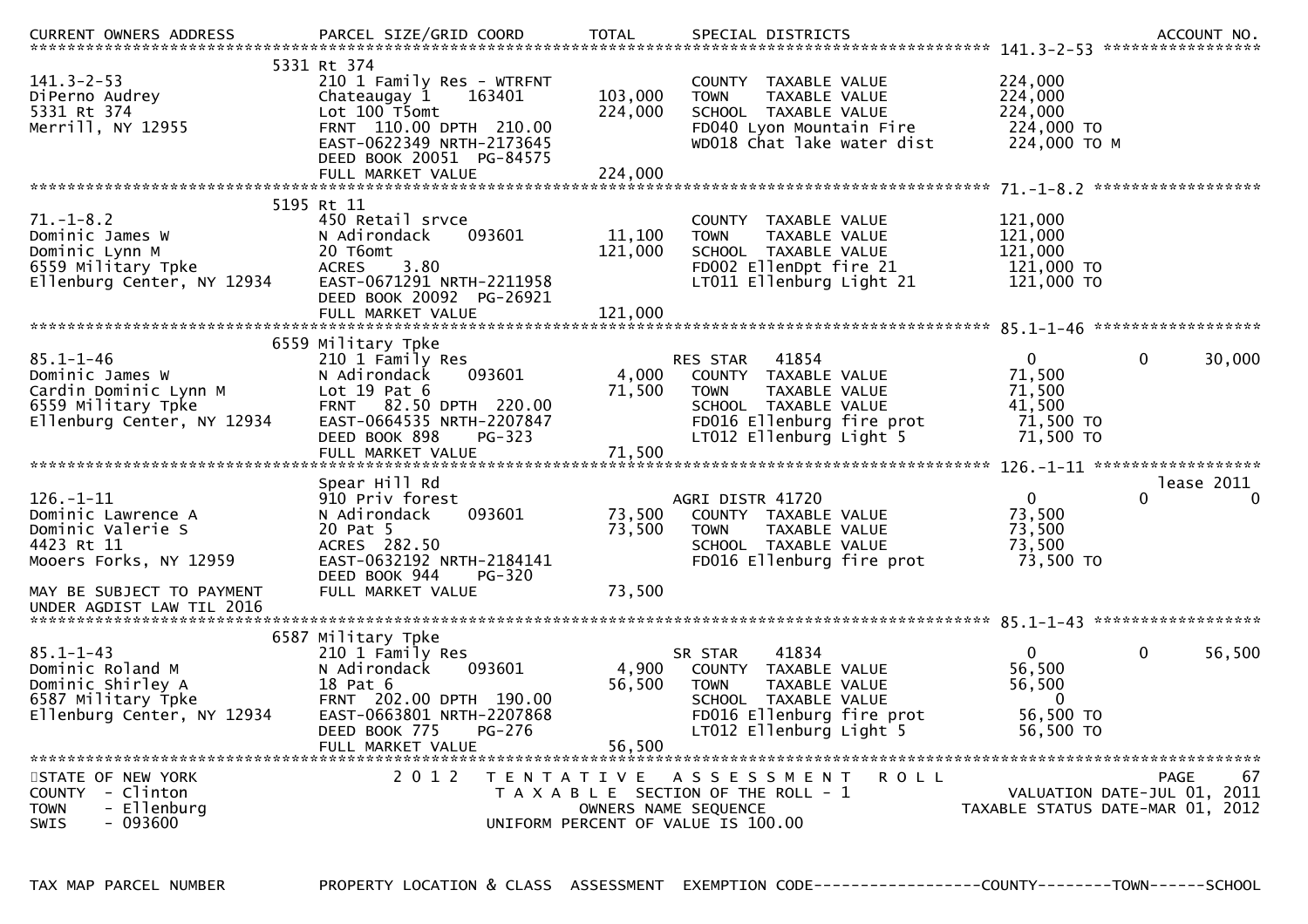CURRENT OWNERS ADDRESS | PARCEL SIZE/GRID COORD | TOTAL | SPECIAL DISTRICTS | ACCOUNT NO.

```
******************************************************************************************************* 141.3-2-53 *****************
                              5331 Rt 374
141.3-2-53                    210 1 Family Res - WTRFNT           COUNTY  TAXABLE VALUE           224,000
DiPerno Audrey                Chateaugay 1     163401    103,000  TOWN    TAXABLE VALUE           224,000
5331 Rt 374                   Lot 100 T5omt              224,000  SCHOOL  TAXABLE VALUE           224,000
Merrill, NY 12955             FRNT 110.00 DPTH 210.00             FD040 Lyon Mountain Fire         224,000 TO
                              EAST-0622349 NRTH-2173645           WD018 Chat lake water dist       224,000 TO M
                              DEED BOOK 20051 PG-84575
                              FULL MARKET VALUE          224,000
******************************************************************************************************* 71.-1-8.2 ******************
                              5195 Rt 11
71.-1-8.2                     450 Retail srvce                    COUNTY  TAXABLE VALUE           121,000
Dominic James W               N Adirondack     093601     11,100  TOWN    TAXABLE VALUE           121,000
Dominic Lynn M                20 T6omt                   121,000  SCHOOL  TAXABLE VALUE           121,000
6559 Military Tpke            ACRES    3.80                       FD002 EllenDpt fire 21           121,000 TO
Ellenburg Center, NY 12934    EAST-0671291 NRTH-2211958           LT011 Ellenburg Light 21         121,000 TO
                              DEED BOOK 20092 PG-26921
                              FULL MARKET VALUE          121,000
******************************************************************************************************* 85.1-1-46 ******************
                              6559 Military Tpke
85.1-1-46                     210 1 Family Res                    RES STAR   41854                 0             0       30,000
Dominic James W               N Adirondack     093601      4,000  COUNTY  TAXABLE VALUE            71,500
Cardin Dominic Lynn M         Lot 19 Pat 6                71,500  TOWN    TAXABLE VALUE            71,500
6559 Military Tpke            FRNT  82.50 DPTH 220.00             SCHOOL  TAXABLE VALUE            41,500
Ellenburg Center, NY 12934    EAST-0664535 NRTH-2207847           FD016 Ellenburg fire prot         71,500 TO
                              DEED BOOK 898    PG-323             LT012 Ellenburg Light 5           71,500 TO
                              FULL MARKET VALUE           71,500
******************************************************************************************************* 126.-1-11 ******************
                              Spear Hill Rd                                                                       lease 2011
126.-1-11                     910 Priv forest                     AGRI DISTR 41720                 0             0            0
Dominic Lawrence A            N Adirondack     093601     73,500  COUNTY  TAXABLE VALUE            73,500
Dominic Valerie S             20 Pat 5                    73,500  TOWN    TAXABLE VALUE            73,500
4423 Rt 11                    ACRES  282.50                       SCHOOL  TAXABLE VALUE            73,500
Mooers Forks, NY 12959        EAST-0632192 NRTH-2184141           FD016 Ellenburg fire prot         73,500 TO
                              DEED BOOK 944    PG-320
MAY BE SUBJECT TO PAYMENT     FULL MARKET VALUE           73,500
UNDER AGDIST LAW TIL 2016
******************************************************************************************************* 85.1-1-43 ******************
                              6587 Military Tpke
85.1-1-43                     210 1 Family Res                    SR STAR    41834                 0             0       56,500
Dominic Roland M              N Adirondack     093601      4,900  COUNTY  TAXABLE VALUE            56,500
Dominic Shirley A             18 Pat 6                    56,500  TOWN    TAXABLE VALUE            56,500
6587 Military Tpke            FRNT 202.00 DPTH 190.00             SCHOOL  TAXABLE VALUE                 0
Ellenburg Center, NY 12934    EAST-0663801 NRTH-2207868           FD016 Ellenburg fire prot         56,500 TO
                              DEED BOOK 775    PG-276             LT012 Ellenburg Light 5           56,500 TO
                              FULL MARKET VALUE           56,500
************************************************************************************************************************************
```

STATE OF NEW YORK | 2012 TENTATIVE ASSESSMENT ROLL
COUNTY - Clinton | TAXABLE SECTION OF THE ROLL - 1 | VALUATION DATE-JUL 01, 2011
TOWN - Ellenburg | OWNERS NAME SEQUENCE | TAXABLE STATUS DATE-MAR 01, 2012
SWIS - 093600 | UNIFORM PERCENT OF VALUE IS 100.00

TAX MAP PARCEL NUMBER | PROPERTY LOCATION & CLASS | ASSESSMENT | EXEMPTION CODE------------------COUNTY--------TOWN------SCHOOL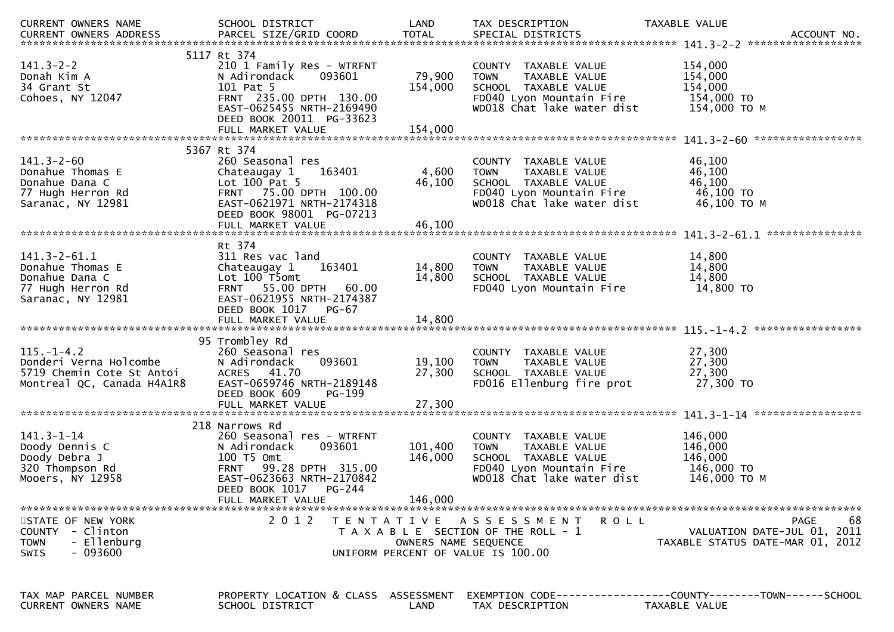| CURRENT OWNERS NAME | SCHOOL DISTRICT | LAND | TAX DESCRIPTION | TAXABLE VALUE |
|---|---|---|---|---|
| CURRENT OWNERS ADDRESS | PARCEL SIZE/GRID COORD | TOTAL | SPECIAL DISTRICTS | ACCOUNT NO. |

**141.3-2-2**

| | | | | |
|---|---|---|---|---|
| | 5117 Rt 374 | | | |
| 141.3-2-2 | 210 1 Family Res - WTRFNT | | COUNTY TAXABLE VALUE | 154,000 |
| Donah Kim A | N Adirondack 093601 | 79,900 | TOWN TAXABLE VALUE | 154,000 |
| 34 Grant St | 101 Pat 5 | 154,000 | SCHOOL TAXABLE VALUE | 154,000 |
| Cohoes, NY 12047 | FRNT 235.00 DPTH 130.00 | | FD040 Lyon Mountain Fire | 154,000 TO |
| | EAST-0625455 NRTH-2169490 | | WD018 Chat lake water dist | 154,000 TO M |
| | DEED BOOK 20011 PG-33623 | | | |
| | FULL MARKET VALUE | 154,000 | | |

**141.3-2-60**

| | | | | |
|---|---|---|---|---|
| | 5367 Rt 374 | | | |
| 141.3-2-60 | 260 Seasonal res | | COUNTY TAXABLE VALUE | 46,100 |
| Donahue Thomas E | Chateaugay 1 163401 | 4,600 | TOWN TAXABLE VALUE | 46,100 |
| Donahue Dana C | Lot 100 Pat 5 | 46,100 | SCHOOL TAXABLE VALUE | 46,100 |
| 77 Hugh Herron Rd | FRNT 75.00 DPTH 100.00 | | FD040 Lyon Mountain Fire | 46,100 TO |
| Saranac, NY 12981 | EAST-0621971 NRTH-2174318 | | WD018 Chat lake water dist | 46,100 TO M |
| | DEED BOOK 98001 PG-07213 | | | |
| | FULL MARKET VALUE | 46,100 | | |

**141.3-2-61.1**

| | | | | |
|---|---|---|---|---|
| | Rt 374 | | | |
| 141.3-2-61.1 | 311 Res vac land | | COUNTY TAXABLE VALUE | 14,800 |
| Donahue Thomas E | Chateaugay 1 163401 | 14,800 | TOWN TAXABLE VALUE | 14,800 |
| Donahue Dana C | Lot 100 T5omt | 14,800 | SCHOOL TAXABLE VALUE | 14,800 |
| 77 Hugh Herron Rd | FRNT 55.00 DPTH 60.00 | | FD040 Lyon Mountain Fire | 14,800 TO |
| Saranac, NY 12981 | EAST-0621955 NRTH-2174387 | | | |
| | DEED BOOK 1017 PG-67 | | | |
| | FULL MARKET VALUE | 14,800 | | |

**115.-1-4.2**

| | | | | |
|---|---|---|---|---|
| | 95 Trombley Rd | | | |
| 115.-1-4.2 | 260 Seasonal res | | COUNTY TAXABLE VALUE | 27,300 |
| Donderi Verna Holcombe | N Adirondack 093601 | 19,100 | TOWN TAXABLE VALUE | 27,300 |
| 5719 Chemin Cote St Antoi | ACRES 41.70 | 27,300 | SCHOOL TAXABLE VALUE | 27,300 |
| Montreal QC, Canada H4A1R8 | EAST-0659746 NRTH-2189148 | | FD016 Ellenburg fire prot | 27,300 TO |
| | DEED BOOK 609 PG-199 | | | |
| | FULL MARKET VALUE | 27,300 | | |

**141.3-1-14**

| | | | | |
|---|---|---|---|---|
| | 218 Narrows Rd | | | |
| 141.3-1-14 | 260 Seasonal res - WTRFNT | | COUNTY TAXABLE VALUE | 146,000 |
| Doody Dennis C | N Adirondack 093601 | 101,400 | TOWN TAXABLE VALUE | 146,000 |
| Doody Debra J | 100 T5 Omt | 146,000 | SCHOOL TAXABLE VALUE | 146,000 |
| 320 Thompson Rd | FRNT 99.28 DPTH 315.00 | | FD040 Lyon Mountain Fire | 146,000 TO |
| Mooers, NY 12958 | EAST-0623663 NRTH-2170842 | | WD018 Chat lake water dist | 146,000 TO M |
| | DEED BOOK 1017 PG-244 | | | |
| | FULL MARKET VALUE | 146,000 | | |

STATE OF NEW YORK — 2012 TENTATIVE ASSESSMENT ROLL
COUNTY - Clinton — TAXABLE SECTION OF THE ROLL - 1 — VALUATION DATE-JUL 01, 2011
TOWN - Ellenburg — OWNERS NAME SEQUENCE — TAXABLE STATUS DATE-MAR 01, 2012
SWIS - 093600 — UNIFORM PERCENT OF VALUE IS 100.00

| TAX MAP PARCEL NUMBER | PROPERTY LOCATION & CLASS | ASSESSMENT | EXEMPTION CODE------------------COUNTY--------TOWN------SCHOOL |
|---|---|---|---|
| CURRENT OWNERS NAME | SCHOOL DISTRICT | LAND | TAX DESCRIPTION TAXABLE VALUE |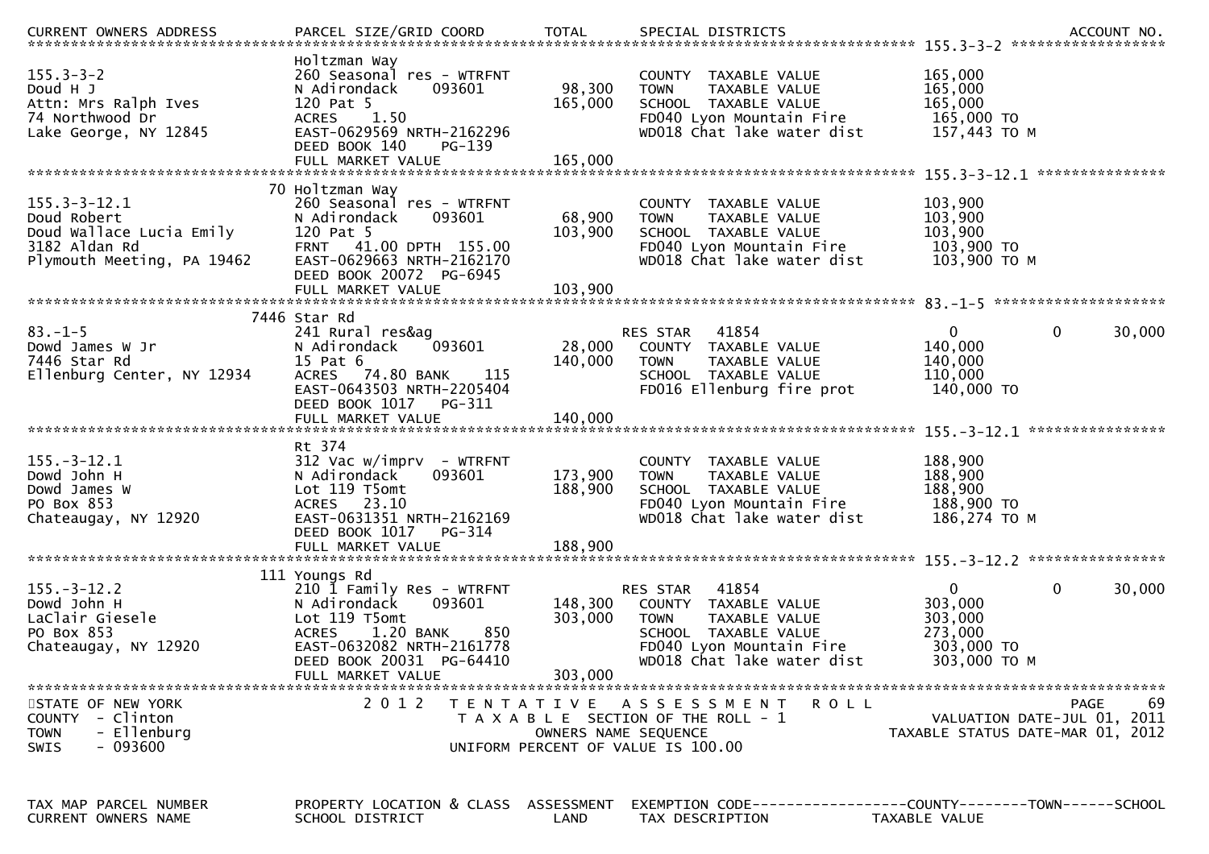| CURRENT OWNERS ADDRESS | PARCEL SIZE/GRID COORD | TOTAL | SPECIAL DISTRICTS | | | ACCOUNT NO. |
|---|---|---|---|---|---|---|
| ********** | ********** | | ********** | 155.3-3-2 | | ********** |
| | Holtzman Way | | | | | |
| 155.3-3-2 | 260 Seasonal res - WTRFNT | | COUNTY TAXABLE VALUE | 165,000 | | |
| Doud H J | N Adirondack 093601 | 98,300 | TOWN TAXABLE VALUE | 165,000 | | |
| Attn: Mrs Ralph Ives | 120 Pat 5 | 165,000 | SCHOOL TAXABLE VALUE | 165,000 | | |
| 74 Northwood Dr | ACRES 1.50 | | FD040 Lyon Mountain Fire | 165,000 TO | | |
| Lake George, NY 12845 | EAST-0629569 NRTH-2162296 | | WD018 Chat lake water dist | 157,443 TO M | | |
| | DEED BOOK 140 PG-139 | | | | | |
| | FULL MARKET VALUE | 165,000 | | | | |
| ********** | ********** | | ********** | 155.3-3-12.1 | | ********** |
| | 70 Holtzman Way | | | | | |
| 155.3-3-12.1 | 260 Seasonal res - WTRFNT | | COUNTY TAXABLE VALUE | 103,900 | | |
| Doud Robert | N Adirondack 093601 | 68,900 | TOWN TAXABLE VALUE | 103,900 | | |
| Doud Wallace Lucia Emily | 120 Pat 5 | 103,900 | SCHOOL TAXABLE VALUE | 103,900 | | |
| 3182 Aldan Rd | FRNT 41.00 DPTH 155.00 | | FD040 Lyon Mountain Fire | 103,900 TO | | |
| Plymouth Meeting, PA 19462 | EAST-0629663 NRTH-2162170 | | WD018 Chat lake water dist | 103,900 TO M | | |
| | DEED BOOK 20072 PG-6945 | | | | | |
| | FULL MARKET VALUE | 103,900 | | | | |
| ********** | ********** | | ********** | 83.-1-5 | | ********** |
| | 7446 Star Rd | | | | | |
| 83.-1-5 | 241 Rural res&ag | | RES STAR 41854 | 0 | 0 | 30,000 |
| Dowd James W Jr | N Adirondack 093601 | 28,000 | COUNTY TAXABLE VALUE | 140,000 | | |
| 7446 Star Rd | 15 Pat 6 | 140,000 | TOWN TAXABLE VALUE | 140,000 | | |
| Ellenburg Center, NY 12934 | ACRES 74.80 BANK 115 | | SCHOOL TAXABLE VALUE | 110,000 | | |
| | EAST-0643503 NRTH-2205404 | | FD016 Ellenburg fire prot | 140,000 TO | | |
| | DEED BOOK 1017 PG-311 | | | | | |
| | FULL MARKET VALUE | 140,000 | | | | |
| ********** | ********** | | ********** | 155.-3-12.1 | | ********** |
| | Rt 374 | | | | | |
| 155.-3-12.1 | 312 Vac w/imprv - WTRFNT | | COUNTY TAXABLE VALUE | 188,900 | | |
| Dowd John H | N Adirondack 093601 | 173,900 | TOWN TAXABLE VALUE | 188,900 | | |
| Dowd James W | Lot 119 T5omt | 188,900 | SCHOOL TAXABLE VALUE | 188,900 | | |
| PO Box 853 | ACRES 23.10 | | FD040 Lyon Mountain Fire | 188,900 TO | | |
| Chateaugay, NY 12920 | EAST-0631351 NRTH-2162169 | | WD018 Chat lake water dist | 186,274 TO M | | |
| | DEED BOOK 1017 PG-314 | | | | | |
| | FULL MARKET VALUE | 188,900 | | | | |
| ********** | ********** | | ********** | 155.-3-12.2 | | ********** |
| | 111 Youngs Rd | | | | | |
| 155.-3-12.2 | 210 1 Family Res - WTRFNT | | RES STAR 41854 | 0 | 0 | 30,000 |
| Dowd John H | N Adirondack 093601 | 148,300 | COUNTY TAXABLE VALUE | 303,000 | | |
| LaClair Giesele | Lot 119 T5omt | 303,000 | TOWN TAXABLE VALUE | 303,000 | | |
| PO Box 853 | ACRES 1.20 BANK 850 | | SCHOOL TAXABLE VALUE | 273,000 | | |
| Chateaugay, NY 12920 | EAST-0632082 NRTH-2161778 | | FD040 Lyon Mountain Fire | 303,000 TO | | |
| | DEED BOOK 20031 PG-64410 | | WD018 Chat lake water dist | 303,000 TO M | | |
| | FULL MARKET VALUE | 303,000 | | | | |

STATE OF NEW YORK — 2012 TENTATIVE ASSESSMENT ROLL
COUNTY - Clinton — TAXABLE SECTION OF THE ROLL - 1 — VALUATION DATE-JUL 01, 2011
TOWN - Ellenburg — OWNERS NAME SEQUENCE — TAXABLE STATUS DATE-MAR 01, 2012
SWIS - 093600 — UNIFORM PERCENT OF VALUE IS 100.00

| TAX MAP PARCEL NUMBER | PROPERTY LOCATION & CLASS | ASSESSMENT | EXEMPTION CODE------------------COUNTY--------TOWN------SCHOOL |
|---|---|---|---|
| CURRENT OWNERS NAME | SCHOOL DISTRICT | LAND | TAX DESCRIPTION TAXABLE VALUE |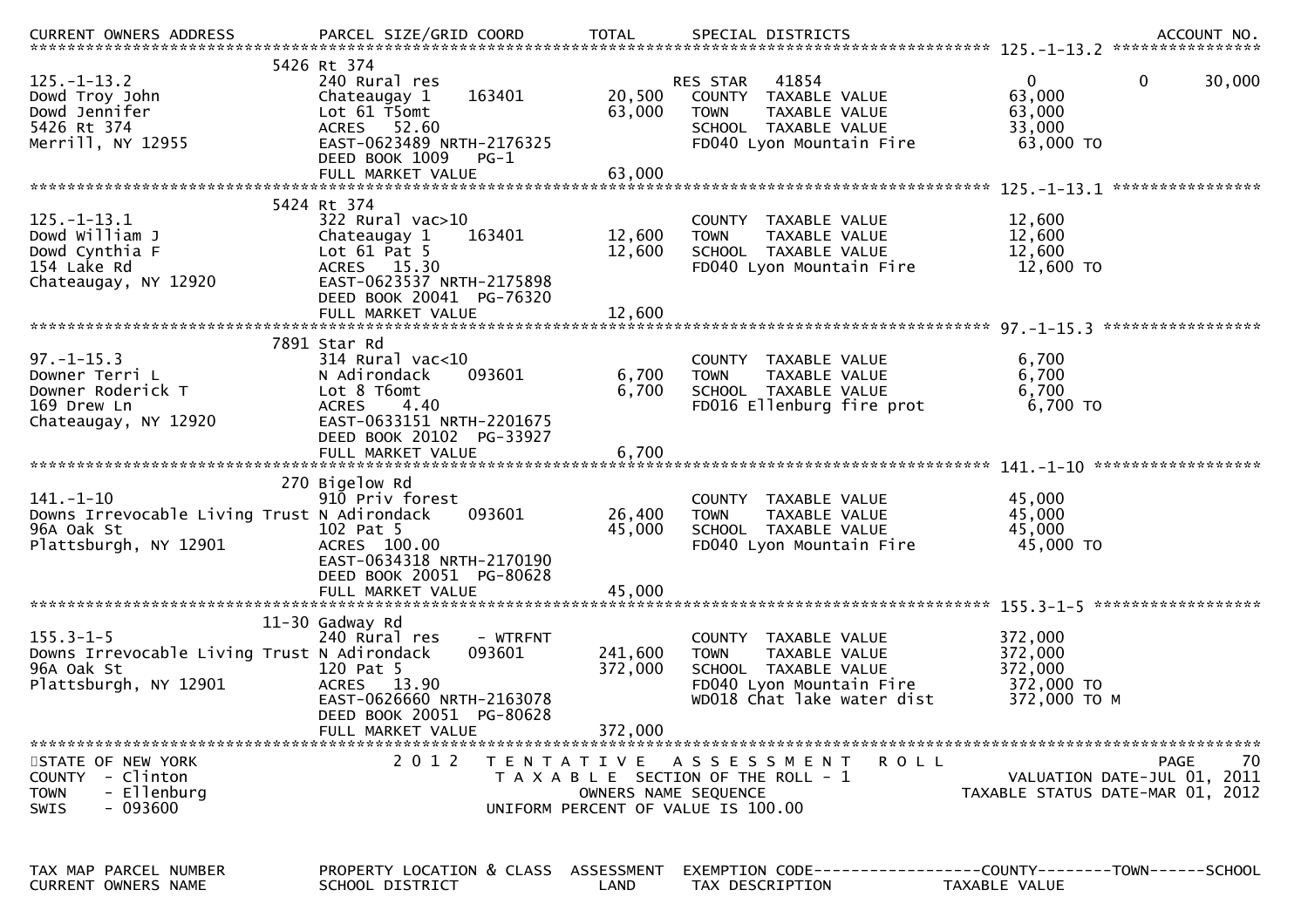| CURRENT OWNERS ADDRESS | PARCEL SIZE/GRID COORD | TOTAL | SPECIAL DISTRICTS | | ACCOUNT NO. |
|---|---|---|---|---|---|
| | 5426 Rt 374 | | | | |
| 125.-1-13.2 | 240 Rural res | | RES STAR 41854 | 0 0 | 30,000 |
| Dowd Troy John | Chateaugay 1 163401 | 20,500 | COUNTY TAXABLE VALUE | 63,000 | |
| Dowd Jennifer | Lot 61 T5omt | 63,000 | TOWN TAXABLE VALUE | 63,000 | |
| 5426 Rt 374 | ACRES 52.60 | | SCHOOL TAXABLE VALUE | 33,000 | |
| Merrill, NY 12955 | EAST-0623489 NRTH-2176325 | | FD040 Lyon Mountain Fire | 63,000 TO | |
| | DEED BOOK 1009 PG-1 | | | | |
| | FULL MARKET VALUE | 63,000 | | | |
| | 5424 Rt 374 | | | | |
| 125.-1-13.1 | 322 Rural vac>10 | | COUNTY TAXABLE VALUE | 12,600 | |
| Dowd William J | Chateaugay 1 163401 | 12,600 | TOWN TAXABLE VALUE | 12,600 | |
| Dowd Cynthia F | Lot 61 Pat 5 | 12,600 | SCHOOL TAXABLE VALUE | 12,600 | |
| 154 Lake Rd | ACRES 15.30 | | FD040 Lyon Mountain Fire | 12,600 TO | |
| Chateaugay, NY 12920 | EAST-0623537 NRTH-2175898 | | | | |
| | DEED BOOK 20041 PG-76320 | | | | |
| | FULL MARKET VALUE | 12,600 | | | |
| | 7891 Star Rd | | | | |
| 97.-1-15.3 | 314 Rural vac<10 | | COUNTY TAXABLE VALUE | 6,700 | |
| Downer Terri L | N Adirondack 093601 | 6,700 | TOWN TAXABLE VALUE | 6,700 | |
| Downer Roderick T | Lot 8 T6omt | 6,700 | SCHOOL TAXABLE VALUE | 6,700 | |
| 169 Drew Ln | ACRES 4.40 | | FD016 Ellenburg fire prot | 6,700 TO | |
| Chateaugay, NY 12920 | EAST-0633151 NRTH-2201675 | | | | |
| | DEED BOOK 20102 PG-33927 | | | | |
| | FULL MARKET VALUE | 6,700 | | | |
| | 270 Bigelow Rd | | | | |
| 141.-1-10 | 910 Priv forest | | COUNTY TAXABLE VALUE | 45,000 | |
| Downs Irrevocable Living Trust | N Adirondack 093601 | 26,400 | TOWN TAXABLE VALUE | 45,000 | |
| 96A Oak St | 102 Pat 5 | 45,000 | SCHOOL TAXABLE VALUE | 45,000 | |
| Plattsburgh, NY 12901 | ACRES 100.00 | | FD040 Lyon Mountain Fire | 45,000 TO | |
| | EAST-0634318 NRTH-2170190 | | | | |
| | DEED BOOK 20051 PG-80628 | | | | |
| | FULL MARKET VALUE | 45,000 | | | |
| | 11-30 Gadway Rd | | | | |
| 155.3-1-5 | 240 Rural res - WTRFNT | | COUNTY TAXABLE VALUE | 372,000 | |
| Downs Irrevocable Living Trust | N Adirondack 093601 | 241,600 | TOWN TAXABLE VALUE | 372,000 | |
| 96A Oak St | 120 Pat 5 | 372,000 | SCHOOL TAXABLE VALUE | 372,000 | |
| Plattsburgh, NY 12901 | ACRES 13.90 | | FD040 Lyon Mountain Fire | 372,000 TO | |
| | EAST-0626660 NRTH-2163078 | | WD018 Chat lake water dist | 372,000 TO M | |
| | DEED BOOK 20051 PG-80628 | | | | |
| | FULL MARKET VALUE | 372,000 | | | |

STATE OF NEW YORK
COUNTY - Clinton
TOWN - Ellenburg
SWIS - 093600

2012 TENTATIVE ASSESSMENT ROLL
TAXABLE SECTION OF THE ROLL - 1
OWNERS NAME SEQUENCE
UNIFORM PERCENT OF VALUE IS 100.00

VALUATION DATE-JUL 01, 2011
TAXABLE STATUS DATE-MAR 01, 2012

| TAX MAP PARCEL NUMBER | PROPERTY LOCATION & CLASS | ASSESSMENT | EXEMPTION CODE------------------COUNTY--------TOWN------SCHOOL |
|---|---|---|---|
| CURRENT OWNERS NAME | SCHOOL DISTRICT | LAND | TAX DESCRIPTION TAXABLE VALUE |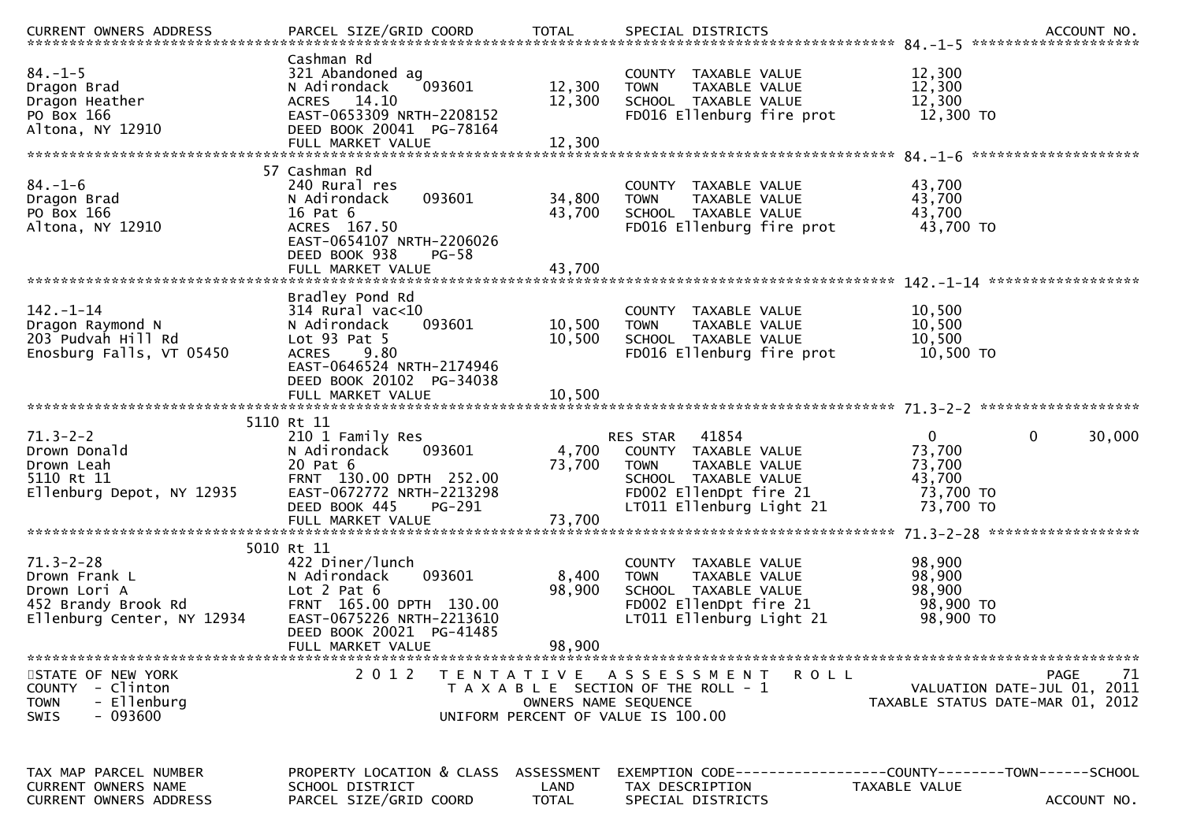| TAX MAP PARCEL NUMBER<br>CURRENT OWNERS NAME<br>CURRENT OWNERS ADDRESS | PROPERTY LOCATION & CLASS<br>SCHOOL DISTRICT<br>PARCEL SIZE/GRID COORD | ASSESSMENT<br>LAND<br>TOTAL | EXEMPTION CODE<br>TAX DESCRIPTION<br>SPECIAL DISTRICTS | COUNTY<br>TAXABLE VALUE | TOWN | SCHOOL<br>ACCOUNT NO. |
|---|---|---|---|---|---|---|
| **84.-1-5** | Cashman Rd | | | | | |
| 84.-1-5 | 321 Abandoned ag | | COUNTY TAXABLE VALUE | 12,300 | | |
| Dragon Brad | N Adirondack 093601 | 12,300 | TOWN TAXABLE VALUE | 12,300 | | |
| Dragon Heather | ACRES 14.10 | 12,300 | SCHOOL TAXABLE VALUE | 12,300 | | |
| PO Box 166 | EAST-0653309 NRTH-2208152 | | FD016 Ellenburg fire prot | 12,300 TO | | |
| Altona, NY 12910 | DEED BOOK 20041 PG-78164 | | | | | |
| | FULL MARKET VALUE | 12,300 | | | | |
| **84.-1-6** | 57 Cashman Rd | | | | | |
| 84.-1-6 | 240 Rural res | | COUNTY TAXABLE VALUE | 43,700 | | |
| Dragon Brad | N Adirondack 093601 | 34,800 | TOWN TAXABLE VALUE | 43,700 | | |
| PO Box 166 | 16 Pat 6 | 43,700 | SCHOOL TAXABLE VALUE | 43,700 | | |
| Altona, NY 12910 | ACRES 167.50 | | FD016 Ellenburg fire prot | 43,700 TO | | |
| | EAST-0654107 NRTH-2206026 | | | | | |
| | DEED BOOK 938 PG-58 | | | | | |
| | FULL MARKET VALUE | 43,700 | | | | |
| **142.-1-14** | Bradley Pond Rd | | | | | |
| 142.-1-14 | 314 Rural vac<10 | | COUNTY TAXABLE VALUE | 10,500 | | |
| Dragon Raymond N | N Adirondack 093601 | 10,500 | TOWN TAXABLE VALUE | 10,500 | | |
| 203 Pudvah Hill Rd | Lot 93 Pat 5 | 10,500 | SCHOOL TAXABLE VALUE | 10,500 | | |
| Enosburg Falls, VT 05450 | ACRES 9.80 | | FD016 Ellenburg fire prot | 10,500 TO | | |
| | EAST-0646524 NRTH-2174946 | | | | | |
| | DEED BOOK 20102 PG-34038 | | | | | |
| | FULL MARKET VALUE | 10,500 | | | | |
| **71.3-2-2** | 5110 Rt 11 | | | | | |
| 71.3-2-2 | 210 1 Family Res | | RES STAR 41854 | 0 | 0 | 30,000 |
| Drown Donald | N Adirondack 093601 | 4,700 | COUNTY TAXABLE VALUE | 73,700 | | |
| Drown Leah | 20 Pat 6 | 73,700 | TOWN TAXABLE VALUE | 73,700 | | |
| 5110 Rt 11 | FRNT 130.00 DPTH 252.00 | | SCHOOL TAXABLE VALUE | 43,700 | | |
| Ellenburg Depot, NY 12935 | EAST-0672772 NRTH-2213298 | | FD002 EllenDpt fire 21 | 73,700 TO | | |
| | DEED BOOK 445 PG-291 | | LT011 Ellenburg Light 21 | 73,700 TO | | |
| | FULL MARKET VALUE | 73,700 | | | | |
| **71.3-2-28** | 5010 Rt 11 | | | | | |
| 71.3-2-28 | 422 Diner/lunch | | COUNTY TAXABLE VALUE | 98,900 | | |
| Drown Frank L | N Adirondack 093601 | 8,400 | TOWN TAXABLE VALUE | 98,900 | | |
| Drown Lori A | Lot 2 Pat 6 | 98,900 | SCHOOL TAXABLE VALUE | 98,900 | | |
| 452 Brandy Brook Rd | FRNT 165.00 DPTH 130.00 | | FD002 EllenDpt fire 21 | 98,900 TO | | |
| Ellenburg Center, NY 12934 | EAST-0675226 NRTH-2213610 | | LT011 Ellenburg Light 21 | 98,900 TO | | |
| | DEED BOOK 20021 PG-41485 | | | | | |
| | FULL MARKET VALUE | 98,900 | | | | |

STATE OF NEW YORK — 2012 TENTATIVE ASSESSMENT ROLL
COUNTY - Clinton — TAXABLE SECTION OF THE ROLL - 1 — VALUATION DATE-JUL 01, 2011
TOWN - Ellenburg — OWNERS NAME SEQUENCE — TAXABLE STATUS DATE-MAR 01, 2012
SWIS - 093600 — UNIFORM PERCENT OF VALUE IS 100.00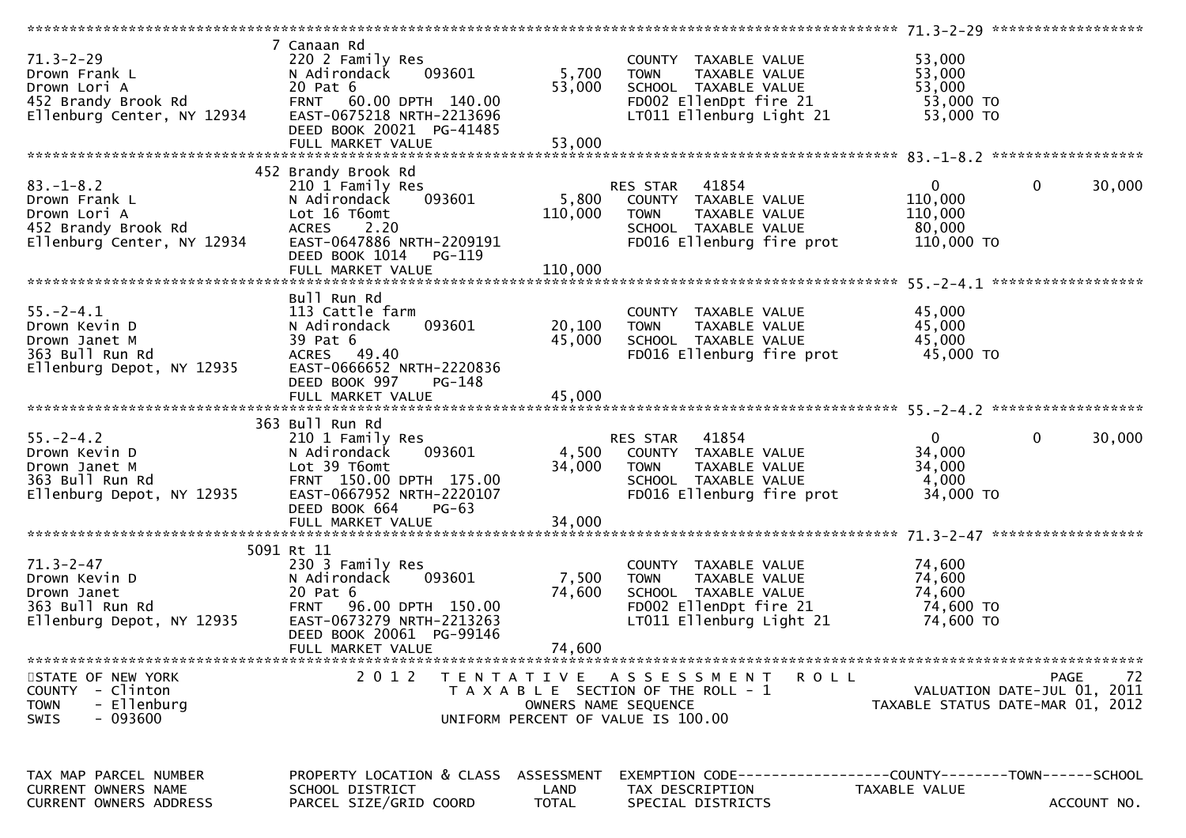```
******************************************************************************************************* 71.3-2-29 ******************
                             7 Canaan Rd
71.3-2-29                    220 2 Family Res                        COUNTY  TAXABLE VALUE           53,000
Drown Frank L                N Adirondack    093601        5,700     TOWN    TAXABLE VALUE           53,000
Drown Lori A                 20 Pat 6                     53,000     SCHOOL  TAXABLE VALUE           53,000
452 Brandy Brook Rd          FRNT   60.00 DPTH 140.00                FD002 EllenDpt fire 21           53,000 TO
Ellenburg Center, NY 12934   EAST-0675218 NRTH-2213696               LT011 Ellenburg Light 21         53,000 TO
                             DEED BOOK 20021  PG-41485
                             FULL MARKET VALUE            53,000
******************************************************************************************************* 83.-1-8.2 ******************
                             452 Brandy Brook Rd
83.-1-8.2                    210 1 Family Res                        RES STAR   41854                    0          0     30,000
Drown Frank L                N Adirondack    093601        5,800     COUNTY  TAXABLE VALUE          110,000
Drown Lori A                 Lot 16 T6omt                110,000     TOWN    TAXABLE VALUE          110,000
452 Brandy Brook Rd          ACRES    2.20                           SCHOOL  TAXABLE VALUE           80,000
Ellenburg Center, NY 12934   EAST-0647886 NRTH-2209191               FD016 Ellenburg fire prot       110,000 TO
                             DEED BOOK 1014   PG-119
                             FULL MARKET VALUE           110,000
******************************************************************************************************* 55.-2-4.1 ******************
                             Bull Run Rd
55.-2-4.1                    113 Cattle farm                         COUNTY  TAXABLE VALUE           45,000
Drown Kevin D                N Adirondack    093601       20,100     TOWN    TAXABLE VALUE           45,000
Drown Janet M                39 Pat 6                     45,000     SCHOOL  TAXABLE VALUE           45,000
363 Bull Run Rd              ACRES   49.40                           FD016 Ellenburg fire prot        45,000 TO
Ellenburg Depot, NY 12935    EAST-0666652 NRTH-2220836
                             DEED BOOK 997    PG-148
                             FULL MARKET VALUE            45,000
******************************************************************************************************* 55.-2-4.2 ******************
                             363 Bull Run Rd
55.-2-4.2                    210 1 Family Res                        RES STAR   41854                    0          0     30,000
Drown Kevin D                N Adirondack    093601        4,500     COUNTY  TAXABLE VALUE           34,000
Drown Janet M                Lot 39 T6omt                 34,000     TOWN    TAXABLE VALUE           34,000
363 Bull Run Rd              FRNT  150.00 DPTH 175.00                SCHOOL  TAXABLE VALUE            4,000
Ellenburg Depot, NY 12935    EAST-0667952 NRTH-2220107               FD016 Ellenburg fire prot        34,000 TO
                             DEED BOOK 664    PG-63
                             FULL MARKET VALUE            34,000
******************************************************************************************************* 71.3-2-47 ******************
                             5091 Rt 11
71.3-2-47                    230 3 Family Res                        COUNTY  TAXABLE VALUE           74,600
Drown Kevin D                N Adirondack    093601        7,500     TOWN    TAXABLE VALUE           74,600
Drown Janet                  20 Pat 6                     74,600     SCHOOL  TAXABLE VALUE           74,600
363 Bull Run Rd              FRNT   96.00 DPTH 150.00                FD002 EllenDpt fire 21           74,600 TO
Ellenburg Depot, NY 12935    EAST-0673279 NRTH-2213263               LT011 Ellenburg Light 21         74,600 TO
                             DEED BOOK 20061  PG-99146
                             FULL MARKET VALUE            74,600
************************************************************************************************************************************
STATE OF NEW YORK                 2 0 1 2   T E N T A T I V E   A S S E S S M E N T   R O L L                              PAGE    72
COUNTY  - Clinton                          T A X A B L E  SECTION OF THE ROLL - 1                    VALUATION DATE-JUL 01, 2011
TOWN    - Ellenburg                               OWNERS NAME SEQUENCE                          TAXABLE STATUS DATE-MAR 01, 2012
SWIS    - 093600                         UNIFORM PERCENT OF VALUE IS 100.00


TAX MAP PARCEL NUMBER         PROPERTY LOCATION & CLASS  ASSESSMENT  EXEMPTION CODE------------------COUNTY--------TOWN------SCHOOL
CURRENT OWNERS NAME           SCHOOL DISTRICT               LAND     TAX DESCRIPTION             TAXABLE VALUE
CURRENT OWNERS ADDRESS        PARCEL SIZE/GRID COORD        TOTAL    SPECIAL DISTRICTS                                  ACCOUNT NO.
```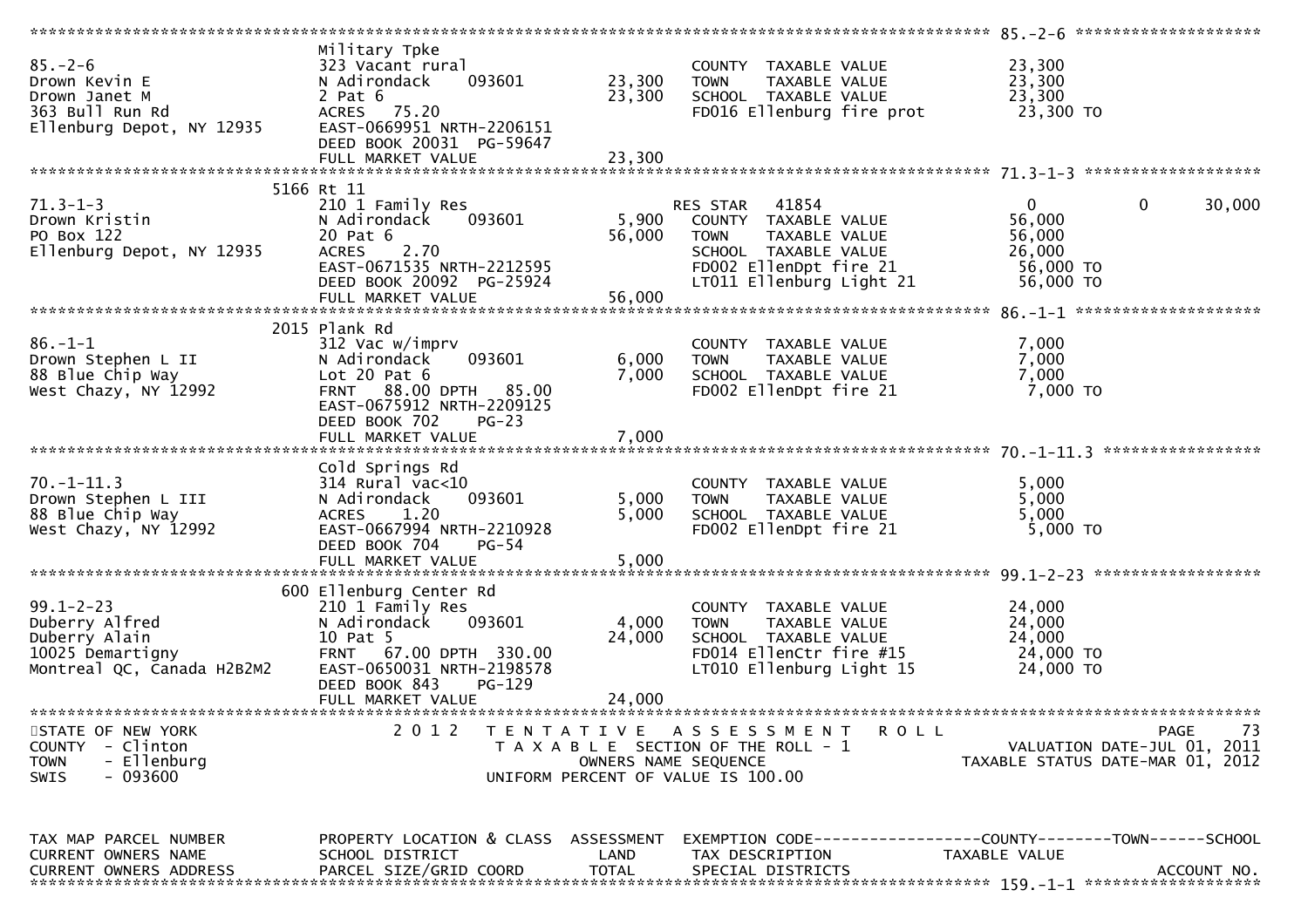```
******************************************************************************************************* 85.-2-6 ********************
                              Military Tpke
85.-2-6                       323 Vacant rural                        COUNTY  TAXABLE VALUE            23,300
Drown Kevin E                 N Adirondack    093601        23,300    TOWN    TAXABLE VALUE            23,300
Drown Janet M                 2 Pat 6                       23,300    SCHOOL  TAXABLE VALUE            23,300
363 Bull Run Rd               ACRES   75.20                           FD016 Ellenburg fire prot         23,300 TO
Ellenburg Depot, NY 12935     EAST-0669951 NRTH-2206151
                              DEED BOOK 20031 PG-59647
                              FULL MARKET VALUE             23,300
******************************************************************************************************* 71.3-1-3 *******************
                          5166 Rt 11
71.3-1-3                      210 1 Family Res                        RES STAR   41854                  0             0       30,000
Drown Kristin                 N Adirondack    093601         5,900    COUNTY  TAXABLE VALUE            56,000
PO Box 122                    20 Pat 6                      56,000    TOWN    TAXABLE VALUE            56,000
Ellenburg Depot, NY 12935     ACRES    2.70                           SCHOOL  TAXABLE VALUE            26,000
                              EAST-0671535 NRTH-2212595               FD002 EllenDpt fire 21            56,000 TO
                              DEED BOOK 20092 PG-25924                LT011 Ellenburg Light 21          56,000 TO
                              FULL MARKET VALUE             56,000
******************************************************************************************************* 86.-1-1 ********************
                          2015 Plank Rd
86.-1-1                       312 Vac w/imprv                         COUNTY  TAXABLE VALUE             7,000
Drown Stephen L II            N Adirondack    093601         6,000    TOWN    TAXABLE VALUE             7,000
88 Blue Chip Way              Lot 20 Pat 6                   7,000    SCHOOL  TAXABLE VALUE             7,000
West Chazy, NY 12992          FRNT   88.00 DPTH   85.00               FD002 EllenDpt fire 21             7,000 TO
                              EAST-0675912 NRTH-2209125
                              DEED BOOK 702      PG-23
                              FULL MARKET VALUE              7,000
******************************************************************************************************* 70.-1-11.3 *****************
                              Cold Springs Rd
70.-1-11.3                    314 Rural vac<10                        COUNTY  TAXABLE VALUE             5,000
Drown Stephen L III           N Adirondack    093601         5,000    TOWN    TAXABLE VALUE             5,000
88 Blue Chip Way              ACRES    1.20                  5,000    SCHOOL  TAXABLE VALUE             5,000
West Chazy, NY 12992          EAST-0667994 NRTH-2210928               FD002 EllenDpt fire 21             5,000 TO
                              DEED BOOK 704      PG-54
                              FULL MARKET VALUE              5,000
******************************************************************************************************* 99.1-2-23 ******************
                           600 Ellenburg Center Rd
99.1-2-23                     210 1 Family Res                        COUNTY  TAXABLE VALUE            24,000
Duberry Alfred                N Adirondack    093601         4,000    TOWN    TAXABLE VALUE            24,000
Duberry Alain                 10 Pat 5                      24,000    SCHOOL  TAXABLE VALUE            24,000
10025 Demartigny              FRNT   67.00 DPTH  330.00               FD014 EllenCtr fire #15           24,000 TO
Montreal QC, Canada H2B2M2    EAST-0650031 NRTH-2198578               LT010 Ellenburg Light 15          24,000 TO
                              DEED BOOK 843      PG-129
                              FULL MARKET VALUE             24,000
************************************************************************************************************************************
STATE OF NEW YORK                 2 0 1 2   T E N T A T I V E   A S S E S S M E N T   R O L L                              PAGE    73
COUNTY  - Clinton                          T A X A B L E  SECTION OF THE ROLL - 1                          VALUATION DATE-JUL 01, 2011
TOWN    - Ellenburg                                OWNERS NAME SEQUENCE                              TAXABLE STATUS DATE-MAR 01, 2012
SWIS    - 093600                                UNIFORM PERCENT OF VALUE IS 100.00


TAX MAP PARCEL NUMBER         PROPERTY LOCATION & CLASS  ASSESSMENT  EXEMPTION CODE------------------COUNTY--------TOWN------SCHOOL
CURRENT OWNERS NAME           SCHOOL DISTRICT               LAND      TAX DESCRIPTION                  TAXABLE VALUE
CURRENT OWNERS ADDRESS        PARCEL SIZE/GRID COORD        TOTAL     SPECIAL DISTRICTS                                     ACCOUNT NO.
******************************************************************************************************* 159.-1-1 *******************
```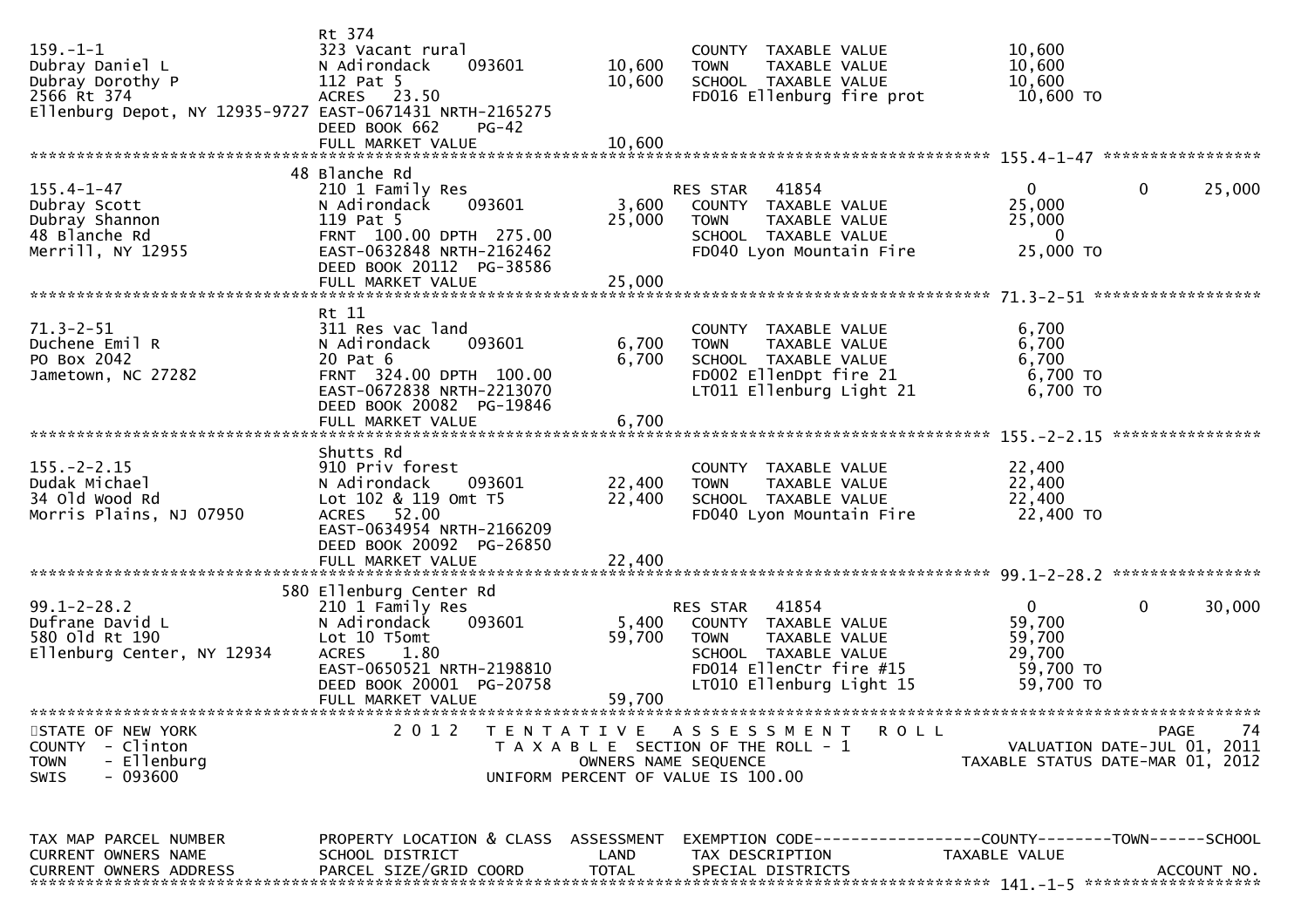```
                               Rt 374
159.-1-1                       323 Vacant rural                            COUNTY  TAXABLE VALUE            10,600
Dubray Daniel L                N Adirondack    093601       10,600    TOWN    TAXABLE VALUE            10,600
Dubray Dorothy P               112 Pat 5                    10,600    SCHOOL  TAXABLE VALUE            10,600
2566 Rt 374                    ACRES   23.50                          FD016 Ellenburg fire prot         10,600 TO
Ellenburg Depot, NY 12935-9727 EAST-0671431 NRTH-2165275
                               DEED BOOK 662     PG-42
                               FULL MARKET VALUE            10,600
******************************************************************************************************* 155.4-1-47 *****************
                            48 Blanche Rd
155.4-1-47                     210 1 Family Res                        RES STAR   41854                   0           0      25,000
Dubray Scott                   N Adirondack    093601        3,600    COUNTY  TAXABLE VALUE            25,000
Dubray Shannon                 119 Pat 5                    25,000    TOWN    TAXABLE VALUE            25,000
48 Blanche Rd                  FRNT 100.00 DPTH 275.00                SCHOOL  TAXABLE VALUE                 0
Merrill, NY 12955              EAST-0632848 NRTH-2162462              FD040 Lyon Mountain Fire          25,000 TO
                               DEED BOOK 20112  PG-38586
                               FULL MARKET VALUE            25,000
******************************************************************************************************* 71.3-2-51 ******************
                               Rt 11
71.3-2-51                      311 Res vac land                        COUNTY  TAXABLE VALUE             6,700
Duchene Emil R                 N Adirondack    093601        6,700    TOWN    TAXABLE VALUE             6,700
PO Box 2042                    20 Pat 6                      6,700    SCHOOL  TAXABLE VALUE             6,700
Jametown, NC 27282             FRNT 324.00 DPTH 100.00                FD002 EllenDpt fire 21             6,700 TO
                               EAST-0672838 NRTH-2213070              LT011 Ellenburg Light 21           6,700 TO
                               DEED BOOK 20082  PG-19846
                               FULL MARKET VALUE             6,700
******************************************************************************************************* 155.-2-2.15 ****************
                               Shutts Rd
155.-2-2.15                    910 Priv forest                         COUNTY  TAXABLE VALUE            22,400
Dudak Michael                  N Adirondack    093601       22,400    TOWN    TAXABLE VALUE            22,400
34 Old Wood Rd                 Lot 102 & 119 Omt T5         22,400    SCHOOL  TAXABLE VALUE            22,400
Morris Plains, NJ 07950        ACRES   52.00                          FD040 Lyon Mountain Fire          22,400 TO
                               EAST-0634954 NRTH-2166209
                               DEED BOOK 20092  PG-26850
                               FULL MARKET VALUE            22,400
******************************************************************************************************* 99.1-2-28.2 ****************
                           580 Ellenburg Center Rd
99.1-2-28.2                    210 1 Family Res                        RES STAR   41854                   0           0      30,000
Dufrane David L                N Adirondack    093601        5,400    COUNTY  TAXABLE VALUE            59,700
580 Old Rt 190                 Lot 10 T5omt                 59,700    TOWN    TAXABLE VALUE            59,700
Ellenburg Center, NY 12934     ACRES    1.80                          SCHOOL  TAXABLE VALUE            29,700
                               EAST-0650521 NRTH-2198810              FD014 EllenCtr fire #15           59,700 TO
                               DEED BOOK 20001  PG-20758              LT010 Ellenburg Light 15          59,700 TO
                               FULL MARKET VALUE            59,700
************************************************************************************************************************************
STATE OF NEW YORK                2 0 1 2   T E N T A T I V E   A S S E S S M E N T   R O L L                                PAGE    74
COUNTY  - Clinton                          T A X A B L E  SECTION OF THE ROLL - 1                        VALUATION DATE-JUL 01, 2011
TOWN    - Ellenburg                              OWNERS NAME SEQUENCE                               TAXABLE STATUS DATE-MAR 01, 2012
SWIS    - 093600                          UNIFORM PERCENT OF VALUE IS 100.00


TAX MAP PARCEL NUMBER          PROPERTY LOCATION & CLASS  ASSESSMENT  EXEMPTION CODE------------------COUNTY--------TOWN------SCHOOL
CURRENT OWNERS NAME            SCHOOL DISTRICT               LAND      TAX DESCRIPTION            TAXABLE VALUE
CURRENT OWNERS ADDRESS         PARCEL SIZE/GRID COORD       TOTAL      SPECIAL DISTRICTS                                ACCOUNT NO.
******************************************************************************************************* 141.-1-5 *******************
```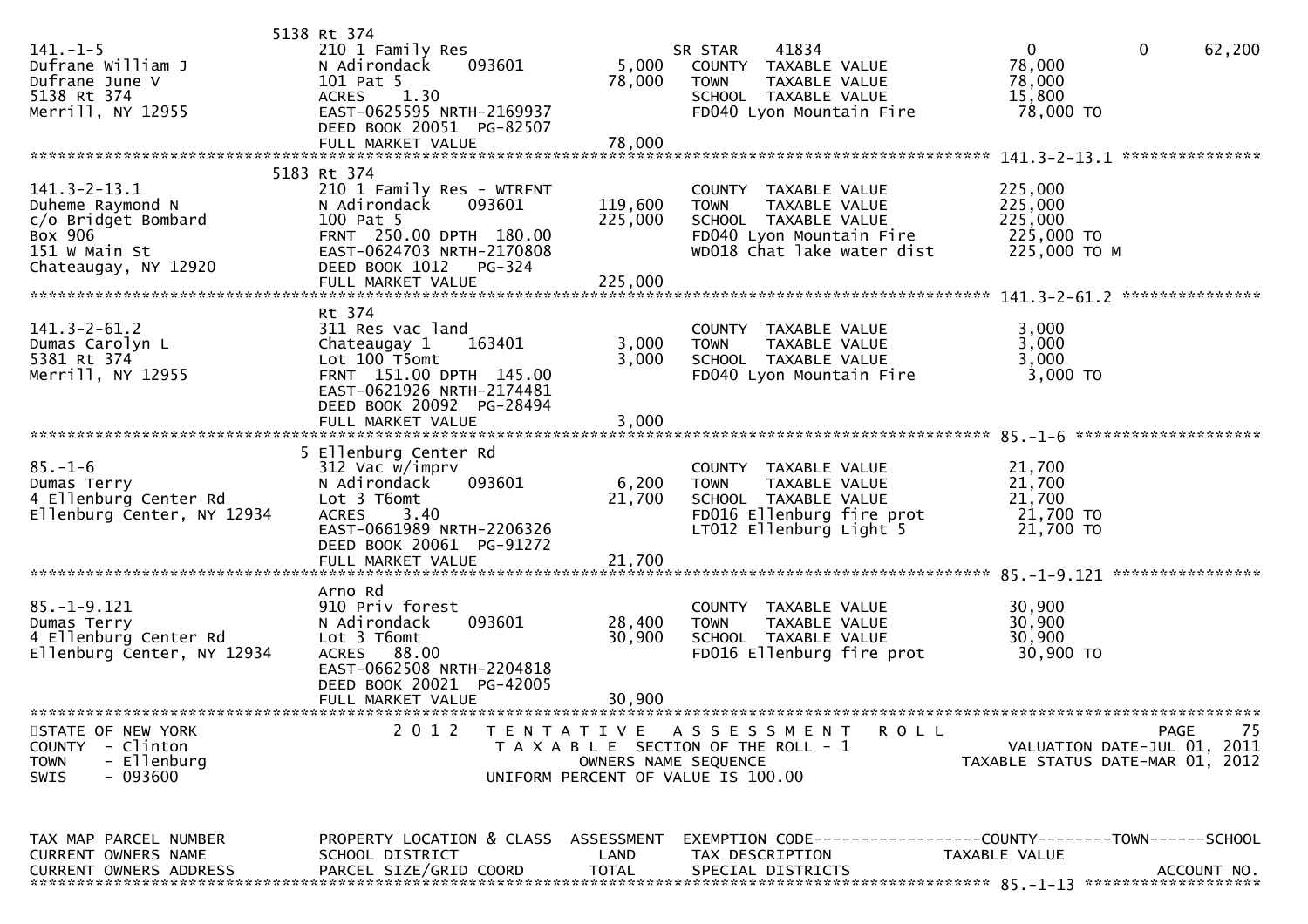| TAX MAP PARCEL NUMBER<br>CURRENT OWNERS NAME<br>CURRENT OWNERS ADDRESS | PROPERTY LOCATION & CLASS<br>SCHOOL DISTRICT<br>PARCEL SIZE/GRID COORD | ASSESSMENT<br>LAND<br>TOTAL | EXEMPTION CODE<br>TAX DESCRIPTION<br>SPECIAL DISTRICTS | COUNTY<br>TAXABLE VALUE | TOWN | SCHOOL<br>ACCOUNT NO. |
|---|---|---|---|---|---|---|
| | 5138 Rt 374 | | | | | |
| 141.-1-5 | 210 1 Family Res | | SR STAR 41834 | 0 | 0 | 62,200 |
| Dufrane William J | N Adirondack 093601 | 5,000 | COUNTY TAXABLE VALUE | 78,000 | | |
| Dufrane June V | 101 Pat 5 | 78,000 | TOWN TAXABLE VALUE | 78,000 | | |
| 5138 Rt 374 | ACRES 1.30 | | SCHOOL TAXABLE VALUE | 15,800 | | |
| Merrill, NY 12955 | EAST-0625595 NRTH-2169937 | | FD040 Lyon Mountain Fire | 78,000 TO | | |
| | DEED BOOK 20051 PG-82507 | | | | | |
| | FULL MARKET VALUE | 78,000 | | | | |
| **141.3-2-13.1** | 5183 Rt 374 | | | | | |
| 141.3-2-13.1 | 210 1 Family Res - WTRFNT | | COUNTY TAXABLE VALUE | 225,000 | | |
| Duheme Raymond N | N Adirondack 093601 | 119,600 | TOWN TAXABLE VALUE | 225,000 | | |
| c/o Bridget Bombard | 100 Pat 5 | 225,000 | SCHOOL TAXABLE VALUE | 225,000 | | |
| Box 906 | FRNT 250.00 DPTH 180.00 | | FD040 Lyon Mountain Fire | 225,000 TO | | |
| 151 W Main St | EAST-0624703 NRTH-2170808 | | WD018 Chat lake water dist | 225,000 TO M | | |
| Chateaugay, NY 12920 | DEED BOOK 1012 PG-324 | | | | | |
| | FULL MARKET VALUE | 225,000 | | | | |
| **141.3-2-61.2** | Rt 374 | | | | | |
| 141.3-2-61.2 | 311 Res vac land | | COUNTY TAXABLE VALUE | 3,000 | | |
| Dumas Carolyn L | Chateaugay 1 163401 | 3,000 | TOWN TAXABLE VALUE | 3,000 | | |
| 5381 Rt 374 | Lot 100 T5omt | 3,000 | SCHOOL TAXABLE VALUE | 3,000 | | |
| Merrill, NY 12955 | FRNT 151.00 DPTH 145.00 | | FD040 Lyon Mountain Fire | 3,000 TO | | |
| | EAST-0621926 NRTH-2174481 | | | | | |
| | DEED BOOK 20092 PG-28494 | | | | | |
| | FULL MARKET VALUE | 3,000 | | | | |
| **85.-1-6** | 5 Ellenburg Center Rd | | | | | |
| 85.-1-6 | 312 Vac w/imprv | | COUNTY TAXABLE VALUE | 21,700 | | |
| Dumas Terry | N Adirondack 093601 | 6,200 | TOWN TAXABLE VALUE | 21,700 | | |
| 4 Ellenburg Center Rd | Lot 3 T6omt | 21,700 | SCHOOL TAXABLE VALUE | 21,700 | | |
| Ellenburg Center, NY 12934 | ACRES 3.40 | | FD016 Ellenburg fire prot | 21,700 TO | | |
| | EAST-0661989 NRTH-2206326 | | LT012 Ellenburg Light 5 | 21,700 TO | | |
| | DEED BOOK 20061 PG-91272 | | | | | |
| | FULL MARKET VALUE | 21,700 | | | | |
| **85.-1-9.121** | Arno Rd | | | | | |
| 85.-1-9.121 | 910 Priv forest | | COUNTY TAXABLE VALUE | 30,900 | | |
| Dumas Terry | N Adirondack 093601 | 28,400 | TOWN TAXABLE VALUE | 30,900 | | |
| 4 Ellenburg Center Rd | Lot 3 T6omt | 30,900 | SCHOOL TAXABLE VALUE | 30,900 | | |
| Ellenburg Center, NY 12934 | ACRES 88.00 | | FD016 Ellenburg fire prot | 30,900 TO | | |
| | EAST-0662508 NRTH-2204818 | | | | | |
| | DEED BOOK 20021 PG-42005 | | | | | |
| | FULL MARKET VALUE | 30,900 | | | | |

STATE OF NEW YORK
COUNTY - Clinton
TOWN - Ellenburg
SWIS - 093600

2 0 1 2 TENTATIVE ASSESSMENT ROLL
TAXABLE SECTION OF THE ROLL - 1
OWNERS NAME SEQUENCE
UNIFORM PERCENT OF VALUE IS 100.00

VALUATION DATE-JUL 01, 2011
TAXABLE STATUS DATE-MAR 01, 2012

| TAX MAP PARCEL NUMBER<br>CURRENT OWNERS NAME<br>CURRENT OWNERS ADDRESS | PROPERTY LOCATION & CLASS<br>SCHOOL DISTRICT<br>PARCEL SIZE/GRID COORD | ASSESSMENT<br>LAND<br>TOTAL | EXEMPTION CODE<br>TAX DESCRIPTION<br>SPECIAL DISTRICTS | COUNTY<br>TAXABLE VALUE | TOWN | SCHOOL<br>ACCOUNT NO. |
|---|---|---|---|---|---|---|
| **85.-1-13** | | | | | | |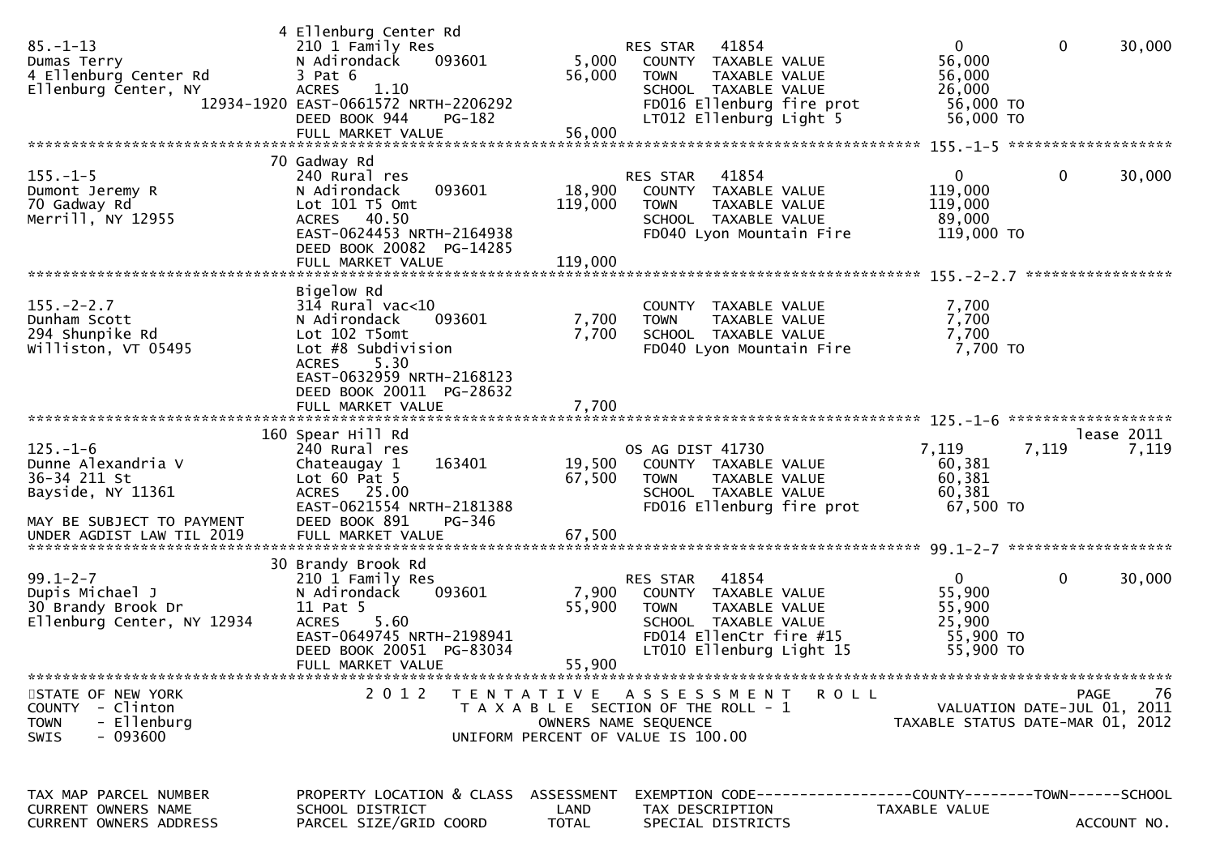| TAX MAP PARCEL NUMBER<br>CURRENT OWNERS NAME<br>CURRENT OWNERS ADDRESS | PROPERTY LOCATION & CLASS<br>SCHOOL DISTRICT<br>PARCEL SIZE/GRID COORD | ASSESSMENT<br>LAND<br>TOTAL | EXEMPTION CODE<br>TAX DESCRIPTION<br>SPECIAL DISTRICTS | COUNTY<br>TAXABLE VALUE | TOWN | SCHOOL<br><br>ACCOUNT NO. |
|---|---|---|---|---|---|---|
| 85.-1-13<br>Dumas Terry<br>4 Ellenburg Center Rd<br>Ellenburg Center, NY 12934-1920 | 4 Ellenburg Center Rd<br>210 1 Family Res<br>N Adirondack 093601<br>3 Pat 6<br>ACRES 1.10<br>EAST-0661572 NRTH-2206292<br>DEED BOOK 944 PG-182<br>FULL MARKET VALUE | <br><br>5,000<br>56,000<br><br><br><br>56,000 | RES STAR 41854<br>COUNTY TAXABLE VALUE<br>TOWN TAXABLE VALUE<br>SCHOOL TAXABLE VALUE<br>FD016 Ellenburg fire prot<br>LT012 Ellenburg Light 5 | 0<br>56,000<br>56,000<br>26,000<br>56,000 TO<br>56,000 TO | 0 | 30,000 |
| 155.-1-5<br>Dumont Jeremy R<br>70 Gadway Rd<br>Merrill, NY 12955 | 70 Gadway Rd<br>240 Rural res<br>N Adirondack 093601<br>Lot 101 T5 Omt<br>ACRES 40.50<br>EAST-0624453 NRTH-2164938<br>DEED BOOK 20082 PG-14285<br>FULL MARKET VALUE | <br><br>18,900<br>119,000<br><br><br><br>119,000 | RES STAR 41854<br>COUNTY TAXABLE VALUE<br>TOWN TAXABLE VALUE<br>SCHOOL TAXABLE VALUE<br>FD040 Lyon Mountain Fire | 0<br>119,000<br>119,000<br>89,000<br>119,000 TO | 0 | 30,000 |
| 155.-2-2.7<br>Dunham Scott<br>294 Shunpike Rd<br>Williston, VT 05495 | Bigelow Rd<br>314 Rural vac<10<br>N Adirondack 093601<br>Lot 102 T5omt<br>Lot #8 Subdivision<br>ACRES 5.30<br>EAST-0632959 NRTH-2168123<br>DEED BOOK 20011 PG-28632<br>FULL MARKET VALUE | <br><br>7,700<br>7,700<br><br><br><br><br>7,700 | COUNTY TAXABLE VALUE<br>TOWN TAXABLE VALUE<br>SCHOOL TAXABLE VALUE<br>FD040 Lyon Mountain Fire | 7,700<br>7,700<br>7,700<br>7,700 TO | | |
| 125.-1-6<br>Dunne Alexandria V<br>36-34 211 St<br>Bayside, NY 11361<br><br>MAY BE SUBJECT TO PAYMENT<br>UNDER AGDIST LAW TIL 2019 | 160 Spear Hill Rd<br>240 Rural res<br>Chateaugay 1 163401<br>Lot 60 Pat 5<br>ACRES 25.00<br>EAST-0621554 NRTH-2181388<br>DEED BOOK 891 PG-346<br>FULL MARKET VALUE | <br><br>19,500<br>67,500<br><br><br><br>67,500 | OS AG DIST 41730<br>COUNTY TAXABLE VALUE<br>TOWN TAXABLE VALUE<br>SCHOOL TAXABLE VALUE<br>FD016 Ellenburg fire prot | 7,119<br>60,381<br>60,381<br>60,381<br>67,500 TO | 7,119 | lease 2011<br>7,119 |
| 99.1-2-7<br>Dupis Michael J<br>30 Brandy Brook Dr<br>Ellenburg Center, NY 12934 | 30 Brandy Brook Rd<br>210 1 Family Res<br>N Adirondack 093601<br>11 Pat 5<br>ACRES 5.60<br>EAST-0649745 NRTH-2198941<br>DEED BOOK 20051 PG-83034<br>FULL MARKET VALUE | <br><br>7,900<br>55,900<br><br><br><br>55,900 | RES STAR 41854<br>COUNTY TAXABLE VALUE<br>TOWN TAXABLE VALUE<br>SCHOOL TAXABLE VALUE<br>FD014 EllenCtr fire #15<br>LT010 Ellenburg Light 15 | 0<br>55,900<br>55,900<br>25,900<br>55,900 TO<br>55,900 TO | 0 | 30,000 |

STATE OF NEW YORK
COUNTY - Clinton
TOWN - Ellenburg
SWIS - 093600

2012 TENTATIVE ASSESSMENT ROLL
TAXABLE SECTION OF THE ROLL - 1
OWNERS NAME SEQUENCE
UNIFORM PERCENT OF VALUE IS 100.00

VALUATION DATE-JUL 01, 2011
TAXABLE STATUS DATE-MAR 01, 2012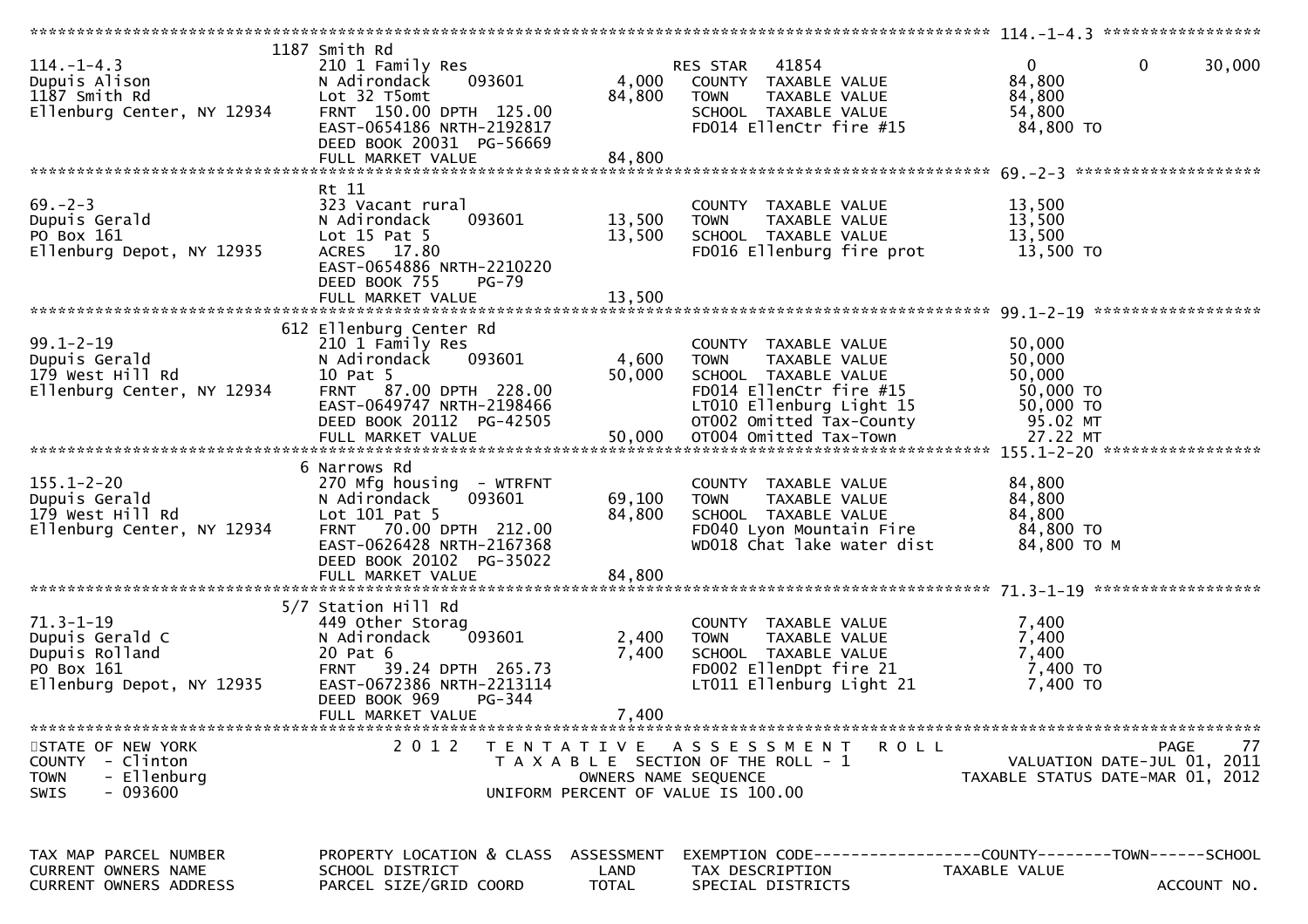```
******************************************************************************************************* 114.-1-4.3 *****************
                              1187 Smith Rd
114.-1-4.3                     210 1 Family Res                    RES STAR   41854                 0              0        30,000
Dupuis Alison                  N Adirondack     093601        4,000   COUNTY  TAXABLE VALUE          84,800
1187 Smith Rd                  Lot 32 T5omt                  84,800   TOWN    TAXABLE VALUE          84,800
Ellenburg Center, NY 12934     FRNT 150.00 DPTH 125.00                SCHOOL  TAXABLE VALUE          54,800
                               EAST-0654186 NRTH-2192817              FD014 EllenCtr fire #15         84,800 TO
                               DEED BOOK 20031 PG-56669
                               FULL MARKET VALUE             84,800
******************************************************************************************************* 69.-2-3 ********************
                               Rt 11
69.-2-3                        323 Vacant rural                       COUNTY  TAXABLE VALUE          13,500
Dupuis Gerald                  N Adirondack     093601       13,500   TOWN    TAXABLE VALUE          13,500
PO Box 161                     Lot 15 Pat 5                  13,500   SCHOOL  TAXABLE VALUE          13,500
Ellenburg Depot, NY 12935      ACRES  17.80                           FD016 Ellenburg fire prot       13,500 TO
                               EAST-0654886 NRTH-2210220
                               DEED BOOK 755    PG-79
                               FULL MARKET VALUE             13,500
******************************************************************************************************* 99.1-2-19 *****************
                              612 Ellenburg Center Rd
99.1-2-19                      210 1 Family Res                       COUNTY  TAXABLE VALUE          50,000
Dupuis Gerald                  N Adirondack     093601        4,600   TOWN    TAXABLE VALUE          50,000
179 West Hill Rd               10 Pat 5                      50,000   SCHOOL  TAXABLE VALUE          50,000
Ellenburg Center, NY 12934     FRNT  87.00 DPTH 228.00                FD014 EllenCtr fire #15         50,000 TO
                               EAST-0649747 NRTH-2198466              LT010 Ellenburg Light 15        50,000 TO
                               DEED BOOK 20112 PG-42505               OT002 Omitted Tax-County         95.02 MT
                               FULL MARKET VALUE             50,000   OT004 Omitted Tax-Town           27.22 MT
******************************************************************************************************* 155.1-2-20 ****************
                              6 Narrows Rd
155.1-2-20                     270 Mfg housing  - WTRFNT              COUNTY  TAXABLE VALUE          84,800
Dupuis Gerald                  N Adirondack     093601       69,100   TOWN    TAXABLE VALUE          84,800
179 West Hill Rd               Lot 101 Pat 5                 84,800   SCHOOL  TAXABLE VALUE          84,800
Ellenburg Center, NY 12934     FRNT  70.00 DPTH 212.00                FD040 Lyon Mountain Fire        84,800 TO
                               EAST-0626428 NRTH-2167368              WD018 Chat lake water dist      84,800 TO M
                               DEED BOOK 20102 PG-35022
                               FULL MARKET VALUE             84,800
******************************************************************************************************* 71.3-1-19 *****************
                              5/7 Station Hill Rd
71.3-1-19                      449 Other Storag                       COUNTY  TAXABLE VALUE           7,400
Dupuis Gerald C                N Adirondack     093601        2,400   TOWN    TAXABLE VALUE           7,400
Dupuis Rolland                 20 Pat 6                       7,400   SCHOOL  TAXABLE VALUE           7,400
PO Box 161                     FRNT  39.24 DPTH 265.73                FD002 EllenDpt fire 21           7,400 TO
Ellenburg Depot, NY 12935      EAST-0672386 NRTH-2213114              LT011 Ellenburg Light 21         7,400 TO
                               DEED BOOK 969    PG-344
                               FULL MARKET VALUE              7,400
************************************************************************************************************************************
STATE OF NEW YORK                  2 0 1 2   T E N T A T I V E   A S S E S S M E N T   R O L L                         PAGE    77
COUNTY  - Clinton                           T A X A B L E SECTION OF THE ROLL - 1                      VALUATION DATE-JUL 01, 2011
TOWN    - Ellenburg                              OWNERS NAME SEQUENCE                            TAXABLE STATUS DATE-MAR 01, 2012
SWIS    - 093600                          UNIFORM PERCENT OF VALUE IS 100.00


TAX MAP PARCEL NUMBER          PROPERTY LOCATION & CLASS  ASSESSMENT  EXEMPTION CODE------------------COUNTY--------TOWN------SCHOOL
CURRENT OWNERS NAME            SCHOOL DISTRICT               LAND     TAX DESCRIPTION              TAXABLE VALUE
CURRENT OWNERS ADDRESS         PARCEL SIZE/GRID COORD        TOTAL    SPECIAL DISTRICTS                                 ACCOUNT NO.
```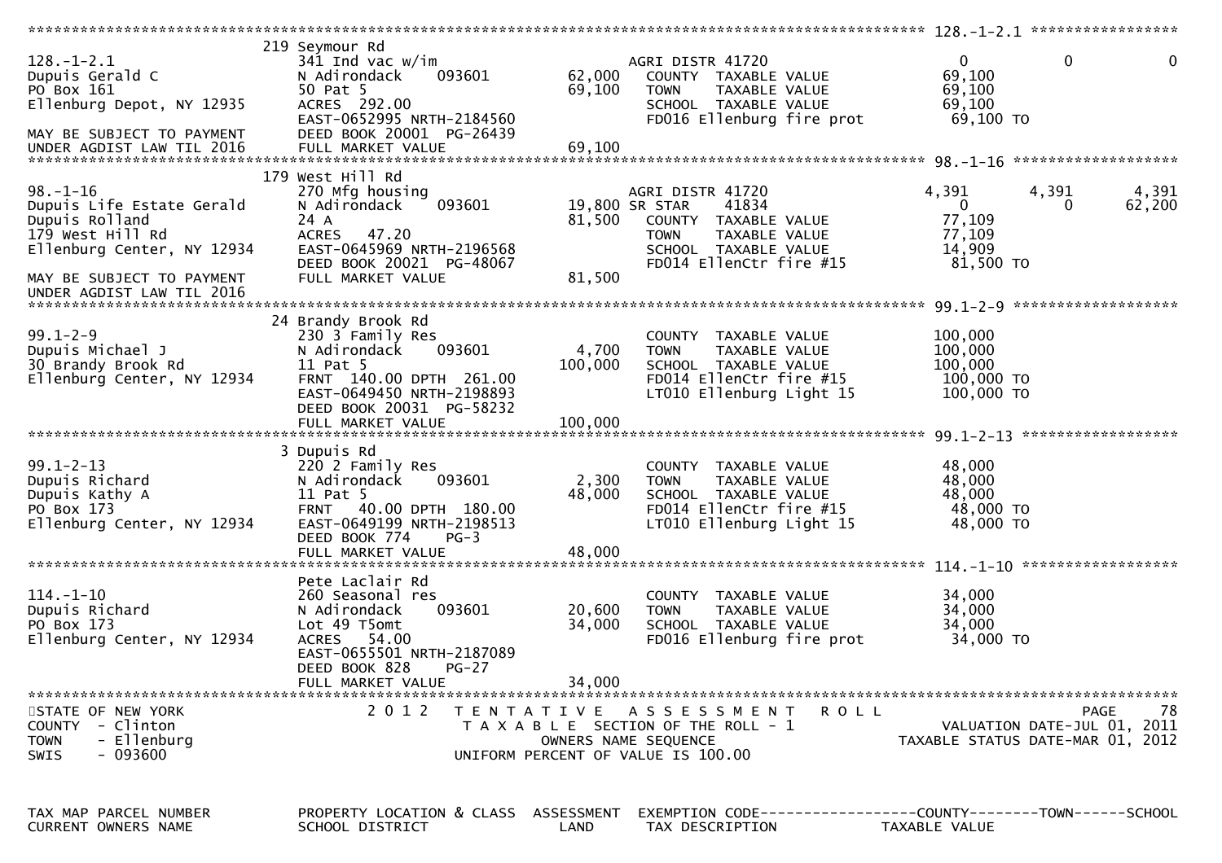```
******************************************************************************************************* 128.-1-2.1 *****************
                    219 Seymour Rd
128.-1-2.1                 341 Ind vac w/im                       AGRI DISTR 41720                 0            0            0
Dupuis Gerald C            N Adirondack    093601        62,000   COUNTY  TAXABLE VALUE            69,100
PO Box 161                 50 Pat 5                      69,100   TOWN    TAXABLE VALUE            69,100
Ellenburg Depot, NY 12935  ACRES 292.00                           SCHOOL  TAXABLE VALUE            69,100
                           EAST-0652995 NRTH-2184560              FD016 Ellenburg fire prot         69,100 TO
MAY BE SUBJECT TO PAYMENT  DEED BOOK 20001  PG-26439
UNDER AGDIST LAW TIL 2016  FULL MARKET VALUE             69,100
******************************************************************************************************* 98.-1-16 *******************
                    179 West Hill Rd
98.-1-16                   270 Mfg housing                        AGRI DISTR 41720               4,391        4,391        4,391
Dupuis Life Estate Gerald  N Adirondack    093601        19,800 SR STAR     41834                  0            0       62,200
Dupuis Rolland             24 A                          81,500   COUNTY  TAXABLE VALUE            77,109
179 West Hill Rd           ACRES  47.20                           TOWN    TAXABLE VALUE            77,109
Ellenburg Center, NY 12934 EAST-0645969 NRTH-2196568              SCHOOL  TAXABLE VALUE            14,909
                           DEED BOOK 20021  PG-48067              FD014 EllenCtr fire #15           81,500 TO
MAY BE SUBJECT TO PAYMENT  FULL MARKET VALUE             81,500
UNDER AGDIST LAW TIL 2016
******************************************************************************************************* 99.1-2-9 *******************
                    24 Brandy Brook Rd
99.1-2-9                   230 3 Family Res                       COUNTY  TAXABLE VALUE           100,000
Dupuis Michael J           N Adirondack    093601         4,700   TOWN    TAXABLE VALUE           100,000
30 Brandy Brook Rd         11 Pat 5                     100,000   SCHOOL  TAXABLE VALUE           100,000
Ellenburg Center, NY 12934 FRNT 140.00 DPTH 261.00                FD014 EllenCtr fire #15          100,000 TO
                           EAST-0649450 NRTH-2198893              LT010 Ellenburg Light 15         100,000 TO
                           DEED BOOK 20031  PG-58232
                           FULL MARKET VALUE            100,000
******************************************************************************************************* 99.1-2-13 ******************
                    3 Dupuis Rd
99.1-2-13                  220 2 Family Res                       COUNTY  TAXABLE VALUE            48,000
Dupuis Richard             N Adirondack    093601         2,300   TOWN    TAXABLE VALUE            48,000
Dupuis Kathy A             11 Pat 5                      48,000   SCHOOL  TAXABLE VALUE            48,000
PO Box 173                 FRNT  40.00 DPTH 180.00                FD014 EllenCtr fire #15           48,000 TO
Ellenburg Center, NY 12934 EAST-0649199 NRTH-2198513              LT010 Ellenburg Light 15          48,000 TO
                           DEED BOOK 774    PG-3
                           FULL MARKET VALUE             48,000
******************************************************************************************************* 114.-1-10 ******************
                           Pete Laclair Rd
114.-1-10                  260 Seasonal res                       COUNTY  TAXABLE VALUE            34,000
Dupuis Richard             N Adirondack    093601        20,600   TOWN    TAXABLE VALUE            34,000
PO Box 173                 Lot 49 T5omt                  34,000   SCHOOL  TAXABLE VALUE            34,000
Ellenburg Center, NY 12934 ACRES  54.00                           FD016 Ellenburg fire prot         34,000 TO
                           EAST-0655501 NRTH-2187089
                           DEED BOOK 828    PG-27
                           FULL MARKET VALUE             34,000
************************************************************************************************************************************
STATE OF NEW YORK                2 0 1 2   T E N T A T I V E   A S S E S S M E N T   R O L L
COUNTY  - Clinton                       T A X A B L E SECTION OF THE ROLL - 1                    VALUATION DATE-JUL 01, 2011
TOWN    - Ellenburg                          OWNERS NAME SEQUENCE                            TAXABLE STATUS DATE-MAR 01, 2012
SWIS    - 093600                      UNIFORM PERCENT OF VALUE IS 100.00


TAX MAP PARCEL NUMBER      PROPERTY LOCATION & CLASS  ASSESSMENT  EXEMPTION CODE------------------COUNTY--------TOWN------SCHOOL
CURRENT OWNERS NAME        SCHOOL DISTRICT               LAND     TAX DESCRIPTION              TAXABLE VALUE
```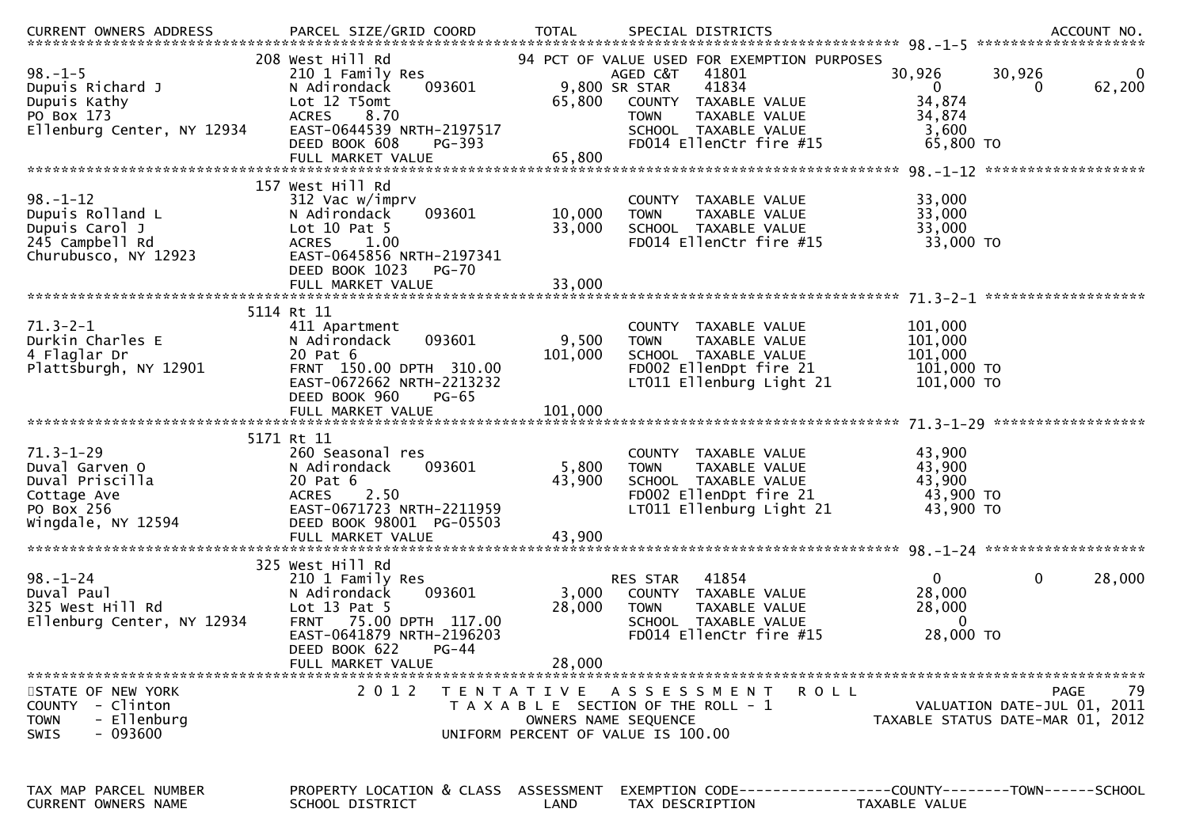| CURRENT OWNERS ADDRESS | PARCEL SIZE/GRID COORD | TOTAL | SPECIAL DISTRICTS | | | ACCOUNT NO. |
|---|---|---|---|---|---|---|
| | | | | | | |
| **98.-1-5** | 208 West Hill Rd | | 94 PCT OF VALUE USED FOR EXEMPTION PURPOSES | | | |
| 98.-1-5 | 210 1 Family Res | | AGED C&T 41801 | 30,926 | 30,926 | 0 |
| Dupuis Richard J | N Adirondack 093601 | 9,800 | SR STAR 41834 | 0 | 0 | 62,200 |
| Dupuis Kathy | Lot 12 T5omt | 65,800 | COUNTY TAXABLE VALUE | 34,874 | | |
| PO Box 173 | ACRES 8.70 | | TOWN TAXABLE VALUE | 34,874 | | |
| Ellenburg Center, NY 12934 | EAST-0644539 NRTH-2197517 | | SCHOOL TAXABLE VALUE | 3,600 | | |
| | DEED BOOK 608 PG-393 | | FD014 EllenCtr fire #15 | 65,800 TO | | |
| | FULL MARKET VALUE | 65,800 | | | | |
| **98.-1-12** | 157 West Hill Rd | | | | | |
| 98.-1-12 | 312 Vac w/imprv | | COUNTY TAXABLE VALUE | 33,000 | | |
| Dupuis Rolland L | N Adirondack 093601 | 10,000 | TOWN TAXABLE VALUE | 33,000 | | |
| Dupuis Carol J | Lot 10 Pat 5 | 33,000 | SCHOOL TAXABLE VALUE | 33,000 | | |
| 245 Campbell Rd | ACRES 1.00 | | FD014 EllenCtr fire #15 | 33,000 TO | | |
| Churubusco, NY 12923 | EAST-0645856 NRTH-2197341 | | | | | |
| | DEED BOOK 1023 PG-70 | | | | | |
| | FULL MARKET VALUE | 33,000 | | | | |
| **71.3-2-1** | 5114 Rt 11 | | | | | |
| 71.3-2-1 | 411 Apartment | | COUNTY TAXABLE VALUE | 101,000 | | |
| Durkin Charles E | N Adirondack 093601 | 9,500 | TOWN TAXABLE VALUE | 101,000 | | |
| 4 Flaglar Dr | 20 Pat 6 | 101,000 | SCHOOL TAXABLE VALUE | 101,000 | | |
| Plattsburgh, NY 12901 | FRNT 150.00 DPTH 310.00 | | FD002 EllenDpt fire 21 | 101,000 TO | | |
| | EAST-0672662 NRTH-2213232 | | LT011 Ellenburg Light 21 | 101,000 TO | | |
| | DEED BOOK 960 PG-65 | | | | | |
| | FULL MARKET VALUE | 101,000 | | | | |
| **71.3-1-29** | 5171 Rt 11 | | | | | |
| 71.3-1-29 | 260 Seasonal res | | COUNTY TAXABLE VALUE | 43,900 | | |
| Duval Garven O | N Adirondack 093601 | 5,800 | TOWN TAXABLE VALUE | 43,900 | | |
| Duval Priscilla | 20 Pat 6 | 43,900 | SCHOOL TAXABLE VALUE | 43,900 | | |
| Cottage Ave | ACRES 2.50 | | FD002 EllenDpt fire 21 | 43,900 TO | | |
| PO Box 256 | EAST-0671723 NRTH-2211959 | | LT011 Ellenburg Light 21 | 43,900 TO | | |
| Wingdale, NY 12594 | DEED BOOK 98001 PG-05503 | | | | | |
| | FULL MARKET VALUE | 43,900 | | | | |
| **98.-1-24** | 325 West Hill Rd | | | | | |
| 98.-1-24 | 210 1 Family Res | | RES STAR 41854 | 0 | 0 | 28,000 |
| Duval Paul | N Adirondack 093601 | 3,000 | COUNTY TAXABLE VALUE | 28,000 | | |
| 325 West Hill Rd | Lot 13 Pat 5 | 28,000 | TOWN TAXABLE VALUE | 28,000 | | |
| Ellenburg Center, NY 12934 | FRNT 75.00 DPTH 117.00 | | SCHOOL TAXABLE VALUE | 0 | | |
| | EAST-0641879 NRTH-2196203 | | FD014 EllenCtr fire #15 | 28,000 TO | | |
| | DEED BOOK 622 PG-44 | | | | | |
| | FULL MARKET VALUE | 28,000 | | | | |

STATE OF NEW YORK
COUNTY - Clinton
TOWN - Ellenburg
SWIS - 093600

2012 TENTATIVE ASSESSMENT ROLL
TAXABLE SECTION OF THE ROLL - 1
OWNERS NAME SEQUENCE
UNIFORM PERCENT OF VALUE IS 100.00

VALUATION DATE-JUL 01, 2011
TAXABLE STATUS DATE-MAR 01, 2012

| TAX MAP PARCEL NUMBER | PROPERTY LOCATION & CLASS | ASSESSMENT | EXEMPTION CODE------------------COUNTY--------TOWN------SCHOOL |
|---|---|---|---|
| CURRENT OWNERS NAME | SCHOOL DISTRICT | LAND | TAX DESCRIPTION TAXABLE VALUE |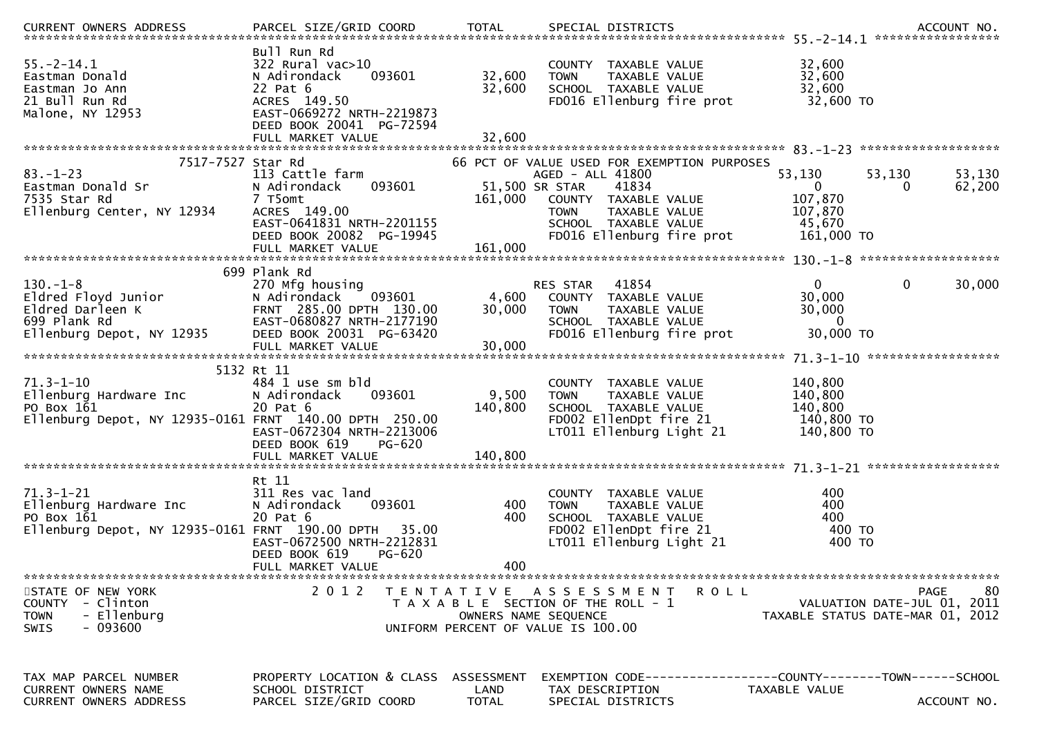```
CURRENT OWNERS ADDRESS         PARCEL SIZE/GRID COORD        TOTAL      SPECIAL DISTRICTS                                           ACCOUNT NO.
******************************************************************************************************* 55.-2-14.1 *****************
                               Bull Run Rd
55.-2-14.1                     322 Rural vac>10                         COUNTY  TAXABLE VALUE              32,600
Eastman Donald                 N Adirondack     093601        32,600    TOWN    TAXABLE VALUE              32,600
Eastman Jo Ann                 22 Pat 6                       32,600    SCHOOL  TAXABLE VALUE              32,600
21 Bull Run Rd                 ACRES  149.50                            FD016 Ellenburg fire prot           32,600 TO
Malone, NY 12953               EAST-0669272 NRTH-2219873
                               DEED BOOK 20041  PG-72594
                               FULL MARKET VALUE              32,600
******************************************************************************************************* 83.-1-23 *******************
            7517-7527 Star Rd                               66 PCT OF VALUE USED FOR EXEMPTION PURPOSES
83.-1-23                       113 Cattle farm                          AGED - ALL 41800           53,130      53,130      53,130
Eastman Donald Sr              N Adirondack     093601        51,500 SR STAR    41834                0           0      62,200
7535 Star Rd                   7 T5omt                       161,000    COUNTY  TAXABLE VALUE             107,870
Ellenburg Center, NY 12934     ACRES  149.00                            TOWN    TAXABLE VALUE             107,870
                               EAST-0641831 NRTH-2201155                SCHOOL  TAXABLE VALUE              45,670
                               DEED BOOK 20082  PG-19945                FD016 Ellenburg fire prot          161,000 TO
                               FULL MARKET VALUE             161,000
******************************************************************************************************* 130.-1-8 *******************
            699 Plank Rd
130.-1-8                       270 Mfg housing                          RES STAR   41854                0           0      30,000
Eldred Floyd Junior            N Adirondack     093601         4,600    COUNTY  TAXABLE VALUE              30,000
Eldred Darleen K               FRNT 285.00 DPTH 130.00        30,000    TOWN    TAXABLE VALUE              30,000
699 Plank Rd                   EAST-0680827 NRTH-2177190                SCHOOL  TAXABLE VALUE                   0
Ellenburg Depot, NY 12935      DEED BOOK 20031  PG-63420                FD016 Ellenburg fire prot           30,000 TO
                               FULL MARKET VALUE              30,000
******************************************************************************************************* 71.3-1-10 ******************
            5132 Rt 11
71.3-1-10                      484 1 use sm bld                         COUNTY  TAXABLE VALUE             140,800
Ellenburg Hardware Inc         N Adirondack     093601         9,500    TOWN    TAXABLE VALUE             140,800
PO Box 161                     20 Pat 6                      140,800    SCHOOL  TAXABLE VALUE             140,800
Ellenburg Depot, NY 12935-0161 FRNT 140.00 DPTH 250.00                  FD002 EllenDpt fire 21             140,800 TO
                               EAST-0672304 NRTH-2213006                LT011 Ellenburg Light 21           140,800 TO
                               DEED BOOK 619    PG-620
                               FULL MARKET VALUE             140,800
******************************************************************************************************* 71.3-1-21 ******************
                               Rt 11
71.3-1-21                      311 Res vac land                         COUNTY  TAXABLE VALUE                 400
Ellenburg Hardware Inc         N Adirondack     093601           400    TOWN    TAXABLE VALUE                 400
PO Box 161                     20 Pat 6                          400    SCHOOL  TAXABLE VALUE                 400
Ellenburg Depot, NY 12935-0161 FRNT 190.00 DPTH  35.00                  FD002 EllenDpt fire 21                 400 TO
                               EAST-0672500 NRTH-2212831                LT011 Ellenburg Light 21               400 TO
                               DEED BOOK 619    PG-620
                               FULL MARKET VALUE                 400
************************************************************************************************************************************
STATE OF NEW YORK                    2 0 1 2   T E N T A T I V E   A S S E S S M E N T   R O L L                          PAGE    80
COUNTY  - Clinton                            T A X A B L E SECTION OF THE ROLL - 1                  VALUATION DATE-JUL 01, 2011
TOWN    - Ellenburg                                 OWNERS NAME SEQUENCE                       TAXABLE STATUS DATE-MAR 01, 2012
SWIS    - 093600                              UNIFORM PERCENT OF VALUE IS 100.00


TAX MAP PARCEL NUMBER          PROPERTY LOCATION & CLASS  ASSESSMENT  EXEMPTION CODE------------------COUNTY--------TOWN------SCHOOL
CURRENT OWNERS NAME            SCHOOL DISTRICT               LAND      TAX DESCRIPTION            TAXABLE VALUE
CURRENT OWNERS ADDRESS         PARCEL SIZE/GRID COORD        TOTAL      SPECIAL DISTRICTS                                           ACCOUNT NO.
```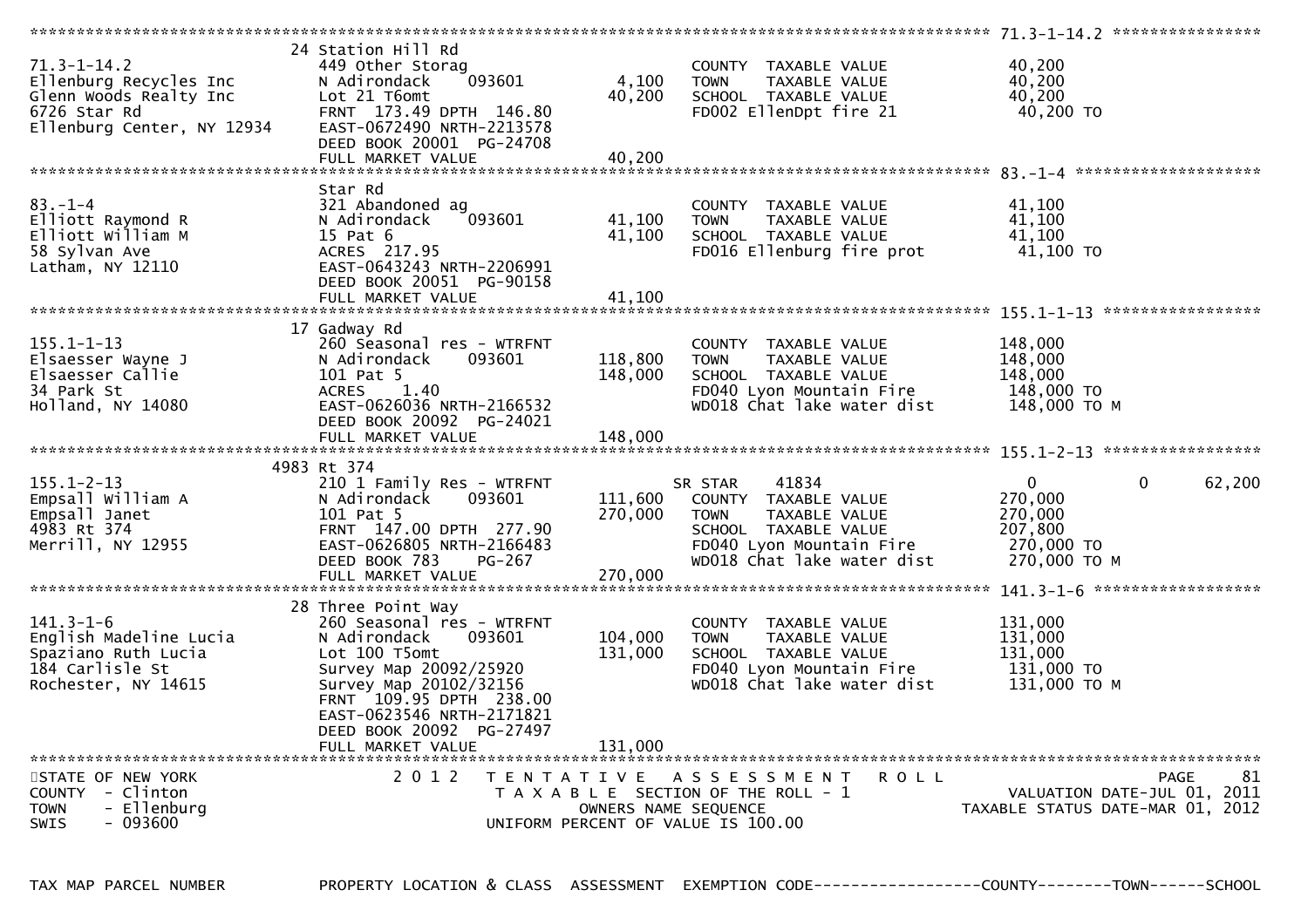```
******************************************************************************************************* 71.3-1-14.2 ****************
                                  24 Station Hill Rd
71.3-1-14.2                       449 Other Storag                         COUNTY  TAXABLE VALUE              40,200
Ellenburg Recycles Inc            N Adirondack     093601        4,100     TOWN    TAXABLE VALUE              40,200
Glenn Woods Realty Inc            Lot 21 T6omt                  40,200     SCHOOL  TAXABLE VALUE              40,200
6726 Star Rd                      FRNT 173.49 DPTH 146.80                  FD002 EllenDpt fire 21              40,200 TO
Ellenburg Center, NY 12934        EAST-0672490 NRTH-2213578
                                  DEED BOOK 20001  PG-24708
                                  FULL MARKET VALUE             40,200
******************************************************************************************************* 83.-1-4 ********************
                                  Star Rd
83.-1-4                           321 Abandoned ag                         COUNTY  TAXABLE VALUE              41,100
Elliott Raymond R                 N Adirondack     093601       41,100     TOWN    TAXABLE VALUE              41,100
Elliott William M                 15 Pat 6                      41,100     SCHOOL  TAXABLE VALUE              41,100
58 Sylvan Ave                     ACRES  217.95                            FD016 Ellenburg fire prot           41,100 TO
Latham, NY 12110                  EAST-0643243 NRTH-2206991
                                  DEED BOOK 20051  PG-90158
                                  FULL MARKET VALUE             41,100
******************************************************************************************************* 155.1-1-13 *****************
                                  17 Gadway Rd
155.1-1-13                        260 Seasonal res - WTRFNT                COUNTY  TAXABLE VALUE             148,000
Elsaesser Wayne J                 N Adirondack     093601      118,800     TOWN    TAXABLE VALUE             148,000
Elsaesser Callie                  101 Pat 5                    148,000     SCHOOL  TAXABLE VALUE             148,000
34 Park St                        ACRES    1.40                            FD040 Lyon Mountain Fire           148,000 TO
Holland, NY 14080                 EAST-0626036 NRTH-2166532                WD018 Chat lake water dist         148,000 TO M
                                  DEED BOOK 20092  PG-24021
                                  FULL MARKET VALUE            148,000
******************************************************************************************************* 155.1-2-13 *****************
                                  4983 Rt 374
155.1-2-13                        210 1 Family Res - WTRFNT                SR STAR     41834                    0            0      62,200
Empsall William A                 N Adirondack     093601      111,600     COUNTY  TAXABLE VALUE             270,000
Empsall Janet                     101 Pat 5                    270,000     TOWN    TAXABLE VALUE             270,000
4983 Rt 374                       FRNT 147.00 DPTH 277.90                  SCHOOL  TAXABLE VALUE             207,800
Merrill, NY 12955                 EAST-0626805 NRTH-2166483                FD040 Lyon Mountain Fire           270,000 TO
                                  DEED BOOK 783     PG-267                 WD018 Chat lake water dist         270,000 TO M
                                  FULL MARKET VALUE            270,000
******************************************************************************************************* 141.3-1-6 ******************
                                  28 Three Point Way
141.3-1-6                         260 Seasonal res - WTRFNT                COUNTY  TAXABLE VALUE             131,000
English Madeline Lucia            N Adirondack     093601      104,000     TOWN    TAXABLE VALUE             131,000
Spaziano Ruth Lucia               Lot 100 T5omt                131,000     SCHOOL  TAXABLE VALUE             131,000
184 Carlisle St                   Survey Map 20092/25920                   FD040 Lyon Mountain Fire           131,000 TO
Rochester, NY 14615               Survey Map 20102/32156                   WD018 Chat lake water dist         131,000 TO M
                                  FRNT 109.95 DPTH 238.00
                                  EAST-0623546 NRTH-2171821
                                  DEED BOOK 20092  PG-27497
                                  FULL MARKET VALUE            131,000
************************************************************************************************************************************
STATE OF NEW YORK                2 0 1 2   T E N T A T I V E   A S S E S S M E N T   R O L L
COUNTY  - Clinton                          T A X A B L E  SECTION OF THE ROLL - 1                 VALUATION DATE-JUL 01, 2011
TOWN    - Ellenburg                             OWNERS NAME SEQUENCE                      TAXABLE STATUS DATE-MAR 01, 2012
SWIS    - 093600                          UNIFORM PERCENT OF VALUE IS 100.00

TAX MAP PARCEL NUMBER            PROPERTY LOCATION & CLASS  ASSESSMENT  EXEMPTION CODE------------------COUNTY--------TOWN------SCHOOL
```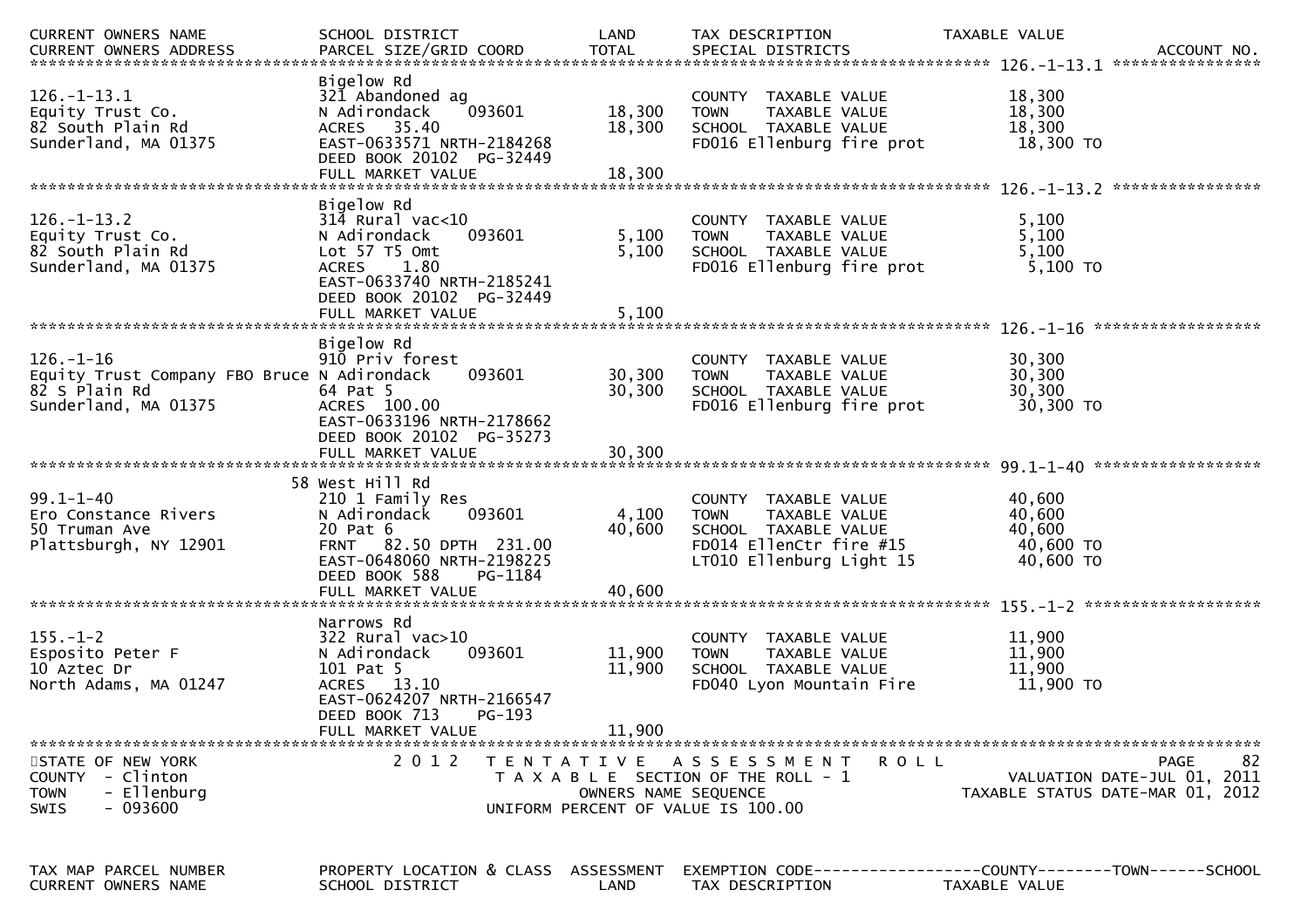| CURRENT OWNERS NAME<br>CURRENT OWNERS ADDRESS | SCHOOL DISTRICT<br>PARCEL SIZE/GRID COORD | LAND<br>TOTAL | TAX DESCRIPTION<br>SPECIAL DISTRICTS | TAXABLE VALUE | ACCOUNT NO. |
|---|---|---|---|---|---|
| **126.-1-13.1** | | | | | |
| | Bigelow Rd | | | | |
| 126.-1-13.1 | 321 Abandoned ag | | COUNTY TAXABLE VALUE | 18,300 | |
| Equity Trust Co. | N Adirondack 093601 | 18,300 | TOWN TAXABLE VALUE | 18,300 | |
| 82 South Plain Rd | ACRES 35.40 | 18,300 | SCHOOL TAXABLE VALUE | 18,300 | |
| Sunderland, MA 01375 | EAST-0633571 NRTH-2184268 | | FD016 Ellenburg fire prot | 18,300 TO | |
| | DEED BOOK 20102 PG-32449 | | | | |
| | FULL MARKET VALUE | 18,300 | | | |
| **126.-1-13.2** | | | | | |
| | Bigelow Rd | | | | |
| 126.-1-13.2 | 314 Rural vac<10 | | COUNTY TAXABLE VALUE | 5,100 | |
| Equity Trust Co. | N Adirondack 093601 | 5,100 | TOWN TAXABLE VALUE | 5,100 | |
| 82 South Plain Rd | Lot 57 T5 Omt | 5,100 | SCHOOL TAXABLE VALUE | 5,100 | |
| Sunderland, MA 01375 | ACRES 1.80 | | FD016 Ellenburg fire prot | 5,100 TO | |
| | EAST-0633740 NRTH-2185241 | | | | |
| | DEED BOOK 20102 PG-32449 | | | | |
| | FULL MARKET VALUE | 5,100 | | | |
| **126.-1-16** | | | | | |
| | Bigelow Rd | | | | |
| 126.-1-16 | 910 Priv forest | | COUNTY TAXABLE VALUE | 30,300 | |
| Equity Trust Company FBO Bruce | N Adirondack 093601 | 30,300 | TOWN TAXABLE VALUE | 30,300 | |
| 82 S Plain Rd | 64 Pat 5 | 30,300 | SCHOOL TAXABLE VALUE | 30,300 | |
| Sunderland, MA 01375 | ACRES 100.00 | | FD016 Ellenburg fire prot | 30,300 TO | |
| | EAST-0633196 NRTH-2178662 | | | | |
| | DEED BOOK 20102 PG-35273 | | | | |
| | FULL MARKET VALUE | 30,300 | | | |
| **99.1-1-40** | | | | | |
| | 58 West Hill Rd | | | | |
| 99.1-1-40 | 210 1 Family Res | | COUNTY TAXABLE VALUE | 40,600 | |
| Ero Constance Rivers | N Adirondack 093601 | 4,100 | TOWN TAXABLE VALUE | 40,600 | |
| 50 Truman Ave | 20 Pat 6 | 40,600 | SCHOOL TAXABLE VALUE | 40,600 | |
| Plattsburgh, NY 12901 | FRNT 82.50 DPTH 231.00 | | FD014 EllenCtr fire #15 | 40,600 TO | |
| | EAST-0648060 NRTH-2198225 | | LT010 Ellenburg Light 15 | 40,600 TO | |
| | DEED BOOK 588 PG-1184 | | | | |
| | FULL MARKET VALUE | 40,600 | | | |
| **155.-1-2** | | | | | |
| | Narrows Rd | | | | |
| 155.-1-2 | 322 Rural vac>10 | | COUNTY TAXABLE VALUE | 11,900 | |
| Esposito Peter F | N Adirondack 093601 | 11,900 | TOWN TAXABLE VALUE | 11,900 | |
| 10 Aztec Dr | 101 Pat 5 | 11,900 | SCHOOL TAXABLE VALUE | 11,900 | |
| North Adams, MA 01247 | ACRES 13.10 | | FD040 Lyon Mountain Fire | 11,900 TO | |
| | EAST-0624207 NRTH-2166547 | | | | |
| | DEED BOOK 713 PG-193 | | | | |
| | FULL MARKET VALUE | 11,900 | | | |

STATE OF NEW YORK
COUNTY - Clinton
TOWN - Ellenburg
SWIS - 093600

2012 TENTATIVE ASSESSMENT ROLL
TAXABLE SECTION OF THE ROLL - 1
OWNERS NAME SEQUENCE
UNIFORM PERCENT OF VALUE IS 100.00

VALUATION DATE-JUL 01, 2011
TAXABLE STATUS DATE-MAR 01, 2012

| TAX MAP PARCEL NUMBER<br>CURRENT OWNERS NAME | PROPERTY LOCATION & CLASS<br>SCHOOL DISTRICT | ASSESSMENT<br>LAND | EXEMPTION CODE------------------COUNTY--------TOWN------SCHOOL<br>TAX DESCRIPTION | TAXABLE VALUE |
|---|---|---|---|---|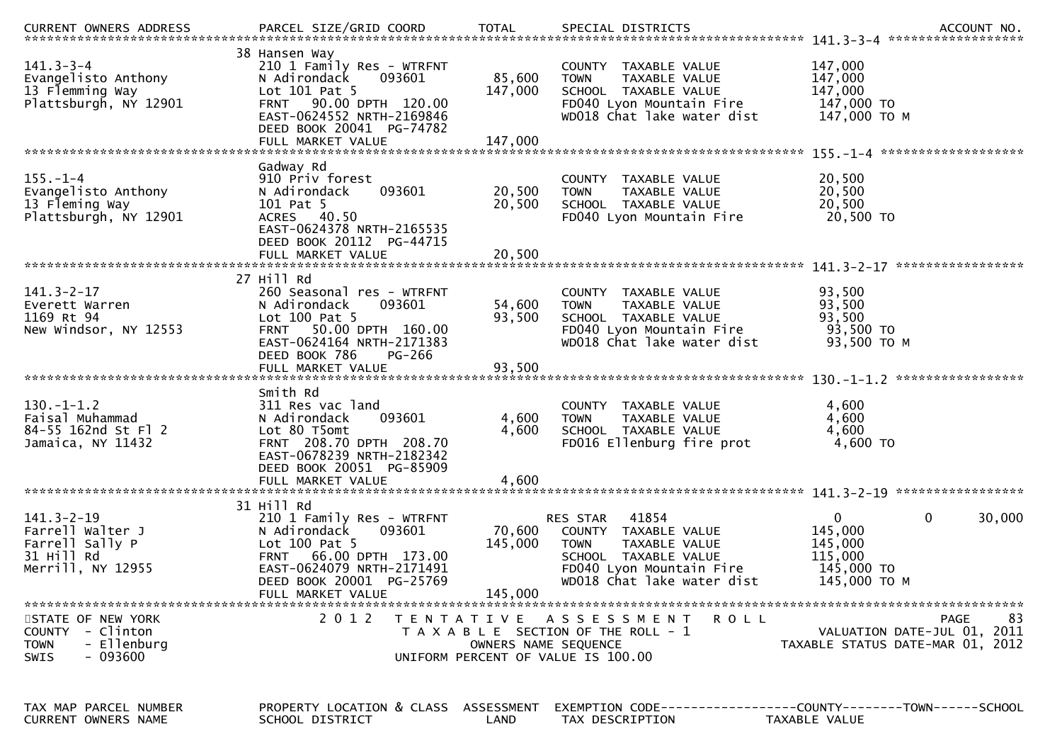| CURRENT OWNERS ADDRESS | PARCEL SIZE/GRID COORD | TOTAL | SPECIAL DISTRICTS | | | ACCOUNT NO. |
|---|---|---|---|---|---|---|
| **141.3-3-4** | | | | | | |
| | 38 Hansen Way | | | | | |
| 141.3-3-4 | 210 1 Family Res - WTRFNT | | COUNTY TAXABLE VALUE | 147,000 | | |
| Evangelisto Anthony | N Adirondack 093601 | 85,600 | TOWN TAXABLE VALUE | 147,000 | | |
| 13 Flemming Way | Lot 101 Pat 5 | 147,000 | SCHOOL TAXABLE VALUE | 147,000 | | |
| Plattsburgh, NY 12901 | FRNT 90.00 DPTH 120.00 | | FD040 Lyon Mountain Fire | 147,000 TO | | |
| | EAST-0624552 NRTH-2169846 | | WD018 Chat lake water dist | 147,000 TO M | | |
| | DEED BOOK 20041 PG-74782 | | | | | |
| | FULL MARKET VALUE | 147,000 | | | | |
| **155.-1-4** | | | | | | |
| | Gadway Rd | | | | | |
| 155.-1-4 | 910 Priv forest | | COUNTY TAXABLE VALUE | 20,500 | | |
| Evangelisto Anthony | N Adirondack 093601 | 20,500 | TOWN TAXABLE VALUE | 20,500 | | |
| 13 Fleming Way | 101 Pat 5 | 20,500 | SCHOOL TAXABLE VALUE | 20,500 | | |
| Plattsburgh, NY 12901 | ACRES 40.50 | | FD040 Lyon Mountain Fire | 20,500 TO | | |
| | EAST-0624378 NRTH-2165535 | | | | | |
| | DEED BOOK 20112 PG-44715 | | | | | |
| | FULL MARKET VALUE | 20,500 | | | | |
| **141.3-2-17** | | | | | | |
| | 27 Hill Rd | | | | | |
| 141.3-2-17 | 260 Seasonal res - WTRFNT | | COUNTY TAXABLE VALUE | 93,500 | | |
| Everett Warren | N Adirondack 093601 | 54,600 | TOWN TAXABLE VALUE | 93,500 | | |
| 1169 Rt 94 | Lot 100 Pat 5 | 93,500 | SCHOOL TAXABLE VALUE | 93,500 | | |
| New Windsor, NY 12553 | FRNT 50.00 DPTH 160.00 | | FD040 Lyon Mountain Fire | 93,500 TO | | |
| | EAST-0624164 NRTH-2171383 | | WD018 Chat lake water dist | 93,500 TO M | | |
| | DEED BOOK 786 PG-266 | | | | | |
| | FULL MARKET VALUE | 93,500 | | | | |
| **130.-1-1.2** | | | | | | |
| | Smith Rd | | | | | |
| 130.-1-1.2 | 311 Res vac land | | COUNTY TAXABLE VALUE | 4,600 | | |
| Faisal Muhammad | N Adirondack 093601 | 4,600 | TOWN TAXABLE VALUE | 4,600 | | |
| 84-55 162nd St Fl 2 | Lot 80 T5omt | 4,600 | SCHOOL TAXABLE VALUE | 4,600 | | |
| Jamaica, NY 11432 | FRNT 208.70 DPTH 208.70 | | FD016 Ellenburg fire prot | 4,600 TO | | |
| | EAST-0678239 NRTH-2182342 | | | | | |
| | DEED BOOK 20051 PG-85909 | | | | | |
| | FULL MARKET VALUE | 4,600 | | | | |
| **141.3-2-19** | | | | | | |
| | 31 Hill Rd | | | | | |
| 141.3-2-19 | 210 1 Family Res - WTRFNT | | RES STAR 41854 | 0 | 0 | 30,000 |
| Farrell Walter J | N Adirondack 093601 | 70,600 | COUNTY TAXABLE VALUE | 145,000 | | |
| Farrell Sally P | Lot 100 Pat 5 | 145,000 | TOWN TAXABLE VALUE | 145,000 | | |
| 31 Hill Rd | FRNT 66.00 DPTH 173.00 | | SCHOOL TAXABLE VALUE | 115,000 | | |
| Merrill, NY 12955 | EAST-0624079 NRTH-2171491 | | FD040 Lyon Mountain Fire | 145,000 TO | | |
| | DEED BOOK 20001 PG-25769 | | WD018 Chat lake water dist | 145,000 TO M | | |
| | FULL MARKET VALUE | 145,000 | | | | |

STATE OF NEW YORK
COUNTY - Clinton
TOWN - Ellenburg
SWIS - 093600

2012 TENTATIVE ASSESSMENT ROLL
TAXABLE SECTION OF THE ROLL - 1
OWNERS NAME SEQUENCE
UNIFORM PERCENT OF VALUE IS 100.00

VALUATION DATE-JUL 01, 2011
TAXABLE STATUS DATE-MAR 01, 2012

| TAX MAP PARCEL NUMBER | PROPERTY LOCATION & CLASS | ASSESSMENT | EXEMPTION CODE | COUNTY | TOWN | SCHOOL |
|---|---|---|---|---|---|---|
| CURRENT OWNERS NAME | SCHOOL DISTRICT | LAND | TAX DESCRIPTION | TAXABLE VALUE | | |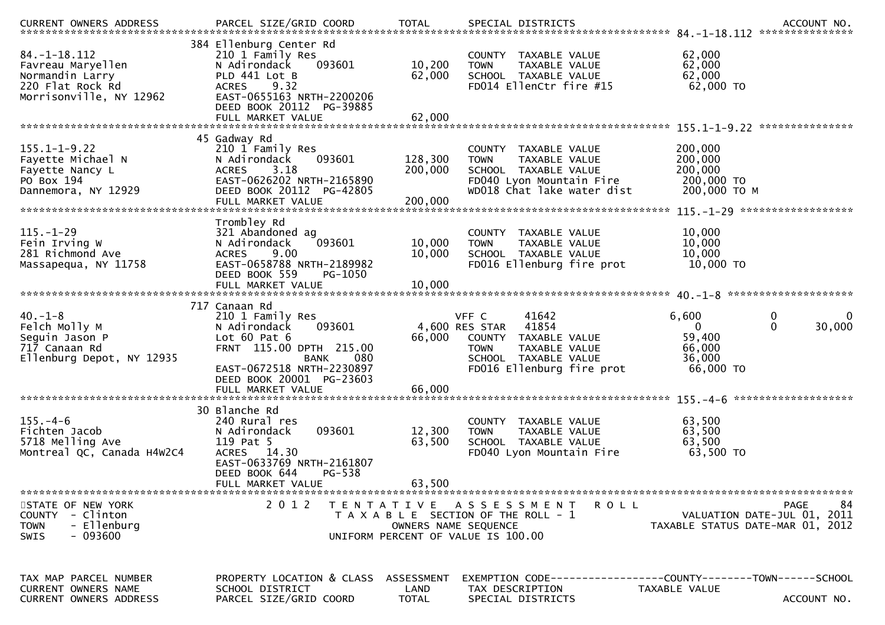**STATE OF NEW YORK** — 2012 TENTATIVE ASSESSMENT ROLL
COUNTY - Clinton — TAXABLE SECTION OF THE ROLL - 1 — VALUATION DATE-JUL 01, 2011
TOWN - Ellenburg — OWNERS NAME SEQUENCE — TAXABLE STATUS DATE-MAR 01, 2012
SWIS - 093600 — UNIFORM PERCENT OF VALUE IS 100.00

| TAX MAP PARCEL NUMBER / CURRENT OWNERS NAME / CURRENT OWNERS ADDRESS | PROPERTY LOCATION & CLASS / SCHOOL DISTRICT / PARCEL SIZE/GRID COORD | ASSESSMENT LAND / TOTAL | EXEMPTION CODE / TAX DESCRIPTION / SPECIAL DISTRICTS | COUNTY TAXABLE VALUE | TOWN | SCHOOL |
|---|---|---|---|---|---|---|
| **84.-1-18.112** | 384 Ellenburg Center Rd | | | | | |
| Favreau Maryellen | 210 1 Family Res | | COUNTY TAXABLE VALUE | 62,000 | | |
| Normandin Larry | N Adirondack 093601 | 10,200 | TOWN TAXABLE VALUE | 62,000 | | |
| 220 Flat Rock Rd | PLD 441 Lot B | 62,000 | SCHOOL TAXABLE VALUE | 62,000 | | |
| Morrisonville, NY 12962 | ACRES 9.32 | | FD014 EllenCtr fire #15 | 62,000 TO | | |
| | EAST-0655163 NRTH-2200206 | | | | | |
| | DEED BOOK 20112 PG-39885 | | | | | |
| | FULL MARKET VALUE | 62,000 | | | | |
| **155.1-1-9.22** | 45 Gadway Rd | | | | | |
| Fayette Michael N | 210 1 Family Res | | COUNTY TAXABLE VALUE | 200,000 | | |
| Fayette Nancy L | N Adirondack 093601 | 128,300 | TOWN TAXABLE VALUE | 200,000 | | |
| PO Box 194 | ACRES 3.18 | 200,000 | SCHOOL TAXABLE VALUE | 200,000 | | |
| Dannemora, NY 12929 | EAST-0626202 NRTH-2165890 | | FD040 Lyon Mountain Fire | 200,000 TO | | |
| | DEED BOOK 20112 PG-42805 | | WD018 Chat lake water dist | 200,000 TO M | | |
| | FULL MARKET VALUE | 200,000 | | | | |
| **115.-1-29** | Trombley Rd | | | | | |
| Fein Irving W | 321 Abandoned ag | | COUNTY TAXABLE VALUE | 10,000 | | |
| 281 Richmond Ave | N Adirondack 093601 | 10,000 | TOWN TAXABLE VALUE | 10,000 | | |
| Massapequa, NY 11758 | ACRES 9.00 | 10,000 | SCHOOL TAXABLE VALUE | 10,000 | | |
| | EAST-0658788 NRTH-2189982 | | FD016 Ellenburg fire prot | 10,000 TO | | |
| | DEED BOOK 559 PG-1050 | | | | | |
| | FULL MARKET VALUE | 10,000 | | | | |
| **40.-1-8** | 717 Canaan Rd | | | | | |
| Felch Molly M | 210 1 Family Res | | VFF C 41642 | 6,600 | 0 | 0 |
| Seguin Jason P | N Adirondack 093601 | 4,600 | RES STAR 41854 | 0 | 0 | 30,000 |
| 717 Canaan Rd | Lot 60 Pat 6 | 66,000 | COUNTY TAXABLE VALUE | 59,400 | | |
| Ellenburg Depot, NY 12935 | FRNT 115.00 DPTH 215.00 | | TOWN TAXABLE VALUE | 66,000 | | |
| | BANK 080 | | SCHOOL TAXABLE VALUE | 36,000 | | |
| | EAST-0672518 NRTH-2230897 | | FD016 Ellenburg fire prot | 66,000 TO | | |
| | DEED BOOK 20001 PG-23603 | | | | | |
| | FULL MARKET VALUE | 66,000 | | | | |
| **155.-4-6** | 30 Blanche Rd | | | | | |
| Fichten Jacob | 240 Rural res | | COUNTY TAXABLE VALUE | 63,500 | | |
| 5718 Melling Ave | N Adirondack 093601 | 12,300 | TOWN TAXABLE VALUE | 63,500 | | |
| Montreal QC, Canada H4W2C4 | 119 Pat 5 | 63,500 | SCHOOL TAXABLE VALUE | 63,500 | | |
| | ACRES 14.30 | | FD040 Lyon Mountain Fire | 63,500 TO | | |
| | EAST-0633769 NRTH-2161807 | | | | | |
| | DEED BOOK 644 PG-538 | | | | | |
| | FULL MARKET VALUE | 63,500 | | | | |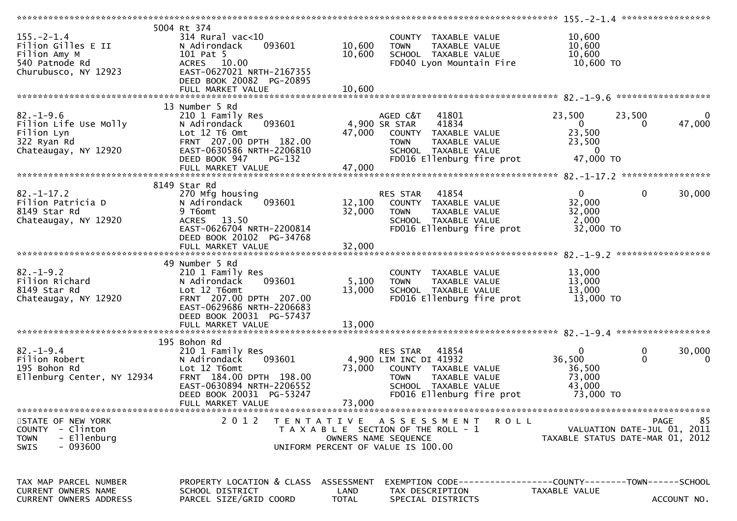```
******************************************************************************************************* 155.-2-1.4 *****************
                    5004 Rt 374
155.-2-1.4           314 Rural vac<10                      COUNTY  TAXABLE VALUE             10,600
Filion Gilles E II   N Adirondack     093601      10,600   TOWN    TAXABLE VALUE             10,600
Filion Amy M         101 Pat 5                    10,600   SCHOOL  TAXABLE VALUE             10,600
540 Patnode Rd       ACRES   10.00                         FD040 Lyon Mountain Fire          10,600 TO
Churubusco, NY 12923 EAST-0627021 NRTH-2167355
                     DEED BOOK 20082  PG-20895
                     FULL MARKET VALUE            10,600
******************************************************************************************************* 82.-1-9.6 ******************
                    13 Number 5 Rd
82.-1-9.6            210 1 Family Res                      AGED C&T   41801              23,500     23,500          0
Filion Life Use Molly N Adirondack    093601       4,900 SR STAR    41834                   0          0     47,000
Filion Lyn           Lot 12 T6 Omt                47,000   COUNTY  TAXABLE VALUE             23,500
322 Ryan Rd          FRNT 207.00 DPTH 182.00               TOWN    TAXABLE VALUE             23,500
Chateaugay, NY 12920 EAST-0630586 NRTH-2206810             SCHOOL  TAXABLE VALUE                  0
                     DEED BOOK 947    PG-132               FD016 Ellenburg fire prot         47,000 TO
                     FULL MARKET VALUE            47,000
******************************************************************************************************* 82.-1-17.2 *****************
                    8149 Star Rd
82.-1-17.2           270 Mfg housing                       RES STAR   41854                   0          0     30,000
Filion Patricia D    N Adirondack     093601      12,100   COUNTY  TAXABLE VALUE             32,000
8149 Star Rd         9 T6omt                      32,000   TOWN    TAXABLE VALUE             32,000
Chateaugay, NY 12920 ACRES   13.50                         SCHOOL  TAXABLE VALUE              2,000
                     EAST-0626704 NRTH-2200814             FD016 Ellenburg fire prot         32,000 TO
                     DEED BOOK 20102  PG-34768
                     FULL MARKET VALUE            32,000
******************************************************************************************************* 82.-1-9.2 ******************
                    49 Number 5 Rd
82.-1-9.2            210 1 Family Res                      COUNTY  TAXABLE VALUE             13,000
Filion Richard       N Adirondack     093601       5,100   TOWN    TAXABLE VALUE             13,000
8149 Star Rd         Lot 12 T6omt                 13,000   SCHOOL  TAXABLE VALUE             13,000
Chateaugay, NY 12920 FRNT 207.00 DPTH 207.00               FD016 Ellenburg fire prot         13,000 TO
                     EAST-0629686 NRTH-2206683
                     DEED BOOK 20031  PG-57437
                     FULL MARKET VALUE            13,000
******************************************************************************************************* 82.-1-9.4 ******************
                    195 Bohon Rd
82.-1-9.4            210 1 Family Res                      RES STAR   41854                   0          0     30,000
Filion Robert        N Adirondack     093601       4,900 LIM INC DI 41932                36,500          0          0
195 Bohon Rd         Lot 12 T6omt                 73,000   COUNTY  TAXABLE VALUE             36,500
Ellenburg Center, NY 12934 FRNT 184.00 DPTH 198.00         TOWN    TAXABLE VALUE             73,000
                     EAST-0630894 NRTH-2206552             SCHOOL  TAXABLE VALUE             43,000
                     DEED BOOK 20031  PG-53247             FD016 Ellenburg fire prot         73,000 TO
                     FULL MARKET VALUE            73,000
************************************************************************************************************************************
STATE OF NEW YORK              2 0 1 2   T E N T A T I V E   A S S E S S M E N T   R O L L                        PAGE    85
COUNTY  - Clinton                  T A X A B L E  SECTION OF THE ROLL - 1                     VALUATION DATE-JUL 01, 2011
TOWN    - Ellenburg                      OWNERS NAME SEQUENCE                           TAXABLE STATUS DATE-MAR 01, 2012
SWIS    - 093600                   UNIFORM PERCENT OF VALUE IS 100.00


TAX MAP PARCEL NUMBER      PROPERTY LOCATION & CLASS  ASSESSMENT  EXEMPTION CODE------------------COUNTY--------TOWN------SCHOOL
CURRENT OWNERS NAME        SCHOOL DISTRICT               LAND      TAX DESCRIPTION             TAXABLE VALUE
CURRENT OWNERS ADDRESS     PARCEL SIZE/GRID COORD       TOTAL      SPECIAL DISTRICTS                                  ACCOUNT NO.
```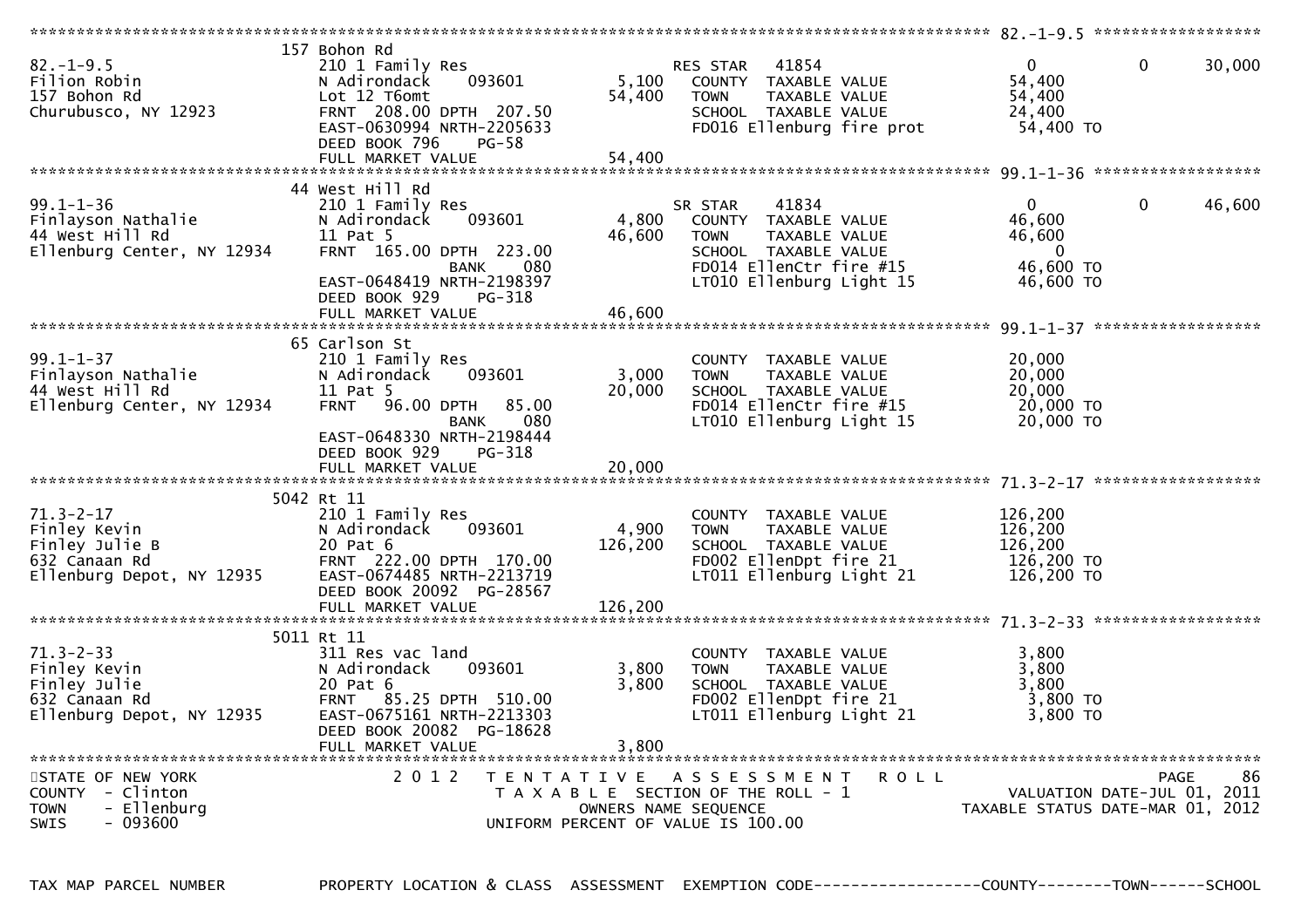```
******************************************************************************************************* 82.-1-9.5 ******************
                    157 Bohon Rd
82.-1-9.5            210 1 Family Res                   RES STAR   41854                    0           0       30,000
Filion Robin         N Adirondack     093601       5,100   COUNTY  TAXABLE VALUE          54,400
157 Bohon Rd         Lot 12 T6omt                 54,400   TOWN    TAXABLE VALUE          54,400
Churubusco, NY 12923 FRNT 208.00 DPTH 207.50               SCHOOL  TAXABLE VALUE          24,400
                     EAST-0630994 NRTH-2205633              FD016 Ellenburg fire prot      54,400 TO
                     DEED BOOK 796    PG-58
                     FULL MARKET VALUE            54,400
******************************************************************************************************* 99.1-1-36 ******************
                    44 West Hill Rd
99.1-1-36            210 1 Family Res                   SR STAR    41834                    0           0       46,600
Finlayson Nathalie   N Adirondack     093601       4,800   COUNTY  TAXABLE VALUE          46,600
44 West Hill Rd      11 Pat 5                     46,600   TOWN    TAXABLE VALUE          46,600
Ellenburg Center, NY 12934 FRNT 165.00 DPTH 223.00          SCHOOL  TAXABLE VALUE               0
                                 BANK     080               FD014 EllenCtr fire #15        46,600 TO
                     EAST-0648419 NRTH-2198397              LT010 Ellenburg Light 15       46,600 TO
                     DEED BOOK 929    PG-318
                     FULL MARKET VALUE            46,600
******************************************************************************************************* 99.1-1-37 ******************
                    65 Carlson St
99.1-1-37            210 1 Family Res                      COUNTY  TAXABLE VALUE          20,000
Finlayson Nathalie   N Adirondack     093601       3,000   TOWN    TAXABLE VALUE          20,000
44 West Hill Rd      11 Pat 5                     20,000   SCHOOL  TAXABLE VALUE          20,000
Ellenburg Center, NY 12934 FRNT  96.00 DPTH  85.00          FD014 EllenCtr fire #15        20,000 TO
                                 BANK     080               LT010 Ellenburg Light 15       20,000 TO
                     EAST-0648330 NRTH-2198444
                     DEED BOOK 929    PG-318
                     FULL MARKET VALUE            20,000
******************************************************************************************************* 71.3-2-17 ******************
                    5042 Rt 11
71.3-2-17            210 1 Family Res                      COUNTY  TAXABLE VALUE         126,200
Finley Kevin         N Adirondack     093601       4,900   TOWN    TAXABLE VALUE         126,200
Finley Julie B       20 Pat 6                    126,200   SCHOOL  TAXABLE VALUE         126,200
632 Canaan Rd        FRNT 222.00 DPTH 170.00               FD002 EllenDpt fire 21        126,200 TO
Ellenburg Depot, NY 12935 EAST-0674485 NRTH-2213719         LT011 Ellenburg Light 21      126,200 TO
                     DEED BOOK 20092 PG-28567
                     FULL MARKET VALUE           126,200
******************************************************************************************************* 71.3-2-33 ******************
                    5011 Rt 11
71.3-2-33            311 Res vac land                      COUNTY  TAXABLE VALUE           3,800
Finley Kevin         N Adirondack     093601       3,800   TOWN    TAXABLE VALUE           3,800
Finley Julie         20 Pat 6                      3,800   SCHOOL  TAXABLE VALUE           3,800
632 Canaan Rd        FRNT  85.25 DPTH 510.00               FD002 EllenDpt fire 21          3,800 TO
Ellenburg Depot, NY 12935 EAST-0675161 NRTH-2213303         LT011 Ellenburg Light 21        3,800 TO
                     DEED BOOK 20082 PG-18628
                     FULL MARKET VALUE             3,800
************************************************************************************************************************************
STATE OF NEW YORK              2 0 1 2   T E N T A T I V E   A S S E S S M E N T   R O L L                              PAGE    86
COUNTY  - Clinton                        T A X A B L E  SECTION OF THE ROLL - 1                      VALUATION DATE-JUL 01, 2011
TOWN    - Ellenburg                             OWNERS NAME SEQUENCE                            TAXABLE STATUS DATE-MAR 01, 2012
SWIS    - 093600                         UNIFORM PERCENT OF VALUE IS 100.00

TAX MAP PARCEL NUMBER          PROPERTY LOCATION & CLASS  ASSESSMENT  EXEMPTION CODE------------------COUNTY--------TOWN------SCHOOL
```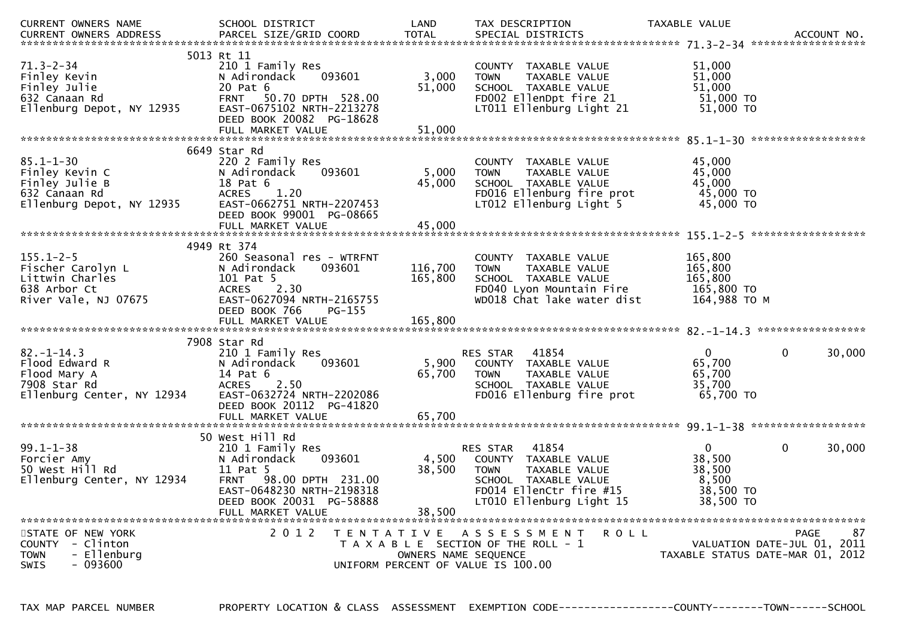| CURRENT OWNERS NAME | SCHOOL DISTRICT | LAND | TAX DESCRIPTION | TAXABLE VALUE | | |
|---|---|---|---|---|---|---|
| CURRENT OWNERS ADDRESS | PARCEL SIZE/GRID COORD | TOTAL | SPECIAL DISTRICTS | | | ACCOUNT NO. |

**71.3-2-34**

| | 5013 Rt 11 | | | | | |
|---|---|---|---|---|---|---|
| 71.3-2-34 | 210 1 Family Res | | COUNTY TAXABLE VALUE | 51,000 | | |
| Finley Kevin | N Adirondack 093601 | 3,000 | TOWN TAXABLE VALUE | 51,000 | | |
| Finley Julie | 20 Pat 6 | 51,000 | SCHOOL TAXABLE VALUE | 51,000 | | |
| 632 Canaan Rd | FRNT 50.70 DPTH 528.00 | | FD002 EllenDpt fire 21 | 51,000 TO | | |
| Ellenburg Depot, NY 12935 | EAST-0675102 NRTH-2213278 | | LT011 Ellenburg Light 21 | 51,000 TO | | |
| | DEED BOOK 20082 PG-18628 | | | | | |
| | FULL MARKET VALUE | 51,000 | | | | |

**85.1-1-30**

| | 6649 Star Rd | | | | | |
|---|---|---|---|---|---|---|
| 85.1-1-30 | 220 2 Family Res | | COUNTY TAXABLE VALUE | 45,000 | | |
| Finley Kevin C | N Adirondack 093601 | 5,000 | TOWN TAXABLE VALUE | 45,000 | | |
| Finley Julie B | 18 Pat 6 | 45,000 | SCHOOL TAXABLE VALUE | 45,000 | | |
| 632 Canaan Rd | ACRES 1.20 | | FD016 Ellenburg fire prot | 45,000 TO | | |
| Ellenburg Depot, NY 12935 | EAST-0662751 NRTH-2207453 | | LT012 Ellenburg Light 5 | 45,000 TO | | |
| | DEED BOOK 99001 PG-08665 | | | | | |
| | FULL MARKET VALUE | 45,000 | | | | |

**155.1-2-5**

| | 4949 Rt 374 | | | | | |
|---|---|---|---|---|---|---|
| 155.1-2-5 | 260 Seasonal res - WTRFNT | | COUNTY TAXABLE VALUE | 165,800 | | |
| Fischer Carolyn L | N Adirondack 093601 | 116,700 | TOWN TAXABLE VALUE | 165,800 | | |
| Littwin Charles | 101 Pat 5 | 165,800 | SCHOOL TAXABLE VALUE | 165,800 | | |
| 638 Arbor Ct | ACRES 2.30 | | FD040 Lyon Mountain Fire | 165,800 TO | | |
| River Vale, NJ 07675 | EAST-0627094 NRTH-2165755 | | WD018 Chat lake water dist | 164,988 TO M | | |
| | DEED BOOK 766 PG-155 | | | | | |
| | FULL MARKET VALUE | 165,800 | | | | |

**82.-1-14.3**

| | 7908 Star Rd | | | | | |
|---|---|---|---|---|---|---|
| 82.-1-14.3 | 210 1 Family Res | | RES STAR 41854 | 0 | 0 | 30,000 |
| Flood Edward R | N Adirondack 093601 | 5,900 | COUNTY TAXABLE VALUE | 65,700 | | |
| Flood Mary A | 14 Pat 6 | 65,700 | TOWN TAXABLE VALUE | 65,700 | | |
| 7908 Star Rd | ACRES 2.50 | | SCHOOL TAXABLE VALUE | 35,700 | | |
| Ellenburg Center, NY 12934 | EAST-0632724 NRTH-2202086 | | FD016 Ellenburg fire prot | 65,700 TO | | |
| | DEED BOOK 20112 PG-41820 | | | | | |
| | FULL MARKET VALUE | 65,700 | | | | |

**99.1-1-38**

| | 50 West Hill Rd | | | | | |
|---|---|---|---|---|---|---|
| 99.1-1-38 | 210 1 Family Res | | RES STAR 41854 | 0 | 0 | 30,000 |
| Forcier Amy | N Adirondack 093601 | 4,500 | COUNTY TAXABLE VALUE | 38,500 | | |
| 50 West Hill Rd | 11 Pat 5 | 38,500 | TOWN TAXABLE VALUE | 38,500 | | |
| Ellenburg Center, NY 12934 | FRNT 98.00 DPTH 231.00 | | SCHOOL TAXABLE VALUE | 8,500 | | |
| | EAST-0648230 NRTH-2198318 | | FD014 EllenCtr fire #15 | 38,500 TO | | |
| | DEED BOOK 20031 PG-58888 | | LT010 Ellenburg Light 15 | 38,500 TO | | |
| | FULL MARKET VALUE | 38,500 | | | | |

STATE OF NEW YORK
COUNTY - Clinton
TOWN - Ellenburg
SWIS - 093600

2012 TENTATIVE ASSESSMENT ROLL
TAXABLE SECTION OF THE ROLL - 1
OWNERS NAME SEQUENCE
UNIFORM PERCENT OF VALUE IS 100.00

VALUATION DATE-JUL 01, 2011
TAXABLE STATUS DATE-MAR 01, 2012

TAX MAP PARCEL NUMBER | PROPERTY LOCATION & CLASS | ASSESSMENT | EXEMPTION CODE------------------COUNTY--------TOWN------SCHOOL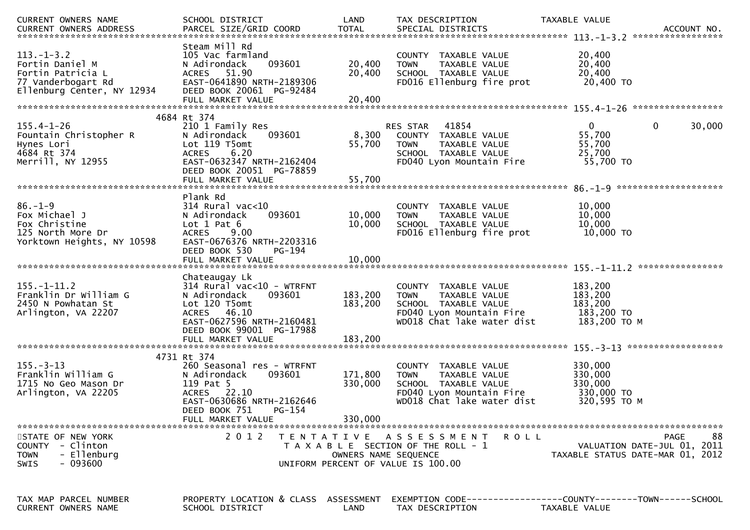| CURRENT OWNERS NAME<br>CURRENT OWNERS ADDRESS | SCHOOL DISTRICT<br>PARCEL SIZE/GRID COORD | LAND<br>TOTAL | TAX DESCRIPTION<br>SPECIAL DISTRICTS | TAXABLE VALUE<br>ACCOUNT NO. |
|---|---|---|---|---|
| **113.-1-3.2** | | | | |
| 113.-1-3.2 | Steam Mill Rd<br>105 Vac farmland | | COUNTY TAXABLE VALUE | 20,400 |
| Fortin Daniel M | N Adirondack 093601 | 20,400 | TOWN TAXABLE VALUE | 20,400 |
| Fortin Patricia L | ACRES 51.90 | 20,400 | SCHOOL TAXABLE VALUE | 20,400 |
| 77 Vanderbogart Rd | EAST-0641890 NRTH-2189306 | | FD016 Ellenburg fire prot | 20,400 TO |
| Ellenburg Center, NY 12934 | DEED BOOK 20061 PG-92484 | | | |
| | FULL MARKET VALUE | 20,400 | | |
| **155.4-1-26** | | | | |
| 155.4-1-26 | 4684 Rt 374<br>210 1 Family Res | | RES STAR 41854 | 0 0 30,000 |
| Fountain Christopher R | N Adirondack 093601 | 8,300 | COUNTY TAXABLE VALUE | 55,700 |
| Hynes Lori | Lot 119 T5omt | 55,700 | TOWN TAXABLE VALUE | 55,700 |
| 4684 Rt 374 | ACRES 6.20 | | SCHOOL TAXABLE VALUE | 25,700 |
| Merrill, NY 12955 | EAST-0632347 NRTH-2162404 | | FD040 Lyon Mountain Fire | 55,700 TO |
| | DEED BOOK 20051 PG-78859 | | | |
| | FULL MARKET VALUE | 55,700 | | |
| **86.-1-9** | | | | |
| 86.-1-9 | Plank Rd<br>314 Rural vac<10 | | COUNTY TAXABLE VALUE | 10,000 |
| Fox Michael J | N Adirondack 093601 | 10,000 | TOWN TAXABLE VALUE | 10,000 |
| Fox Christine | Lot 1 Pat 6 | 10,000 | SCHOOL TAXABLE VALUE | 10,000 |
| 125 North More Dr | ACRES 9.00 | | FD016 Ellenburg fire prot | 10,000 TO |
| Yorktown Heights, NY 10598 | EAST-0676376 NRTH-2203316 | | | |
| | DEED BOOK 530 PG-194 | | | |
| | FULL MARKET VALUE | 10,000 | | |
| **155.-1-11.2** | | | | |
| 155.-1-11.2 | Chateaugay Lk<br>314 Rural vac<10 - WTRFNT | | COUNTY TAXABLE VALUE | 183,200 |
| Franklin Dr William G | N Adirondack 093601 | 183,200 | TOWN TAXABLE VALUE | 183,200 |
| 2450 N Powhatan St | Lot 120 T5omt | 183,200 | SCHOOL TAXABLE VALUE | 183,200 |
| Arlington, VA 22207 | ACRES 46.10 | | FD040 Lyon Mountain Fire | 183,200 TO |
| | EAST-0627596 NRTH-2160481 | | WD018 Chat lake water dist | 183,200 TO M |
| | DEED BOOK 99001 PG-17988 | | | |
| | FULL MARKET VALUE | 183,200 | | |
| **155.-3-13** | | | | |
| 155.-3-13 | 4731 Rt 374<br>260 Seasonal res - WTRFNT | | COUNTY TAXABLE VALUE | 330,000 |
| Franklin William G | N Adirondack 093601 | 171,800 | TOWN TAXABLE VALUE | 330,000 |
| 1715 No Geo Mason Dr | 119 Pat 5 | 330,000 | SCHOOL TAXABLE VALUE | 330,000 |
| Arlington, VA 22205 | ACRES 22.10 | | FD040 Lyon Mountain Fire | 330,000 TO |
| | EAST-0630686 NRTH-2162646 | | WD018 Chat lake water dist | 320,595 TO M |
| | DEED BOOK 751 PG-154 | | | |
| | FULL MARKET VALUE | 330,000 | | |

STATE OF NEW YORK
COUNTY - Clinton
TOWN - Ellenburg
SWIS - 093600

2012 TENTATIVE ASSESSMENT ROLL
TAXABLE SECTION OF THE ROLL - 1
OWNERS NAME SEQUENCE
UNIFORM PERCENT OF VALUE IS 100.00

VALUATION DATE-JUL 01, 2011
TAXABLE STATUS DATE-MAR 01, 2012

| TAX MAP PARCEL NUMBER<br>CURRENT OWNERS NAME | PROPERTY LOCATION & CLASS<br>SCHOOL DISTRICT | ASSESSMENT<br>LAND | EXEMPTION CODE<br>TAX DESCRIPTION | COUNTY--------TOWN------SCHOOL<br>TAXABLE VALUE |
|---|---|---|---|---|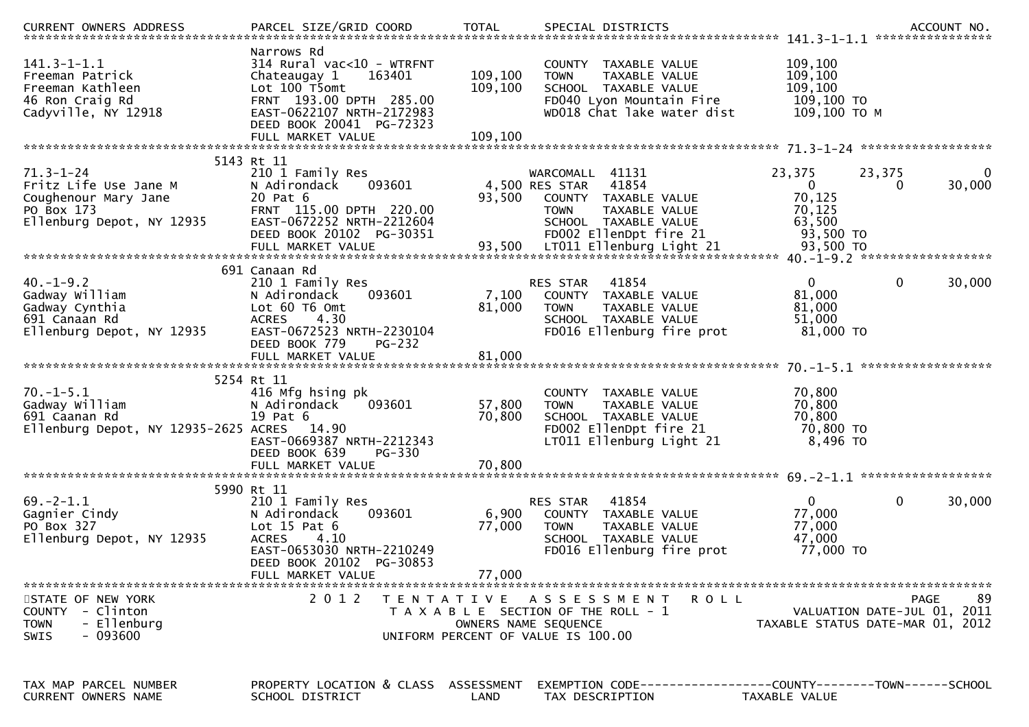| CURRENT OWNERS ADDRESS | PARCEL SIZE/GRID COORD | TOTAL | SPECIAL DISTRICTS | | | ACCOUNT NO. |
|---|---|---|---|---|---|---|
| **141.3-1-1.1** | | | | | | |
| | Narrows Rd | | | | | |
| 141.3-1-1.1 | 314 Rural vac<10 - WTRFNT | | COUNTY TAXABLE VALUE | 109,100 | | |
| Freeman Patrick | Chateaugay 1 163401 | 109,100 | TOWN TAXABLE VALUE | 109,100 | | |
| Freeman Kathleen | Lot 100 T5omt | 109,100 | SCHOOL TAXABLE VALUE | 109,100 | | |
| 46 Ron Craig Rd | FRNT 193.00 DPTH 285.00 | | FD040 Lyon Mountain Fire | 109,100 TO | | |
| Cadyville, NY 12918 | EAST-0622107 NRTH-2172983 | | WD018 Chat lake water dist | 109,100 TO M | | |
| | DEED BOOK 20041 PG-72323 | | | | | |
| | FULL MARKET VALUE | 109,100 | | | | |
| **71.3-1-24** | | | | | | |
| | 5143 Rt 11 | | | | | |
| 71.3-1-24 | 210 1 Family Res | | WARCOMALL 41131 | 23,375 | 23,375 | 0 |
| Fritz Life Use Jane M | N Adirondack 093601 | 4,500 | RES STAR 41854 | 0 | 0 | 30,000 |
| Coughenour Mary Jane | 20 Pat 6 | 93,500 | COUNTY TAXABLE VALUE | 70,125 | | |
| PO Box 173 | FRNT 115.00 DPTH 220.00 | | TOWN TAXABLE VALUE | 70,125 | | |
| Ellenburg Depot, NY 12935 | EAST-0672252 NRTH-2212604 | | SCHOOL TAXABLE VALUE | 63,500 | | |
| | DEED BOOK 20102 PG-30351 | | FD002 EllenDpt fire 21 | 93,500 TO | | |
| | FULL MARKET VALUE | 93,500 | LT011 Ellenburg Light 21 | 93,500 TO | | |
| **40.-1-9.2** | | | | | | |
| | 691 Canaan Rd | | | | | |
| 40.-1-9.2 | 210 1 Family Res | | RES STAR 41854 | 0 | 0 | 30,000 |
| Gadway William | N Adirondack 093601 | 7,100 | COUNTY TAXABLE VALUE | 81,000 | | |
| Gadway Cynthia | Lot 60 T6 Omt | 81,000 | TOWN TAXABLE VALUE | 81,000 | | |
| 691 Canaan Rd | ACRES 4.30 | | SCHOOL TAXABLE VALUE | 51,000 | | |
| Ellenburg Depot, NY 12935 | EAST-0672523 NRTH-2230104 | | FD016 Ellenburg fire prot | 81,000 TO | | |
| | DEED BOOK 779 PG-232 | | | | | |
| | FULL MARKET VALUE | 81,000 | | | | |
| **70.-1-5.1** | | | | | | |
| | 5254 Rt 11 | | | | | |
| 70.-1-5.1 | 416 Mfg hsing pk | | COUNTY TAXABLE VALUE | 70,800 | | |
| Gadway William | N Adirondack 093601 | 57,800 | TOWN TAXABLE VALUE | 70,800 | | |
| 691 Caanan Rd | 19 Pat 6 | 70,800 | SCHOOL TAXABLE VALUE | 70,800 | | |
| Ellenburg Depot, NY 12935-2625 | ACRES 14.90 | | FD002 EllenDpt fire 21 | 70,800 TO | | |
| | EAST-0669387 NRTH-2212343 | | LT011 Ellenburg Light 21 | 8,496 TO | | |
| | DEED BOOK 639 PG-330 | | | | | |
| | FULL MARKET VALUE | 70,800 | | | | |
| **69.-2-1.1** | | | | | | |
| | 5990 Rt 11 | | | | | |
| 69.-2-1.1 | 210 1 Family Res | | RES STAR 41854 | 0 | 0 | 30,000 |
| Gagnier Cindy | N Adirondack 093601 | 6,900 | COUNTY TAXABLE VALUE | 77,000 | | |
| PO Box 327 | Lot 15 Pat 6 | 77,000 | TOWN TAXABLE VALUE | 77,000 | | |
| Ellenburg Depot, NY 12935 | ACRES 4.10 | | SCHOOL TAXABLE VALUE | 47,000 | | |
| | EAST-0653030 NRTH-2210249 | | FD016 Ellenburg fire prot | 77,000 TO | | |
| | DEED BOOK 20102 PG-30853 | | | | | |
| | FULL MARKET VALUE | 77,000 | | | | |

STATE OF NEW YORK
COUNTY - Clinton
TOWN - Ellenburg
SWIS - 093600

2012 TENTATIVE ASSESSMENT ROLL
TAXABLE SECTION OF THE ROLL - 1
OWNERS NAME SEQUENCE
UNIFORM PERCENT OF VALUE IS 100.00

VALUATION DATE-JUL 01, 2011
TAXABLE STATUS DATE-MAR 01, 2012

| TAX MAP PARCEL NUMBER | PROPERTY LOCATION & CLASS | ASSESSMENT | EXEMPTION CODE | COUNTY | TOWN | SCHOOL |
|---|---|---|---|---|---|---|
| CURRENT OWNERS NAME | SCHOOL DISTRICT | LAND | TAX DESCRIPTION | TAXABLE VALUE | | |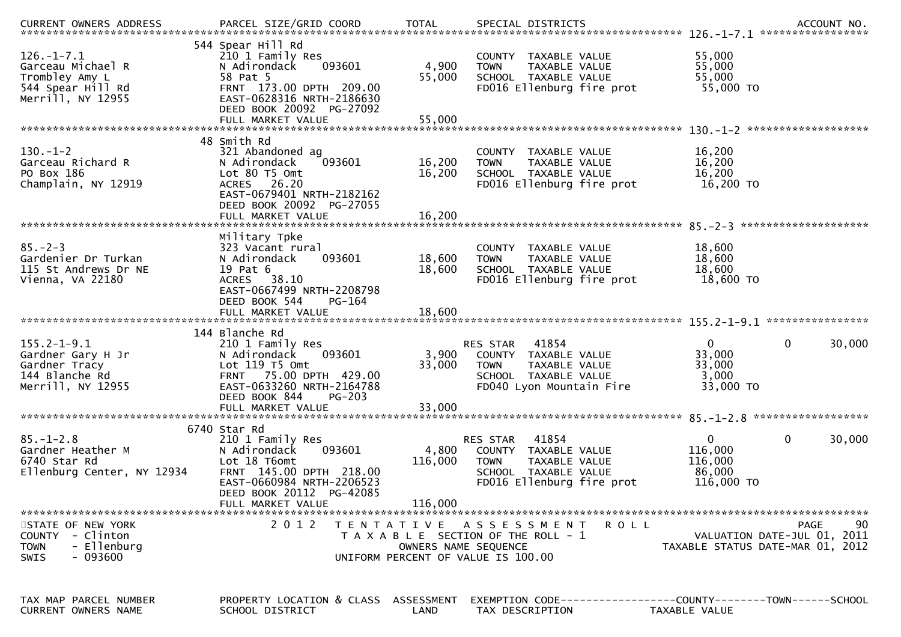| CURRENT OWNERS ADDRESS | PARCEL SIZE/GRID COORD | TOTAL | SPECIAL DISTRICTS | | | ACCOUNT NO. |
|---|---|---|---|---|---|---|
| **126.-1-7.1** | | | | | | |
| | 544 Spear Hill Rd | | | | | |
| 126.-1-7.1 | 210 1 Family Res | | COUNTY TAXABLE VALUE | 55,000 | | |
| Garceau Michael R | N Adirondack 093601 | 4,900 | TOWN TAXABLE VALUE | 55,000 | | |
| Trombley Amy L | 58 Pat 5 | 55,000 | SCHOOL TAXABLE VALUE | 55,000 | | |
| 544 Spear Hill Rd | FRNT 173.00 DPTH 209.00 | | FD016 Ellenburg fire prot | 55,000 TO | | |
| Merrill, NY 12955 | EAST-0628316 NRTH-2186630 | | | | | |
| | DEED BOOK 20092 PG-27092 | | | | | |
| | FULL MARKET VALUE | 55,000 | | | | |
| **130.-1-2** | | | | | | |
| | 48 Smith Rd | | | | | |
| 130.-1-2 | 321 Abandoned ag | | COUNTY TAXABLE VALUE | 16,200 | | |
| Garceau Richard R | N Adirondack 093601 | 16,200 | TOWN TAXABLE VALUE | 16,200 | | |
| PO Box 186 | Lot 80 T5 Omt | 16,200 | SCHOOL TAXABLE VALUE | 16,200 | | |
| Champlain, NY 12919 | ACRES 26.20 | | FD016 Ellenburg fire prot | 16,200 TO | | |
| | EAST-0679401 NRTH-2182162 | | | | | |
| | DEED BOOK 20092 PG-27055 | | | | | |
| | FULL MARKET VALUE | 16,200 | | | | |
| **85.-2-3** | | | | | | |
| | Military Tpke | | | | | |
| 85.-2-3 | 323 Vacant rural | | COUNTY TAXABLE VALUE | 18,600 | | |
| Gardenier Dr Turkan | N Adirondack 093601 | 18,600 | TOWN TAXABLE VALUE | 18,600 | | |
| 115 St Andrews Dr NE | 19 Pat 6 | 18,600 | SCHOOL TAXABLE VALUE | 18,600 | | |
| Vienna, VA 22180 | ACRES 38.10 | | FD016 Ellenburg fire prot | 18,600 TO | | |
| | EAST-0667499 NRTH-2208798 | | | | | |
| | DEED BOOK 544 PG-164 | | | | | |
| | FULL MARKET VALUE | 18,600 | | | | |
| **155.2-1-9.1** | | | | | | |
| | 144 Blanche Rd | | | | | |
| 155.2-1-9.1 | 210 1 Family Res | | RES STAR 41854 | 0 | 0 | 30,000 |
| Gardner Gary H Jr | N Adirondack 093601 | 3,900 | COUNTY TAXABLE VALUE | 33,000 | | |
| Gardner Tracy | Lot 119 T5 Omt | 33,000 | TOWN TAXABLE VALUE | 33,000 | | |
| 144 Blanche Rd | FRNT 75.00 DPTH 429.00 | | SCHOOL TAXABLE VALUE | 3,000 | | |
| Merrill, NY 12955 | EAST-0633260 NRTH-2164788 | | FD040 Lyon Mountain Fire | 33,000 TO | | |
| | DEED BOOK 844 PG-203 | | | | | |
| | FULL MARKET VALUE | 33,000 | | | | |
| **85.-1-2.8** | | | | | | |
| | 6740 Star Rd | | | | | |
| 85.-1-2.8 | 210 1 Family Res | | RES STAR 41854 | 0 | 0 | 30,000 |
| Gardner Heather M | N Adirondack 093601 | 4,800 | COUNTY TAXABLE VALUE | 116,000 | | |
| 6740 Star Rd | Lot 18 T6omt | 116,000 | TOWN TAXABLE VALUE | 116,000 | | |
| Ellenburg Center, NY 12934 | FRNT 145.00 DPTH 218.00 | | SCHOOL TAXABLE VALUE | 86,000 | | |
| | EAST-0660984 NRTH-2206523 | | FD016 Ellenburg fire prot | 116,000 TO | | |
| | DEED BOOK 20112 PG-42085 | | | | | |
| | FULL MARKET VALUE | 116,000 | | | | |

STATE OF NEW YORK
COUNTY - Clinton
TOWN - Ellenburg
SWIS - 093600

2012 TENTATIVE ASSESSMENT ROLL
TAXABLE SECTION OF THE ROLL - 1
OWNERS NAME SEQUENCE
UNIFORM PERCENT OF VALUE IS 100.00

VALUATION DATE-JUL 01, 2011
TAXABLE STATUS DATE-MAR 01, 2012

| TAX MAP PARCEL NUMBER | PROPERTY LOCATION & CLASS | ASSESSMENT | EXEMPTION CODE | COUNTY | TOWN | SCHOOL |
|---|---|---|---|---|---|---|
| CURRENT OWNERS NAME | SCHOOL DISTRICT | LAND | TAX DESCRIPTION | TAXABLE VALUE | | |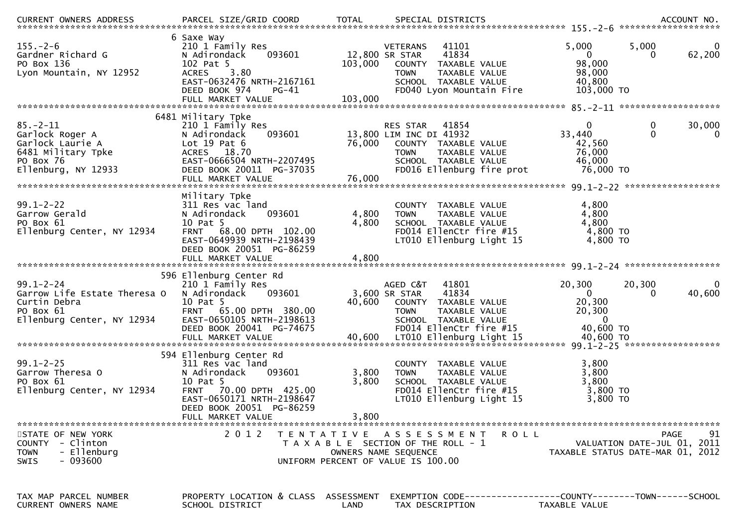| CURRENT OWNERS ADDRESS | PARCEL SIZE/GRID COORD | TOTAL | SPECIAL DISTRICTS | | | ACCOUNT NO. |
|---|---|---|---|---|---|---|
| **155.-2-6** | | | | | | |
| | 6 Saxe Way | | | | | |
| 155.-2-6 | 210 1 Family Res | | VETERANS 41101 | 5,000 | 5,000 | 0 |
| Gardner Richard G | N Adirondack 093601 | 12,800 | SR STAR 41834 | 0 | 0 | 62,200 |
| PO Box 136 | 102 Pat 5 | 103,000 | COUNTY TAXABLE VALUE | 98,000 | | |
| Lyon Mountain, NY 12952 | ACRES 3.80 | | TOWN TAXABLE VALUE | 98,000 | | |
| | EAST-0632476 NRTH-2167161 | | SCHOOL TAXABLE VALUE | 40,800 | | |
| | DEED BOOK 974 PG-41 | | FD040 Lyon Mountain Fire | 103,000 TO | | |
| | FULL MARKET VALUE | 103,000 | | | | |
| **85.-2-11** | | | | | | |
| | 6481 Military Tpke | | | | | |
| 85.-2-11 | 210 1 Family Res | | RES STAR 41854 | 0 | 0 | 30,000 |
| Garlock Roger A | N Adirondack 093601 | 13,800 | LIM INC DI 41932 | 33,440 | 0 | 0 |
| Garlock Laurie A | Lot 19 Pat 6 | 76,000 | COUNTY TAXABLE VALUE | 42,560 | | |
| 6481 Military Tpke | ACRES 18.70 | | TOWN TAXABLE VALUE | 76,000 | | |
| PO Box 76 | EAST-0666504 NRTH-2207495 | | SCHOOL TAXABLE VALUE | 46,000 | | |
| Ellenburg, NY 12933 | DEED BOOK 20011 PG-37035 | | FD016 Ellenburg fire prot | 76,000 TO | | |
| | FULL MARKET VALUE | 76,000 | | | | |
| **99.1-2-22** | | | | | | |
| | Military Tpke | | | | | |
| 99.1-2-22 | 311 Res vac land | | COUNTY TAXABLE VALUE | 4,800 | | |
| Garrow Gerald | N Adirondack 093601 | 4,800 | TOWN TAXABLE VALUE | 4,800 | | |
| PO Box 61 | 10 Pat 5 | 4,800 | SCHOOL TAXABLE VALUE | 4,800 | | |
| Ellenburg Center, NY 12934 | FRNT 68.00 DPTH 102.00 | | FD014 EllenCtr fire #15 | 4,800 TO | | |
| | EAST-0649939 NRTH-2198439 | | LT010 Ellenburg Light 15 | 4,800 TO | | |
| | DEED BOOK 20051 PG-86259 | | | | | |
| | FULL MARKET VALUE | 4,800 | | | | |
| **99.1-2-24** | | | | | | |
| | 596 Ellenburg Center Rd | | | | | |
| 99.1-2-24 | 210 1 Family Res | | AGED C&T 41801 | 20,300 | 20,300 | 0 |
| Garrow Life Estate Theresa O | N Adirondack 093601 | 3,600 | SR STAR 41834 | 0 | 0 | 40,600 |
| Curtin Debra | 10 Pat 5 | 40,600 | COUNTY TAXABLE VALUE | 20,300 | | |
| PO Box 61 | FRNT 65.00 DPTH 380.00 | | TOWN TAXABLE VALUE | 20,300 | | |
| Ellenburg Center, NY 12934 | EAST-0650105 NRTH-2198613 | | SCHOOL TAXABLE VALUE | 0 | | |
| | DEED BOOK 20041 PG-74675 | | FD014 EllenCtr fire #15 | 40,600 TO | | |
| | FULL MARKET VALUE | 40,600 | LT010 Ellenburg Light 15 | 40,600 TO | | |
| **99.1-2-25** | | | | | | |
| | 594 Ellenburg Center Rd | | | | | |
| 99.1-2-25 | 311 Res vac land | | COUNTY TAXABLE VALUE | 3,800 | | |
| Garrow Theresa O | N Adirondack 093601 | 3,800 | TOWN TAXABLE VALUE | 3,800 | | |
| PO Box 61 | 10 Pat 5 | 3,800 | SCHOOL TAXABLE VALUE | 3,800 | | |
| Ellenburg Center, NY 12934 | FRNT 70.00 DPTH 425.00 | | FD014 EllenCtr fire #15 | 3,800 TO | | |
| | EAST-0650171 NRTH-2198647 | | LT010 Ellenburg Light 15 | 3,800 TO | | |
| | DEED BOOK 20051 PG-86259 | | | | | |
| | FULL MARKET VALUE | 3,800 | | | | |

STATE OF NEW YORK
COUNTY - Clinton
TOWN - Ellenburg
SWIS - 093600

2012 TENTATIVE ASSESSMENT ROLL
TAXABLE SECTION OF THE ROLL - 1
OWNERS NAME SEQUENCE
UNIFORM PERCENT OF VALUE IS 100.00

VALUATION DATE-JUL 01, 2011
TAXABLE STATUS DATE-MAR 01, 2012

| TAX MAP PARCEL NUMBER | PROPERTY LOCATION & CLASS | ASSESSMENT | EXEMPTION CODE------------------COUNTY--------TOWN------SCHOOL |
|---|---|---|---|
| CURRENT OWNERS NAME | SCHOOL DISTRICT | LAND | TAX DESCRIPTION TAXABLE VALUE |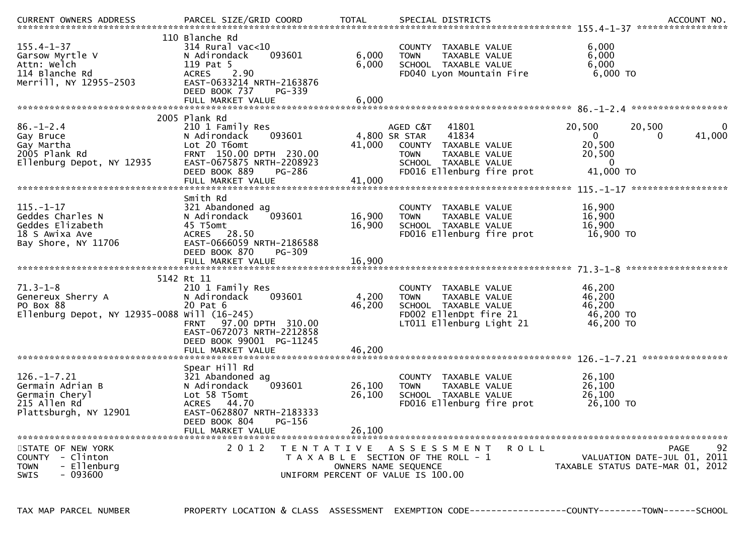| CURRENT OWNERS ADDRESS | PARCEL SIZE/GRID COORD | TOTAL | SPECIAL DISTRICTS | | | ACCOUNT NO. |
|---|---|---|---|---|---|---|
| **155.4-1-37** | | | | | | |
| | 110 Blanche Rd | | | | | |
| 155.4-1-37 | 314 Rural vac<10 | | COUNTY TAXABLE VALUE | 6,000 | | |
| Garsow Myrtle V | N Adirondack 093601 | 6,000 | TOWN TAXABLE VALUE | 6,000 | | |
| Attn: Welch | 119 Pat 5 | 6,000 | SCHOOL TAXABLE VALUE | 6,000 | | |
| 114 Blanche Rd | ACRES 2.90 | | FD040 Lyon Mountain Fire | 6,000 TO | | |
| Merrill, NY 12955-2503 | EAST-0633214 NRTH-2163876 | | | | | |
| | DEED BOOK 737 PG-339 | | | | | |
| | FULL MARKET VALUE | 6,000 | | | | |
| **86.-1-2.4** | | | | | | |
| | 2005 Plank Rd | | | | | |
| 86.-1-2.4 | 210 1 Family Res | | AGED C&T 41801 | 20,500 | 20,500 | 0 |
| Gay Bruce | N Adirondack 093601 | 4,800 | SR STAR 41834 | 0 | 0 | 41,000 |
| Gay Martha | Lot 20 T6omt | 41,000 | COUNTY TAXABLE VALUE | 20,500 | | |
| 2005 Plank Rd | FRNT 150.00 DPTH 230.00 | | TOWN TAXABLE VALUE | 20,500 | | |
| Ellenburg Depot, NY 12935 | EAST-0675875 NRTH-2208923 | | SCHOOL TAXABLE VALUE | 0 | | |
| | DEED BOOK 889 PG-286 | | FD016 Ellenburg fire prot | 41,000 TO | | |
| | FULL MARKET VALUE | 41,000 | | | | |
| **115.-1-17** | | | | | | |
| | Smith Rd | | | | | |
| 115.-1-17 | 321 Abandoned ag | | COUNTY TAXABLE VALUE | 16,900 | | |
| Geddes Charles N | N Adirondack 093601 | 16,900 | TOWN TAXABLE VALUE | 16,900 | | |
| Geddes Elizabeth | 45 T5omt | 16,900 | SCHOOL TAXABLE VALUE | 16,900 | | |
| 18 S Awixa Ave | ACRES 28.50 | | FD016 Ellenburg fire prot | 16,900 TO | | |
| Bay Shore, NY 11706 | EAST-0666059 NRTH-2186588 | | | | | |
| | DEED BOOK 870 PG-309 | | | | | |
| | FULL MARKET VALUE | 16,900 | | | | |
| **71.3-1-8** | | | | | | |
| | 5142 Rt 11 | | | | | |
| 71.3-1-8 | 210 1 Family Res | | COUNTY TAXABLE VALUE | 46,200 | | |
| Genereux Sherry A | N Adirondack 093601 | 4,200 | TOWN TAXABLE VALUE | 46,200 | | |
| PO Box 88 | 20 Pat 6 | 46,200 | SCHOOL TAXABLE VALUE | 46,200 | | |
| Ellenburg Depot, NY 12935-0088 | Will (16-245) | | FD002 EllenDpt fire 21 | 46,200 TO | | |
| | FRNT 97.00 DPTH 310.00 | | LT011 Ellenburg Light 21 | 46,200 TO | | |
| | EAST-0672073 NRTH-2212858 | | | | | |
| | DEED BOOK 99001 PG-11245 | | | | | |
| | FULL MARKET VALUE | 46,200 | | | | |
| **126.-1-7.21** | | | | | | |
| | Spear Hill Rd | | | | | |
| 126.-1-7.21 | 321 Abandoned ag | | COUNTY TAXABLE VALUE | 26,100 | | |
| Germain Adrian B | N Adirondack 093601 | 26,100 | TOWN TAXABLE VALUE | 26,100 | | |
| Germain Cheryl | Lot 58 T5omt | 26,100 | SCHOOL TAXABLE VALUE | 26,100 | | |
| 215 Allen Rd | ACRES 44.70 | | FD016 Ellenburg fire prot | 26,100 TO | | |
| Plattsburgh, NY 12901 | EAST-0628807 NRTH-2183333 | | | | | |
| | DEED BOOK 804 PG-156 | | | | | |
| | FULL MARKET VALUE | 26,100 | | | | |

STATE OF NEW YORK
COUNTY - Clinton
TOWN - Ellenburg
SWIS - 093600

2012 TENTATIVE ASSESSMENT ROLL
TAXABLE SECTION OF THE ROLL - 1
OWNERS NAME SEQUENCE
UNIFORM PERCENT OF VALUE IS 100.00

VALUATION DATE-JUL 01, 2011
TAXABLE STATUS DATE-MAR 01, 2012

TAX MAP PARCEL NUMBER | PROPERTY LOCATION & CLASS | ASSESSMENT | EXEMPTION CODE------------------COUNTY--------TOWN------SCHOOL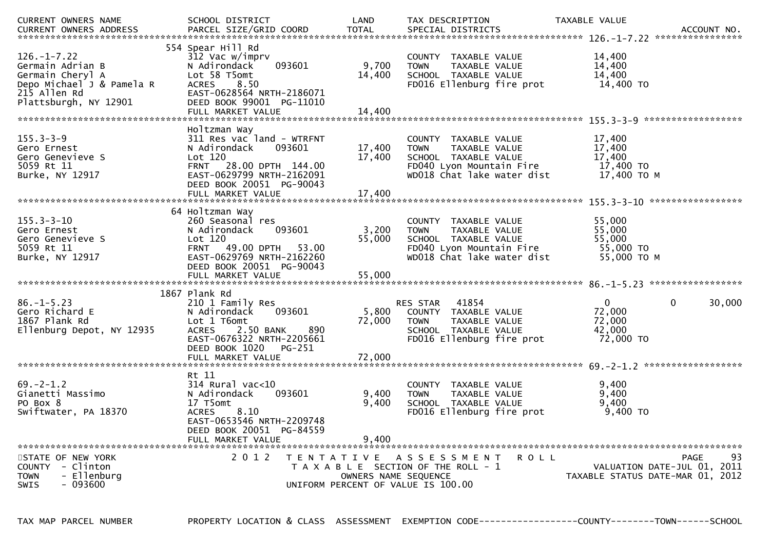| CURRENT OWNERS NAME | SCHOOL DISTRICT | LAND | TAX DESCRIPTION | TAXABLE VALUE | |
|---|---|---|---|---|---|
| CURRENT OWNERS ADDRESS | PARCEL SIZE/GRID COORD | TOTAL | SPECIAL DISTRICTS | | ACCOUNT NO. |

******************************************************************************************************* 126.-1-7.22 *****************

| | | | | | |
|---|---|---|---|---|---|
| | 554 Spear Hill Rd | | | | |
| 126.-1-7.22 | 312 Vac w/imprv | | COUNTY TAXABLE VALUE | 14,400 | |
| Germain Adrian B | N Adirondack 093601 | 9,700 | TOWN TAXABLE VALUE | 14,400 | |
| Germain Cheryl A | Lot 58 T5omt | 14,400 | SCHOOL TAXABLE VALUE | 14,400 | |
| Depo Michael J & Pamela R | ACRES 8.50 | | FD016 Ellenburg fire prot | 14,400 TO | |
| 215 Allen Rd | EAST-0628564 NRTH-2186071 | | | | |
| Plattsburgh, NY 12901 | DEED BOOK 99001 PG-11010 | | | | |
| | FULL MARKET VALUE | 14,400 | | | |

******************************************************************************************************* 155.3-3-9 ******************

| | | | | | |
|---|---|---|---|---|---|
| | Holtzman Way | | | | |
| 155.3-3-9 | 311 Res vac land - WTRFNT | | COUNTY TAXABLE VALUE | 17,400 | |
| Gero Ernest | N Adirondack 093601 | 17,400 | TOWN TAXABLE VALUE | 17,400 | |
| Gero Genevieve S | Lot 120 | 17,400 | SCHOOL TAXABLE VALUE | 17,400 | |
| 5059 Rt 11 | FRNT 28.00 DPTH 144.00 | | FD040 Lyon Mountain Fire | 17,400 TO | |
| Burke, NY 12917 | EAST-0629799 NRTH-2162091 | | WD018 Chat lake water dist | 17,400 TO M | |
| | DEED BOOK 20051 PG-90043 | | | | |
| | FULL MARKET VALUE | 17,400 | | | |

******************************************************************************************************* 155.3-3-10 *****************

| | | | | | |
|---|---|---|---|---|---|
| | 64 Holtzman Way | | | | |
| 155.3-3-10 | 260 Seasonal res | | COUNTY TAXABLE VALUE | 55,000 | |
| Gero Ernest | N Adirondack 093601 | 3,200 | TOWN TAXABLE VALUE | 55,000 | |
| Gero Genevieve S | Lot 120 | 55,000 | SCHOOL TAXABLE VALUE | 55,000 | |
| 5059 Rt 11 | FRNT 49.00 DPTH 53.00 | | FD040 Lyon Mountain Fire | 55,000 TO | |
| Burke, NY 12917 | EAST-0629769 NRTH-2162260 | | WD018 Chat lake water dist | 55,000 TO M | |
| | DEED BOOK 20051 PG-90043 | | | | |
| | FULL MARKET VALUE | 55,000 | | | |

******************************************************************************************************* 86.-1-5.23 *****************

| | | | | | |
|---|---|---|---|---|---|
| | 1867 Plank Rd | | | | |
| 86.-1-5.23 | 210 1 Family Res | | RES STAR 41854 | 0 0 | 30,000 |
| Gero Richard E | N Adirondack 093601 | 5,800 | COUNTY TAXABLE VALUE | 72,000 | |
| 1867 Plank Rd | Lot 1 T6omt | 72,000 | TOWN TAXABLE VALUE | 72,000 | |
| Ellenburg Depot, NY 12935 | ACRES 2.50 BANK 890 | | SCHOOL TAXABLE VALUE | 42,000 | |
| | EAST-0676322 NRTH-2205661 | | FD016 Ellenburg fire prot | 72,000 TO | |
| | DEED BOOK 1020 PG-251 | | | | |
| | FULL MARKET VALUE | 72,000 | | | |

******************************************************************************************************* 69.-2-1.2 ******************

| | | | | | |
|---|---|---|---|---|---|
| | Rt 11 | | | | |
| 69.-2-1.2 | 314 Rural vac<10 | | COUNTY TAXABLE VALUE | 9,400 | |
| Gianetti Massimo | N Adirondack 093601 | 9,400 | TOWN TAXABLE VALUE | 9,400 | |
| PO Box 8 | 17 T5omt | 9,400 | SCHOOL TAXABLE VALUE | 9,400 | |
| Swiftwater, PA 18370 | ACRES 8.10 | | FD016 Ellenburg fire prot | 9,400 TO | |
| | EAST-0653546 NRTH-2209748 | | | | |
| | DEED BOOK 20051 PG-84559 | | | | |
| | FULL MARKET VALUE | 9,400 | | | |

************************************************************************************************************************************

STATE OF NEW YORK — 2012 TENTATIVE ASSESSMENT ROLL
COUNTY - Clinton — TAXABLE SECTION OF THE ROLL - 1 — VALUATION DATE-JUL 01, 2011
TOWN - Ellenburg — OWNERS NAME SEQUENCE — TAXABLE STATUS DATE-MAR 01, 2012
SWIS - 093600 — UNIFORM PERCENT OF VALUE IS 100.00

TAX MAP PARCEL NUMBER — PROPERTY LOCATION & CLASS — ASSESSMENT — EXEMPTION CODE------------------COUNTY--------TOWN------SCHOOL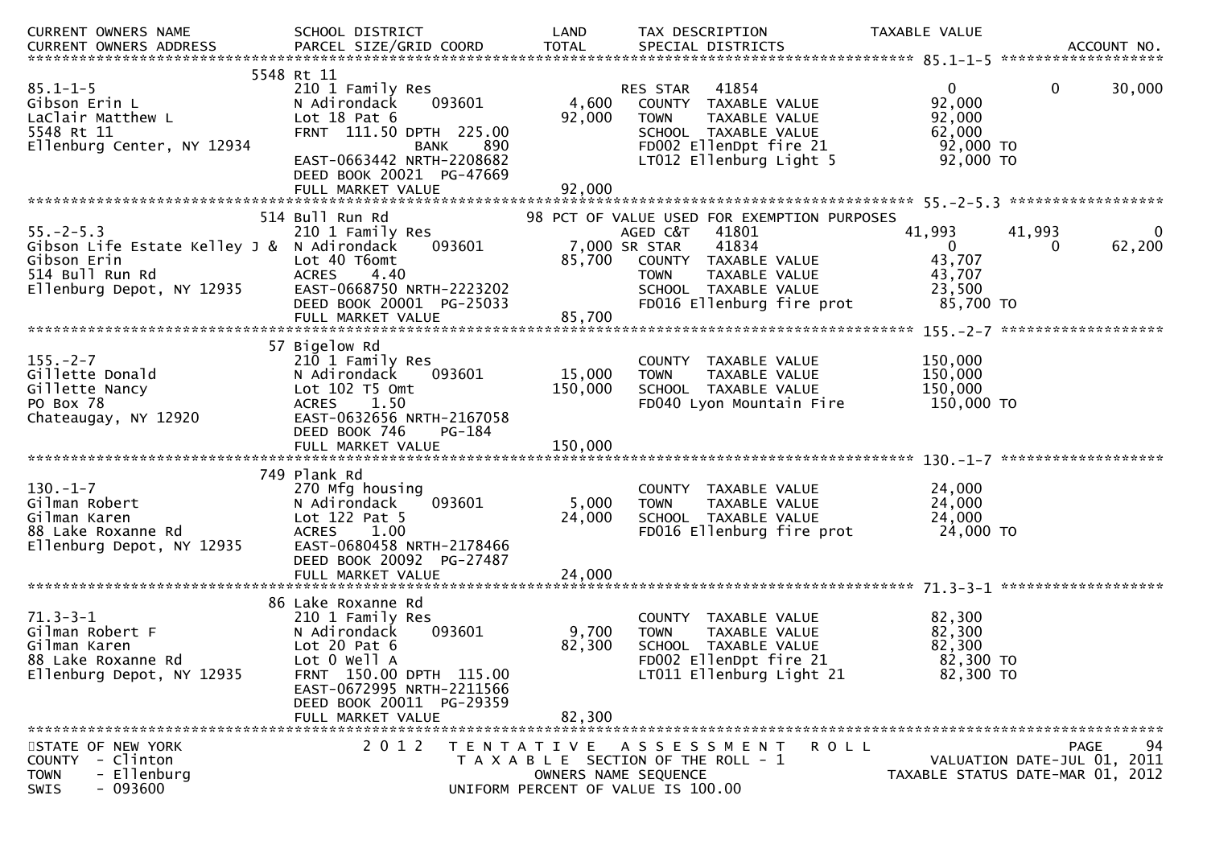| CURRENT OWNERS NAME<br>CURRENT OWNERS ADDRESS | SCHOOL DISTRICT<br>PARCEL SIZE/GRID COORD | LAND<br>TOTAL | TAX DESCRIPTION<br>SPECIAL DISTRICTS | TAXABLE VALUE | | ACCOUNT NO. |
|---|---|---|---|---|---|---|
| **85.1-1-5** | | | | | | |
| | 5548 Rt 11 | | | | | |
| 85.1-1-5 | 210 1 Family Res | | RES STAR 41854 | 0 | 0 | 30,000 |
| Gibson Erin L | N Adirondack 093601 | 4,600 | COUNTY TAXABLE VALUE | 92,000 | | |
| LaClair Matthew L | Lot 18 Pat 6 | 92,000 | TOWN TAXABLE VALUE | 92,000 | | |
| 5548 Rt 11 | FRNT 111.50 DPTH 225.00 | | SCHOOL TAXABLE VALUE | 62,000 | | |
| Ellenburg Center, NY 12934 | BANK 890 | | FD002 EllenDpt fire 21 | 92,000 TO | | |
| | EAST-0663442 NRTH-2208682 | | LT012 Ellenburg Light 5 | 92,000 TO | | |
| | DEED BOOK 20021 PG-47669 | | | | | |
| | FULL MARKET VALUE | 92,000 | | | | |
| **55.-2-5.3** | | | | | | |
| | 514 Bull Run Rd | | 98 PCT OF VALUE USED FOR EXEMPTION PURPOSES | | | |
| 55.-2-5.3 | 210 1 Family Res | | AGED C&T 41801 | 41,993 | 41,993 | 0 |
| Gibson Life Estate Kelley J & | N Adirondack 093601 | 7,000 | SR STAR 41834 | 0 | 0 | 62,200 |
| Gibson Erin | Lot 40 T6omt | 85,700 | COUNTY TAXABLE VALUE | 43,707 | | |
| 514 Bull Run Rd | ACRES 4.40 | | TOWN TAXABLE VALUE | 43,707 | | |
| Ellenburg Depot, NY 12935 | EAST-0668750 NRTH-2223202 | | SCHOOL TAXABLE VALUE | 23,500 | | |
| | DEED BOOK 20001 PG-25033 | | FD016 Ellenburg fire prot | 85,700 TO | | |
| | FULL MARKET VALUE | 85,700 | | | | |
| **155.-2-7** | | | | | | |
| | 57 Bigelow Rd | | | | | |
| 155.-2-7 | 210 1 Family Res | | COUNTY TAXABLE VALUE | 150,000 | | |
| Gillette Donald | N Adirondack 093601 | 15,000 | TOWN TAXABLE VALUE | 150,000 | | |
| Gillette Nancy | Lot 102 T5 Omt | 150,000 | SCHOOL TAXABLE VALUE | 150,000 | | |
| PO Box 78 | ACRES 1.50 | | FD040 Lyon Mountain Fire | 150,000 TO | | |
| Chateaugay, NY 12920 | EAST-0632656 NRTH-2167058 | | | | | |
| | DEED BOOK 746 PG-184 | | | | | |
| | FULL MARKET VALUE | 150,000 | | | | |
| **130.-1-7** | | | | | | |
| | 749 Plank Rd | | | | | |
| 130.-1-7 | 270 Mfg housing | | COUNTY TAXABLE VALUE | 24,000 | | |
| Gilman Robert | N Adirondack 093601 | 5,000 | TOWN TAXABLE VALUE | 24,000 | | |
| Gilman Karen | Lot 122 Pat 5 | 24,000 | SCHOOL TAXABLE VALUE | 24,000 | | |
| 88 Lake Roxanne Rd | ACRES 1.00 | | FD016 Ellenburg fire prot | 24,000 TO | | |
| Ellenburg Depot, NY 12935 | EAST-0680458 NRTH-2178466 | | | | | |
| | DEED BOOK 20092 PG-27487 | | | | | |
| | FULL MARKET VALUE | 24,000 | | | | |
| **71.3-3-1** | | | | | | |
| | 86 Lake Roxanne Rd | | | | | |
| 71.3-3-1 | 210 1 Family Res | | COUNTY TAXABLE VALUE | 82,300 | | |
| Gilman Robert F | N Adirondack 093601 | 9,700 | TOWN TAXABLE VALUE | 82,300 | | |
| Gilman Karen | Lot 20 Pat 6 | 82,300 | SCHOOL TAXABLE VALUE | 82,300 | | |
| 88 Lake Roxanne Rd | Lot 0 Well A | | FD002 EllenDpt fire 21 | 82,300 TO | | |
| Ellenburg Depot, NY 12935 | FRNT 150.00 DPTH 115.00 | | LT011 Ellenburg Light 21 | 82,300 TO | | |
| | EAST-0672995 NRTH-2211566 | | | | | |
| | DEED BOOK 20011 PG-29359 | | | | | |
| | FULL MARKET VALUE | 82,300 | | | | |

STATE OF NEW YORK
COUNTY - Clinton
TOWN - Ellenburg
SWIS - 093600

2012 TENTATIVE ASSESSMENT ROLL
TAXABLE SECTION OF THE ROLL - 1
OWNERS NAME SEQUENCE
UNIFORM PERCENT OF VALUE IS 100.00

VALUATION DATE-JUL 01, 2011
TAXABLE STATUS DATE-MAR 01, 2012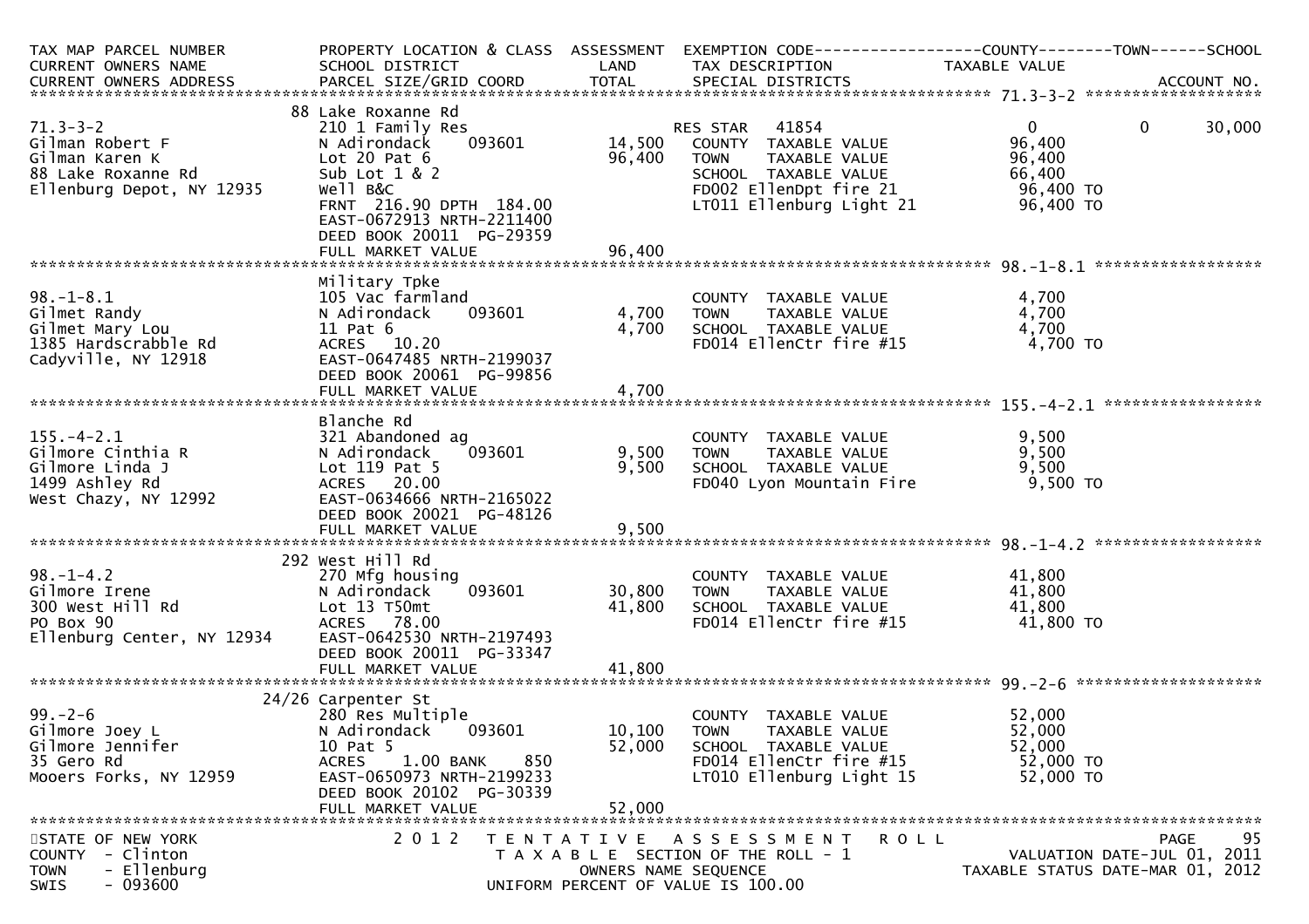| TAX MAP PARCEL NUMBER<br>CURRENT OWNERS NAME<br>CURRENT OWNERS ADDRESS | PROPERTY LOCATION & CLASS<br>SCHOOL DISTRICT<br>PARCEL SIZE/GRID COORD | ASSESSMENT<br>LAND<br>TOTAL | EXEMPTION CODE<br>TAX DESCRIPTION<br>SPECIAL DISTRICTS | COUNTY<br>TAXABLE VALUE | TOWN | SCHOOL<br>ACCOUNT NO. |
|---|---|---|---|---|---|---|
| **71.3-3-2** | 88 Lake Roxanne Rd | | | | | |
| 71.3-3-2 | 210 1 Family Res | | RES STAR 41854 | 0 | 0 | 30,000 |
| Gilman Robert F | N Adirondack 093601 | 14,500 | COUNTY TAXABLE VALUE | 96,400 | | |
| Gilman Karen K | Lot 20 Pat 6 | 96,400 | TOWN TAXABLE VALUE | 96,400 | | |
| 88 Lake Roxanne Rd | Sub Lot 1 & 2 | | SCHOOL TAXABLE VALUE | 66,400 | | |
| Ellenburg Depot, NY 12935 | Well B&C | | FD002 EllenDpt fire 21 | 96,400 TO | | |
| | FRNT 216.90 DPTH 184.00 | | LT011 Ellenburg Light 21 | 96,400 TO | | |
| | EAST-0672913 NRTH-2211400 | | | | | |
| | DEED BOOK 20011 PG-29359 | | | | | |
| | FULL MARKET VALUE | 96,400 | | | | |
| **98.-1-8.1** | Military Tpke | | | | | |
| 98.-1-8.1 | 105 Vac farmland | | COUNTY TAXABLE VALUE | 4,700 | | |
| Gilmet Randy | N Adirondack 093601 | 4,700 | TOWN TAXABLE VALUE | 4,700 | | |
| Gilmet Mary Lou | 11 Pat 6 | 4,700 | SCHOOL TAXABLE VALUE | 4,700 | | |
| 1385 Hardscrabble Rd | ACRES 10.20 | | FD014 EllenCtr fire #15 | 4,700 TO | | |
| Cadyville, NY 12918 | EAST-0647485 NRTH-2199037 | | | | | |
| | DEED BOOK 20061 PG-99856 | | | | | |
| | FULL MARKET VALUE | 4,700 | | | | |
| **155.-4-2.1** | Blanche Rd | | | | | |
| 155.-4-2.1 | 321 Abandoned ag | | COUNTY TAXABLE VALUE | 9,500 | | |
| Gilmore Cinthia R | N Adirondack 093601 | 9,500 | TOWN TAXABLE VALUE | 9,500 | | |
| Gilmore Linda J | Lot 119 Pat 5 | 9,500 | SCHOOL TAXABLE VALUE | 9,500 | | |
| 1499 Ashley Rd | ACRES 20.00 | | FD040 Lyon Mountain Fire | 9,500 TO | | |
| West Chazy, NY 12992 | EAST-0634666 NRTH-2165022 | | | | | |
| | DEED BOOK 20021 PG-48126 | | | | | |
| | FULL MARKET VALUE | 9,500 | | | | |
| **98.-1-4.2** | 292 West Hill Rd | | | | | |
| 98.-1-4.2 | 270 Mfg housing | | COUNTY TAXABLE VALUE | 41,800 | | |
| Gilmore Irene | N Adirondack 093601 | 30,800 | TOWN TAXABLE VALUE | 41,800 | | |
| 300 West Hill Rd | Lot 13 T50mt | 41,800 | SCHOOL TAXABLE VALUE | 41,800 | | |
| PO Box 90 | ACRES 78.00 | | FD014 EllenCtr fire #15 | 41,800 TO | | |
| Ellenburg Center, NY 12934 | EAST-0642530 NRTH-2197493 | | | | | |
| | DEED BOOK 20011 PG-33347 | | | | | |
| | FULL MARKET VALUE | 41,800 | | | | |
| **99.-2-6** | 24/26 Carpenter St | | | | | |
| 99.-2-6 | 280 Res Multiple | | COUNTY TAXABLE VALUE | 52,000 | | |
| Gilmore Joey L | N Adirondack 093601 | 10,100 | TOWN TAXABLE VALUE | 52,000 | | |
| Gilmore Jennifer | 10 Pat 5 | 52,000 | SCHOOL TAXABLE VALUE | 52,000 | | |
| 35 Gero Rd | ACRES 1.00 BANK 850 | | FD014 EllenCtr fire #15 | 52,000 TO | | |
| Mooers Forks, NY 12959 | EAST-0650973 NRTH-2199233 | | LT010 Ellenburg Light 15 | 52,000 TO | | |
| | DEED BOOK 20102 PG-30339 | | | | | |
| | FULL MARKET VALUE | 52,000 | | | | |

STATE OF NEW YORK
COUNTY - Clinton
TOWN - Ellenburg
SWIS - 093600

2012 TENTATIVE ASSESSMENT ROLL
TAXABLE SECTION OF THE ROLL - 1
OWNERS NAME SEQUENCE
UNIFORM PERCENT OF VALUE IS 100.00

VALUATION DATE-JUL 01, 2011
TAXABLE STATUS DATE-MAR 01, 2012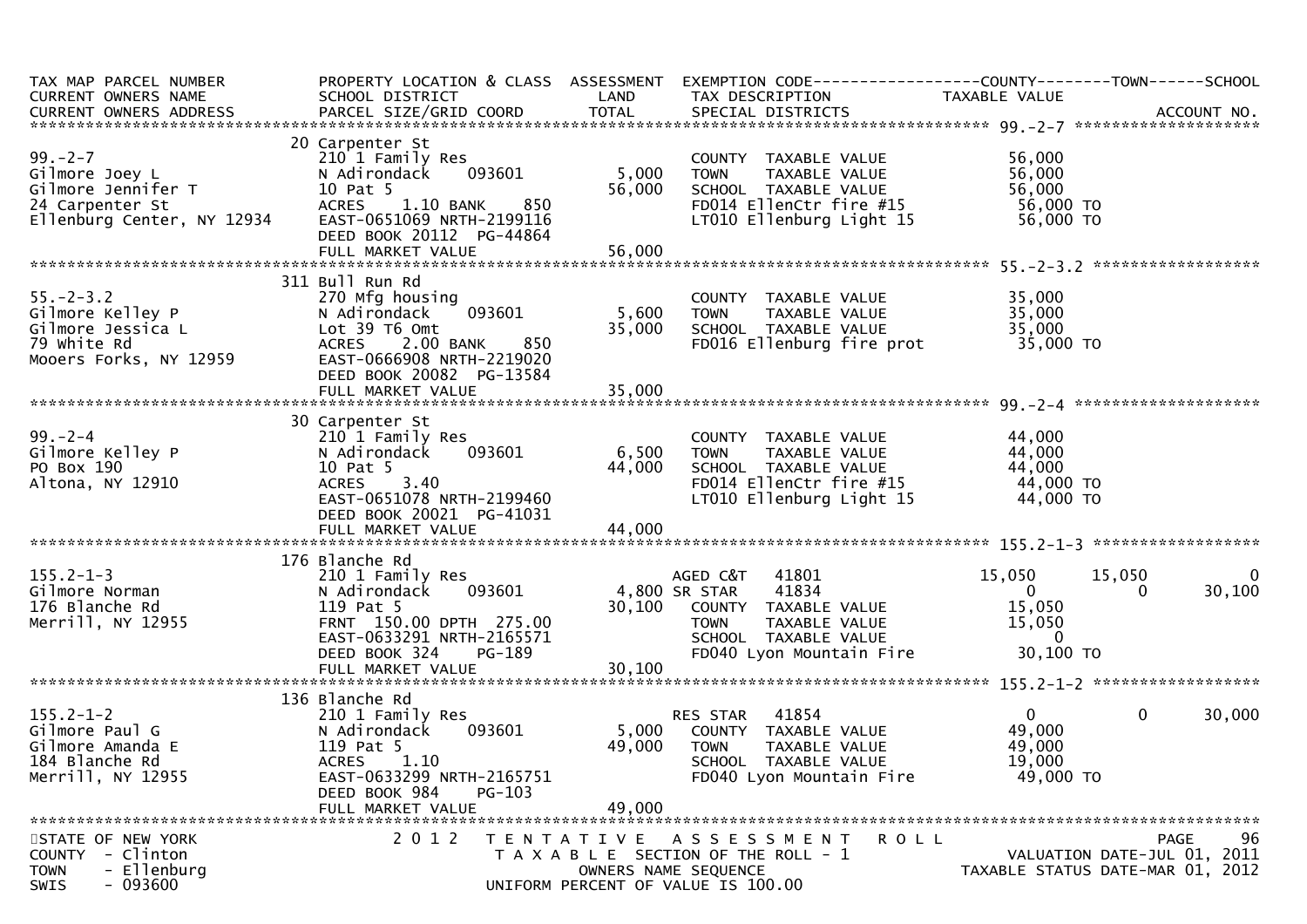```
TAX MAP PARCEL NUMBER          PROPERTY LOCATION & CLASS  ASSESSMENT  EXEMPTION CODE------------------COUNTY--------TOWN------SCHOOL
CURRENT OWNERS NAME            SCHOOL DISTRICT               LAND      TAX DESCRIPTION              TAXABLE VALUE
CURRENT OWNERS ADDRESS         PARCEL SIZE/GRID COORD        TOTAL     SPECIAL DISTRICTS                                       ACCOUNT NO.
******************************************************************************************************* 99.-2-7 ********************
                               20 Carpenter St
99.-2-7                        210 1 Family Res                         COUNTY  TAXABLE VALUE            56,000
Gilmore Joey L                 N Adirondack    093601       5,000      TOWN    TAXABLE VALUE            56,000
Gilmore Jennifer T             10 Pat 5                    56,000      SCHOOL  TAXABLE VALUE            56,000
24 Carpenter St                ACRES    1.10 BANK    850               FD014 EllenCtr fire #15           56,000 TO
Ellenburg Center, NY 12934     EAST-0651069 NRTH-2199116               LT010 Ellenburg Light 15          56,000 TO
                               DEED BOOK 20112  PG-44864
                               FULL MARKET VALUE           56,000
******************************************************************************************************* 55.-2-3.2 ******************
                               311 Bull Run Rd
55.-2-3.2                      270 Mfg housing                          COUNTY  TAXABLE VALUE            35,000
Gilmore Kelley P               N Adirondack    093601       5,600      TOWN    TAXABLE VALUE            35,000
Gilmore Jessica L              Lot 39 T6 Omt               35,000      SCHOOL  TAXABLE VALUE            35,000
79 White Rd                    ACRES    2.00 BANK    850               FD016 Ellenburg fire prot         35,000 TO
Mooers Forks, NY 12959         EAST-0666908 NRTH-2219020
                               DEED BOOK 20082  PG-13584
                               FULL MARKET VALUE           35,000
******************************************************************************************************* 99.-2-4 ********************
                               30 Carpenter St
99.-2-4                        210 1 Family Res                         COUNTY  TAXABLE VALUE            44,000
Gilmore Kelley P               N Adirondack    093601       6,500      TOWN    TAXABLE VALUE            44,000
PO Box 190                     10 Pat 5                    44,000      SCHOOL  TAXABLE VALUE            44,000
Altona, NY 12910               ACRES    3.40                           FD014 EllenCtr fire #15           44,000 TO
                               EAST-0651078 NRTH-2199460               LT010 Ellenburg Light 15          44,000 TO
                               DEED BOOK 20021  PG-41031
                               FULL MARKET VALUE           44,000
******************************************************************************************************* 155.2-1-3 ******************
                               176 Blanche Rd
155.2-1-3                      210 1 Family Res                         AGED C&T   41801               15,050      15,050           0
Gilmore Norman                 N Adirondack    093601       4,800 SR STAR    41834                    0           0      30,100
176 Blanche Rd                 119 Pat 5                   30,100      COUNTY  TAXABLE VALUE            15,050
Merrill, NY 12955              FRNT 150.00 DPTH 275.00                 TOWN    TAXABLE VALUE            15,050
                               EAST-0633291 NRTH-2165571               SCHOOL  TAXABLE VALUE                 0
                               DEED BOOK 324    PG-189                 FD040 Lyon Mountain Fire          30,100 TO
                               FULL MARKET VALUE           30,100
******************************************************************************************************* 155.2-1-2 ******************
                               136 Blanche Rd
155.2-1-2                      210 1 Family Res                         RES STAR   41854                    0           0      30,000
Gilmore Paul G                 N Adirondack    093601       5,000      COUNTY  TAXABLE VALUE            49,000
Gilmore Amanda E               119 Pat 5                   49,000      TOWN    TAXABLE VALUE            49,000
184 Blanche Rd                 ACRES    1.10                           SCHOOL  TAXABLE VALUE            19,000
Merrill, NY 12955              EAST-0633299 NRTH-2165751               FD040 Lyon Mountain Fire          49,000 TO
                               DEED BOOK 984    PG-103
                               FULL MARKET VALUE           49,000
************************************************************************************************************************************
STATE OF NEW YORK                  2 0 1 2   T E N T A T I V E   A S S E S S M E N T   R O L L
COUNTY  - Clinton                         T A X A B L E  SECTION OF THE ROLL - 1                  VALUATION DATE-JUL 01, 2011
TOWN    - Ellenburg                              OWNERS NAME SEQUENCE                         TAXABLE STATUS DATE-MAR 01, 2012
SWIS    - 093600                          UNIFORM PERCENT OF VALUE IS 100.00
```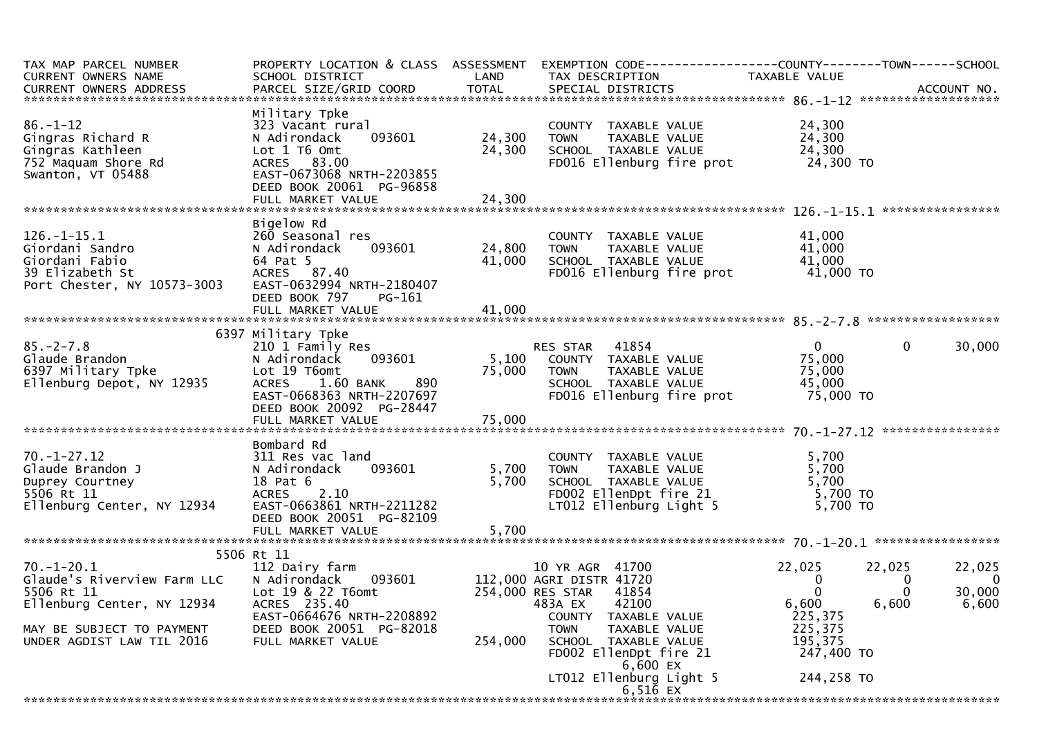```
TAX MAP PARCEL NUMBER          PROPERTY LOCATION & CLASS  ASSESSMENT  EXEMPTION CODE------------------COUNTY--------TOWN------SCHOOL
CURRENT OWNERS NAME            SCHOOL DISTRICT               LAND      TAX DESCRIPTION            TAXABLE VALUE
CURRENT OWNERS ADDRESS         PARCEL SIZE/GRID COORD        TOTAL     SPECIAL DISTRICTS                                   ACCOUNT NO.
******************************************************************************************************* 86.-1-12 *******************
                               Military Tpke
86.-1-12                       323 Vacant rural                        COUNTY  TAXABLE VALUE            24,300
Gingras Richard R              N Adirondack     093601      24,300     TOWN    TAXABLE VALUE            24,300
Gingras Kathleen               Lot 1 T6 Omt                 24,300     SCHOOL  TAXABLE VALUE            24,300
752 Maquam Shore Rd            ACRES  83.00                            FD016 Ellenburg fire prot         24,300 TO
Swanton, VT 05488              EAST-0673068 NRTH-2203855
                               DEED BOOK 20061  PG-96858
                               FULL MARKET VALUE            24,300
******************************************************************************************************* 126.-1-15.1 ****************
                               Bigelow Rd
126.-1-15.1                    260 Seasonal res                        COUNTY  TAXABLE VALUE            41,000
Giordani Sandro                N Adirondack     093601      24,800     TOWN    TAXABLE VALUE            41,000
Giordani Fabio                 64 Pat 5                     41,000     SCHOOL  TAXABLE VALUE            41,000
39 Elizabeth St                ACRES  87.40                            FD016 Ellenburg fire prot         41,000 TO
Port Chester, NY 10573-3003    EAST-0632994 NRTH-2180407
                               DEED BOOK 797    PG-161
                               FULL MARKET VALUE            41,000
******************************************************************************************************* 85.-2-7.8 ******************
                               6397 Military Tpke
85.-2-7.8                      210 1 Family Res                        RES STAR   41854                  0          0         30,000
Glaude Brandon                 N Adirondack     093601       5,100     COUNTY  TAXABLE VALUE            75,000
6397 Military Tpke             Lot 19 T6omt                 75,000     TOWN    TAXABLE VALUE            75,000
Ellenburg Depot, NY 12935      ACRES    1.60 BANK     890              SCHOOL  TAXABLE VALUE            45,000
                               EAST-0668363 NRTH-2207697               FD016 Ellenburg fire prot         75,000 TO
                               DEED BOOK 20092  PG-28447
                               FULL MARKET VALUE            75,000
******************************************************************************************************* 70.-1-27.12 ****************
                               Bombard Rd
70.-1-27.12                    311 Res vac land                        COUNTY  TAXABLE VALUE             5,700
Glaude Brandon J               N Adirondack     093601       5,700     TOWN    TAXABLE VALUE             5,700
Duprey Courtney                18 Pat 6                      5,700     SCHOOL  TAXABLE VALUE             5,700
5506 Rt 11                     ACRES    2.10                           FD002 EllenDpt fire 21             5,700 TO
Ellenburg Center, NY 12934     EAST-0663861 NRTH-2211282               LT012 Ellenburg Light 5            5,700 TO
                               DEED BOOK 20051  PG-82109
                               FULL MARKET VALUE             5,700
******************************************************************************************************* 70.-1-20.1 *****************
                               5506 Rt 11
70.-1-20.1                     112 Dairy farm                          10 YR AGR  41700             22,025     22,025     22,025
Glaude's Riverview Farm LLC    N Adirondack     093601     112,000 AGRI DISTR 41720                   0          0          0
5506 Rt 11                     Lot 19 & 22 T6omt           254,000 RES STAR   41854                   0          0         30,000
Ellenburg Center, NY 12934     ACRES 235.40                            483A EX    42100              6,600      6,600      6,600
                               EAST-0664676 NRTH-2208892               COUNTY  TAXABLE VALUE           225,375
MAY BE SUBJECT TO PAYMENT      DEED BOOK 20051  PG-82018               TOWN    TAXABLE VALUE           225,375
UNDER AGDIST LAW TIL 2016      FULL MARKET VALUE           254,000     SCHOOL  TAXABLE VALUE           195,375
                                                                       FD002 EllenDpt fire 21           247,400 TO
                                                                                6,600 EX
                                                                       LT012 Ellenburg Light 5          244,258 TO
                                                                                6,516 EX
************************************************************************************************************************************
```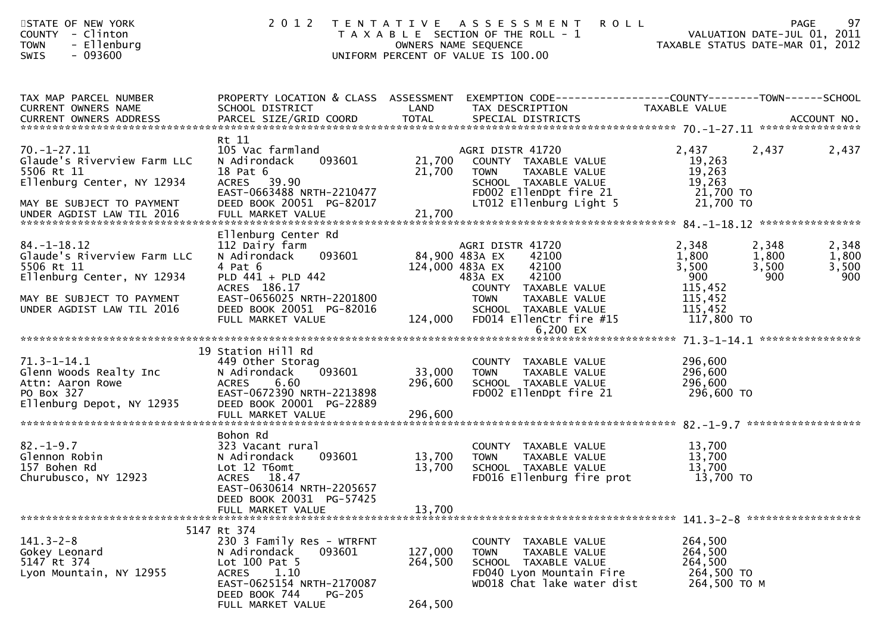STATE OF NEW YORK
COUNTY - Clinton
TOWN - Ellenburg
SWIS - 093600

2012 TENTATIVE ASSESSMENT ROLL
TAXABLE SECTION OF THE ROLL - 1
OWNERS NAME SEQUENCE
UNIFORM PERCENT OF VALUE IS 100.00

VALUATION DATE-JUL 01, 2011
TAXABLE STATUS DATE-MAR 01, 2012

| TAX MAP PARCEL NUMBER / CURRENT OWNERS NAME / CURRENT OWNERS ADDRESS | PROPERTY LOCATION & CLASS / SCHOOL DISTRICT / PARCEL SIZE/GRID COORD | ASSESSMENT LAND / TOTAL | EXEMPTION CODE / TAX DESCRIPTION / SPECIAL DISTRICTS | COUNTY TAXABLE VALUE | TOWN | SCHOOL / ACCOUNT NO. |
|---|---|---|---|---|---|---|
| **70.-1-27.11** | Rt 11 | | | | | |
| 70.-1-27.11 | 105 Vac farmland | | AGRI DISTR 41720 | 2,437 | 2,437 | 2,437 |
| Glaude's Riverview Farm LLC | N Adirondack 093601 | 21,700 | COUNTY TAXABLE VALUE | 19,263 | | |
| 5506 Rt 11 | 18 Pat 6 | 21,700 | TOWN TAXABLE VALUE | 19,263 | | |
| Ellenburg Center, NY 12934 | ACRES 39.90 | | SCHOOL TAXABLE VALUE | 19,263 | | |
| | EAST-0663488 NRTH-2210477 | | FD002 EllenDpt fire 21 | 21,700 TO | | |
| MAY BE SUBJECT TO PAYMENT | DEED BOOK 20051 PG-82017 | | LT012 Ellenburg Light 5 | 21,700 TO | | |
| UNDER AGDIST LAW TIL 2016 | FULL MARKET VALUE | 21,700 | | | | |
| **84.-1-18.12** | Ellenburg Center Rd | | | | | |
| 84.-1-18.12 | 112 Dairy farm | | AGRI DISTR 41720 | 2,348 | 2,348 | 2,348 |
| Glaude's Riverview Farm LLC | N Adirondack 093601 | 84,900 | 483A EX 42100 | 1,800 | 1,800 | 1,800 |
| 5506 Rt 11 | 4 Pat 6 | 124,000 | 483A EX 42100 | 3,500 | 3,500 | 3,500 |
| Ellenburg Center, NY 12934 | PLD 441 + PLD 442 | | 483A EX 42100 | 900 | 900 | 900 |
| | ACRES 186.17 | | COUNTY TAXABLE VALUE | 115,452 | | |
| MAY BE SUBJECT TO PAYMENT | EAST-0656025 NRTH-2201800 | | TOWN TAXABLE VALUE | 115,452 | | |
| UNDER AGDIST LAW TIL 2016 | DEED BOOK 20051 PG-82016 | | SCHOOL TAXABLE VALUE | 115,452 | | |
| | FULL MARKET VALUE | 124,000 | FD014 EllenCtr fire #15 | 117,800 TO | | |
| | | | 6,200 EX | | | |
| **71.3-1-14.1** | 19 Station Hill Rd | | | | | |
| 71.3-1-14.1 | 449 Other Storag | | COUNTY TAXABLE VALUE | 296,600 | | |
| Glenn Woods Realty Inc | N Adirondack 093601 | 33,000 | TOWN TAXABLE VALUE | 296,600 | | |
| Attn: Aaron Rowe | ACRES 6.60 | 296,600 | SCHOOL TAXABLE VALUE | 296,600 | | |
| PO Box 327 | EAST-0672390 NRTH-2213898 | | FD002 EllenDpt fire 21 | 296,600 TO | | |
| Ellenburg Depot, NY 12935 | DEED BOOK 20001 PG-22889 | | | | | |
| | FULL MARKET VALUE | 296,600 | | | | |
| **82.-1-9.7** | Bohon Rd | | | | | |
| 82.-1-9.7 | 323 Vacant rural | | COUNTY TAXABLE VALUE | 13,700 | | |
| Glennon Robin | N Adirondack 093601 | 13,700 | TOWN TAXABLE VALUE | 13,700 | | |
| 157 Bohen Rd | Lot 12 T6omt | 13,700 | SCHOOL TAXABLE VALUE | 13,700 | | |
| Churubusco, NY 12923 | ACRES 18.47 | | FD016 Ellenburg fire prot | 13,700 TO | | |
| | EAST-0630614 NRTH-2205657 | | | | | |
| | DEED BOOK 20031 PG-57425 | | | | | |
| | FULL MARKET VALUE | 13,700 | | | | |
| **141.3-2-8** | 5147 Rt 374 | | | | | |
| 141.3-2-8 | 230 3 Family Res - WTRFNT | | COUNTY TAXABLE VALUE | 264,500 | | |
| Gokey Leonard | N Adirondack 093601 | 127,000 | TOWN TAXABLE VALUE | 264,500 | | |
| 5147 Rt 374 | Lot 100 Pat 5 | 264,500 | SCHOOL TAXABLE VALUE | 264,500 | | |
| Lyon Mountain, NY 12955 | ACRES 1.10 | | FD040 Lyon Mountain Fire | 264,500 TO | | |
| | EAST-0625154 NRTH-2170087 | | WD018 Chat lake water dist | 264,500 TO M | | |
| | DEED BOOK 744 PG-205 | | | | | |
| | FULL MARKET VALUE | 264,500 | | | | |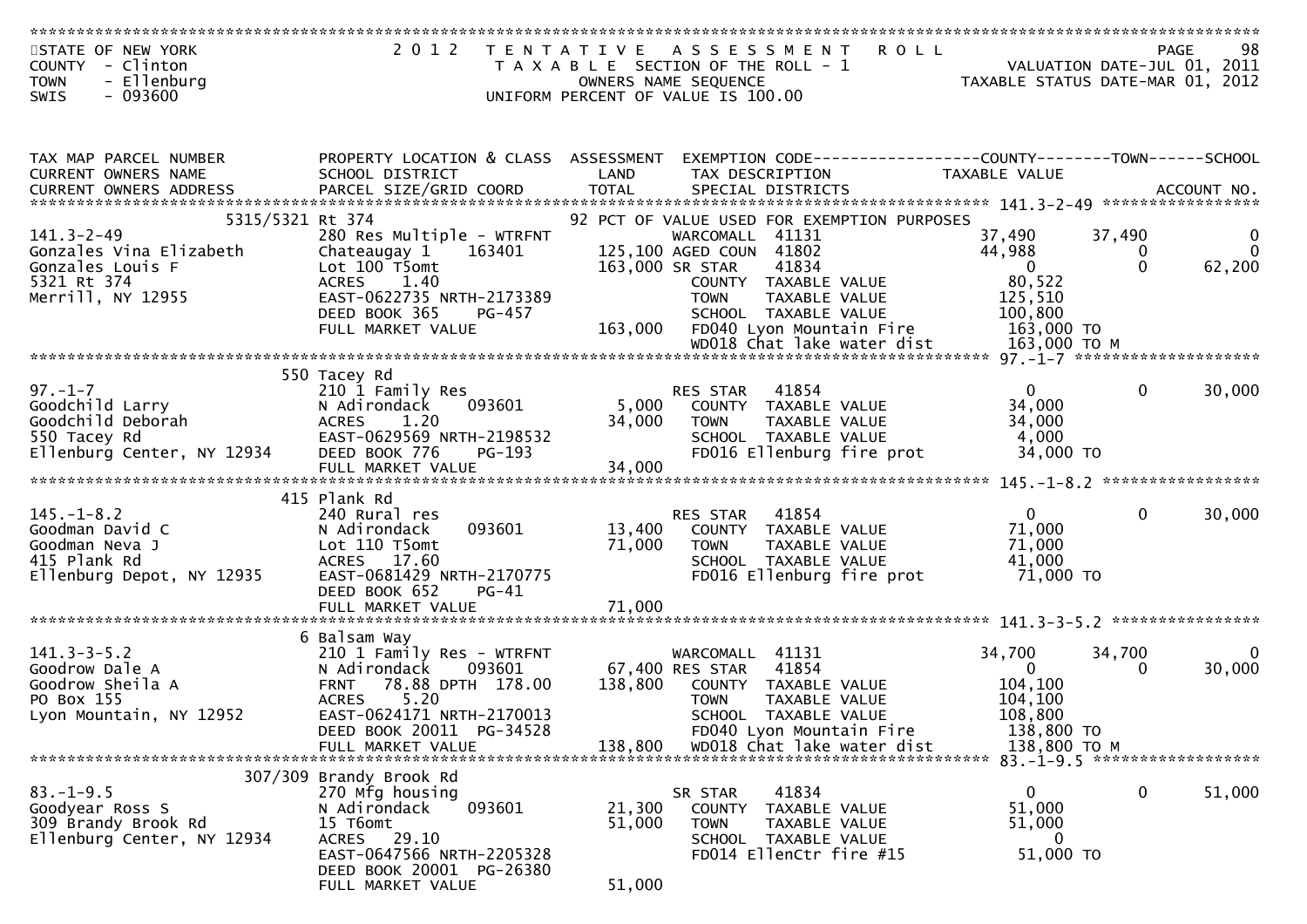STATE OF NEW YORK
COUNTY - Clinton
TOWN - Ellenburg
SWIS - 093600

2012 TENTATIVE ASSESSMENT ROLL
TAXABLE SECTION OF THE ROLL - 1
OWNERS NAME SEQUENCE
UNIFORM PERCENT OF VALUE IS 100.00

VALUATION DATE-JUL 01, 2011
TAXABLE STATUS DATE-MAR 01, 2012

| TAX MAP PARCEL NUMBER / CURRENT OWNERS NAME / CURRENT OWNERS ADDRESS | PROPERTY LOCATION & CLASS / SCHOOL DISTRICT / PARCEL SIZE/GRID COORD | ASSESSMENT LAND / TOTAL | EXEMPTION CODE / TAX DESCRIPTION / SPECIAL DISTRICTS | COUNTY TAXABLE VALUE | TOWN | SCHOOL / ACCOUNT NO. |
|---|---|---|---|---|---|---|
| **141.3-2-49** | 5315/5321 Rt 374 | | 92 PCT OF VALUE USED FOR EXEMPTION PURPOSES | | | |
| 141.3-2-49 | 280 Res Multiple - WTRFNT | | WARCOMALL 41131 | 37,490 | 37,490 | 0 |
| Gonzales Vina Elizabeth | Chateaugay 1 163401 | 125,100 | AGED COUN 41802 | 44,988 | 0 | 0 |
| Gonzales Louis F | Lot 100 T5omt | 163,000 | SR STAR 41834 | 0 | 0 | 62,200 |
| 5321 Rt 374 | ACRES 1.40 | | COUNTY TAXABLE VALUE | 80,522 | | |
| Merrill, NY 12955 | EAST-0622735 NRTH-2173389 | | TOWN TAXABLE VALUE | 125,510 | | |
| | DEED BOOK 365 PG-457 | | SCHOOL TAXABLE VALUE | 100,800 | | |
| | FULL MARKET VALUE | 163,000 | FD040 Lyon Mountain Fire | 163,000 TO | | |
| | | | WD018 Chat lake water dist | 163,000 TO M | | |
| **97.-1-7** | 550 Tacey Rd | | | | | |
| 97.-1-7 | 210 1 Family Res | | RES STAR 41854 | 0 | 0 | 30,000 |
| Goodchild Larry | N Adirondack 093601 | 5,000 | COUNTY TAXABLE VALUE | 34,000 | | |
| Goodchild Deborah | ACRES 1.20 | 34,000 | TOWN TAXABLE VALUE | 34,000 | | |
| 550 Tacey Rd | EAST-0629569 NRTH-2198532 | | SCHOOL TAXABLE VALUE | 4,000 | | |
| Ellenburg Center, NY 12934 | DEED BOOK 776 PG-193 | | FD016 Ellenburg fire prot | 34,000 TO | | |
| | FULL MARKET VALUE | 34,000 | | | | |
| **145.-1-8.2** | 415 Plank Rd | | | | | |
| 145.-1-8.2 | 240 Rural res | | RES STAR 41854 | 0 | 0 | 30,000 |
| Goodman David C | N Adirondack 093601 | 13,400 | COUNTY TAXABLE VALUE | 71,000 | | |
| Goodman Neva J | Lot 110 T5omt | 71,000 | TOWN TAXABLE VALUE | 71,000 | | |
| 415 Plank Rd | ACRES 17.60 | | SCHOOL TAXABLE VALUE | 41,000 | | |
| Ellenburg Depot, NY 12935 | EAST-0681429 NRTH-2170775 | | FD016 Ellenburg fire prot | 71,000 TO | | |
| | DEED BOOK 652 PG-41 | | | | | |
| | FULL MARKET VALUE | 71,000 | | | | |
| **141.3-3-5.2** | 6 Balsam Way | | | | | |
| 141.3-3-5.2 | 210 1 Family Res - WTRFNT | | WARCOMALL 41131 | 34,700 | 34,700 | 0 |
| Goodrow Dale A | N Adirondack 093601 | 67,400 | RES STAR 41854 | 0 | 0 | 30,000 |
| Goodrow Sheila A | FRNT 78.88 DPTH 178.00 | 138,800 | COUNTY TAXABLE VALUE | 104,100 | | |
| PO Box 155 | ACRES 5.20 | | TOWN TAXABLE VALUE | 104,100 | | |
| Lyon Mountain, NY 12952 | EAST-0624171 NRTH-2170013 | | SCHOOL TAXABLE VALUE | 108,800 | | |
| | DEED BOOK 20011 PG-34528 | | FD040 Lyon Mountain Fire | 138,800 TO | | |
| | FULL MARKET VALUE | 138,800 | WD018 Chat lake water dist | 138,800 TO M | | |
| **83.-1-9.5** | 307/309 Brandy Brook Rd | | | | | |
| 83.-1-9.5 | 270 Mfg housing | | SR STAR 41834 | 0 | 0 | 51,000 |
| Goodyear Ross S | N Adirondack 093601 | 21,300 | COUNTY TAXABLE VALUE | 51,000 | | |
| 309 Brandy Brook Rd | 15 T6omt | 51,000 | TOWN TAXABLE VALUE | 51,000 | | |
| Ellenburg Center, NY 12934 | ACRES 29.10 | | SCHOOL TAXABLE VALUE | 0 | | |
| | EAST-0647566 NRTH-2205328 | | FD014 EllenCtr fire #15 | 51,000 TO | | |
| | DEED BOOK 20001 PG-26380 | | | | | |
| | FULL MARKET VALUE | 51,000 | | | | |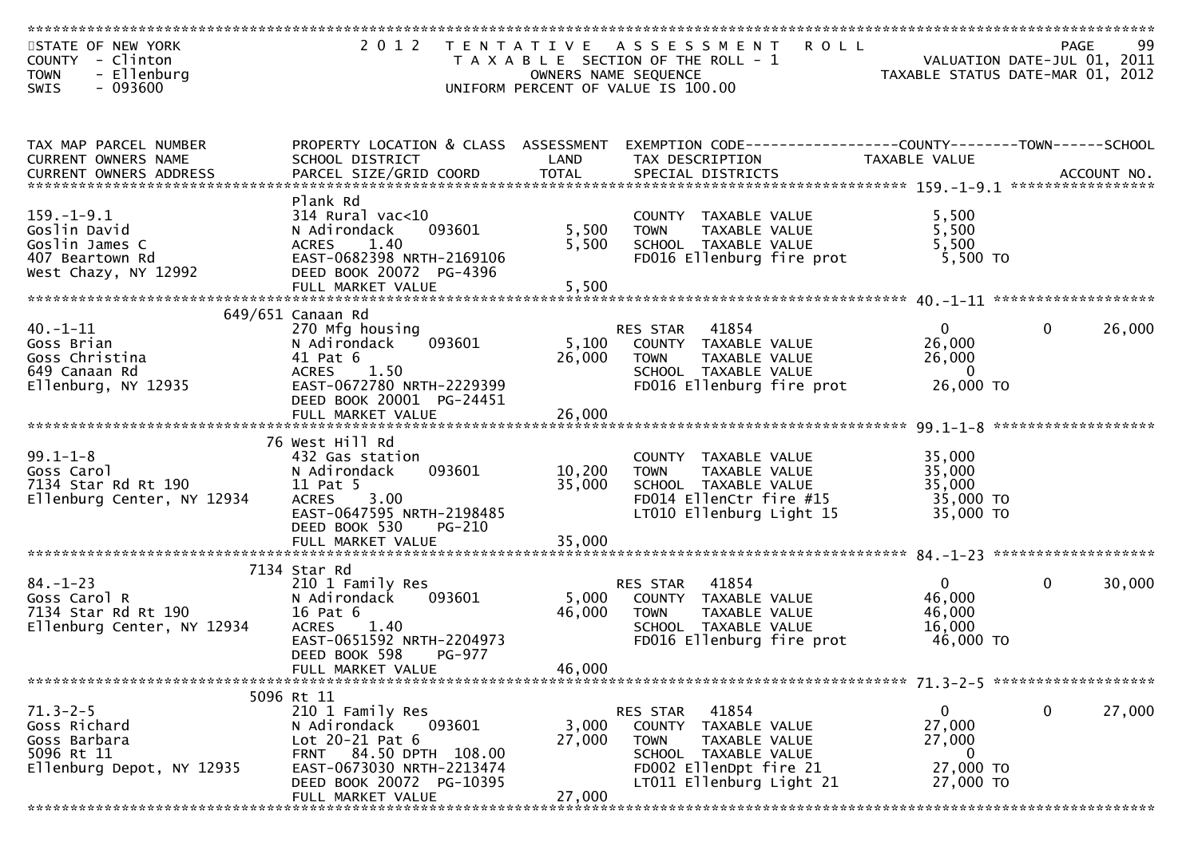STATE OF NEW YORK
COUNTY - Clinton
TOWN - Ellenburg
SWIS - 093600

# 2012 TENTATIVE ASSESSMENT ROLL

TAXABLE SECTION OF THE ROLL - 1
OWNERS NAME SEQUENCE
UNIFORM PERCENT OF VALUE IS 100.00

VALUATION DATE-JUL 01, 2011
TAXABLE STATUS DATE-MAR 01, 2012

| TAX MAP PARCEL NUMBER / CURRENT OWNERS NAME / CURRENT OWNERS ADDRESS | PROPERTY LOCATION & CLASS / SCHOOL DISTRICT / PARCEL SIZE/GRID COORD | ASSESSMENT LAND | TOTAL | EXEMPTION CODE / TAX DESCRIPTION / SPECIAL DISTRICTS | COUNTY TAXABLE VALUE | TOWN | SCHOOL |
|---|---|---|---|---|---|---|---|
| **159.-1-9.1** | Plank Rd | | | | | | |
| 159.-1-9.1 | 314 Rural vac<10 | | | COUNTY TAXABLE VALUE | 5,500 | | |
| Goslin David | N Adirondack 093601 | 5,500 | | TOWN TAXABLE VALUE | 5,500 | | |
| Goslin James C | ACRES 1.40 | | 5,500 | SCHOOL TAXABLE VALUE | 5,500 | | |
| 407 Beartown Rd | EAST-0682398 NRTH-2169106 | | | FD016 Ellenburg fire prot | 5,500 TO | | |
| West Chazy, NY 12992 | DEED BOOK 20072 PG-4396 | | | | | | |
| | FULL MARKET VALUE | | 5,500 | | | | |
| **40.-1-11** | 649/651 Canaan Rd | | | | | | |
| 40.-1-11 | 270 Mfg housing | | | RES STAR 41854 | 0 | 0 | 26,000 |
| Goss Brian | N Adirondack 093601 | 5,100 | | COUNTY TAXABLE VALUE | 26,000 | | |
| Goss Christina | 41 Pat 6 | | 26,000 | TOWN TAXABLE VALUE | 26,000 | | |
| 649 Canaan Rd | ACRES 1.50 | | | SCHOOL TAXABLE VALUE | 0 | | |
| Ellenburg, NY 12935 | EAST-0672780 NRTH-2229399 | | | FD016 Ellenburg fire prot | 26,000 TO | | |
| | DEED BOOK 20001 PG-24451 | | | | | | |
| | FULL MARKET VALUE | | 26,000 | | | | |
| **99.1-1-8** | 76 West Hill Rd | | | | | | |
| 99.1-1-8 | 432 Gas station | | | COUNTY TAXABLE VALUE | 35,000 | | |
| Goss Carol | N Adirondack 093601 | 10,200 | | TOWN TAXABLE VALUE | 35,000 | | |
| 7134 Star Rd Rt 190 | 11 Pat 5 | | 35,000 | SCHOOL TAXABLE VALUE | 35,000 | | |
| Ellenburg Center, NY 12934 | ACRES 3.00 | | | FD014 EllenCtr fire #15 | 35,000 TO | | |
| | EAST-0647595 NRTH-2198485 | | | LT010 Ellenburg Light 15 | 35,000 TO | | |
| | DEED BOOK 530 PG-210 | | | | | | |
| | FULL MARKET VALUE | | 35,000 | | | | |
| **84.-1-23** | 7134 Star Rd | | | | | | |
| 84.-1-23 | 210 1 Family Res | | | RES STAR 41854 | 0 | 0 | 30,000 |
| Goss Carol R | N Adirondack 093601 | 5,000 | | COUNTY TAXABLE VALUE | 46,000 | | |
| 7134 Star Rd Rt 190 | 16 Pat 6 | | 46,000 | TOWN TAXABLE VALUE | 46,000 | | |
| Ellenburg Center, NY 12934 | ACRES 1.40 | | | SCHOOL TAXABLE VALUE | 16,000 | | |
| | EAST-0651592 NRTH-2204973 | | | FD016 Ellenburg fire prot | 46,000 TO | | |
| | DEED BOOK 598 PG-977 | | | | | | |
| | FULL MARKET VALUE | | 46,000 | | | | |
| **71.3-2-5** | 5096 Rt 11 | | | | | | |
| 71.3-2-5 | 210 1 Family Res | | | RES STAR 41854 | 0 | 0 | 27,000 |
| Goss Richard | N Adirondack 093601 | 3,000 | | COUNTY TAXABLE VALUE | 27,000 | | |
| Goss Barbara | Lot 20-21 Pat 6 | | 27,000 | TOWN TAXABLE VALUE | 27,000 | | |
| 5096 Rt 11 | FRNT 84.50 DPTH 108.00 | | | SCHOOL TAXABLE VALUE | 0 | | |
| Ellenburg Depot, NY 12935 | EAST-0673030 NRTH-2213474 | | | FD002 EllenDpt fire 21 | 27,000 TO | | |
| | DEED BOOK 20072 PG-10395 | | | LT011 Ellenburg Light 21 | 27,000 TO | | |
| | FULL MARKET VALUE | | 27,000 | | | | |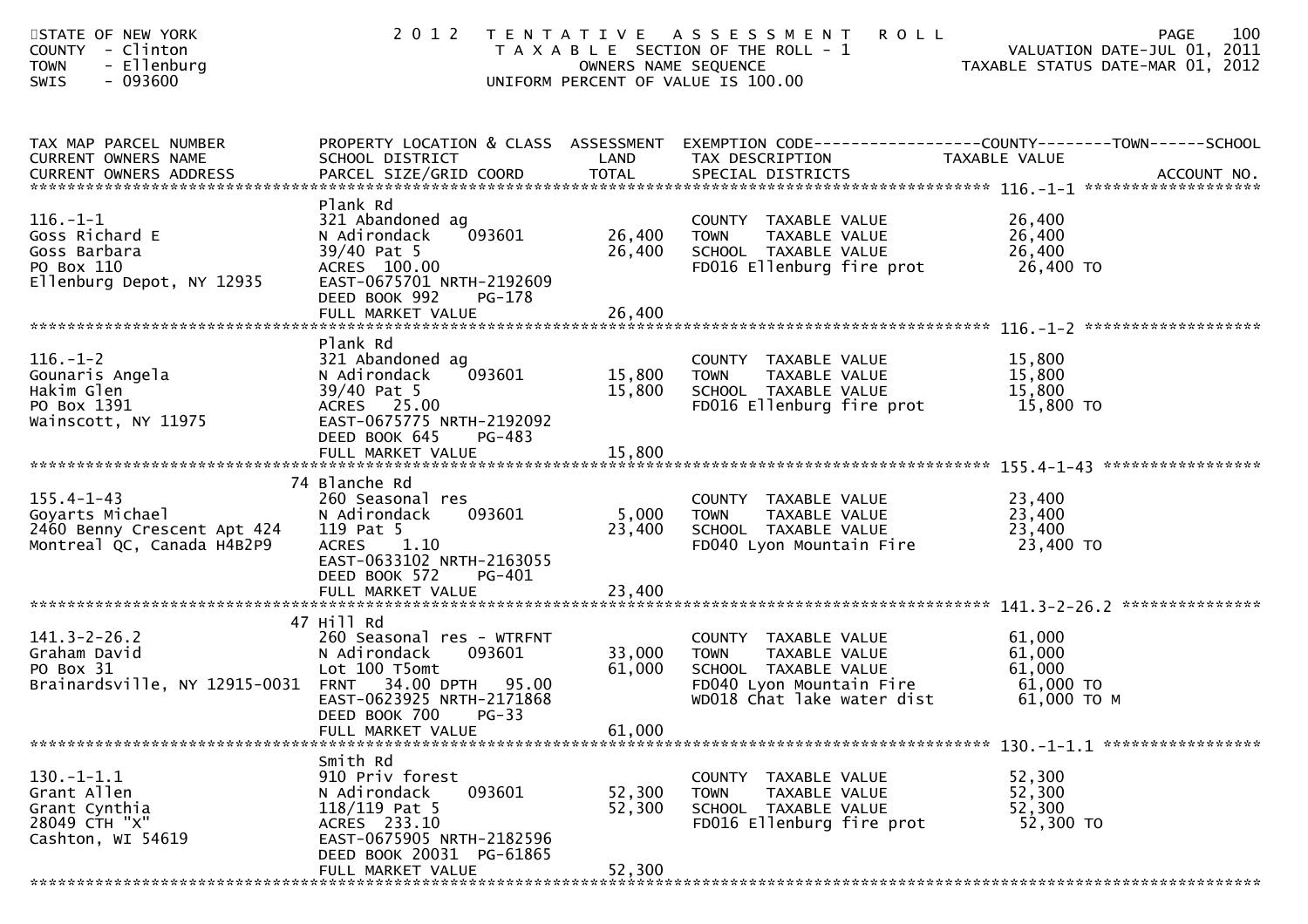STATE OF NEW YORK
COUNTY - Clinton
TOWN - Ellenburg
SWIS - 093600

# 2012 TENTATIVE ASSESSMENT ROLL

TAXABLE SECTION OF THE ROLL - 1
OWNERS NAME SEQUENCE
UNIFORM PERCENT OF VALUE IS 100.00

VALUATION DATE-JUL 01, 2011
TAXABLE STATUS DATE-MAR 01, 2012

| TAX MAP PARCEL NUMBER / CURRENT OWNERS NAME / CURRENT OWNERS ADDRESS | PROPERTY LOCATION & CLASS / SCHOOL DISTRICT / PARCEL SIZE/GRID COORD | ASSESSMENT LAND | TOTAL | EXEMPTION CODE / TAX DESCRIPTION / SPECIAL DISTRICTS | COUNTY--------TOWN------SCHOOL TAXABLE VALUE | ACCOUNT NO. |
|---|---|---|---|---|---|---|
| 116.-1-1 | Plank Rd | | | | | |
| | 321 Abandoned ag | | | COUNTY TAXABLE VALUE | 26,400 | |
| Goss Richard E | N Adirondack 093601 | 26,400 | | TOWN TAXABLE VALUE | 26,400 | |
| Goss Barbara | 39/40 Pat 5 | | 26,400 | SCHOOL TAXABLE VALUE | 26,400 | |
| PO Box 110 | ACRES 100.00 | | | FD016 Ellenburg fire prot | 26,400 TO | |
| Ellenburg Depot, NY 12935 | EAST-0675701 NRTH-2192609 | | | | | |
| | DEED BOOK 992 PG-178 | | | | | |
| | FULL MARKET VALUE | | 26,400 | | | |
| 116.-1-2 | Plank Rd | | | | | |
| | 321 Abandoned ag | | | COUNTY TAXABLE VALUE | 15,800 | |
| Gounaris Angela | N Adirondack 093601 | 15,800 | | TOWN TAXABLE VALUE | 15,800 | |
| Hakim Glen | 39/40 Pat 5 | | 15,800 | SCHOOL TAXABLE VALUE | 15,800 | |
| PO Box 1391 | ACRES 25.00 | | | FD016 Ellenburg fire prot | 15,800 TO | |
| Wainscott, NY 11975 | EAST-0675775 NRTH-2192092 | | | | | |
| | DEED BOOK 645 PG-483 | | | | | |
| | FULL MARKET VALUE | | 15,800 | | | |
| 155.4-1-43 | 74 Blanche Rd | | | | | |
| | 260 Seasonal res | | | COUNTY TAXABLE VALUE | 23,400 | |
| Goyarts Michael | N Adirondack 093601 | 5,000 | | TOWN TAXABLE VALUE | 23,400 | |
| 2460 Benny Crescent Apt 424 | 119 Pat 5 | | 23,400 | SCHOOL TAXABLE VALUE | 23,400 | |
| Montreal QC, Canada H4B2P9 | ACRES 1.10 | | | FD040 Lyon Mountain Fire | 23,400 TO | |
| | EAST-0633102 NRTH-2163055 | | | | | |
| | DEED BOOK 572 PG-401 | | | | | |
| | FULL MARKET VALUE | | 23,400 | | | |
| 141.3-2-26.2 | 47 Hill Rd | | | | | |
| | 260 Seasonal res - WTRFNT | | | COUNTY TAXABLE VALUE | 61,000 | |
| Graham David | N Adirondack 093601 | 33,000 | | TOWN TAXABLE VALUE | 61,000 | |
| PO Box 31 | Lot 100 T5omt | | 61,000 | SCHOOL TAXABLE VALUE | 61,000 | |
| Brainardsville, NY 12915-0031 | FRNT 34.00 DPTH 95.00 | | | FD040 Lyon Mountain Fire | 61,000 TO | |
| | EAST-0623925 NRTH-2171868 | | | WD018 Chat lake water dist | 61,000 TO M | |
| | DEED BOOK 700 PG-33 | | | | | |
| | FULL MARKET VALUE | | 61,000 | | | |
| 130.-1-1.1 | Smith Rd | | | | | |
| | 910 Priv forest | | | COUNTY TAXABLE VALUE | 52,300 | |
| Grant Allen | N Adirondack 093601 | 52,300 | | TOWN TAXABLE VALUE | 52,300 | |
| Grant Cynthia | 118/119 Pat 5 | | 52,300 | SCHOOL TAXABLE VALUE | 52,300 | |
| 28049 CTH "X" | ACRES 233.10 | | | FD016 Ellenburg fire prot | 52,300 TO | |
| Cashton, WI 54619 | EAST-0675905 NRTH-2182596 | | | | | |
| | DEED BOOK 20031 PG-61865 | | | | | |
| | FULL MARKET VALUE | | 52,300 | | | |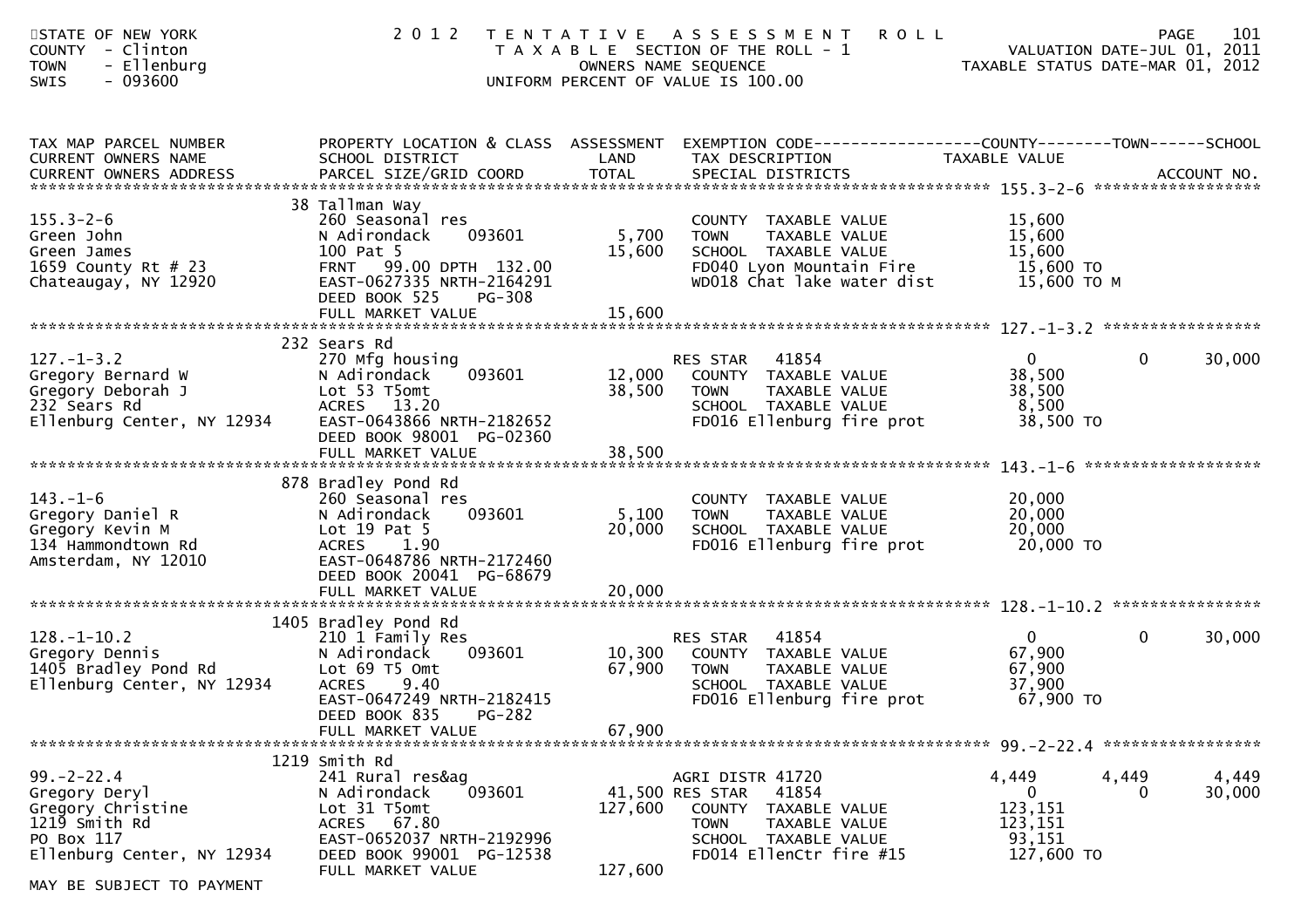STATE OF NEW YORK
COUNTY - Clinton
TOWN - Ellenburg
SWIS - 093600

# 2012 TENTATIVE ASSESSMENT ROLL

TAXABLE SECTION OF THE ROLL - 1
OWNERS NAME SEQUENCE
UNIFORM PERCENT OF VALUE IS 100.00

VALUATION DATE-JUL 01, 2011
TAXABLE STATUS DATE-MAR 01, 2012

| TAX MAP PARCEL NUMBER / CURRENT OWNERS NAME / CURRENT OWNERS ADDRESS | PROPERTY LOCATION & CLASS / SCHOOL DISTRICT / PARCEL SIZE/GRID COORD | ASSESSMENT LAND | TOTAL | EXEMPTION CODE / TAX DESCRIPTION / SPECIAL DISTRICTS | COUNTY TAXABLE VALUE | TOWN | SCHOOL |
|---|---|---|---|---|---|---|---|
| **155.3-2-6** | 38 Tallman Way | | | | | | |
| 155.3-2-6 | 260 Seasonal res | | | COUNTY TAXABLE VALUE | 15,600 | | |
| Green John | N Adirondack 093601 | 5,700 | | TOWN TAXABLE VALUE | 15,600 | | |
| Green James | 100 Pat 5 | | 15,600 | SCHOOL TAXABLE VALUE | 15,600 | | |
| 1659 County Rt # 23 | FRNT 99.00 DPTH 132.00 | | | FD040 Lyon Mountain Fire | 15,600 TO | | |
| Chateaugay, NY 12920 | EAST-0627335 NRTH-2164291 | | | WD018 Chat lake water dist | 15,600 TO M | | |
| | DEED BOOK 525 PG-308 | | | | | | |
| | FULL MARKET VALUE | | 15,600 | | | | |
| **127.-1-3.2** | 232 Sears Rd | | | | | | |
| 127.-1-3.2 | 270 Mfg housing | | | RES STAR 41854 | 0 | 0 | 30,000 |
| Gregory Bernard W | N Adirondack 093601 | 12,000 | | COUNTY TAXABLE VALUE | 38,500 | | |
| Gregory Deborah J | Lot 53 T5omt | | 38,500 | TOWN TAXABLE VALUE | 38,500 | | |
| 232 Sears Rd | ACRES 13.20 | | | SCHOOL TAXABLE VALUE | 8,500 | | |
| Ellenburg Center, NY 12934 | EAST-0643866 NRTH-2182652 | | | FD016 Ellenburg fire prot | 38,500 TO | | |
| | DEED BOOK 98001 PG-02360 | | | | | | |
| | FULL MARKET VALUE | | 38,500 | | | | |
| **143.-1-6** | 878 Bradley Pond Rd | | | | | | |
| 143.-1-6 | 260 Seasonal res | | | COUNTY TAXABLE VALUE | 20,000 | | |
| Gregory Daniel R | N Adirondack 093601 | 5,100 | | TOWN TAXABLE VALUE | 20,000 | | |
| Gregory Kevin M | Lot 19 Pat 5 | | 20,000 | SCHOOL TAXABLE VALUE | 20,000 | | |
| 134 Hammondtown Rd | ACRES 1.90 | | | FD016 Ellenburg fire prot | 20,000 TO | | |
| Amsterdam, NY 12010 | EAST-0648786 NRTH-2172460 | | | | | | |
| | DEED BOOK 20041 PG-68679 | | | | | | |
| | FULL MARKET VALUE | | 20,000 | | | | |
| **128.-1-10.2** | 1405 Bradley Pond Rd | | | | | | |
| 128.-1-10.2 | 210 1 Family Res | | | RES STAR 41854 | 0 | 0 | 30,000 |
| Gregory Dennis | N Adirondack 093601 | 10,300 | | COUNTY TAXABLE VALUE | 67,900 | | |
| 1405 Bradley Pond Rd | Lot 69 T5 Omt | | 67,900 | TOWN TAXABLE VALUE | 67,900 | | |
| Ellenburg Center, NY 12934 | ACRES 9.40 | | | SCHOOL TAXABLE VALUE | 37,900 | | |
| | EAST-0647249 NRTH-2182415 | | | FD016 Ellenburg fire prot | 67,900 TO | | |
| | DEED BOOK 835 PG-282 | | | | | | |
| | FULL MARKET VALUE | | 67,900 | | | | |
| **99.-2-22.4** | 1219 Smith Rd | | | | | | |
| 99.-2-22.4 | 241 Rural res&ag | | | AGRI DISTR 41720 | 4,449 | 4,449 | 4,449 |
| Gregory Deryl | N Adirondack 093601 | 41,500 | | RES STAR 41854 | 0 | 0 | 30,000 |
| Gregory Christine | Lot 31 T5omt | | 127,600 | COUNTY TAXABLE VALUE | 123,151 | | |
| 1219 Smith Rd | ACRES 67.80 | | | TOWN TAXABLE VALUE | 123,151 | | |
| PO Box 117 | EAST-0652037 NRTH-2192996 | | | SCHOOL TAXABLE VALUE | 93,151 | | |
| Ellenburg Center, NY 12934 | DEED BOOK 99001 PG-12538 | | | FD014 EllenCtr fire #15 | 127,600 TO | | |
| | FULL MARKET VALUE | | 127,600 | | | | |
| MAY BE SUBJECT TO PAYMENT | | | | | | | |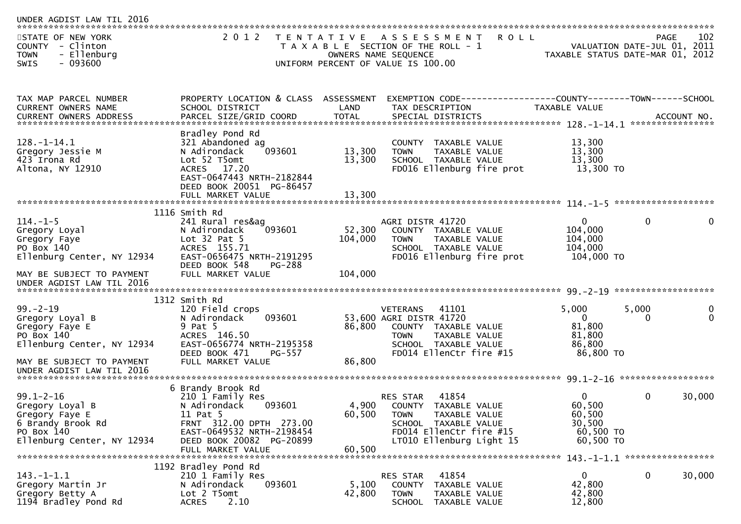UNDER AGDIST LAW TIL 2016

STATE OF NEW YORK — 2012 TENTATIVE ASSESSMENT ROLL — PAGE 102
COUNTY - Clinton — TAXABLE SECTION OF THE ROLL - 1 — VALUATION DATE-JUL 01, 2011
TOWN - Ellenburg — OWNERS NAME SEQUENCE — TAXABLE STATUS DATE-MAR 01, 2012
SWIS - 093600 — UNIFORM PERCENT OF VALUE IS 100.00

| TAX MAP PARCEL NUMBER / CURRENT OWNERS NAME / CURRENT OWNERS ADDRESS | PROPERTY LOCATION & CLASS / SCHOOL DISTRICT / PARCEL SIZE/GRID COORD | ASSESSMENT LAND / TOTAL | EXEMPTION CODE / TAX DESCRIPTION / SPECIAL DISTRICTS | COUNTY TAXABLE VALUE | TOWN | SCHOOL |
|---|---|---|---|---|---|---|
| 128.-1-14.1 | Bradley Pond Rd | | | | | |
| 128.-1-14.1 | 321 Abandoned ag | | COUNTY TAXABLE VALUE | 13,300 | | |
| Gregory Jessie M | N Adirondack 093601 | 13,300 | TOWN TAXABLE VALUE | 13,300 | | |
| 423 Irona Rd | Lot 52 T5omt | 13,300 | SCHOOL TAXABLE VALUE | 13,300 | | |
| Altona, NY 12910 | ACRES 17.20 | | FD016 Ellenburg fire prot | 13,300 TO | | |
| | EAST-0647443 NRTH-2182844 | | | | | |
| | DEED BOOK 20051 PG-86457 | | | | | |
| | FULL MARKET VALUE | 13,300 | | | | |
| 114.-1-5 | 1116 Smith Rd | | | | | |
| 114.-1-5 | 241 Rural res&ag | | AGRI DISTR 41720 | 0 | 0 | 0 |
| Gregory Loyal | N Adirondack 093601 | 52,300 | COUNTY TAXABLE VALUE | 104,000 | | |
| Gregory Faye | Lot 32 Pat 5 | 104,000 | TOWN TAXABLE VALUE | 104,000 | | |
| PO Box 140 | ACRES 155.71 | | SCHOOL TAXABLE VALUE | 104,000 | | |
| Ellenburg Center, NY 12934 | EAST-0656475 NRTH-2191295 | | FD016 Ellenburg fire prot | 104,000 TO | | |
| | DEED BOOK 548 PG-288 | | | | | |
| MAY BE SUBJECT TO PAYMENT | FULL MARKET VALUE | 104,000 | | | | |
| UNDER AGDIST LAW TIL 2016 | | | | | | |
| 99.-2-19 | 1312 Smith Rd | | | | | |
| 99.-2-19 | 120 Field crops | | VETERANS 41101 | 5,000 | 5,000 | 0 |
| Gregory Loyal B | N Adirondack 093601 | 53,600 | AGRI DISTR 41720 | 0 | 0 | 0 |
| Gregory Faye E | 9 Pat 5 | 86,800 | COUNTY TAXABLE VALUE | 81,800 | | |
| PO Box 140 | ACRES 146.50 | | TOWN TAXABLE VALUE | 81,800 | | |
| Ellenburg Center, NY 12934 | EAST-0656774 NRTH-2195358 | | SCHOOL TAXABLE VALUE | 86,800 | | |
| | DEED BOOK 471 PG-557 | | FD014 EllenCtr fire #15 | 86,800 TO | | |
| MAY BE SUBJECT TO PAYMENT | FULL MARKET VALUE | 86,800 | | | | |
| UNDER AGDIST LAW TIL 2016 | | | | | | |
| 99.1-2-16 | 6 Brandy Brook Rd | | | | | |
| 99.1-2-16 | 210 1 Family Res | | RES STAR 41854 | 0 | 0 | 30,000 |
| Gregory Loyal B | N Adirondack 093601 | 4,900 | COUNTY TAXABLE VALUE | 60,500 | | |
| Gregory Faye E | 11 Pat 5 | 60,500 | TOWN TAXABLE VALUE | 60,500 | | |
| 6 Brandy Brook Rd | FRNT 312.00 DPTH 273.00 | | SCHOOL TAXABLE VALUE | 30,500 | | |
| PO Box 140 | EAST-0649532 NRTH-2198454 | | FD014 EllenCtr fire #15 | 60,500 TO | | |
| Ellenburg Center, NY 12934 | DEED BOOK 20082 PG-20899 | | LT010 Ellenburg Light 15 | 60,500 TO | | |
| | FULL MARKET VALUE | 60,500 | | | | |
| 143.-1-1.1 | 1192 Bradley Pond Rd | | | | | |
| 143.-1-1.1 | 210 1 Family Res | | RES STAR 41854 | 0 | 0 | 30,000 |
| Gregory Martin Jr | N Adirondack 093601 | 5,100 | COUNTY TAXABLE VALUE | 42,800 | | |
| Gregory Betty A | Lot 2 T5omt | 42,800 | TOWN TAXABLE VALUE | 42,800 | | |
| 1194 Bradley Pond Rd | ACRES 2.10 | | SCHOOL TAXABLE VALUE | 12,800 | | |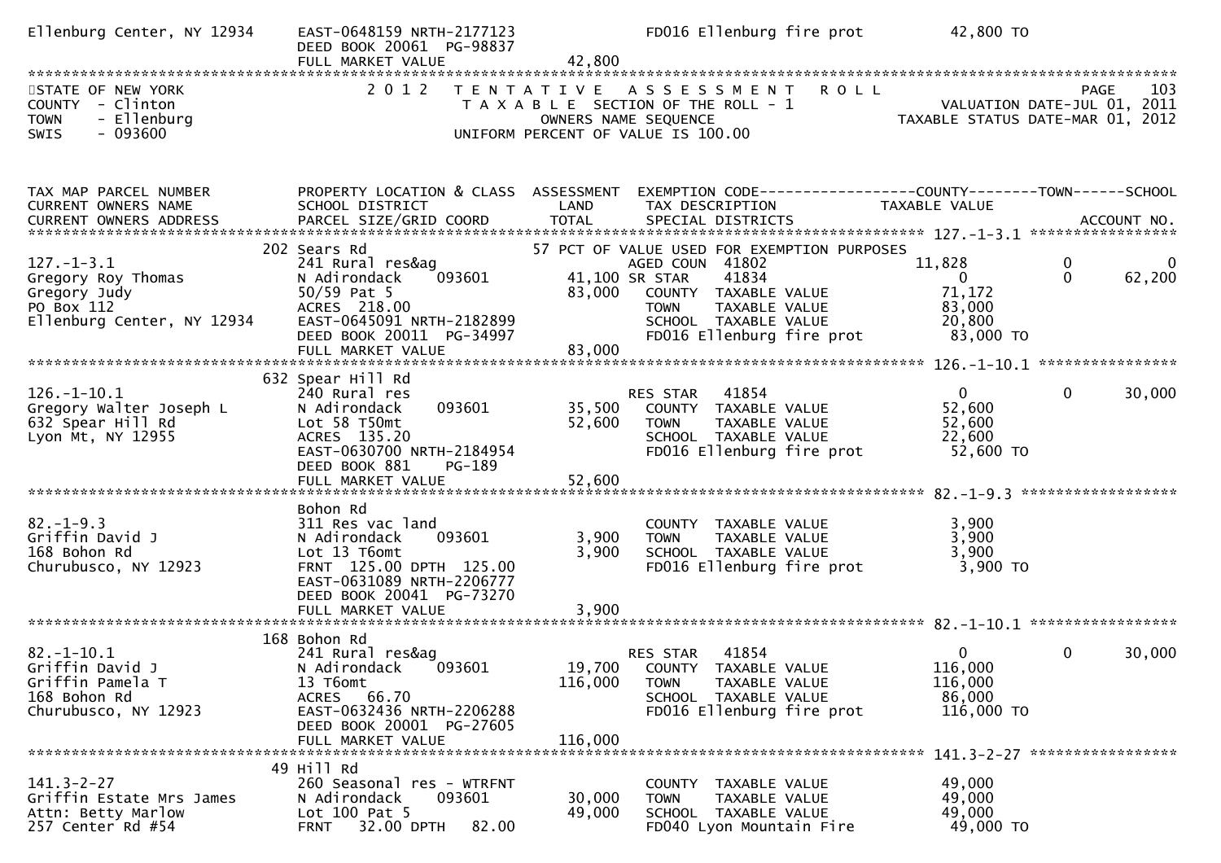```
Ellenburg Center, NY 12934    EAST-0648159 NRTH-2177123                FD016 Ellenburg fire prot        42,800 TO
                              DEED BOOK 20061  PG-98837
                              FULL MARKET VALUE              42,800
******************************************************************************************************************************
STATE OF NEW YORK                2 0 1 2   T E N T A T I V E   A S S E S S M E N T   R O L L                         PAGE    103
COUNTY  - Clinton                      T A X A B L E  SECTION OF THE ROLL - 1                    VALUATION DATE-JUL 01, 2011
TOWN    - Ellenburg                           OWNERS NAME SEQUENCE                             TAXABLE STATUS DATE-MAR 01, 2012
SWIS    - 093600                       UNIFORM PERCENT OF VALUE IS 100.00



TAX MAP PARCEL NUMBER          PROPERTY LOCATION & CLASS  ASSESSMENT  EXEMPTION CODE------------------COUNTY--------TOWN------SCHOOL
CURRENT OWNERS NAME            SCHOOL DISTRICT             LAND       TAX DESCRIPTION             TAXABLE VALUE
CURRENT OWNERS ADDRESS         PARCEL SIZE/GRID COORD      TOTAL      SPECIAL DISTRICTS                                    ACCOUNT NO.
****************************************************************************************************** 127.-1-3.1 *****************
                           202 Sears Rd                            57 PCT OF VALUE USED FOR EXEMPTION PURPOSES
127.-1-3.1                     241 Rural res&ag                        AGED COUN  41802               11,828          0           0
Gregory Roy Thomas             N Adirondack    093601        41,100 SR STAR     41834                    0            0      62,200
Gregory Judy                   50/59 Pat 5                   83,000    COUNTY  TAXABLE VALUE          71,172
PO Box 112                     ACRES  218.00                           TOWN    TAXABLE VALUE          83,000
Ellenburg Center, NY 12934     EAST-0645091 NRTH-2182899               SCHOOL  TAXABLE VALUE          20,800
                               DEED BOOK 20011  PG-34997               FD016 Ellenburg fire prot       83,000 TO
                               FULL MARKET VALUE             83,000
****************************************************************************************************** 126.-1-10.1 ****************
                           632 Spear Hill Rd
126.-1-10.1                    240 Rural res                           RES STAR   41854                    0            0      30,000
Gregory Walter Joseph L        N Adirondack    093601        35,500    COUNTY  TAXABLE VALUE          52,600
632 Spear Hill Rd              Lot 58 T50mt                  52,600    TOWN    TAXABLE VALUE          52,600
Lyon Mt, NY 12955              ACRES  135.20                           SCHOOL  TAXABLE VALUE          22,600
                               EAST-0630700 NRTH-2184954               FD016 Ellenburg fire prot       52,600 TO
                               DEED BOOK 881    PG-189
                               FULL MARKET VALUE             52,600
****************************************************************************************************** 82.-1-9.3 ******************
                               Bohon Rd
82.-1-9.3                      311 Res vac land                        COUNTY  TAXABLE VALUE           3,900
Griffin David J                N Adirondack    093601         3,900    TOWN    TAXABLE VALUE           3,900
168 Bohon Rd                   Lot 13 T6omt                   3,900    SCHOOL  TAXABLE VALUE           3,900
Churubusco, NY 12923           FRNT  125.00 DPTH  125.00               FD016 Ellenburg fire prot        3,900 TO
                               EAST-0631089 NRTH-2206777
                               DEED BOOK 20041  PG-73270
                               FULL MARKET VALUE              3,900
****************************************************************************************************** 82.-1-10.1 *****************
                           168 Bohon Rd
82.-1-10.1                     241 Rural res&ag                        RES STAR   41854                    0            0      30,000
Griffin David J                N Adirondack    093601        19,700    COUNTY  TAXABLE VALUE         116,000
Griffin Pamela T               13 T6omt                     116,000    TOWN    TAXABLE VALUE         116,000
168 Bohon Rd                   ACRES   66.70                           SCHOOL  TAXABLE VALUE          86,000
Churubusco, NY 12923           EAST-0632436 NRTH-2206288               FD016 Ellenburg fire prot      116,000 TO
                               DEED BOOK 20001  PG-27605
                               FULL MARKET VALUE            116,000
****************************************************************************************************** 141.3-2-27 *****************
                            49 Hill Rd
141.3-2-27                     260 Seasonal res - WTRFNT               COUNTY  TAXABLE VALUE          49,000
Griffin Estate Mrs James       N Adirondack    093601        30,000    TOWN    TAXABLE VALUE          49,000
Attn: Betty Marlow             Lot 100 Pat 5                 49,000    SCHOOL  TAXABLE VALUE          49,000
257 Center Rd #54              FRNT   32.00 DPTH   82.00               FD040 Lyon Mountain Fire        49,000 TO
```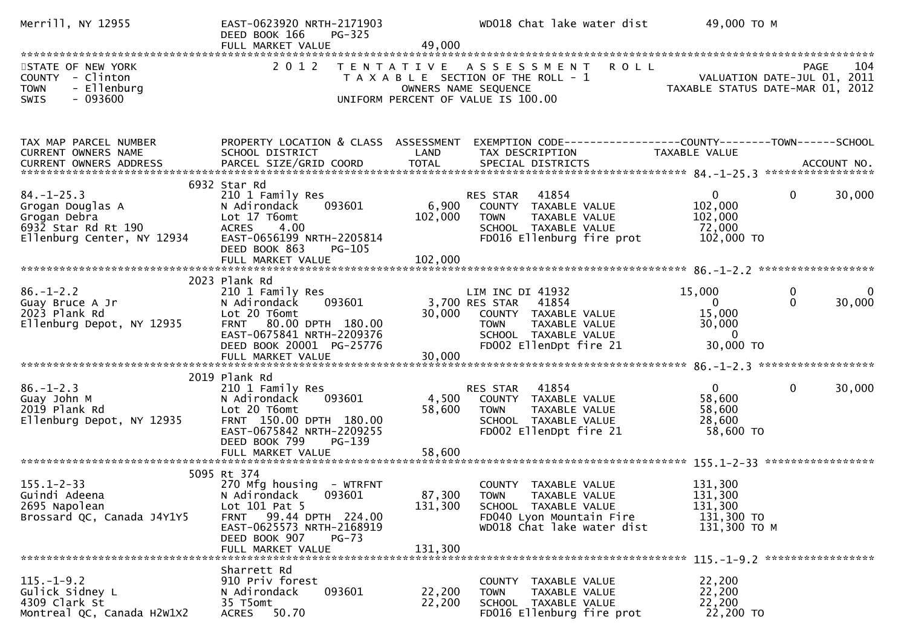```
Merrill, NY 12955              EAST-0623920 NRTH-2171903           WD018 Chat lake water dist        49,000 TO M
                               DEED BOOK 166    PG-325
                               FULL MARKET VALUE              49,000
******************************************************************************************************************************
STATE OF NEW YORK              2 0 1 2   T E N T A T I V E   A S S E S S M E N T   R O L L                      PAGE    104
COUNTY  - Clinton                    T A X A B L E  SECTION OF THE ROLL - 1                  VALUATION DATE-JUL 01, 2011
TOWN    - Ellenburg                          OWNERS NAME SEQUENCE                         TAXABLE STATUS DATE-MAR 01, 2012
SWIS    - 093600                       UNIFORM PERCENT OF VALUE IS 100.00


TAX MAP PARCEL NUMBER          PROPERTY LOCATION & CLASS  ASSESSMENT  EXEMPTION CODE------------------COUNTY--------TOWN------SCHOOL
CURRENT OWNERS NAME            SCHOOL DISTRICT               LAND      TAX DESCRIPTION              TAXABLE VALUE
CURRENT OWNERS ADDRESS         PARCEL SIZE/GRID COORD       TOTAL      SPECIAL DISTRICTS                                  ACCOUNT NO.
****************************************************************************************************** 84.-1-25.3 *****************
                          6932 Star Rd
84.-1-25.3                     210 1 Family Res                   RES STAR    41854                   0          0       30,000
Grogan Douglas A               N Adirondack    093601        6,900   COUNTY  TAXABLE VALUE           102,000
Grogan Debra                   Lot 17 T6omt                102,000   TOWN    TAXABLE VALUE           102,000
6932 Star Rd Rt 190            ACRES     4.00                         SCHOOL  TAXABLE VALUE            72,000
Ellenburg Center, NY 12934     EAST-0656199 NRTH-2205814              FD016 Ellenburg fire prot       102,000 TO
                               DEED BOOK 863    PG-105
                               FULL MARKET VALUE             102,000
****************************************************************************************************** 86.-1-2.2 ******************
                          2023 Plank Rd
86.-1-2.2                      210 1 Family Res                   LIM INC DI 41932               15,000          0            0
Guay Bruce A Jr                N Adirondack    093601        3,700 RES STAR    41854                   0          0       30,000
2023 Plank Rd                  Lot 20 T6omt                 30,000   COUNTY  TAXABLE VALUE            15,000
Ellenburg Depot, NY 12935      FRNT    80.00 DPTH 180.00              TOWN    TAXABLE VALUE            30,000
                               EAST-0675841 NRTH-2209376              SCHOOL  TAXABLE VALUE                 0
                               DEED BOOK 20001  PG-25776              FD002 EllenDpt fire 21           30,000 TO
                               FULL MARKET VALUE              30,000
****************************************************************************************************** 86.-1-2.3 ******************
                          2019 Plank Rd
86.-1-2.3                      210 1 Family Res                   RES STAR    41854                   0          0       30,000
Guay John M                    N Adirondack    093601        4,500   COUNTY  TAXABLE VALUE            58,600
2019 Plank Rd                  Lot 20 T6omt                 58,600   TOWN    TAXABLE VALUE            58,600
Ellenburg Depot, NY 12935      FRNT   150.00 DPTH 180.00              SCHOOL  TAXABLE VALUE            28,600
                               EAST-0675842 NRTH-2209255              FD002 EllenDpt fire 21           58,600 TO
                               DEED BOOK 799    PG-139
                               FULL MARKET VALUE              58,600
****************************************************************************************************** 155.1-2-33 *****************
                          5095 Rt 374
155.1-2-33                     270 Mfg housing  - WTRFNT              COUNTY  TAXABLE VALUE           131,300
Guindi Adeena                  N Adirondack    093601       87,300   TOWN    TAXABLE VALUE           131,300
2695 Napolean                  Lot 101 Pat 5               131,300   SCHOOL  TAXABLE VALUE           131,300
Brossard QC, Canada J4Y1Y5     FRNT    99.44 DPTH 224.00              FD040 Lyon Mountain Fire        131,300 TO
                               EAST-0625573 NRTH-2168919              WD018 Chat lake water dist      131,300 TO M
                               DEED BOOK 907    PG-73
                               FULL MARKET VALUE             131,300
****************************************************************************************************** 115.-1-9.2 *****************
                               Sharrett Rd
115.-1-9.2                     910 Priv forest                        COUNTY  TAXABLE VALUE            22,200
Gulick Sidney L                N Adirondack    093601       22,200   TOWN    TAXABLE VALUE            22,200
4309 Clark St                  35 T5omt                     22,200   SCHOOL  TAXABLE VALUE            22,200
Montreal QC, Canada H2W1X2     ACRES    50.70                         FD016 Ellenburg fire prot        22,200 TO
```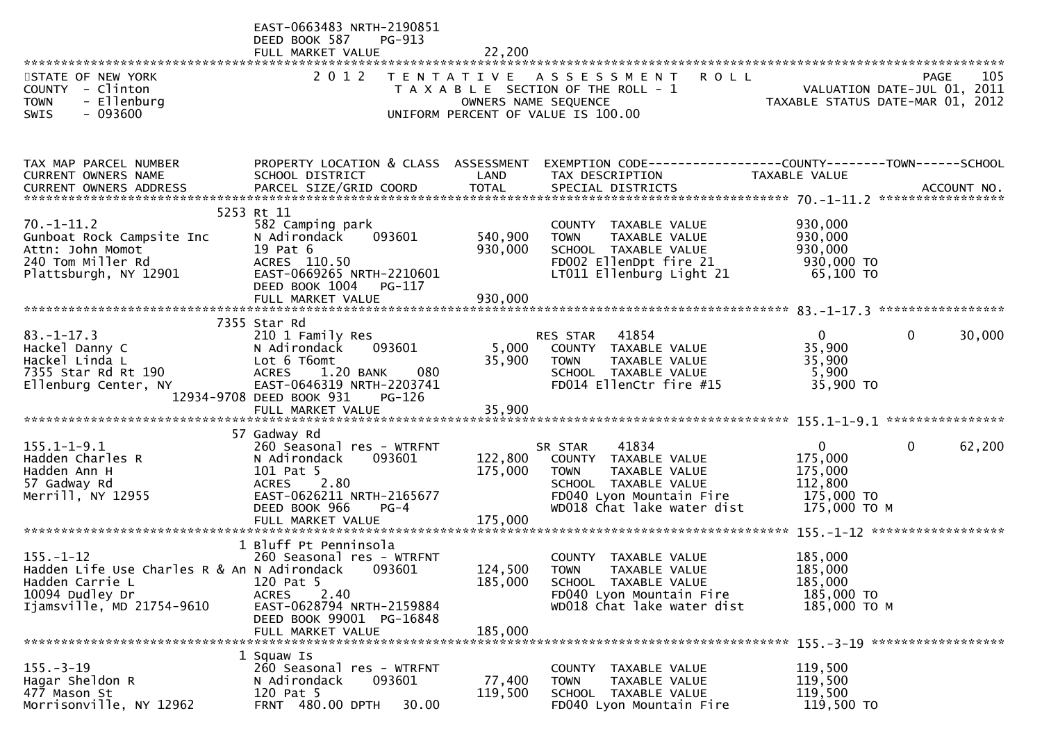EAST-0663483 NRTH-2190851
DEED BOOK 587 PG-913
FULL MARKET VALUE 22,200

STATE OF NEW YORK
COUNTY - Clinton
TOWN - Ellenburg
SWIS - 093600

2012 TENTATIVE ASSESSMENT ROLL
TAXABLE SECTION OF THE ROLL - 1
OWNERS NAME SEQUENCE
UNIFORM PERCENT OF VALUE IS 100.00

VALUATION DATE-JUL 01, 2011
TAXABLE STATUS DATE-MAR 01, 2012

| TAX MAP PARCEL NUMBER / CURRENT OWNERS NAME / CURRENT OWNERS ADDRESS | PROPERTY LOCATION & CLASS / SCHOOL DISTRICT / PARCEL SIZE/GRID COORD | ASSESSMENT LAND / TOTAL | EXEMPTION CODE / TAX DESCRIPTION / SPECIAL DISTRICTS | COUNTY TAXABLE VALUE | TOWN | SCHOOL |
|---|---|---|---|---|---|---|
| **70.-1-11.2** | 5253 Rt 11 | | | | | |
| 70.-1-11.2 | 582 Camping park | | COUNTY TAXABLE VALUE | 930,000 | | |
| Gunboat Rock Campsite Inc | N Adirondack 093601 | 540,900 | TOWN TAXABLE VALUE | 930,000 | | |
| Attn: John Momot | 19 Pat 6 | 930,000 | SCHOOL TAXABLE VALUE | 930,000 | | |
| 240 Tom Miller Rd | ACRES 110.50 | | FD002 EllenDpt fire 21 | 930,000 TO | | |
| Plattsburgh, NY 12901 | EAST-0669265 NRTH-2210601 | | LT011 Ellenburg Light 21 | 65,100 TO | | |
| | DEED BOOK 1004 PG-117 | | | | | |
| | FULL MARKET VALUE | 930,000 | | | | |
| **83.-1-17.3** | 7355 Star Rd | | | | | |
| 83.-1-17.3 | 210 1 Family Res | | RES STAR 41854 | 0 | 0 | 30,000 |
| Hackel Danny C | N Adirondack 093601 | 5,000 | COUNTY TAXABLE VALUE | 35,900 | | |
| Hackel Linda L | Lot 6 T6omt | 35,900 | TOWN TAXABLE VALUE | 35,900 | | |
| 7355 Star Rd Rt 190 | ACRES 1.20 BANK 080 | | SCHOOL TAXABLE VALUE | 5,900 | | |
| Ellenburg Center, NY 12934-9708 | EAST-0646319 NRTH-2203741 | | FD014 EllenCtr fire #15 | 35,900 TO | | |
| | DEED BOOK 931 PG-126 | | | | | |
| | FULL MARKET VALUE | 35,900 | | | | |
| **155.1-1-9.1** | 57 Gadway Rd | | | | | |
| 155.1-1-9.1 | 260 Seasonal res - WTRFNT | | SR STAR 41834 | 0 | 0 | 62,200 |
| Hadden Charles R | N Adirondack 093601 | 122,800 | COUNTY TAXABLE VALUE | 175,000 | | |
| Hadden Ann H | 101 Pat 5 | 175,000 | TOWN TAXABLE VALUE | 175,000 | | |
| 57 Gadway Rd | ACRES 2.80 | | SCHOOL TAXABLE VALUE | 112,800 | | |
| Merrill, NY 12955 | EAST-0626211 NRTH-2165677 | | FD040 Lyon Mountain Fire | 175,000 TO | | |
| | DEED BOOK 966 PG-4 | | WD018 Chat lake water dist | 175,000 TO M | | |
| | FULL MARKET VALUE | 175,000 | | | | |
| **155.-1-12** | 1 Bluff Pt Penninsola | | | | | |
| 155.-1-12 | 260 Seasonal res - WTRFNT | | COUNTY TAXABLE VALUE | 185,000 | | |
| Hadden Life Use Charles R & An | N Adirondack 093601 | 124,500 | TOWN TAXABLE VALUE | 185,000 | | |
| Hadden Carrie L | 120 Pat 5 | 185,000 | SCHOOL TAXABLE VALUE | 185,000 | | |
| 10094 Dudley Dr | ACRES 2.40 | | FD040 Lyon Mountain Fire | 185,000 TO | | |
| Ijamsville, MD 21754-9610 | EAST-0628794 NRTH-2159884 | | WD018 Chat lake water dist | 185,000 TO M | | |
| | DEED BOOK 99001 PG-16848 | | | | | |
| | FULL MARKET VALUE | 185,000 | | | | |
| **155.-3-19** | 1 Squaw Is | | | | | |
| 155.-3-19 | 260 Seasonal res - WTRFNT | | COUNTY TAXABLE VALUE | 119,500 | | |
| Hagar Sheldon R | N Adirondack 093601 | 77,400 | TOWN TAXABLE VALUE | 119,500 | | |
| 477 Mason St | 120 Pat 5 | 119,500 | SCHOOL TAXABLE VALUE | 119,500 | | |
| Morrisonville, NY 12962 | FRNT 480.00 DPTH 30.00 | | FD040 Lyon Mountain Fire | 119,500 TO | | |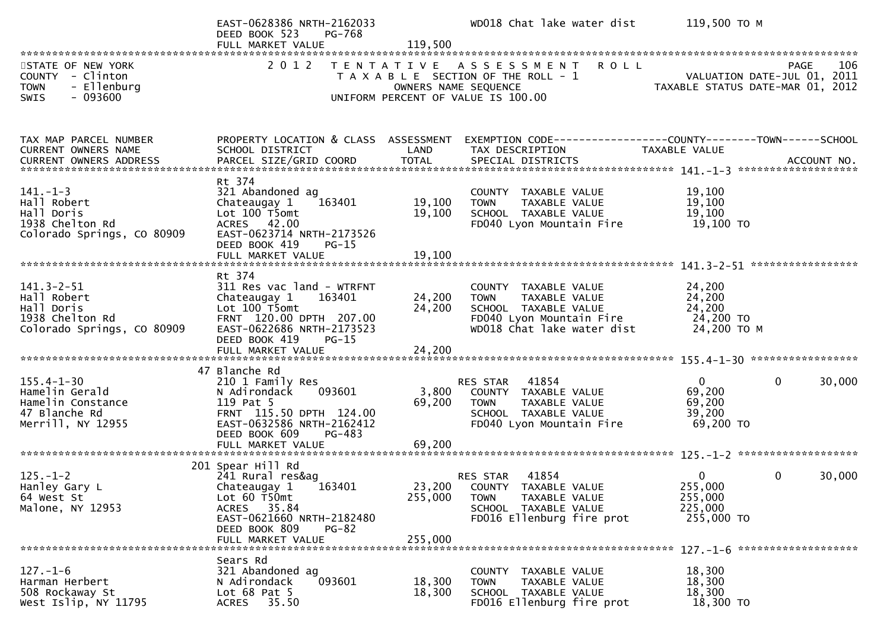```
                               EAST-0628386 NRTH-2162033            WD018 Chat lake water dist       119,500 TO M
                               DEED BOOK 523    PG-768
                               FULL MARKET VALUE              119,500
******************************************************************************************************************************
STATE OF NEW YORK                 2 0 1 2   T E N T A T I V E   A S S E S S M E N T   R O L L                     PAGE    106
COUNTY  - Clinton                          T A X A B L E  SECTION OF THE ROLL - 1                   VALUATION DATE-JUL 01, 2011
TOWN    - Ellenburg                              OWNERS NAME SEQUENCE                         TAXABLE STATUS DATE-MAR 01, 2012
SWIS    - 093600                         UNIFORM PERCENT OF VALUE IS 100.00


TAX MAP PARCEL NUMBER          PROPERTY LOCATION & CLASS  ASSESSMENT  EXEMPTION CODE------------------COUNTY--------TOWN------SCHOOL
CURRENT OWNERS NAME            SCHOOL DISTRICT               LAND      TAX DESCRIPTION             TAXABLE VALUE
CURRENT OWNERS ADDRESS         PARCEL SIZE/GRID COORD        TOTAL     SPECIAL DISTRICTS                                 ACCOUNT NO.
****************************************************************************************************** 141.-1-3 *******************
                               Rt 374
141.-1-3                       321 Abandoned ag                         COUNTY  TAXABLE VALUE            19,100
Hall Robert                    Chateaugay 1     163401      19,100      TOWN    TAXABLE VALUE            19,100
Hall Doris                     Lot 100 T5omt                19,100      SCHOOL  TAXABLE VALUE            19,100
1938 Chelton Rd                ACRES   42.00                            FD040 Lyon Mountain Fire          19,100 TO
Colorado Springs, CO 80909     EAST-0623714 NRTH-2173526
                               DEED BOOK 419    PG-15
                               FULL MARKET VALUE             19,100
****************************************************************************************************** 141.3-2-51 *****************
                               Rt 374
141.3-2-51                     311 Res vac land - WTRFNT                COUNTY  TAXABLE VALUE            24,200
Hall Robert                    Chateaugay 1     163401      24,200      TOWN    TAXABLE VALUE            24,200
Hall Doris                     Lot 100 T5omt                24,200      SCHOOL  TAXABLE VALUE            24,200
1938 Chelton Rd                FRNT  120.00 DPTH  207.00                FD040 Lyon Mountain Fire          24,200 TO
Colorado Springs, CO 80909     EAST-0622686 NRTH-2173523                WD018 Chat lake water dist        24,200 TO M
                               DEED BOOK 419    PG-15
                               FULL MARKET VALUE             24,200
****************************************************************************************************** 155.4-1-30 *****************
                            47 Blanche Rd
155.4-1-30                     210 1 Family Res                   RES STAR   41854                     0            0        30,000
Hamelin Gerald                 N Adirondack     093601       3,800      COUNTY  TAXABLE VALUE            69,200
Hamelin Constance              119 Pat 5                    69,200      TOWN    TAXABLE VALUE            69,200
47 Blanche Rd                  FRNT  115.50 DPTH  124.00                SCHOOL  TAXABLE VALUE            39,200
Merrill, NY 12955              EAST-0632586 NRTH-2162412                FD040 Lyon Mountain Fire          69,200 TO
                               DEED BOOK 609    PG-483
                               FULL MARKET VALUE             69,200
****************************************************************************************************** 125.-1-2 *******************
                           201 Spear Hill Rd
125.-1-2                       241 Rural res&ag                   RES STAR   41854                     0            0        30,000
Hanley Gary L                  Chateaugay 1     163401      23,200      COUNTY  TAXABLE VALUE           255,000
64 West St                     Lot 60 T50mt                255,000      TOWN    TAXABLE VALUE           255,000
Malone, NY 12953               ACRES   35.84                            SCHOOL  TAXABLE VALUE           225,000
                               EAST-0621660 NRTH-2182480                FD016 Ellenburg fire prot        255,000 TO
                               DEED BOOK 809    PG-82
                               FULL MARKET VALUE            255,000
****************************************************************************************************** 127.-1-6 *******************
                               Sears Rd
127.-1-6                       321 Abandoned ag                         COUNTY  TAXABLE VALUE            18,300
Harman Herbert                 N Adirondack     093601      18,300      TOWN    TAXABLE VALUE            18,300
508 Rockaway St                Lot 68 Pat 5                 18,300      SCHOOL  TAXABLE VALUE            18,300
West Islip, NY 11795           ACRES   35.50                            FD016 Ellenburg fire prot         18,300 TO
```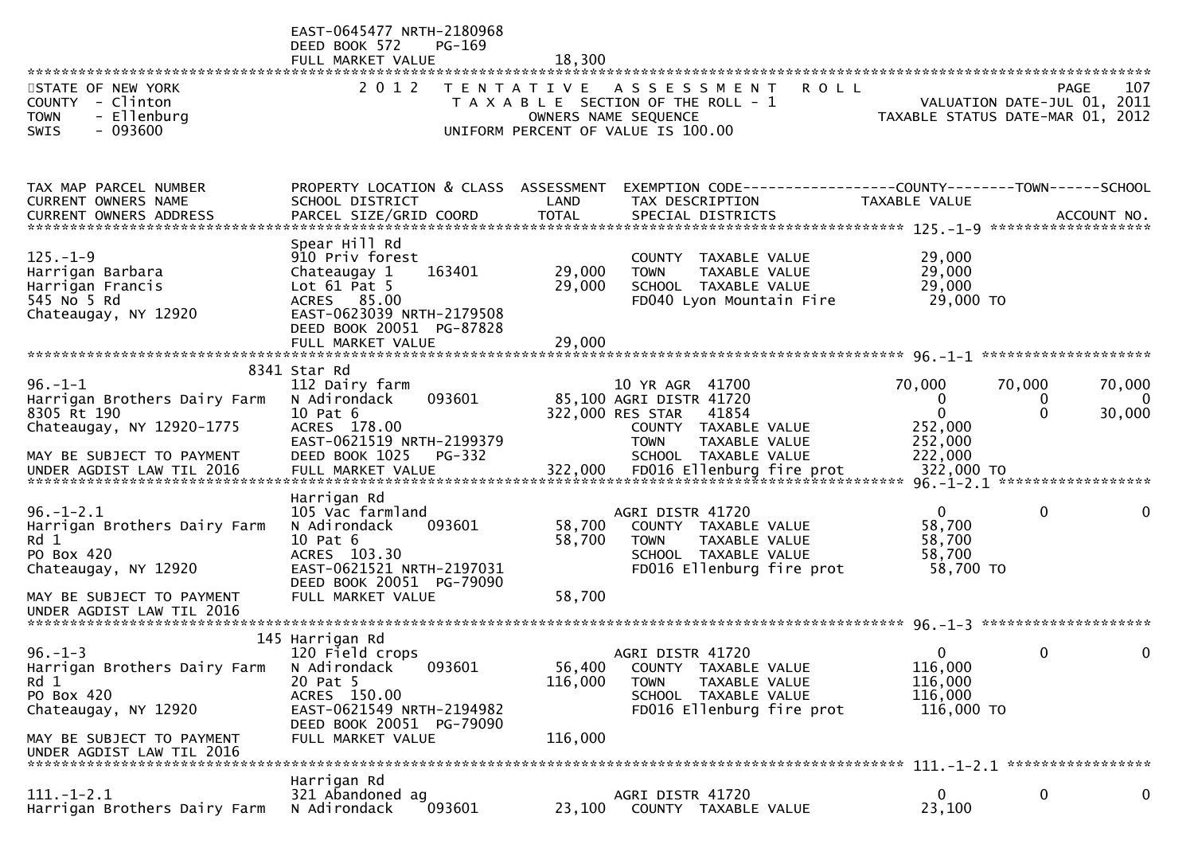```
                              EAST-0645477 NRTH-2180968
                              DEED BOOK 572     PG-169
                              FULL MARKET VALUE              18,300
************************************************************************************************************************************
STATE OF NEW YORK                2 0 1 2   T E N T A T I V E   A S S E S S M E N T   R O L L                              PAGE    107
COUNTY  - Clinton                            T A X A B L E  SECTION OF THE ROLL - 1                        VALUATION DATE-JUL 01, 2011
TOWN    - Ellenburg                               OWNERS NAME SEQUENCE                                   TAXABLE STATUS DATE-MAR 01, 2012
SWIS    - 093600                             UNIFORM PERCENT OF VALUE IS 100.00


TAX MAP PARCEL NUMBER          PROPERTY LOCATION & CLASS  ASSESSMENT  EXEMPTION CODE------------------COUNTY--------TOWN------SCHOOL
CURRENT OWNERS NAME            SCHOOL DISTRICT               LAND      TAX DESCRIPTION              TAXABLE VALUE
CURRENT OWNERS ADDRESS         PARCEL SIZE/GRID COORD        TOTAL     SPECIAL DISTRICTS                                  ACCOUNT NO.
*********************************************************************************************** 125.-1-9 ********************
                               Spear Hill Rd
125.-1-9                       910 Priv forest                         COUNTY  TAXABLE VALUE            29,000
Harrigan Barbara               Chateaugay 1      163401       29,000   TOWN    TAXABLE VALUE            29,000
Harrigan Francis               Lot 61 Pat 5                   29,000   SCHOOL  TAXABLE VALUE            29,000
545 No 5 Rd                    ACRES   85.00                           FD040 Lyon Mountain Fire          29,000 TO
Chateaugay, NY 12920           EAST-0623039 NRTH-2179508
                               DEED BOOK 20051  PG-87828
                               FULL MARKET VALUE              29,000
*********************************************************************************************** 96.-1-1 ********************
                          8341 Star Rd
96.-1-1                        112 Dairy farm                          10 YR AGR  41700            70,000       70,000      70,000
Harrigan Brothers Dairy Farm   N Adirondack      093601       85,100 AGRI DISTR 41720                  0            0           0
8305 Rt 190                    10 Pat 6                      322,000 RES STAR   41854                  0            0      30,000
Chateaugay, NY 12920-1775      ACRES  178.00                           COUNTY  TAXABLE VALUE           252,000
                               EAST-0621519 NRTH-2199379               TOWN    TAXABLE VALUE           252,000
MAY BE SUBJECT TO PAYMENT      DEED BOOK 1025    PG-332                SCHOOL  TAXABLE VALUE           222,000
UNDER AGDIST LAW TIL 2016      FULL MARKET VALUE             322,000   FD016 Ellenburg fire prot        322,000 TO
*********************************************************************************************** 96.-1-2.1 ******************
                               Harrigan Rd
96.-1-2.1                      105 Vac farmland                        AGRI DISTR 41720                  0            0           0
Harrigan Brothers Dairy Farm   N Adirondack      093601       58,700   COUNTY  TAXABLE VALUE            58,700
Rd 1                           10 Pat 6                       58,700   TOWN    TAXABLE VALUE            58,700
PO Box 420                     ACRES  103.30                           SCHOOL  TAXABLE VALUE            58,700
Chateaugay, NY 12920           EAST-0621521 NRTH-2197031               FD016 Ellenburg fire prot         58,700 TO
                               DEED BOOK 20051  PG-79090
MAY BE SUBJECT TO PAYMENT      FULL MARKET VALUE              58,700
UNDER AGDIST LAW TIL 2016
*********************************************************************************************** 96.-1-3 ********************
                           145 Harrigan Rd
96.-1-3                        120 Field crops                         AGRI DISTR 41720                  0            0           0
Harrigan Brothers Dairy Farm   N Adirondack      093601       56,400   COUNTY  TAXABLE VALUE           116,000
Rd 1                           20 Pat 5                      116,000   TOWN    TAXABLE VALUE           116,000
PO Box 420                     ACRES  150.00                           SCHOOL  TAXABLE VALUE           116,000
Chateaugay, NY 12920           EAST-0621549 NRTH-2194982               FD016 Ellenburg fire prot        116,000 TO
                               DEED BOOK 20051  PG-79090
MAY BE SUBJECT TO PAYMENT      FULL MARKET VALUE             116,000
UNDER AGDIST LAW TIL 2016
*********************************************************************************************** 111.-1-2.1 *****************
                               Harrigan Rd
111.-1-2.1                     321 Abandoned ag                        AGRI DISTR 41720                  0            0           0
Harrigan Brothers Dairy Farm   N Adirondack      093601       23,100   COUNTY  TAXABLE VALUE            23,100
```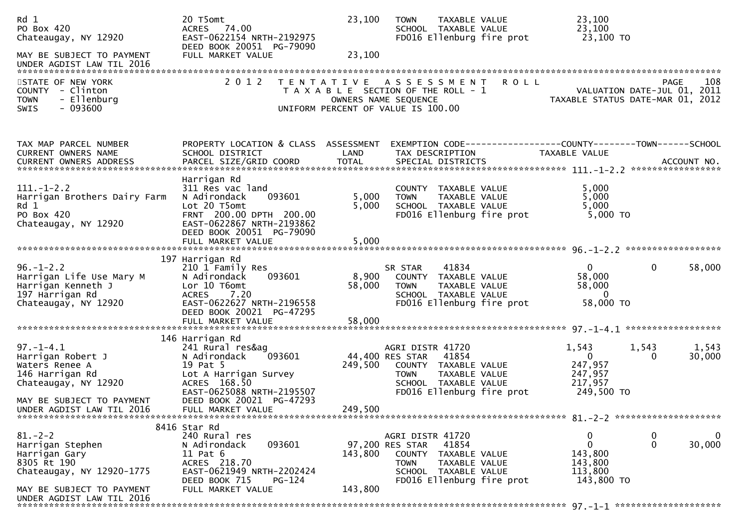```
Rd 1                           20 T5omt                        23,100    TOWN    TAXABLE VALUE               23,100
PO Box 420                     ACRES  74.00                              SCHOOL  TAXABLE VALUE               23,100
Chateaugay, NY 12920           EAST-0622154 NRTH-2192975                 FD016 Ellenburg fire prot           23,100 TO
                               DEED BOOK 20051 PG-79090
MAY BE SUBJECT TO PAYMENT      FULL MARKET VALUE               23,100
UNDER AGDIST LAW TIL 2016
******************************************************************************************************************************
STATE OF NEW YORK              2 0 1 2   T E N T A T I V E   A S S E S S M E N T   R O L L                                PAGE    108
COUNTY  - Clinton                        T A X A B L E SECTION OF THE ROLL - 1                     VALUATION DATE-JUL 01, 2011
TOWN    - Ellenburg                             OWNERS NAME SEQUENCE                        TAXABLE STATUS DATE-MAR 01, 2012
SWIS    - 093600                         UNIFORM PERCENT OF VALUE IS 100.00


TAX MAP PARCEL NUMBER          PROPERTY LOCATION & CLASS  ASSESSMENT  EXEMPTION CODE------------------COUNTY--------TOWN------SCHOOL
CURRENT OWNERS NAME            SCHOOL DISTRICT               LAND      TAX DESCRIPTION                 TAXABLE VALUE
CURRENT OWNERS ADDRESS         PARCEL SIZE/GRID COORD        TOTAL     SPECIAL DISTRICTS                                  ACCOUNT NO.
*************************************************************************************************** 111.-1-2.2 *****************
                               Harrigan Rd
111.-1-2.2                     311 Res vac land                          COUNTY  TAXABLE VALUE                5,000
Harrigan Brothers Dairy Farm   N Adirondack    093601         5,000      TOWN    TAXABLE VALUE                5,000
Rd 1                           Lot 20 T5omt                   5,000      SCHOOL  TAXABLE VALUE                5,000
PO Box 420                     FRNT 200.00 DPTH 200.00                   FD016 Ellenburg fire prot            5,000 TO
Chateaugay, NY 12920           EAST-0622867 NRTH-2193862
                               DEED BOOK 20051 PG-79090
                               FULL MARKET VALUE              5,000
*************************************************************************************************** 96.-1-2.2 ******************
                           197 Harrigan Rd
96.-1-2.2                      210 1 Family Res                          SR STAR     41834                  0             0     58,000
Harrigan Life Use Mary M       N Adirondack    093601         8,900      COUNTY  TAXABLE VALUE               58,000
Harrigan Kenneth J             Lor 10 T6omt                  58,000      TOWN    TAXABLE VALUE               58,000
197 Harrigan Rd                ACRES   7.20                              SCHOOL  TAXABLE VALUE                    0
Chateaugay, NY 12920           EAST-0622627 NRTH-2196558                 FD016 Ellenburg fire prot           58,000 TO
                               DEED BOOK 20021 PG-47295
                               FULL MARKET VALUE             58,000
*************************************************************************************************** 97.-1-4.1 ******************
                           146 Harrigan Rd
97.-1-4.1                      241 Rural res&ag                          AGRI DISTR 41720                1,543         1,543      1,543
Harrigan Robert J              N Adirondack    093601        44,400 RES STAR   41854                        0             0     30,000
Waters Renee A                 19 Pat 5                     249,500      COUNTY  TAXABLE VALUE              247,957
146 Harrigan Rd                Lot A Harrigan Survey                     TOWN    TAXABLE VALUE              247,957
Chateaugay, NY 12920           ACRES 168.50                              SCHOOL  TAXABLE VALUE              217,957
                               EAST-0625088 NRTH-2195507                 FD016 Ellenburg fire prot          249,500 TO
MAY BE SUBJECT TO PAYMENT      DEED BOOK 20021 PG-47293
UNDER AGDIST LAW TIL 2016      FULL MARKET VALUE            249,500
*************************************************************************************************** 81.-2-2 ********************
                          8416 Star Rd
81.-2-2                        240 Rural res                             AGRI DISTR 41720                    0             0          0
Harrigan Stephen               N Adirondack    093601        97,200 RES STAR   41854                        0             0     30,000
Harrigan Gary                  11 Pat 6                     143,800      COUNTY  TAXABLE VALUE              143,800
8305 Rt 190                    ACRES 218.70                              TOWN    TAXABLE VALUE              143,800
Chateaugay, NY 12920-1775      EAST-0621949 NRTH-2202424                 SCHOOL  TAXABLE VALUE              113,800
                               DEED BOOK 715    PG-124                   FD016 Ellenburg fire prot          143,800 TO
MAY BE SUBJECT TO PAYMENT      FULL MARKET VALUE            143,800
UNDER AGDIST LAW TIL 2016
*************************************************************************************************** 97.-1-1 ********************
```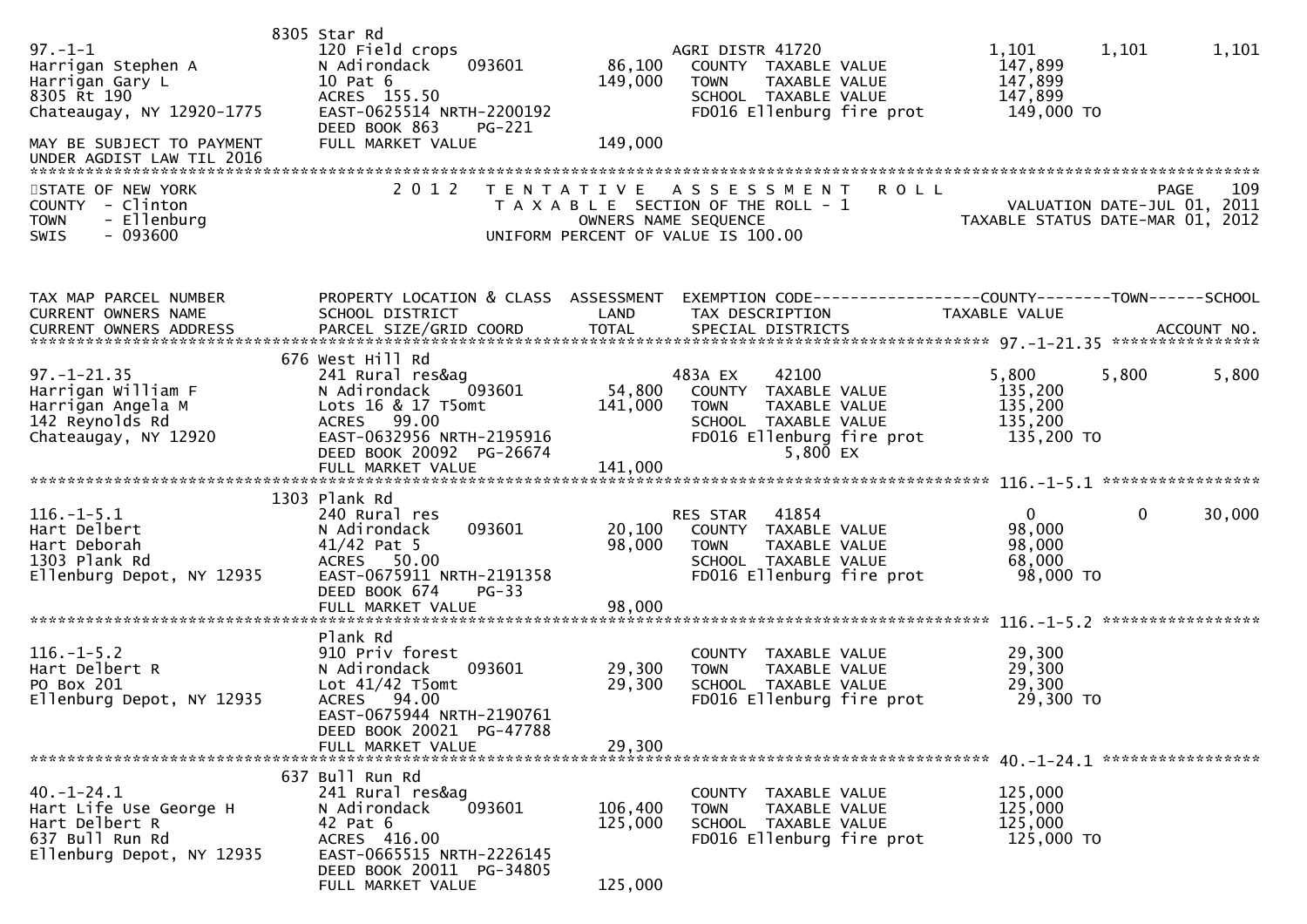8305 Star Rd

| TAX MAP PARCEL NUMBER / CURRENT OWNERS NAME / CURRENT OWNERS ADDRESS | PROPERTY LOCATION & CLASS / SCHOOL DISTRICT / PARCEL SIZE/GRID COORD | ASSESSMENT LAND / TOTAL | EXEMPTION CODE / TAX DESCRIPTION / SPECIAL DISTRICTS | COUNTY TAXABLE VALUE | TOWN | SCHOOL |
|---|---|---|---|---|---|---|
| 97.-1-1 | 120 Field crops | | AGRI DISTR 41720 | 1,101 | 1,101 | 1,101 |
| Harrigan Stephen A | N Adirondack 093601 | 86,100 | COUNTY TAXABLE VALUE | 147,899 | | |
| Harrigan Gary L | 10 Pat 6 | 149,000 | TOWN TAXABLE VALUE | 147,899 | | |
| 8305 Rt 190 | ACRES 155.50 | | SCHOOL TAXABLE VALUE | 147,899 | | |
| Chateaugay, NY 12920-1775 | EAST-0625514 NRTH-2200192 | | FD016 Ellenburg fire prot | 149,000 TO | | |
| | DEED BOOK 863 PG-221 | | | | | |
| MAY BE SUBJECT TO PAYMENT | FULL MARKET VALUE | 149,000 | | | | |
| UNDER AGDIST LAW TIL 2016 | | | | | | |

STATE OF NEW YORK — 2012 TENTATIVE ASSESSMENT ROLL — PAGE 109
COUNTY - Clinton — TAXABLE SECTION OF THE ROLL - 1 — VALUATION DATE-JUL 01, 2011
TOWN - Ellenburg — OWNERS NAME SEQUENCE — TAXABLE STATUS DATE-MAR 01, 2012
SWIS - 093600 — UNIFORM PERCENT OF VALUE IS 100.00

| TAX MAP PARCEL NUMBER / CURRENT OWNERS NAME / CURRENT OWNERS ADDRESS | PROPERTY LOCATION & CLASS / SCHOOL DISTRICT / PARCEL SIZE/GRID COORD | ASSESSMENT LAND / TOTAL | EXEMPTION CODE / TAX DESCRIPTION / SPECIAL DISTRICTS | COUNTY TAXABLE VALUE | TOWN | SCHOOL / ACCOUNT NO. |
|---|---|---|---|---|---|---|
| | 676 West Hill Rd | | | | | |
| 97.-1-21.35 | 241 Rural res&ag | | 483A EX 42100 | 5,800 | 5,800 | 5,800 |
| Harrigan William F | N Adirondack 093601 | 54,800 | COUNTY TAXABLE VALUE | 135,200 | | |
| Harrigan Angela M | Lots 16 & 17 T5omt | 141,000 | TOWN TAXABLE VALUE | 135,200 | | |
| 142 Reynolds Rd | ACRES 99.00 | | SCHOOL TAXABLE VALUE | 135,200 | | |
| Chateaugay, NY 12920 | EAST-0632956 NRTH-2195916 | | FD016 Ellenburg fire prot | 135,200 TO | | |
| | DEED BOOK 20092 PG-26674 | | 5,800 EX | | | |
| | FULL MARKET VALUE | 141,000 | | | | |
| | 1303 Plank Rd | | | | | |
| 116.-1-5.1 | 240 Rural res | | RES STAR 41854 | 0 | 0 | 30,000 |
| Hart Delbert | N Adirondack 093601 | 20,100 | COUNTY TAXABLE VALUE | 98,000 | | |
| Hart Deborah | 41/42 Pat 5 | 98,000 | TOWN TAXABLE VALUE | 98,000 | | |
| 1303 Plank Rd | ACRES 50.00 | | SCHOOL TAXABLE VALUE | 68,000 | | |
| Ellenburg Depot, NY 12935 | EAST-0675911 NRTH-2191358 | | FD016 Ellenburg fire prot | 98,000 TO | | |
| | DEED BOOK 674 PG-33 | | | | | |
| | FULL MARKET VALUE | 98,000 | | | | |
| | Plank Rd | | | | | |
| 116.-1-5.2 | 910 Priv forest | | COUNTY TAXABLE VALUE | 29,300 | | |
| Hart Delbert R | N Adirondack 093601 | 29,300 | TOWN TAXABLE VALUE | 29,300 | | |
| PO Box 201 | Lot 41/42 T5omt | 29,300 | SCHOOL TAXABLE VALUE | 29,300 | | |
| Ellenburg Depot, NY 12935 | ACRES 94.00 | | FD016 Ellenburg fire prot | 29,300 TO | | |
| | EAST-0675944 NRTH-2190761 | | | | | |
| | DEED BOOK 20021 PG-47788 | | | | | |
| | FULL MARKET VALUE | 29,300 | | | | |
| | 637 Bull Run Rd | | | | | |
| 40.-1-24.1 | 241 Rural res&ag | | COUNTY TAXABLE VALUE | 125,000 | | |
| Hart Life Use George H | N Adirondack 093601 | 106,400 | TOWN TAXABLE VALUE | 125,000 | | |
| Hart Delbert R | 42 Pat 6 | 125,000 | SCHOOL TAXABLE VALUE | 125,000 | | |
| 637 Bull Run Rd | ACRES 416.00 | | FD016 Ellenburg fire prot | 125,000 TO | | |
| Ellenburg Depot, NY 12935 | EAST-0665515 NRTH-2226145 | | | | | |
| | DEED BOOK 20011 PG-34805 | | | | | |
| | FULL MARKET VALUE | 125,000 | | | | |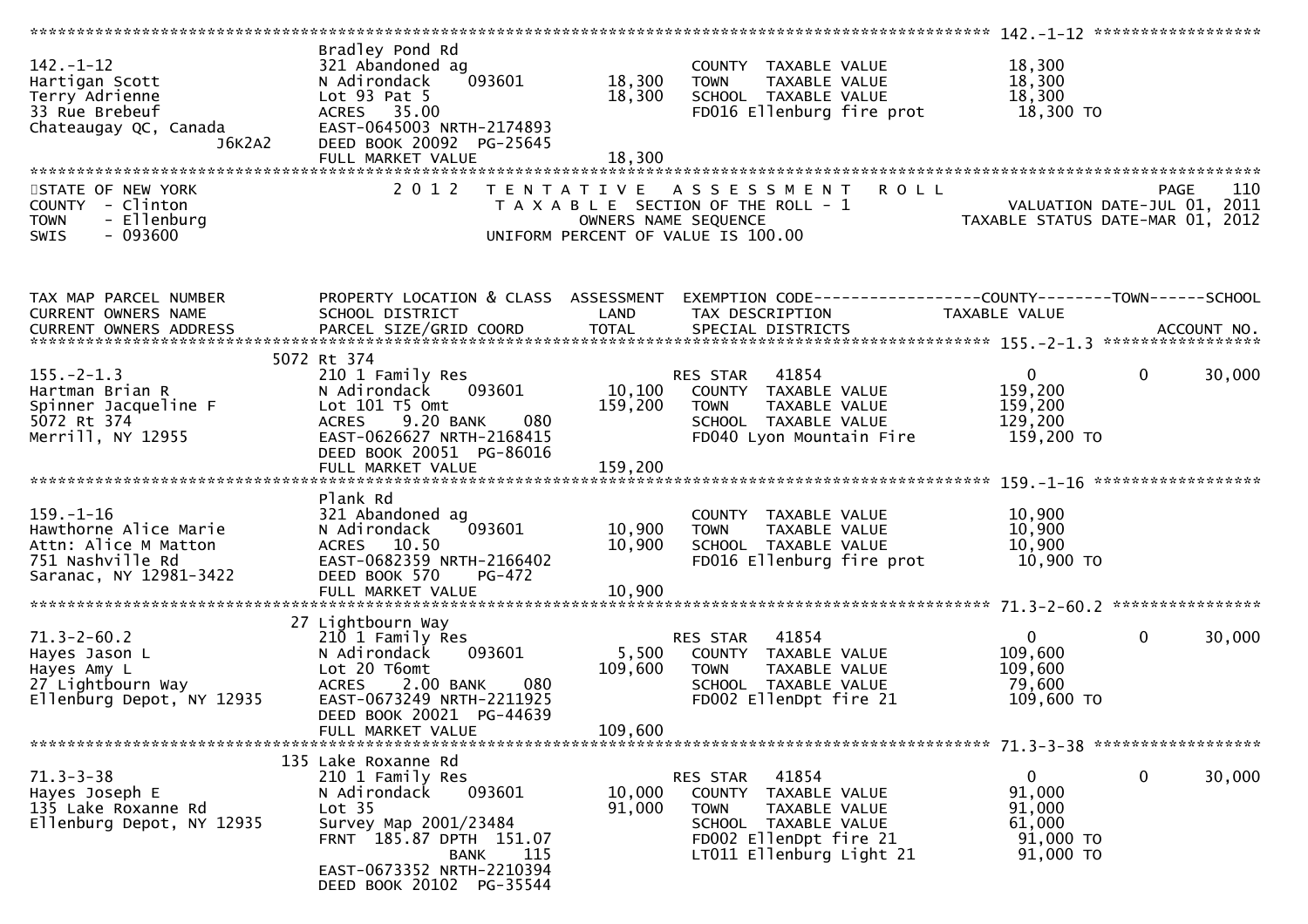```
******************************************************************************************************* 142.-1-12 ******************
                               Bradley Pond Rd
142.-1-12                      321 Abandoned ag                        COUNTY  TAXABLE VALUE            18,300
Hartigan Scott                 N Adirondack    093601       18,300     TOWN    TAXABLE VALUE            18,300
Terry Adrienne                 Lot 93 Pat 5                 18,300     SCHOOL  TAXABLE VALUE            18,300
33 Rue Brebeuf                 ACRES   35.00                           FD016 Ellenburg fire prot         18,300 TO
Chateaugay QC, Canada          EAST-0645003 NRTH-2174893
                  J6K2A2       DEED BOOK 20092  PG-25645
                               FULL MARKET VALUE            18,300
********************************************************************************************************************************************
```

```
STATE OF NEW YORK              2 0 1 2   T E N T A T I V E   A S S E S S M E N T   R O L L                           PAGE    110
COUNTY  - Clinton                    T A X A B L E SECTION OF THE ROLL - 1                       VALUATION DATE-JUL 01, 2011
TOWN    - Ellenburg                         OWNERS NAME SEQUENCE                             TAXABLE STATUS DATE-MAR 01, 2012
SWIS    - 093600                    UNIFORM PERCENT OF VALUE IS 100.00
```

```
TAX MAP PARCEL NUMBER          PROPERTY LOCATION & CLASS  ASSESSMENT  EXEMPTION CODE------------------COUNTY--------TOWN------SCHOOL
CURRENT OWNERS NAME            SCHOOL DISTRICT               LAND      TAX DESCRIPTION                TAXABLE VALUE
CURRENT OWNERS ADDRESS         PARCEL SIZE/GRID COORD       TOTAL      SPECIAL DISTRICTS                                     ACCOUNT NO.
******************************************************************************************************* 155.-2-1.3 *****************
                               5072 Rt 374
155.-2-1.3                     210 1 Family Res                        RES STAR   41854                       0            0     30,000
Hartman Brian R                N Adirondack    093601       10,100     COUNTY  TAXABLE VALUE           159,200
Spinner Jacqueline F           Lot 101 T5 Omt              159,200     TOWN    TAXABLE VALUE           159,200
5072 Rt 374                    ACRES    9.20 BANK     080              SCHOOL  TAXABLE VALUE           129,200
Merrill, NY 12955              EAST-0626627 NRTH-2168415               FD040 Lyon Mountain Fire         159,200 TO
                               DEED BOOK 20051  PG-86016
                               FULL MARKET VALUE           159,200
******************************************************************************************************* 159.-1-16 ******************
                               Plank Rd
159.-1-16                      321 Abandoned ag                        COUNTY  TAXABLE VALUE            10,900
Hawthorne Alice Marie          N Adirondack    093601       10,900     TOWN    TAXABLE VALUE            10,900
Attn: Alice M Matton           ACRES   10.50                10,900     SCHOOL  TAXABLE VALUE            10,900
751 Nashville Rd               EAST-0682359 NRTH-2166402               FD016 Ellenburg fire prot         10,900 TO
Saranac, NY 12981-3422         DEED BOOK 570    PG-472
                               FULL MARKET VALUE            10,900
******************************************************************************************************* 71.3-2-60.2 ****************
                               27 Lightbourn Way
71.3-2-60.2                    210 1 Family Res                        RES STAR   41854                       0            0     30,000
Hayes Jason L                  N Adirondack    093601        5,500     COUNTY  TAXABLE VALUE           109,600
Hayes Amy L                    Lot 20 T6omt                109,600     TOWN    TAXABLE VALUE           109,600
27 Lightbourn Way              ACRES    2.00 BANK     080              SCHOOL  TAXABLE VALUE            79,600
Ellenburg Depot, NY 12935      EAST-0673249 NRTH-2211925               FD002 EllenDpt fire 21           109,600 TO
                               DEED BOOK 20021  PG-44639
                               FULL MARKET VALUE           109,600
******************************************************************************************************* 71.3-3-38 ******************
                               135 Lake Roxanne Rd
71.3-3-38                      210 1 Family Res                        RES STAR   41854                       0            0     30,000
Hayes Joseph E                 N Adirondack    093601       10,000     COUNTY  TAXABLE VALUE            91,000
135 Lake Roxanne Rd            Lot 35                       91,000     TOWN    TAXABLE VALUE            91,000
Ellenburg Depot, NY 12935      Survey Map 2001/23484                   SCHOOL  TAXABLE VALUE            61,000
                               FRNT 185.87 DPTH 151.07                 FD002 EllenDpt fire 21            91,000 TO
                                            BANK     115               LT011 Ellenburg Light 21          91,000 TO
                               EAST-0673352 NRTH-2210394
                               DEED BOOK 20102  PG-35544
```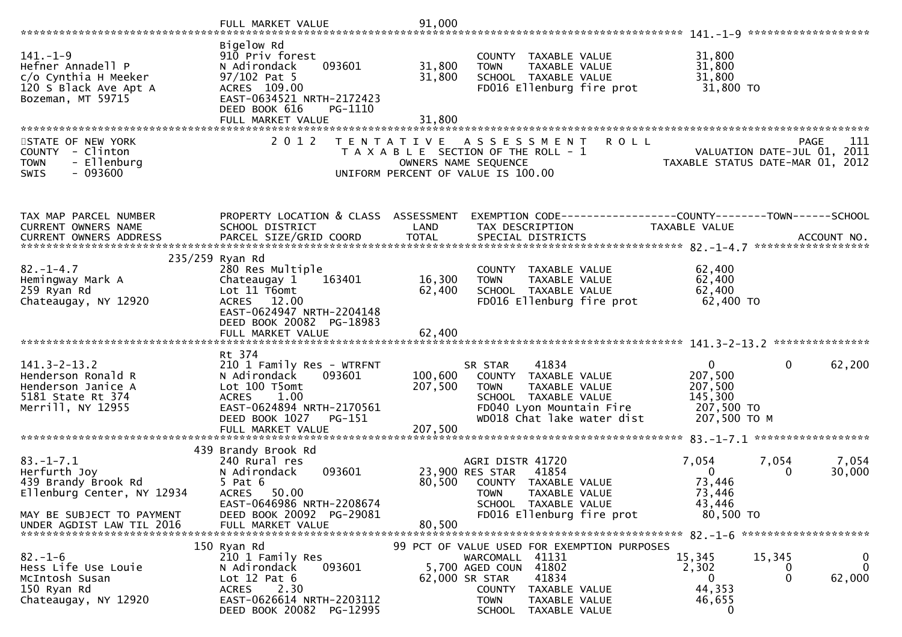```
                              FULL MARKET VALUE             91,000
******************************************************************************************************* 141.-1-9 ********************
                              Bigelow Rd
141.-1-9                      910 Priv forest                         COUNTY  TAXABLE VALUE           31,800
Hefner Annadell P             N Adirondack    093601      31,800      TOWN    TAXABLE VALUE           31,800
c/o Cynthia H Meeker          97/102 Pat 5                31,800      SCHOOL  TAXABLE VALUE           31,800
120 S Black Ave Apt A         ACRES  109.00                           FD016 Ellenburg fire prot        31,800 TO
Bozeman, MT 59715             EAST-0634521 NRTH-2172423
                              DEED BOOK 616     PG-1110
                              FULL MARKET VALUE           31,800
************************************************************************************************************************************
STATE OF NEW YORK              2 0 1 2   T E N T A T I V E   A S S E S S M E N T   R O L L                              PAGE    111
COUNTY  - Clinton                          T A X A B L E SECTION OF THE ROLL - 1                      VALUATION DATE-JUL 01, 2011
TOWN    - Ellenburg                            OWNERS NAME SEQUENCE                               TAXABLE STATUS DATE-MAR 01, 2012
SWIS    - 093600                          UNIFORM PERCENT OF VALUE IS 100.00


TAX MAP PARCEL NUMBER          PROPERTY LOCATION & CLASS  ASSESSMENT  EXEMPTION CODE------------------COUNTY--------TOWN------SCHOOL
CURRENT OWNERS NAME            SCHOOL DISTRICT             LAND       TAX DESCRIPTION              TAXABLE VALUE
CURRENT OWNERS ADDRESS         PARCEL SIZE/GRID COORD      TOTAL      SPECIAL DISTRICTS                                ACCOUNT NO.
******************************************************************************************************* 82.-1-4.7 ******************
                  235/259 Ryan Rd
82.-1-4.7                      280 Res Multiple                       COUNTY  TAXABLE VALUE           62,400
Hemingway Mark A               Chateaugay 1    163401      16,300     TOWN    TAXABLE VALUE           62,400
259 Ryan Rd                    Lot 11 T6omt                62,400     SCHOOL  TAXABLE VALUE           62,400
Chateaugay, NY 12920           ACRES   12.00                          FD016 Ellenburg fire prot        62,400 TO
                               EAST-0624947 NRTH-2204148
                               DEED BOOK 20082  PG-18983
                               FULL MARKET VALUE           62,400
******************************************************************************************************* 141.3-2-13.2 ***************
                               Rt 374
141.3-2-13.2                   210 1 Family Res - WTRFNT              SR STAR     41834                0            0       62,200
Henderson Ronald R             N Adirondack    093601     100,600     COUNTY  TAXABLE VALUE          207,500
Henderson Janice A             Lot 100 T5omt              207,500     TOWN    TAXABLE VALUE          207,500
5181 State Rt 374              ACRES    1.00                          SCHOOL  TAXABLE VALUE          145,300
Merrill, NY 12955              EAST-0624894 NRTH-2170561              FD040 Lyon Mountain Fire        207,500 TO
                               DEED BOOK 1027   PG-151                WD018 Chat lake water dist      207,500 TO M
                               FULL MARKET VALUE          207,500
******************************************************************************************************* 83.-1-7.1 ******************
                  439 Brandy Brook Rd
83.-1-7.1                      240 Rural res                          AGRI DISTR 41720             7,054        7,054        7,054
Herfurth Joy                   N Adirondack    093601      23,900 RES STAR    41854                0            0       30,000
439 Brandy Brook Rd            5 Pat 6                     80,500     COUNTY  TAXABLE VALUE           73,446
Ellenburg Center, NY 12934     ACRES   50.00                          TOWN    TAXABLE VALUE           73,446
                               EAST-0646986 NRTH-2208674              SCHOOL  TAXABLE VALUE           43,446
MAY BE SUBJECT TO PAYMENT      DEED BOOK 20092  PG-29081              FD016 Ellenburg fire prot        80,500 TO
UNDER AGDIST LAW TIL 2016      FULL MARKET VALUE           80,500
******************************************************************************************************* 82.-1-6 ********************
                  150 Ryan Rd                              99 PCT OF VALUE USED FOR EXEMPTION PURPOSES
82.-1-6                        210 1 Family Res                       WARCOMALL   41131           15,345       15,345            0
Hess Life Use Louie            N Adirondack    093601       5,700 AGED COUN   41802            2,302            0            0
McIntosh Susan                 Lot 12 Pat 6                62,000 SR STAR     41834                0            0       62,000
150 Ryan Rd                    ACRES    2.30                          COUNTY  TAXABLE VALUE           44,353
Chateaugay, NY 12920           EAST-0626614 NRTH-2203112              TOWN    TAXABLE VALUE           46,655
                               DEED BOOK 20082  PG-12995              SCHOOL  TAXABLE VALUE                0
```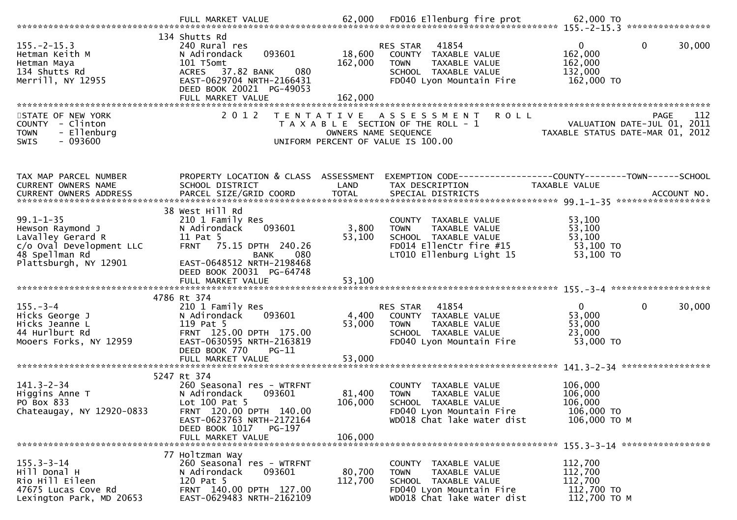```
                              FULL MARKET VALUE              62,000   FD016 Ellenburg fire prot          62,000 TO
******************************************************************************************************* 155.-2-15.3 ****************
                              134 Shutts Rd
155.-2-15.3                   240 Rural res                            RES STAR   41854                  0            0        30,000
Hetman Keith M                N Adirondack      093601       18,600    COUNTY  TAXABLE VALUE            162,000
Hetman Maya                   101 T5omt                     162,000    TOWN    TAXABLE VALUE            162,000
134 Shutts Rd                 ACRES   37.82 BANK     080               SCHOOL  TAXABLE VALUE            132,000
Merrill, NY 12955             EAST-0629704 NRTH-2166431                FD040 Lyon Mountain Fire          162,000 TO
                              DEED BOOK 20021  PG-49053
                              FULL MARKET VALUE             162,000
************************************************************************************************************************************
STATE OF NEW YORK                  2 0 1 2   T E N T A T I V E   A S S E S S M E N T   R O L L                           PAGE    112
COUNTY  - Clinton                          T A X A B L E SECTION OF THE ROLL - 1                        VALUATION DATE-JUL 01, 2011
TOWN    - Ellenburg                                 OWNERS NAME SEQUENCE                           TAXABLE STATUS DATE-MAR 01, 2012
SWIS    - 093600                               UNIFORM PERCENT OF VALUE IS 100.00


TAX MAP PARCEL NUMBER         PROPERTY LOCATION & CLASS  ASSESSMENT  EXEMPTION CODE------------------COUNTY--------TOWN------SCHOOL
CURRENT OWNERS NAME           SCHOOL DISTRICT               LAND      TAX DESCRIPTION              TAXABLE VALUE
CURRENT OWNERS ADDRESS        PARCEL SIZE/GRID COORD        TOTAL     SPECIAL DISTRICTS                                ACCOUNT NO.
******************************************************************************************************* 99.1-1-35 ******************
                              38 West Hill Rd
99.1-1-35                     210 1 Family Res                         COUNTY  TAXABLE VALUE             53,100
Hewson Raymond J              N Adirondack      093601        3,800    TOWN    TAXABLE VALUE             53,100
LaValley Gerard R             11 Pat 5                       53,100    SCHOOL  TAXABLE VALUE             53,100
c/o Oval Development LLC      FRNT   75.15 DPTH 240.26                 FD014 EllenCtr fire #15            53,100 TO
48 Spellman Rd                              BANK     080               LT010 Ellenburg Light 15           53,100 TO
Plattsburgh, NY 12901         EAST-0648512 NRTH-2198468
                              DEED BOOK 20031  PG-64748
                              FULL MARKET VALUE              53,100
******************************************************************************************************* 155.-3-4 *******************
                              4786 Rt 374
155.-3-4                      210 1 Family Res                         RES STAR   41854                  0            0        30,000
Hicks George J                N Adirondack      093601        4,400    COUNTY  TAXABLE VALUE             53,000
Hicks Jeanne L                119 Pat 5                      53,000    TOWN    TAXABLE VALUE             53,000
44 Hurlburt Rd                FRNT  125.00 DPTH 175.00                 SCHOOL  TAXABLE VALUE             23,000
Mooers Forks, NY 12959        EAST-0630595 NRTH-2163819                FD040 Lyon Mountain Fire           53,000 TO
                              DEED BOOK 770    PG-11
                              FULL MARKET VALUE              53,000
******************************************************************************************************* 141.3-2-34 *****************
                              5247 Rt 374
141.3-2-34                    260 Seasonal res - WTRFNT                COUNTY  TAXABLE VALUE            106,000
Higgins Anne T                N Adirondack      093601       81,400    TOWN    TAXABLE VALUE            106,000
PO Box 833                    Lot 100 Pat 5                 106,000    SCHOOL  TAXABLE VALUE            106,000
Chateaugay, NY 12920-0833     FRNT  120.00 DPTH 140.00                 FD040 Lyon Mountain Fire          106,000 TO
                              EAST-0623763 NRTH-2172164                WD018 Chat lake water dist        106,000 TO M
                              DEED BOOK 1017   PG-197
                              FULL MARKET VALUE             106,000
******************************************************************************************************* 155.3-3-14 *****************
                              77 Holtzman Way
155.3-3-14                    260 Seasonal res - WTRFNT                COUNTY  TAXABLE VALUE            112,700
Hill Donal H                  N Adirondack      093601       80,700    TOWN    TAXABLE VALUE            112,700
Rio Hill Eileen               120 Pat 5                     112,700    SCHOOL  TAXABLE VALUE            112,700
47675 Lucas Cove Rd           FRNT  140.00 DPTH 127.00                 FD040 Lyon Mountain Fire          112,700 TO
Lexington Park, MD 20653      EAST-0629483 NRTH-2162109                WD018 Chat lake water dist        112,700 TO M
```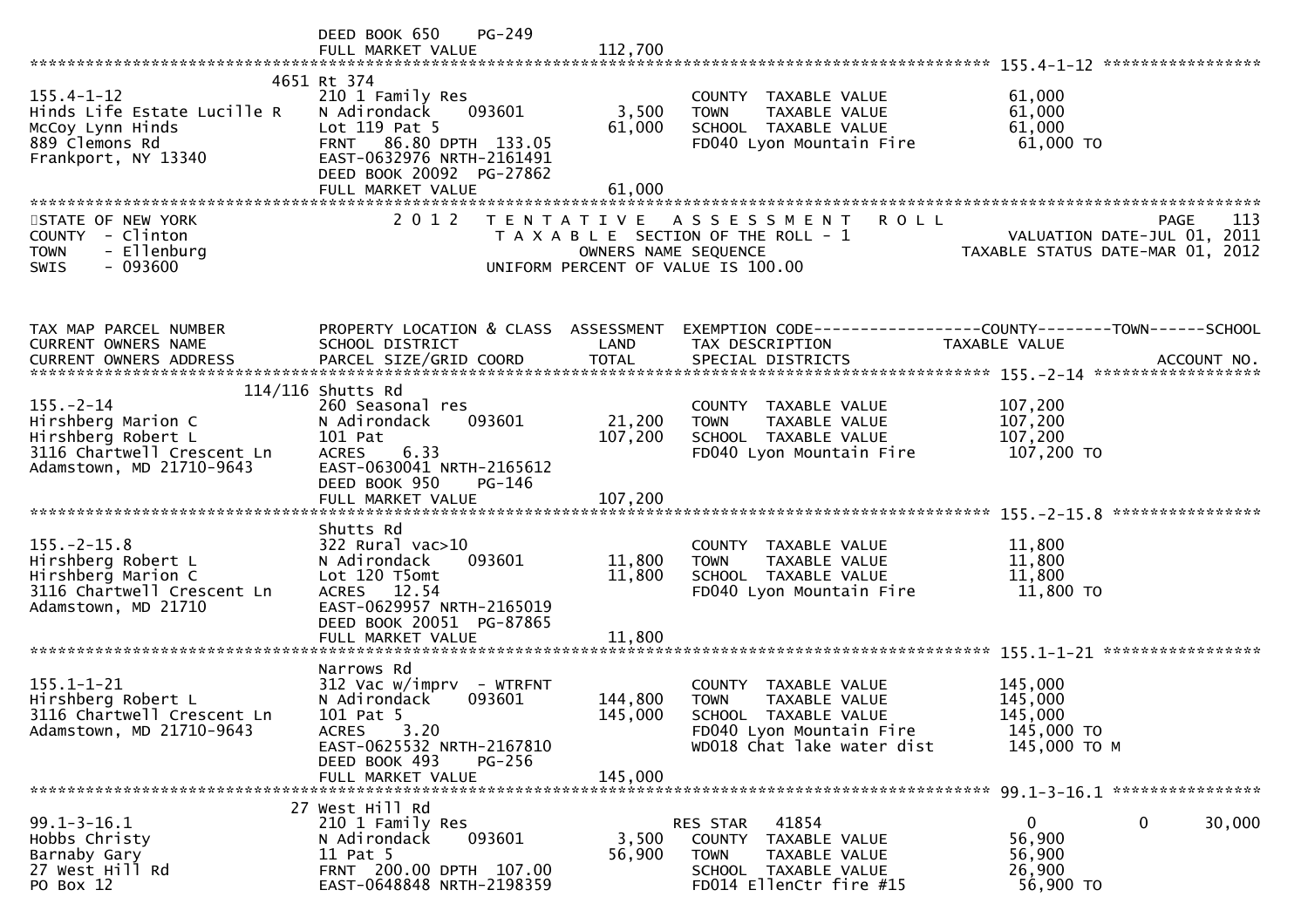```
                              DEED BOOK 650     PG-249
                              FULL MARKET VALUE                 112,700
******************************************************************************************************* 155.4-1-12 *****************
                         4651 Rt 374
155.4-1-12                    210 1 Family Res                           COUNTY  TAXABLE VALUE               61,000
Hinds Life Estate Lucille R   N Adirondack      093601       3,500       TOWN    TAXABLE VALUE               61,000
McCoy Lynn Hinds              Lot 119 Pat 5                 61,000       SCHOOL  TAXABLE VALUE               61,000
889 Clemons Rd                FRNT   86.80 DPTH 133.05                   FD040 Lyon Mountain Fire              61,000 TO
Frankport, NY 13340           EAST-0632976 NRTH-2161491
                              DEED BOOK 20092  PG-27862
                              FULL MARKET VALUE                  61,000
************************************************************************************************************************************
STATE OF NEW YORK                2 0 1 2   T E N T A T I V E   A S S E S S M E N T   R O L L                                PAGE    113
COUNTY  - Clinton                          T A X A B L E  SECTION OF THE ROLL - 1                          VALUATION DATE-JUL 01, 2011
TOWN    - Ellenburg                               OWNERS NAME SEQUENCE                                TAXABLE STATUS DATE-MAR 01, 2012
SWIS    - 093600                             UNIFORM PERCENT OF VALUE IS 100.00


TAX MAP PARCEL NUMBER         PROPERTY LOCATION & CLASS  ASSESSMENT  EXEMPTION CODE------------------COUNTY--------TOWN------SCHOOL
CURRENT OWNERS NAME           SCHOOL DISTRICT               LAND      TAX DESCRIPTION                TAXABLE VALUE
CURRENT OWNERS ADDRESS        PARCEL SIZE/GRID COORD        TOTAL     SPECIAL DISTRICTS                                   ACCOUNT NO.
******************************************************************************************************* 155.-2-14 ******************
                      114/116 Shutts Rd
155.-2-14                     260 Seasonal res                           COUNTY  TAXABLE VALUE              107,200
Hirshberg Marion C            N Adirondack      093601      21,200       TOWN    TAXABLE VALUE              107,200
Hirshberg Robert L            101 Pat                      107,200       SCHOOL  TAXABLE VALUE              107,200
3116 Chartwell Crescent Ln    ACRES    6.33                              FD040 Lyon Mountain Fire             107,200 TO
Adamstown, MD 21710-9643      EAST-0630041 NRTH-2165612
                              DEED BOOK 950     PG-146
                              FULL MARKET VALUE                 107,200
******************************************************************************************************* 155.-2-15.8 ****************
                              Shutts Rd
155.-2-15.8                   322 Rural vac>10                           COUNTY  TAXABLE VALUE               11,800
Hirshberg Robert L            N Adirondack      093601      11,800       TOWN    TAXABLE VALUE               11,800
Hirshberg Marion C            Lot 120 T5omt                 11,800       SCHOOL  TAXABLE VALUE               11,800
3116 Chartwell Crescent Ln    ACRES   12.54                              FD040 Lyon Mountain Fire              11,800 TO
Adamstown, MD 21710           EAST-0629957 NRTH-2165019
                              DEED BOOK 20051  PG-87865
                              FULL MARKET VALUE                  11,800
******************************************************************************************************* 155.1-1-21 *****************
                              Narrows Rd
155.1-1-21                    312 Vac w/imprv  - WTRFNT                  COUNTY  TAXABLE VALUE              145,000
Hirshberg Robert L            N Adirondack      093601     144,800       TOWN    TAXABLE VALUE              145,000
3116 Chartwell Crescent Ln    101 Pat 5                    145,000       SCHOOL  TAXABLE VALUE              145,000
Adamstown, MD 21710-9643      ACRES    3.20                              FD040 Lyon Mountain Fire             145,000 TO
                              EAST-0625532 NRTH-2167810                  WD018 Chat lake water dist           145,000 TO M
                              DEED BOOK 493     PG-256
                              FULL MARKET VALUE                 145,000
******************************************************************************************************* 99.1-3-16.1 ****************
                           27 West Hill Rd
99.1-3-16.1                   210 1 Family Res                           RES STAR    41854                    0            0     30,000
Hobbs Christy                 N Adirondack      093601       3,500       COUNTY  TAXABLE VALUE               56,900
Barnaby Gary                  11 Pat 5                      56,900       TOWN    TAXABLE VALUE               56,900
27 West Hill Rd               FRNT  200.00 DPTH 107.00                   SCHOOL  TAXABLE VALUE               26,900
PO Box 12                     EAST-0648848 NRTH-2198359                  FD014 EllenCtr fire #15               56,900 TO
```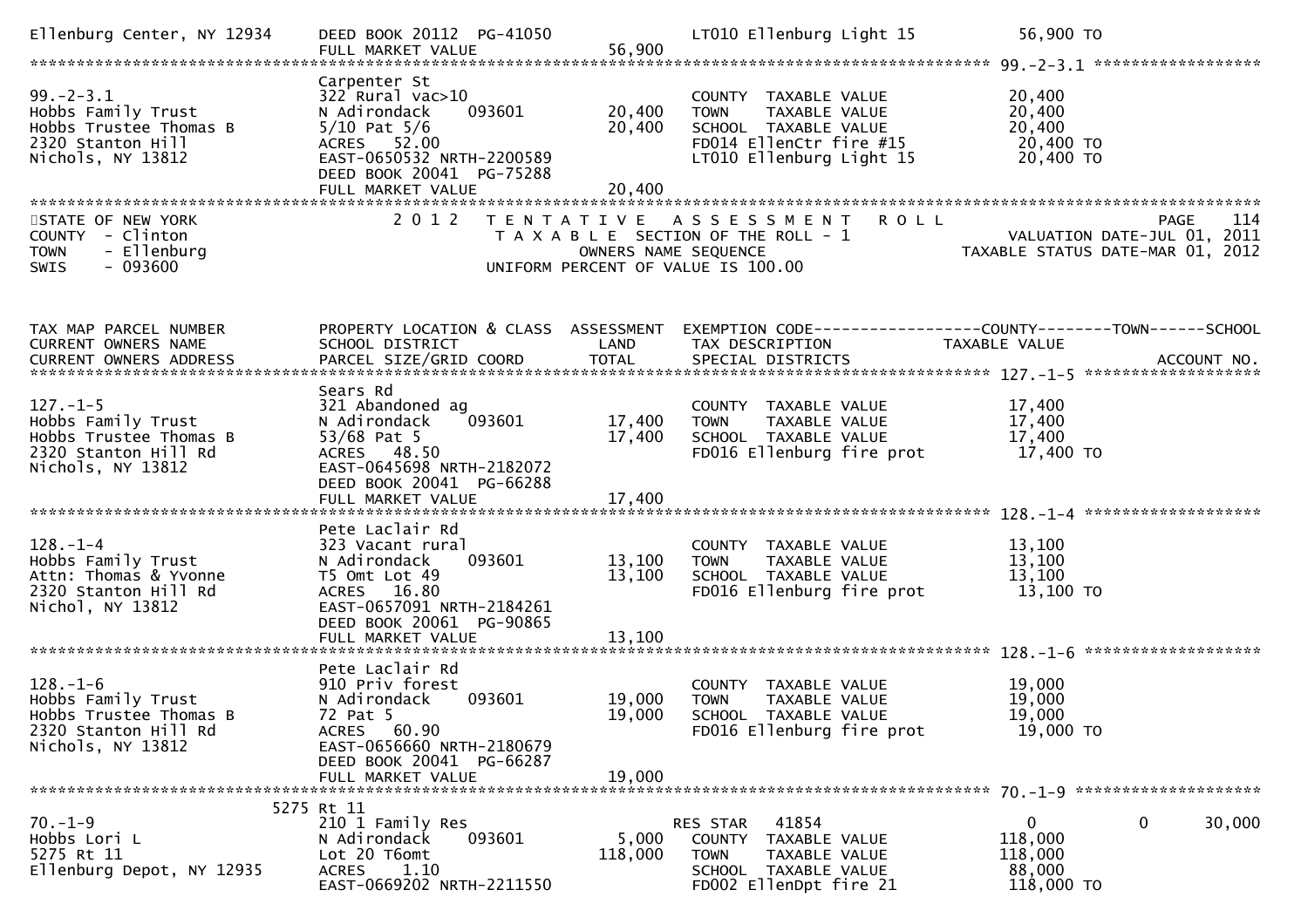```
Ellenburg Center, NY 12934     DEED BOOK 20112  PG-41050                    LT010 Ellenburg Light 15          56,900 TO
                               FULL MARKET VALUE              56,900
******************************************************************************************************* 99.-2-3.1 ******************
                               Carpenter St
99.-2-3.1                      322 Rural vac>10                             COUNTY  TAXABLE VALUE             20,400
Hobbs Family Trust             N Adirondack      093601       20,400        TOWN    TAXABLE VALUE             20,400
Hobbs Trustee Thomas B         5/10 Pat 5/6                   20,400        SCHOOL  TAXABLE VALUE             20,400
2320 Stanton Hill              ACRES   52.00                                FD014 EllenCtr fire #15            20,400 TO
Nichols, NY 13812              EAST-0650532 NRTH-2200589                    LT010 Ellenburg Light 15           20,400 TO
                               DEED BOOK 20041  PG-75288
                               FULL MARKET VALUE              20,400
************************************************************************************************************************************
STATE OF NEW YORK              2 0 1 2   T E N T A T I V E   A S S E S S M E N T   R O L L                          PAGE   114
COUNTY  - Clinton                        T A X A B L E  SECTION OF THE ROLL - 1                   VALUATION DATE-JUL 01, 2011
TOWN    - Ellenburg                             OWNERS NAME SEQUENCE                           TAXABLE STATUS DATE-MAR 01, 2012
SWIS    - 093600                         UNIFORM PERCENT OF VALUE IS 100.00


TAX MAP PARCEL NUMBER          PROPERTY LOCATION & CLASS  ASSESSMENT  EXEMPTION CODE------------------COUNTY--------TOWN------SCHOOL
CURRENT OWNERS NAME            SCHOOL DISTRICT               LAND      TAX DESCRIPTION             TAXABLE VALUE
CURRENT OWNERS ADDRESS         PARCEL SIZE/GRID COORD        TOTAL     SPECIAL DISTRICTS                                  ACCOUNT NO.
******************************************************************************************************* 127.-1-5 *******************
                               Sears Rd
127.-1-5                       321 Abandoned ag                             COUNTY  TAXABLE VALUE             17,400
Hobbs Family Trust             N Adirondack      093601       17,400        TOWN    TAXABLE VALUE             17,400
Hobbs Trustee Thomas B         53/68 Pat 5                    17,400        SCHOOL  TAXABLE VALUE             17,400
2320 Stanton Hill Rd           ACRES   48.50                                FD016 Ellenburg fire prot          17,400 TO
Nichols, NY 13812              EAST-0645698 NRTH-2182072
                               DEED BOOK 20041  PG-66288
                               FULL MARKET VALUE              17,400
******************************************************************************************************* 128.-1-4 *******************
                               Pete Laclair Rd
128.-1-4                       323 Vacant rural                             COUNTY  TAXABLE VALUE             13,100
Hobbs Family Trust             N Adirondack      093601       13,100        TOWN    TAXABLE VALUE             13,100
Attn: Thomas & Yvonne          T5 Omt Lot 49                  13,100        SCHOOL  TAXABLE VALUE             13,100
2320 Stanton Hill Rd           ACRES   16.80                                FD016 Ellenburg fire prot          13,100 TO
Nichol, NY 13812               EAST-0657091 NRTH-2184261
                               DEED BOOK 20061  PG-90865
                               FULL MARKET VALUE              13,100
******************************************************************************************************* 128.-1-6 *******************
                               Pete Laclair Rd
128.-1-6                       910 Priv forest                              COUNTY  TAXABLE VALUE             19,000
Hobbs Family Trust             N Adirondack      093601       19,000        TOWN    TAXABLE VALUE             19,000
Hobbs Trustee Thomas B         72 Pat 5                       19,000        SCHOOL  TAXABLE VALUE             19,000
2320 Stanton Hill Rd           ACRES   60.90                                FD016 Ellenburg fire prot          19,000 TO
Nichols, NY 13812              EAST-0656660 NRTH-2180679
                               DEED BOOK 20041  PG-66287
                               FULL MARKET VALUE              19,000
******************************************************************************************************* 70.-1-9 ********************
                          5275 Rt 11
70.-1-9                        210 1 Family Res                             RES STAR   41854                   0             0     30,000
Hobbs Lori L                   N Adirondack      093601        5,000        COUNTY  TAXABLE VALUE            118,000
5275 Rt 11                     Lot 20 T6omt                  118,000        TOWN    TAXABLE VALUE            118,000
Ellenburg Depot, NY 12935      ACRES    1.10                                SCHOOL  TAXABLE VALUE             88,000
                               EAST-0669202 NRTH-2211550                    FD002 EllenDpt fire 21            118,000 TO
```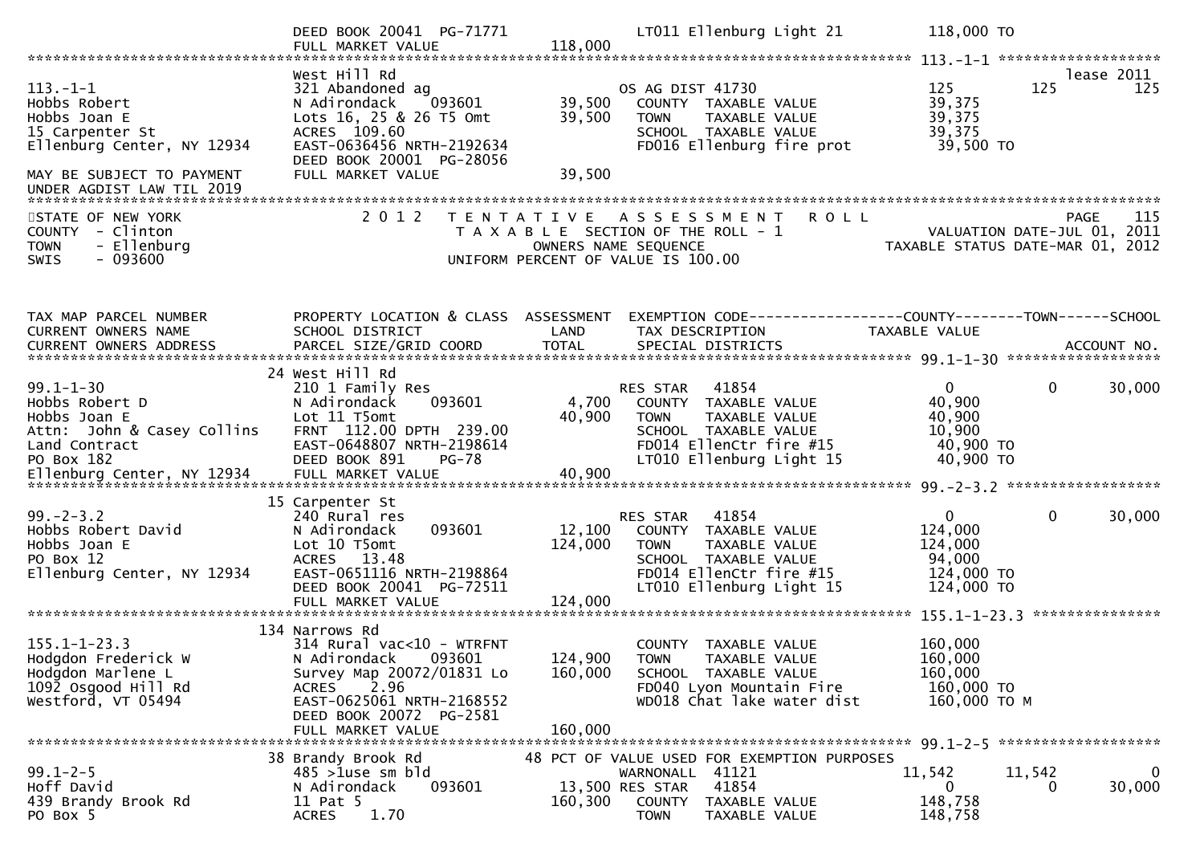```
                             DEED BOOK 20041  PG-71771              LT011 Ellenburg Light 21         118,000 TO
                             FULL MARKET VALUE             118,000
******************************************************************************************************* 113.-1-1 ******************
                             West Hill Rd                                                                             lease 2011
113.-1-1                     321 Abandoned ag                     OS AG DIST 41730                  125          125          125
Hobbs Robert                 N Adirondack      093601      39,500   COUNTY  TAXABLE VALUE            39,375
Hobbs Joan E                 Lots 16, 25 & 26 T5 Omt       39,500   TOWN    TAXABLE VALUE            39,375
15 Carpenter St              ACRES  109.60                          SCHOOL  TAXABLE VALUE            39,375
Ellenburg Center, NY 12934   EAST-0636456 NRTH-2192634              FD016 Ellenburg fire prot         39,500 TO
                             DEED BOOK 20001  PG-28056
MAY BE SUBJECT TO PAYMENT    FULL MARKET VALUE              39,500
UNDER AGDIST LAW TIL 2019
*************************************************************************************************************************************
STATE OF NEW YORK                  2 0 1 2   T E N T A T I V E   A S S E S S M E N T   R O L L                         PAGE    115
COUNTY  - Clinton                            T A X A B L E  SECTION OF THE ROLL - 1                     VALUATION DATE-JUL 01, 2011
TOWN    - Ellenburg                                  OWNERS NAME SEQUENCE                           TAXABLE STATUS DATE-MAR 01, 2012
SWIS    - 093600                             UNIFORM PERCENT OF VALUE IS 100.00


TAX MAP PARCEL NUMBER        PROPERTY LOCATION & CLASS  ASSESSMENT  EXEMPTION CODE------------------COUNTY--------TOWN------SCHOOL
CURRENT OWNERS NAME          SCHOOL DISTRICT               LAND     TAX DESCRIPTION              TAXABLE VALUE
CURRENT OWNERS ADDRESS       PARCEL SIZE/GRID COORD        TOTAL    SPECIAL DISTRICTS                                   ACCOUNT NO.
******************************************************************************************************* 99.1-1-30 ******************
                          24 West Hill Rd
99.1-1-30                    210 1 Family Res                     RES STAR   41854                    0             0       30,000
Hobbs Robert D               N Adirondack      093601       4,700   COUNTY  TAXABLE VALUE            40,900
Hobbs Joan E                 Lot 11 T5omt                  40,900   TOWN    TAXABLE VALUE            40,900
Attn:  John & Casey Collins  FRNT  112.00 DPTH  239.00              SCHOOL  TAXABLE VALUE            10,900
Land Contract                EAST-0648807 NRTH-2198614              FD014 EllenCtr fire #15           40,900 TO
PO Box 182                   DEED BOOK 891     PG-78                LT010 Ellenburg Light 15          40,900 TO
Ellenburg Center, NY 12934   FULL MARKET VALUE              40,900
******************************************************************************************************* 99.-2-3.2 ******************
                          15 Carpenter St
99.-2-3.2                    240 Rural res                        RES STAR   41854                    0             0       30,000
Hobbs Robert David           N Adirondack      093601      12,100   COUNTY  TAXABLE VALUE           124,000
Hobbs Joan E                 Lot 10 T5omt                 124,000   TOWN    TAXABLE VALUE           124,000
PO Box 12                    ACRES   13.48                          SCHOOL  TAXABLE VALUE            94,000
Ellenburg Center, NY 12934   EAST-0651116 NRTH-2198864              FD014 EllenCtr fire #15          124,000 TO
                             DEED BOOK 20041  PG-72511              LT010 Ellenburg Light 15         124,000 TO
                             FULL MARKET VALUE             124,000
******************************************************************************************************* 155.1-1-23.3 ***************
                         134 Narrows Rd
155.1-1-23.3                 314 Rural vac<10 - WTRFNT              COUNTY  TAXABLE VALUE           160,000
Hodgdon Frederick W          N Adirondack      093601     124,900   TOWN    TAXABLE VALUE           160,000
Hodgdon Marlene L            Survey Map 20072/01831 Lo    160,000   SCHOOL  TAXABLE VALUE           160,000
1092 Osgood Hill Rd          ACRES    2.96                          FD040 Lyon Mountain Fire         160,000 TO
Westford, VT 05494           EAST-0625061 NRTH-2168552              WD018 Chat lake water dist       160,000 TO M
                             DEED BOOK 20072  PG-2581
                             FULL MARKET VALUE             160,000
******************************************************************************************************* 99.1-2-5 ******************
                          38 Brandy Brook Rd              48 PCT OF VALUE USED FOR EXEMPTION PURPOSES
99.1-2-5                     485 >1use sm bld                     WARNONALL  41121               11,542        11,542            0
Hoff David                   N Adirondack      093601      13,500 RES STAR   41854                    0             0       30,000
439 Brandy Brook Rd          11 Pat 5                     160,300   COUNTY  TAXABLE VALUE           148,758
PO Box 5                     ACRES    1.70                          TOWN    TAXABLE VALUE           148,758
```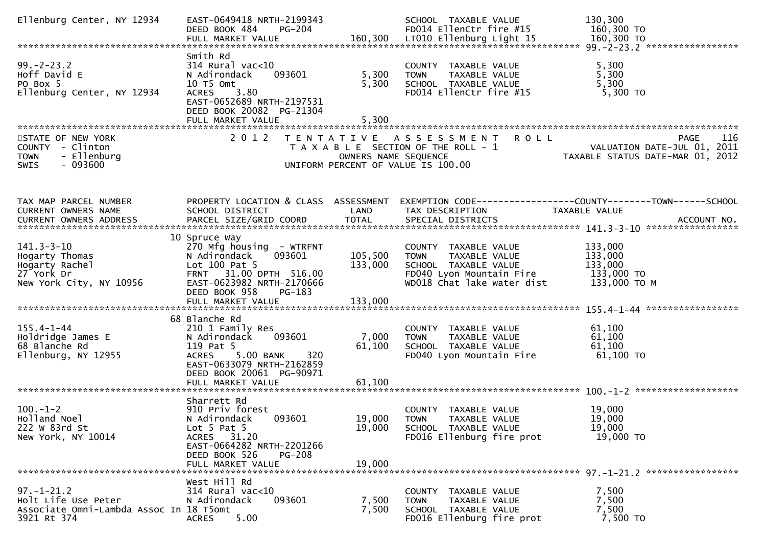```
Ellenburg Center, NY 12934     EAST-0649418 NRTH-2199343                      SCHOOL  TAXABLE VALUE               130,300
                               DEED BOOK 484    PG-204                        FD014 EllenCtr fire #15             160,300 TO
                               FULL MARKET VALUE               160,300        LT010 Ellenburg Light 15            160,300 TO
******************************************************************************************************* 99.-2-23.2 *****************
                               Smith Rd
99.-2-23.2                     314 Rural vac<10                               COUNTY  TAXABLE VALUE                 5,300
Hoff David E                   N Adirondack     093601           5,300        TOWN    TAXABLE VALUE                 5,300
PO Box 5                       10 T5 Omt                         5,300        SCHOOL  TAXABLE VALUE                 5,300
Ellenburg Center, NY 12934     ACRES     3.80                                 FD014 EllenCtr fire #15               5,300 TO
                               EAST-0652689 NRTH-2197531
                               DEED BOOK 20082  PG-21304
                               FULL MARKET VALUE                 5,300
************************************************************************************************************************************
STATE OF NEW YORK                  2 0 1 2   T E N T A T I V E   A S S E S S M E N T   R O L L                                PAGE   116
COUNTY  - Clinton                             T A X A B L E  SECTION OF THE ROLL - 1                           VALUATION DATE-JUL 01, 2011
TOWN    - Ellenburg                                   OWNERS NAME SEQUENCE                               TAXABLE STATUS DATE-MAR 01, 2012
SWIS    - 093600                              UNIFORM PERCENT OF VALUE IS 100.00


TAX MAP PARCEL NUMBER          PROPERTY LOCATION & CLASS  ASSESSMENT  EXEMPTION CODE------------------COUNTY--------TOWN------SCHOOL
CURRENT OWNERS NAME            SCHOOL DISTRICT              LAND      TAX DESCRIPTION              TAXABLE VALUE
CURRENT OWNERS ADDRESS         PARCEL SIZE/GRID COORD       TOTAL     SPECIAL DISTRICTS                                    ACCOUNT NO.
******************************************************************************************************* 141.3-3-10 *****************
                            10 Spruce Way
141.3-3-10                     270 Mfg housing  - WTRFNT                      COUNTY  TAXABLE VALUE               133,000
Hogarty Thomas                 N Adirondack     093601         105,500        TOWN    TAXABLE VALUE               133,000
Hogarty Rachel                 Lot 100 Pat 5                   133,000        SCHOOL  TAXABLE VALUE               133,000
27 York Dr                     FRNT   31.00 DPTH  516.00                      FD040 Lyon Mountain Fire            133,000 TO
New York City, NY 10956        EAST-0623982 NRTH-2170666                      WD018 Chat lake water dist          133,000 TO M
                               DEED BOOK 958    PG-183
                               FULL MARKET VALUE               133,000
******************************************************************************************************* 155.4-1-44 *****************
                            68 Blanche Rd
155.4-1-44                     210 1 Family Res                               COUNTY  TAXABLE VALUE                61,100
Holdridge James E              N Adirondack     093601           7,000        TOWN    TAXABLE VALUE                61,100
68 Blanche Rd                  119 Pat 5                        61,100        SCHOOL  TAXABLE VALUE                61,100
Ellenburg, NY 12955            ACRES     5.00 BANK     320                    FD040 Lyon Mountain Fire             61,100 TO
                               EAST-0633079 NRTH-2162859
                               DEED BOOK 20061  PG-90971
                               FULL MARKET VALUE                61,100
******************************************************************************************************* 100.-1-2 *******************
                               Sharrett Rd
100.-1-2                       910 Priv forest                                COUNTY  TAXABLE VALUE                19,000
Holland Noel                   N Adirondack     093601          19,000        TOWN    TAXABLE VALUE                19,000
222 W 83rd St                  Lot 5 Pat 5                      19,000        SCHOOL  TAXABLE VALUE                19,000
New York, NY 10014             ACRES    31.20                                 FD016 Ellenburg fire prot            19,000 TO
                               EAST-0664282 NRTH-2201266
                               DEED BOOK 526    PG-208
                               FULL MARKET VALUE                19,000
******************************************************************************************************* 97.-1-21.2 *****************
                               West Hill Rd
97.-1-21.2                     314 Rural vac<10                               COUNTY  TAXABLE VALUE                 7,500
Holt Life Use Peter            N Adirondack     093601           7,500        TOWN    TAXABLE VALUE                 7,500
Associate Omni-Lambda Assoc In 18 T5omt                          7,500        SCHOOL  TAXABLE VALUE                 7,500
3921 Rt 374                    ACRES     5.00                                 FD016 Ellenburg fire prot             7,500 TO
```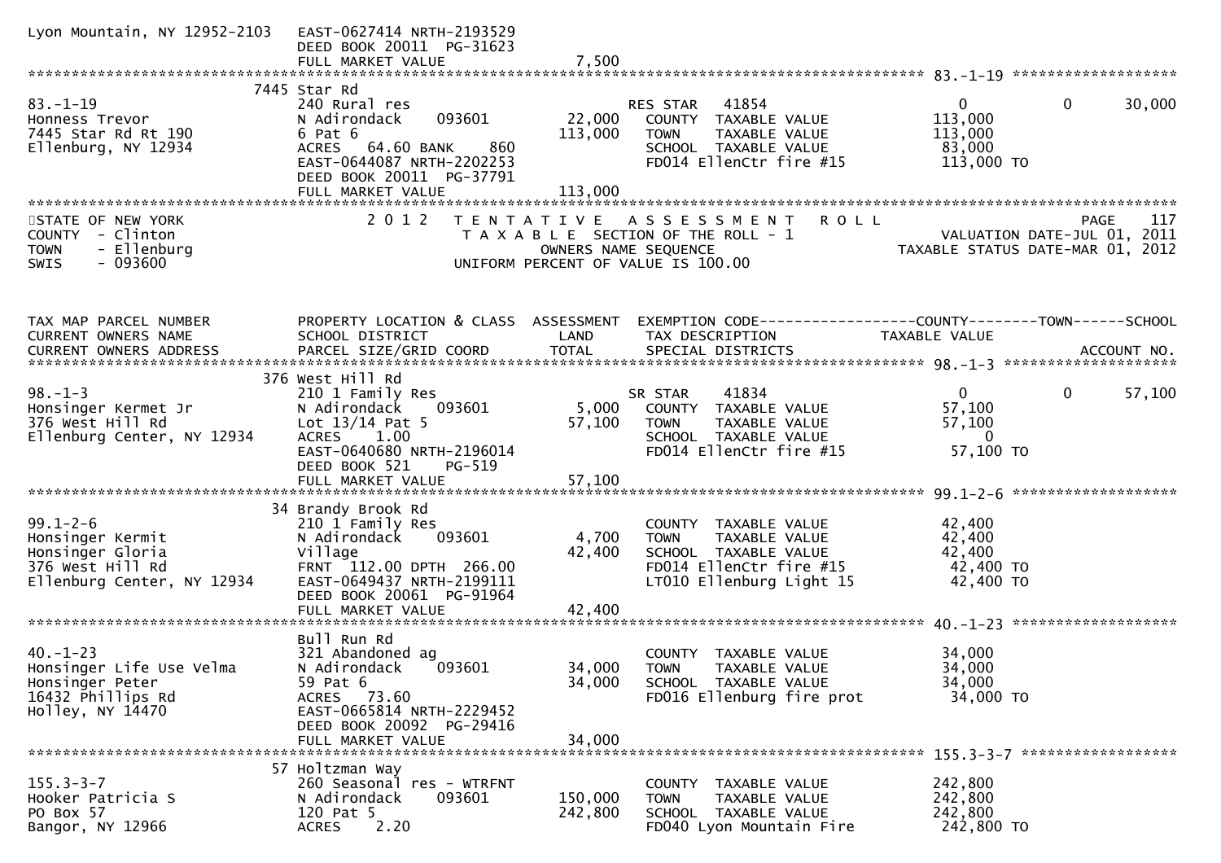Lyon Mountain, NY 12952-2103 EAST-0627414 NRTH-2193529
DEED BOOK 20011 PG-31623
FULL MARKET VALUE 7,500

******************************************************************************************************* 83.-1-19 ******************

| TAX MAP PARCEL NUMBER / CURRENT OWNERS NAME / CURRENT OWNERS ADDRESS | PROPERTY LOCATION & CLASS / SCHOOL DISTRICT / PARCEL SIZE/GRID COORD | ASSESSMENT LAND / TOTAL | EXEMPTION CODE / TAX DESCRIPTION / SPECIAL DISTRICTS | COUNTY TAXABLE VALUE | TOWN | SCHOOL |
|---|---|---|---|---|---|---|
| | 7445 Star Rd | | | | | |
| 83.-1-19 | 240 Rural res | | RES STAR 41854 | 0 | 0 | 30,000 |
| Honness Trevor | N Adirondack 093601 | 22,000 | COUNTY TAXABLE VALUE | 113,000 | | |
| 7445 Star Rd Rt 190 | 6 Pat 6 | 113,000 | TOWN TAXABLE VALUE | 113,000 | | |
| Ellenburg, NY 12934 | ACRES 64.60 BANK 860 | | SCHOOL TAXABLE VALUE | 83,000 | | |
| | EAST-0644087 NRTH-2202253 | | FD014 EllenCtr fire #15 | 113,000 TO | | |
| | DEED BOOK 20011 PG-37791 | | | | | |
| | FULL MARKET VALUE | 113,000 | | | | |

STATE OF NEW YORK — 2012 TENTATIVE ASSESSMENT ROLL — PAGE 117
COUNTY - Clinton — TAXABLE SECTION OF THE ROLL - 1 — VALUATION DATE-JUL 01, 2011
TOWN - Ellenburg — OWNERS NAME SEQUENCE — TAXABLE STATUS DATE-MAR 01, 2012
SWIS - 093600 — UNIFORM PERCENT OF VALUE IS 100.00

| TAX MAP PARCEL NUMBER / CURRENT OWNERS NAME / CURRENT OWNERS ADDRESS | PROPERTY LOCATION & CLASS / SCHOOL DISTRICT / PARCEL SIZE/GRID COORD | ASSESSMENT LAND / TOTAL | EXEMPTION CODE / TAX DESCRIPTION / SPECIAL DISTRICTS | COUNTY TAXABLE VALUE | TOWN | SCHOOL / ACCOUNT NO. |
|---|---|---|---|---|---|---|
| **98.-1-3** | 376 West Hill Rd | | | | | |
| 98.-1-3 | 210 1 Family Res | | SR STAR 41834 | 0 | 0 | 57,100 |
| Honsinger Kermet Jr | N Adirondack 093601 | 5,000 | COUNTY TAXABLE VALUE | 57,100 | | |
| 376 West Hill Rd | Lot 13/14 Pat 5 | 57,100 | TOWN TAXABLE VALUE | 57,100 | | |
| Ellenburg Center, NY 12934 | ACRES 1.00 | | SCHOOL TAXABLE VALUE | 0 | | |
| | EAST-0640680 NRTH-2196014 | | FD014 EllenCtr fire #15 | 57,100 TO | | |
| | DEED BOOK 521 PG-519 | | | | | |
| | FULL MARKET VALUE | 57,100 | | | | |
| **99.1-2-6** | 34 Brandy Brook Rd | | | | | |
| 99.1-2-6 | 210 1 Family Res | | COUNTY TAXABLE VALUE | 42,400 | | |
| Honsinger Kermit | N Adirondack 093601 | 4,700 | TOWN TAXABLE VALUE | 42,400 | | |
| Honsinger Gloria | Village | 42,400 | SCHOOL TAXABLE VALUE | 42,400 | | |
| 376 West Hill Rd | FRNT 112.00 DPTH 266.00 | | FD014 EllenCtr fire #15 | 42,400 TO | | |
| Ellenburg Center, NY 12934 | EAST-0649437 NRTH-2199111 | | LT010 Ellenburg Light 15 | 42,400 TO | | |
| | DEED BOOK 20061 PG-91964 | | | | | |
| | FULL MARKET VALUE | 42,400 | | | | |
| **40.-1-23** | Bull Run Rd | | | | | |
| 40.-1-23 | 321 Abandoned ag | | COUNTY TAXABLE VALUE | 34,000 | | |
| Honsinger Life Use Velma | N Adirondack 093601 | 34,000 | TOWN TAXABLE VALUE | 34,000 | | |
| Honsinger Peter | 59 Pat 6 | 34,000 | SCHOOL TAXABLE VALUE | 34,000 | | |
| 16432 Phillips Rd | ACRES 73.60 | | FD016 Ellenburg fire prot | 34,000 TO | | |
| Holley, NY 14470 | EAST-0665814 NRTH-2229452 | | | | | |
| | DEED BOOK 20092 PG-29416 | | | | | |
| | FULL MARKET VALUE | 34,000 | | | | |
| **155.3-3-7** | 57 Holtzman Way | | | | | |
| 155.3-3-7 | 260 Seasonal res - WTRFNT | | COUNTY TAXABLE VALUE | 242,800 | | |
| Hooker Patricia S | N Adirondack 093601 | 150,000 | TOWN TAXABLE VALUE | 242,800 | | |
| PO Box 57 | 120 Pat 5 | 242,800 | SCHOOL TAXABLE VALUE | 242,800 | | |
| Bangor, NY 12966 | ACRES 2.20 | | FD040 Lyon Mountain Fire | 242,800 TO | | |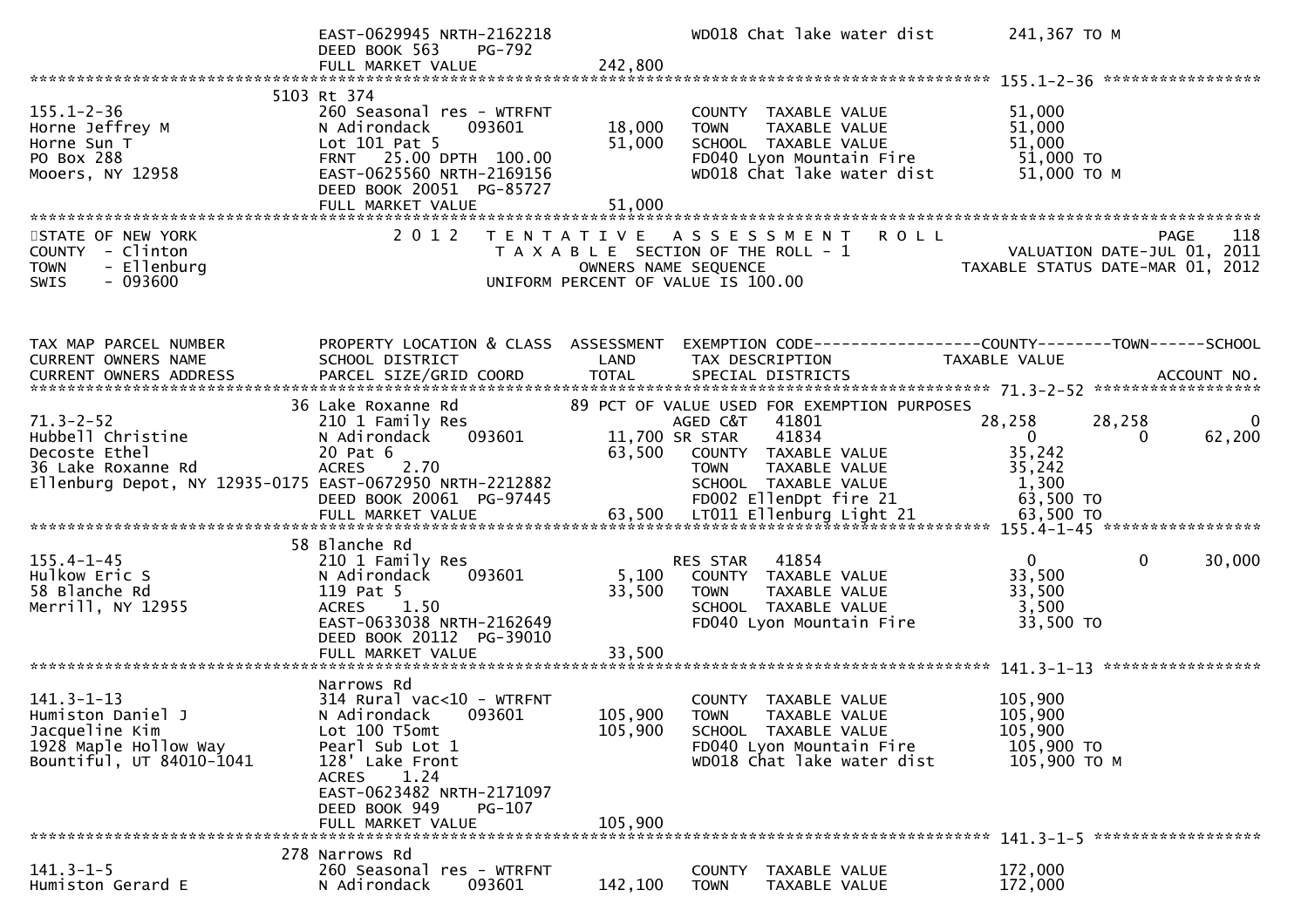```
                              EAST-0629945 NRTH-2162218                  WD018 Chat lake water dist        241,367 TO M
                              DEED BOOK 563    PG-792
                              FULL MARKET VALUE             242,800
******************************************************************************************************* 155.1-2-36 *****************
                           5103 Rt 374
155.1-2-36                    260 Seasonal res - WTRFNT                  COUNTY  TAXABLE VALUE             51,000
Horne Jeffrey M               N Adirondack    093601         18,000      TOWN    TAXABLE VALUE             51,000
Horne Sun T                   Lot 101 Pat 5                  51,000      SCHOOL  TAXABLE VALUE             51,000
PO Box 288                    FRNT   25.00 DPTH 100.00                   FD040 Lyon Mountain Fire           51,000 TO
Mooers, NY 12958              EAST-0625560 NRTH-2169156                  WD018 Chat lake water dist         51,000 TO M
                              DEED BOOK 20051 PG-85727
                              FULL MARKET VALUE              51,000
*****************************************************************************************************************************************
```

```
STATE OF NEW YORK                2 0 1 2   T E N T A T I V E   A S S E S S M E N T   R O L L                          PAGE    118
COUNTY  - Clinton                          T A X A B L E  SECTION OF THE ROLL - 1                      VALUATION DATE-JUL 01, 2011
TOWN    - Ellenburg                               OWNERS NAME SEQUENCE                         TAXABLE STATUS DATE-MAR 01, 2012
SWIS    - 093600                           UNIFORM PERCENT OF VALUE IS 100.00
```

```
TAX MAP PARCEL NUMBER         PROPERTY LOCATION & CLASS  ASSESSMENT  EXEMPTION CODE------------------COUNTY--------TOWN------SCHOOL
CURRENT OWNERS NAME           SCHOOL DISTRICT                LAND      TAX DESCRIPTION              TAXABLE VALUE
CURRENT OWNERS ADDRESS        PARCEL SIZE/GRID COORD         TOTAL     SPECIAL DISTRICTS                                    ACCOUNT NO.
******************************************************************************************************* 71.3-2-52 ******************
                           36 Lake Roxanne Rd              89 PCT OF VALUE USED FOR EXEMPTION PURPOSES
71.3-2-52                     210 1 Family Res                           AGED C&T   41801                28,258       28,258           0
Hubbell Christine             N Adirondack    093601          11,700 SR STAR    41834                     0            0      62,200
Decoste Ethel                 20 Pat 6                        63,500     COUNTY  TAXABLE VALUE             35,242
36 Lake Roxanne Rd            ACRES     2.70                             TOWN    TAXABLE VALUE             35,242
Ellenburg Depot, NY 12935-0175 EAST-0672950 NRTH-2212882                 SCHOOL  TAXABLE VALUE              1,300
                              DEED BOOK 20061 PG-97445                   FD002 EllenDpt fire 21             63,500 TO
                              FULL MARKET VALUE              63,500      LT011 Ellenburg Light 21           63,500 TO
******************************************************************************************************* 155.4-1-45 *****************
                           58 Blanche Rd
155.4-1-45                    210 1 Family Res                           RES STAR   41854                     0            0      30,000
Hulkow Eric S                 N Adirondack    093601          5,100      COUNTY  TAXABLE VALUE             33,500
58 Blanche Rd                 119 Pat 5                       33,500     TOWN    TAXABLE VALUE             33,500
Merrill, NY 12955             ACRES     1.50                             SCHOOL  TAXABLE VALUE              3,500
                              EAST-0633038 NRTH-2162649                  FD040 Lyon Mountain Fire           33,500 TO
                              DEED BOOK 20112 PG-39010
                              FULL MARKET VALUE              33,500
******************************************************************************************************* 141.3-1-13 *****************
                              Narrows Rd
141.3-1-13                    314 Rural vac<10 - WTRFNT                  COUNTY  TAXABLE VALUE            105,900
Humiston Daniel J             N Adirondack    093601        105,900      TOWN    TAXABLE VALUE            105,900
Jacqueline Kim                Lot 100 T5omt                 105,900      SCHOOL  TAXABLE VALUE            105,900
1928 Maple Hollow Way         Pearl Sub Lot 1                            FD040 Lyon Mountain Fire          105,900 TO
Bountiful, UT 84010-1041      128' Lake Front                            WD018 Chat lake water dist        105,900 TO M
                              ACRES     1.24
                              EAST-0623482 NRTH-2171097
                              DEED BOOK 949    PG-107
                              FULL MARKET VALUE             105,900
******************************************************************************************************* 141.3-1-5 ******************
                          278 Narrows Rd
141.3-1-5                     260 Seasonal res - WTRFNT                  COUNTY  TAXABLE VALUE            172,000
Humiston Gerard E             N Adirondack    093601        142,100      TOWN    TAXABLE VALUE            172,000
```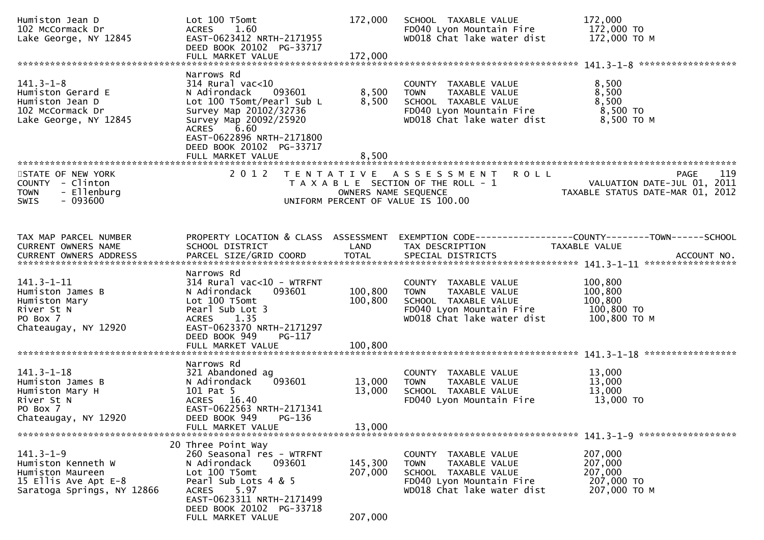```
Humiston Jean D                Lot 100 T5omt                   172,000   SCHOOL  TAXABLE VALUE          172,000
102 McCormack Dr               ACRES    1.60                             FD040 Lyon Mountain Fire        172,000 TO
Lake George, NY 12845          EAST-0623412 NRTH-2171955                 WD018 Chat lake water dist      172,000 TO M
                               DEED BOOK 20102  PG-33717
                               FULL MARKET VALUE               172,000
******************************************************************************************************* 141.3-1-8 ******************
                               Narrows Rd
141.3-1-8                      314 Rural vac<10                          COUNTY  TAXABLE VALUE            8,500
Humiston Gerard E              N Adirondack    093601            8,500   TOWN    TAXABLE VALUE            8,500
Humiston Jean D                Lot 100 T5omt/Pearl Sub L         8,500   SCHOOL  TAXABLE VALUE            8,500
102 McCormack Dr               Survey Map 20102/32736                    FD040 Lyon Mountain Fire          8,500 TO
Lake George, NY 12845          Survey Map 20092/25920                    WD018 Chat lake water dist        8,500 TO M
                               ACRES    6.60
                               EAST-0622896 NRTH-2171800
                               DEED BOOK 20102  PG-33717
                               FULL MARKET VALUE                 8,500
************************************************************************************************************************************
STATE OF NEW YORK                2 0 1 2   T E N T A T I V E   A S S E S S M E N T   R O L L                               PAGE    119
COUNTY  - Clinton                          T A X A B L E  SECTION OF THE ROLL - 1                   VALUATION DATE-JUL 01, 2011
TOWN    - Ellenburg                               OWNERS NAME SEQUENCE                          TAXABLE STATUS DATE-MAR 01, 2012
SWIS    - 093600                          UNIFORM PERCENT OF VALUE IS 100.00


TAX MAP PARCEL NUMBER          PROPERTY LOCATION & CLASS  ASSESSMENT  EXEMPTION CODE-----------------COUNTY--------TOWN------SCHOOL
CURRENT OWNERS NAME            SCHOOL DISTRICT               LAND      TAX DESCRIPTION              TAXABLE VALUE
CURRENT OWNERS ADDRESS         PARCEL SIZE/GRID COORD        TOTAL     SPECIAL DISTRICTS                                  ACCOUNT NO.
******************************************************************************************************* 141.3-1-11 *****************
                               Narrows Rd
141.3-1-11                     314 Rural vac<10 - WTRFNT                 COUNTY  TAXABLE VALUE          100,800
Humiston James B               N Adirondack    093601          100,800   TOWN    TAXABLE VALUE          100,800
Humiston Mary                  Lot 100 T5omt                   100,800   SCHOOL  TAXABLE VALUE          100,800
River St N                     Pearl Sub Lot 3                           FD040 Lyon Mountain Fire        100,800 TO
PO Box 7                       ACRES    1.35                             WD018 Chat lake water dist      100,800 TO M
Chateaugay, NY 12920           EAST-0623370 NRTH-2171297
                               DEED BOOK 949    PG-117
                               FULL MARKET VALUE               100,800
******************************************************************************************************* 141.3-1-18 *****************
                               Narrows Rd
141.3-1-18                     321 Abandoned ag                          COUNTY  TAXABLE VALUE           13,000
Humiston James B               N Adirondack    093601           13,000   TOWN    TAXABLE VALUE           13,000
Humiston Mary H                101 Pat 5                        13,000   SCHOOL  TAXABLE VALUE           13,000
River St N                     ACRES   16.40                             FD040 Lyon Mountain Fire         13,000 TO
PO Box 7                       EAST-0622563 NRTH-2171341
Chateaugay, NY 12920           DEED BOOK 949    PG-136
                               FULL MARKET VALUE                13,000
******************************************************************************************************* 141.3-1-9 ******************
                            20 Three Point Way
141.3-1-9                      260 Seasonal res - WTRFNT                 COUNTY  TAXABLE VALUE          207,000
Humiston Kenneth W             N Adirondack    093601          145,300   TOWN    TAXABLE VALUE          207,000
Humiston Maureen               Lot 100 T5omt                   207,000   SCHOOL  TAXABLE VALUE          207,000
15 Ellis Ave Apt E-8           Pearl Sub Lots 4 & 5                      FD040 Lyon Mountain Fire        207,000 TO
Saratoga Springs, NY 12866     ACRES    5.97                             WD018 Chat lake water dist      207,000 TO M
                               EAST-0623311 NRTH-2171499
                               DEED BOOK 20102  PG-33718
                               FULL MARKET VALUE               207,000
```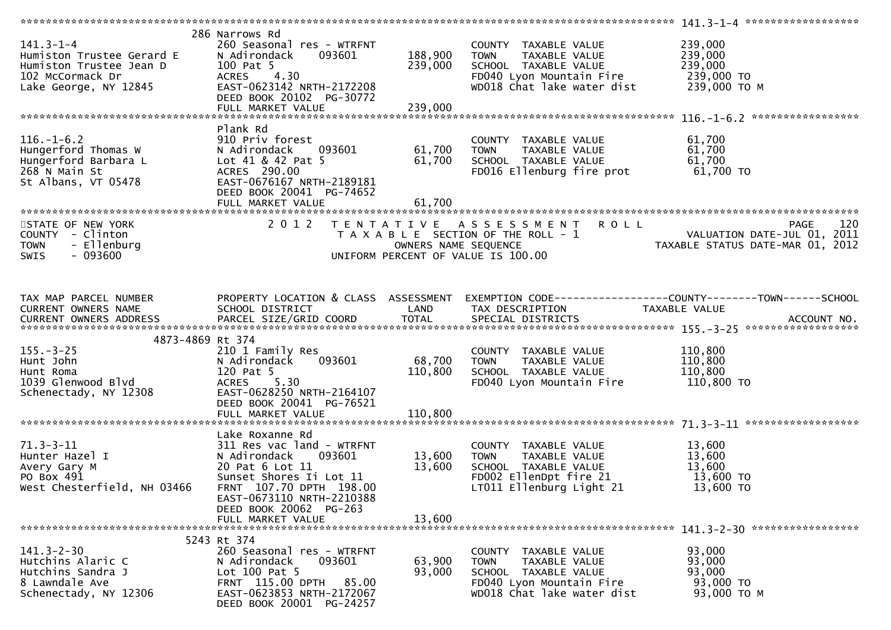```
******************************************************************************************************* 141.3-1-4 ******************
                               286 Narrows Rd
141.3-1-4                      260 Seasonal res - WTRFNT               COUNTY  TAXABLE VALUE            239,000
Humiston Trustee Gerard E      N Adirondack      093601     188,900    TOWN    TAXABLE VALUE            239,000
Humiston Trustee Jean D        100 Pat 5                    239,000    SCHOOL  TAXABLE VALUE            239,000
102 McCormack Dr               ACRES     4.30                          FD040 Lyon Mountain Fire          239,000 TO
Lake George, NY 12845          EAST-0623142 NRTH-2172208               WD018 Chat lake water dist        239,000 TO M
                               DEED BOOK 20102  PG-30772
                               FULL MARKET VALUE            239,000
******************************************************************************************************* 116.-1-6.2 *****************
                               Plank Rd
116.-1-6.2                     910 Priv forest                         COUNTY  TAXABLE VALUE             61,700
Hungerford Thomas W            N Adirondack      093601      61,700    TOWN    TAXABLE VALUE             61,700
Hungerford Barbara L           Lot 41 & 42 Pat 5             61,700    SCHOOL  TAXABLE VALUE             61,700
268 N Main St                  ACRES  290.00                           FD016 Ellenburg fire prot          61,700 TO
St Albans, VT 05478            EAST-0676167 NRTH-2189181
                               DEED BOOK 20041  PG-74652
                               FULL MARKET VALUE             61,700
************************************************************************************************************************************
STATE OF NEW YORK                   2 0 1 2   T E N T A T I V E   A S S E S S M E N T   R O L L                          PAGE    120
COUNTY  - Clinton                              T A X A B L E SECTION OF THE ROLL - 1                       VALUATION DATE-JUL 01, 2011
TOWN    - Ellenburg                                  OWNERS NAME SEQUENCE                              TAXABLE STATUS DATE-MAR 01, 2012
SWIS    - 093600                               UNIFORM PERCENT OF VALUE IS 100.00


TAX MAP PARCEL NUMBER          PROPERTY LOCATION & CLASS  ASSESSMENT  EXEMPTION CODE------------------COUNTY--------TOWN------SCHOOL
CURRENT OWNERS NAME            SCHOOL DISTRICT               LAND      TAX DESCRIPTION             TAXABLE VALUE
CURRENT OWNERS ADDRESS         PARCEL SIZE/GRID COORD        TOTAL     SPECIAL DISTRICTS                                 ACCOUNT NO.
******************************************************************************************************* 155.-3-25 ******************
                      4873-4869 Rt 374
155.-3-25                      210 1 Family Res                        COUNTY  TAXABLE VALUE            110,800
Hunt John                      N Adirondack      093601      68,700    TOWN    TAXABLE VALUE            110,800
Hunt Roma                      120 Pat 5                    110,800    SCHOOL  TAXABLE VALUE            110,800
1039 Glenwood Blvd             ACRES     5.30                          FD040 Lyon Mountain Fire          110,800 TO
Schenectady, NY 12308          EAST-0628250 NRTH-2164107
                               DEED BOOK 20041  PG-76521
                               FULL MARKET VALUE            110,800
******************************************************************************************************* 71.3-3-11 ******************
                               Lake Roxanne Rd
71.3-3-11                      311 Res vac land - WTRFNT               COUNTY  TAXABLE VALUE             13,600
Hunter Hazel I                 N Adirondack      093601      13,600    TOWN    TAXABLE VALUE             13,600
Avery Gary M                   20 Pat 6 Lot 11               13,600    SCHOOL  TAXABLE VALUE             13,600
PO Box 491                     Sunset Shores Ii Lot 11                 FD002 EllenDpt fire 21             13,600 TO
West Chesterfield, NH 03466    FRNT  107.70 DPTH  198.00               LT011 Ellenburg Light 21           13,600 TO
                               EAST-0673110 NRTH-2210388
                               DEED BOOK 20062  PG-263
                               FULL MARKET VALUE             13,600
******************************************************************************************************* 141.3-2-30 *****************
                               5243 Rt 374
141.3-2-30                     260 Seasonal res - WTRFNT               COUNTY  TAXABLE VALUE             93,000
Hutchins Alaric C              N Adirondack      093601      63,900    TOWN    TAXABLE VALUE             93,000
Hutchins Sandra J              Lot 100 Pat 5                 93,000    SCHOOL  TAXABLE VALUE             93,000
8 Lawndale Ave                 FRNT  115.00 DPTH   85.00               FD040 Lyon Mountain Fire           93,000 TO
Schenectady, NY 12306          EAST-0623853 NRTH-2172067               WD018 Chat lake water dist         93,000 TO M
                               DEED BOOK 20001  PG-24257
```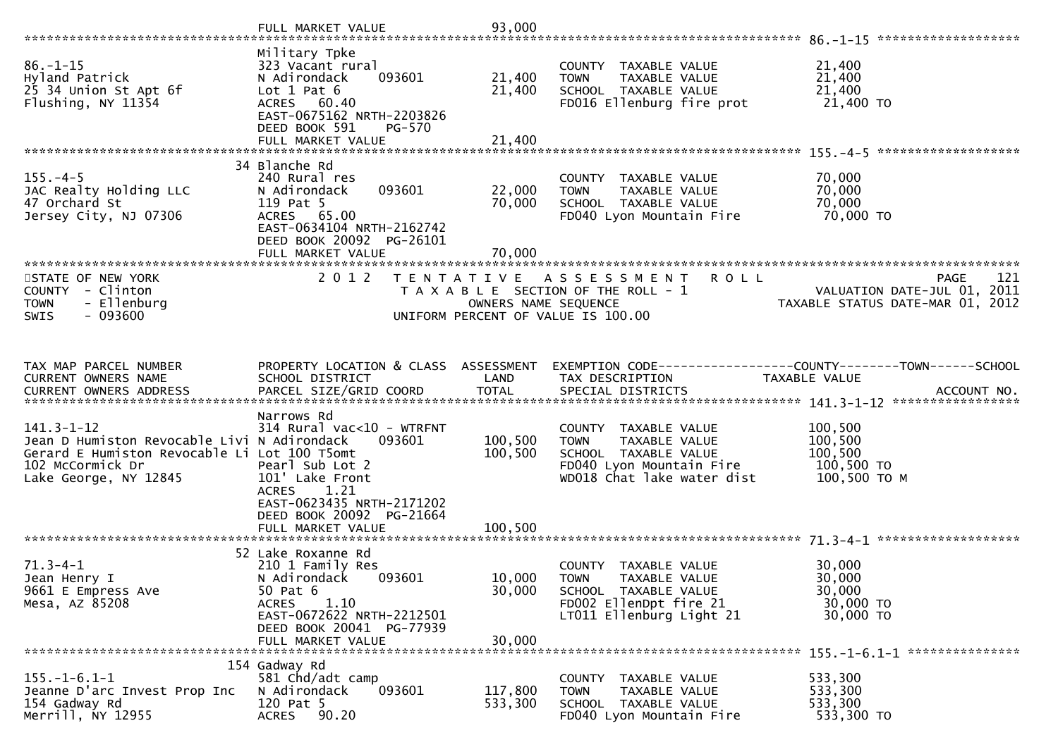FULL MARKET VALUE 93,000

********************************************************************************************* 86.-1-15 *******************

| | | | | |
|---|---|---|---|---|
| 86.-1-15 | Military Tpke | | | |
| Hyland Patrick | 323 Vacant rural | | COUNTY TAXABLE VALUE | 21,400 |
| 25 34 Union St Apt 6f | N Adirondack 093601 | 21,400 | TOWN TAXABLE VALUE | 21,400 |
| Flushing, NY 11354 | Lot 1 Pat 6 | 21,400 | SCHOOL TAXABLE VALUE | 21,400 |
| | ACRES 60.40 | | FD016 Ellenburg fire prot | 21,400 TO |
| | EAST-0675162 NRTH-2203826 | | | |
| | DEED BOOK 591 PG-570 | | | |
| | FULL MARKET VALUE | 21,400 | | |

********************************************************************************************* 155.-4-5 *******************

| | | | | |
|---|---|---|---|---|
| 155.-4-5 | 34 Blanche Rd | | | |
| JAC Realty Holding LLC | 240 Rural res | | COUNTY TAXABLE VALUE | 70,000 |
| 47 Orchard St | N Adirondack 093601 | 22,000 | TOWN TAXABLE VALUE | 70,000 |
| Jersey City, NJ 07306 | 119 Pat 5 | 70,000 | SCHOOL TAXABLE VALUE | 70,000 |
| | ACRES 65.00 | | FD040 Lyon Mountain Fire | 70,000 TO |
| | EAST-0634104 NRTH-2162742 | | | |
| | DEED BOOK 20092 PG-26101 | | | |
| | FULL MARKET VALUE | 70,000 | | |

STATE OF NEW YORK — 2 0 1 2 TENTATIVE ASSESSMENT ROLL — PAGE 121
COUNTY - Clinton — TAXABLE SECTION OF THE ROLL - 1 — VALUATION DATE-JUL 01, 2011
TOWN - Ellenburg — OWNERS NAME SEQUENCE — TAXABLE STATUS DATE-MAR 01, 2012
SWIS - 093600 — UNIFORM PERCENT OF VALUE IS 100.00

| TAX MAP PARCEL NUMBER / CURRENT OWNERS NAME / CURRENT OWNERS ADDRESS | PROPERTY LOCATION & CLASS / SCHOOL DISTRICT / PARCEL SIZE/GRID COORD | ASSESSMENT LAND / TOTAL | EXEMPTION CODE / TAX DESCRIPTION / SPECIAL DISTRICTS | COUNTY--------TOWN------SCHOOL TAXABLE VALUE / ACCOUNT NO. |
|---|---|---|---|---|

********************************************************************************************* 141.3-1-12 *****************

| | | | | |
|---|---|---|---|---|
| 141.3-1-12 | Narrows Rd | | | |
| Jean D Humiston Revocable Livi | 314 Rural vac<10 - WTRFNT | | COUNTY TAXABLE VALUE | 100,500 |
| Gerard E Humiston Revocable Li | N Adirondack 093601 | 100,500 | TOWN TAXABLE VALUE | 100,500 |
| 102 McCormick Dr | Lot 100 T5omt | 100,500 | SCHOOL TAXABLE VALUE | 100,500 |
| Lake George, NY 12845 | Pearl Sub Lot 2 | | FD040 Lyon Mountain Fire | 100,500 TO |
| | 101' Lake Front | | WD018 Chat lake water dist | 100,500 TO M |
| | ACRES 1.21 | | | |
| | EAST-0623435 NRTH-2171202 | | | |
| | DEED BOOK 20092 PG-21664 | | | |
| | FULL MARKET VALUE | 100,500 | | |

********************************************************************************************* 71.3-4-1 *******************

| | | | | |
|---|---|---|---|---|
| 71.3-4-1 | 52 Lake Roxanne Rd | | | |
| Jean Henry I | 210 1 Family Res | | COUNTY TAXABLE VALUE | 30,000 |
| 9661 E Empress Ave | N Adirondack 093601 | 10,000 | TOWN TAXABLE VALUE | 30,000 |
| Mesa, AZ 85208 | 50 Pat 6 | 30,000 | SCHOOL TAXABLE VALUE | 30,000 |
| | ACRES 1.10 | | FD002 EllenDpt fire 21 | 30,000 TO |
| | EAST-0672622 NRTH-2212501 | | LT011 Ellenburg Light 21 | 30,000 TO |
| | DEED BOOK 20041 PG-77939 | | | |
| | FULL MARKET VALUE | 30,000 | | |

********************************************************************************************* 155.-1-6.1-1 ***************

| | | | | |
|---|---|---|---|---|
| 155.-1-6.1-1 | 154 Gadway Rd | | | |
| Jeanne D'arc Invest Prop Inc | 581 Chd/adt camp | | COUNTY TAXABLE VALUE | 533,300 |
| 154 Gadway Rd | N Adirondack 093601 | 117,800 | TOWN TAXABLE VALUE | 533,300 |
| Merrill, NY 12955 | 120 Pat 5 | 533,300 | SCHOOL TAXABLE VALUE | 533,300 |
| | ACRES 90.20 | | FD040 Lyon Mountain Fire | 533,300 TO |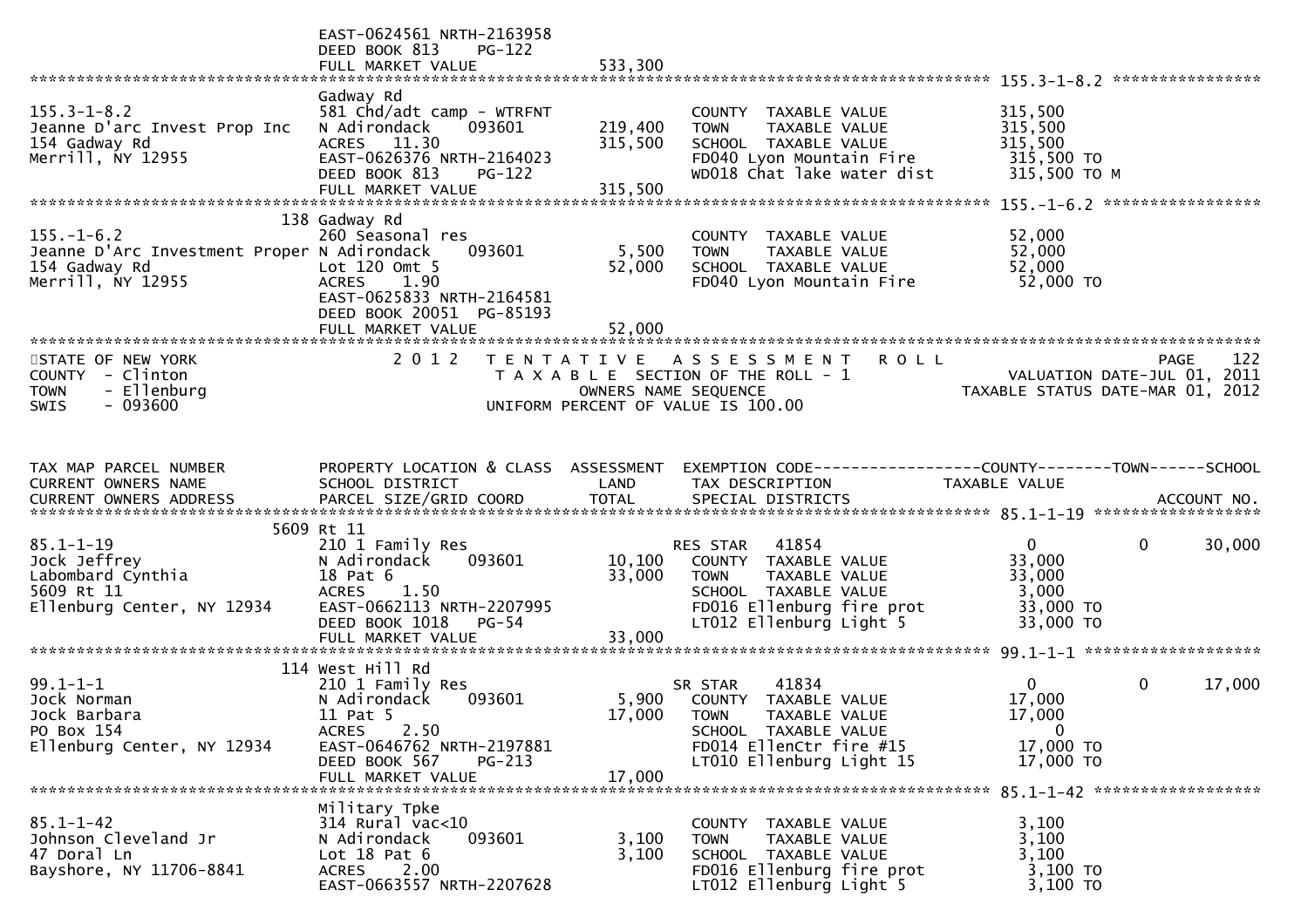```
                                 EAST-0624561 NRTH-2163958
                                 DEED BOOK 813    PG-122
                                 FULL MARKET VALUE             533,300
******************************************************************************************************* 155.3-1-8.2 ****************
                                 Gadway Rd
155.3-1-8.2                      581 Chd/adt camp - WTRFNT              COUNTY  TAXABLE VALUE             315,500
Jeanne D'arc Invest Prop Inc     N Adirondack     093601      219,400   TOWN    TAXABLE VALUE             315,500
154 Gadway Rd                    ACRES   11.30                315,500   SCHOOL  TAXABLE VALUE             315,500
Merrill, NY 12955                EAST-0626376 NRTH-2164023              FD040 Lyon Mountain Fire           315,500 TO
                                 DEED BOOK 813    PG-122                WD018 Chat lake water dist         315,500 TO M
                                 FULL MARKET VALUE             315,500
******************************************************************************************************* 155.-1-6.2 *****************
                             138 Gadway Rd
155.-1-6.2                       260 Seasonal res                       COUNTY  TAXABLE VALUE              52,000
Jeanne D'Arc Investment Proper N Adirondack     093601          5,500   TOWN    TAXABLE VALUE              52,000
154 Gadway Rd                    Lot 120 Omt 5                 52,000   SCHOOL  TAXABLE VALUE              52,000
Merrill, NY 12955                ACRES    1.90                          FD040 Lyon Mountain Fire            52,000 TO
                                 EAST-0625833 NRTH-2164581
                                 DEED BOOK 20051 PG-85193
                                 FULL MARKET VALUE              52,000
************************************************************************************************************************************
STATE OF NEW YORK                   2 0 1 2   T E N T A T I V E   A S S E S S M E N T   R O L L                          PAGE    122
COUNTY  - Clinton                            T A X A B L E SECTION OF THE ROLL - 1                        VALUATION DATE-JUL 01, 2011
TOWN    - Ellenburg                                 OWNERS NAME SEQUENCE                             TAXABLE STATUS DATE-MAR 01, 2012
SWIS    - 093600                            UNIFORM PERCENT OF VALUE IS 100.00


TAX MAP PARCEL NUMBER            PROPERTY LOCATION & CLASS  ASSESSMENT  EXEMPTION CODE------------------COUNTY--------TOWN------SCHOOL
CURRENT OWNERS NAME              SCHOOL DISTRICT               LAND     TAX DESCRIPTION              TAXABLE VALUE
CURRENT OWNERS ADDRESS           PARCEL SIZE/GRID COORD        TOTAL    SPECIAL DISTRICTS                                 ACCOUNT NO.
******************************************************************************************************* 85.1-1-19 ******************
                           5609 Rt 11
85.1-1-19                        210 1 Family Res                       RES STAR   41854                    0             0      30,000
Jock Jeffrey                     N Adirondack     093601       10,100   COUNTY  TAXABLE VALUE              33,000
Labombard Cynthia                18 Pat 6                      33,000   TOWN    TAXABLE VALUE              33,000
5609 Rt 11                       ACRES    1.50                          SCHOOL  TAXABLE VALUE               3,000
Ellenburg Center, NY 12934       EAST-0662113 NRTH-2207995              FD016 Ellenburg fire prot           33,000 TO
                                 DEED BOOK 1018   PG-54                 LT012 Ellenburg Light 5             33,000 TO
                                 FULL MARKET VALUE              33,000
******************************************************************************************************* 99.1-1-1 *******************
                             114 West Hill Rd
99.1-1-1                         210 1 Family Res                       SR STAR    41834                    0             0      17,000
Jock Norman                      N Adirondack     093601        5,900   COUNTY  TAXABLE VALUE              17,000
Jock Barbara                     11 Pat 5                      17,000   TOWN    TAXABLE VALUE              17,000
PO Box 154                       ACRES    2.50                          SCHOOL  TAXABLE VALUE                   0
Ellenburg Center, NY 12934       EAST-0646762 NRTH-2197881              FD014 EllenCtr fire #15             17,000 TO
                                 DEED BOOK 567    PG-213                LT010 Ellenburg Light 15            17,000 TO
                                 FULL MARKET VALUE              17,000
******************************************************************************************************* 85.1-1-42 ******************
                                 Military Tpke
85.1-1-42                        314 Rural vac<10                       COUNTY  TAXABLE VALUE               3,100
Johnson Cleveland Jr             N Adirondack     093601        3,100   TOWN    TAXABLE VALUE               3,100
47 Doral Ln                      Lot 18 Pat 6                   3,100   SCHOOL  TAXABLE VALUE               3,100
Bayshore, NY 11706-8841          ACRES    2.00                          FD016 Ellenburg fire prot            3,100 TO
                                 EAST-0663557 NRTH-2207628              LT012 Ellenburg Light 5              3,100 TO
```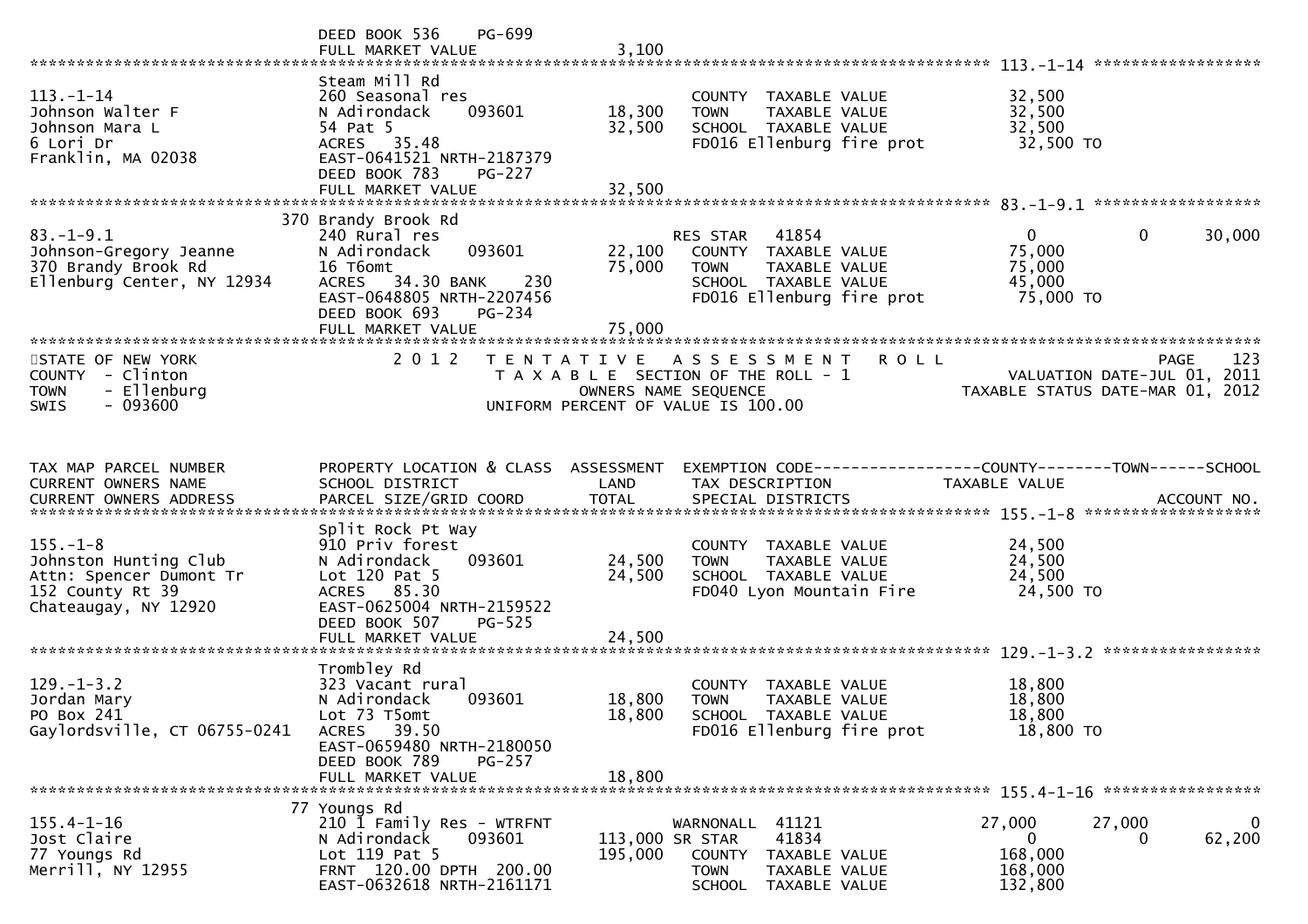```
                               DEED BOOK 536    PG-699
                               FULL MARKET VALUE                3,100
******************************************************************************************************* 113.-1-14 ******************
                               Steam Mill Rd
113.-1-14                      260 Seasonal res                          COUNTY  TAXABLE VALUE           32,500
Johnson Walter F               N Adirondack     093601       18,300      TOWN    TAXABLE VALUE           32,500
Johnson Mara L                 54 Pat 5                      32,500      SCHOOL  TAXABLE VALUE           32,500
6 Lori Dr                      ACRES   35.48                             FD016 Ellenburg fire prot        32,500 TO
Franklin, MA 02038             EAST-0641521 NRTH-2187379
                               DEED BOOK 783    PG-227
                               FULL MARKET VALUE               32,500
******************************************************************************************************* 83.-1-9.1 ******************
                           370 Brandy Brook Rd
83.-1-9.1                      240 Rural res                             RES STAR    41854                0            0        30,000
Johnson-Gregory Jeanne         N Adirondack     093601       22,100      COUNTY  TAXABLE VALUE           75,000
370 Brandy Brook Rd            16 T6omt                      75,000      TOWN    TAXABLE VALUE           75,000
Ellenburg Center, NY 12934     ACRES   34.30 BANK     230                SCHOOL  TAXABLE VALUE           45,000
                               EAST-0648805 NRTH-2207456                 FD016 Ellenburg fire prot        75,000 TO
                               DEED BOOK 693    PG-234
                               FULL MARKET VALUE               75,000
*******************************************************************************************************************************
STATE OF NEW YORK                2 0 1 2   T E N T A T I V E   A S S E S S M E N T   R O L L                              PAGE    123
COUNTY  - Clinton                          T A X A B L E  SECTION OF THE ROLL - 1                     VALUATION DATE-JUL 01, 2011
TOWN    - Ellenburg                              OWNERS NAME SEQUENCE                            TAXABLE STATUS DATE-MAR 01, 2012
SWIS    - 093600                          UNIFORM PERCENT OF VALUE IS 100.00


TAX MAP PARCEL NUMBER          PROPERTY LOCATION & CLASS  ASSESSMENT  EXEMPTION CODE------------------COUNTY--------TOWN------SCHOOL
CURRENT OWNERS NAME            SCHOOL DISTRICT               LAND      TAX DESCRIPTION             TAXABLE VALUE
CURRENT OWNERS ADDRESS         PARCEL SIZE/GRID COORD        TOTAL     SPECIAL DISTRICTS                                 ACCOUNT NO.
******************************************************************************************************* 155.-1-8 *******************
                               Split Rock Pt Way
155.-1-8                       910 Priv forest                           COUNTY  TAXABLE VALUE           24,500
Johnston Hunting Club          N Adirondack     093601       24,500      TOWN    TAXABLE VALUE           24,500
Attn: Spencer Dumont Tr        Lot 120 Pat 5                 24,500      SCHOOL  TAXABLE VALUE           24,500
152 County Rt 39               ACRES   85.30                             FD040 Lyon Mountain Fire         24,500 TO
Chateaugay, NY 12920           EAST-0625004 NRTH-2159522
                               DEED BOOK 507    PG-525
                               FULL MARKET VALUE               24,500
******************************************************************************************************* 129.-1-3.2 *****************
                               Trombley Rd
129.-1-3.2                     323 Vacant rural                          COUNTY  TAXABLE VALUE           18,800
Jordan Mary                    N Adirondack     093601       18,800      TOWN    TAXABLE VALUE           18,800
PO Box 241                     Lot 73 T5omt                  18,800      SCHOOL  TAXABLE VALUE           18,800
Gaylordsville, CT 06755-0241   ACRES   39.50                             FD016 Ellenburg fire prot        18,800 TO
                               EAST-0659480 NRTH-2180050
                               DEED BOOK 789    PG-257
                               FULL MARKET VALUE               18,800
******************************************************************************************************* 155.4-1-16 *****************
                            77 Youngs Rd
155.4-1-16                     210 1 Family Res - WTRFNT                 WARNONALL  41121            27,000       27,000            0
Jost Claire                    N Adirondack     093601      113,000 SR STAR     41834                0            0        62,200
77 Youngs Rd                   Lot 119 Pat 5                195,000      COUNTY  TAXABLE VALUE          168,000
Merrill, NY 12955              FRNT 120.00 DPTH 200.00                   TOWN    TAXABLE VALUE          168,000
                               EAST-0632618 NRTH-2161171                 SCHOOL  TAXABLE VALUE          132,800
```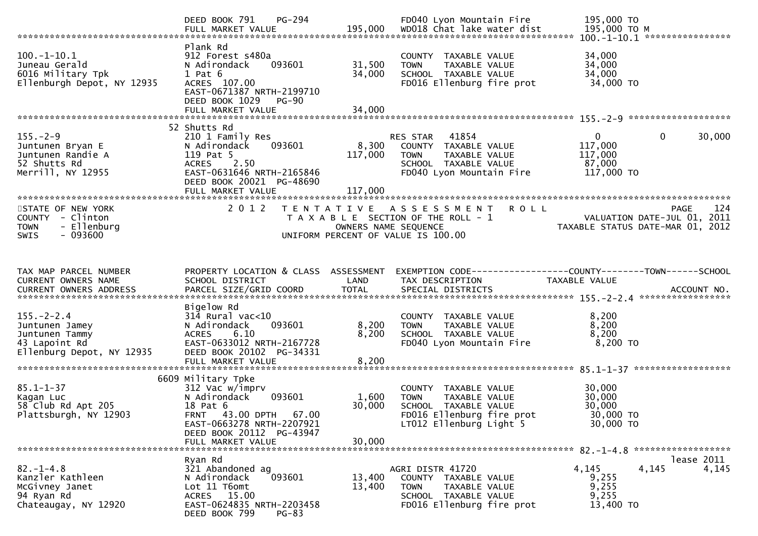```
                              DEED BOOK 791     PG-294                          FD040 Lyon Mountain Fire        195,000 TO
                              FULL MARKET VALUE            195,000     WD018 Chat lake water dist      195,000 TO M
******************************************************************************************************* 100.-1-10.1 ****************
                              Plank Rd
100.-1-10.1                   912 Forest s480a                         COUNTY  TAXABLE VALUE           34,000
Juneau Gerald                 N Adirondack     093601       31,500     TOWN    TAXABLE VALUE           34,000
6016 Military Tpk             1 Pat 6                       34,000     SCHOOL  TAXABLE VALUE           34,000
Ellenburgh Depot, NY 12935    ACRES  107.00                            FD016 Ellenburg fire prot        34,000 TO
                              EAST-0671387 NRTH-2199710
                              DEED BOOK 1029    PG-90
                              FULL MARKET VALUE             34,000
******************************************************************************************************* 155.-2-9 *******************
                           52 Shutts Rd
155.-2-9                      210 1 Family Res                         RES STAR   41854                    0             0      30,000
Juntunen Bryan E              N Adirondack     093601        8,300     COUNTY  TAXABLE VALUE          117,000
Juntunen Randie A             119 Pat 5                    117,000     TOWN    TAXABLE VALUE          117,000
52 Shutts Rd                  ACRES    2.50                            SCHOOL  TAXABLE VALUE           87,000
Merrill, NY 12955             EAST-0631646 NRTH-2165846                FD040 Lyon Mountain Fire        117,000 TO
                              DEED BOOK 20021  PG-48690
                              FULL MARKET VALUE            117,000
************************************************************************************************************************************
STATE OF NEW YORK                 2 0 1 2   T E N T A T I V E   A S S E S S M E N T   R O L L                                PAGE    124
COUNTY  - Clinton                           T A X A B L E  SECTION OF THE ROLL - 1                      VALUATION DATE-JUL 01, 2011
TOWN    - Ellenburg                                  OWNERS NAME SEQUENCE                           TAXABLE STATUS DATE-MAR 01, 2012
SWIS    - 093600                               UNIFORM PERCENT OF VALUE IS 100.00



TAX MAP PARCEL NUMBER         PROPERTY LOCATION & CLASS  ASSESSMENT  EXEMPTION CODE------------------COUNTY--------TOWN------SCHOOL
CURRENT OWNERS NAME           SCHOOL DISTRICT               LAND     TAX DESCRIPTION                 TAXABLE VALUE
CURRENT OWNERS ADDRESS        PARCEL SIZE/GRID COORD        TOTAL    SPECIAL DISTRICTS                                    ACCOUNT NO.
******************************************************************************************************* 155.-2-2.4 *****************
                              Bigelow Rd
155.-2-2.4                    314 Rural vac<10                         COUNTY  TAXABLE VALUE            8,200
Juntunen Jamey                N Adirondack     093601        8,200     TOWN    TAXABLE VALUE            8,200
Juntunen Tammy                ACRES    6.10                  8,200     SCHOOL  TAXABLE VALUE            8,200
43 Lapoint Rd                 EAST-0633012 NRTH-2167728                FD040 Lyon Mountain Fire          8,200 TO
Ellenburg Depot, NY 12935     DEED BOOK 20102  PG-34331
                              FULL MARKET VALUE              8,200
******************************************************************************************************* 85.1-1-37 ******************
                         6609 Military Tpke
85.1-1-37                     312 Vac w/imprv                          COUNTY  TAXABLE VALUE           30,000
Kagan Luc                     N Adirondack     093601        1,600     TOWN    TAXABLE VALUE           30,000
58 Club Rd Apt 205            18 Pat 6                      30,000     SCHOOL  TAXABLE VALUE           30,000
Plattsburgh, NY 12903         FRNT   43.00 DPTH   67.00                FD016 Ellenburg fire prot        30,000 TO
                              EAST-0663278 NRTH-2207921                LT012 Ellenburg Light 5          30,000 TO
                              DEED BOOK 20112  PG-43947
                              FULL MARKET VALUE             30,000
******************************************************************************************************* 82.-1-4.8 ******************
                              Ryan Rd                                                                                    lease 2011
82.-1-4.8                     321 Abandoned ag                         AGRI DISTR 41720                4,145         4,145       4,145
Kanzler Kathleen              N Adirondack     093601       13,400     COUNTY  TAXABLE VALUE            9,255
McGivney Janet                Lot 11 T6omt                  13,400     TOWN    TAXABLE VALUE            9,255
94 Ryan Rd                    ACRES   15.00                            SCHOOL  TAXABLE VALUE            9,255
Chateaugay, NY 12920          EAST-0624835 NRTH-2203458                FD016 Ellenburg fire prot        13,400 TO
                              DEED BOOK 799     PG-83
```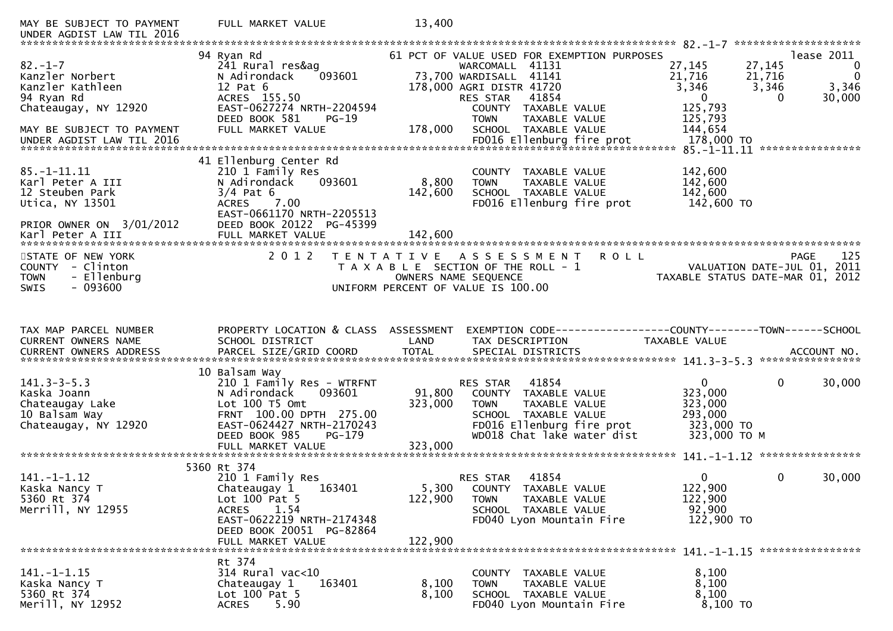```
MAY BE SUBJECT TO PAYMENT      FULL MARKET VALUE              13,400
UNDER AGDIST LAW TIL 2016
******************************************************************************************************* 82.-1-7 ********************
                               94 Ryan Rd                       61 PCT OF VALUE USED FOR EXEMPTION PURPOSES                   lease 2011
82.-1-7                        241 Rural res&ag                    WARCOMALL 41131                    27,145      27,145           0
Kanzler Norbert                N Adirondack    093601        73,700 WARDISALL 41141                    21,716      21,716           0
Kanzler Kathleen               12 Pat 6                      178,000 AGRI DISTR 41720                    3,346       3,346       3,346
94 Ryan Rd                     ACRES 155.50                         RES STAR   41854                        0           0      30,000
Chateaugay, NY 12920           EAST-0627274 NRTH-2204594              COUNTY  TAXABLE VALUE            125,793
                               DEED BOOK 581    PG-19                 TOWN    TAXABLE VALUE            125,793
MAY BE SUBJECT TO PAYMENT      FULL MARKET VALUE             178,000  SCHOOL  TAXABLE VALUE            144,654
UNDER AGDIST LAW TIL 2016                                             FD016 Ellenburg fire prot         178,000 TO
******************************************************************************************************* 85.-1-11.11 ****************
                               41 Ellenburg Center Rd
85.-1-11.11                    210 1 Family Res                       COUNTY  TAXABLE VALUE            142,600
Karl Peter A III               N Adirondack    093601         8,800   TOWN    TAXABLE VALUE            142,600
12 Steuben Park                3/4 Pat 6                     142,600  SCHOOL  TAXABLE VALUE            142,600
Utica, NY 13501                ACRES    7.00                          FD016 Ellenburg fire prot         142,600 TO
                               EAST-0661170 NRTH-2205513
PRIOR OWNER ON  3/01/2012      DEED BOOK 20122 PG-45399
Karl Peter A III               FULL MARKET VALUE             142,600
*************************************************************************************************************************************
STATE OF NEW YORK                    2 0 1 2   T E N T A T I V E   A S S E S S M E N T   R O L L                          PAGE    125
COUNTY  - Clinton                              T A X A B L E  SECTION OF THE ROLL - 1                    VALUATION DATE-JUL 01, 2011
TOWN    - Ellenburg                                   OWNERS NAME SEQUENCE                          TAXABLE STATUS DATE-MAR 01, 2012
SWIS    - 093600                               UNIFORM PERCENT OF VALUE IS 100.00


TAX MAP PARCEL NUMBER          PROPERTY LOCATION & CLASS  ASSESSMENT  EXEMPTION CODE------------------COUNTY--------TOWN------SCHOOL
CURRENT OWNERS NAME            SCHOOL DISTRICT               LAND     TAX DESCRIPTION              TAXABLE VALUE
CURRENT OWNERS ADDRESS         PARCEL SIZE/GRID COORD       TOTAL     SPECIAL DISTRICTS                                     ACCOUNT NO.
******************************************************************************************************* 141.3-3-5.3 ****************
                               10 Balsam Way
141.3-3-5.3                    210 1 Family Res - WTRFNT            RES STAR   41854                        0           0      30,000
Kaska Joann                    N Adirondack    093601        91,800   COUNTY  TAXABLE VALUE            323,000
Chateaugay Lake                Lot 100 T5 Omt               323,000   TOWN    TAXABLE VALUE            323,000
10 Balsam Way                  FRNT 100.00 DPTH 275.00                SCHOOL  TAXABLE VALUE            293,000
Chateaugay, NY 12920           EAST-0624427 NRTH-2170243              FD016 Ellenburg fire prot         323,000 TO
                               DEED BOOK 985    PG-179                WD018 Chat lake water dist        323,000 TO M
                               FULL MARKET VALUE             323,000
******************************************************************************************************* 141.-1-1.12 ****************
                               5360 Rt 374
141.-1-1.12                    210 1 Family Res                     RES STAR   41854                        0           0      30,000
Kaska Nancy T                  Chateaugay 1    163401         5,300   COUNTY  TAXABLE VALUE            122,900
5360 Rt 374                    Lot 100 Pat 5                122,900   TOWN    TAXABLE VALUE            122,900
Merrill, NY 12955              ACRES    1.54                          SCHOOL  TAXABLE VALUE             92,900
                               EAST-0622219 NRTH-2174348              FD040 Lyon Mountain Fire          122,900 TO
                               DEED BOOK 20051 PG-82864
                               FULL MARKET VALUE             122,900
******************************************************************************************************* 141.-1-1.15 ****************
                               Rt 374
141.-1-1.15                    314 Rural vac<10                       COUNTY  TAXABLE VALUE              8,100
Kaska Nancy T                  Chateaugay 1    163401         8,100   TOWN    TAXABLE VALUE              8,100
5360 Rt 374                    Lot 100 Pat 5                  8,100   SCHOOL  TAXABLE VALUE              8,100
Merill, NY 12952               ACRES    5.90                          FD040 Lyon Mountain Fire            8,100 TO
```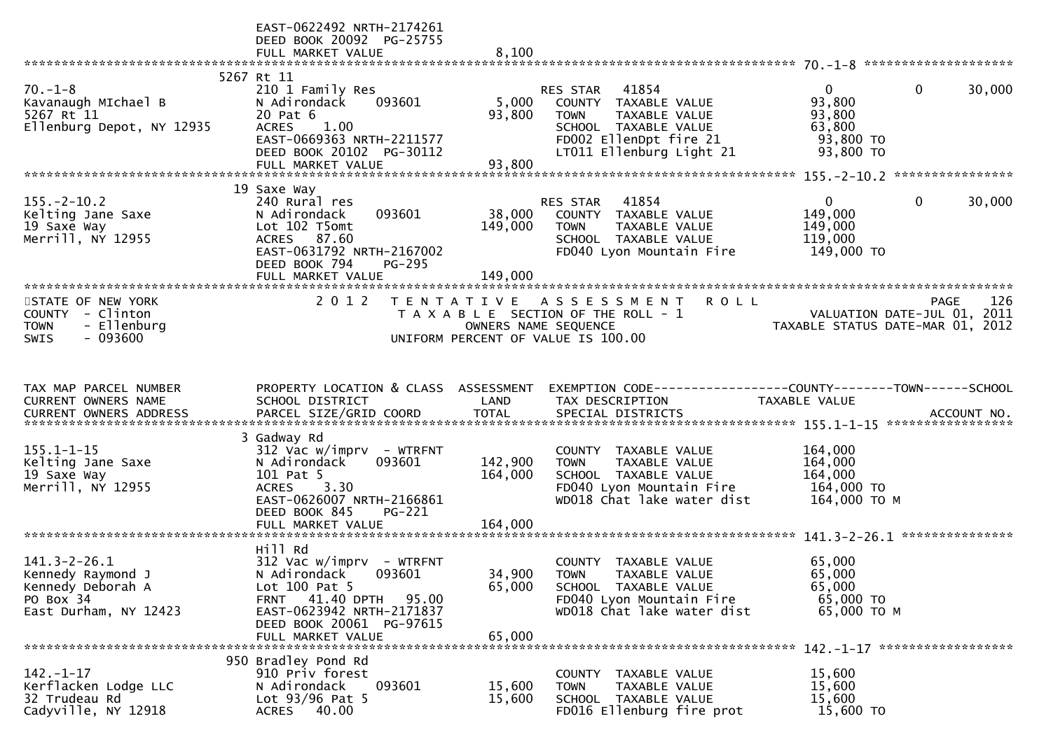```
                              EAST-0622492 NRTH-2174261
                              DEED BOOK 20092  PG-25755
                              FULL MARKET VALUE                  8,100
******************************************************************************************************* 70.-1-8 ********************
                           5267 Rt 11
70.-1-8                      210 1 Family Res                       RES STAR   41854                  0             0        30,000
Kavanaugh MIchael B          N Adirondack     093601        5,000   COUNTY  TAXABLE VALUE            93,800
5267 Rt 11                   20 Pat 6                      93,800   TOWN    TAXABLE VALUE            93,800
Ellenburg Depot, NY 12935    ACRES    1.00                          SCHOOL  TAXABLE VALUE            63,800
                             EAST-0669363 NRTH-2211577              FD002 EllenDpt fire 21            93,800 TO
                             DEED BOOK 20102  PG-30112              LT011 Ellenburg Light 21          93,800 TO
                             FULL MARKET VALUE                 93,800
******************************************************************************************************* 155.-2-10.2 ****************
                           19 Saxe Way
155.-2-10.2                  240 Rural res                          RES STAR   41854                  0             0        30,000
Kelting Jane Saxe            N Adirondack     093601       38,000   COUNTY  TAXABLE VALUE           149,000
19 Saxe Way                  Lot 102 T5omt                149,000   TOWN    TAXABLE VALUE           149,000
Merrill, NY 12955            ACRES   87.60                          SCHOOL  TAXABLE VALUE           119,000
                             EAST-0631792 NRTH-2167002              FD040 Lyon Mountain Fire         149,000 TO
                             DEED BOOK 794    PG-295
                             FULL MARKET VALUE                149,000
************************************************************************************************************************************
STATE OF NEW YORK                 2 0 1 2   T E N T A T I V E   A S S E S S M E N T   R O L L                              PAGE   126
COUNTY  - Clinton                             T A X A B L E  SECTION OF THE ROLL - 1                        VALUATION DATE-JUL 01, 2011
TOWN    - Ellenburg                               OWNERS NAME SEQUENCE                               TAXABLE STATUS DATE-MAR 01, 2012
SWIS    - 093600                              UNIFORM PERCENT OF VALUE IS 100.00


TAX MAP PARCEL NUMBER          PROPERTY LOCATION & CLASS  ASSESSMENT  EXEMPTION CODE------------------COUNTY--------TOWN------SCHOOL
CURRENT OWNERS NAME            SCHOOL DISTRICT               LAND      TAX DESCRIPTION              TAXABLE VALUE
CURRENT OWNERS ADDRESS         PARCEL SIZE/GRID COORD        TOTAL     SPECIAL DISTRICTS                                   ACCOUNT NO.
******************************************************************************************************* 155.1-1-15 *****************
                           3 Gadway Rd
155.1-1-15                   312 Vac w/imprv  - WTRFNT              COUNTY  TAXABLE VALUE           164,000
Kelting Jane Saxe            N Adirondack     093601      142,900   TOWN    TAXABLE VALUE           164,000
19 Saxe Way                  101 Pat 5                    164,000   SCHOOL  TAXABLE VALUE           164,000
Merrill, NY 12955            ACRES    3.30                          FD040 Lyon Mountain Fire         164,000 TO
                             EAST-0626007 NRTH-2166861              WD018 Chat lake water dist       164,000 TO M
                             DEED BOOK 845    PG-221
                             FULL MARKET VALUE                164,000
******************************************************************************************************* 141.3-2-26.1 ***************
                             Hill Rd
141.3-2-26.1                 312 Vac w/imprv  - WTRFNT              COUNTY  TAXABLE VALUE            65,000
Kennedy Raymond J            N Adirondack     093601       34,900   TOWN    TAXABLE VALUE            65,000
Kennedy Deborah A            Lot 100 Pat 5                 65,000   SCHOOL  TAXABLE VALUE            65,000
PO Box 34                    FRNT   41.40 DPTH   95.00              FD040 Lyon Mountain Fire          65,000 TO
East Durham, NY 12423        EAST-0623942 NRTH-2171837              WD018 Chat lake water dist        65,000 TO M
                             DEED BOOK 20061  PG-97615
                             FULL MARKET VALUE                 65,000
******************************************************************************************************* 142.-1-17 ******************
                           950 Bradley Pond Rd
142.-1-17                    910 Priv forest                        COUNTY  TAXABLE VALUE            15,600
Kerflacken Lodge LLC         N Adirondack     093601       15,600   TOWN    TAXABLE VALUE            15,600
32 Trudeau Rd                Lot 93/96 Pat 5               15,600   SCHOOL  TAXABLE VALUE            15,600
Cadyville, NY 12918          ACRES   40.00                          FD016 Ellenburg fire prot         15,600 TO
```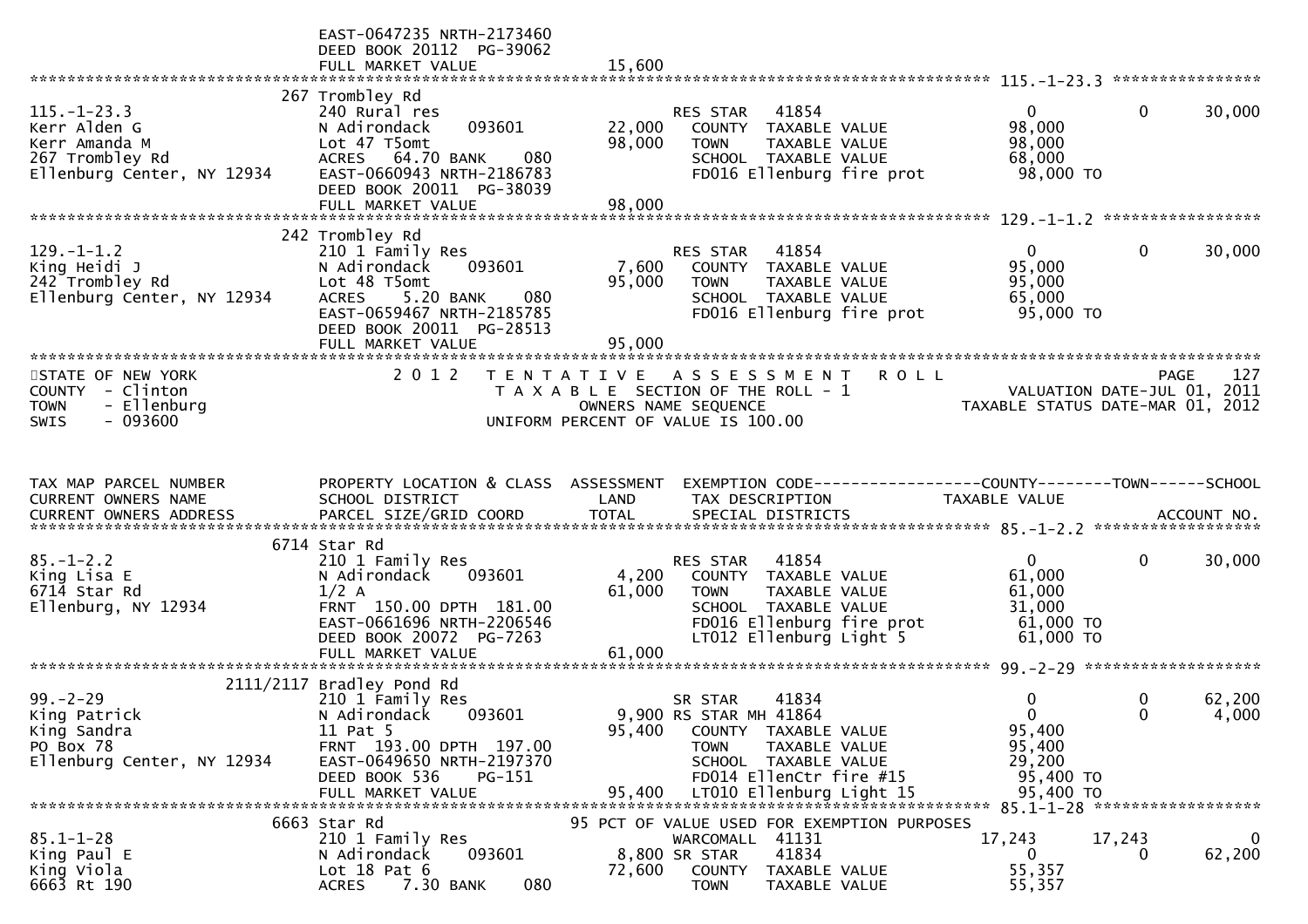```
                              EAST-0647235 NRTH-2173460
                              DEED BOOK 20112  PG-39062
                              FULL MARKET VALUE              15,600
******************************************************************************************************* 115.-1-23.3 ****************
                           267 Trombley Rd
115.-1-23.3                   240 Rural res                          RES STAR   41854                     0             0       30,000
Kerr Alden G                  N Adirondack     093601        22,000    COUNTY  TAXABLE VALUE           98,000
Kerr Amanda M                 Lot 47 T5omt                   98,000    TOWN    TAXABLE VALUE           98,000
267 Trombley Rd               ACRES   64.70 BANK     080               SCHOOL  TAXABLE VALUE           68,000
Ellenburg Center, NY 12934    EAST-0660943 NRTH-2186783                FD016 Ellenburg fire prot        98,000 TO
                              DEED BOOK 20011  PG-38039
                              FULL MARKET VALUE              98,000
******************************************************************************************************* 129.-1-1.2 *****************
                           242 Trombley Rd
129.-1-1.2                    210 1 Family Res                       RES STAR   41854                     0             0       30,000
King Heidi J                  N Adirondack     093601         7,600    COUNTY  TAXABLE VALUE           95,000
242 Trombley Rd               Lot 48 T5omt                   95,000    TOWN    TAXABLE VALUE           95,000
Ellenburg Center, NY 12934    ACRES    5.20 BANK     080               SCHOOL  TAXABLE VALUE           65,000
                              EAST-0659467 NRTH-2185785                FD016 Ellenburg fire prot        95,000 TO
                              DEED BOOK 20011  PG-28513
                              FULL MARKET VALUE              95,000
************************************************************************************************************************************
STATE OF NEW YORK                  2 0 1 2   T E N T A T I V E   A S S E S S M E N T   R O L L                          PAGE   127
COUNTY  - Clinton                              T A X A B L E  SECTION OF THE ROLL - 1                   VALUATION DATE-JUL 01, 2011
TOWN    - Ellenburg                                 OWNERS NAME SEQUENCE                           TAXABLE STATUS DATE-MAR 01, 2012
SWIS    - 093600                            UNIFORM PERCENT OF VALUE IS 100.00


TAX MAP PARCEL NUMBER         PROPERTY LOCATION & CLASS  ASSESSMENT  EXEMPTION CODE------------------COUNTY--------TOWN------SCHOOL
CURRENT OWNERS NAME           SCHOOL DISTRICT               LAND      TAX DESCRIPTION              TAXABLE VALUE
CURRENT OWNERS ADDRESS        PARCEL SIZE/GRID COORD        TOTAL     SPECIAL DISTRICTS                                  ACCOUNT NO.
******************************************************************************************************* 85.-1-2.2 ******************
                           6714 Star Rd
85.-1-2.2                     210 1 Family Res                       RES STAR   41854                     0             0       30,000
King Lisa E                   N Adirondack     093601         4,200    COUNTY  TAXABLE VALUE           61,000
6714 Star Rd                  1/2 A                          61,000    TOWN    TAXABLE VALUE           61,000
Ellenburg, NY 12934           FRNT  150.00 DPTH  181.00                SCHOOL  TAXABLE VALUE           31,000
                              EAST-0661696 NRTH-2206546                FD016 Ellenburg fire prot        61,000 TO
                              DEED BOOK 20072  PG-7263                 LT012 Ellenburg Light 5          61,000 TO
                              FULL MARKET VALUE              61,000
******************************************************************************************************* 99.-2-29 *******************
                     2111/2117 Bradley Pond Rd
99.-2-29                      210 1 Family Res                       SR STAR    41834                     0             0       62,200
King Patrick                  N Adirondack     093601         9,900 RS STAR MH 41864                      0             0        4,000
King Sandra                   11 Pat 5                       95,400    COUNTY  TAXABLE VALUE           95,400
PO Box 78                     FRNT  193.00 DPTH  197.00                TOWN    TAXABLE VALUE           95,400
Ellenburg Center, NY 12934    EAST-0649650 NRTH-2197370                SCHOOL  TAXABLE VALUE           29,200
                              DEED BOOK 536    PG-151                  FD014 EllenCtr fire #15          95,400 TO
                              FULL MARKET VALUE              95,400    LT010 Ellenburg Light 15         95,400 TO
******************************************************************************************************* 85.1-1-28 ******************
                           6663 Star Rd                       95 PCT OF VALUE USED FOR EXEMPTION PURPOSES
85.1-1-28                     210 1 Family Res                       WARCOMALL  41131                17,243        17,243            0
King Paul E                   N Adirondack     093601         8,800 SR STAR    41834                      0             0       62,200
King Viola                    Lot 18 Pat 6                   72,600    COUNTY  TAXABLE VALUE           55,357
6663 Rt 190                   ACRES    7.30 BANK     080               TOWN    TAXABLE VALUE           55,357
```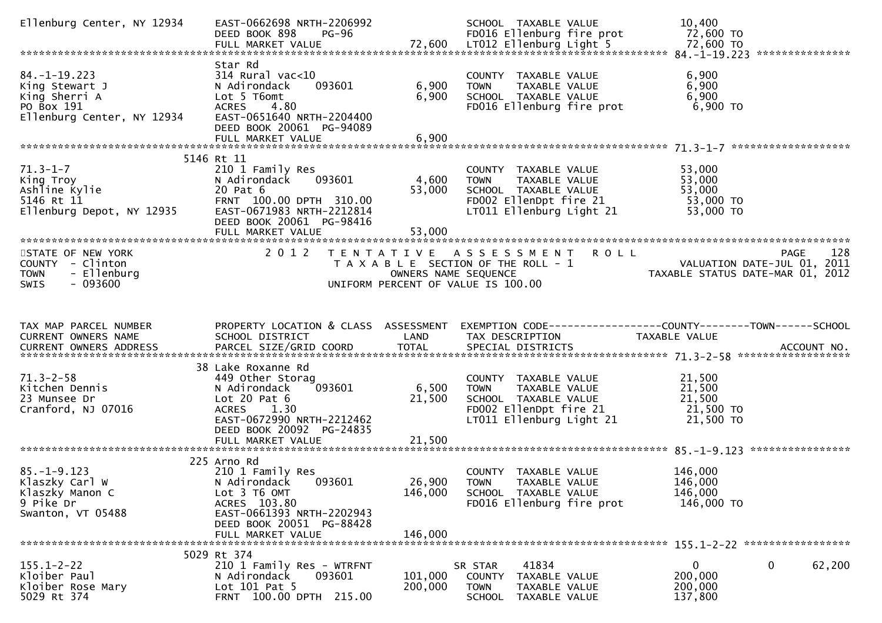```
Ellenburg Center, NY 12934     EAST-0662698 NRTH-2206992              SCHOOL  TAXABLE VALUE              10,400
                               DEED BOOK 898     PG-96                FD016 Ellenburg fire prot          72,600 TO
                               FULL MARKET VALUE           72,600     LT012 Ellenburg Light 5            72,600 TO
******************************************************************************************************* 84.-1-19.223 ***************
                               Star Rd
84.-1-19.223                   314 Rural vac<10                       COUNTY  TAXABLE VALUE               6,900
King Stewart J                 N Adirondack     093601       6,900    TOWN    TAXABLE VALUE               6,900
King Sherri A                  Lot 5 T6omt                   6,900    SCHOOL  TAXABLE VALUE               6,900
PO Box 191                     ACRES    4.80                          FD016 Ellenburg fire prot           6,900 TO
Ellenburg Center, NY 12934     EAST-0651640 NRTH-2204400
                               DEED BOOK 20061  PG-94089
                               FULL MARKET VALUE            6,900
******************************************************************************************************* 71.3-1-7 *******************
                          5146 Rt 11
71.3-1-7                       210 1 Family Res                       COUNTY  TAXABLE VALUE              53,000
King Troy                      N Adirondack     093601       4,600    TOWN    TAXABLE VALUE              53,000
Ashline Kylie                  20 Pat 6                     53,000    SCHOOL  TAXABLE VALUE              53,000
5146 Rt 11                     FRNT  100.00 DPTH  310.00              FD002 EllenDpt fire 21             53,000 TO
Ellenburg Depot, NY 12935      EAST-0671983 NRTH-2212814              LT011 Ellenburg Light 21           53,000 TO
                               DEED BOOK 20061  PG-98416
                               FULL MARKET VALUE           53,000
************************************************************************************************************************************
STATE OF NEW YORK                2 0 1 2   T E N T A T I V E   A S S E S S M E N T   R O L L                          PAGE    128
COUNTY  - Clinton                          T A X A B L E  SECTION OF THE ROLL - 1                     VALUATION DATE-JUL 01, 2011
TOWN    - Ellenburg                             OWNERS NAME SEQUENCE                             TAXABLE STATUS DATE-MAR 01, 2012
SWIS    - 093600                           UNIFORM PERCENT OF VALUE IS 100.00


TAX MAP PARCEL NUMBER          PROPERTY LOCATION & CLASS  ASSESSMENT  EXEMPTION CODE------------------COUNTY--------TOWN------SCHOOL
CURRENT OWNERS NAME            SCHOOL DISTRICT               LAND     TAX DESCRIPTION             TAXABLE VALUE
CURRENT OWNERS ADDRESS         PARCEL SIZE/GRID COORD        TOTAL    SPECIAL DISTRICTS                                  ACCOUNT NO.
******************************************************************************************************* 71.3-2-58 ******************
                          38 Lake Roxanne Rd
71.3-2-58                      449 Other Storag                       COUNTY  TAXABLE VALUE              21,500
Kitchen Dennis                 N Adirondack     093601       6,500    TOWN    TAXABLE VALUE              21,500
23 Munsee Dr                   Lot 20 Pat 6                 21,500    SCHOOL  TAXABLE VALUE              21,500
Cranford, NJ 07016             ACRES    1.30                          FD002 EllenDpt fire 21             21,500 TO
                               EAST-0672990 NRTH-2212462              LT011 Ellenburg Light 21           21,500 TO
                               DEED BOOK 20092  PG-24835
                               FULL MARKET VALUE           21,500
******************************************************************************************************* 85.-1-9.123 ****************
                          225 Arno Rd
85.-1-9.123                    210 1 Family Res                       COUNTY  TAXABLE VALUE             146,000
Klaszky Carl W                 N Adirondack     093601      26,900    TOWN    TAXABLE VALUE             146,000
Klaszky Manon C                Lot 3 T6 OMT                146,000    SCHOOL  TAXABLE VALUE             146,000
9 Pike Dr                      ACRES  103.80                          FD016 Ellenburg fire prot         146,000 TO
Swanton, VT 05488              EAST-0661393 NRTH-2202943
                               DEED BOOK 20051  PG-88428
                               FULL MARKET VALUE          146,000
******************************************************************************************************* 155.1-2-22 *****************
                          5029 Rt 374
155.1-2-22                     210 1 Family Res - WTRFNT              SR STAR      41834                  0             0     62,200
Kloiber Paul                   N Adirondack     093601     101,000    COUNTY  TAXABLE VALUE             200,000
Kloiber Rose Mary              Lot 101 Pat 5               200,000    TOWN    TAXABLE VALUE             200,000
5029 Rt 374                    FRNT  100.00 DPTH  215.00              SCHOOL  TAXABLE VALUE             137,800
```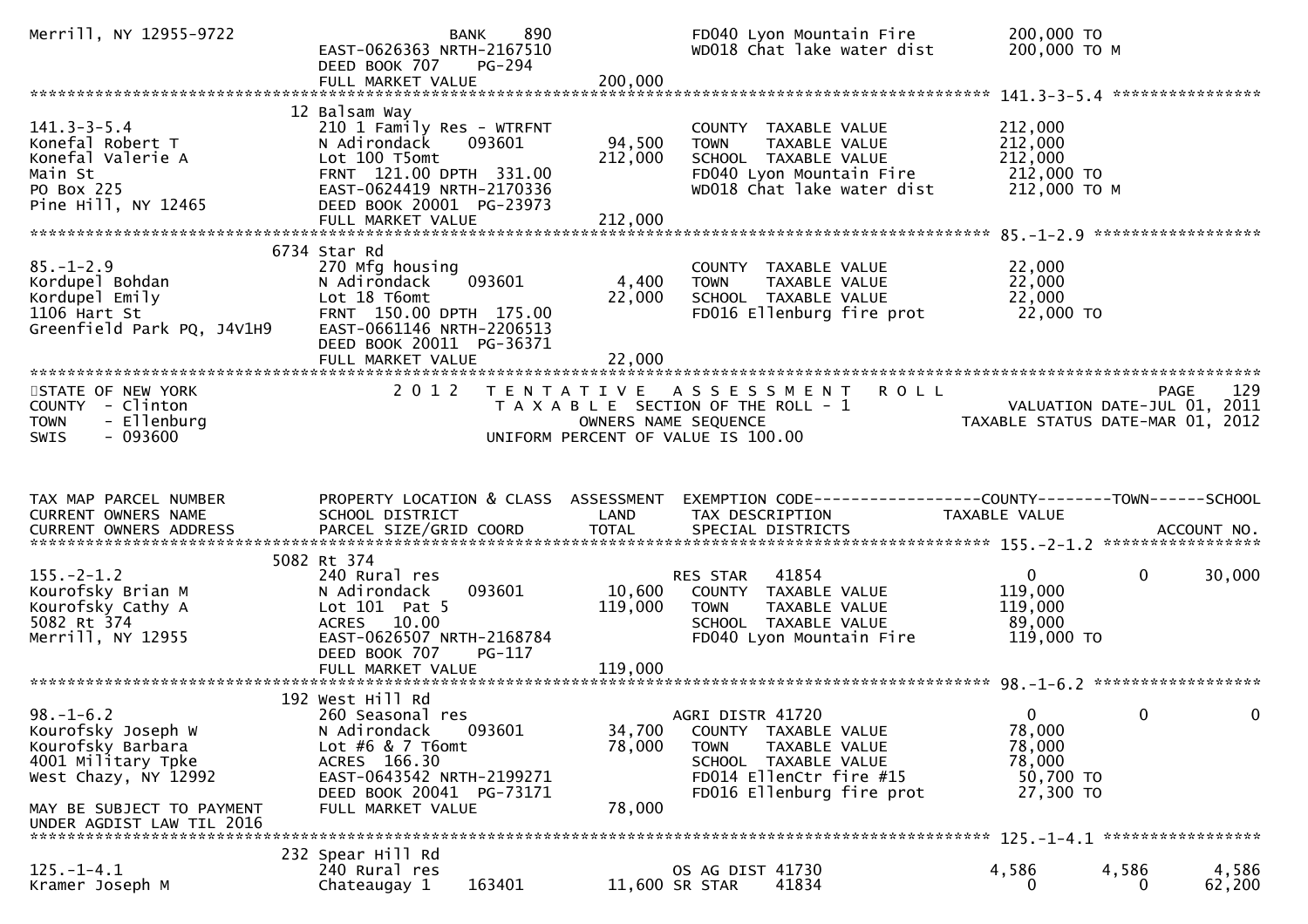```
Merrill, NY 12955-9722              BANK     890              FD040 Lyon Mountain Fire          200,000 TO
                               EAST-0626363 NRTH-2167510              WD018 Chat lake water dist        200,000 TO M
                               DEED BOOK 707    PG-294
                               FULL MARKET VALUE              200,000
******************************************************************************************************* 141.3-3-5.4 ****************
                          12 Balsam Way
141.3-3-5.4                    210 1 Family Res - WTRFNT              COUNTY  TAXABLE VALUE             212,000
Konefal Robert T               N Adirondack     093601         94,500   TOWN    TAXABLE VALUE             212,000
Konefal Valerie A              Lot 100 T5omt                  212,000   SCHOOL  TAXABLE VALUE             212,000
Main St                        FRNT 121.00 DPTH 331.00                FD040 Lyon Mountain Fire          212,000 TO
PO Box 225                     EAST-0624419 NRTH-2170336              WD018 Chat lake water dist        212,000 TO M
Pine Hill, NY 12465            DEED BOOK 20001 PG-23973
                               FULL MARKET VALUE              212,000
******************************************************************************************************* 85.-1-2.9 ******************
                          6734 Star Rd
85.-1-2.9                      270 Mfg housing                        COUNTY  TAXABLE VALUE              22,000
Kordupel Bohdan                N Adirondack     093601          4,400   TOWN    TAXABLE VALUE              22,000
Kordupel Emily                 Lot 18 T6omt                    22,000   SCHOOL  TAXABLE VALUE              22,000
1106 Hart St                   FRNT 150.00 DPTH 175.00                FD016 Ellenburg fire prot          22,000 TO
Greenfield Park PQ, J4V1H9     EAST-0661146 NRTH-2206513
                               DEED BOOK 20011 PG-36371
                               FULL MARKET VALUE               22,000
************************************************************************************************************************************
STATE OF NEW YORK                2 0 1 2   T E N T A T I V E   A S S E S S M E N T   R O L L                                  PAGE   129
COUNTY  - Clinton                         T A X A B L E  SECTION OF THE ROLL - 1                         VALUATION DATE-JUL 01, 2011
TOWN    - Ellenburg                                OWNERS NAME SEQUENCE                               TAXABLE STATUS DATE-MAR 01, 2012
SWIS    - 093600                              UNIFORM PERCENT OF VALUE IS 100.00


TAX MAP PARCEL NUMBER          PROPERTY LOCATION & CLASS  ASSESSMENT  EXEMPTION CODE------------------COUNTY--------TOWN------SCHOOL
CURRENT OWNERS NAME            SCHOOL DISTRICT                LAND     TAX DESCRIPTION              TAXABLE VALUE
CURRENT OWNERS ADDRESS         PARCEL SIZE/GRID COORD         TOTAL    SPECIAL DISTRICTS                                  ACCOUNT NO.
******************************************************************************************************* 155.-2-1.2 *****************
                          5082 Rt 374
155.-2-1.2                     240 Rural res                          RES STAR   41854                   0              0     30,000
Kourofsky Brian M              N Adirondack     093601         10,600   COUNTY  TAXABLE VALUE             119,000
Kourofsky Cathy A              Lot 101  Pat 5                 119,000   TOWN    TAXABLE VALUE             119,000
5082 Rt 374                    ACRES   10.00                          SCHOOL  TAXABLE VALUE              89,000
Merrill, NY 12955              EAST-0626507 NRTH-2168784              FD040 Lyon Mountain Fire          119,000 TO
                               DEED BOOK 707    PG-117
                               FULL MARKET VALUE              119,000
******************************************************************************************************* 98.-1-6.2 ******************
                          192 West Hill Rd
98.-1-6.2                      260 Seasonal res                       AGRI DISTR 41720                   0              0          0
Kourofsky Joseph W             N Adirondack     093601         34,700   COUNTY  TAXABLE VALUE              78,000
Kourofsky Barbara              Lot #6 & 7 T6omt                78,000   TOWN    TAXABLE VALUE              78,000
4001 Military Tpke             ACRES  166.30                          SCHOOL  TAXABLE VALUE              78,000
West Chazy, NY 12992           EAST-0643542 NRTH-2199271              FD014 EllenCtr fire #15            50,700 TO
                               DEED BOOK 20041 PG-73171               FD016 Ellenburg fire prot          27,300 TO
MAY BE SUBJECT TO PAYMENT      FULL MARKET VALUE               78,000
UNDER AGDIST LAW TIL 2016
******************************************************************************************************* 125.-1-4.1 *****************
                          232 Spear Hill Rd
125.-1-4.1                     240 Rural res                          OS AG DIST 41730               4,586          4,586      4,586
Kramer Joseph M                Chateaugay 1     163401         11,600 SR STAR    41834                   0              0     62,200
```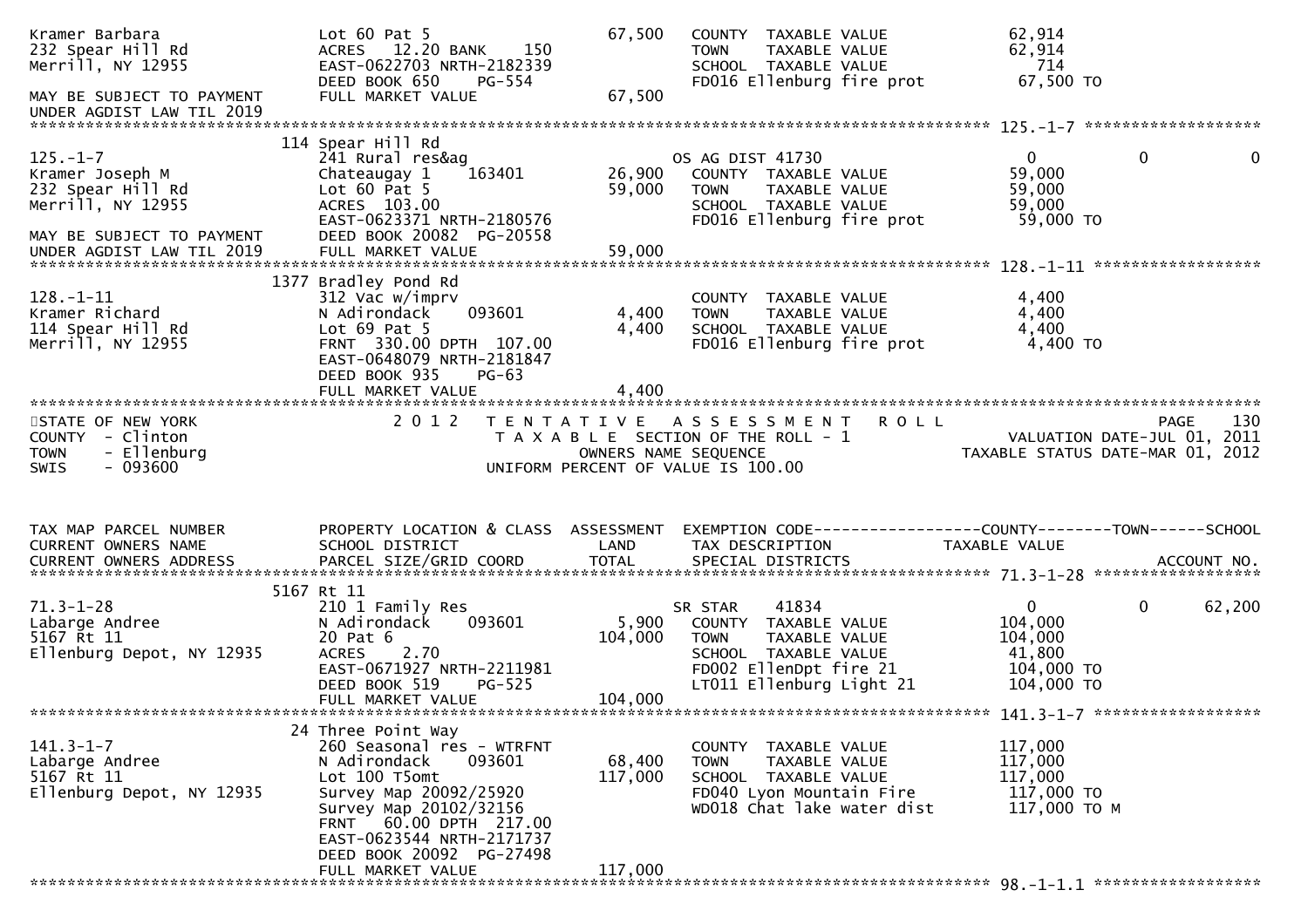```
Kramer Barbara                 Lot 60 Pat 5                   67,500   COUNTY  TAXABLE VALUE            62,914
232 Spear Hill Rd              ACRES  12.20 BANK    150                TOWN    TAXABLE VALUE            62,914
Merrill, NY 12955              EAST-0622703 NRTH-2182339               SCHOOL  TAXABLE VALUE               714
                               DEED BOOK 650    PG-554                 FD016 Ellenburg fire prot         67,500 TO
MAY BE SUBJECT TO PAYMENT      FULL MARKET VALUE              67,500
UNDER AGDIST LAW TIL 2019
******************************************************************************************************* 125.-1-7 ******************
                          114 Spear Hill Rd
125.-1-7                       241 Rural res&ag                        OS AG DIST 41730                      0          0          0
Kramer Joseph M                Chateaugay 1    163401         26,900   COUNTY  TAXABLE VALUE            59,000
232 Spear Hill Rd              Lot 60 Pat 5                   59,000   TOWN    TAXABLE VALUE            59,000
Merrill, NY 12955              ACRES 103.00                            SCHOOL  TAXABLE VALUE            59,000
                               EAST-0623371 NRTH-2180576               FD016 Ellenburg fire prot         59,000 TO
MAY BE SUBJECT TO PAYMENT      DEED BOOK 20082 PG-20558
UNDER AGDIST LAW TIL 2019      FULL MARKET VALUE              59,000
******************************************************************************************************* 128.-1-11 *****************
                          1377 Bradley Pond Rd
128.-1-11                      312 Vac w/imprv                         COUNTY  TAXABLE VALUE             4,400
Kramer Richard                 N Adirondack    093601          4,400   TOWN    TAXABLE VALUE             4,400
114 Spear Hill Rd              Lot 69 Pat 5                    4,400   SCHOOL  TAXABLE VALUE             4,400
Merrill, NY 12955              FRNT 330.00 DPTH 107.00                 FD016 Ellenburg fire prot          4,400 TO
                               EAST-0648079 NRTH-2181847
                               DEED BOOK 935    PG-63
                               FULL MARKET VALUE               4,400
************************************************************************************************************************************
STATE OF NEW YORK                  2 0 1 2   T E N T A T I V E   A S S E S S M E N T   R O L L                           PAGE    130
COUNTY  - Clinton                            T A X A B L E SECTION OF THE ROLL - 1                       VALUATION DATE-JUL 01, 2011
TOWN    - Ellenburg                              OWNERS NAME SEQUENCE                              TAXABLE STATUS DATE-MAR 01, 2012
SWIS    - 093600                           UNIFORM PERCENT OF VALUE IS 100.00


TAX MAP PARCEL NUMBER          PROPERTY LOCATION & CLASS  ASSESSMENT  EXEMPTION CODE------------------COUNTY--------TOWN------SCHOOL
CURRENT OWNERS NAME            SCHOOL DISTRICT                LAND     TAX DESCRIPTION                TAXABLE VALUE
CURRENT OWNERS ADDRESS         PARCEL SIZE/GRID COORD         TOTAL    SPECIAL DISTRICTS                                  ACCOUNT NO.
******************************************************************************************************* 71.3-1-28 *****************
                          5167 Rt 11
71.3-1-28                      210 1 Family Res                        SR STAR    41834                      0          0     62,200
Labarge Andree                 N Adirondack    093601          5,900   COUNTY  TAXABLE VALUE           104,000
5167 Rt 11                     20 Pat 6                      104,000   TOWN    TAXABLE VALUE           104,000
Ellenburg Depot, NY 12935      ACRES    2.70                           SCHOOL  TAXABLE VALUE            41,800
                               EAST-0671927 NRTH-2211981               FD002 EllenDpt fire 21           104,000 TO
                               DEED BOOK 519    PG-525                 LT011 Ellenburg Light 21         104,000 TO
                               FULL MARKET VALUE             104,000
******************************************************************************************************* 141.3-1-7 *****************
                          24 Three Point Way
141.3-1-7                      260 Seasonal res - WTRFNT               COUNTY  TAXABLE VALUE           117,000
Labarge Andree                 N Adirondack    093601         68,400   TOWN    TAXABLE VALUE           117,000
5167 Rt 11                     Lot 100 T5omt                 117,000   SCHOOL  TAXABLE VALUE           117,000
Ellenburg Depot, NY 12935      Survey Map 20092/25920                  FD040 Lyon Mountain Fire         117,000 TO
                               Survey Map 20102/32156                  WD018 Chat lake water dist       117,000 TO M
                               FRNT  60.00 DPTH 217.00
                               EAST-0623544 NRTH-2171737
                               DEED BOOK 20092 PG-27498
                               FULL MARKET VALUE             117,000
******************************************************************************************************* 98.-1-1.1 *****************
```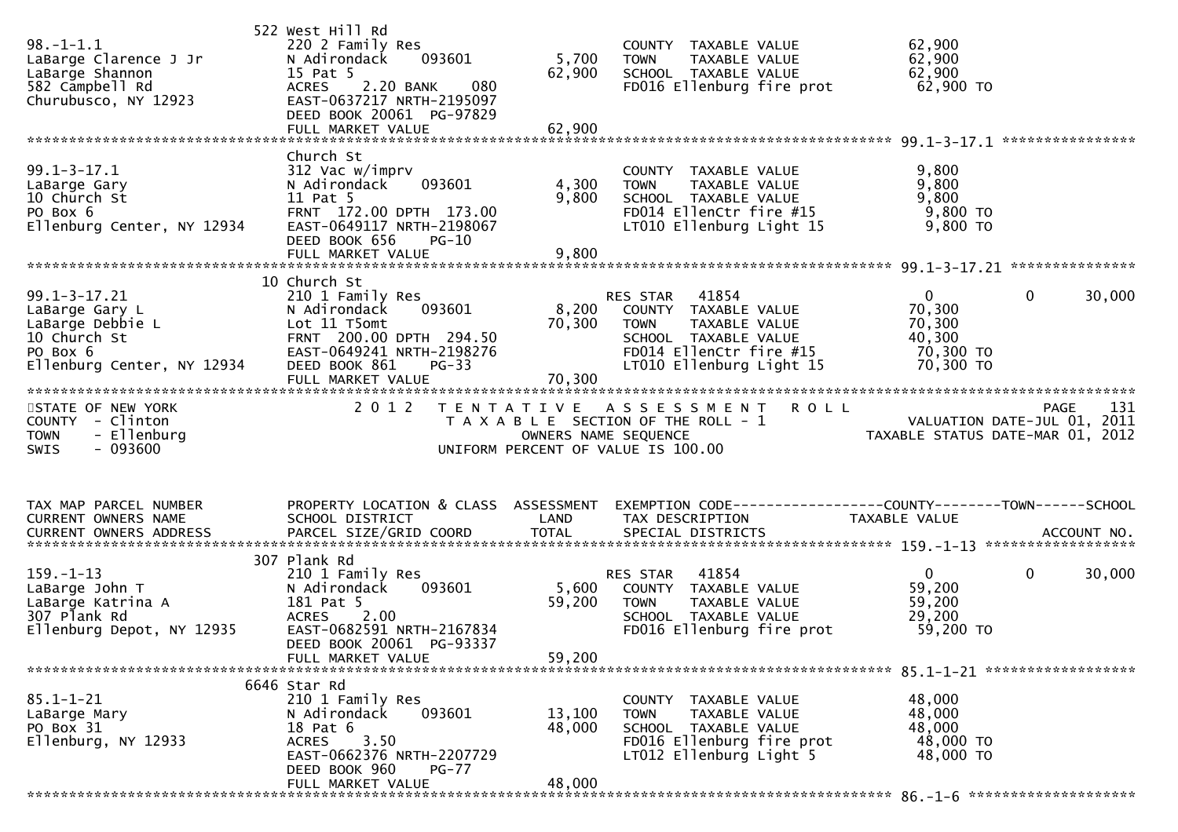| TAX MAP PARCEL NUMBER / CURRENT OWNERS NAME / CURRENT OWNERS ADDRESS | PROPERTY LOCATION & CLASS / SCHOOL DISTRICT / PARCEL SIZE/GRID COORD | ASSESSMENT LAND | ASSESSMENT TOTAL | EXEMPTION CODE / TAX DESCRIPTION / SPECIAL DISTRICTS | COUNTY TAXABLE VALUE | TOWN | SCHOOL / ACCOUNT NO. |
|---|---|---|---|---|---|---|---|
| 98.-1-1.1 | 522 West Hill Rd | | | | | | |
| LaBarge Clarence J Jr | 220 2 Family Res | | | COUNTY TAXABLE VALUE | 62,900 | | |
| LaBarge Shannon | N Adirondack 093601 | 5,700 | | TOWN TAXABLE VALUE | 62,900 | | |
| 582 Campbell Rd | 15 Pat 5 | | 62,900 | SCHOOL TAXABLE VALUE | 62,900 | | |
| Churubusco, NY 12923 | ACRES 2.20 BANK 080 | | | FD016 Ellenburg fire prot | 62,900 TO | | |
| | EAST-0637217 NRTH-2195097 | | | | | | |
| | DEED BOOK 20061 PG-97829 | | | | | | |
| | FULL MARKET VALUE | | 62,900 | | | | |
| 99.1-3-17.1 | Church St | | | | | | |
| LaBarge Gary | 312 Vac w/imprv | | | COUNTY TAXABLE VALUE | 9,800 | | |
| 10 Church St | N Adirondack 093601 | 4,300 | | TOWN TAXABLE VALUE | 9,800 | | |
| PO Box 6 | 11 Pat 5 | | 9,800 | SCHOOL TAXABLE VALUE | 9,800 | | |
| Ellenburg Center, NY 12934 | FRNT 172.00 DPTH 173.00 | | | FD014 EllenCtr fire #15 | 9,800 TO | | |
| | EAST-0649117 NRTH-2198067 | | | LT010 Ellenburg Light 15 | 9,800 TO | | |
| | DEED BOOK 656 PG-10 | | | | | | |
| | FULL MARKET VALUE | | 9,800 | | | | |
| 99.1-3-17.21 | 10 Church St | | | | | | |
| LaBarge Gary L | 210 1 Family Res | | | RES STAR 41854 | 0 | 0 | 30,000 |
| LaBarge Debbie L | N Adirondack 093601 | 8,200 | | COUNTY TAXABLE VALUE | 70,300 | | |
| 10 Church St | Lot 11 T5omt | | 70,300 | TOWN TAXABLE VALUE | 70,300 | | |
| PO Box 6 | FRNT 200.00 DPTH 294.50 | | | SCHOOL TAXABLE VALUE | 40,300 | | |
| Ellenburg Center, NY 12934 | EAST-0649241 NRTH-2198276 | | | FD014 EllenCtr fire #15 | 70,300 TO | | |
| | DEED BOOK 861 PG-33 | | | LT010 Ellenburg Light 15 | 70,300 TO | | |
| | FULL MARKET VALUE | | 70,300 | | | | |

STATE OF NEW YORK
COUNTY - Clinton
TOWN - Ellenburg
SWIS - 093600

2012 TENTATIVE ASSESSMENT ROLL
TAXABLE SECTION OF THE ROLL - 1
OWNERS NAME SEQUENCE
UNIFORM PERCENT OF VALUE IS 100.00

VALUATION DATE-JUL 01, 2011
TAXABLE STATUS DATE-MAR 01, 2012

| TAX MAP PARCEL NUMBER / CURRENT OWNERS NAME / CURRENT OWNERS ADDRESS | PROPERTY LOCATION & CLASS / SCHOOL DISTRICT / PARCEL SIZE/GRID COORD | ASSESSMENT LAND | ASSESSMENT TOTAL | EXEMPTION CODE / TAX DESCRIPTION / SPECIAL DISTRICTS | COUNTY TAXABLE VALUE | TOWN | SCHOOL / ACCOUNT NO. |
|---|---|---|---|---|---|---|---|
| 159.-1-13 | 307 Plank Rd | | | | | | |
| LaBarge John T | 210 1 Family Res | | | RES STAR 41854 | 0 | 0 | 30,000 |
| LaBarge Katrina A | N Adirondack 093601 | 5,600 | | COUNTY TAXABLE VALUE | 59,200 | | |
| 307 Plank Rd | 181 Pat 5 | | 59,200 | TOWN TAXABLE VALUE | 59,200 | | |
| Ellenburg Depot, NY 12935 | ACRES 2.00 | | | SCHOOL TAXABLE VALUE | 29,200 | | |
| | EAST-0682591 NRTH-2167834 | | | FD016 Ellenburg fire prot | 59,200 TO | | |
| | DEED BOOK 20061 PG-93337 | | | | | | |
| | FULL MARKET VALUE | | 59,200 | | | | |
| 85.1-1-21 | 6646 Star Rd | | | | | | |
| LaBarge Mary | 210 1 Family Res | | | COUNTY TAXABLE VALUE | 48,000 | | |
| PO Box 31 | N Adirondack 093601 | 13,100 | | TOWN TAXABLE VALUE | 48,000 | | |
| Ellenburg, NY 12933 | 18 Pat 6 | | 48,000 | SCHOOL TAXABLE VALUE | 48,000 | | |
| | ACRES 3.50 | | | FD016 Ellenburg fire prot | 48,000 TO | | |
| | EAST-0662376 NRTH-2207729 | | | LT012 Ellenburg Light 5 | 48,000 TO | | |
| | DEED BOOK 960 PG-77 | | | | | | |
| | FULL MARKET VALUE | | 48,000 | | | | |
| 86.-1-6 | | | | | | | |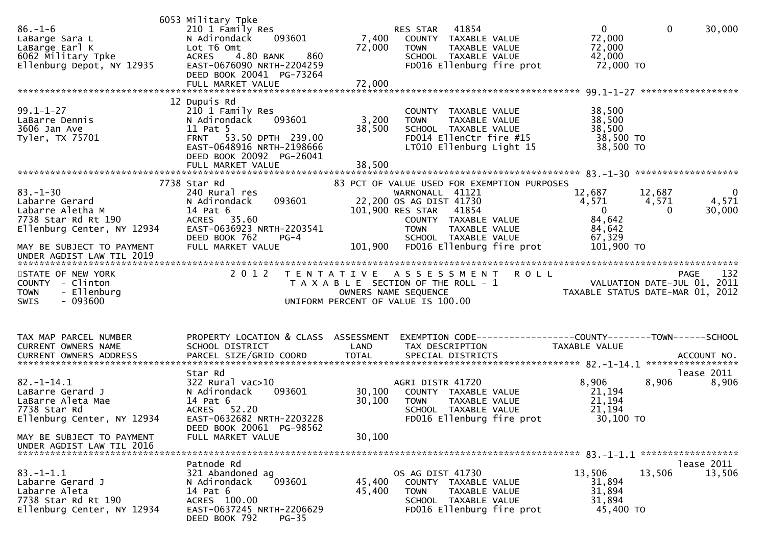```
                              6053 Military Tpke
86.-1-6                       210 1 Family Res                     RES STAR   41854                       0           0        30,000
LaBarge Sara L                N Adirondack     093601      7,400     COUNTY  TAXABLE VALUE            72,000
LaBarge Earl K                Lot T6 Omt                  72,000     TOWN    TAXABLE VALUE            72,000
6062 Military Tpke            ACRES    4.80 BANK     860             SCHOOL  TAXABLE VALUE            42,000
Ellenburg Depot, NY 12935     EAST-0676090 NRTH-2204259              FD016 Ellenburg fire prot          72,000 TO
                              DEED BOOK 20041  PG-73264
                              FULL MARKET VALUE           72,000
******************************************************************************************************* 99.1-1-27 ******************
                              12 Dupuis Rd
99.1-1-27                     210 1 Family Res                       COUNTY  TAXABLE VALUE            38,500
LaBarre Dennis                N Adirondack     093601      3,200     TOWN    TAXABLE VALUE            38,500
3606 Jan Ave                  11 Pat 5                    38,500     SCHOOL  TAXABLE VALUE            38,500
Tyler, TX 75701               FRNT   53.50 DPTH 239.00               FD014 EllenCtr fire #15            38,500 TO
                              EAST-0648916 NRTH-2198666              LT010 Ellenburg Light 15           38,500 TO
                              DEED BOOK 20092  PG-26041
                              FULL MARKET VALUE           38,500
******************************************************************************************************* 83.-1-30 *******************
                              7738 Star Rd                      83 PCT OF VALUE USED FOR EXEMPTION PURPOSES
83.-1-30                      240 Rural res                        WARNONALL  41121                  12,687      12,687             0
Labarre Gerard                N Adirondack     093601         22,200 OS AG DIST 41730                 4,571       4,571         4,571
Labarre Aletha M              14 Pat 6                       101,900 RES STAR   41854                       0           0        30,000
7738 Star Rd Rt 190           ACRES   35.60                          COUNTY  TAXABLE VALUE            84,642
Ellenburg Center, NY 12934    EAST-0636923 NRTH-2203541              TOWN    TAXABLE VALUE            84,642
                              DEED BOOK 762    PG-4                  SCHOOL  TAXABLE VALUE            67,329
MAY BE SUBJECT TO PAYMENT     FULL MARKET VALUE          101,900     FD016 Ellenburg fire prot         101,900 TO
UNDER AGDIST LAW TIL 2019
************************************************************************************************************************************
STATE OF NEW YORK                  2 0 1 2   T E N T A T I V E   A S S E S S M E N T   R O L L                        PAGE    132
COUNTY  - Clinton                        T A X A B L E  SECTION OF THE ROLL - 1                    VALUATION DATE-JUL 01, 2011
TOWN    - Ellenburg                              OWNERS NAME SEQUENCE                           TAXABLE STATUS DATE-MAR 01, 2012
SWIS    - 093600                          UNIFORM PERCENT OF VALUE IS 100.00

TAX MAP PARCEL NUMBER         PROPERTY LOCATION & CLASS  ASSESSMENT  EXEMPTION CODE------------------COUNTY--------TOWN------SCHOOL
CURRENT OWNERS NAME           SCHOOL DISTRICT               LAND      TAX DESCRIPTION              TAXABLE VALUE
CURRENT OWNERS ADDRESS        PARCEL SIZE/GRID COORD        TOTAL     SPECIAL DISTRICTS                                  ACCOUNT NO.
******************************************************************************************************* 82.-1-14.1 *****************
                              Star Rd                                                                                 lease 2011
82.-1-14.1                    322 Rural vac>10                       AGRI DISTR 41720                  8,906       8,906         8,906
LaBarre Gerard J              N Adirondack     093601     30,100     COUNTY  TAXABLE VALUE            21,194
LaBarre Aleta Mae             14 Pat 6                    30,100     TOWN    TAXABLE VALUE            21,194
7738 Star Rd                  ACRES   52.20                          SCHOOL  TAXABLE VALUE            21,194
Ellenburg Center, NY 12934    EAST-0632682 NRTH-2203228              FD016 Ellenburg fire prot          30,100 TO
                              DEED BOOK 20061  PG-98562
MAY BE SUBJECT TO PAYMENT     FULL MARKET VALUE           30,100
UNDER AGDIST LAW TIL 2016
******************************************************************************************************* 83.-1-1.1 ******************
                              Patnode Rd                                                                              lease 2011
83.-1-1.1                     321 Abandoned ag                       OS AG DIST 41730                 13,506      13,506        13,506
Labarre Gerard J              N Adirondack     093601     45,400     COUNTY  TAXABLE VALUE            31,894
Labarre Aleta                 14 Pat 6                    45,400     TOWN    TAXABLE VALUE            31,894
7738 Star Rd Rt 190           ACRES  100.00                          SCHOOL  TAXABLE VALUE            31,894
Ellenburg Center, NY 12934    EAST-0637245 NRTH-2206629              FD016 Ellenburg fire prot          45,400 TO
                              DEED BOOK 792    PG-35
```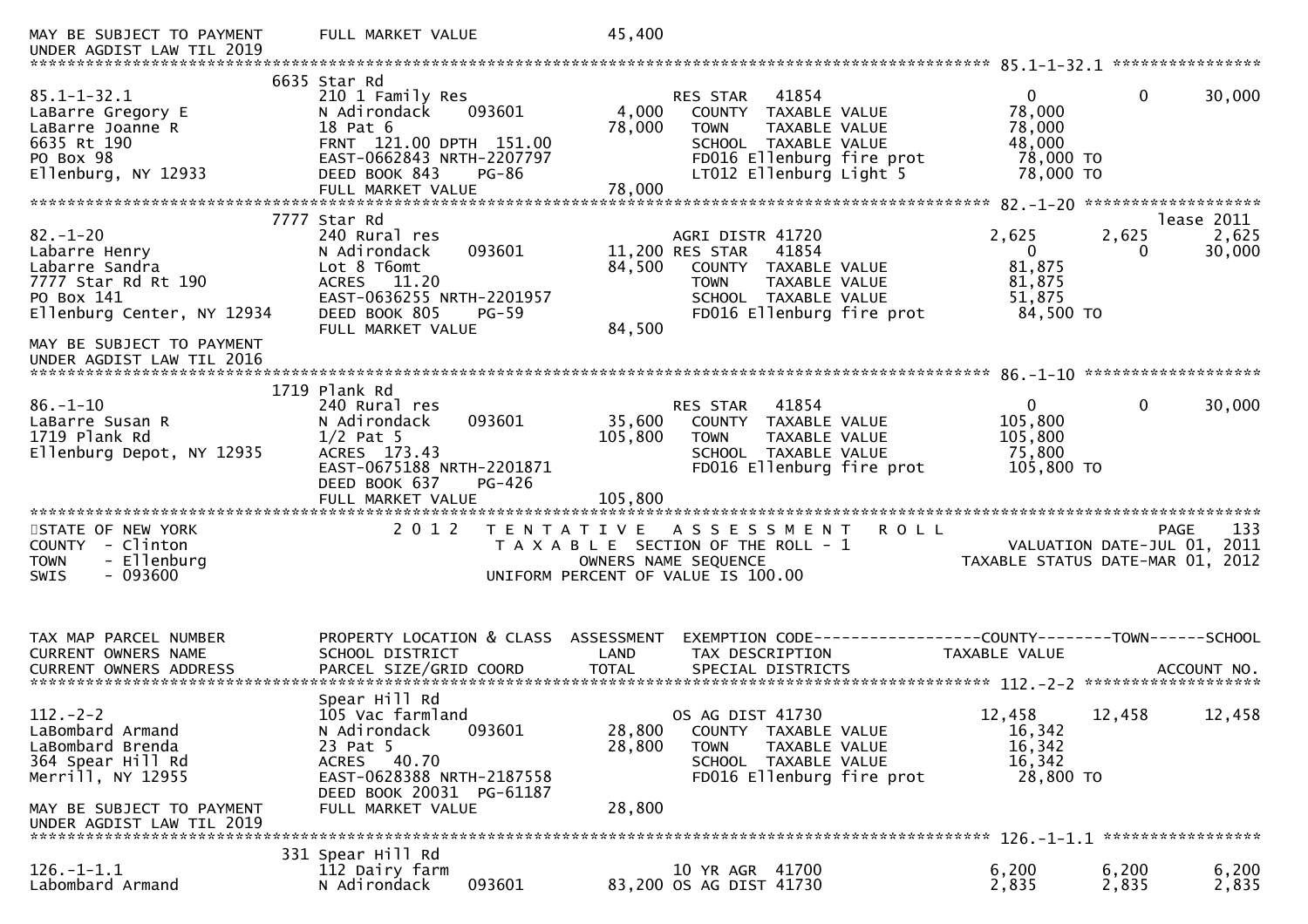```
MAY BE SUBJECT TO PAYMENT      FULL MARKET VALUE              45,400
UNDER AGDIST LAW TIL 2019
******************************************************************************************************* 85.1-1-32.1 ****************
                          6635 Star Rd
85.1-1-32.1                210 1 Family Res                   RES STAR    41854                  0           0       30,000
LaBarre Gregory E          N Adirondack     093601      4,000   COUNTY  TAXABLE VALUE          78,000
LaBarre Joanne R           18 Pat 6                    78,000   TOWN    TAXABLE VALUE          78,000
6635 Rt 190                FRNT 121.00 DPTH 151.00             SCHOOL  TAXABLE VALUE          48,000
PO Box 98                  EAST-0662843 NRTH-2207797           FD016 Ellenburg fire prot       78,000 TO
Ellenburg, NY 12933        DEED BOOK 843    PG-86              LT012 Ellenburg Light 5         78,000 TO
                           FULL MARKET VALUE           78,000
******************************************************************************************************* 82.-1-20 *******************
                          7777 Star Rd                                                                              lease 2011
82.-1-20                   240 Rural res                      AGRI DISTR 41720              2,625       2,625        2,625
Labarre Henry              N Adirondack     093601     11,200 RES STAR    41854                  0           0       30,000
Labarre Sandra             Lot 8 T6omt                 84,500   COUNTY  TAXABLE VALUE          81,875
7777 Star Rd Rt 190        ACRES  11.20                         TOWN    TAXABLE VALUE          81,875
PO Box 141                 EAST-0636255 NRTH-2201957           SCHOOL  TAXABLE VALUE          51,875
Ellenburg Center, NY 12934 DEED BOOK 805    PG-59              FD016 Ellenburg fire prot       84,500 TO
                           FULL MARKET VALUE           84,500
MAY BE SUBJECT TO PAYMENT
UNDER AGDIST LAW TIL 2016
******************************************************************************************************* 86.-1-10 *******************
                          1719 Plank Rd
86.-1-10                   240 Rural res                      RES STAR    41854                  0           0       30,000
LaBarre Susan R            N Adirondack     093601     35,600   COUNTY  TAXABLE VALUE         105,800
1719 Plank Rd              1/2 Pat 5                  105,800   TOWN    TAXABLE VALUE         105,800
Ellenburg Depot, NY 12935  ACRES 173.43                         SCHOOL  TAXABLE VALUE          75,800
                           EAST-0675188 NRTH-2201871           FD016 Ellenburg fire prot      105,800 TO
                           DEED BOOK 637    PG-426
                           FULL MARKET VALUE          105,800
************************************************************************************************************************************
STATE OF NEW YORK                 2 0 1 2   T E N T A T I V E   A S S E S S M E N T   R O L L                       PAGE    133
COUNTY  - Clinton                      T A X A B L E  SECTION OF THE ROLL - 1                  VALUATION DATE-JUL 01, 2011
TOWN    - Ellenburg                             OWNERS NAME SEQUENCE                      TAXABLE STATUS DATE-MAR 01, 2012
SWIS    - 093600                          UNIFORM PERCENT OF VALUE IS 100.00


TAX MAP PARCEL NUMBER      PROPERTY LOCATION & CLASS  ASSESSMENT  EXEMPTION CODE------------------COUNTY--------TOWN------SCHOOL
CURRENT OWNERS NAME        SCHOOL DISTRICT               LAND      TAX DESCRIPTION            TAXABLE VALUE
CURRENT OWNERS ADDRESS     PARCEL SIZE/GRID COORD       TOTAL      SPECIAL DISTRICTS                                 ACCOUNT NO.
******************************************************************************************************* 112.-2-2 *******************
                           Spear Hill Rd
112.-2-2                   105 Vac farmland                   OS AG DIST 41730             12,458      12,458       12,458
LaBombard Armand           N Adirondack     093601     28,800   COUNTY  TAXABLE VALUE          16,342
LaBombard Brenda           23 Pat 5                    28,800   TOWN    TAXABLE VALUE          16,342
364 Spear Hill Rd          ACRES  40.70                         SCHOOL  TAXABLE VALUE          16,342
Merrill, NY 12955          EAST-0628388 NRTH-2187558           FD016 Ellenburg fire prot       28,800 TO
                           DEED BOOK 20031 PG-61187
MAY BE SUBJECT TO PAYMENT  FULL MARKET VALUE           28,800
UNDER AGDIST LAW TIL 2019
******************************************************************************************************* 126.-1-1.1 *****************
                          331 Spear Hill Rd
126.-1-1.1                 112 Dairy farm                     10 YR AGR  41700              6,200       6,200        6,200
Labombard Armand           N Adirondack     093601     83,200 OS AG DIST 41730              2,835       2,835        2,835
```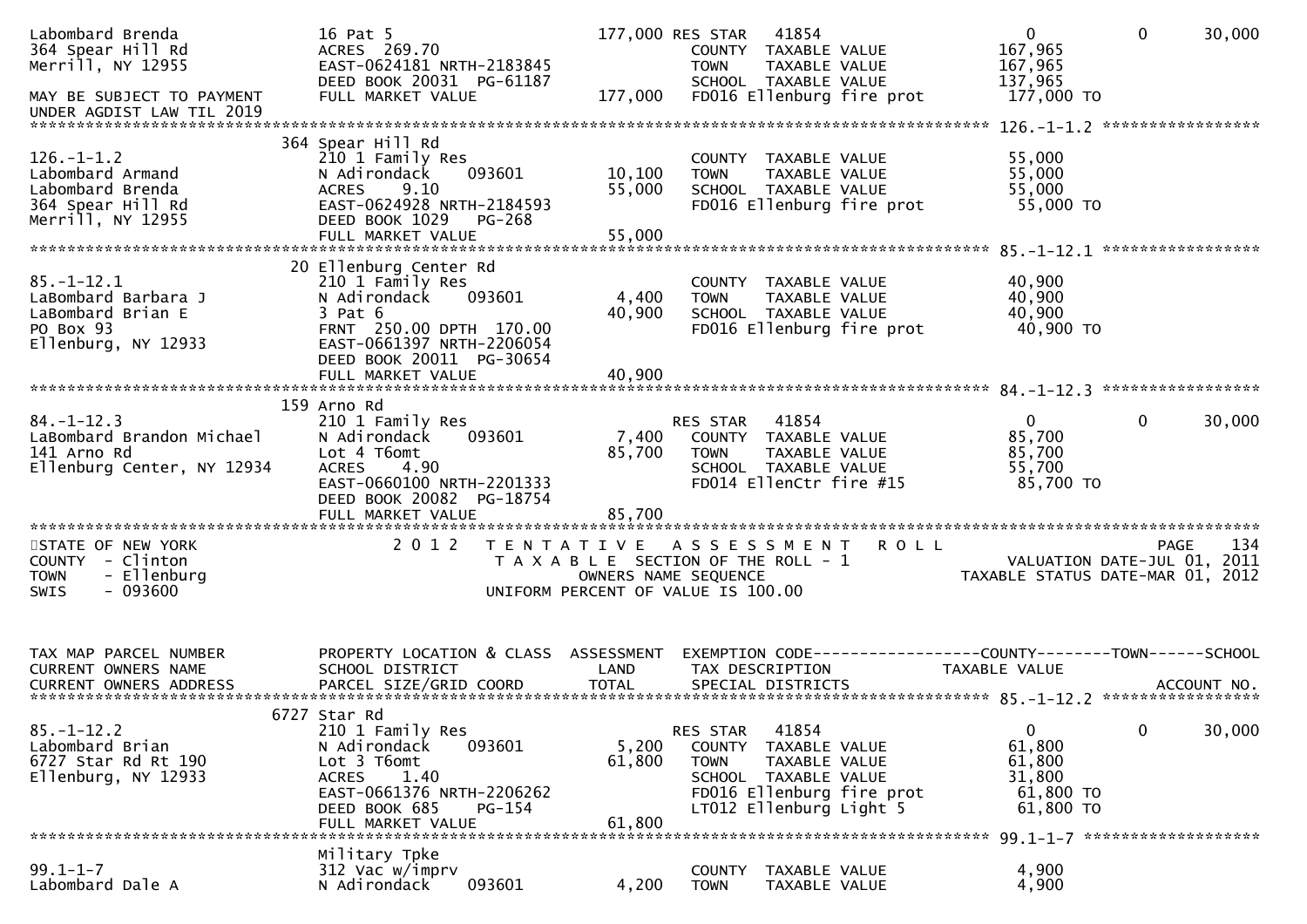```
Labombard Brenda               16 Pat 5                      177,000 RES STAR   41854                      0          0      30,000
364 Spear Hill Rd              ACRES 269.70                          COUNTY  TAXABLE VALUE           167,965
Merrill, NY 12955              EAST-0624181 NRTH-2183845             TOWN    TAXABLE VALUE           167,965
                               DEED BOOK 20031  PG-61187             SCHOOL  TAXABLE VALUE           137,965
MAY BE SUBJECT TO PAYMENT      FULL MARKET VALUE             177,000 FD016 Ellenburg fire prot       177,000 TO
UNDER AGDIST LAW TIL 2019
****************************************************************************************************** 126.-1-1.2 *****************
                            364 Spear Hill Rd
126.-1-1.2                     210 1 Family Res                      COUNTY  TAXABLE VALUE            55,000
Labombard Armand               N Adirondack     093601       10,100  TOWN    TAXABLE VALUE            55,000
Labombard Brenda               ACRES    9.10                 55,000  SCHOOL  TAXABLE VALUE            55,000
364 Spear Hill Rd              EAST-0624928 NRTH-2184593             FD016 Ellenburg fire prot        55,000 TO
Merrill, NY 12955              DEED BOOK 1029   PG-268
                               FULL MARKET VALUE              55,000
****************************************************************************************************** 85.-1-12.1 *****************
                            20 Ellenburg Center Rd
85.-1-12.1                     210 1 Family Res                      COUNTY  TAXABLE VALUE            40,900
LaBombard Barbara J            N Adirondack     093601        4,400  TOWN    TAXABLE VALUE            40,900
LaBombard Brian E              3 Pat 6                       40,900  SCHOOL  TAXABLE VALUE            40,900
PO Box 93                      FRNT 250.00 DPTH 170.00               FD016 Ellenburg fire prot        40,900 TO
Ellenburg, NY 12933            EAST-0661397 NRTH-2206054
                               DEED BOOK 20011  PG-30654
                               FULL MARKET VALUE              40,900
****************************************************************************************************** 84.-1-12.3 *****************
                            159 Arno Rd
84.-1-12.3                     210 1 Family Res                      RES STAR   41854                      0          0      30,000
LaBombard Brandon Michael      N Adirondack     093601        7,400  COUNTY  TAXABLE VALUE            85,700
141 Arno Rd                    Lot 4 T6omt                   85,700  TOWN    TAXABLE VALUE            85,700
Ellenburg Center, NY 12934     ACRES    4.90                         SCHOOL  TAXABLE VALUE            55,700
                               EAST-0660100 NRTH-2201333             FD014 EllenCtr fire #15          85,700 TO
                               DEED BOOK 20082  PG-18754
                               FULL MARKET VALUE              85,700
************************************************************************************************************************************
STATE OF NEW YORK                2 0 1 2   T E N T A T I V E   A S S E S S M E N T   R O L L                                PAGE   134
COUNTY  - Clinton                          T A X A B L E  SECTION OF THE ROLL - 1                     VALUATION DATE-JUL 01, 2011
TOWN    - Ellenburg                              OWNERS NAME SEQUENCE                          TAXABLE STATUS DATE-MAR 01, 2012
SWIS    - 093600                           UNIFORM PERCENT OF VALUE IS 100.00


TAX MAP PARCEL NUMBER          PROPERTY LOCATION & CLASS  ASSESSMENT  EXEMPTION CODE------------------COUNTY--------TOWN------SCHOOL
CURRENT OWNERS NAME            SCHOOL DISTRICT               LAND     TAX DESCRIPTION              TAXABLE VALUE
CURRENT OWNERS ADDRESS         PARCEL SIZE/GRID COORD        TOTAL    SPECIAL DISTRICTS                                    ACCOUNT NO.
****************************************************************************************************** 85.-1-12.2 *****************
                            6727 Star Rd
85.-1-12.2                     210 1 Family Res                      RES STAR   41854                      0          0      30,000
Labombard Brian                N Adirondack     093601        5,200  COUNTY  TAXABLE VALUE            61,800
6727 Star Rd Rt 190            Lot 3 T6omt                   61,800  TOWN    TAXABLE VALUE            61,800
Ellenburg, NY 12933            ACRES    1.40                         SCHOOL  TAXABLE VALUE            31,800
                               EAST-0661376 NRTH-2206262             FD016 Ellenburg fire prot        61,800 TO
                               DEED BOOK 685    PG-154               LT012 Ellenburg Light 5          61,800 TO
                               FULL MARKET VALUE              61,800
****************************************************************************************************** 99.1-1-7 *******************
                            Military Tpke
99.1-1-7                       312 Vac w/imprv                       COUNTY  TAXABLE VALUE             4,900
Labombard Dale A               N Adirondack     093601        4,200  TOWN    TAXABLE VALUE             4,900
```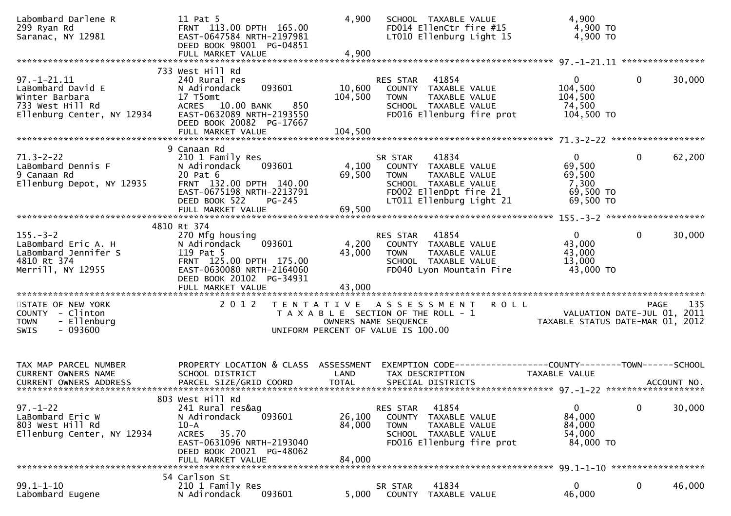```
Labombard Darlene R            11 Pat 5                            4,900    SCHOOL  TAXABLE VALUE              4,900
299 Ryan Rd                    FRNT 113.00 DPTH 165.00                      FD014 EllenCtr fire #15             4,900 TO
Saranac, NY 12981              EAST-0647584 NRTH-2197981                    LT010 Ellenburg Light 15            4,900 TO
                               DEED BOOK 98001  PG-04851
                               FULL MARKET VALUE                   4,900
******************************************************************************************************* 97.-1-21.11 ****************
                             733 West Hill Rd
97.-1-21.11                    240 Rural res                               RES STAR   41854                   0            0       30,000
LaBombard David E              N Adirondack      093601           10,600    COUNTY  TAXABLE VALUE            104,500
Winter Barbara                 17 T5omt                          104,500    TOWN    TAXABLE VALUE            104,500
733 West Hill Rd               ACRES  10.00 BANK    850                     SCHOOL  TAXABLE VALUE             74,500
Ellenburg Center, NY 12934     EAST-0632089 NRTH-2193550                    FD016 Ellenburg fire prot         104,500 TO
                               DEED BOOK 20082  PG-17667
                               FULL MARKET VALUE                 104,500
******************************************************************************************************* 71.3-2-22 ******************
                             9 Canaan Rd
71.3-2-22                      210 1 Family Res                            SR STAR    41834                   0            0       62,200
LaBombard Dennis F             N Adirondack      093601            4,100    COUNTY  TAXABLE VALUE             69,500
9 Canaan Rd                    20 Pat 6                           69,500    TOWN    TAXABLE VALUE             69,500
Ellenburg Depot, NY 12935      FRNT 132.00 DPTH 140.00                      SCHOOL  TAXABLE VALUE              7,300
                               EAST-0675198 NRTH-2213791                    FD002 EllenDpt fire 21             69,500 TO
                               DEED BOOK 522     PG-245                     LT011 Ellenburg Light 21           69,500 TO
                               FULL MARKET VALUE                  69,500
******************************************************************************************************* 155.-3-2 *******************
                             4810 Rt 374
155.-3-2                       270 Mfg housing                             RES STAR   41854                   0            0       30,000
LaBombard Eric A. H            N Adirondack      093601            4,200    COUNTY  TAXABLE VALUE             43,000
LaBombard Jennifer S           119 Pat 5                          43,000    TOWN    TAXABLE VALUE             43,000
4810 Rt 374                    FRNT 125.00 DPTH 175.00                      SCHOOL  TAXABLE VALUE             13,000
Merrill, NY 12955              EAST-0630080 NRTH-2164060                    FD040 Lyon Mountain Fire           43,000 TO
                               DEED BOOK 20102  PG-34931
                               FULL MARKET VALUE                  43,000
*************************************************************************************************************************************
STATE OF NEW YORK                  2 0 1 2   T E N T A T I V E   A S S E S S M E N T   R O L L                               PAGE   135
COUNTY  - Clinton                            T A X A B L E  SECTION OF THE ROLL - 1                    VALUATION DATE-JUL 01, 2011
TOWN    - Ellenburg                                   OWNERS NAME SEQUENCE                          TAXABLE STATUS DATE-MAR 01, 2012
SWIS    - 093600                            UNIFORM PERCENT OF VALUE IS 100.00


TAX MAP PARCEL NUMBER          PROPERTY LOCATION & CLASS  ASSESSMENT  EXEMPTION CODE------------------COUNTY--------TOWN------SCHOOL
CURRENT OWNERS NAME            SCHOOL DISTRICT               LAND      TAX DESCRIPTION               TAXABLE VALUE
CURRENT OWNERS ADDRESS         PARCEL SIZE/GRID COORD       TOTAL      SPECIAL DISTRICTS                                    ACCOUNT NO.
******************************************************************************************************* 97.-1-22 *******************
                             803 West Hill Rd
97.-1-22                       241 Rural res&ag                            RES STAR   41854                   0            0       30,000
LaBombard Eric W               N Adirondack      093601           26,100    COUNTY  TAXABLE VALUE             84,000
803 West Hill Rd               10-A                               84,000    TOWN    TAXABLE VALUE             84,000
Ellenburg Center, NY 12934     ACRES  35.70                                 SCHOOL  TAXABLE VALUE             54,000
                               EAST-0631096 NRTH-2193040                    FD016 Ellenburg fire prot          84,000 TO
                               DEED BOOK 20021  PG-48062
                               FULL MARKET VALUE                  84,000
******************************************************************************************************* 99.1-1-10 ******************
                             54 Carlson St
99.1-1-10                      210 1 Family Res                            SR STAR    41834                   0            0       46,000
Labombard Eugene               N Adirondack      093601            5,000    COUNTY  TAXABLE VALUE             46,000
```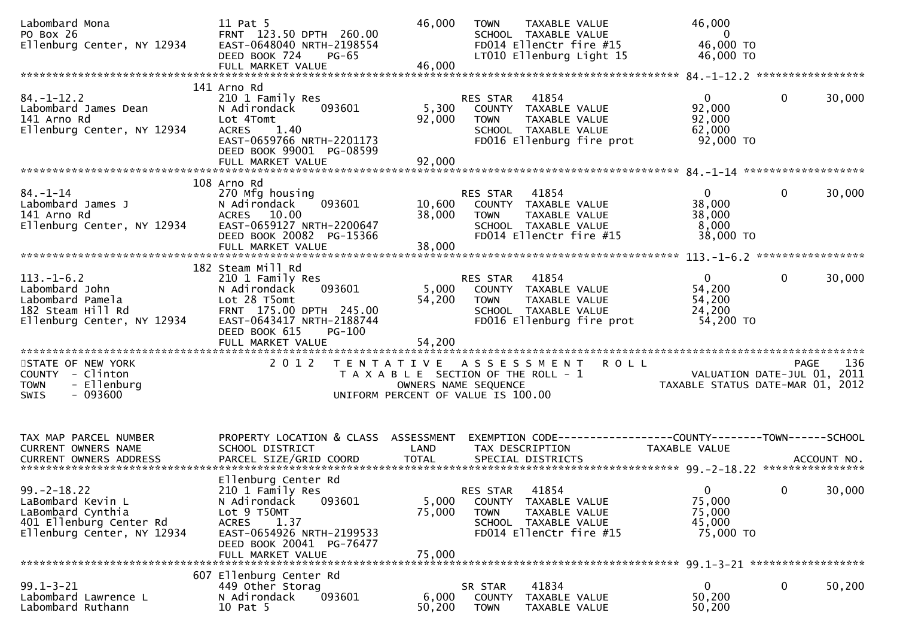```
Labombard Mona                 11 Pat 5                          46,000   TOWN     TAXABLE VALUE              46,000
PO Box 26                      FRNT 123.50 DPTH 260.00                     SCHOOL   TAXABLE VALUE                   0
Ellenburg Center, NY 12934     EAST-0648040 NRTH-2198554                   FD014 EllenCtr fire #15         46,000 TO
                               DEED BOOK 724    PG-65                      LT010 Ellenburg Light 15        46,000 TO
                               FULL MARKET VALUE                 46,000
******************************************************************************************************* 84.-1-12.2 *****************
                               141 Arno Rd
84.-1-12.2                     210 1 Family Res                            RES STAR   41854                   0           0      30,000
Labombard James Dean           N Adirondack      093601           5,300   COUNTY   TAXABLE VALUE              92,000
141 Arno Rd                    Lot 4Tomt                         92,000   TOWN     TAXABLE VALUE              92,000
Ellenburg Center, NY 12934     ACRES     1.40                              SCHOOL   TAXABLE VALUE              62,000
                               EAST-0659766 NRTH-2201173                   FD016 Ellenburg fire prot       92,000 TO
                               DEED BOOK 99001  PG-08599
                               FULL MARKET VALUE                 92,000
******************************************************************************************************* 84.-1-14 *******************
                               108 Arno Rd
84.-1-14                       270 Mfg housing                             RES STAR   41854                   0           0      30,000
Labombard James J              N Adirondack      093601          10,600   COUNTY   TAXABLE VALUE              38,000
141 Arno Rd                    ACRES    10.00                    38,000   TOWN     TAXABLE VALUE              38,000
Ellenburg Center, NY 12934     EAST-0659127 NRTH-2200647                   SCHOOL   TAXABLE VALUE               8,000
                               DEED BOOK 20082  PG-15366                   FD014 EllenCtr fire #15         38,000 TO
                               FULL MARKET VALUE                 38,000
******************************************************************************************************* 113.-1-6.2 *****************
                               182 Steam Mill Rd
113.-1-6.2                     210 1 Family Res                            RES STAR   41854                   0           0      30,000
Labombard John                 N Adirondack      093601           5,000   COUNTY   TAXABLE VALUE              54,200
Labombard Pamela               Lot 28 T5omt                      54,200   TOWN     TAXABLE VALUE              54,200
182 Steam Hill Rd              FRNT 175.00 DPTH 245.00                     SCHOOL   TAXABLE VALUE              24,200
Ellenburg Center, NY 12934     EAST-0643417 NRTH-2188744                   FD016 Ellenburg fire prot       54,200 TO
                               DEED BOOK 615    PG-100
                               FULL MARKET VALUE                 54,200
************************************************************************************************************************************
STATE OF NEW YORK                2 0 1 2   T E N T A T I V E   A S S E S S M E N T   R O L L                             PAGE    136
COUNTY  - Clinton                          T A X A B L E  SECTION OF THE ROLL - 1                     VALUATION DATE-JUL 01, 2011
TOWN    - Ellenburg                               OWNERS NAME SEQUENCE                            TAXABLE STATUS DATE-MAR 01, 2012
SWIS    - 093600                          UNIFORM PERCENT OF VALUE IS 100.00


TAX MAP PARCEL NUMBER          PROPERTY LOCATION & CLASS  ASSESSMENT  EXEMPTION CODE------------------COUNTY--------TOWN------SCHOOL
CURRENT OWNERS NAME            SCHOOL DISTRICT               LAND      TAX DESCRIPTION            TAXABLE VALUE
CURRENT OWNERS ADDRESS         PARCEL SIZE/GRID COORD       TOTAL      SPECIAL DISTRICTS                                  ACCOUNT NO.
******************************************************************************************************* 99.-2-18.22 ****************
                               Ellenburg Center Rd
99.-2-18.22                    210 1 Family Res                            RES STAR   41854                   0           0      30,000
LaBombard Kevin L              N Adirondack      093601           5,000   COUNTY   TAXABLE VALUE              75,000
LaBombard Cynthia              Lot 9 T50MT                       75,000   TOWN     TAXABLE VALUE              75,000
401 Ellenburg Center Rd        ACRES     1.37                              SCHOOL   TAXABLE VALUE              45,000
Ellenburg Center, NY 12934     EAST-0654926 NRTH-2199533                   FD014 EllenCtr fire #15         75,000 TO
                               DEED BOOK 20041  PG-76477
                               FULL MARKET VALUE                 75,000
******************************************************************************************************* 99.1-3-21 ******************
                               607 Ellenburg Center Rd
99.1-3-21                      449 Other Storag                            SR STAR    41834                   0           0      50,200
Labombard Lawrence L           N Adirondack      093601           6,000   COUNTY   TAXABLE VALUE              50,200
Labombard Ruthann              10 Pat 5                          50,200   TOWN     TAXABLE VALUE              50,200
```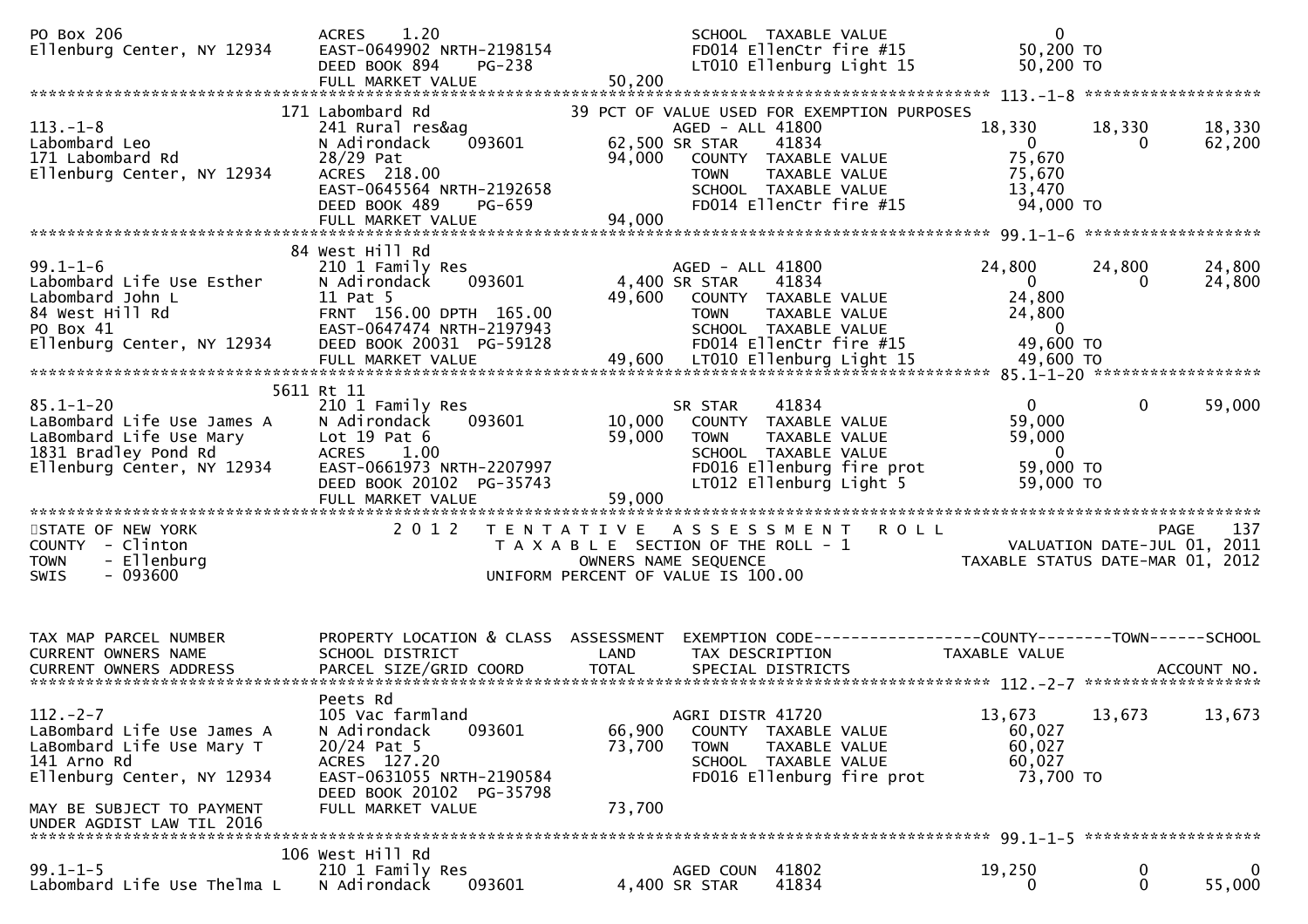```
PO Box 206                      ACRES     1.20                                  SCHOOL  TAXABLE VALUE                 0
Ellenburg Center, NY 12934      EAST-0649902 NRTH-2198154                       FD014 EllenCtr fire #15          50,200 TO
                                DEED BOOK 894     PG-238                        LT010 Ellenburg Light 15         50,200 TO
                                FULL MARKET VALUE                  50,200
******************************************************************************************************* 113.-1-8 ******************
                             171 Labombard Rd                           39 PCT OF VALUE USED FOR EXEMPTION PURPOSES
113.-1-8                        241 Rural res&ag                          AGED - ALL 41800                   18,330     18,330     18,330
Labombard Leo                   N Adirondack      093601         62,500 SR STAR      41834                     0           0     62,200
171 Labombard Rd                28/29 Pat                        94,000   COUNTY  TAXABLE VALUE             75,670
Ellenburg Center, NY 12934      ACRES  218.00                             TOWN    TAXABLE VALUE             75,670
                                EAST-0645564 NRTH-2192658                 SCHOOL  TAXABLE VALUE             13,470
                                DEED BOOK 489     PG-659                  FD014 EllenCtr fire #15           94,000 TO
                                FULL MARKET VALUE                 94,000
******************************************************************************************************* 99.1-1-6 ******************
                             84 West Hill Rd
99.1-1-6                        210 1 Family Res                          AGED - ALL 41800                   24,800     24,800     24,800
Labombard Life Use Esther       N Adirondack      093601          4,400 SR STAR      41834                     0           0     24,800
Labombard John L                11 Pat 5                         49,600   COUNTY  TAXABLE VALUE             24,800
84 West Hill Rd                 FRNT 156.00 DPTH 165.00                   TOWN    TAXABLE VALUE             24,800
PO Box 41                       EAST-0647474 NRTH-2197943                 SCHOOL  TAXABLE VALUE                  0
Ellenburg Center, NY 12934      DEED BOOK 20031  PG-59128                 FD014 EllenCtr fire #15           49,600 TO
                                FULL MARKET VALUE                 49,600  LT010 Ellenburg Light 15          49,600 TO
******************************************************************************************************* 85.1-1-20 *****************
                             5611 Rt 11
85.1-1-20                       210 1 Family Res                          SR STAR      41834                     0           0     59,000
LaBombard Life Use James A      N Adirondack      093601         10,000   COUNTY  TAXABLE VALUE             59,000
LaBombard Life Use Mary         Lot 19 Pat 6                     59,000   TOWN    TAXABLE VALUE             59,000
1831 Bradley Pond Rd            ACRES     1.00                            SCHOOL  TAXABLE VALUE                  0
Ellenburg Center, NY 12934      EAST-0661973 NRTH-2207997                 FD016 Ellenburg fire prot         59,000 TO
                                DEED BOOK 20102  PG-35743                 LT012 Ellenburg Light 5           59,000 TO
                                FULL MARKET VALUE                 59,000
************************************************************************************************************************************
STATE OF NEW YORK                  2 0 1 2   T E N T A T I V E   A S S E S S M E N T   R O L L                            PAGE    137
COUNTY  - Clinton                            T A X A B L E  SECTION OF THE ROLL - 1                      VALUATION DATE-JUL 01, 2011
TOWN    - Ellenburg                                 OWNERS NAME SEQUENCE                          TAXABLE STATUS DATE-MAR 01, 2012
SWIS    - 093600                             UNIFORM PERCENT OF VALUE IS 100.00


TAX MAP PARCEL NUMBER           PROPERTY LOCATION & CLASS  ASSESSMENT  EXEMPTION CODE------------------COUNTY--------TOWN------SCHOOL
CURRENT OWNERS NAME             SCHOOL DISTRICT               LAND      TAX DESCRIPTION             TAXABLE VALUE
CURRENT OWNERS ADDRESS          PARCEL SIZE/GRID COORD        TOTAL     SPECIAL DISTRICTS                                  ACCOUNT NO.
******************************************************************************************************* 112.-2-7 ******************
                                Peets Rd
112.-2-7                        105 Vac farmland                          AGRI DISTR 41720                   13,673     13,673     13,673
LaBombard Life Use James A      N Adirondack      093601         66,900   COUNTY  TAXABLE VALUE             60,027
LaBombard Life Use Mary T       20/24 Pat 5                      73,700   TOWN    TAXABLE VALUE             60,027
141 Arno Rd                     ACRES  127.20                             SCHOOL  TAXABLE VALUE             60,027
Ellenburg Center, NY 12934      EAST-0631055 NRTH-2190584                 FD016 Ellenburg fire prot         73,700 TO
                                DEED BOOK 20102  PG-35798
MAY BE SUBJECT TO PAYMENT       FULL MARKET VALUE                 73,700
UNDER AGDIST LAW TIL 2016
******************************************************************************************************* 99.1-1-5 ******************
                             106 West Hill Rd
99.1-1-5                        210 1 Family Res                          AGED COUN  41802                   19,250          0          0
Labombard Life Use Thelma L     N Adirondack      093601          4,400 SR STAR      41834                     0           0     55,000
```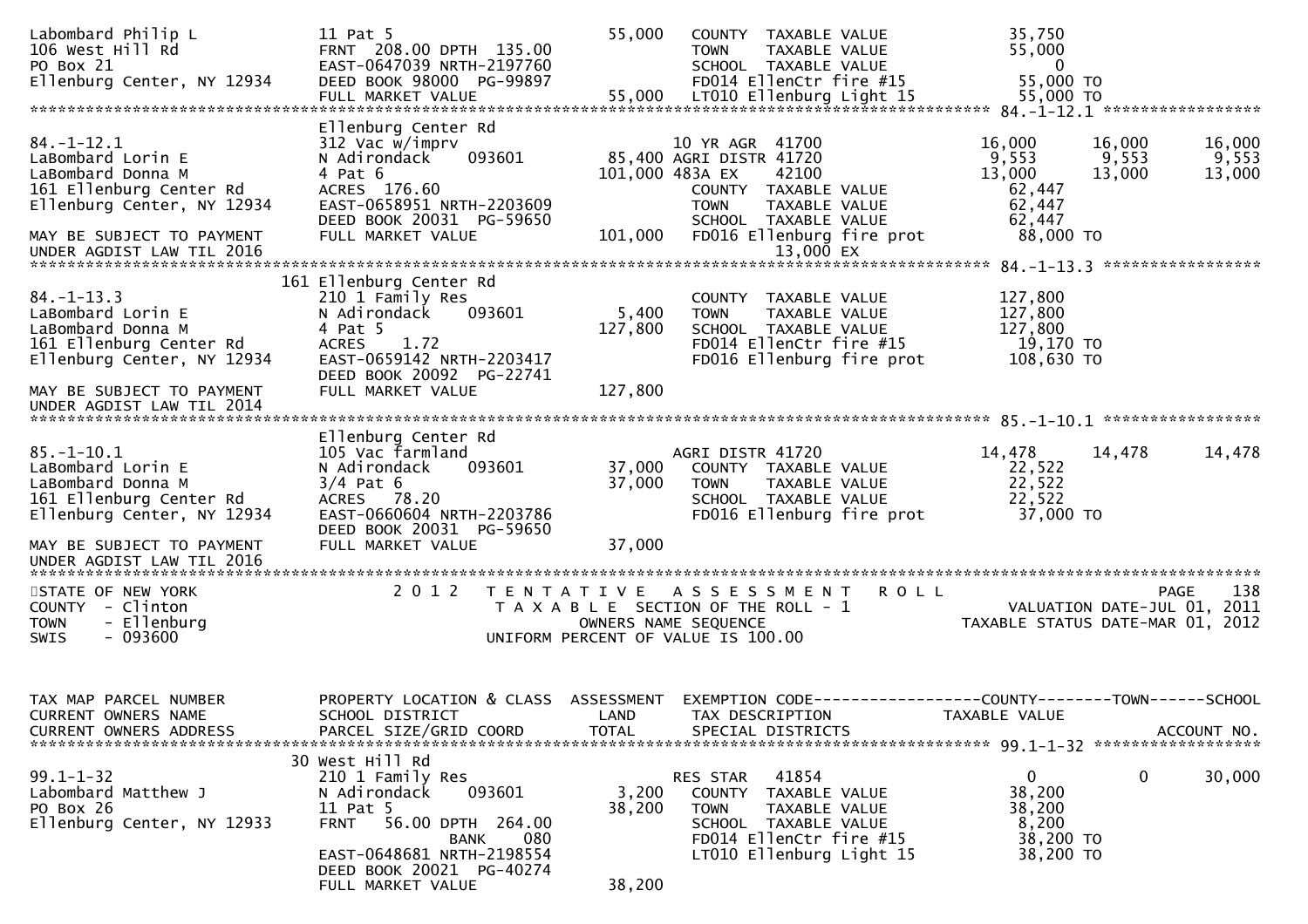```
Labombard Philip L            11 Pat 5                          55,000   COUNTY  TAXABLE VALUE            35,750
106 West Hill Rd              FRNT 208.00 DPTH 135.00                    TOWN    TAXABLE VALUE            55,000
PO Box 21                     EAST-0647039 NRTH-2197760                  SCHOOL  TAXABLE VALUE                 0
Ellenburg Center, NY 12934    DEED BOOK 98000  PG-99897                  FD014 EllenCtr fire #15          55,000 TO
                              FULL MARKET VALUE                 55,000   LT010 Ellenburg Light 15         55,000 TO
******************************************************************************************************* 84.-1-12.1 *****************
                              Ellenburg Center Rd
84.-1-12.1                    312 Vac w/imprv                            10 YR AGR  41700                 16,000     16,000     16,000
LaBombard Lorin E             N Adirondack      093601           85,400 AGRI DISTR 41720                   9,553      9,553      9,553
LaBombard Donna M             4 Pat 6                           101,000 483A EX       42100               13,000     13,000     13,000
161 Ellenburg Center Rd       ACRES 176.60                               COUNTY  TAXABLE VALUE            62,447
Ellenburg Center, NY 12934    EAST-0658951 NRTH-2203609                  TOWN    TAXABLE VALUE            62,447
                              DEED BOOK 20031  PG-59650                  SCHOOL  TAXABLE VALUE            62,447
MAY BE SUBJECT TO PAYMENT     FULL MARKET VALUE                101,000   FD016 Ellenburg fire prot        88,000 TO
UNDER AGDIST LAW TIL 2016                                                         13,000 EX
******************************************************************************************************* 84.-1-13.3 *****************
                              161 Ellenburg Center Rd
84.-1-13.3                    210 1 Family Res                           COUNTY  TAXABLE VALUE           127,800
LaBombard Lorin E             N Adirondack      093601            5,400  TOWN    TAXABLE VALUE           127,800
LaBombard Donna M             4 Pat 5                           127,800  SCHOOL  TAXABLE VALUE           127,800
161 Ellenburg Center Rd       ACRES    1.72                              FD014 EllenCtr fire #15          19,170 TO
Ellenburg Center, NY 12934    EAST-0659142 NRTH-2203417                  FD016 Ellenburg fire prot       108,630 TO
                              DEED BOOK 20092  PG-22741
MAY BE SUBJECT TO PAYMENT     FULL MARKET VALUE                127,800
UNDER AGDIST LAW TIL 2014
******************************************************************************************************* 85.-1-10.1 *****************
                              Ellenburg Center Rd
85.-1-10.1                    105 Vac farmland                           AGRI DISTR 41720                 14,478     14,478     14,478
LaBombard Lorin E             N Adirondack      093601           37,000  COUNTY  TAXABLE VALUE            22,522
LaBombard Donna M             3/4 Pat 6                          37,000  TOWN    TAXABLE VALUE            22,522
161 Ellenburg Center Rd       ACRES  78.20                               SCHOOL  TAXABLE VALUE            22,522
Ellenburg Center, NY 12934    EAST-0660604 NRTH-2203786                  FD016 Ellenburg fire prot        37,000 TO
                              DEED BOOK 20031  PG-59650
MAY BE SUBJECT TO PAYMENT     FULL MARKET VALUE                 37,000
UNDER AGDIST LAW TIL 2016
************************************************************************************************************************************
STATE OF NEW YORK                  2 0 1 2   T E N T A T I V E   A S S E S S M E N T   R O L L                               PAGE   138
COUNTY  - Clinton                                T A X A B L E  SECTION OF THE ROLL - 1                     VALUATION DATE-JUL 01, 2011
TOWN    - Ellenburg                                 OWNERS NAME SEQUENCE                               TAXABLE STATUS DATE-MAR 01, 2012
SWIS    - 093600                               UNIFORM PERCENT OF VALUE IS 100.00


TAX MAP PARCEL NUMBER         PROPERTY LOCATION & CLASS  ASSESSMENT  EXEMPTION CODE------------------COUNTY--------TOWN------SCHOOL
CURRENT OWNERS NAME           SCHOOL DISTRICT               LAND      TAX DESCRIPTION              TAXABLE VALUE
CURRENT OWNERS ADDRESS        PARCEL SIZE/GRID COORD        TOTAL     SPECIAL DISTRICTS                                  ACCOUNT NO.
******************************************************************************************************* 99.1-1-32 ******************
                              30 West Hill Rd
99.1-1-32                     210 1 Family Res                           RES STAR   41854                      0          0     30,000
Labombard Matthew J           N Adirondack      093601            3,200  COUNTY  TAXABLE VALUE            38,200
PO Box 26                     11 Pat 5                           38,200  TOWN    TAXABLE VALUE            38,200
Ellenburg Center, NY 12933    FRNT  56.00 DPTH 264.00                    SCHOOL  TAXABLE VALUE             8,200
                                          BANK     080                   FD014 EllenCtr fire #15          38,200 TO
                              EAST-0648681 NRTH-2198554                  LT010 Ellenburg Light 15         38,200 TO
                              DEED BOOK 20021  PG-40274
                              FULL MARKET VALUE                 38,200
```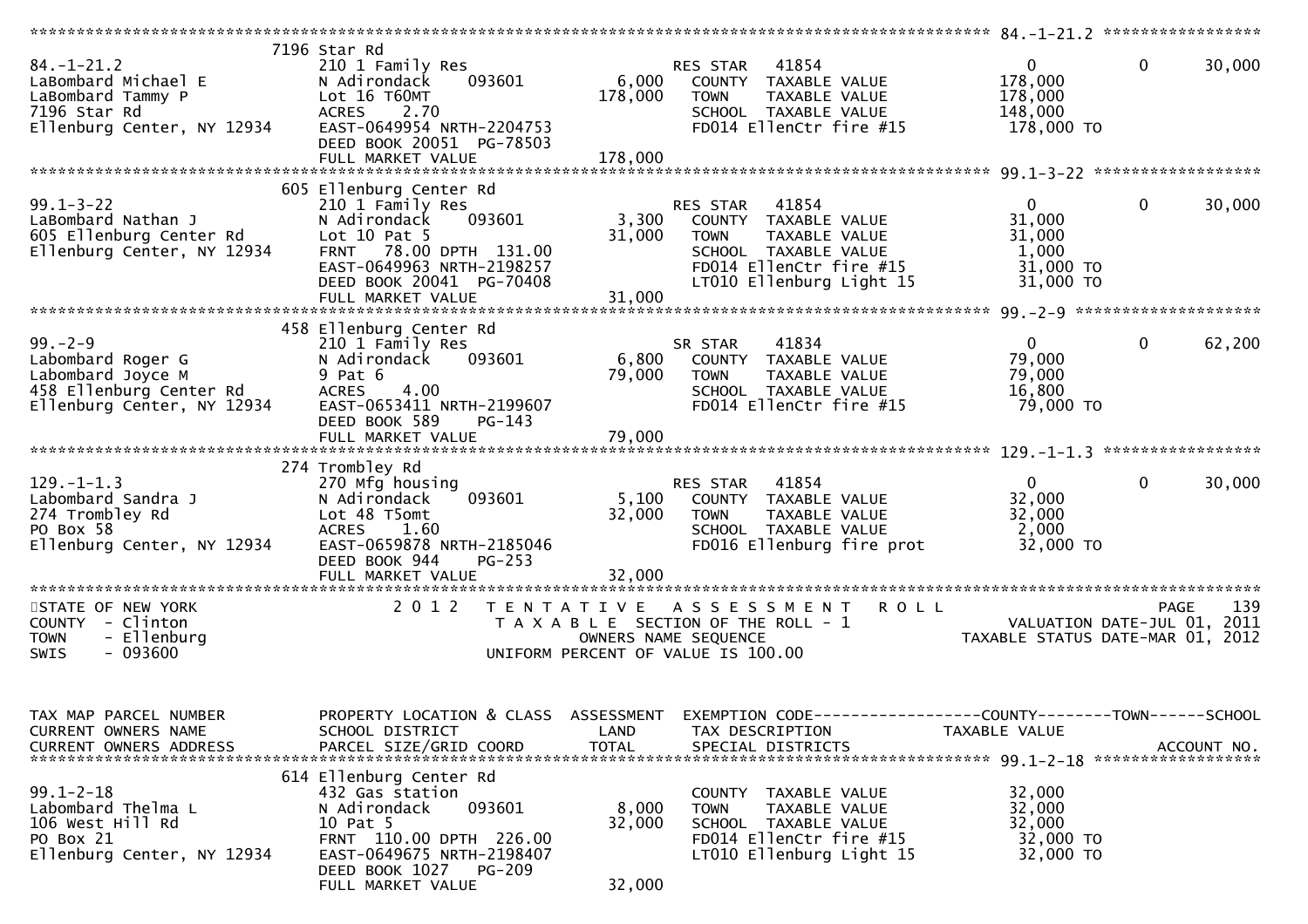```
******************************************************************************************************* 84.-1-21.2 *****************
                               7196 Star Rd
84.-1-21.2                     210 1 Family Res                      RES STAR   41854                   0           0     30,000
LaBombard Michael E            N Adirondack    093601        6,000    COUNTY  TAXABLE VALUE           178,000
LaBombard Tammy P              Lot 16 T60MT                178,000    TOWN    TAXABLE VALUE           178,000
7196 Star Rd                   ACRES    2.70                          SCHOOL  TAXABLE VALUE           148,000
Ellenburg Center, NY 12934     EAST-0649954 NRTH-2204753              FD014 EllenCtr fire #15         178,000 TO
                               DEED BOOK 20051 PG-78503
                               FULL MARKET VALUE           178,000
******************************************************************************************************* 99.1-3-22 ******************
                               605 Ellenburg Center Rd
99.1-3-22                      210 1 Family Res                      RES STAR   41854                   0           0     30,000
LaBombard Nathan J             N Adirondack    093601        3,300    COUNTY  TAXABLE VALUE            31,000
605 Ellenburg Center Rd        Lot 10 Pat 5                 31,000    TOWN    TAXABLE VALUE            31,000
Ellenburg Center, NY 12934     FRNT   78.00 DPTH 131.00               SCHOOL  TAXABLE VALUE             1,000
                               EAST-0649963 NRTH-2198257              FD014 EllenCtr fire #15          31,000 TO
                               DEED BOOK 20041 PG-70408               LT010 Ellenburg Light 15         31,000 TO
                               FULL MARKET VALUE            31,000
******************************************************************************************************* 99.-2-9 ********************
                               458 Ellenburg Center Rd
99.-2-9                        210 1 Family Res                      SR STAR    41834                   0           0     62,200
Labombard Roger G              N Adirondack    093601        6,800    COUNTY  TAXABLE VALUE            79,000
Labombard Joyce M              9 Pat 6                      79,000    TOWN    TAXABLE VALUE            79,000
458 Ellenburg Center Rd        ACRES    4.00                          SCHOOL  TAXABLE VALUE            16,800
Ellenburg Center, NY 12934     EAST-0653411 NRTH-2199607              FD014 EllenCtr fire #15          79,000 TO
                               DEED BOOK 589    PG-143
                               FULL MARKET VALUE            79,000
******************************************************************************************************* 129.-1-1.3 *****************
                               274 Trombley Rd
129.-1-1.3                     270 Mfg housing                       RES STAR   41854                   0           0     30,000
Labombard Sandra J             N Adirondack    093601        5,100    COUNTY  TAXABLE VALUE            32,000
274 Trombley Rd                Lot 48 T5omt                 32,000    TOWN    TAXABLE VALUE            32,000
PO Box 58                      ACRES    1.60                          SCHOOL  TAXABLE VALUE             2,000
Ellenburg Center, NY 12934     EAST-0659878 NRTH-2185046              FD016 Ellenburg fire prot        32,000 TO
                               DEED BOOK 944    PG-253
                               FULL MARKET VALUE            32,000
************************************************************************************************************************************
STATE OF NEW YORK                2 0 1 2   T E N T A T I V E   A S S E S S M E N T   R O L L                               PAGE    139
COUNTY  - Clinton                          T A X A B L E  SECTION OF THE ROLL - 1                        VALUATION DATE-JUL 01, 2011
TOWN    - Ellenburg                                 OWNERS NAME SEQUENCE                                TAXABLE STATUS DATE-MAR 01, 2012
SWIS    - 093600                               UNIFORM PERCENT OF VALUE IS 100.00


TAX MAP PARCEL NUMBER          PROPERTY LOCATION & CLASS  ASSESSMENT  EXEMPTION CODE------------------COUNTY--------TOWN------SCHOOL
CURRENT OWNERS NAME            SCHOOL DISTRICT               LAND     TAX DESCRIPTION                  TAXABLE VALUE
CURRENT OWNERS ADDRESS         PARCEL SIZE/GRID COORD        TOTAL    SPECIAL DISTRICTS                                    ACCOUNT NO.
******************************************************************************************************* 99.1-2-18 ******************
                               614 Ellenburg Center Rd
99.1-2-18                      432 Gas station                        COUNTY  TAXABLE VALUE            32,000
Labombard Thelma L             N Adirondack    093601        8,000    TOWN    TAXABLE VALUE            32,000
106 West Hill Rd               10 Pat 5                     32,000    SCHOOL  TAXABLE VALUE            32,000
PO Box 21                      FRNT  110.00 DPTH 226.00               FD014 EllenCtr fire #15          32,000 TO
Ellenburg Center, NY 12934     EAST-0649675 NRTH-2198407              LT010 Ellenburg Light 15         32,000 TO
                               DEED BOOK 1027   PG-209
                               FULL MARKET VALUE            32,000
```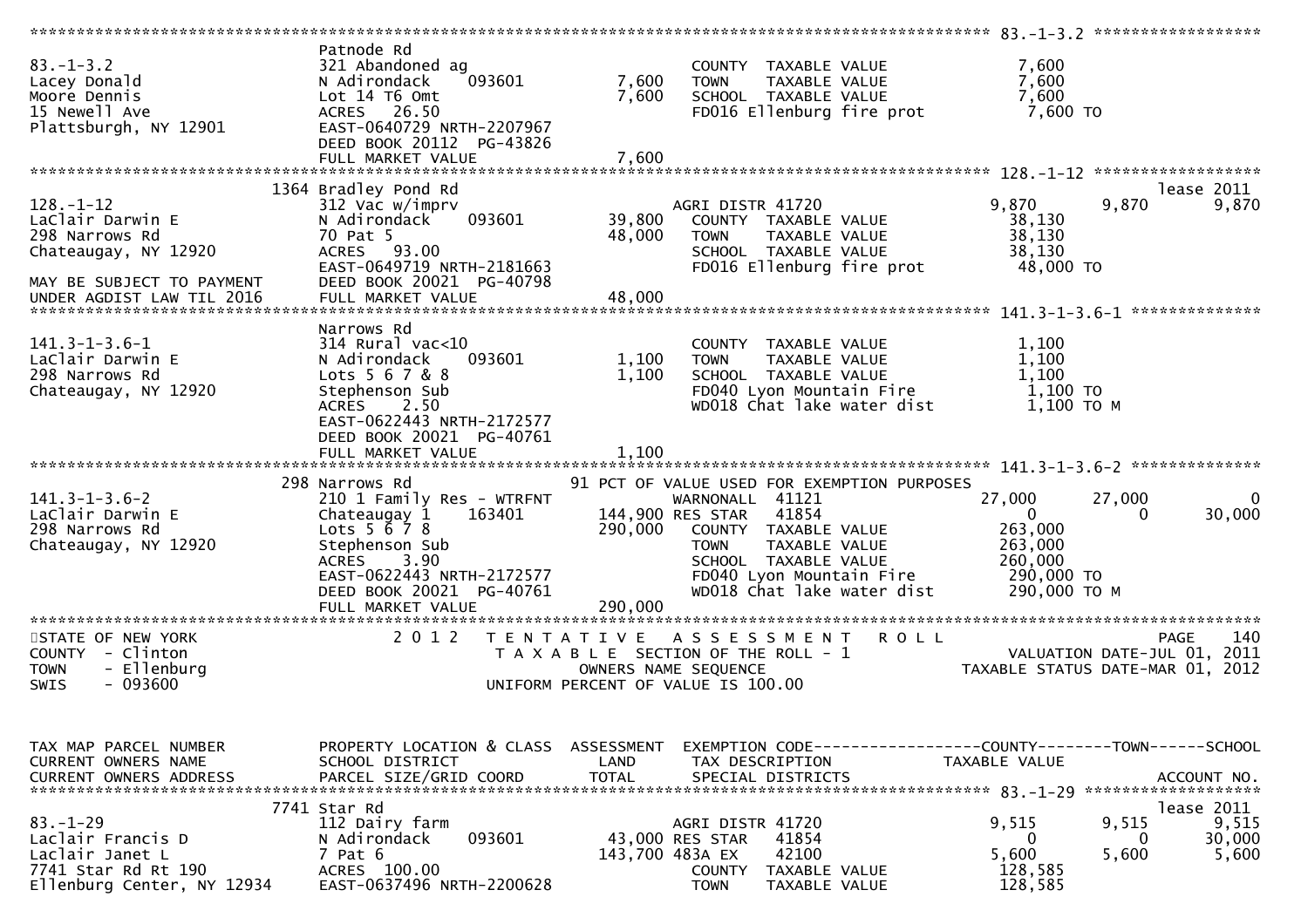```
******************************************************************************************************* 83.-1-3.2 ******************
                    Patnode Rd
83.-1-3.2           321 Abandoned ag                       COUNTY  TAXABLE VALUE          7,600
Lacey Donald        N Adirondack    093601      7,600      TOWN    TAXABLE VALUE          7,600
Moore Dennis        Lot 14 T6 Omt               7,600      SCHOOL  TAXABLE VALUE          7,600
15 Newell Ave       ACRES   26.50                          FD016 Ellenburg fire prot      7,600 TO
Plattsburgh, NY 12901  EAST-0640729 NRTH-2207967
                    DEED BOOK 20112  PG-43826
                    FULL MARKET VALUE           7,600
******************************************************************************************************* 128.-1-12 ******************
                    1364 Bradley Pond Rd                                                                             lease 2011
128.-1-12           312 Vac w/imprv                        AGRI DISTR 41720               9,870        9,870        9,870
LaClair Darwin E    N Adirondack    093601     39,800      COUNTY  TAXABLE VALUE         38,130
298 Narrows Rd      70 Pat 5                   48,000      TOWN    TAXABLE VALUE         38,130
Chateaugay, NY 12920  ACRES   93.00                        SCHOOL  TAXABLE VALUE         38,130
                    EAST-0649719 NRTH-2181663              FD016 Ellenburg fire prot     48,000 TO
MAY BE SUBJECT TO PAYMENT  DEED BOOK 20021  PG-40798
UNDER AGDIST LAW TIL 2016  FULL MARKET VALUE   48,000
******************************************************************************************************* 141.3-1-3.6-1 **************
                    Narrows Rd
141.3-1-3.6-1       314 Rural vac<10                       COUNTY  TAXABLE VALUE          1,100
LaClair Darwin E    N Adirondack    093601      1,100      TOWN    TAXABLE VALUE          1,100
298 Narrows Rd      Lots 5 6 7 & 8              1,100      SCHOOL  TAXABLE VALUE          1,100
Chateaugay, NY 12920  Stephenson Sub                       FD040 Lyon Mountain Fire       1,100 TO
                    ACRES    2.50                          WD018 Chat lake water dist     1,100 TO M
                    EAST-0622443 NRTH-2172577
                    DEED BOOK 20021  PG-40761
                    FULL MARKET VALUE           1,100
******************************************************************************************************* 141.3-1-3.6-2 **************
                    298 Narrows Rd               91 PCT OF VALUE USED FOR EXEMPTION PURPOSES
141.3-1-3.6-2       210 1 Family Res - WTRFNT              WARNONALL  41121              27,000       27,000            0
LaClair Darwin E    Chateaugay 1    163401    144,900 RES STAR    41854                    0            0       30,000
298 Narrows Rd      Lots 5 6 7 8              290,000      COUNTY  TAXABLE VALUE        263,000
Chateaugay, NY 12920  Stephenson Sub                       TOWN    TAXABLE VALUE        263,000
                    ACRES    3.90                          SCHOOL  TAXABLE VALUE        260,000
                    EAST-0622443 NRTH-2172577              FD040 Lyon Mountain Fire     290,000 TO
                    DEED BOOK 20021  PG-40761              WD018 Chat lake water dist   290,000 TO M
                    FULL MARKET VALUE         290,000
*******************************************************************************************************************************
STATE OF NEW YORK          2 0 1 2   T E N T A T I V E   A S S E S S M E N T   R O L L                          PAGE    140
COUNTY  - Clinton                    T A X A B L E  SECTION OF THE ROLL - 1                     VALUATION DATE-JUL 01, 2011
TOWN    - Ellenburg                         OWNERS NAME SEQUENCE                               TAXABLE STATUS DATE-MAR 01, 2012
SWIS    - 093600                     UNIFORM PERCENT OF VALUE IS 100.00


TAX MAP PARCEL NUMBER     PROPERTY LOCATION & CLASS  ASSESSMENT  EXEMPTION CODE------------------COUNTY--------TOWN------SCHOOL
CURRENT OWNERS NAME       SCHOOL DISTRICT               LAND      TAX DESCRIPTION            TAXABLE VALUE
CURRENT OWNERS ADDRESS    PARCEL SIZE/GRID COORD       TOTAL      SPECIAL DISTRICTS                                   ACCOUNT NO.
******************************************************************************************************* 83.-1-29 *******************
                    7741 Star Rd                                                                                     lease 2011
83.-1-29            112 Dairy farm                         AGRI DISTR 41720               9,515        9,515        9,515
Laclair Francis D   N Adirondack    093601     43,000 RES STAR    41854                    0            0       30,000
Laclair Janet L     7 Pat 6                   143,700 483A EX     42100                5,600        5,600        5,600
7741 Star Rd Rt 190 ACRES  100.00                          COUNTY  TAXABLE VALUE        128,585
Ellenburg Center, NY 12934  EAST-0637496 NRTH-2200628      TOWN    TAXABLE VALUE        128,585
```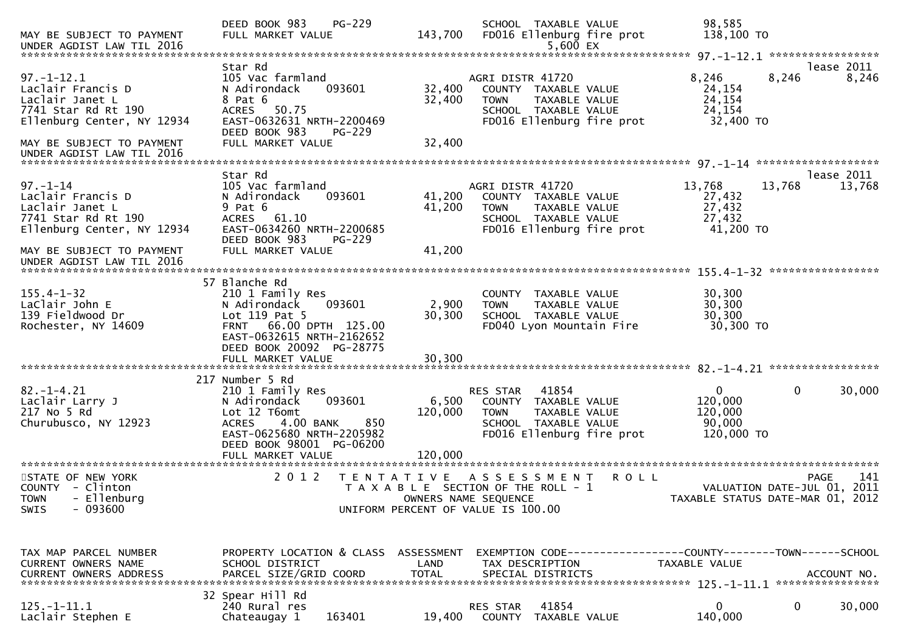```
                               DEED BOOK 983    PG-229                  SCHOOL  TAXABLE VALUE            98,585
MAY BE SUBJECT TO PAYMENT      FULL MARKET VALUE             143,700    FD016 Ellenburg fire prot        138,100 TO
UNDER AGDIST LAW TIL 2016                                                        5,600 EX
******************************************************************************************************* 97.-1-12.1 *****************
                               Star Rd                                                                                lease 2011
97.-1-12.1                     105 Vac farmland                         AGRI DISTR 41720             8,246        8,246        8,246
Laclair Francis D              N Adirondack     093601        32,400    COUNTY  TAXABLE VALUE            24,154
Laclair Janet L                8 Pat 6                        32,400    TOWN    TAXABLE VALUE            24,154
7741 Star Rd Rt 190            ACRES   50.75                            SCHOOL  TAXABLE VALUE            24,154
Ellenburg Center, NY 12934     EAST-0632631 NRTH-2200469                FD016 Ellenburg fire prot         32,400 TO
                               DEED BOOK 983    PG-229
MAY BE SUBJECT TO PAYMENT      FULL MARKET VALUE              32,400
UNDER AGDIST LAW TIL 2016
******************************************************************************************************* 97.-1-14 *******************
                               Star Rd                                                                                lease 2011
97.-1-14                       105 Vac farmland                         AGRI DISTR 41720            13,768       13,768       13,768
Laclair Francis D              N Adirondack     093601        41,200    COUNTY  TAXABLE VALUE            27,432
Laclair Janet L                9 Pat 6                        41,200    TOWN    TAXABLE VALUE            27,432
7741 Star Rd Rt 190            ACRES   61.10                            SCHOOL  TAXABLE VALUE            27,432
Ellenburg Center, NY 12934     EAST-0634260 NRTH-2200685                FD016 Ellenburg fire prot         41,200 TO
                               DEED BOOK 983    PG-229
MAY BE SUBJECT TO PAYMENT      FULL MARKET VALUE              41,200
UNDER AGDIST LAW TIL 2016
******************************************************************************************************* 155.4-1-32 *****************
                            57 Blanche Rd
155.4-1-32                     210 1 Family Res                         COUNTY  TAXABLE VALUE            30,300
LaClair John E                 N Adirondack     093601         2,900    TOWN    TAXABLE VALUE            30,300
139 Fieldwood Dr               Lot 119 Pat 5                  30,300    SCHOOL  TAXABLE VALUE            30,300
Rochester, NY 14609            FRNT   66.00 DPTH 125.00                 FD040 Lyon Mountain Fire          30,300 TO
                               EAST-0632615 NRTH-2162652
                               DEED BOOK 20092  PG-28775
                               FULL MARKET VALUE              30,300
******************************************************************************************************* 82.-1-4.21 *****************
                           217 Number 5 Rd
82.-1-4.21                     210 1 Family Res                         RES STAR    41854                0            0       30,000
Laclair Larry J                N Adirondack     093601         6,500    COUNTY  TAXABLE VALUE           120,000
217 No 5 Rd                    Lot 12 T6omt                  120,000    TOWN    TAXABLE VALUE           120,000
Churubusco, NY 12923           ACRES    4.00 BANK     850               SCHOOL  TAXABLE VALUE            90,000
                               EAST-0625680 NRTH-2205982                FD016 Ellenburg fire prot        120,000 TO
                               DEED BOOK 98001  PG-06200
                               FULL MARKET VALUE             120,000
************************************************************************************************************************************
STATE OF NEW YORK                 2 0 1 2   T E N T A T I V E   A S S E S S M E N T   R O L L                             PAGE   141
COUNTY  - Clinton                           T A X A B L E  SECTION OF THE ROLL - 1                          VALUATION DATE-JUL 01, 2011
TOWN    - Ellenburg                                  OWNERS NAME SEQUENCE                              TAXABLE STATUS DATE-MAR 01, 2012
SWIS    - 093600                                UNIFORM PERCENT OF VALUE IS 100.00


TAX MAP PARCEL NUMBER          PROPERTY LOCATION & CLASS  ASSESSMENT  EXEMPTION CODE------------------COUNTY--------TOWN------SCHOOL
CURRENT OWNERS NAME            SCHOOL DISTRICT               LAND      TAX DESCRIPTION               TAXABLE VALUE
CURRENT OWNERS ADDRESS         PARCEL SIZE/GRID COORD        TOTAL     SPECIAL DISTRICTS                                   ACCOUNT NO.
******************************************************************************************************* 125.-1-11.1 ****************
                            32 Spear Hill Rd
125.-1-11.1                    240 Rural res                            RES STAR    41854                0            0       30,000
Laclair Stephen E              Chateaugay 1     163401        19,400    COUNTY  TAXABLE VALUE           140,000
```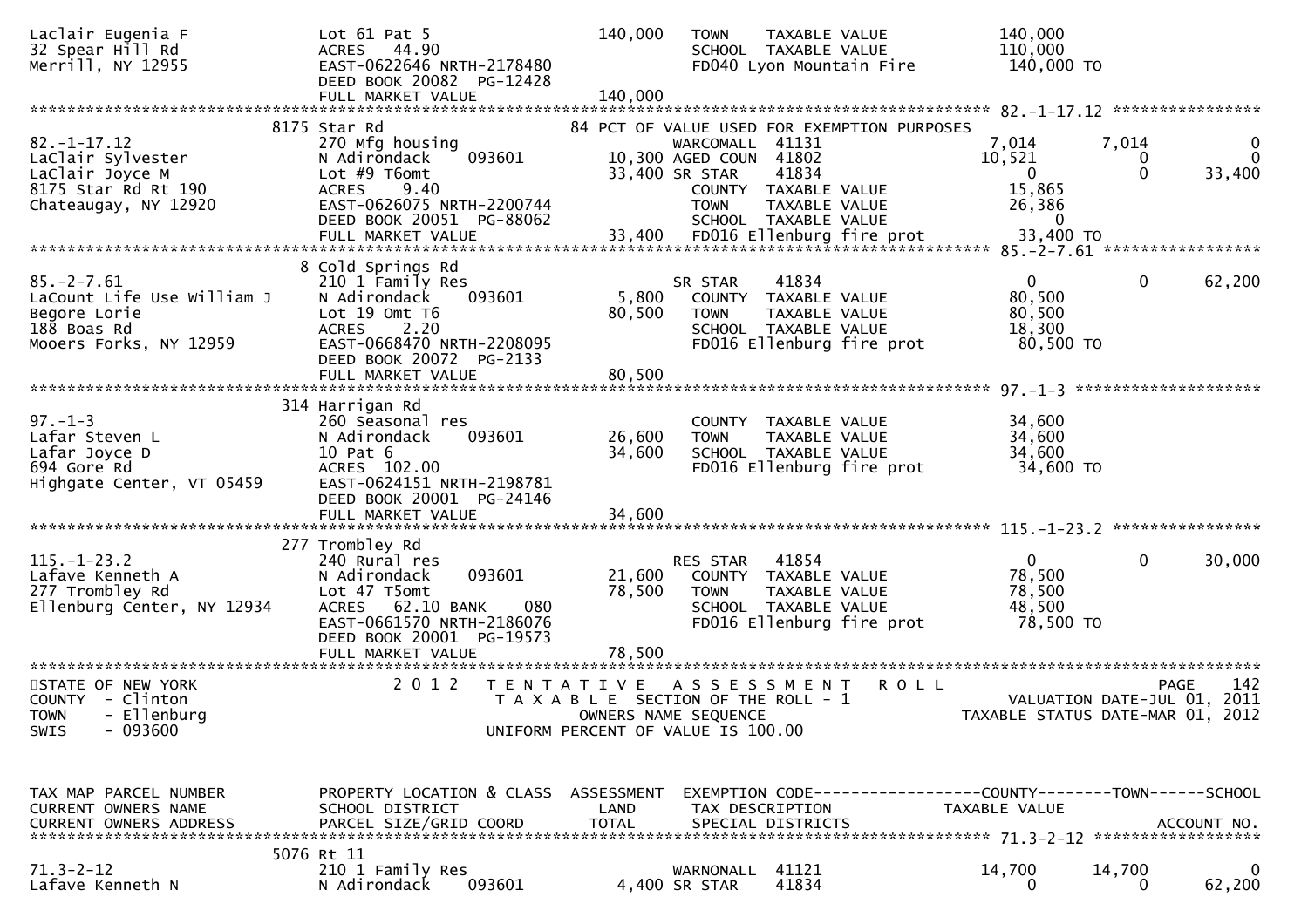```
Laclair Eugenia F              Lot 61 Pat 5                  140,000   TOWN    TAXABLE VALUE             140,000
32 Spear Hill Rd               ACRES  44.90                            SCHOOL  TAXABLE VALUE             110,000
Merrill, NY 12955              EAST-0622646 NRTH-2178480               FD040 Lyon Mountain Fire           140,000 TO
                               DEED BOOK 20082  PG-12428
                               FULL MARKET VALUE             140,000
******************************************************************************************************* 82.-1-17.12 ****************
                             8175 Star Rd                          84 PCT OF VALUE USED FOR EXEMPTION PURPOSES
82.-1-17.12                    270 Mfg housing                         WARCOMALL  41131                  7,014       7,014           0
LaClair Sylvester              N Adirondack     093601        10,300 AGED COUN  41802                10,521           0           0
LaClair Joyce M                Lot #9 T6omt                   33,400 SR STAR    41834                     0           0      33,400
8175 Star Rd Rt 190            ACRES    9.40                           COUNTY  TAXABLE VALUE              15,865
Chateaugay, NY 12920           EAST-0626075 NRTH-2200744               TOWN    TAXABLE VALUE              26,386
                               DEED BOOK 20051  PG-88062               SCHOOL  TAXABLE VALUE                   0
                               FULL MARKET VALUE              33,400   FD016 Ellenburg fire prot          33,400 TO
******************************************************************************************************* 85.-2-7.61 *****************
                             8 Cold Springs Rd
85.-2-7.61                     210 1 Family Res                        SR STAR    41834                     0           0      62,200
LaCount Life Use William J     N Adirondack     093601         5,800   COUNTY  TAXABLE VALUE              80,500
Begore Lorie                   Lot 19 Omt T6                  80,500   TOWN    TAXABLE VALUE              80,500
188 Boas Rd                    ACRES    2.20                           SCHOOL  TAXABLE VALUE              18,300
Mooers Forks, NY 12959         EAST-0668470 NRTH-2208095               FD016 Ellenburg fire prot          80,500 TO
                               DEED BOOK 20072  PG-2133
                               FULL MARKET VALUE              80,500
******************************************************************************************************* 97.-1-3 ********************
                             314 Harrigan Rd
97.-1-3                        260 Seasonal res                        COUNTY  TAXABLE VALUE              34,600
Lafar Steven L                 N Adirondack     093601        26,600   TOWN    TAXABLE VALUE              34,600
Lafar Joyce D                  10 Pat 6                       34,600   SCHOOL  TAXABLE VALUE              34,600
694 Gore Rd                    ACRES  102.00                           FD016 Ellenburg fire prot          34,600 TO
Highgate Center, VT 05459      EAST-0624151 NRTH-2198781
                               DEED BOOK 20001  PG-24146
                               FULL MARKET VALUE              34,600
******************************************************************************************************* 115.-1-23.2 ****************
                             277 Trombley Rd
115.-1-23.2                    240 Rural res                           RES STAR   41854                     0           0      30,000
Lafave Kenneth A               N Adirondack     093601        21,600   COUNTY  TAXABLE VALUE              78,500
277 Trombley Rd                Lot 47 T5omt                   78,500   TOWN    TAXABLE VALUE              78,500
Ellenburg Center, NY 12934     ACRES   62.10 BANK     080              SCHOOL  TAXABLE VALUE              48,500
                               EAST-0661570 NRTH-2186076               FD016 Ellenburg fire prot          78,500 TO
                               DEED BOOK 20001  PG-19573
                               FULL MARKET VALUE              78,500
************************************************************************************************************************************
STATE OF NEW YORK                2 0 1 2   T E N T A T I V E   A S S E S S M E N T   R O L L                         PAGE    142
COUNTY  - Clinton                     T A X A B L E  SECTION OF THE ROLL - 1                      VALUATION DATE-JUL 01, 2011
TOWN    - Ellenburg                          OWNERS NAME SEQUENCE                           TAXABLE STATUS DATE-MAR 01, 2012
SWIS    - 093600                     UNIFORM PERCENT OF VALUE IS 100.00


TAX MAP PARCEL NUMBER          PROPERTY LOCATION & CLASS  ASSESSMENT  EXEMPTION CODE------------------COUNTY--------TOWN------SCHOOL
CURRENT OWNERS NAME            SCHOOL DISTRICT               LAND      TAX DESCRIPTION               TAXABLE VALUE
CURRENT OWNERS ADDRESS         PARCEL SIZE/GRID COORD        TOTAL     SPECIAL DISTRICTS                                   ACCOUNT NO.
******************************************************************************************************* 71.3-2-12 ******************
                             5076 Rt 11
71.3-2-12                      210 1 Family Res                        WARNONALL  41121                 14,700      14,700           0
Lafave Kenneth N               N Adirondack     093601         4,400 SR STAR    41834                     0           0      62,200
```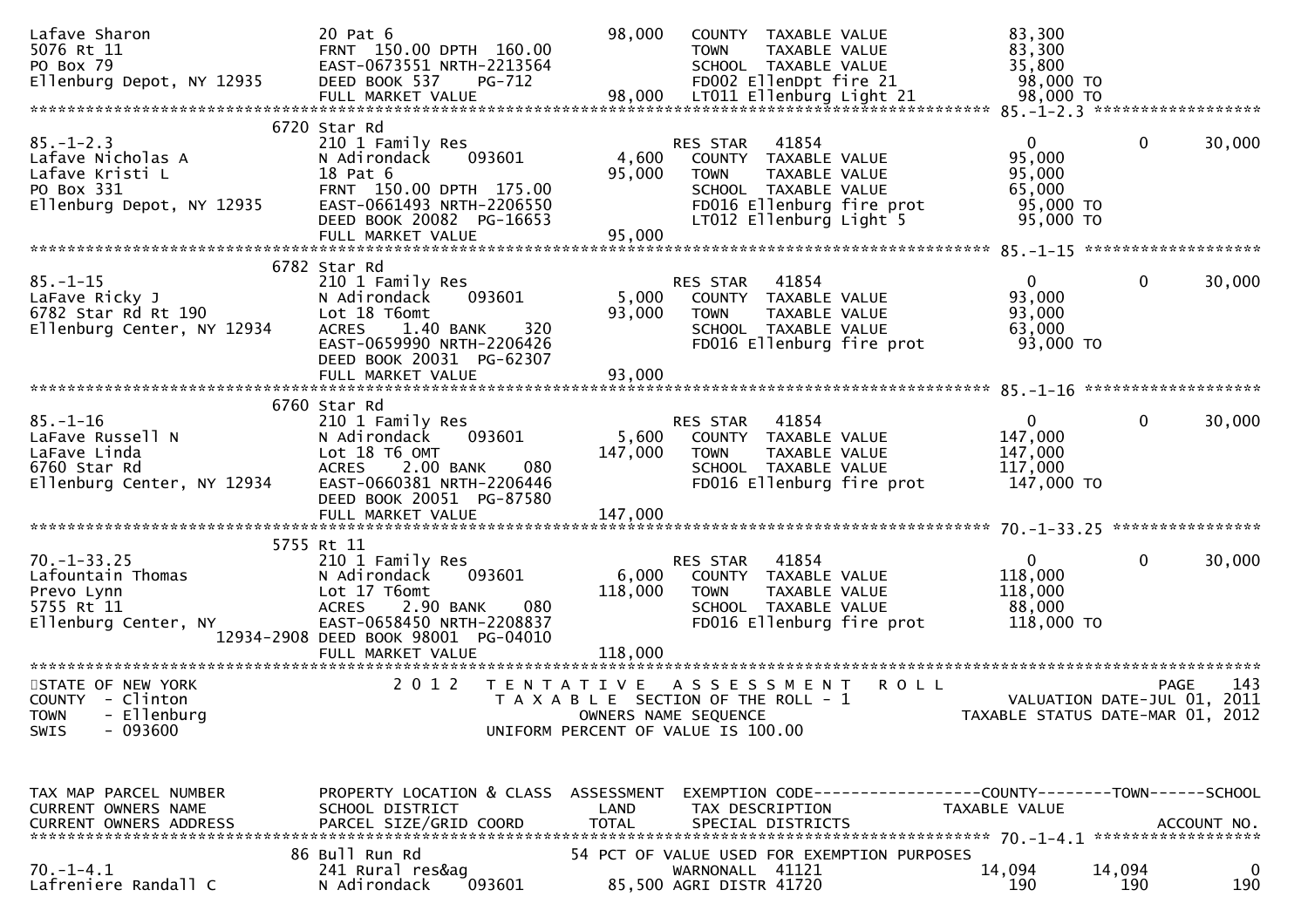```
Lafave Sharon                    20 Pat 6                          98,000   COUNTY  TAXABLE VALUE              83,300
5076 Rt 11                       FRNT 150.00 DPTH 160.00                    TOWN    TAXABLE VALUE              83,300
PO Box 79                        EAST-0673551 NRTH-2213564                  SCHOOL  TAXABLE VALUE              35,800
Ellenburg Depot, NY 12935        DEED BOOK 537    PG-712                    FD002 EllenDpt fire 21             98,000 TO
                                 FULL MARKET VALUE                 98,000   LT011 Ellenburg Light 21           98,000 TO
******************************************************************************************************* 85.-1-2.3 ******************
                              6720 Star Rd
85.-1-2.3                        210 1 Family Res                           RES STAR   41854                    0            0      30,000
Lafave Nicholas A                N Adirondack     093601           4,600    COUNTY  TAXABLE VALUE              95,000
Lafave Kristi L                  18 Pat 6                          95,000   TOWN    TAXABLE VALUE              95,000
PO Box 331                       FRNT 150.00 DPTH 175.00                    SCHOOL  TAXABLE VALUE              65,000
Ellenburg Depot, NY 12935        EAST-0661493 NRTH-2206550                  FD016 Ellenburg fire prot          95,000 TO
                                 DEED BOOK 20082 PG-16653                   LT012 Ellenburg Light 5            95,000 TO
                                 FULL MARKET VALUE                 95,000
******************************************************************************************************* 85.-1-15 *******************
                              6782 Star Rd
85.-1-15                         210 1 Family Res                           RES STAR   41854                    0            0      30,000
LaFave Ricky J                   N Adirondack     093601           5,000    COUNTY  TAXABLE VALUE              93,000
6782 Star Rd Rt 190              Lot 18 T6omt                      93,000   TOWN    TAXABLE VALUE              93,000
Ellenburg Center, NY 12934       ACRES    1.40 BANK     320                 SCHOOL  TAXABLE VALUE              63,000
                                 EAST-0659990 NRTH-2206426                  FD016 Ellenburg fire prot          93,000 TO
                                 DEED BOOK 20031 PG-62307
                                 FULL MARKET VALUE                 93,000
******************************************************************************************************* 85.-1-16 *******************
                              6760 Star Rd
85.-1-16                         210 1 Family Res                           RES STAR   41854                    0            0      30,000
LaFave Russell N                 N Adirondack     093601           5,600    COUNTY  TAXABLE VALUE             147,000
LaFave Linda                     Lot 18 T6 OMT                    147,000   TOWN    TAXABLE VALUE             147,000
6760 Star Rd                     ACRES    2.00 BANK     080                 SCHOOL  TAXABLE VALUE             117,000
Ellenburg Center, NY 12934       EAST-0660381 NRTH-2206446                  FD016 Ellenburg fire prot         147,000 TO
                                 DEED BOOK 20051 PG-87580
                                 FULL MARKET VALUE                147,000
******************************************************************************************************* 70.-1-33.25 ****************
                              5755 Rt 11
70.-1-33.25                      210 1 Family Res                           RES STAR   41854                    0            0      30,000
Lafountain Thomas                N Adirondack     093601           6,000    COUNTY  TAXABLE VALUE             118,000
Prevo Lynn                       Lot 17 T6omt                     118,000   TOWN    TAXABLE VALUE             118,000
5755 Rt 11                       ACRES    2.90 BANK     080                 SCHOOL  TAXABLE VALUE              88,000
Ellenburg Center, NY             EAST-0658450 NRTH-2208837                  FD016 Ellenburg fire prot         118,000 TO
                      12934-2908 DEED BOOK 98001 PG-04010
                                 FULL MARKET VALUE                118,000
************************************************************************************************************************************
STATE OF NEW YORK                2 0 1 2   T E N T A T I V E   A S S E S S M E N T   R O L L                              PAGE    143
COUNTY  - Clinton                          T A X A B L E  SECTION OF THE ROLL - 1                       VALUATION DATE-JUL 01, 2011
TOWN    - Ellenburg                             OWNERS NAME SEQUENCE                             TAXABLE STATUS DATE-MAR 01, 2012
SWIS    - 093600                          UNIFORM PERCENT OF VALUE IS 100.00


TAX MAP PARCEL NUMBER            PROPERTY LOCATION & CLASS  ASSESSMENT  EXEMPTION CODE------------------COUNTY--------TOWN------SCHOOL
CURRENT OWNERS NAME              SCHOOL DISTRICT              LAND      TAX DESCRIPTION             TAXABLE VALUE
CURRENT OWNERS ADDRESS           PARCEL SIZE/GRID COORD       TOTAL     SPECIAL DISTRICTS                                  ACCOUNT NO.
******************************************************************************************************* 70.-1-4.1 ******************
                              86 Bull Run Rd                     54 PCT OF VALUE USED FOR EXEMPTION PURPOSES
70.-1-4.1                        241 Rural res&ag                           WARNONALL  41121               14,094       14,094           0
Lafreniere Randall C             N Adirondack     093601          85,500 AGRI DISTR 41720                     190          190         190
```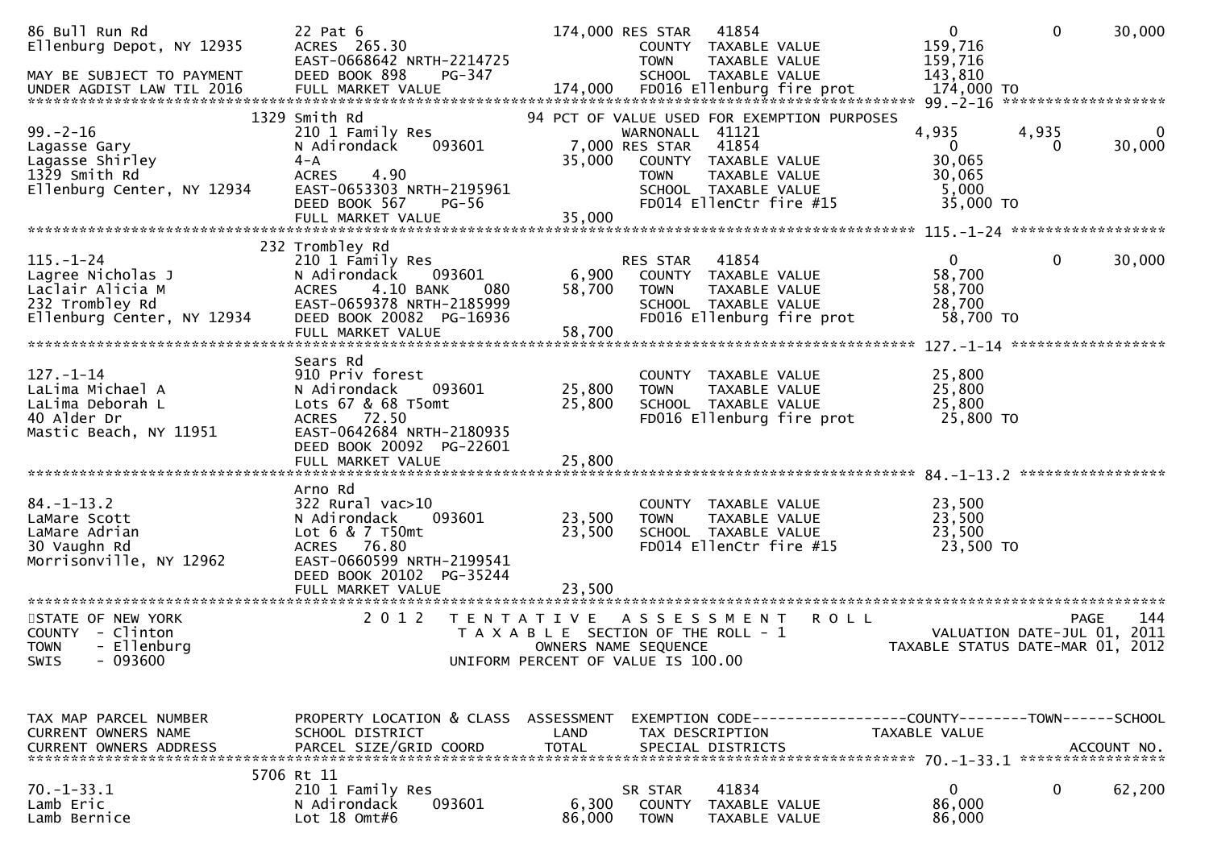```
86 Bull Run Rd                 22 Pat 6                         174,000 RES STAR   41854                       0             0        30,000
Ellenburg Depot, NY 12935      ACRES 265.30                              COUNTY  TAXABLE VALUE            159,716
                               EAST-0668642 NRTH-2214725                 TOWN    TAXABLE VALUE            159,716
MAY BE SUBJECT TO PAYMENT      DEED BOOK 898    PG-347                   SCHOOL  TAXABLE VALUE            143,810
UNDER AGDIST LAW TIL 2016      FULL MARKET VALUE               174,000   FD016 Ellenburg fire prot        174,000 TO
******************************************************************************************************* 99.-2-16 ******************
                           1329 Smith Rd                         94 PCT OF VALUE USED FOR EXEMPTION PURPOSES
99.-2-16                       210 1 Family Res                          WARNONALL  41121                  4,935         4,935             0
Lagasse Gary                   N Adirondack     093601           7,000 RES STAR   41854                       0             0        30,000
Lagasse Shirley                4-A                              35,000   COUNTY  TAXABLE VALUE             30,065
1329 Smith Rd                  ACRES    4.90                             TOWN    TAXABLE VALUE             30,065
Ellenburg Center, NY 12934     EAST-0653303 NRTH-2195961                 SCHOOL  TAXABLE VALUE              5,000
                               DEED BOOK 567    PG-56                    FD014 EllenCtr fire #15           35,000 TO
                               FULL MARKET VALUE                35,000
******************************************************************************************************* 115.-1-24 *****************
                           232 Trombley Rd
115.-1-24                      210 1 Family Res                          RES STAR   41854                       0             0        30,000
Lagree Nicholas J              N Adirondack     093601           6,900   COUNTY  TAXABLE VALUE             58,700
Laclair Alicia M               ACRES    4.10 BANK     080       58,700   TOWN    TAXABLE VALUE             58,700
232 Trombley Rd                EAST-0659378 NRTH-2185999                 SCHOOL  TAXABLE VALUE             28,700
Ellenburg Center, NY 12934     DEED BOOK 20082  PG-16936                 FD016 Ellenburg fire prot         58,700 TO
                               FULL MARKET VALUE                58,700
******************************************************************************************************* 127.-1-14 *****************
                               Sears Rd
127.-1-14                      910 Priv forest                           COUNTY  TAXABLE VALUE             25,800
LaLima Michael A               N Adirondack     093601          25,800   TOWN    TAXABLE VALUE             25,800
LaLima Deborah L               Lots 67 & 68 T5omt               25,800   SCHOOL  TAXABLE VALUE             25,800
40 Alder Dr                    ACRES   72.50                             FD016 Ellenburg fire prot         25,800 TO
Mastic Beach, NY 11951         EAST-0642684 NRTH-2180935
                               DEED BOOK 20092  PG-22601
                               FULL MARKET VALUE                25,800
******************************************************************************************************* 84.-1-13.2 ****************
                               Arno Rd
84.-1-13.2                     322 Rural vac>10                          COUNTY  TAXABLE VALUE             23,500
LaMare Scott                   N Adirondack     093601          23,500   TOWN    TAXABLE VALUE             23,500
LaMare Adrian                  Lot 6 & 7 T50mt                  23,500   SCHOOL  TAXABLE VALUE             23,500
30 Vaughn Rd                   ACRES   76.80                             FD014 EllenCtr fire #15           23,500 TO
Morrisonville, NY 12962        EAST-0660599 NRTH-2199541
                               DEED BOOK 20102  PG-35244
                               FULL MARKET VALUE                23,500
************************************************************************************************************************************
STATE OF NEW YORK                  2 0 1 2   T E N T A T I V E   A S S E S S M E N T   R O L L                              PAGE   144
COUNTY  - Clinton                            T A X A B L E  SECTION OF THE ROLL - 1                         VALUATION DATE-JUL 01, 2011
TOWN    - Ellenburg                                  OWNERS NAME SEQUENCE                                TAXABLE STATUS DATE-MAR 01, 2012
SWIS    - 093600                            UNIFORM PERCENT OF VALUE IS 100.00


TAX MAP PARCEL NUMBER          PROPERTY LOCATION & CLASS  ASSESSMENT  EXEMPTION CODE------------------COUNTY--------TOWN------SCHOOL
CURRENT OWNERS NAME            SCHOOL DISTRICT                LAND      TAX DESCRIPTION               TAXABLE VALUE
CURRENT OWNERS ADDRESS         PARCEL SIZE/GRID COORD         TOTAL     SPECIAL DISTRICTS                                  ACCOUNT NO.
******************************************************************************************************* 70.-1-33.1 ****************
                           5706 Rt 11
70.-1-33.1                     210 1 Family Res                          SR STAR    41834                       0             0        62,200
Lamb Eric                      N Adirondack     093601           6,300   COUNTY  TAXABLE VALUE             86,000
Lamb Bernice                   Lot 18 Omt#6                     86,000   TOWN    TAXABLE VALUE             86,000
```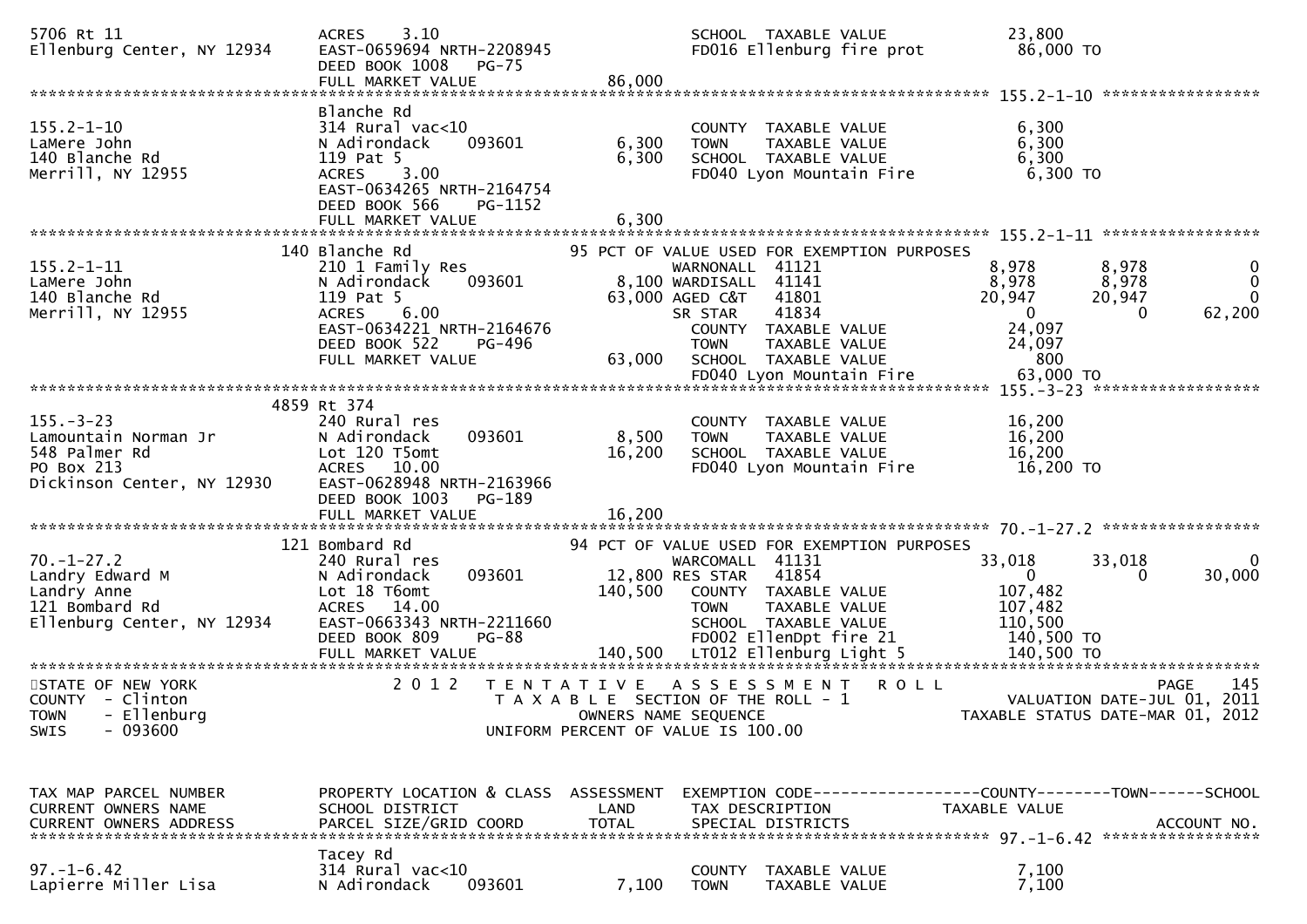```
5706 Rt 11                     ACRES    3.10                               SCHOOL  TAXABLE VALUE            23,800
Ellenburg Center, NY 12934     EAST-0659694 NRTH-2208945                   FD016 Ellenburg fire prot          86,000 TO
                               DEED BOOK 1008   PG-75
                               FULL MARKET VALUE              86,000
******************************************************************************************************* 155.2-1-10 *****************
                               Blanche Rd
155.2-1-10                     314 Rural vac<10                            COUNTY  TAXABLE VALUE             6,300
LaMere John                    N Adirondack     093601         6,300       TOWN    TAXABLE VALUE             6,300
140 Blanche Rd                 119 Pat 5                       6,300       SCHOOL  TAXABLE VALUE             6,300
Merrill, NY 12955              ACRES    3.00                               FD040 Lyon Mountain Fire           6,300 TO
                               EAST-0634265 NRTH-2164754
                               DEED BOOK 566    PG-1152
                               FULL MARKET VALUE               6,300
******************************************************************************************************* 155.2-1-11 *****************
                           140 Blanche Rd                   95 PCT OF VALUE USED FOR EXEMPTION PURPOSES
155.2-1-11                     210 1 Family Res                    WARNONALL  41121                  8,978        8,978             0
LaMere John                    N Adirondack     093601         8,100 WARDISALL  41141                  8,978        8,978             0
140 Blanche Rd                 119 Pat 5                      63,000 AGED C&T   41801                 20,947       20,947             0
Merrill, NY 12955              ACRES    6.00                         SR STAR    41834                      0            0        62,200
                               EAST-0634221 NRTH-2164676             COUNTY  TAXABLE VALUE            24,097
                               DEED BOOK 522    PG-496               TOWN    TAXABLE VALUE            24,097
                               FULL MARKET VALUE              63,000 SCHOOL  TAXABLE VALUE               800
                                                                     FD040 Lyon Mountain Fire         63,000 TO
******************************************************************************************************* 155.-3-23 ******************
                          4859 Rt 374
155.-3-23                      240 Rural res                               COUNTY  TAXABLE VALUE            16,200
Lamountain Norman Jr           N Adirondack     093601         8,500       TOWN    TAXABLE VALUE            16,200
548 Palmer Rd                  Lot 120 T5omt                  16,200       SCHOOL  TAXABLE VALUE            16,200
PO Box 213                     ACRES   10.00                               FD040 Lyon Mountain Fire          16,200 TO
Dickinson Center, NY 12930     EAST-0628948 NRTH-2163966
                               DEED BOOK 1003   PG-189
                               FULL MARKET VALUE              16,200
******************************************************************************************************* 70.-1-27.2 *****************
                           121 Bombard Rd                   94 PCT OF VALUE USED FOR EXEMPTION PURPOSES
70.-1-27.2                     240 Rural res                       WARCOMALL  41131                 33,018       33,018             0
Landry Edward M                N Adirondack     093601        12,800 RES STAR   41854                      0            0        30,000
Landry Anne                    Lot 18 T6omt                  140,500 COUNTY  TAXABLE VALUE           107,482
121 Bombard Rd                 ACRES   14.00                         TOWN    TAXABLE VALUE           107,482
Ellenburg Center, NY 12934     EAST-0663343 NRTH-2211660             SCHOOL  TAXABLE VALUE           110,500
                               DEED BOOK 809    PG-88                FD002 EllenDpt fire 21          140,500 TO
                               FULL MARKET VALUE             140,500 LT012 Ellenburg Light 5         140,500 TO
************************************************************************************************************************************
STATE OF NEW YORK               2 0 1 2   T E N T A T I V E   A S S E S S M E N T   R O L L                          PAGE   145
COUNTY  - Clinton                          T A X A B L E  SECTION OF THE ROLL - 1                     VALUATION DATE-JUL 01, 2011
TOWN    - Ellenburg                            OWNERS NAME SEQUENCE                              TAXABLE STATUS DATE-MAR 01, 2012
SWIS    - 093600                          UNIFORM PERCENT OF VALUE IS 100.00


TAX MAP PARCEL NUMBER          PROPERTY LOCATION & CLASS  ASSESSMENT  EXEMPTION CODE------------------COUNTY--------TOWN------SCHOOL
CURRENT OWNERS NAME            SCHOOL DISTRICT               LAND      TAX DESCRIPTION             TAXABLE VALUE
CURRENT OWNERS ADDRESS         PARCEL SIZE/GRID COORD        TOTAL     SPECIAL DISTRICTS                                   ACCOUNT NO.
******************************************************************************************************* 97.-1-6.42 *****************
                               Tacey Rd
97.-1-6.42                     314 Rural vac<10                            COUNTY  TAXABLE VALUE             7,100
Lapierre Miller Lisa           N Adirondack     093601         7,100       TOWN    TAXABLE VALUE             7,100
```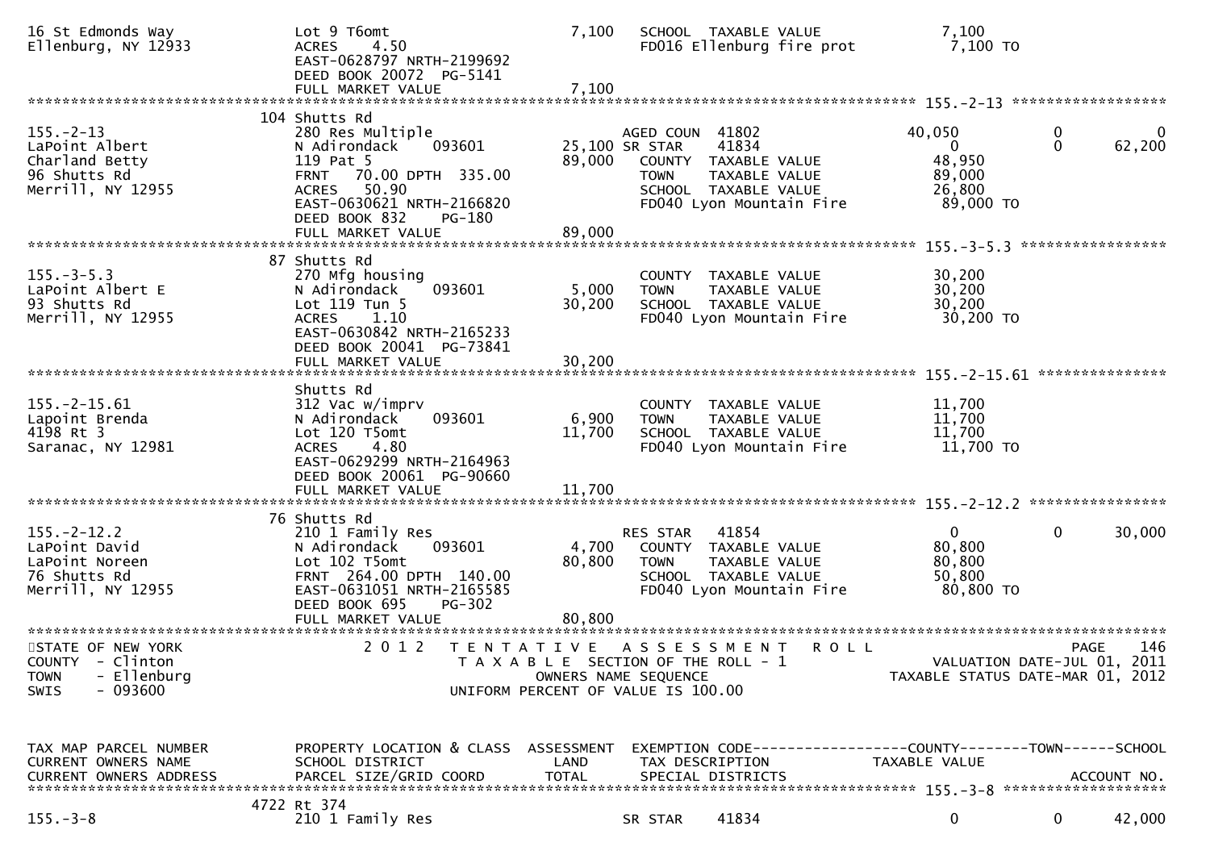```
16 St Edmonds Way              Lot 9 T6omt                        7,100    SCHOOL  TAXABLE VALUE              7,100
Ellenburg, NY 12933            ACRES    4.50                               FD016 Ellenburg fire prot           7,100 TO
                               EAST-0628797 NRTH-2199692
                               DEED BOOK 20072  PG-5141
                               FULL MARKET VALUE                  7,100
******************************************************************************************************* 155.-2-13 *****************
                               104 Shutts Rd
155.-2-13                      280 Res Multiple                            AGED COUN  41802              40,050            0            0
LaPoint Albert                 N Adirondack     093601        25,100 SR STAR     41834                    0              0       62,200
Charland Betty                 119 Pat 5                          89,000   COUNTY  TAXABLE VALUE             48,950
96 Shutts Rd                   FRNT   70.00 DPTH  335.00                   TOWN    TAXABLE VALUE             89,000
Merrill, NY 12955              ACRES   50.90                               SCHOOL  TAXABLE VALUE             26,800
                               EAST-0630621 NRTH-2166820                   FD040 Lyon Mountain Fire           89,000 TO
                               DEED BOOK 832     PG-180
                               FULL MARKET VALUE                 89,000
******************************************************************************************************* 155.-3-5.3 ****************
                               87 Shutts Rd
155.-3-5.3                     270 Mfg housing                             COUNTY  TAXABLE VALUE             30,200
LaPoint Albert E               N Adirondack     093601         5,000   TOWN    TAXABLE VALUE             30,200
93 Shutts Rd                   Lot 119 Tun 5                      30,200   SCHOOL  TAXABLE VALUE             30,200
Merrill, NY 12955              ACRES    1.10                               FD040 Lyon Mountain Fire           30,200 TO
                               EAST-0630842 NRTH-2165233
                               DEED BOOK 20041  PG-73841
                               FULL MARKET VALUE                 30,200
******************************************************************************************************* 155.-2-15.61 **************
                               Shutts Rd
155.-2-15.61                   312 Vac w/imprv                             COUNTY  TAXABLE VALUE             11,700
Lapoint Brenda                 N Adirondack     093601         6,900   TOWN    TAXABLE VALUE             11,700
4198 Rt 3                      Lot 120 T5omt                      11,700   SCHOOL  TAXABLE VALUE             11,700
Saranac, NY 12981              ACRES    4.80                               FD040 Lyon Mountain Fire           11,700 TO
                               EAST-0629299 NRTH-2164963
                               DEED BOOK 20061  PG-90660
                               FULL MARKET VALUE                 11,700
******************************************************************************************************* 155.-2-12.2 ***************
                               76 Shutts Rd
155.-2-12.2                    210 1 Family Res                            RES STAR    41854                  0              0       30,000
LaPoint David                  N Adirondack     093601         4,700   COUNTY  TAXABLE VALUE             80,800
LaPoint Noreen                 Lot 102 T5omt                      80,800   TOWN    TAXABLE VALUE             80,800
76 Shutts Rd                   FRNT  264.00 DPTH  140.00                   SCHOOL  TAXABLE VALUE             50,800
Merrill, NY 12955              EAST-0631051 NRTH-2165585                   FD040 Lyon Mountain Fire           80,800 TO
                               DEED BOOK 695     PG-302
                               FULL MARKET VALUE                 80,800
************************************************************************************************************************************
STATE OF NEW YORK                 2 0 1 2   T E N T A T I V E   A S S E S S M E N T   R O L L                          PAGE    146
COUNTY  - Clinton                           T A X A B L E  SECTION OF THE ROLL - 1                    VALUATION DATE-JUL 01, 2011
TOWN    - Ellenburg                                 OWNERS NAME SEQUENCE                           TAXABLE STATUS DATE-MAR 01, 2012
SWIS    - 093600                           UNIFORM PERCENT OF VALUE IS 100.00


TAX MAP PARCEL NUMBER          PROPERTY LOCATION & CLASS  ASSESSMENT  EXEMPTION CODE------------------COUNTY--------TOWN------SCHOOL
CURRENT OWNERS NAME            SCHOOL DISTRICT              LAND      TAX DESCRIPTION              TAXABLE VALUE
CURRENT OWNERS ADDRESS         PARCEL SIZE/GRID COORD       TOTAL     SPECIAL DISTRICTS                                  ACCOUNT NO.
******************************************************************************************************* 155.-3-8 ******************
                               4722 Rt 374
155.-3-8                       210 1 Family Res                            SR STAR     41834                  0              0       42,000
```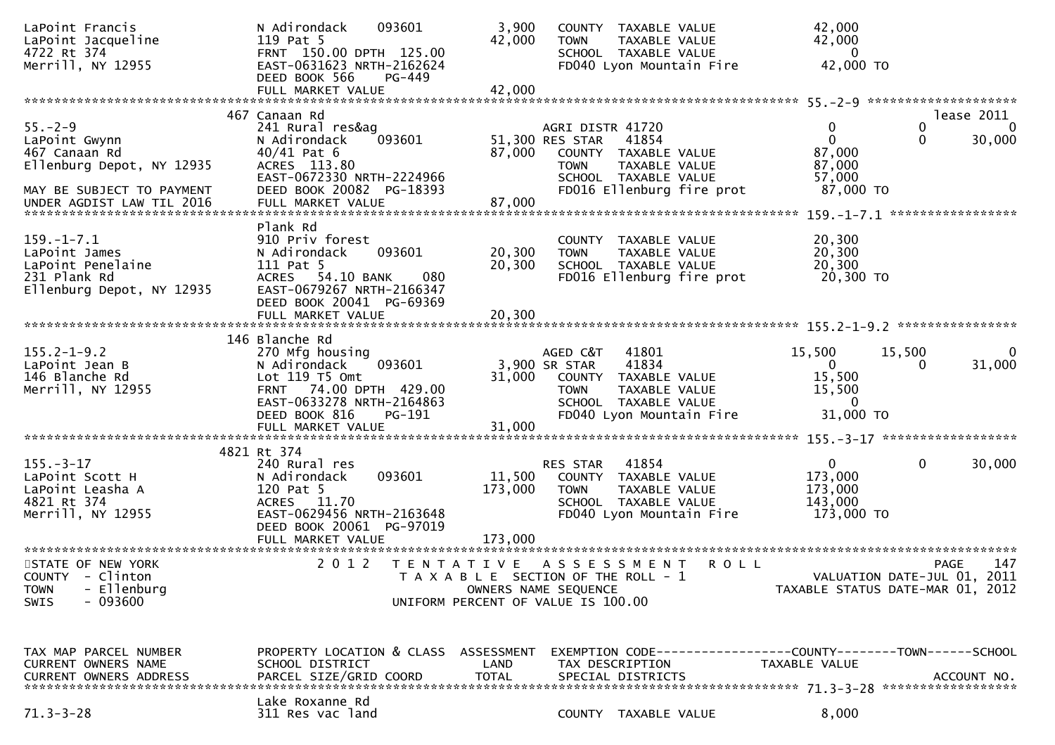```
LaPoint Francis               N Adirondack    093601          3,900   COUNTY  TAXABLE VALUE             42,000
LaPoint Jacqueline            119 Pat 5                      42,000   TOWN    TAXABLE VALUE             42,000
4722 Rt 374                   FRNT 150.00 DPTH 125.00                 SCHOOL  TAXABLE VALUE                  0
Merrill, NY 12955             EAST-0631623 NRTH-2162624               FD040 Lyon Mountain Fire           42,000 TO
                              DEED BOOK 566    PG-449
                              FULL MARKET VALUE              42,000
******************************************************************************************************* 55.-2-9 ********************
                           467 Canaan Rd                                                                               lease 2011
55.-2-9                       241 Rural res&ag                        AGRI DISTR 41720                   0           0           0
LaPoint Gwynn                 N Adirondack    093601         51,300 RES STAR    41854                    0           0      30,000
467 Canaan Rd                 40/41 Pat 6                    87,000   COUNTY  TAXABLE VALUE             87,000
Ellenburg Depot, NY 12935     ACRES 113.80                            TOWN    TAXABLE VALUE             87,000
                              EAST-0672330 NRTH-2224966               SCHOOL  TAXABLE VALUE             57,000
MAY BE SUBJECT TO PAYMENT     DEED BOOK 20082 PG-18393                FD016 Ellenburg fire prot          87,000 TO
UNDER AGDIST LAW TIL 2016     FULL MARKET VALUE              87,000
******************************************************************************************************* 159.-1-7.1 *****************
                              Plank Rd
159.-1-7.1                    910 Priv forest                         COUNTY  TAXABLE VALUE             20,300
LaPoint James                 N Adirondack    093601         20,300   TOWN    TAXABLE VALUE             20,300
LaPoint Penelaine             111 Pat 5                      20,300   SCHOOL  TAXABLE VALUE             20,300
231 Plank Rd                  ACRES  54.10 BANK     080               FD016 Ellenburg fire prot          20,300 TO
Ellenburg Depot, NY 12935     EAST-0679267 NRTH-2166347
                              DEED BOOK 20041 PG-69369
                              FULL MARKET VALUE              20,300
******************************************************************************************************* 155.2-1-9.2 ****************
                           146 Blanche Rd
155.2-1-9.2                   270 Mfg housing                         AGED C&T    41801             15,500      15,500           0
LaPoint Jean B                N Adirondack    093601          3,900 SR STAR     41834                    0           0      31,000
146 Blanche Rd                Lot 119 T5 Omt                 31,000   COUNTY  TAXABLE VALUE             15,500
Merrill, NY 12955             FRNT  74.00 DPTH 429.00                 TOWN    TAXABLE VALUE             15,500
                              EAST-0633278 NRTH-2164863               SCHOOL  TAXABLE VALUE                  0
                              DEED BOOK 816    PG-191                 FD040 Lyon Mountain Fire           31,000 TO
                              FULL MARKET VALUE              31,000
******************************************************************************************************* 155.-3-17 ******************
                           4821 Rt 374
155.-3-17                     240 Rural res                           RES STAR    41854                    0           0      30,000
LaPoint Scott H               N Adirondack    093601         11,500   COUNTY  TAXABLE VALUE            173,000
LaPoint Leasha A              120 Pat 5                     173,000   TOWN    TAXABLE VALUE            173,000
4821 Rt 374                   ACRES  11.70                            SCHOOL  TAXABLE VALUE            143,000
Merrill, NY 12955             EAST-0629456 NRTH-2163648               FD040 Lyon Mountain Fire          173,000 TO
                              DEED BOOK 20061 PG-97019
                              FULL MARKET VALUE             173,000
************************************************************************************************************************************
STATE OF NEW YORK                  2 0 1 2   T E N T A T I V E   A S S E S S M E N T   R O L L                          PAGE     147
COUNTY  - Clinton                        T A X A B L E  SECTION OF THE ROLL - 1                        VALUATION DATE-JUL 01, 2011
TOWN    - Ellenburg                             OWNERS NAME SEQUENCE                              TAXABLE STATUS DATE-MAR 01, 2012
SWIS    - 093600                         UNIFORM PERCENT OF VALUE IS 100.00


TAX MAP PARCEL NUMBER         PROPERTY LOCATION & CLASS  ASSESSMENT  EXEMPTION CODE------------------COUNTY--------TOWN------SCHOOL
CURRENT OWNERS NAME           SCHOOL DISTRICT               LAND      TAX DESCRIPTION             TAXABLE VALUE
CURRENT OWNERS ADDRESS        PARCEL SIZE/GRID COORD       TOTAL      SPECIAL DISTRICTS                                 ACCOUNT NO.
******************************************************************************************************* 71.3-3-28 ******************
                              Lake Roxanne Rd
71.3-3-28                     311 Res vac land                        COUNTY  TAXABLE VALUE              8,000
```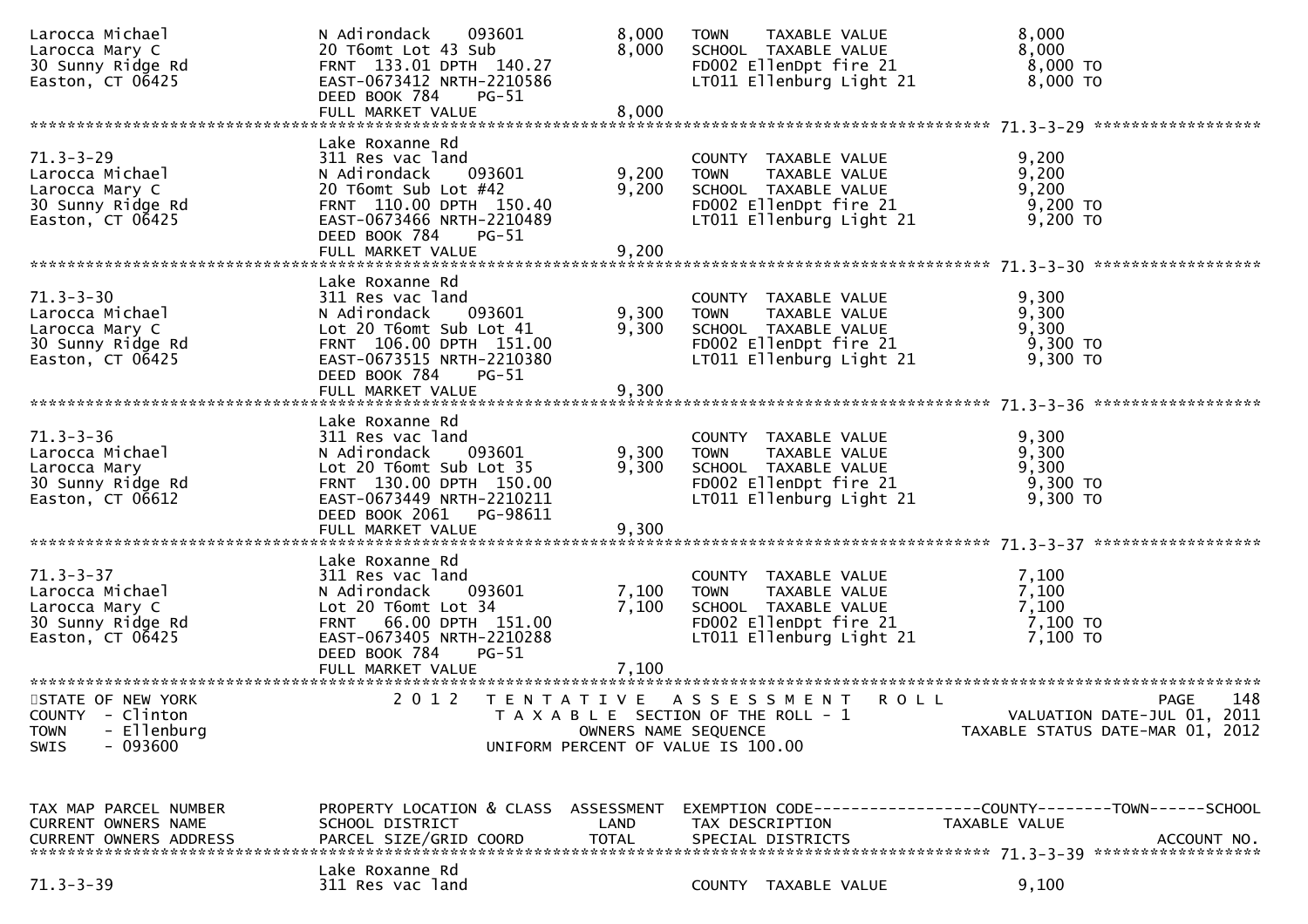```
Larocca Michael              N Adirondack    093601         8,000   TOWN    TAXABLE VALUE             8,000
Larocca Mary C               20 T6omt Lot 43 Sub            8,000   SCHOOL  TAXABLE VALUE             8,000
30 Sunny Ridge Rd            FRNT 133.01 DPTH 140.27                FD002 EllenDpt fire 21             8,000 TO
Easton, CT 06425             EAST-0673412 NRTH-2210586              LT011 Ellenburg Light 21           8,000 TO
                             DEED BOOK 784    PG-51
                             FULL MARKET VALUE              8,000
******************************************************************************************************* 71.3-3-29 ******************
                             Lake Roxanne Rd
71.3-3-29                    311 Res vac land                       COUNTY  TAXABLE VALUE             9,200
Larocca Michael              N Adirondack    093601         9,200   TOWN    TAXABLE VALUE             9,200
Larocca Mary C               20 T6omt Sub Lot #42           9,200   SCHOOL  TAXABLE VALUE             9,200
30 Sunny Ridge Rd            FRNT 110.00 DPTH 150.40                FD002 EllenDpt fire 21             9,200 TO
Easton, CT 06425             EAST-0673466 NRTH-2210489              LT011 Ellenburg Light 21           9,200 TO
                             DEED BOOK 784    PG-51
                             FULL MARKET VALUE              9,200
******************************************************************************************************* 71.3-3-30 ******************
                             Lake Roxanne Rd
71.3-3-30                    311 Res vac land                       COUNTY  TAXABLE VALUE             9,300
Larocca Michael              N Adirondack    093601         9,300   TOWN    TAXABLE VALUE             9,300
Larocca Mary C               Lot 20 T6omt Sub Lot 41        9,300   SCHOOL  TAXABLE VALUE             9,300
30 Sunny Ridge Rd            FRNT 106.00 DPTH 151.00                FD002 EllenDpt fire 21             9,300 TO
Easton, CT 06425             EAST-0673515 NRTH-2210380              LT011 Ellenburg Light 21           9,300 TO
                             DEED BOOK 784    PG-51
                             FULL MARKET VALUE              9,300
******************************************************************************************************* 71.3-3-36 ******************
                             Lake Roxanne Rd
71.3-3-36                    311 Res vac land                       COUNTY  TAXABLE VALUE             9,300
Larocca Michael              N Adirondack    093601         9,300   TOWN    TAXABLE VALUE             9,300
Larocca Mary                 Lot 20 T6omt Sub Lot 35        9,300   SCHOOL  TAXABLE VALUE             9,300
30 Sunny Ridge Rd            FRNT 130.00 DPTH 150.00                FD002 EllenDpt fire 21             9,300 TO
Easton, CT 06612             EAST-0673449 NRTH-2210211              LT011 Ellenburg Light 21           9,300 TO
                             DEED BOOK 2061   PG-98611
                             FULL MARKET VALUE              9,300
******************************************************************************************************* 71.3-3-37 ******************
                             Lake Roxanne Rd
71.3-3-37                    311 Res vac land                       COUNTY  TAXABLE VALUE             7,100
Larocca Michael              N Adirondack    093601         7,100   TOWN    TAXABLE VALUE             7,100
Larocca Mary C               Lot 20 T6omt Lot 34            7,100   SCHOOL  TAXABLE VALUE             7,100
30 Sunny Ridge Rd            FRNT  66.00 DPTH 151.00                FD002 EllenDpt fire 21             7,100 TO
Easton, CT 06425             EAST-0673405 NRTH-2210288              LT011 Ellenburg Light 21           7,100 TO
                             DEED BOOK 784    PG-51
                             FULL MARKET VALUE              7,100
************************************************************************************************************************************
STATE OF NEW YORK                 2 0 1 2   T E N T A T I V E   A S S E S S M E N T   R O L L                          PAGE     148
COUNTY  - Clinton                         T A X A B L E  SECTION OF THE ROLL - 1                      VALUATION DATE-JUL 01, 2011
TOWN    - Ellenburg                           OWNERS NAME SEQUENCE                              TAXABLE STATUS DATE-MAR 01, 2012
SWIS    - 093600                          UNIFORM PERCENT OF VALUE IS 100.00


TAX MAP PARCEL NUMBER          PROPERTY LOCATION & CLASS  ASSESSMENT  EXEMPTION CODE------------------COUNTY--------TOWN------SCHOOL
CURRENT OWNERS NAME            SCHOOL DISTRICT              LAND      TAX DESCRIPTION             TAXABLE VALUE
CURRENT OWNERS ADDRESS         PARCEL SIZE/GRID COORD      TOTAL      SPECIAL DISTRICTS                                  ACCOUNT NO.
******************************************************************************************************* 71.3-3-39 ******************
                             Lake Roxanne Rd
71.3-3-39                    311 Res vac land                       COUNTY  TAXABLE VALUE             9,100
```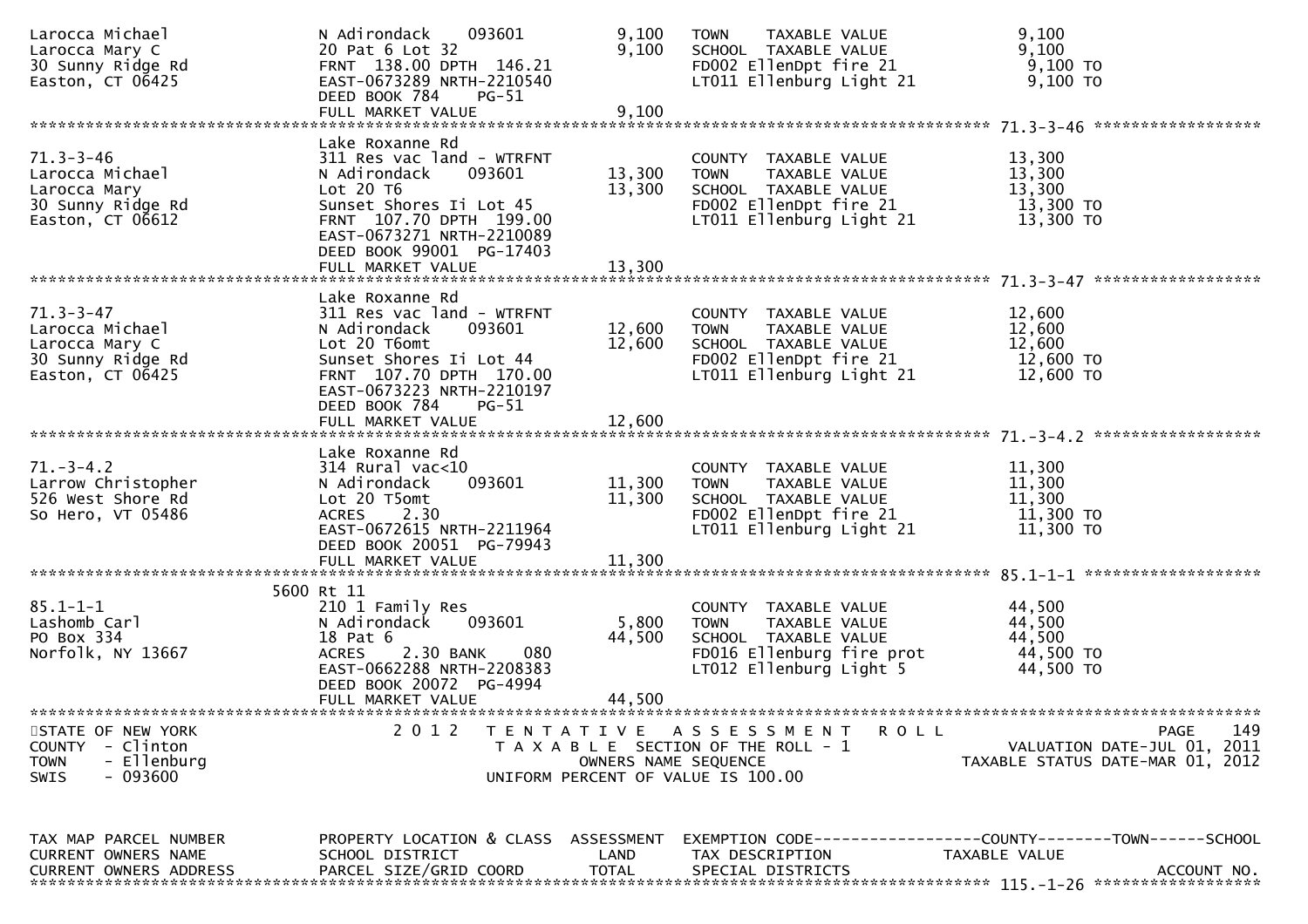```
Larocca Michael               N Adirondack     093601        9,100    TOWN    TAXABLE VALUE              9,100
Larocca Mary C                20 Pat 6 Lot 32                9,100    SCHOOL  TAXABLE VALUE              9,100
30 Sunny Ridge Rd             FRNT 138.00 DPTH 146.21                 FD002 EllenDpt fire 21              9,100 TO
Easton, CT 06425              EAST-0673289 NRTH-2210540               LT011 Ellenburg Light 21            9,100 TO
                              DEED BOOK 784    PG-51
                              FULL MARKET VALUE              9,100
******************************************************************************************************* 71.3-3-46 *****************
                              Lake Roxanne Rd
71.3-3-46                     311 Res vac land - WTRFNT               COUNTY  TAXABLE VALUE             13,300
Larocca Michael               N Adirondack     093601       13,300    TOWN    TAXABLE VALUE             13,300
Larocca Mary                  Lot 20 T6                     13,300    SCHOOL  TAXABLE VALUE             13,300
30 Sunny Ridge Rd             Sunset Shores Ii Lot 45                 FD002 EllenDpt fire 21             13,300 TO
Easton, CT 06612              FRNT 107.70 DPTH 199.00                 LT011 Ellenburg Light 21           13,300 TO
                              EAST-0673271 NRTH-2210089
                              DEED BOOK 99001  PG-17403
                              FULL MARKET VALUE             13,300
******************************************************************************************************* 71.3-3-47 *****************
                              Lake Roxanne Rd
71.3-3-47                     311 Res vac land - WTRFNT               COUNTY  TAXABLE VALUE             12,600
Larocca Michael               N Adirondack     093601       12,600    TOWN    TAXABLE VALUE             12,600
Larocca Mary C                Lot 20 T6omt                  12,600    SCHOOL  TAXABLE VALUE             12,600
30 Sunny Ridge Rd             Sunset Shores Ii Lot 44                 FD002 EllenDpt fire 21             12,600 TO
Easton, CT 06425              FRNT 107.70 DPTH 170.00                 LT011 Ellenburg Light 21           12,600 TO
                              EAST-0673223 NRTH-2210197
                              DEED BOOK 784    PG-51
                              FULL MARKET VALUE             12,600
******************************************************************************************************* 71.-3-4.2 *****************
                              Lake Roxanne Rd
71.-3-4.2                     314 Rural vac<10                        COUNTY  TAXABLE VALUE             11,300
Larrow Christopher            N Adirondack     093601       11,300    TOWN    TAXABLE VALUE             11,300
526 West Shore Rd             Lot 20 T5omt                  11,300    SCHOOL  TAXABLE VALUE             11,300
So Hero, VT 05486             ACRES     2.30                          FD002 EllenDpt fire 21             11,300 TO
                              EAST-0672615 NRTH-2211964               LT011 Ellenburg Light 21           11,300 TO
                              DEED BOOK 20051  PG-79943
                              FULL MARKET VALUE             11,300
******************************************************************************************************* 85.1-1-1 ******************
                         5600 Rt 11
85.1-1-1                      210 1 Family Res                        COUNTY  TAXABLE VALUE             44,500
Lashomb Carl                  N Adirondack     093601        5,800    TOWN    TAXABLE VALUE             44,500
PO Box 334                    18 Pat 6                      44,500    SCHOOL  TAXABLE VALUE             44,500
Norfolk, NY 13667             ACRES     2.30 BANK     080             FD016 Ellenburg fire prot          44,500 TO
                              EAST-0662288 NRTH-2208383               LT012 Ellenburg Light 5            44,500 TO
                              DEED BOOK 20072  PG-4994
                              FULL MARKET VALUE             44,500
************************************************************************************************************************************
STATE OF NEW YORK                2 0 1 2   T E N T A T I V E   A S S E S S M E N T   R O L L                          PAGE     149
COUNTY  - Clinton                      T A X A B L E  SECTION OF THE ROLL - 1                     VALUATION DATE-JUL 01, 2011
TOWN    - Ellenburg                          OWNERS NAME SEQUENCE                            TAXABLE STATUS DATE-MAR 01, 2012
SWIS    - 093600                       UNIFORM PERCENT OF VALUE IS 100.00


TAX MAP PARCEL NUMBER         PROPERTY LOCATION & CLASS  ASSESSMENT  EXEMPTION CODE------------------COUNTY--------TOWN------SCHOOL
CURRENT OWNERS NAME           SCHOOL DISTRICT               LAND      TAX DESCRIPTION            TAXABLE VALUE
CURRENT OWNERS ADDRESS        PARCEL SIZE/GRID COORD        TOTAL     SPECIAL DISTRICTS                                  ACCOUNT NO.
******************************************************************************************************* 115.-1-26 *****************
```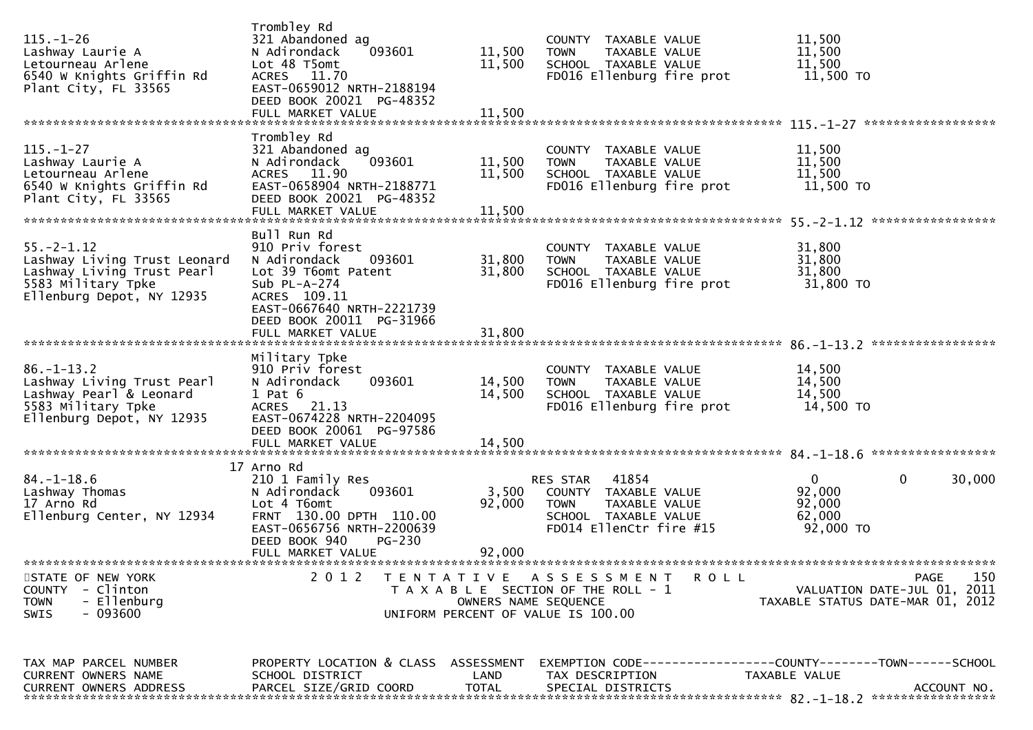```
115.-1-26                     Trombley Rd
Lashway Laurie A              321 Abandoned ag                        COUNTY  TAXABLE VALUE          11,500
Letourneau Arlene             N Adirondack    093601      11,500      TOWN    TAXABLE VALUE          11,500
6540 W Knights Griffin Rd     Lot 48 T5omt                11,500      SCHOOL  TAXABLE VALUE          11,500
Plant City, FL 33565          ACRES   11.70                           FD016 Ellenburg fire prot       11,500 TO
                              EAST-0659012 NRTH-2188194
                              DEED BOOK 20021  PG-48352
                              FULL MARKET VALUE           11,500
******************************************************************************************************* 115.-1-27 *****************
                              Trombley Rd
115.-1-27                     321 Abandoned ag                        COUNTY  TAXABLE VALUE          11,500
Lashway Laurie A              N Adirondack    093601      11,500      TOWN    TAXABLE VALUE          11,500
Letourneau Arlene             ACRES   11.90               11,500      SCHOOL  TAXABLE VALUE          11,500
6540 W Knights Griffin Rd     EAST-0658904 NRTH-2188771               FD016 Ellenburg fire prot       11,500 TO
Plant City, FL 33565          DEED BOOK 20021  PG-48352
                              FULL MARKET VALUE           11,500
******************************************************************************************************* 55.-2-1.12 ****************
                              Bull Run Rd
55.-2-1.12                    910 Priv forest                         COUNTY  TAXABLE VALUE          31,800
Lashway Living Trust Leonard  N Adirondack    093601      31,800      TOWN    TAXABLE VALUE          31,800
Lashway Living Trust Pearl    Lot 39 T6omt Patent         31,800      SCHOOL  TAXABLE VALUE          31,800
5583 Military Tpke            Sub PL-A-274                            FD016 Ellenburg fire prot       31,800 TO
Ellenburg Depot, NY 12935     ACRES  109.11
                              EAST-0667640 NRTH-2221739
                              DEED BOOK 20011  PG-31966
                              FULL MARKET VALUE           31,800
******************************************************************************************************* 86.-1-13.2 ****************
                              Military Tpke
86.-1-13.2                    910 Priv forest                         COUNTY  TAXABLE VALUE          14,500
Lashway Living Trust Pearl    N Adirondack    093601      14,500      TOWN    TAXABLE VALUE          14,500
Lashway Pearl & Leonard       1 Pat 6                     14,500      SCHOOL  TAXABLE VALUE          14,500
5583 Military Tpke            ACRES   21.13                           FD016 Ellenburg fire prot       14,500 TO
Ellenburg Depot, NY 12935     EAST-0674228 NRTH-2204095
                              DEED BOOK 20061  PG-97586
                              FULL MARKET VALUE           14,500
******************************************************************************************************* 84.-1-18.6 ****************
                           17 Arno Rd
84.-1-18.6                    210 1 Family Res                        RES STAR   41854                  0             0       30,000
Lashway Thomas                N Adirondack    093601       3,500      COUNTY  TAXABLE VALUE          92,000
17 Arno Rd                    Lot 4 T6omt                 92,000      TOWN    TAXABLE VALUE          92,000
Ellenburg Center, NY 12934    FRNT 130.00 DPTH 110.00                 SCHOOL  TAXABLE VALUE          62,000
                              EAST-0656756 NRTH-2200639               FD014 EllenCtr fire #15         92,000 TO
                              DEED BOOK 940    PG-230
                              FULL MARKET VALUE           92,000
************************************************************************************************************************************
STATE OF NEW YORK                2 0 1 2   T E N T A T I V E   A S S E S S M E N T   R O L L                          PAGE   150
COUNTY  - Clinton                          T A X A B L E  SECTION OF THE ROLL - 1                  VALUATION DATE-JUL 01, 2011
TOWN    - Ellenburg                               OWNERS NAME SEQUENCE                        TAXABLE STATUS DATE-MAR 01, 2012
SWIS    - 093600                          UNIFORM PERCENT OF VALUE IS 100.00


TAX MAP PARCEL NUMBER          PROPERTY LOCATION & CLASS  ASSESSMENT  EXEMPTION CODE------------------COUNTY--------TOWN------SCHOOL
CURRENT OWNERS NAME            SCHOOL DISTRICT               LAND      TAX DESCRIPTION            TAXABLE VALUE
CURRENT OWNERS ADDRESS         PARCEL SIZE/GRID COORD       TOTAL      SPECIAL DISTRICTS                                  ACCOUNT NO.
******************************************************************************************************* 82.-1-18.2 ****************
```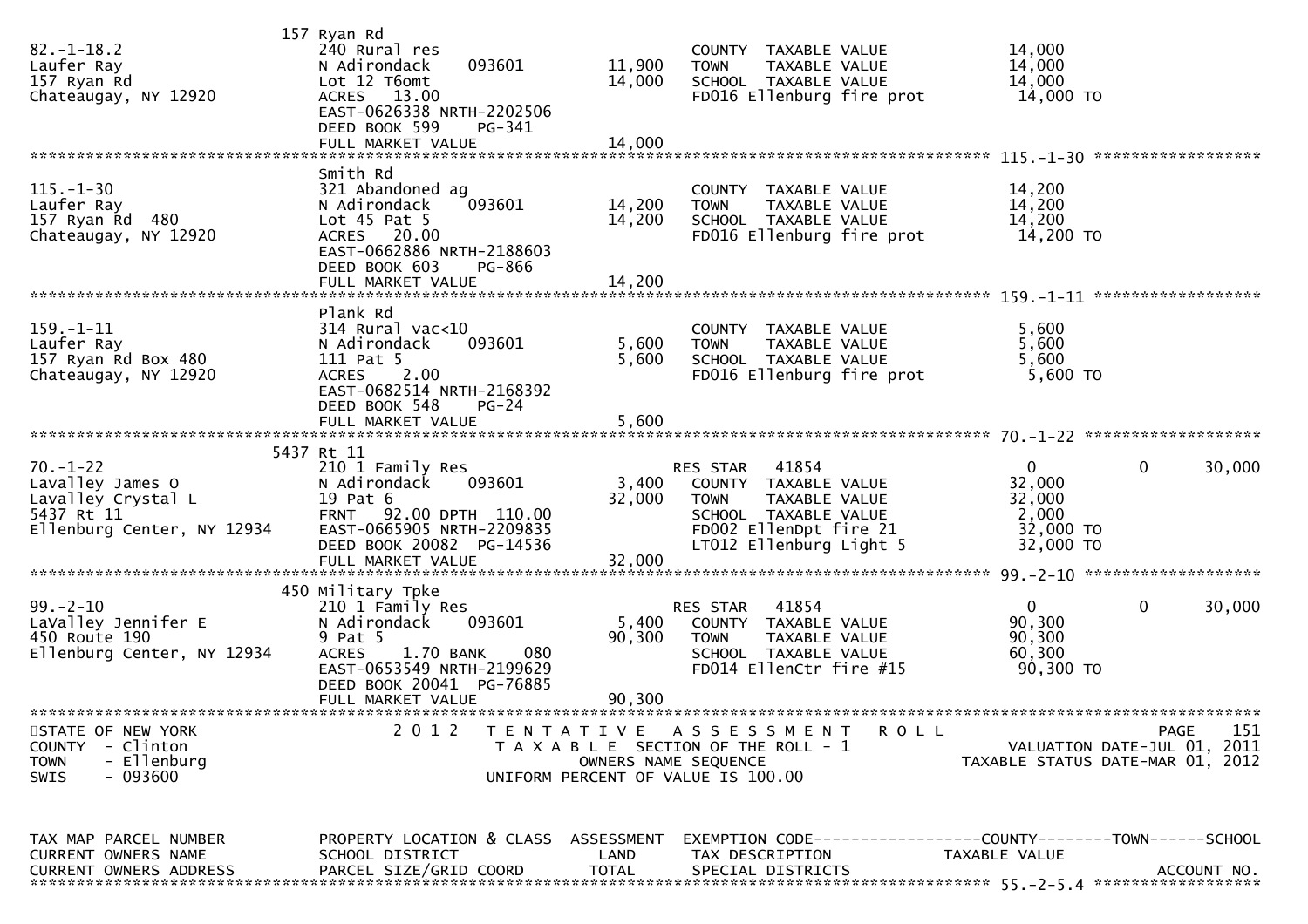| TAX MAP PARCEL NUMBER<br>CURRENT OWNERS NAME<br>CURRENT OWNERS ADDRESS | PROPERTY LOCATION & CLASS<br>SCHOOL DISTRICT<br>PARCEL SIZE/GRID COORD | ASSESSMENT<br>LAND<br>TOTAL | EXEMPTION CODE<br>TAX DESCRIPTION<br>SPECIAL DISTRICTS | COUNTY<br>TAXABLE VALUE | TOWN | SCHOOL<br>ACCOUNT NO. |
|---|---|---|---|---|---|---|
| 82.-1-18.2 | 157 Ryan Rd | | | | | |
| | 240 Rural res | | COUNTY TAXABLE VALUE | 14,000 | | |
| Laufer Ray | N Adirondack 093601 | 11,900 | TOWN TAXABLE VALUE | 14,000 | | |
| 157 Ryan Rd | Lot 12 T6omt | 14,000 | SCHOOL TAXABLE VALUE | 14,000 | | |
| Chateaugay, NY 12920 | ACRES 13.00 | | FD016 Ellenburg fire prot | 14,000 TO | | |
| | EAST-0626338 NRTH-2202506 | | | | | |
| | DEED BOOK 599 PG-341 | | | | | |
| | FULL MARKET VALUE | 14,000 | | | | |
| 115.-1-30 | Smith Rd | | | | | |
| | 321 Abandoned ag | | COUNTY TAXABLE VALUE | 14,200 | | |
| Laufer Ray | N Adirondack 093601 | 14,200 | TOWN TAXABLE VALUE | 14,200 | | |
| 157 Ryan Rd 480 | Lot 45 Pat 5 | 14,200 | SCHOOL TAXABLE VALUE | 14,200 | | |
| Chateaugay, NY 12920 | ACRES 20.00 | | FD016 Ellenburg fire prot | 14,200 TO | | |
| | EAST-0662886 NRTH-2188603 | | | | | |
| | DEED BOOK 603 PG-866 | | | | | |
| | FULL MARKET VALUE | 14,200 | | | | |
| 159.-1-11 | Plank Rd | | | | | |
| | 314 Rural vac<10 | | COUNTY TAXABLE VALUE | 5,600 | | |
| Laufer Ray | N Adirondack 093601 | 5,600 | TOWN TAXABLE VALUE | 5,600 | | |
| 157 Ryan Rd Box 480 | 111 Pat 5 | 5,600 | SCHOOL TAXABLE VALUE | 5,600 | | |
| Chateaugay, NY 12920 | ACRES 2.00 | | FD016 Ellenburg fire prot | 5,600 TO | | |
| | EAST-0682514 NRTH-2168392 | | | | | |
| | DEED BOOK 548 PG-24 | | | | | |
| | FULL MARKET VALUE | 5,600 | | | | |
| 70.-1-22 | 5437 Rt 11 | | | | | |
| | 210 1 Family Res | | RES STAR 41854 | 0 | 0 | 30,000 |
| Lavalley James O | N Adirondack 093601 | 3,400 | COUNTY TAXABLE VALUE | 32,000 | | |
| Lavalley Crystal L | 19 Pat 6 | 32,000 | TOWN TAXABLE VALUE | 32,000 | | |
| 5437 Rt 11 | FRNT 92.00 DPTH 110.00 | | SCHOOL TAXABLE VALUE | 2,000 | | |
| Ellenburg Center, NY 12934 | EAST-0665905 NRTH-2209835 | | FD002 EllenDpt fire 21 | 32,000 TO | | |
| | DEED BOOK 20082 PG-14536 | | LT012 Ellenburg Light 5 | 32,000 TO | | |
| | FULL MARKET VALUE | 32,000 | | | | |
| 99.-2-10 | 450 Military Tpke | | | | | |
| | 210 1 Family Res | | RES STAR 41854 | 0 | 0 | 30,000 |
| LaValley Jennifer E | N Adirondack 093601 | 5,400 | COUNTY TAXABLE VALUE | 90,300 | | |
| 450 Route 190 | 9 Pat 5 | 90,300 | TOWN TAXABLE VALUE | 90,300 | | |
| Ellenburg Center, NY 12934 | ACRES 1.70 BANK 080 | | SCHOOL TAXABLE VALUE | 60,300 | | |
| | EAST-0653549 NRTH-2199629 | | FD014 EllenCtr fire #15 | 90,300 TO | | |
| | DEED BOOK 20041 PG-76885 | | | | | |
| | FULL MARKET VALUE | 90,300 | | | | |

STATE OF NEW YORK
COUNTY - Clinton
TOWN - Ellenburg
SWIS - 093600

2 0 1 2 TENTATIVE ASSESSMENT ROLL
TAXABLE SECTION OF THE ROLL - 1
OWNERS NAME SEQUENCE
UNIFORM PERCENT OF VALUE IS 100.00

VALUATION DATE-JUL 01, 2011
TAXABLE STATUS DATE-MAR 01, 2012

| TAX MAP PARCEL NUMBER<br>CURRENT OWNERS NAME<br>CURRENT OWNERS ADDRESS | PROPERTY LOCATION & CLASS<br>SCHOOL DISTRICT<br>PARCEL SIZE/GRID COORD | ASSESSMENT<br>LAND<br>TOTAL | EXEMPTION CODE<br>TAX DESCRIPTION<br>SPECIAL DISTRICTS | COUNTY<br>TAXABLE VALUE | TOWN | SCHOOL<br>ACCOUNT NO. |
|---|---|---|---|---|---|---|
| 55.-2-5.4 | | | | | | |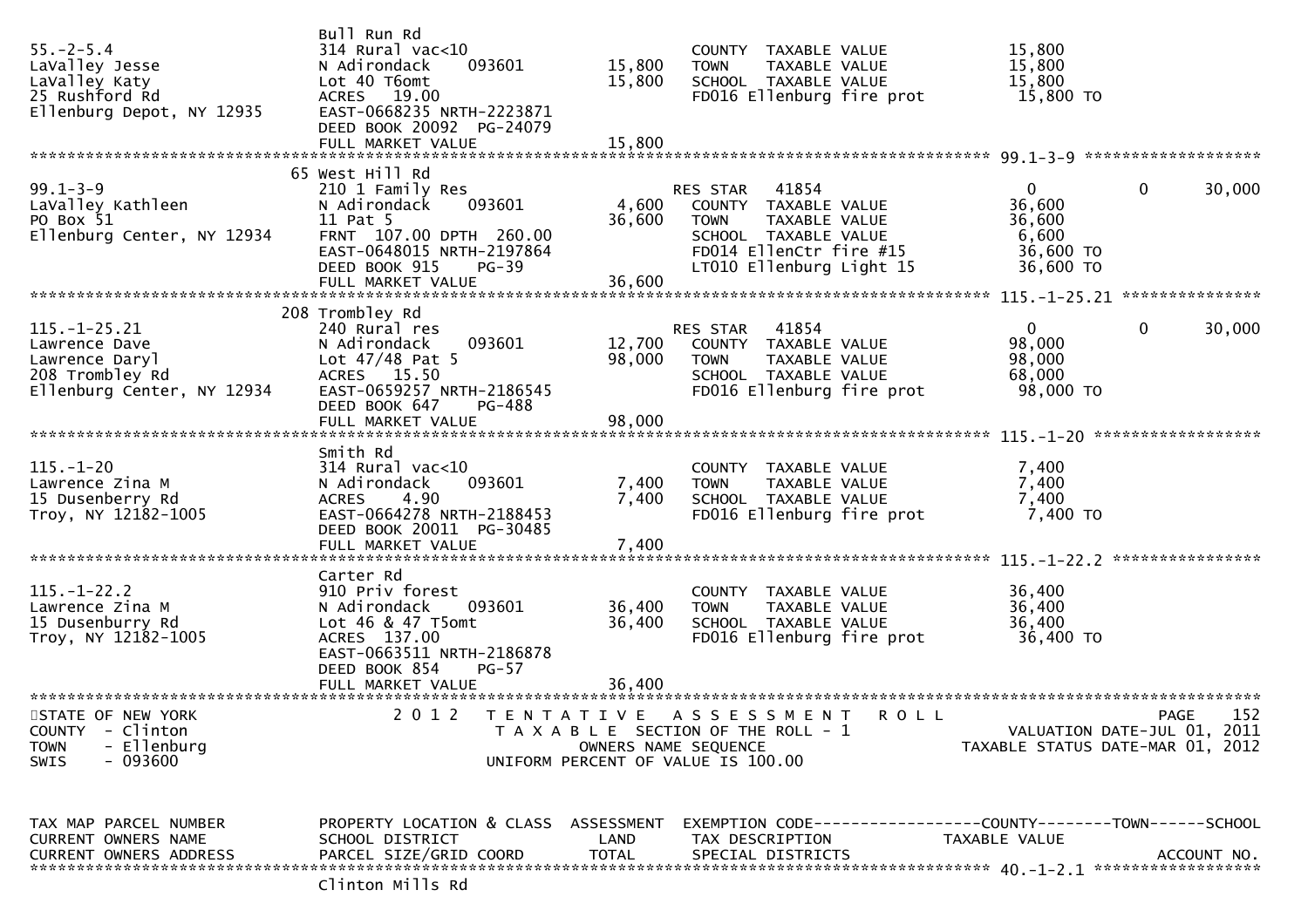```
                                 Bull Run Rd
55.-2-5.4                        314 Rural vac<10                          COUNTY  TAXABLE VALUE             15,800
LaValley Jesse                   N Adirondack     093601         15,800    TOWN    TAXABLE VALUE             15,800
LaValley Katy                    Lot 40 T6omt                    15,800    SCHOOL  TAXABLE VALUE             15,800
25 Rushford Rd                   ACRES   19.00                             FD016 Ellenburg fire prot          15,800 TO
Ellenburg Depot, NY 12935        EAST-0668235 NRTH-2223871
                                 DEED BOOK 20092  PG-24079
                                 FULL MARKET VALUE               15,800
******************************************************************************************************* 99.1-3-9 ******************
                               65 West Hill Rd
99.1-3-9                         210 1 Family Res                          RES STAR   41854                   0           0      30,000
LaValley Kathleen                N Adirondack     093601          4,600    COUNTY  TAXABLE VALUE             36,600
PO Box 51                        11 Pat 5                        36,600    TOWN    TAXABLE VALUE             36,600
Ellenburg Center, NY 12934       FRNT  107.00 DPTH  260.00                 SCHOOL  TAXABLE VALUE              6,600
                                 EAST-0648015 NRTH-2197864                 FD014 EllenCtr fire #15            36,600 TO
                                 DEED BOOK 915    PG-39                    LT010 Ellenburg Light 15           36,600 TO
                                 FULL MARKET VALUE               36,600
******************************************************************************************************* 115.-1-25.21 **************
                              208 Trombley Rd
115.-1-25.21                     240 Rural res                             RES STAR   41854                   0           0      30,000
Lawrence Dave                    N Adirondack     093601         12,700    COUNTY  TAXABLE VALUE             98,000
Lawrence Daryl                   Lot 47/48 Pat 5                 98,000    TOWN    TAXABLE VALUE             98,000
208 Trombley Rd                  ACRES   15.50                             SCHOOL  TAXABLE VALUE             68,000
Ellenburg Center, NY 12934       EAST-0659257 NRTH-2186545                 FD016 Ellenburg fire prot          98,000 TO
                                 DEED BOOK 647    PG-488
                                 FULL MARKET VALUE               98,000
******************************************************************************************************* 115.-1-20 *****************
                                 Smith Rd
115.-1-20                        314 Rural vac<10                          COUNTY  TAXABLE VALUE              7,400
Lawrence Zina M                  N Adirondack     093601          7,400    TOWN    TAXABLE VALUE              7,400
15 Dusenberry Rd                 ACRES    4.90                    7,400    SCHOOL  TAXABLE VALUE              7,400
Troy, NY 12182-1005              EAST-0664278 NRTH-2188453                 FD016 Ellenburg fire prot           7,400 TO
                                 DEED BOOK 20011  PG-30485
                                 FULL MARKET VALUE                7,400
******************************************************************************************************* 115.-1-22.2 ***************
                                 Carter Rd
115.-1-22.2                      910 Priv forest                           COUNTY  TAXABLE VALUE             36,400
Lawrence Zina M                  N Adirondack     093601         36,400    TOWN    TAXABLE VALUE             36,400
15 Dusenburry Rd                 Lot 46 & 47 T5omt               36,400    SCHOOL  TAXABLE VALUE             36,400
Troy, NY 12182-1005              ACRES  137.00                             FD016 Ellenburg fire prot          36,400 TO
                                 EAST-0663511 NRTH-2186878
                                 DEED BOOK 854    PG-57
                                 FULL MARKET VALUE               36,400
************************************************************************************************************************************
STATE OF NEW YORK                 2 0 1 2   T E N T A T I V E   A S S E S S M E N T   R O L L                              PAGE   152
COUNTY  - Clinton                            T A X A B L E  SECTION OF THE ROLL - 1                       VALUATION DATE-JUL 01, 2011
TOWN    - Ellenburg                                 OWNERS NAME SEQUENCE                            TAXABLE STATUS DATE-MAR 01, 2012
SWIS    - 093600                             UNIFORM PERCENT OF VALUE IS 100.00


TAX MAP PARCEL NUMBER            PROPERTY LOCATION & CLASS  ASSESSMENT  EXEMPTION CODE------------------COUNTY--------TOWN------SCHOOL
CURRENT OWNERS NAME              SCHOOL DISTRICT               LAND     TAX DESCRIPTION             TAXABLE VALUE
CURRENT OWNERS ADDRESS           PARCEL SIZE/GRID COORD       TOTAL     SPECIAL DISTRICTS                                   ACCOUNT NO.
******************************************************************************************************* 40.-1-2.1 *****************
                                 Clinton Mills Rd
```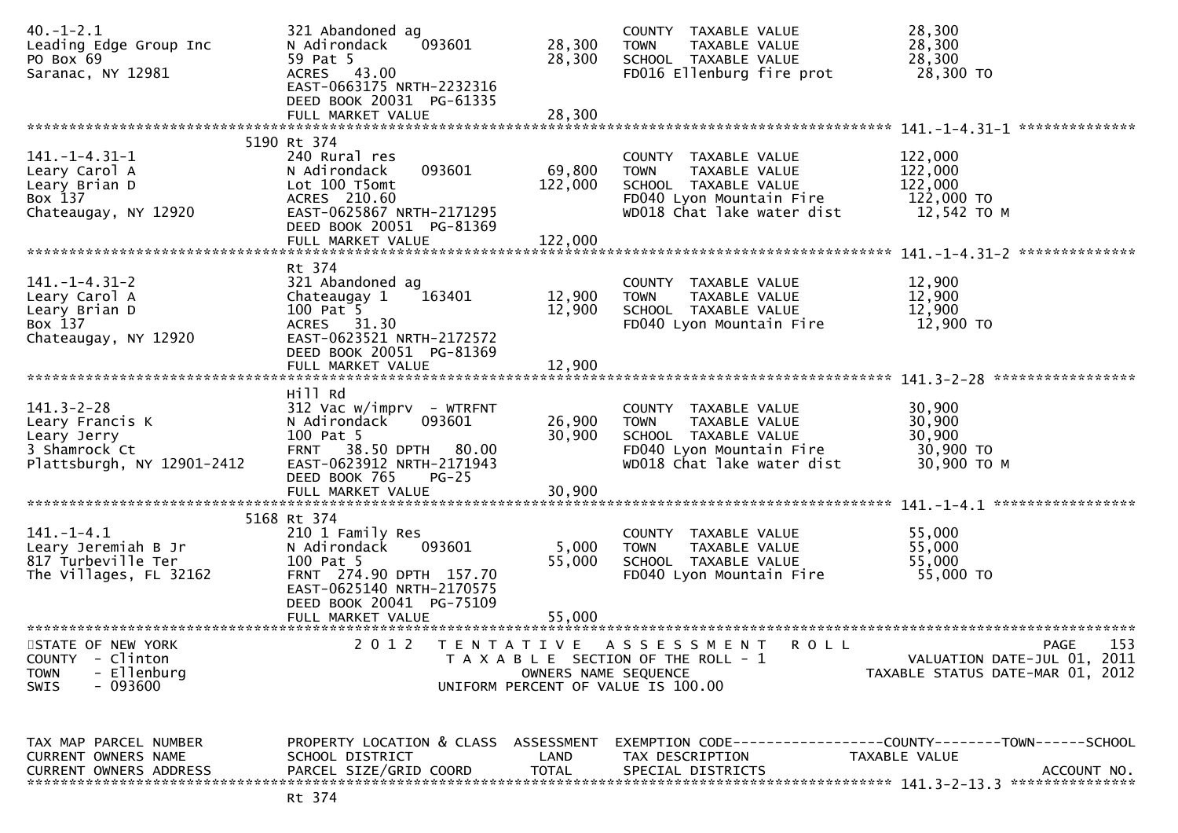```
40.-1-2.1                        321 Abandoned ag                          COUNTY  TAXABLE VALUE            28,300
Leading Edge Group Inc           N Adirondack     093601       28,300      TOWN    TAXABLE VALUE            28,300
PO Box 69                        59 Pat 5                      28,300      SCHOOL  TAXABLE VALUE            28,300
Saranac, NY 12981                ACRES   43.00                             FD016 Ellenburg fire prot         28,300 TO
                                 EAST-0663175 NRTH-2232316
                                 DEED BOOK 20031  PG-61335
                                 FULL MARKET VALUE             28,300
******************************************************************************************************* 141.-1-4.31-1 **************
                             5190 Rt 374
141.-1-4.31-1                    240 Rural res                             COUNTY  TAXABLE VALUE           122,000
Leary Carol A                    N Adirondack     093601       69,800      TOWN    TAXABLE VALUE           122,000
Leary Brian D                    Lot 100 T5omt                122,000      SCHOOL  TAXABLE VALUE           122,000
Box 137                          ACRES  210.60                             FD040 Lyon Mountain Fire         122,000 TO
Chateaugay, NY 12920             EAST-0625867 NRTH-2171295                 WD018 Chat lake water dist        12,542 TO M
                                 DEED BOOK 20051  PG-81369
                                 FULL MARKET VALUE            122,000
******************************************************************************************************* 141.-1-4.31-2 **************
                                 Rt 374
141.-1-4.31-2                    321 Abandoned ag                          COUNTY  TAXABLE VALUE            12,900
Leary Carol A                    Chateaugay 1     163401       12,900      TOWN    TAXABLE VALUE            12,900
Leary Brian D                    100 Pat 5                     12,900      SCHOOL  TAXABLE VALUE            12,900
Box 137                          ACRES   31.30                             FD040 Lyon Mountain Fire          12,900 TO
Chateaugay, NY 12920             EAST-0623521 NRTH-2172572
                                 DEED BOOK 20051  PG-81369
                                 FULL MARKET VALUE             12,900
******************************************************************************************************* 141.3-2-28 *****************
                                 Hill Rd
141.3-2-28                       312 Vac w/imprv  - WTRFNT                 COUNTY  TAXABLE VALUE            30,900
Leary Francis K                  N Adirondack     093601       26,900      TOWN    TAXABLE VALUE            30,900
Leary Jerry                      100 Pat 5                     30,900      SCHOOL  TAXABLE VALUE            30,900
3 Shamrock Ct                    FRNT   38.50 DPTH   80.00                 FD040 Lyon Mountain Fire          30,900 TO
Plattsburgh, NY 12901-2412       EAST-0623912 NRTH-2171943                 WD018 Chat lake water dist        30,900 TO M
                                 DEED BOOK 765     PG-25
                                 FULL MARKET VALUE             30,900
******************************************************************************************************* 141.-1-4.1 *****************
                             5168 Rt 374
141.-1-4.1                       210 1 Family Res                          COUNTY  TAXABLE VALUE            55,000
Leary Jeremiah B Jr              N Adirondack     093601        5,000      TOWN    TAXABLE VALUE            55,000
817 Turbeville Ter               100 Pat 5                     55,000      SCHOOL  TAXABLE VALUE            55,000
The Villages, FL 32162           FRNT  274.90 DPTH  157.70                 FD040 Lyon Mountain Fire          55,000 TO
                                 EAST-0625140 NRTH-2170575
                                 DEED BOOK 20041  PG-75109
                                 FULL MARKET VALUE             55,000
************************************************************************************************************************************
STATE OF NEW YORK                  2 0 1 2   T E N T A T I V E   A S S E S S M E N T   R O L L                            PAGE   153
COUNTY  - Clinton                            T A X A B L E  SECTION OF THE ROLL - 1                       VALUATION DATE-JUL 01, 2011
TOWN    - Ellenburg                                   OWNERS NAME SEQUENCE                           TAXABLE STATUS DATE-MAR 01, 2012
SWIS    - 093600                                UNIFORM PERCENT OF VALUE IS 100.00


TAX MAP PARCEL NUMBER            PROPERTY LOCATION & CLASS  ASSESSMENT  EXEMPTION CODE------------------COUNTY--------TOWN------SCHOOL
CURRENT OWNERS NAME              SCHOOL DISTRICT               LAND      TAX DESCRIPTION              TAXABLE VALUE
CURRENT OWNERS ADDRESS           PARCEL SIZE/GRID COORD        TOTAL     SPECIAL DISTRICTS                                ACCOUNT NO.
******************************************************************************************************* 141.3-2-13.3 ***************
                                 Rt 374
```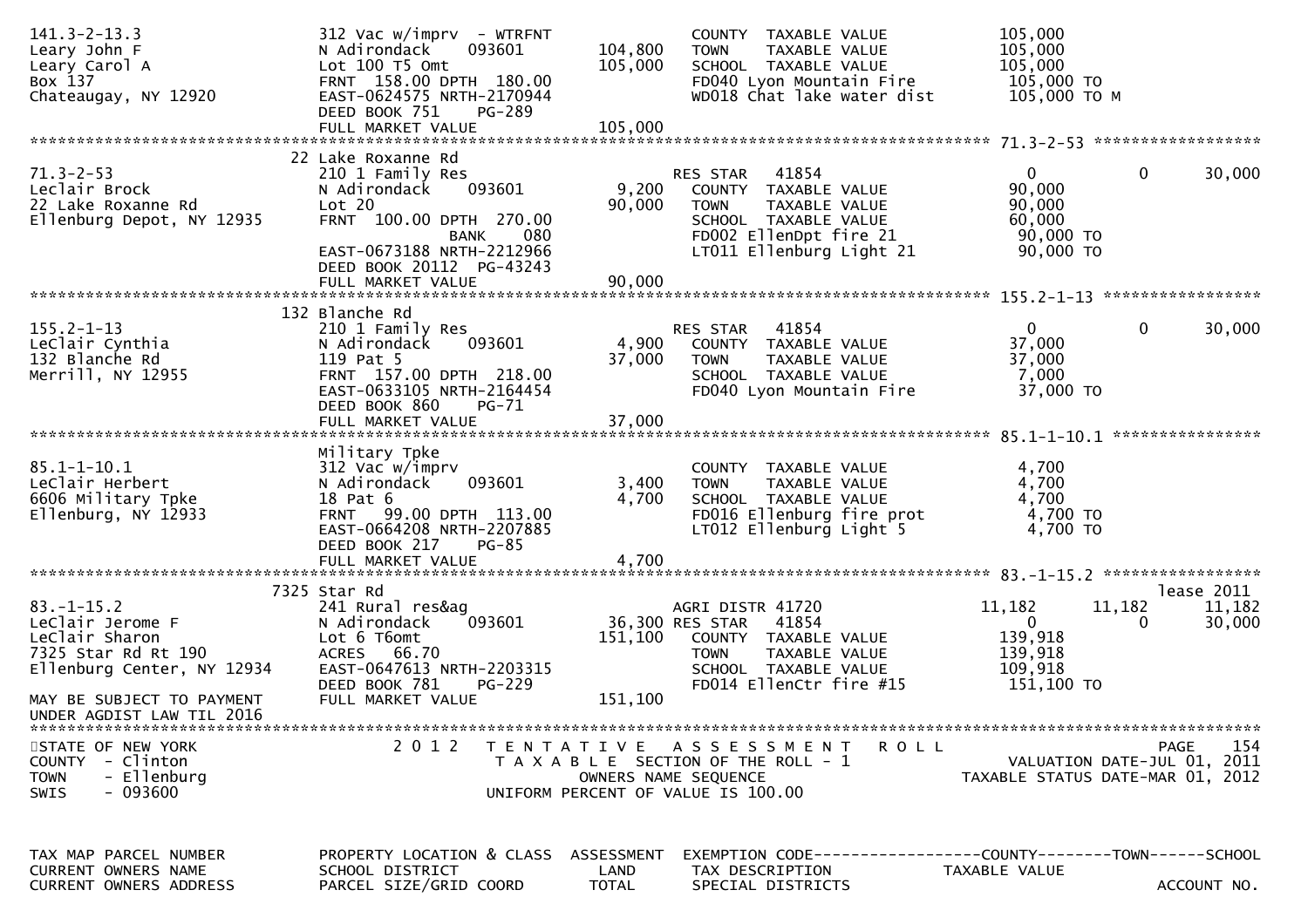```
141.3-2-13.3                   312 Vac w/imprv  - WTRFNT              COUNTY  TAXABLE VALUE              105,000
Leary John F                   N Adirondack    093601      104,800    TOWN    TAXABLE VALUE              105,000
Leary Carol A                  Lot 100 T5 Omt              105,000    SCHOOL  TAXABLE VALUE              105,000
Box 137                        FRNT  158.00 DPTH  180.00              FD040 Lyon Mountain Fire            105,000 TO
Chateaugay, NY 12920           EAST-0624575 NRTH-2170944              WD018 Chat lake water dist          105,000 TO M
                               DEED BOOK 751    PG-289
                               FULL MARKET VALUE           105,000
******************************************************************************************************* 71.3-2-53 ******************
                               22 Lake Roxanne Rd
71.3-2-53                      210 1 Family Res                       RES STAR   41854                     0             0        30,000
Leclair Brock                  N Adirondack    093601        9,200    COUNTY  TAXABLE VALUE               90,000
22 Lake Roxanne Rd             Lot 20                       90,000    TOWN    TAXABLE VALUE               90,000
Ellenburg Depot, NY 12935      FRNT  100.00 DPTH  270.00              SCHOOL  TAXABLE VALUE               60,000
                                               BANK    080            FD002 EllenDpt fire 21               90,000 TO
                               EAST-0673188 NRTH-2212966              LT011 Ellenburg Light 21             90,000 TO
                               DEED BOOK 20112  PG-43243
                               FULL MARKET VALUE            90,000
******************************************************************************************************* 155.2-1-13 *****************
                               132 Blanche Rd
155.2-1-13                     210 1 Family Res                       RES STAR   41854                     0             0        30,000
LeClair Cynthia                N Adirondack    093601        4,900    COUNTY  TAXABLE VALUE               37,000
132 Blanche Rd                 119 Pat 5                    37,000    TOWN    TAXABLE VALUE               37,000
Merrill, NY 12955              FRNT  157.00 DPTH  218.00              SCHOOL  TAXABLE VALUE                7,000
                               EAST-0633105 NRTH-2164454              FD040 Lyon Mountain Fire             37,000 TO
                               DEED BOOK 860    PG-71
                               FULL MARKET VALUE            37,000
******************************************************************************************************* 85.1-1-10.1 ****************
                               Military Tpke
85.1-1-10.1                    312 Vac w/imprv                        COUNTY  TAXABLE VALUE                4,700
LeClair Herbert                N Adirondack    093601        3,400    TOWN    TAXABLE VALUE                4,700
6606 Military Tpke             18 Pat 6                      4,700    SCHOOL  TAXABLE VALUE                4,700
Ellenburg, NY 12933            FRNT   99.00 DPTH  113.00              FD016 Ellenburg fire prot             4,700 TO
                               EAST-0664208 NRTH-2207885              LT012 Ellenburg Light 5               4,700 TO
                               DEED BOOK 217    PG-85
                               FULL MARKET VALUE             4,700
******************************************************************************************************* 83.-1-15.2 *****************
                               7325 Star Rd                                                                                  lease 2011
83.-1-15.2                     241 Rural res&ag                       AGRI DISTR 41720                11,182        11,182        11,182
LeClair Jerome F               N Adirondack    093601       36,300 RES STAR   41854                     0             0        30,000
LeClair Sharon                 Lot 6 T6omt                 151,100    COUNTY  TAXABLE VALUE              139,918
7325 Star Rd Rt 190            ACRES   66.70                          TOWN    TAXABLE VALUE              139,918
Ellenburg Center, NY 12934     EAST-0647613 NRTH-2203315              SCHOOL  TAXABLE VALUE              109,918
                               DEED BOOK 781    PG-229                FD014 EllenCtr fire #15             151,100 TO
MAY BE SUBJECT TO PAYMENT      FULL MARKET VALUE           151,100
UNDER AGDIST LAW TIL 2016
************************************************************************************************************************************
STATE OF NEW YORK                   2 0 1 2   T E N T A T I V E   A S S E S S M E N T   R O L L                          PAGE    154
COUNTY  - Clinton                            T A X A B L E  SECTION OF THE ROLL - 1                      VALUATION DATE-JUL 01, 2011
TOWN    - Ellenburg                                  OWNERS NAME SEQUENCE                           TAXABLE STATUS DATE-MAR 01, 2012
SWIS    - 093600                                UNIFORM PERCENT OF VALUE IS 100.00


TAX MAP PARCEL NUMBER          PROPERTY LOCATION & CLASS  ASSESSMENT  EXEMPTION CODE------------------COUNTY--------TOWN------SCHOOL
CURRENT OWNERS NAME            SCHOOL DISTRICT               LAND      TAX DESCRIPTION            TAXABLE VALUE
CURRENT OWNERS ADDRESS         PARCEL SIZE/GRID COORD       TOTAL      SPECIAL DISTRICTS                                    ACCOUNT NO.
```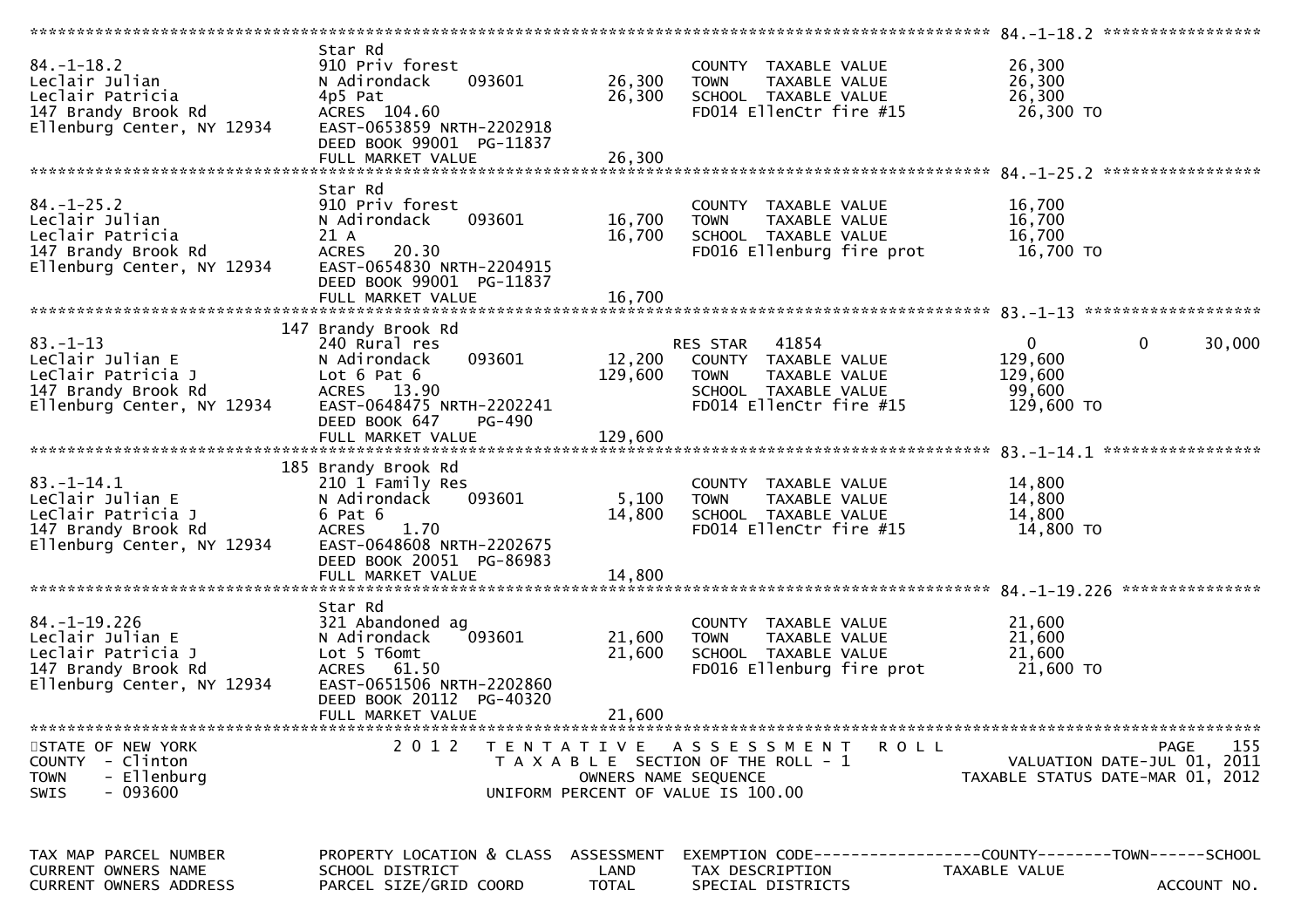```
******************************************************************************************************* 84.-1-18.2 *****************
                               Star Rd
84.-1-18.2                     910 Priv forest                          COUNTY  TAXABLE VALUE            26,300
Leclair Julian                 N Adirondack     093601       26,300     TOWN    TAXABLE VALUE            26,300
Leclair Patricia               4p5 Pat                       26,300     SCHOOL  TAXABLE VALUE            26,300
147 Brandy Brook Rd            ACRES  104.60                            FD014 EllenCtr fire #15           26,300 TO
Ellenburg Center, NY 12934     EAST-0653859 NRTH-2202918
                               DEED BOOK 99001  PG-11837
                               FULL MARKET VALUE             26,300
******************************************************************************************************* 84.-1-25.2 *****************
                               Star Rd
84.-1-25.2                     910 Priv forest                          COUNTY  TAXABLE VALUE            16,700
Leclair Julian                 N Adirondack     093601       16,700     TOWN    TAXABLE VALUE            16,700
Leclair Patricia               21 A                          16,700     SCHOOL  TAXABLE VALUE            16,700
147 Brandy Brook Rd            ACRES   20.30                            FD016 Ellenburg fire prot         16,700 TO
Ellenburg Center, NY 12934     EAST-0654830 NRTH-2204915
                               DEED BOOK 99001  PG-11837
                               FULL MARKET VALUE             16,700
******************************************************************************************************* 83.-1-13 *******************
                           147 Brandy Brook Rd
83.-1-13                       240 Rural res                            RES STAR   41854                  0            0       30,000
LeClair Julian E               N Adirondack     093601       12,200     COUNTY  TAXABLE VALUE           129,600
LeClair Patricia J             Lot 6 Pat 6                  129,600     TOWN    TAXABLE VALUE           129,600
147 Brandy Brook Rd            ACRES   13.90                            SCHOOL  TAXABLE VALUE            99,600
Ellenburg Center, NY 12934     EAST-0648475 NRTH-2202241                FD014 EllenCtr fire #15          129,600 TO
                               DEED BOOK 647     PG-490
                               FULL MARKET VALUE            129,600
******************************************************************************************************* 83.-1-14.1 *****************
                           185 Brandy Brook Rd
83.-1-14.1                     210 1 Family Res                         COUNTY  TAXABLE VALUE            14,800
LeClair Julian E               N Adirondack     093601        5,100     TOWN    TAXABLE VALUE            14,800
LeClair Patricia J             6 Pat 6                       14,800     SCHOOL  TAXABLE VALUE            14,800
147 Brandy Brook Rd            ACRES    1.70                            FD014 EllenCtr fire #15           14,800 TO
Ellenburg Center, NY 12934     EAST-0648608 NRTH-2202675
                               DEED BOOK 20051  PG-86983
                               FULL MARKET VALUE             14,800
******************************************************************************************************* 84.-1-19.226 ***************
                               Star Rd
84.-1-19.226                   321 Abandoned ag                         COUNTY  TAXABLE VALUE            21,600
Leclair Julian E               N Adirondack     093601       21,600     TOWN    TAXABLE VALUE            21,600
Leclair Patricia J             Lot 5 T6omt                   21,600     SCHOOL  TAXABLE VALUE            21,600
147 Brandy Brook Rd            ACRES   61.50                            FD016 Ellenburg fire prot         21,600 TO
Ellenburg Center, NY 12934     EAST-0651506 NRTH-2202860
                               DEED BOOK 20112  PG-40320
                               FULL MARKET VALUE             21,600
************************************************************************************************************************************
STATE OF NEW YORK                2 0 1 2   T E N T A T I V E   A S S E S S M E N T   R O L L                              PAGE   155
COUNTY  - Clinton                          T A X A B L E  SECTION OF THE ROLL - 1                         VALUATION DATE-JUL 01, 2011
TOWN    - Ellenburg                                 OWNERS NAME SEQUENCE                              TAXABLE STATUS DATE-MAR 01, 2012
SWIS    - 093600                              UNIFORM PERCENT OF VALUE IS 100.00


TAX MAP PARCEL NUMBER          PROPERTY LOCATION & CLASS  ASSESSMENT  EXEMPTION CODE------------------COUNTY--------TOWN------SCHOOL
CURRENT OWNERS NAME            SCHOOL DISTRICT               LAND     TAX DESCRIPTION              TAXABLE VALUE
CURRENT OWNERS ADDRESS         PARCEL SIZE/GRID COORD        TOTAL    SPECIAL DISTRICTS                                    ACCOUNT NO.
```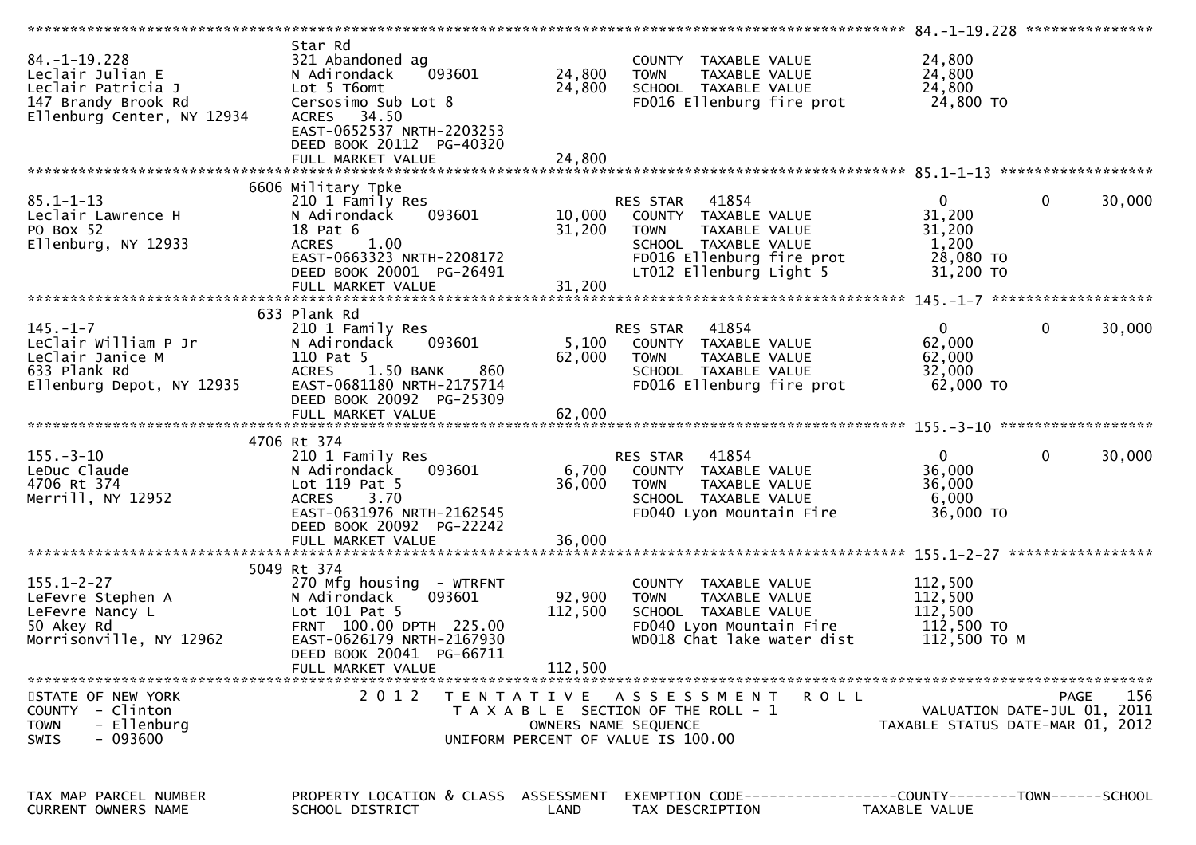```
******************************************************************************************************* 84.-1-19.228 ***************
                               Star Rd
84.-1-19.228                   321 Abandoned ag                       COUNTY  TAXABLE VALUE             24,800
Leclair Julian E               N Adirondack    093601        24,800   TOWN    TAXABLE VALUE             24,800
Leclair Patricia J             Lot 5 T6omt                   24,800   SCHOOL  TAXABLE VALUE             24,800
147 Brandy Brook Rd            Cersosimo Sub Lot 8                    FD016 Ellenburg fire prot          24,800 TO
Ellenburg Center, NY 12934     ACRES   34.50
                               EAST-0652537 NRTH-2203253
                               DEED BOOK 20112  PG-40320
                               FULL MARKET VALUE             24,800
******************************************************************************************************* 85.1-1-13 ******************
                          6606 Military Tpke
85.1-1-13                      210 1 Family Res                       RES STAR    41854                  0             0      30,000
Leclair Lawrence H             N Adirondack    093601        10,000   COUNTY  TAXABLE VALUE             31,200
PO Box 52                      18 Pat 6                      31,200   TOWN    TAXABLE VALUE             31,200
Ellenburg, NY 12933            ACRES    1.00                          SCHOOL  TAXABLE VALUE              1,200
                               EAST-0663323 NRTH-2208172              FD016 Ellenburg fire prot          28,080 TO
                               DEED BOOK 20001  PG-26491              LT012 Ellenburg Light 5            31,200 TO
                               FULL MARKET VALUE             31,200
******************************************************************************************************* 145.-1-7 *******************
                           633 Plank Rd
145.-1-7                       210 1 Family Res                       RES STAR    41854                  0             0      30,000
LeClair William P Jr           N Adirondack    093601         5,100   COUNTY  TAXABLE VALUE             62,000
LeClair Janice M               110 Pat 5                     62,000   TOWN    TAXABLE VALUE             62,000
633 Plank Rd                   ACRES    1.50 BANK     860             SCHOOL  TAXABLE VALUE             32,000
Ellenburg Depot, NY 12935      EAST-0681180 NRTH-2175714              FD016 Ellenburg fire prot          62,000 TO
                               DEED BOOK 20092  PG-25309
                               FULL MARKET VALUE             62,000
******************************************************************************************************* 155.-3-10 ******************
                          4706 Rt 374
155.-3-10                      210 1 Family Res                       RES STAR    41854                  0             0      30,000
LeDuc Claude                   N Adirondack    093601         6,700   COUNTY  TAXABLE VALUE             36,000
4706 Rt 374                    Lot 119 Pat 5                 36,000   TOWN    TAXABLE VALUE             36,000
Merrill, NY 12952              ACRES    3.70                          SCHOOL  TAXABLE VALUE              6,000
                               EAST-0631976 NRTH-2162545              FD040 Lyon Mountain Fire           36,000 TO
                               DEED BOOK 20092  PG-22242
                               FULL MARKET VALUE             36,000
******************************************************************************************************* 155.1-2-27 *****************
                          5049 Rt 374
155.1-2-27                     270 Mfg housing  - WTRFNT              COUNTY  TAXABLE VALUE            112,500
LeFevre Stephen A              N Adirondack    093601        92,900   TOWN    TAXABLE VALUE            112,500
LeFevre Nancy L                Lot 101 Pat 5                112,500   SCHOOL  TAXABLE VALUE            112,500
50 Akey Rd                     FRNT  100.00 DPTH  225.00              FD040 Lyon Mountain Fire          112,500 TO
Morrisonville, NY 12962        EAST-0626179 NRTH-2167930              WD018 Chat lake water dist        112,500 TO M
                               DEED BOOK 20041  PG-66711
                               FULL MARKET VALUE            112,500
************************************************************************************************************************************
STATE OF NEW YORK                2 0 1 2   T E N T A T I V E   A S S E S S M E N T   R O L L                              PAGE   156
COUNTY  - Clinton                          T A X A B L E  SECTION OF THE ROLL - 1                       VALUATION DATE-JUL 01, 2011
TOWN    - Ellenburg                                OWNERS NAME SEQUENCE                             TAXABLE STATUS DATE-MAR 01, 2012
SWIS    - 093600                           UNIFORM PERCENT OF VALUE IS 100.00


TAX MAP PARCEL NUMBER          PROPERTY LOCATION & CLASS  ASSESSMENT  EXEMPTION CODE------------------COUNTY--------TOWN------SCHOOL
CURRENT OWNERS NAME            SCHOOL DISTRICT                 LAND       TAX DESCRIPTION             TAXABLE VALUE
```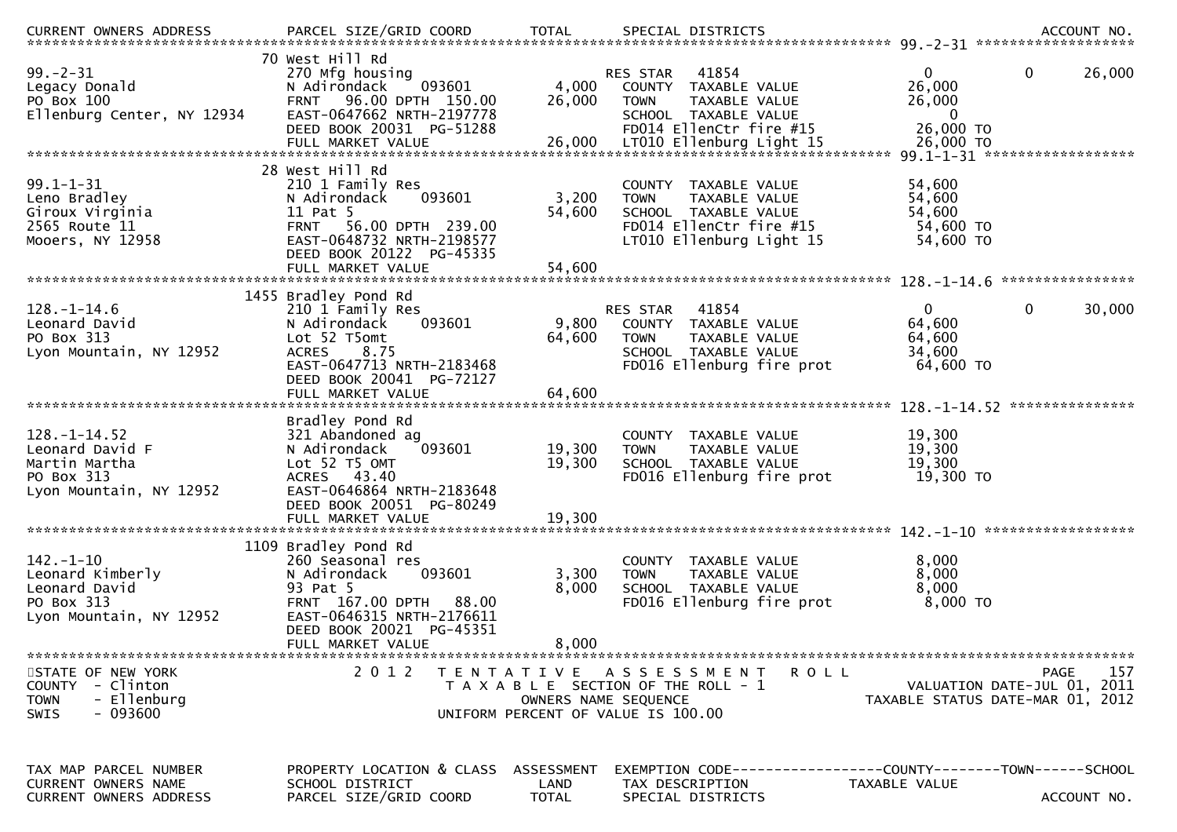| CURRENT OWNERS ADDRESS | PARCEL SIZE/GRID COORD | TOTAL | SPECIAL DISTRICTS | | | ACCOUNT NO. |
|---|---|---|---|---|---|---|
| ******** 99.-2-31 ******** | | | | | | |
| | 70 West Hill Rd | | | | | |
| 99.-2-31 | 270 Mfg housing | | RES STAR 41854 | 0 | 0 | 26,000 |
| Legacy Donald | N Adirondack 093601 | 4,000 | COUNTY TAXABLE VALUE | 26,000 | | |
| PO Box 100 | FRNT 96.00 DPTH 150.00 | 26,000 | TOWN TAXABLE VALUE | 26,000 | | |
| Ellenburg Center, NY 12934 | EAST-0647662 NRTH-2197778 | | SCHOOL TAXABLE VALUE | 0 | | |
| | DEED BOOK 20031 PG-51288 | | FD014 EllenCtr fire #15 | 26,000 TO | | |
| | FULL MARKET VALUE | 26,000 | LT010 Ellenburg Light 15 | 26,000 TO | | |
| ******** 99.1-1-31 ******** | | | | | | |
| | 28 West Hill Rd | | | | | |
| 99.1-1-31 | 210 1 Family Res | | COUNTY TAXABLE VALUE | 54,600 | | |
| Leno Bradley | N Adirondack 093601 | 3,200 | TOWN TAXABLE VALUE | 54,600 | | |
| Giroux Virginia | 11 Pat 5 | 54,600 | SCHOOL TAXABLE VALUE | 54,600 | | |
| 2565 Route 11 | FRNT 56.00 DPTH 239.00 | | FD014 EllenCtr fire #15 | 54,600 TO | | |
| Mooers, NY 12958 | EAST-0648732 NRTH-2198577 | | LT010 Ellenburg Light 15 | 54,600 TO | | |
| | DEED BOOK 20122 PG-45335 | | | | | |
| | FULL MARKET VALUE | 54,600 | | | | |
| ******** 128.-1-14.6 ******** | | | | | | |
| | 1455 Bradley Pond Rd | | | | | |
| 128.-1-14.6 | 210 1 Family Res | | RES STAR 41854 | 0 | 0 | 30,000 |
| Leonard David | N Adirondack 093601 | 9,800 | COUNTY TAXABLE VALUE | 64,600 | | |
| PO Box 313 | Lot 52 T5omt | 64,600 | TOWN TAXABLE VALUE | 64,600 | | |
| Lyon Mountain, NY 12952 | ACRES 8.75 | | SCHOOL TAXABLE VALUE | 34,600 | | |
| | EAST-0647713 NRTH-2183468 | | FD016 Ellenburg fire prot | 64,600 TO | | |
| | DEED BOOK 20041 PG-72127 | | | | | |
| | FULL MARKET VALUE | 64,600 | | | | |
| ******** 128.-1-14.52 ******** | | | | | | |
| | Bradley Pond Rd | | | | | |
| 128.-1-14.52 | 321 Abandoned ag | | COUNTY TAXABLE VALUE | 19,300 | | |
| Leonard David F | N Adirondack 093601 | 19,300 | TOWN TAXABLE VALUE | 19,300 | | |
| Martin Martha | Lot 52 T5 OMT | 19,300 | SCHOOL TAXABLE VALUE | 19,300 | | |
| PO Box 313 | ACRES 43.40 | | FD016 Ellenburg fire prot | 19,300 TO | | |
| Lyon Mountain, NY 12952 | EAST-0646864 NRTH-2183648 | | | | | |
| | DEED BOOK 20051 PG-80249 | | | | | |
| | FULL MARKET VALUE | 19,300 | | | | |
| ******** 142.-1-10 ******** | | | | | | |
| | 1109 Bradley Pond Rd | | | | | |
| 142.-1-10 | 260 Seasonal res | | COUNTY TAXABLE VALUE | 8,000 | | |
| Leonard Kimberly | N Adirondack 093601 | 3,300 | TOWN TAXABLE VALUE | 8,000 | | |
| Leonard David | 93 Pat 5 | 8,000 | SCHOOL TAXABLE VALUE | 8,000 | | |
| PO Box 313 | FRNT 167.00 DPTH 88.00 | | FD016 Ellenburg fire prot | 8,000 TO | | |
| Lyon Mountain, NY 12952 | EAST-0646315 NRTH-2176611 | | | | | |
| | DEED BOOK 20021 PG-45351 | | | | | |
| | FULL MARKET VALUE | 8,000 | | | | |

STATE OF NEW YORK
COUNTY - Clinton
TOWN - Ellenburg
SWIS - 093600

2012 TENTATIVE ASSESSMENT ROLL
TAXABLE SECTION OF THE ROLL - 1
OWNERS NAME SEQUENCE
UNIFORM PERCENT OF VALUE IS 100.00

VALUATION DATE-JUL 01, 2011
TAXABLE STATUS DATE-MAR 01, 2012

| TAX MAP PARCEL NUMBER | PROPERTY LOCATION & CLASS | ASSESSMENT | EXEMPTION CODE------------------COUNTY--------TOWN------SCHOOL | |
|---|---|---|---|---|
| CURRENT OWNERS NAME | SCHOOL DISTRICT | LAND | TAX DESCRIPTION | TAXABLE VALUE |
| CURRENT OWNERS ADDRESS | PARCEL SIZE/GRID COORD | TOTAL | SPECIAL DISTRICTS | ACCOUNT NO. |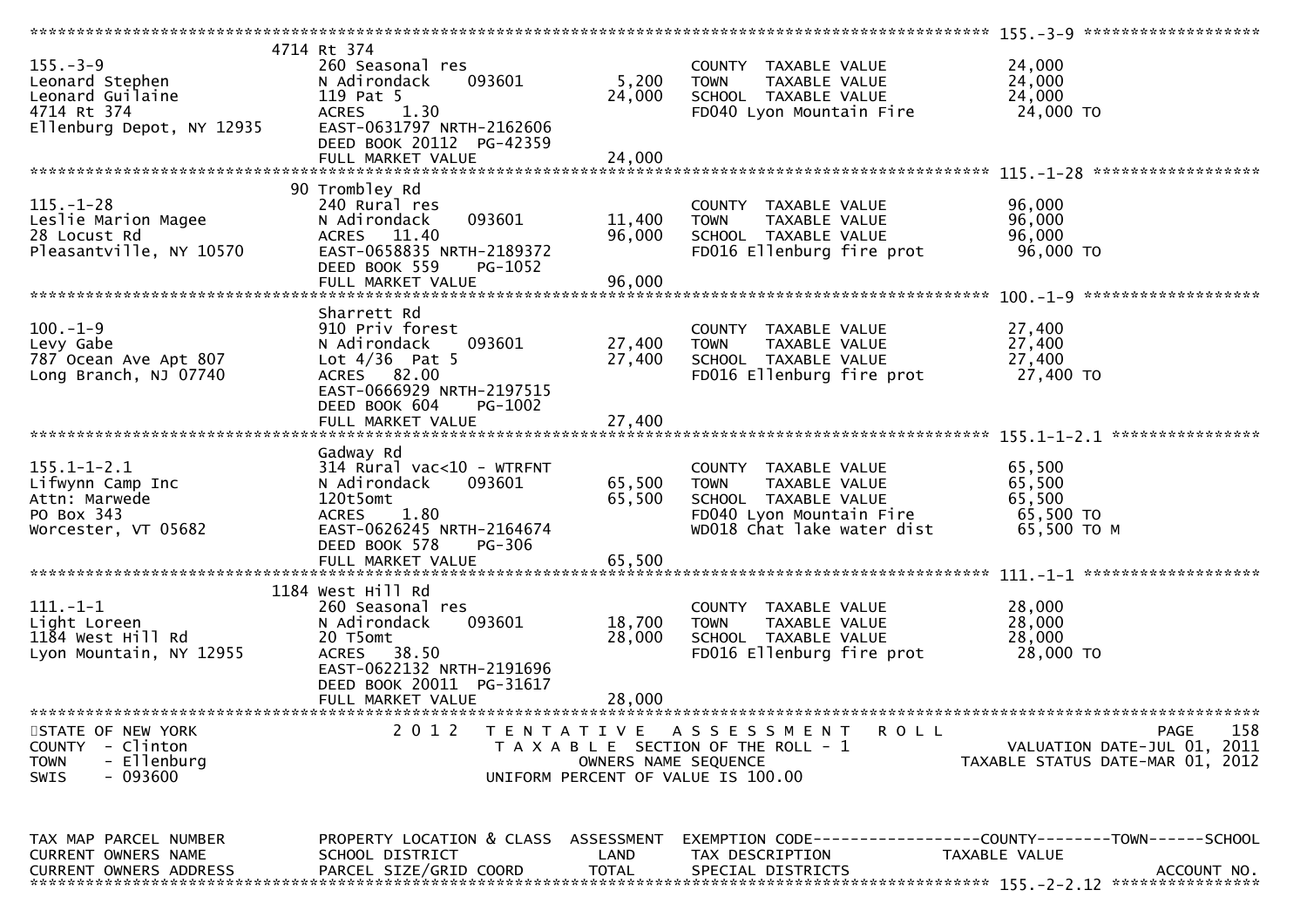```
******************************************************************************************************* 155.-3-9 ********************
                        4714 Rt 374
155.-3-9                       260 Seasonal res                       COUNTY  TAXABLE VALUE             24,000
Leonard Stephen                N Adirondack   093601      5,200      TOWN    TAXABLE VALUE             24,000
Leonard Guilaine               119 Pat 5                 24,000      SCHOOL  TAXABLE VALUE             24,000
4714 Rt 374                    ACRES    1.30                          FD040 Lyon Mountain Fire          24,000 TO
Ellenburg Depot, NY 12935      EAST-0631797 NRTH-2162606
                               DEED BOOK 20112  PG-42359
                               FULL MARKET VALUE         24,000
******************************************************************************************************* 115.-1-28 *******************
                        90 Trombley Rd
115.-1-28                      240 Rural res                          COUNTY  TAXABLE VALUE             96,000
Leslie Marion Magee            N Adirondack   093601     11,400      TOWN    TAXABLE VALUE             96,000
28 Locust Rd                   ACRES   11.40             96,000      SCHOOL  TAXABLE VALUE             96,000
Pleasantville, NY 10570        EAST-0658835 NRTH-2189372              FD016 Ellenburg fire prot         96,000 TO
                               DEED BOOK 559    PG-1052
                               FULL MARKET VALUE         96,000
******************************************************************************************************* 100.-1-9 ********************
                           Sharrett Rd
100.-1-9                       910 Priv forest                        COUNTY  TAXABLE VALUE             27,400
Levy Gabe                      N Adirondack   093601     27,400      TOWN    TAXABLE VALUE             27,400
787 Ocean Ave Apt 807          Lot 4/36  Pat 5           27,400      SCHOOL  TAXABLE VALUE             27,400
Long Branch, NJ 07740          ACRES   82.00                          FD016 Ellenburg fire prot         27,400 TO
                               EAST-0666929 NRTH-2197515
                               DEED BOOK 604    PG-1002
                               FULL MARKET VALUE         27,400
******************************************************************************************************* 155.1-1-2.1 *****************
                           Gadway Rd
155.1-1-2.1                    314 Rural vac<10 - WTRFNT              COUNTY  TAXABLE VALUE             65,500
Lifwynn Camp Inc               N Adirondack   093601     65,500      TOWN    TAXABLE VALUE             65,500
Attn: Marwede                  120t5omt                  65,500      SCHOOL  TAXABLE VALUE             65,500
PO Box 343                     ACRES    1.80                          FD040 Lyon Mountain Fire          65,500 TO
Worcester, VT 05682            EAST-0626245 NRTH-2164674              WD018 Chat lake water dist        65,500 TO M
                               DEED BOOK 578    PG-306
                               FULL MARKET VALUE         65,500
******************************************************************************************************* 111.-1-1 ********************
                        1184 West Hill Rd
111.-1-1                       260 Seasonal res                       COUNTY  TAXABLE VALUE             28,000
Light Loreen                   N Adirondack   093601     18,700      TOWN    TAXABLE VALUE             28,000
1184 West Hill Rd              20 T5omt                  28,000      SCHOOL  TAXABLE VALUE             28,000
Lyon Mountain, NY 12955        ACRES   38.50                          FD016 Ellenburg fire prot         28,000 TO
                               EAST-0622132 NRTH-2191696
                               DEED BOOK 20011  PG-31617
                               FULL MARKET VALUE         28,000
************************************************************************************************************************************
STATE OF NEW YORK                  2 0 1 2   T E N T A T I V E   A S S E S S M E N T   R O L L                              PAGE    158
COUNTY  - Clinton                          T A X A B L E  SECTION OF THE ROLL - 1                          VALUATION DATE-JUL 01, 2011
TOWN    - Ellenburg                                 OWNERS NAME SEQUENCE                              TAXABLE STATUS DATE-MAR 01, 2012
SWIS    - 093600                               UNIFORM PERCENT OF VALUE IS 100.00


TAX MAP PARCEL NUMBER          PROPERTY LOCATION & CLASS  ASSESSMENT  EXEMPTION CODE------------------COUNTY--------TOWN------SCHOOL
CURRENT OWNERS NAME            SCHOOL DISTRICT               LAND      TAX DESCRIPTION              TAXABLE VALUE
CURRENT OWNERS ADDRESS         PARCEL SIZE/GRID COORD       TOTAL      SPECIAL DISTRICTS                                   ACCOUNT NO.
******************************************************************************************************* 155.-2-2.12 *****************
```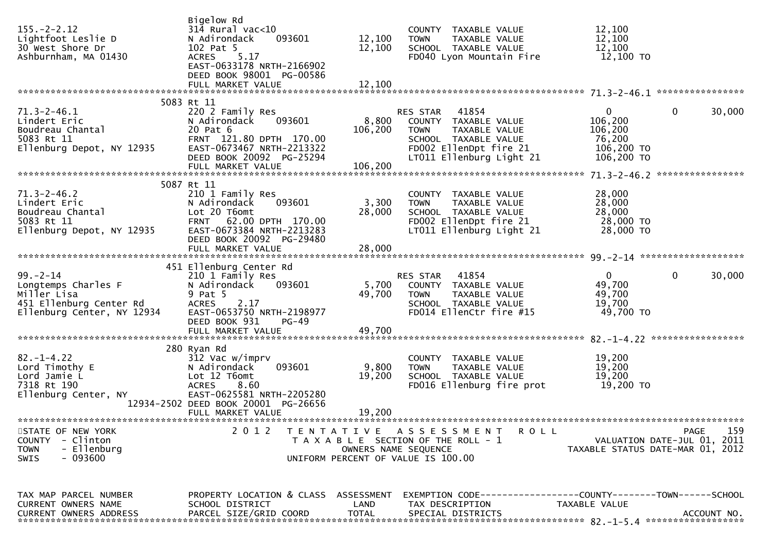```
                                Bigelow Rd
155.-2-2.12                     314 Rural vac<10                     COUNTY  TAXABLE VALUE             12,100
Lightfoot Leslie D              N Adirondack    093601      12,100   TOWN    TAXABLE VALUE             12,100
30 West Shore Dr                102 Pat 5                   12,100   SCHOOL  TAXABLE VALUE             12,100
Ashburnham, MA 01430            ACRES    5.17                        FD040 Lyon Mountain Fire          12,100 TO
                                EAST-0633178 NRTH-2166902
                                DEED BOOK 98001  PG-00586
                                FULL MARKET VALUE           12,100
******************************************************************************************************* 71.3-2-46.1 ****************
                          5083 Rt 11
71.3-2-46.1                     220 2 Family Res                     RES STAR   41854                  0            0       30,000
Lindert Eric                    N Adirondack    093601       8,800   COUNTY  TAXABLE VALUE            106,200
Boudreau Chantal                20 Pat 6                   106,200   TOWN    TAXABLE VALUE            106,200
5083 Rt 11                      FRNT  121.80 DPTH  170.00            SCHOOL  TAXABLE VALUE             76,200
Ellenburg Depot, NY 12935       EAST-0673467 NRTH-2213322            FD002 EllenDpt fire 21           106,200 TO
                                DEED BOOK 20092  PG-25294            LT011 Ellenburg Light 21         106,200 TO
                                FULL MARKET VALUE          106,200
******************************************************************************************************* 71.3-2-46.2 ****************
                          5087 Rt 11
71.3-2-46.2                     210 1 Family Res                     COUNTY  TAXABLE VALUE             28,000
Lindert Eric                    N Adirondack    093601       3,300   TOWN    TAXABLE VALUE             28,000
Boudreau Chantal                Lot 20 T6omt                28,000   SCHOOL  TAXABLE VALUE             28,000
5083 Rt 11                      FRNT   62.00 DPTH  170.00            FD002 EllenDpt fire 21            28,000 TO
Ellenburg Depot, NY 12935       EAST-0673384 NRTH-2213283            LT011 Ellenburg Light 21          28,000 TO
                                DEED BOOK 20092  PG-29480
                                FULL MARKET VALUE           28,000
******************************************************************************************************* 99.-2-14 *******************
                           451 Ellenburg Center Rd
99.-2-14                        210 1 Family Res                     RES STAR   41854                  0            0       30,000
Longtemps Charles F             N Adirondack    093601       5,700   COUNTY  TAXABLE VALUE             49,700
Miller Lisa                     9 Pat 5                     49,700   TOWN    TAXABLE VALUE             49,700
451 Ellenburg Center Rd         ACRES    2.17                        SCHOOL  TAXABLE VALUE             19,700
Ellenburg Center, NY 12934      EAST-0653750 NRTH-2198977            FD014 EllenCtr fire #15           49,700 TO
                                DEED BOOK 931    PG-49
                                FULL MARKET VALUE           49,700
******************************************************************************************************* 82.-1-4.22 *****************
                           280 Ryan Rd
82.-1-4.22                      312 Vac w/imprv                      COUNTY  TAXABLE VALUE             19,200
Lord Timothy E                  N Adirondack    093601       9,800   TOWN    TAXABLE VALUE             19,200
Lord Jamie L                    Lot 12 T6omt                19,200   SCHOOL  TAXABLE VALUE             19,200
7318 Rt 190                     ACRES    8.60                        FD016 Ellenburg fire prot         19,200 TO
Ellenburg Center, NY            EAST-0625581 NRTH-2205280
                     12934-2502 DEED BOOK 20001  PG-26656
                                FULL MARKET VALUE           19,200
************************************************************************************************************************************
STATE OF NEW YORK                2 0 1 2   T E N T A T I V E   A S S E S S M E N T   R O L L                              PAGE   159
COUNTY  - Clinton                          T A X A B L E  SECTION OF THE ROLL - 1                      VALUATION DATE-JUL 01, 2011
TOWN    - Ellenburg                                 OWNERS NAME SEQUENCE                          TAXABLE STATUS DATE-MAR 01, 2012
SWIS    - 093600                                UNIFORM PERCENT OF VALUE IS 100.00


TAX MAP PARCEL NUMBER           PROPERTY LOCATION & CLASS  ASSESSMENT  EXEMPTION CODE------------------COUNTY--------TOWN------SCHOOL
CURRENT OWNERS NAME             SCHOOL DISTRICT               LAND     TAX DESCRIPTION            TAXABLE VALUE
CURRENT OWNERS ADDRESS          PARCEL SIZE/GRID COORD        TOTAL    SPECIAL DISTRICTS                                  ACCOUNT NO.
******************************************************************************************************* 82.-1-5.4 ******************
```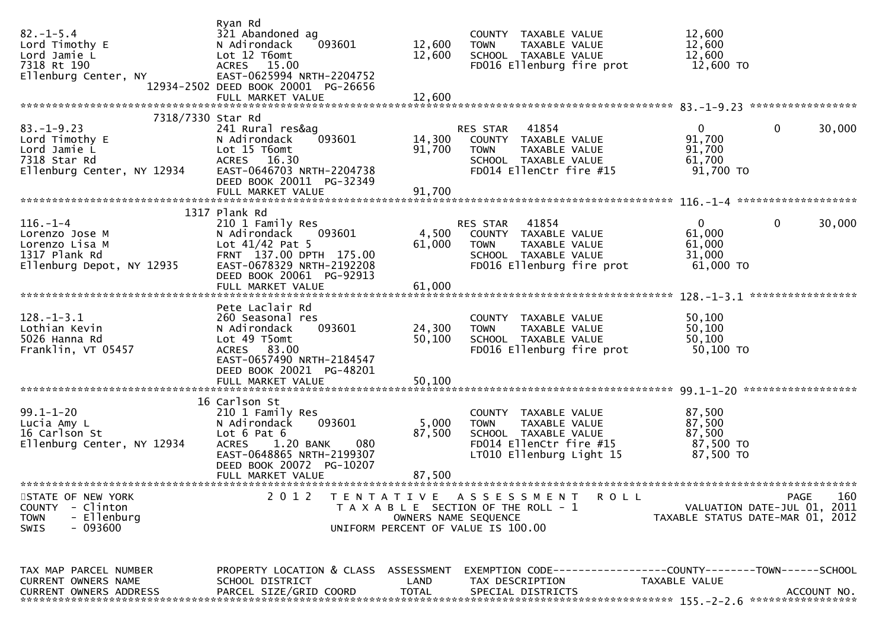```
                                    Ryan Rd
82.-1-5.4                           321 Abandoned ag                      COUNTY  TAXABLE VALUE             12,600
Lord Timothy E                      N Adirondack    093601      12,600    TOWN    TAXABLE VALUE             12,600
Lord Jamie L                        Lot 12 T6omt                12,600    SCHOOL  TAXABLE VALUE             12,600
7318 Rt 190                         ACRES  15.00                          FD016 Ellenburg fire prot          12,600 TO
Ellenburg Center, NY                EAST-0625994 NRTH-2204752
                         12934-2502 DEED BOOK 20001  PG-26656
                                    FULL MARKET VALUE           12,600
******************************************************************************************************* 83.-1-9.23 *****************
                          7318/7330 Star Rd
83.-1-9.23                          241 Rural res&ag                      RES STAR   41854                      0             0     30,000
Lord Timothy E                      N Adirondack    093601      14,300    COUNTY  TAXABLE VALUE             91,700
Lord Jamie L                        Lot 15 T6omt                91,700    TOWN    TAXABLE VALUE             91,700
7318 Star Rd                        ACRES  16.30                          SCHOOL  TAXABLE VALUE             61,700
Ellenburg Center, NY 12934          EAST-0646703 NRTH-2204738             FD014 EllenCtr fire #15            91,700 TO
                                    DEED BOOK 20011  PG-32349
                                    FULL MARKET VALUE           91,700
******************************************************************************************************* 116.-1-4 *******************
                                    1317 Plank Rd
116.-1-4                            210 1 Family Res                      RES STAR   41854                      0             0     30,000
Lorenzo Jose M                      N Adirondack    093601       4,500    COUNTY  TAXABLE VALUE             61,000
Lorenzo Lisa M                      Lot 41/42 Pat 5             61,000    TOWN    TAXABLE VALUE             61,000
1317 Plank Rd                       FRNT 137.00 DPTH 175.00               SCHOOL  TAXABLE VALUE             31,000
Ellenburg Depot, NY 12935           EAST-0678329 NRTH-2192208             FD016 Ellenburg fire prot          61,000 TO
                                    DEED BOOK 20061  PG-92913
                                    FULL MARKET VALUE           61,000
******************************************************************************************************* 128.-1-3.1 *****************
                                    Pete Laclair Rd
128.-1-3.1                          260 Seasonal res                      COUNTY  TAXABLE VALUE             50,100
Lothian Kevin                       N Adirondack    093601      24,300    TOWN    TAXABLE VALUE             50,100
5026 Hanna Rd                       Lot 49 T5omt                50,100    SCHOOL  TAXABLE VALUE             50,100
Franklin, VT 05457                  ACRES  83.00                          FD016 Ellenburg fire prot          50,100 TO
                                    EAST-0657490 NRTH-2184547
                                    DEED BOOK 20021  PG-48201
                                    FULL MARKET VALUE           50,100
******************************************************************************************************* 99.1-1-20 ******************
                                    16 Carlson St
99.1-1-20                           210 1 Family Res                      COUNTY  TAXABLE VALUE             87,500
Lucia Amy L                         N Adirondack    093601       5,000    TOWN    TAXABLE VALUE             87,500
16 Carlson St                       Lot 6 Pat 6                 87,500    SCHOOL  TAXABLE VALUE             87,500
Ellenburg Center, NY 12934          ACRES   1.20 BANK    080              FD014 EllenCtr fire #15            87,500 TO
                                    EAST-0648865 NRTH-2199307             LT010 Ellenburg Light 15           87,500 TO
                                    DEED BOOK 20072  PG-10207
                                    FULL MARKET VALUE           87,500
************************************************************************************************************************************
STATE OF NEW YORK                   2 0 1 2   T E N T A T I V E   A S S E S S M E N T   R O L L                              PAGE   160
COUNTY  - Clinton                             T A X A B L E  SECTION OF THE ROLL - 1                        VALUATION DATE-JUL 01, 2011
TOWN    - Ellenburg                                  OWNERS NAME SEQUENCE                            TAXABLE STATUS DATE-MAR 01, 2012
SWIS    - 093600                              UNIFORM PERCENT OF VALUE IS 100.00


TAX MAP PARCEL NUMBER               PROPERTY LOCATION & CLASS  ASSESSMENT  EXEMPTION CODE------------------COUNTY--------TOWN------SCHOOL
CURRENT OWNERS NAME                 SCHOOL DISTRICT              LAND      TAX DESCRIPTION              TAXABLE VALUE
CURRENT OWNERS ADDRESS              PARCEL SIZE/GRID COORD       TOTAL     SPECIAL DISTRICTS                                 ACCOUNT NO.
******************************************************************************************************* 155.-2-2.6 *****************
```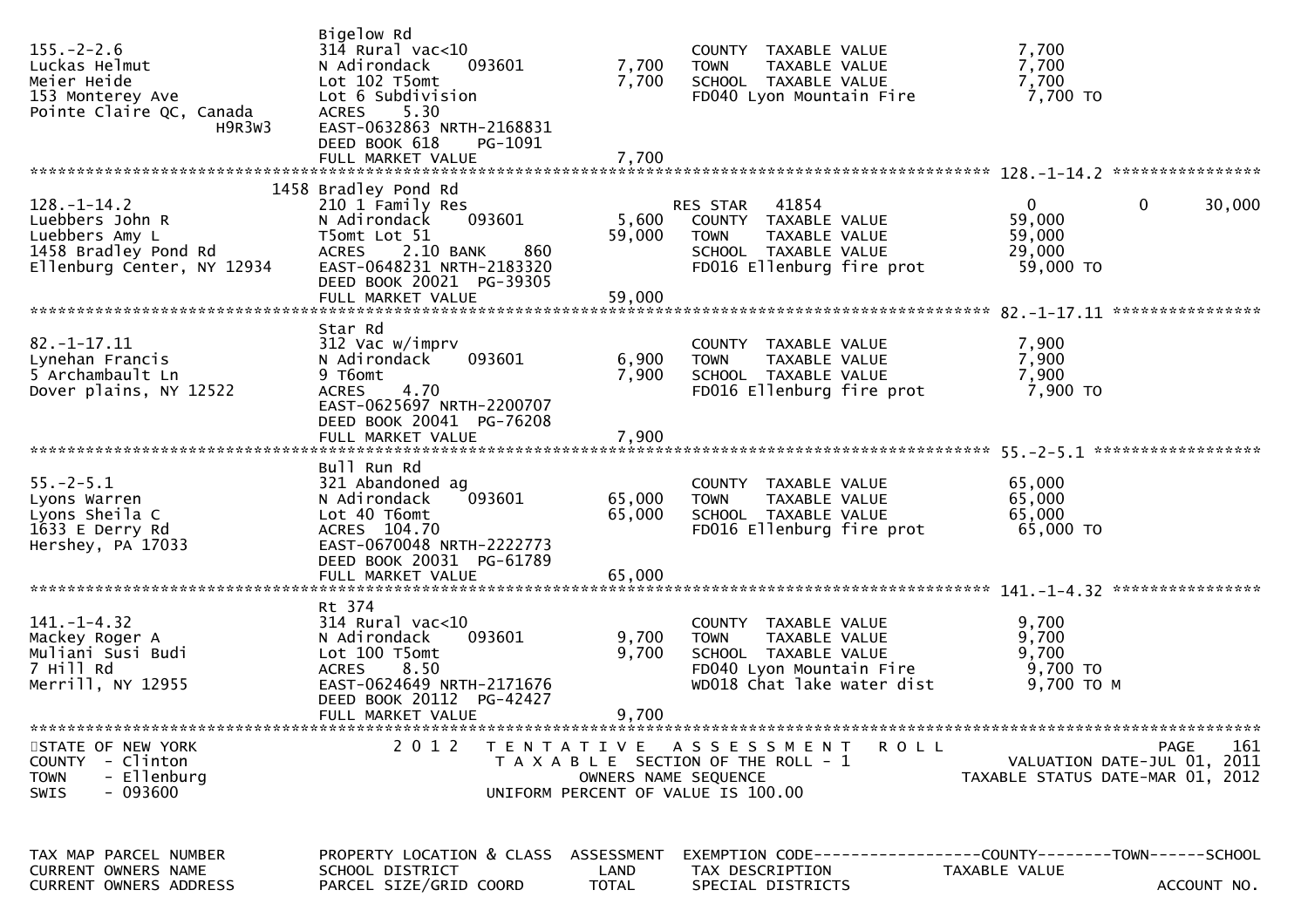```
                           Bigelow Rd
155.-2-2.6                 314 Rural vac<10                          COUNTY  TAXABLE VALUE              7,700
Luckas Helmut              N Adirondack     093601       7,700       TOWN    TAXABLE VALUE              7,700
Meier Heide                Lot 102 T5omt                  7,700       SCHOOL  TAXABLE VALUE              7,700
153 Monterey Ave           Lot 6 Subdivision                         FD040 Lyon Mountain Fire           7,700 TO
Pointe Claire QC, Canada   ACRES    5.30
                 H9R3W3    EAST-0632863 NRTH-2168831
                           DEED BOOK 618     PG-1091
                           FULL MARKET VALUE              7,700
******************************************************************************************************* 128.-1-14.2 ****************
                      1458 Bradley Pond Rd
128.-1-14.2                210 1 Family Res                          RES STAR   41854                    0            0       30,000
Luebbers John R            N Adirondack     093601       5,600       COUNTY  TAXABLE VALUE             59,000
Luebbers Amy L             T5omt Lot 51                  59,000       TOWN    TAXABLE VALUE             59,000
1458 Bradley Pond Rd       ACRES    2.10 BANK     860                SCHOOL  TAXABLE VALUE             29,000
Ellenburg Center, NY 12934 EAST-0648231 NRTH-2183320                 FD016 Ellenburg fire prot          59,000 TO
                           DEED BOOK 20021  PG-39305
                           FULL MARKET VALUE             59,000
******************************************************************************************************* 82.-1-17.11 ****************
                           Star Rd
82.-1-17.11                312 Vac w/imprv                           COUNTY  TAXABLE VALUE              7,900
Lynehan Francis            N Adirondack     093601       6,900       TOWN    TAXABLE VALUE              7,900
5 Archambault Ln           9 T6omt                        7,900       SCHOOL  TAXABLE VALUE              7,900
Dover plains, NY 12522     ACRES    4.70                             FD016 Ellenburg fire prot           7,900 TO
                           EAST-0625697 NRTH-2200707
                           DEED BOOK 20041  PG-76208
                           FULL MARKET VALUE              7,900
******************************************************************************************************* 55.-2-5.1 ******************
                           Bull Run Rd
55.-2-5.1                  321 Abandoned ag                          COUNTY  TAXABLE VALUE             65,000
Lyons Warren               N Adirondack     093601      65,000       TOWN    TAXABLE VALUE             65,000
Lyons Sheila C             Lot 40 T6omt                  65,000       SCHOOL  TAXABLE VALUE             65,000
1633 E Derry Rd            ACRES  104.70                             FD016 Ellenburg fire prot          65,000 TO
Hershey, PA 17033          EAST-0670048 NRTH-2222773
                           DEED BOOK 20031  PG-61789
                           FULL MARKET VALUE             65,000
******************************************************************************************************* 141.-1-4.32 ****************
                           Rt 374
141.-1-4.32                314 Rural vac<10                          COUNTY  TAXABLE VALUE              9,700
Mackey Roger A             N Adirondack     093601       9,700       TOWN    TAXABLE VALUE              9,700
Muliani Susi Budi          Lot 100 T5omt                  9,700       SCHOOL  TAXABLE VALUE              9,700
7 Hill Rd                  ACRES    8.50                             FD040 Lyon Mountain Fire           9,700 TO
Merrill, NY 12955          EAST-0624649 NRTH-2171676                 WD018 Chat lake water dist         9,700 TO M
                           DEED BOOK 20112  PG-42427
                           FULL MARKET VALUE              9,700
************************************************************************************************************************************
STATE OF NEW YORK                 2 0 1 2   T E N T A T I V E   A S S E S S M E N T   R O L L                          PAGE    161
COUNTY  - Clinton                       T A X A B L E  SECTION OF THE ROLL - 1                     VALUATION DATE-JUL 01, 2011
TOWN    - Ellenburg                           OWNERS NAME SEQUENCE                            TAXABLE STATUS DATE-MAR 01, 2012
SWIS    - 093600                      UNIFORM PERCENT OF VALUE IS 100.00


TAX MAP PARCEL NUMBER      PROPERTY LOCATION & CLASS  ASSESSMENT  EXEMPTION CODE------------------COUNTY--------TOWN------SCHOOL
CURRENT OWNERS NAME        SCHOOL DISTRICT              LAND      TAX DESCRIPTION             TAXABLE VALUE
CURRENT OWNERS ADDRESS     PARCEL SIZE/GRID COORD      TOTAL      SPECIAL DISTRICTS                                      ACCOUNT NO.
```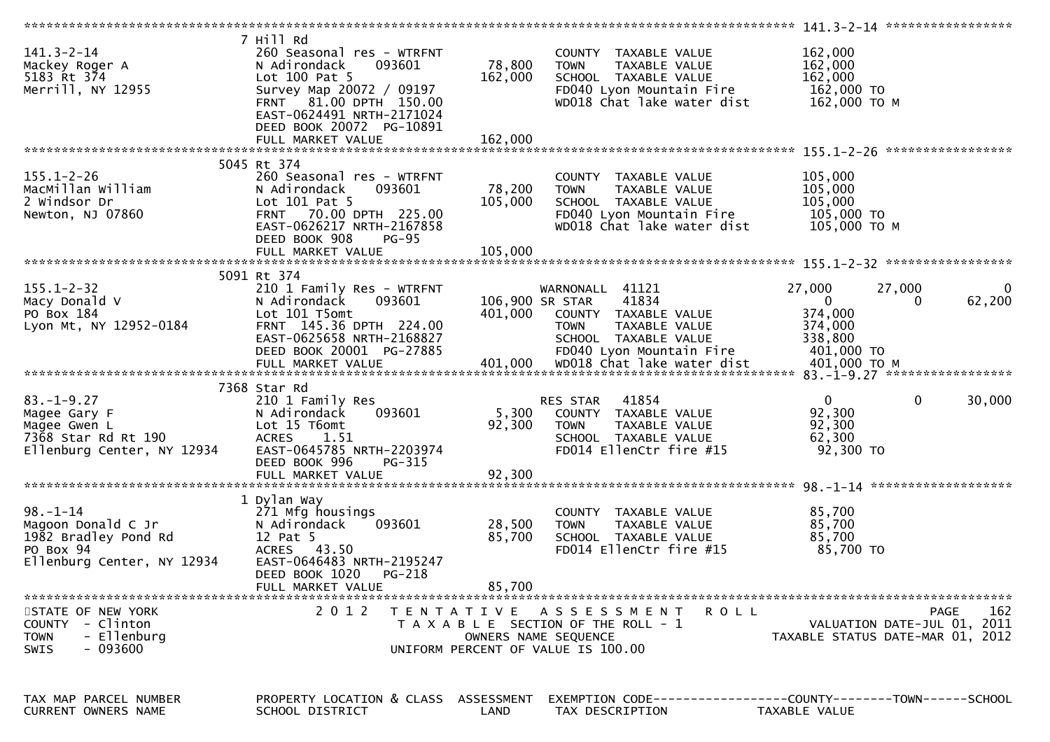```
******************************************************************************************************* 141.3-2-14 *****************
                    7 Hill Rd
141.3-2-14           260 Seasonal res - WTRFNT            COUNTY  TAXABLE VALUE          162,000
Mackey Roger A       N Adirondack     093601     78,800   TOWN    TAXABLE VALUE          162,000
5183 Rt 374          Lot 100 Pat 5              162,000   SCHOOL  TAXABLE VALUE          162,000
Merrill, NY 12955    Survey Map 20072 / 09197             FD040 Lyon Mountain Fire        162,000 TO
                     FRNT   81.00 DPTH 150.00             WD018 Chat lake water dist      162,000 TO M
                     EAST-0624491 NRTH-2171024
                     DEED BOOK 20072  PG-10891
                     FULL MARKET VALUE          162,000
******************************************************************************************************* 155.1-2-26 *****************
                    5045 Rt 374
155.1-2-26           260 Seasonal res - WTRFNT            COUNTY  TAXABLE VALUE          105,000
MacMillan William    N Adirondack     093601     78,200   TOWN    TAXABLE VALUE          105,000
2 Windsor Dr         Lot 101 Pat 5              105,000   SCHOOL  TAXABLE VALUE          105,000
Newton, NJ 07860     FRNT   70.00 DPTH 225.00             FD040 Lyon Mountain Fire        105,000 TO
                     EAST-0626217 NRTH-2167858            WD018 Chat lake water dist      105,000 TO M
                     DEED BOOK 908    PG-95
                     FULL MARKET VALUE          105,000
******************************************************************************************************* 155.1-2-32 *****************
                    5091 Rt 374
155.1-2-32           210 1 Family Res - WTRFNT            WARNONALL  41121             27,000       27,000             0
Macy Donald V        N Adirondack     093601    106,900 SR STAR      41834                  0            0        62,200
PO Box 184           Lot 101 T5omt              401,000   COUNTY  TAXABLE VALUE          374,000
Lyon Mt, NY 12952-0184  FRNT 145.36 DPTH 224.00           TOWN    TAXABLE VALUE          374,000
                     EAST-0625658 NRTH-2168827            SCHOOL  TAXABLE VALUE          338,800
                     DEED BOOK 20001  PG-27885            FD040 Lyon Mountain Fire        401,000 TO
                     FULL MARKET VALUE          401,000   WD018 Chat lake water dist      401,000 TO M
******************************************************************************************************* 83.-1-9.27 *****************
                    7368 Star Rd
83.-1-9.27           210 1 Family Res                     RES STAR   41854                  0            0        30,000
Magee Gary F         N Adirondack     093601      5,300   COUNTY  TAXABLE VALUE           92,300
Magee Gwen L         Lot 15 T6omt                92,300   TOWN    TAXABLE VALUE           92,300
7368 Star Rd Rt 190  ACRES    1.51                        SCHOOL  TAXABLE VALUE           62,300
Ellenburg Center, NY 12934  EAST-0645785 NRTH-2203974     FD014 EllenCtr fire #15          92,300 TO
                     DEED BOOK 996    PG-315
                     FULL MARKET VALUE           92,300
******************************************************************************************************* 98.-1-14 *******************
                    1 Dylan Way
98.-1-14             271 Mfg housings                     COUNTY  TAXABLE VALUE           85,700
Magoon Donald C Jr   N Adirondack     093601     28,500   TOWN    TAXABLE VALUE           85,700
1982 Bradley Pond Rd 12 Pat 5                    85,700   SCHOOL  TAXABLE VALUE           85,700
PO Box 94            ACRES   43.50                        FD014 EllenCtr fire #15          85,700 TO
Ellenburg Center, NY 12934  EAST-0646483 NRTH-2195247
                     DEED BOOK 1020   PG-218
                     FULL MARKET VALUE           85,700
************************************************************************************************************************************
STATE OF NEW YORK              2 0 1 2   T E N T A T I V E   A S S E S S M E N T   R O L L                              PAGE   162
COUNTY  - Clinton                        T A X A B L E  SECTION OF THE ROLL - 1                   VALUATION DATE-JUL 01, 2011
TOWN    - Ellenburg                             OWNERS NAME SEQUENCE                          TAXABLE STATUS DATE-MAR 01, 2012
SWIS    - 093600                          UNIFORM PERCENT OF VALUE IS 100.00


TAX MAP PARCEL NUMBER    PROPERTY LOCATION & CLASS  ASSESSMENT  EXEMPTION CODE------------------COUNTY--------TOWN------SCHOOL
CURRENT OWNERS NAME      SCHOOL DISTRICT               LAND      TAX DESCRIPTION            TAXABLE VALUE
```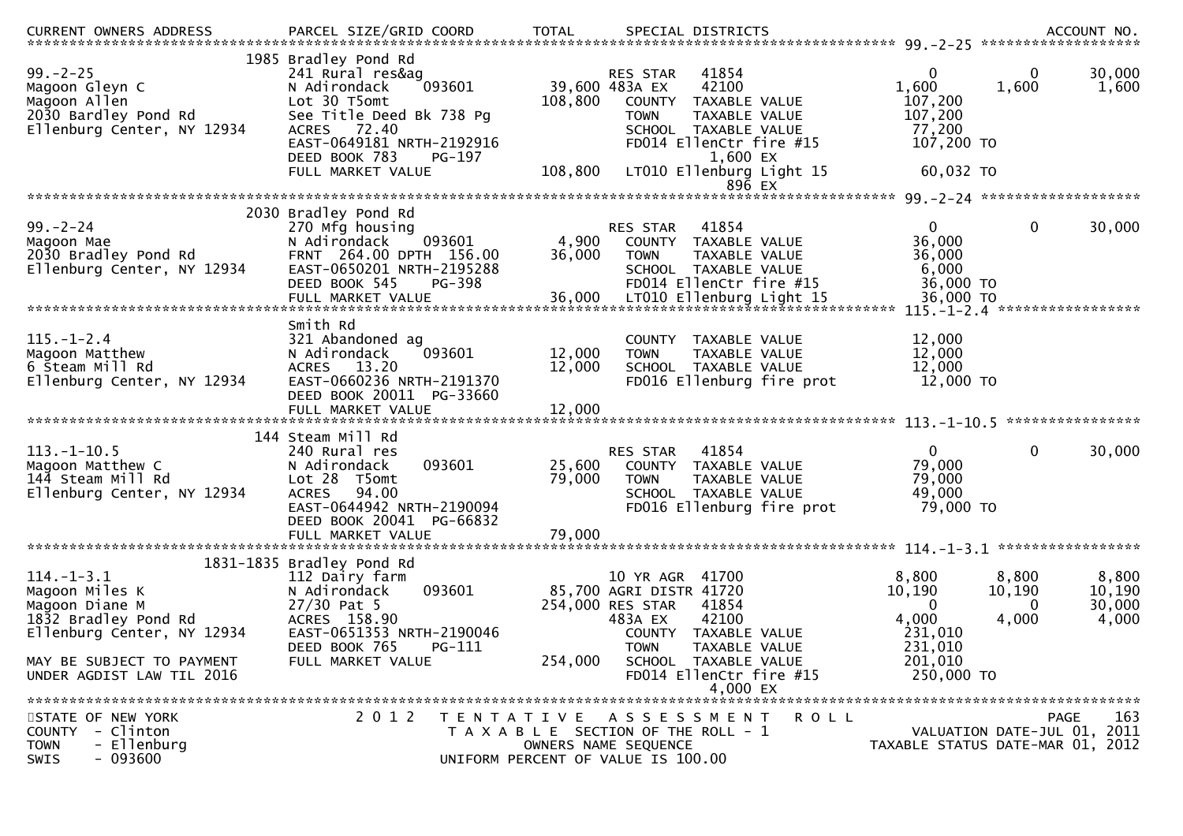| CURRENT OWNERS ADDRESS | PARCEL SIZE/GRID COORD | TOTAL | SPECIAL DISTRICTS | | | ACCOUNT NO. |
|---|---|---|---|---|---|---|
| **99.-2-25** | | | | | | |
| | 1985 Bradley Pond Rd | | | | | |
| 99.-2-25 | 241 Rural res&ag | | RES STAR 41854 | 0 | 0 | 30,000 |
| Magoon Gleyn C | N Adirondack 093601 | 39,600 | 483A EX 42100 | 1,600 | 1,600 | 1,600 |
| Magoon Allen | Lot 30 T5omt | 108,800 | COUNTY TAXABLE VALUE | 107,200 | | |
| 2030 Bardley Pond Rd | See Title Deed Bk 738 Pg | | TOWN TAXABLE VALUE | 107,200 | | |
| Ellenburg Center, NY 12934 | ACRES 72.40 | | SCHOOL TAXABLE VALUE | 77,200 | | |
| | EAST-0649181 NRTH-2192916 | | FD014 EllenCtr fire #15 | 107,200 TO | | |
| | DEED BOOK 783 PG-197 | | 1,600 EX | | | |
| | FULL MARKET VALUE | 108,800 | LT010 Ellenburg Light 15 | 60,032 TO | | |
| | | | 896 EX | | | |
| **99.-2-24** | | | | | | |
| | 2030 Bradley Pond Rd | | | | | |
| 99.-2-24 | 270 Mfg housing | | RES STAR 41854 | 0 | 0 | 30,000 |
| Magoon Mae | N Adirondack 093601 | 4,900 | COUNTY TAXABLE VALUE | 36,000 | | |
| 2030 Bradley Pond Rd | FRNT 264.00 DPTH 156.00 | 36,000 | TOWN TAXABLE VALUE | 36,000 | | |
| Ellenburg Center, NY 12934 | EAST-0650201 NRTH-2195288 | | SCHOOL TAXABLE VALUE | 6,000 | | |
| | DEED BOOK 545 PG-398 | | FD014 EllenCtr fire #15 | 36,000 TO | | |
| | FULL MARKET VALUE | 36,000 | LT010 Ellenburg Light 15 | 36,000 TO | | |
| **115.-1-2.4** | | | | | | |
| | Smith Rd | | | | | |
| 115.-1-2.4 | 321 Abandoned ag | | COUNTY TAXABLE VALUE | 12,000 | | |
| Magoon Matthew | N Adirondack 093601 | 12,000 | TOWN TAXABLE VALUE | 12,000 | | |
| 6 Steam Mill Rd | ACRES 13.20 | 12,000 | SCHOOL TAXABLE VALUE | 12,000 | | |
| Ellenburg Center, NY 12934 | EAST-0660236 NRTH-2191370 | | FD016 Ellenburg fire prot | 12,000 TO | | |
| | DEED BOOK 20011 PG-33660 | | | | | |
| | FULL MARKET VALUE | 12,000 | | | | |
| **113.-1-10.5** | | | | | | |
| | 144 Steam Mill Rd | | | | | |
| 113.-1-10.5 | 240 Rural res | | RES STAR 41854 | 0 | 0 | 30,000 |
| Magoon Matthew C | N Adirondack 093601 | 25,600 | COUNTY TAXABLE VALUE | 79,000 | | |
| 144 Steam Mill Rd | Lot 28 T5omt | 79,000 | TOWN TAXABLE VALUE | 79,000 | | |
| Ellenburg Center, NY 12934 | ACRES 94.00 | | SCHOOL TAXABLE VALUE | 49,000 | | |
| | EAST-0644942 NRTH-2190094 | | FD016 Ellenburg fire prot | 79,000 TO | | |
| | DEED BOOK 20041 PG-66832 | | | | | |
| | FULL MARKET VALUE | 79,000 | | | | |
| **114.-1-3.1** | | | | | | |
| | 1831-1835 Bradley Pond Rd | | | | | |
| 114.-1-3.1 | 112 Dairy farm | | 10 YR AGR 41700 | 8,800 | 8,800 | 8,800 |
| Magoon Miles K | N Adirondack 093601 | 85,700 | AGRI DISTR 41720 | 10,190 | 10,190 | 10,190 |
| Magoon Diane M | 27/30 Pat 5 | 254,000 | RES STAR 41854 | 0 | 0 | 30,000 |
| 1832 Bradley Pond Rd | ACRES 158.90 | | 483A EX 42100 | 4,000 | 4,000 | 4,000 |
| Ellenburg Center, NY 12934 | EAST-0651353 NRTH-2190046 | | COUNTY TAXABLE VALUE | 231,010 | | |
| | DEED BOOK 765 PG-111 | | TOWN TAXABLE VALUE | 231,010 | | |
| MAY BE SUBJECT TO PAYMENT | FULL MARKET VALUE | 254,000 | SCHOOL TAXABLE VALUE | 201,010 | | |
| UNDER AGDIST LAW TIL 2016 | | | FD014 EllenCtr fire #15 | 250,000 TO | | |
| | | | 4,000 EX | | | |

STATE OF NEW YORK — 2012 TENTATIVE ASSESSMENT ROLL — PAGE 163
COUNTY - Clinton — TAXABLE SECTION OF THE ROLL - 1 — VALUATION DATE-JUL 01, 2011
TOWN - Ellenburg — OWNERS NAME SEQUENCE — TAXABLE STATUS DATE-MAR 01, 2012
SWIS - 093600 — UNIFORM PERCENT OF VALUE IS 100.00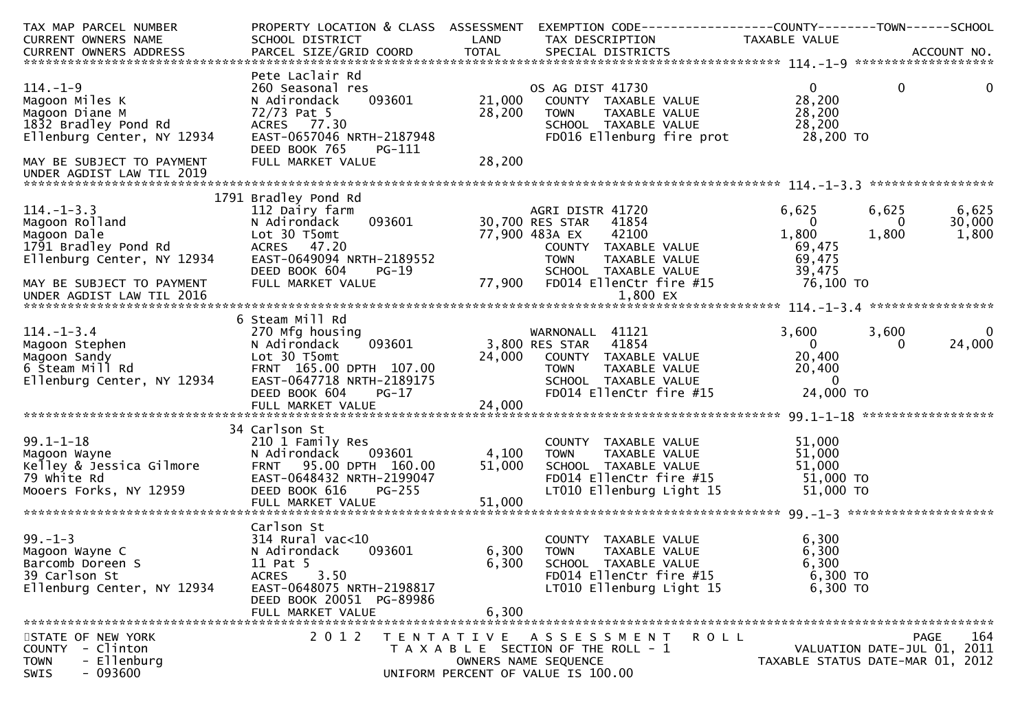```
TAX MAP PARCEL NUMBER          PROPERTY LOCATION & CLASS  ASSESSMENT  EXEMPTION CODE------------------COUNTY--------TOWN------SCHOOL
CURRENT OWNERS NAME            SCHOOL DISTRICT               LAND     TAX DESCRIPTION            TAXABLE VALUE
CURRENT OWNERS ADDRESS         PARCEL SIZE/GRID COORD        TOTAL    SPECIAL DISTRICTS                                    ACCOUNT NO.
******************************************************************************************************* 114.-1-9 ******************
                               Pete Laclair Rd
114.-1-9                       260 Seasonal res                       OS AG DIST 41730                0            0            0
Magoon Miles K                 N Adirondack     093601       21,000   COUNTY  TAXABLE VALUE          28,200
Magoon Diane M                 72/73 Pat 5                   28,200   TOWN    TAXABLE VALUE          28,200
1832 Bradley Pond Rd           ACRES  77.30                           SCHOOL  TAXABLE VALUE          28,200
Ellenburg Center, NY 12934     EAST-0657046 NRTH-2187948              FD016 Ellenburg fire prot       28,200 TO
                               DEED BOOK 765    PG-111
MAY BE SUBJECT TO PAYMENT      FULL MARKET VALUE             28,200
UNDER AGDIST LAW TIL 2019
******************************************************************************************************* 114.-1-3.3 ****************
                               1791 Bradley Pond Rd
114.-1-3.3                     112 Dairy farm                         AGRI DISTR 41720             6,625        6,625        6,625
Magoon Rolland                 N Adirondack     093601       30,700 RES STAR   41854                   0            0       30,000
Magoon Dale                    Lot 30 T5omt                  77,900 483A EX    42100               1,800        1,800        1,800
1791 Bradley Pond Rd           ACRES  47.20                           COUNTY  TAXABLE VALUE          69,475
Ellenburg Center, NY 12934     EAST-0649094 NRTH-2189552              TOWN    TAXABLE VALUE          69,475
                               DEED BOOK 604    PG-19                 SCHOOL  TAXABLE VALUE          39,475
MAY BE SUBJECT TO PAYMENT      FULL MARKET VALUE             77,900   FD014 EllenCtr fire #15         76,100 TO
UNDER AGDIST LAW TIL 2016                                                  1,800 EX
******************************************************************************************************* 114.-1-3.4 ****************
                               6 Steam Mill Rd
114.-1-3.4                     270 Mfg housing                        WARNONALL  41121             3,600        3,600            0
Magoon Stephen                 N Adirondack     093601        3,800 RES STAR   41854                   0            0       24,000
Magoon Sandy                   Lot 30 T5omt                  24,000   COUNTY  TAXABLE VALUE          20,400
6 Steam Mill Rd                FRNT 165.00 DPTH 107.00                TOWN    TAXABLE VALUE          20,400
Ellenburg Center, NY 12934     EAST-0647718 NRTH-2189175              SCHOOL  TAXABLE VALUE               0
                               DEED BOOK 604    PG-17                 FD014 EllenCtr fire #15         24,000 TO
                               FULL MARKET VALUE             24,000
******************************************************************************************************* 99.1-1-18 *****************
                               34 Carlson St
99.1-1-18                      210 1 Family Res                       COUNTY  TAXABLE VALUE          51,000
Magoon Wayne                   N Adirondack     093601        4,100   TOWN    TAXABLE VALUE          51,000
Kelley & Jessica Gilmore       FRNT  95.00 DPTH 160.00       51,000   SCHOOL  TAXABLE VALUE          51,000
79 White Rd                    EAST-0648432 NRTH-2199047              FD014 EllenCtr fire #15         51,000 TO
Mooers Forks, NY 12959         DEED BOOK 616    PG-255                LT010 Ellenburg Light 15        51,000 TO
                               FULL MARKET VALUE             51,000
******************************************************************************************************* 99.-1-3 *******************
                               Carlson St
99.-1-3                        314 Rural vac<10                       COUNTY  TAXABLE VALUE           6,300
Magoon Wayne C                 N Adirondack     093601        6,300   TOWN    TAXABLE VALUE           6,300
Barcomb Doreen S               11 Pat 5                       6,300   SCHOOL  TAXABLE VALUE           6,300
39 Carlson St                  ACRES   3.50                           FD014 EllenCtr fire #15          6,300 TO
Ellenburg Center, NY 12934     EAST-0648075 NRTH-2198817              LT010 Ellenburg Light 15         6,300 TO
                               DEED BOOK 20051 PG-89986
                               FULL MARKET VALUE              6,300
************************************************************************************************************************************
STATE OF NEW YORK                 2 0 1 2   T E N T A T I V E   A S S E S S M E N T   R O L L
COUNTY  - Clinton                      T A X A B L E  SECTION OF THE ROLL - 1                  VALUATION DATE-JUL 01, 2011
TOWN    - Ellenburg                           OWNERS NAME SEQUENCE                         TAXABLE STATUS DATE-MAR 01, 2012
SWIS    - 093600                        UNIFORM PERCENT OF VALUE IS 100.00
```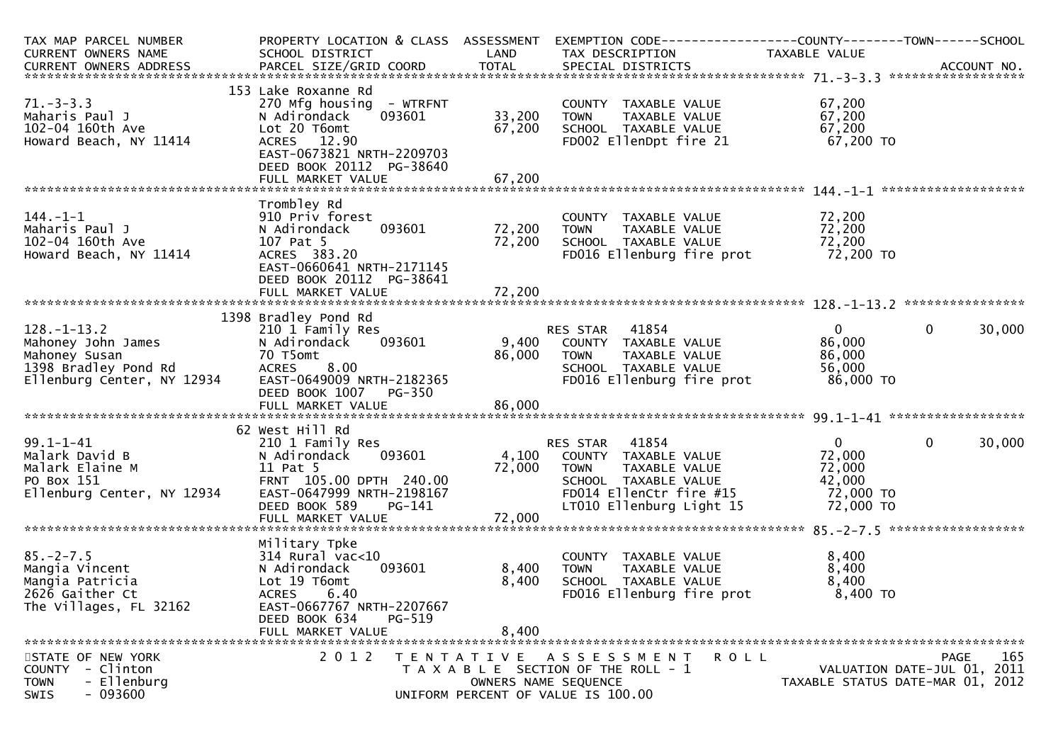| TAX MAP PARCEL NUMBER<br>CURRENT OWNERS NAME<br>CURRENT OWNERS ADDRESS | PROPERTY LOCATION & CLASS<br>SCHOOL DISTRICT<br>PARCEL SIZE/GRID COORD | ASSESSMENT<br>LAND<br>TOTAL | EXEMPTION CODE<br>TAX DESCRIPTION<br>SPECIAL DISTRICTS | COUNTY<br>TAXABLE VALUE | TOWN | SCHOOL<br>ACCOUNT NO. |
|---|---|---|---|---|---|---|
| **71.-3-3.3** | 153 Lake Roxanne Rd | | | | | |
| 71.-3-3.3 | 270 Mfg housing - WTRFNT | | COUNTY TAXABLE VALUE | 67,200 | | |
| Maharis Paul J | N Adirondack 093601 | 33,200 | TOWN TAXABLE VALUE | 67,200 | | |
| 102-04 160th Ave | Lot 20 T6omt | 67,200 | SCHOOL TAXABLE VALUE | 67,200 | | |
| Howard Beach, NY 11414 | ACRES 12.90 | | FD002 EllenDpt fire 21 | 67,200 TO | | |
| | EAST-0673821 NRTH-2209703 | | | | | |
| | DEED BOOK 20112 PG-38640 | | | | | |
| | FULL MARKET VALUE | 67,200 | | | | |
| **144.-1-1** | Trombley Rd | | | | | |
| 144.-1-1 | 910 Priv forest | | COUNTY TAXABLE VALUE | 72,200 | | |
| Maharis Paul J | N Adirondack 093601 | 72,200 | TOWN TAXABLE VALUE | 72,200 | | |
| 102-04 160th Ave | 107 Pat 5 | 72,200 | SCHOOL TAXABLE VALUE | 72,200 | | |
| Howard Beach, NY 11414 | ACRES 383.20 | | FD016 Ellenburg fire prot | 72,200 TO | | |
| | EAST-0660641 NRTH-2171145 | | | | | |
| | DEED BOOK 20112 PG-38641 | | | | | |
| | FULL MARKET VALUE | 72,200 | | | | |
| **128.-1-13.2** | 1398 Bradley Pond Rd | | | | | |
| 128.-1-13.2 | 210 1 Family Res | | RES STAR 41854 | 0 | 0 | 30,000 |
| Mahoney John James | N Adirondack 093601 | 9,400 | COUNTY TAXABLE VALUE | 86,000 | | |
| Mahoney Susan | 70 T5omt | 86,000 | TOWN TAXABLE VALUE | 86,000 | | |
| 1398 Bradley Pond Rd | ACRES 8.00 | | SCHOOL TAXABLE VALUE | 56,000 | | |
| Ellenburg Center, NY 12934 | EAST-0649009 NRTH-2182365 | | FD016 Ellenburg fire prot | 86,000 TO | | |
| | DEED BOOK 1007 PG-350 | | | | | |
| | FULL MARKET VALUE | 86,000 | | | | |
| **99.1-1-41** | 62 West Hill Rd | | | | | |
| 99.1-1-41 | 210 1 Family Res | | RES STAR 41854 | 0 | 0 | 30,000 |
| Malark David B | N Adirondack 093601 | 4,100 | COUNTY TAXABLE VALUE | 72,000 | | |
| Malark Elaine M | 11 Pat 5 | 72,000 | TOWN TAXABLE VALUE | 72,000 | | |
| PO Box 151 | FRNT 105.00 DPTH 240.00 | | SCHOOL TAXABLE VALUE | 42,000 | | |
| Ellenburg Center, NY 12934 | EAST-0647999 NRTH-2198167 | | FD014 EllenCtr fire #15 | 72,000 TO | | |
| | DEED BOOK 589 PG-141 | | LT010 Ellenburg Light 15 | 72,000 TO | | |
| | FULL MARKET VALUE | 72,000 | | | | |
| **85.-2-7.5** | Military Tpke | | | | | |
| 85.-2-7.5 | 314 Rural vac<10 | | COUNTY TAXABLE VALUE | 8,400 | | |
| Mangia Vincent | N Adirondack 093601 | 8,400 | TOWN TAXABLE VALUE | 8,400 | | |
| Mangia Patricia | Lot 19 T6omt | 8,400 | SCHOOL TAXABLE VALUE | 8,400 | | |
| 2626 Gaither Ct | ACRES 6.40 | | FD016 Ellenburg fire prot | 8,400 TO | | |
| The Villages, FL 32162 | EAST-0667767 NRTH-2207667 | | | | | |
| | DEED BOOK 634 PG-519 | | | | | |
| | FULL MARKET VALUE | 8,400 | | | | |

STATE OF NEW YORK — COUNTY - Clinton — TOWN - Ellenburg — SWIS - 093600

2012 TENTATIVE ASSESSMENT ROLL — TAXABLE SECTION OF THE ROLL - 1 — OWNERS NAME SEQUENCE — UNIFORM PERCENT OF VALUE IS 100.00

VALUATION DATE-JUL 01, 2011 — TAXABLE STATUS DATE-MAR 01, 2012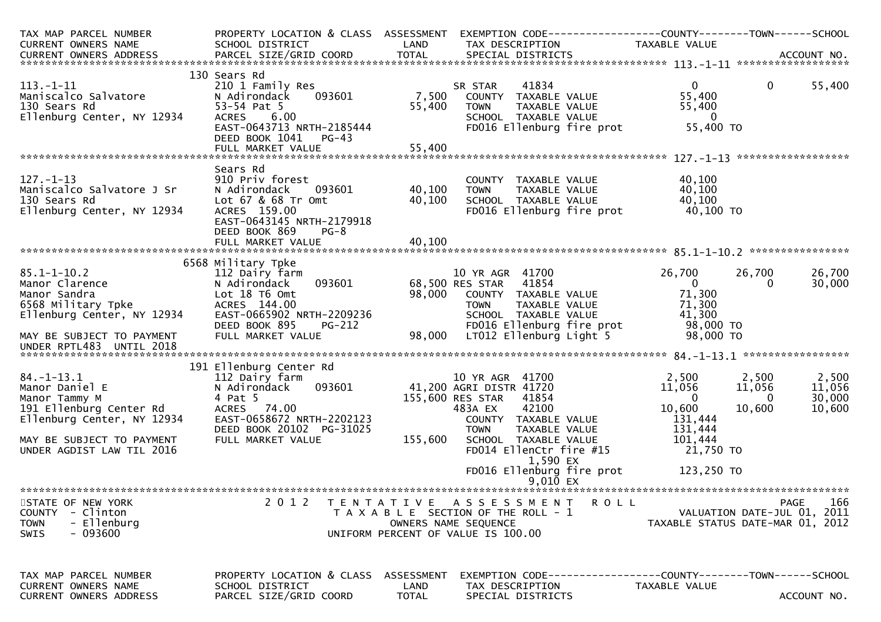```
TAX MAP PARCEL NUMBER          PROPERTY LOCATION & CLASS  ASSESSMENT  EXEMPTION CODE------------------COUNTY--------TOWN------SCHOOL
CURRENT OWNERS NAME            SCHOOL DISTRICT               LAND      TAX DESCRIPTION            TAXABLE VALUE
CURRENT OWNERS ADDRESS         PARCEL SIZE/GRID COORD       TOTAL      SPECIAL DISTRICTS                                      ACCOUNT NO.
******************************************************************************************************* 113.-1-11 ******************
                               130 Sears Rd
113.-1-11                      210 1 Family Res                        SR STAR     41834                0            0       55,400
Maniscalco Salvatore           N Adirondack    093601        7,500    COUNTY  TAXABLE VALUE          55,400
130 Sears Rd                   53-54 Pat 5                   55,400    TOWN    TAXABLE VALUE          55,400
Ellenburg Center, NY 12934     ACRES    6.00                           SCHOOL  TAXABLE VALUE              0
                               EAST-0643713 NRTH-2185444               FD016 Ellenburg fire prot       55,400 TO
                               DEED BOOK 1041   PG-43
                               FULL MARKET VALUE             55,400
******************************************************************************************************* 127.-1-13 ******************
                               Sears Rd
127.-1-13                      910 Priv forest                         COUNTY  TAXABLE VALUE          40,100
Maniscalco Salvatore J Sr      N Adirondack    093601       40,100    TOWN    TAXABLE VALUE          40,100
130 Sears Rd                   Lot 67 & 68 Tr Omt           40,100    SCHOOL  TAXABLE VALUE          40,100
Ellenburg Center, NY 12934     ACRES  159.00                           FD016 Ellenburg fire prot       40,100 TO
                               EAST-0643145 NRTH-2179918
                               DEED BOOK 869    PG-8
                               FULL MARKET VALUE             40,100
******************************************************************************************************* 85.1-1-10.2 ****************
                               6568 Military Tpke
85.1-1-10.2                    112 Dairy farm                          10 YR AGR  41700             26,700       26,700       26,700
Manor Clarence                 N Adirondack    093601       68,500 RES STAR   41854                  0            0        30,000
Manor Sandra                   Lot 18 T6 Omt                98,000    COUNTY  TAXABLE VALUE          71,300
6568 Military Tpke             ACRES  144.00                           TOWN    TAXABLE VALUE          71,300
Ellenburg Center, NY 12934     EAST-0665902 NRTH-2209236               SCHOOL  TAXABLE VALUE          41,300
                               DEED BOOK 895    PG-212                 FD016 Ellenburg fire prot       98,000 TO
MAY BE SUBJECT TO PAYMENT      FULL MARKET VALUE             98,000    LT012 Ellenburg Light 5         98,000 TO
UNDER RPTL483  UNTIL 2018
******************************************************************************************************* 84.-1-13.1 *****************
                               191 Ellenburg Center Rd
84.-1-13.1                     112 Dairy farm                          10 YR AGR  41700              2,500        2,500        2,500
Manor Daniel E                 N Adirondack    093601       41,200 AGRI DISTR 41720             11,056       11,056       11,056
Manor Tammy M                  4 Pat 5                     155,600 RES STAR   41854                  0            0        30,000
191 Ellenburg Center Rd        ACRES   74.00                           483A EX    42100             10,600       10,600       10,600
Ellenburg Center, NY 12934     EAST-0658672 NRTH-2202123               COUNTY  TAXABLE VALUE         131,444
                               DEED BOOK 20102  PG-31025               TOWN    TAXABLE VALUE         131,444
MAY BE SUBJECT TO PAYMENT      FULL MARKET VALUE            155,600    SCHOOL  TAXABLE VALUE         101,444
UNDER AGDIST LAW TIL 2016                                              FD014 EllenCtr fire #15         21,750 TO
                                                                             1,590 EX
                                                                       FD016 Ellenburg fire prot      123,250 TO
                                                                             9,010 EX
************************************************************************************************************************************
STATE OF NEW YORK                  2 0 1 2   T E N T A T I V E   A S S E S S M E N T   R O L L                          PAGE   166
COUNTY  - Clinton                            T A X A B L E  SECTION OF THE ROLL - 1                  VALUATION DATE-JUL 01, 2011
TOWN    - Ellenburg                                 OWNERS NAME SEQUENCE                        TAXABLE STATUS DATE-MAR 01, 2012
SWIS    - 093600                           UNIFORM PERCENT OF VALUE IS 100.00


TAX MAP PARCEL NUMBER          PROPERTY LOCATION & CLASS  ASSESSMENT  EXEMPTION CODE------------------COUNTY--------TOWN------SCHOOL
CURRENT OWNERS NAME            SCHOOL DISTRICT               LAND      TAX DESCRIPTION            TAXABLE VALUE
CURRENT OWNERS ADDRESS         PARCEL SIZE/GRID COORD       TOTAL      SPECIAL DISTRICTS                                      ACCOUNT NO.
```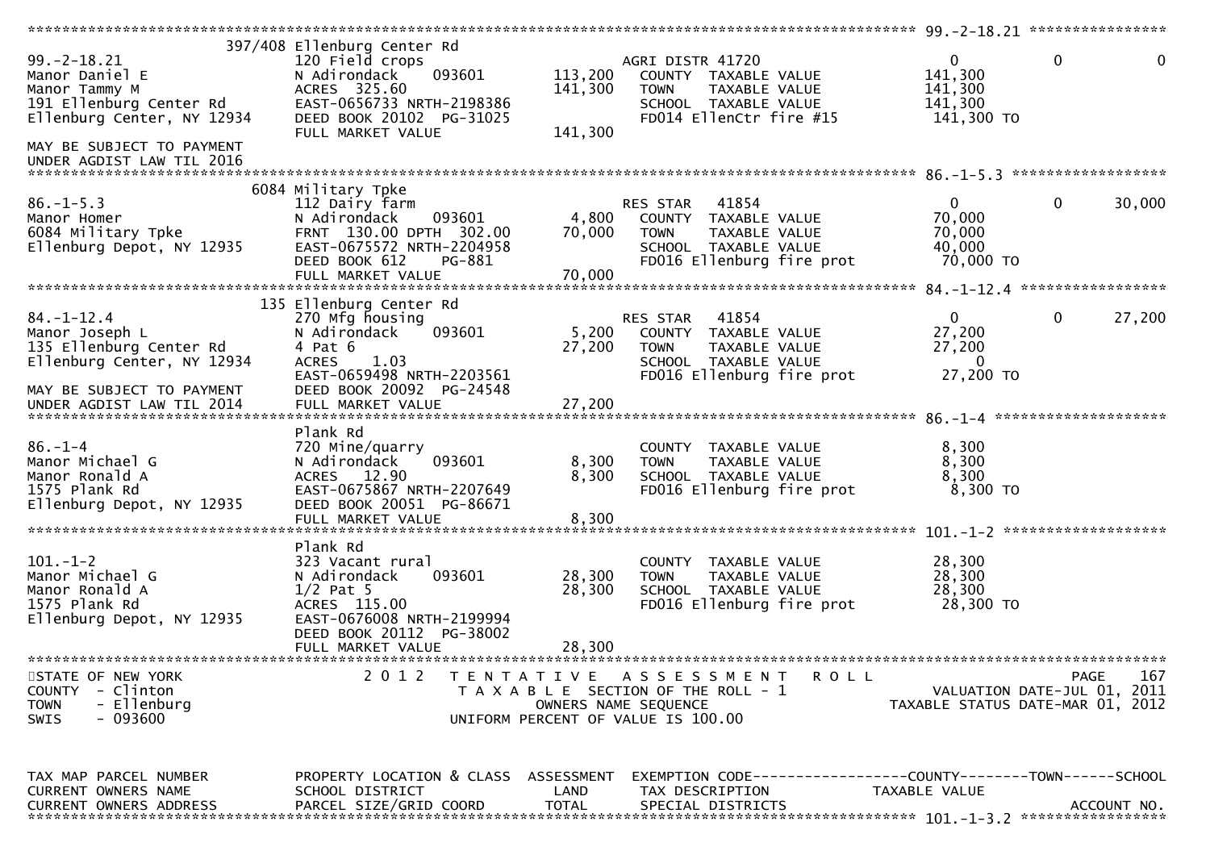```
******************************************************************************************************* 99.-2-18.21 ****************
                         397/408 Ellenburg Center Rd
99.-2-18.21              120 Field crops                          AGRI DISTR 41720                  0            0            0
Manor Daniel E           N Adirondack      093601       113,200      COUNTY  TAXABLE VALUE            141,300
Manor Tammy M            ACRES  325.60                  141,300      TOWN    TAXABLE VALUE            141,300
191 Ellenburg Center Rd  EAST-0656733 NRTH-2198386                   SCHOOL  TAXABLE VALUE            141,300
Ellenburg Center, NY 12934  DEED BOOK 20102  PG-31025                FD014 EllenCtr fire #15           141,300 TO
                         FULL MARKET VALUE              141,300
MAY BE SUBJECT TO PAYMENT
UNDER AGDIST LAW TIL 2016
******************************************************************************************************* 86.-1-5.3 ******************
                         6084 Military Tpke
86.-1-5.3                112 Dairy farm                           RES STAR   41854                  0            0       30,000
Manor Homer              N Adirondack      093601         4,800      COUNTY  TAXABLE VALUE             70,000
6084 Military Tpke       FRNT 130.00 DPTH 302.00         70,000      TOWN    TAXABLE VALUE             70,000
Ellenburg Depot, NY 12935  EAST-0675572 NRTH-2204958                 SCHOOL  TAXABLE VALUE             40,000
                         DEED BOOK 612     PG-881                    FD016 Ellenburg fire prot          70,000 TO
                         FULL MARKET VALUE               70,000
******************************************************************************************************* 84.-1-12.4 *****************
                         135 Ellenburg Center Rd
84.-1-12.4               270 Mfg housing                          RES STAR   41854                  0            0       27,200
Manor Joseph L           N Adirondack      093601         5,200      COUNTY  TAXABLE VALUE             27,200
135 Ellenburg Center Rd  4 Pat 6                         27,200      TOWN    TAXABLE VALUE             27,200
Ellenburg Center, NY 12934  ACRES    1.03                            SCHOOL  TAXABLE VALUE                  0
                         EAST-0659498 NRTH-2203561                   FD016 Ellenburg fire prot          27,200 TO
MAY BE SUBJECT TO PAYMENT  DEED BOOK 20092  PG-24548
UNDER AGDIST LAW TIL 2014  FULL MARKET VALUE             27,200
******************************************************************************************************* 86.-1-4 ********************
                         Plank Rd
86.-1-4                  720 Mine/quarry                          COUNTY  TAXABLE VALUE              8,300
Manor Michael G          N Adirondack      093601         8,300      TOWN    TAXABLE VALUE              8,300
Manor Ronald A           ACRES   12.90                    8,300      SCHOOL  TAXABLE VALUE              8,300
1575 Plank Rd            EAST-0675867 NRTH-2207649                   FD016 Ellenburg fire prot           8,300 TO
Ellenburg Depot, NY 12935  DEED BOOK 20051  PG-86671
                         FULL MARKET VALUE                8,300
******************************************************************************************************* 101.-1-2 *******************
                         Plank Rd
101.-1-2                 323 Vacant rural                         COUNTY  TAXABLE VALUE             28,300
Manor Michael G          N Adirondack      093601        28,300      TOWN    TAXABLE VALUE             28,300
Manor Ronald A           1/2 Pat 5                       28,300      SCHOOL  TAXABLE VALUE             28,300
1575 Plank Rd            ACRES  115.00                               FD016 Ellenburg fire prot          28,300 TO
Ellenburg Depot, NY 12935  EAST-0676008 NRTH-2199994
                         DEED BOOK 20112  PG-38002
                         FULL MARKET VALUE               28,300
************************************************************************************************************************************
STATE OF NEW YORK              2 0 1 2   T E N T A T I V E   A S S E S S M E N T   R O L L                              PAGE    167
COUNTY  - Clinton                          T A X A B L E  SECTION OF THE ROLL - 1                    VALUATION DATE-JUL 01, 2011
TOWN    - Ellenburg                                OWNERS NAME SEQUENCE                          TAXABLE STATUS DATE-MAR 01, 2012
SWIS    - 093600                           UNIFORM PERCENT OF VALUE IS 100.00


TAX MAP PARCEL NUMBER     PROPERTY LOCATION & CLASS  ASSESSMENT  EXEMPTION CODE------------------COUNTY--------TOWN------SCHOOL
CURRENT OWNERS NAME       SCHOOL DISTRICT               LAND      TAX DESCRIPTION              TAXABLE VALUE
CURRENT OWNERS ADDRESS    PARCEL SIZE/GRID COORD       TOTAL      SPECIAL DISTRICTS                                   ACCOUNT NO.
******************************************************************************************************* 101.-1-3.2 *****************
```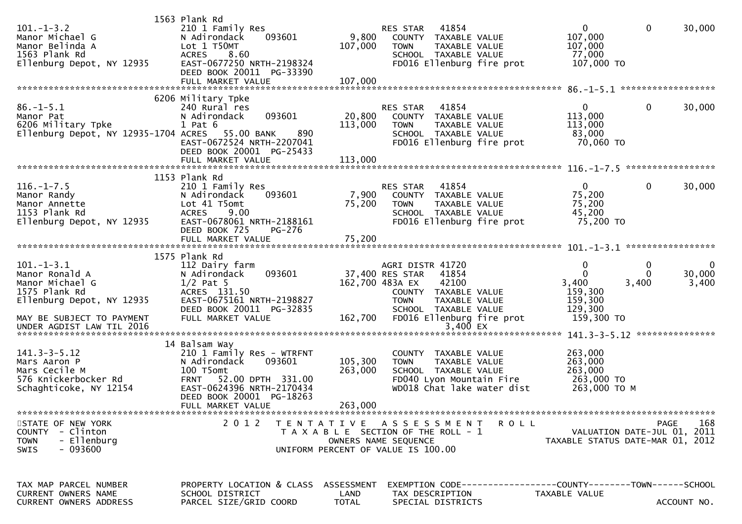```
                              1563 Plank Rd
101.-1-3.2                    210 1 Family Res                    RES STAR   41854                     0           0       30,000
Manor Michael G               N Adirondack     093601      9,800    COUNTY  TAXABLE VALUE          107,000
Manor Belinda A               Lot 1 T50MT                107,000    TOWN    TAXABLE VALUE          107,000
1563 Plank Rd                 ACRES    8.60                         SCHOOL  TAXABLE VALUE           77,000
Ellenburg Depot, NY 12935     EAST-0677250 NRTH-2198324             FD016 Ellenburg fire prot      107,000 TO
                              DEED BOOK 20011  PG-33390
                              FULL MARKET VALUE          107,000
******************************************************************************************************* 86.-1-5.1 ******************
                              6206 Military Tpke
86.-1-5.1                     240 Rural res                       RES STAR   41854                     0           0       30,000
Manor Pat                     N Adirondack     093601     20,800    COUNTY  TAXABLE VALUE          113,000
6206 Military Tpke            1 Pat 6                    113,000    TOWN    TAXABLE VALUE          113,000
Ellenburg Depot, NY 12935-1704 ACRES   55.00 BANK     890           SCHOOL  TAXABLE VALUE           83,000
                              EAST-0672524 NRTH-2207041             FD016 Ellenburg fire prot       70,060 TO
                              DEED BOOK 20001  PG-25433
                              FULL MARKET VALUE          113,000
******************************************************************************************************* 116.-1-7.5 *****************
                              1153 Plank Rd
116.-1-7.5                    210 1 Family Res                    RES STAR   41854                     0           0       30,000
Manor Randy                   N Adirondack     093601      7,900    COUNTY  TAXABLE VALUE           75,200
Manor Annette                 Lot 41 T5omt                75,200    TOWN    TAXABLE VALUE           75,200
1153 Plank Rd                 ACRES    9.00                         SCHOOL  TAXABLE VALUE           45,200
Ellenburg Depot, NY 12935     EAST-0678061 NRTH-2188161             FD016 Ellenburg fire prot       75,200 TO
                              DEED BOOK 725    PG-276
                              FULL MARKET VALUE           75,200
******************************************************************************************************* 101.-1-3.1 *****************
                              1575 Plank Rd
101.-1-3.1                    112 Dairy farm                      AGRI DISTR 41720                     0           0            0
Manor Ronald A                N Adirondack     093601     37,400 RES STAR    41854                     0           0       30,000
Manor Michael G               1/2 Pat 5                  162,700 483A EX     42100                 3,400       3,400        3,400
1575 Plank Rd                 ACRES  131.50                         COUNTY  TAXABLE VALUE          159,300
Ellenburg Depot, NY 12935     EAST-0675161 NRTH-2198827             TOWN    TAXABLE VALUE          159,300
                              DEED BOOK 20011  PG-32835             SCHOOL  TAXABLE VALUE          129,300
MAY BE SUBJECT TO PAYMENT     FULL MARKET VALUE          162,700    FD016 Ellenburg fire prot      159,300 TO
UNDER AGDIST LAW TIL 2016                                                  3,400 EX
******************************************************************************************************* 141.3-3-5.12 ***************
                              14 Balsam Way
141.3-3-5.12                  210 1 Family Res - WTRFNT             COUNTY  TAXABLE VALUE          263,000
Mars Aaron P                  N Adirondack     093601    105,300    TOWN    TAXABLE VALUE          263,000
Mars Cecile M                 100 T5omt                  263,000    SCHOOL  TAXABLE VALUE          263,000
576 Knickerbocker Rd          FRNT    52.00 DPTH  331.00            FD040 Lyon Mountain Fire       263,000 TO
Schaghticoke, NY 12154        EAST-0624396 NRTH-2170434             WD018 Chat lake water dist     263,000 TO M
                              DEED BOOK 20001  PG-18263
                              FULL MARKET VALUE          263,000
************************************************************************************************************************************
STATE OF NEW YORK                 2 0 1 2   T E N T A T I V E   A S S E S S M E N T   R O L L                         PAGE    168
COUNTY  - Clinton                           T A X A B L E  SECTION OF THE ROLL - 1                 VALUATION DATE-JUL 01, 2011
TOWN    - Ellenburg                                 OWNERS NAME SEQUENCE                      TAXABLE STATUS DATE-MAR 01, 2012
SWIS    - 093600                             UNIFORM PERCENT OF VALUE IS 100.00


TAX MAP PARCEL NUMBER         PROPERTY LOCATION & CLASS  ASSESSMENT  EXEMPTION CODE------------------COUNTY--------TOWN------SCHOOL
CURRENT OWNERS NAME           SCHOOL DISTRICT               LAND     TAX DESCRIPTION            TAXABLE VALUE
CURRENT OWNERS ADDRESS        PARCEL SIZE/GRID COORD        TOTAL    SPECIAL DISTRICTS                                    ACCOUNT NO.
```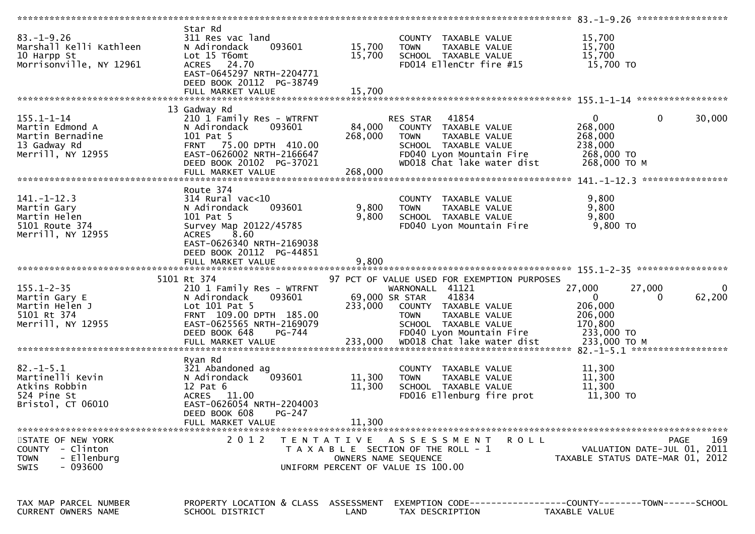```
******************************************************************************************************* 83.-1-9.26 *****************
                    Star Rd
83.-1-9.26                311 Res vac land                        COUNTY  TAXABLE VALUE             15,700
Marshall Kelli Kathleen   N Adirondack    093601     15,700      TOWN    TAXABLE VALUE             15,700
10 Harpp St               Lot 15 T6omt               15,700      SCHOOL  TAXABLE VALUE             15,700
Morrisonville, NY 12961   ACRES   24.70                           FD014 EllenCtr fire #15            15,700 TO
                          EAST-0645297 NRTH-2204771
                          DEED BOOK 20112  PG-38749
                          FULL MARKET VALUE          15,700
******************************************************************************************************* 155.1-1-14 *****************
                    13 Gadway Rd
155.1-1-14                210 1 Family Res - WTRFNT               RES STAR   41854                   0            0       30,000
Martin Edmond A           N Adirondack    093601     84,000      COUNTY  TAXABLE VALUE            268,000
Martin Bernadine          101 Pat 5                 268,000      TOWN    TAXABLE VALUE            268,000
13 Gadway Rd              FRNT   75.00 DPTH  410.00               SCHOOL  TAXABLE VALUE            238,000
Merrill, NY 12955         EAST-0626002 NRTH-2166647               FD040 Lyon Mountain Fire          268,000 TO
                          DEED BOOK 20102  PG-37021               WD018 Chat lake water dist        268,000 TO M
                          FULL MARKET VALUE         268,000
******************************************************************************************************* 141.-1-12.3 ****************
                    Route 374
141.-1-12.3               314 Rural vac<10                        COUNTY  TAXABLE VALUE              9,800
Martin Gary               N Adirondack    093601      9,800      TOWN    TAXABLE VALUE              9,800
Martin Helen              101 Pat 5                   9,800      SCHOOL  TAXABLE VALUE              9,800
5101 Route 374            Survey Map 20122/45785                  FD040 Lyon Mountain Fire            9,800 TO
Merrill, NY 12955         ACRES    8.60
                          EAST-0626340 NRTH-2169038
                          DEED BOOK 20112  PG-44851
                          FULL MARKET VALUE           9,800
******************************************************************************************************* 155.1-2-35 *****************
                    5101 Rt 374                       97 PCT OF VALUE USED FOR EXEMPTION PURPOSES
155.1-2-35                210 1 Family Res - WTRFNT               WARNONALL  41121              27,000       27,000            0
Martin Gary E             N Adirondack    093601      69,000 SR STAR    41834                   0            0       62,200
Martin Helen J            Lot 101 Pat 5             233,000      COUNTY  TAXABLE VALUE            206,000
5101 Rt 374               FRNT  109.00 DPTH  185.00               TOWN    TAXABLE VALUE            206,000
Merrill, NY 12955         EAST-0625565 NRTH-2169079               SCHOOL  TAXABLE VALUE            170,800
                          DEED BOOK 648    PG-744                 FD040 Lyon Mountain Fire          233,000 TO
                          FULL MARKET VALUE         233,000      WD018 Chat lake water dist        233,000 TO M
******************************************************************************************************* 82.-1-5.1 ******************
                    Ryan Rd
82.-1-5.1                 321 Abandoned ag                        COUNTY  TAXABLE VALUE             11,300
Martinelli Kevin          N Adirondack    093601     11,300      TOWN    TAXABLE VALUE             11,300
Atkins Robbin             12 Pat 6                   11,300      SCHOOL  TAXABLE VALUE             11,300
524 Pine St               ACRES   11.00                           FD016 Ellenburg fire prot          11,300 TO
Bristol, CT 06010         EAST-0626054 NRTH-2204003
                          DEED BOOK 608    PG-247
                          FULL MARKET VALUE          11,300
************************************************************************************************************************************
STATE OF NEW YORK                 2 0 1 2   T E N T A T I V E   A S S E S S M E N T   R O L L                              PAGE   169
COUNTY  - Clinton                           T A X A B L E  SECTION OF THE ROLL - 1                    VALUATION DATE-JUL 01, 2011
TOWN    - Ellenburg                               OWNERS NAME SEQUENCE                           TAXABLE STATUS DATE-MAR 01, 2012
SWIS    - 093600                               UNIFORM PERCENT OF VALUE IS 100.00


TAX MAP PARCEL NUMBER     PROPERTY LOCATION & CLASS  ASSESSMENT  EXEMPTION CODE------------------COUNTY--------TOWN------SCHOOL
CURRENT OWNERS NAME       SCHOOL DISTRICT               LAND      TAX DESCRIPTION            TAXABLE VALUE
```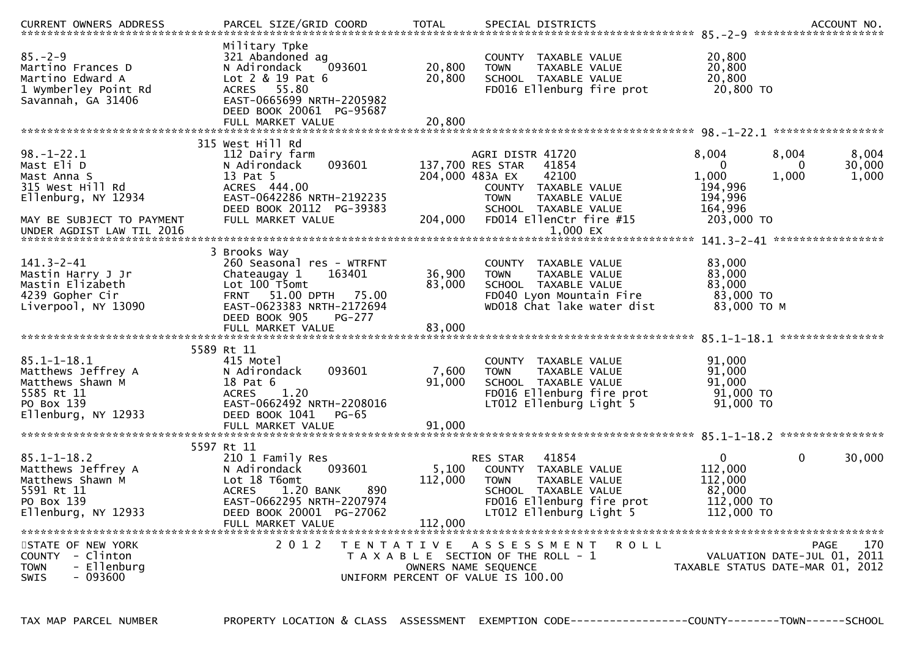| CURRENT OWNERS ADDRESS | PARCEL SIZE/GRID COORD | TOTAL | SPECIAL DISTRICTS | | | ACCOUNT NO. |
|---|---|---|---|---|---|---|
| **85.-2-9** | | | | | | |
| | Military Tpke | | | | | |
| 85.-2-9 | 321 Abandoned ag | | COUNTY TAXABLE VALUE | 20,800 | | |
| Martino Frances D | N Adirondack 093601 | 20,800 | TOWN TAXABLE VALUE | 20,800 | | |
| Martino Edward A | Lot 2 & 19 Pat 6 | 20,800 | SCHOOL TAXABLE VALUE | 20,800 | | |
| 1 Wymberley Point Rd | ACRES 55.80 | | FD016 Ellenburg fire prot | 20,800 TO | | |
| Savannah, GA 31406 | EAST-0665699 NRTH-2205982 | | | | | |
| | DEED BOOK 20061 PG-95687 | | | | | |
| | FULL MARKET VALUE | 20,800 | | | | |
| **98.-1-22.1** | | | | | | |
| | 315 West Hill Rd | | | | | |
| 98.-1-22.1 | 112 Dairy farm | | AGRI DISTR 41720 | 8,004 | 8,004 | 8,004 |
| Mast Eli D | N Adirondack 093601 | 137,700 | RES STAR 41854 | 0 | 0 | 30,000 |
| Mast Anna S | 13 Pat 5 | 204,000 | 483A EX 42100 | 1,000 | 1,000 | 1,000 |
| 315 West Hill Rd | ACRES 444.00 | | COUNTY TAXABLE VALUE | 194,996 | | |
| Ellenburg, NY 12934 | EAST-0642286 NRTH-2192235 | | TOWN TAXABLE VALUE | 194,996 | | |
| | DEED BOOK 20112 PG-39383 | | SCHOOL TAXABLE VALUE | 164,996 | | |
| MAY BE SUBJECT TO PAYMENT | FULL MARKET VALUE | 204,000 | FD014 EllenCtr fire #15 | 203,000 TO | | |
| UNDER AGDIST LAW TIL 2016 | | | 1,000 EX | | | |
| **141.3-2-41** | | | | | | |
| | 3 Brooks Way | | | | | |
| 141.3-2-41 | 260 Seasonal res - WTRFNT | | COUNTY TAXABLE VALUE | 83,000 | | |
| Mastin Harry J Jr | Chateaugay 1 163401 | 36,900 | TOWN TAXABLE VALUE | 83,000 | | |
| Mastin Elizabeth | Lot 100 T5omt | 83,000 | SCHOOL TAXABLE VALUE | 83,000 | | |
| 4239 Gopher Cir | FRNT 51.00 DPTH 75.00 | | FD040 Lyon Mountain Fire | 83,000 TO | | |
| Liverpool, NY 13090 | EAST-0623383 NRTH-2172694 | | WD018 Chat lake water dist | 83,000 TO M | | |
| | DEED BOOK 905 PG-277 | | | | | |
| | FULL MARKET VALUE | 83,000 | | | | |
| **85.1-1-18.1** | | | | | | |
| | 5589 Rt 11 | | | | | |
| 85.1-1-18.1 | 415 Motel | | COUNTY TAXABLE VALUE | 91,000 | | |
| Matthews Jeffrey A | N Adirondack 093601 | 7,600 | TOWN TAXABLE VALUE | 91,000 | | |
| Matthews Shawn M | 18 Pat 6 | 91,000 | SCHOOL TAXABLE VALUE | 91,000 | | |
| 5585 Rt 11 | ACRES 1.20 | | FD016 Ellenburg fire prot | 91,000 TO | | |
| PO Box 139 | EAST-0662492 NRTH-2208016 | | LT012 Ellenburg Light 5 | 91,000 TO | | |
| Ellenburg, NY 12933 | DEED BOOK 1041 PG-65 | | | | | |
| | FULL MARKET VALUE | 91,000 | | | | |
| **85.1-1-18.2** | | | | | | |
| | 5597 Rt 11 | | | | | |
| 85.1-1-18.2 | 210 1 Family Res | | RES STAR 41854 | 0 | 0 | 30,000 |
| Matthews Jeffrey A | N Adirondack 093601 | 5,100 | COUNTY TAXABLE VALUE | 112,000 | | |
| Matthews Shawn M | Lot 18 T6omt | 112,000 | TOWN TAXABLE VALUE | 112,000 | | |
| 5591 Rt 11 | ACRES 1.20 BANK 890 | | SCHOOL TAXABLE VALUE | 82,000 | | |
| PO Box 139 | EAST-0662295 NRTH-2207974 | | FD016 Ellenburg fire prot | 112,000 TO | | |
| Ellenburg, NY 12933 | DEED BOOK 20001 PG-27062 | | LT012 Ellenburg Light 5 | 112,000 TO | | |
| | FULL MARKET VALUE | 112,000 | | | | |

STATE OF NEW YORK
COUNTY - Clinton
TOWN - Ellenburg
SWIS - 093600

2012 TENTATIVE ASSESSMENT ROLL
TAXABLE SECTION OF THE ROLL - 1
OWNERS NAME SEQUENCE
UNIFORM PERCENT OF VALUE IS 100.00

VALUATION DATE-JUL 01, 2011
TAXABLE STATUS DATE-MAR 01, 2012

TAX MAP PARCEL NUMBER | PROPERTY LOCATION & CLASS | ASSESSMENT | EXEMPTION CODE------------------COUNTY--------TOWN------SCHOOL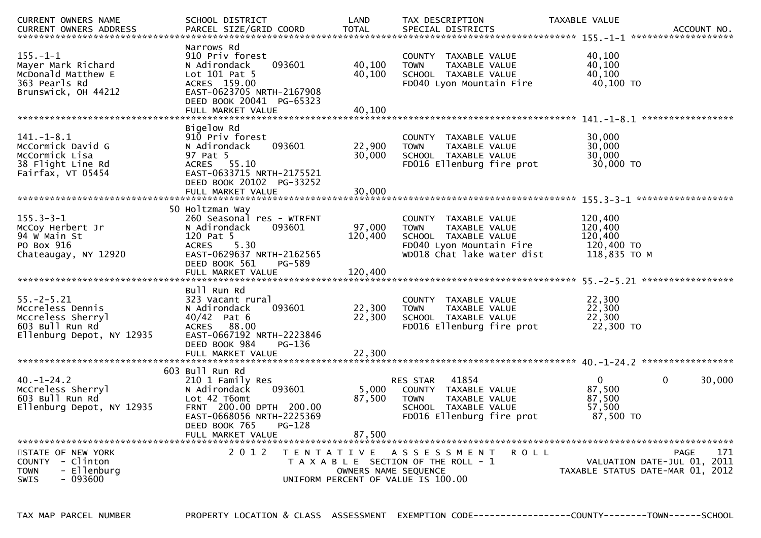| CURRENT OWNERS NAME<br>CURRENT OWNERS ADDRESS | SCHOOL DISTRICT<br>PARCEL SIZE/GRID COORD | LAND<br>TOTAL | TAX DESCRIPTION<br>SPECIAL DISTRICTS | TAXABLE VALUE | ACCOUNT NO. |
|---|---|---|---|---|---|
| **155.-1-1** | Narrows Rd | | | | |
| 155.-1-1 | 910 Priv forest | | COUNTY TAXABLE VALUE | 40,100 | |
| Mayer Mark Richard | N Adirondack 093601 | 40,100 | TOWN TAXABLE VALUE | 40,100 | |
| McDonald Matthew E | Lot 101 Pat 5 | 40,100 | SCHOOL TAXABLE VALUE | 40,100 | |
| 363 Pearls Rd | ACRES 159.00 | | FD040 Lyon Mountain Fire | 40,100 TO | |
| Brunswick, OH 44212 | EAST-0623705 NRTH-2167908 | | | | |
| | DEED BOOK 20041 PG-65323 | | | | |
| | FULL MARKET VALUE | 40,100 | | | |
| **141.-1-8.1** | Bigelow Rd | | | | |
| 141.-1-8.1 | 910 Priv forest | | COUNTY TAXABLE VALUE | 30,000 | |
| McCormick David G | N Adirondack 093601 | 22,900 | TOWN TAXABLE VALUE | 30,000 | |
| McCormick Lisa | 97 Pat 5 | 30,000 | SCHOOL TAXABLE VALUE | 30,000 | |
| 38 Flight Line Rd | ACRES 55.10 | | FD016 Ellenburg fire prot | 30,000 TO | |
| Fairfax, VT 05454 | EAST-0633715 NRTH-2175521 | | | | |
| | DEED BOOK 20102 PG-33252 | | | | |
| | FULL MARKET VALUE | 30,000 | | | |
| **155.3-3-1** | 50 Holtzman Way | | | | |
| 155.3-3-1 | 260 Seasonal res - WTRFNT | | COUNTY TAXABLE VALUE | 120,400 | |
| McCoy Herbert Jr | N Adirondack 093601 | 97,000 | TOWN TAXABLE VALUE | 120,400 | |
| 94 W Main St | 120 Pat 5 | 120,400 | SCHOOL TAXABLE VALUE | 120,400 | |
| PO Box 916 | ACRES 5.30 | | FD040 Lyon Mountain Fire | 120,400 TO | |
| Chateaugay, NY 12920 | EAST-0629637 NRTH-2162565 | | WD018 Chat lake water dist | 118,835 TO M | |
| | DEED BOOK 561 PG-589 | | | | |
| | FULL MARKET VALUE | 120,400 | | | |
| **55.-2-5.21** | Bull Run Rd | | | | |
| 55.-2-5.21 | 323 Vacant rural | | COUNTY TAXABLE VALUE | 22,300 | |
| Mccreless Dennis | N Adirondack 093601 | 22,300 | TOWN TAXABLE VALUE | 22,300 | |
| Mccreless Sherryl | 40/42 Pat 6 | 22,300 | SCHOOL TAXABLE VALUE | 22,300 | |
| 603 Bull Run Rd | ACRES 88.00 | | FD016 Ellenburg fire prot | 22,300 TO | |
| Ellenburg Depot, NY 12935 | EAST-0667192 NRTH-2223846 | | | | |
| | DEED BOOK 984 PG-136 | | | | |
| | FULL MARKET VALUE | 22,300 | | | |
| **40.-1-24.2** | 603 Bull Run Rd | | | | |
| 40.-1-24.2 | 210 1 Family Res | | RES STAR 41854 | 0 &nbsp; 0 | 30,000 |
| McCreless Sherryl | N Adirondack 093601 | 5,000 | COUNTY TAXABLE VALUE | 87,500 | |
| 603 Bull Run Rd | Lot 42 T6omt | 87,500 | TOWN TAXABLE VALUE | 87,500 | |
| Ellenburg Depot, NY 12935 | FRNT 200.00 DPTH 200.00 | | SCHOOL TAXABLE VALUE | 57,500 | |
| | EAST-0668056 NRTH-2225369 | | FD016 Ellenburg fire prot | 87,500 TO | |
| | DEED BOOK 765 PG-128 | | | | |
| | FULL MARKET VALUE | 87,500 | | | |

STATE OF NEW YORK — 2012 TENTATIVE ASSESSMENT ROLL — PAGE 171
COUNTY - Clinton — TAXABLE SECTION OF THE ROLL - 1 — VALUATION DATE-JUL 01, 2011
TOWN - Ellenburg — OWNERS NAME SEQUENCE — TAXABLE STATUS DATE-MAR 01, 2012
SWIS - 093600 — UNIFORM PERCENT OF VALUE IS 100.00

TAX MAP PARCEL NUMBER — PROPERTY LOCATION & CLASS — ASSESSMENT — EXEMPTION CODE------------------COUNTY--------TOWN------SCHOOL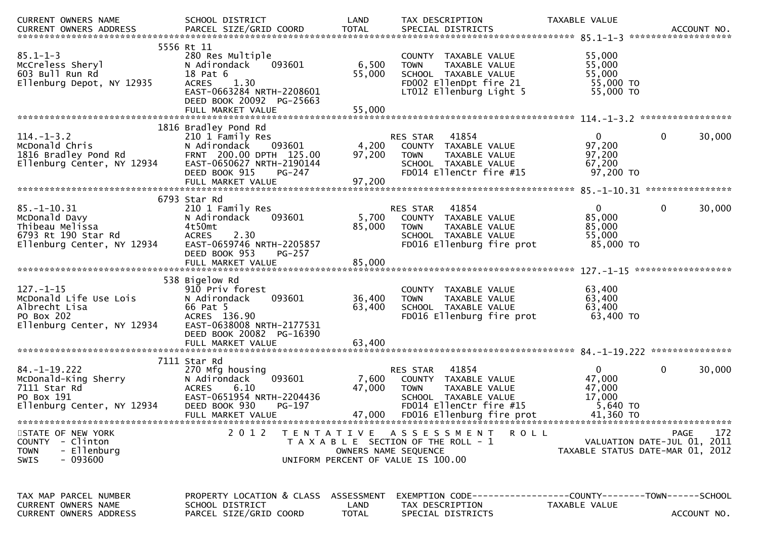| CURRENT OWNERS NAME | SCHOOL DISTRICT | LAND | TAX DESCRIPTION | TAXABLE VALUE | | |
|---|---|---|---|---|---|---|
| CURRENT OWNERS ADDRESS | PARCEL SIZE/GRID COORD | TOTAL | SPECIAL DISTRICTS | | | ACCOUNT NO. |
| **85.1-1-3** | | | | | | |
| | 5556 Rt 11 | | | | | |
| 85.1-1-3 | 280 Res Multiple | | COUNTY TAXABLE VALUE | 55,000 | | |
| McCreless Sheryl | N Adirondack 093601 | 6,500 | TOWN TAXABLE VALUE | 55,000 | | |
| 603 Bull Run Rd | 18 Pat 6 | 55,000 | SCHOOL TAXABLE VALUE | 55,000 | | |
| Ellenburg Depot, NY 12935 | ACRES 1.30 | | FD002 EllenDpt fire 21 | 55,000 TO | | |
| | EAST-0663284 NRTH-2208601 | | LT012 Ellenburg Light 5 | 55,000 TO | | |
| | DEED BOOK 20092 PG-25663 | | | | | |
| | FULL MARKET VALUE | 55,000 | | | | |
| **114.-1-3.2** | | | | | | |
| | 1816 Bradley Pond Rd | | | | | |
| 114.-1-3.2 | 210 1 Family Res | | RES STAR 41854 | 0 | 0 | 30,000 |
| McDonald Chris | N Adirondack 093601 | 4,200 | COUNTY TAXABLE VALUE | 97,200 | | |
| 1816 Bradley Pond Rd | FRNT 200.00 DPTH 125.00 | 97,200 | TOWN TAXABLE VALUE | 97,200 | | |
| Ellenburg Center, NY 12934 | EAST-0650627 NRTH-2190144 | | SCHOOL TAXABLE VALUE | 67,200 | | |
| | DEED BOOK 915 PG-247 | | FD014 EllenCtr fire #15 | 97,200 TO | | |
| | FULL MARKET VALUE | 97,200 | | | | |
| **85.-1-10.31** | | | | | | |
| | 6793 Star Rd | | | | | |
| 85.-1-10.31 | 210 1 Family Res | | RES STAR 41854 | 0 | 0 | 30,000 |
| McDonald Davy | N Adirondack 093601 | 5,700 | COUNTY TAXABLE VALUE | 85,000 | | |
| Thibeau Melissa | 4t50mt | 85,000 | TOWN TAXABLE VALUE | 85,000 | | |
| 6793 Rt 190 Star Rd | ACRES 2.30 | | SCHOOL TAXABLE VALUE | 55,000 | | |
| Ellenburg Center, NY 12934 | EAST-0659746 NRTH-2205857 | | FD016 Ellenburg fire prot | 85,000 TO | | |
| | DEED BOOK 953 PG-257 | | | | | |
| | FULL MARKET VALUE | 85,000 | | | | |
| **127.-1-15** | | | | | | |
| | 538 Bigelow Rd | | | | | |
| 127.-1-15 | 910 Priv forest | | COUNTY TAXABLE VALUE | 63,400 | | |
| McDonald Life Use Lois | N Adirondack 093601 | 36,400 | TOWN TAXABLE VALUE | 63,400 | | |
| Albrecht Lisa | 66 Pat 5 | 63,400 | SCHOOL TAXABLE VALUE | 63,400 | | |
| PO Box 202 | ACRES 136.90 | | FD016 Ellenburg fire prot | 63,400 TO | | |
| Ellenburg Center, NY 12934 | EAST-0638008 NRTH-2177531 | | | | | |
| | DEED BOOK 20082 PG-16390 | | | | | |
| | FULL MARKET VALUE | 63,400 | | | | |
| **84.-1-19.222** | | | | | | |
| | 7111 Star Rd | | | | | |
| 84.-1-19.222 | 270 Mfg housing | | RES STAR 41854 | 0 | 0 | 30,000 |
| McDonald-King Sherry | N Adirondack 093601 | 7,600 | COUNTY TAXABLE VALUE | 47,000 | | |
| 7111 Star Rd | ACRES 6.10 | 47,000 | TOWN TAXABLE VALUE | 47,000 | | |
| PO Box 191 | EAST-0651954 NRTH-2204436 | | SCHOOL TAXABLE VALUE | 17,000 | | |
| Ellenburg Center, NY 12934 | DEED BOOK 930 PG-197 | | FD014 EllenCtr fire #15 | 5,640 TO | | |
| | FULL MARKET VALUE | 47,000 | FD016 Ellenburg fire prot | 41,360 TO | | |

STATE OF NEW YORK — 2012 TENTATIVE ASSESSMENT ROLL
COUNTY - Clinton — TAXABLE SECTION OF THE ROLL - 1 — VALUATION DATE-JUL 01, 2011
TOWN - Ellenburg — OWNERS NAME SEQUENCE — TAXABLE STATUS DATE-MAR 01, 2012
SWIS - 093600 — UNIFORM PERCENT OF VALUE IS 100.00

| TAX MAP PARCEL NUMBER | PROPERTY LOCATION & CLASS | ASSESSMENT | EXEMPTION CODE------------------COUNTY--------TOWN------SCHOOL | |
|---|---|---|---|---|
| CURRENT OWNERS NAME | SCHOOL DISTRICT | LAND | TAX DESCRIPTION | TAXABLE VALUE |
| CURRENT OWNERS ADDRESS | PARCEL SIZE/GRID COORD | TOTAL | SPECIAL DISTRICTS | ACCOUNT NO. |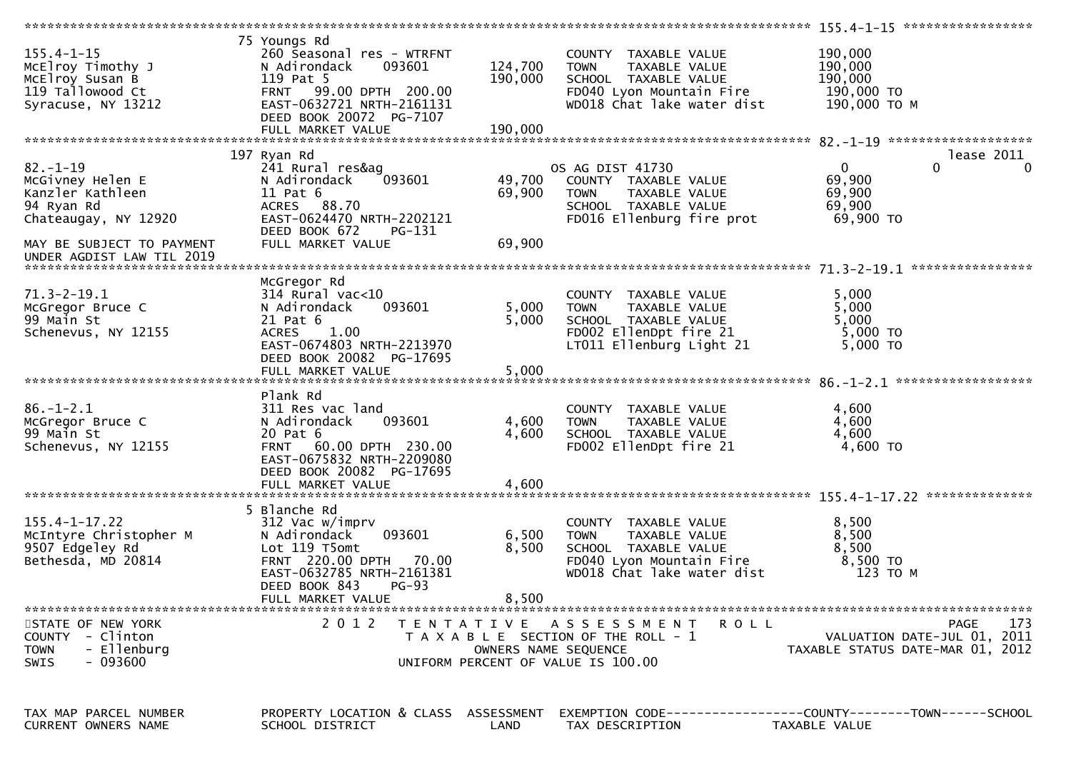```
******************************************************************************************************* 155.4-1-15 *****************
                    75 Youngs Rd
155.4-1-15          260 Seasonal res - WTRFNT          COUNTY  TAXABLE VALUE          190,000
McElroy Timothy J   N Adirondack     093601   124,700  TOWN    TAXABLE VALUE          190,000
McElroy Susan B     119 Pat 5                 190,000  SCHOOL  TAXABLE VALUE          190,000
119 Tallowood Ct    FRNT   99.00 DPTH  200.00          FD040 Lyon Mountain Fire        190,000 TO
Syracuse, NY 13212  EAST-0632721 NRTH-2161131          WD018 Chat lake water dist      190,000 TO M
                    DEED BOOK 20072  PG-7107
                    FULL MARKET VALUE         190,000
******************************************************************************************************* 82.-1-19 *******************
                    197 Ryan Rd                                                                          lease 2011
82.-1-19            241 Rural res&ag                   OS AG DIST 41730             0           0           0
McGivney Helen E    N Adirondack     093601    49,700  COUNTY  TAXABLE VALUE           69,900
Kanzler Kathleen    11 Pat 6                   69,900  TOWN    TAXABLE VALUE           69,900
94 Ryan Rd          ACRES   88.70                      SCHOOL  TAXABLE VALUE           69,900
Chateaugay, NY 12920 EAST-0624470 NRTH-2202121         FD016 Ellenburg fire prot        69,900 TO
                    DEED BOOK 672    PG-131
MAY BE SUBJECT TO PAYMENT FULL MARKET VALUE    69,900
UNDER AGDIST LAW TIL 2019
******************************************************************************************************* 71.3-2-19.1 ****************
                    McGregor Rd
71.3-2-19.1         314 Rural vac<10                   COUNTY  TAXABLE VALUE            5,000
McGregor Bruce C    N Adirondack     093601     5,000  TOWN    TAXABLE VALUE            5,000
99 Main St          21 Pat 6                    5,000  SCHOOL  TAXABLE VALUE            5,000
Schenevus, NY 12155 ACRES    1.00                      FD002 EllenDpt fire 21           5,000 TO
                    EAST-0674803 NRTH-2213970          LT011 Ellenburg Light 21         5,000 TO
                    DEED BOOK 20082  PG-17695
                    FULL MARKET VALUE           5,000
******************************************************************************************************* 86.-1-2.1 ******************
                    Plank Rd
86.-1-2.1           311 Res vac land                   COUNTY  TAXABLE VALUE            4,600
McGregor Bruce C    N Adirondack     093601     4,600  TOWN    TAXABLE VALUE            4,600
99 Main St          20 Pat 6                    4,600  SCHOOL  TAXABLE VALUE            4,600
Schenevus, NY 12155 FRNT   60.00 DPTH  230.00          FD002 EllenDpt fire 21           4,600 TO
                    EAST-0675832 NRTH-2209080
                    DEED BOOK 20082  PG-17695
                    FULL MARKET VALUE           4,600
******************************************************************************************************* 155.4-1-17.22 **************
                    5 Blanche Rd
155.4-1-17.22       312 Vac w/imprv                    COUNTY  TAXABLE VALUE            8,500
McIntyre Christopher M N Adirondack  093601     6,500  TOWN    TAXABLE VALUE            8,500
9507 Edgeley Rd     Lot 119 T5omt               8,500  SCHOOL  TAXABLE VALUE            8,500
Bethesda, MD 20814  FRNT  220.00 DPTH   70.00          FD040 Lyon Mountain Fire         8,500 TO
                    EAST-0632785 NRTH-2161381          WD018 Chat lake water dist         123 TO M
                    DEED BOOK 843    PG-93
                    FULL MARKET VALUE           8,500
************************************************************************************************************************************
STATE OF NEW YORK             2 0 1 2   T E N T A T I V E   A S S E S S M E N T   R O L L
COUNTY  - Clinton                    T A X A B L E  SECTION OF THE ROLL - 1               VALUATION DATE-JUL 01, 2011
TOWN    - Ellenburg                      OWNERS NAME SEQUENCE                       TAXABLE STATUS DATE-MAR 01, 2012
SWIS    - 093600                   UNIFORM PERCENT OF VALUE IS 100.00


TAX MAP PARCEL NUMBER     PROPERTY LOCATION & CLASS  ASSESSMENT  EXEMPTION CODE------------------COUNTY--------TOWN------SCHOOL
CURRENT OWNERS NAME       SCHOOL DISTRICT               LAND      TAX DESCRIPTION             TAXABLE VALUE
```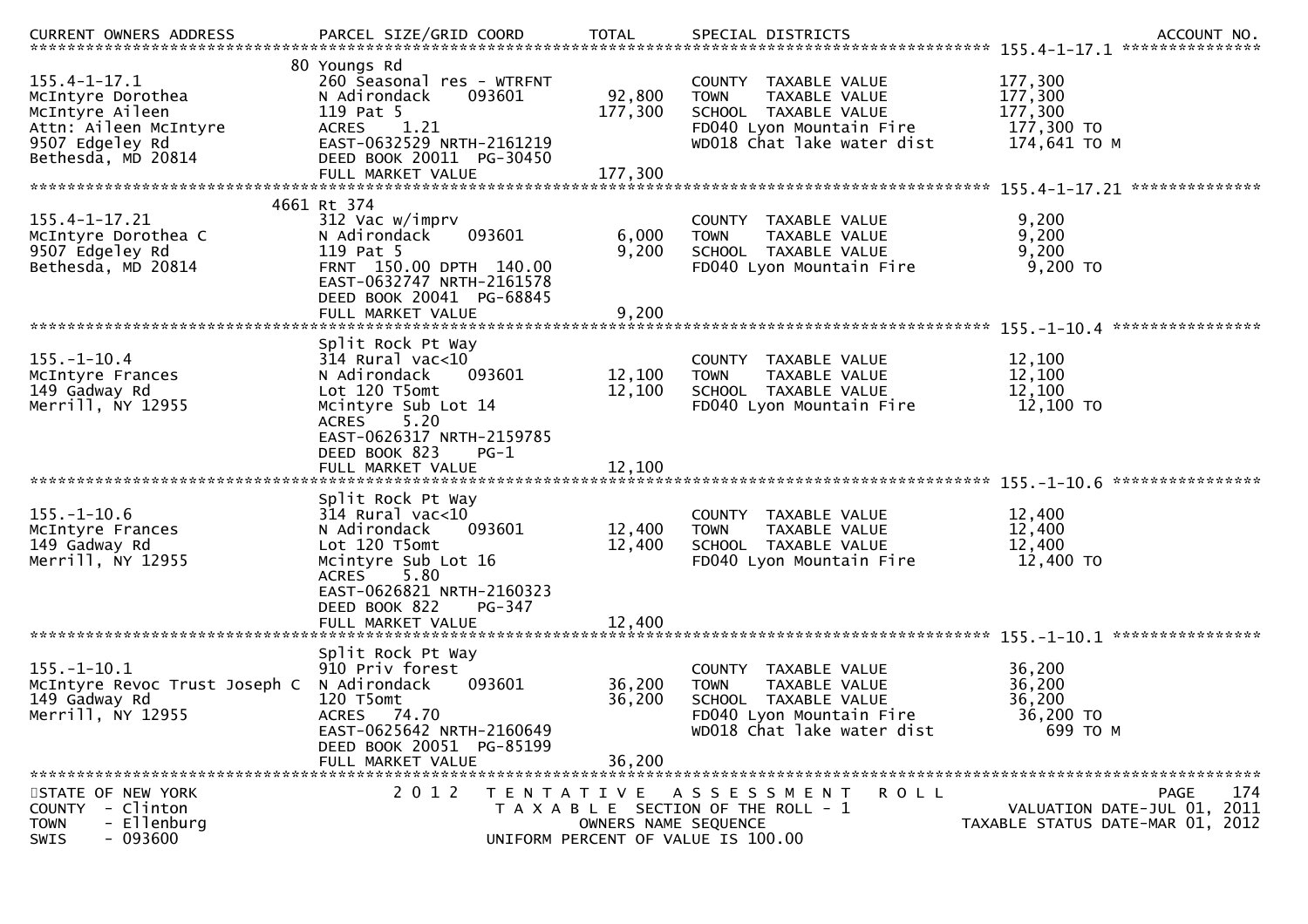| CURRENT OWNERS ADDRESS | PARCEL SIZE/GRID COORD | TOTAL | SPECIAL DISTRICTS | ACCOUNT NO. |
|---|---|---|---|---|
| **155.4-1-17.1** | 80 Youngs Rd | | | |
| 155.4-1-17.1 | 260 Seasonal res - WTRFNT | | COUNTY TAXABLE VALUE | 177,300 |
| McIntyre Dorothea | N Adirondack 093601 | 92,800 | TOWN TAXABLE VALUE | 177,300 |
| McIntyre Aileen | 119 Pat 5 | 177,300 | SCHOOL TAXABLE VALUE | 177,300 |
| Attn: Aileen McIntyre | ACRES 1.21 | | FD040 Lyon Mountain Fire | 177,300 TO |
| 9507 Edgeley Rd | EAST-0632529 NRTH-2161219 | | WD018 Chat lake water dist | 174,641 TO M |
| Bethesda, MD 20814 | DEED BOOK 20011 PG-30450 | | | |
| | FULL MARKET VALUE | 177,300 | | |
| **155.4-1-17.21** | 4661 Rt 374 | | | |
| 155.4-1-17.21 | 312 Vac w/imprv | | COUNTY TAXABLE VALUE | 9,200 |
| McIntyre Dorothea C | N Adirondack 093601 | 6,000 | TOWN TAXABLE VALUE | 9,200 |
| 9507 Edgeley Rd | 119 Pat 5 | 9,200 | SCHOOL TAXABLE VALUE | 9,200 |
| Bethesda, MD 20814 | FRNT 150.00 DPTH 140.00 | | FD040 Lyon Mountain Fire | 9,200 TO |
| | EAST-0632747 NRTH-2161578 | | | |
| | DEED BOOK 20041 PG-68845 | | | |
| | FULL MARKET VALUE | 9,200 | | |
| **155.-1-10.4** | Split Rock Pt Way | | | |
| 155.-1-10.4 | 314 Rural vac<10 | | COUNTY TAXABLE VALUE | 12,100 |
| McIntyre Frances | N Adirondack 093601 | 12,100 | TOWN TAXABLE VALUE | 12,100 |
| 149 Gadway Rd | Lot 120 T5omt | 12,100 | SCHOOL TAXABLE VALUE | 12,100 |
| Merrill, NY 12955 | Mcintyre Sub Lot 14 | | FD040 Lyon Mountain Fire | 12,100 TO |
| | ACRES 5.20 | | | |
| | EAST-0626317 NRTH-2159785 | | | |
| | DEED BOOK 823 PG-1 | | | |
| | FULL MARKET VALUE | 12,100 | | |
| **155.-1-10.6** | Split Rock Pt Way | | | |
| 155.-1-10.6 | 314 Rural vac<10 | | COUNTY TAXABLE VALUE | 12,400 |
| McIntyre Frances | N Adirondack 093601 | 12,400 | TOWN TAXABLE VALUE | 12,400 |
| 149 Gadway Rd | Lot 120 T5omt | 12,400 | SCHOOL TAXABLE VALUE | 12,400 |
| Merrill, NY 12955 | Mcintyre Sub Lot 16 | | FD040 Lyon Mountain Fire | 12,400 TO |
| | ACRES 5.80 | | | |
| | EAST-0626821 NRTH-2160323 | | | |
| | DEED BOOK 822 PG-347 | | | |
| | FULL MARKET VALUE | 12,400 | | |
| **155.-1-10.1** | Split Rock Pt Way | | | |
| 155.-1-10.1 | 910 Priv forest | | COUNTY TAXABLE VALUE | 36,200 |
| McIntyre Revoc Trust Joseph C | N Adirondack 093601 | 36,200 | TOWN TAXABLE VALUE | 36,200 |
| 149 Gadway Rd | 120 T5omt | 36,200 | SCHOOL TAXABLE VALUE | 36,200 |
| Merrill, NY 12955 | ACRES 74.70 | | FD040 Lyon Mountain Fire | 36,200 TO |
| | EAST-0625642 NRTH-2160649 | | WD018 Chat lake water dist | 699 TO M |
| | DEED BOOK 20051 PG-85199 | | | |
| | FULL MARKET VALUE | 36,200 | | |

STATE OF NEW YORK — COUNTY - Clinton — TOWN - Ellenburg — SWIS - 093600

2012 TENTATIVE ASSESSMENT ROLL — TAXABLE SECTION OF THE ROLL - 1 — OWNERS NAME SEQUENCE — UNIFORM PERCENT OF VALUE IS 100.00

VALUATION DATE-JUL 01, 2011 — TAXABLE STATUS DATE-MAR 01, 2012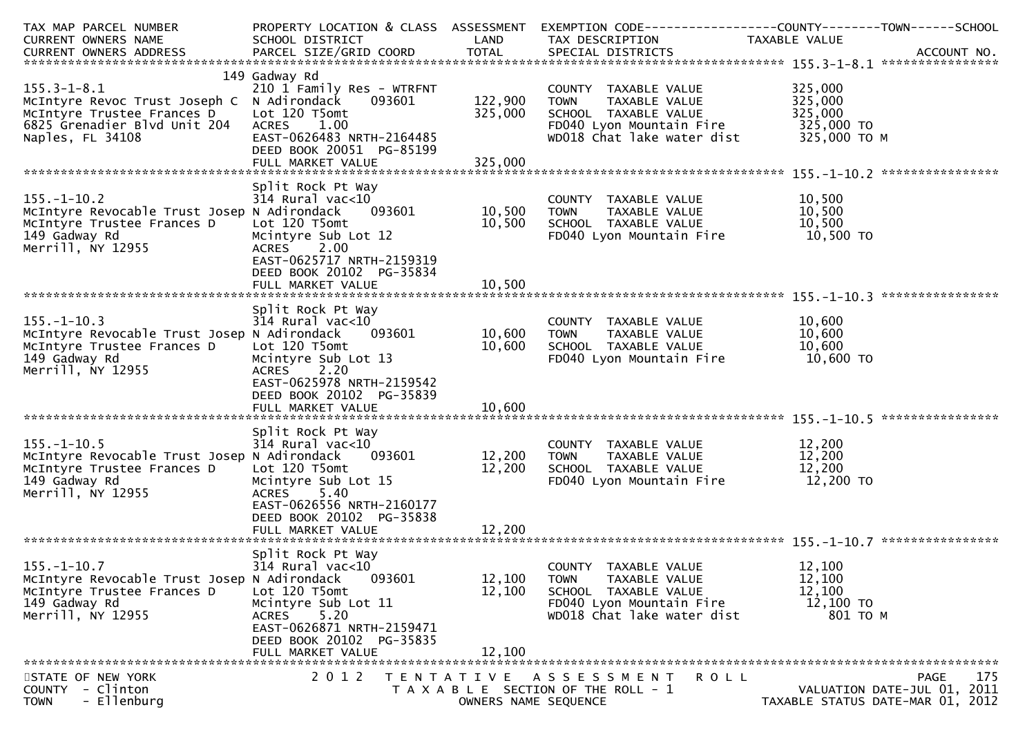| TAX MAP PARCEL NUMBER<br>CURRENT OWNERS NAME<br>CURRENT OWNERS ADDRESS | PROPERTY LOCATION & CLASS<br>SCHOOL DISTRICT<br>PARCEL SIZE/GRID COORD | ASSESSMENT<br>LAND<br>TOTAL | EXEMPTION CODE------------------COUNTY--------TOWN------SCHOOL<br>TAX DESCRIPTION<br>SPECIAL DISTRICTS | TAXABLE VALUE<br><br>ACCOUNT NO. |
|---|---|---|---|---|
| **155.3-1-8.1** | 149 Gadway Rd | | | |
| 155.3-1-8.1 | 210 1 Family Res - WTRFNT | | COUNTY TAXABLE VALUE | 325,000 |
| McIntyre Revoc Trust Joseph C | N Adirondack 093601 | 122,900 | TOWN TAXABLE VALUE | 325,000 |
| McIntyre Trustee Frances D | Lot 120 T5omt | 325,000 | SCHOOL TAXABLE VALUE | 325,000 |
| 6825 Grenadier Blvd Unit 204 | ACRES 1.00 | | FD040 Lyon Mountain Fire | 325,000 TO |
| Naples, FL 34108 | EAST-0626483 NRTH-2164485 | | WD018 Chat lake water dist | 325,000 TO M |
| | DEED BOOK 20051 PG-85199 | | | |
| | FULL MARKET VALUE | 325,000 | | |
| **155.-1-10.2** | Split Rock Pt Way | | | |
| 155.-1-10.2 | 314 Rural vac<10 | | COUNTY TAXABLE VALUE | 10,500 |
| McIntyre Revocable Trust Josep | N Adirondack 093601 | 10,500 | TOWN TAXABLE VALUE | 10,500 |
| McIntyre Trustee Frances D | Lot 120 T5omt | 10,500 | SCHOOL TAXABLE VALUE | 10,500 |
| 149 Gadway Rd | Mcintyre Sub Lot 12 | | FD040 Lyon Mountain Fire | 10,500 TO |
| Merrill, NY 12955 | ACRES 2.00 | | | |
| | EAST-0625717 NRTH-2159319 | | | |
| | DEED BOOK 20102 PG-35834 | | | |
| | FULL MARKET VALUE | 10,500 | | |
| **155.-1-10.3** | Split Rock Pt Way | | | |
| 155.-1-10.3 | 314 Rural vac<10 | | COUNTY TAXABLE VALUE | 10,600 |
| McIntyre Revocable Trust Josep | N Adirondack 093601 | 10,600 | TOWN TAXABLE VALUE | 10,600 |
| McIntyre Trustee Frances D | Lot 120 T5omt | 10,600 | SCHOOL TAXABLE VALUE | 10,600 |
| 149 Gadway Rd | Mcintyre Sub Lot 13 | | FD040 Lyon Mountain Fire | 10,600 TO |
| Merrill, NY 12955 | ACRES 2.20 | | | |
| | EAST-0625978 NRTH-2159542 | | | |
| | DEED BOOK 20102 PG-35839 | | | |
| | FULL MARKET VALUE | 10,600 | | |
| **155.-1-10.5** | Split Rock Pt Way | | | |
| 155.-1-10.5 | 314 Rural vac<10 | | COUNTY TAXABLE VALUE | 12,200 |
| McIntyre Revocable Trust Josep | N Adirondack 093601 | 12,200 | TOWN TAXABLE VALUE | 12,200 |
| McIntyre Trustee Frances D | Lot 120 T5omt | 12,200 | SCHOOL TAXABLE VALUE | 12,200 |
| 149 Gadway Rd | Mcintyre Sub Lot 15 | | FD040 Lyon Mountain Fire | 12,200 TO |
| Merrill, NY 12955 | ACRES 5.40 | | | |
| | EAST-0626556 NRTH-2160177 | | | |
| | DEED BOOK 20102 PG-35838 | | | |
| | FULL MARKET VALUE | 12,200 | | |
| **155.-1-10.7** | Split Rock Pt Way | | | |
| 155.-1-10.7 | 314 Rural vac<10 | | COUNTY TAXABLE VALUE | 12,100 |
| McIntyre Revocable Trust Josep | N Adirondack 093601 | 12,100 | TOWN TAXABLE VALUE | 12,100 |
| McIntyre Trustee Frances D | Lot 120 T5omt | 12,100 | SCHOOL TAXABLE VALUE | 12,100 |
| 149 Gadway Rd | Mcintyre Sub Lot 11 | | FD040 Lyon Mountain Fire | 12,100 TO |
| Merrill, NY 12955 | ACRES 5.20 | | WD018 Chat lake water dist | 801 TO M |
| | EAST-0626871 NRTH-2159471 | | | |
| | DEED BOOK 20102 PG-35835 | | | |
| | FULL MARKET VALUE | 12,100 | | |

STATE OF NEW YORK
COUNTY - Clinton
TOWN - Ellenburg

2012 TENTATIVE ASSESSMENT ROLL
TAXABLE SECTION OF THE ROLL - 1
OWNERS NAME SEQUENCE

VALUATION DATE-JUL 01, 2011
TAXABLE STATUS DATE-MAR 01, 2012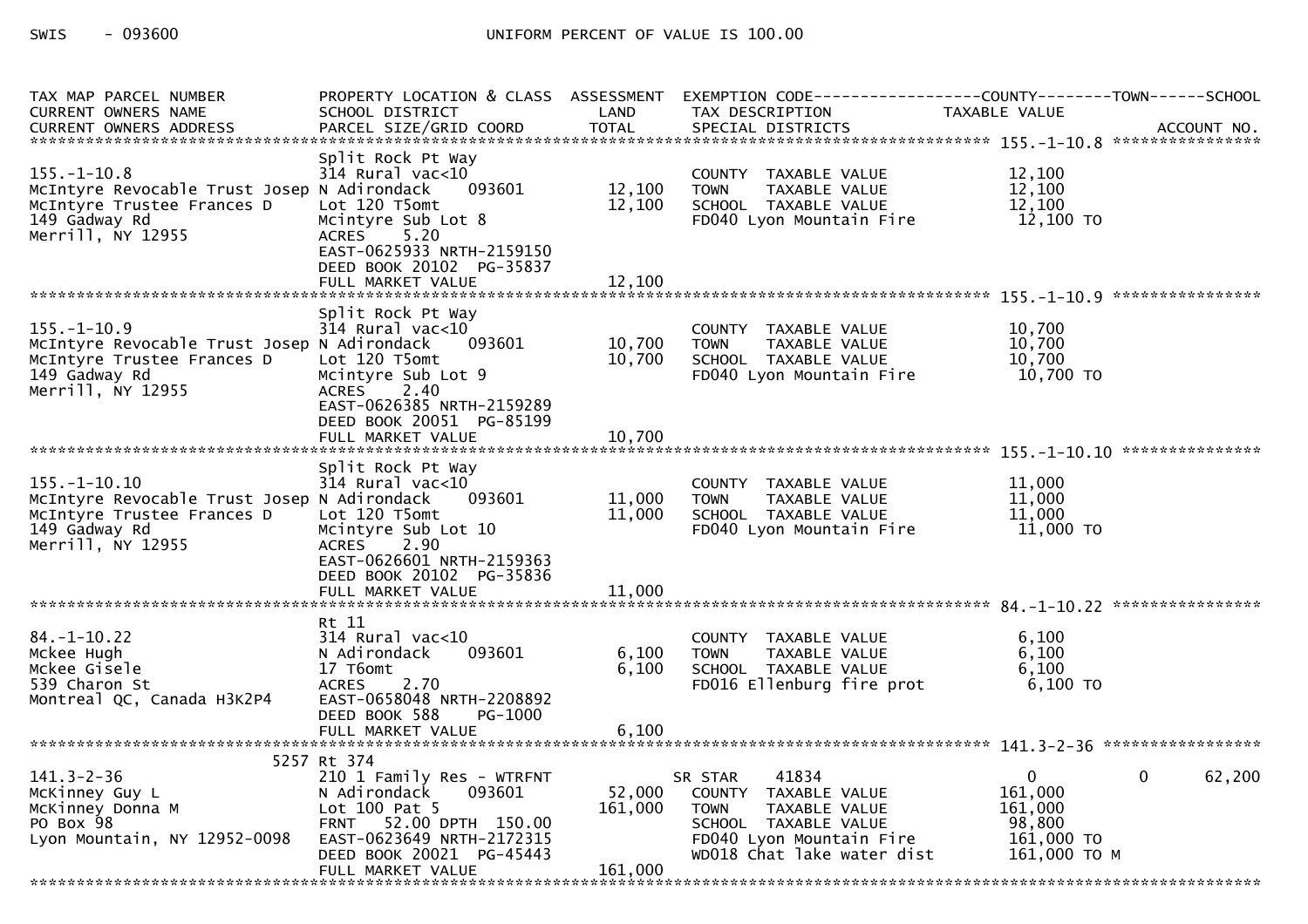SWIS - 093600 UNIFORM PERCENT OF VALUE IS 100.00

| TAX MAP PARCEL NUMBER<br>CURRENT OWNERS NAME<br>CURRENT OWNERS ADDRESS | PROPERTY LOCATION & CLASS<br>SCHOOL DISTRICT<br>PARCEL SIZE/GRID COORD | ASSESSMENT<br>LAND<br>TOTAL | EXEMPTION CODE<br>TAX DESCRIPTION<br>SPECIAL DISTRICTS | COUNTY<br>TAXABLE VALUE | TOWN | SCHOOL<br>ACCOUNT NO. |
|---|---|---|---|---|---|---|
| **155.-1-10.8** | | | | | | |
| 155.-1-10.8<br>McIntyre Revocable Trust Josep<br>McIntyre Trustee Frances D<br>149 Gadway Rd<br>Merrill, NY 12955 | Split Rock Pt Way<br>314 Rural vac<10<br>N Adirondack 093601<br>Lot 120 T5omt<br>Mcintyre Sub Lot 8<br>ACRES 5.20<br>EAST-0625933 NRTH-2159150<br>DEED BOOK 20102 PG-35837<br>FULL MARKET VALUE | <br><br>12,100<br>12,100<br><br><br><br><br>12,100 | COUNTY TAXABLE VALUE<br>TOWN TAXABLE VALUE<br>SCHOOL TAXABLE VALUE<br>FD040 Lyon Mountain Fire | 12,100<br>12,100<br>12,100<br>12,100 TO | | |
| **155.-1-10.9** | | | | | | |
| 155.-1-10.9<br>McIntyre Revocable Trust Josep<br>McIntyre Trustee Frances D<br>149 Gadway Rd<br>Merrill, NY 12955 | Split Rock Pt Way<br>314 Rural vac<10<br>N Adirondack 093601<br>Lot 120 T5omt<br>Mcintyre Sub Lot 9<br>ACRES 2.40<br>EAST-0626385 NRTH-2159289<br>DEED BOOK 20051 PG-85199<br>FULL MARKET VALUE | <br><br>10,700<br>10,700<br><br><br><br><br>10,700 | COUNTY TAXABLE VALUE<br>TOWN TAXABLE VALUE<br>SCHOOL TAXABLE VALUE<br>FD040 Lyon Mountain Fire | 10,700<br>10,700<br>10,700<br>10,700 TO | | |
| **155.-1-10.10** | | | | | | |
| 155.-1-10.10<br>McIntyre Revocable Trust Josep<br>McIntyre Trustee Frances D<br>149 Gadway Rd<br>Merrill, NY 12955 | Split Rock Pt Way<br>314 Rural vac<10<br>N Adirondack 093601<br>Lot 120 T5omt<br>Mcintyre Sub Lot 10<br>ACRES 2.90<br>EAST-0626601 NRTH-2159363<br>DEED BOOK 20102 PG-35836<br>FULL MARKET VALUE | <br><br>11,000<br>11,000<br><br><br><br><br>11,000 | COUNTY TAXABLE VALUE<br>TOWN TAXABLE VALUE<br>SCHOOL TAXABLE VALUE<br>FD040 Lyon Mountain Fire | 11,000<br>11,000<br>11,000<br>11,000 TO | | |
| **84.-1-10.22** | | | | | | |
| 84.-1-10.22<br>Mckee Hugh<br>Mckee Gisele<br>539 Charon St<br>Montreal QC, Canada H3K2P4 | Rt 11<br>314 Rural vac<10<br>N Adirondack 093601<br>17 T6omt<br>ACRES 2.70<br>EAST-0658048 NRTH-2208892<br>DEED BOOK 588 PG-1000<br>FULL MARKET VALUE | <br><br>6,100<br>6,100<br><br><br><br>6,100 | COUNTY TAXABLE VALUE<br>TOWN TAXABLE VALUE<br>SCHOOL TAXABLE VALUE<br>FD016 Ellenburg fire prot | 6,100<br>6,100<br>6,100<br>6,100 TO | | |
| **141.3-2-36** | | | | | | |
| 141.3-2-36<br>McKinney Guy L<br>McKinney Donna M<br>PO Box 98<br>Lyon Mountain, NY 12952-0098 | 5257 Rt 374<br>210 1 Family Res - WTRFNT<br>N Adirondack 093601<br>Lot 100 Pat 5<br>FRNT 52.00 DPTH 150.00<br>EAST-0623649 NRTH-2172315<br>DEED BOOK 20021 PG-45443<br>FULL MARKET VALUE | <br><br>52,000<br>161,000<br><br><br><br>161,000 | SR STAR 41834<br>COUNTY TAXABLE VALUE<br>TOWN TAXABLE VALUE<br>SCHOOL TAXABLE VALUE<br>FD040 Lyon Mountain Fire<br>WD018 Chat lake water dist | 0<br>161,000<br>161,000<br>98,800<br>161,000 TO<br>161,000 TO M | 0 | 62,200 |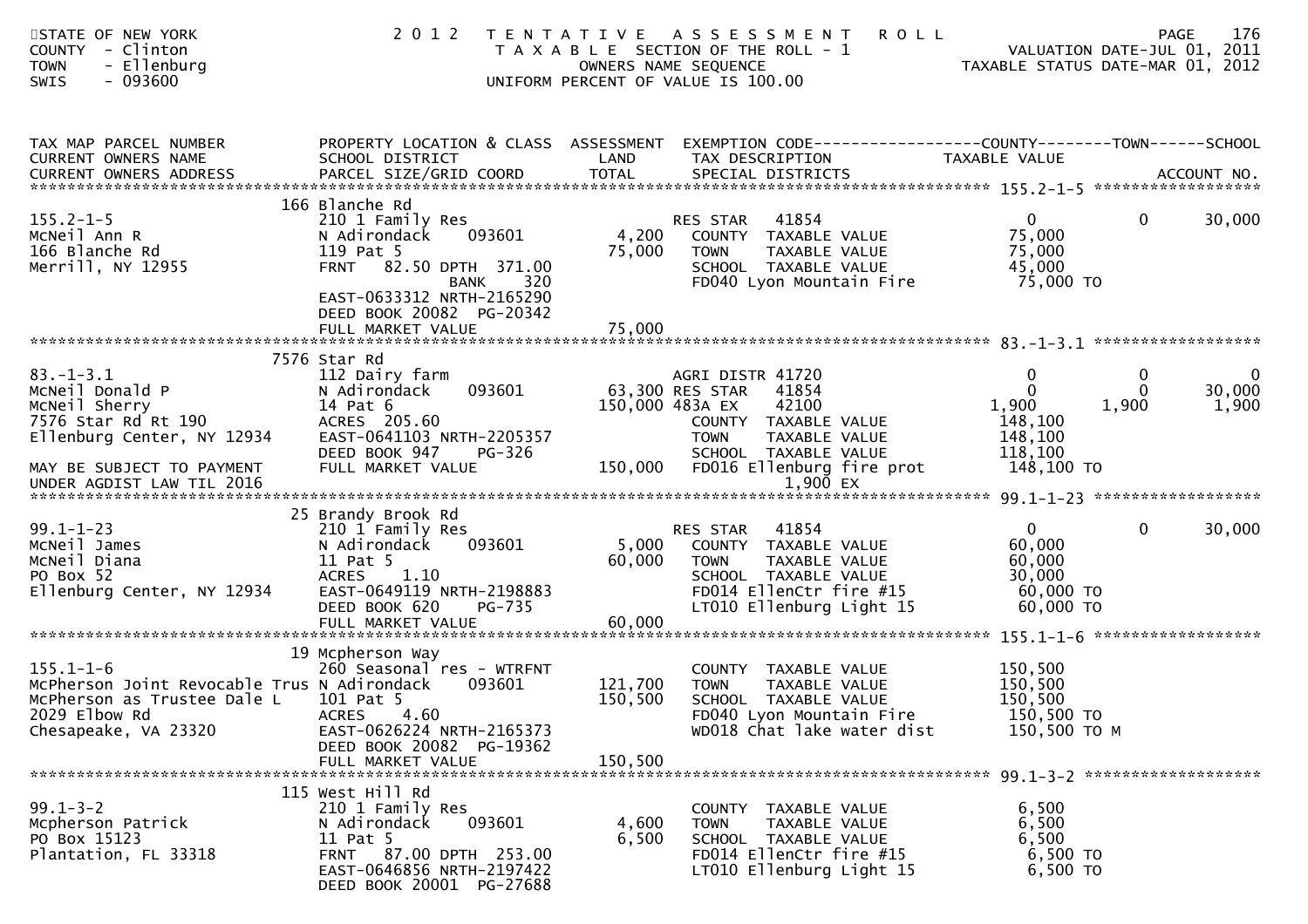STATE OF NEW YORK
COUNTY - Clinton
TOWN - Ellenburg
SWIS - 093600

2012 TENTATIVE ASSESSMENT ROLL
TAXABLE SECTION OF THE ROLL - 1
OWNERS NAME SEQUENCE
UNIFORM PERCENT OF VALUE IS 100.00

VALUATION DATE-JUL 01, 2011
TAXABLE STATUS DATE-MAR 01, 2012

| TAX MAP PARCEL NUMBER / CURRENT OWNERS NAME / CURRENT OWNERS ADDRESS | PROPERTY LOCATION & CLASS / SCHOOL DISTRICT / PARCEL SIZE/GRID COORD | ASSESSMENT LAND / TOTAL | EXEMPTION CODE / TAX DESCRIPTION / SPECIAL DISTRICTS | COUNTY TAXABLE VALUE | TOWN | SCHOOL / ACCOUNT NO. |
|---|---|---|---|---|---|---|
| | 166 Blanche Rd | | | | | |
| 155.2-1-5 | 210 1 Family Res | | RES STAR 41854 | 0 | 0 | 30,000 |
| McNeil Ann R | N Adirondack 093601 | 4,200 | COUNTY TAXABLE VALUE | 75,000 | | |
| 166 Blanche Rd | 119 Pat 5 | 75,000 | TOWN TAXABLE VALUE | 75,000 | | |
| Merrill, NY 12955 | FRNT 82.50 DPTH 371.00 | | SCHOOL TAXABLE VALUE | 45,000 | | |
| | BANK 320 | | FD040 Lyon Mountain Fire | 75,000 TO | | |
| | EAST-0633312 NRTH-2165290 | | | | | |
| | DEED BOOK 20082 PG-20342 | | | | | |
| | FULL MARKET VALUE | 75,000 | | | | |
| | 7576 Star Rd | | | | | |
| 83.-1-3.1 | 112 Dairy farm | | AGRI DISTR 41720 | 0 | 0 | 0 |
| McNeil Donald P | N Adirondack 093601 | 63,300 | RES STAR 41854 | 0 | 0 | 30,000 |
| McNeil Sherry | 14 Pat 6 | 150,000 | 483A EX 42100 | 1,900 | 1,900 | 1,900 |
| 7576 Star Rd Rt 190 | ACRES 205.60 | | COUNTY TAXABLE VALUE | 148,100 | | |
| Ellenburg Center, NY 12934 | EAST-0641103 NRTH-2205357 | | TOWN TAXABLE VALUE | 148,100 | | |
| | DEED BOOK 947 PG-326 | | SCHOOL TAXABLE VALUE | 118,100 | | |
| MAY BE SUBJECT TO PAYMENT | FULL MARKET VALUE | 150,000 | FD016 Ellenburg fire prot | 148,100 TO | | |
| UNDER AGDIST LAW TIL 2016 | | | 1,900 EX | | | |
| | 25 Brandy Brook Rd | | | | | |
| 99.1-1-23 | 210 1 Family Res | | RES STAR 41854 | 0 | 0 | 30,000 |
| McNeil James | N Adirondack 093601 | 5,000 | COUNTY TAXABLE VALUE | 60,000 | | |
| McNeil Diana | 11 Pat 5 | 60,000 | TOWN TAXABLE VALUE | 60,000 | | |
| PO Box 52 | ACRES 1.10 | | SCHOOL TAXABLE VALUE | 30,000 | | |
| Ellenburg Center, NY 12934 | EAST-0649119 NRTH-2198883 | | FD014 EllenCtr fire #15 | 60,000 TO | | |
| | DEED BOOK 620 PG-735 | | LT010 Ellenburg Light 15 | 60,000 TO | | |
| | FULL MARKET VALUE | 60,000 | | | | |
| | 19 Mcpherson Way | | | | | |
| 155.1-1-6 | 260 Seasonal res - WTRFNT | | COUNTY TAXABLE VALUE | 150,500 | | |
| McPherson Joint Revocable Trus | N Adirondack 093601 | 121,700 | TOWN TAXABLE VALUE | 150,500 | | |
| McPherson as Trustee Dale L | 101 Pat 5 | 150,500 | SCHOOL TAXABLE VALUE | 150,500 | | |
| 2029 Elbow Rd | ACRES 4.60 | | FD040 Lyon Mountain Fire | 150,500 TO | | |
| Chesapeake, VA 23320 | EAST-0626224 NRTH-2165373 | | WD018 Chat lake water dist | 150,500 TO M | | |
| | DEED BOOK 20082 PG-19362 | | | | | |
| | FULL MARKET VALUE | 150,500 | | | | |
| | 115 West Hill Rd | | | | | |
| 99.1-3-2 | 210 1 Family Res | | COUNTY TAXABLE VALUE | 6,500 | | |
| Mcpherson Patrick | N Adirondack 093601 | 4,600 | TOWN TAXABLE VALUE | 6,500 | | |
| PO Box 15123 | 11 Pat 5 | 6,500 | SCHOOL TAXABLE VALUE | 6,500 | | |
| Plantation, FL 33318 | FRNT 87.00 DPTH 253.00 | | FD014 EllenCtr fire #15 | 6,500 TO | | |
| | EAST-0646856 NRTH-2197422 | | LT010 Ellenburg Light 15 | 6,500 TO | | |
| | DEED BOOK 20001 PG-27688 | | | | | |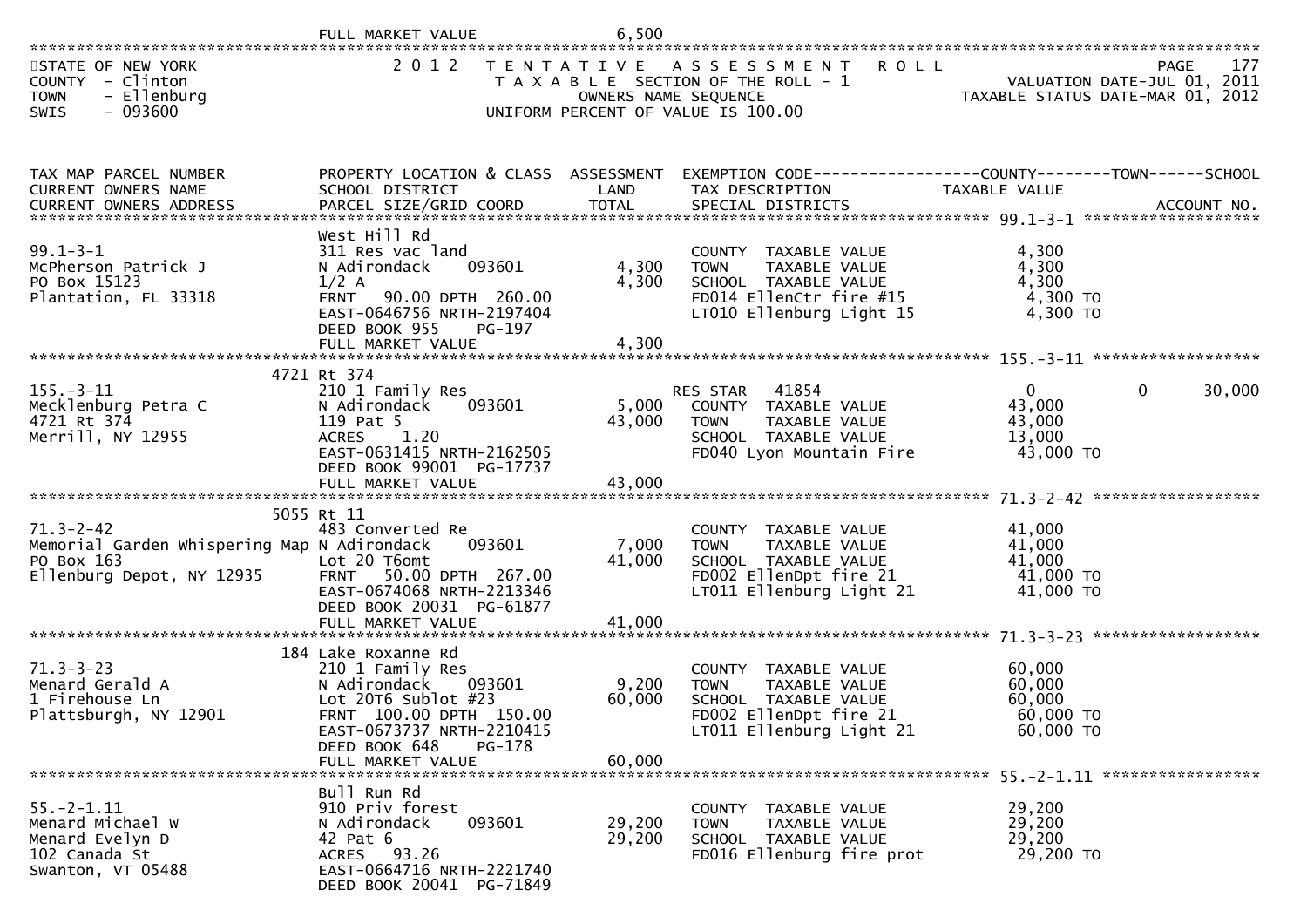FULL MARKET VALUE 6,500

STATE OF NEW YORK — 2012 TENTATIVE ASSESSMENT ROLL — PAGE 177
COUNTY - Clinton — TAXABLE SECTION OF THE ROLL - 1 — VALUATION DATE-JUL 01, 2011
TOWN - Ellenburg — OWNERS NAME SEQUENCE — TAXABLE STATUS DATE-MAR 01, 2012
SWIS - 093600 — UNIFORM PERCENT OF VALUE IS 100.00

| TAX MAP PARCEL NUMBER / CURRENT OWNERS NAME / CURRENT OWNERS ADDRESS | PROPERTY LOCATION & CLASS / SCHOOL DISTRICT / PARCEL SIZE/GRID COORD | ASSESSMENT LAND / TOTAL | EXEMPTION CODE / TAX DESCRIPTION / SPECIAL DISTRICTS | COUNTY TAXABLE VALUE | TOWN | SCHOOL | ACCOUNT NO. |
|---|---|---|---|---|---|---|---|
| **99.1-3-1** | West Hill Rd | | | | | | |
| 99.1-3-1 | 311 Res vac land | | COUNTY TAXABLE VALUE | 4,300 | | | |
| McPherson Patrick J | N Adirondack 093601 | 4,300 | TOWN TAXABLE VALUE | 4,300 | | | |
| PO Box 15123 | 1/2 A | 4,300 | SCHOOL TAXABLE VALUE | 4,300 | | | |
| Plantation, FL 33318 | FRNT 90.00 DPTH 260.00 | | FD014 EllenCtr fire #15 | 4,300 TO | | | |
| | EAST-0646756 NRTH-2197404 | | LT010 Ellenburg Light 15 | 4,300 TO | | | |
| | DEED BOOK 955 PG-197 | | | | | | |
| | FULL MARKET VALUE | 4,300 | | | | | |
| **155.-3-11** | 4721 Rt 374 | | | | | | |
| 155.-3-11 | 210 1 Family Res | | RES STAR 41854 | 0 | 0 | 30,000 | |
| Mecklenburg Petra C | N Adirondack 093601 | 5,000 | COUNTY TAXABLE VALUE | 43,000 | | | |
| 4721 Rt 374 | 119 Pat 5 | 43,000 | TOWN TAXABLE VALUE | 43,000 | | | |
| Merrill, NY 12955 | ACRES 1.20 | | SCHOOL TAXABLE VALUE | 13,000 | | | |
| | EAST-0631415 NRTH-2162505 | | FD040 Lyon Mountain Fire | 43,000 TO | | | |
| | DEED BOOK 99001 PG-17737 | | | | | | |
| | FULL MARKET VALUE | 43,000 | | | | | |
| **71.3-2-42** | 5055 Rt 11 | | | | | | |
| 71.3-2-42 | 483 Converted Re | | COUNTY TAXABLE VALUE | 41,000 | | | |
| Memorial Garden Whispering Map | N Adirondack 093601 | 7,000 | TOWN TAXABLE VALUE | 41,000 | | | |
| PO Box 163 | Lot 20 T6omt | 41,000 | SCHOOL TAXABLE VALUE | 41,000 | | | |
| Ellenburg Depot, NY 12935 | FRNT 50.00 DPTH 267.00 | | FD002 EllenDpt fire 21 | 41,000 TO | | | |
| | EAST-0674068 NRTH-2213346 | | LT011 Ellenburg Light 21 | 41,000 TO | | | |
| | DEED BOOK 20031 PG-61877 | | | | | | |
| | FULL MARKET VALUE | 41,000 | | | | | |
| **71.3-3-23** | 184 Lake Roxanne Rd | | | | | | |
| 71.3-3-23 | 210 1 Family Res | | COUNTY TAXABLE VALUE | 60,000 | | | |
| Menard Gerald A | N Adirondack 093601 | 9,200 | TOWN TAXABLE VALUE | 60,000 | | | |
| 1 Firehouse Ln | Lot 20T6 Sublot #23 | 60,000 | SCHOOL TAXABLE VALUE | 60,000 | | | |
| Plattsburgh, NY 12901 | FRNT 100.00 DPTH 150.00 | | FD002 EllenDpt fire 21 | 60,000 TO | | | |
| | EAST-0673737 NRTH-2210415 | | LT011 Ellenburg Light 21 | 60,000 TO | | | |
| | DEED BOOK 648 PG-178 | | | | | | |
| | FULL MARKET VALUE | 60,000 | | | | | |
| **55.-2-1.11** | Bull Run Rd | | | | | | |
| 55.-2-1.11 | 910 Priv forest | | COUNTY TAXABLE VALUE | 29,200 | | | |
| Menard Michael W | N Adirondack 093601 | 29,200 | TOWN TAXABLE VALUE | 29,200 | | | |
| Menard Evelyn D | 42 Pat 6 | 29,200 | SCHOOL TAXABLE VALUE | 29,200 | | | |
| 102 Canada St | ACRES 93.26 | | FD016 Ellenburg fire prot | 29,200 TO | | | |
| Swanton, VT 05488 | EAST-0664716 NRTH-2221740 | | | | | | |
| | DEED BOOK 20041 PG-71849 | | | | | | |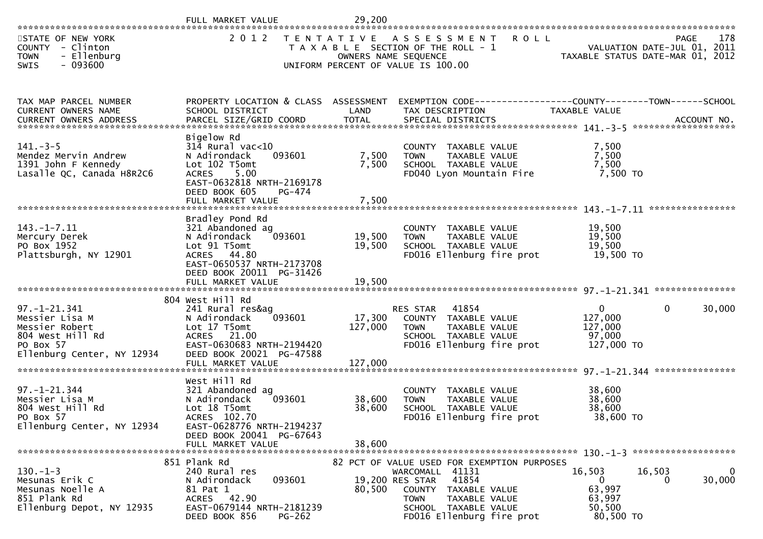FULL MARKET VALUE 29,200

STATE OF NEW YORK
COUNTY - Clinton
TOWN - Ellenburg
SWIS - 093600

2012 TENTATIVE ASSESSMENT ROLL
TAXABLE SECTION OF THE ROLL - 1
OWNERS NAME SEQUENCE
UNIFORM PERCENT OF VALUE IS 100.00

VALUATION DATE-JUL 01, 2011
TAXABLE STATUS DATE-MAR 01, 2012

| TAX MAP PARCEL NUMBER / CURRENT OWNERS NAME / CURRENT OWNERS ADDRESS | PROPERTY LOCATION & CLASS / SCHOOL DISTRICT / PARCEL SIZE/GRID COORD | ASSESSMENT LAND / TOTAL | EXEMPTION CODE / TAX DESCRIPTION / SPECIAL DISTRICTS | COUNTY TAXABLE VALUE | TOWN | SCHOOL / ACCOUNT NO. |
|---|---|---|---|---|---|---|
| **141.-3-5** | Bigelow Rd | | | | | |
| 141.-3-5 | 314 Rural vac<10 | | COUNTY TAXABLE VALUE | 7,500 | | |
| Mendez Mervin Andrew | N Adirondack 093601 | 7,500 | TOWN TAXABLE VALUE | 7,500 | | |
| 1391 John F Kennedy | Lot 102 T5omt | 7,500 | SCHOOL TAXABLE VALUE | 7,500 | | |
| Lasalle QC, Canada H8R2C6 | ACRES 5.00 | | FD040 Lyon Mountain Fire | 7,500 TO | | |
| | EAST-0632818 NRTH-2169178 | | | | | |
| | DEED BOOK 605 PG-474 | | | | | |
| | FULL MARKET VALUE | 7,500 | | | | |
| **143.-1-7.11** | Bradley Pond Rd | | | | | |
| 143.-1-7.11 | 321 Abandoned ag | | COUNTY TAXABLE VALUE | 19,500 | | |
| Mercury Derek | N Adirondack 093601 | 19,500 | TOWN TAXABLE VALUE | 19,500 | | |
| PO Box 1952 | Lot 91 T5omt | 19,500 | SCHOOL TAXABLE VALUE | 19,500 | | |
| Plattsburgh, NY 12901 | ACRES 44.80 | | FD016 Ellenburg fire prot | 19,500 TO | | |
| | EAST-0650537 NRTH-2173708 | | | | | |
| | DEED BOOK 20011 PG-31426 | | | | | |
| | FULL MARKET VALUE | 19,500 | | | | |
| **97.-1-21.341** | 804 West Hill Rd | | | | | |
| 97.-1-21.341 | 241 Rural res&ag | | RES STAR 41854 | 0 | 0 | 30,000 |
| Messier Lisa M | N Adirondack 093601 | 17,300 | COUNTY TAXABLE VALUE | 127,000 | | |
| Messier Robert | Lot 17 T5omt | 127,000 | TOWN TAXABLE VALUE | 127,000 | | |
| 804 West Hill Rd | ACRES 21.00 | | SCHOOL TAXABLE VALUE | 97,000 | | |
| PO Box 57 | EAST-0630683 NRTH-2194420 | | FD016 Ellenburg fire prot | 127,000 TO | | |
| Ellenburg Center, NY 12934 | DEED BOOK 20021 PG-47588 | | | | | |
| | FULL MARKET VALUE | 127,000 | | | | |
| **97.-1-21.344** | West Hill Rd | | | | | |
| 97.-1-21.344 | 321 Abandoned ag | | COUNTY TAXABLE VALUE | 38,600 | | |
| Messier Lisa M | N Adirondack 093601 | 38,600 | TOWN TAXABLE VALUE | 38,600 | | |
| 804 West Hill Rd | Lot 18 T5omt | 38,600 | SCHOOL TAXABLE VALUE | 38,600 | | |
| PO Box 57 | ACRES 102.70 | | FD016 Ellenburg fire prot | 38,600 TO | | |
| Ellenburg Center, NY 12934 | EAST-0628776 NRTH-2194237 | | | | | |
| | DEED BOOK 20041 PG-67643 | | | | | |
| | FULL MARKET VALUE | 38,600 | | | | |
| **130.-1-3** | 851 Plank Rd | | 82 PCT OF VALUE USED FOR EXEMPTION PURPOSES | | | |
| 130.-1-3 | 240 Rural res | | WARCOMALL 41131 | 16,503 | 16,503 | 0 |
| Mesunas Erik C | N Adirondack 093601 | 19,200 | RES STAR 41854 | 0 | 0 | 30,000 |
| Mesunas Noelle A | 81 Pat 1 | 80,500 | COUNTY TAXABLE VALUE | 63,997 | | |
| 851 Plank Rd | ACRES 42.90 | | TOWN TAXABLE VALUE | 63,997 | | |
| Ellenburg Depot, NY 12935 | EAST-0679144 NRTH-2181239 | | SCHOOL TAXABLE VALUE | 50,500 | | |
| | DEED BOOK 856 PG-262 | | FD016 Ellenburg fire prot | 80,500 TO | | |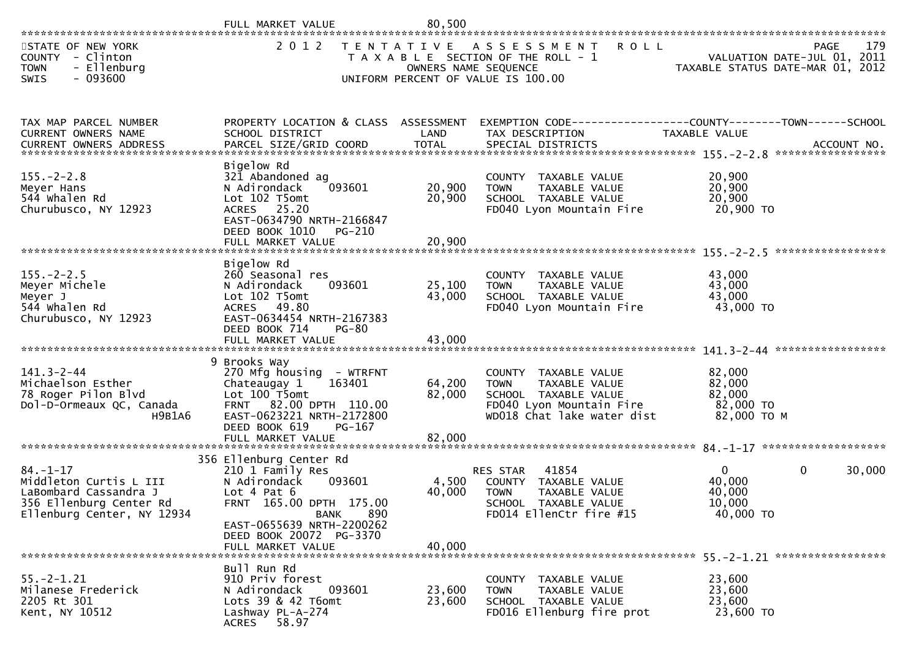FULL MARKET VALUE 80,500

STATE OF NEW YORK — 2012 TENTATIVE ASSESSMENT ROLL — PAGE 179
COUNTY - Clinton — TAXABLE SECTION OF THE ROLL - 1 — VALUATION DATE-JUL 01, 2011
TOWN - Ellenburg — OWNERS NAME SEQUENCE — TAXABLE STATUS DATE-MAR 01, 2012
SWIS - 093600 — UNIFORM PERCENT OF VALUE IS 100.00

| TAX MAP PARCEL NUMBER / CURRENT OWNERS NAME / CURRENT OWNERS ADDRESS | PROPERTY LOCATION & CLASS / SCHOOL DISTRICT / PARCEL SIZE/GRID COORD | ASSESSMENT LAND | TOTAL | EXEMPTION CODE / TAX DESCRIPTION / SPECIAL DISTRICTS | COUNTY TAXABLE VALUE | TOWN | SCHOOL / ACCOUNT NO. |
|---|---|---|---|---|---|---|---|
| **155.-2-2.8** | Bigelow Rd | | | | | | |
| Meyer Hans | 321 Abandoned ag | | | COUNTY TAXABLE VALUE | 20,900 | | |
| 544 Whalen Rd | N Adirondack 093601 | 20,900 | | TOWN TAXABLE VALUE | 20,900 | | |
| Churubusco, NY 12923 | Lot 102 T5omt | | 20,900 | SCHOOL TAXABLE VALUE | 20,900 | | |
| | ACRES 25.20 | | | FD040 Lyon Mountain Fire | 20,900 TO | | |
| | EAST-0634790 NRTH-2166847 | | | | | | |
| | DEED BOOK 1010 PG-210 | | | | | | |
| | FULL MARKET VALUE | | 20,900 | | | | |
| **155.-2-2.5** | Bigelow Rd | | | | | | |
| Meyer Michele | 260 Seasonal res | | | COUNTY TAXABLE VALUE | 43,000 | | |
| Meyer J | N Adirondack 093601 | 25,100 | | TOWN TAXABLE VALUE | 43,000 | | |
| 544 Whalen Rd | Lot 102 T5omt | | 43,000 | SCHOOL TAXABLE VALUE | 43,000 | | |
| Churubusco, NY 12923 | ACRES 49.80 | | | FD040 Lyon Mountain Fire | 43,000 TO | | |
| | EAST-0634454 NRTH-2167383 | | | | | | |
| | DEED BOOK 714 PG-80 | | | | | | |
| | FULL MARKET VALUE | | 43,000 | | | | |
| **141.3-2-44** | 9 Brooks Way | | | | | | |
| Michaelson Esther | 270 Mfg housing - WTRFNT | | | COUNTY TAXABLE VALUE | 82,000 | | |
| 78 Roger Pilon Blvd | Chateaugay 1 163401 | 64,200 | | TOWN TAXABLE VALUE | 82,000 | | |
| Dol-D-Ormeaux QC, Canada | Lot 100 T5omt | | 82,000 | SCHOOL TAXABLE VALUE | 82,000 | | |
| H9B1A6 | FRNT 82.00 DPTH 110.00 | | | FD040 Lyon Mountain Fire | 82,000 TO | | |
| | EAST-0623221 NRTH-2172800 | | | WD018 Chat lake water dist | 82,000 TO M | | |
| | DEED BOOK 619 PG-167 | | | | | | |
| | FULL MARKET VALUE | | 82,000 | | | | |
| **84.-1-17** | 356 Ellenburg Center Rd | | | | | | |
| Middleton Curtis L III | 210 1 Family Res | | | RES STAR 41854 | 0 | 0 | 30,000 |
| LaBombard Cassandra J | N Adirondack 093601 | 4,500 | | COUNTY TAXABLE VALUE | 40,000 | | |
| 356 Ellenburg Center Rd | Lot 4 Pat 6 | | 40,000 | TOWN TAXABLE VALUE | 40,000 | | |
| Ellenburg Center, NY 12934 | FRNT 165.00 DPTH 175.00 | | | SCHOOL TAXABLE VALUE | 10,000 | | |
| | BANK 890 | | | FD014 EllenCtr fire #15 | 40,000 TO | | |
| | EAST-0655639 NRTH-2200262 | | | | | | |
| | DEED BOOK 20072 PG-3370 | | | | | | |
| | FULL MARKET VALUE | | 40,000 | | | | |
| **55.-2-1.21** | Bull Run Rd | | | | | | |
| Milanese Frederick | 910 Priv forest | | | COUNTY TAXABLE VALUE | 23,600 | | |
| 2205 Rt 301 | N Adirondack 093601 | 23,600 | | TOWN TAXABLE VALUE | 23,600 | | |
| Kent, NY 10512 | Lots 39 & 42 T6omt | | 23,600 | SCHOOL TAXABLE VALUE | 23,600 | | |
| | Lashway PL-A-274 | | | FD016 Ellenburg fire prot | 23,600 TO | | |
| | ACRES 58.97 | | | | | | |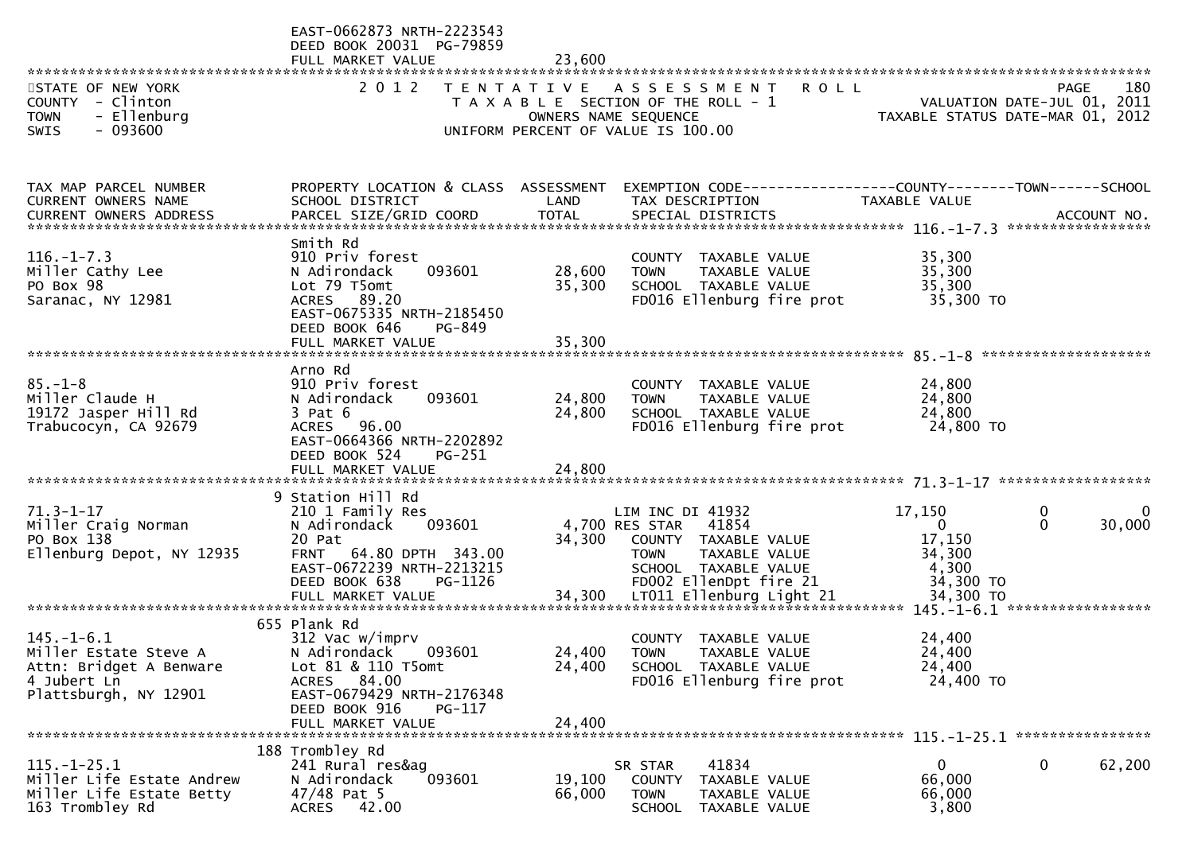EAST-0662873 NRTH-2223543
DEED BOOK 20031 PG-79859
FULL MARKET VALUE 23,600

STATE OF NEW YORK
COUNTY - Clinton
TOWN - Ellenburg
SWIS - 093600

2012 TENTATIVE ASSESSMENT ROLL
TAXABLE SECTION OF THE ROLL - 1
OWNERS NAME SEQUENCE
UNIFORM PERCENT OF VALUE IS 100.00

PAGE 180
VALUATION DATE-JUL 01, 2011
TAXABLE STATUS DATE-MAR 01, 2012

| TAX MAP PARCEL NUMBER / CURRENT OWNERS NAME / CURRENT OWNERS ADDRESS | PROPERTY LOCATION & CLASS / SCHOOL DISTRICT / PARCEL SIZE/GRID COORD | ASSESSMENT LAND | TOTAL | EXEMPTION CODE / TAX DESCRIPTION / SPECIAL DISTRICTS | COUNTY TAXABLE VALUE | TOWN | SCHOOL |
|---|---|---|---|---|---|---|---|
| **116.-1-7.3** | Smith Rd | | | | | | |
| 116.-1-7.3 | 910 Priv forest | | | COUNTY TAXABLE VALUE | 35,300 | | |
| Miller Cathy Lee | N Adirondack 093601 | 28,600 | | TOWN TAXABLE VALUE | 35,300 | | |
| PO Box 98 | Lot 79 T5omt | | 35,300 | SCHOOL TAXABLE VALUE | 35,300 | | |
| Saranac, NY 12981 | ACRES 89.20 | | | FD016 Ellenburg fire prot | 35,300 TO | | |
| | EAST-0675335 NRTH-2185450 | | | | | | |
| | DEED BOOK 646 PG-849 | | | | | | |
| | FULL MARKET VALUE | | 35,300 | | | | |
| **85.-1-8** | Arno Rd | | | | | | |
| 85.-1-8 | 910 Priv forest | | | COUNTY TAXABLE VALUE | 24,800 | | |
| Miller Claude H | N Adirondack 093601 | 24,800 | | TOWN TAXABLE VALUE | 24,800 | | |
| 19172 Jasper Hill Rd | 3 Pat 6 | | 24,800 | SCHOOL TAXABLE VALUE | 24,800 | | |
| Trabucocyn, CA 92679 | ACRES 96.00 | | | FD016 Ellenburg fire prot | 24,800 TO | | |
| | EAST-0664366 NRTH-2202892 | | | | | | |
| | DEED BOOK 524 PG-251 | | | | | | |
| | FULL MARKET VALUE | | 24,800 | | | | |
| **71.3-1-17** | 9 Station Hill Rd | | | | | | |
| 71.3-1-17 | 210 1 Family Res | | | LIM INC DI 41932 | 17,150 | 0 | 0 |
| Miller Craig Norman | N Adirondack 093601 | 4,700 | | RES STAR 41854 | 0 | 0 | 30,000 |
| PO Box 138 | 20 Pat | | 34,300 | COUNTY TAXABLE VALUE | 17,150 | | |
| Ellenburg Depot, NY 12935 | FRNT 64.80 DPTH 343.00 | | | TOWN TAXABLE VALUE | 34,300 | | |
| | EAST-0672239 NRTH-2213215 | | | SCHOOL TAXABLE VALUE | 4,300 | | |
| | DEED BOOK 638 PG-1126 | | | FD002 EllenDpt fire 21 | 34,300 TO | | |
| | FULL MARKET VALUE | | 34,300 | LT011 Ellenburg Light 21 | 34,300 TO | | |
| **145.-1-6.1** | 655 Plank Rd | | | | | | |
| 145.-1-6.1 | 312 Vac w/imprv | | | COUNTY TAXABLE VALUE | 24,400 | | |
| Miller Estate Steve A | N Adirondack 093601 | 24,400 | | TOWN TAXABLE VALUE | 24,400 | | |
| Attn: Bridget A Benware | Lot 81 & 110 T5omt | | 24,400 | SCHOOL TAXABLE VALUE | 24,400 | | |
| 4 Jubert Ln | ACRES 84.00 | | | FD016 Ellenburg fire prot | 24,400 TO | | |
| Plattsburgh, NY 12901 | EAST-0679429 NRTH-2176348 | | | | | | |
| | DEED BOOK 916 PG-117 | | | | | | |
| | FULL MARKET VALUE | | 24,400 | | | | |
| **115.-1-25.1** | 188 Trombley Rd | | | | | | |
| 115.-1-25.1 | 241 Rural res&ag | | | SR STAR 41834 | 0 | 0 | 62,200 |
| Miller Life Estate Andrew | N Adirondack 093601 | 19,100 | | COUNTY TAXABLE VALUE | 66,000 | | |
| Miller Life Estate Betty | 47/48 Pat 5 | | 66,000 | TOWN TAXABLE VALUE | 66,000 | | |
| 163 Trombley Rd | ACRES 42.00 | | | SCHOOL TAXABLE VALUE | 3,800 | | |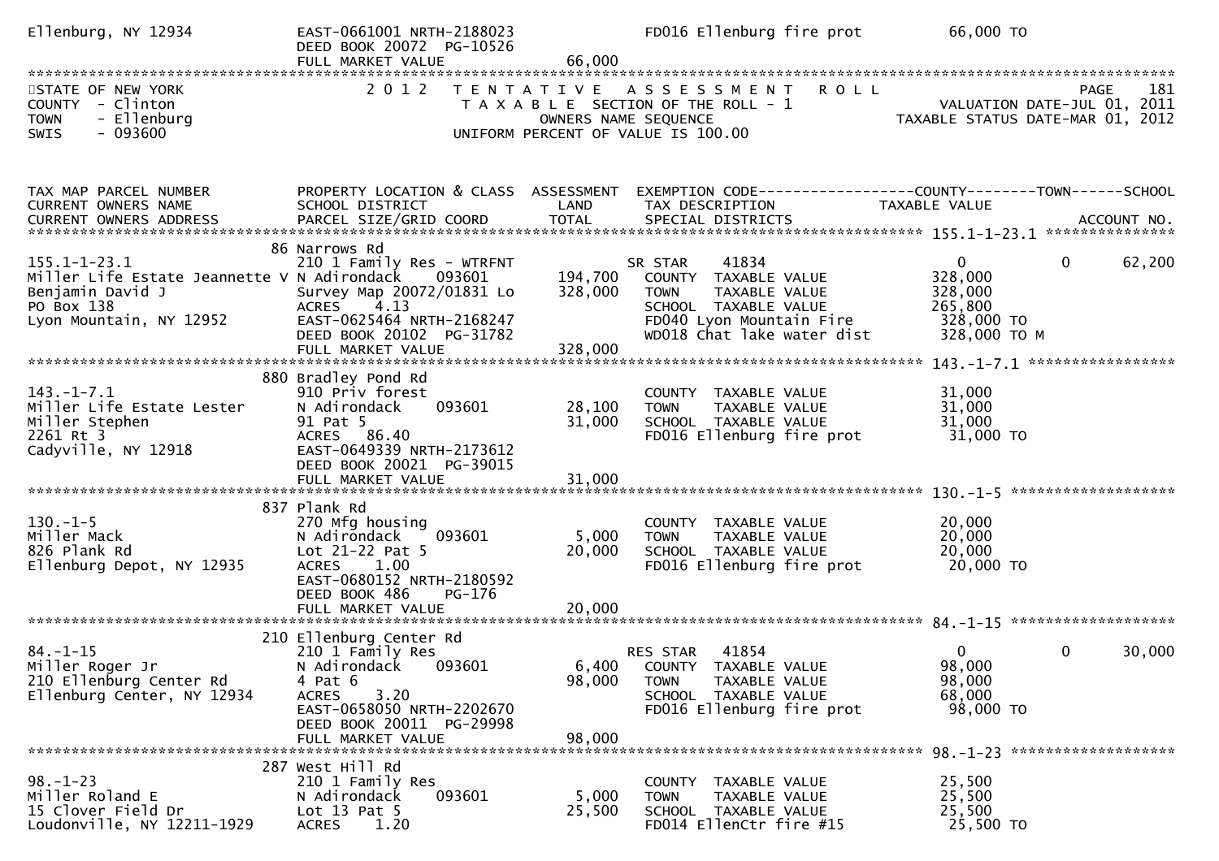Ellenburg, NY 12934 EAST-0661001 NRTH-2188023 FD016 Ellenburg fire prot 66,000 TO
DEED BOOK 20072 PG-10526
FULL MARKET VALUE 66,000

STATE OF NEW YORK
COUNTY - Clinton
TOWN - Ellenburg
SWIS - 093600

2012 TENTATIVE ASSESSMENT ROLL
TAXABLE SECTION OF THE ROLL - 1
OWNERS NAME SEQUENCE
UNIFORM PERCENT OF VALUE IS 100.00

VALUATION DATE-JUL 01, 2011
TAXABLE STATUS DATE-MAR 01, 2012

| TAX MAP PARCEL NUMBER / CURRENT OWNERS NAME / CURRENT OWNERS ADDRESS | PROPERTY LOCATION & CLASS / SCHOOL DISTRICT / PARCEL SIZE/GRID COORD | ASSESSMENT LAND | TOTAL | EXEMPTION CODE / TAX DESCRIPTION / SPECIAL DISTRICTS | COUNTY TAXABLE VALUE | TOWN | SCHOOL |
|---|---|---|---|---|---|---|---|
| **155.1-1-23.1** | 86 Narrows Rd | | | | | | |
| 155.1-1-23.1 | 210 1 Family Res - WTRFNT | | | SR STAR 41834 | 0 | 0 | 62,200 |
| Miller Life Estate Jeannette V | N Adirondack 093601 | 194,700 | | COUNTY TAXABLE VALUE | 328,000 | | |
| Benjamin David J | Survey Map 20072/01831 Lo | | 328,000 | TOWN TAXABLE VALUE | 328,000 | | |
| PO Box 138 | ACRES 4.13 | | | SCHOOL TAXABLE VALUE | 265,800 | | |
| Lyon Mountain, NY 12952 | EAST-0625464 NRTH-2168247 | | | FD040 Lyon Mountain Fire | 328,000 TO | | |
| | DEED BOOK 20102 PG-31782 | | | WD018 Chat lake water dist | 328,000 TO M | | |
| | FULL MARKET VALUE | | 328,000 | | | | |
| **143.-1-7.1** | 880 Bradley Pond Rd | | | | | | |
| 143.-1-7.1 | 910 Priv forest | | | COUNTY TAXABLE VALUE | 31,000 | | |
| Miller Life Estate Lester | N Adirondack 093601 | 28,100 | | TOWN TAXABLE VALUE | 31,000 | | |
| Miller Stephen | 91 Pat 5 | | 31,000 | SCHOOL TAXABLE VALUE | 31,000 | | |
| 2261 Rt 3 | ACRES 86.40 | | | FD016 Ellenburg fire prot | 31,000 TO | | |
| Cadyville, NY 12918 | EAST-0649339 NRTH-2173612 | | | | | | |
| | DEED BOOK 20021 PG-39015 | | | | | | |
| | FULL MARKET VALUE | | 31,000 | | | | |
| **130.-1-5** | 837 Plank Rd | | | | | | |
| 130.-1-5 | 270 Mfg housing | | | COUNTY TAXABLE VALUE | 20,000 | | |
| Miller Mack | N Adirondack 093601 | 5,000 | | TOWN TAXABLE VALUE | 20,000 | | |
| 826 Plank Rd | Lot 21-22 Pat 5 | | 20,000 | SCHOOL TAXABLE VALUE | 20,000 | | |
| Ellenburg Depot, NY 12935 | ACRES 1.00 | | | FD016 Ellenburg fire prot | 20,000 TO | | |
| | EAST-0680152 NRTH-2180592 | | | | | | |
| | DEED BOOK 486 PG-176 | | | | | | |
| | FULL MARKET VALUE | | 20,000 | | | | |
| **84.-1-15** | 210 Ellenburg Center Rd | | | | | | |
| 84.-1-15 | 210 1 Family Res | | | RES STAR 41854 | 0 | 0 | 30,000 |
| Miller Roger Jr | N Adirondack 093601 | 6,400 | | COUNTY TAXABLE VALUE | 98,000 | | |
| 210 Ellenburg Center Rd | 4 Pat 6 | | 98,000 | TOWN TAXABLE VALUE | 98,000 | | |
| Ellenburg Center, NY 12934 | ACRES 3.20 | | | SCHOOL TAXABLE VALUE | 68,000 | | |
| | EAST-0658050 NRTH-2202670 | | | FD016 Ellenburg fire prot | 98,000 TO | | |
| | DEED BOOK 20011 PG-29998 | | | | | | |
| | FULL MARKET VALUE | | 98,000 | | | | |
| **98.-1-23** | 287 West Hill Rd | | | | | | |
| 98.-1-23 | 210 1 Family Res | | | COUNTY TAXABLE VALUE | 25,500 | | |
| Miller Roland E | N Adirondack 093601 | 5,000 | | TOWN TAXABLE VALUE | 25,500 | | |
| 15 Clover Field Dr | Lot 13 Pat 5 | | 25,500 | SCHOOL TAXABLE VALUE | 25,500 | | |
| Loudonville, NY 12211-1929 | ACRES 1.20 | | | FD014 EllenCtr fire #15 | 25,500 TO | | |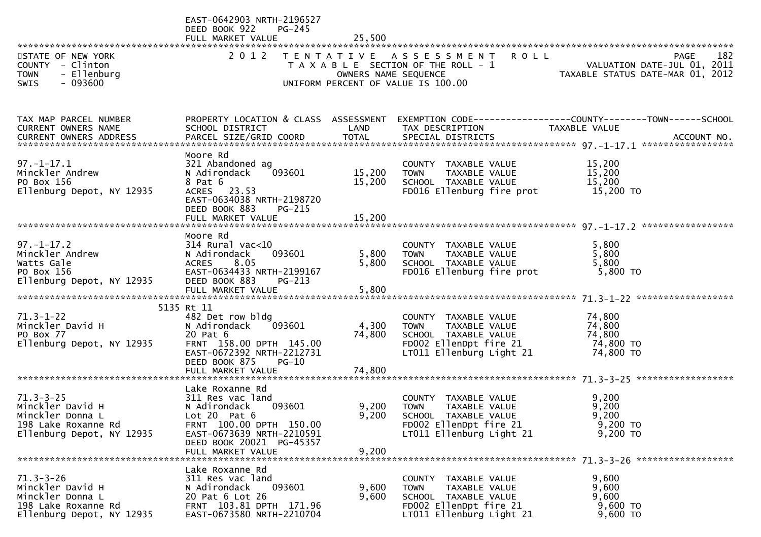EAST-0642903 NRTH-2196527
DEED BOOK 922 PG-245
FULL MARKET VALUE 25,500

STATE OF NEW YORK
COUNTY - Clinton
TOWN - Ellenburg
SWIS - 093600

2012 TENTATIVE ASSESSMENT ROLL
TAXABLE SECTION OF THE ROLL - 1
OWNERS NAME SEQUENCE
UNIFORM PERCENT OF VALUE IS 100.00

VALUATION DATE-JUL 01, 2011
TAXABLE STATUS DATE-MAR 01, 2012

| TAX MAP PARCEL NUMBER / CURRENT OWNERS NAME / CURRENT OWNERS ADDRESS | PROPERTY LOCATION & CLASS / SCHOOL DISTRICT / PARCEL SIZE/GRID COORD | ASSESSMENT LAND | ASSESSMENT TOTAL | EXEMPTION CODE / TAX DESCRIPTION / SPECIAL DISTRICTS | TAXABLE VALUE (COUNTY / TOWN / SCHOOL) | ACCOUNT NO. |
|---|---|---|---|---|---|---|
| 97.-1-17.1 | Moore Rd | | | | | |
| 97.-1-17.1 | 321 Abandoned ag | | | COUNTY TAXABLE VALUE | 15,200 | |
| Minckler Andrew | N Adirondack 093601 | 15,200 | | TOWN TAXABLE VALUE | 15,200 | |
| PO Box 156 | 8 Pat 6 | | 15,200 | SCHOOL TAXABLE VALUE | 15,200 | |
| Ellenburg Depot, NY 12935 | ACRES 23.53 | | | FD016 Ellenburg fire prot | 15,200 TO | |
| | EAST-0634038 NRTH-2198720 | | | | | |
| | DEED BOOK 883 PG-215 | | | | | |
| | FULL MARKET VALUE | | 15,200 | | | |
| 97.-1-17.2 | Moore Rd | | | | | |
| 97.-1-17.2 | 314 Rural vac<10 | | | COUNTY TAXABLE VALUE | 5,800 | |
| Minckler Andrew | N Adirondack 093601 | 5,800 | | TOWN TAXABLE VALUE | 5,800 | |
| Watts Gale | ACRES 8.05 | | 5,800 | SCHOOL TAXABLE VALUE | 5,800 | |
| PO Box 156 | EAST-0634433 NRTH-2199167 | | | FD016 Ellenburg fire prot | 5,800 TO | |
| Ellenburg Depot, NY 12935 | DEED BOOK 883 PG-213 | | | | | |
| | FULL MARKET VALUE | | 5,800 | | | |
| 71.3-1-22 | 5135 Rt 11 | | | | | |
| 71.3-1-22 | 482 Det row bldg | | | COUNTY TAXABLE VALUE | 74,800 | |
| Minckler David H | N Adirondack 093601 | 4,300 | | TOWN TAXABLE VALUE | 74,800 | |
| PO Box 77 | 20 Pat 6 | | 74,800 | SCHOOL TAXABLE VALUE | 74,800 | |
| Ellenburg Depot, NY 12935 | FRNT 158.00 DPTH 145.00 | | | FD002 EllenDpt fire 21 | 74,800 TO | |
| | EAST-0672392 NRTH-2212731 | | | LT011 Ellenburg Light 21 | 74,800 TO | |
| | DEED BOOK 875 PG-10 | | | | | |
| | FULL MARKET VALUE | | 74,800 | | | |
| 71.3-3-25 | Lake Roxanne Rd | | | | | |
| 71.3-3-25 | 311 Res vac land | | | COUNTY TAXABLE VALUE | 9,200 | |
| Minckler David H | N Adirondack 093601 | 9,200 | | TOWN TAXABLE VALUE | 9,200 | |
| Minckler Donna L | Lot 20 Pat 6 | | 9,200 | SCHOOL TAXABLE VALUE | 9,200 | |
| 198 Lake Roxanne Rd | FRNT 100.00 DPTH 150.00 | | | FD002 EllenDpt fire 21 | 9,200 TO | |
| Ellenburg Depot, NY 12935 | EAST-0673639 NRTH-2210591 | | | LT011 Ellenburg Light 21 | 9,200 TO | |
| | DEED BOOK 20021 PG-45357 | | | | | |
| | FULL MARKET VALUE | | 9,200 | | | |
| 71.3-3-26 | Lake Roxanne Rd | | | | | |
| 71.3-3-26 | 311 Res vac land | | | COUNTY TAXABLE VALUE | 9,600 | |
| Minckler David H | N Adirondack 093601 | 9,600 | | TOWN TAXABLE VALUE | 9,600 | |
| Minckler Donna L | 20 Pat 6 Lot 26 | | 9,600 | SCHOOL TAXABLE VALUE | 9,600 | |
| 198 Lake Roxanne Rd | FRNT 103.81 DPTH 171.96 | | | FD002 EllenDpt fire 21 | 9,600 TO | |
| Ellenburg Depot, NY 12935 | EAST-0673580 NRTH-2210704 | | | LT011 Ellenburg Light 21 | 9,600 TO | |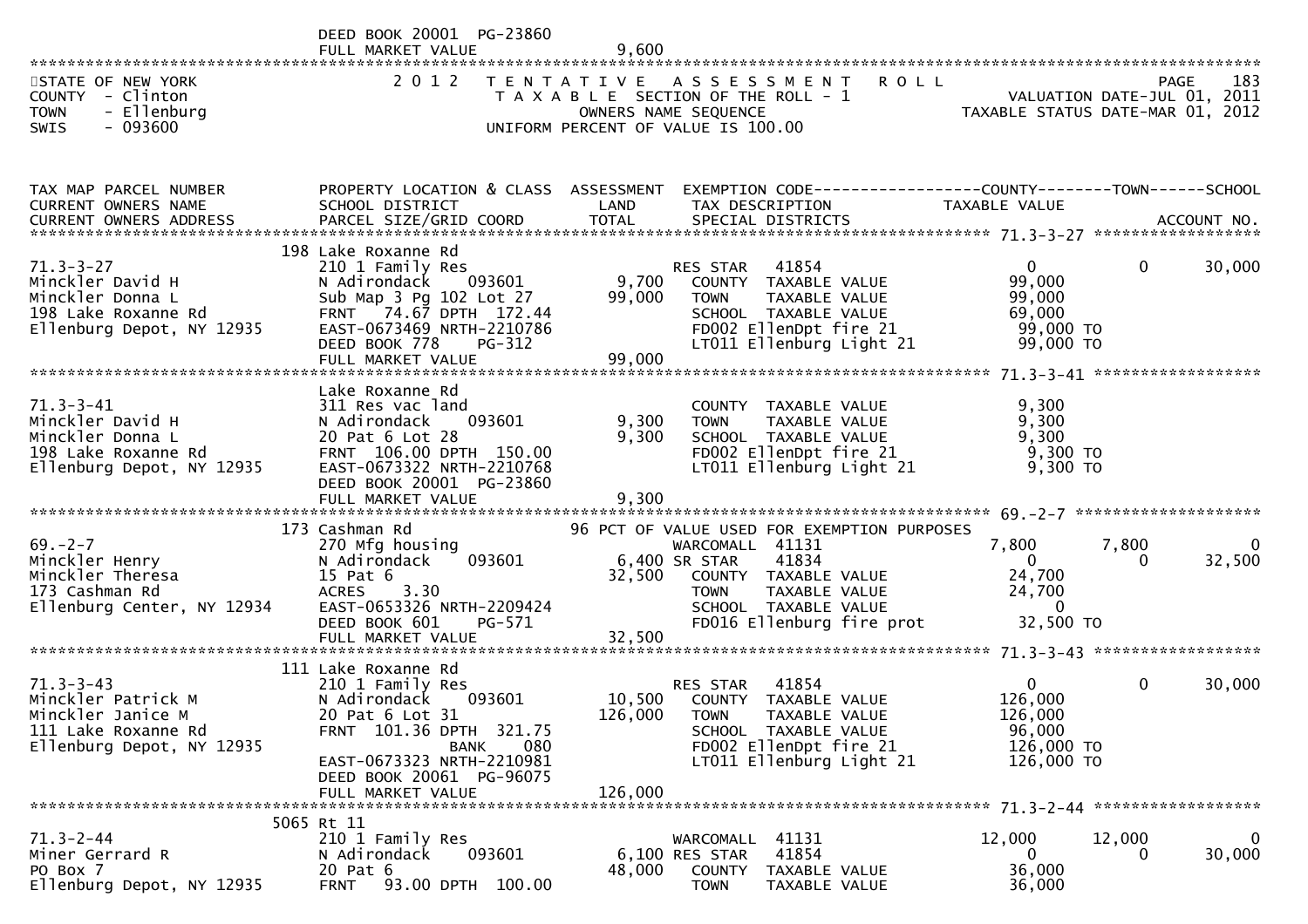DEED BOOK 20001 PG-23860
FULL MARKET VALUE 9,600

STATE OF NEW YORK
COUNTY - Clinton
TOWN - Ellenburg
SWIS - 093600

2012 TENTATIVE ASSESSMENT ROLL
TAXABLE SECTION OF THE ROLL - 1
OWNERS NAME SEQUENCE
UNIFORM PERCENT OF VALUE IS 100.00

PAGE 183
VALUATION DATE-JUL 01, 2011
TAXABLE STATUS DATE-MAR 01, 2012

| TAX MAP PARCEL NUMBER / CURRENT OWNERS NAME / CURRENT OWNERS ADDRESS | PROPERTY LOCATION & CLASS / SCHOOL DISTRICT / PARCEL SIZE/GRID COORD | ASSESSMENT LAND / TOTAL | EXEMPTION CODE / TAX DESCRIPTION / SPECIAL DISTRICTS | COUNTY TAXABLE VALUE | TOWN | SCHOOL / ACCOUNT NO. |
|---|---|---|---|---|---|---|
| **71.3-3-27** | 198 Lake Roxanne Rd | | | | | |
| 71.3-3-27 | 210 1 Family Res | | RES STAR 41854 | 0 | 0 | 30,000 |
| Minckler David H | N Adirondack 093601 | 9,700 | COUNTY TAXABLE VALUE | 99,000 | | |
| Minckler Donna L | Sub Map 3 Pg 102 Lot 27 | 99,000 | TOWN TAXABLE VALUE | 99,000 | | |
| 198 Lake Roxanne Rd | FRNT 74.67 DPTH 172.44 | | SCHOOL TAXABLE VALUE | 69,000 | | |
| Ellenburg Depot, NY 12935 | EAST-0673469 NRTH-2210786 | | FD002 EllenDpt fire 21 | 99,000 TO | | |
| | DEED BOOK 778 PG-312 | | LT011 Ellenburg Light 21 | 99,000 TO | | |
| | FULL MARKET VALUE | 99,000 | | | | |
| **71.3-3-41** | Lake Roxanne Rd | | | | | |
| 71.3-3-41 | 311 Res vac land | | COUNTY TAXABLE VALUE | 9,300 | | |
| Minckler David H | N Adirondack 093601 | 9,300 | TOWN TAXABLE VALUE | 9,300 | | |
| Minckler Donna L | 20 Pat 6 Lot 28 | 9,300 | SCHOOL TAXABLE VALUE | 9,300 | | |
| 198 Lake Roxanne Rd | FRNT 106.00 DPTH 150.00 | | FD002 EllenDpt fire 21 | 9,300 TO | | |
| Ellenburg Depot, NY 12935 | EAST-0673322 NRTH-2210768 | | LT011 Ellenburg Light 21 | 9,300 TO | | |
| | DEED BOOK 20001 PG-23860 | | | | | |
| | FULL MARKET VALUE | 9,300 | | | | |
| **69.-2-7** | 173 Cashman Rd | | 96 PCT OF VALUE USED FOR EXEMPTION PURPOSES | | | |
| 69.-2-7 | 270 Mfg housing | | WARCOMALL 41131 | 7,800 | 7,800 | 0 |
| Minckler Henry | N Adirondack 093601 | 6,400 | SR STAR 41834 | 0 | 0 | 32,500 |
| Minckler Theresa | 15 Pat 6 | 32,500 | COUNTY TAXABLE VALUE | 24,700 | | |
| 173 Cashman Rd | ACRES 3.30 | | TOWN TAXABLE VALUE | 24,700 | | |
| Ellenburg Center, NY 12934 | EAST-0653326 NRTH-2209424 | | SCHOOL TAXABLE VALUE | 0 | | |
| | DEED BOOK 601 PG-571 | | FD016 Ellenburg fire prot | 32,500 TO | | |
| | FULL MARKET VALUE | 32,500 | | | | |
| **71.3-3-43** | 111 Lake Roxanne Rd | | | | | |
| 71.3-3-43 | 210 1 Family Res | | RES STAR 41854 | 0 | 0 | 30,000 |
| Minckler Patrick M | N Adirondack 093601 | 10,500 | COUNTY TAXABLE VALUE | 126,000 | | |
| Minckler Janice M | 20 Pat 6 Lot 31 | 126,000 | TOWN TAXABLE VALUE | 126,000 | | |
| 111 Lake Roxanne Rd | FRNT 101.36 DPTH 321.75 | | SCHOOL TAXABLE VALUE | 96,000 | | |
| Ellenburg Depot, NY 12935 | BANK 080 | | FD002 EllenDpt fire 21 | 126,000 TO | | |
| | EAST-0673323 NRTH-2210981 | | LT011 Ellenburg Light 21 | 126,000 TO | | |
| | DEED BOOK 20061 PG-96075 | | | | | |
| | FULL MARKET VALUE | 126,000 | | | | |
| **71.3-2-44** | 5065 Rt 11 | | | | | |
| 71.3-2-44 | 210 1 Family Res | | WARCOMALL 41131 | 12,000 | 12,000 | 0 |
| Miner Gerrard R | N Adirondack 093601 | 6,100 | RES STAR 41854 | 0 | 0 | 30,000 |
| PO Box 7 | 20 Pat 6 | 48,000 | COUNTY TAXABLE VALUE | 36,000 | | |
| Ellenburg Depot, NY 12935 | FRNT 93.00 DPTH 100.00 | | TOWN TAXABLE VALUE | 36,000 | | |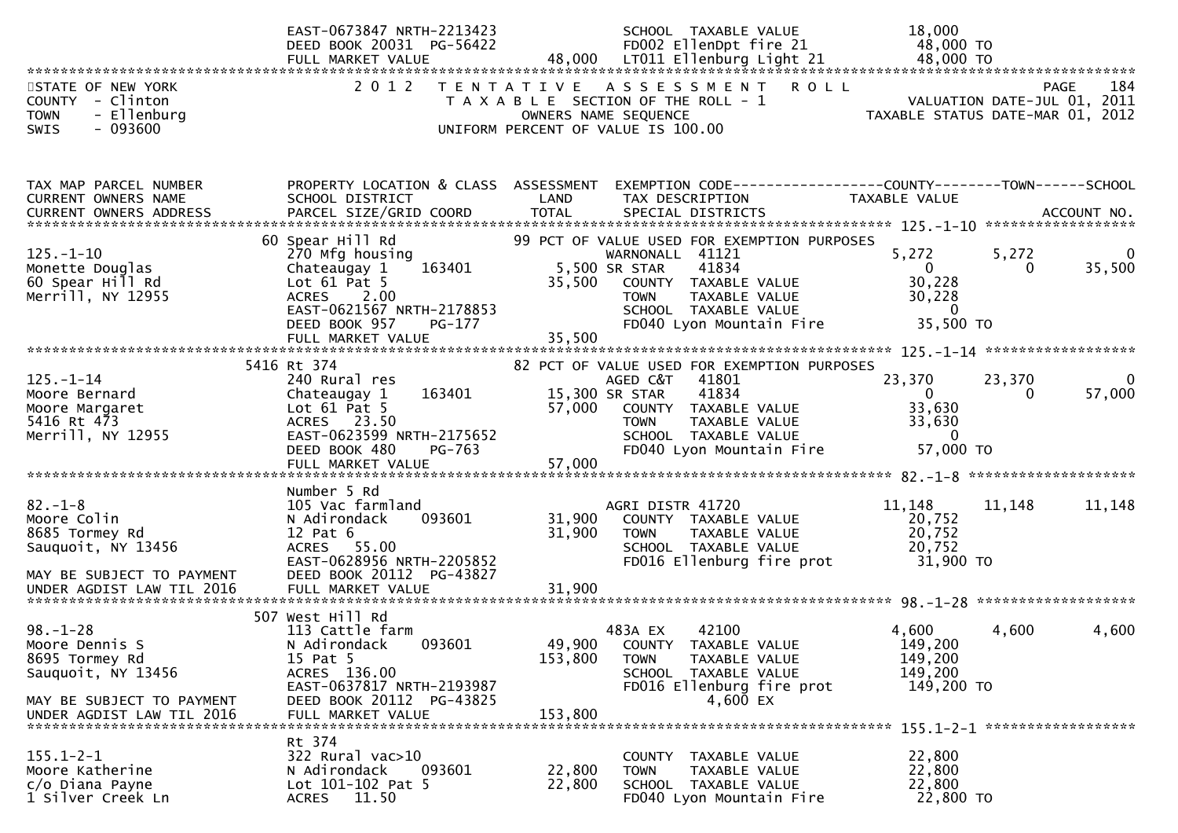```
                           EAST-0673847 NRTH-2213423                  SCHOOL  TAXABLE VALUE              18,000
                           DEED BOOK 20031  PG-56422                  FD002 EllenDpt fire 21              48,000 TO
                           FULL MARKET VALUE             48,000   LT011 Ellenburg Light 21             48,000 TO
******************************************************************************************************************************
STATE OF NEW YORK              2 0 1 2   T E N T A T I V E   A S S E S S M E N T   R O L L                          PAGE   184
COUNTY  - Clinton                    T A X A B L E SECTION OF THE ROLL - 1                         VALUATION DATE-JUL 01, 2011
TOWN    - Ellenburg                          OWNERS NAME SEQUENCE                              TAXABLE STATUS DATE-MAR 01, 2012
SWIS    - 093600                    UNIFORM PERCENT OF VALUE IS 100.00


TAX MAP PARCEL NUMBER          PROPERTY LOCATION & CLASS  ASSESSMENT  EXEMPTION CODE------------------COUNTY--------TOWN------SCHOOL
CURRENT OWNERS NAME            SCHOOL DISTRICT              LAND      TAX DESCRIPTION             TAXABLE VALUE
CURRENT OWNERS ADDRESS         PARCEL SIZE/GRID COORD      TOTAL      SPECIAL DISTRICTS                                   ACCOUNT NO.
******************************************************************************************************* 125.-1-10 ******************
                            60 Spear Hill Rd                  99 PCT OF VALUE USED FOR EXEMPTION PURPOSES
125.-1-10                      270 Mfg housing                         WARNONALL  41121              5,272      5,272          0
Monette Douglas                Chateaugay 1     163401        5,500 SR STAR    41834                  0          0     35,500
60 Spear Hill Rd               Lot 61 Pat 5                  35,500   COUNTY  TAXABLE VALUE          30,228
Merrill, NY 12955              ACRES    2.00                          TOWN    TAXABLE VALUE          30,228
                               EAST-0621567 NRTH-2178853              SCHOOL  TAXABLE VALUE               0
                               DEED BOOK 957     PG-177               FD040 Lyon Mountain Fire        35,500 TO
                               FULL MARKET VALUE             35,500
******************************************************************************************************* 125.-1-14 ******************
                          5416 Rt 374                         82 PCT OF VALUE USED FOR EXEMPTION PURPOSES
125.-1-14                      240 Rural res                           AGED C&T   41801             23,370     23,370          0
Moore Bernard                  Chateaugay 1     163401       15,300 SR STAR    41834                  0          0     57,000
Moore Margaret                 Lot 61 Pat 5                  57,000   COUNTY  TAXABLE VALUE          33,630
5416 Rt 473                    ACRES   23.50                          TOWN    TAXABLE VALUE          33,630
Merrill, NY 12955              EAST-0623599 NRTH-2175652              SCHOOL  TAXABLE VALUE               0
                               DEED BOOK 480     PG-763               FD040 Lyon Mountain Fire        57,000 TO
                               FULL MARKET VALUE             57,000
******************************************************************************************************* 82.-1-8 ********************
                               Number 5 Rd
82.-1-8                        105 Vac farmland                        AGRI DISTR 41720             11,148     11,148     11,148
Moore Colin                    N Adirondack     093601       31,900   COUNTY  TAXABLE VALUE          20,752
8685 Tormey Rd                 12 Pat 6                      31,900   TOWN    TAXABLE VALUE          20,752
Sauquoit, NY 13456             ACRES   55.00                          SCHOOL  TAXABLE VALUE          20,752
                               EAST-0628956 NRTH-2205852              FD016 Ellenburg fire prot       31,900 TO
MAY BE SUBJECT TO PAYMENT      DEED BOOK 20112  PG-43827
UNDER AGDIST LAW TIL 2016      FULL MARKET VALUE             31,900
******************************************************************************************************* 98.-1-28 *******************
                           507 West Hill Rd
98.-1-28                       113 Cattle farm                         483A EX    42100              4,600      4,600      4,600
Moore Dennis S                 N Adirondack     093601       49,900   COUNTY  TAXABLE VALUE         149,200
8695 Tormey Rd                 15 Pat 5                     153,800   TOWN    TAXABLE VALUE         149,200
Sauquoit, NY 13456             ACRES  136.00                          SCHOOL  TAXABLE VALUE         149,200
                               EAST-0637817 NRTH-2193987              FD016 Ellenburg fire prot      149,200 TO
MAY BE SUBJECT TO PAYMENT      DEED BOOK 20112  PG-43825                     4,600 EX
UNDER AGDIST LAW TIL 2016      FULL MARKET VALUE            153,800
******************************************************************************************************* 155.1-2-1 ******************
                               Rt 374
155.1-2-1                      322 Rural vac>10                        COUNTY  TAXABLE VALUE          22,800
Moore Katherine                N Adirondack     093601       22,800   TOWN    TAXABLE VALUE          22,800
c/o Diana Payne                Lot 101-102 Pat 5             22,800   SCHOOL  TAXABLE VALUE          22,800
1 Silver Creek Ln              ACRES   11.50                          FD040 Lyon Mountain Fire        22,800 TO
```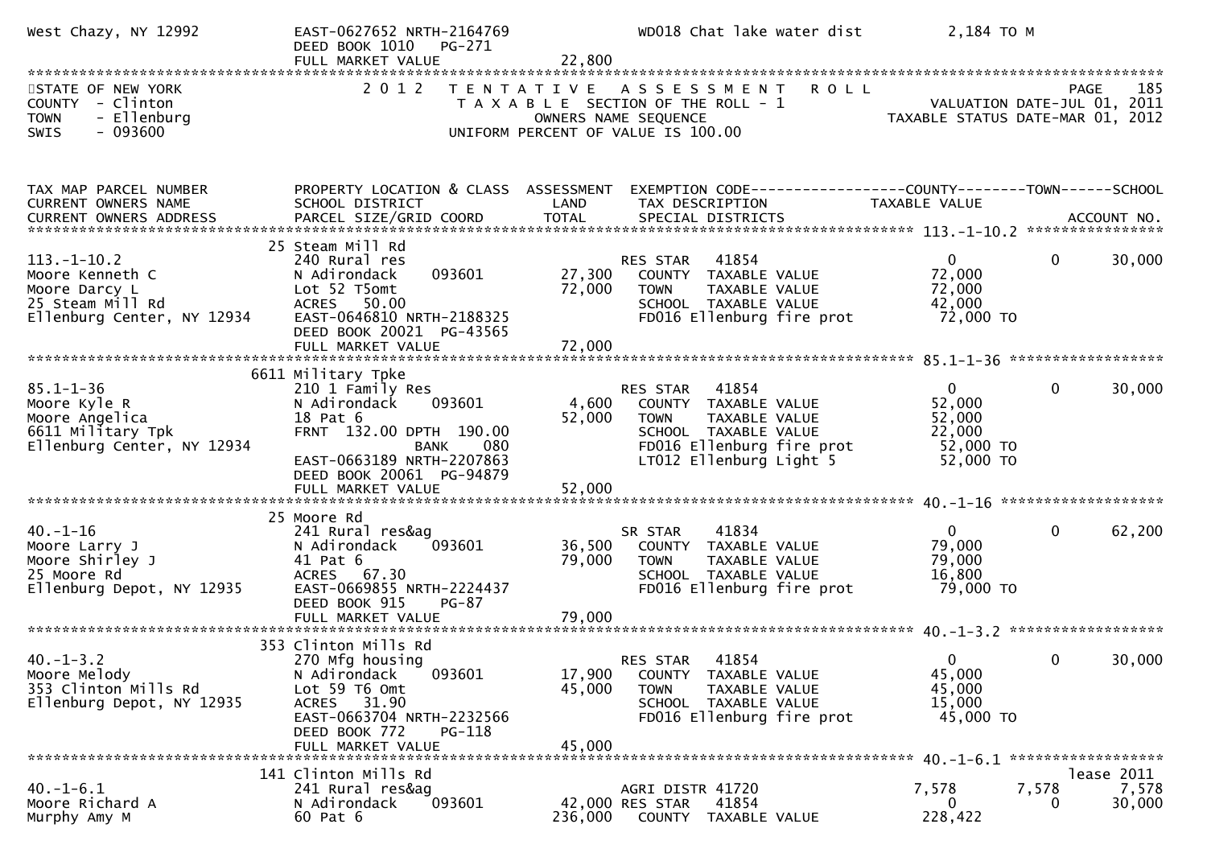```
West Chazy, NY 12992          EAST-0627652 NRTH-2164769            WD018 Chat lake water dist         2,184 TO M
                              DEED BOOK 1010   PG-271
                              FULL MARKET VALUE             22,800
******************************************************************************************************************************
STATE OF NEW YORK              2 0 1 2   T E N T A T I V E   A S S E S S M E N T   R O L L                          PAGE    185
COUNTY  - Clinton                          T A X A B L E  SECTION OF THE ROLL - 1                     VALUATION DATE-JUL 01, 2011
TOWN    - Ellenburg                               OWNERS NAME SEQUENCE                          TAXABLE STATUS DATE-MAR 01, 2012
SWIS    - 093600                          UNIFORM PERCENT OF VALUE IS 100.00


TAX MAP PARCEL NUMBER          PROPERTY LOCATION & CLASS  ASSESSMENT  EXEMPTION CODE------------------COUNTY--------TOWN------SCHOOL
CURRENT OWNERS NAME            SCHOOL DISTRICT               LAND      TAX DESCRIPTION            TAXABLE VALUE
CURRENT OWNERS ADDRESS         PARCEL SIZE/GRID COORD        TOTAL     SPECIAL DISTRICTS                                ACCOUNT NO.
****************************************************************************************************** 113.-1-10.2 ****************
                             25 Steam Mill Rd
113.-1-10.2                    240 Rural res                          RES STAR   41854                0              0       30,000
Moore Kenneth C                N Adirondack     093601      27,300    COUNTY  TAXABLE VALUE          72,000
Moore Darcy L                  Lot 52 T5omt                 72,000    TOWN    TAXABLE VALUE          72,000
25 Steam Mill Rd               ACRES   50.00                          SCHOOL  TAXABLE VALUE          42,000
Ellenburg Center, NY 12934     EAST-0646810 NRTH-2188325              FD016 Ellenburg fire prot       72,000 TO
                               DEED BOOK 20021  PG-43565
                               FULL MARKET VALUE            72,000
****************************************************************************************************** 85.1-1-36 ******************
                             6611 Military Tpke
85.1-1-36                      210 1 Family Res                       RES STAR   41854                0              0       30,000
Moore Kyle R                   N Adirondack     093601       4,600    COUNTY  TAXABLE VALUE          52,000
Moore Angelica                 18 Pat 6                     52,000    TOWN    TAXABLE VALUE          52,000
6611 Military Tpk              FRNT  132.00 DPTH  190.00              SCHOOL  TAXABLE VALUE          22,000
Ellenburg Center, NY 12934                    BANK     080            FD016 Ellenburg fire prot       52,000 TO
                               EAST-0663189 NRTH-2207863              LT012 Ellenburg Light 5         52,000 TO
                               DEED BOOK 20061  PG-94879
                               FULL MARKET VALUE            52,000
****************************************************************************************************** 40.-1-16 *******************
                             25 Moore Rd
40.-1-16                       241 Rural res&ag                       SR STAR    41834                0              0       62,200
Moore Larry J                  N Adirondack     093601      36,500    COUNTY  TAXABLE VALUE          79,000
Moore Shirley J                41 Pat 6                     79,000    TOWN    TAXABLE VALUE          79,000
25 Moore Rd                    ACRES   67.30                          SCHOOL  TAXABLE VALUE          16,800
Ellenburg Depot, NY 12935      EAST-0669855 NRTH-2224437              FD016 Ellenburg fire prot       79,000 TO
                               DEED BOOK 915    PG-87
                               FULL MARKET VALUE            79,000
****************************************************************************************************** 40.-1-3.2 ******************
                             353 Clinton Mills Rd
40.-1-3.2                      270 Mfg housing                        RES STAR   41854                0              0       30,000
Moore Melody                   N Adirondack     093601      17,900    COUNTY  TAXABLE VALUE          45,000
353 Clinton Mills Rd           Lot 59 T6 Omt                45,000    TOWN    TAXABLE VALUE          45,000
Ellenburg Depot, NY 12935      ACRES   31.90                          SCHOOL  TAXABLE VALUE          15,000
                               EAST-0663704 NRTH-2232566              FD016 Ellenburg fire prot       45,000 TO
                               DEED BOOK 772    PG-118
                               FULL MARKET VALUE            45,000
****************************************************************************************************** 40.-1-6.1 ******************
                             141 Clinton Mills Rd                                                                       lease 2011
40.-1-6.1                      241 Rural res&ag                       AGRI DISTR 41720            7,578          7,578        7,578
Moore Richard A                N Adirondack     093601      42,000 RES STAR   41854                0              0       30,000
Murphy Amy M                   60 Pat 6                    236,000    COUNTY  TAXABLE VALUE         228,422
```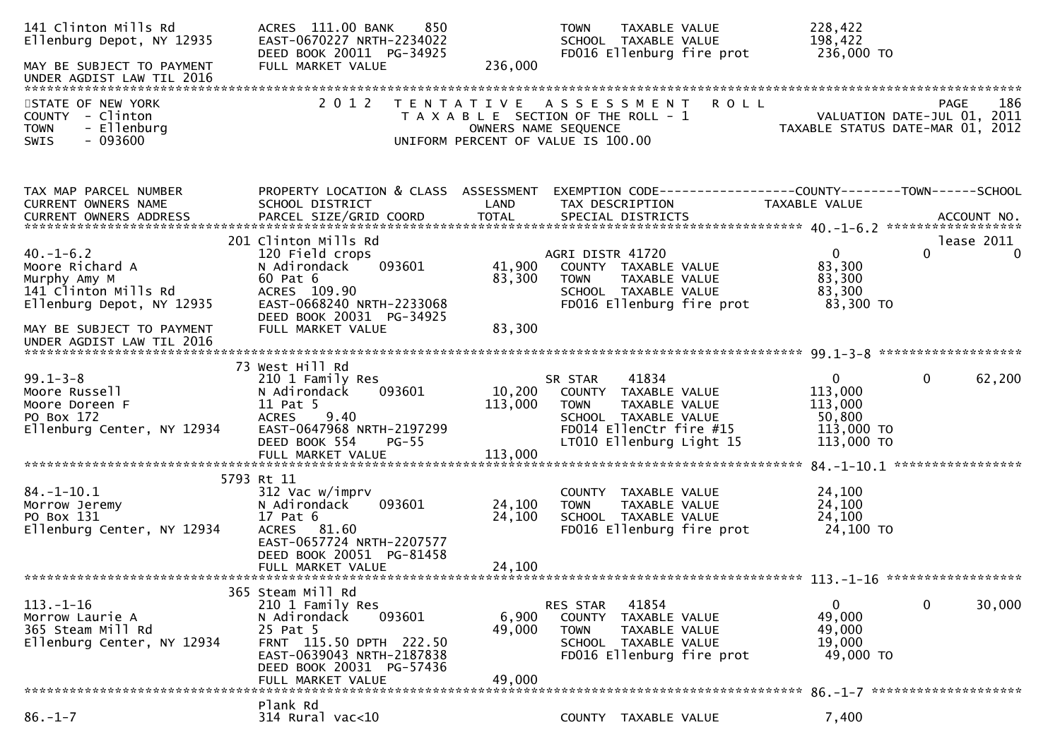```
141 Clinton Mills Rd            ACRES 111.00 BANK     850                TOWN    TAXABLE VALUE              228,422
Ellenburg Depot, NY 12935       EAST-0670227 NRTH-2234022                SCHOOL  TAXABLE VALUE              198,422
                                DEED BOOK 20011 PG-34925                 FD016 Ellenburg fire prot          236,000 TO
MAY BE SUBJECT TO PAYMENT       FULL MARKET VALUE             236,000
UNDER AGDIST LAW TIL 2016
******************************************************************************************************************************
STATE OF NEW YORK                2 0 1 2   T E N T A T I V E   A S S E S S M E N T   R O L L                          PAGE  186
COUNTY  - Clinton                          T A X A B L E  SECTION OF THE ROLL - 1                    VALUATION DATE-JUL 01, 2011
TOWN    - Ellenburg                               OWNERS NAME SEQUENCE                       TAXABLE STATUS DATE-MAR 01, 2012
SWIS    - 093600                          UNIFORM PERCENT OF VALUE IS 100.00


TAX MAP PARCEL NUMBER           PROPERTY LOCATION & CLASS  ASSESSMENT  EXEMPTION CODE------------------COUNTY--------TOWN------SCHOOL
CURRENT OWNERS NAME             SCHOOL DISTRICT               LAND      TAX DESCRIPTION              TAXABLE VALUE
CURRENT OWNERS ADDRESS          PARCEL SIZE/GRID COORD        TOTAL     SPECIAL DISTRICTS                                ACCOUNT NO.
******************************************************************************************************** 40.-1-6.2 ******************
                                201 Clinton Mills Rd                                                                    lease 2011
40.-1-6.2                       120 Field crops                          AGRI DISTR 41720                  0           0            0
Moore Richard A                 N Adirondack    093601         41,900    COUNTY  TAXABLE VALUE              83,300
Murphy Amy M                    60 Pat 6                       83,300    TOWN    TAXABLE VALUE              83,300
141 Clinton Mills Rd            ACRES 109.90                             SCHOOL  TAXABLE VALUE              83,300
Ellenburg Depot, NY 12935       EAST-0668240 NRTH-2233068                FD016 Ellenburg fire prot           83,300 TO
                                DEED BOOK 20031 PG-34925
MAY BE SUBJECT TO PAYMENT       FULL MARKET VALUE              83,300
UNDER AGDIST LAW TIL 2016
******************************************************************************************************** 99.1-3-8 *******************
                                73 West Hill Rd
99.1-3-8                        210 1 Family Res                         SR STAR     41834                 0           0       62,200
Moore Russell                   N Adirondack    093601         10,200    COUNTY  TAXABLE VALUE             113,000
Moore Doreen F                  11 Pat 5                      113,000    TOWN    TAXABLE VALUE             113,000
PO Box 172                      ACRES    9.40                            SCHOOL  TAXABLE VALUE              50,800
Ellenburg Center, NY 12934      EAST-0647968 NRTH-2197299                FD014 EllenCtr fire #15            113,000 TO
                                DEED BOOK 554    PG-55                   LT010 Ellenburg Light 15           113,000 TO
                                FULL MARKET VALUE             113,000
******************************************************************************************************** 84.-1-10.1 *****************
                                5793 Rt 11
84.-1-10.1                      312 Vac w/imprv                          COUNTY  TAXABLE VALUE              24,100
Morrow Jeremy                   N Adirondack    093601         24,100    TOWN    TAXABLE VALUE              24,100
PO Box 131                      17 Pat 6                       24,100    SCHOOL  TAXABLE VALUE              24,100
Ellenburg Center, NY 12934      ACRES   81.60                            FD016 Ellenburg fire prot           24,100 TO
                                EAST-0657724 NRTH-2207577
                                DEED BOOK 20051 PG-81458
                                FULL MARKET VALUE              24,100
******************************************************************************************************** 113.-1-16 ******************
                                365 Steam Mill Rd
113.-1-16                       210 1 Family Res                         RES STAR    41854                 0           0       30,000
Morrow Laurie A                 N Adirondack    093601          6,900    COUNTY  TAXABLE VALUE              49,000
365 Steam Mill Rd               25 Pat 5                       49,000    TOWN    TAXABLE VALUE              49,000
Ellenburg Center, NY 12934      FRNT 115.50 DPTH 222.50                  SCHOOL  TAXABLE VALUE              19,000
                                EAST-0639043 NRTH-2187838                FD016 Ellenburg fire prot           49,000 TO
                                DEED BOOK 20031 PG-57436
                                FULL MARKET VALUE              49,000
******************************************************************************************************** 86.-1-7 ********************
                                Plank Rd
86.-1-7                         314 Rural vac<10                         COUNTY  TAXABLE VALUE               7,400
```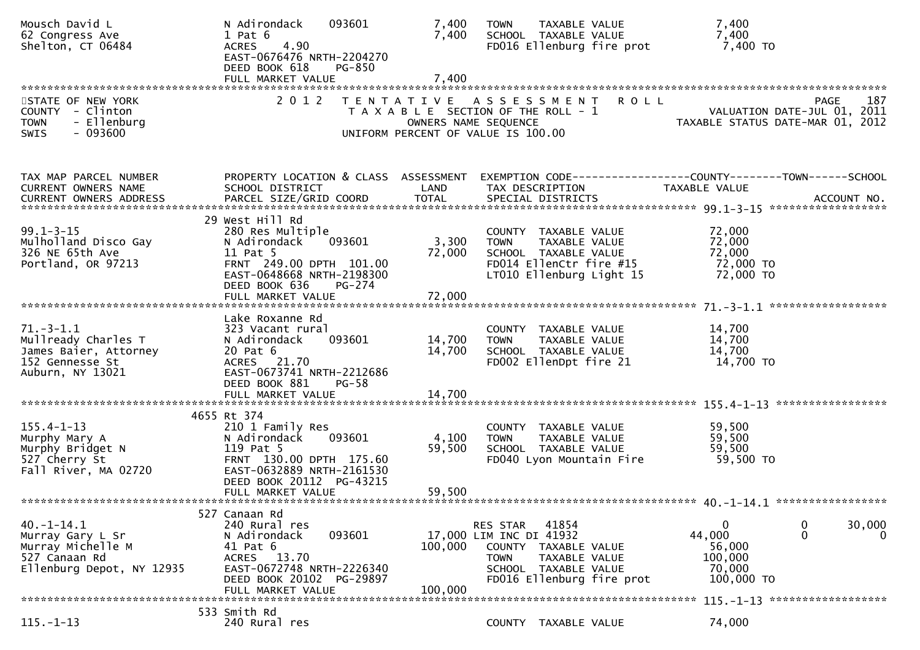```
Mousch David L                 N Adirondack    093601          7,400    TOWN    TAXABLE VALUE                 7,400
62 Congress Ave                1 Pat 6                         7,400    SCHOOL  TAXABLE VALUE                 7,400
Shelton, CT 06484              ACRES    4.90                            FD016 Ellenburg fire prot              7,400 TO
                               EAST-0676476 NRTH-2204270
                               DEED BOOK 618     PG-850
                               FULL MARKET VALUE               7,400
******************************************************************************************************************************
STATE OF NEW YORK              2 0 1 2   T E N T A T I V E   A S S E S S M E N T   R O L L                          PAGE    187
COUNTY  - Clinton                        T A X A B L E  SECTION OF THE ROLL - 1                       VALUATION DATE-JUL 01, 2011
TOWN    - Ellenburg                             OWNERS NAME SEQUENCE                              TAXABLE STATUS DATE-MAR 01, 2012
SWIS    - 093600                         UNIFORM PERCENT OF VALUE IS 100.00


TAX MAP PARCEL NUMBER          PROPERTY LOCATION & CLASS  ASSESSMENT  EXEMPTION CODE------------------COUNTY--------TOWN------SCHOOL
CURRENT OWNERS NAME            SCHOOL DISTRICT               LAND      TAX DESCRIPTION                  TAXABLE VALUE
CURRENT OWNERS ADDRESS         PARCEL SIZE/GRID COORD        TOTAL     SPECIAL DISTRICTS                                   ACCOUNT NO.
******************************************************************************************************* 99.1-3-15 ******************
                             29 West Hill Rd
99.1-3-15                      280 Res Multiple                         COUNTY  TAXABLE VALUE                72,000
Mulholland Disco Gay           N Adirondack    093601          3,300    TOWN    TAXABLE VALUE                72,000
326 NE 65th Ave                11 Pat 5                       72,000    SCHOOL  TAXABLE VALUE                72,000
Portland, OR 97213             FRNT  249.00 DPTH  101.00                FD014 EllenCtr fire #15               72,000 TO
                               EAST-0648668 NRTH-2198300                LT010 Ellenburg Light 15              72,000 TO
                               DEED BOOK 636     PG-274
                               FULL MARKET VALUE              72,000
******************************************************************************************************* 71.-3-1.1 ******************
                               Lake Roxanne Rd
71.-3-1.1                      323 Vacant rural                         COUNTY  TAXABLE VALUE                14,700
Mullready Charles T            N Adirondack    093601         14,700    TOWN    TAXABLE VALUE                14,700
James Baier, Attorney          20 Pat 6                       14,700    SCHOOL  TAXABLE VALUE                14,700
152 Gennesse St                ACRES   21.70                            FD002 EllenDpt fire 21                14,700 TO
Auburn, NY 13021               EAST-0673741 NRTH-2212686
                               DEED BOOK 881     PG-58
                               FULL MARKET VALUE              14,700
******************************************************************************************************* 155.4-1-13 *****************
                             4655 Rt 374
155.4-1-13                     210 1 Family Res                         COUNTY  TAXABLE VALUE                59,500
Murphy Mary A                  N Adirondack    093601          4,100    TOWN    TAXABLE VALUE                59,500
Murphy Bridget N               119 Pat 5                      59,500    SCHOOL  TAXABLE VALUE                59,500
527 Cherry St                  FRNT  130.00 DPTH  175.60                FD040 Lyon Mountain Fire              59,500 TO
Fall River, MA 02720           EAST-0632889 NRTH-2161530
                               DEED BOOK 20112  PG-43215
                               FULL MARKET VALUE              59,500
******************************************************************************************************* 40.-1-14.1 *****************
                             527 Canaan Rd
40.-1-14.1                     240 Rural res                            RES STAR   41854                      0             0      30,000
Murray Gary L Sr               N Adirondack    093601         17,000 LIM INC DI 41932                    44,000             0           0
Murray Michelle M              41 Pat 6                      100,000    COUNTY  TAXABLE VALUE                56,000
527 Canaan Rd                  ACRES   13.70                            TOWN    TAXABLE VALUE               100,000
Ellenburg Depot, NY 12935      EAST-0672748 NRTH-2226340                SCHOOL  TAXABLE VALUE                70,000
                               DEED BOOK 20102  PG-29897                FD016 Ellenburg fire prot            100,000 TO
                               FULL MARKET VALUE             100,000
******************************************************************************************************* 115.-1-13 ******************
                             533 Smith Rd
115.-1-13                      240 Rural res                            COUNTY  TAXABLE VALUE                74,000
```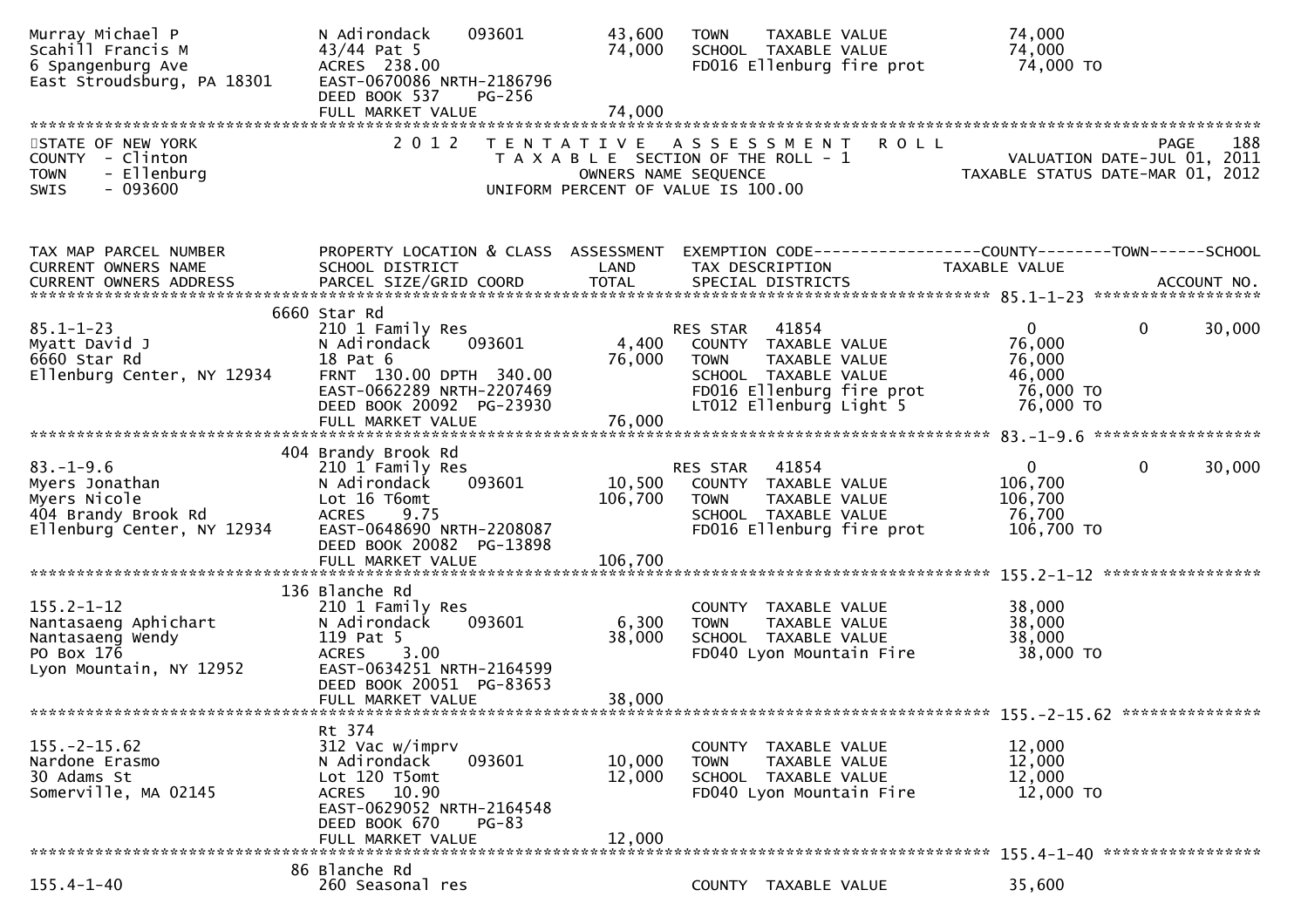```
Murray Michael P              N Adirondack    093601        43,600   TOWN    TAXABLE VALUE            74,000
Scahill Francis M             43/44 Pat 5                   74,000   SCHOOL  TAXABLE VALUE            74,000
6 Spangenburg Ave             ACRES  238.00                          FD016 Ellenburg fire prot         74,000 TO
East Stroudsburg, PA 18301    EAST-0670086 NRTH-2186796
                              DEED BOOK 537    PG-256
                              FULL MARKET VALUE             74,000
******************************************************************************************************************************
STATE OF NEW YORK              2 0 1 2   T E N T A T I V E   A S S E S S M E N T   R O L L                         PAGE    188
COUNTY  - Clinton                        T A X A B L E  SECTION OF THE ROLL - 1                  VALUATION DATE-JUL 01, 2011
TOWN    - Ellenburg                             OWNERS NAME SEQUENCE                          TAXABLE STATUS DATE-MAR 01, 2012
SWIS    - 093600                         UNIFORM PERCENT OF VALUE IS 100.00


TAX MAP PARCEL NUMBER         PROPERTY LOCATION & CLASS  ASSESSMENT  EXEMPTION CODE------------------COUNTY--------TOWN------SCHOOL
CURRENT OWNERS NAME           SCHOOL DISTRICT               LAND     TAX DESCRIPTION             TAXABLE VALUE
CURRENT OWNERS ADDRESS        PARCEL SIZE/GRID COORD        TOTAL    SPECIAL DISTRICTS                                ACCOUNT NO.
****************************************************************************************************** 85.1-1-23 ******************
                         6660 Star Rd
85.1-1-23                     210 1 Family Res                       RES STAR   41854                    0            0      30,000
Myatt David J                 N Adirondack    093601         4,400   COUNTY  TAXABLE VALUE            76,000
6660 Star Rd                  18 Pat 6                      76,000   TOWN    TAXABLE VALUE            76,000
Ellenburg Center, NY 12934    FRNT 130.00 DPTH 340.00                SCHOOL  TAXABLE VALUE            46,000
                              EAST-0662289 NRTH-2207469              FD016 Ellenburg fire prot         76,000 TO
                              DEED BOOK 20092  PG-23930              LT012 Ellenburg Light 5           76,000 TO
                              FULL MARKET VALUE             76,000
****************************************************************************************************** 83.-1-9.6 ******************
                          404 Brandy Brook Rd
83.-1-9.6                     210 1 Family Res                       RES STAR   41854                    0            0      30,000
Myers Jonathan                N Adirondack    093601        10,500   COUNTY  TAXABLE VALUE           106,700
Myers Nicole                  Lot 16 T6omt                 106,700   TOWN    TAXABLE VALUE           106,700
404 Brandy Brook Rd           ACRES    9.75                          SCHOOL  TAXABLE VALUE            76,700
Ellenburg Center, NY 12934    EAST-0648690 NRTH-2208087              FD016 Ellenburg fire prot        106,700 TO
                              DEED BOOK 20082  PG-13898
                              FULL MARKET VALUE            106,700
****************************************************************************************************** 155.2-1-12 *****************
                          136 Blanche Rd
155.2-1-12                    210 1 Family Res                       COUNTY  TAXABLE VALUE            38,000
Nantasaeng Aphichart          N Adirondack    093601         6,300   TOWN    TAXABLE VALUE            38,000
Nantasaeng Wendy              119 Pat 5                     38,000   SCHOOL  TAXABLE VALUE            38,000
PO Box 176                    ACRES    3.00                          FD040 Lyon Mountain Fire          38,000 TO
Lyon Mountain, NY 12952       EAST-0634251 NRTH-2164599
                              DEED BOOK 20051  PG-83653
                              FULL MARKET VALUE             38,000
****************************************************************************************************** 155.-2-15.62 ***************
                              Rt 374
155.-2-15.62                  312 Vac w/imprv                        COUNTY  TAXABLE VALUE            12,000
Nardone Erasmo                N Adirondack    093601        10,000   TOWN    TAXABLE VALUE            12,000
30 Adams St                   Lot 120 T5omt                 12,000   SCHOOL  TAXABLE VALUE            12,000
Somerville, MA 02145          ACRES   10.90                          FD040 Lyon Mountain Fire          12,000 TO
                              EAST-0629052 NRTH-2164548
                              DEED BOOK 670    PG-83
                              FULL MARKET VALUE             12,000
****************************************************************************************************** 155.4-1-40 *****************
                           86 Blanche Rd
155.4-1-40                    260 Seasonal res                       COUNTY  TAXABLE VALUE            35,600
```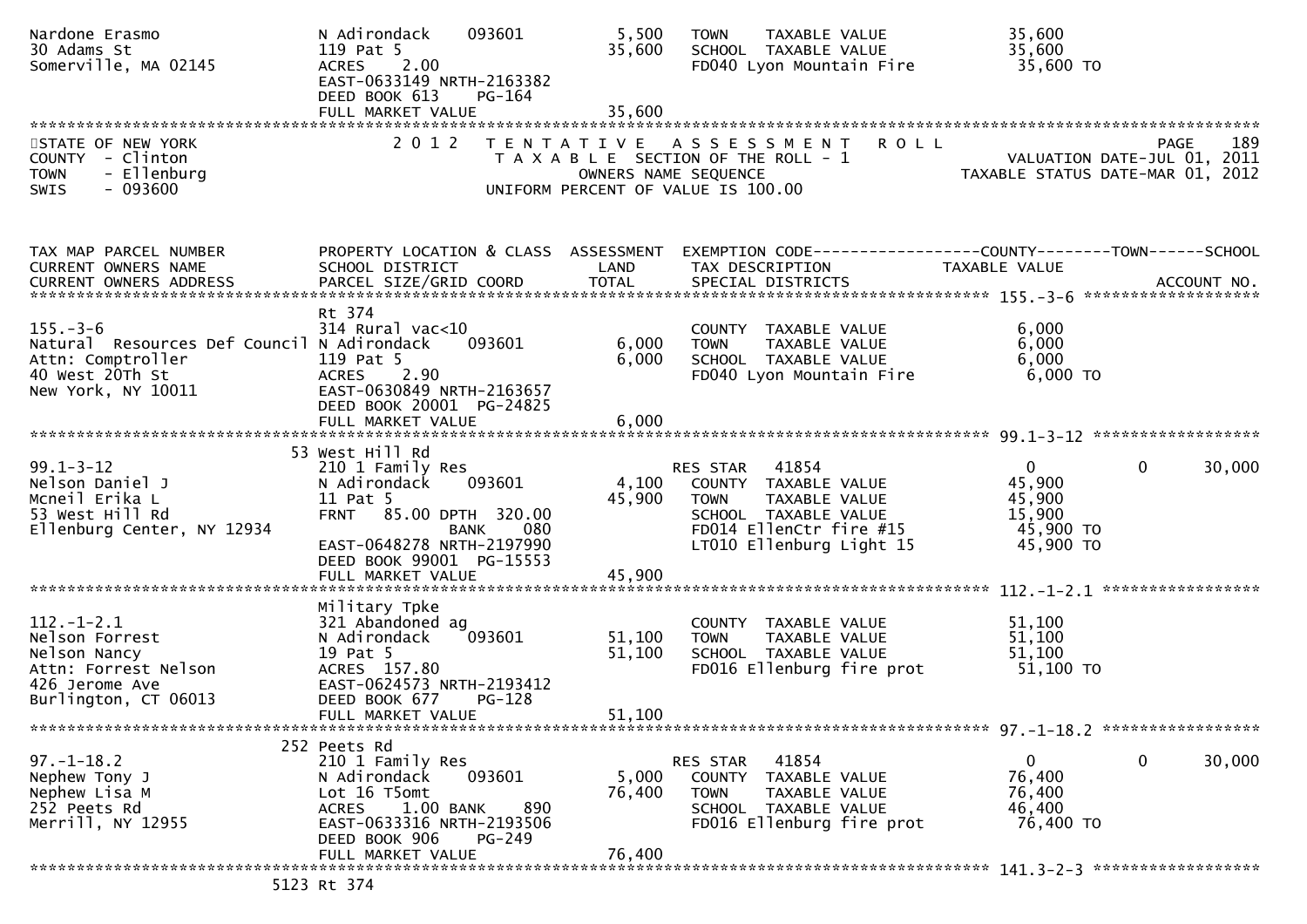| | | | | |
|---|---|---|---|---|
| Nardone Erasmo | N Adirondack 093601 | 5,500 | TOWN TAXABLE VALUE | 35,600 |
| 30 Adams St | 119 Pat 5 | 35,600 | SCHOOL TAXABLE VALUE | 35,600 |
| Somerville, MA 02145 | ACRES 2.00 | | FD040 Lyon Mountain Fire | 35,600 TO |
| | EAST-0633149 NRTH-2163382 | | | |
| | DEED BOOK 613 PG-164 | | | |
| | FULL MARKET VALUE | 35,600 | | |

STATE OF NEW YORK
COUNTY - Clinton
TOWN - Ellenburg
SWIS - 093600

2012 TENTATIVE ASSESSMENT ROLL
TAXABLE SECTION OF THE ROLL - 1
OWNERS NAME SEQUENCE
UNIFORM PERCENT OF VALUE IS 100.00

PAGE 189
VALUATION DATE-JUL 01, 2011
TAXABLE STATUS DATE-MAR 01, 2012

| TAX MAP PARCEL NUMBER / CURRENT OWNERS NAME / CURRENT OWNERS ADDRESS | PROPERTY LOCATION & CLASS / SCHOOL DISTRICT / PARCEL SIZE/GRID COORD | ASSESSMENT LAND / TOTAL | EXEMPTION CODE / TAX DESCRIPTION / SPECIAL DISTRICTS | COUNTY / TAXABLE VALUE | TOWN | SCHOOL / ACCOUNT NO. |
|---|---|---|---|---|---|---|
| **155.-3-6** | Rt 374 | | | | | |
| 155.-3-6 | 314 Rural vac<10 | | COUNTY TAXABLE VALUE | 6,000 | | |
| Natural Resources Def Council | N Adirondack 093601 | 6,000 | TOWN TAXABLE VALUE | 6,000 | | |
| Attn: Comptroller | 119 Pat 5 | 6,000 | SCHOOL TAXABLE VALUE | 6,000 | | |
| 40 West 20Th St | ACRES 2.90 | | FD040 Lyon Mountain Fire | 6,000 TO | | |
| New York, NY 10011 | EAST-0630849 NRTH-2163657 | | | | | |
| | DEED BOOK 20001 PG-24825 | | | | | |
| | FULL MARKET VALUE | 6,000 | | | | |
| **99.1-3-12** | 53 West Hill Rd | | | | | |
| 99.1-3-12 | 210 1 Family Res | | RES STAR 41854 | 0 | 0 | 30,000 |
| Nelson Daniel J | N Adirondack 093601 | 4,100 | COUNTY TAXABLE VALUE | 45,900 | | |
| Mcneil Erika L | 11 Pat 5 | 45,900 | TOWN TAXABLE VALUE | 45,900 | | |
| 53 West Hill Rd | FRNT 85.00 DPTH 320.00 | | SCHOOL TAXABLE VALUE | 15,900 | | |
| Ellenburg Center, NY 12934 | BANK 080 | | FD014 EllenCtr fire #15 | 45,900 TO | | |
| | EAST-0648278 NRTH-2197990 | | LT010 Ellenburg Light 15 | 45,900 TO | | |
| | DEED BOOK 99001 PG-15553 | | | | | |
| | FULL MARKET VALUE | 45,900 | | | | |
| **112.-1-2.1** | Military Tpke | | | | | |
| 112.-1-2.1 | 321 Abandoned ag | | COUNTY TAXABLE VALUE | 51,100 | | |
| Nelson Forrest | N Adirondack 093601 | 51,100 | TOWN TAXABLE VALUE | 51,100 | | |
| Nelson Nancy | 19 Pat 5 | 51,100 | SCHOOL TAXABLE VALUE | 51,100 | | |
| Attn: Forrest Nelson | ACRES 157.80 | | FD016 Ellenburg fire prot | 51,100 TO | | |
| 426 Jerome Ave | EAST-0624573 NRTH-2193412 | | | | | |
| Burlington, CT 06013 | DEED BOOK 677 PG-128 | | | | | |
| | FULL MARKET VALUE | 51,100 | | | | |
| **97.-1-18.2** | 252 Peets Rd | | | | | |
| 97.-1-18.2 | 210 1 Family Res | | RES STAR 41854 | 0 | 0 | 30,000 |
| Nephew Tony J | N Adirondack 093601 | 5,000 | COUNTY TAXABLE VALUE | 76,400 | | |
| Nephew Lisa M | Lot 16 T5omt | 76,400 | TOWN TAXABLE VALUE | 76,400 | | |
| 252 Peets Rd | ACRES 1.00 BANK 890 | | SCHOOL TAXABLE VALUE | 46,400 | | |
| Merrill, NY 12955 | EAST-0633316 NRTH-2193506 | | FD016 Ellenburg fire prot | 76,400 TO | | |
| | DEED BOOK 906 PG-249 | | | | | |
| | FULL MARKET VALUE | 76,400 | | | | |
| **141.3-2-3** | 5123 Rt 374 | | | | | |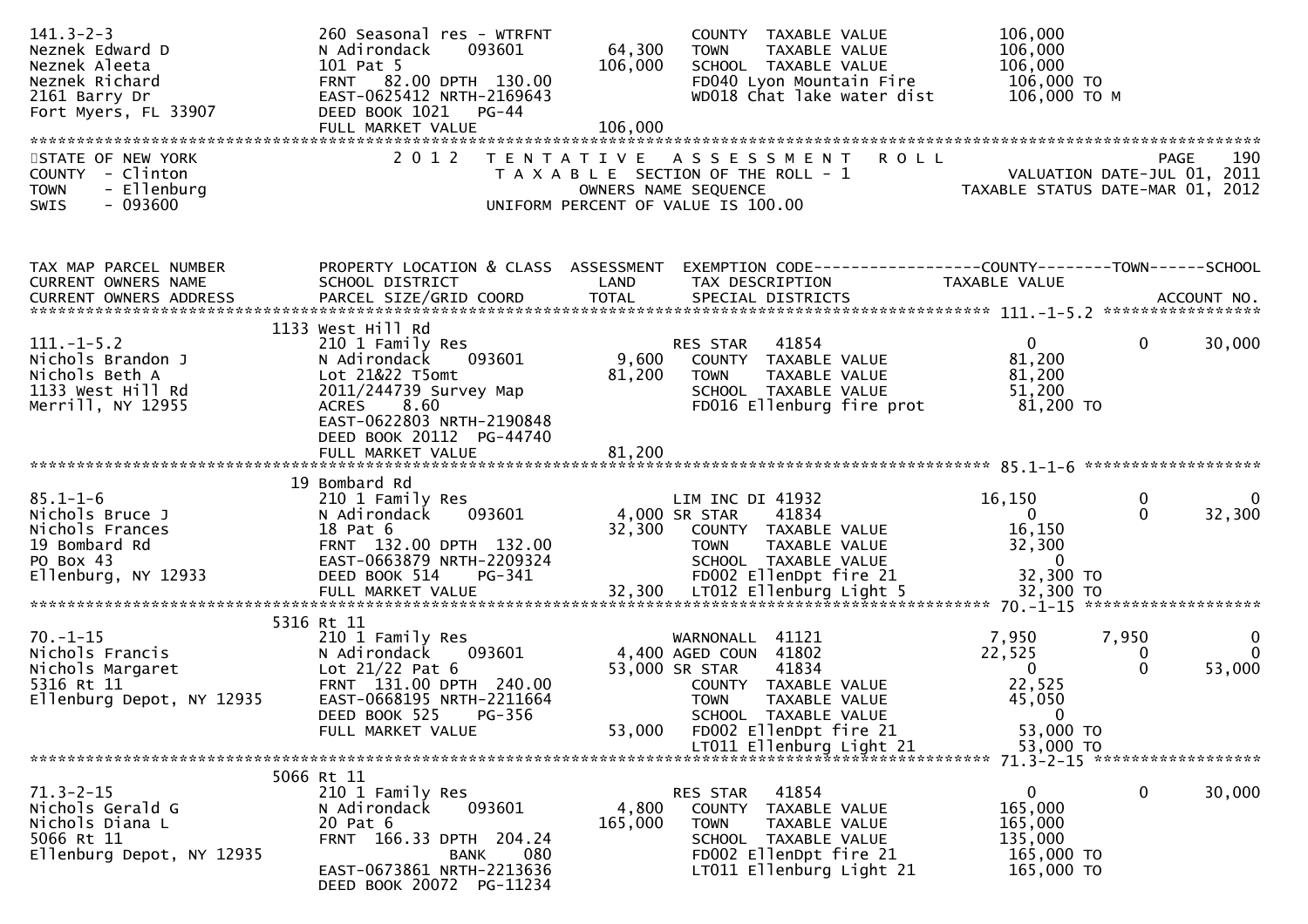```
141.3-2-3                      260 Seasonal res - WTRFNT              COUNTY  TAXABLE VALUE           106,000
Neznek Edward D                N Adirondack    093601       64,300    TOWN    TAXABLE VALUE           106,000
Neznek Aleeta                  101 Pat 5                   106,000    SCHOOL  TAXABLE VALUE           106,000
Neznek Richard                 FRNT  82.00 DPTH 130.00                FD040 Lyon Mountain Fire         106,000 TO
2161 Barry Dr                  EAST-0625412 NRTH-2169643              WD018 Chat lake water dist       106,000 TO M
Fort Myers, FL 33907           DEED BOOK 1021   PG-44
                               FULL MARKET VALUE           106,000
******************************************************************************************************************************
```

STATE OF NEW YORK — 2 0 1 2 T E N T A T I V E A S S E S S M E N T R O L L — PAGE 190
COUNTY - Clinton — T A X A B L E SECTION OF THE ROLL - 1 — VALUATION DATE-JUL 01, 2011
TOWN - Ellenburg — OWNERS NAME SEQUENCE — TAXABLE STATUS DATE-MAR 01, 2012
SWIS - 093600 — UNIFORM PERCENT OF VALUE IS 100.00

```
TAX MAP PARCEL NUMBER          PROPERTY LOCATION & CLASS  ASSESSMENT  EXEMPTION CODE------------------COUNTY--------TOWN------SCHOOL
CURRENT OWNERS NAME            SCHOOL DISTRICT               LAND      TAX DESCRIPTION             TAXABLE VALUE
CURRENT OWNERS ADDRESS         PARCEL SIZE/GRID COORD        TOTAL     SPECIAL DISTRICTS                                  ACCOUNT NO.
******************************************************************************************* 111.-1-5.2 *****************
                           1133 West Hill Rd
111.-1-5.2                     210 1 Family Res                       RES STAR    41854                0            0       30,000
Nichols Brandon J              N Adirondack    093601        9,600    COUNTY  TAXABLE VALUE            81,200
Nichols Beth A                 Lot 21&22 T5omt              81,200    TOWN    TAXABLE VALUE            81,200
1133 West Hill Rd              2011/244739 Survey Map                 SCHOOL  TAXABLE VALUE            51,200
Merrill, NY 12955              ACRES     8.60                         FD016 Ellenburg fire prot         81,200 TO
                               EAST-0622803 NRTH-2190848
                               DEED BOOK 20112  PG-44740
                               FULL MARKET VALUE            81,200
******************************************************************************************* 85.1-1-6 *******************
                           19 Bombard Rd
85.1-1-6                       210 1 Family Res                       LIM INC DI 41932             16,150            0            0
Nichols Bruce J                N Adirondack    093601        4,000 SR STAR     41834                0            0       32,300
Nichols Frances                18 Pat 6                     32,300    COUNTY  TAXABLE VALUE            16,150
19 Bombard Rd                  FRNT 132.00 DPTH 132.00                TOWN    TAXABLE VALUE            32,300
PO Box 43                      EAST-0663879 NRTH-2209324              SCHOOL  TAXABLE VALUE                 0
Ellenburg, NY 12933            DEED BOOK 514    PG-341                FD002 EllenDpt fire 21            32,300 TO
                               FULL MARKET VALUE            32,300    LT012 Ellenburg Light 5           32,300 TO
******************************************************************************************* 70.-1-15 *******************
                           5316 Rt 11
70.-1-15                       210 1 Family Res                       WARNONALL  41121              7,950        7,950            0
Nichols Francis                N Adirondack    093601        4,400 AGED COUN  41802              22,525            0            0
Nichols Margaret               Lot 21/22 Pat 6              53,000 SR STAR     41834                0            0       53,000
5316 Rt 11                     FRNT 131.00 DPTH 240.00                COUNTY  TAXABLE VALUE            22,525
Ellenburg Depot, NY 12935      EAST-0668195 NRTH-2211664              TOWN    TAXABLE VALUE            45,050
                               DEED BOOK 525    PG-356                SCHOOL  TAXABLE VALUE                 0
                               FULL MARKET VALUE            53,000    FD002 EllenDpt fire 21            53,000 TO
                                                                      LT011 Ellenburg Light 21          53,000 TO
******************************************************************************************* 71.3-2-15 ******************
                           5066 Rt 11
71.3-2-15                      210 1 Family Res                       RES STAR    41854                0            0       30,000
Nichols Gerald G               N Adirondack    093601        4,800    COUNTY  TAXABLE VALUE           165,000
Nichols Diana L                20 Pat 6                    165,000    TOWN    TAXABLE VALUE           165,000
5066 Rt 11                     FRNT 166.33 DPTH 204.24                SCHOOL  TAXABLE VALUE           135,000
Ellenburg Depot, NY 12935                     BANK     080            FD002 EllenDpt fire 21           165,000 TO
                               EAST-0673861 NRTH-2213636              LT011 Ellenburg Light 21         165,000 TO
                               DEED BOOK 20072  PG-11234
```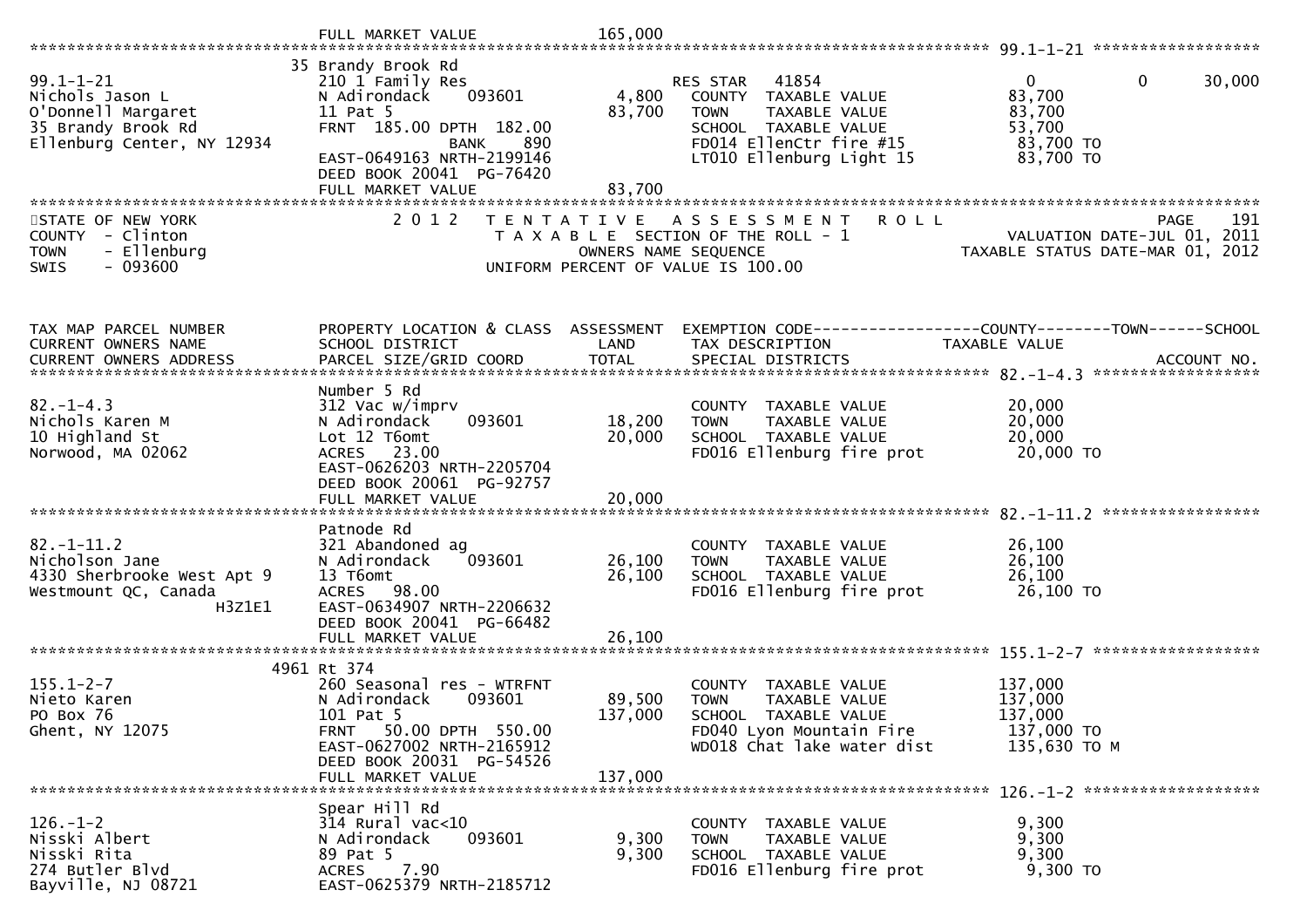| | | | | |
|---|---|---|---|---|
| | FULL MARKET VALUE | 165,000 | | |

**99.1-1-21**

| TAX MAP PARCEL NUMBER / CURRENT OWNERS NAME / CURRENT OWNERS ADDRESS | PROPERTY LOCATION & CLASS / SCHOOL DISTRICT / PARCEL SIZE/GRID COORD | ASSESSMENT LAND / TOTAL | EXEMPTION CODE / TAX DESCRIPTION / SPECIAL DISTRICTS | COUNTY | TOWN | SCHOOL |
|---|---|---|---|---|---|---|
| 99.1-1-21 | 35 Brandy Brook Rd | | | | | |
| Nichols Jason L | 210 1 Family Res | | RES STAR 41854 | 0 | 0 | 30,000 |
| O'Donnell Margaret | N Adirondack 093601 | 4,800 | COUNTY TAXABLE VALUE | 83,700 | | |
| 35 Brandy Brook Rd | 11 Pat 5 | 83,700 | TOWN TAXABLE VALUE | 83,700 | | |
| Ellenburg Center, NY 12934 | FRNT 185.00 DPTH 182.00 | | SCHOOL TAXABLE VALUE | 53,700 | | |
| | BANK 890 | | FD014 EllenCtr fire #15 | 83,700 TO | | |
| | EAST-0649163 NRTH-2199146 | | LT010 Ellenburg Light 15 | 83,700 TO | | |
| | DEED BOOK 20041 PG-76420 | | | | | |
| | FULL MARKET VALUE | 83,700 | | | | |

STATE OF NEW YORK — 2012 TENTATIVE ASSESSMENT ROLL — PAGE 191
COUNTY - Clinton — TAXABLE SECTION OF THE ROLL - 1 — VALUATION DATE-JUL 01, 2011
TOWN - Ellenburg — OWNERS NAME SEQUENCE — TAXABLE STATUS DATE-MAR 01, 2012
SWIS - 093600 — UNIFORM PERCENT OF VALUE IS 100.00

| TAX MAP PARCEL NUMBER / CURRENT OWNERS NAME / CURRENT OWNERS ADDRESS | PROPERTY LOCATION & CLASS / SCHOOL DISTRICT / PARCEL SIZE/GRID COORD | ASSESSMENT LAND / TOTAL | EXEMPTION CODE / TAX DESCRIPTION / SPECIAL DISTRICTS | COUNTY TAXABLE VALUE | TOWN | SCHOOL / ACCOUNT NO. |
|---|---|---|---|---|---|---|
| **82.-1-4.3** | Number 5 Rd | | | | | |
| 82.-1-4.3 | 312 Vac w/imprv | | COUNTY TAXABLE VALUE | 20,000 | | |
| Nichols Karen M | N Adirondack 093601 | 18,200 | TOWN TAXABLE VALUE | 20,000 | | |
| 10 Highland St | Lot 12 T6omt | 20,000 | SCHOOL TAXABLE VALUE | 20,000 | | |
| Norwood, MA 02062 | ACRES 23.00 | | FD016 Ellenburg fire prot | 20,000 TO | | |
| | EAST-0626203 NRTH-2205704 | | | | | |
| | DEED BOOK 20061 PG-92757 | | | | | |
| | FULL MARKET VALUE | 20,000 | | | | |
| **82.-1-11.2** | Patnode Rd | | | | | |
| 82.-1-11.2 | 321 Abandoned ag | | COUNTY TAXABLE VALUE | 26,100 | | |
| Nicholson Jane | N Adirondack 093601 | 26,100 | TOWN TAXABLE VALUE | 26,100 | | |
| 4330 Sherbrooke West Apt 9 | 13 T6omt | 26,100 | SCHOOL TAXABLE VALUE | 26,100 | | |
| Westmount QC, Canada H3Z1E1 | ACRES 98.00 | | FD016 Ellenburg fire prot | 26,100 TO | | |
| | EAST-0634907 NRTH-2206632 | | | | | |
| | DEED BOOK 20041 PG-66482 | | | | | |
| | FULL MARKET VALUE | 26,100 | | | | |
| **155.1-2-7** | 4961 Rt 374 | | | | | |
| 155.1-2-7 | 260 Seasonal res - WTRFNT | | COUNTY TAXABLE VALUE | 137,000 | | |
| Nieto Karen | N Adirondack 093601 | 89,500 | TOWN TAXABLE VALUE | 137,000 | | |
| PO Box 76 | 101 Pat 5 | 137,000 | SCHOOL TAXABLE VALUE | 137,000 | | |
| Ghent, NY 12075 | FRNT 50.00 DPTH 550.00 | | FD040 Lyon Mountain Fire | 137,000 TO | | |
| | EAST-0627002 NRTH-2165912 | | WD018 Chat lake water dist | 135,630 TO M | | |
| | DEED BOOK 20031 PG-54526 | | | | | |
| | FULL MARKET VALUE | 137,000 | | | | |
| **126.-1-2** | Spear Hill Rd | | | | | |
| 126.-1-2 | 314 Rural vac<10 | | COUNTY TAXABLE VALUE | 9,300 | | |
| Nisski Albert | N Adirondack 093601 | 9,300 | TOWN TAXABLE VALUE | 9,300 | | |
| Nisski Rita | 89 Pat 5 | 9,300 | SCHOOL TAXABLE VALUE | 9,300 | | |
| 274 Butler Blvd | ACRES 7.90 | | FD016 Ellenburg fire prot | 9,300 TO | | |
| Bayville, NJ 08721 | EAST-0625379 NRTH-2185712 | | | | | |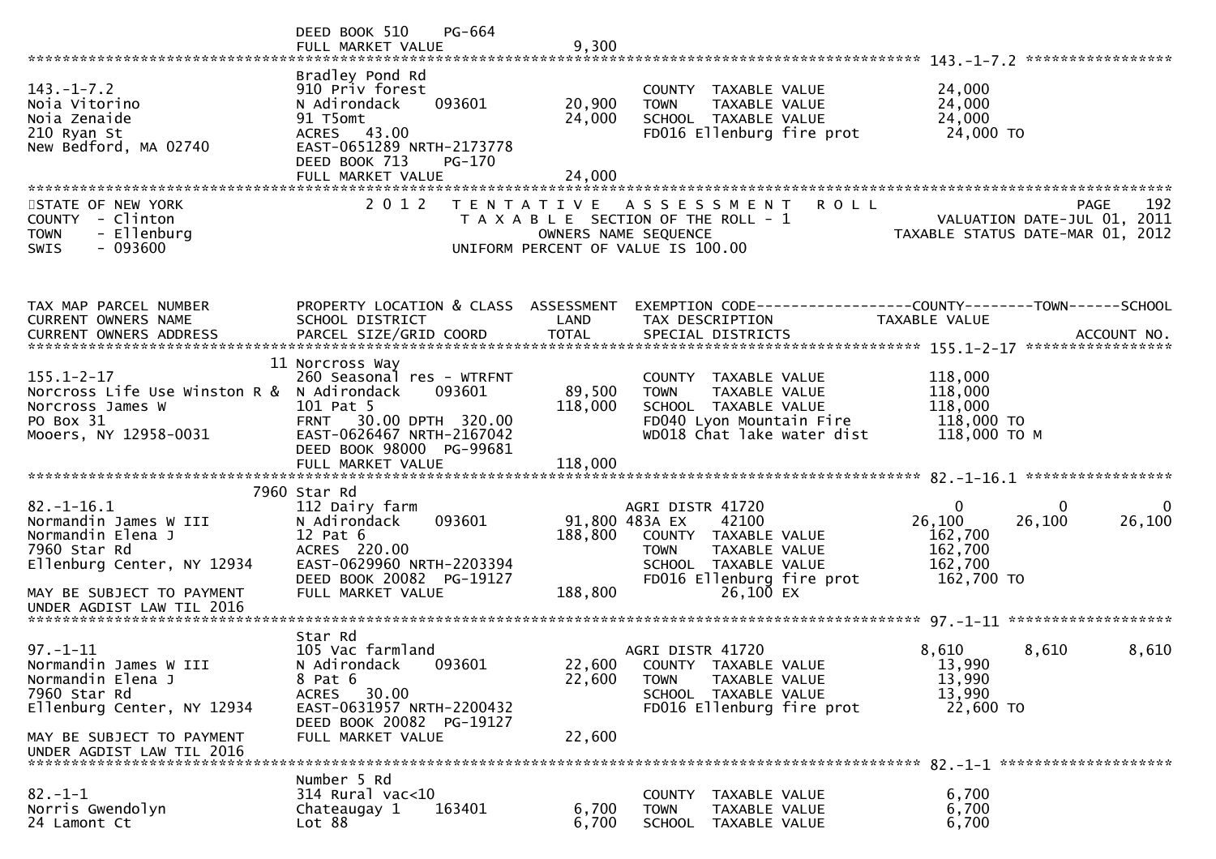```
                              DEED BOOK 510     PG-664
                              FULL MARKET VALUE               9,300
******************************************************************************************************* 143.-1-7.2 *****************
                              Bradley Pond Rd
143.-1-7.2                    910 Priv forest                          COUNTY  TAXABLE VALUE             24,000
Noia Vitorino                 N Adirondack      093601        20,900   TOWN    TAXABLE VALUE             24,000
Noia Zenaide                  91 T5omt                        24,000   SCHOOL  TAXABLE VALUE             24,000
210 Ryan St                   ACRES   43.00                            FD016 Ellenburg fire prot          24,000 TO
New Bedford, MA 02740         EAST-0651289 NRTH-2173778
                              DEED BOOK 713     PG-170
                              FULL MARKET VALUE              24,000
*******************************************************************************************************************************
STATE OF NEW YORK             2 0 1 2   T E N T A T I V E   A S S E S S M E N T   R O L L                           PAGE    192
COUNTY  - Clinton                  T A X A B L E  SECTION OF THE ROLL - 1                       VALUATION DATE-JUL 01, 2011
TOWN    - Ellenburg                          OWNERS NAME SEQUENCE                            TAXABLE STATUS DATE-MAR 01, 2012
SWIS    - 093600                        UNIFORM PERCENT OF VALUE IS 100.00


TAX MAP PARCEL NUMBER         PROPERTY LOCATION & CLASS  ASSESSMENT  EXEMPTION CODE------------------COUNTY--------TOWN------SCHOOL
CURRENT OWNERS NAME           SCHOOL DISTRICT               LAND      TAX DESCRIPTION             TAXABLE VALUE
CURRENT OWNERS ADDRESS        PARCEL SIZE/GRID COORD        TOTAL     SPECIAL DISTRICTS                                  ACCOUNT NO.
******************************************************************************************************* 155.1-2-17 *****************
                           11 Norcross Way
155.1-2-17                    260 Seasonal res - WTRFNT                COUNTY  TAXABLE VALUE            118,000
Norcross Life Use Winston R & N Adirondack      093601        89,500   TOWN    TAXABLE VALUE            118,000
Norcross James W              101 Pat 5                      118,000   SCHOOL  TAXABLE VALUE            118,000
PO Box 31                     FRNT   30.00 DPTH 320.00                 FD040 Lyon Mountain Fire          118,000 TO
Mooers, NY 12958-0031         EAST-0626467 NRTH-2167042                WD018 Chat lake water dist        118,000 TO M
                              DEED BOOK 98000 PG-99681
                              FULL MARKET VALUE             118,000
******************************************************************************************************* 82.-1-16.1 *****************
                         7960 Star Rd
82.-1-16.1                    112 Dairy farm                           AGRI DISTR 41720                      0          0          0
Normandin James W III         N Adirondack      093601        91,800 483A EX     42100              26,100     26,100     26,100
Normandin Elena J             12 Pat 6                       188,800   COUNTY  TAXABLE VALUE            162,700
7960 Star Rd                  ACRES  220.00                            TOWN    TAXABLE VALUE            162,700
Ellenburg Center, NY 12934    EAST-0629960 NRTH-2203394                SCHOOL  TAXABLE VALUE            162,700
                              DEED BOOK 20082 PG-19127                 FD016 Ellenburg fire prot          162,700 TO
MAY BE SUBJECT TO PAYMENT     FULL MARKET VALUE             188,800             26,100 EX
UNDER AGDIST LAW TIL 2016
******************************************************************************************************* 97.-1-11 *******************
                              Star Rd
97.-1-11                      105 Vac farmland                         AGRI DISTR 41720                  8,610      8,610      8,610
Normandin James W III         N Adirondack      093601        22,600   COUNTY  TAXABLE VALUE             13,990
Normandin Elena J             8 Pat 6                         22,600   TOWN    TAXABLE VALUE             13,990
7960 Star Rd                  ACRES   30.00                            SCHOOL  TAXABLE VALUE             13,990
Ellenburg Center, NY 12934    EAST-0631957 NRTH-2200432                FD016 Ellenburg fire prot          22,600 TO
                              DEED BOOK 20082 PG-19127
MAY BE SUBJECT TO PAYMENT     FULL MARKET VALUE              22,600
UNDER AGDIST LAW TIL 2016
******************************************************************************************************* 82.-1-1 ********************
                              Number 5 Rd
82.-1-1                       314 Rural vac<10                         COUNTY  TAXABLE VALUE              6,700
Norris Gwendolyn              Chateaugay 1      163401         6,700   TOWN    TAXABLE VALUE              6,700
24 Lamont Ct                  Lot 88                           6,700   SCHOOL  TAXABLE VALUE              6,700
```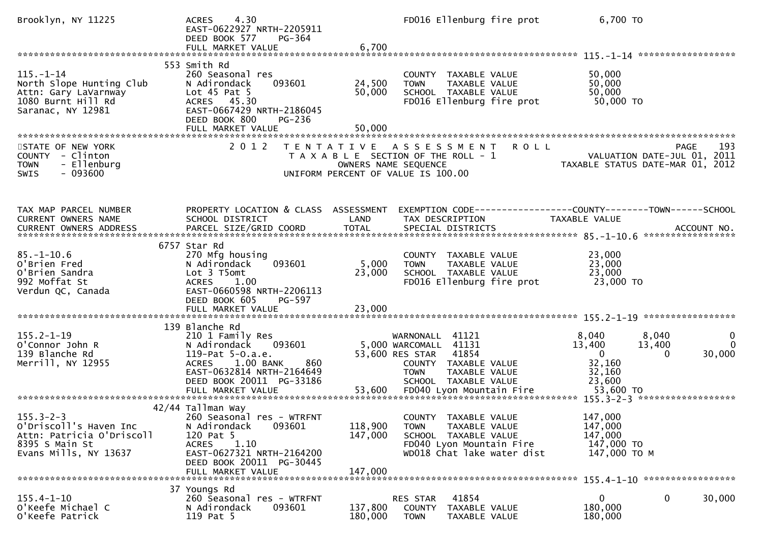```
Brooklyn, NY 11225             ACRES    4.30                                      FD016 Ellenburg fire prot          6,700 TO
                               EAST-0622927 NRTH-2205911
                               DEED BOOK 577    PG-364
                               FULL MARKET VALUE              6,700
******************************************************************************************************* 115.-1-14 ******************
                            553 Smith Rd
115.-1-14                   260 Seasonal res                     COUNTY  TAXABLE VALUE           50,000
North Slope Hunting Club    N Adirondack    093601     24,500    TOWN    TAXABLE VALUE           50,000
Attn: Gary LaVarnway        Lot 45 Pat 5               50,000    SCHOOL  TAXABLE VALUE           50,000
1080 Burnt Hill Rd          ACRES   45.30                        FD016 Ellenburg fire prot        50,000 TO
Saranac, NY 12981           EAST-0667429 NRTH-2186045
                            DEED BOOK 800    PG-236
                            FULL MARKET VALUE          50,000
************************************************************************************************************************************
STATE OF NEW YORK                  2 0 1 2   T E N T A T I V E   A S S E S S M E N T   R O L L                        PAGE    193
COUNTY  - Clinton                           T A X A B L E SECTION OF THE ROLL - 1                   VALUATION DATE-JUL 01, 2011
TOWN    - Ellenburg                              OWNERS NAME SEQUENCE                         TAXABLE STATUS DATE-MAR 01, 2012
SWIS    - 093600                           UNIFORM PERCENT OF VALUE IS 100.00


TAX MAP PARCEL NUMBER       PROPERTY LOCATION & CLASS  ASSESSMENT  EXEMPTION CODE------------------COUNTY--------TOWN------SCHOOL
CURRENT OWNERS NAME         SCHOOL DISTRICT               LAND      TAX DESCRIPTION            TAXABLE VALUE
CURRENT OWNERS ADDRESS      PARCEL SIZE/GRID COORD        TOTAL     SPECIAL DISTRICTS                                  ACCOUNT NO.
******************************************************************************************************* 85.-1-10.6 *****************
                            6757 Star Rd
85.-1-10.6                  270 Mfg housing                      COUNTY  TAXABLE VALUE           23,000
O'Brien Fred                N Adirondack    093601      5,000    TOWN    TAXABLE VALUE           23,000
O'Brien Sandra              Lot 3 T5omt                23,000    SCHOOL  TAXABLE VALUE           23,000
992 Moffat St               ACRES    1.00                        FD016 Ellenburg fire prot        23,000 TO
Verdun QC, Canada           EAST-0660598 NRTH-2206113
                            DEED BOOK 605    PG-597
                            FULL MARKET VALUE          23,000
******************************************************************************************************* 155.2-1-19 *****************
                            139 Blanche Rd
155.2-1-19                  210 1 Family Res                  WARNONALL  41121              8,040       8,040           0
O'Connor John R             N Adirondack    093601      5,000 WARCOMALL  41131             13,400      13,400           0
139 Blanche Rd              119-Pat 5-O.a.e.           53,600 RES STAR   41854                  0           0      30,000
Merrill, NY 12955           ACRES    1.00 BANK     860           COUNTY  TAXABLE VALUE           32,160
                            EAST-0632814 NRTH-2164649            TOWN    TAXABLE VALUE           32,160
                            DEED BOOK 20011 PG-33186             SCHOOL  TAXABLE VALUE           23,600
                            FULL MARKET VALUE          53,600    FD040 Lyon Mountain Fire         53,600 TO
******************************************************************************************************* 155.3-2-3 ******************
                            42/44 Tallman Way
155.3-2-3                   260 Seasonal res - WTRFNT            COUNTY  TAXABLE VALUE          147,000
O'Driscoll's Haven Inc      N Adirondack    093601    118,900    TOWN    TAXABLE VALUE          147,000
Attn: Patricia O'Driscoll   120 Pat 5                 147,000    SCHOOL  TAXABLE VALUE          147,000
8395 S Main St              ACRES    1.10                        FD040 Lyon Mountain Fire        147,000 TO
Evans Mills, NY 13637       EAST-0627321 NRTH-2164200            WD018 Chat lake water dist      147,000 TO M
                            DEED BOOK 20011 PG-30445
                            FULL MARKET VALUE         147,000
******************************************************************************************************* 155.4-1-10 *****************
                            37 Youngs Rd
155.4-1-10                  260 Seasonal res - WTRFNT         RES STAR   41854                  0           0      30,000
O'Keefe Michael C           N Adirondack    093601    137,800    COUNTY  TAXABLE VALUE          180,000
O'Keefe Patrick             119 Pat 5                 180,000    TOWN    TAXABLE VALUE          180,000
```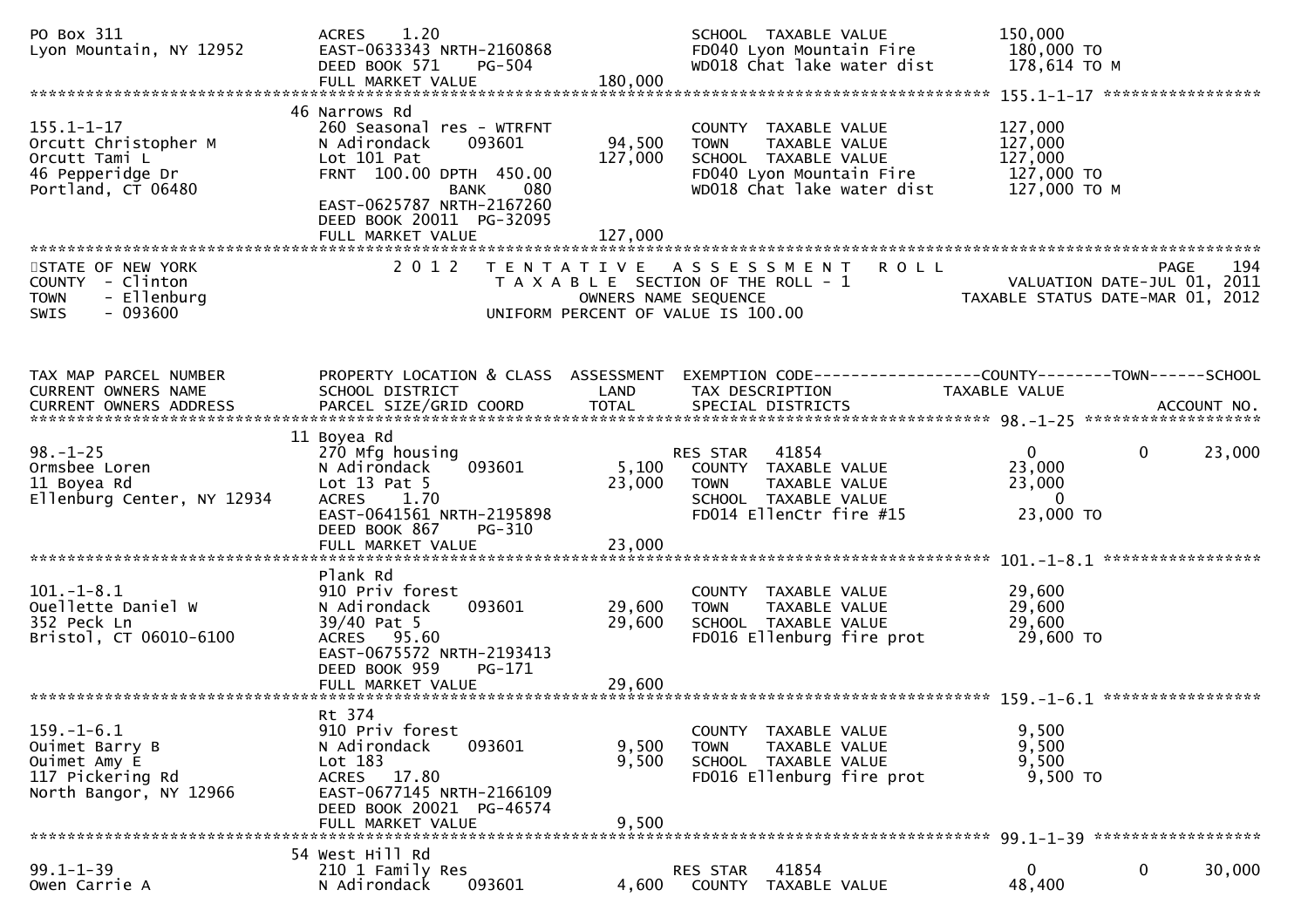```
PO Box 311                       ACRES    1.20                              SCHOOL  TAXABLE VALUE           150,000
Lyon Mountain, NY 12952          EAST-0633343 NRTH-2160868                  FD040 Lyon Mountain Fire         180,000 TO
                                 DEED BOOK 571    PG-504                    WD018 Chat lake water dist       178,614 TO M
                                 FULL MARKET VALUE              180,000
******************************************************************************************************* 155.1-1-17 *****************
                                 46 Narrows Rd
155.1-1-17                       260 Seasonal res - WTRFNT                  COUNTY  TAXABLE VALUE           127,000
Orcutt Christopher M             N Adirondack     093601         94,500     TOWN    TAXABLE VALUE           127,000
Orcutt Tami L                    Lot 101 Pat                    127,000     SCHOOL  TAXABLE VALUE           127,000
46 Pepperidge Dr                 FRNT 100.00 DPTH 450.00                    FD040 Lyon Mountain Fire         127,000 TO
Portland, CT 06480                              BANK     080                WD018 Chat lake water dist       127,000 TO M
                                 EAST-0625787 NRTH-2167260
                                 DEED BOOK 20011  PG-32095
                                 FULL MARKET VALUE              127,000
************************************************************************************************************************************
STATE OF NEW YORK                2 0 1 2   T E N T A T I V E   A S S E S S M E N T   R O L L                         PAGE    194
COUNTY  - Clinton                          T A X A B L E SECTION OF THE ROLL - 1                     VALUATION DATE-JUL 01, 2011
TOWN    - Ellenburg                             OWNERS NAME SEQUENCE                           TAXABLE STATUS DATE-MAR 01, 2012
SWIS    - 093600                          UNIFORM PERCENT OF VALUE IS 100.00


TAX MAP PARCEL NUMBER            PROPERTY LOCATION & CLASS  ASSESSMENT  EXEMPTION CODE------------------COUNTY--------TOWN------SCHOOL
CURRENT OWNERS NAME              SCHOOL DISTRICT               LAND     TAX DESCRIPTION            TAXABLE VALUE
CURRENT OWNERS ADDRESS           PARCEL SIZE/GRID COORD        TOTAL    SPECIAL DISTRICTS                                 ACCOUNT NO.
******************************************************************************************************* 98.-1-25 *******************
                                 11 Boyea Rd
98.-1-25                         270 Mfg housing                            RES STAR   41854                 0           0      23,000
Ormsbee Loren                    N Adirondack     093601          5,100     COUNTY  TAXABLE VALUE            23,000
11 Boyea Rd                      Lot 13 Pat 5                    23,000     TOWN    TAXABLE VALUE            23,000
Ellenburg Center, NY 12934       ACRES    1.70                              SCHOOL  TAXABLE VALUE                 0
                                 EAST-0641561 NRTH-2195898                  FD014 EllenCtr fire #15          23,000 TO
                                 DEED BOOK 867    PG-310
                                 FULL MARKET VALUE               23,000
******************************************************************************************************* 101.-1-8.1 *****************
                                 Plank Rd
101.-1-8.1                       910 Priv forest                            COUNTY  TAXABLE VALUE            29,600
Ouellette Daniel W               N Adirondack     093601         29,600     TOWN    TAXABLE VALUE            29,600
352 Peck Ln                      39/40 Pat 5                     29,600     SCHOOL  TAXABLE VALUE            29,600
Bristol, CT 06010-6100           ACRES   95.60                              FD016 Ellenburg fire prot        29,600 TO
                                 EAST-0675572 NRTH-2193413
                                 DEED BOOK 959    PG-171
                                 FULL MARKET VALUE               29,600
******************************************************************************************************* 159.-1-6.1 *****************
                                 Rt 374
159.-1-6.1                       910 Priv forest                            COUNTY  TAXABLE VALUE             9,500
Ouimet Barry B                   N Adirondack     093601          9,500     TOWN    TAXABLE VALUE             9,500
Ouimet Amy E                     Lot 183                          9,500     SCHOOL  TAXABLE VALUE             9,500
117 Pickering Rd                 ACRES   17.80                              FD016 Ellenburg fire prot         9,500 TO
North Bangor, NY 12966           EAST-0677145 NRTH-2166109
                                 DEED BOOK 20021  PG-46574
                                 FULL MARKET VALUE                9,500
******************************************************************************************************* 99.1-1-39 ******************
                                 54 West Hill Rd
99.1-1-39                        210 1 Family Res                           RES STAR   41854                 0           0      30,000
Owen Carrie A                    N Adirondack     093601          4,600     COUNTY  TAXABLE VALUE            48,400
```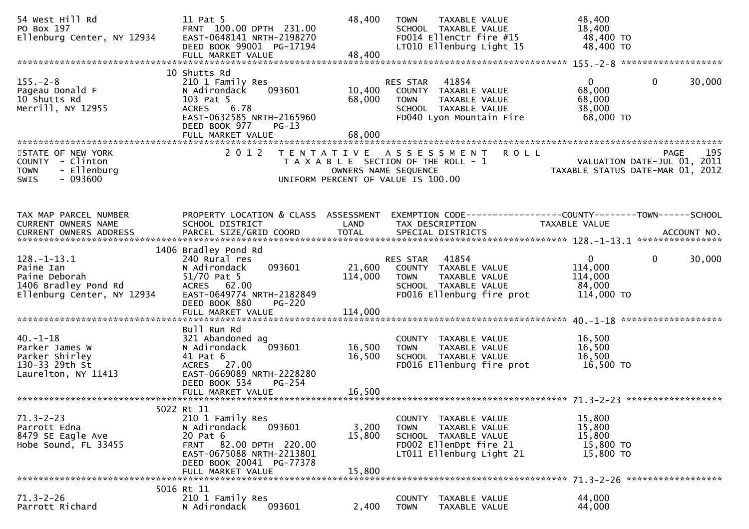```
54 West Hill Rd                 11 Pat 5                              48,400    TOWN    TAXABLE VALUE               48,400
PO Box 197                      FRNT 100.00 DPTH 231.00                         SCHOOL  TAXABLE VALUE               18,400
Ellenburg Center, NY 12934      EAST-0648141 NRTH-2198270                       FD014 EllenCtr fire #15              48,400 TO
                                DEED BOOK 99001 PG-17194                        LT010 Ellenburg Light 15             48,400 TO
                                FULL MARKET VALUE                     48,400
******************************************************************************************************* 155.-2-8 ******************
                             10 Shutts Rd
155.-2-8                        210 1 Family Res                                RES STAR   41854                     0           0      30,000
Pageau Donald F                 N Adirondack     093601              10,400     COUNTY  TAXABLE VALUE               68,000
10 Shutts Rd                    103 Pat 5                            68,000     TOWN    TAXABLE VALUE               68,000
Merrill, NY 12955               ACRES    6.78                                   SCHOOL  TAXABLE VALUE               38,000
                                EAST-0632585 NRTH-2165960                       FD040 Lyon Mountain Fire             68,000 TO
                                DEED BOOK 977    PG-13
                                FULL MARKET VALUE                     68,000
************************************************************************************************************************************
STATE OF NEW YORK                  2 0 1 2   T E N T A T I V E   A S S E S S M E N T   R O L L                             PAGE    195
COUNTY  - Clinton                            T A X A B L E  SECTION OF THE ROLL - 1                          VALUATION DATE-JUL 01, 2011
TOWN    - Ellenburg                              OWNERS NAME SEQUENCE                                  TAXABLE STATUS DATE-MAR 01, 2012
SWIS    - 093600                           UNIFORM PERCENT OF VALUE IS 100.00


TAX MAP PARCEL NUMBER           PROPERTY LOCATION & CLASS  ASSESSMENT  EXEMPTION CODE------------------COUNTY--------TOWN------SCHOOL
CURRENT OWNERS NAME             SCHOOL DISTRICT               LAND      TAX DESCRIPTION            TAXABLE VALUE
CURRENT OWNERS ADDRESS          PARCEL SIZE/GRID COORD        TOTAL     SPECIAL DISTRICTS                                   ACCOUNT NO.
******************************************************************************************************* 128.-1-13.1 ****************
                           1406 Bradley Pond Rd
128.-1-13.1                     240 Rural res                                   RES STAR   41854                     0           0      30,000
Paine Ian                       N Adirondack     093601              21,600     COUNTY  TAXABLE VALUE              114,000
Paine Deborah                   51/70 Pat 5                         114,000     TOWN    TAXABLE VALUE              114,000
1406 Bradley Pond Rd            ACRES   62.00                                   SCHOOL  TAXABLE VALUE               84,000
Ellenburg Center, NY 12934      EAST-0649774 NRTH-2182849                       FD016 Ellenburg fire prot           114,000 TO
                                DEED BOOK 880    PG-220
                                FULL MARKET VALUE                    114,000
******************************************************************************************************* 40.-1-18 ******************
                                Bull Run Rd
40.-1-18                        321 Abandoned ag                                COUNTY  TAXABLE VALUE               16,500
Parker James W                  N Adirondack     093601              16,500     TOWN    TAXABLE VALUE               16,500
Parker Shirley                  41 Pat 6                             16,500     SCHOOL  TAXABLE VALUE               16,500
130-33 29th St                  ACRES   27.00                                   FD016 Ellenburg fire prot            16,500 TO
Laurelton, NY 11413             EAST-0669089 NRTH-2228280
                                DEED BOOK 534    PG-254
                                FULL MARKET VALUE                     16,500
******************************************************************************************************* 71.3-2-23 *****************
                             5022 Rt 11
71.3-2-23                       210 1 Family Res                                COUNTY  TAXABLE VALUE               15,800
Parrott Edna                    N Adirondack     093601               3,200     TOWN    TAXABLE VALUE               15,800
8479 SE Eagle Ave               20 Pat 6                             15,800     SCHOOL  TAXABLE VALUE               15,800
Hobe Sound, FL 33455            FRNT   82.00 DPTH 220.00                        FD002 EllenDpt fire 21               15,800 TO
                                EAST-0675088 NRTH-2213801                       LT011 Ellenburg Light 21             15,800 TO
                                DEED BOOK 20041 PG-77378
                                FULL MARKET VALUE                     15,800
******************************************************************************************************* 71.3-2-26 *****************
                             5016 Rt 11
71.3-2-26                       210 1 Family Res                                COUNTY  TAXABLE VALUE               44,000
Parrott Richard                 N Adirondack     093601               2,400     TOWN    TAXABLE VALUE               44,000
```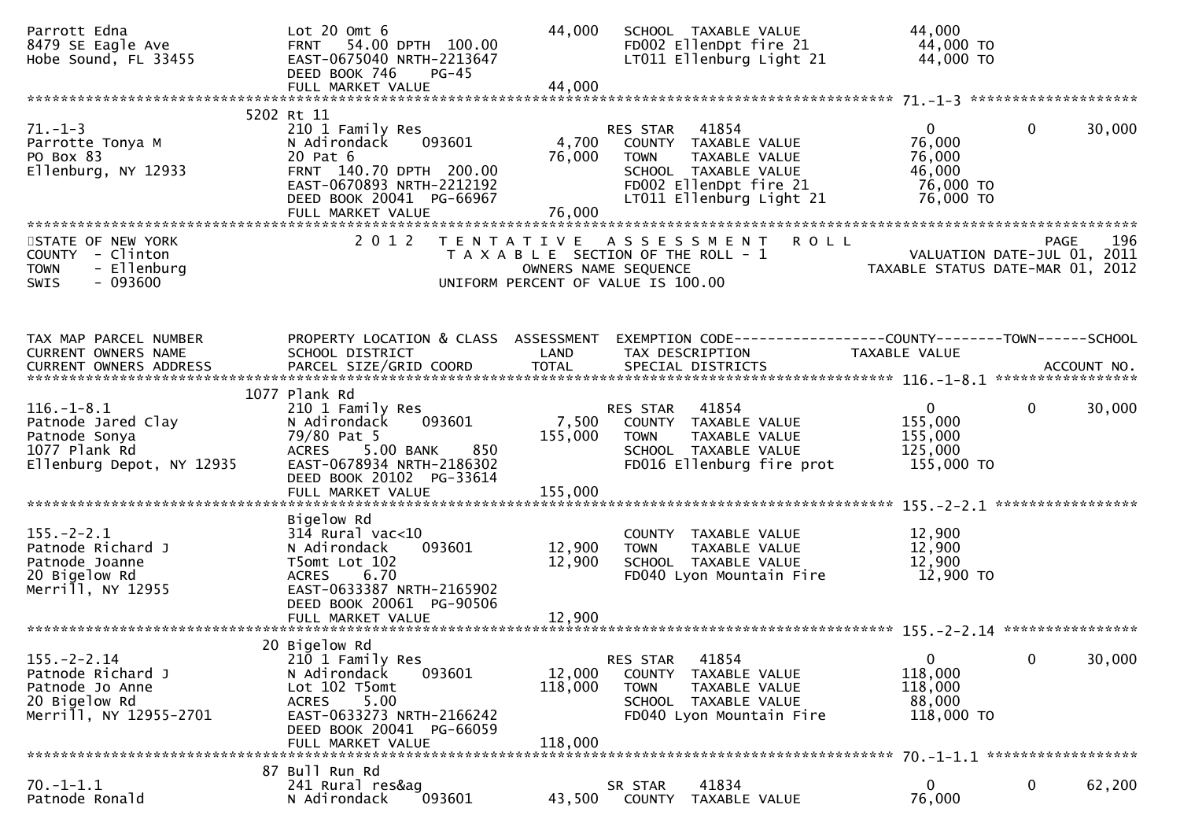```
Parrott Edna                   Lot 20 Omt 6                   44,000   SCHOOL  TAXABLE VALUE             44,000
8479 SE Eagle Ave              FRNT   54.00 DPTH  100.00               FD002 EllenDpt fire 21             44,000 TO
Hobe Sound, FL 33455           EAST-0675040 NRTH-2213647               LT011 Ellenburg Light 21           44,000 TO
                               DEED BOOK 746     PG-45
                               FULL MARKET VALUE              44,000
******************************************************************************************************* 71.-1-3 ********************
                             5202 Rt 11
71.-1-3                        210 1 Family Res                        RES STAR   41854                    0             0      30,000
Parrotte Tonya M               N Adirondack      093601        4,700   COUNTY  TAXABLE VALUE             76,000
PO Box 83                      20 Pat 6                       76,000   TOWN    TAXABLE VALUE             76,000
Ellenburg, NY 12933            FRNT  140.70 DPTH  200.00               SCHOOL  TAXABLE VALUE             46,000
                               EAST-0670893 NRTH-2212192               FD002 EllenDpt fire 21             76,000 TO
                               DEED BOOK 20041  PG-66967               LT011 Ellenburg Light 21           76,000 TO
                               FULL MARKET VALUE              76,000
************************************************************************************************************************************
STATE OF NEW YORK                2 0 1 2   T E N T A T I V E   A S S E S S M E N T   R O L L                          PAGE    196
COUNTY  - Clinton                          T A X A B L E  SECTION OF THE ROLL - 1                     VALUATION DATE-JUL 01, 2011
TOWN    - Ellenburg                                 OWNERS NAME SEQUENCE                           TAXABLE STATUS DATE-MAR 01, 2012
SWIS    - 093600                             UNIFORM PERCENT OF VALUE IS 100.00


TAX MAP PARCEL NUMBER          PROPERTY LOCATION & CLASS  ASSESSMENT  EXEMPTION CODE------------------COUNTY--------TOWN------SCHOOL
CURRENT OWNERS NAME            SCHOOL DISTRICT               LAND      TAX DESCRIPTION             TAXABLE VALUE
CURRENT OWNERS ADDRESS         PARCEL SIZE/GRID COORD       TOTAL      SPECIAL DISTRICTS                                  ACCOUNT NO.
******************************************************************************************************* 116.-1-8.1 *****************
                             1077 Plank Rd
116.-1-8.1                     210 1 Family Res                        RES STAR   41854                    0             0      30,000
Patnode Jared Clay             N Adirondack      093601        7,500   COUNTY  TAXABLE VALUE            155,000
Patnode Sonya                  79/80 Pat 5                   155,000   TOWN    TAXABLE VALUE            155,000
1077 Plank Rd                  ACRES     5.00 BANK     850             SCHOOL  TAXABLE VALUE            125,000
Ellenburg Depot, NY 12935      EAST-0678934 NRTH-2186302               FD016 Ellenburg fire prot         155,000 TO
                               DEED BOOK 20102  PG-33614
                               FULL MARKET VALUE             155,000
******************************************************************************************************* 155.-2-2.1 *****************
                               Bigelow Rd
155.-2-2.1                     314 Rural vac<10                        COUNTY  TAXABLE VALUE             12,900
Patnode Richard J              N Adirondack      093601       12,900   TOWN    TAXABLE VALUE             12,900
Patnode Joanne                 T5omt Lot 102                  12,900   SCHOOL  TAXABLE VALUE             12,900
20 Bigelow Rd                  ACRES     6.70                          FD040 Lyon Mountain Fire           12,900 TO
Merrill, NY 12955              EAST-0633387 NRTH-2165902
                               DEED BOOK 20061  PG-90506
                               FULL MARKET VALUE              12,900
******************************************************************************************************* 155.-2-2.14 ****************
                             20 Bigelow Rd
155.-2-2.14                    210 1 Family Res                        RES STAR   41854                    0             0      30,000
Patnode Richard J              N Adirondack      093601       12,000   COUNTY  TAXABLE VALUE            118,000
Patnode Jo Anne                Lot 102 T5omt                 118,000   TOWN    TAXABLE VALUE            118,000
20 Bigelow Rd                  ACRES     5.00                          SCHOOL  TAXABLE VALUE             88,000
Merrill, NY 12955-2701         EAST-0633273 NRTH-2166242               FD040 Lyon Mountain Fire          118,000 TO
                               DEED BOOK 20041  PG-66059
                               FULL MARKET VALUE             118,000
******************************************************************************************************* 70.-1-1.1 ******************
                             87 Bull Run Rd
70.-1-1.1                      241 Rural res&ag                        SR STAR    41834                    0             0      62,200
Patnode Ronald                 N Adirondack      093601       43,500   COUNTY  TAXABLE VALUE             76,000
```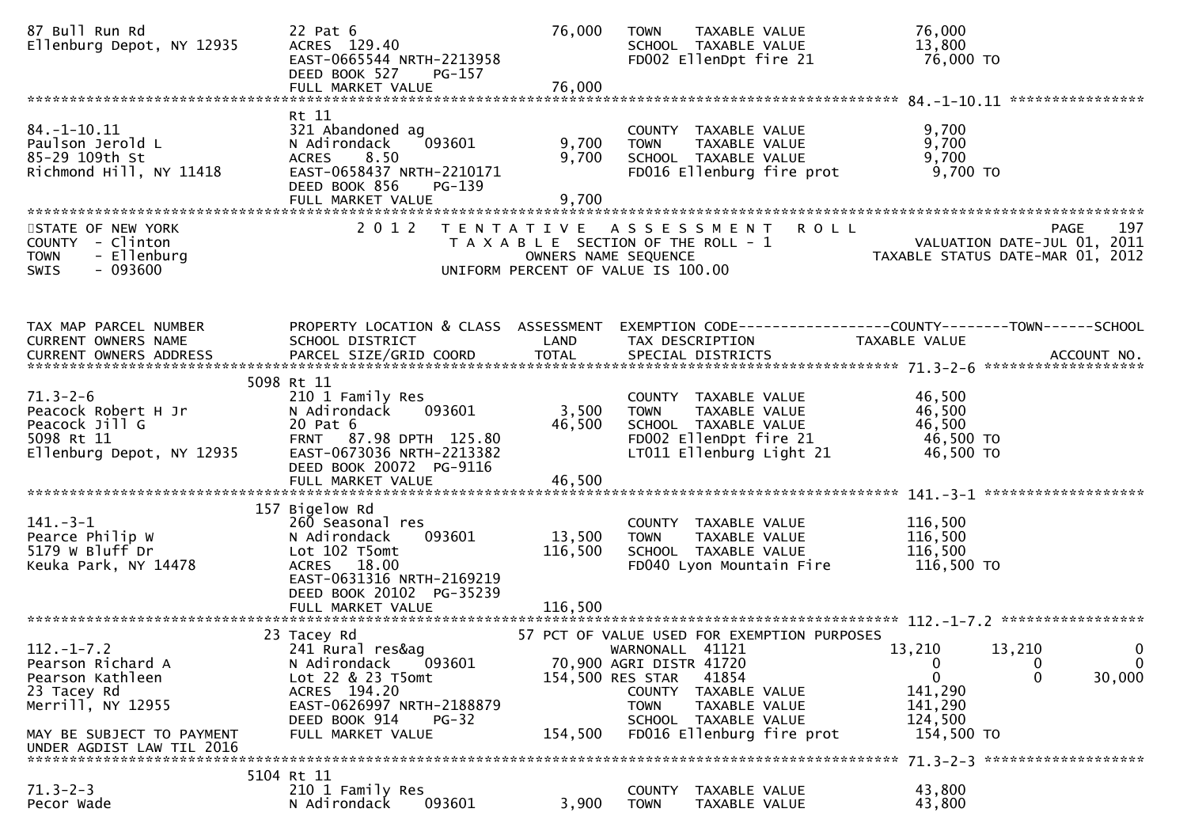```
87 Bull Run Rd                 22 Pat 6                           76,000   TOWN    TAXABLE VALUE             76,000
Ellenburg Depot, NY 12935      ACRES 129.40                                SCHOOL  TAXABLE VALUE             13,800
                               EAST-0665544 NRTH-2213958                   FD002 EllenDpt fire 21            76,000 TO
                               DEED BOOK 527    PG-157
                               FULL MARKET VALUE                  76,000
******************************************************************************************************* 84.-1-10.11 ****************
                               Rt 11
84.-1-10.11                    321 Abandoned ag                            COUNTY  TAXABLE VALUE              9,700
Paulson Jerold L               N Adirondack     093601            9,700    TOWN    TAXABLE VALUE              9,700
85-29 109th St                 ACRES    8.50                      9,700    SCHOOL  TAXABLE VALUE              9,700
Richmond Hill, NY 11418        EAST-0658437 NRTH-2210171                   FD016 Ellenburg fire prot          9,700 TO
                               DEED BOOK 856    PG-139
                               FULL MARKET VALUE                  9,700
************************************************************************************************************************************
STATE OF NEW YORK                2 0 1 2   T E N T A T I V E   A S S E S S M E N T   R O L L                              PAGE   197
COUNTY  - Clinton                          T A X A B L E  SECTION OF THE ROLL - 1                        VALUATION DATE-JUL 01, 2011
TOWN    - Ellenburg                              OWNERS NAME SEQUENCE                              TAXABLE STATUS DATE-MAR 01, 2012
SWIS    - 093600                          UNIFORM PERCENT OF VALUE IS 100.00


TAX MAP PARCEL NUMBER          PROPERTY LOCATION & CLASS  ASSESSMENT  EXEMPTION CODE------------------COUNTY--------TOWN------SCHOOL
CURRENT OWNERS NAME            SCHOOL DISTRICT               LAND      TAX DESCRIPTION             TAXABLE VALUE
CURRENT OWNERS ADDRESS         PARCEL SIZE/GRID COORD        TOTAL     SPECIAL DISTRICTS                                  ACCOUNT NO.
******************************************************************************************************* 71.3-2-6 *******************
                          5098 Rt 11
71.3-2-6                       210 1 Family Res                            COUNTY  TAXABLE VALUE             46,500
Peacock Robert H Jr            N Adirondack     093601            3,500    TOWN    TAXABLE VALUE             46,500
Peacock Jill G                 20 Pat 6                          46,500    SCHOOL  TAXABLE VALUE             46,500
5098 Rt 11                     FRNT   87.98 DPTH 125.80                    FD002 EllenDpt fire 21            46,500 TO
Ellenburg Depot, NY 12935      EAST-0673036 NRTH-2213382                   LT011 Ellenburg Light 21          46,500 TO
                               DEED BOOK 20072  PG-9116
                               FULL MARKET VALUE                 46,500
******************************************************************************************************* 141.-3-1 *******************
                           157 Bigelow Rd
141.-3-1                       260 Seasonal res                            COUNTY  TAXABLE VALUE            116,500
Pearce Philip W                N Adirondack     093601           13,500    TOWN    TAXABLE VALUE            116,500
5179 W Bluff Dr                Lot 102 T5omt                    116,500    SCHOOL  TAXABLE VALUE            116,500
Keuka Park, NY 14478           ACRES   18.00                               FD040 Lyon Mountain Fire         116,500 TO
                               EAST-0631316 NRTH-2169219
                               DEED BOOK 20102  PG-35239
                               FULL MARKET VALUE                116,500
******************************************************************************************************* 112.-1-7.2 *****************
                            23 Tacey Rd                     57 PCT OF VALUE USED FOR EXEMPTION PURPOSES
112.-1-7.2                     241 Rural res&ag                    WARNONALL  41121              13,210       13,210              0
Pearson Richard A              N Adirondack     093601           70,900 AGRI DISTR 41720              0            0              0
Pearson Kathleen               Lot 22 & 23 T5omt                154,500 RES STAR   41854              0            0         30,000
23 Tacey Rd                    ACRES  194.20                               COUNTY  TAXABLE VALUE            141,290
Merrill, NY 12955              EAST-0626997 NRTH-2188879                   TOWN    TAXABLE VALUE            141,290
                               DEED BOOK 914    PG-32                      SCHOOL  TAXABLE VALUE            124,500
MAY BE SUBJECT TO PAYMENT      FULL MARKET VALUE                154,500    FD016 Ellenburg fire prot        154,500 TO
UNDER AGDIST LAW TIL 2016
******************************************************************************************************* 71.3-2-3 *******************
                          5104 Rt 11
71.3-2-3                       210 1 Family Res                            COUNTY  TAXABLE VALUE             43,800
Pecor Wade                     N Adirondack     093601            3,900    TOWN    TAXABLE VALUE             43,800
```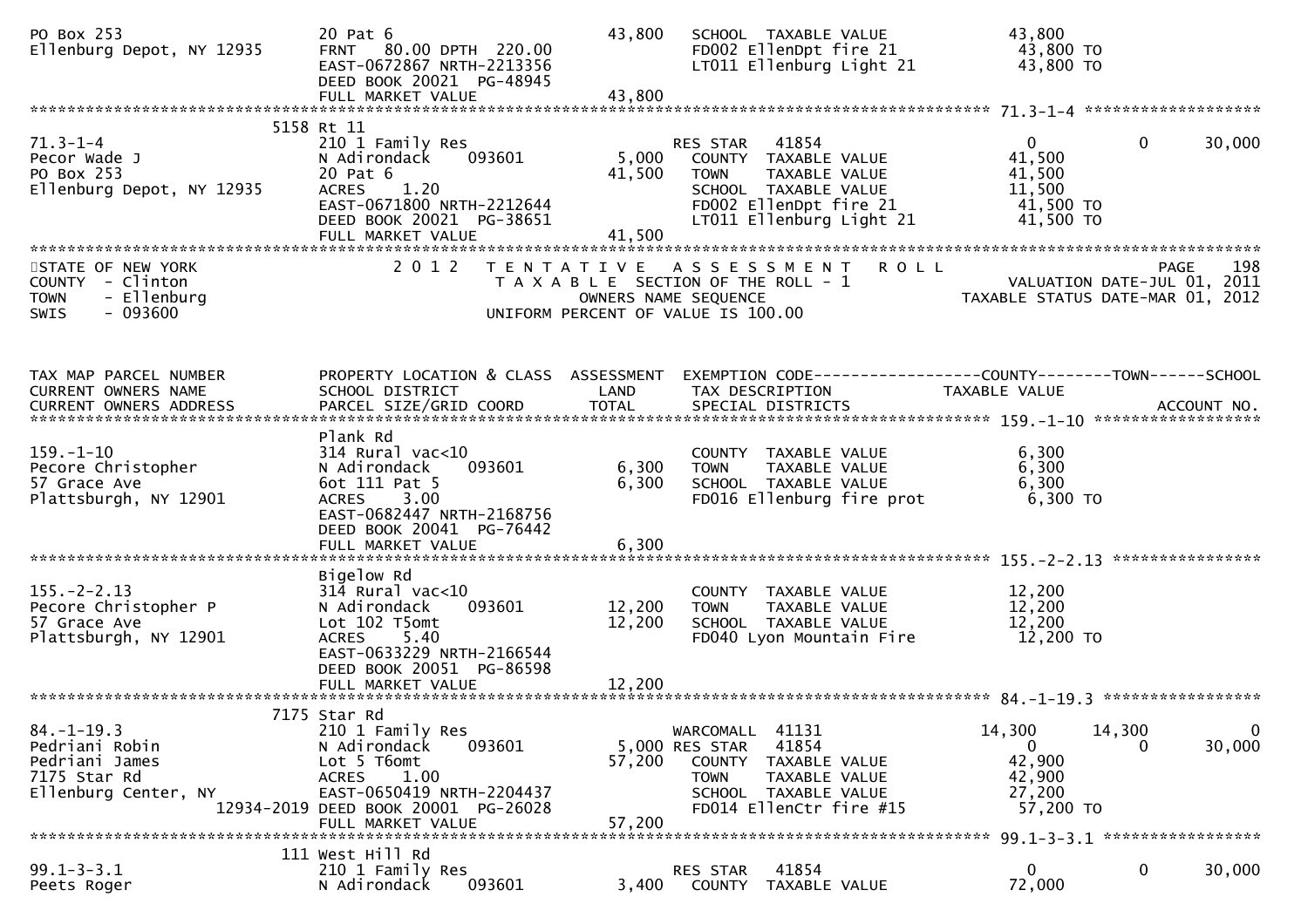```
PO Box 253                     20 Pat 6                              43,800   SCHOOL  TAXABLE VALUE              43,800
Ellenburg Depot, NY 12935      FRNT   80.00 DPTH  220.00                      FD002 EllenDpt fire 21              43,800 TO
                               EAST-0672867 NRTH-2213356                      LT011 Ellenburg Light 21            43,800 TO
                               DEED BOOK 20021  PG-48945
                               FULL MARKET VALUE                     43,800
******************************************************************************************************* 71.3-1-4 ******************
                         5158 Rt 11
71.3-1-4                       210 1 Family Res                               RES STAR    41854                   0            0      30,000
Pecor Wade J                   N Adirondack      093601               5,000   COUNTY  TAXABLE VALUE              41,500
PO Box 253                     20 Pat 6                              41,500   TOWN    TAXABLE VALUE              41,500
Ellenburg Depot, NY 12935      ACRES    1.20                                  SCHOOL  TAXABLE VALUE              11,500
                               EAST-0671800 NRTH-2212644                      FD002 EllenDpt fire 21              41,500 TO
                               DEED BOOK 20021  PG-38651                      LT011 Ellenburg Light 21            41,500 TO
                               FULL MARKET VALUE                     41,500
************************************************************************************************************************************
STATE OF NEW YORK                 2 0 1 2   T E N T A T I V E   A S S E S S M E N T   R O L L                          PAGE    198
COUNTY  - Clinton                            T A X A B L E  SECTION OF THE ROLL - 1                    VALUATION DATE-JUL 01, 2011
TOWN    - Ellenburg                                  OWNERS NAME SEQUENCE                        TAXABLE STATUS DATE-MAR 01, 2012
SWIS    - 093600                            UNIFORM PERCENT OF VALUE IS 100.00


TAX MAP PARCEL NUMBER          PROPERTY LOCATION & CLASS  ASSESSMENT  EXEMPTION CODE------------------COUNTY--------TOWN------SCHOOL
CURRENT OWNERS NAME            SCHOOL DISTRICT               LAND     TAX DESCRIPTION                TAXABLE VALUE
CURRENT OWNERS ADDRESS         PARCEL SIZE/GRID COORD        TOTAL    SPECIAL DISTRICTS                                  ACCOUNT NO.
******************************************************************************************************* 159.-1-10 ******************
                               Plank Rd
159.-1-10                      314 Rural vac<10                               COUNTY  TAXABLE VALUE               6,300
Pecore Christopher             N Adirondack      093601               6,300   TOWN    TAXABLE VALUE               6,300
57 Grace Ave                   6ot 111 Pat 5                          6,300   SCHOOL  TAXABLE VALUE               6,300
Plattsburgh, NY 12901          ACRES    3.00                                  FD016 Ellenburg fire prot            6,300 TO
                               EAST-0682447 NRTH-2168756
                               DEED BOOK 20041  PG-76442
                               FULL MARKET VALUE                      6,300
******************************************************************************************************* 155.-2-2.13 ****************
                               Bigelow Rd
155.-2-2.13                    314 Rural vac<10                               COUNTY  TAXABLE VALUE              12,200
Pecore Christopher P           N Adirondack      093601              12,200   TOWN    TAXABLE VALUE              12,200
57 Grace Ave                   Lot 102 T5omt                         12,200   SCHOOL  TAXABLE VALUE              12,200
Plattsburgh, NY 12901          ACRES    5.40                                  FD040 Lyon Mountain Fire            12,200 TO
                               EAST-0633229 NRTH-2166544
                               DEED BOOK 20051  PG-86598
                               FULL MARKET VALUE                     12,200
******************************************************************************************************* 84.-1-19.3 *****************
                         7175 Star Rd
84.-1-19.3                     210 1 Family Res                               WARCOMALL   41131              14,300       14,300           0
Pedriani Robin                 N Adirondack      093601               5,000 RES STAR    41854                   0            0      30,000
Pedriani James                 Lot 5 T6omt                           57,200   COUNTY  TAXABLE VALUE              42,900
7175 Star Rd                   ACRES    1.00                                  TOWN    TAXABLE VALUE              42,900
Ellenburg Center, NY           EAST-0650419 NRTH-2204437                      SCHOOL  TAXABLE VALUE              27,200
                    12934-2019 DEED BOOK 20001  PG-26028                      FD014 EllenCtr fire #15             57,200 TO
                               FULL MARKET VALUE                     57,200
******************************************************************************************************* 99.1-3-3.1 *****************
                          111 West Hill Rd
99.1-3-3.1                     210 1 Family Res                               RES STAR    41854                   0            0      30,000
Peets Roger                    N Adirondack      093601               3,400   COUNTY  TAXABLE VALUE              72,000
```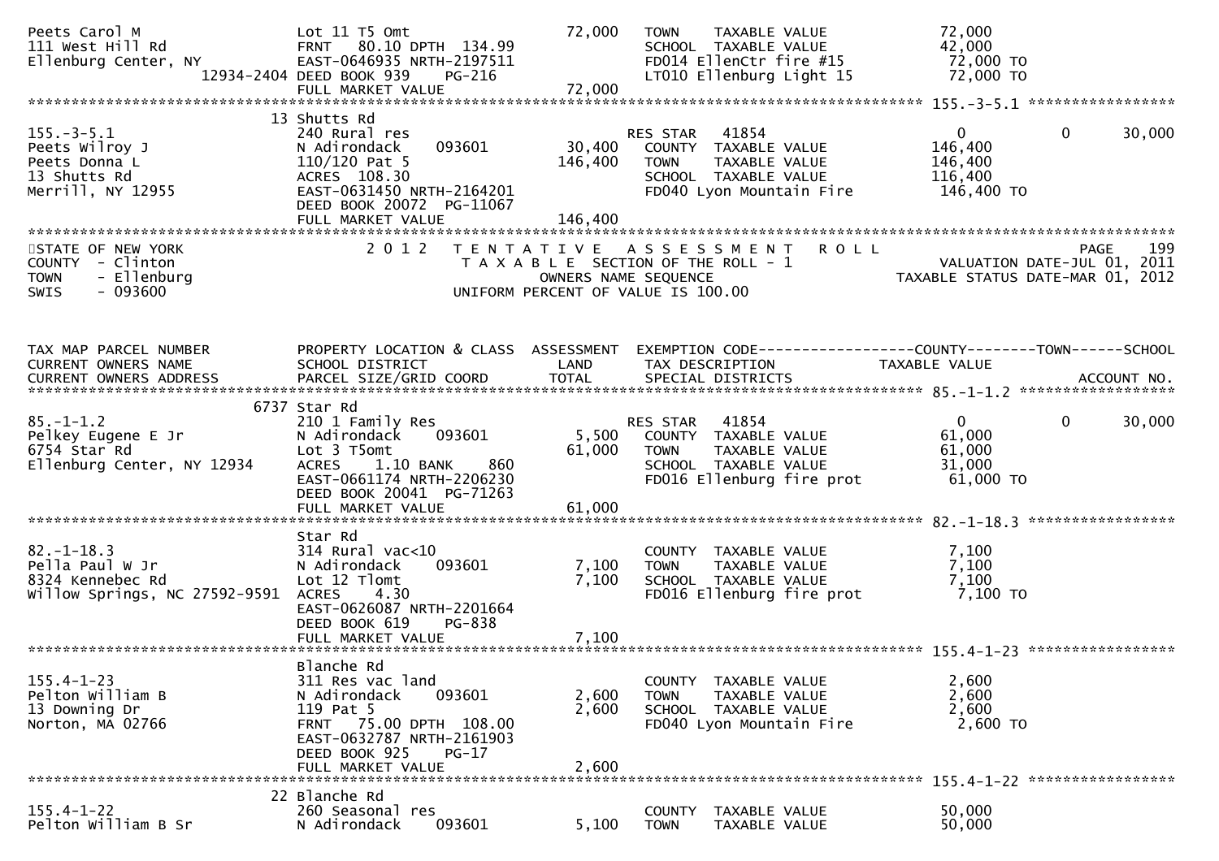```
Peets Carol M                  Lot 11 T5 Omt                   72,000   TOWN    TAXABLE VALUE              72,000
111 West Hill Rd               FRNT  80.10 DPTH 134.99                  SCHOOL  TAXABLE VALUE              42,000
Ellenburg Center, NY           EAST-0646935 NRTH-2197511                FD014 EllenCtr fire #15            72,000 TO
                    12934-2404 DEED BOOK 939    PG-216                  LT010 Ellenburg Light 15           72,000 TO
                               FULL MARKET VALUE               72,000
******************************************************************************************************* 155.-3-5.1 *****************
                    13 Shutts Rd
155.-3-5.1                     240 Rural res                            RES STAR   41854                    0            0      30,000
Peets Wilroy J                 N Adirondack     093601         30,400   COUNTY  TAXABLE VALUE             146,400
Peets Donna L                  110/120 Pat 5                  146,400   TOWN    TAXABLE VALUE             146,400
13 Shutts Rd                   ACRES 108.30                             SCHOOL  TAXABLE VALUE             116,400
Merrill, NY 12955              EAST-0631450 NRTH-2164201                FD040 Lyon Mountain Fire          146,400 TO
                               DEED BOOK 20072  PG-11067
                               FULL MARKET VALUE              146,400
*************************************************************************************************************************************
STATE OF NEW YORK              2 0 1 2   T E N T A T I V E   A S S E S S M E N T   R O L L                                PAGE    199
COUNTY  - Clinton                        T A X A B L E  SECTION OF THE ROLL - 1                    VALUATION DATE-JUL 01, 2011
TOWN    - Ellenburg                             OWNERS NAME SEQUENCE                              TAXABLE STATUS DATE-MAR 01, 2012
SWIS    - 093600                         UNIFORM PERCENT OF VALUE IS 100.00


TAX MAP PARCEL NUMBER          PROPERTY LOCATION & CLASS  ASSESSMENT  EXEMPTION CODE------------------COUNTY--------TOWN------SCHOOL
CURRENT OWNERS NAME            SCHOOL DISTRICT               LAND      TAX DESCRIPTION             TAXABLE VALUE
CURRENT OWNERS ADDRESS         PARCEL SIZE/GRID COORD        TOTAL     SPECIAL DISTRICTS                                  ACCOUNT NO.
******************************************************************************************************* 85.-1-1.2 ******************
                  6737 Star Rd
85.-1-1.2                      210 1 Family Res                         RES STAR   41854                    0            0      30,000
Pelkey Eugene E Jr             N Adirondack     093601          5,500   COUNTY  TAXABLE VALUE              61,000
6754 Star Rd                   Lot 3 T5omt                     61,000   TOWN    TAXABLE VALUE              61,000
Ellenburg Center, NY 12934     ACRES    1.10 BANK      860              SCHOOL  TAXABLE VALUE              31,000
                               EAST-0661174 NRTH-2206230                FD016 Ellenburg fire prot          61,000 TO
                               DEED BOOK 20041  PG-71263
                               FULL MARKET VALUE               61,000
******************************************************************************************************* 82.-1-18.3 *****************
                               Star Rd
82.-1-18.3                     314 Rural vac<10                         COUNTY  TAXABLE VALUE               7,100
Pella Paul W Jr                N Adirondack     093601          7,100   TOWN    TAXABLE VALUE               7,100
8324 Kennebec Rd               Lot 12 Tlomt                     7,100   SCHOOL  TAXABLE VALUE               7,100
Willow Springs, NC 27592-9591  ACRES    4.30                            FD016 Ellenburg fire prot           7,100 TO
                               EAST-0626087 NRTH-2201664
                               DEED BOOK 619    PG-838
                               FULL MARKET VALUE                7,100
******************************************************************************************************* 155.4-1-23 *****************
                               Blanche Rd
155.4-1-23                     311 Res vac land                         COUNTY  TAXABLE VALUE               2,600
Pelton William B               N Adirondack     093601          2,600   TOWN    TAXABLE VALUE               2,600
13 Downing Dr                  119 Pat 5                        2,600   SCHOOL  TAXABLE VALUE               2,600
Norton, MA 02766               FRNT  75.00 DPTH 108.00                  FD040 Lyon Mountain Fire            2,600 TO
                               EAST-0632787 NRTH-2161903
                               DEED BOOK 925    PG-17
                               FULL MARKET VALUE                2,600
******************************************************************************************************* 155.4-1-22 *****************
                    22 Blanche Rd
155.4-1-22                     260 Seasonal res                         COUNTY  TAXABLE VALUE              50,000
Pelton William B Sr            N Adirondack     093601          5,100   TOWN    TAXABLE VALUE              50,000
```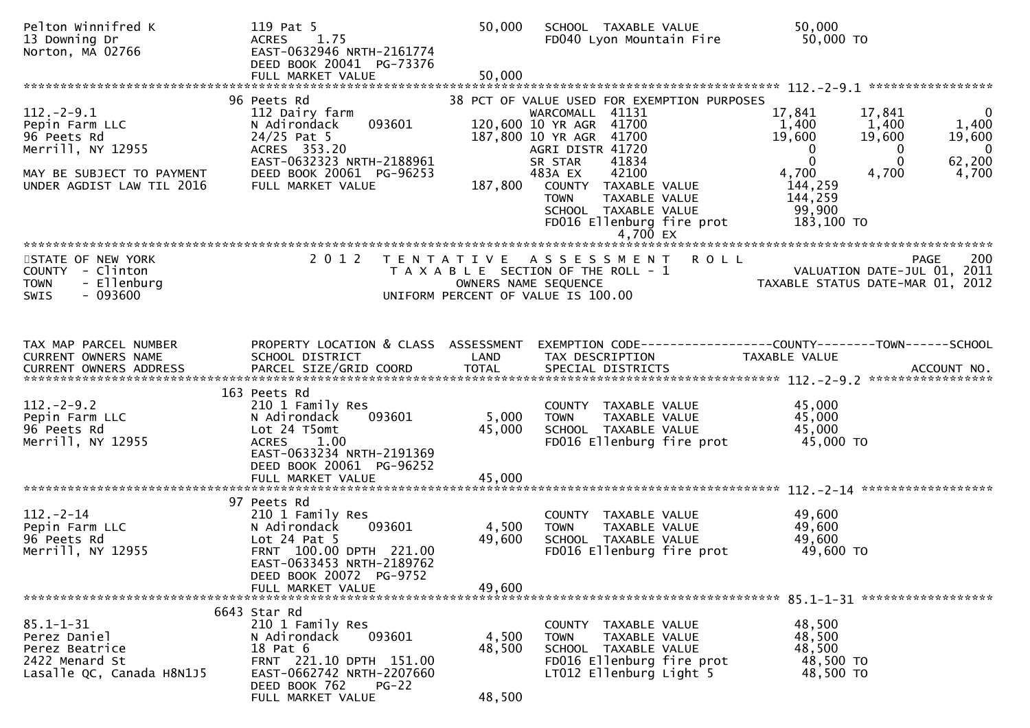```
Pelton Winnifred K             119 Pat 5                           50,000   SCHOOL  TAXABLE VALUE              50,000
13 Downing Dr                  ACRES    1.75                                FD040 Lyon Mountain Fire            50,000 TO
Norton, MA 02766               EAST-0632946 NRTH-2161774
                               DEED BOOK 20041  PG-73376
                               FULL MARKET VALUE                   50,000
******************************************************************************************************* 112.-2-9.1 *****************
                             96 Peets Rd                          38 PCT OF VALUE USED FOR EXEMPTION PURPOSES
112.-2-9.1                     112 Dairy farm                         WARCOMALL  41131              17,841      17,841           0
Pepin Farm LLC                 N Adirondack     093601         120,600 10 YR AGR  41700              1,400       1,400       1,400
96 Peets Rd                    24/25 Pat 5                     187,800 10 YR AGR  41700             19,600      19,600      19,600
Merrill, NY 12955              ACRES  353.20                          AGRI DISTR 41720                   0           0           0
                               EAST-0632323 NRTH-2188961              SR STAR    41834                   0           0      62,200
MAY BE SUBJECT TO PAYMENT      DEED BOOK 20061  PG-96253              483A EX    42100               4,700       4,700       4,700
UNDER AGDIST LAW TIL 2016      FULL MARKET VALUE               187,800   COUNTY  TAXABLE VALUE             144,259
                                                                         TOWN    TAXABLE VALUE             144,259
                                                                         SCHOOL  TAXABLE VALUE              99,900
                                                                         FD016 Ellenburg fire prot          183,100 TO
                                                                                         4,700 EX
************************************************************************************************************************************
STATE OF NEW YORK                 2 0 1 2   T E N T A T I V E   A S S E S S M E N T   R O L L                          PAGE    200
COUNTY  - Clinton                           T A X A B L E  SECTION OF THE ROLL - 1                      VALUATION DATE-JUL 01, 2011
TOWN    - Ellenburg                               OWNERS NAME SEQUENCE                            TAXABLE STATUS DATE-MAR 01, 2012
SWIS    - 093600                             UNIFORM PERCENT OF VALUE IS 100.00


TAX MAP PARCEL NUMBER          PROPERTY LOCATION & CLASS  ASSESSMENT  EXEMPTION CODE------------------COUNTY--------TOWN------SCHOOL
CURRENT OWNERS NAME            SCHOOL DISTRICT                 LAND   TAX DESCRIPTION              TAXABLE VALUE
CURRENT OWNERS ADDRESS         PARCEL SIZE/GRID COORD         TOTAL   SPECIAL DISTRICTS                                  ACCOUNT NO.
******************************************************************************************************* 112.-2-9.2 *****************
                             163 Peets Rd
112.-2-9.2                     210 1 Family Res                         COUNTY  TAXABLE VALUE              45,000
Pepin Farm LLC                 N Adirondack     093601           5,000  TOWN    TAXABLE VALUE              45,000
96 Peets Rd                    Lot 24 T5omt                     45,000  SCHOOL  TAXABLE VALUE              45,000
Merrill, NY 12955              ACRES    1.00                            FD016 Ellenburg fire prot           45,000 TO
                               EAST-0633234 NRTH-2191369
                               DEED BOOK 20061  PG-96252
                               FULL MARKET VALUE                45,000
******************************************************************************************************* 112.-2-14 ******************
                             97 Peets Rd
112.-2-14                      210 1 Family Res                         COUNTY  TAXABLE VALUE              49,600
Pepin Farm LLC                 N Adirondack     093601           4,500  TOWN    TAXABLE VALUE              49,600
96 Peets Rd                    Lot 24 Pat 5                     49,600  SCHOOL  TAXABLE VALUE              49,600
Merrill, NY 12955              FRNT  100.00 DPTH  221.00                FD016 Ellenburg fire prot           49,600 TO
                               EAST-0633453 NRTH-2189762
                               DEED BOOK 20072  PG-9752
                               FULL MARKET VALUE                49,600
******************************************************************************************************* 85.1-1-31 ******************
                             6643 Star Rd
85.1-1-31                      210 1 Family Res                         COUNTY  TAXABLE VALUE              48,500
Perez Daniel                   N Adirondack     093601           4,500  TOWN    TAXABLE VALUE              48,500
Perez Beatrice                 18 Pat 6                         48,500  SCHOOL  TAXABLE VALUE              48,500
2422 Menard St                 FRNT  221.10 DPTH  151.00                FD016 Ellenburg fire prot           48,500 TO
Lasalle QC, Canada H8N1J5      EAST-0662742 NRTH-2207660                LT012 Ellenburg Light 5             48,500 TO
                               DEED BOOK 762    PG-22
                               FULL MARKET VALUE                48,500
```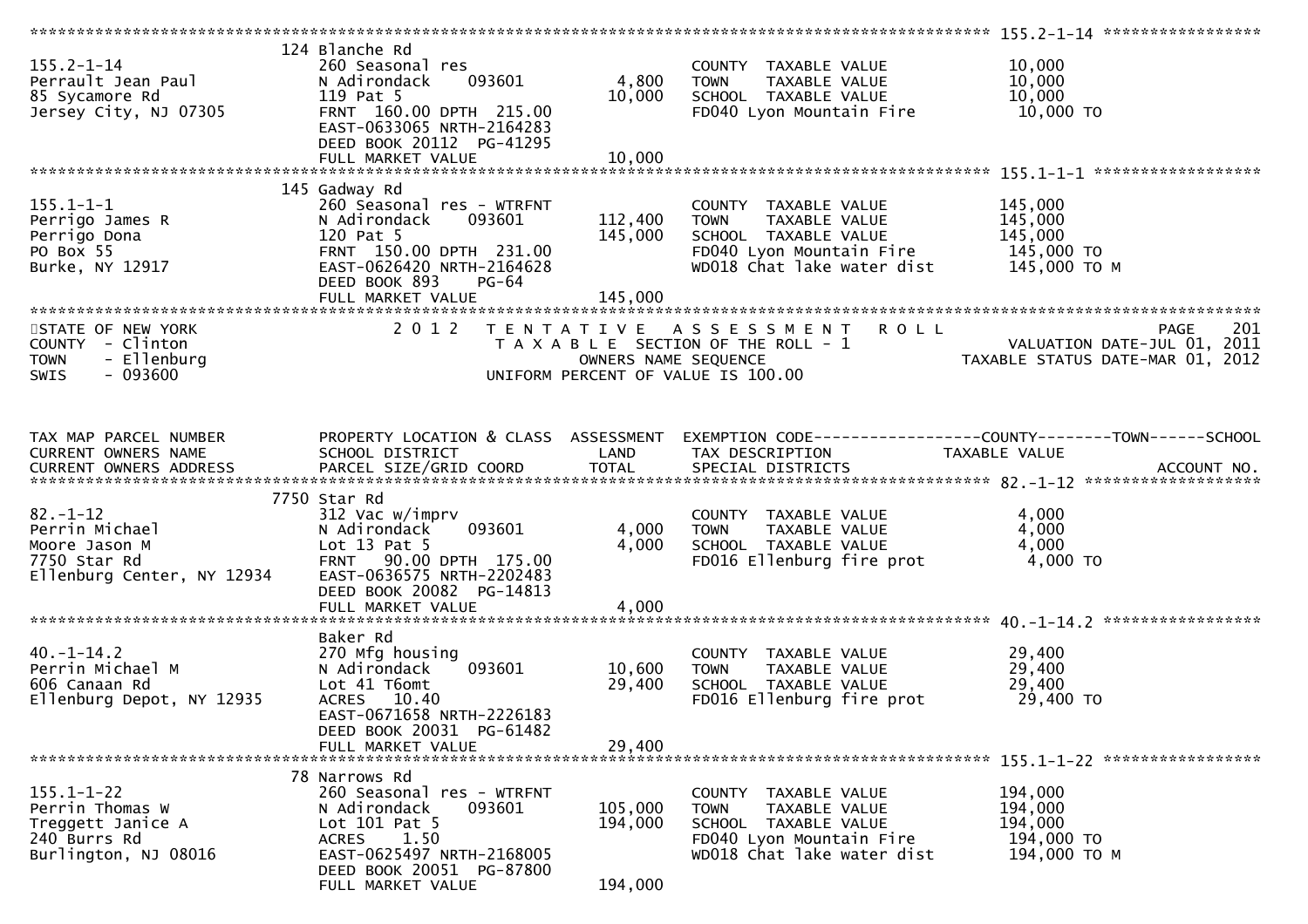```
******************************************************************************************************* 155.2-1-14 *****************
                    124 Blanche Rd
155.2-1-14                     260 Seasonal res                           COUNTY  TAXABLE VALUE            10,000
Perrault Jean Paul             N Adirondack    093601        4,800       TOWN    TAXABLE VALUE            10,000
85 Sycamore Rd                 119 Pat 5                     10,000      SCHOOL  TAXABLE VALUE            10,000
Jersey City, NJ 07305          FRNT 160.00 DPTH 215.00                   FD040 Lyon Mountain Fire          10,000 TO
                               EAST-0633065 NRTH-2164283
                               DEED BOOK 20112  PG-41295
                               FULL MARKET VALUE             10,000
******************************************************************************************************* 155.1-1-1 ******************
                    145 Gadway Rd
155.1-1-1                      260 Seasonal res - WTRFNT                  COUNTY  TAXABLE VALUE           145,000
Perrigo James R                N Adirondack    093601      112,400       TOWN    TAXABLE VALUE           145,000
Perrigo Dona                   120 Pat 5                   145,000       SCHOOL  TAXABLE VALUE           145,000
PO Box 55                      FRNT 150.00 DPTH 231.00                   FD040 Lyon Mountain Fire         145,000 TO
Burke, NY 12917                EAST-0626420 NRTH-2164628                 WD018 Chat lake water dist       145,000 TO M
                               DEED BOOK 893    PG-64
                               FULL MARKET VALUE           145,000
************************************************************************************************************************************
STATE OF NEW YORK                    2 0 1 2   T E N T A T I V E   A S S E S S M E N T   R O L L                       PAGE    201
COUNTY  - Clinton                          T A X A B L E SECTION OF THE ROLL - 1                     VALUATION DATE-JUL 01, 2011
TOWN    - Ellenburg                              OWNERS NAME SEQUENCE                            TAXABLE STATUS DATE-MAR 01, 2012
SWIS    - 093600                          UNIFORM PERCENT OF VALUE IS 100.00


TAX MAP PARCEL NUMBER          PROPERTY LOCATION & CLASS  ASSESSMENT  EXEMPTION CODE------------------COUNTY--------TOWN------SCHOOL
CURRENT OWNERS NAME            SCHOOL DISTRICT               LAND     TAX DESCRIPTION             TAXABLE VALUE
CURRENT OWNERS ADDRESS         PARCEL SIZE/GRID COORD        TOTAL    SPECIAL DISTRICTS                                  ACCOUNT NO.
******************************************************************************************************* 82.-1-12 *******************
                    7750 Star Rd
82.-1-12                       312 Vac w/imprv                            COUNTY  TAXABLE VALUE             4,000
Perrin Michael                 N Adirondack    093601        4,000       TOWN    TAXABLE VALUE             4,000
Moore Jason M                  Lot 13 Pat 5                  4,000       SCHOOL  TAXABLE VALUE             4,000
7750 Star Rd                   FRNT  90.00 DPTH 175.00                   FD016 Ellenburg fire prot          4,000 TO
Ellenburg Center, NY 12934     EAST-0636575 NRTH-2202483
                               DEED BOOK 20082  PG-14813
                               FULL MARKET VALUE             4,000
******************************************************************************************************* 40.-1-14.2 *****************
                    Baker Rd
40.-1-14.2                     270 Mfg housing                            COUNTY  TAXABLE VALUE            29,400
Perrin Michael M               N Adirondack    093601       10,600       TOWN    TAXABLE VALUE            29,400
606 Canaan Rd                  Lot 41 T6omt                 29,400       SCHOOL  TAXABLE VALUE            29,400
Ellenburg Depot, NY 12935      ACRES  10.40                              FD016 Ellenburg fire prot         29,400 TO
                               EAST-0671658 NRTH-2226183
                               DEED BOOK 20031  PG-61482
                               FULL MARKET VALUE            29,400
******************************************************************************************************* 155.1-1-22 *****************
                    78 Narrows Rd
155.1-1-22                     260 Seasonal res - WTRFNT                  COUNTY  TAXABLE VALUE           194,000
Perrin Thomas W                N Adirondack    093601      105,000       TOWN    TAXABLE VALUE           194,000
Treggett Janice A              Lot 101 Pat 5               194,000       SCHOOL  TAXABLE VALUE           194,000
240 Burrs Rd                   ACRES   1.50                              FD040 Lyon Mountain Fire         194,000 TO
Burlington, NJ 08016           EAST-0625497 NRTH-2168005                 WD018 Chat lake water dist       194,000 TO M
                               DEED BOOK 20051  PG-87800
                               FULL MARKET VALUE           194,000
```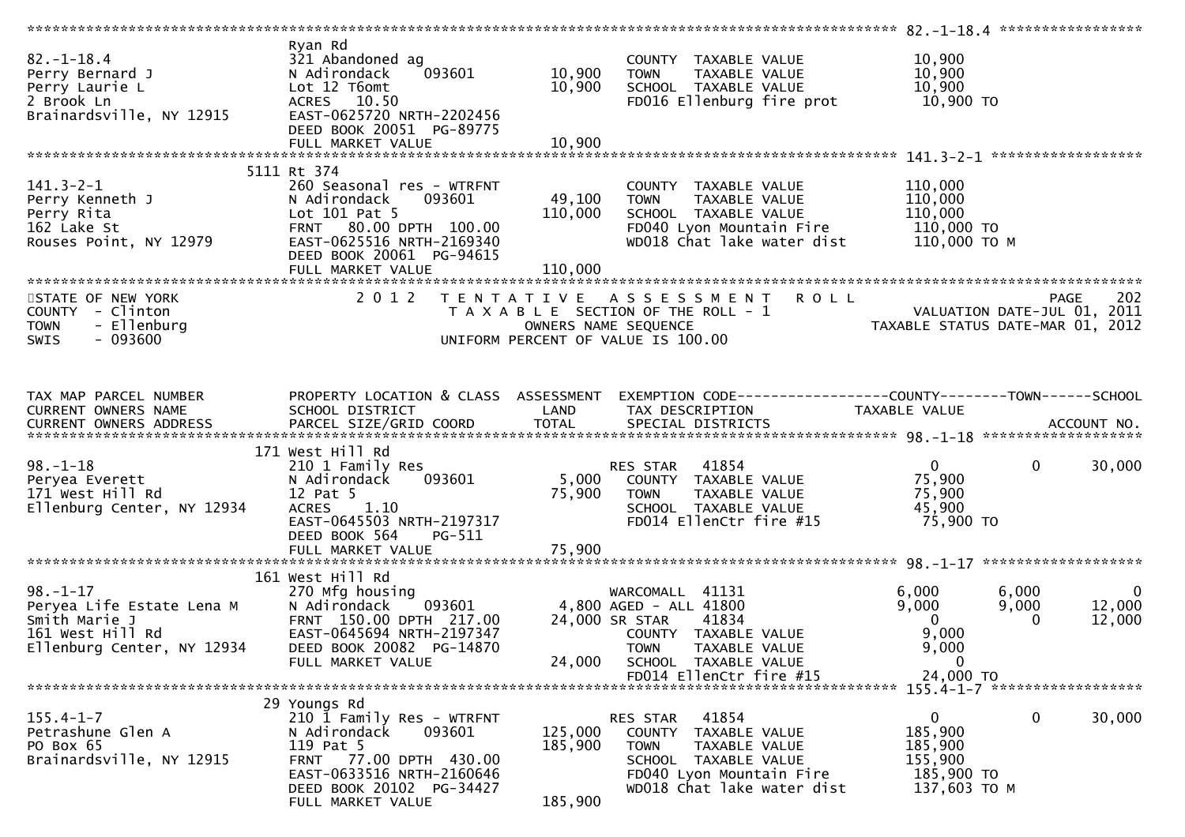```
******************************************************************************************************* 82.-1-18.4 *****************
                              Ryan Rd
82.-1-18.4                    321 Abandoned ag                       COUNTY  TAXABLE VALUE            10,900
Perry Bernard J               N Adirondack     093601       10,900   TOWN    TAXABLE VALUE            10,900
Perry Laurie L                Lot 12 T6omt                  10,900   SCHOOL  TAXABLE VALUE            10,900
2 Brook Ln                    ACRES   10.50                          FD016 Ellenburg fire prot         10,900 TO
Brainardsville, NY 12915      EAST-0625720 NRTH-2202456
                              DEED BOOK 20051  PG-89775
                              FULL MARKET VALUE             10,900
******************************************************************************************************* 141.3-2-1 ******************
                            5111 Rt 374
141.3-2-1                     260 Seasonal res - WTRFNT              COUNTY  TAXABLE VALUE           110,000
Perry Kenneth J               N Adirondack     093601       49,100   TOWN    TAXABLE VALUE           110,000
Perry Rita                    Lot 101 Pat 5                110,000   SCHOOL  TAXABLE VALUE           110,000
162 Lake St                   FRNT   80.00 DPTH 100.00               FD040 Lyon Mountain Fire         110,000 TO
Rouses Point, NY 12979        EAST-0625516 NRTH-2169340              WD018 Chat lake water dist       110,000 TO M
                              DEED BOOK 20061  PG-94615
                              FULL MARKET VALUE            110,000
************************************************************************************************************************************
STATE OF NEW YORK                 2 0 1 2   T E N T A T I V E   A S S E S S M E N T   R O L L                        PAGE    202
COUNTY  - Clinton                          T A X A B L E SECTION OF THE ROLL - 1                    VALUATION DATE-JUL 01, 2011
TOWN    - Ellenburg                              OWNERS NAME SEQUENCE                          TAXABLE STATUS DATE-MAR 01, 2012
SWIS    - 093600                          UNIFORM PERCENT OF VALUE IS 100.00


TAX MAP PARCEL NUMBER         PROPERTY LOCATION & CLASS  ASSESSMENT  EXEMPTION CODE------------------COUNTY--------TOWN------SCHOOL
CURRENT OWNERS NAME           SCHOOL DISTRICT               LAND      TAX DESCRIPTION             TAXABLE VALUE
CURRENT OWNERS ADDRESS        PARCEL SIZE/GRID COORD        TOTAL     SPECIAL DISTRICTS                                   ACCOUNT NO.
******************************************************************************************************* 98.-1-18 *******************
                            171 West Hill Rd
98.-1-18                      210 1 Family Res                       RES STAR    41854                  0            0      30,000
Peryea Everett                N Adirondack     093601        5,000   COUNTY  TAXABLE VALUE            75,900
171 West Hill Rd              12 Pat 5                      75,900   TOWN    TAXABLE VALUE            75,900
Ellenburg Center, NY 12934    ACRES    1.10                          SCHOOL  TAXABLE VALUE            45,900
                              EAST-0645503 NRTH-2197317              FD014 EllenCtr fire #15           75,900 TO
                              DEED BOOK 564    PG-511
                              FULL MARKET VALUE             75,900
******************************************************************************************************* 98.-1-17 *******************
                            161 West Hill Rd
98.-1-17                      270 Mfg housing                        WARCOMALL  41131               6,000        6,000           0
Peryea Life Estate Lena M     N Adirondack     093601        4,800 AGED - ALL 41800                 9,000        9,000      12,000
Smith Marie J                 FRNT 150.00 DPTH 217.00       24,000 SR STAR     41834                    0            0      12,000
161 West Hill Rd              EAST-0645694 NRTH-2197347              COUNTY  TAXABLE VALUE             9,000
Ellenburg Center, NY 12934    DEED BOOK 20082  PG-14870              TOWN    TAXABLE VALUE             9,000
                              FULL MARKET VALUE             24,000   SCHOOL  TAXABLE VALUE                 0
                                                                     FD014 EllenCtr fire #15           24,000 TO
******************************************************************************************************* 155.4-1-7 ******************
                             29 Youngs Rd
155.4-1-7                     210 1 Family Res - WTRFNT              RES STAR    41854                  0            0      30,000
Petrashune Glen A             N Adirondack     093601      125,000   COUNTY  TAXABLE VALUE           185,900
PO Box 65                     119 Pat 5                    185,900   TOWN    TAXABLE VALUE           185,900
Brainardsville, NY 12915      FRNT   77.00 DPTH 430.00               SCHOOL  TAXABLE VALUE           155,900
                              EAST-0633516 NRTH-2160646              FD040 Lyon Mountain Fire         185,900 TO
                              DEED BOOK 20102  PG-34427              WD018 Chat lake water dist       137,603 TO M
                              FULL MARKET VALUE            185,900
```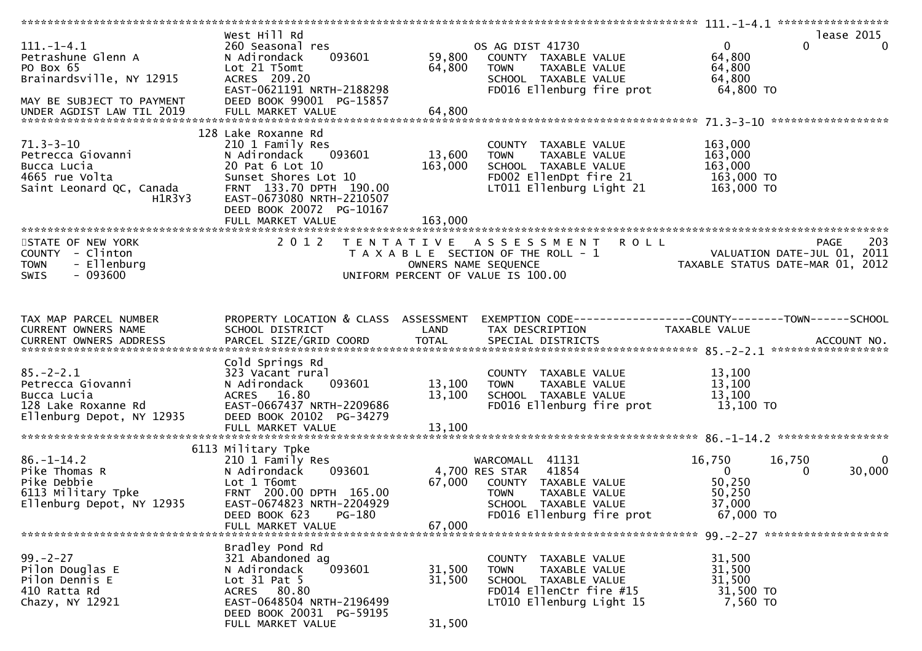```
******************************************************************************************************* 111.-1-4.1 *****************
                                West Hill Rd                                                                                lease 2015
111.-1-4.1                      260 Seasonal res                       OS AG DIST 41730                     0            0            0
Petrashune Glenn A              N Adirondack     093601       59,800   COUNTY  TAXABLE VALUE            64,800
PO Box 65                       Lot 21 T5omt                  64,800   TOWN    TAXABLE VALUE            64,800
Brainardsville, NY 12915        ACRES  209.20                          SCHOOL  TAXABLE VALUE            64,800
                                EAST-0621191 NRTH-2188298              FD016 Ellenburg fire prot         64,800 TO
MAY BE SUBJECT TO PAYMENT       DEED BOOK 99001  PG-15857
UNDER AGDIST LAW TIL 2019       FULL MARKET VALUE             64,800
******************************************************************************************************* 71.3-3-10 ******************
                            128 Lake Roxanne Rd
71.3-3-10                       210 1 Family Res                       COUNTY  TAXABLE VALUE           163,000
Petrecca Giovanni               N Adirondack     093601       13,600   TOWN    TAXABLE VALUE           163,000
Bucca Lucia                     20 Pat 6 Lot 10              163,000   SCHOOL  TAXABLE VALUE           163,000
4665 rue Volta                  Sunset Shores Lot 10                   FD002 EllenDpt fire 21           163,000 TO
Saint Leonard QC, Canada        FRNT 133.70 DPTH 190.00                LT011 Ellenburg Light 21         163,000 TO
                  H1R3Y3        EAST-0673080 NRTH-2210507
                                DEED BOOK 20072  PG-10167
                                FULL MARKET VALUE            163,000
************************************************************************************************************************************
STATE OF NEW YORK                2 0 1 2   T E N T A T I V E   A S S E S S M E N T   R O L L                              PAGE    203
COUNTY  - Clinton                          T A X A B L E  SECTION OF THE ROLL - 1                     VALUATION DATE-JUL 01, 2011
TOWN    - Ellenburg                               OWNERS NAME SEQUENCE                           TAXABLE STATUS DATE-MAR 01, 2012
SWIS    - 093600                           UNIFORM PERCENT OF VALUE IS 100.00


TAX MAP PARCEL NUMBER           PROPERTY LOCATION & CLASS  ASSESSMENT  EXEMPTION CODE------------------COUNTY--------TOWN------SCHOOL
CURRENT OWNERS NAME             SCHOOL DISTRICT               LAND     TAX DESCRIPTION              TAXABLE VALUE
CURRENT OWNERS ADDRESS          PARCEL SIZE/GRID COORD        TOTAL    SPECIAL DISTRICTS                                ACCOUNT NO.
******************************************************************************************************* 85.-2-2.1 ******************
                                Cold Springs Rd
85.-2-2.1                       323 Vacant rural                       COUNTY  TAXABLE VALUE            13,100
Petrecca Giovanni               N Adirondack     093601       13,100   TOWN    TAXABLE VALUE            13,100
Bucca Lucia                     ACRES   16.80                 13,100   SCHOOL  TAXABLE VALUE            13,100
128 Lake Roxanne Rd             EAST-0667437 NRTH-2209686              FD016 Ellenburg fire prot         13,100 TO
Ellenburg Depot, NY 12935       DEED BOOK 20102  PG-34279
                                FULL MARKET VALUE             13,100
******************************************************************************************************* 86.-1-14.2 *****************
                           6113 Military Tpke
86.-1-14.2                      210 1 Family Res                       WARCOMALL  41131            16,750       16,750            0
Pike Thomas R                   N Adirondack     093601        4,700   RES STAR   41854                 0            0       30,000
Pike Debbie                     Lot 1 T6omt                   67,000   COUNTY  TAXABLE VALUE            50,250
6113 Military Tpke              FRNT 200.00 DPTH 165.00                TOWN    TAXABLE VALUE            50,250
Ellenburg Depot, NY 12935       EAST-0674823 NRTH-2204929              SCHOOL  TAXABLE VALUE            37,000
                                DEED BOOK 623    PG-180                FD016 Ellenburg fire prot         67,000 TO
                                FULL MARKET VALUE             67,000
******************************************************************************************************* 99.-2-27 *******************
                                Bradley Pond Rd
99.-2-27                        321 Abandoned ag                       COUNTY  TAXABLE VALUE            31,500
Pilon Douglas E                 N Adirondack     093601       31,500   TOWN    TAXABLE VALUE            31,500
Pilon Dennis E                  Lot 31 Pat 5                  31,500   SCHOOL  TAXABLE VALUE            31,500
410 Ratta Rd                    ACRES   80.80                          FD014 EllenCtr fire #15           31,500 TO
Chazy, NY 12921                 EAST-0648504 NRTH-2196499              LT010 Ellenburg Light 15           7,560 TO
                                DEED BOOK 20031  PG-59195
                                FULL MARKET VALUE             31,500
```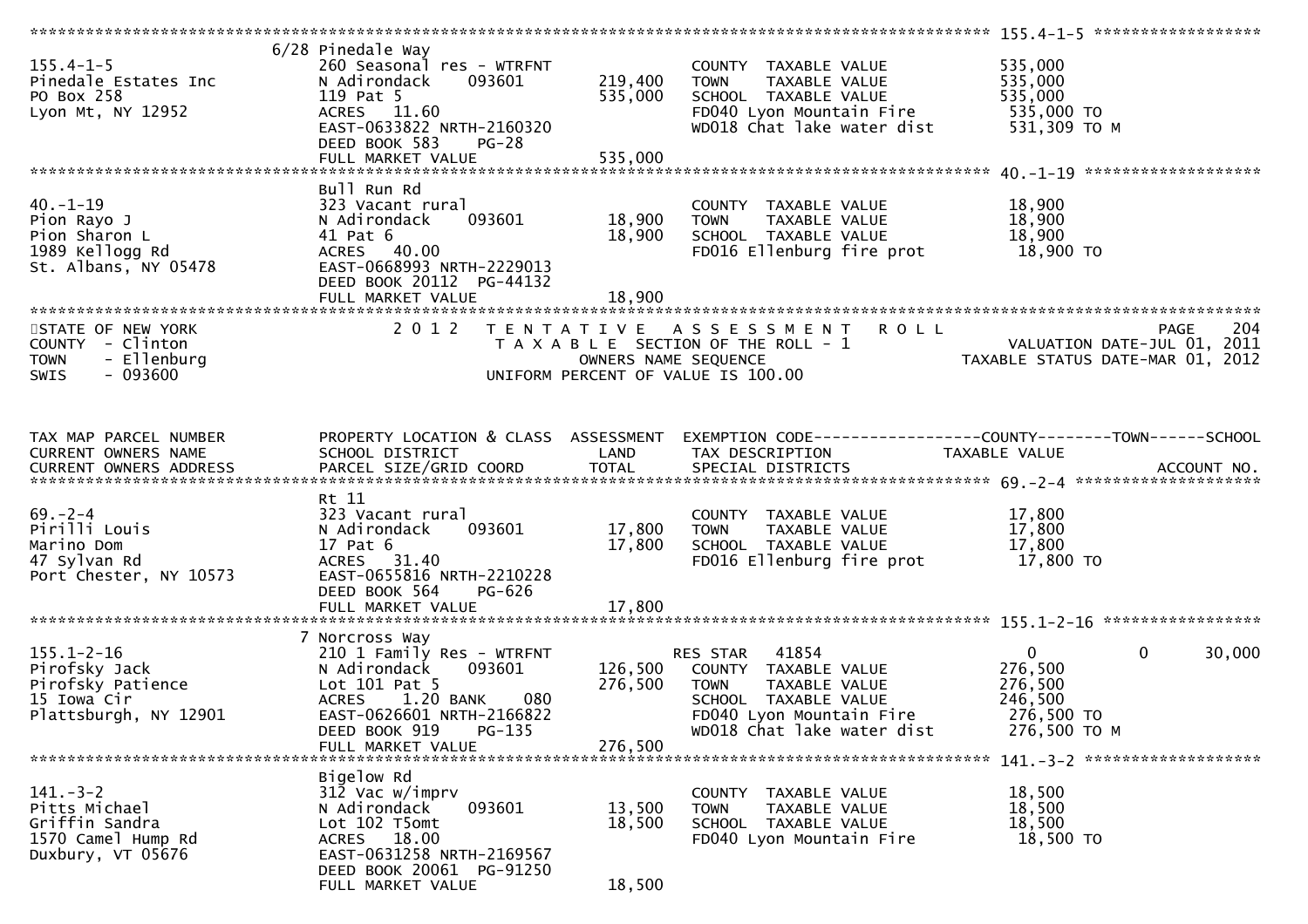```
******************************************************************************************************* 155.4-1-5 ******************
                    6/28 Pinedale Way
155.4-1-5           260 Seasonal res - WTRFNT                COUNTY  TAXABLE VALUE           535,000
Pinedale Estates Inc     N Adirondack    093601    219,400   TOWN    TAXABLE VALUE           535,000
PO Box 258          119 Pat 5                     535,000    SCHOOL  TAXABLE VALUE           535,000
Lyon Mt, NY 12952   ACRES  11.60                             FD040 Lyon Mountain Fire        535,000 TO
                    EAST-0633822 NRTH-2160320                WD018 Chat lake water dist      531,309 TO M
                    DEED BOOK 583     PG-28
                    FULL MARKET VALUE             535,000
******************************************************************************************************* 40.-1-19 *******************
                    Bull Run Rd
40.-1-19            323 Vacant rural                         COUNTY  TAXABLE VALUE            18,900
Pion Rayo J         N Adirondack    093601       18,900      TOWN    TAXABLE VALUE            18,900
Pion Sharon L       41 Pat 6                     18,900      SCHOOL  TAXABLE VALUE            18,900
1989 Kellogg Rd     ACRES  40.00                             FD016 Ellenburg fire prot        18,900 TO
St. Albans, NY 05478     EAST-0668993 NRTH-2229013
                    DEED BOOK 20112 PG-44132
                    FULL MARKET VALUE             18,900
************************************************************************************************************************************
STATE OF NEW YORK              2 0 1 2   T E N T A T I V E   A S S E S S M E N T   R O L L                             PAGE   204
COUNTY  - Clinton                   T A X A B L E  SECTION OF THE ROLL - 1                       VALUATION DATE-JUL 01, 2011
TOWN    - Ellenburg                          OWNERS NAME SEQUENCE                            TAXABLE STATUS DATE-MAR 01, 2012
SWIS    - 093600                        UNIFORM PERCENT OF VALUE IS 100.00


TAX MAP PARCEL NUMBER       PROPERTY LOCATION & CLASS  ASSESSMENT  EXEMPTION CODE------------------COUNTY--------TOWN------SCHOOL
CURRENT OWNERS NAME         SCHOOL DISTRICT               LAND      TAX DESCRIPTION             TAXABLE VALUE
CURRENT OWNERS ADDRESS      PARCEL SIZE/GRID COORD        TOTAL     SPECIAL DISTRICTS                                    ACCOUNT NO.
******************************************************************************************************* 69.-2-4 ********************
                    Rt 11
69.-2-4             323 Vacant rural                         COUNTY  TAXABLE VALUE            17,800
Pirilli Louis       N Adirondack    093601       17,800      TOWN    TAXABLE VALUE            17,800
Marino Dom          17 Pat 6                     17,800      SCHOOL  TAXABLE VALUE            17,800
47 Sylvan Rd        ACRES  31.40                             FD016 Ellenburg fire prot        17,800 TO
Port Chester, NY 10573   EAST-0655816 NRTH-2210228
                    DEED BOOK 564     PG-626
                    FULL MARKET VALUE             17,800
******************************************************************************************************* 155.1-2-16 *****************
                    7 Norcross Way
155.1-2-16          210 1 Family Res - WTRFNT               RES STAR   41854                 0            0       30,000
Pirofsky Jack       N Adirondack    093601      126,500      COUNTY  TAXABLE VALUE           276,500
Pirofsky Patience   Lot 101 Pat 5               276,500      TOWN    TAXABLE VALUE           276,500
15 Iowa Cir         ACRES   1.20 BANK    080                 SCHOOL  TAXABLE VALUE           246,500
Plattsburgh, NY 12901    EAST-0626601 NRTH-2166822           FD040 Lyon Mountain Fire        276,500 TO
                    DEED BOOK 919     PG-135                 WD018 Chat lake water dist      276,500 TO M
                    FULL MARKET VALUE            276,500
******************************************************************************************************* 141.-3-2 *******************
                    Bigelow Rd
141.-3-2            312 Vac w/imprv                          COUNTY  TAXABLE VALUE            18,500
Pitts Michael       N Adirondack    093601       13,500      TOWN    TAXABLE VALUE            18,500
Griffin Sandra      Lot 102 T5omt                18,500      SCHOOL  TAXABLE VALUE            18,500
1570 Camel Hump Rd  ACRES  18.00                             FD040 Lyon Mountain Fire         18,500 TO
Duxbury, VT 05676   EAST-0631258 NRTH-2169567
                    DEED BOOK 20061 PG-91250
                    FULL MARKET VALUE             18,500
```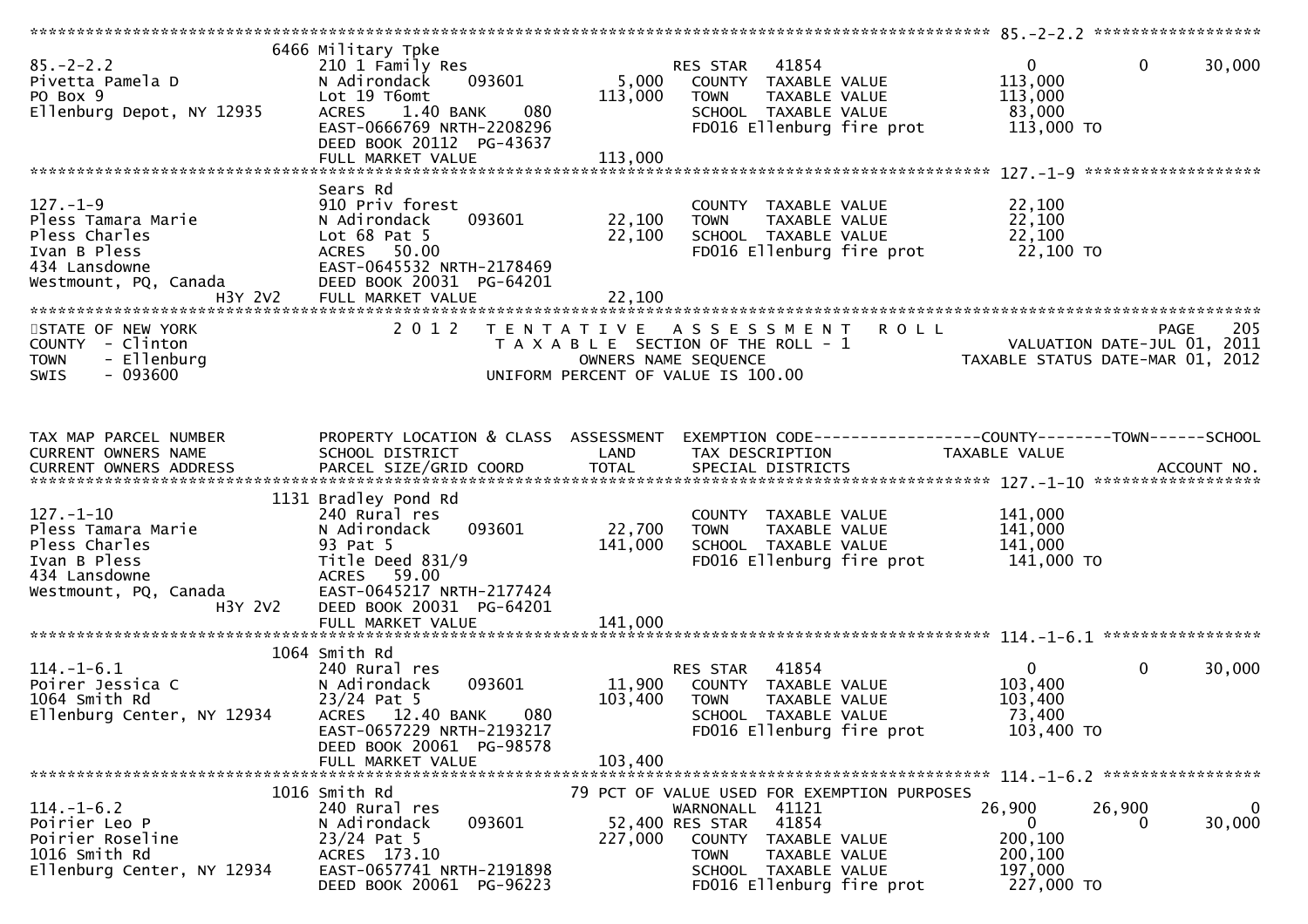```
******************************************************************************************************* 85.-2-2.2 ******************
                         6466 Military Tpke
85.-2-2.2                210 1 Family Res                      RES STAR   41854                 0            0        30,000
Pivetta Pamela D         N Adirondack     093601        5,000  COUNTY  TAXABLE VALUE          113,000
PO Box 9                 Lot 19 T6omt                 113,000  TOWN    TAXABLE VALUE          113,000
Ellenburg Depot, NY 12935 ACRES    1.40 BANK     080            SCHOOL  TAXABLE VALUE           83,000
                         EAST-0666769 NRTH-2208296             FD016 Ellenburg fire prot      113,000 TO
                         DEED BOOK 20112  PG-43637
                         FULL MARKET VALUE            113,000
******************************************************************************************************* 127.-1-9 *******************
                         Sears Rd
127.-1-9                 910 Priv forest                       COUNTY  TAXABLE VALUE           22,100
Pless Tamara Marie       N Adirondack     093601       22,100  TOWN    TAXABLE VALUE           22,100
Pless Charles            Lot 68 Pat 5                  22,100  SCHOOL  TAXABLE VALUE           22,100
Ivan B Pless             ACRES   50.00                         FD016 Ellenburg fire prot       22,100 TO
434 Lansdowne            EAST-0645532 NRTH-2178469
Westmount, PQ, Canada    DEED BOOK 20031  PG-64201
             H3Y 2V2     FULL MARKET VALUE             22,100
************************************************************************************************************************************
STATE OF NEW YORK                  2 0 1 2   T E N T A T I V E   A S S E S S M E N T   R O L L                          PAGE    205
COUNTY  - Clinton                            T A X A B L E  SECTION OF THE ROLL - 1                    VALUATION DATE-JUL 01, 2011
TOWN    - Ellenburg                                 OWNERS NAME SEQUENCE                          TAXABLE STATUS DATE-MAR 01, 2012
SWIS    - 093600                            UNIFORM PERCENT OF VALUE IS 100.00


TAX MAP PARCEL NUMBER          PROPERTY LOCATION & CLASS  ASSESSMENT  EXEMPTION CODE------------------COUNTY--------TOWN------SCHOOL
CURRENT OWNERS NAME            SCHOOL DISTRICT               LAND      TAX DESCRIPTION            TAXABLE VALUE
CURRENT OWNERS ADDRESS         PARCEL SIZE/GRID COORD        TOTAL     SPECIAL DISTRICTS                                 ACCOUNT NO.
******************************************************************************************************* 127.-1-10 ******************
                         1131 Bradley Pond Rd
127.-1-10                240 Rural res                         COUNTY  TAXABLE VALUE          141,000
Pless Tamara Marie       N Adirondack     093601       22,700  TOWN    TAXABLE VALUE          141,000
Pless Charles            93 Pat 5                     141,000  SCHOOL  TAXABLE VALUE          141,000
Ivan B Pless             Title Deed 831/9                      FD016 Ellenburg fire prot      141,000 TO
434 Lansdowne            ACRES   59.00
Westmount, PQ, Canada    EAST-0645217 NRTH-2177424
             H3Y 2V2     DEED BOOK 20031  PG-64201
                         FULL MARKET VALUE            141,000
******************************************************************************************************* 114.-1-6.1 *****************
                         1064 Smith Rd
114.-1-6.1               240 Rural res                         RES STAR   41854                 0            0        30,000
Poirer Jessica C         N Adirondack     093601       11,900  COUNTY  TAXABLE VALUE          103,400
1064 Smith Rd            23/24 Pat 5                  103,400  TOWN    TAXABLE VALUE          103,400
Ellenburg Center, NY 12934 ACRES   12.40 BANK     080           SCHOOL  TAXABLE VALUE           73,400
                         EAST-0657229 NRTH-2193217             FD016 Ellenburg fire prot      103,400 TO
                         DEED BOOK 20061  PG-98578
                         FULL MARKET VALUE            103,400
******************************************************************************************************* 114.-1-6.2 *****************
                         1016 Smith Rd                 79 PCT OF VALUE USED FOR EXEMPTION PURPOSES
114.-1-6.2               240 Rural res                         WARNONALL  41121            26,900       26,900            0
Poirier Leo P            N Adirondack     093601       52,400 RES STAR   41854                 0            0        30,000
Poirier Roseline         23/24 Pat 5                  227,000  COUNTY  TAXABLE VALUE          200,100
1016 Smith Rd            ACRES  173.10                         TOWN    TAXABLE VALUE          200,100
Ellenburg Center, NY 12934 EAST-0657741 NRTH-2191898           SCHOOL  TAXABLE VALUE          197,000
                         DEED BOOK 20061  PG-96223             FD016 Ellenburg fire prot      227,000 TO
```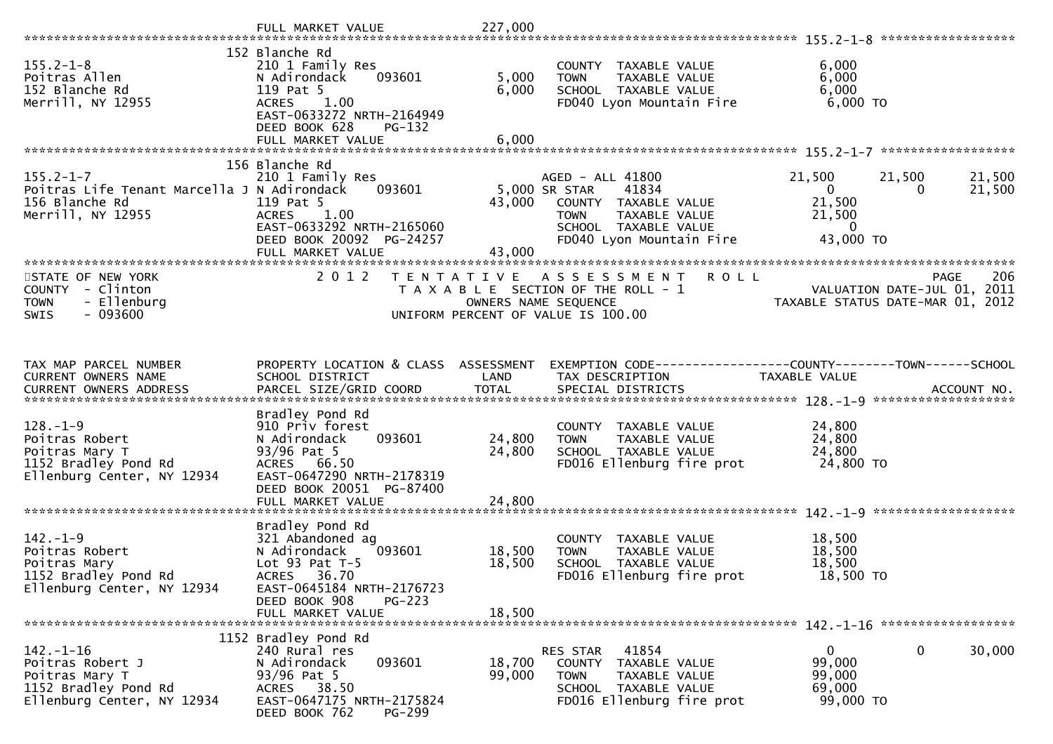| | | FULL MARKET VALUE | 227,000 | | | | |
|---|---|---|---|---|---|---|---|

**155.2-1-8**

| TAX MAP PARCEL / OWNER | PROPERTY LOCATION & CLASS / SCHOOL DISTRICT / PARCEL SIZE | LAND / TOTAL | EXEMPTION / TAX DESCRIPTION / SPECIAL DISTRICTS | COUNTY | TOWN | SCHOOL |
|---|---|---|---|---|---|---|
| 155.2-1-8 | 152 Blanche Rd | | | | | |
| Poitras Allen | 210 1 Family Res | | COUNTY TAXABLE VALUE | 6,000 | | |
| 152 Blanche Rd | N Adirondack 093601 | 5,000 | TOWN TAXABLE VALUE | 6,000 | | |
| Merrill, NY 12955 | 119 Pat 5 | 6,000 | SCHOOL TAXABLE VALUE | 6,000 | | |
| | ACRES 1.00 | | FD040 Lyon Mountain Fire | 6,000 TO | | |
| | EAST-0633272 NRTH-2164949 | | | | | |
| | DEED BOOK 628 PG-132 | | | | | |
| | FULL MARKET VALUE | 6,000 | | | | |

**155.2-1-7**

| TAX MAP PARCEL / OWNER | PROPERTY LOCATION & CLASS / SCHOOL DISTRICT / PARCEL SIZE | LAND / TOTAL | EXEMPTION / TAX DESCRIPTION / SPECIAL DISTRICTS | COUNTY | TOWN | SCHOOL |
|---|---|---|---|---|---|---|
| 155.2-1-7 | 156 Blanche Rd | | | | | |
| Poitras Life Tenant Marcella J | 210 1 Family Res | | AGED - ALL 41800 | 21,500 | 21,500 | 21,500 |
| 156 Blanche Rd | N Adirondack 093601 | 5,000 | SR STAR 41834 | 0 | 0 | 21,500 |
| Merrill, NY 12955 | 119 Pat 5 | 43,000 | COUNTY TAXABLE VALUE | 21,500 | | |
| | ACRES 1.00 | | TOWN TAXABLE VALUE | 21,500 | | |
| | EAST-0633292 NRTH-2165060 | | SCHOOL TAXABLE VALUE | 0 | | |
| | DEED BOOK 20092 PG-24257 | | FD040 Lyon Mountain Fire | 43,000 TO | | |
| | FULL MARKET VALUE | 43,000 | | | | |

STATE OF NEW YORK
COUNTY - Clinton
TOWN - Ellenburg
SWIS - 093600

2 0 1 2 TENTATIVE ASSESSMENT ROLL
TAXABLE SECTION OF THE ROLL - 1
OWNERS NAME SEQUENCE
UNIFORM PERCENT OF VALUE IS 100.00

PAGE 206
VALUATION DATE-JUL 01, 2011
TAXABLE STATUS DATE-MAR 01, 2012

| TAX MAP PARCEL NUMBER / CURRENT OWNERS NAME / CURRENT OWNERS ADDRESS | PROPERTY LOCATION & CLASS / SCHOOL DISTRICT / PARCEL SIZE/GRID COORD | ASSESSMENT LAND / TOTAL | EXEMPTION CODE / TAX DESCRIPTION / SPECIAL DISTRICTS | COUNTY (TAXABLE VALUE) | TOWN | SCHOOL / ACCOUNT NO. |
|---|---|---|---|---|---|---|
| **128.-1-9** | Bradley Pond Rd | | | | | |
| 128.-1-9 | 910 Priv forest | | COUNTY TAXABLE VALUE | 24,800 | | |
| Poitras Robert | N Adirondack 093601 | 24,800 | TOWN TAXABLE VALUE | 24,800 | | |
| Poitras Mary T | 93/96 Pat 5 | 24,800 | SCHOOL TAXABLE VALUE | 24,800 | | |
| 1152 Bradley Pond Rd | ACRES 66.50 | | FD016 Ellenburg fire prot | 24,800 TO | | |
| Ellenburg Center, NY 12934 | EAST-0647290 NRTH-2178319 | | | | | |
| | DEED BOOK 20051 PG-87400 | | | | | |
| | FULL MARKET VALUE | 24,800 | | | | |
| **142.-1-9** | Bradley Pond Rd | | | | | |
| 142.-1-9 | 321 Abandoned ag | | COUNTY TAXABLE VALUE | 18,500 | | |
| Poitras Robert | N Adirondack 093601 | 18,500 | TOWN TAXABLE VALUE | 18,500 | | |
| Poitras Mary | Lot 93 Pat T-5 | 18,500 | SCHOOL TAXABLE VALUE | 18,500 | | |
| 1152 Bradley Pond Rd | ACRES 36.70 | | FD016 Ellenburg fire prot | 18,500 TO | | |
| Ellenburg Center, NY 12934 | EAST-0645184 NRTH-2176723 | | | | | |
| | DEED BOOK 908 PG-223 | | | | | |
| | FULL MARKET VALUE | 18,500 | | | | |
| **142.-1-16** | 1152 Bradley Pond Rd | | | | | |
| 142.-1-16 | 240 Rural res | | RES STAR 41854 | 0 | 0 | 30,000 |
| Poitras Robert J | N Adirondack 093601 | 18,700 | COUNTY TAXABLE VALUE | 99,000 | | |
| Poitras Mary T | 93/96 Pat 5 | 99,000 | TOWN TAXABLE VALUE | 99,000 | | |
| 1152 Bradley Pond Rd | ACRES 38.50 | | SCHOOL TAXABLE VALUE | 69,000 | | |
| Ellenburg Center, NY 12934 | EAST-0647175 NRTH-2175824 | | FD016 Ellenburg fire prot | 99,000 TO | | |
| | DEED BOOK 762 PG-299 | | | | | |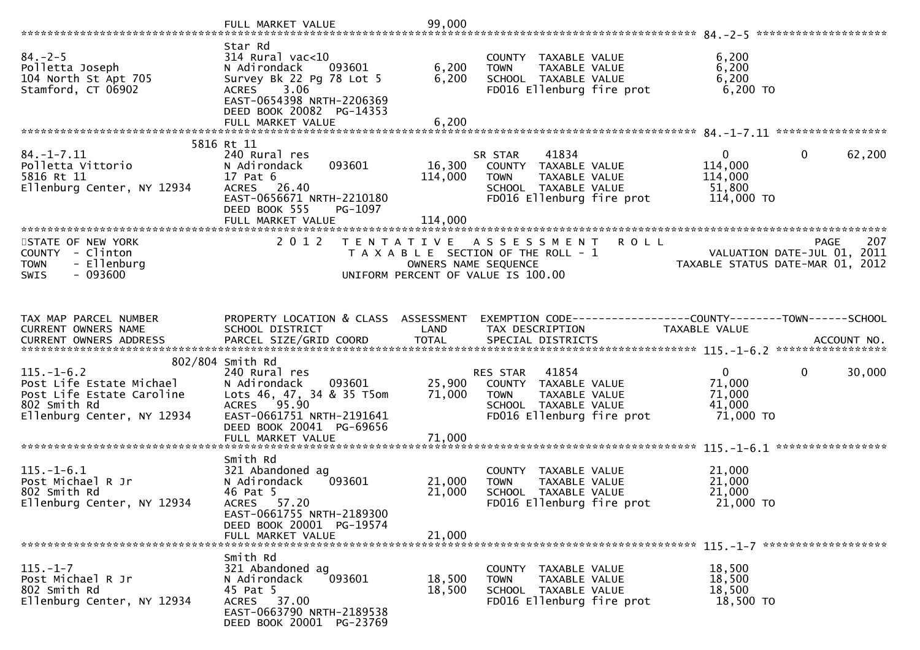```
                              FULL MARKET VALUE             99,000
******************************************************************************************************* 84.-2-5 ********************
                              Star Rd
84.-2-5                       314 Rural vac<10                    COUNTY  TAXABLE VALUE              6,200
Polletta Joseph               N Adirondack     093601       6,200   TOWN    TAXABLE VALUE              6,200
104 North St Apt 705          Survey Bk 22 Pg 78 Lot 5      6,200   SCHOOL  TAXABLE VALUE              6,200
Stamford, CT 06902            ACRES    3.06                       FD016 Ellenburg fire prot          6,200 TO
                              EAST-0654398 NRTH-2206369
                              DEED BOOK 20082  PG-14353
                              FULL MARKET VALUE              6,200
******************************************************************************************************* 84.-1-7.11 *****************
                         5816 Rt 11
84.-1-7.11                    240 Rural res                       SR STAR     41834                    0             0       62,200
Polletta Vittorio             N Adirondack     093601      16,300   COUNTY  TAXABLE VALUE            114,000
5816 Rt 11                    17 Pat 6                    114,000   TOWN    TAXABLE VALUE            114,000
Ellenburg Center, NY 12934    ACRES   26.40                       SCHOOL  TAXABLE VALUE             51,800
                              EAST-0656671 NRTH-2210180           FD016 Ellenburg fire prot        114,000 TO
                              DEED BOOK 555    PG-1097
                              FULL MARKET VALUE            114,000
************************************************************************************************************************************
STATE OF NEW YORK              2 0 1 2   T E N T A T I V E   A S S E S S M E N T   R O L L                              PAGE    207
COUNTY  - Clinton                          T A X A B L E  SECTION OF THE ROLL - 1                      VALUATION DATE-JUL 01, 2011
TOWN    - Ellenburg                                  OWNERS NAME SEQUENCE                         TAXABLE STATUS DATE-MAR 01, 2012
SWIS    - 093600                                UNIFORM PERCENT OF VALUE IS 100.00



TAX MAP PARCEL NUMBER          PROPERTY LOCATION & CLASS  ASSESSMENT  EXEMPTION CODE------------------COUNTY--------TOWN------SCHOOL
CURRENT OWNERS NAME            SCHOOL DISTRICT               LAND      TAX DESCRIPTION            TAXABLE VALUE
CURRENT OWNERS ADDRESS         PARCEL SIZE/GRID COORD        TOTAL     SPECIAL DISTRICTS                                  ACCOUNT NO.
******************************************************************************************************* 115.-1-6.2 *****************
                      802/804 Smith Rd
115.-1-6.2                    240 Rural res                       RES STAR    41854                    0             0       30,000
Post Life Estate Michael      N Adirondack     093601      25,900   COUNTY  TAXABLE VALUE             71,000
Post Life Estate Caroline     Lots 46, 47, 34 & 35 T5om    71,000   TOWN    TAXABLE VALUE             71,000
802 Smith Rd                  ACRES   95.90                       SCHOOL  TAXABLE VALUE             41,000
Ellenburg Center, NY 12934    EAST-0661751 NRTH-2191641           FD016 Ellenburg fire prot         71,000 TO
                              DEED BOOK 20041  PG-69656
                              FULL MARKET VALUE             71,000
******************************************************************************************************* 115.-1-6.1 *****************
                              Smith Rd
115.-1-6.1                    321 Abandoned ag                    COUNTY  TAXABLE VALUE             21,000
Post Michael R Jr             N Adirondack     093601      21,000   TOWN    TAXABLE VALUE             21,000
802 Smith Rd                  46 Pat 5                     21,000   SCHOOL  TAXABLE VALUE             21,000
Ellenburg Center, NY 12934    ACRES   57.20                       FD016 Ellenburg fire prot         21,000 TO
                              EAST-0661755 NRTH-2189300
                              DEED BOOK 20001  PG-19574
                              FULL MARKET VALUE             21,000
******************************************************************************************************* 115.-1-7 *******************
                              Smith Rd
115.-1-7                      321 Abandoned ag                    COUNTY  TAXABLE VALUE             18,500
Post Michael R Jr             N Adirondack     093601      18,500   TOWN    TAXABLE VALUE             18,500
802 Smith Rd                  45 Pat 5                     18,500   SCHOOL  TAXABLE VALUE             18,500
Ellenburg Center, NY 12934    ACRES   37.00                       FD016 Ellenburg fire prot         18,500 TO
                              EAST-0663790 NRTH-2189538
                              DEED BOOK 20001  PG-23769
```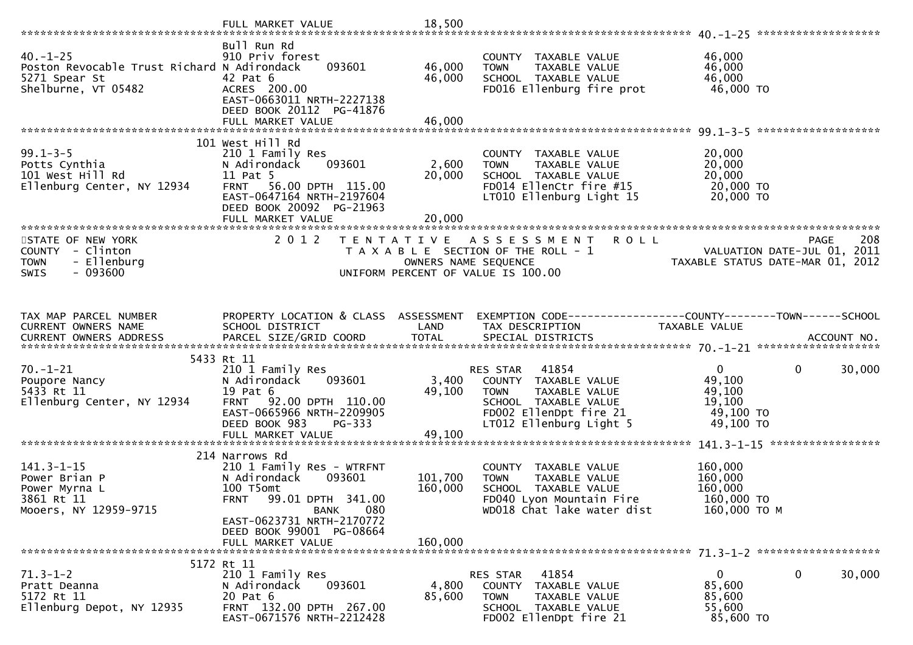FULL MARKET VALUE 18,500

## 40.-1-25

| TAX MAP PARCEL NUMBER / CURRENT OWNERS NAME / CURRENT OWNERS ADDRESS | PROPERTY LOCATION & CLASS / SCHOOL DISTRICT / PARCEL SIZE/GRID COORD | ASSESSMENT LAND | TOTAL | TAX DESCRIPTION / SPECIAL DISTRICTS | TAXABLE VALUE |
|---|---|---|---|---|---|
| | Bull Run Rd | | | | |
| 40.-1-25 | 910 Priv forest | | | COUNTY TAXABLE VALUE | 46,000 |
| Poston Revocable Trust Richard | N Adirondack 093601 | 46,000 | | TOWN TAXABLE VALUE | 46,000 |
| 5271 Spear St | 42 Pat 6 | | 46,000 | SCHOOL TAXABLE VALUE | 46,000 |
| Shelburne, VT 05482 | ACRES 200.00 | | | FD016 Ellenburg fire prot | 46,000 TO |
| | EAST-0663011 NRTH-2227138 | | | | |
| | DEED BOOK 20112 PG-41876 | | | | |
| | FULL MARKET VALUE | | 46,000 | | |

## 99.1-3-5

| TAX MAP PARCEL NUMBER / CURRENT OWNERS NAME / CURRENT OWNERS ADDRESS | PROPERTY LOCATION & CLASS / SCHOOL DISTRICT / PARCEL SIZE/GRID COORD | ASSESSMENT LAND | TOTAL | TAX DESCRIPTION / SPECIAL DISTRICTS | TAXABLE VALUE |
|---|---|---|---|---|---|
| | 101 West Hill Rd | | | | |
| 99.1-3-5 | 210 1 Family Res | | | COUNTY TAXABLE VALUE | 20,000 |
| Potts Cynthia | N Adirondack 093601 | 2,600 | | TOWN TAXABLE VALUE | 20,000 |
| 101 West Hill Rd | 11 Pat 5 | | 20,000 | SCHOOL TAXABLE VALUE | 20,000 |
| Ellenburg Center, NY 12934 | FRNT 56.00 DPTH 115.00 | | | FD014 EllenCtr fire #15 | 20,000 TO |
| | EAST-0647164 NRTH-2197604 | | | LT010 Ellenburg Light 15 | 20,000 TO |
| | DEED BOOK 20092 PG-21963 | | | | |
| | FULL MARKET VALUE | | 20,000 | | |

STATE OF NEW YORK — 2012 TENTATIVE ASSESSMENT ROLL
COUNTY - Clinton — TAXABLE SECTION OF THE ROLL - 1 — VALUATION DATE-JUL 01, 2011
TOWN - Ellenburg — OWNERS NAME SEQUENCE — TAXABLE STATUS DATE-MAR 01, 2012
SWIS - 093600 — UNIFORM PERCENT OF VALUE IS 100.00

| TAX MAP PARCEL NUMBER / CURRENT OWNERS NAME / CURRENT OWNERS ADDRESS | PROPERTY LOCATION & CLASS / SCHOOL DISTRICT / PARCEL SIZE/GRID COORD | ASSESSMENT LAND | TOTAL | EXEMPTION CODE / TAX DESCRIPTION / SPECIAL DISTRICTS | COUNTY TAXABLE VALUE | TOWN | SCHOOL / ACCOUNT NO. |
|---|---|---|---|---|---|---|---|
| | 5433 Rt 11 | | | | | | |
| 70.-1-21 | 210 1 Family Res | | | RES STAR 41854 | 0 | 0 | 30,000 |
| Poupore Nancy | N Adirondack 093601 | 3,400 | | COUNTY TAXABLE VALUE | 49,100 | | |
| 5433 Rt 11 | 19 Pat 6 | | 49,100 | TOWN TAXABLE VALUE | 49,100 | | |
| Ellenburg Center, NY 12934 | FRNT 92.00 DPTH 110.00 | | | SCHOOL TAXABLE VALUE | 19,100 | | |
| | EAST-0665966 NRTH-2209905 | | | FD002 EllenDpt fire 21 | 49,100 TO | | |
| | DEED BOOK 983 PG-333 | | | LT012 Ellenburg Light 5 | 49,100 TO | | |
| | FULL MARKET VALUE | | 49,100 | | | | |
| | 214 Narrows Rd | | | | | | |
| 141.3-1-15 | 210 1 Family Res - WTRFNT | | | COUNTY TAXABLE VALUE | 160,000 | | |
| Power Brian P | N Adirondack 093601 | 101,700 | | TOWN TAXABLE VALUE | 160,000 | | |
| Power Myrna L | 100 T5omt | | 160,000 | SCHOOL TAXABLE VALUE | 160,000 | | |
| 3861 Rt 11 | FRNT 99.01 DPTH 341.00 | | | FD040 Lyon Mountain Fire | 160,000 TO | | |
| Mooers, NY 12959-9715 | BANK 080 | | | WD018 Chat lake water dist | 160,000 TO M | | |
| | EAST-0623731 NRTH-2170772 | | | | | | |
| | DEED BOOK 99001 PG-08664 | | | | | | |
| | FULL MARKET VALUE | | 160,000 | | | | |
| | 5172 Rt 11 | | | | | | |
| 71.3-1-2 | 210 1 Family Res | | | RES STAR 41854 | 0 | 0 | 30,000 |
| Pratt Deanna | N Adirondack 093601 | 4,800 | | COUNTY TAXABLE VALUE | 85,600 | | |
| 5172 Rt 11 | 20 Pat 6 | | 85,600 | TOWN TAXABLE VALUE | 85,600 | | |
| Ellenburg Depot, NY 12935 | FRNT 132.00 DPTH 267.00 | | | SCHOOL TAXABLE VALUE | 55,600 | | |
| | EAST-0671576 NRTH-2212428 | | | FD002 EllenDpt fire 21 | 85,600 TO | | |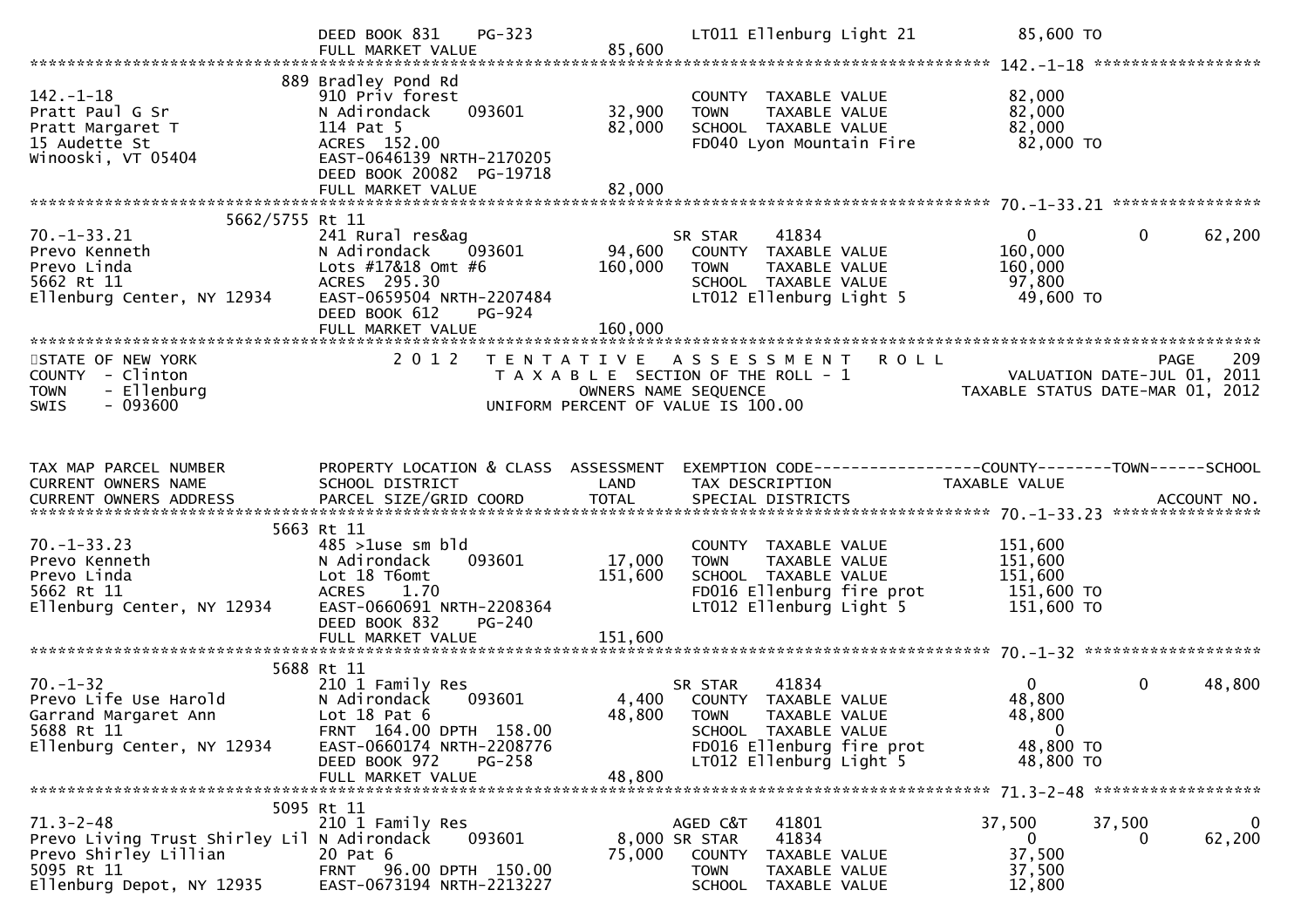```
                              DEED BOOK 831     PG-323                      LT011 Ellenburg Light 21           85,600 TO
                              FULL MARKET VALUE                  85,600
******************************************************************************************************* 142.-1-18 ******************
                            889 Bradley Pond Rd
142.-1-18                     910 Priv forest                          COUNTY  TAXABLE VALUE              82,000
Pratt Paul G Sr               N Adirondack      093601        32,900   TOWN    TAXABLE VALUE              82,000
Pratt Margaret T              114 Pat 5                       82,000   SCHOOL  TAXABLE VALUE              82,000
15 Audette St                 ACRES  152.00                            FD040 Lyon Mountain Fire           82,000 TO
Winooski, VT 05404            EAST-0646139 NRTH-2170205
                              DEED BOOK 20082  PG-19718
                              FULL MARKET VALUE                82,000
******************************************************************************************************* 70.-1-33.21 ****************
                      5662/5755 Rt 11
70.-1-33.21                   241 Rural res&ag                         SR STAR      41834                  0             0      62,200
Prevo Kenneth                 N Adirondack      093601        94,600   COUNTY  TAXABLE VALUE             160,000
Prevo Linda                   Lots #17&18 Omt #6             160,000   TOWN    TAXABLE VALUE             160,000
5662 Rt 11                    ACRES  295.30                            SCHOOL  TAXABLE VALUE              97,800
Ellenburg Center, NY 12934    EAST-0659504 NRTH-2207484                LT012 Ellenburg Light 5            49,600 TO
                              DEED BOOK 612     PG-924
                              FULL MARKET VALUE               160,000
************************************************************************************************************************************
STATE OF NEW YORK                  2 0 1 2   T E N T A T I V E   A S S E S S M E N T   R O L L                           PAGE    209
COUNTY  - Clinton                            T A X A B L E  SECTION OF THE ROLL - 1                      VALUATION DATE-JUL 01, 2011
TOWN    - Ellenburg                                   OWNERS NAME SEQUENCE                              TAXABLE STATUS DATE-MAR 01, 2012
SWIS    - 093600                             UNIFORM PERCENT OF VALUE IS 100.00


TAX MAP PARCEL NUMBER         PROPERTY LOCATION & CLASS  ASSESSMENT  EXEMPTION CODE------------------COUNTY--------TOWN------SCHOOL
CURRENT OWNERS NAME           SCHOOL DISTRICT               LAND      TAX DESCRIPTION                 TAXABLE VALUE
CURRENT OWNERS ADDRESS        PARCEL SIZE/GRID COORD        TOTAL     SPECIAL DISTRICTS                                    ACCOUNT NO.
******************************************************************************************************* 70.-1-33.23 ****************
                            5663 Rt 11
70.-1-33.23                   485 >1use sm bld                         COUNTY  TAXABLE VALUE             151,600
Prevo Kenneth                 N Adirondack      093601        17,000   TOWN    TAXABLE VALUE             151,600
Prevo Linda                   Lot 18 T6omt                   151,600   SCHOOL  TAXABLE VALUE             151,600
5662 Rt 11                    ACRES    1.70                            FD016 Ellenburg fire prot         151,600 TO
Ellenburg Center, NY 12934    EAST-0660691 NRTH-2208364                LT012 Ellenburg Light 5           151,600 TO
                              DEED BOOK 832     PG-240
                              FULL MARKET VALUE               151,600
******************************************************************************************************* 70.-1-32 *******************
                            5688 Rt 11
70.-1-32                      210 1 Family Res                         SR STAR      41834                  0             0      48,800
Prevo Life Use Harold         N Adirondack      093601         4,400   COUNTY  TAXABLE VALUE              48,800
Garrand Margaret Ann          Lot 18 Pat 6                    48,800   TOWN    TAXABLE VALUE              48,800
5688 Rt 11                    FRNT  164.00 DPTH  158.00                SCHOOL  TAXABLE VALUE                   0
Ellenburg Center, NY 12934    EAST-0660174 NRTH-2208776                FD016 Ellenburg fire prot          48,800 TO
                              DEED BOOK 972     PG-258                 LT012 Ellenburg Light 5            48,800 TO
                              FULL MARKET VALUE                48,800
******************************************************************************************************* 71.3-2-48 ******************
                            5095 Rt 11
71.3-2-48                     210 1 Family Res                         AGED C&T     41801             37,500        37,500           0
Prevo Living Trust Shirley Lil N Adirondack     093601         8,000 SR STAR      41834                  0             0      62,200
Prevo Shirley Lillian         20 Pat 6                        75,000   COUNTY  TAXABLE VALUE              37,500
5095 Rt 11                    FRNT   96.00 DPTH  150.00                TOWN    TAXABLE VALUE              37,500
Ellenburg Depot, NY 12935     EAST-0673194 NRTH-2213227                SCHOOL  TAXABLE VALUE              12,800
```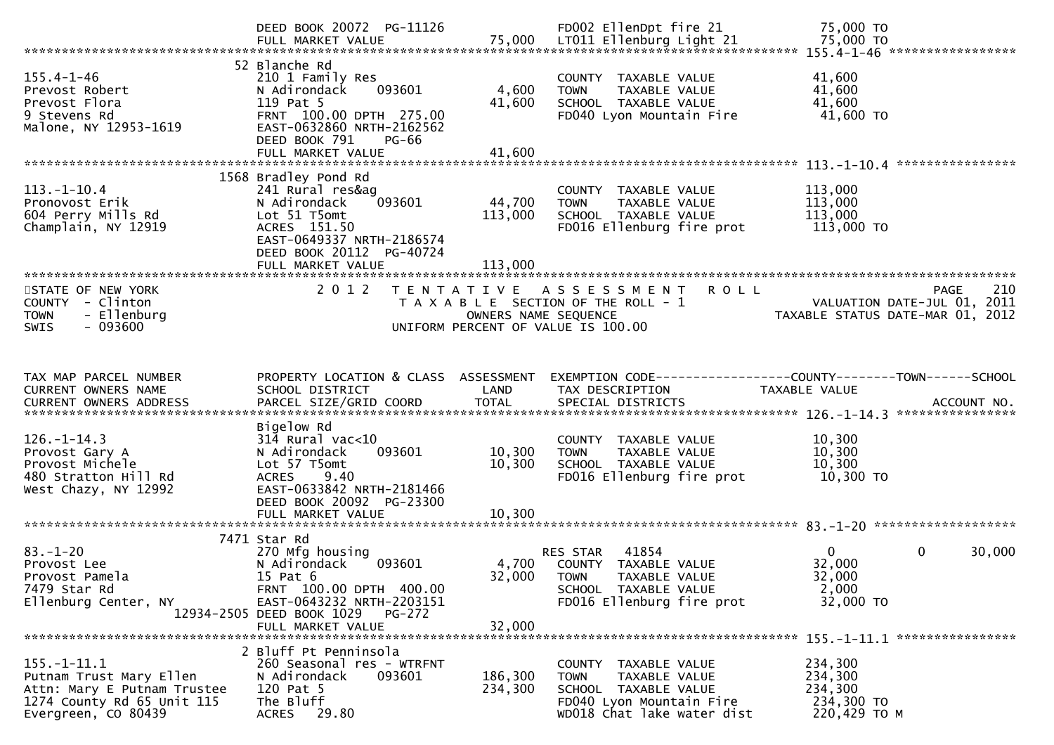```
                               DEED BOOK 20072  PG-11126                FD002 EllenDpt fire 21            75,000 TO
                               FULL MARKET VALUE              75,000    LT011 Ellenburg Light 21          75,000 TO
******************************************************************************************************* 155.4-1-46 *****************
                            52 Blanche Rd
155.4-1-46                     210 1 Family Res                          COUNTY  TAXABLE VALUE            41,600
Prevost Robert                 N Adirondack     093601         4,600     TOWN    TAXABLE VALUE            41,600
Prevost Flora                  119 Pat 5                      41,600     SCHOOL  TAXABLE VALUE            41,600
9 Stevens Rd                   FRNT 100.00 DPTH 275.00                   FD040 Lyon Mountain Fire          41,600 TO
Malone, NY 12953-1619          EAST-0632860 NRTH-2162562
                               DEED BOOK 791    PG-66
                               FULL MARKET VALUE              41,600
******************************************************************************************************* 113.-1-10.4 ****************
                          1568 Bradley Pond Rd
113.-1-10.4                    241 Rural res&ag                          COUNTY  TAXABLE VALUE           113,000
Pronovost Erik                 N Adirondack     093601        44,700     TOWN    TAXABLE VALUE           113,000
604 Perry Mills Rd             Lot 51 T5omt                  113,000     SCHOOL  TAXABLE VALUE           113,000
Champlain, NY 12919            ACRES 151.50                              FD016 Ellenburg fire prot        113,000 TO
                               EAST-0649337 NRTH-2186574
                               DEED BOOK 20112  PG-40724
                               FULL MARKET VALUE             113,000
************************************************************************************************************************************
STATE OF NEW YORK                  2 0 1 2   T E N T A T I V E   A S S E S S M E N T   R O L L                              PAGE   210
COUNTY  - Clinton                          T A X A B L E  SECTION OF THE ROLL - 1                        VALUATION DATE-JUL 01, 2011
TOWN    - Ellenburg                                  OWNERS NAME SEQUENCE                              TAXABLE STATUS DATE-MAR 01, 2012
SWIS    - 093600                            UNIFORM PERCENT OF VALUE IS 100.00


TAX MAP PARCEL NUMBER          PROPERTY LOCATION & CLASS  ASSESSMENT  EXEMPTION CODE------------------COUNTY--------TOWN------SCHOOL
CURRENT OWNERS NAME            SCHOOL DISTRICT               LAND      TAX DESCRIPTION            TAXABLE VALUE
CURRENT OWNERS ADDRESS         PARCEL SIZE/GRID COORD        TOTAL     SPECIAL DISTRICTS                                  ACCOUNT NO.
******************************************************************************************************* 126.-1-14.3 ****************
                               Bigelow Rd
126.-1-14.3                    314 Rural vac<10                          COUNTY  TAXABLE VALUE            10,300
Provost Gary A                 N Adirondack     093601        10,300     TOWN    TAXABLE VALUE            10,300
Provost Michele                Lot 57 T5omt                   10,300     SCHOOL  TAXABLE VALUE            10,300
480 Stratton Hill Rd           ACRES    9.40                             FD016 Ellenburg fire prot         10,300 TO
West Chazy, NY 12992           EAST-0633842 NRTH-2181466
                               DEED BOOK 20092  PG-23300
                               FULL MARKET VALUE              10,300
******************************************************************************************************* 83.-1-20 *******************
                          7471 Star Rd
83.-1-20                       270 Mfg housing                           RES STAR   41854                      0          0     30,000
Provost Lee                    N Adirondack     093601         4,700     COUNTY  TAXABLE VALUE            32,000
Provost Pamela                 15 Pat 6                       32,000     TOWN    TAXABLE VALUE            32,000
7479 Star Rd                   FRNT 100.00 DPTH 400.00                   SCHOOL  TAXABLE VALUE             2,000
Ellenburg Center, NY           EAST-0643232 NRTH-2203151                 FD016 Ellenburg fire prot         32,000 TO
                    12934-2505 DEED BOOK 1029   PG-272
                               FULL MARKET VALUE              32,000
******************************************************************************************************* 155.-1-11.1 ****************
                             2 Bluff Pt Penninsola
155.-1-11.1                    260 Seasonal res - WTRFNT                 COUNTY  TAXABLE VALUE           234,300
Putnam Trust Mary Ellen        N Adirondack     093601       186,300     TOWN    TAXABLE VALUE           234,300
Attn: Mary E Putnam Trustee    120 Pat 5                     234,300     SCHOOL  TAXABLE VALUE           234,300
1274 County Rd 65 Unit 115     The Bluff                                 FD040 Lyon Mountain Fire         234,300 TO
Evergreen, CO 80439            ACRES   29.80                             WD018 Chat lake water dist       220,429 TO M
```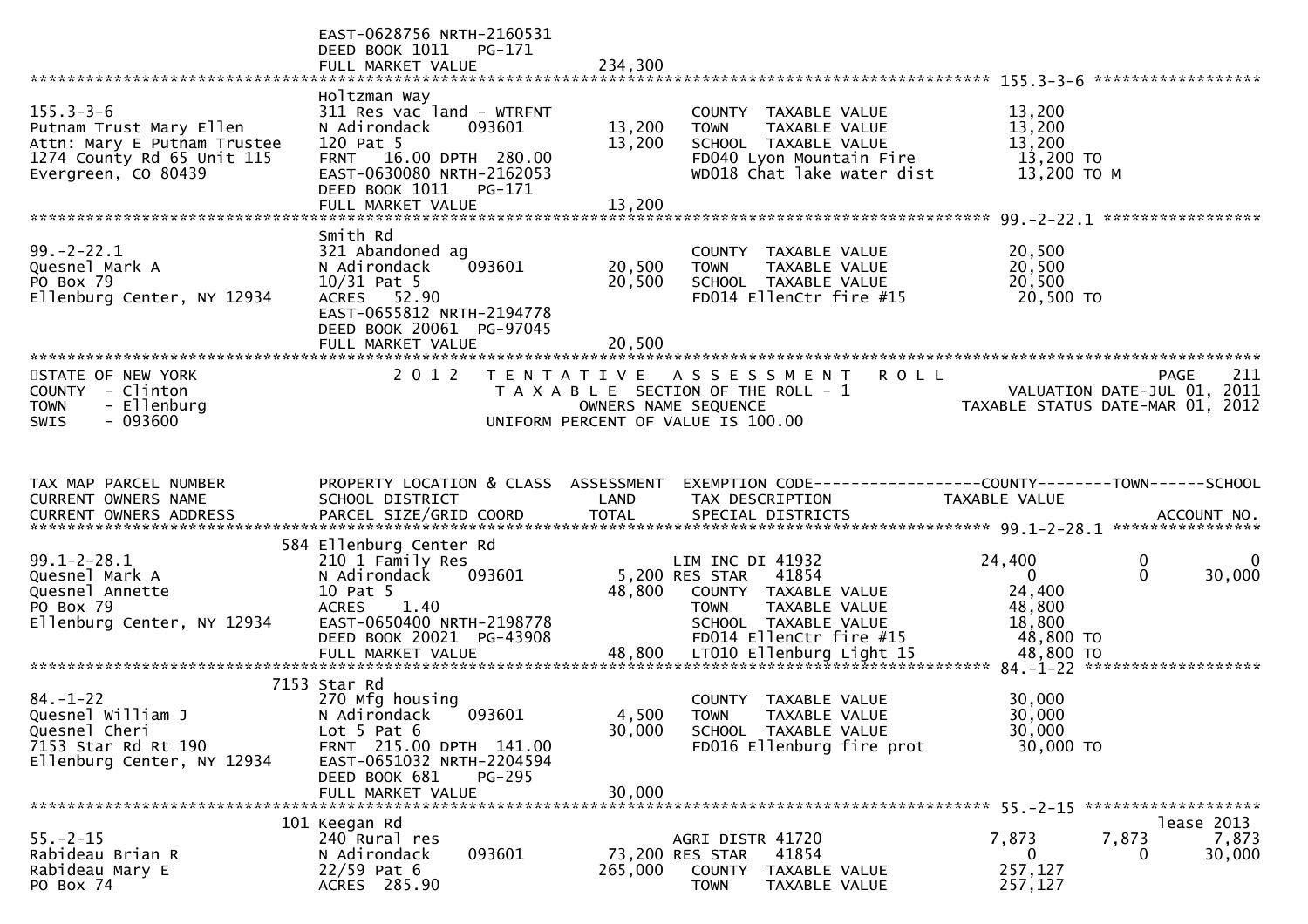EAST-0628756 NRTH-2160531
DEED BOOK 1011 PG-171
FULL MARKET VALUE 234,300

******************************************************************************************************* 155.3-3-6 ******************

| | | | | |
|---|---|---|---|---|
| 155.3-3-6 | Holtzman Way | | | |
| Putnam Trust Mary Ellen | 311 Res vac land - WTRFNT | | COUNTY TAXABLE VALUE | 13,200 |
| Attn: Mary E Putnam Trustee | N Adirondack 093601 | 13,200 | TOWN TAXABLE VALUE | 13,200 |
| 1274 County Rd 65 Unit 115 | 120 Pat 5 | 13,200 | SCHOOL TAXABLE VALUE | 13,200 |
| Evergreen, CO 80439 | FRNT 16.00 DPTH 280.00 | | FD040 Lyon Mountain Fire | 13,200 TO |
| | EAST-0630080 NRTH-2162053 | | WD018 Chat lake water dist | 13,200 TO M |
| | DEED BOOK 1011 PG-171 | | | |
| | FULL MARKET VALUE | 13,200 | | |

******************************************************************************************************* 99.-2-22.1 *****************

| | | | | |
|---|---|---|---|---|
| 99.-2-22.1 | Smith Rd | | | |
| Quesnel Mark A | 321 Abandoned ag | | COUNTY TAXABLE VALUE | 20,500 |
| PO Box 79 | N Adirondack 093601 | 20,500 | TOWN TAXABLE VALUE | 20,500 |
| Ellenburg Center, NY 12934 | 10/31 Pat 5 | 20,500 | SCHOOL TAXABLE VALUE | 20,500 |
| | ACRES 52.90 | | FD014 EllenCtr fire #15 | 20,500 TO |
| | EAST-0655812 NRTH-2194778 | | | |
| | DEED BOOK 20061 PG-97045 | | | |
| | FULL MARKET VALUE | 20,500 | | |

STATE OF NEW YORK — 2012 TENTATIVE ASSESSMENT ROLL
COUNTY - Clinton — TAXABLE SECTION OF THE ROLL - 1 — VALUATION DATE-JUL 01, 2011
TOWN - Ellenburg — OWNERS NAME SEQUENCE — TAXABLE STATUS DATE-MAR 01, 2012
SWIS - 093600 — UNIFORM PERCENT OF VALUE IS 100.00

| TAX MAP PARCEL NUMBER<br>CURRENT OWNERS NAME<br>CURRENT OWNERS ADDRESS | PROPERTY LOCATION & CLASS<br>SCHOOL DISTRICT<br>PARCEL SIZE/GRID COORD | ASSESSMENT<br>LAND<br>TOTAL | EXEMPTION CODE<br>TAX DESCRIPTION<br>SPECIAL DISTRICTS | COUNTY<br>TAXABLE VALUE | TOWN | SCHOOL<br>ACCOUNT NO. |
|---|---|---|---|---|---|---|
| **99.1-2-28.1** | 584 Ellenburg Center Rd | | | | | |
| 99.1-2-28.1 | 210 1 Family Res | | LIM INC DI 41932 | 24,400 | 0 | 0 |
| Quesnel Mark A | N Adirondack 093601 | 5,200 | RES STAR 41854 | 0 | 0 | 30,000 |
| Quesnel Annette | 10 Pat 5 | 48,800 | COUNTY TAXABLE VALUE | 24,400 | | |
| PO Box 79 | ACRES 1.40 | | TOWN TAXABLE VALUE | 48,800 | | |
| Ellenburg Center, NY 12934 | EAST-0650400 NRTH-2198778 | | SCHOOL TAXABLE VALUE | 18,800 | | |
| | DEED BOOK 20021 PG-43908 | | FD014 EllenCtr fire #15 | 48,800 TO | | |
| | FULL MARKET VALUE | 48,800 | LT010 Ellenburg Light 15 | 48,800 TO | | |
| **84.-1-22** | 7153 Star Rd | | | | | |
| 84.-1-22 | 270 Mfg housing | | COUNTY TAXABLE VALUE | 30,000 | | |
| Quesnel William J | N Adirondack 093601 | 4,500 | TOWN TAXABLE VALUE | 30,000 | | |
| Quesnel Cheri | Lot 5 Pat 6 | 30,000 | SCHOOL TAXABLE VALUE | 30,000 | | |
| 7153 Star Rd Rt 190 | FRNT 215.00 DPTH 141.00 | | FD016 Ellenburg fire prot | 30,000 TO | | |
| Ellenburg Center, NY 12934 | EAST-0651032 NRTH-2204594 | | | | | |
| | DEED BOOK 681 PG-295 | | | | | |
| | FULL MARKET VALUE | 30,000 | | | | |
| **55.-2-15** | 101 Keegan Rd | | | | | lease 2013 |
| 55.-2-15 | 240 Rural res | | AGRI DISTR 41720 | 7,873 | 7,873 | 7,873 |
| Rabideau Brian R | N Adirondack 093601 | 73,200 | RES STAR 41854 | 0 | 0 | 30,000 |
| Rabideau Mary E | 22/59 Pat 6 | 265,000 | COUNTY TAXABLE VALUE | 257,127 | | |
| PO Box 74 | ACRES 285.90 | | TOWN TAXABLE VALUE | 257,127 | | |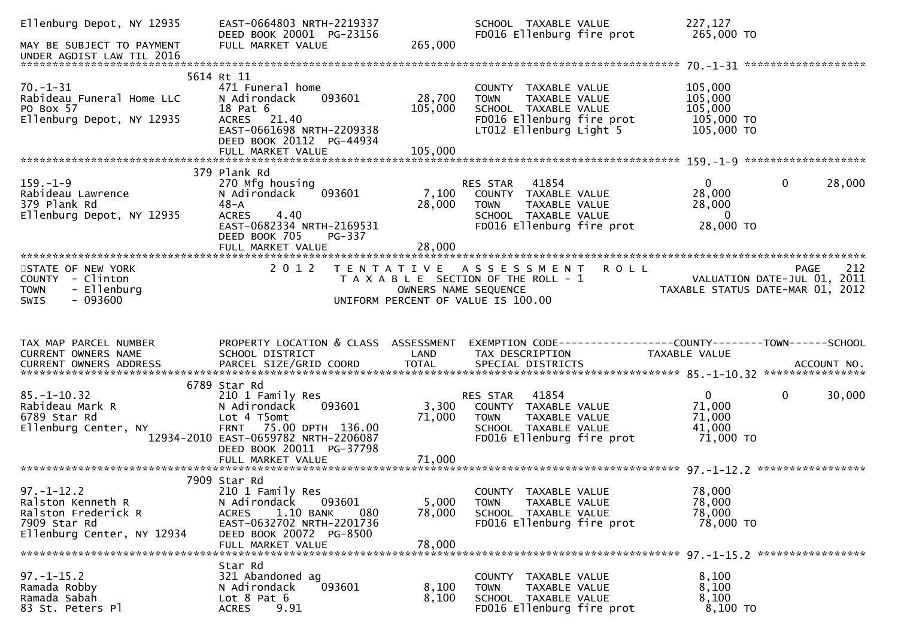```
Ellenburg Depot, NY 12935     EAST-0664803 NRTH-2219337                  SCHOOL  TAXABLE VALUE            227,127
                              DEED BOOK 20001  PG-23156                  FD016 Ellenburg fire prot         265,000 TO
MAY BE SUBJECT TO PAYMENT     FULL MARKET VALUE              265,000
UNDER AGDIST LAW TIL 2016
******************************************************************************************************* 70.-1-31 ******************
                         5614 Rt 11
70.-1-31                      471 Funeral home                           COUNTY  TAXABLE VALUE            105,000
Rabideau Funeral Home LLC     N Adirondack    093601          28,700     TOWN    TAXABLE VALUE            105,000
PO Box 57                     18 Pat 6                       105,000     SCHOOL  TAXABLE VALUE            105,000
Ellenburg Depot, NY 12935     ACRES   21.40                              FD016 Ellenburg fire prot         105,000 TO
                              EAST-0661698 NRTH-2209338                  LT012 Ellenburg Light 5           105,000 TO
                              DEED BOOK 20112  PG-44934
                              FULL MARKET VALUE              105,000
******************************************************************************************************* 159.-1-9 ******************
                          379 Plank Rd
159.-1-9                      270 Mfg housing                         RES STAR   41854                     0          0      28,000
Rabideau Lawrence             N Adirondack    093601           7,100     COUNTY  TAXABLE VALUE             28,000
379 Plank Rd                  48-A                            28,000     TOWN    TAXABLE VALUE             28,000
Ellenburg Depot, NY 12935     ACRES    4.40                              SCHOOL  TAXABLE VALUE                  0
                              EAST-0682334 NRTH-2169531                  FD016 Ellenburg fire prot          28,000 TO
                              DEED BOOK 705    PG-337
                              FULL MARKET VALUE               28,000
************************************************************************************************************************************
STATE OF NEW YORK                   2 0 1 2   T E N T A T I V E   A S S E S S M E N T   R O L L                         PAGE    212
COUNTY  - Clinton                         T A X A B L E  SECTION OF THE ROLL - 1                        VALUATION DATE-JUL 01, 2011
TOWN    - Ellenburg                                OWNERS NAME SEQUENCE                            TAXABLE STATUS DATE-MAR 01, 2012
SWIS    - 093600                             UNIFORM PERCENT OF VALUE IS 100.00


TAX MAP PARCEL NUMBER         PROPERTY LOCATION & CLASS  ASSESSMENT  EXEMPTION CODE------------------COUNTY--------TOWN------SCHOOL
CURRENT OWNERS NAME           SCHOOL DISTRICT               LAND     TAX DESCRIPTION            TAXABLE VALUE
CURRENT OWNERS ADDRESS        PARCEL SIZE/GRID COORD       TOTAL     SPECIAL DISTRICTS                                   ACCOUNT NO.
******************************************************************************************************* 85.-1-10.32 ****************
                          6789 Star Rd
85.-1-10.32                   210 1 Family Res                        RES STAR   41854                     0          0      30,000
Rabideau Mark R               N Adirondack    093601           3,300     COUNTY  TAXABLE VALUE             71,000
6789 Star Rd                  Lot 4 T5omt                     71,000     TOWN    TAXABLE VALUE             71,000
Ellenburg Center, NY          FRNT   75.00 DPTH 136.00                   SCHOOL  TAXABLE VALUE             41,000
                   12934-2010 EAST-0659782 NRTH-2206087                  FD016 Ellenburg fire prot          71,000 TO
                              DEED BOOK 20011  PG-37798
                              FULL MARKET VALUE               71,000
******************************************************************************************************* 97.-1-12.2 *****************
                          7909 Star Rd
97.-1-12.2                    210 1 Family Res                           COUNTY  TAXABLE VALUE             78,000
Ralston Kenneth R             N Adirondack    093601           5,000     TOWN    TAXABLE VALUE             78,000
Ralston Frederick R           ACRES    1.10 BANK     080      78,000     SCHOOL  TAXABLE VALUE             78,000
7909 Star Rd                  EAST-0632702 NRTH-2201736                  FD016 Ellenburg fire prot          78,000 TO
Ellenburg Center, NY 12934    DEED BOOK 20072  PG-8500
                              FULL MARKET VALUE               78,000
******************************************************************************************************* 97.-1-15.2 *****************
                              Star Rd
97.-1-15.2                    321 Abandoned ag                           COUNTY  TAXABLE VALUE              8,100
Ramada Robby                  N Adirondack    093601           8,100     TOWN    TAXABLE VALUE              8,100
Ramada Sabah                  Lot 8 Pat 6                      8,100     SCHOOL  TAXABLE VALUE              8,100
83 St. Peters Pl              ACRES    9.91                              FD016 Ellenburg fire prot           8,100 TO
```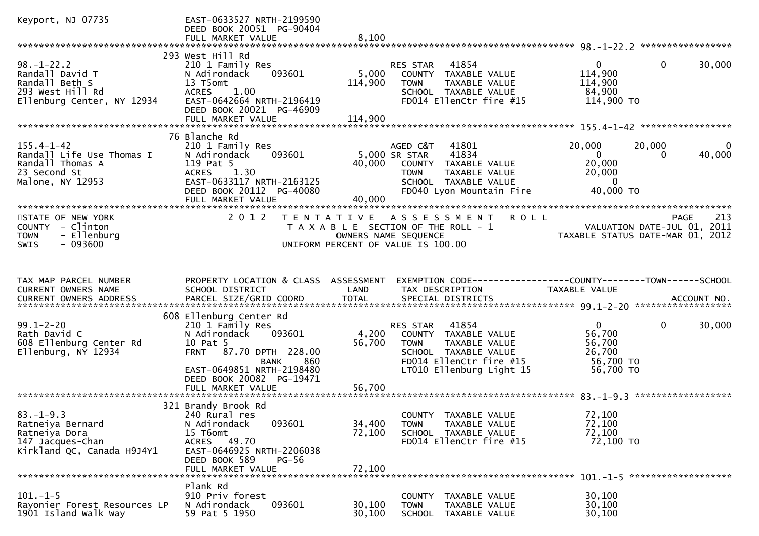```
Keyport, NJ 07735              EAST-0633527 NRTH-2199590
                               DEED BOOK 20051  PG-90404
                               FULL MARKET VALUE              8,100
******************************************************************************************************* 98.-1-22.2 *****************
                               293 West Hill Rd
98.-1-22.2                     210 1 Family Res                       RES STAR   41854              0          0     30,000
Randall David T                N Adirondack     093601         5,000    COUNTY  TAXABLE VALUE        114,900
Randall Beth S                 13 T5omt                      114,900    TOWN    TAXABLE VALUE        114,900
293 West Hill Rd               ACRES    1.00                            SCHOOL  TAXABLE VALUE         84,900
Ellenburg Center, NY 12934     EAST-0642664 NRTH-2196419                FD014 EllenCtr fire #15      114,900 TO
                               DEED BOOK 20021  PG-46909
                               FULL MARKET VALUE            114,900
******************************************************************************************************* 155.4-1-42 *****************
                               76 Blanche Rd
155.4-1-42                     210 1 Family Res                       AGED C&T   41801         20,000     20,000          0
Randall Life Use Thomas I      N Adirondack     093601         5,000 SR STAR     41834              0          0     40,000
Randall Thomas A               119 Pat 5                      40,000    COUNTY  TAXABLE VALUE         20,000
23 Second St                   ACRES    1.30                            TOWN    TAXABLE VALUE         20,000
Malone, NY 12953               EAST-0633117 NRTH-2163125                SCHOOL  TAXABLE VALUE              0
                               DEED BOOK 20112  PG-40080                FD040 Lyon Mountain Fire      40,000 TO
                               FULL MARKET VALUE             40,000
************************************************************************************************************************************
STATE OF NEW YORK                 2 0 1 2   T E N T A T I V E   A S S E S S M E N T   R O L L                         PAGE    213
COUNTY  - Clinton                             T A X A B L E  SECTION OF THE ROLL - 1                     VALUATION DATE-JUL 01, 2011
TOWN    - Ellenburg                                 OWNERS NAME SEQUENCE                            TAXABLE STATUS DATE-MAR 01, 2012
SWIS    - 093600                             UNIFORM PERCENT OF VALUE IS 100.00


TAX MAP PARCEL NUMBER          PROPERTY LOCATION & CLASS  ASSESSMENT  EXEMPTION CODE------------------COUNTY--------TOWN------SCHOOL
CURRENT OWNERS NAME            SCHOOL DISTRICT               LAND      TAX DESCRIPTION              TAXABLE VALUE
CURRENT OWNERS ADDRESS         PARCEL SIZE/GRID COORD        TOTAL     SPECIAL DISTRICTS                                 ACCOUNT NO.
******************************************************************************************************* 99.1-2-20 ******************
                               608 Ellenburg Center Rd
99.1-2-20                      210 1 Family Res                       RES STAR   41854              0          0     30,000
Rath David C                   N Adirondack     093601         4,200    COUNTY  TAXABLE VALUE         56,700
608 Ellenburg Center Rd        10 Pat 5                       56,700    TOWN    TAXABLE VALUE         56,700
Ellenburg, NY 12934            FRNT   87.70 DPTH  228.00                SCHOOL  TAXABLE VALUE         26,700
                                              BANK     860              FD014 EllenCtr fire #15       56,700 TO
                               EAST-0649851 NRTH-2198480                LT010 Ellenburg Light 15      56,700 TO
                               DEED BOOK 20082  PG-19471
                               FULL MARKET VALUE             56,700
******************************************************************************************************* 83.-1-9.3 ******************
                               321 Brandy Brook Rd
83.-1-9.3                      240 Rural res                            COUNTY  TAXABLE VALUE         72,100
Ratneiya Bernard               N Adirondack     093601        34,400    TOWN    TAXABLE VALUE         72,100
Ratneiya Dora                  15 T6omt                       72,100    SCHOOL  TAXABLE VALUE         72,100
147 Jacques-Chan               ACRES   49.70                            FD014 EllenCtr fire #15       72,100 TO
Kirkland QC, Canada H9J4Y1     EAST-0646925 NRTH-2206038
                               DEED BOOK 589    PG-56
                               FULL MARKET VALUE             72,100
******************************************************************************************************* 101.-1-5 *******************
                               Plank Rd
101.-1-5                       910 Priv forest                          COUNTY  TAXABLE VALUE         30,100
Rayonier Forest Resources LP   N Adirondack     093601        30,100    TOWN    TAXABLE VALUE         30,100
1901 Island Walk Way           59 Pat 5 1950                  30,100    SCHOOL  TAXABLE VALUE         30,100
```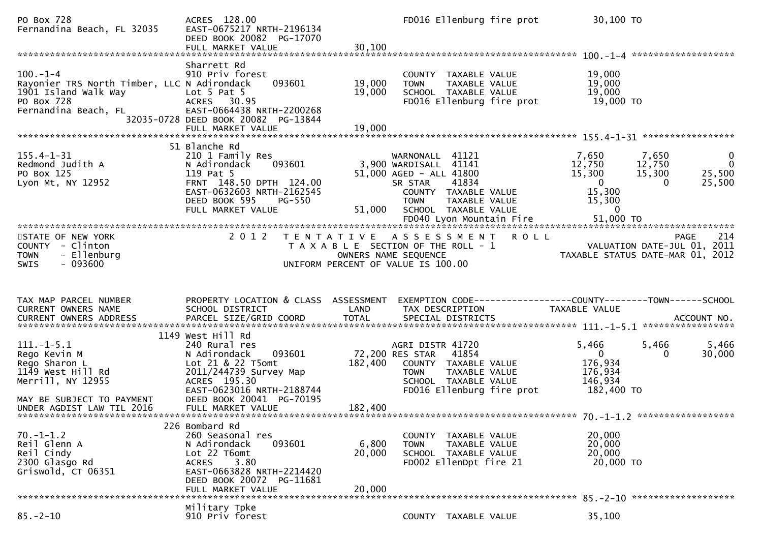```
PO Box 728                     ACRES 128.00                               FD016 Ellenburg fire prot           30,100 TO
Fernandina Beach, FL 32035     EAST-0675217 NRTH-2196134
                               DEED BOOK 20082 PG-17070
                               FULL MARKET VALUE               30,100
******************************************************************************************************* 100.-1-4 *******************
                               Sharrett Rd
100.-1-4                       910 Priv forest                            COUNTY  TAXABLE VALUE               19,000
Rayonier TRS North Timber, LLC N Adirondack     093601         19,000     TOWN    TAXABLE VALUE               19,000
1901 Island Walk Way           Lot 5 Pat 5                     19,000     SCHOOL  TAXABLE VALUE               19,000
PO Box 728                     ACRES  30.95                               FD016 Ellenburg fire prot           19,000 TO
Fernandina Beach, FL           EAST-0664438 NRTH-2200268
                    32035-0728 DEED BOOK 20082 PG-13844
                               FULL MARKET VALUE               19,000
******************************************************************************************************* 155.4-1-31 *****************
                            51 Blanche Rd
155.4-1-31                     210 1 Family Res                           WARNONALL  41121                    7,650      7,650          0
Redmond Judith A               N Adirondack     093601          3,900 WARDISALL  41141                   12,750     12,750          0
PO Box 125                     119 Pat 5                       51,000 AGED - ALL 41800                   15,300     15,300     25,500
Lyon Mt, NY 12952              FRNT 148.50 DPTH 124.00                   SR STAR     41834                        0          0     25,500
                               EAST-0632603 NRTH-2162545                  COUNTY  TAXABLE VALUE               15,300
                               DEED BOOK 595    PG-550                    TOWN    TAXABLE VALUE               15,300
                               FULL MARKET VALUE               51,000     SCHOOL  TAXABLE VALUE                    0
                                                                          FD040 Lyon Mountain Fire            51,000 TO
************************************************************************************************************************************
STATE OF NEW YORK                2 0 1 2   T E N T A T I V E   A S S E S S M E N T   R O L L                              PAGE   214
COUNTY  - Clinton                       T A X A B L E SECTION OF THE ROLL - 1                        VALUATION DATE-JUL 01, 2011
TOWN    - Ellenburg                              OWNERS NAME SEQUENCE                           TAXABLE STATUS DATE-MAR 01, 2012
SWIS    - 093600                        UNIFORM PERCENT OF VALUE IS 100.00


TAX MAP PARCEL NUMBER          PROPERTY LOCATION & CLASS  ASSESSMENT  EXEMPTION CODE------------------COUNTY--------TOWN------SCHOOL
CURRENT OWNERS NAME            SCHOOL DISTRICT               LAND      TAX DESCRIPTION              TAXABLE VALUE
CURRENT OWNERS ADDRESS         PARCEL SIZE/GRID COORD        TOTAL     SPECIAL DISTRICTS                                   ACCOUNT NO.
******************************************************************************************************* 111.-1-5.1 *****************
                          1149 West Hill Rd
111.-1-5.1                     240 Rural res                              AGRI DISTR 41720                    5,466      5,466      5,466
Rego Kevin M                   N Adirondack     093601         72,200 RES STAR   41854                        0          0     30,000
Rego Sharon L                  Lot 21 & 22 T5omt              182,400     COUNTY  TAXABLE VALUE              176,934
1149 West Hill Rd              2011/244739 Survey Map                     TOWN    TAXABLE VALUE              176,934
Merrill, NY 12955              ACRES 195.30                               SCHOOL  TAXABLE VALUE              146,934
                               EAST-0623016 NRTH-2188744                  FD016 Ellenburg fire prot          182,400 TO
MAY BE SUBJECT TO PAYMENT      DEED BOOK 20041 PG-70195
UNDER AGDIST LAW TIL 2016      FULL MARKET VALUE              182,400
******************************************************************************************************* 70.-1-1.2 ******************
                           226 Bombard Rd
70.-1-1.2                      260 Seasonal res                           COUNTY  TAXABLE VALUE               20,000
Reil Glenn A                   N Adirondack     093601          6,800     TOWN    TAXABLE VALUE               20,000
Reil Cindy                     Lot 22 T6omt                    20,000     SCHOOL  TAXABLE VALUE               20,000
2300 Glasgo Rd                 ACRES   3.80                               FD002 EllenDpt fire 21              20,000 TO
Griswold, CT 06351             EAST-0663828 NRTH-2214420
                               DEED BOOK 20072 PG-11681
                               FULL MARKET VALUE               20,000
******************************************************************************************************* 85.-2-10 *******************
                               Military Tpke
85.-2-10                       910 Priv forest                            COUNTY  TAXABLE VALUE               35,100
```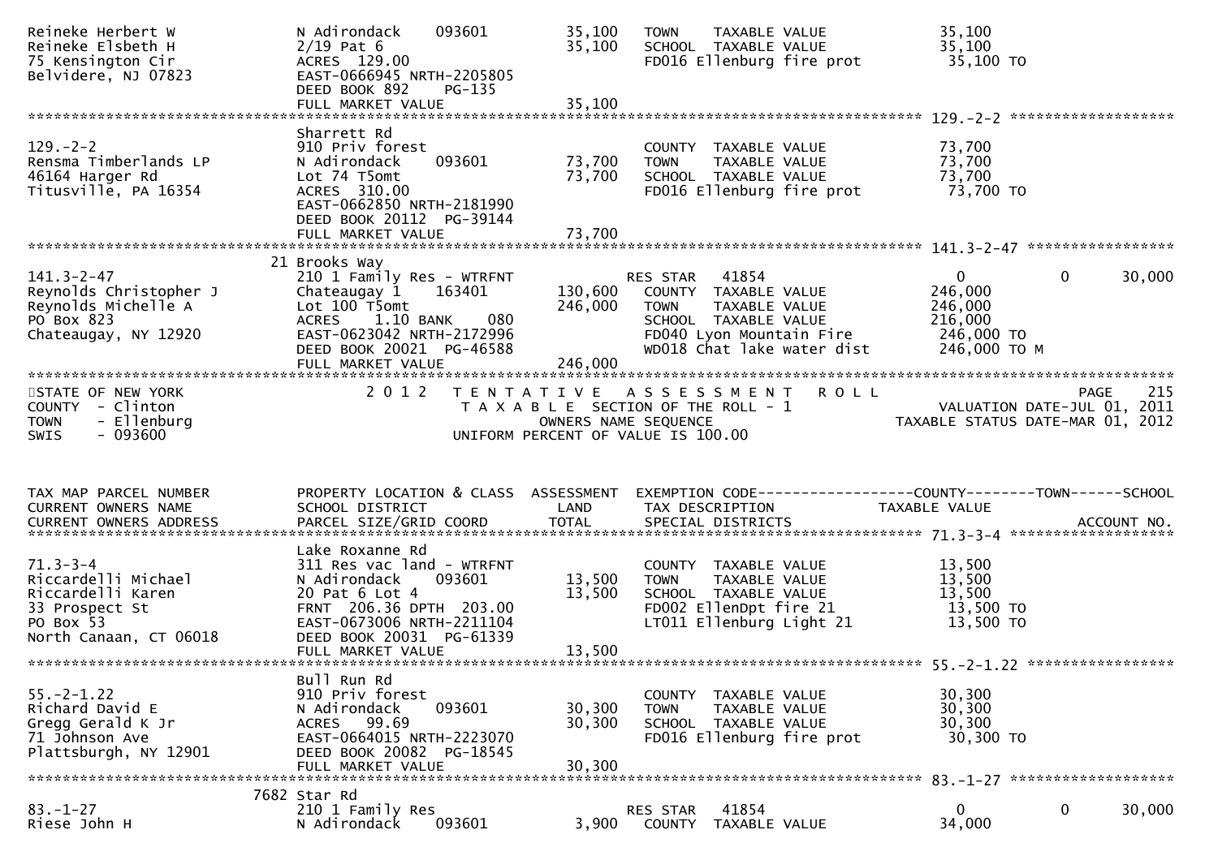```
Reineke Herbert W              N Adirondack    093601        35,100   TOWN    TAXABLE VALUE            35,100
Reineke Elsbeth H              2/19 Pat 6                    35,100   SCHOOL  TAXABLE VALUE            35,100
75 Kensington Cir              ACRES  129.00                          FD016 Ellenburg fire prot         35,100 TO
Belvidere, NJ 07823            EAST-0666945 NRTH-2205805
                               DEED BOOK 892     PG-135
                               FULL MARKET VALUE             35,100
******************************************************************************************************* 129.-2-2 ******************
                               Sharrett Rd
129.-2-2                       910 Priv forest                        COUNTY  TAXABLE VALUE            73,700
Rensma Timberlands LP          N Adirondack    093601        73,700   TOWN    TAXABLE VALUE            73,700
46164 Harger Rd                Lot 74 T5omt                  73,700   SCHOOL  TAXABLE VALUE            73,700
Titusville, PA 16354           ACRES  310.00                          FD016 Ellenburg fire prot         73,700 TO
                               EAST-0662850 NRTH-2181990
                               DEED BOOK 20112 PG-39144
                               FULL MARKET VALUE             73,700
******************************************************************************************************* 141.3-2-47 ****************
                            21 Brooks Way
141.3-2-47                     210 1 Family Res - WTRFNT              RES STAR   41854                  0            0       30,000
Reynolds Christopher J         Chateaugay 1    163401       130,600   COUNTY  TAXABLE VALUE           246,000
Reynolds Michelle A            Lot 100 T5omt                246,000   TOWN    TAXABLE VALUE           246,000
PO Box 823                     ACRES    1.10 BANK    080              SCHOOL  TAXABLE VALUE           216,000
Chateaugay, NY 12920           EAST-0623042 NRTH-2172996              FD040 Lyon Mountain Fire         246,000 TO
                               DEED BOOK 20021 PG-46588               WD018 Chat lake water dist       246,000 TO M
                               FULL MARKET VALUE            246,000
*************************************************************************************************************************************
STATE OF NEW YORK                  2 0 1 2   T E N T A T I V E   A S S E S S M E N T   R O L L                          PAGE   215
COUNTY  - Clinton                            T A X A B L E  SECTION OF THE ROLL - 1                        VALUATION DATE-JUL 01, 2011
TOWN    - Ellenburg                                    OWNERS NAME SEQUENCE                         TAXABLE STATUS DATE-MAR 01, 2012
SWIS    - 093600                                UNIFORM PERCENT OF VALUE IS 100.00


TAX MAP PARCEL NUMBER          PROPERTY LOCATION & CLASS  ASSESSMENT  EXEMPTION CODE------------------COUNTY--------TOWN------SCHOOL
CURRENT OWNERS NAME            SCHOOL DISTRICT               LAND      TAX DESCRIPTION              TAXABLE VALUE
CURRENT OWNERS ADDRESS         PARCEL SIZE/GRID COORD        TOTAL     SPECIAL DISTRICTS                                 ACCOUNT NO.
******************************************************************************************************* 71.3-3-4 ******************
                               Lake Roxanne Rd
71.3-3-4                       311 Res vac land - WTRFNT              COUNTY  TAXABLE VALUE            13,500
Riccardelli Michael            N Adirondack    093601        13,500   TOWN    TAXABLE VALUE            13,500
Riccardelli Karen              20 Pat 6 Lot 4                13,500   SCHOOL  TAXABLE VALUE            13,500
33 Prospect St                 FRNT  206.36 DPTH  203.00              FD002 EllenDpt fire 21            13,500 TO
PO Box 53                      EAST-0673006 NRTH-2211104              LT011 Ellenburg Light 21          13,500 TO
North Canaan, CT 06018         DEED BOOK 20031 PG-61339
                               FULL MARKET VALUE             13,500
******************************************************************************************************* 55.-2-1.22 ****************
                               Bull Run Rd
55.-2-1.22                     910 Priv forest                        COUNTY  TAXABLE VALUE            30,300
Richard David E                N Adirondack    093601        30,300   TOWN    TAXABLE VALUE            30,300
Gregg Gerald K Jr              ACRES   99.69                 30,300   SCHOOL  TAXABLE VALUE            30,300
71 Johnson Ave                 EAST-0664015 NRTH-2223070              FD016 Ellenburg fire prot         30,300 TO
Plattsburgh, NY 12901          DEED BOOK 20082 PG-18545
                               FULL MARKET VALUE             30,300
******************************************************************************************************* 83.-1-27 ******************
                          7682 Star Rd
83.-1-27                       210 1 Family Res                       RES STAR   41854                  0            0       30,000
Riese John H                   N Adirondack    093601         3,900   COUNTY  TAXABLE VALUE            34,000
```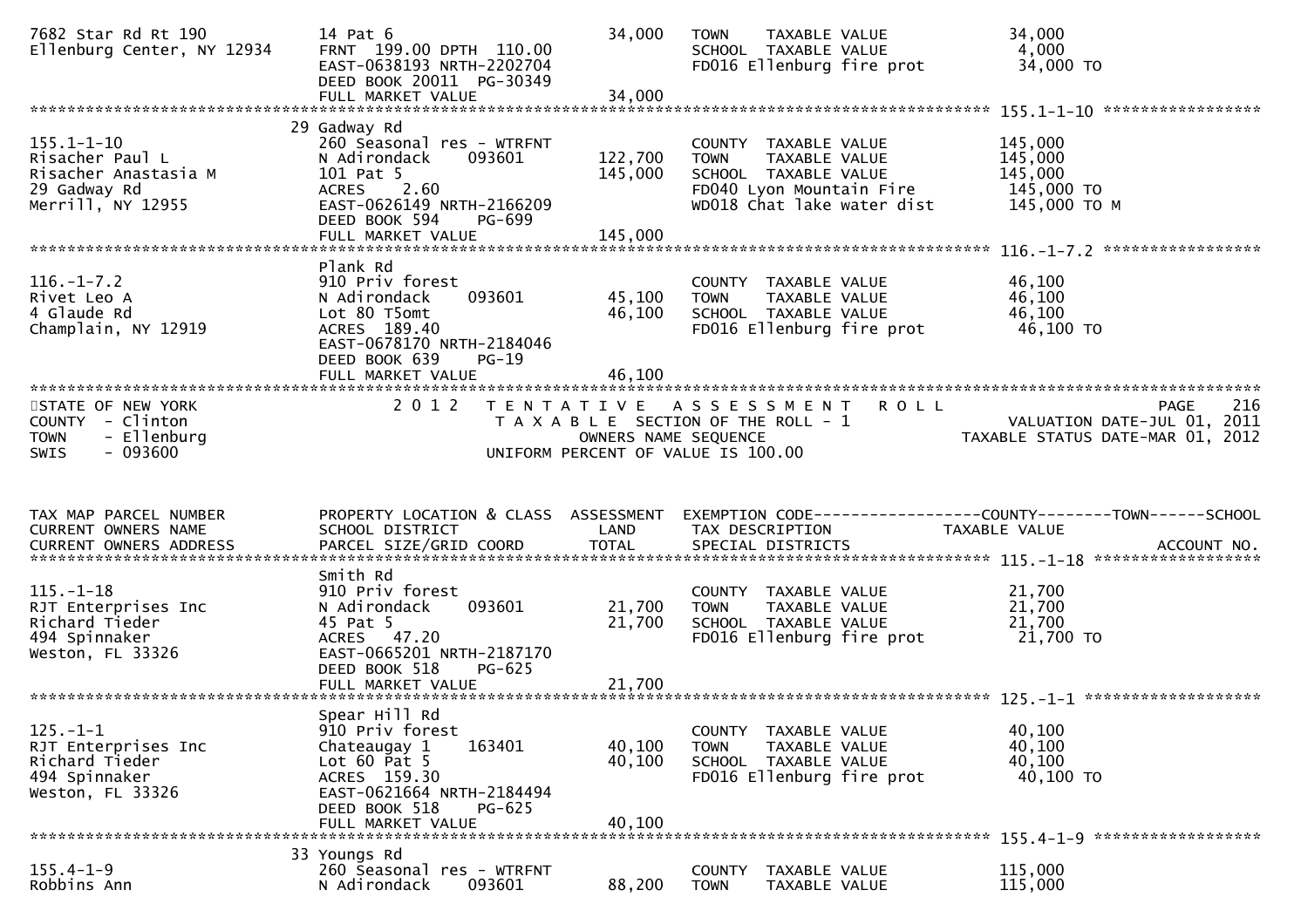| | | | | |
|---|---|---|---|---|
| 7682 Star Rd Rt 190 | 14 Pat 6 | 34,000 | TOWN TAXABLE VALUE | 34,000 |
| Ellenburg Center, NY 12934 | FRNT 199.00 DPTH 110.00 | | SCHOOL TAXABLE VALUE | 4,000 |
| | EAST-0638193 NRTH-2202704 | | FD016 Ellenburg fire prot | 34,000 TO |
| | DEED BOOK 20011 PG-30349 | | | |
| | FULL MARKET VALUE | 34,000 | | |

******************************************************************************************************* 155.1-1-10 *****************

| | | | | |
|---|---|---|---|---|
| | 29 Gadway Rd | | | |
| 155.1-1-10 | 260 Seasonal res - WTRFNT | | COUNTY TAXABLE VALUE | 145,000 |
| Risacher Paul L | N Adirondack 093601 | 122,700 | TOWN TAXABLE VALUE | 145,000 |
| Risacher Anastasia M | 101 Pat 5 | 145,000 | SCHOOL TAXABLE VALUE | 145,000 |
| 29 Gadway Rd | ACRES 2.60 | | FD040 Lyon Mountain Fire | 145,000 TO |
| Merrill, NY 12955 | EAST-0626149 NRTH-2166209 | | WD018 Chat lake water dist | 145,000 TO M |
| | DEED BOOK 594 PG-699 | | | |
| | FULL MARKET VALUE | 145,000 | | |

******************************************************************************************************* 116.-1-7.2 *****************

| | | | | |
|---|---|---|---|---|
| | Plank Rd | | | |
| 116.-1-7.2 | 910 Priv forest | | COUNTY TAXABLE VALUE | 46,100 |
| Rivet Leo A | N Adirondack 093601 | 45,100 | TOWN TAXABLE VALUE | 46,100 |
| 4 Glaude Rd | Lot 80 T5omt | 46,100 | SCHOOL TAXABLE VALUE | 46,100 |
| Champlain, NY 12919 | ACRES 189.40 | | FD016 Ellenburg fire prot | 46,100 TO |
| | EAST-0678170 NRTH-2184046 | | | |
| | DEED BOOK 639 PG-19 | | | |
| | FULL MARKET VALUE | 46,100 | | |

STATE OF NEW YORK — 2012 TENTATIVE ASSESSMENT ROLL — PAGE 216
COUNTY - Clinton — TAXABLE SECTION OF THE ROLL - 1 — VALUATION DATE-JUL 01, 2011
TOWN - Ellenburg — OWNERS NAME SEQUENCE — TAXABLE STATUS DATE-MAR 01, 2012
SWIS - 093600 — UNIFORM PERCENT OF VALUE IS 100.00

| TAX MAP PARCEL NUMBER / CURRENT OWNERS NAME / CURRENT OWNERS ADDRESS | PROPERTY LOCATION & CLASS / SCHOOL DISTRICT / PARCEL SIZE/GRID COORD | ASSESSMENT LAND / TOTAL | EXEMPTION CODE / TAX DESCRIPTION / SPECIAL DISTRICTS | COUNTY--------TOWN------SCHOOL TAXABLE VALUE / ACCOUNT NO. |
|---|---|---|---|---|

******************************************************************************************************* 115.-1-18 *****************

| | | | | |
|---|---|---|---|---|
| | Smith Rd | | | |
| 115.-1-18 | 910 Priv forest | | COUNTY TAXABLE VALUE | 21,700 |
| RJT Enterprises Inc | N Adirondack 093601 | 21,700 | TOWN TAXABLE VALUE | 21,700 |
| Richard Tieder | 45 Pat 5 | 21,700 | SCHOOL TAXABLE VALUE | 21,700 |
| 494 Spinnaker | ACRES 47.20 | | FD016 Ellenburg fire prot | 21,700 TO |
| Weston, FL 33326 | EAST-0665201 NRTH-2187170 | | | |
| | DEED BOOK 518 PG-625 | | | |
| | FULL MARKET VALUE | 21,700 | | |

******************************************************************************************************* 125.-1-1 *****************

| | | | | |
|---|---|---|---|---|
| | Spear Hill Rd | | | |
| 125.-1-1 | 910 Priv forest | | COUNTY TAXABLE VALUE | 40,100 |
| RJT Enterprises Inc | Chateaugay 1 163401 | 40,100 | TOWN TAXABLE VALUE | 40,100 |
| Richard Tieder | Lot 60 Pat 5 | 40,100 | SCHOOL TAXABLE VALUE | 40,100 |
| 494 Spinnaker | ACRES 159.30 | | FD016 Ellenburg fire prot | 40,100 TO |
| Weston, FL 33326 | EAST-0621664 NRTH-2184494 | | | |
| | DEED BOOK 518 PG-625 | | | |
| | FULL MARKET VALUE | 40,100 | | |

******************************************************************************************************* 155.4-1-9 *****************

| | | | | |
|---|---|---|---|---|
| | 33 Youngs Rd | | | |
| 155.4-1-9 | 260 Seasonal res - WTRFNT | | COUNTY TAXABLE VALUE | 115,000 |
| Robbins Ann | N Adirondack 093601 | 88,200 | TOWN TAXABLE VALUE | 115,000 |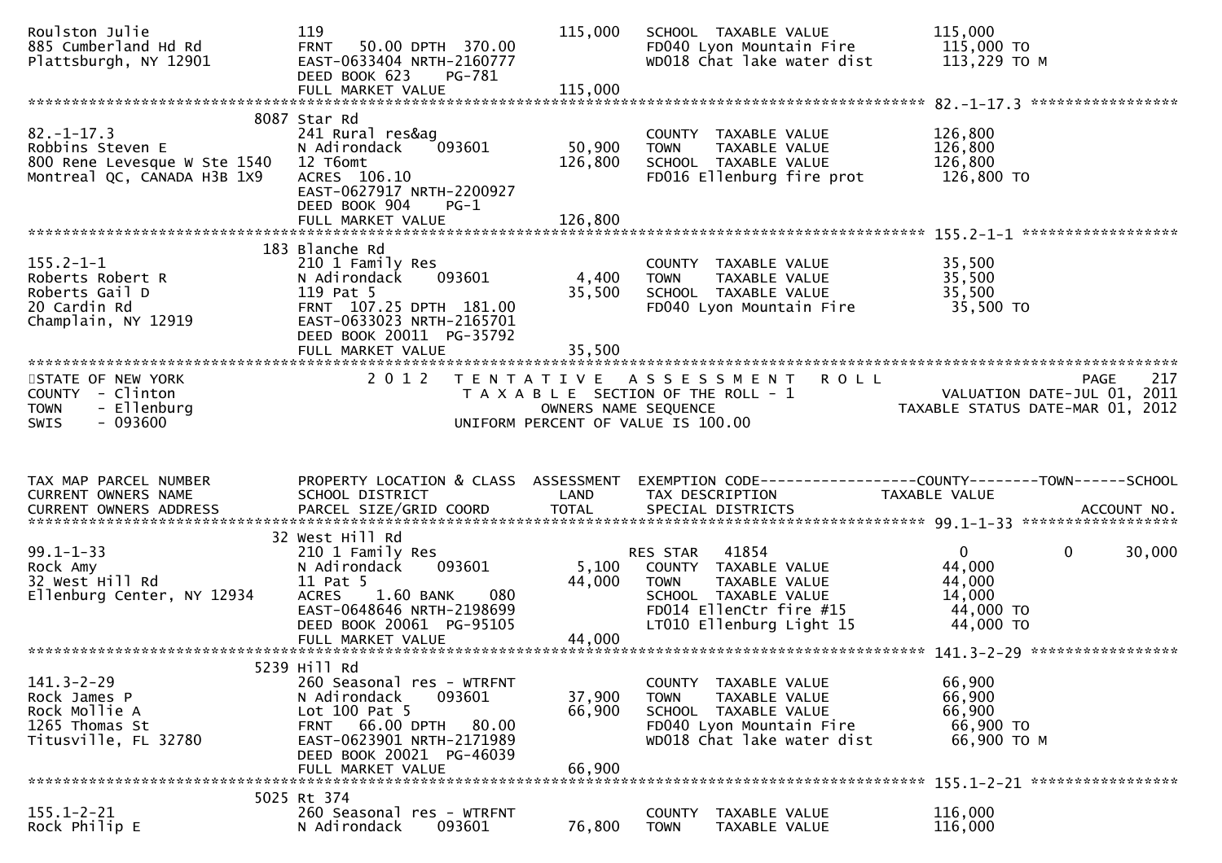```
Roulston Julie                  119                              115,000   SCHOOL  TAXABLE VALUE              115,000
885 Cumberland Hd Rd            FRNT   50.00 DPTH  370.00                  FD040 Lyon Mountain Fire            115,000 TO
Plattsburgh, NY 12901           EAST-0633404 NRTH-2160777                  WD018 Chat lake water dist          113,229 TO M
                                DEED BOOK 623     PG-781
                                FULL MARKET VALUE                115,000
******************************************************************************************************* 82.-1-17.3 *****************
                          8087 Star Rd
82.-1-17.3                      241 Rural res&ag                            COUNTY  TAXABLE VALUE              126,800
Robbins Steven E                N Adirondack     093601           50,900   TOWN    TAXABLE VALUE              126,800
800 Rene Levesque W Ste 1540    12 T6omt                         126,800   SCHOOL  TAXABLE VALUE              126,800
Montreal QC, CANADA H3B 1X9     ACRES  106.10                              FD016 Ellenburg fire prot           126,800 TO
                                EAST-0627917 NRTH-2200927
                                DEED BOOK 904     PG-1
                                FULL MARKET VALUE                126,800
******************************************************************************************************* 155.2-1-1 ******************
                          183 Blanche Rd
155.2-1-1                       210 1 Family Res                            COUNTY  TAXABLE VALUE               35,500
Roberts Robert R                N Adirondack     093601            4,400   TOWN    TAXABLE VALUE               35,500
Roberts Gail D                  119 Pat 5                         35,500   SCHOOL  TAXABLE VALUE               35,500
20 Cardin Rd                    FRNT  107.25 DPTH  181.00                  FD040 Lyon Mountain Fire             35,500 TO
Champlain, NY 12919             EAST-0633023 NRTH-2165701
                                DEED BOOK 20011  PG-35792
                                FULL MARKET VALUE                 35,500
************************************************************************************************************************************
STATE OF NEW YORK                 2 0 1 2   T E N T A T I V E   A S S E S S M E N T   R O L L                          PAGE    217
COUNTY  - Clinton                           T A X A B L E  SECTION OF THE ROLL - 1                      VALUATION DATE-JUL 01, 2011
TOWN    - Ellenburg                                  OWNERS NAME SEQUENCE                          TAXABLE STATUS DATE-MAR 01, 2012
SWIS    - 093600                              UNIFORM PERCENT OF VALUE IS 100.00


TAX MAP PARCEL NUMBER           PROPERTY LOCATION & CLASS  ASSESSMENT  EXEMPTION CODE------------------COUNTY--------TOWN------SCHOOL
CURRENT OWNERS NAME             SCHOOL DISTRICT               LAND      TAX DESCRIPTION              TAXABLE VALUE
CURRENT OWNERS ADDRESS          PARCEL SIZE/GRID COORD        TOTAL     SPECIAL DISTRICTS                                  ACCOUNT NO.
******************************************************************************************************* 99.1-1-33 ******************
                          32 West Hill Rd
99.1-1-33                       210 1 Family Res                            RES STAR   41854                   0            0      30,000
Rock Amy                        N Adirondack     093601            5,100   COUNTY  TAXABLE VALUE               44,000
32 West Hill Rd                 11 Pat 5                          44,000   TOWN    TAXABLE VALUE               44,000
Ellenburg Center, NY 12934      ACRES    1.60 BANK     080                 SCHOOL  TAXABLE VALUE               14,000
                                EAST-0648646 NRTH-2198699                  FD014 EllenCtr fire #15              44,000 TO
                                DEED BOOK 20061  PG-95105                  LT010 Ellenburg Light 15             44,000 TO
                                FULL MARKET VALUE                 44,000
******************************************************************************************************* 141.3-2-29 *****************
                          5239 Hill Rd
141.3-2-29                      260 Seasonal res - WTRFNT                   COUNTY  TAXABLE VALUE               66,900
Rock James P                    N Adirondack     093601           37,900   TOWN    TAXABLE VALUE               66,900
Rock Mollie A                   Lot 100 Pat 5                     66,900   SCHOOL  TAXABLE VALUE               66,900
1265 Thomas St                  FRNT   66.00 DPTH   80.00                  FD040 Lyon Mountain Fire             66,900 TO
Titusville, FL 32780            EAST-0623901 NRTH-2171989                  WD018 Chat lake water dist           66,900 TO M
                                DEED BOOK 20021  PG-46039
                                FULL MARKET VALUE                 66,900
******************************************************************************************************* 155.1-2-21 *****************
                          5025 Rt 374
155.1-2-21                      260 Seasonal res - WTRFNT                   COUNTY  TAXABLE VALUE              116,000
Rock Philip E                   N Adirondack     093601           76,800   TOWN    TAXABLE VALUE              116,000
```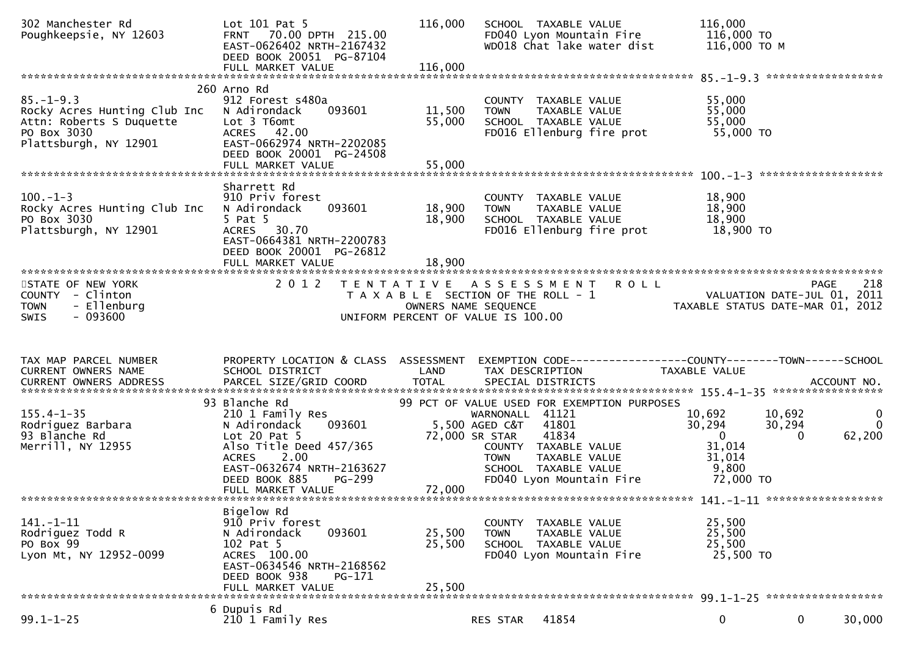```
302 Manchester Rd                 Lot 101 Pat 5                      116,000   SCHOOL  TAXABLE VALUE              116,000
Poughkeepsie, NY 12603            FRNT   70.00 DPTH  215.00                    FD040 Lyon Mountain Fire            116,000 TO
                                  EAST-0626402 NRTH-2167432                    WD018 Chat lake water dist          116,000 TO M
                                  DEED BOOK 20051  PG-87104
                                  FULL MARKET VALUE                  116,000
******************************************************************************************************* 85.-1-9.3 ******************
                                260 Arno Rd
85.-1-9.3                         912 Forest s480a                              COUNTY  TAXABLE VALUE              55,000
Rocky Acres Hunting Club Inc      N Adirondack     093601             11,500    TOWN    TAXABLE VALUE              55,000
Attn: Roberts S Duquette          Lot 3 T6omt                         55,000    SCHOOL  TAXABLE VALUE              55,000
PO Box 3030                       ACRES   42.00                                 FD016 Ellenburg fire prot           55,000 TO
Plattsburgh, NY 12901             EAST-0662974 NRTH-2202085
                                  DEED BOOK 20001  PG-24508
                                  FULL MARKET VALUE                   55,000
******************************************************************************************************* 100.-1-3 *******************
                                  Sharrett Rd
100.-1-3                          910 Priv forest                               COUNTY  TAXABLE VALUE              18,900
Rocky Acres Hunting Club Inc      N Adirondack     093601             18,900    TOWN    TAXABLE VALUE              18,900
PO Box 3030                       5 Pat 5                             18,900    SCHOOL  TAXABLE VALUE              18,900
Plattsburgh, NY 12901             ACRES   30.70                                 FD016 Ellenburg fire prot           18,900 TO
                                  EAST-0664381 NRTH-2200783
                                  DEED BOOK 20001  PG-26812
                                  FULL MARKET VALUE                   18,900
************************************************************************************************************************************
STATE OF NEW YORK                 2 0 1 2   T E N T A T I V E   A S S E S S M E N T   R O L L                           PAGE    218
COUNTY  - Clinton                          T A X A B L E  SECTION OF THE ROLL - 1                    VALUATION DATE-JUL 01, 2011
TOWN    - Ellenburg                             OWNERS NAME SEQUENCE                            TAXABLE STATUS DATE-MAR 01, 2012
SWIS    - 093600                         UNIFORM PERCENT OF VALUE IS 100.00


TAX MAP PARCEL NUMBER             PROPERTY LOCATION & CLASS  ASSESSMENT  EXEMPTION CODE------------------COUNTY--------TOWN------SCHOOL
CURRENT OWNERS NAME               SCHOOL DISTRICT               LAND      TAX DESCRIPTION              TAXABLE VALUE
CURRENT OWNERS ADDRESS            PARCEL SIZE/GRID COORD        TOTAL     SPECIAL DISTRICTS                                  ACCOUNT NO.
******************************************************************************************************* 155.4-1-35 *****************
                                93 Blanche Rd                     99 PCT OF VALUE USED FOR EXEMPTION PURPOSES
155.4-1-35                        210 1 Family Res                      WARNONALL  41121             10,692      10,692           0
Rodriguez Barbara                 N Adirondack     093601         5,500 AGED C&T   41801             30,294      30,294           0
93 Blanche Rd                     Lot 20 Pat 5                   72,000 SR STAR    41834                  0           0      62,200
Merrill, NY 12955                 Also Title Deed 457/365               COUNTY  TAXABLE VALUE        31,014
                                  ACRES    2.00                         TOWN    TAXABLE VALUE        31,014
                                  EAST-0632674 NRTH-2163627             SCHOOL  TAXABLE VALUE         9,800
                                  DEED BOOK 885    PG-299               FD040 Lyon Mountain Fire      72,000 TO
                                  FULL MARKET VALUE                   72,000
******************************************************************************************************* 141.-1-11 ******************
                                  Bigelow Rd
141.-1-11                         910 Priv forest                               COUNTY  TAXABLE VALUE              25,500
Rodriguez Todd R                  N Adirondack     093601             25,500    TOWN    TAXABLE VALUE              25,500
PO Box 99                         102 Pat 5                           25,500    SCHOOL  TAXABLE VALUE              25,500
Lyon Mt, NY 12952-0099            ACRES  100.00                                 FD040 Lyon Mountain Fire            25,500 TO
                                  EAST-0634546 NRTH-2168562
                                  DEED BOOK 938    PG-171
                                  FULL MARKET VALUE                   25,500
******************************************************************************************************* 99.1-1-25 ******************
                                 6 Dupuis Rd
99.1-1-25                         210 1 Family Res                      RES STAR   41854                  0           0      30,000
```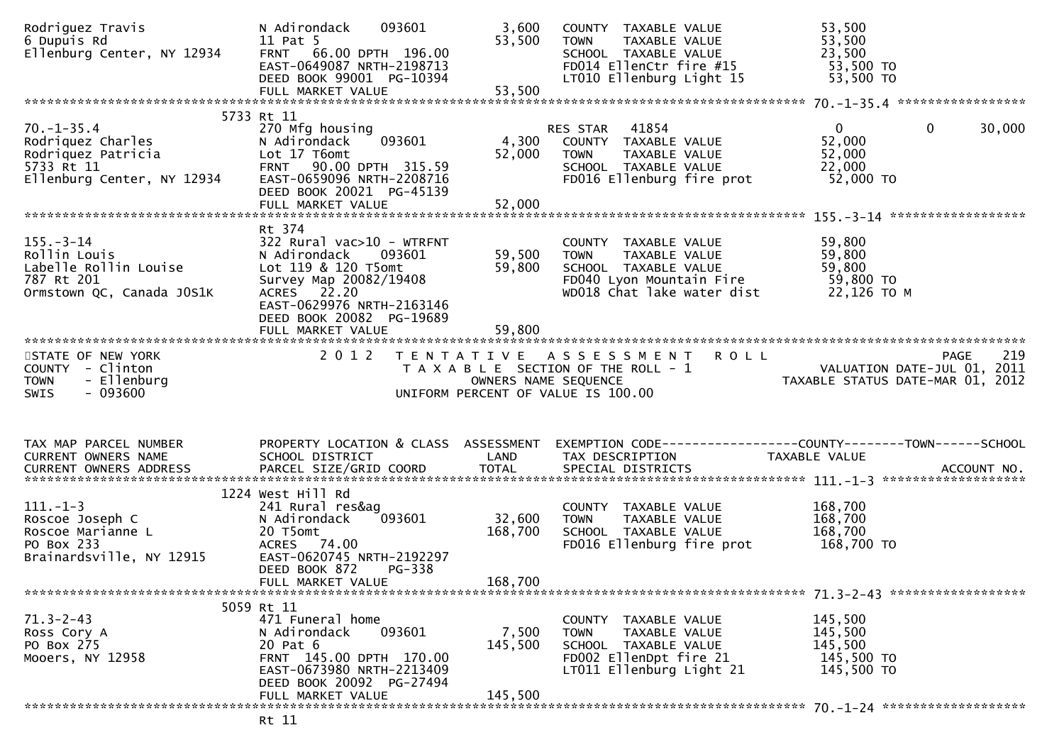```
Rodriguez Travis              N Adirondack    093601        3,600   COUNTY  TAXABLE VALUE            53,500
6 Dupuis Rd                   11 Pat 5                     53,500   TOWN    TAXABLE VALUE            53,500
Ellenburg Center, NY 12934    FRNT   66.00 DPTH 196.00               SCHOOL  TAXABLE VALUE            23,500
                              EAST-0649087 NRTH-2198713              FD014 EllenCtr fire #15          53,500 TO
                              DEED BOOK 99001  PG-10394              LT010 Ellenburg Light 15         53,500 TO
                              FULL MARKET VALUE            53,500
******************************************************************************************************* 70.-1-35.4 *****************
                          5733 Rt 11
70.-1-35.4                    270 Mfg housing                        RES STAR   41854                  0              0        30,000
Rodriquez Charles             N Adirondack    093601        4,300   COUNTY  TAXABLE VALUE            52,000
Rodriquez Patricia            Lot 17 T6omt                 52,000   TOWN    TAXABLE VALUE            52,000
5733 Rt 11                    FRNT   90.00 DPTH 315.59               SCHOOL  TAXABLE VALUE            22,000
Ellenburg Center, NY 12934    EAST-0659096 NRTH-2208716              FD016 Ellenburg fire prot        52,000 TO
                              DEED BOOK 20021  PG-45139
                              FULL MARKET VALUE            52,000
******************************************************************************************************* 155.-3-14 ******************
                              Rt 374
155.-3-14                     322 Rural vac>10 - WTRFNT              COUNTY  TAXABLE VALUE            59,800
Rollin Louis                  N Adirondack    093601       59,500   TOWN    TAXABLE VALUE            59,800
Labelle Rollin Louise         Lot 119 & 120 T5omt          59,800   SCHOOL  TAXABLE VALUE            59,800
787 Rt 201                    Survey Map 20082/19408                 FD040 Lyon Mountain Fire         59,800 TO
Ormstown QC, Canada J0S1K     ACRES   22.20                          WD018 Chat lake water dist       22,126 TO M
                              EAST-0629976 NRTH-2163146
                              DEED BOOK 20082  PG-19689
                              FULL MARKET VALUE            59,800
************************************************************************************************************************************
STATE OF NEW YORK                2 0 1 2   T E N T A T I V E   A S S E S S M E N T   R O L L                            PAGE    219
COUNTY  - Clinton                          T A X A B L E  SECTION OF THE ROLL - 1                      VALUATION DATE-JUL 01, 2011
TOWN    - Ellenburg                            OWNERS NAME SEQUENCE                               TAXABLE STATUS DATE-MAR 01, 2012
SWIS    - 093600                         UNIFORM PERCENT OF VALUE IS 100.00


TAX MAP PARCEL NUMBER         PROPERTY LOCATION & CLASS  ASSESSMENT  EXEMPTION CODE------------------COUNTY--------TOWN------SCHOOL
CURRENT OWNERS NAME           SCHOOL DISTRICT               LAND      TAX DESCRIPTION                  TAXABLE VALUE
CURRENT OWNERS ADDRESS        PARCEL SIZE/GRID COORD       TOTAL      SPECIAL DISTRICTS                                   ACCOUNT NO.
******************************************************************************************************* 111.-1-3 *******************
                          1224 West Hill Rd
111.-1-3                      241 Rural res&ag                       COUNTY  TAXABLE VALUE           168,700
Roscoe Joseph C               N Adirondack    093601       32,600   TOWN    TAXABLE VALUE           168,700
Roscoe Marianne L             20 T5omt                    168,700   SCHOOL  TAXABLE VALUE           168,700
PO Box 233                    ACRES   74.00                          FD016 Ellenburg fire prot       168,700 TO
Brainardsville, NY 12915      EAST-0620745 NRTH-2192297
                              DEED BOOK 872    PG-338
                              FULL MARKET VALUE           168,700
******************************************************************************************************* 71.3-2-43 ******************
                          5059 Rt 11
71.3-2-43                     471 Funeral home                       COUNTY  TAXABLE VALUE           145,500
Ross Cory A                   N Adirondack    093601        7,500   TOWN    TAXABLE VALUE           145,500
PO Box 275                    20 Pat 6                    145,500   SCHOOL  TAXABLE VALUE           145,500
Mooers, NY 12958              FRNT  145.00 DPTH 170.00               FD002 EllenDpt fire 21          145,500 TO
                              EAST-0673980 NRTH-2213409              LT011 Ellenburg Light 21        145,500 TO
                              DEED BOOK 20092  PG-27494
                              FULL MARKET VALUE           145,500
******************************************************************************************************* 70.-1-24 *******************
                              Rt 11
```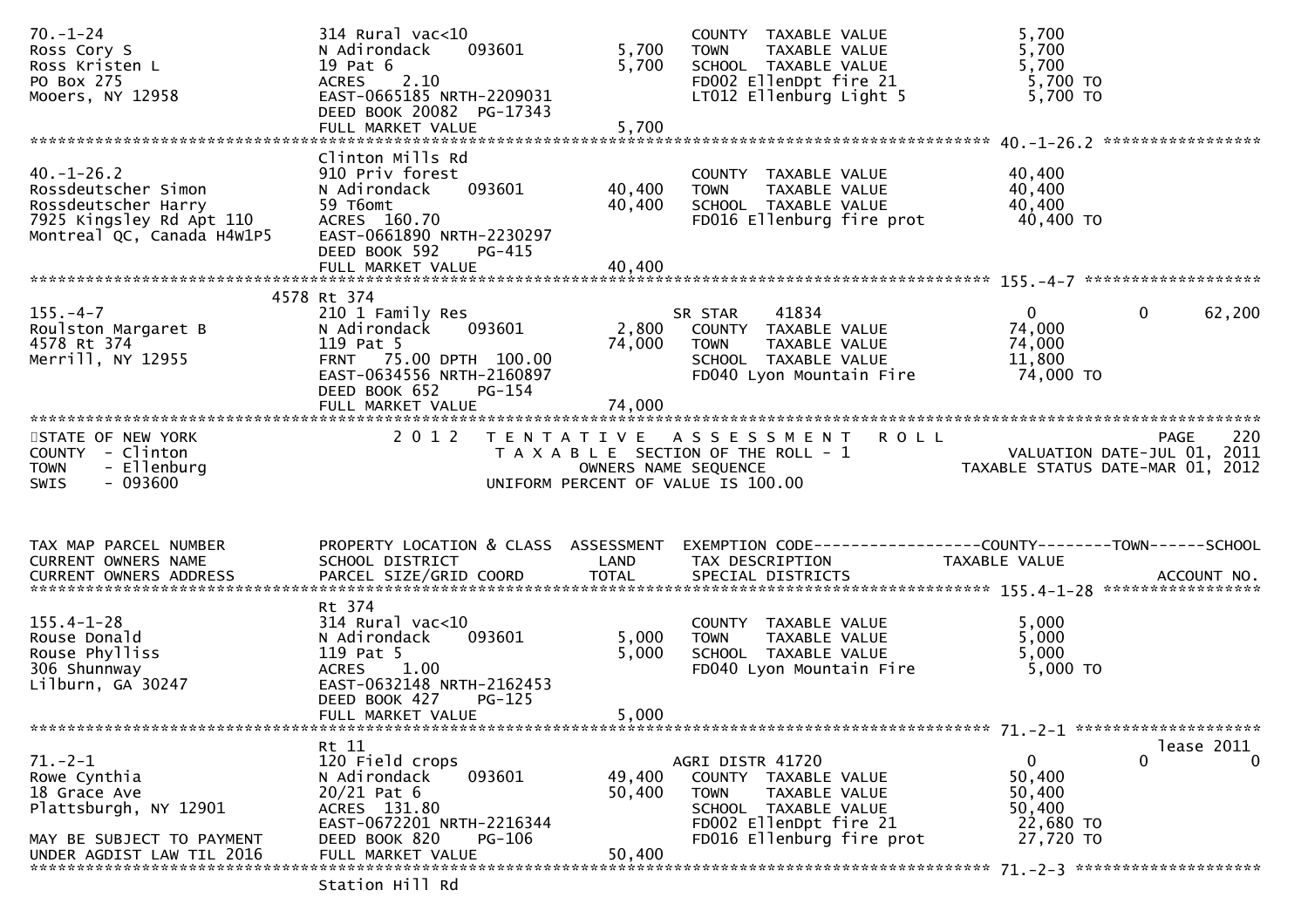```
70.-1-24                       314 Rural vac<10                      COUNTY  TAXABLE VALUE              5,700
Ross Cory S                    N Adirondack    093601        5,700   TOWN    TAXABLE VALUE              5,700
Ross Kristen L                 19 Pat 6                      5,700   SCHOOL  TAXABLE VALUE              5,700
PO Box 275                     ACRES    2.10                         FD002 EllenDpt fire 21              5,700 TO
Mooers, NY 12958               EAST-0665185 NRTH-2209031             LT012 Ellenburg Light 5             5,700 TO
                               DEED BOOK 20082  PG-17343
                               FULL MARKET VALUE             5,700
******************************************************************************************************* 40.-1-26.2 *****************
                               Clinton Mills Rd
40.-1-26.2                     910 Priv forest                       COUNTY  TAXABLE VALUE             40,400
Rossdeutscher Simon            N Adirondack    093601       40,400   TOWN    TAXABLE VALUE             40,400
Rossdeutscher Harry            59 T6omt                     40,400   SCHOOL  TAXABLE VALUE             40,400
7925 Kingsley Rd Apt 110       ACRES  160.70                         FD016 Ellenburg fire prot          40,400 TO
Montreal QC, Canada H4W1P5     EAST-0661890 NRTH-2230297
                               DEED BOOK 592    PG-415
                               FULL MARKET VALUE            40,400
******************************************************************************************************* 155.-4-7 *******************
                            4578 Rt 374
155.-4-7                       210 1 Family Res                      SR STAR    41834                      0             0     62,200
Roulston Margaret B            N Adirondack    093601        2,800   COUNTY  TAXABLE VALUE             74,000
4578 Rt 374                    119 Pat 5                    74,000   TOWN    TAXABLE VALUE             74,000
Merrill, NY 12955              FRNT   75.00 DPTH 100.00              SCHOOL  TAXABLE VALUE             11,800
                               EAST-0634556 NRTH-2160897             FD040 Lyon Mountain Fire           74,000 TO
                               DEED BOOK 652    PG-154
                               FULL MARKET VALUE            74,000
************************************************************************************************************************************
STATE OF NEW YORK                 2 0 1 2   T E N T A T I V E   A S S E S S M E N T   R O L L                              PAGE    220
COUNTY  - Clinton                           T A X A B L E  SECTION OF THE ROLL - 1                         VALUATION DATE-JUL 01, 2011
TOWN    - Ellenburg                                  OWNERS NAME SEQUENCE                              TAXABLE STATUS DATE-MAR 01, 2012
SWIS    - 093600                             UNIFORM PERCENT OF VALUE IS 100.00


TAX MAP PARCEL NUMBER          PROPERTY LOCATION & CLASS  ASSESSMENT  EXEMPTION CODE------------------COUNTY--------TOWN------SCHOOL
CURRENT OWNERS NAME            SCHOOL DISTRICT               LAND      TAX DESCRIPTION             TAXABLE VALUE
CURRENT OWNERS ADDRESS         PARCEL SIZE/GRID COORD        TOTAL     SPECIAL DISTRICTS                                  ACCOUNT NO.
******************************************************************************************************* 155.4-1-28 *****************
                               Rt 374
155.4-1-28                     314 Rural vac<10                      COUNTY  TAXABLE VALUE              5,000
Rouse Donald                   N Adirondack    093601        5,000   TOWN    TAXABLE VALUE              5,000
Rouse Phylliss                 119 Pat 5                     5,000   SCHOOL  TAXABLE VALUE              5,000
306 Shunnway                   ACRES    1.00                         FD040 Lyon Mountain Fire            5,000 TO
Lilburn, GA 30247              EAST-0632148 NRTH-2162453
                               DEED BOOK 427    PG-125
                               FULL MARKET VALUE             5,000
******************************************************************************************************* 71.-2-1 ********************
                               Rt 11                                                                                    lease 2011
71.-2-1                        120 Field crops                       AGRI DISTR 41720                      0             0          0
Rowe Cynthia                   N Adirondack    093601       49,400   COUNTY  TAXABLE VALUE             50,400
18 Grace Ave                   20/21 Pat 6                  50,400   TOWN    TAXABLE VALUE             50,400
Plattsburgh, NY 12901          ACRES  131.80                         SCHOOL  TAXABLE VALUE             50,400
                               EAST-0672201 NRTH-2216344             FD002 EllenDpt fire 21             22,680 TO
MAY BE SUBJECT TO PAYMENT      DEED BOOK 820    PG-106               FD016 Ellenburg fire prot          27,720 TO
UNDER AGDIST LAW TIL 2016      FULL MARKET VALUE            50,400
******************************************************************************************************* 71.-2-3 ********************
                               Station Hill Rd
```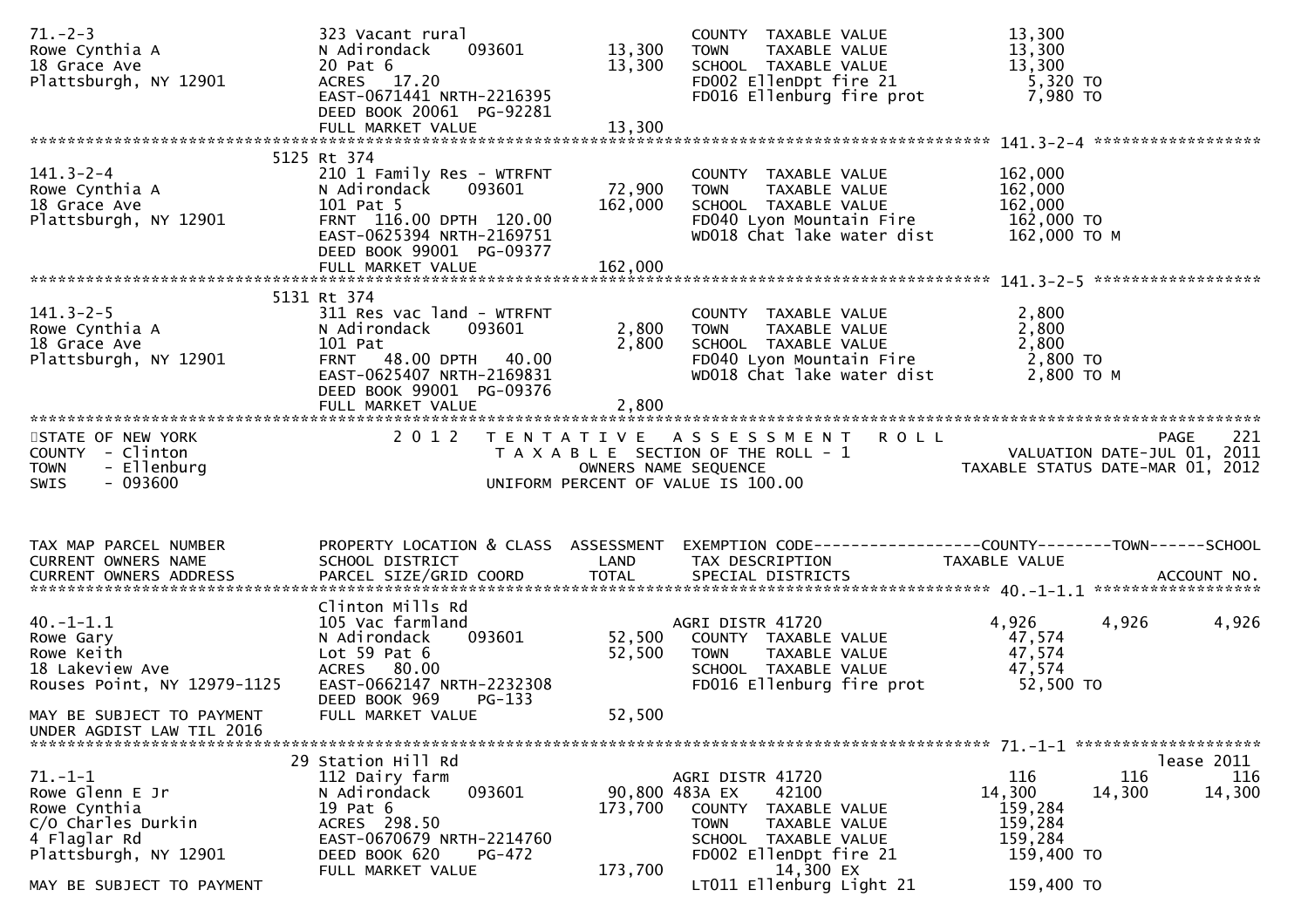```
71.-2-3                        323 Vacant rural                         COUNTY  TAXABLE VALUE             13,300
Rowe Cynthia A                 N Adirondack    093601        13,300     TOWN    TAXABLE VALUE             13,300
18 Grace Ave                   20 Pat 6                      13,300     SCHOOL  TAXABLE VALUE             13,300
Plattsburgh, NY 12901          ACRES  17.20                             FD002 EllenDpt fire 21             5,320 TO
                               EAST-0671441 NRTH-2216395                FD016 Ellenburg fire prot          7,980 TO
                               DEED BOOK 20061 PG-92281
                               FULL MARKET VALUE             13,300
******************************************************************************************************* 141.3-2-4 ******************
                          5125 Rt 374
141.3-2-4                      210 1 Family Res - WTRFNT                COUNTY  TAXABLE VALUE            162,000
Rowe Cynthia A                 N Adirondack    093601        72,900     TOWN    TAXABLE VALUE            162,000
18 Grace Ave                   101 Pat 5                    162,000     SCHOOL  TAXABLE VALUE            162,000
Plattsburgh, NY 12901          FRNT 116.00 DPTH 120.00                  FD040 Lyon Mountain Fire         162,000 TO
                               EAST-0625394 NRTH-2169751                WD018 Chat lake water dist       162,000 TO M
                               DEED BOOK 99001 PG-09377
                               FULL MARKET VALUE            162,000
******************************************************************************************************* 141.3-2-5 ******************
                          5131 Rt 374
141.3-2-5                      311 Res vac land - WTRFNT                COUNTY  TAXABLE VALUE              2,800
Rowe Cynthia A                 N Adirondack    093601         2,800     TOWN    TAXABLE VALUE              2,800
18 Grace Ave                   101 Pat                        2,800     SCHOOL  TAXABLE VALUE              2,800
Plattsburgh, NY 12901          FRNT  48.00 DPTH  40.00                  FD040 Lyon Mountain Fire           2,800 TO
                               EAST-0625407 NRTH-2169831                WD018 Chat lake water dist         2,800 TO M
                               DEED BOOK 99001 PG-09376
                               FULL MARKET VALUE              2,800
************************************************************************************************************************************
STATE OF NEW YORK                2 0 1 2   T E N T A T I V E   A S S E S S M E N T   R O L L                              PAGE   221
COUNTY  - Clinton                          T A X A B L E  SECTION OF THE ROLL - 1                    VALUATION DATE-JUL 01, 2011
TOWN    - Ellenburg                                 OWNERS NAME SEQUENCE                        TAXABLE STATUS DATE-MAR 01, 2012
SWIS    - 093600                                UNIFORM PERCENT OF VALUE IS 100.00


TAX MAP PARCEL NUMBER          PROPERTY LOCATION & CLASS  ASSESSMENT  EXEMPTION CODE------------------COUNTY--------TOWN------SCHOOL
CURRENT OWNERS NAME            SCHOOL DISTRICT               LAND      TAX DESCRIPTION            TAXABLE VALUE
CURRENT OWNERS ADDRESS         PARCEL SIZE/GRID COORD        TOTAL     SPECIAL DISTRICTS                                 ACCOUNT NO.
******************************************************************************************************* 40.-1-1.1 ******************
                               Clinton Mills Rd
40.-1-1.1                      105 Vac farmland                         AGRI DISTR 41720                4,926      4,926       4,926
Rowe Gary                      N Adirondack    093601        52,500     COUNTY  TAXABLE VALUE             47,574
Rowe Keith                     Lot 59 Pat 6                  52,500     TOWN    TAXABLE VALUE             47,574
18 Lakeview Ave                ACRES  80.00                             SCHOOL  TAXABLE VALUE             47,574
Rouses Point, NY 12979-1125    EAST-0662147 NRTH-2232308                FD016 Ellenburg fire prot         52,500 TO
                               DEED BOOK 969    PG-133
MAY BE SUBJECT TO PAYMENT      FULL MARKET VALUE             52,500
UNDER AGDIST LAW TIL 2016
******************************************************************************************************* 71.-1-1 ********************
                            29 Station Hill Rd                                                                           lease 2011
71.-1-1                        112 Dairy farm                           AGRI DISTR 41720                  116        116         116
Rowe Glenn E Jr                N Adirondack    093601        90,800 483A EX      42100               14,300     14,300      14,300
Rowe Cynthia                   19 Pat 6                     173,700     COUNTY  TAXABLE VALUE            159,284
C/O Charles Durkin             ACRES 298.50                             TOWN    TAXABLE VALUE            159,284
4 Flaglar Rd                   EAST-0670679 NRTH-2214760                SCHOOL  TAXABLE VALUE            159,284
Plattsburgh, NY 12901          DEED BOOK 620    PG-472                  FD002 EllenDpt fire 21           159,400 TO
                               FULL MARKET VALUE            173,700           14,300 EX
MAY BE SUBJECT TO PAYMENT                                               LT011 Ellenburg Light 21         159,400 TO
```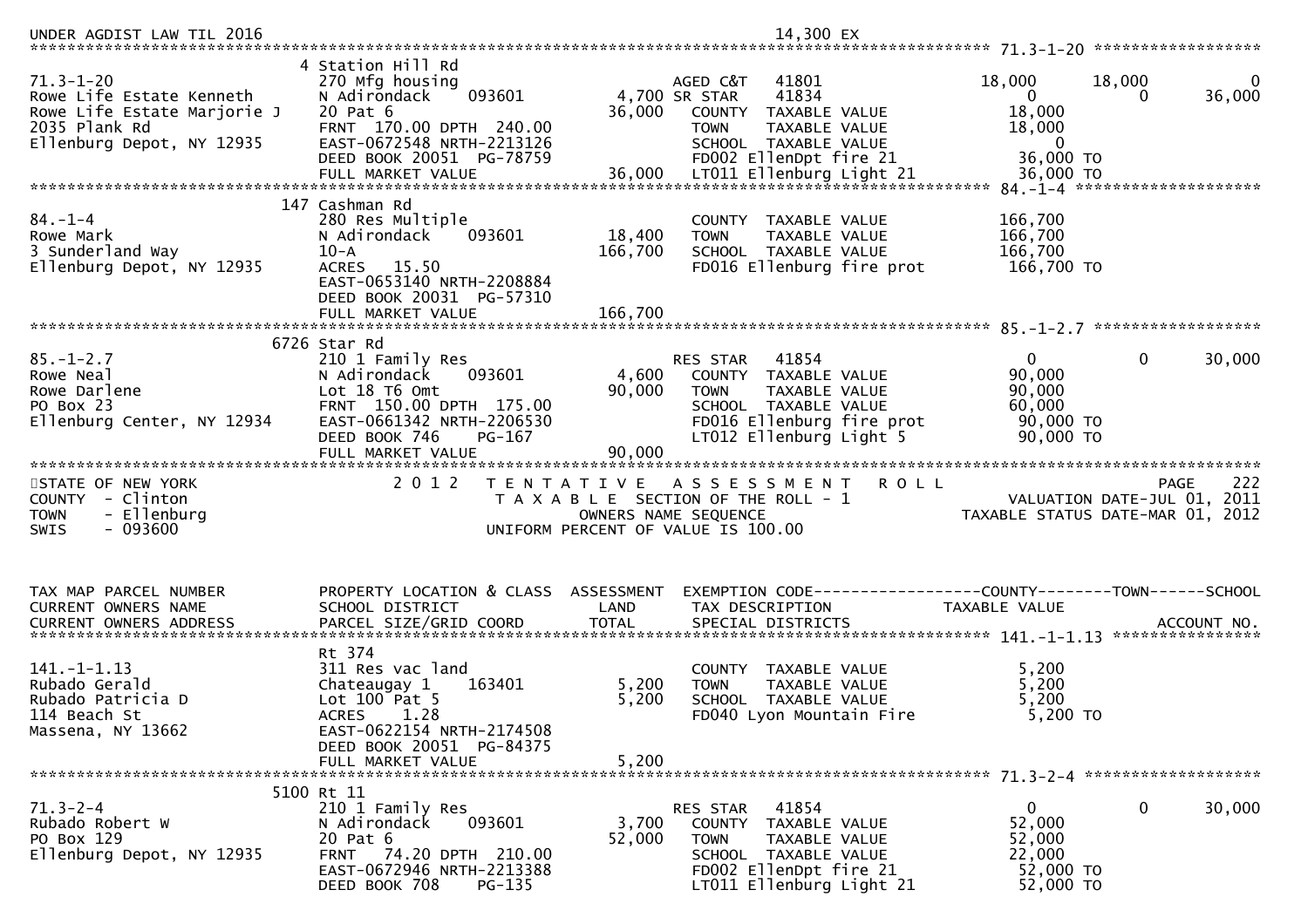UNDER AGDIST LAW TIL 2016 &nbsp;&nbsp;&nbsp;&nbsp;&nbsp;&nbsp;&nbsp;&nbsp;&nbsp;&nbsp;&nbsp;&nbsp;&nbsp;&nbsp;&nbsp;&nbsp;&nbsp;&nbsp;&nbsp;&nbsp;&nbsp;&nbsp;&nbsp;&nbsp;&nbsp;&nbsp;&nbsp;&nbsp;&nbsp;&nbsp;&nbsp;&nbsp; 14,300 EX

```
******************************************************************************************************* 71.3-1-20 ******************
                              4 Station Hill Rd
71.3-1-20                     270 Mfg housing                    AGED C&T   41801              18,000        18,000             0
Rowe Life Estate Kenneth      N Adirondack    093601         4,700 SR STAR    41834                   0             0        36,000
Rowe Life Estate Marjorie J   20 Pat 6                      36,000   COUNTY  TAXABLE VALUE          18,000
2035 Plank Rd                 FRNT 170.00 DPTH 240.00                TOWN    TAXABLE VALUE          18,000
Ellenburg Depot, NY 12935     EAST-0672548 NRTH-2213126              SCHOOL  TAXABLE VALUE               0
                              DEED BOOK 20051  PG-78759              FD002 EllenDpt fire 21          36,000 TO
                              FULL MARKET VALUE             36,000   LT011 Ellenburg Light 21        36,000 TO
******************************************************************************************************* 84.-1-4 ********************
                            147 Cashman Rd
84.-1-4                       280 Res Multiple                       COUNTY  TAXABLE VALUE         166,700
Rowe Mark                     N Adirondack    093601        18,400   TOWN    TAXABLE VALUE         166,700
3 Sunderland Way              10-A                         166,700   SCHOOL  TAXABLE VALUE         166,700
Ellenburg Depot, NY 12935     ACRES   15.50                          FD016 Ellenburg fire prot      166,700 TO
                              EAST-0653140 NRTH-2208884
                              DEED BOOK 20031  PG-57310
                              FULL MARKET VALUE            166,700
******************************************************************************************************* 85.-1-2.7 ******************
                           6726 Star Rd
85.-1-2.7                     210 1 Family Res                       RES STAR   41854                   0             0        30,000
Rowe Neal                     N Adirondack    093601         4,600   COUNTY  TAXABLE VALUE          90,000
Rowe Darlene                  Lot 18 T6 Omt                 90,000   TOWN    TAXABLE VALUE          90,000
PO Box 23                     FRNT 150.00 DPTH 175.00                SCHOOL  TAXABLE VALUE          60,000
Ellenburg Center, NY 12934    EAST-0661342 NRTH-2206530              FD016 Ellenburg fire prot       90,000 TO
                              DEED BOOK 746    PG-167                LT012 Ellenburg Light 5         90,000 TO
                              FULL MARKET VALUE             90,000
************************************************************************************************************************************
```

```
STATE OF NEW YORK              2 0 1 2   T E N T A T I V E   A S S E S S M E N T   R O L L                              PAGE   222
COUNTY  - Clinton                          T A X A B L E  SECTION OF THE ROLL - 1                      VALUATION DATE-JUL 01, 2011
TOWN    - Ellenburg                              OWNERS NAME SEQUENCE                            TAXABLE STATUS DATE-MAR 01, 2012
SWIS    - 093600                          UNIFORM PERCENT OF VALUE IS 100.00
```

```
TAX MAP PARCEL NUMBER         PROPERTY LOCATION & CLASS  ASSESSMENT  EXEMPTION CODE------------------COUNTY--------TOWN------SCHOOL
CURRENT OWNERS NAME           SCHOOL DISTRICT               LAND      TAX DESCRIPTION              TAXABLE VALUE
CURRENT OWNERS ADDRESS        PARCEL SIZE/GRID COORD        TOTAL     SPECIAL DISTRICTS                                  ACCOUNT NO.
******************************************************************************************************* 141.-1-1.13 ****************
                              Rt 374
141.-1-1.13                   311 Res vac land                       COUNTY  TAXABLE VALUE           5,200
Rubado Gerald                 Chateaugay 1    163401         5,200   TOWN    TAXABLE VALUE           5,200
Rubado Patricia D             Lot 100 Pat 5                  5,200   SCHOOL  TAXABLE VALUE           5,200
114 Beach St                  ACRES    1.28                          FD040 Lyon Mountain Fire         5,200 TO
Massena, NY 13662             EAST-0622154 NRTH-2174508
                              DEED BOOK 20051  PG-84375
                              FULL MARKET VALUE              5,200
******************************************************************************************************* 71.3-2-4 *******************
                           5100 Rt 11
71.3-2-4                      210 1 Family Res                       RES STAR   41854                   0             0        30,000
Rubado Robert W               N Adirondack    093601         3,700   COUNTY  TAXABLE VALUE          52,000
PO Box 129                    20 Pat 6                      52,000   TOWN    TAXABLE VALUE          52,000
Ellenburg Depot, NY 12935     FRNT  74.20 DPTH 210.00                SCHOOL  TAXABLE VALUE          22,000
                              EAST-0672946 NRTH-2213388              FD002 EllenDpt fire 21          52,000 TO
                              DEED BOOK 708    PG-135                LT011 Ellenburg Light 21        52,000 TO
```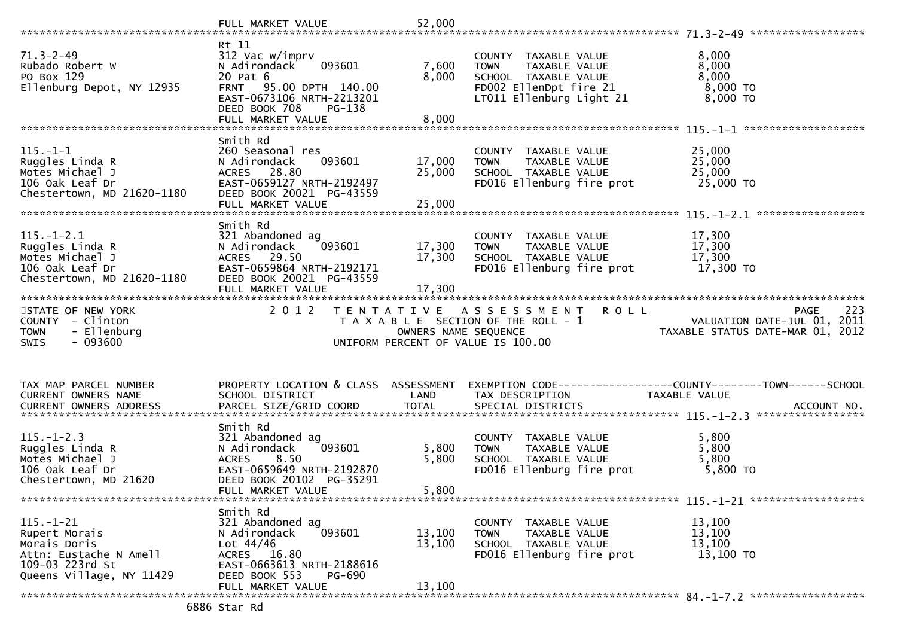```
                              FULL MARKET VALUE              52,000
******************************************************************************************************* 71.3-2-49 ******************
                              Rt 11
71.3-2-49                     312 Vac w/imprv                          COUNTY  TAXABLE VALUE              8,000
Rubado Robert W               N Adirondack    093601         7,600     TOWN    TAXABLE VALUE              8,000
PO Box 129                    20 Pat 6                        8,000    SCHOOL  TAXABLE VALUE              8,000
Ellenburg Depot, NY 12935     FRNT   95.00 DPTH 140.00                 FD002 EllenDpt fire 21              8,000 TO
                              EAST-0673106 NRTH-2213201                LT011 Ellenburg Light 21            8,000 TO
                              DEED BOOK 708     PG-138
                              FULL MARKET VALUE               8,000
******************************************************************************************************* 115.-1-1 *******************
                              Smith Rd
115.-1-1                      260 Seasonal res                         COUNTY  TAXABLE VALUE             25,000
Ruggles Linda R               N Adirondack    093601        17,000     TOWN    TAXABLE VALUE             25,000
Motes Michael J               ACRES   28.80                 25,000     SCHOOL  TAXABLE VALUE             25,000
106 Oak Leaf Dr               EAST-0659127 NRTH-2192497                FD016 Ellenburg fire prot          25,000 TO
Chestertown, MD 21620-1180    DEED BOOK 20021  PG-43559
                              FULL MARKET VALUE              25,000
******************************************************************************************************* 115.-1-2.1 *****************
                              Smith Rd
115.-1-2.1                    321 Abandoned ag                         COUNTY  TAXABLE VALUE             17,300
Ruggles Linda R               N Adirondack    093601        17,300     TOWN    TAXABLE VALUE             17,300
Motes Michael J               ACRES   29.50                 17,300     SCHOOL  TAXABLE VALUE             17,300
106 Oak Leaf Dr               EAST-0659864 NRTH-2192171                FD016 Ellenburg fire prot          17,300 TO
Chestertown, MD 21620-1180    DEED BOOK 20021  PG-43559
                              FULL MARKET VALUE              17,300
************************************************************************************************************************************
STATE OF NEW YORK                2 0 1 2   T E N T A T I V E   A S S E S S M E N T   R O L L                          PAGE    223
COUNTY  - Clinton                          T A X A B L E  SECTION OF THE ROLL - 1                    VALUATION DATE-JUL 01, 2011
TOWN    - Ellenburg                               OWNERS NAME SEQUENCE                          TAXABLE STATUS DATE-MAR 01, 2012
SWIS    - 093600                          UNIFORM PERCENT OF VALUE IS 100.00


TAX MAP PARCEL NUMBER         PROPERTY LOCATION & CLASS  ASSESSMENT  EXEMPTION CODE------------------COUNTY--------TOWN------SCHOOL
CURRENT OWNERS NAME           SCHOOL DISTRICT               LAND      TAX DESCRIPTION             TAXABLE VALUE
CURRENT OWNERS ADDRESS        PARCEL SIZE/GRID COORD       TOTAL      SPECIAL DISTRICTS                                   ACCOUNT NO.
******************************************************************************************************* 115.-1-2.3 *****************
                              Smith Rd
115.-1-2.3                    321 Abandoned ag                         COUNTY  TAXABLE VALUE              5,800
Ruggles Linda R               N Adirondack    093601         5,800     TOWN    TAXABLE VALUE              5,800
Motes Michael J               ACRES    8.50                  5,800     SCHOOL  TAXABLE VALUE              5,800
106 Oak Leaf Dr               EAST-0659649 NRTH-2192870                FD016 Ellenburg fire prot           5,800 TO
Chestertown, MD 21620         DEED BOOK 20102  PG-35291
                              FULL MARKET VALUE               5,800
******************************************************************************************************* 115.-1-21 ******************
                              Smith Rd
115.-1-21                     321 Abandoned ag                         COUNTY  TAXABLE VALUE             13,100
Rupert Morais                 N Adirondack    093601        13,100     TOWN    TAXABLE VALUE             13,100
Morais Doris                  Lot 44/46                     13,100     SCHOOL  TAXABLE VALUE             13,100
Attn: Eustache N Amell        ACRES   16.80                            FD016 Ellenburg fire prot          13,100 TO
109-03 223rd St               EAST-0663613 NRTH-2188616
Queens Village, NY 11429      DEED BOOK 553     PG-690
                              FULL MARKET VALUE              13,100
******************************************************************************************************* 84.-1-7.2 ******************
                              6886 Star Rd
```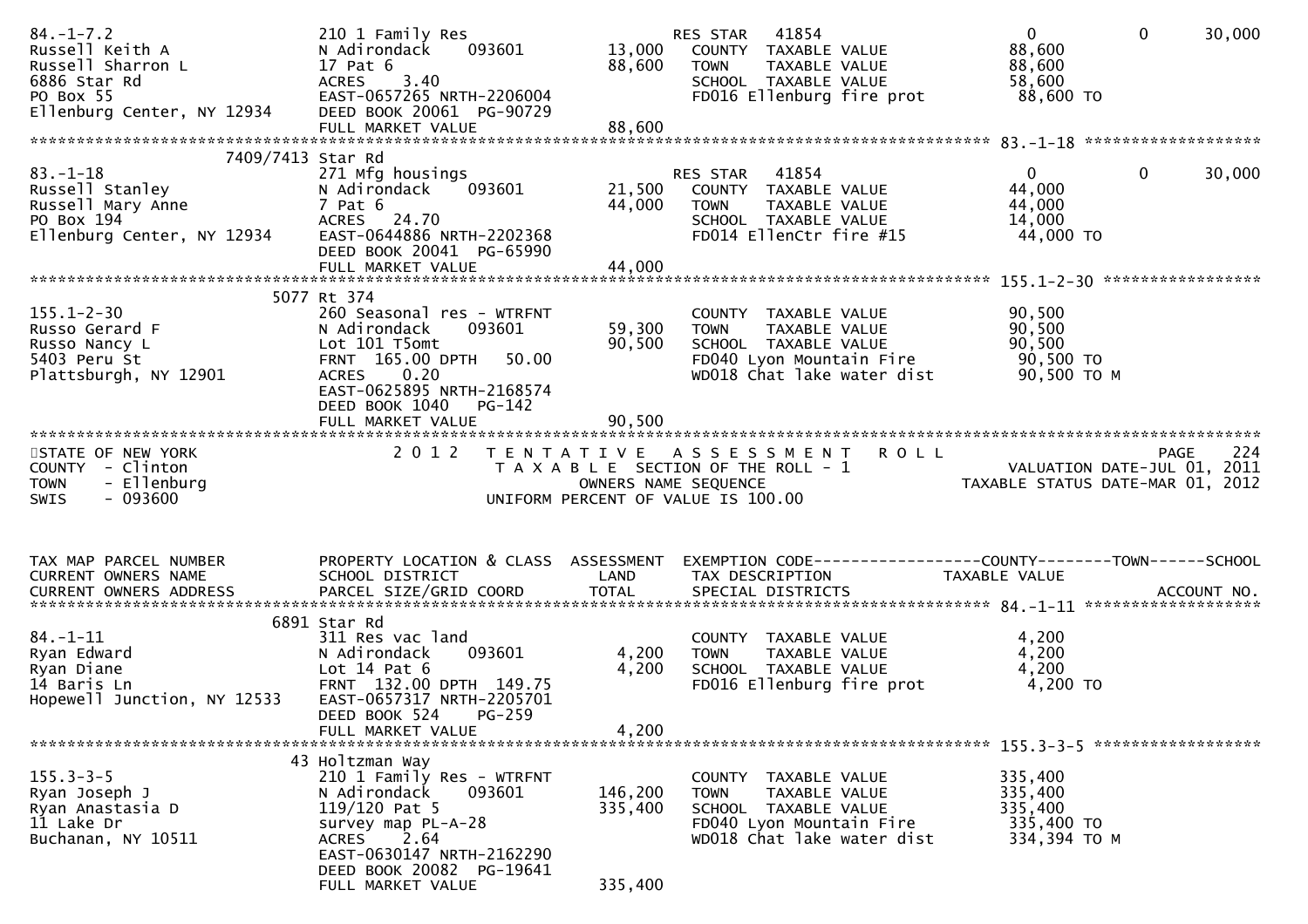```
84.-1-7.2                        210 1 Family Res                     RES STAR   41854                    0            0        30,000
Russell Keith A                  N Adirondack     093601      13,000   COUNTY  TAXABLE VALUE             88,600
Russell Sharron L                17 Pat 6                     88,600   TOWN    TAXABLE VALUE             88,600
6886 Star Rd                     ACRES    3.40                         SCHOOL  TAXABLE VALUE             58,600
PO Box 55                        EAST-0657265 NRTH-2206004             FD016 Ellenburg fire prot          88,600 TO
Ellenburg Center, NY 12934       DEED BOOK 20061  PG-90729
                                 FULL MARKET VALUE             88,600
******************************************************************************************************* 83.-1-18 ******************
                      7409/7413 Star Rd
83.-1-18                         271 Mfg housings                     RES STAR   41854                    0            0        30,000
Russell Stanley                  N Adirondack     093601      21,500   COUNTY  TAXABLE VALUE             44,000
Russell Mary Anne                7 Pat 6                      44,000   TOWN    TAXABLE VALUE             44,000
PO Box 194                       ACRES   24.70                         SCHOOL  TAXABLE VALUE             14,000
Ellenburg Center, NY 12934       EAST-0644886 NRTH-2202368             FD014 EllenCtr fire #15            44,000 TO
                                 DEED BOOK 20041  PG-65990
                                 FULL MARKET VALUE             44,000
******************************************************************************************************* 155.1-2-30 ****************
                            5077 Rt 374
155.1-2-30                       260 Seasonal res - WTRFNT             COUNTY  TAXABLE VALUE             90,500
Russo Gerard F                   N Adirondack     093601      59,300   TOWN    TAXABLE VALUE             90,500
Russo Nancy L                    Lot 101 T5omt                90,500   SCHOOL  TAXABLE VALUE             90,500
5403 Peru St                     FRNT  165.00 DPTH   50.00             FD040 Lyon Mountain Fire           90,500 TO
Plattsburgh, NY 12901            ACRES    0.20                         WD018 Chat lake water dist         90,500 TO M
                                 EAST-0625895 NRTH-2168574
                                 DEED BOOK 1040    PG-142
                                 FULL MARKET VALUE             90,500
************************************************************************************************************************************
STATE OF NEW YORK                  2 0 1 2   T E N T A T I V E   A S S E S S M E N T   R O L L                                PAGE    224
COUNTY  - Clinton                            T A X A B L E  SECTION OF THE ROLL - 1                    VALUATION DATE-JUL 01, 2011
TOWN    - Ellenburg                                  OWNERS NAME SEQUENCE                         TAXABLE STATUS DATE-MAR 01, 2012
SWIS    - 093600                             UNIFORM PERCENT OF VALUE IS 100.00


TAX MAP PARCEL NUMBER            PROPERTY LOCATION & CLASS  ASSESSMENT  EXEMPTION CODE------------------COUNTY--------TOWN------SCHOOL
CURRENT OWNERS NAME              SCHOOL DISTRICT               LAND      TAX DESCRIPTION              TAXABLE VALUE
CURRENT OWNERS ADDRESS           PARCEL SIZE/GRID COORD        TOTAL     SPECIAL DISTRICTS                                 ACCOUNT NO.
******************************************************************************************************* 84.-1-11 ******************
                            6891 Star Rd
84.-1-11                         311 Res vac land                      COUNTY  TAXABLE VALUE              4,200
Ryan Edward                      N Adirondack     093601       4,200   TOWN    TAXABLE VALUE              4,200
Ryan Diane                       Lot 14 Pat 6                  4,200   SCHOOL  TAXABLE VALUE              4,200
14 Baris Ln                      FRNT  132.00 DPTH  149.75             FD016 Ellenburg fire prot           4,200 TO
Hopewell Junction, NY 12533      EAST-0657317 NRTH-2205701
                                 DEED BOOK 524     PG-259
                                 FULL MARKET VALUE              4,200
******************************************************************************************************* 155.3-3-5 *****************
                              43 Holtzman Way
155.3-3-5                        210 1 Family Res - WTRFNT             COUNTY  TAXABLE VALUE            335,400
Ryan Joseph J                    N Adirondack     093601     146,200   TOWN    TAXABLE VALUE            335,400
Ryan Anastasia D                 119/120 Pat 5               335,400   SCHOOL  TAXABLE VALUE            335,400
11 Lake Dr                       survey map PL-A-28                    FD040 Lyon Mountain Fire          335,400 TO
Buchanan, NY 10511               ACRES    2.64                         WD018 Chat lake water dist        334,394 TO M
                                 EAST-0630147 NRTH-2162290
                                 DEED BOOK 20082  PG-19641
                                 FULL MARKET VALUE            335,400
```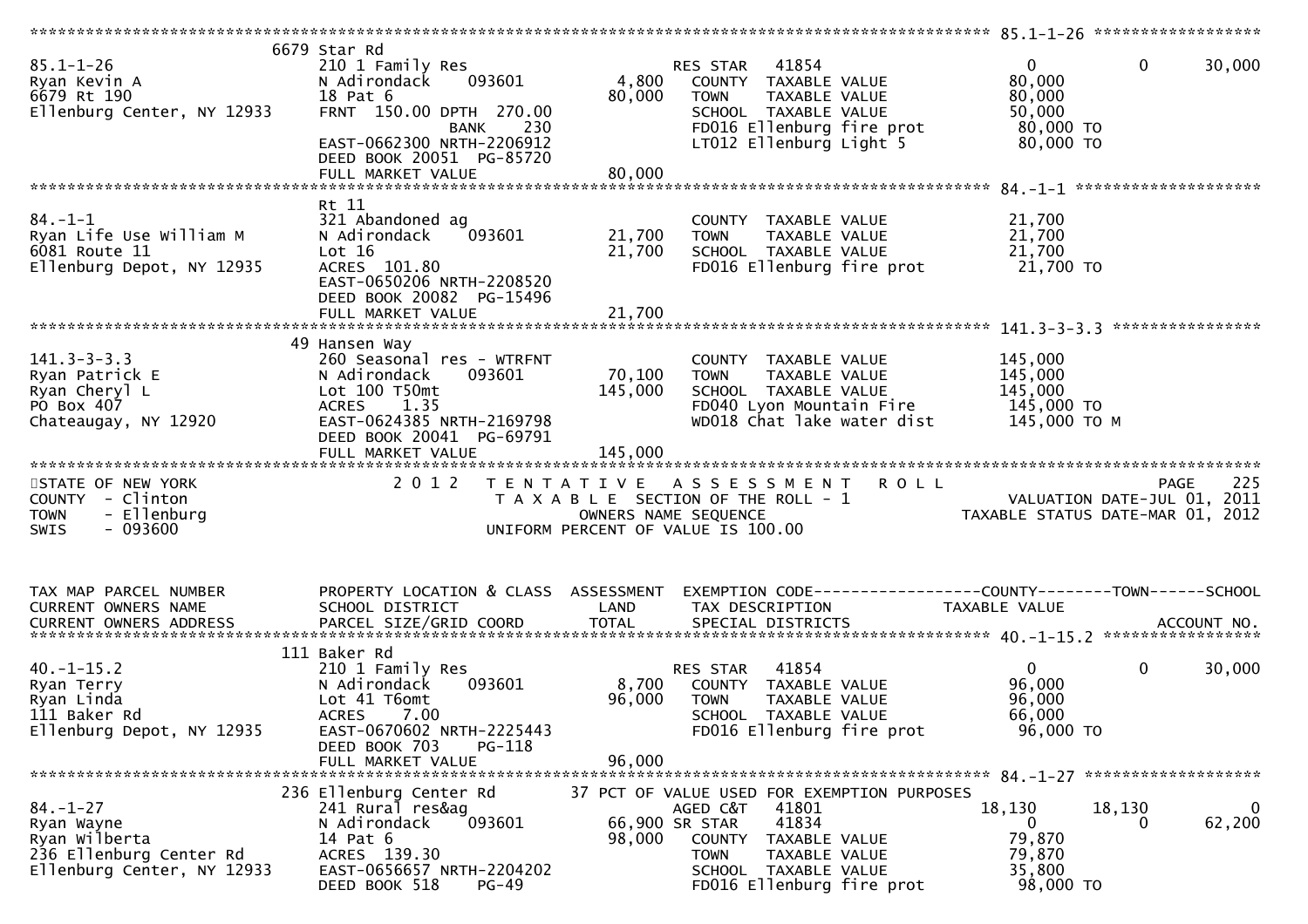```
******************************************************************************************************* 85.1-1-26 ******************
                          6679 Star Rd
85.1-1-26                 210 1 Family Res                   RES STAR   41854                 0          0     30,000
Ryan Kevin A              N Adirondack    093601       4,800   COUNTY  TAXABLE VALUE          80,000
6679 Rt 190               18 Pat 6                    80,000   TOWN    TAXABLE VALUE          80,000
Ellenburg Center, NY 12933 FRNT 150.00 DPTH 270.00             SCHOOL  TAXABLE VALUE          50,000
                               BANK      230                   FD016 Ellenburg fire prot       80,000 TO
                          EAST-0662300 NRTH-2206912            LT012 Ellenburg Light 5         80,000 TO
                          DEED BOOK 20051  PG-85720
                          FULL MARKET VALUE           80,000
******************************************************************************************************* 84.-1-1 ********************
                          Rt 11
84.-1-1                   321 Abandoned ag                     COUNTY  TAXABLE VALUE          21,700
Ryan Life Use William M   N Adirondack    093601      21,700   TOWN    TAXABLE VALUE          21,700
6081 Route 11             Lot 16                      21,700   SCHOOL  TAXABLE VALUE          21,700
Ellenburg Depot, NY 12935 ACRES 101.80                         FD016 Ellenburg fire prot       21,700 TO
                          EAST-0650206 NRTH-2208520
                          DEED BOOK 20082  PG-15496
                          FULL MARKET VALUE           21,700
******************************************************************************************************* 141.3-3-3.3 ****************
                          49 Hansen Way
141.3-3-3.3               260 Seasonal res - WTRFNT            COUNTY  TAXABLE VALUE         145,000
Ryan Patrick E            N Adirondack    093601      70,100   TOWN    TAXABLE VALUE         145,000
Ryan Cheryl L             Lot 100 T50mt              145,000   SCHOOL  TAXABLE VALUE         145,000
PO Box 407                ACRES    1.35                        FD040 Lyon Mountain Fire       145,000 TO
Chateaugay, NY 12920      EAST-0624385 NRTH-2169798            WD018 Chat lake water dist     145,000 TO M
                          DEED BOOK 20041  PG-69791
                          FULL MARKET VALUE          145,000
************************************************************************************************************************************
STATE OF NEW YORK                2 0 1 2   T E N T A T I V E   A S S E S S M E N T   R O L L                          PAGE    225
COUNTY  - Clinton                          T A X A B L E  SECTION OF THE ROLL - 1                      VALUATION DATE-JUL 01, 2011
TOWN    - Ellenburg                             OWNERS NAME SEQUENCE                              TAXABLE STATUS DATE-MAR 01, 2012
SWIS    - 093600                           UNIFORM PERCENT OF VALUE IS 100.00


TAX MAP PARCEL NUMBER     PROPERTY LOCATION & CLASS  ASSESSMENT  EXEMPTION CODE------------------COUNTY--------TOWN------SCHOOL
CURRENT OWNERS NAME       SCHOOL DISTRICT               LAND      TAX DESCRIPTION             TAXABLE VALUE
CURRENT OWNERS ADDRESS    PARCEL SIZE/GRID COORD        TOTAL     SPECIAL DISTRICTS                                   ACCOUNT NO.
******************************************************************************************************* 40.-1-15.2 *****************
                          111 Baker Rd
40.-1-15.2                210 1 Family Res                   RES STAR   41854                 0          0     30,000
Ryan Terry                N Adirondack    093601       8,700   COUNTY  TAXABLE VALUE          96,000
Ryan Linda                Lot 41 T6omt                96,000   TOWN    TAXABLE VALUE          96,000
111 Baker Rd              ACRES    7.00                        SCHOOL  TAXABLE VALUE          66,000
Ellenburg Depot, NY 12935 EAST-0670602 NRTH-2225443            FD016 Ellenburg fire prot       96,000 TO
                          DEED BOOK 703    PG-118
                          FULL MARKET VALUE           96,000
******************************************************************************************************* 84.-1-27 *******************
                          236 Ellenburg Center Rd     37 PCT OF VALUE USED FOR EXEMPTION PURPOSES
84.-1-27                  241 Rural res&ag                   AGED C&T   41801            18,130     18,130          0
Ryan Wayne                N Adirondack    093601      66,900 SR STAR    41834                 0          0     62,200
Ryan Wilberta             14 Pat 6                    98,000   COUNTY  TAXABLE VALUE          79,870
236 Ellenburg Center Rd   ACRES 139.30                         TOWN    TAXABLE VALUE          79,870
Ellenburg Center, NY 12933 EAST-0656657 NRTH-2204202           SCHOOL  TAXABLE VALUE          35,800
                          DEED BOOK 518    PG-49               FD016 Ellenburg fire prot       98,000 TO
```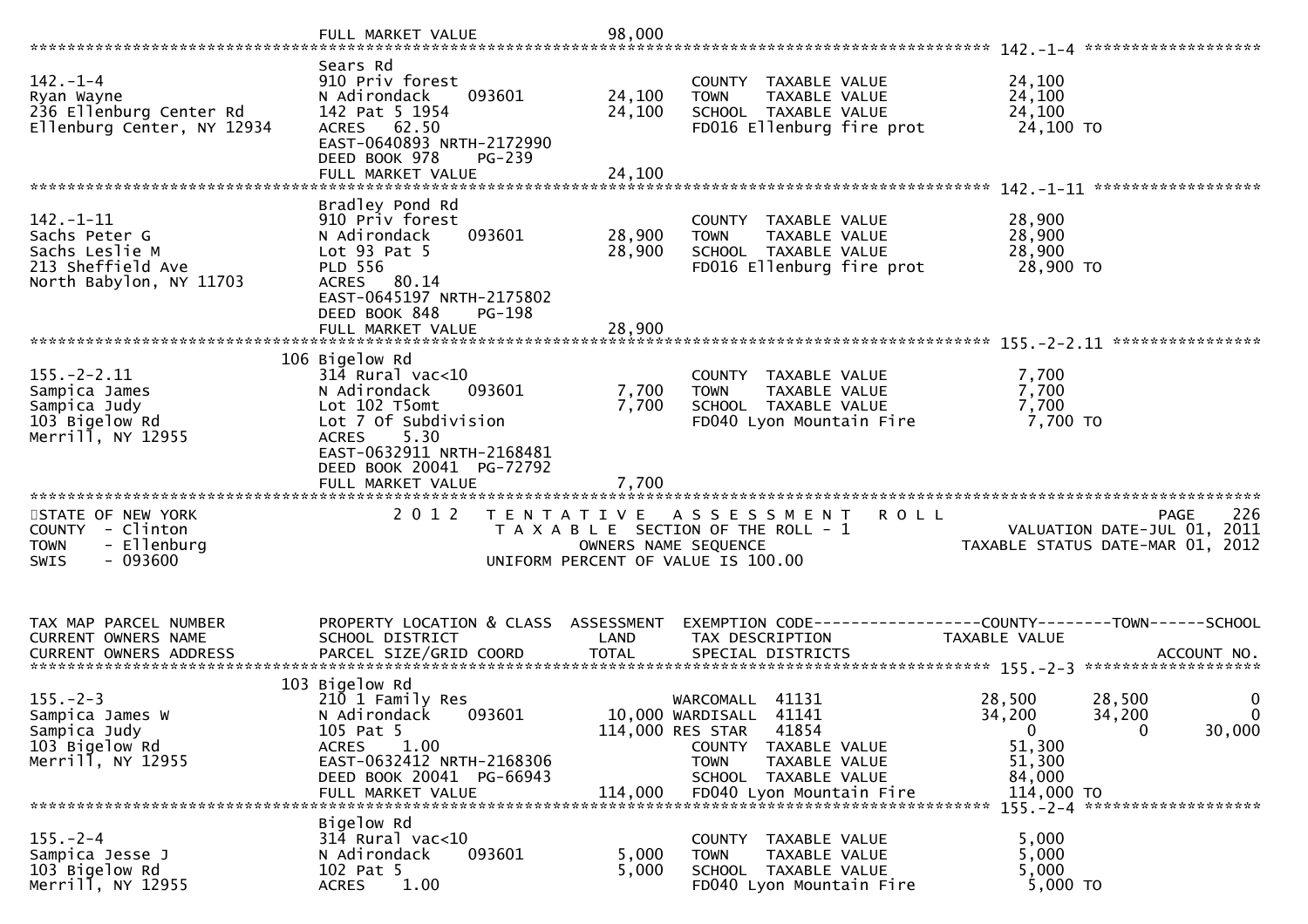```
                              FULL MARKET VALUE              98,000
******************************************************************************************************* 142.-1-4 ******************
                              Sears Rd
142.-1-4                      910 Priv forest                         COUNTY  TAXABLE VALUE            24,100
Ryan Wayne                    N Adirondack    093601       24,100     TOWN    TAXABLE VALUE            24,100
236 Ellenburg Center Rd       142 Pat 5 1954               24,100     SCHOOL  TAXABLE VALUE            24,100
Ellenburg Center, NY 12934    ACRES   62.50                           FD016 Ellenburg fire prot         24,100 TO
                              EAST-0640893 NRTH-2172990
                              DEED BOOK 978    PG-239
                              FULL MARKET VALUE            24,100
******************************************************************************************************* 142.-1-11 *****************
                              Bradley Pond Rd
142.-1-11                     910 Priv forest                         COUNTY  TAXABLE VALUE            28,900
Sachs Peter G                 N Adirondack    093601       28,900     TOWN    TAXABLE VALUE            28,900
Sachs Leslie M                Lot 93 Pat 5                 28,900     SCHOOL  TAXABLE VALUE            28,900
213 Sheffield Ave             PLD 556                                 FD016 Ellenburg fire prot         28,900 TO
North Babylon, NY 11703       ACRES   80.14
                              EAST-0645197 NRTH-2175802
                              DEED BOOK 848    PG-198
                              FULL MARKET VALUE            28,900
******************************************************************************************************* 155.-2-2.11 ***************
                           106 Bigelow Rd
155.-2-2.11                   314 Rural vac<10                        COUNTY  TAXABLE VALUE             7,700
Sampica James                 N Adirondack    093601        7,700     TOWN    TAXABLE VALUE             7,700
Sampica Judy                  Lot 102 T5omt                 7,700     SCHOOL  TAXABLE VALUE             7,700
103 Bigelow Rd                Lot 7 Of Subdivision                    FD040 Lyon Mountain Fire           7,700 TO
Merrill, NY 12955             ACRES    5.30
                              EAST-0632911 NRTH-2168481
                              DEED BOOK 20041  PG-72792
                              FULL MARKET VALUE             7,700
************************************************************************************************************************************
STATE OF NEW YORK                2 0 1 2   T E N T A T I V E   A S S E S S M E N T   R O L L                           PAGE    226
COUNTY  - Clinton                         T A X A B L E  SECTION OF THE ROLL - 1                     VALUATION DATE-JUL 01, 2011
TOWN    - Ellenburg                             OWNERS NAME SEQUENCE                            TAXABLE STATUS DATE-MAR 01, 2012
SWIS    - 093600                          UNIFORM PERCENT OF VALUE IS 100.00


TAX MAP PARCEL NUMBER         PROPERTY LOCATION & CLASS  ASSESSMENT  EXEMPTION CODE------------------COUNTY--------TOWN------SCHOOL
CURRENT OWNERS NAME           SCHOOL DISTRICT               LAND      TAX DESCRIPTION             TAXABLE VALUE
CURRENT OWNERS ADDRESS        PARCEL SIZE/GRID COORD       TOTAL      SPECIAL DISTRICTS                                 ACCOUNT NO.
******************************************************************************************************* 155.-2-3 ******************
                           103 Bigelow Rd
155.-2-3                      210 1 Family Res                        WARCOMALL  41131               28,500      28,500           0
Sampica James W               N Adirondack    093601       10,000 WARDISALL  41141               34,200      34,200           0
Sampica Judy                  105 Pat 5                   114,000 RES STAR   41854                    0           0      30,000
103 Bigelow Rd                ACRES    1.00                           COUNTY  TAXABLE VALUE            51,300
Merrill, NY 12955             EAST-0632412 NRTH-2168306               TOWN    TAXABLE VALUE            51,300
                              DEED BOOK 20041  PG-66943               SCHOOL  TAXABLE VALUE            84,000
                              FULL MARKET VALUE           114,000     FD040 Lyon Mountain Fire         114,000 TO
******************************************************************************************************* 155.-2-4 ******************
                              Bigelow Rd
155.-2-4                      314 Rural vac<10                        COUNTY  TAXABLE VALUE             5,000
Sampica Jesse J               N Adirondack    093601        5,000     TOWN    TAXABLE VALUE             5,000
103 Bigelow Rd                102 Pat 5                     5,000     SCHOOL  TAXABLE VALUE             5,000
Merrill, NY 12955             ACRES    1.00                           FD040 Lyon Mountain Fire           5,000 TO
```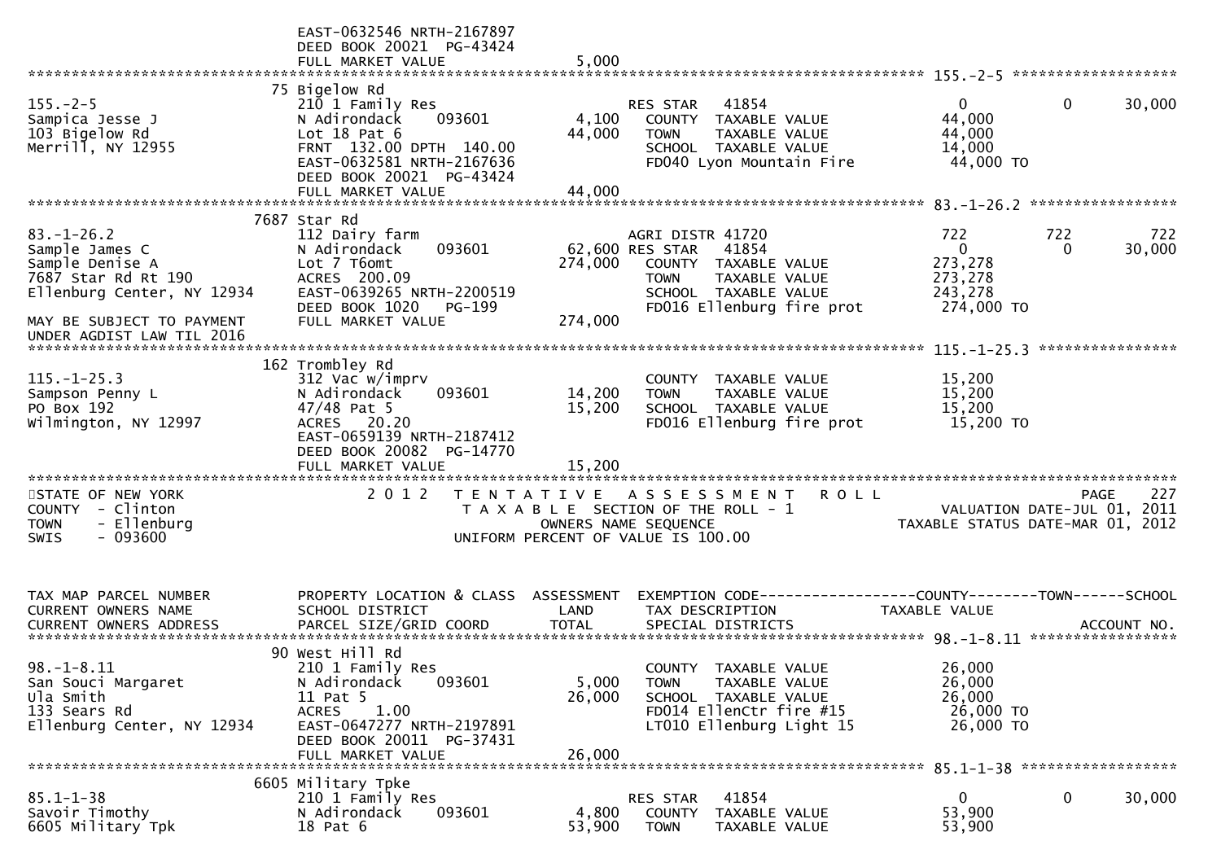```
                              EAST-0632546 NRTH-2167897
                              DEED BOOK 20021  PG-43424
                              FULL MARKET VALUE                5,000
******************************************************************************************************* 155.-2-5 *******************
                            75 Bigelow Rd
155.-2-5                     210 1 Family Res                       RES STAR    41854                   0            0       30,000
Sampica Jesse J              N Adirondack      093601       4,100    COUNTY  TAXABLE VALUE              44,000
103 Bigelow Rd               Lot 18 Pat 6                   44,000   TOWN    TAXABLE VALUE              44,000
Merrill, NY 12955            FRNT 132.00 DPTH 140.00                 SCHOOL  TAXABLE VALUE              14,000
                             EAST-0632581 NRTH-2167636               FD040 Lyon Mountain Fire            44,000 TO
                             DEED BOOK 20021  PG-43424
                             FULL MARKET VALUE             44,000
******************************************************************************************************* 83.-1-26.2 *****************
                          7687 Star Rd
83.-1-26.2                   112 Dairy farm                         AGRI DISTR 41720                  722          722          722
Sample James C               N Adirondack      093601       62,600 RES STAR    41854                    0            0       30,000
Sample Denise A              Lot 7 T6omt                   274,000   COUNTY  TAXABLE VALUE             273,278
7687 Star Rd Rt 190          ACRES 200.09                            TOWN    TAXABLE VALUE             273,278
Ellenburg Center, NY 12934   EAST-0639265 NRTH-2200519               SCHOOL  TAXABLE VALUE             243,278
                             DEED BOOK 1020    PG-199                FD016 Ellenburg fire prot          274,000 TO
MAY BE SUBJECT TO PAYMENT    FULL MARKET VALUE            274,000
UNDER AGDIST LAW TIL 2016
******************************************************************************************************* 115.-1-25.3 ****************
                           162 Trombley Rd
115.-1-25.3                  312 Vac w/imprv                         COUNTY  TAXABLE VALUE              15,200
Sampson Penny L              N Adirondack      093601       14,200   TOWN    TAXABLE VALUE              15,200
PO Box 192                   47/48 Pat 5                    15,200   SCHOOL  TAXABLE VALUE              15,200
Wilmington, NY 12997         ACRES  20.20                            FD016 Ellenburg fire prot           15,200 TO
                             EAST-0659139 NRTH-2187412
                             DEED BOOK 20082  PG-14770
                             FULL MARKET VALUE             15,200
************************************************************************************************************************************
STATE OF NEW YORK                  2 0 1 2   T E N T A T I V E   A S S E S S M E N T   R O L L                          PAGE    227
COUNTY  - Clinton                           T A X A B L E  SECTION OF THE ROLL - 1                      VALUATION DATE-JUL 01, 2011
TOWN    - Ellenburg                                OWNERS NAME SEQUENCE                            TAXABLE STATUS DATE-MAR 01, 2012
SWIS    - 093600                           UNIFORM PERCENT OF VALUE IS 100.00


TAX MAP PARCEL NUMBER        PROPERTY LOCATION & CLASS  ASSESSMENT  EXEMPTION CODE------------------COUNTY--------TOWN------SCHOOL
CURRENT OWNERS NAME          SCHOOL DISTRICT               LAND      TAX DESCRIPTION               TAXABLE VALUE
CURRENT OWNERS ADDRESS       PARCEL SIZE/GRID COORD        TOTAL     SPECIAL DISTRICTS                                   ACCOUNT NO.
******************************************************************************************************* 98.-1-8.11 *****************
                            90 West Hill Rd
98.-1-8.11                   210 1 Family Res                        COUNTY  TAXABLE VALUE              26,000
San Souci Margaret           N Adirondack      093601        5,000   TOWN    TAXABLE VALUE              26,000
Ula Smith                    11 Pat 5                       26,000   SCHOOL  TAXABLE VALUE              26,000
133 Sears Rd                 ACRES    1.00                           FD014 EllenCtr fire #15             26,000 TO
Ellenburg Center, NY 12934   EAST-0647277 NRTH-2197891               LT010 Ellenburg Light 15            26,000 TO
                             DEED BOOK 20011  PG-37431
                             FULL MARKET VALUE             26,000
******************************************************************************************************* 85.1-1-38 ******************
                          6605 Military Tpke
85.1-1-38                    210 1 Family Res                       RES STAR    41854                   0            0       30,000
Savoir Timothy               N Adirondack      093601        4,800   COUNTY  TAXABLE VALUE              53,900
6605 Military Tpk            18 Pat 6                       53,900   TOWN    TAXABLE VALUE              53,900
```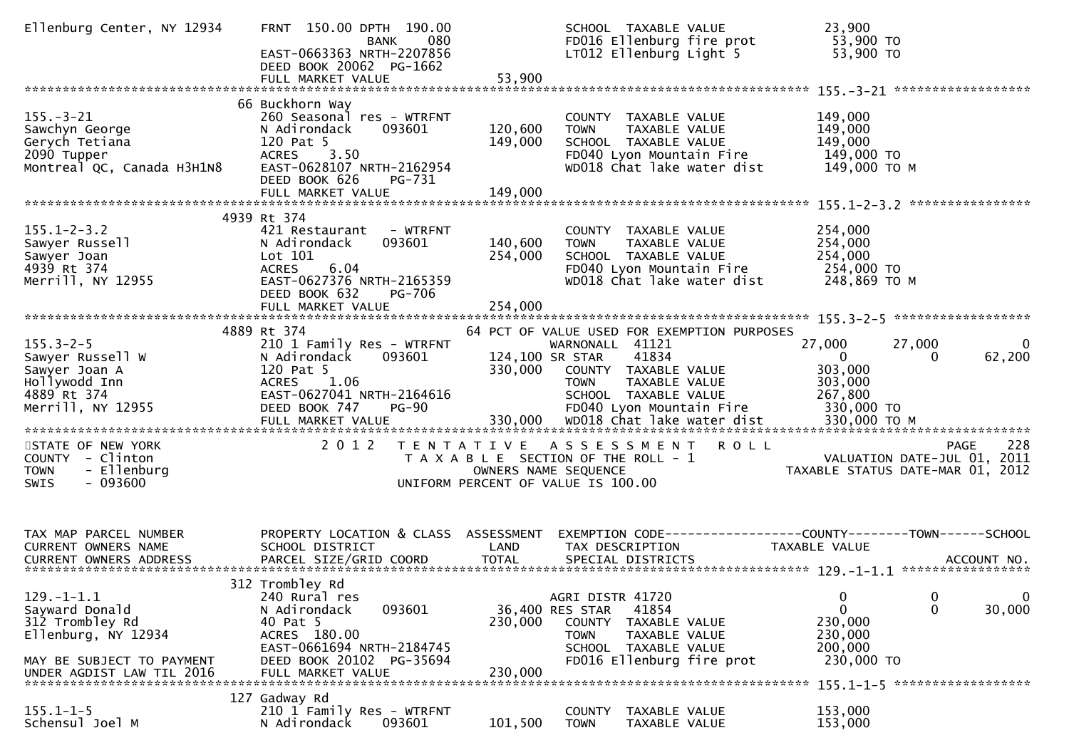```
Ellenburg Center, NY 12934    FRNT  150.00 DPTH  190.00                  SCHOOL  TAXABLE VALUE             23,900
                                             BANK     080                FD016 Ellenburg fire prot          53,900 TO
                              EAST-0663363 NRTH-2207856                  LT012 Ellenburg Light 5            53,900 TO
                              DEED BOOK 20062  PG-1662
                              FULL MARKET VALUE                53,900
******************************************************************************************************* 155.-3-21 ******************
                              66 Buckhorn Way
155.-3-21                     260 Seasonal res - WTRFNT                  COUNTY  TAXABLE VALUE            149,000
Sawchyn George                N Adirondack     093601        120,600     TOWN    TAXABLE VALUE            149,000
Gerych Tetiana                120 Pat 5                      149,000     SCHOOL  TAXABLE VALUE            149,000
2090 Tupper                   ACRES    3.50                              FD040 Lyon Mountain Fire          149,000 TO
Montreal QC, Canada H3H1N8    EAST-0628107 NRTH-2162954                  WD018 Chat lake water dist        149,000 TO M
                              DEED BOOK 626    PG-731
                              FULL MARKET VALUE               149,000
******************************************************************************************************* 155.1-2-3.2 ****************
                              4939 Rt 374
155.1-2-3.2                   421 Restaurant   - WTRFNT                  COUNTY  TAXABLE VALUE            254,000
Sawyer Russell                N Adirondack     093601        140,600     TOWN    TAXABLE VALUE            254,000
Sawyer Joan                   Lot 101                        254,000     SCHOOL  TAXABLE VALUE            254,000
4939 Rt 374                   ACRES    6.04                              FD040 Lyon Mountain Fire          254,000 TO
Merrill, NY 12955             EAST-0627376 NRTH-2165359                  WD018 Chat lake water dist        248,869 TO M
                              DEED BOOK 632    PG-706
                              FULL MARKET VALUE               254,000
******************************************************************************************************* 155.3-2-5 ******************
                              4889 Rt 374                    64 PCT OF VALUE USED FOR EXEMPTION PURPOSES
155.3-2-5                     210 1 Family Res - WTRFNT                  WARNONALL  41121                  27,000       27,000            0
Sawyer Russell W              N Adirondack     093601        124,100 SR STAR    41834                       0            0       62,200
Sawyer Joan A                 120 Pat 5                      330,000     COUNTY  TAXABLE VALUE            303,000
Hollywodd Inn                 ACRES    1.06                              TOWN    TAXABLE VALUE            303,000
4889 Rt 374                   EAST-0627041 NRTH-2164616                  SCHOOL  TAXABLE VALUE            267,800
Merrill, NY 12955             DEED BOOK 747    PG-90                     FD040 Lyon Mountain Fire          330,000 TO
                              FULL MARKET VALUE               330,000    WD018 Chat lake water dist        330,000 TO M
*************************************************************************************************************************************
STATE OF NEW YORK                 2 0 1 2   T E N T A T I V E   A S S E S S M E N T   R O L L                          PAGE    228
COUNTY  - Clinton                          T A X A B L E  SECTION OF THE ROLL - 1                         VALUATION DATE-JUL 01, 2011
TOWN    - Ellenburg                                  OWNERS NAME SEQUENCE                             TAXABLE STATUS DATE-MAR 01, 2012
SWIS    - 093600                            UNIFORM PERCENT OF VALUE IS 100.00


TAX MAP PARCEL NUMBER         PROPERTY LOCATION & CLASS  ASSESSMENT  EXEMPTION CODE------------------COUNTY--------TOWN------SCHOOL
CURRENT OWNERS NAME           SCHOOL DISTRICT               LAND      TAX DESCRIPTION              TAXABLE VALUE
CURRENT OWNERS ADDRESS        PARCEL SIZE/GRID COORD        TOTAL     SPECIAL DISTRICTS                                  ACCOUNT NO.
******************************************************************************************************* 129.-1-1.1 *****************
                              312 Trombley Rd
129.-1-1.1                    240 Rural res                              AGRI DISTR 41720                    0            0            0
Sayward Donald                N Adirondack     093601         36,400 RES STAR   41854                        0            0       30,000
312 Trombley Rd               40 Pat 5                       230,000     COUNTY  TAXABLE VALUE            230,000
Ellenburg, NY 12934           ACRES  180.00                              TOWN    TAXABLE VALUE            230,000
                              EAST-0661694 NRTH-2184745                  SCHOOL  TAXABLE VALUE            200,000
MAY BE SUBJECT TO PAYMENT     DEED BOOK 20102  PG-35694                  FD016 Ellenburg fire prot         230,000 TO
UNDER AGDIST LAW TIL 2016     FULL MARKET VALUE               230,000
******************************************************************************************************* 155.1-1-5 ******************
                              127 Gadway Rd
155.1-1-5                     210 1 Family Res - WTRFNT                  COUNTY  TAXABLE VALUE            153,000
Schensul Joel M               N Adirondack     093601        101,500     TOWN    TAXABLE VALUE            153,000
```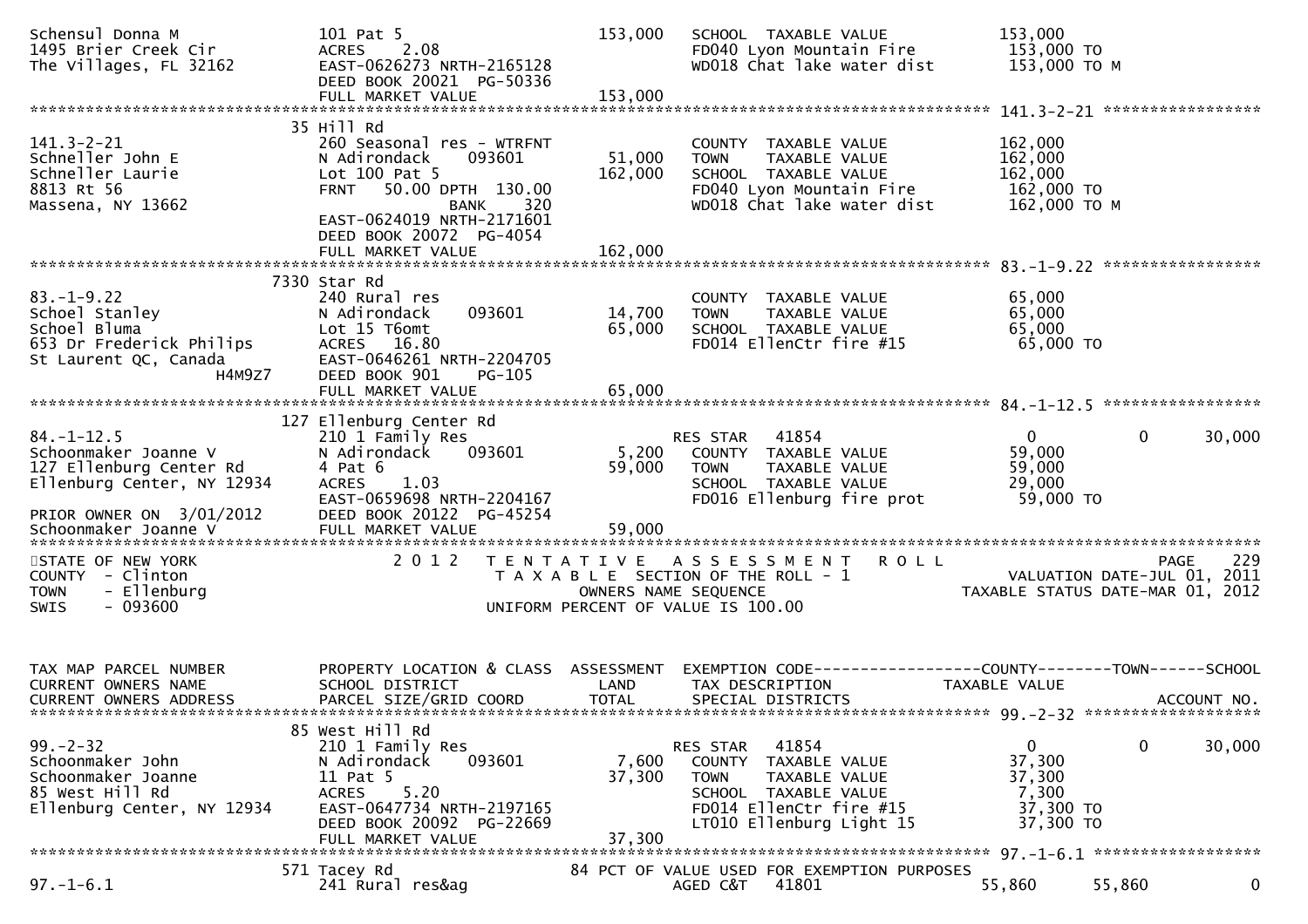```
Schensul Donna M              101 Pat 5                         153,000   SCHOOL  TAXABLE VALUE            153,000
1495 Brier Creek Cir          ACRES    2.08                               FD040 Lyon Mountain Fire          153,000 TO
The Villages, FL 32162        EAST-0626273 NRTH-2165128                   WD018 Chat lake water dist        153,000 TO M
                              DEED BOOK 20021 PG-50336
                              FULL MARKET VALUE                 153,000
******************************************************************************************************* 141.3-2-21 *****************
                            35 Hill Rd
141.3-2-21                    260 Seasonal res - WTRFNT                   COUNTY  TAXABLE VALUE            162,000
Schneller John E              N Adirondack      093601           51,000   TOWN    TAXABLE VALUE            162,000
Schneller Laurie              Lot 100 Pat 5                     162,000   SCHOOL  TAXABLE VALUE            162,000
8813 Rt 56                    FRNT    50.00 DPTH 130.00                   FD040 Lyon Mountain Fire          162,000 TO
Massena, NY 13662                           BANK     320                  WD018 Chat lake water dist        162,000 TO M
                              EAST-0624019 NRTH-2171601
                              DEED BOOK 20072 PG-4054
                              FULL MARKET VALUE                 162,000
******************************************************************************************************* 83.-1-9.22 *****************
                            7330 Star Rd
83.-1-9.22                    240 Rural res                               COUNTY  TAXABLE VALUE             65,000
Schoel Stanley                N Adirondack      093601           14,700   TOWN    TAXABLE VALUE             65,000
Schoel Bluma                  Lot 15 T6omt                       65,000   SCHOOL  TAXABLE VALUE             65,000
653 Dr Frederick Philips      ACRES   16.80                               FD014 EllenCtr fire #15            65,000 TO
St Laurent QC, Canada         EAST-0646261 NRTH-2204705
                    H4M9Z7    DEED BOOK 901     PG-105
                              FULL MARKET VALUE                  65,000
******************************************************************************************************* 84.-1-12.5 *****************
                            127 Ellenburg Center Rd
84.-1-12.5                    210 1 Family Res                            RES STAR    41854                    0           0       30,000
Schoonmaker Joanne V          N Adirondack      093601            5,200   COUNTY  TAXABLE VALUE             59,000
127 Ellenburg Center Rd       4 Pat 6                            59,000   TOWN    TAXABLE VALUE             59,000
Ellenburg Center, NY 12934    ACRES    1.03                               SCHOOL  TAXABLE VALUE             29,000
                              EAST-0659698 NRTH-2204167                   FD016 Ellenburg fire prot          59,000 TO
PRIOR OWNER ON  3/01/2012     DEED BOOK 20122 PG-45254
Schoonmaker Joanne V          FULL MARKET VALUE                  59,000
************************************************************************************************************************************
STATE OF NEW YORK                      2 0 1 2   T E N T A T I V E   A S S E S S M E N T   R O L L                       PAGE    229
COUNTY  - Clinton                            T A X A B L E  SECTION OF THE ROLL - 1                  VALUATION DATE-JUL 01, 2011
TOWN    - Ellenburg                                   OWNERS NAME SEQUENCE                       TAXABLE STATUS DATE-MAR 01, 2012
SWIS    - 093600                               UNIFORM PERCENT OF VALUE IS 100.00


TAX MAP PARCEL NUMBER         PROPERTY LOCATION & CLASS  ASSESSMENT  EXEMPTION CODE------------------COUNTY--------TOWN------SCHOOL
CURRENT OWNERS NAME           SCHOOL DISTRICT               LAND      TAX DESCRIPTION              TAXABLE VALUE
CURRENT OWNERS ADDRESS        PARCEL SIZE/GRID COORD        TOTAL     SPECIAL DISTRICTS                                  ACCOUNT NO.
******************************************************************************************************* 99.-2-32 *******************
                            85 West Hill Rd
99.-2-32                      210 1 Family Res                            RES STAR    41854                    0           0       30,000
Schoonmaker John              N Adirondack      093601            7,600   COUNTY  TAXABLE VALUE             37,300
Schoonmaker Joanne            11 Pat 5                           37,300   TOWN    TAXABLE VALUE             37,300
85 West Hill Rd               ACRES    5.20                               SCHOOL  TAXABLE VALUE              7,300
Ellenburg Center, NY 12934    EAST-0647734 NRTH-2197165                   FD014 EllenCtr fire #15            37,300 TO
                              DEED BOOK 20092 PG-22669                    LT010 Ellenburg Light 15           37,300 TO
                              FULL MARKET VALUE                  37,300
******************************************************************************************************* 97.-1-6.1 ******************
                            571 Tacey Rd                        84 PCT OF VALUE USED FOR EXEMPTION PURPOSES
97.-1-6.1                     241 Rural res&ag                            AGED C&T    41801               55,860      55,860            0
```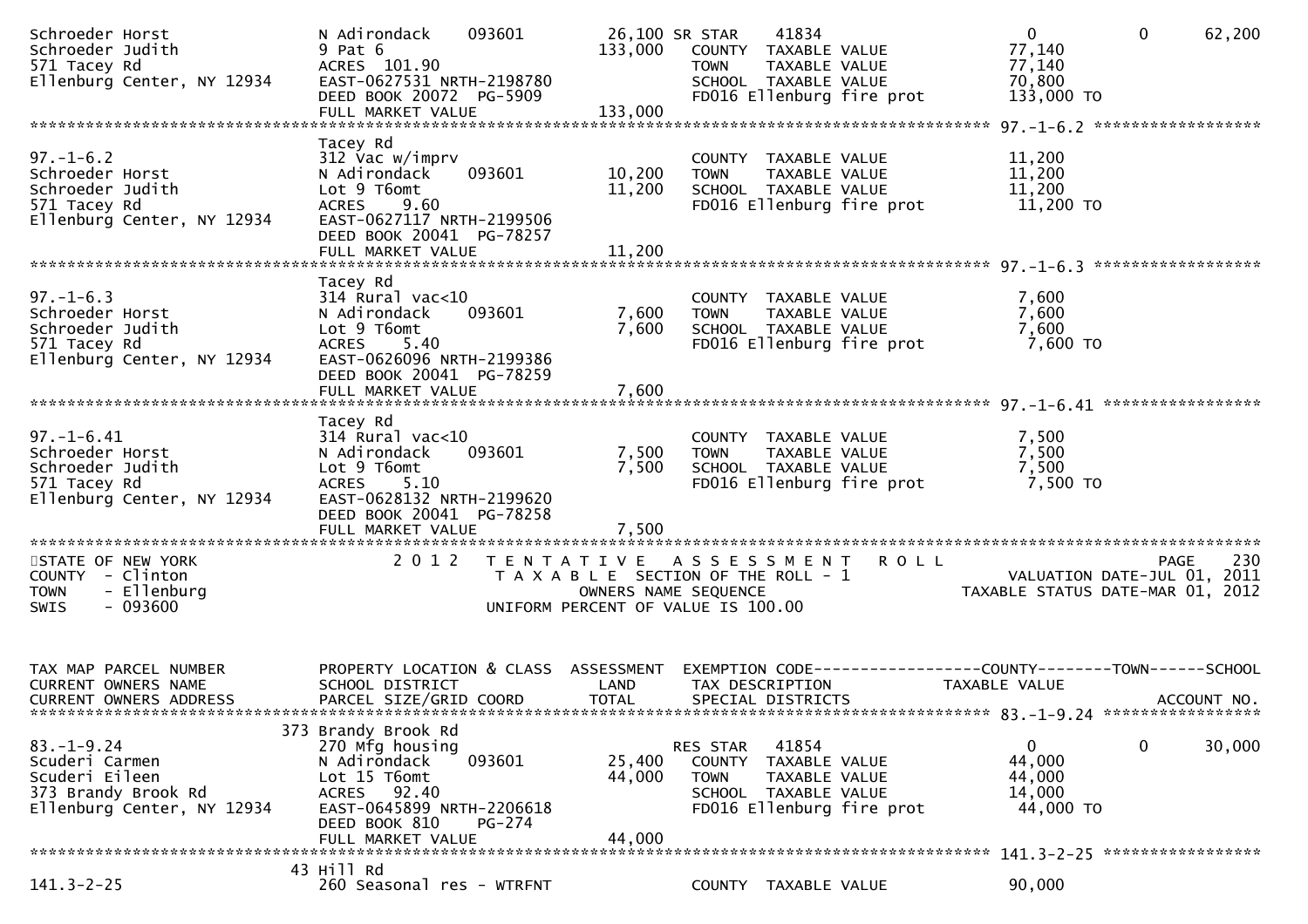```
Schroeder Horst               N Adirondack    093601        26,100 SR STAR    41834                     0            0       62,200
Schroeder Judith              9 Pat 6                      133,000   COUNTY  TAXABLE VALUE           77,140
571 Tacey Rd                  ACRES  101.90                          TOWN    TAXABLE VALUE           77,140
Ellenburg Center, NY 12934    EAST-0627531 NRTH-2198780              SCHOOL  TAXABLE VALUE           70,800
                              DEED BOOK 20072  PG-5909               FD016 Ellenburg fire prot       133,000 TO
                              FULL MARKET VALUE            133,000
******************************************************************************************************* 97.-1-6.2 *****************
                              Tacey Rd
97.-1-6.2                     312 Vac w/imprv                        COUNTY  TAXABLE VALUE           11,200
Schroeder Horst               N Adirondack    093601        10,200   TOWN    TAXABLE VALUE           11,200
Schroeder Judith              Lot 9 T6omt                   11,200   SCHOOL  TAXABLE VALUE           11,200
571 Tacey Rd                  ACRES    9.60                          FD016 Ellenburg fire prot        11,200 TO
Ellenburg Center, NY 12934    EAST-0627117 NRTH-2199506
                              DEED BOOK 20041  PG-78257
                              FULL MARKET VALUE             11,200
******************************************************************************************************* 97.-1-6.3 *****************
                              Tacey Rd
97.-1-6.3                     314 Rural vac<10                       COUNTY  TAXABLE VALUE            7,600
Schroeder Horst               N Adirondack    093601         7,600   TOWN    TAXABLE VALUE            7,600
Schroeder Judith              Lot 9 T6omt                    7,600   SCHOOL  TAXABLE VALUE            7,600
571 Tacey Rd                  ACRES    5.40                          FD016 Ellenburg fire prot         7,600 TO
Ellenburg Center, NY 12934    EAST-0626096 NRTH-2199386
                              DEED BOOK 20041  PG-78259
                              FULL MARKET VALUE              7,600
******************************************************************************************************* 97.-1-6.41 ****************
                              Tacey Rd
97.-1-6.41                    314 Rural vac<10                       COUNTY  TAXABLE VALUE            7,500
Schroeder Horst               N Adirondack    093601         7,500   TOWN    TAXABLE VALUE            7,500
Schroeder Judith              Lot 9 T6omt                    7,500   SCHOOL  TAXABLE VALUE            7,500
571 Tacey Rd                  ACRES    5.10                          FD016 Ellenburg fire prot         7,500 TO
Ellenburg Center, NY 12934    EAST-0628132 NRTH-2199620
                              DEED BOOK 20041  PG-78258
                              FULL MARKET VALUE              7,500
************************************************************************************************************************************
STATE OF NEW YORK                 2 0 1 2   T E N T A T I V E   A S S E S S M E N T   R O L L                          PAGE    230
COUNTY  - Clinton                            T A X A B L E  SECTION OF THE ROLL - 1                   VALUATION DATE-JUL 01, 2011
TOWN    - Ellenburg                               OWNERS NAME SEQUENCE                          TAXABLE STATUS DATE-MAR 01, 2012
SWIS    - 093600                             UNIFORM PERCENT OF VALUE IS 100.00


TAX MAP PARCEL NUMBER         PROPERTY LOCATION & CLASS  ASSESSMENT  EXEMPTION CODE------------------COUNTY--------TOWN------SCHOOL
CURRENT OWNERS NAME           SCHOOL DISTRICT               LAND      TAX DESCRIPTION             TAXABLE VALUE
CURRENT OWNERS ADDRESS        PARCEL SIZE/GRID COORD        TOTAL     SPECIAL DISTRICTS                                 ACCOUNT NO.
******************************************************************************************************* 83.-1-9.24 ****************
                          373 Brandy Brook Rd
83.-1-9.24                    270 Mfg housing                        RES STAR    41854                  0            0       30,000
Scuderi Carmen                N Adirondack    093601        25,400   COUNTY  TAXABLE VALUE           44,000
Scuderi Eileen                Lot 15 T6omt                  44,000   TOWN    TAXABLE VALUE           44,000
373 Brandy Brook Rd           ACRES   92.40                          SCHOOL  TAXABLE VALUE           14,000
Ellenburg Center, NY 12934    EAST-0645899 NRTH-2206618              FD016 Ellenburg fire prot        44,000 TO
                              DEED BOOK 810    PG-274
                              FULL MARKET VALUE             44,000
******************************************************************************************************* 141.3-2-25 ****************
                           43 Hill Rd
141.3-2-25                    260 Seasonal res - WTRFNT              COUNTY  TAXABLE VALUE           90,000
```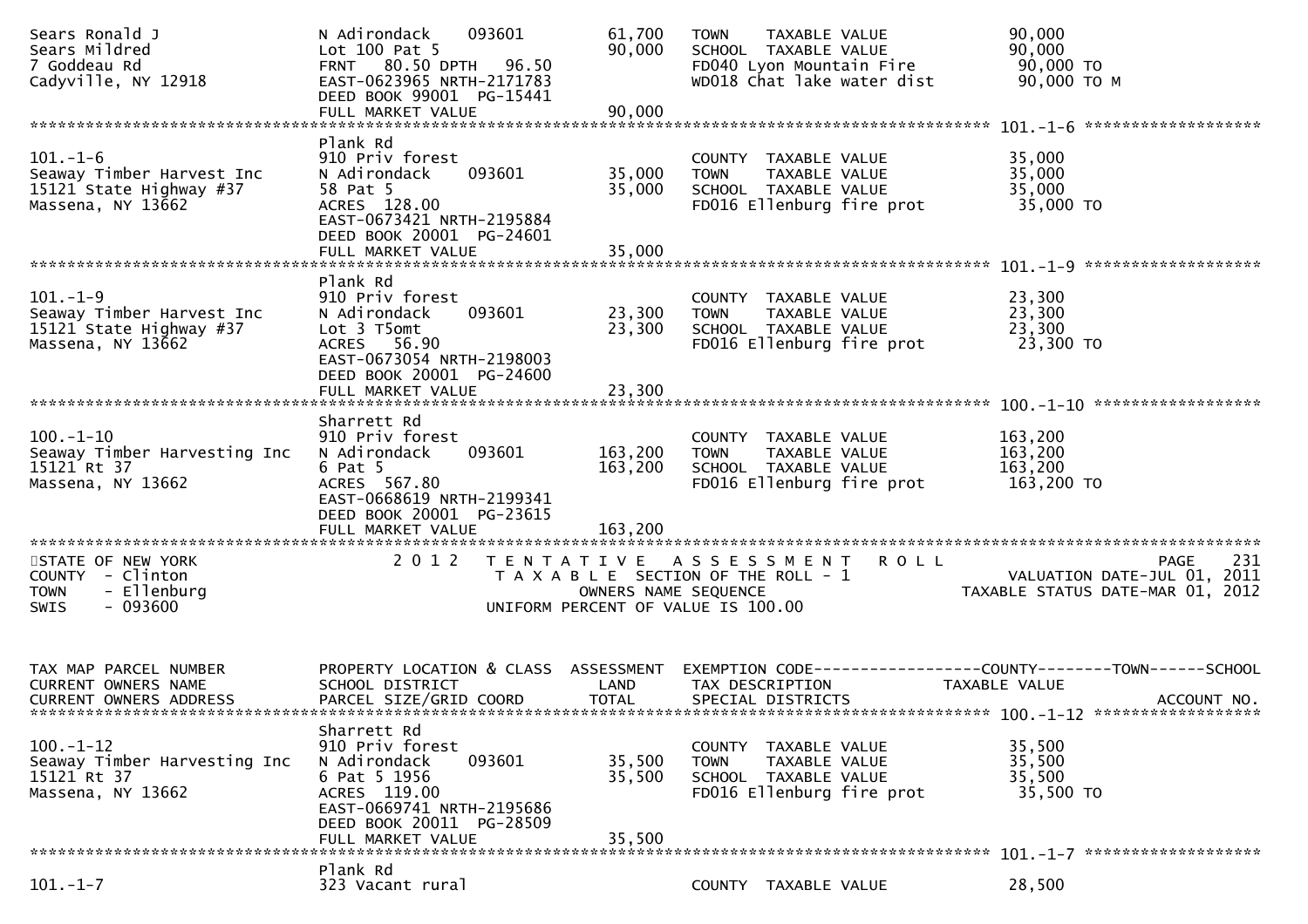```
Sears Ronald J                 N Adirondack     093601          61,700   TOWN    TAXABLE VALUE              90,000
Sears Mildred                  Lot 100 Pat 5                    90,000   SCHOOL  TAXABLE VALUE              90,000
7 Goddeau Rd                   FRNT   80.50 DPTH   96.50                 FD040 Lyon Mountain Fire            90,000 TO
Cadyville, NY 12918            EAST-0623965 NRTH-2171783                 WD018 Chat lake water dist          90,000 TO M
                               DEED BOOK 99001  PG-15441
                               FULL MARKET VALUE                90,000
******************************************************************************************************* 101.-1-6 ******************
                               Plank Rd
101.-1-6                       910 Priv forest                           COUNTY  TAXABLE VALUE              35,000
Seaway Timber Harvest Inc      N Adirondack     093601          35,000   TOWN    TAXABLE VALUE              35,000
15121 State Highway #37        58 Pat 5                         35,000   SCHOOL  TAXABLE VALUE              35,000
Massena, NY 13662              ACRES  128.00                             FD016 Ellenburg fire prot           35,000 TO
                               EAST-0673421 NRTH-2195884
                               DEED BOOK 20001  PG-24601
                               FULL MARKET VALUE                35,000
******************************************************************************************************* 101.-1-9 ******************
                               Plank Rd
101.-1-9                       910 Priv forest                           COUNTY  TAXABLE VALUE              23,300
Seaway Timber Harvest Inc      N Adirondack     093601          23,300   TOWN    TAXABLE VALUE              23,300
15121 State Highway #37        Lot 3 T5omt                      23,300   SCHOOL  TAXABLE VALUE              23,300
Massena, NY 13662              ACRES   56.90                             FD016 Ellenburg fire prot           23,300 TO
                               EAST-0673054 NRTH-2198003
                               DEED BOOK 20001  PG-24600
                               FULL MARKET VALUE                23,300
******************************************************************************************************* 100.-1-10 *****************
                               Sharrett Rd
100.-1-10                      910 Priv forest                           COUNTY  TAXABLE VALUE             163,200
Seaway Timber Harvesting Inc   N Adirondack     093601         163,200   TOWN    TAXABLE VALUE             163,200
15121 Rt 37                    6 Pat 5                         163,200   SCHOOL  TAXABLE VALUE             163,200
Massena, NY 13662              ACRES  567.80                             FD016 Ellenburg fire prot          163,200 TO
                               EAST-0668619 NRTH-2199341
                               DEED BOOK 20001  PG-23615
                               FULL MARKET VALUE               163,200
************************************************************************************************************************************
STATE OF NEW YORK              2 0 1 2   T E N T A T I V E   A S S E S S M E N T   R O L L                               PAGE   231
COUNTY  - Clinton                        T A X A B L E  SECTION OF THE ROLL - 1                       VALUATION DATE-JUL 01, 2011
TOWN    - Ellenburg                           OWNERS NAME SEQUENCE                              TAXABLE STATUS DATE-MAR 01, 2012
SWIS    - 093600                         UNIFORM PERCENT OF VALUE IS 100.00


TAX MAP PARCEL NUMBER          PROPERTY LOCATION & CLASS  ASSESSMENT  EXEMPTION CODE------------------COUNTY--------TOWN------SCHOOL
CURRENT OWNERS NAME            SCHOOL DISTRICT               LAND      TAX DESCRIPTION             TAXABLE VALUE
CURRENT OWNERS ADDRESS         PARCEL SIZE/GRID COORD        TOTAL     SPECIAL DISTRICTS                                 ACCOUNT NO.
******************************************************************************************************* 100.-1-12 *****************
                               Sharrett Rd
100.-1-12                      910 Priv forest                           COUNTY  TAXABLE VALUE              35,500
Seaway Timber Harvesting Inc   N Adirondack     093601          35,500   TOWN    TAXABLE VALUE              35,500
15121 Rt 37                    6 Pat 5 1956                     35,500   SCHOOL  TAXABLE VALUE              35,500
Massena, NY 13662              ACRES  119.00                             FD016 Ellenburg fire prot           35,500 TO
                               EAST-0669741 NRTH-2195686
                               DEED BOOK 20011  PG-28509
                               FULL MARKET VALUE                35,500
******************************************************************************************************* 101.-1-7 ******************
                               Plank Rd
101.-1-7                       323 Vacant rural                          COUNTY  TAXABLE VALUE              28,500
```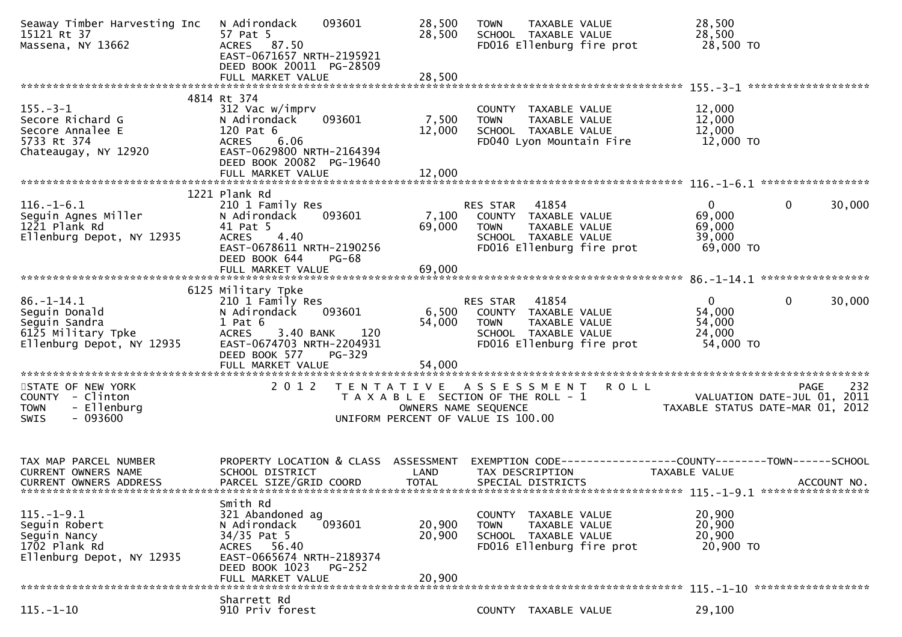| | | | | |
|---|---|---|---|---|
| Seaway Timber Harvesting Inc<br>15121 Rt 37<br>Massena, NY 13662 | N Adirondack 093601<br>57 Pat 5<br>ACRES 87.50<br>EAST-0671657 NRTH-2195921<br>DEED BOOK 20011 PG-28509<br>FULL MARKET VALUE | 28,500<br>28,500<br><br><br><br>28,500 | TOWN TAXABLE VALUE<br>SCHOOL TAXABLE VALUE<br>FD016 Ellenburg fire prot | 28,500<br>28,500<br>28,500 TO |

**155.-3-1**

| | | | | |
|---|---|---|---|---|
| 155.-3-1<br>Secore Richard G<br>Secore Annalee E<br>5733 Rt 374<br>Chateaugay, NY 12920 | 4814 Rt 374<br>312 Vac w/imprv<br>N Adirondack 093601<br>120 Pat 6<br>ACRES 6.06<br>EAST-0629800 NRTH-2164394<br>DEED BOOK 20082 PG-19640<br>FULL MARKET VALUE | <br><br>7,500<br>12,000<br><br><br><br>12,000 | COUNTY TAXABLE VALUE<br>TOWN TAXABLE VALUE<br>SCHOOL TAXABLE VALUE<br>FD040 Lyon Mountain Fire | 12,000<br>12,000<br>12,000<br>12,000 TO |

**116.-1-6.1**

| | | | | | | |
|---|---|---|---|---|---|---|
| 116.-1-6.1<br>Seguin Agnes Miller<br>1221 Plank Rd<br>Ellenburg Depot, NY 12935 | 1221 Plank Rd<br>210 1 Family Res<br>N Adirondack 093601<br>41 Pat 5<br>ACRES 4.40<br>EAST-0678611 NRTH-2190256<br>DEED BOOK 644 PG-68<br>FULL MARKET VALUE | <br><br>7,100<br>69,000<br><br><br><br>69,000 | RES STAR 41854<br>COUNTY TAXABLE VALUE<br>TOWN TAXABLE VALUE<br>SCHOOL TAXABLE VALUE<br>FD016 Ellenburg fire prot | 0<br>69,000<br>69,000<br>39,000<br>69,000 TO | 0 | 30,000 |

**86.-1-14.1**

| | | | | | | |
|---|---|---|---|---|---|---|
| 86.-1-14.1<br>Seguin Donald<br>Seguin Sandra<br>6125 Military Tpke<br>Ellenburg Depot, NY 12935 | 6125 Military Tpke<br>210 1 Family Res<br>N Adirondack 093601<br>1 Pat 6<br>ACRES 3.40 BANK 120<br>EAST-0674703 NRTH-2204931<br>DEED BOOK 577 PG-329<br>FULL MARKET VALUE | <br><br>6,500<br>54,000<br><br><br><br>54,000 | RES STAR 41854<br>COUNTY TAXABLE VALUE<br>TOWN TAXABLE VALUE<br>SCHOOL TAXABLE VALUE<br>FD016 Ellenburg fire prot | 0<br>54,000<br>54,000<br>24,000<br>54,000 TO | 0 | 30,000 |

STATE OF NEW YORK
COUNTY - Clinton
TOWN - Ellenburg
SWIS - 093600

2012 TENTATIVE ASSESSMENT ROLL
TAXABLE SECTION OF THE ROLL - 1
OWNERS NAME SEQUENCE
UNIFORM PERCENT OF VALUE IS 100.00

PAGE 232
VALUATION DATE-JUL 01, 2011
TAXABLE STATUS DATE-MAR 01, 2012

| TAX MAP PARCEL NUMBER<br>CURRENT OWNERS NAME<br>CURRENT OWNERS ADDRESS | PROPERTY LOCATION & CLASS<br>SCHOOL DISTRICT<br>PARCEL SIZE/GRID COORD | ASSESSMENT<br>LAND<br>TOTAL | EXEMPTION CODE<br>TAX DESCRIPTION<br>SPECIAL DISTRICTS | COUNTY<br>TAXABLE VALUE | TOWN | SCHOOL<br><br>ACCOUNT NO. |
|---|---|---|---|---|---|---|
| **115.-1-9.1** | | | | | | |
| 115.-1-9.1<br>Seguin Robert<br>Seguin Nancy<br>1702 Plank Rd<br>Ellenburg Depot, NY 12935 | Smith Rd<br>321 Abandoned ag<br>N Adirondack 093601<br>34/35 Pat 5<br>ACRES 56.40<br>EAST-0665674 NRTH-2189374<br>DEED BOOK 1023 PG-252<br>FULL MARKET VALUE | <br><br>20,900<br>20,900<br><br><br><br>20,900 | <br>COUNTY TAXABLE VALUE<br>TOWN TAXABLE VALUE<br>SCHOOL TAXABLE VALUE<br>FD016 Ellenburg fire prot | <br>20,900<br>20,900<br>20,900<br>20,900 TO | | |
| **115.-1-10** | | | | | | |
| 115.-1-10 | Sharrett Rd<br>910 Priv forest | | COUNTY TAXABLE VALUE | 29,100 | | |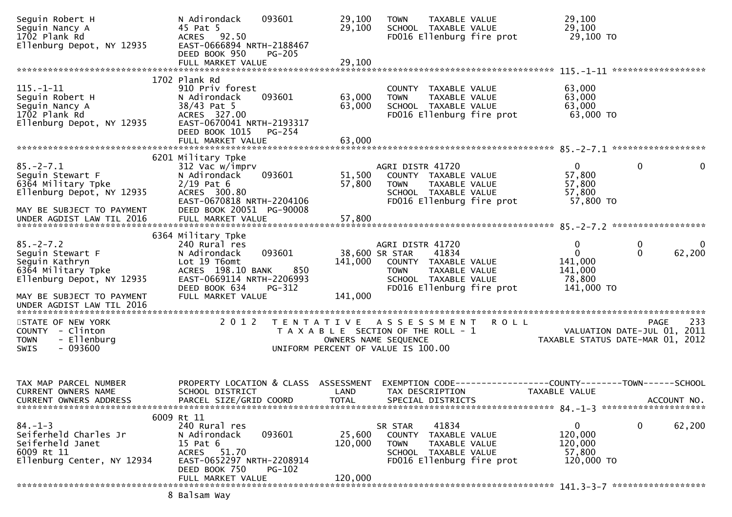```
Seguin Robert H              N Adirondack    093601        29,100    TOWN    TAXABLE VALUE            29,100
Seguin Nancy A               45 Pat 5                      29,100    SCHOOL  TAXABLE VALUE            29,100
1702 Plank Rd                ACRES   92.50                           FD016 Ellenburg fire prot         29,100 TO
Ellenburg Depot, NY 12935    EAST-0666894 NRTH-2188467
                             DEED BOOK 950     PG-205
                             FULL MARKET VALUE             29,100
******************************************************************************************************* 115.-1-11 ******************
                          1702 Plank Rd
115.-1-11                    910 Priv forest                         COUNTY  TAXABLE VALUE            63,000
Seguin Robert H              N Adirondack    093601        63,000    TOWN    TAXABLE VALUE            63,000
Seguin Nancy A               38/43 Pat 5                   63,000    SCHOOL  TAXABLE VALUE            63,000
1702 Plank Rd                ACRES  327.00                           FD016 Ellenburg fire prot         63,000 TO
Ellenburg Depot, NY 12935    EAST-0670041 NRTH-2193317
                             DEED BOOK 1015    PG-254
                             FULL MARKET VALUE             63,000
******************************************************************************************************* 85.-2-7.1 ******************
                          6201 Military Tpke
85.-2-7.1                    312 Vac w/imprv                         AGRI DISTR 41720                     0            0            0
Seguin Stewart F             N Adirondack    093601        51,500    COUNTY  TAXABLE VALUE            57,800
6364 Military Tpke           2/19 Pat 6                    57,800    TOWN    TAXABLE VALUE            57,800
Ellenburg Depot, NY 12935    ACRES  300.80                           SCHOOL  TAXABLE VALUE            57,800
                             EAST-0670818 NRTH-2204106               FD016 Ellenburg fire prot         57,800 TO
MAY BE SUBJECT TO PAYMENT    DEED BOOK 20051 PG-90008
UNDER AGDIST LAW TIL 2016    FULL MARKET VALUE             57,800
******************************************************************************************************* 85.-2-7.2 ******************
                          6364 Military Tpke
85.-2-7.2                    240 Rural res                           AGRI DISTR 41720                     0            0            0
Seguin Stewart F             N Adirondack    093601        38,600 SR STAR    41834                        0            0       62,200
Seguin Kathryn               Lot 19 T6omt                 141,000    COUNTY  TAXABLE VALUE           141,000
6364 Military Tpke           ACRES  198.10 BANK     850              TOWN    TAXABLE VALUE           141,000
Ellenburg Depot, NY 12935    EAST-0669114 NRTH-2206993               SCHOOL  TAXABLE VALUE            78,800
                             DEED BOOK 634     PG-312                FD016 Ellenburg fire prot        141,000 TO
MAY BE SUBJECT TO PAYMENT    FULL MARKET VALUE            141,000
UNDER AGDIST LAW TIL 2016
************************************************************************************************************************************
STATE OF NEW YORK                 2 0 1 2   T E N T A T I V E   A S S E S S M E N T   R O L L                          PAGE     233
COUNTY  - Clinton                         T A X A B L E  SECTION OF THE ROLL - 1                    VALUATION DATE-JUL 01, 2011
TOWN    - Ellenburg                             OWNERS NAME SEQUENCE                            TAXABLE STATUS DATE-MAR 01, 2012
SWIS    - 093600                          UNIFORM PERCENT OF VALUE IS 100.00



TAX MAP PARCEL NUMBER        PROPERTY LOCATION & CLASS  ASSESSMENT  EXEMPTION CODE------------------COUNTY--------TOWN------SCHOOL
CURRENT OWNERS NAME          SCHOOL DISTRICT               LAND      TAX DESCRIPTION              TAXABLE VALUE
CURRENT OWNERS ADDRESS       PARCEL SIZE/GRID COORD        TOTAL     SPECIAL DISTRICTS                                 ACCOUNT NO.
******************************************************************************************************* 84.-1-3 ********************
                          6009 Rt 11
84.-1-3                      240 Rural res                           SR STAR    41834                     0            0       62,200
Seiferheld Charles Jr        N Adirondack    093601        25,600    COUNTY  TAXABLE VALUE           120,000
Seiferheld Janet             15 Pat 6                     120,000    TOWN    TAXABLE VALUE           120,000
6009 Rt 11                   ACRES   51.70                           SCHOOL  TAXABLE VALUE            57,800
Ellenburg Center, NY 12934   EAST-0652297 NRTH-2208914               FD016 Ellenburg fire prot        120,000 TO
                             DEED BOOK 750     PG-102
                             FULL MARKET VALUE            120,000
******************************************************************************************************* 141.3-3-7 ******************
                          8 Balsam Way
```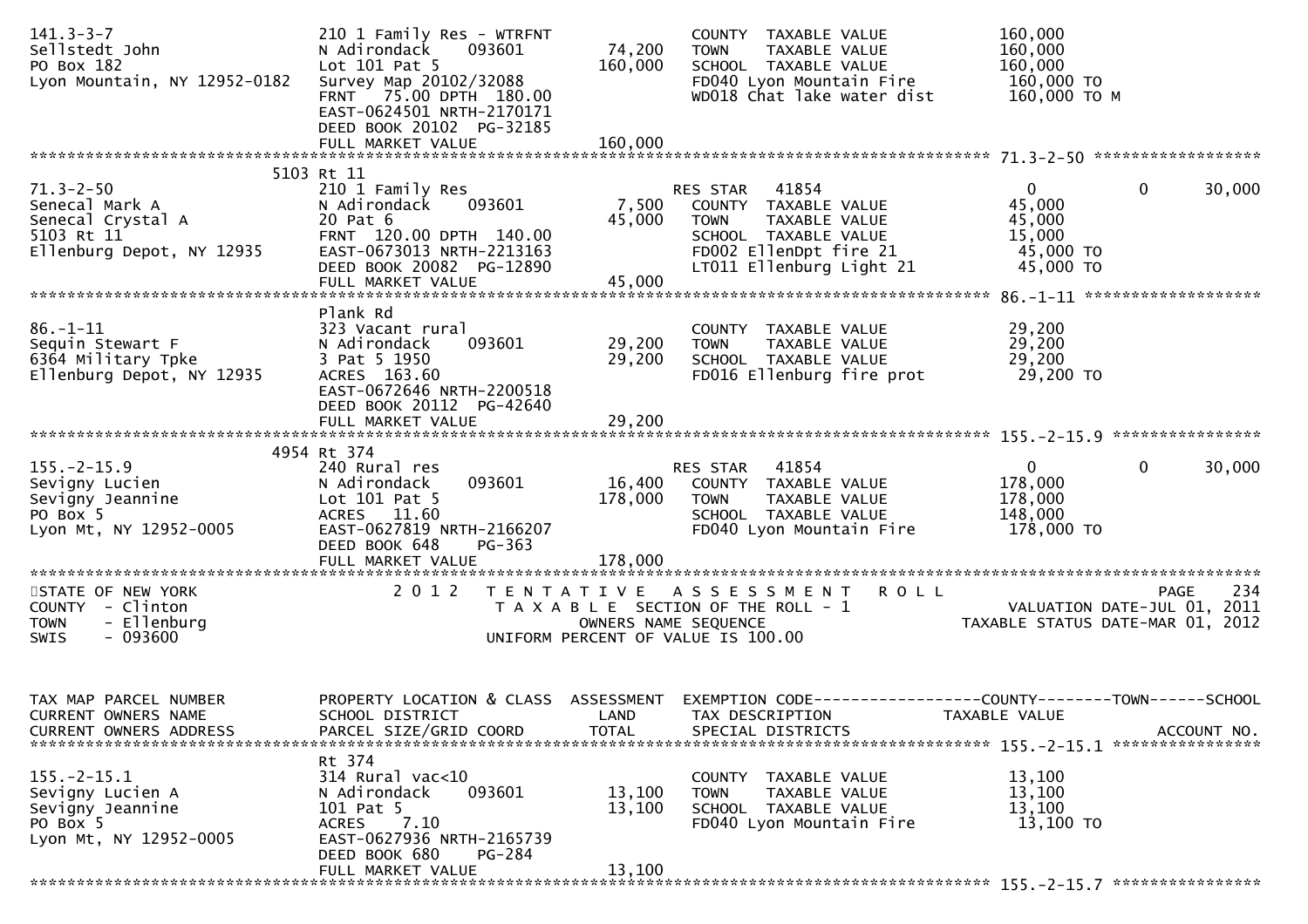```
141.3-3-7                      210 1 Family Res - WTRFNT              COUNTY  TAXABLE VALUE            160,000
Sellstedt John                 N Adirondack    093601       74,200   TOWN    TAXABLE VALUE            160,000
PO Box 182                     Lot 101 Pat 5               160,000   SCHOOL  TAXABLE VALUE            160,000
Lyon Mountain, NY 12952-0182   Survey Map 20102/32088                 FD040 Lyon Mountain Fire          160,000 TO
                               FRNT   75.00 DPTH 180.00               WD018 Chat lake water dist        160,000 TO M
                               EAST-0624501 NRTH-2170171
                               DEED BOOK 20102  PG-32185
                               FULL MARKET VALUE           160,000
******************************************************************************************************* 71.3-2-50 ******************
                          5103 Rt 11
71.3-2-50                      210 1 Family Res                       RES STAR   41854                 0              0      30,000
Senecal Mark A                 N Adirondack    093601        7,500   COUNTY  TAXABLE VALUE             45,000
Senecal Crystal A              20 Pat 6                     45,000   TOWN    TAXABLE VALUE             45,000
5103 Rt 11                     FRNT 120.00 DPTH 140.00                SCHOOL  TAXABLE VALUE             15,000
Ellenburg Depot, NY 12935      EAST-0673013 NRTH-2213163              FD002 EllenDpt fire 21             45,000 TO
                               DEED BOOK 20082  PG-12890              LT011 Ellenburg Light 21           45,000 TO
                               FULL MARKET VALUE            45,000
******************************************************************************************************* 86.-1-11 *******************
                               Plank Rd
86.-1-11                       323 Vacant rural                       COUNTY  TAXABLE VALUE             29,200
Sequin Stewart F               N Adirondack    093601       29,200   TOWN    TAXABLE VALUE             29,200
6364 Military Tpke             3 Pat 5 1950                 29,200   SCHOOL  TAXABLE VALUE             29,200
Ellenburg Depot, NY 12935      ACRES 163.60                           FD016 Ellenburg fire prot          29,200 TO
                               EAST-0672646 NRTH-2200518
                               DEED BOOK 20112  PG-42640
                               FULL MARKET VALUE            29,200
******************************************************************************************************* 155.-2-15.9 ****************
                          4954 Rt 374
155.-2-15.9                    240 Rural res                          RES STAR   41854                 0              0      30,000
Sevigny Lucien                 N Adirondack    093601       16,400   COUNTY  TAXABLE VALUE            178,000
Sevigny Jeannine               Lot 101 Pat 5               178,000   TOWN    TAXABLE VALUE            178,000
PO Box 5                       ACRES  11.60                           SCHOOL  TAXABLE VALUE            148,000
Lyon Mt, NY 12952-0005         EAST-0627819 NRTH-2166207              FD040 Lyon Mountain Fire          178,000 TO
                               DEED BOOK 648    PG-363
                               FULL MARKET VALUE           178,000
************************************************************************************************************************************
STATE OF NEW YORK                  2 0 1 2   T E N T A T I V E   A S S E S S M E N T   R O L L                          PAGE   234
COUNTY  - Clinton                              T A X A B L E  SECTION OF THE ROLL - 1                 VALUATION DATE-JUL 01, 2011
TOWN    - Ellenburg                                  OWNERS NAME SEQUENCE                        TAXABLE STATUS DATE-MAR 01, 2012
SWIS    - 093600                                UNIFORM PERCENT OF VALUE IS 100.00


TAX MAP PARCEL NUMBER          PROPERTY LOCATION & CLASS  ASSESSMENT  EXEMPTION CODE------------------COUNTY--------TOWN------SCHOOL
CURRENT OWNERS NAME            SCHOOL DISTRICT               LAND      TAX DESCRIPTION               TAXABLE VALUE
CURRENT OWNERS ADDRESS         PARCEL SIZE/GRID COORD        TOTAL     SPECIAL DISTRICTS                                  ACCOUNT NO.
******************************************************************************************************* 155.-2-15.1 ****************
                               Rt 374
155.-2-15.1                    314 Rural vac<10                       COUNTY  TAXABLE VALUE             13,100
Sevigny Lucien A               N Adirondack    093601       13,100   TOWN    TAXABLE VALUE             13,100
Sevigny Jeannine               101 Pat 5                    13,100   SCHOOL  TAXABLE VALUE             13,100
PO Box 5                       ACRES   7.10                           FD040 Lyon Mountain Fire           13,100 TO
Lyon Mt, NY 12952-0005         EAST-0627936 NRTH-2165739
                               DEED BOOK 680    PG-284
                               FULL MARKET VALUE            13,100
******************************************************************************************************* 155.-2-15.7 ****************
```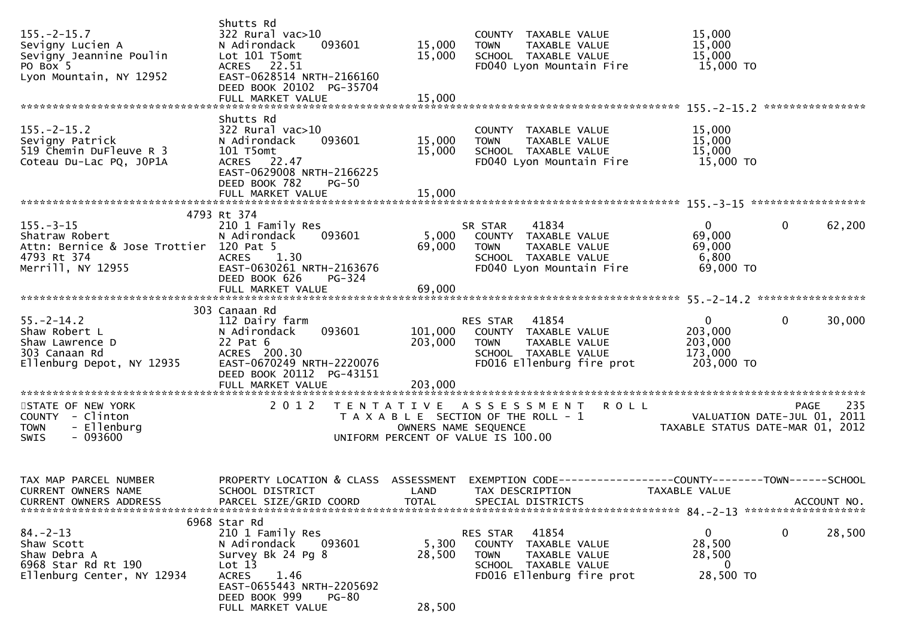```
155.-2-15.7                    Shutts Rd
Sevigny Lucien A               322 Rural vac>10                       COUNTY  TAXABLE VALUE          15,000
Sevigny Jeannine Poulin        N Adirondack     093601       15,000   TOWN    TAXABLE VALUE          15,000
PO Box 5                       Lot 101 T5omt                 15,000   SCHOOL  TAXABLE VALUE          15,000
Lyon Mountain, NY 12952        ACRES   22.51                          FD040 Lyon Mountain Fire        15,000 TO
                               EAST-0628514 NRTH-2166160
                               DEED BOOK 20102  PG-35704
                               FULL MARKET VALUE             15,000
******************************************************************************************************* 155.-2-15.2 ****************
                               Shutts Rd
155.-2-15.2                    322 Rural vac>10                       COUNTY  TAXABLE VALUE          15,000
Sevigny Patrick                N Adirondack     093601       15,000   TOWN    TAXABLE VALUE          15,000
519 Chemin DuFleuve R 3        101 T5omt                     15,000   SCHOOL  TAXABLE VALUE          15,000
Coteau Du-Lac PQ, J0P1A        ACRES   22.47                          FD040 Lyon Mountain Fire        15,000 TO
                               EAST-0629008 NRTH-2166225
                               DEED BOOK 782    PG-50
                               FULL MARKET VALUE             15,000
******************************************************************************************************* 155.-3-15 ******************
                          4793 Rt 374
155.-3-15                      210 1 Family Res                       SR STAR     41834               0            0      62,200
Shatraw Robert                 N Adirondack     093601        5,000   COUNTY  TAXABLE VALUE          69,000
Attn: Bernice & Jose Trottier  120 Pat 5                     69,000   TOWN    TAXABLE VALUE          69,000
4793 Rt 374                    ACRES    1.30                          SCHOOL  TAXABLE VALUE           6,800
Merrill, NY 12955              EAST-0630261 NRTH-2163676              FD040 Lyon Mountain Fire        69,000 TO
                               DEED BOOK 626    PG-324
                               FULL MARKET VALUE             69,000
******************************************************************************************************* 55.-2-14.2 *****************
                           303 Canaan Rd
55.-2-14.2                     112 Dairy farm                         RES STAR    41854               0            0      30,000
Shaw Robert L                  N Adirondack     093601      101,000   COUNTY  TAXABLE VALUE         203,000
Shaw Lawrence D                22 Pat 6                     203,000   TOWN    TAXABLE VALUE         203,000
303 Canaan Rd                  ACRES  200.30                          SCHOOL  TAXABLE VALUE         173,000
Ellenburg Depot, NY 12935      EAST-0670249 NRTH-2220076              FD016 Ellenburg fire prot      203,000 TO
                               DEED BOOK 20112  PG-43151
                               FULL MARKET VALUE            203,000
************************************************************************************************************************************
STATE OF NEW YORK                  2 0 1 2   T E N T A T I V E   A S S E S S M E N T   R O L L                      PAGE    235
COUNTY  - Clinton                          T A X A B L E  SECTION OF THE ROLL - 1                  VALUATION DATE-JUL 01, 2011
TOWN    - Ellenburg                               OWNERS NAME SEQUENCE                     TAXABLE STATUS DATE-MAR 01, 2012
SWIS    - 093600                          UNIFORM PERCENT OF VALUE IS 100.00


TAX MAP PARCEL NUMBER          PROPERTY LOCATION & CLASS  ASSESSMENT  EXEMPTION CODE------------------COUNTY--------TOWN------SCHOOL
CURRENT OWNERS NAME            SCHOOL DISTRICT               LAND     TAX DESCRIPTION              TAXABLE VALUE
CURRENT OWNERS ADDRESS         PARCEL SIZE/GRID COORD        TOTAL    SPECIAL DISTRICTS                                   ACCOUNT NO.
******************************************************************************************************* 84.-2-13 *******************
                          6968 Star Rd
84.-2-13                       210 1 Family Res                       RES STAR    41854               0            0      28,500
Shaw Scott                     N Adirondack     093601        5,300   COUNTY  TAXABLE VALUE          28,500
Shaw Debra A                   Survey Bk 24 Pg 8             28,500   TOWN    TAXABLE VALUE          28,500
6968 Star Rd Rt 190            Lot 13                                 SCHOOL  TAXABLE VALUE               0
Ellenburg Center, NY 12934     ACRES    1.46                          FD016 Ellenburg fire prot       28,500 TO
                               EAST-0655443 NRTH-2205692
                               DEED BOOK 999    PG-80
                               FULL MARKET VALUE             28,500
```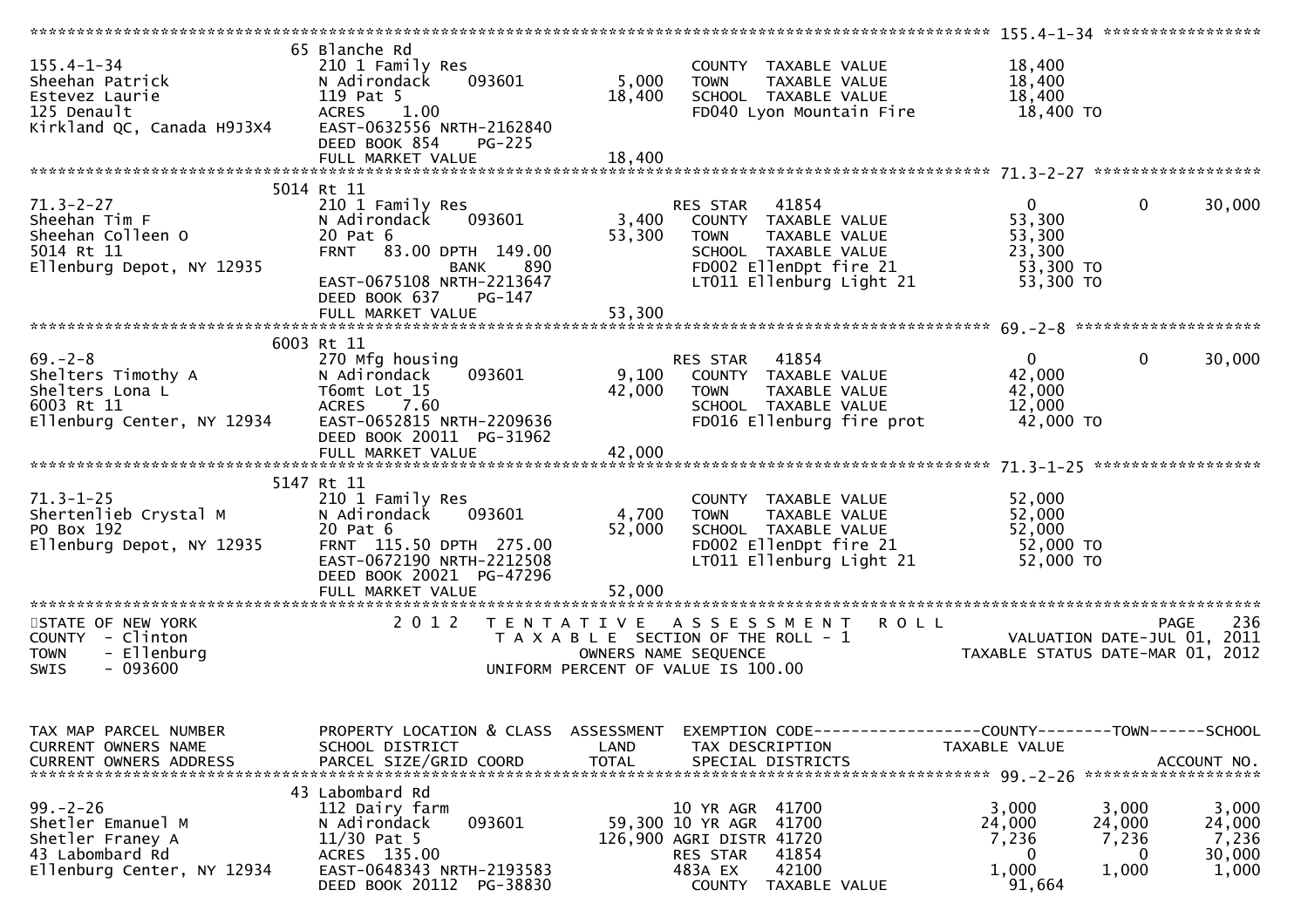```
********************************************************************************************************* 155.4-1-34 *****************
                             65 Blanche Rd
155.4-1-34                   210 1 Family Res                        COUNTY  TAXABLE VALUE            18,400
Sheehan Patrick              N Adirondack    093601       5,000      TOWN    TAXABLE VALUE            18,400
Estevez Laurie               119 Pat 5                   18,400      SCHOOL  TAXABLE VALUE            18,400
125 Denault                  ACRES    1.00                           FD040 Lyon Mountain Fire          18,400 TO
Kirkland QC, Canada H9J3X4   EAST-0632556 NRTH-2162840
                             DEED BOOK 854    PG-225
                             FULL MARKET VALUE           18,400
********************************************************************************************************* 71.3-2-27 ******************
                             5014 Rt 11
71.3-2-27                    210 1 Family Res                        RES STAR   41854                  0             0        30,000
Sheehan Tim F                N Adirondack    093601       3,400      COUNTY  TAXABLE VALUE            53,300
Sheehan Colleen O            20 Pat 6                    53,300      TOWN    TAXABLE VALUE            53,300
5014 Rt 11                   FRNT   83.00 DPTH  149.00               SCHOOL  TAXABLE VALUE            23,300
Ellenburg Depot, NY 12935                  BANK     890              FD002 EllenDpt fire 21            53,300 TO
                             EAST-0675108 NRTH-2213647               LT011 Ellenburg Light 21          53,300 TO
                             DEED BOOK 637    PG-147
                             FULL MARKET VALUE           53,300
********************************************************************************************************* 69.-2-8 ********************
                             6003 Rt 11
69.-2-8                      270 Mfg housing                         RES STAR   41854                  0             0        30,000
Shelters Timothy A           N Adirondack    093601       9,100      COUNTY  TAXABLE VALUE            42,000
Shelters Lona L              T6omt Lot 15                42,000      TOWN    TAXABLE VALUE            42,000
6003 Rt 11                   ACRES    7.60                           SCHOOL  TAXABLE VALUE            12,000
Ellenburg Center, NY 12934   EAST-0652815 NRTH-2209636               FD016 Ellenburg fire prot         42,000 TO
                             DEED BOOK 20011 PG-31962
                             FULL MARKET VALUE           42,000
********************************************************************************************************* 71.3-1-25 ******************
                             5147 Rt 11
71.3-1-25                    210 1 Family Res                        COUNTY  TAXABLE VALUE            52,000
Shertenlieb Crystal M        N Adirondack    093601       4,700      TOWN    TAXABLE VALUE            52,000
PO Box 192                   20 Pat 6                    52,000      SCHOOL  TAXABLE VALUE            52,000
Ellenburg Depot, NY 12935    FRNT  115.50 DPTH  275.00               FD002 EllenDpt fire 21            52,000 TO
                             EAST-0672190 NRTH-2212508               LT011 Ellenburg Light 21          52,000 TO
                             DEED BOOK 20021 PG-47296
                             FULL MARKET VALUE           52,000
**************************************************************************************************************************************
STATE OF NEW YORK                 2 0 1 2   T E N T A T I V E   A S S E S S M E N T   R O L L                          PAGE    236
COUNTY  - Clinton                           T A X A B L E  SECTION OF THE ROLL - 1                     VALUATION DATE-JUL 01, 2011
TOWN    - Ellenburg                                OWNERS NAME SEQUENCE                           TAXABLE STATUS DATE-MAR 01, 2012
SWIS    - 093600                              UNIFORM PERCENT OF VALUE IS 100.00


TAX MAP PARCEL NUMBER        PROPERTY LOCATION & CLASS  ASSESSMENT  EXEMPTION CODE------------------COUNTY--------TOWN------SCHOOL
CURRENT OWNERS NAME          SCHOOL DISTRICT               LAND      TAX DESCRIPTION              TAXABLE VALUE
CURRENT OWNERS ADDRESS       PARCEL SIZE/GRID COORD       TOTAL      SPECIAL DISTRICTS                                  ACCOUNT NO.
********************************************************************************************************* 99.-2-26 *******************
                             43 Labombard Rd
99.-2-26                     112 Dairy farm                          10 YR AGR  41700              3,000         3,000         3,000
Shetler Emanuel M            N Adirondack    093601      59,300 10 YR AGR  41700                  24,000        24,000        24,000
Shetler Franey A             11/30 Pat 5                126,900 AGRI DISTR 41720                   7,236         7,236         7,236
43 Labombard Rd              ACRES  135.00                           RES STAR   41854                  0             0        30,000
Ellenburg Center, NY 12934   EAST-0648343 NRTH-2193583               483A EX    42100              1,000         1,000         1,000
                             DEED BOOK 20112 PG-38830                 COUNTY  TAXABLE VALUE            91,664
```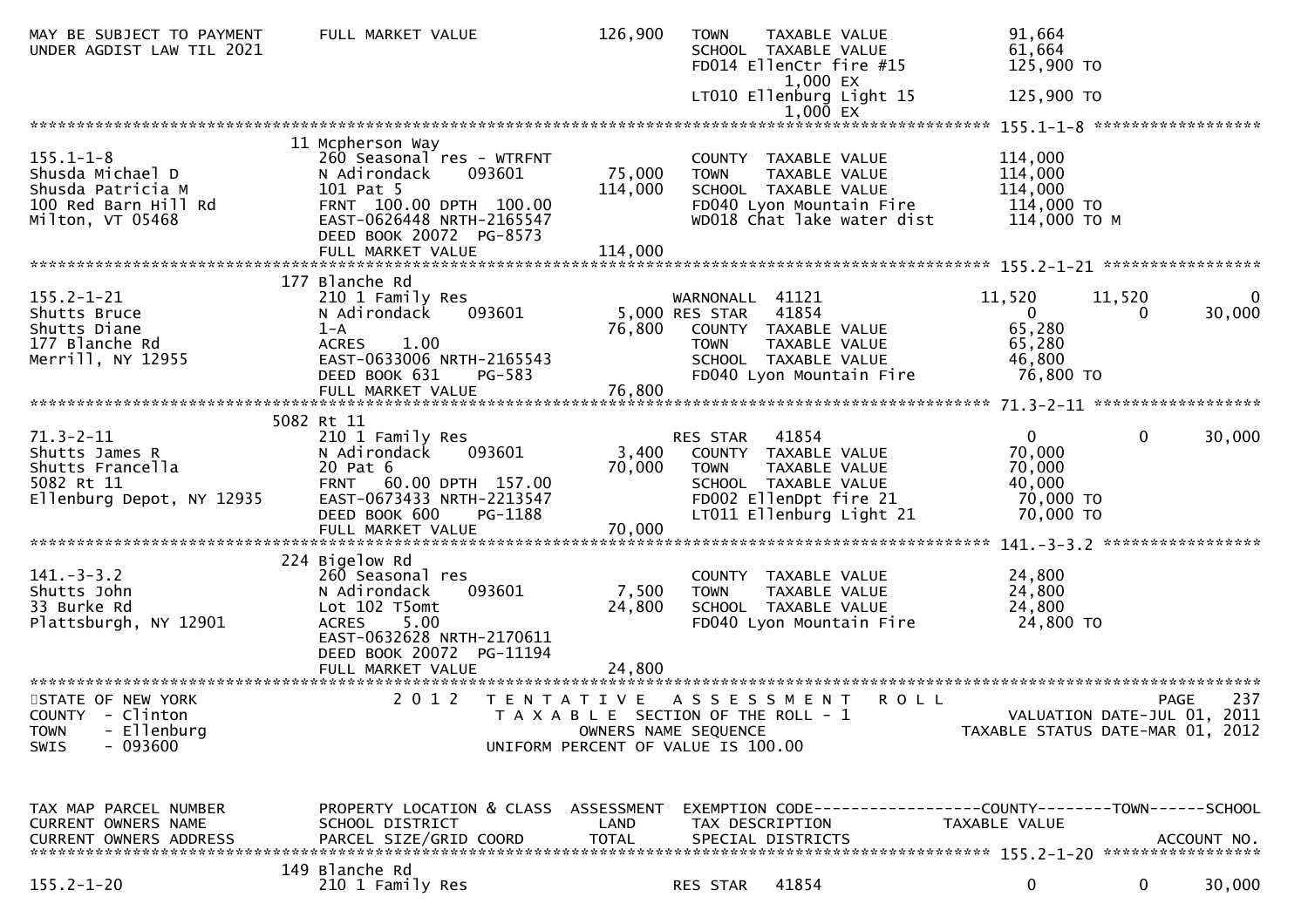```
MAY BE SUBJECT TO PAYMENT     FULL MARKET VALUE             126,900    TOWN     TAXABLE VALUE              91,664
UNDER AGDIST LAW TIL 2021                                              SCHOOL   TAXABLE VALUE              61,664
                                                                       FD014 EllenCtr fire #15            125,900 TO
                                                                             1,000 EX
                                                                       LT010 Ellenburg Light 15           125,900 TO
                                                                             1,000 EX
******************************************************************************************************* 155.1-1-8 ******************
                              11 Mcpherson Way
155.1-1-8                     260 Seasonal res - WTRFNT                COUNTY  TAXABLE VALUE             114,000
Shusda Michael D              N Adirondack     093601       75,000     TOWN    TAXABLE VALUE             114,000
Shusda Patricia M             101 Pat 5                    114,000     SCHOOL  TAXABLE VALUE             114,000
100 Red Barn Hill Rd          FRNT  100.00 DPTH  100.00                FD040 Lyon Mountain Fire           114,000 TO
Milton, VT 05468              EAST-0626448 NRTH-2165547                WD018 Chat lake water dist         114,000 TO M
                              DEED BOOK 20072  PG-8573
                              FULL MARKET VALUE            114,000
******************************************************************************************************* 155.2-1-21 *****************
                              177 Blanche Rd
155.2-1-21                    210 1 Family Res                         WARNONALL  41121              11,520      11,520           0
Shutts Bruce                  N Adirondack     093601        5,000 RES STAR   41854                   0           0       30,000
Shutts Diane                  1-A                           76,800     COUNTY  TAXABLE VALUE              65,280
177 Blanche Rd                ACRES    1.00                            TOWN    TAXABLE VALUE              65,280
Merrill, NY 12955             EAST-0633006 NRTH-2165543                SCHOOL  TAXABLE VALUE              46,800
                              DEED BOOK 631    PG-583                  FD040 Lyon Mountain Fire            76,800 TO
                              FULL MARKET VALUE             76,800
******************************************************************************************************* 71.3-2-11 ******************
                              5082 Rt 11
71.3-2-11                     210 1 Family Res                         RES STAR   41854                   0           0       30,000
Shutts James R                N Adirondack     093601        3,400     COUNTY  TAXABLE VALUE              70,000
Shutts Francella              20 Pat 6                      70,000     TOWN    TAXABLE VALUE              70,000
5082 Rt 11                    FRNT   60.00 DPTH  157.00                SCHOOL  TAXABLE VALUE              40,000
Ellenburg Depot, NY 12935     EAST-0673433 NRTH-2213547                FD002 EllenDpt fire 21              70,000 TO
                              DEED BOOK 600    PG-1188                 LT011 Ellenburg Light 21            70,000 TO
                              FULL MARKET VALUE             70,000
******************************************************************************************************* 141.-3-3.2 *****************
                              224 Bigelow Rd
141.-3-3.2                    260 Seasonal res                         COUNTY  TAXABLE VALUE              24,800
Shutts John                   N Adirondack     093601        7,500     TOWN    TAXABLE VALUE              24,800
33 Burke Rd                   Lot 102 T5omt                 24,800     SCHOOL  TAXABLE VALUE              24,800
Plattsburgh, NY 12901         ACRES    5.00                            FD040 Lyon Mountain Fire            24,800 TO
                              EAST-0632628 NRTH-2170611
                              DEED BOOK 20072  PG-11194
                              FULL MARKET VALUE             24,800
************************************************************************************************************************************
STATE OF NEW YORK                2 0 1 2   T E N T A T I V E   A S S E S S M E N T   R O L L                            PAGE    237
COUNTY  - Clinton                      T A X A B L E  SECTION OF THE ROLL - 1                        VALUATION DATE-JUL 01, 2011
TOWN    - Ellenburg                            OWNERS NAME SEQUENCE                            TAXABLE STATUS DATE-MAR 01, 2012
SWIS    - 093600                         UNIFORM PERCENT OF VALUE IS 100.00


TAX MAP PARCEL NUMBER         PROPERTY LOCATION & CLASS  ASSESSMENT  EXEMPTION CODE------------------COUNTY--------TOWN------SCHOOL
CURRENT OWNERS NAME           SCHOOL DISTRICT               LAND       TAX DESCRIPTION              TAXABLE VALUE
CURRENT OWNERS ADDRESS        PARCEL SIZE/GRID COORD        TOTAL      SPECIAL DISTRICTS                                 ACCOUNT NO.
******************************************************************************************************* 155.2-1-20 *****************
                              149 Blanche Rd
155.2-1-20                    210 1 Family Res                         RES STAR   41854                   0           0       30,000
```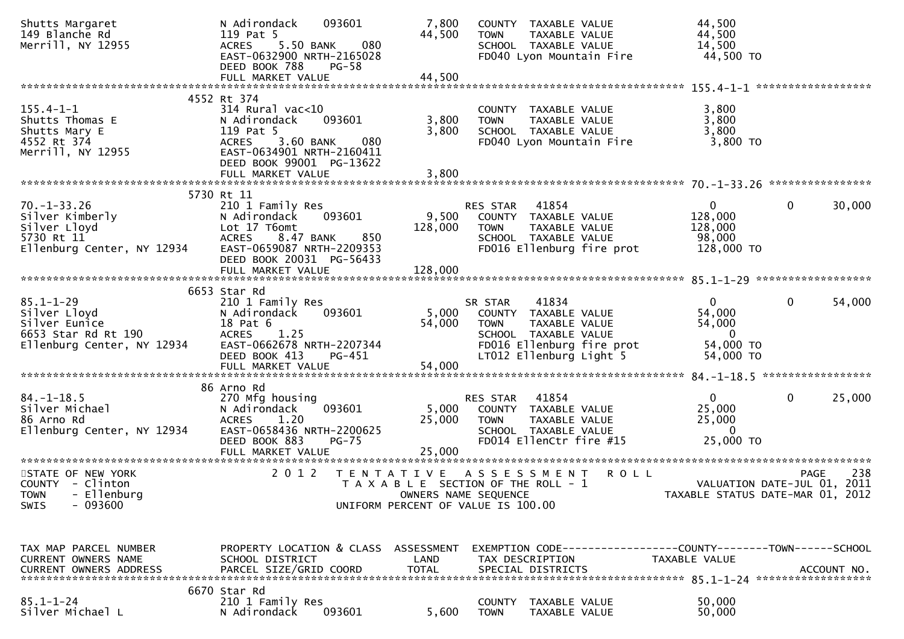```
Shutts Margaret                N Adirondack    093601         7,800    COUNTY  TAXABLE VALUE              44,500
149 Blanche Rd                 119 Pat 5                     44,500    TOWN    TAXABLE VALUE              44,500
Merrill, NY 12955              ACRES    5.50 BANK    080                SCHOOL  TAXABLE VALUE              14,500
                               EAST-0632900 NRTH-2165028                FD040 Lyon Mountain Fire           44,500 TO
                               DEED BOOK 788    PG-58
                               FULL MARKET VALUE             44,500
******************************************************************************************************* 155.4-1-1 ******************
                       4552 Rt 374
155.4-1-1                      314 Rural vac<10                         COUNTY  TAXABLE VALUE               3,800
Shutts Thomas E                N Adirondack    093601         3,800    TOWN    TAXABLE VALUE               3,800
Shutts Mary E                  119 Pat 5                      3,800    SCHOOL  TAXABLE VALUE               3,800
4552 Rt 374                    ACRES    3.60 BANK    080                FD040 Lyon Mountain Fire            3,800 TO
Merrill, NY 12955              EAST-0634901 NRTH-2160411
                               DEED BOOK 99001 PG-13622
                               FULL MARKET VALUE              3,800
******************************************************************************************************* 70.-1-33.26 ****************
                       5730 Rt 11
70.-1-33.26                    210 1 Family Res                         RES STAR    41854                   0           0      30,000
Silver Kimberly                N Adirondack    093601         9,500    COUNTY  TAXABLE VALUE             128,000
Silver Lloyd                   Lot 17 T6omt                 128,000    TOWN    TAXABLE VALUE             128,000
5730 Rt 11                     ACRES    8.47 BANK    850                SCHOOL  TAXABLE VALUE              98,000
Ellenburg Center, NY 12934     EAST-0659087 NRTH-2209353                FD016 Ellenburg fire prot         128,000 TO
                               DEED BOOK 20031 PG-56433
                               FULL MARKET VALUE            128,000
******************************************************************************************************* 85.1-1-29 ******************
                       6653 Star Rd
85.1-1-29                      210 1 Family Res                         SR STAR     41834                   0           0      54,000
Silver Lloyd                   N Adirondack    093601         5,000    COUNTY  TAXABLE VALUE              54,000
Silver Eunice                  18 Pat 6                      54,000    TOWN    TAXABLE VALUE              54,000
6653 Star Rd Rt 190            ACRES    1.25                            SCHOOL  TAXABLE VALUE                   0
Ellenburg Center, NY 12934     EAST-0662678 NRTH-2207344                FD016 Ellenburg fire prot          54,000 TO
                               DEED BOOK 413    PG-451                  LT012 Ellenburg Light 5            54,000 TO
                               FULL MARKET VALUE             54,000
******************************************************************************************************* 84.-1-18.5 *****************
                       86 Arno Rd
84.-1-18.5                     270 Mfg housing                          RES STAR    41854                   0           0      25,000
Silver Michael                 N Adirondack    093601         5,000    COUNTY  TAXABLE VALUE              25,000
86 Arno Rd                     ACRES    1.20                 25,000    TOWN    TAXABLE VALUE              25,000
Ellenburg Center, NY 12934     EAST-0658436 NRTH-2200625                SCHOOL  TAXABLE VALUE                   0
                               DEED BOOK 883    PG-75                   FD014 EllenCtr fire #15            25,000 TO
                               FULL MARKET VALUE             25,000
************************************************************************************************************************************
STATE OF NEW YORK                2 0 1 2   T E N T A T I V E   A S S E S S M E N T   R O L L                        PAGE    238
COUNTY  - Clinton                          T A X A B L E  SECTION OF THE ROLL - 1                     VALUATION DATE-JUL 01, 2011
TOWN    - Ellenburg                              OWNERS NAME SEQUENCE                              TAXABLE STATUS DATE-MAR 01, 2012
SWIS    - 093600                           UNIFORM PERCENT OF VALUE IS 100.00


TAX MAP PARCEL NUMBER          PROPERTY LOCATION & CLASS  ASSESSMENT  EXEMPTION CODE------------------COUNTY--------TOWN------SCHOOL
CURRENT OWNERS NAME            SCHOOL DISTRICT               LAND      TAX DESCRIPTION             TAXABLE VALUE
CURRENT OWNERS ADDRESS         PARCEL SIZE/GRID COORD       TOTAL      SPECIAL DISTRICTS                                  ACCOUNT NO.
******************************************************************************************************* 85.1-1-24 ******************
                       6670 Star Rd
85.1-1-24                      210 1 Family Res                         COUNTY  TAXABLE VALUE              50,000
Silver Michael L               N Adirondack    093601         5,600    TOWN    TAXABLE VALUE              50,000
```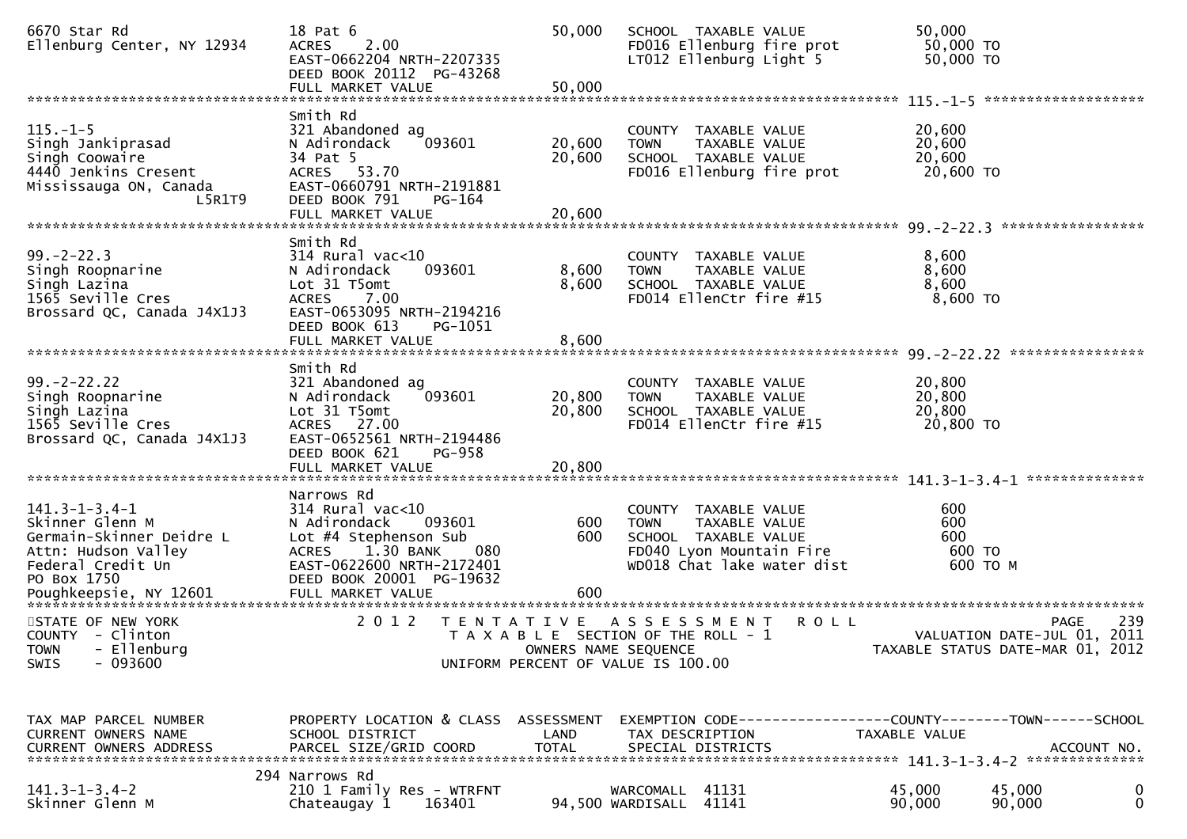```
6670 Star Rd                     18 Pat 6                         50,000   SCHOOL  TAXABLE VALUE              50,000
Ellenburg Center, NY 12934       ACRES    2.00                             FD016 Ellenburg fire prot           50,000 TO
                                 EAST-0662204 NRTH-2207335                 LT012 Ellenburg Light 5             50,000 TO
                                 DEED BOOK 20112  PG-43268
                                 FULL MARKET VALUE                50,000
******************************************************************************************************* 115.-1-5 ******************
                                 Smith Rd
115.-1-5                         321 Abandoned ag                          COUNTY  TAXABLE VALUE              20,600
Singh Jankiprasad                N Adirondack     093601          20,600   TOWN    TAXABLE VALUE              20,600
Singh Coowaire                   34 Pat 5                         20,600   SCHOOL  TAXABLE VALUE              20,600
4440 Jenkins Cresent             ACRES   53.70                             FD016 Ellenburg fire prot           20,600 TO
Mississauga ON, Canada           EAST-0660791 NRTH-2191881
                        L5R1T9   DEED BOOK 791     PG-164
                                 FULL MARKET VALUE                20,600
******************************************************************************************************* 99.-2-22.3 ****************
                                 Smith Rd
99.-2-22.3                       314 Rural vac<10                          COUNTY  TAXABLE VALUE               8,600
Singh Roopnarine                 N Adirondack     093601           8,600   TOWN    TAXABLE VALUE               8,600
Singh Lazina                     Lot 31 T5omt                      8,600   SCHOOL  TAXABLE VALUE               8,600
1565 Seville Cres                ACRES    7.00                             FD014 EllenCtr fire #15              8,600 TO
Brossard QC, Canada J4X1J3       EAST-0653095 NRTH-2194216
                                 DEED BOOK 613     PG-1051
                                 FULL MARKET VALUE                 8,600
******************************************************************************************************* 99.-2-22.22 ***************
                                 Smith Rd
99.-2-22.22                      321 Abandoned ag                          COUNTY  TAXABLE VALUE              20,800
Singh Roopnarine                 N Adirondack     093601          20,800   TOWN    TAXABLE VALUE              20,800
Singh Lazina                     Lot 31 T5omt                     20,800   SCHOOL  TAXABLE VALUE              20,800
1565 Seville Cres                ACRES   27.00                             FD014 EllenCtr fire #15             20,800 TO
Brossard QC, Canada J4X1J3       EAST-0652561 NRTH-2194486
                                 DEED BOOK 621     PG-958
                                 FULL MARKET VALUE                20,800
******************************************************************************************************* 141.3-1-3.4-1 *************
                                 Narrows Rd
141.3-1-3.4-1                    314 Rural vac<10                          COUNTY  TAXABLE VALUE                 600
Skinner Glenn M                  N Adirondack     093601             600   TOWN    TAXABLE VALUE                 600
Germain-Skinner Deidre L         Lot #4 Stephenson Sub               600   SCHOOL  TAXABLE VALUE                 600
Attn: Hudson Valley              ACRES    1.30 BANK     080                FD040 Lyon Mountain Fire               600 TO
Federal Credit Un                EAST-0622600 NRTH-2172401                 WD018 Chat lake water dist             600 TO M
PO Box 1750                      DEED BOOK 20001  PG-19632
Poughkeepsie, NY 12601           FULL MARKET VALUE                   600
***********************************************************************************************************************************
STATE OF NEW YORK                  2 0 1 2   T E N T A T I V E   A S S E S S M E N T   R O L L                             PAGE    239
COUNTY  - Clinton                            T A X A B L E  SECTION OF THE ROLL - 1                          VALUATION DATE-JUL 01, 2011
TOWN    - Ellenburg                                 OWNERS NAME SEQUENCE                                 TAXABLE STATUS DATE-MAR 01, 2012
SWIS    - 093600                               UNIFORM PERCENT OF VALUE IS 100.00


TAX MAP PARCEL NUMBER            PROPERTY LOCATION & CLASS  ASSESSMENT  EXEMPTION CODE------------------COUNTY--------TOWN------SCHOOL
CURRENT OWNERS NAME              SCHOOL DISTRICT               LAND      TAX DESCRIPTION            TAXABLE VALUE
CURRENT OWNERS ADDRESS           PARCEL SIZE/GRID COORD       TOTAL      SPECIAL DISTRICTS                                 ACCOUNT NO.
******************************************************************************************************* 141.3-1-3.4-2 *************
                            294 Narrows Rd
141.3-1-3.4-2                    210 1 Family Res - WTRFNT           WARCOMALL  41131                45,000      45,000           0
Skinner Glenn M                  Chateaugay 1     163401      94,500 WARDISALL  41141                90,000      90,000           0
```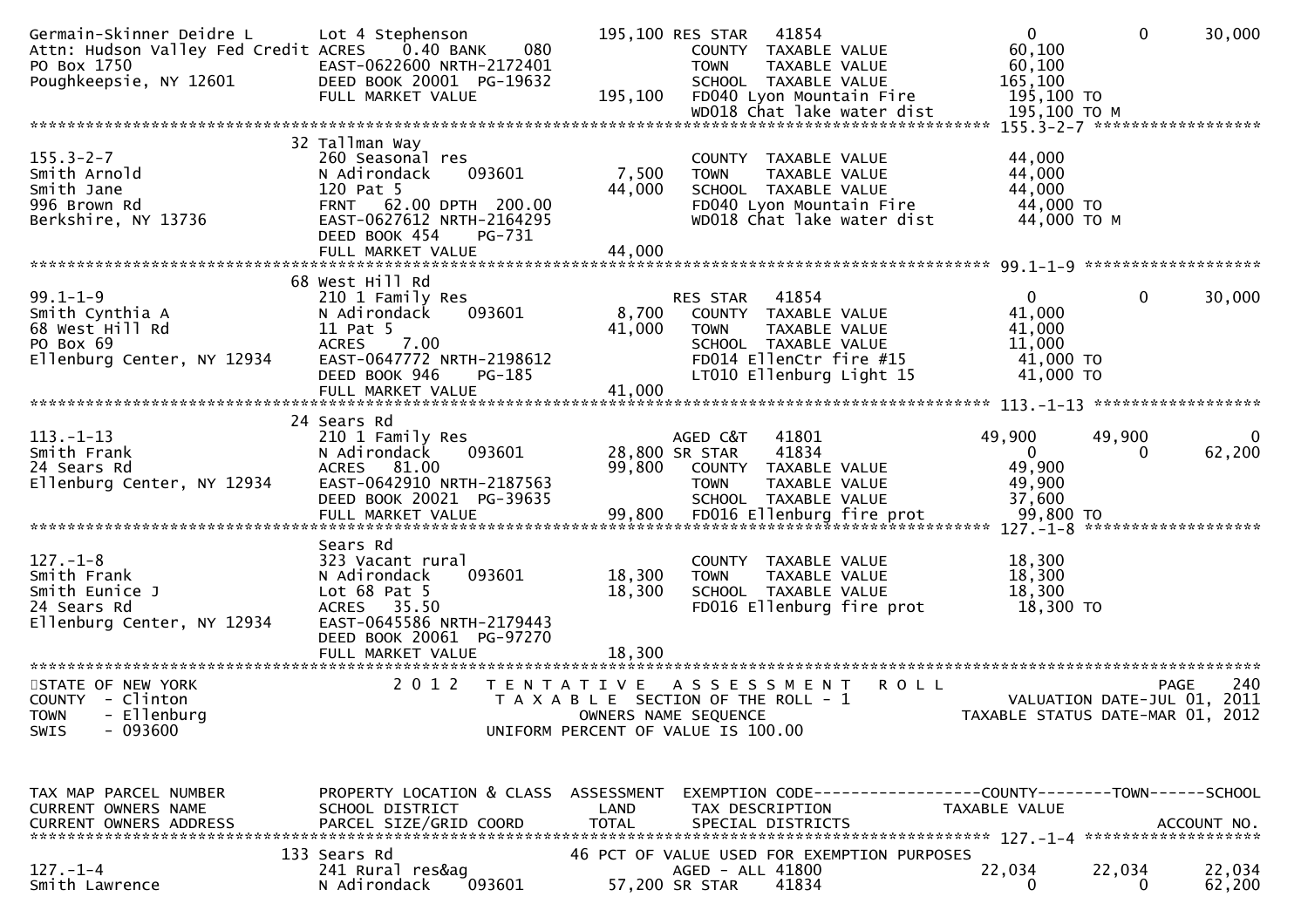```
Germain-Skinner Deidre L       Lot 4 Stephenson                195,100 RES STAR   41854                      0            0        30,000
Attn: Hudson Valley Fed Credit ACRES     0.40 BANK     080             COUNTY  TAXABLE VALUE              60,100
PO Box 1750                    EAST-0622600 NRTH-2172401               TOWN    TAXABLE VALUE              60,100
Poughkeepsie, NY 12601         DEED BOOK 20001  PG-19632               SCHOOL  TAXABLE VALUE             165,100
                               FULL MARKET VALUE               195,100  FD040 Lyon Mountain Fire          195,100 TO
                                                                        WD018 Chat lake water dist        195,100 TO M
******************************************************************************************************* 155.3-2-7 ******************
                               32 Tallman Way
155.3-2-7                      260 Seasonal res                         COUNTY  TAXABLE VALUE              44,000
Smith Arnold                   N Adirondack     093601          7,500   TOWN    TAXABLE VALUE              44,000
Smith Jane                     120 Pat 5                       44,000   SCHOOL  TAXABLE VALUE              44,000
996 Brown Rd                   FRNT   62.00 DPTH  200.00                FD040 Lyon Mountain Fire           44,000 TO
Berkshire, NY 13736            EAST-0627612 NRTH-2164295                WD018 Chat lake water dist         44,000 TO M
                               DEED BOOK 454     PG-731
                               FULL MARKET VALUE               44,000
******************************************************************************************************* 99.1-1-9 *******************
                               68 West Hill Rd
99.1-1-9                       210 1 Family Res                         RES STAR   41854                      0            0        30,000
Smith Cynthia A                N Adirondack     093601          8,700   COUNTY  TAXABLE VALUE              41,000
68 West Hill Rd                11 Pat 5                        41,000   TOWN    TAXABLE VALUE              41,000
PO Box 69                      ACRES     7.00                           SCHOOL  TAXABLE VALUE              11,000
Ellenburg Center, NY 12934     EAST-0647772 NRTH-2198612                FD014 EllenCtr fire #15            41,000 TO
                               DEED BOOK 946     PG-185                 LT010 Ellenburg Light 15           41,000 TO
                               FULL MARKET VALUE               41,000
******************************************************************************************************* 113.-1-13 ******************
                               24 Sears Rd
113.-1-13                      210 1 Family Res                         AGED C&T   41801                 49,900       49,900             0
Smith Frank                    N Adirondack     093601         28,800 SR STAR   41834                        0            0        62,200
24 Sears Rd                    ACRES    81.00                  99,800   COUNTY  TAXABLE VALUE              49,900
Ellenburg Center, NY 12934     EAST-0642910 NRTH-2187563                TOWN    TAXABLE VALUE              49,900
                               DEED BOOK 20021  PG-39635                SCHOOL  TAXABLE VALUE              37,600
                               FULL MARKET VALUE               99,800   FD016 Ellenburg fire prot          99,800 TO
******************************************************************************************************* 127.-1-8 *******************
                               Sears Rd
127.-1-8                       323 Vacant rural                         COUNTY  TAXABLE VALUE              18,300
Smith Frank                    N Adirondack     093601         18,300   TOWN    TAXABLE VALUE              18,300
Smith Eunice J                 Lot 68 Pat 5                    18,300   SCHOOL  TAXABLE VALUE              18,300
24 Sears Rd                    ACRES    35.50                           FD016 Ellenburg fire prot          18,300 TO
Ellenburg Center, NY 12934     EAST-0645586 NRTH-2179443
                               DEED BOOK 20061  PG-97270
                               FULL MARKET VALUE               18,300
************************************************************************************************************************************
STATE OF NEW YORK                2 0 1 2   T E N T A T I V E   A S S E S S M E N T   R O L L                              PAGE   240
COUNTY  - Clinton                          T A X A B L E  SECTION OF THE ROLL - 1                       VALUATION DATE-JUL 01, 2011
TOWN    - Ellenburg                             OWNERS NAME SEQUENCE                             TAXABLE STATUS DATE-MAR 01, 2012
SWIS    - 093600                          UNIFORM PERCENT OF VALUE IS 100.00


TAX MAP PARCEL NUMBER          PROPERTY LOCATION & CLASS  ASSESSMENT  EXEMPTION CODE------------------COUNTY--------TOWN------SCHOOL
CURRENT OWNERS NAME            SCHOOL DISTRICT               LAND      TAX DESCRIPTION              TAXABLE VALUE
CURRENT OWNERS ADDRESS         PARCEL SIZE/GRID COORD        TOTAL     SPECIAL DISTRICTS                                 ACCOUNT NO.
******************************************************************************************************* 127.-1-4 *******************
                               133 Sears Rd                      46 PCT OF VALUE USED FOR EXEMPTION PURPOSES
127.-1-4                       241 Rural res&ag                         AGED - ALL 41800                 22,034       22,034        22,034
Smith Lawrence                 N Adirondack     093601         57,200 SR STAR   41834                        0            0        62,200
```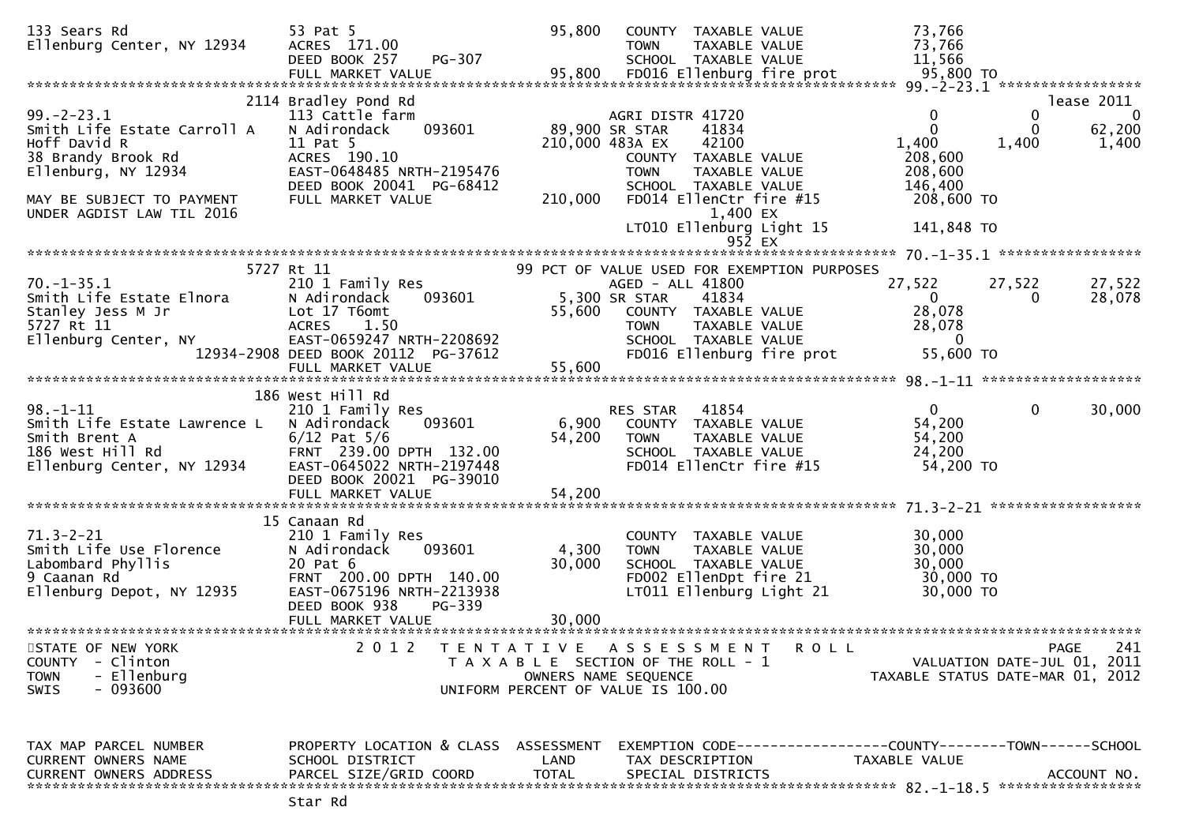```
133 Sears Rd                    53 Pat 5                          95,800    COUNTY  TAXABLE VALUE              73,766
Ellenburg Center, NY 12934      ACRES  171.00                               TOWN    TAXABLE VALUE              73,766
                                DEED BOOK 257     PG-307                    SCHOOL  TAXABLE VALUE              11,566
                                FULL MARKET VALUE                 95,800    FD016 Ellenburg fire prot           95,800 TO
******************************************************************************************************* 99.-2-23.1 *****************
                              2114 Bradley Pond Rd                                                                          lease 2011
99.-2-23.1                      113 Cattle farm                             AGRI DISTR 41720                    0          0          0
Smith Life Estate Carroll A     N Adirondack      093601         89,900 SR STAR     41834                    0          0     62,200
Hoff David R                    11 Pat 5                        210,000 483A EX     42100                1,400      1,400      1,400
38 Brandy Brook Rd              ACRES  190.10                               COUNTY  TAXABLE VALUE             208,600
Ellenburg, NY 12934             EAST-0648485 NRTH-2195476                   TOWN    TAXABLE VALUE             208,600
                                DEED BOOK 20041  PG-68412                   SCHOOL  TAXABLE VALUE             146,400
MAY BE SUBJECT TO PAYMENT       FULL MARKET VALUE                210,000    FD014 EllenCtr fire #15            208,600 TO
UNDER AGDIST LAW TIL 2016                                                        1,400 EX
                                                                            LT010 Ellenburg Light 15           141,848 TO
                                                                                   952 EX
******************************************************************************************************* 70.-1-35.1 *****************
                              5727 Rt 11                        99 PCT OF VALUE USED FOR EXEMPTION PURPOSES
70.-1-35.1                      210 1 Family Res                            AGED - ALL 41800                27,522     27,522     27,522
Smith Life Estate Elnora        N Adirondack      093601          5,300 SR STAR     41834                    0          0     28,078
Stanley Jess M Jr               Lot 17 T6omt                     55,600    COUNTY  TAXABLE VALUE              28,078
5727 Rt 11                      ACRES    1.50                               TOWN    TAXABLE VALUE              28,078
Ellenburg Center, NY            EAST-0659247 NRTH-2208692                   SCHOOL  TAXABLE VALUE                   0
                     12934-2908 DEED BOOK 20112  PG-37612                   FD016 Ellenburg fire prot           55,600 TO
                                FULL MARKET VALUE                 55,600
******************************************************************************************************* 98.-1-11 *******************
                              186 West Hill Rd
98.-1-11                        210 1 Family Res                            RES STAR    41854                    0          0     30,000
Smith Life Estate Lawrence L    N Adirondack      093601          6,900    COUNTY  TAXABLE VALUE              54,200
Smith Brent A                   6/12 Pat 5/6                     54,200    TOWN    TAXABLE VALUE              54,200
186 West Hill Rd                FRNT  239.00 DPTH  132.00                  SCHOOL  TAXABLE VALUE              24,200
Ellenburg Center, NY 12934      EAST-0645022 NRTH-2197448                   FD014 EllenCtr fire #15             54,200 TO
                                DEED BOOK 20021  PG-39010
                                FULL MARKET VALUE                 54,200
******************************************************************************************************* 71.3-2-21 ******************
                              15 Canaan Rd
71.3-2-21                       210 1 Family Res                            COUNTY  TAXABLE VALUE              30,000
Smith Life Use Florence         N Adirondack      093601          4,300    TOWN    TAXABLE VALUE              30,000
Labombard Phyllis               20 Pat 6                         30,000    SCHOOL  TAXABLE VALUE              30,000
9 Caanan Rd                     FRNT  200.00 DPTH  140.00                  FD002 EllenDpt fire 21              30,000 TO
Ellenburg Depot, NY 12935       EAST-0675196 NRTH-2213938                   LT011 Ellenburg Light 21            30,000 TO
                                DEED BOOK 938     PG-339
                                FULL MARKET VALUE                 30,000
************************************************************************************************************************************
STATE OF NEW YORK                  2 0 1 2   T E N T A T I V E   A S S E S S M E N T   R O L L                          PAGE   241
COUNTY  - Clinton                            T A X A B L E  SECTION OF THE ROLL - 1                      VALUATION DATE-JUL 01, 2011
TOWN    - Ellenburg                                  OWNERS NAME SEQUENCE                          TAXABLE STATUS DATE-MAR 01, 2012
SWIS    - 093600                              UNIFORM PERCENT OF VALUE IS 100.00


TAX MAP PARCEL NUMBER          PROPERTY LOCATION & CLASS  ASSESSMENT  EXEMPTION CODE------------------COUNTY--------TOWN------SCHOOL
CURRENT OWNERS NAME            SCHOOL DISTRICT               LAND      TAX DESCRIPTION              TAXABLE VALUE
CURRENT OWNERS ADDRESS         PARCEL SIZE/GRID COORD        TOTAL     SPECIAL DISTRICTS                                  ACCOUNT NO.
******************************************************************************************************* 82.-1-18.5 *****************
                               Star Rd
```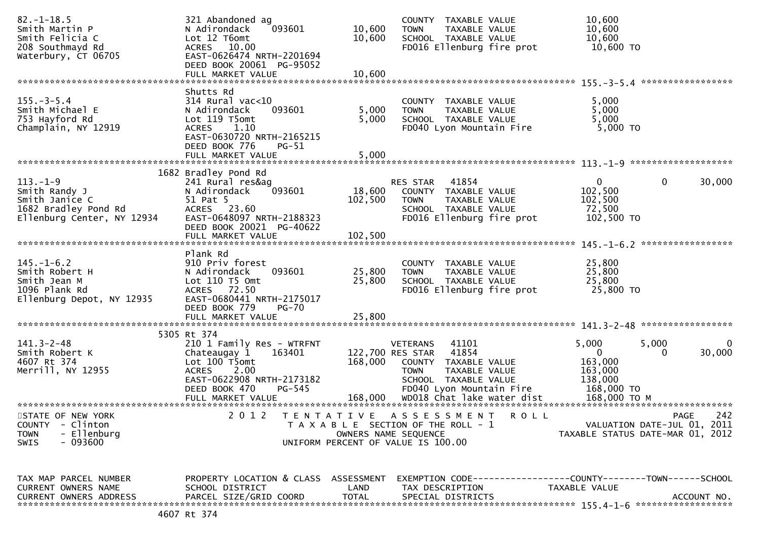```
82.-1-18.5                     321 Abandoned ag                         COUNTY  TAXABLE VALUE              10,600
Smith Martin P                 N Adirondack    093601       10,600      TOWN    TAXABLE VALUE              10,600
Smith Felicia C                Lot 12 T6omt                 10,600      SCHOOL  TAXABLE VALUE              10,600
208 Southmayd Rd               ACRES   10.00                            FD016 Ellenburg fire prot           10,600 TO
Waterbury, CT 06705            EAST-0626474 NRTH-2201694
                               DEED BOOK 20061  PG-95052
                               FULL MARKET VALUE            10,600
******************************************************************************************************* 155.-3-5.4 *****************
                               Shutts Rd
155.-3-5.4                     314 Rural vac<10                         COUNTY  TAXABLE VALUE               5,000
Smith Michael E                N Adirondack    093601        5,000      TOWN    TAXABLE VALUE               5,000
753 Hayford Rd                 Lot 119 T5omt                 5,000      SCHOOL  TAXABLE VALUE               5,000
Champlain, NY 12919            ACRES    1.10                            FD040 Lyon Mountain Fire             5,000 TO
                               EAST-0630720 NRTH-2165215
                               DEED BOOK 776    PG-51
                               FULL MARKET VALUE             5,000
******************************************************************************************************* 113.-1-9 *******************
                          1682 Bradley Pond Rd
113.-1-9                       241 Rural res&ag                         RES STAR   41854                     0             0        30,000
Smith Randy J                  N Adirondack    093601       18,600      COUNTY  TAXABLE VALUE             102,500
Smith Janice C                 51 Pat 5                    102,500      TOWN    TAXABLE VALUE             102,500
1682 Bradley Pond Rd           ACRES   23.60                            SCHOOL  TAXABLE VALUE              72,500
Ellenburg Center, NY 12934     EAST-0648097 NRTH-2188323                FD016 Ellenburg fire prot          102,500 TO
                               DEED BOOK 20021  PG-40622
                               FULL MARKET VALUE           102,500
******************************************************************************************************* 145.-1-6.2 *****************
                               Plank Rd
145.-1-6.2                     910 Priv forest                          COUNTY  TAXABLE VALUE              25,800
Smith Robert H                 N Adirondack    093601       25,800      TOWN    TAXABLE VALUE              25,800
Smith Jean M                   Lot 110 T5 Omt               25,800      SCHOOL  TAXABLE VALUE              25,800
1096 Plank Rd                  ACRES   72.50                            FD016 Ellenburg fire prot           25,800 TO
Ellenburg Depot, NY 12935      EAST-0680441 NRTH-2175017
                               DEED BOOK 779    PG-70
                               FULL MARKET VALUE            25,800
******************************************************************************************************* 141.3-2-48 *****************
                          5305 Rt 374
141.3-2-48                     210 1 Family Res - WTRFNT                VETERANS   41101                 5,000         5,000             0
Smith Robert K                 Chateaugay 1    163401      122,700 RES STAR   41854                     0             0        30,000
4607 Rt 374                    Lot 100 T5omt               168,000      COUNTY  TAXABLE VALUE             163,000
Merrill, NY 12955              ACRES    2.00                            TOWN    TAXABLE VALUE             163,000
                               EAST-0622908 NRTH-2173182                SCHOOL  TAXABLE VALUE             138,000
                               DEED BOOK 470    PG-545                  FD040 Lyon Mountain Fire           168,000 TO
                               FULL MARKET VALUE           168,000      WD018 Chat lake water dist         168,000 TO M
************************************************************************************************************************************
STATE OF NEW YORK                    2 0 1 2   T E N T A T I V E   A S S E S S M E N T   R O L L                           PAGE   242
COUNTY  - Clinton                          T A X A B L E  SECTION OF THE ROLL - 1                      VALUATION DATE-JUL 01, 2011
TOWN    - Ellenburg                               OWNERS NAME SEQUENCE                           TAXABLE STATUS DATE-MAR 01, 2012
SWIS    - 093600                           UNIFORM PERCENT OF VALUE IS 100.00


TAX MAP PARCEL NUMBER          PROPERTY LOCATION & CLASS  ASSESSMENT  EXEMPTION CODE------------------COUNTY--------TOWN------SCHOOL
CURRENT OWNERS NAME            SCHOOL DISTRICT               LAND      TAX DESCRIPTION               TAXABLE VALUE
CURRENT OWNERS ADDRESS         PARCEL SIZE/GRID COORD        TOTAL     SPECIAL DISTRICTS                                    ACCOUNT NO.
******************************************************************************************************* 155.4-1-6 ******************
                          4607 Rt 374
```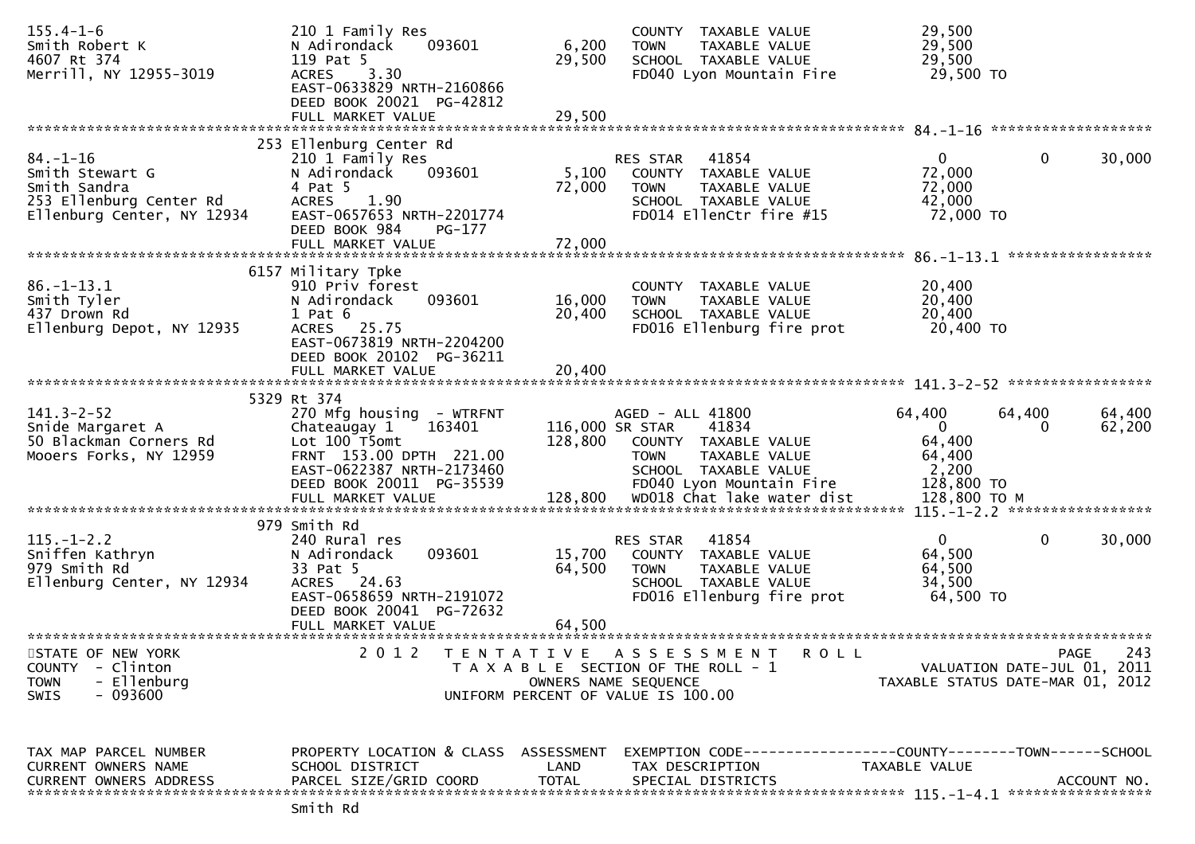```
155.4-1-6                       210 1 Family Res                        COUNTY  TAXABLE VALUE            29,500
Smith Robert K                  N Adirondack    093601        6,200     TOWN    TAXABLE VALUE            29,500
4607 Rt 374                     119 Pat 5                    29,500     SCHOOL  TAXABLE VALUE            29,500
Merrill, NY 12955-3019          ACRES    3.30                           FD040 Lyon Mountain Fire          29,500 TO
                                EAST-0633829 NRTH-2160866
                                DEED BOOK 20021  PG-42812
                                FULL MARKET VALUE            29,500
******************************************************************************************************* 84.-1-16 ******************
                            253 Ellenburg Center Rd
84.-1-16                        210 1 Family Res                        RES STAR   41854                  0              0        30,000
Smith Stewart G                 N Adirondack    093601        5,100     COUNTY  TAXABLE VALUE            72,000
Smith Sandra                    4 Pat 5                      72,000     TOWN    TAXABLE VALUE            72,000
253 Ellenburg Center Rd         ACRES    1.90                           SCHOOL  TAXABLE VALUE            42,000
Ellenburg Center, NY 12934      EAST-0657653 NRTH-2201774               FD014 EllenCtr fire #15           72,000 TO
                                DEED BOOK 984    PG-177
                                FULL MARKET VALUE            72,000
******************************************************************************************************* 86.-1-13.1 ****************
                           6157 Military Tpke
86.-1-13.1                      910 Priv forest                         COUNTY  TAXABLE VALUE            20,400
Smith Tyler                     N Adirondack    093601       16,000     TOWN    TAXABLE VALUE            20,400
437 Drown Rd                    1 Pat 6                      20,400     SCHOOL  TAXABLE VALUE            20,400
Ellenburg Depot, NY 12935       ACRES   25.75                           FD016 Ellenburg fire prot         20,400 TO
                                EAST-0673819 NRTH-2204200
                                DEED BOOK 20102  PG-36211
                                FULL MARKET VALUE            20,400
******************************************************************************************************* 141.3-2-52 ****************
                           5329 Rt 374
141.3-2-52                      270 Mfg housing  - WTRFNT               AGED - ALL 41800              64,400         64,400       64,400
Snide Margaret A                Chateaugay 1    163401      116,000 SR STAR    41834                  0              0        62,200
50 Blackman Corners Rd          Lot 100 T5omt               128,800     COUNTY  TAXABLE VALUE            64,400
Mooers Forks, NY 12959          FRNT 153.00 DPTH 221.00                 TOWN    TAXABLE VALUE            64,400
                                EAST-0622387 NRTH-2173460               SCHOOL  TAXABLE VALUE             2,200
                                DEED BOOK 20011  PG-35539               FD040 Lyon Mountain Fire         128,800 TO
                                FULL MARKET VALUE           128,800     WD018 Chat lake water dist       128,800 TO M
******************************************************************************************************* 115.-1-2.2 ****************
                            979 Smith Rd
115.-1-2.2                      240 Rural res                           RES STAR   41854                  0              0        30,000
Sniffen Kathryn                 N Adirondack    093601       15,700     COUNTY  TAXABLE VALUE            64,500
979 Smith Rd                    33 Pat 5                     64,500     TOWN    TAXABLE VALUE            64,500
Ellenburg Center, NY 12934      ACRES   24.63                           SCHOOL  TAXABLE VALUE            34,500
                                EAST-0658659 NRTH-2191072               FD016 Ellenburg fire prot         64,500 TO
                                DEED BOOK 20041  PG-72632
                                FULL MARKET VALUE            64,500
************************************************************************************************************************************
STATE OF NEW YORK                   2 0 1 2   T E N T A T I V E   A S S E S S M E N T   R O L L                           PAGE   243
COUNTY  - Clinton                         T A X A B L E SECTION OF THE ROLL - 1                     VALUATION DATE-JUL 01, 2011
TOWN    - Ellenburg                                OWNERS NAME SEQUENCE                          TAXABLE STATUS DATE-MAR 01, 2012
SWIS    - 093600                             UNIFORM PERCENT OF VALUE IS 100.00


TAX MAP PARCEL NUMBER           PROPERTY LOCATION & CLASS  ASSESSMENT  EXEMPTION CODE------------------COUNTY--------TOWN------SCHOOL
CURRENT OWNERS NAME             SCHOOL DISTRICT              LAND      TAX DESCRIPTION               TAXABLE VALUE
CURRENT OWNERS ADDRESS          PARCEL SIZE/GRID COORD       TOTAL     SPECIAL DISTRICTS                                ACCOUNT NO.
******************************************************************************************************* 115.-1-4.1 ****************
                                Smith Rd
```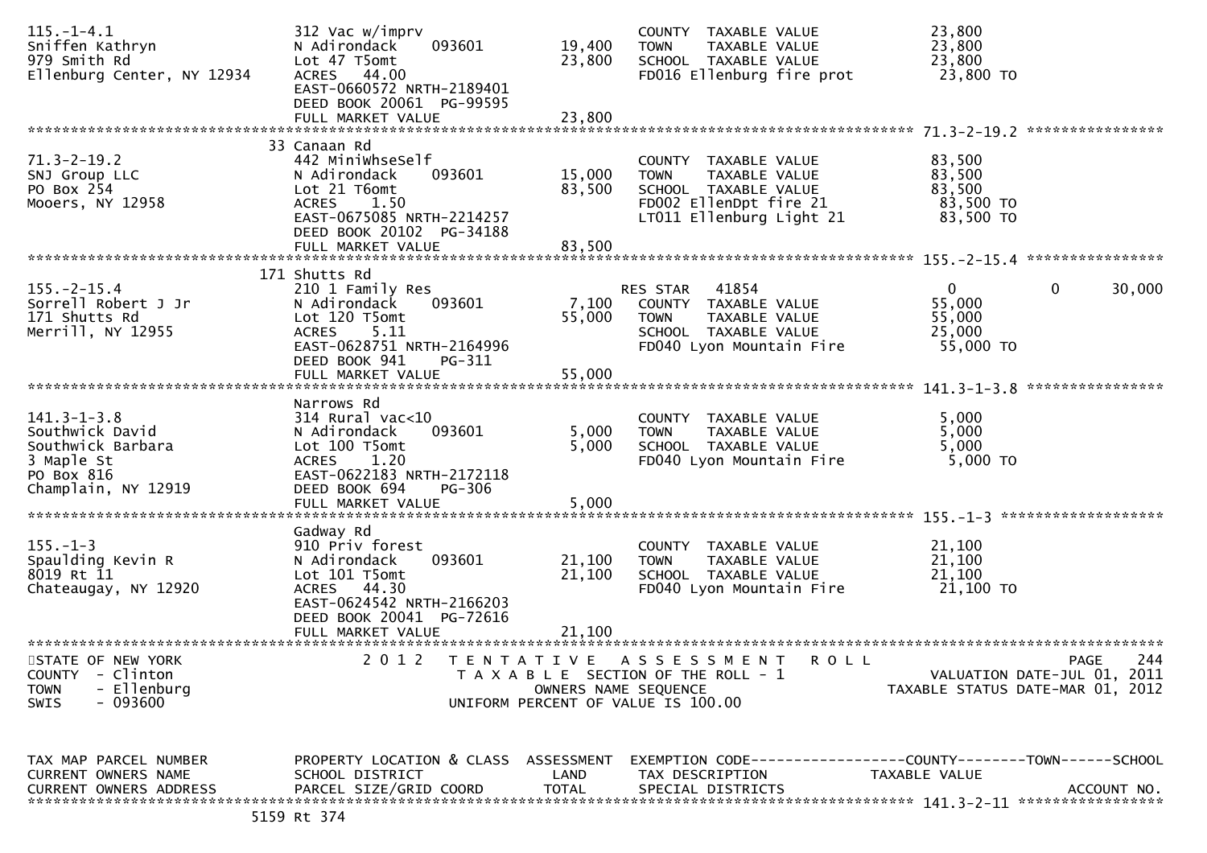```
115.-1-4.1                     312 Vac w/imprv                          COUNTY  TAXABLE VALUE              23,800
Sniffen Kathryn                N Adirondack     093601        19,400    TOWN    TAXABLE VALUE              23,800
979 Smith Rd                   Lot 47 T5omt                   23,800    SCHOOL  TAXABLE VALUE              23,800
Ellenburg Center, NY 12934     ACRES  44.00                             FD016 Ellenburg fire prot           23,800 TO
                               EAST-0660572 NRTH-2189401
                               DEED BOOK 20061  PG-99595
                               FULL MARKET VALUE              23,800
******************************************************************************************************* 71.3-2-19.2 ****************
                               33 Canaan Rd
71.3-2-19.2                    442 MiniWhseSelf                         COUNTY  TAXABLE VALUE              83,500
SNJ Group LLC                  N Adirondack     093601        15,000    TOWN    TAXABLE VALUE              83,500
PO Box 254                     Lot 21 T6omt                   83,500    SCHOOL  TAXABLE VALUE              83,500
Mooers, NY 12958               ACRES   1.50                             FD002 EllenDpt fire 21              83,500 TO
                               EAST-0675085 NRTH-2214257                LT011 Ellenburg Light 21            83,500 TO
                               DEED BOOK 20102  PG-34188
                               FULL MARKET VALUE              83,500
******************************************************************************************************* 155.-2-15.4 ****************
                               171 Shutts Rd
155.-2-15.4                    210 1 Family Res                         RES STAR   41854                    0             0       30,000
Sorrell Robert J Jr            N Adirondack     093601         7,100    COUNTY  TAXABLE VALUE              55,000
171 Shutts Rd                  Lot 120 T5omt                  55,000    TOWN    TAXABLE VALUE              55,000
Merrill, NY 12955              ACRES   5.11                             SCHOOL  TAXABLE VALUE              25,000
                               EAST-0628751 NRTH-2164996                FD040 Lyon Mountain Fire            55,000 TO
                               DEED BOOK 941    PG-311
                               FULL MARKET VALUE              55,000
******************************************************************************************************* 141.3-1-3.8 ****************
                               Narrows Rd
141.3-1-3.8                    314 Rural vac<10                         COUNTY  TAXABLE VALUE               5,000
Southwick David                N Adirondack     093601         5,000    TOWN    TAXABLE VALUE               5,000
Southwick Barbara              Lot 100 T5omt                   5,000    SCHOOL  TAXABLE VALUE               5,000
3 Maple St                     ACRES   1.20                             FD040 Lyon Mountain Fire             5,000 TO
PO Box 816                     EAST-0622183 NRTH-2172118
Champlain, NY 12919            DEED BOOK 694    PG-306
                               FULL MARKET VALUE               5,000
******************************************************************************************************* 155.-1-3 *******************
                               Gadway Rd
155.-1-3                       910 Priv forest                          COUNTY  TAXABLE VALUE              21,100
Spaulding Kevin R              N Adirondack     093601        21,100    TOWN    TAXABLE VALUE              21,100
8019 Rt 11                     Lot 101 T5omt                  21,100    SCHOOL  TAXABLE VALUE              21,100
Chateaugay, NY 12920           ACRES  44.30                             FD040 Lyon Mountain Fire            21,100 TO
                               EAST-0624542 NRTH-2166203
                               DEED BOOK 20041  PG-72616
                               FULL MARKET VALUE              21,100
************************************************************************************************************************************
STATE OF NEW YORK                2 0 1 2   T E N T A T I V E   A S S E S S M E N T   R O L L                             PAGE    244
COUNTY  - Clinton                          T A X A B L E  SECTION OF THE ROLL - 1                       VALUATION DATE-JUL 01, 2011
TOWN    - Ellenburg                             OWNERS NAME SEQUENCE                                TAXABLE STATUS DATE-MAR 01, 2012
SWIS    - 093600                          UNIFORM PERCENT OF VALUE IS 100.00


TAX MAP PARCEL NUMBER          PROPERTY LOCATION & CLASS  ASSESSMENT  EXEMPTION CODE------------------COUNTY--------TOWN------SCHOOL
CURRENT OWNERS NAME            SCHOOL DISTRICT               LAND      TAX DESCRIPTION             TAXABLE VALUE
CURRENT OWNERS ADDRESS         PARCEL SIZE/GRID COORD        TOTAL     SPECIAL DISTRICTS                                  ACCOUNT NO.
******************************************************************************************************* 141.3-2-11 *****************
                               5159 Rt 374
```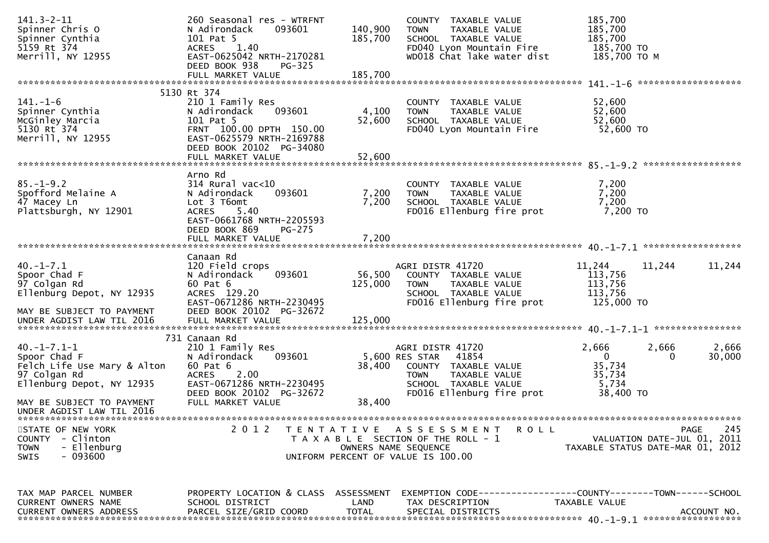```
141.3-2-11                     260 Seasonal res - WTRFNT              COUNTY  TAXABLE VALUE           185,700
Spinner Chris O                N Adirondack    093601     140,900     TOWN    TAXABLE VALUE           185,700
Spinner Cynthia                101 Pat 5                  185,700     SCHOOL  TAXABLE VALUE           185,700
5159 Rt 374                    ACRES    1.40                          FD040 Lyon Mountain Fire         185,700 TO
Merrill, NY 12955              EAST-0625042 NRTH-2170281              WD018 Chat lake water dist       185,700 TO M
                               DEED BOOK 938    PG-325
                               FULL MARKET VALUE          185,700
******************************************************************************************************* 141.-1-6 ******************
                          5130 Rt 374
141.-1-6                       210 1 Family Res                       COUNTY  TAXABLE VALUE            52,600
Spinner Cynthia                N Adirondack    093601       4,100     TOWN    TAXABLE VALUE            52,600
McGinley Marcia                101 Pat 5                   52,600     SCHOOL  TAXABLE VALUE            52,600
5130 Rt 374                    FRNT 100.00 DPTH 150.00                FD040 Lyon Mountain Fire          52,600 TO
Merrill, NY 12955              EAST-0625579 NRTH-2169788
                               DEED BOOK 20102  PG-34080
                               FULL MARKET VALUE           52,600
******************************************************************************************************* 85.-1-9.2 ******************
                               Arno Rd
85.-1-9.2                      314 Rural vac<10                       COUNTY  TAXABLE VALUE             7,200
Spofford Melaine A             N Adirondack    093601       7,200     TOWN    TAXABLE VALUE             7,200
47 Macey Ln                    Lot 3 T6omt                  7,200     SCHOOL  TAXABLE VALUE             7,200
Plattsburgh, NY 12901          ACRES    5.40                          FD016 Ellenburg fire prot          7,200 TO
                               EAST-0661768 NRTH-2205593
                               DEED BOOK 869    PG-275
                               FULL MARKET VALUE            7,200
******************************************************************************************************* 40.-1-7.1 ******************
                               Canaan Rd
40.-1-7.1                      120 Field crops                        AGRI DISTR 41720                 11,244       11,244      11,244
Spoor Chad F                   N Adirondack    093601      56,500     COUNTY  TAXABLE VALUE           113,756
97 Colgan Rd                   60 Pat 6                   125,000     TOWN    TAXABLE VALUE           113,756
Ellenburg Depot, NY 12935      ACRES  129.20                          SCHOOL  TAXABLE VALUE           113,756
                               EAST-0671286 NRTH-2230495              FD016 Ellenburg fire prot        125,000 TO
MAY BE SUBJECT TO PAYMENT      DEED BOOK 20102  PG-32672
UNDER AGDIST LAW TIL 2016      FULL MARKET VALUE          125,000
******************************************************************************************************* 40.-1-7.1-1 ****************
                           731 Canaan Rd
40.-1-7.1-1                    210 1 Family Res                       AGRI DISTR 41720                  2,666        2,666       2,666
Spoor Chad F                   N Adirondack    093601       5,600 RES STAR    41854                     0            0      30,000
Felch Life Use Mary & Alton    60 Pat 6                    38,400     COUNTY  TAXABLE VALUE            35,734
97 Colgan Rd                   ACRES    2.00                          TOWN    TAXABLE VALUE            35,734
Ellenburg Depot, NY 12935      EAST-0671286 NRTH-2230495              SCHOOL  TAXABLE VALUE             5,734
                               DEED BOOK 20102  PG-32672              FD016 Ellenburg fire prot         38,400 TO
MAY BE SUBJECT TO PAYMENT      FULL MARKET VALUE           38,400
UNDER AGDIST LAW TIL 2016
************************************************************************************************************************************
STATE OF NEW YORK                  2 0 1 2   T E N T A T I V E   A S S E S S M E N T   R O L L                          PAGE    245
COUNTY  - Clinton                        T A X A B L E  SECTION OF THE ROLL - 1                      VALUATION DATE-JUL 01, 2011
TOWN    - Ellenburg                              OWNERS NAME SEQUENCE                           TAXABLE STATUS DATE-MAR 01, 2012
SWIS    - 093600                          UNIFORM PERCENT OF VALUE IS 100.00


TAX MAP PARCEL NUMBER          PROPERTY LOCATION & CLASS  ASSESSMENT  EXEMPTION CODE------------------COUNTY--------TOWN------SCHOOL
CURRENT OWNERS NAME            SCHOOL DISTRICT               LAND     TAX DESCRIPTION             TAXABLE VALUE
CURRENT OWNERS ADDRESS         PARCEL SIZE/GRID COORD       TOTAL     SPECIAL DISTRICTS                                  ACCOUNT NO.
******************************************************************************************************* 40.-1-9.1 ******************
```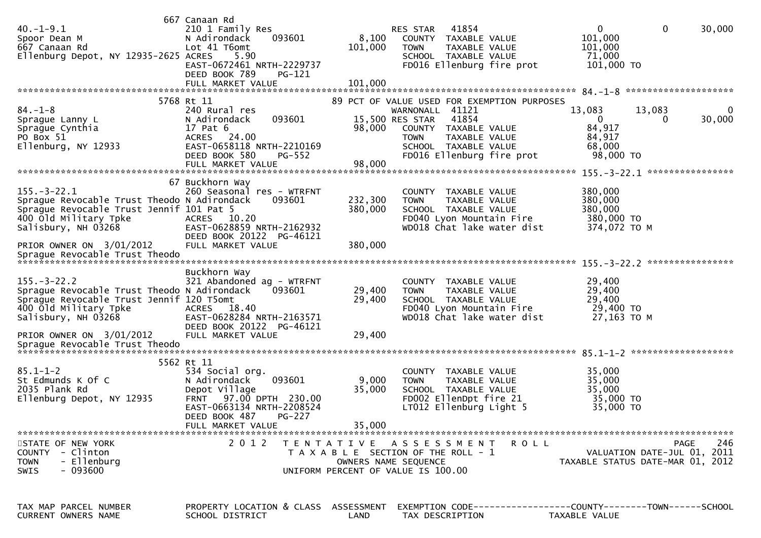```
                                667 Canaan Rd
40.-1-9.1                         210 1 Family Res                      RES STAR   41854                    0            0       30,000
Spoor Dean M                      N Adirondack     093601       8,100    COUNTY  TAXABLE VALUE            101,000
667 Canaan Rd                     Lot 41 T6omt                101,000    TOWN    TAXABLE VALUE            101,000
Ellenburg Depot, NY 12935-2625 ACRES    5.90                             SCHOOL  TAXABLE VALUE             71,000
                                  EAST-0672461 NRTH-2229737              FD016 Ellenburg fire prot         101,000 TO
                                  DEED BOOK 789     PG-121
                                  FULL MARKET VALUE            101,000
******************************************************************************************************* 84.-1-8 ********************
                              5768 Rt 11                          89 PCT OF VALUE USED FOR EXEMPTION PURPOSES
84.-1-8                           240 Rural res                          WARNONALL  41121              13,083       13,083             0
Sprague Lanny L                   N Adirondack     093601       15,500 RES STAR   41854                    0            0       30,000
Sprague Cynthia                   17 Pat 6                      98,000   COUNTY  TAXABLE VALUE             84,917
PO Box 51                         ACRES   24.00                          TOWN    TAXABLE VALUE             84,917
Ellenburg, NY 12933               EAST-0658118 NRTH-2210169              SCHOOL  TAXABLE VALUE             68,000
                                  DEED BOOK 580     PG-552               FD016 Ellenburg fire prot          98,000 TO
                                  FULL MARKET VALUE             98,000
******************************************************************************************************* 155.-3-22.1 ****************
                                67 Buckhorn Way
155.-3-22.1                       260 Seasonal res - WTRFNT              COUNTY  TAXABLE VALUE            380,000
Sprague Revocable Trust Theodo N Adirondack     093601        232,300    TOWN    TAXABLE VALUE            380,000
Sprague Revocable Trust Jennif 101 Pat 5                      380,000    SCHOOL  TAXABLE VALUE            380,000
400 Old Military Tpke             ACRES   10.20                          FD040 Lyon Mountain Fire          380,000 TO
Salisbury, NH 03268               EAST-0628859 NRTH-2162932              WD018 Chat lake water dist        374,072 TO M
                                  DEED BOOK 20122 PG-46121
PRIOR OWNER ON  3/01/2012         FULL MARKET VALUE            380,000
Sprague Revocable Trust Theodo
******************************************************************************************************* 155.-3-22.2 ****************
                                  Buckhorn Way
155.-3-22.2                       321 Abandoned ag - WTRFNT              COUNTY  TAXABLE VALUE             29,400
Sprague Revocable Trust Theodo N Adirondack     093601         29,400    TOWN    TAXABLE VALUE             29,400
Sprague Revocable Trust Jennif 120 T5omt                       29,400    SCHOOL  TAXABLE VALUE             29,400
400 Old Military Tpke             ACRES   18.40                          FD040 Lyon Mountain Fire           29,400 TO
Salisbury, NH 03268               EAST-0628284 NRTH-2163571              WD018 Chat lake water dist         27,163 TO M
                                  DEED BOOK 20122 PG-46121
PRIOR OWNER ON  3/01/2012         FULL MARKET VALUE             29,400
Sprague Revocable Trust Theodo
******************************************************************************************************* 85.1-1-2 *******************
                              5562 Rt 11
85.1-1-2                          534 Social org.                        COUNTY  TAXABLE VALUE             35,000
St Edmunds K Of C                 N Adirondack     093601        9,000   TOWN    TAXABLE VALUE             35,000
2035 Plank Rd                     Depot Village                 35,000   SCHOOL  TAXABLE VALUE             35,000
Ellenburg Depot, NY 12935         FRNT   97.00 DPTH 230.00               FD002 EllenDpt fire 21             35,000 TO
                                  EAST-0663134 NRTH-2208524              LT012 Ellenburg Light 5            35,000 TO
                                  DEED BOOK 487     PG-227
                                  FULL MARKET VALUE             35,000
************************************************************************************************************************************
STATE OF NEW YORK                  2 0 1 2   T E N T A T I V E   A S S E S S M E N T   R O L L                               PAGE    246
COUNTY  - Clinton                             T A X A B L E  SECTION OF THE ROLL - 1                        VALUATION DATE-JUL 01, 2011
TOWN    - Ellenburg                                 OWNERS NAME SEQUENCE                             TAXABLE STATUS DATE-MAR 01, 2012
SWIS    - 093600                               UNIFORM PERCENT OF VALUE IS 100.00


TAX MAP PARCEL NUMBER          PROPERTY LOCATION & CLASS  ASSESSMENT  EXEMPTION CODE------------------COUNTY--------TOWN------SCHOOL
CURRENT OWNERS NAME            SCHOOL DISTRICT                 LAND      TAX DESCRIPTION              TAXABLE VALUE
```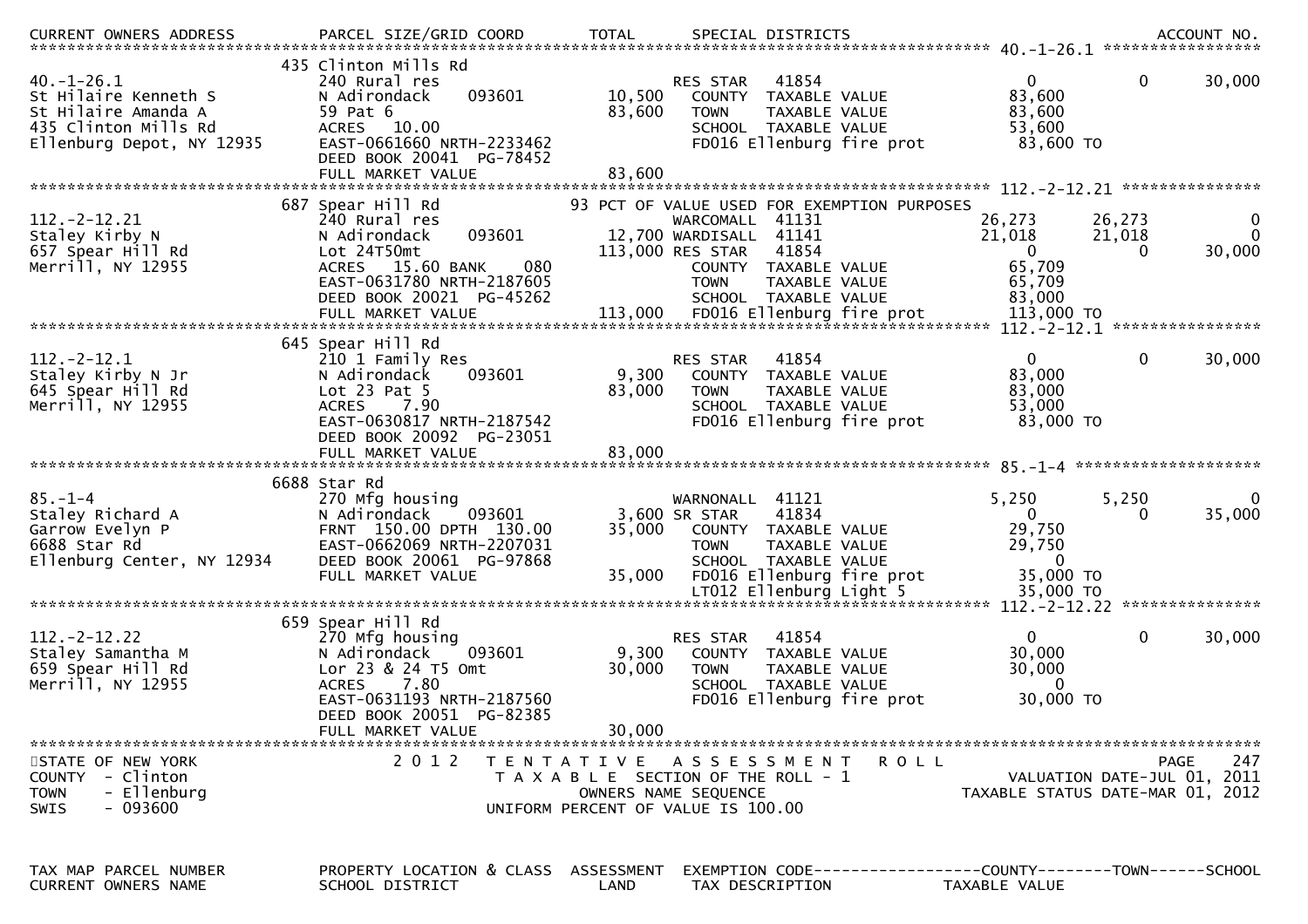| CURRENT OWNERS ADDRESS | PARCEL SIZE/GRID COORD | TOTAL | SPECIAL DISTRICTS | | | ACCOUNT NO. |
|---|---|---|---|---|---|---|
| | | | | | | 40.-1-26.1 |
| | 435 Clinton Mills Rd | | | | | |
| 40.-1-26.1 | 240 Rural res | | RES STAR 41854 | 0 | 0 | 30,000 |
| St Hilaire Kenneth S | N Adirondack 093601 | 10,500 | COUNTY TAXABLE VALUE | 83,600 | | |
| St Hilaire Amanda A | 59 Pat 6 | 83,600 | TOWN TAXABLE VALUE | 83,600 | | |
| 435 Clinton Mills Rd | ACRES 10.00 | | SCHOOL TAXABLE VALUE | 53,600 | | |
| Ellenburg Depot, NY 12935 | EAST-0661660 NRTH-2233462 | | FD016 Ellenburg fire prot | 83,600 TO | | |
| | DEED BOOK 20041 PG-78452 | | | | | |
| | FULL MARKET VALUE | 83,600 | | | | |
| | | | | | | 112.-2-12.21 |
| | 687 Spear Hill Rd | | 93 PCT OF VALUE USED FOR EXEMPTION PURPOSES | | | |
| 112.-2-12.21 | 240 Rural res | | WARCOMALL 41131 | 26,273 | 26,273 | 0 |
| Staley Kirby N | N Adirondack 093601 | 12,700 | WARDISALL 41141 | 21,018 | 21,018 | 0 |
| 657 Spear Hill Rd | Lot 24T5Omt | 113,000 | RES STAR 41854 | 0 | 0 | 30,000 |
| Merrill, NY 12955 | ACRES 15.60 BANK 080 | | COUNTY TAXABLE VALUE | 65,709 | | |
| | EAST-0631780 NRTH-2187605 | | TOWN TAXABLE VALUE | 65,709 | | |
| | DEED BOOK 20021 PG-45262 | | SCHOOL TAXABLE VALUE | 83,000 | | |
| | FULL MARKET VALUE | 113,000 | FD016 Ellenburg fire prot | 113,000 TO | | |
| | | | | | | 112.-2-12.1 |
| | 645 Spear Hill Rd | | | | | |
| 112.-2-12.1 | 210 1 Family Res | | RES STAR 41854 | 0 | 0 | 30,000 |
| Staley Kirby N Jr | N Adirondack 093601 | 9,300 | COUNTY TAXABLE VALUE | 83,000 | | |
| 645 Spear Hill Rd | Lot 23 Pat 5 | 83,000 | TOWN TAXABLE VALUE | 83,000 | | |
| Merrill, NY 12955 | ACRES 7.90 | | SCHOOL TAXABLE VALUE | 53,000 | | |
| | EAST-0630817 NRTH-2187542 | | FD016 Ellenburg fire prot | 83,000 TO | | |
| | DEED BOOK 20092 PG-23051 | | | | | |
| | FULL MARKET VALUE | 83,000 | | | | |
| | | | | | | 85.-1-4 |
| | 6688 Star Rd | | | | | |
| 85.-1-4 | 270 Mfg housing | | WARNONALL 41121 | 5,250 | 5,250 | 0 |
| Staley Richard A | N Adirondack 093601 | 3,600 | SR STAR 41834 | 0 | 0 | 35,000 |
| Garrow Evelyn P | FRNT 150.00 DPTH 130.00 | 35,000 | COUNTY TAXABLE VALUE | 29,750 | | |
| 6688 Star Rd | EAST-0662069 NRTH-2207031 | | TOWN TAXABLE VALUE | 29,750 | | |
| Ellenburg Center, NY 12934 | DEED BOOK 20061 PG-97868 | | SCHOOL TAXABLE VALUE | 0 | | |
| | FULL MARKET VALUE | 35,000 | FD016 Ellenburg fire prot | 35,000 TO | | |
| | | | LT012 Ellenburg Light 5 | 35,000 TO | | |
| | | | | | | 112.-2-12.22 |
| | 659 Spear Hill Rd | | | | | |
| 112.-2-12.22 | 270 Mfg housing | | RES STAR 41854 | 0 | 0 | 30,000 |
| Staley Samantha M | N Adirondack 093601 | 9,300 | COUNTY TAXABLE VALUE | 30,000 | | |
| 659 Spear Hill Rd | Lor 23 & 24 T5 Omt | 30,000 | TOWN TAXABLE VALUE | 30,000 | | |
| Merrill, NY 12955 | ACRES 7.80 | | SCHOOL TAXABLE VALUE | 0 | | |
| | EAST-0631193 NRTH-2187560 | | FD016 Ellenburg fire prot | 30,000 TO | | |
| | DEED BOOK 20051 PG-82385 | | | | | |
| | FULL MARKET VALUE | 30,000 | | | | |

STATE OF NEW YORK
COUNTY - Clinton
TOWN - Ellenburg
SWIS - 093600

2012 TENTATIVE ASSESSMENT ROLL
TAXABLE SECTION OF THE ROLL - 1
OWNERS NAME SEQUENCE
UNIFORM PERCENT OF VALUE IS 100.00

VALUATION DATE-JUL 01, 2011
TAXABLE STATUS DATE-MAR 01, 2012

| TAX MAP PARCEL NUMBER | PROPERTY LOCATION & CLASS | ASSESSMENT | EXEMPTION CODE------------------COUNTY--------TOWN------SCHOOL |
|---|---|---|---|
| CURRENT OWNERS NAME | SCHOOL DISTRICT | LAND | TAX DESCRIPTION TAXABLE VALUE |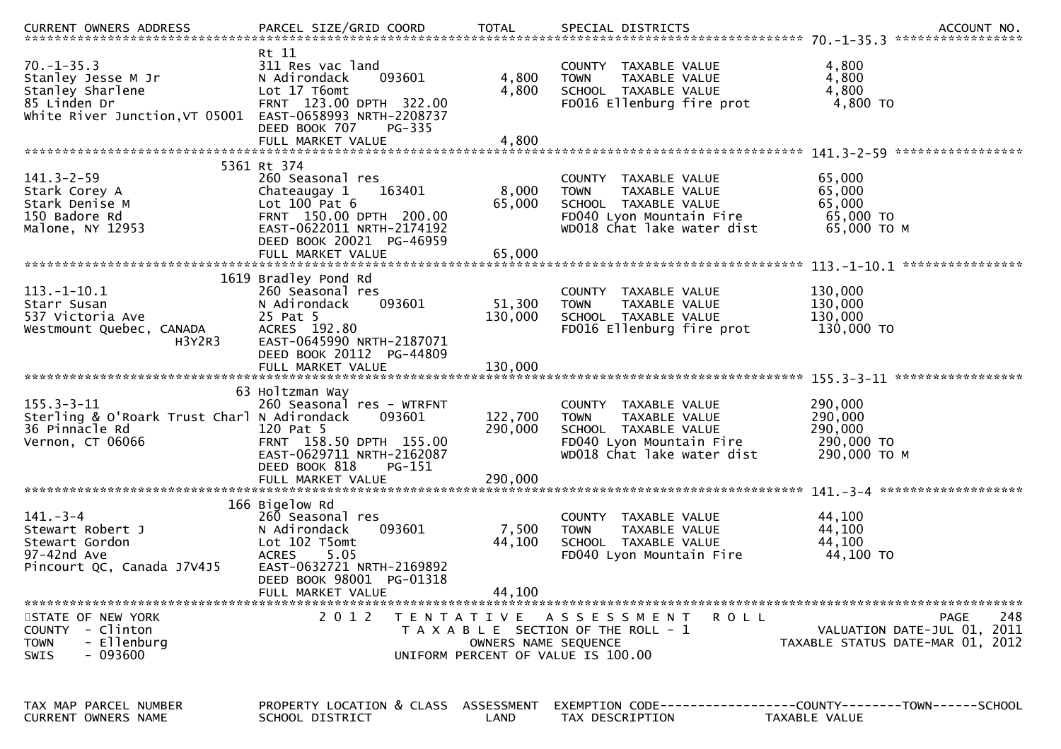| CURRENT OWNERS ADDRESS | PARCEL SIZE/GRID COORD | TOTAL | SPECIAL DISTRICTS | | ACCOUNT NO. |
|---|---|---|---|---|---|
| | | | | | 70.-1-35.3 |
| | Rt 11 | | | | |
| 70.-1-35.3 | 311 Res vac land | | COUNTY TAXABLE VALUE | 4,800 | |
| Stanley Jesse M Jr | N Adirondack 093601 | 4,800 | TOWN TAXABLE VALUE | 4,800 | |
| Stanley Sharlene | Lot 17 T6omt | 4,800 | SCHOOL TAXABLE VALUE | 4,800 | |
| 85 Linden Dr | FRNT 123.00 DPTH 322.00 | | FD016 Ellenburg fire prot | 4,800 TO | |
| White River Junction,VT 05001 | EAST-0658993 NRTH-2208737 | | | | |
| | DEED BOOK 707 PG-335 | | | | |
| | FULL MARKET VALUE | 4,800 | | | |
| | | | | | 141.3-2-59 |
| | 5361 Rt 374 | | | | |
| 141.3-2-59 | 260 Seasonal res | | COUNTY TAXABLE VALUE | 65,000 | |
| Stark Corey A | Chateaugay 1 163401 | 8,000 | TOWN TAXABLE VALUE | 65,000 | |
| Stark Denise M | Lot 100 Pat 6 | 65,000 | SCHOOL TAXABLE VALUE | 65,000 | |
| 150 Badore Rd | FRNT 150.00 DPTH 200.00 | | FD040 Lyon Mountain Fire | 65,000 TO | |
| Malone, NY 12953 | EAST-0622011 NRTH-2174192 | | WD018 Chat lake water dist | 65,000 TO M | |
| | DEED BOOK 20021 PG-46959 | | | | |
| | FULL MARKET VALUE | 65,000 | | | |
| | | | | | 113.-1-10.1 |
| | 1619 Bradley Pond Rd | | | | |
| 113.-1-10.1 | 260 Seasonal res | | COUNTY TAXABLE VALUE | 130,000 | |
| Starr Susan | N Adirondack 093601 | 51,300 | TOWN TAXABLE VALUE | 130,000 | |
| 537 Victoria Ave | 25 Pat 5 | 130,000 | SCHOOL TAXABLE VALUE | 130,000 | |
| Westmount Quebec, CANADA H3Y2R3 | ACRES 192.80 | | FD016 Ellenburg fire prot | 130,000 TO | |
| | EAST-0645990 NRTH-2187071 | | | | |
| | DEED BOOK 20112 PG-44809 | | | | |
| | FULL MARKET VALUE | 130,000 | | | |
| | | | | | 155.3-3-11 |
| | 63 Holtzman Way | | | | |
| 155.3-3-11 | 260 Seasonal res - WTRFNT | | COUNTY TAXABLE VALUE | 290,000 | |
| Sterling & O'Roark Trust Charl | N Adirondack 093601 | 122,700 | TOWN TAXABLE VALUE | 290,000 | |
| 36 Pinnacle Rd | 120 Pat 5 | 290,000 | SCHOOL TAXABLE VALUE | 290,000 | |
| Vernon, CT 06066 | FRNT 158.50 DPTH 155.00 | | FD040 Lyon Mountain Fire | 290,000 TO | |
| | EAST-0629711 NRTH-2162087 | | WD018 Chat lake water dist | 290,000 TO M | |
| | DEED BOOK 818 PG-151 | | | | |
| | FULL MARKET VALUE | 290,000 | | | |
| | | | | | 141.-3-4 |
| | 166 Bigelow Rd | | | | |
| 141.-3-4 | 260 Seasonal res | | COUNTY TAXABLE VALUE | 44,100 | |
| Stewart Robert J | N Adirondack 093601 | 7,500 | TOWN TAXABLE VALUE | 44,100 | |
| Stewart Gordon | Lot 102 T5omt | 44,100 | SCHOOL TAXABLE VALUE | 44,100 | |
| 97-42nd Ave | ACRES 5.05 | | FD040 Lyon Mountain Fire | 44,100 TO | |
| Pincourt QC, Canada J7V4J5 | EAST-0632721 NRTH-2169892 | | | | |
| | DEED BOOK 98001 PG-01318 | | | | |
| | FULL MARKET VALUE | 44,100 | | | |

STATE OF NEW YORK
COUNTY - Clinton
TOWN - Ellenburg
SWIS - 093600

2012 TENTATIVE ASSESSMENT ROLL
TAXABLE SECTION OF THE ROLL - 1
OWNERS NAME SEQUENCE
UNIFORM PERCENT OF VALUE IS 100.00

VALUATION DATE-JUL 01, 2011
TAXABLE STATUS DATE-MAR 01, 2012

| TAX MAP PARCEL NUMBER | PROPERTY LOCATION & CLASS | ASSESSMENT | EXEMPTION CODE------------------COUNTY--------TOWN------SCHOOL |
|---|---|---|---|
| CURRENT OWNERS NAME | SCHOOL DISTRICT | LAND | TAX DESCRIPTION TAXABLE VALUE |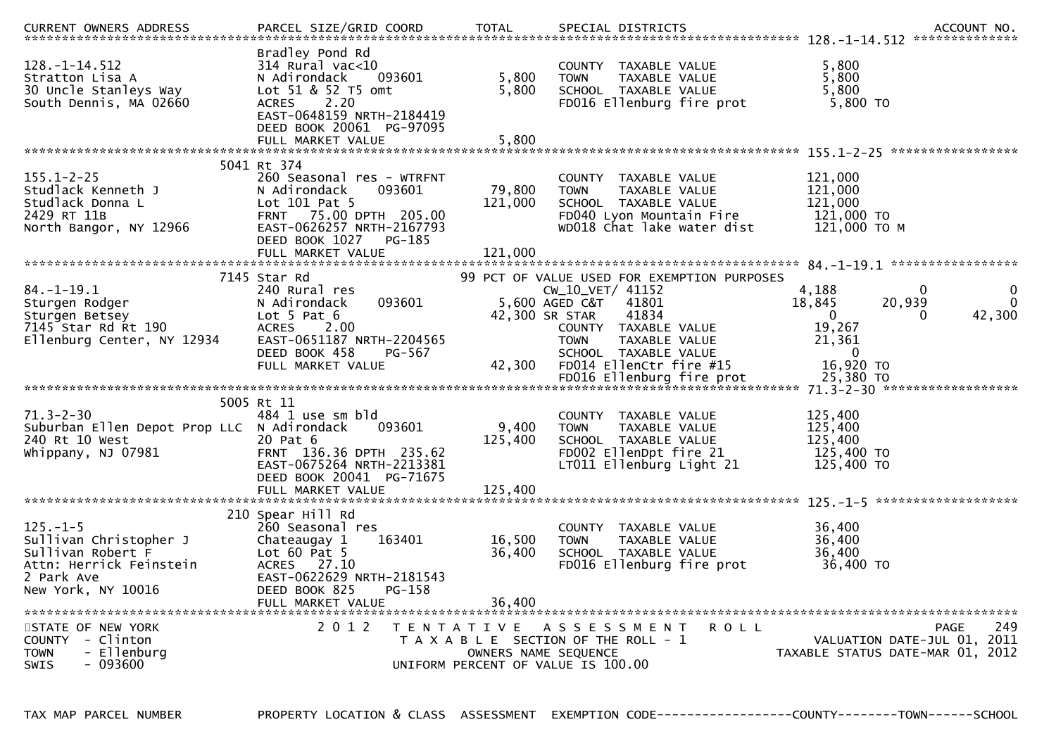CURRENT OWNERS ADDRESS | PARCEL SIZE/GRID COORD | TOTAL | SPECIAL DISTRICTS | ACCOUNT NO.

```
****************************************************************************************************** 128.-1-14.512 **************
                              Bradley Pond Rd
128.-1-14.512                 314 Rural vac<10                        COUNTY  TAXABLE VALUE           5,800
Stratton Lisa A               N Adirondack    093601       5,800      TOWN    TAXABLE VALUE           5,800
30 Uncle Stanleys Way         Lot 51 & 52 T5 omt           5,800      SCHOOL  TAXABLE VALUE           5,800
South Dennis, MA 02660        ACRES    2.20                           FD016 Ellenburg fire prot        5,800 TO
                              EAST-0648159 NRTH-2184419
                              DEED BOOK 20061 PG-97095
                              FULL MARKET VALUE            5,800
****************************************************************************************************** 155.1-2-25 *****************
                            5041 Rt 374
155.1-2-25                    260 Seasonal res - WTRFNT               COUNTY  TAXABLE VALUE           121,000
Studlack Kenneth J            N Adirondack    093601      79,800      TOWN    TAXABLE VALUE           121,000
Studlack Donna L              Lot 101 Pat 5              121,000      SCHOOL  TAXABLE VALUE           121,000
2429 RT 11B                   FRNT   75.00 DPTH 205.00                FD040 Lyon Mountain Fire         121,000 TO
North Bangor, NY 12966        EAST-0626257 NRTH-2167793               WD018 Chat lake water dist       121,000 TO M
                              DEED BOOK 1027   PG-185
                              FULL MARKET VALUE          121,000
****************************************************************************************************** 84.-1-19.1 *****************
                            7145 Star Rd                        99 PCT OF VALUE USED FOR EXEMPTION PURPOSES
84.-1-19.1                    240 Rural res                           CW_10_VET/ 41152               4,188          0            0
Sturgen Rodger                N Adirondack    093601       5,600 AGED C&T   41801                  18,845     20,939            0
Sturgen Betsey                Lot 5 Pat 6                 42,300 SR STAR    41834                       0          0       42,300
7145 Star Rd Rt 190           ACRES    2.00                           COUNTY  TAXABLE VALUE            19,267
Ellenburg Center, NY 12934    EAST-0651187 NRTH-2204565               TOWN    TAXABLE VALUE            21,361
                              DEED BOOK 458    PG-567                 SCHOOL  TAXABLE VALUE                 0
                              FULL MARKET VALUE           42,300      FD014 EllenCtr fire #15          16,920 TO
                                                                      FD016 Ellenburg fire prot        25,380 TO
****************************************************************************************************** 71.3-2-30 ******************
                            5005 Rt 11
71.3-2-30                     484 1 use sm bld                        COUNTY  TAXABLE VALUE           125,400
Suburban Ellen Depot Prop LLC N Adirondack    093601       9,400      TOWN    TAXABLE VALUE           125,400
240 Rt 10 West                20 Pat 6                   125,400      SCHOOL  TAXABLE VALUE           125,400
Whippany, NJ 07981            FRNT  136.36 DPTH 235.62                FD002 EllenDpt fire 21           125,400 TO
                              EAST-0675264 NRTH-2213381               LT011 Ellenburg Light 21         125,400 TO
                              DEED BOOK 20041 PG-71675
                              FULL MARKET VALUE          125,400
****************************************************************************************************** 125.-1-5 *******************
                             210 Spear Hill Rd
125.-1-5                      260 Seasonal res                        COUNTY  TAXABLE VALUE            36,400
Sullivan Christopher J        Chateaugay 1    163401      16,500      TOWN    TAXABLE VALUE            36,400
Sullivan Robert F             Lot 60 Pat 5                36,400      SCHOOL  TAXABLE VALUE            36,400
Attn: Herrick Feinstein       ACRES   27.10                           FD016 Ellenburg fire prot        36,400 TO
2 Park Ave                    EAST-0622629 NRTH-2181543
New York, NY 10016            DEED BOOK 825    PG-158
                              FULL MARKET VALUE           36,400
************************************************************************************************************************************
```

STATE OF NEW YORK — 2012 TENTATIVE ASSESSMENT ROLL
COUNTY - Clinton — TAXABLE SECTION OF THE ROLL - 1 — VALUATION DATE-JUL 01, 2011
TOWN - Ellenburg — OWNERS NAME SEQUENCE — TAXABLE STATUS DATE-MAR 01, 2012
SWIS - 093600 — UNIFORM PERCENT OF VALUE IS 100.00

TAX MAP PARCEL NUMBER | PROPERTY LOCATION & CLASS | ASSESSMENT | EXEMPTION CODE------------------COUNTY--------TOWN------SCHOOL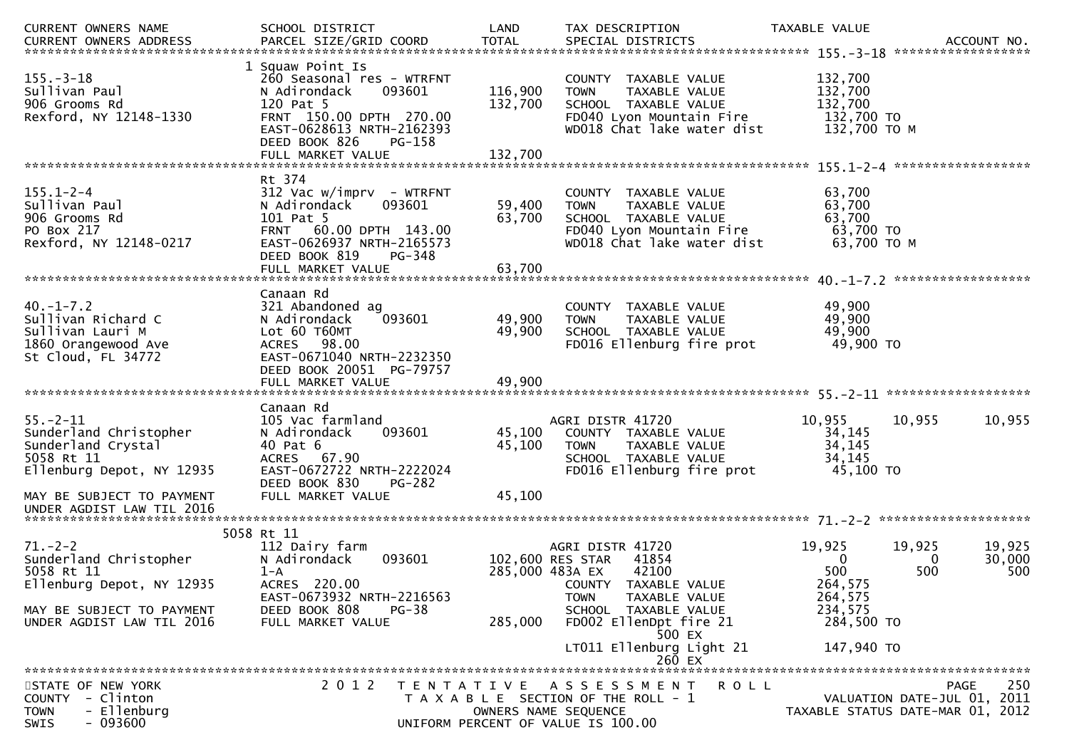```
CURRENT OWNERS NAME          SCHOOL DISTRICT              LAND      TAX DESCRIPTION                TAXABLE VALUE
CURRENT OWNERS ADDRESS       PARCEL SIZE/GRID COORD       TOTAL     SPECIAL DISTRICTS                                   ACCOUNT NO.
******************************************************************************************************* 155.-3-18 *****************
                           1 Squaw Point Is
155.-3-18                    260 Seasonal res - WTRFNT              COUNTY  TAXABLE VALUE            132,700
Sullivan Paul                N Adirondack      093601     116,900   TOWN    TAXABLE VALUE            132,700
906 Grooms Rd                120 Pat 5                    132,700   SCHOOL  TAXABLE VALUE            132,700
Rexford, NY 12148-1330       FRNT 150.00 DPTH 270.00                FD040 Lyon Mountain Fire          132,700 TO
                             EAST-0628613 NRTH-2162393              WD018 Chat lake water dist        132,700 TO M
                             DEED BOOK 826     PG-158
                             FULL MARKET VALUE            132,700
******************************************************************************************************* 155.1-2-4 *****************
                             Rt 374
155.1-2-4                    312 Vac w/imprv  - WTRFNT              COUNTY  TAXABLE VALUE             63,700
Sullivan Paul                N Adirondack      093601      59,400   TOWN    TAXABLE VALUE             63,700
906 Grooms Rd                101 Pat 5                     63,700   SCHOOL  TAXABLE VALUE             63,700
PO Box 217                   FRNT  60.00 DPTH 143.00                FD040 Lyon Mountain Fire           63,700 TO
Rexford, NY 12148-0217       EAST-0626937 NRTH-2165573              WD018 Chat lake water dist         63,700 TO M
                             DEED BOOK 819     PG-348
                             FULL MARKET VALUE             63,700
******************************************************************************************************* 40.-1-7.2 *****************
                             Canaan Rd
40.-1-7.2                    321 Abandoned ag                       COUNTY  TAXABLE VALUE             49,900
Sullivan Richard C           N Adirondack      093601      49,900   TOWN    TAXABLE VALUE             49,900
Sullivan Lauri M             Lot 60 T60MT                  49,900   SCHOOL  TAXABLE VALUE             49,900
1860 Orangewood Ave          ACRES  98.00                           FD016 Ellenburg fire prot          49,900 TO
St Cloud, FL 34772           EAST-0671040 NRTH-2232350
                             DEED BOOK 20051 PG-79757
                             FULL MARKET VALUE             49,900
******************************************************************************************************* 55.-2-11 ******************
                             Canaan Rd
55.-2-11                     105 Vac farmland                       AGRI DISTR 41720                  10,955     10,955     10,955
Sunderland Christopher       N Adirondack      093601      45,100   COUNTY  TAXABLE VALUE             34,145
Sunderland Crystal           40 Pat 6                      45,100   TOWN    TAXABLE VALUE             34,145
5058 Rt 11                   ACRES  67.90                           SCHOOL  TAXABLE VALUE             34,145
Ellenburg Depot, NY 12935    EAST-0672722 NRTH-2222024              FD016 Ellenburg fire prot          45,100 TO
                             DEED BOOK 830     PG-282
MAY BE SUBJECT TO PAYMENT    FULL MARKET VALUE             45,100
UNDER AGDIST LAW TIL 2016
******************************************************************************************************* 71.-2-2 *******************
                        5058 Rt 11
71.-2-2                      112 Dairy farm                         AGRI DISTR 41720                  19,925     19,925     19,925
Sunderland Christopher       N Adirondack      093601     102,600 RES STAR  41854                          0          0     30,000
5058 Rt 11                   1-A                          285,000 483A EX     42100                      500        500        500
Ellenburg Depot, NY 12935    ACRES 220.00                           COUNTY  TAXABLE VALUE            264,575
                             EAST-0673932 NRTH-2216563              TOWN    TAXABLE VALUE            264,575
MAY BE SUBJECT TO PAYMENT    DEED BOOK 808     PG-38                SCHOOL  TAXABLE VALUE            234,575
UNDER AGDIST LAW TIL 2016    FULL MARKET VALUE            285,000   FD002 EllenDpt fire 21            284,500 TO
                                                                           500 EX
                                                                    LT011 Ellenburg Light 21          147,940 TO
                                                                           260 EX
************************************************************************************************************************************
STATE OF NEW YORK                 2 0 1 2   T E N T A T I V E   A S S E S S M E N T   R O L L                            PAGE   250
COUNTY  - Clinton                           T A X A B L E  SECTION OF THE ROLL - 1                   VALUATION DATE-JUL 01, 2011
TOWN    - Ellenburg                              OWNERS NAME SEQUENCE                            TAXABLE STATUS DATE-MAR 01, 2012
SWIS    - 093600                            UNIFORM PERCENT OF VALUE IS 100.00
```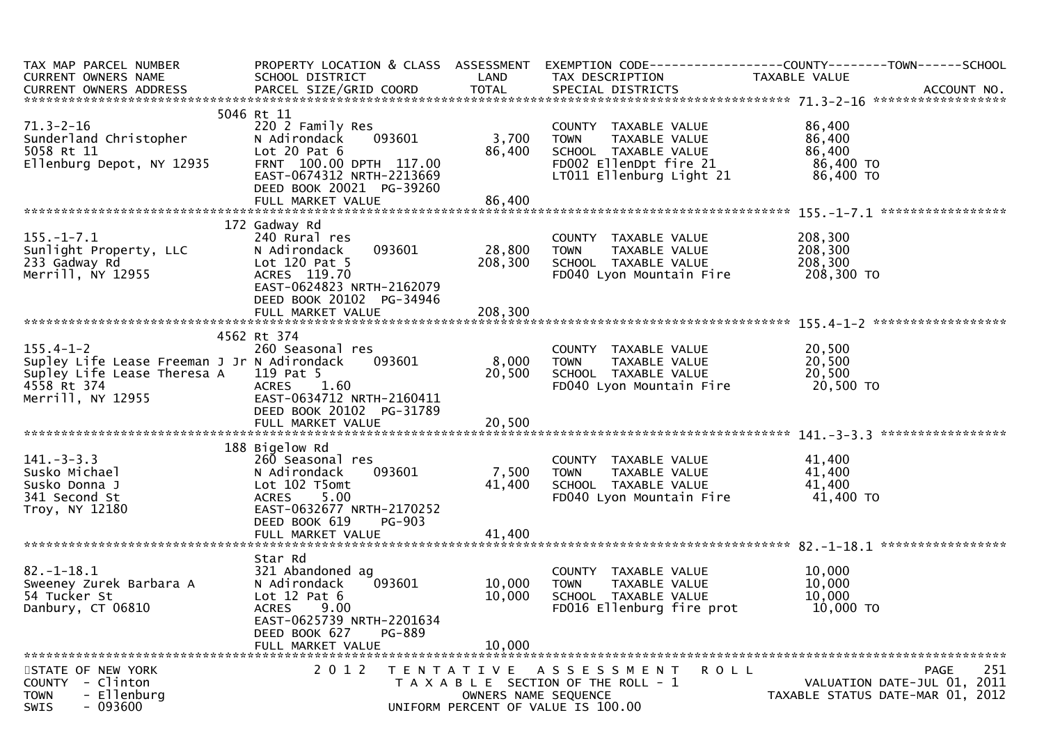| TAX MAP PARCEL NUMBER<br>CURRENT OWNERS NAME<br>CURRENT OWNERS ADDRESS | PROPERTY LOCATION & CLASS<br>SCHOOL DISTRICT<br>PARCEL SIZE/GRID COORD | ASSESSMENT<br>LAND<br>TOTAL | EXEMPTION CODE<br>TAX DESCRIPTION<br>SPECIAL DISTRICTS | COUNTY / TOWN / SCHOOL<br>TAXABLE VALUE<br>ACCOUNT NO. |
|---|---|---|---|---|
| **71.3-2-16** | 5046 Rt 11 | | | |
| 71.3-2-16 | 220 2 Family Res | | COUNTY TAXABLE VALUE | 86,400 |
| Sunderland Christopher | N Adirondack 093601 | 3,700 | TOWN TAXABLE VALUE | 86,400 |
| 5058 Rt 11 | Lot 20 Pat 6 | 86,400 | SCHOOL TAXABLE VALUE | 86,400 |
| Ellenburg Depot, NY 12935 | FRNT 100.00 DPTH 117.00 | | FD002 EllenDpt fire 21 | 86,400 TO |
| | EAST-0674312 NRTH-2213669 | | LT011 Ellenburg Light 21 | 86,400 TO |
| | DEED BOOK 20021 PG-39260 | | | |
| | FULL MARKET VALUE | 86,400 | | |
| **155.-1-7.1** | 172 Gadway Rd | | | |
| 155.-1-7.1 | 240 Rural res | | COUNTY TAXABLE VALUE | 208,300 |
| Sunlight Property, LLC | N Adirondack 093601 | 28,800 | TOWN TAXABLE VALUE | 208,300 |
| 233 Gadway Rd | Lot 120 Pat 5 | 208,300 | SCHOOL TAXABLE VALUE | 208,300 |
| Merrill, NY 12955 | ACRES 119.70 | | FD040 Lyon Mountain Fire | 208,300 TO |
| | EAST-0624823 NRTH-2162079 | | | |
| | DEED BOOK 20102 PG-34946 | | | |
| | FULL MARKET VALUE | 208,300 | | |
| **155.4-1-2** | 4562 Rt 374 | | | |
| 155.4-1-2 | 260 Seasonal res | | COUNTY TAXABLE VALUE | 20,500 |
| Supley Life Lease Freeman J Jr | N Adirondack 093601 | 8,000 | TOWN TAXABLE VALUE | 20,500 |
| Supley Life Lease Theresa A | 119 Pat 5 | 20,500 | SCHOOL TAXABLE VALUE | 20,500 |
| 4558 Rt 374 | ACRES 1.60 | | FD040 Lyon Mountain Fire | 20,500 TO |
| Merrill, NY 12955 | EAST-0634712 NRTH-2160411 | | | |
| | DEED BOOK 20102 PG-31789 | | | |
| | FULL MARKET VALUE | 20,500 | | |
| **141.-3-3.3** | 188 Bigelow Rd | | | |
| 141.-3-3.3 | 260 Seasonal res | | COUNTY TAXABLE VALUE | 41,400 |
| Susko Michael | N Adirondack 093601 | 7,500 | TOWN TAXABLE VALUE | 41,400 |
| Susko Donna J | Lot 102 T5omt | 41,400 | SCHOOL TAXABLE VALUE | 41,400 |
| 341 Second St | ACRES 5.00 | | FD040 Lyon Mountain Fire | 41,400 TO |
| Troy, NY 12180 | EAST-0632677 NRTH-2170252 | | | |
| | DEED BOOK 619 PG-903 | | | |
| | FULL MARKET VALUE | 41,400 | | |
| **82.-1-18.1** | Star Rd | | | |
| 82.-1-18.1 | 321 Abandoned ag | | COUNTY TAXABLE VALUE | 10,000 |
| Sweeney Zurek Barbara A | N Adirondack 093601 | 10,000 | TOWN TAXABLE VALUE | 10,000 |
| 54 Tucker St | Lot 12 Pat 6 | 10,000 | SCHOOL TAXABLE VALUE | 10,000 |
| Danbury, CT 06810 | ACRES 9.00 | | FD016 Ellenburg fire prot | 10,000 TO |
| | EAST-0625739 NRTH-2201634 | | | |
| | DEED BOOK 627 PG-889 | | | |
| | FULL MARKET VALUE | 10,000 | | |

STATE OF NEW YORK — 2012 TENTATIVE ASSESSMENT ROLL — PAGE 251
COUNTY - Clinton — TAXABLE SECTION OF THE ROLL - 1 — VALUATION DATE-JUL 01, 2011
TOWN - Ellenburg — OWNERS NAME SEQUENCE — TAXABLE STATUS DATE-MAR 01, 2012
SWIS - 093600 — UNIFORM PERCENT OF VALUE IS 100.00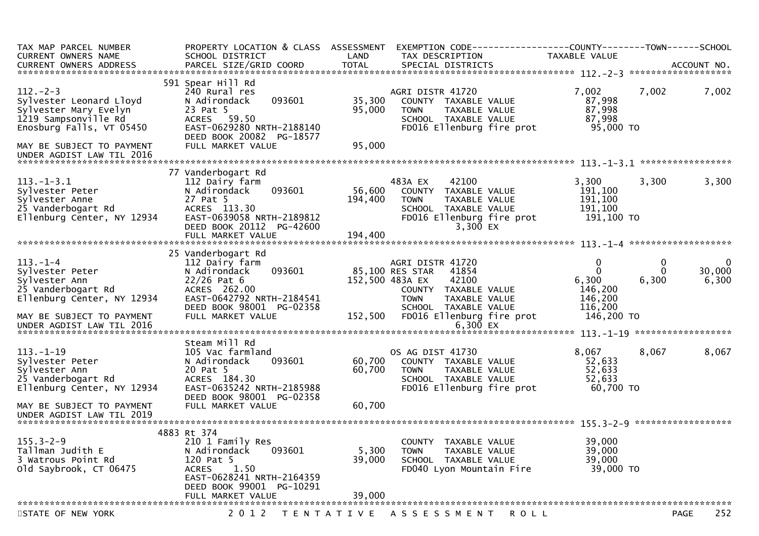| TAX MAP PARCEL NUMBER<br>CURRENT OWNERS NAME<br>CURRENT OWNERS ADDRESS | PROPERTY LOCATION & CLASS<br>SCHOOL DISTRICT<br>PARCEL SIZE/GRID COORD | ASSESSMENT<br>LAND<br>TOTAL | EXEMPTION CODE<br>TAX DESCRIPTION<br>SPECIAL DISTRICTS | COUNTY<br>TAXABLE VALUE | TOWN | SCHOOL<br>ACCOUNT NO. |
|---|---|---|---|---|---|---|
| **112.-2-3** | 591 Spear Hill Rd | | | | | |
| 112.-2-3 | 240 Rural res | | AGRI DISTR 41720 | 7,002 | 7,002 | 7,002 |
| Sylvester Leonard Lloyd | N Adirondack 093601 | 35,300 | COUNTY TAXABLE VALUE | 87,998 | | |
| Sylvester Mary Evelyn | 23 Pat 5 | 95,000 | TOWN TAXABLE VALUE | 87,998 | | |
| 1219 Sampsonville Rd | ACRES 59.50 | | SCHOOL TAXABLE VALUE | 87,998 | | |
| Enosburg Falls, VT 05450 | EAST-0629280 NRTH-2188140 | | FD016 Ellenburg fire prot | 95,000 TO | | |
| | DEED BOOK 20082 PG-18577 | | | | | |
| MAY BE SUBJECT TO PAYMENT | FULL MARKET VALUE | 95,000 | | | | |
| UNDER AGDIST LAW TIL 2016 | | | | | | |
| **113.-1-3.1** | 77 Vanderbogart Rd | | | | | |
| 113.-1-3.1 | 112 Dairy farm | | 483A EX 42100 | 3,300 | 3,300 | 3,300 |
| Sylvester Peter | N Adirondack 093601 | 56,600 | COUNTY TAXABLE VALUE | 191,100 | | |
| Sylvester Anne | 27 Pat 5 | 194,400 | TOWN TAXABLE VALUE | 191,100 | | |
| 25 Vanderbogart Rd | ACRES 113.30 | | SCHOOL TAXABLE VALUE | 191,100 | | |
| Ellenburg Center, NY 12934 | EAST-0639058 NRTH-2189812 | | FD016 Ellenburg fire prot | 191,100 TO | | |
| | DEED BOOK 20112 PG-42600 | | 3,300 EX | | | |
| | FULL MARKET VALUE | 194,400 | | | | |
| **113.-1-4** | 25 Vanderbogart Rd | | | | | |
| 113.-1-4 | 112 Dairy farm | | AGRI DISTR 41720 | 0 | 0 | 0 |
| Sylvester Peter | N Adirondack 093601 | 85,100 | RES STAR 41854 | 0 | 0 | 30,000 |
| Sylvester Ann | 22/26 Pat 6 | 152,500 | 483A EX 42100 | 6,300 | 6,300 | 6,300 |
| 25 Vanderbogart Rd | ACRES 262.00 | | COUNTY TAXABLE VALUE | 146,200 | | |
| Ellenburg Center, NY 12934 | EAST-0642792 NRTH-2184541 | | TOWN TAXABLE VALUE | 146,200 | | |
| | DEED BOOK 98001 PG-02358 | | SCHOOL TAXABLE VALUE | 116,200 | | |
| MAY BE SUBJECT TO PAYMENT | FULL MARKET VALUE | 152,500 | FD016 Ellenburg fire prot | 146,200 TO | | |
| UNDER AGDIST LAW TIL 2016 | | | 6,300 EX | | | |
| **113.-1-19** | Steam Mill Rd | | | | | |
| 113.-1-19 | 105 Vac farmland | | OS AG DIST 41730 | 8,067 | 8,067 | 8,067 |
| Sylvester Peter | N Adirondack 093601 | 60,700 | COUNTY TAXABLE VALUE | 52,633 | | |
| Sylvester Ann | 20 Pat 5 | 60,700 | TOWN TAXABLE VALUE | 52,633 | | |
| 25 Vanderbogart Rd | ACRES 184.30 | | SCHOOL TAXABLE VALUE | 52,633 | | |
| Ellenburg Center, NY 12934 | EAST-0635242 NRTH-2185988 | | FD016 Ellenburg fire prot | 60,700 TO | | |
| | DEED BOOK 98001 PG-02358 | | | | | |
| MAY BE SUBJECT TO PAYMENT | FULL MARKET VALUE | 60,700 | | | | |
| UNDER AGDIST LAW TIL 2019 | | | | | | |
| **155.3-2-9** | 4883 Rt 374 | | | | | |
| 155.3-2-9 | 210 1 Family Res | | COUNTY TAXABLE VALUE | 39,000 | | |
| Tallman Judith E | N Adirondack 093601 | 5,300 | TOWN TAXABLE VALUE | 39,000 | | |
| 3 Watrous Point Rd | 120 Pat 5 | 39,000 | SCHOOL TAXABLE VALUE | 39,000 | | |
| Old Saybrook, CT 06475 | ACRES 1.50 | | FD040 Lyon Mountain Fire | 39,000 TO | | |
| | EAST-0628241 NRTH-2164359 | | | | | |
| | DEED BOOK 99001 PG-10291 | | | | | |
| | FULL MARKET VALUE | 39,000 | | | | |

STATE OF NEW YORK 2012 TENTATIVE ASSESSMENT ROLL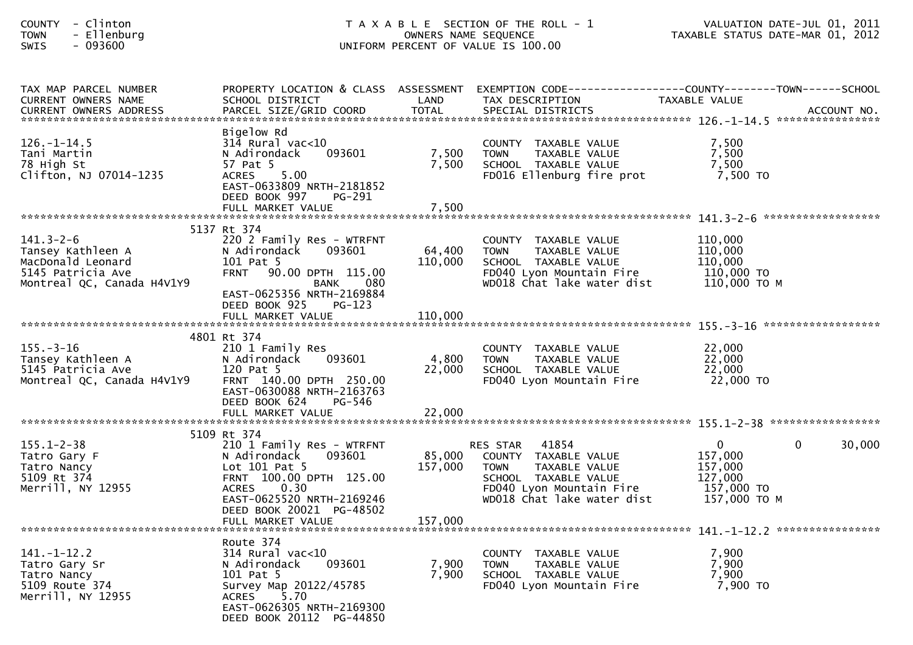COUNTY - Clinton
TOWN - Ellenburg
SWIS - 093600

T A X A B L E SECTION OF THE ROLL - 1
OWNERS NAME SEQUENCE
UNIFORM PERCENT OF VALUE IS 100.00

VALUATION DATE-JUL 01, 2011
TAXABLE STATUS DATE-MAR 01, 2012

| TAX MAP PARCEL NUMBER / CURRENT OWNERS NAME / CURRENT OWNERS ADDRESS | PROPERTY LOCATION & CLASS / SCHOOL DISTRICT / PARCEL SIZE/GRID COORD | ASSESSMENT LAND / TOTAL | EXEMPTION CODE / TAX DESCRIPTION / SPECIAL DISTRICTS | COUNTY TAXABLE VALUE | TOWN | SCHOOL | ACCOUNT NO. |
|---|---|---|---|---|---|---|---|
| **126.-1-14.5** | Bigelow Rd | | | | | | |
| 126.-1-14.5 | 314 Rural vac<10 | | COUNTY TAXABLE VALUE | 7,500 | | | |
| Tani Martin | N Adirondack 093601 | 7,500 | TOWN TAXABLE VALUE | 7,500 | | | |
| 78 High St | 57 Pat 5 | 7,500 | SCHOOL TAXABLE VALUE | 7,500 | | | |
| Clifton, NJ 07014-1235 | ACRES 5.00 | | FD016 Ellenburg fire prot | 7,500 TO | | | |
| | EAST-0633809 NRTH-2181852 | | | | | | |
| | DEED BOOK 997 PG-291 | | | | | | |
| | FULL MARKET VALUE | 7,500 | | | | | |
| **141.3-2-6** | 5137 Rt 374 | | | | | | |
| 141.3-2-6 | 220 2 Family Res - WTRFNT | | COUNTY TAXABLE VALUE | 110,000 | | | |
| Tansey Kathleen A | N Adirondack 093601 | 64,400 | TOWN TAXABLE VALUE | 110,000 | | | |
| MacDonald Leonard | 101 Pat 5 | 110,000 | SCHOOL TAXABLE VALUE | 110,000 | | | |
| 5145 Patricia Ave | FRNT 90.00 DPTH 115.00 | | FD040 Lyon Mountain Fire | 110,000 TO | | | |
| Montreal QC, Canada H4V1Y9 | BANK 080 | | WD018 Chat lake water dist | 110,000 TO M | | | |
| | EAST-0625356 NRTH-2169884 | | | | | | |
| | DEED BOOK 925 PG-123 | | | | | | |
| | FULL MARKET VALUE | 110,000 | | | | | |
| **155.-3-16** | 4801 Rt 374 | | | | | | |
| 155.-3-16 | 210 1 Family Res | | COUNTY TAXABLE VALUE | 22,000 | | | |
| Tansey Kathleen A | N Adirondack 093601 | 4,800 | TOWN TAXABLE VALUE | 22,000 | | | |
| 5145 Patricia Ave | 120 Pat 5 | 22,000 | SCHOOL TAXABLE VALUE | 22,000 | | | |
| Montreal QC, Canada H4V1Y9 | FRNT 140.00 DPTH 250.00 | | FD040 Lyon Mountain Fire | 22,000 TO | | | |
| | EAST-0630088 NRTH-2163763 | | | | | | |
| | DEED BOOK 624 PG-546 | | | | | | |
| | FULL MARKET VALUE | 22,000 | | | | | |
| **155.1-2-38** | 5109 Rt 374 | | | | | | |
| 155.1-2-38 | 210 1 Family Res - WTRFNT | | RES STAR 41854 | 0 | 0 | 30,000 | |
| Tatro Gary F | N Adirondack 093601 | 85,000 | COUNTY TAXABLE VALUE | 157,000 | | | |
| Tatro Nancy | Lot 101 Pat 5 | 157,000 | TOWN TAXABLE VALUE | 157,000 | | | |
| 5109 Rt 374 | FRNT 100.00 DPTH 125.00 | | SCHOOL TAXABLE VALUE | 127,000 | | | |
| Merrill, NY 12955 | ACRES 0.30 | | FD040 Lyon Mountain Fire | 157,000 TO | | | |
| | EAST-0625520 NRTH-2169246 | | WD018 Chat lake water dist | 157,000 TO M | | | |
| | DEED BOOK 20021 PG-48502 | | | | | | |
| | FULL MARKET VALUE | 157,000 | | | | | |
| **141.-1-12.2** | Route 374 | | | | | | |
| 141.-1-12.2 | 314 Rural vac<10 | | COUNTY TAXABLE VALUE | 7,900 | | | |
| Tatro Gary Sr | N Adirondack 093601 | 7,900 | TOWN TAXABLE VALUE | 7,900 | | | |
| Tatro Nancy | 101 Pat 5 | 7,900 | SCHOOL TAXABLE VALUE | 7,900 | | | |
| 5109 Route 374 | Survey Map 20122/45785 | | FD040 Lyon Mountain Fire | 7,900 TO | | | |
| Merrill, NY 12955 | ACRES 5.70 | | | | | | |
| | EAST-0626305 NRTH-2169300 | | | | | | |
| | DEED BOOK 20112 PG-44850 | | | | | | |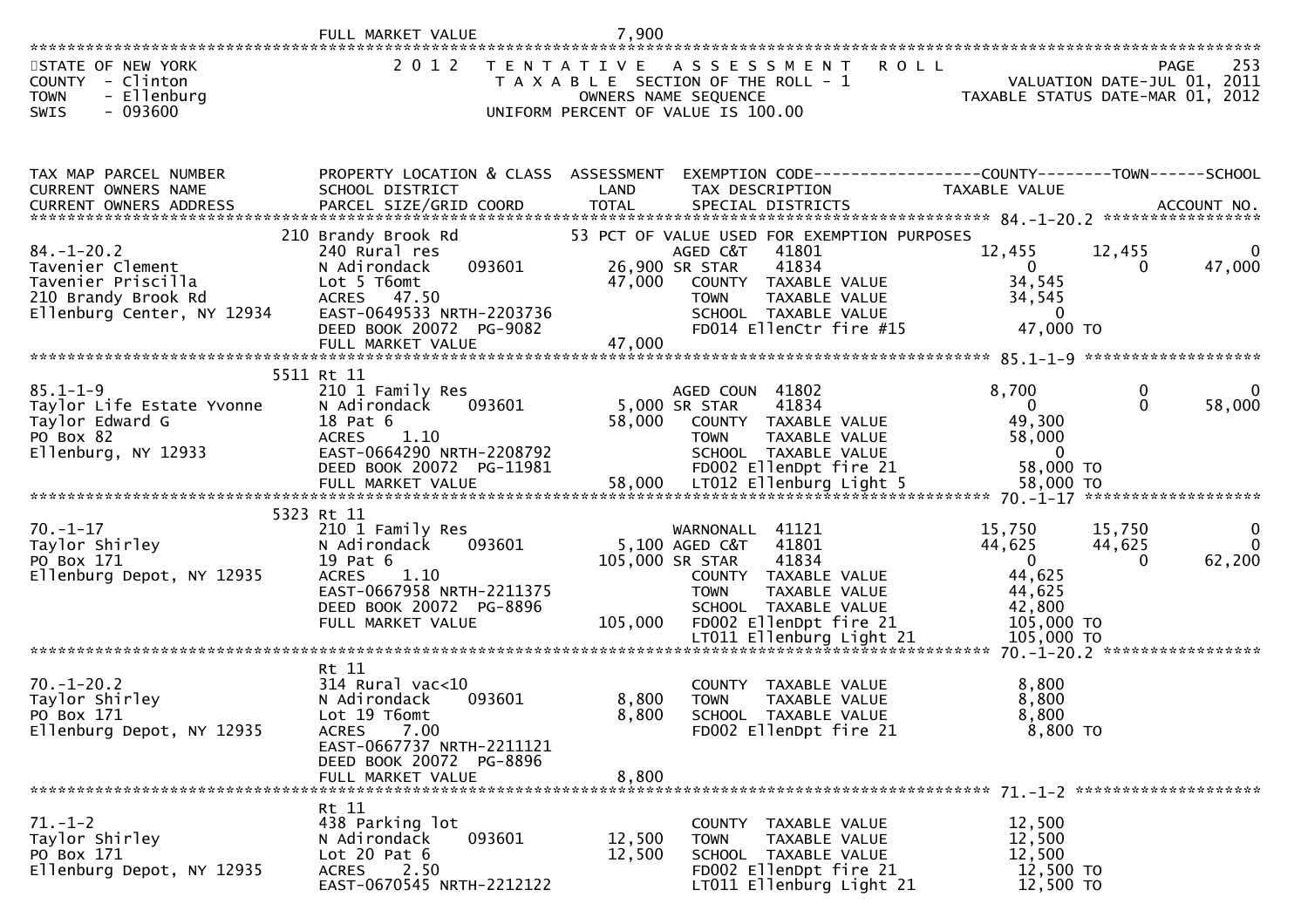FULL MARKET VALUE 7,900

STATE OF NEW YORK — 2012 TENTATIVE ASSESSMENT ROLL
COUNTY - Clinton — TAXABLE SECTION OF THE ROLL - 1 — VALUATION DATE-JUL 01, 2011
TOWN - Ellenburg — OWNERS NAME SEQUENCE — TAXABLE STATUS DATE-MAR 01, 2012
SWIS - 093600 — UNIFORM PERCENT OF VALUE IS 100.00

| TAX MAP PARCEL NUMBER / CURRENT OWNERS NAME / CURRENT OWNERS ADDRESS | PROPERTY LOCATION & CLASS / SCHOOL DISTRICT / PARCEL SIZE/GRID COORD | ASSESSMENT LAND / TOTAL | EXEMPTION CODE / TAX DESCRIPTION / SPECIAL DISTRICTS | COUNTY TAXABLE VALUE | TOWN | SCHOOL |
|---|---|---|---|---|---|---|
| **84.-1-20.2** | 210 Brandy Brook Rd | | 53 PCT OF VALUE USED FOR EXEMPTION PURPOSES | | | |
| 84.-1-20.2 | 240 Rural res | | AGED C&T 41801 | 12,455 | 12,455 | 0 |
| Tavenier Clement | N Adirondack 093601 | 26,900 | SR STAR 41834 | 0 | 0 | 47,000 |
| Tavenier Priscilla | Lot 5 T6omt | 47,000 | COUNTY TAXABLE VALUE | 34,545 | | |
| 210 Brandy Brook Rd | ACRES 47.50 | | TOWN TAXABLE VALUE | 34,545 | | |
| Ellenburg Center, NY 12934 | EAST-0649533 NRTH-2203736 | | SCHOOL TAXABLE VALUE | 0 | | |
| | DEED BOOK 20072 PG-9082 | | FD014 EllenCtr fire #15 | 47,000 TO | | |
| | FULL MARKET VALUE | 47,000 | | | | |
| **85.1-1-9** | 5511 Rt 11 | | | | | |
| 85.1-1-9 | 210 1 Family Res | | AGED COUN 41802 | 8,700 | 0 | 0 |
| Taylor Life Estate Yvonne | N Adirondack 093601 | 5,000 | SR STAR 41834 | 0 | 0 | 58,000 |
| Taylor Edward G | 18 Pat 6 | 58,000 | COUNTY TAXABLE VALUE | 49,300 | | |
| PO Box 82 | ACRES 1.10 | | TOWN TAXABLE VALUE | 58,000 | | |
| Ellenburg, NY 12933 | EAST-0664290 NRTH-2208792 | | SCHOOL TAXABLE VALUE | 0 | | |
| | DEED BOOK 20072 PG-11981 | | FD002 EllenDpt fire 21 | 58,000 TO | | |
| | FULL MARKET VALUE | 58,000 | LT012 Ellenburg Light 5 | 58,000 TO | | |
| **70.-1-17** | 5323 Rt 11 | | | | | |
| 70.-1-17 | 210 1 Family Res | | WARNONALL 41121 | 15,750 | 15,750 | 0 |
| Taylor Shirley | N Adirondack 093601 | 5,100 | AGED C&T 41801 | 44,625 | 44,625 | 0 |
| PO Box 171 | 19 Pat 6 | 105,000 | SR STAR 41834 | 0 | 0 | 62,200 |
| Ellenburg Depot, NY 12935 | ACRES 1.10 | | COUNTY TAXABLE VALUE | 44,625 | | |
| | EAST-0667958 NRTH-2211375 | | TOWN TAXABLE VALUE | 44,625 | | |
| | DEED BOOK 20072 PG-8896 | | SCHOOL TAXABLE VALUE | 42,800 | | |
| | FULL MARKET VALUE | 105,000 | FD002 EllenDpt fire 21 | 105,000 TO | | |
| | | | LT011 Ellenburg Light 21 | 105,000 TO | | |
| **70.-1-20.2** | Rt 11 | | | | | |
| 70.-1-20.2 | 314 Rural vac<10 | | COUNTY TAXABLE VALUE | 8,800 | | |
| Taylor Shirley | N Adirondack 093601 | 8,800 | TOWN TAXABLE VALUE | 8,800 | | |
| PO Box 171 | Lot 19 T6omt | 8,800 | SCHOOL TAXABLE VALUE | 8,800 | | |
| Ellenburg Depot, NY 12935 | ACRES 7.00 | | FD002 EllenDpt fire 21 | 8,800 TO | | |
| | EAST-0667737 NRTH-2211121 | | | | | |
| | DEED BOOK 20072 PG-8896 | | | | | |
| | FULL MARKET VALUE | 8,800 | | | | |
| **71.-1-2** | Rt 11 | | | | | |
| 71.-1-2 | 438 Parking lot | | COUNTY TAXABLE VALUE | 12,500 | | |
| Taylor Shirley | N Adirondack 093601 | 12,500 | TOWN TAXABLE VALUE | 12,500 | | |
| PO Box 171 | Lot 20 Pat 6 | 12,500 | SCHOOL TAXABLE VALUE | 12,500 | | |
| Ellenburg Depot, NY 12935 | ACRES 2.50 | | FD002 EllenDpt fire 21 | 12,500 TO | | |
| | EAST-0670545 NRTH-2212122 | | LT011 Ellenburg Light 21 | 12,500 TO | | |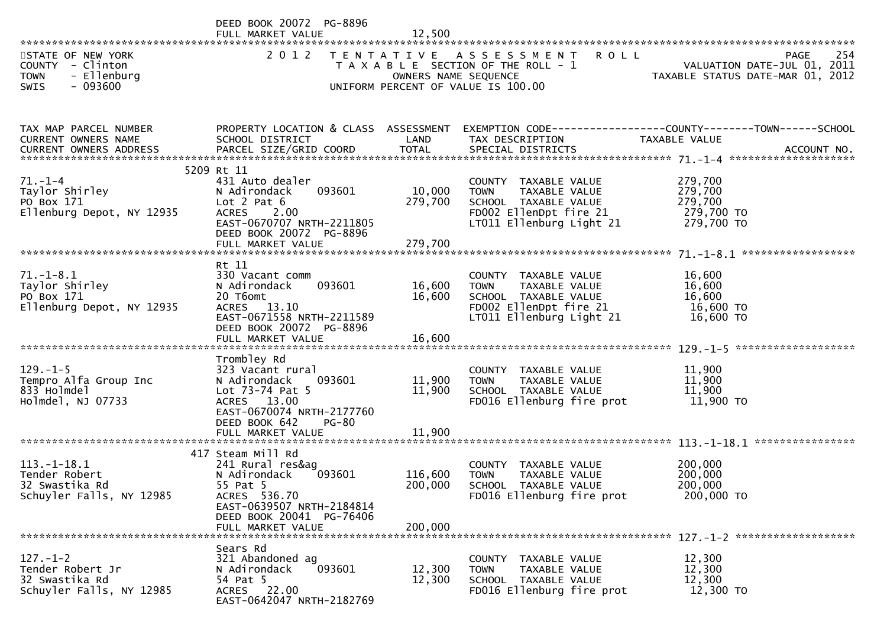DEED BOOK 20072 PG-8896
FULL MARKET VALUE 12,500

STATE OF NEW YORK
COUNTY - Clinton
TOWN - Ellenburg
SWIS - 093600

2012 TENTATIVE ASSESSMENT ROLL
TAXABLE SECTION OF THE ROLL - 1
OWNERS NAME SEQUENCE
UNIFORM PERCENT OF VALUE IS 100.00

VALUATION DATE-JUL 01, 2011
TAXABLE STATUS DATE-MAR 01, 2012

| TAX MAP PARCEL NUMBER / CURRENT OWNERS NAME / CURRENT OWNERS ADDRESS | PROPERTY LOCATION & CLASS / SCHOOL DISTRICT / PARCEL SIZE/GRID COORD | ASSESSMENT LAND / TOTAL | EXEMPTION CODE / TAX DESCRIPTION / SPECIAL DISTRICTS | COUNTY / TOWN / SCHOOL TAXABLE VALUE | ACCOUNT NO. |
|---|---|---|---|---|---|
| **71.-1-4** | 5209 Rt 11 | | | | |
| 71.-1-4 | 431 Auto dealer | | COUNTY TAXABLE VALUE | 279,700 | |
| Taylor Shirley | N Adirondack 093601 | 10,000 | TOWN TAXABLE VALUE | 279,700 | |
| PO Box 171 | Lot 2 Pat 6 | 279,700 | SCHOOL TAXABLE VALUE | 279,700 | |
| Ellenburg Depot, NY 12935 | ACRES 2.00 | | FD002 EllenDpt fire 21 | 279,700 TO | |
| | EAST-0670707 NRTH-2211805 | | LT011 Ellenburg Light 21 | 279,700 TO | |
| | DEED BOOK 20072 PG-8896 | | | | |
| | FULL MARKET VALUE | 279,700 | | | |
| **71.-1-8.1** | Rt 11 | | | | |
| 71.-1-8.1 | 330 Vacant comm | | COUNTY TAXABLE VALUE | 16,600 | |
| Taylor Shirley | N Adirondack 093601 | 16,600 | TOWN TAXABLE VALUE | 16,600 | |
| PO Box 171 | 20 T6omt | 16,600 | SCHOOL TAXABLE VALUE | 16,600 | |
| Ellenburg Depot, NY 12935 | ACRES 13.10 | | FD002 EllenDpt fire 21 | 16,600 TO | |
| | EAST-0671558 NRTH-2211589 | | LT011 Ellenburg Light 21 | 16,600 TO | |
| | DEED BOOK 20072 PG-8896 | | | | |
| | FULL MARKET VALUE | 16,600 | | | |
| **129.-1-5** | Trombley Rd | | | | |
| 129.-1-5 | 323 Vacant rural | | COUNTY TAXABLE VALUE | 11,900 | |
| Tempro Alfa Group Inc | N Adirondack 093601 | 11,900 | TOWN TAXABLE VALUE | 11,900 | |
| 833 Holmdel | Lot 73-74 Pat 5 | 11,900 | SCHOOL TAXABLE VALUE | 11,900 | |
| Holmdel, NJ 07733 | ACRES 13.00 | | FD016 Ellenburg fire prot | 11,900 TO | |
| | EAST-0670074 NRTH-2177760 | | | | |
| | DEED BOOK 642 PG-80 | | | | |
| | FULL MARKET VALUE | 11,900 | | | |
| **113.-1-18.1** | 417 Steam Mill Rd | | | | |
| 113.-1-18.1 | 241 Rural res&ag | | COUNTY TAXABLE VALUE | 200,000 | |
| Tender Robert | N Adirondack 093601 | 116,600 | TOWN TAXABLE VALUE | 200,000 | |
| 32 Swastika Rd | 55 Pat 5 | 200,000 | SCHOOL TAXABLE VALUE | 200,000 | |
| Schuyler Falls, NY 12985 | ACRES 536.70 | | FD016 Ellenburg fire prot | 200,000 TO | |
| | EAST-0639507 NRTH-2184814 | | | | |
| | DEED BOOK 20041 PG-76406 | | | | |
| | FULL MARKET VALUE | 200,000 | | | |
| **127.-1-2** | Sears Rd | | | | |
| 127.-1-2 | 321 Abandoned ag | | COUNTY TAXABLE VALUE | 12,300 | |
| Tender Robert Jr | N Adirondack 093601 | 12,300 | TOWN TAXABLE VALUE | 12,300 | |
| 32 Swastika Rd | 54 Pat 5 | 12,300 | SCHOOL TAXABLE VALUE | 12,300 | |
| Schuyler Falls, NY 12985 | ACRES 22.00 | | FD016 Ellenburg fire prot | 12,300 TO | |
| | EAST-0642047 NRTH-2182769 | | | | |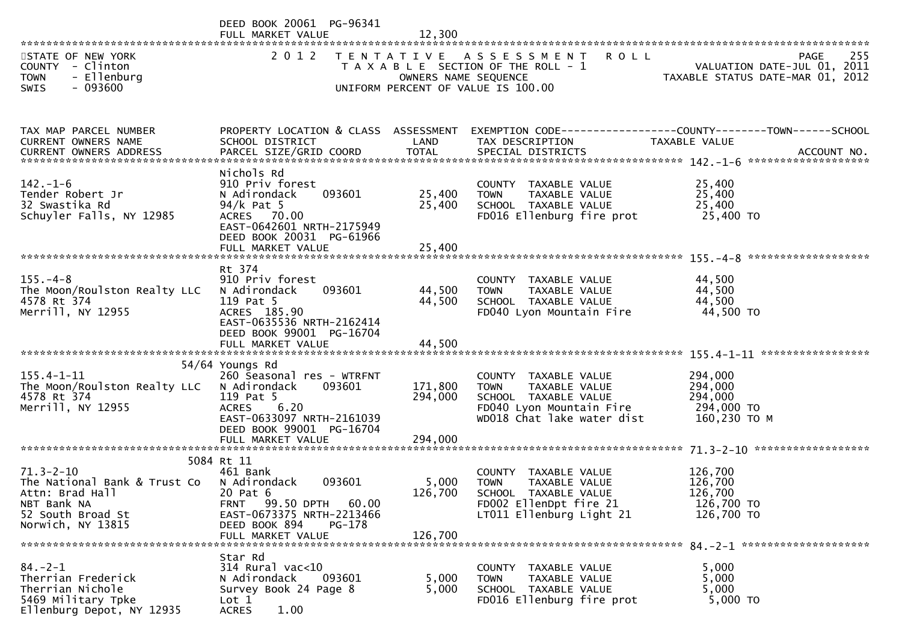DEED BOOK 20061 PG-96341
FULL MARKET VALUE 12,300

STATE OF NEW YORK — 2012 TENTATIVE ASSESSMENT ROLL — PAGE 255
COUNTY - Clinton — TAXABLE SECTION OF THE ROLL - 1 — VALUATION DATE-JUL 01, 2011
TOWN - Ellenburg — OWNERS NAME SEQUENCE — TAXABLE STATUS DATE-MAR 01, 2012
SWIS - 093600 — UNIFORM PERCENT OF VALUE IS 100.00

| TAX MAP PARCEL NUMBER / CURRENT OWNERS NAME / CURRENT OWNERS ADDRESS | PROPERTY LOCATION & CLASS / SCHOOL DISTRICT / PARCEL SIZE/GRID COORD | ASSESSMENT LAND / TOTAL | EXEMPTION CODE / TAX DESCRIPTION / SPECIAL DISTRICTS | COUNTY--TOWN--SCHOOL TAXABLE VALUE | ACCOUNT NO. |
|---|---|---|---|---|---|
| **142.-1-6** | Nichols Rd | | | | |
| 142.-1-6 | 910 Priv forest | | COUNTY TAXABLE VALUE | 25,400 | |
| Tender Robert Jr | N Adirondack 093601 | 25,400 | TOWN TAXABLE VALUE | 25,400 | |
| 32 Swastika Rd | 94/k Pat 5 | 25,400 | SCHOOL TAXABLE VALUE | 25,400 | |
| Schuyler Falls, NY 12985 | ACRES 70.00 | | FD016 Ellenburg fire prot | 25,400 TO | |
| | EAST-0642601 NRTH-2175949 | | | | |
| | DEED BOOK 20031 PG-61966 | | | | |
| | FULL MARKET VALUE | 25,400 | | | |
| **155.-4-8** | Rt 374 | | | | |
| 155.-4-8 | 910 Priv forest | | COUNTY TAXABLE VALUE | 44,500 | |
| The Moon/Roulston Realty LLC | N Adirondack 093601 | 44,500 | TOWN TAXABLE VALUE | 44,500 | |
| 4578 Rt 374 | 119 Pat 5 | 44,500 | SCHOOL TAXABLE VALUE | 44,500 | |
| Merrill, NY 12955 | ACRES 185.90 | | FD040 Lyon Mountain Fire | 44,500 TO | |
| | EAST-0635536 NRTH-2162414 | | | | |
| | DEED BOOK 99001 PG-16704 | | | | |
| | FULL MARKET VALUE | 44,500 | | | |
| **155.4-1-11** | 54/64 Youngs Rd | | | | |
| 155.4-1-11 | 260 Seasonal res - WTRFNT | | COUNTY TAXABLE VALUE | 294,000 | |
| The Moon/Roulston Realty LLC | N Adirondack 093601 | 171,800 | TOWN TAXABLE VALUE | 294,000 | |
| 4578 Rt 374 | 119 Pat 5 | 294,000 | SCHOOL TAXABLE VALUE | 294,000 | |
| Merrill, NY 12955 | ACRES 6.20 | | FD040 Lyon Mountain Fire | 294,000 TO | |
| | EAST-0633097 NRTH-2161039 | | WD018 Chat lake water dist | 160,230 TO M | |
| | DEED BOOK 99001 PG-16704 | | | | |
| | FULL MARKET VALUE | 294,000 | | | |
| **71.3-2-10** | 5084 Rt 11 | | | | |
| 71.3-2-10 | 461 Bank | | COUNTY TAXABLE VALUE | 126,700 | |
| The National Bank & Trust Co | N Adirondack 093601 | 5,000 | TOWN TAXABLE VALUE | 126,700 | |
| Attn: Brad Hall | 20 Pat 6 | 126,700 | SCHOOL TAXABLE VALUE | 126,700 | |
| NBT Bank NA | FRNT 99.50 DPTH 60.00 | | FD002 EllenDpt fire 21 | 126,700 TO | |
| 52 South Broad St | EAST-0673375 NRTH-2213466 | | LT011 Ellenburg Light 21 | 126,700 TO | |
| Norwich, NY 13815 | DEED BOOK 894 PG-178 | | | | |
| | FULL MARKET VALUE | 126,700 | | | |
| **84.-2-1** | Star Rd | | | | |
| 84.-2-1 | 314 Rural vac<10 | | COUNTY TAXABLE VALUE | 5,000 | |
| Therrian Frederick | N Adirondack 093601 | 5,000 | TOWN TAXABLE VALUE | 5,000 | |
| Therrian Nichole | Survey Book 24 Page 8 | 5,000 | SCHOOL TAXABLE VALUE | 5,000 | |
| 5469 Military Tpke | Lot 1 | | FD016 Ellenburg fire prot | 5,000 TO | |
| Ellenburg Depot, NY 12935 | ACRES 1.00 | | | | |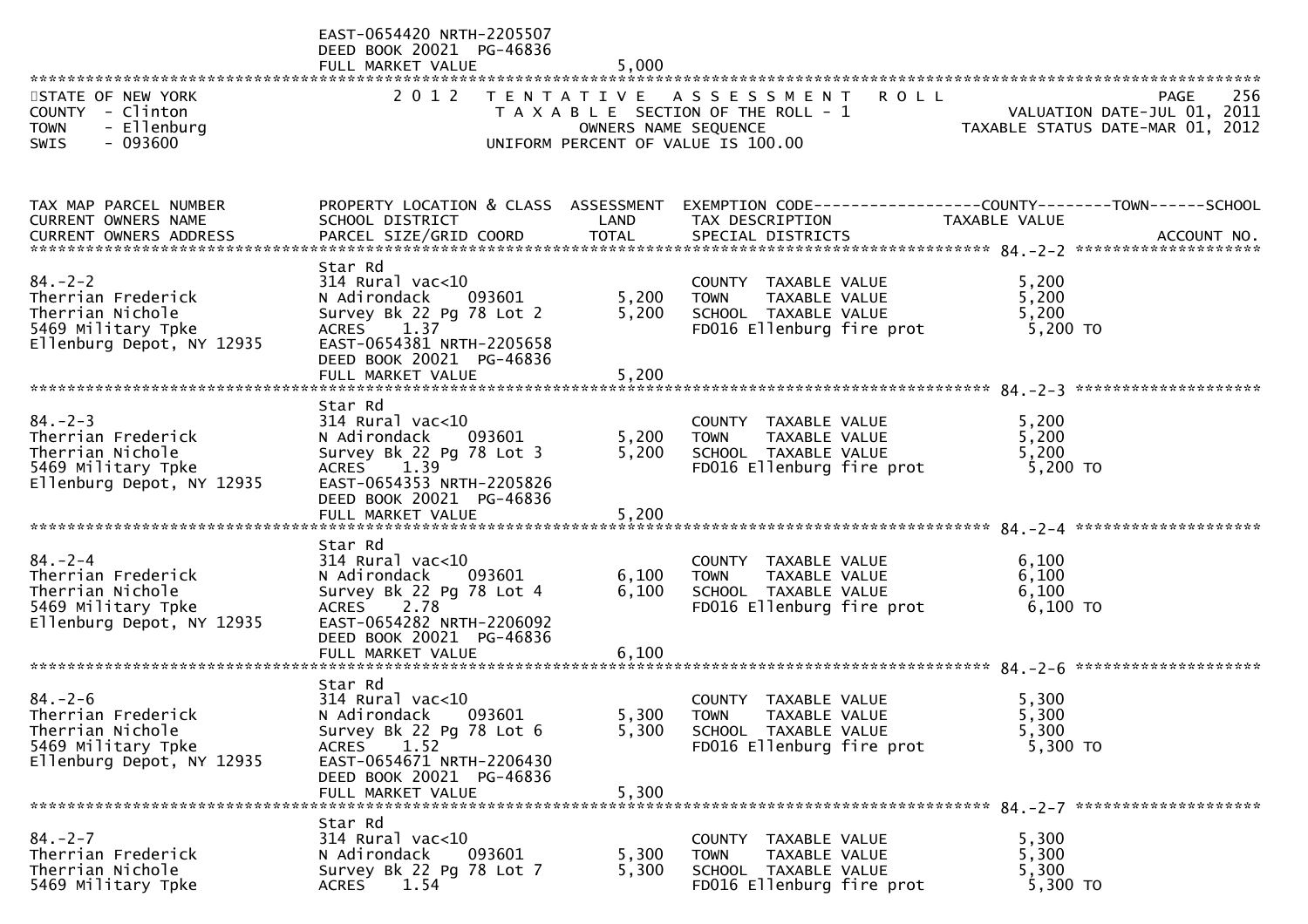EAST-0654420 NRTH-2205507
DEED BOOK 20021 PG-46836
FULL MARKET VALUE 5,000

STATE OF NEW YORK
COUNTY - Clinton
TOWN - Ellenburg
SWIS - 093600

2 0 1 2 T E N T A T I V E A S S E S S M E N T R O L L
T A X A B L E SECTION OF THE ROLL - 1
OWNERS NAME SEQUENCE
UNIFORM PERCENT OF VALUE IS 100.00

VALUATION DATE-JUL 01, 2011
TAXABLE STATUS DATE-MAR 01, 2012

| TAX MAP PARCEL NUMBER / CURRENT OWNERS NAME / CURRENT OWNERS ADDRESS | PROPERTY LOCATION & CLASS / SCHOOL DISTRICT / PARCEL SIZE/GRID COORD | ASSESSMENT LAND | TOTAL | EXEMPTION CODE / TAX DESCRIPTION / SPECIAL DISTRICTS | TAXABLE VALUE (COUNTY / TOWN / SCHOOL) | ACCOUNT NO. |
|---|---|---|---|---|---|---|
| 84.-2-2 | Star Rd | | | | | |
| Therrian Frederick | 314 Rural vac<10 | | | COUNTY TAXABLE VALUE | 5,200 | |
| Therrian Nichole | N Adirondack 093601 | 5,200 | | TOWN TAXABLE VALUE | 5,200 | |
| 5469 Military Tpke | Survey Bk 22 Pg 78 Lot 2 | | 5,200 | SCHOOL TAXABLE VALUE | 5,200 | |
| Ellenburg Depot, NY 12935 | ACRES 1.37 | | | FD016 Ellenburg fire prot | 5,200 TO | |
| | EAST-0654381 NRTH-2205658 | | | | | |
| | DEED BOOK 20021 PG-46836 | | | | | |
| | FULL MARKET VALUE | | 5,200 | | | |
| 84.-2-3 | Star Rd | | | | | |
| Therrian Frederick | 314 Rural vac<10 | | | COUNTY TAXABLE VALUE | 5,200 | |
| Therrian Nichole | N Adirondack 093601 | 5,200 | | TOWN TAXABLE VALUE | 5,200 | |
| 5469 Military Tpke | Survey Bk 22 Pg 78 Lot 3 | | 5,200 | SCHOOL TAXABLE VALUE | 5,200 | |
| Ellenburg Depot, NY 12935 | ACRES 1.39 | | | FD016 Ellenburg fire prot | 5,200 TO | |
| | EAST-0654353 NRTH-2205826 | | | | | |
| | DEED BOOK 20021 PG-46836 | | | | | |
| | FULL MARKET VALUE | | 5,200 | | | |
| 84.-2-4 | Star Rd | | | | | |
| Therrian Frederick | 314 Rural vac<10 | | | COUNTY TAXABLE VALUE | 6,100 | |
| Therrian Nichole | N Adirondack 093601 | 6,100 | | TOWN TAXABLE VALUE | 6,100 | |
| 5469 Military Tpke | Survey Bk 22 Pg 78 Lot 4 | | 6,100 | SCHOOL TAXABLE VALUE | 6,100 | |
| Ellenburg Depot, NY 12935 | ACRES 2.78 | | | FD016 Ellenburg fire prot | 6,100 TO | |
| | EAST-0654282 NRTH-2206092 | | | | | |
| | DEED BOOK 20021 PG-46836 | | | | | |
| | FULL MARKET VALUE | | 6,100 | | | |
| 84.-2-6 | Star Rd | | | | | |
| Therrian Frederick | 314 Rural vac<10 | | | COUNTY TAXABLE VALUE | 5,300 | |
| Therrian Nichole | N Adirondack 093601 | 5,300 | | TOWN TAXABLE VALUE | 5,300 | |
| 5469 Military Tpke | Survey Bk 22 Pg 78 Lot 6 | | 5,300 | SCHOOL TAXABLE VALUE | 5,300 | |
| Ellenburg Depot, NY 12935 | ACRES 1.52 | | | FD016 Ellenburg fire prot | 5,300 TO | |
| | EAST-0654671 NRTH-2206430 | | | | | |
| | DEED BOOK 20021 PG-46836 | | | | | |
| | FULL MARKET VALUE | | 5,300 | | | |
| 84.-2-7 | Star Rd | | | | | |
| Therrian Frederick | 314 Rural vac<10 | | | COUNTY TAXABLE VALUE | 5,300 | |
| Therrian Nichole | N Adirondack 093601 | 5,300 | | TOWN TAXABLE VALUE | 5,300 | |
| 5469 Military Tpke | Survey Bk 22 Pg 78 Lot 7 | | 5,300 | SCHOOL TAXABLE VALUE | 5,300 | |
| | ACRES 1.54 | | | FD016 Ellenburg fire prot | 5,300 TO | |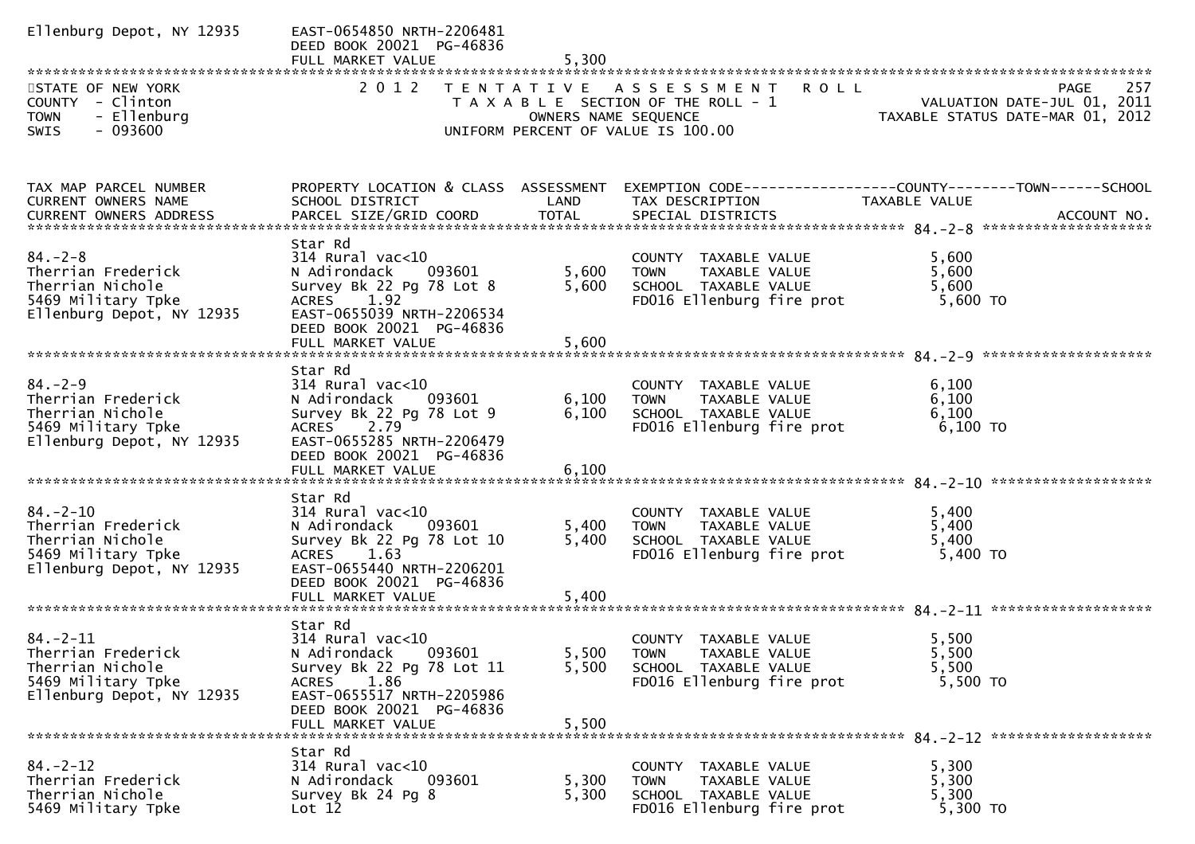Ellenburg Depot, NY 12935 EAST-0654850 NRTH-2206481
DEED BOOK 20021 PG-46836
FULL MARKET VALUE 5,300

STATE OF NEW YORK
COUNTY - Clinton
TOWN - Ellenburg
SWIS - 093600

2 0 1 2 T E N T A T I V E A S S E S S M E N T R O L L
T A X A B L E SECTION OF THE ROLL - 1
OWNERS NAME SEQUENCE
UNIFORM PERCENT OF VALUE IS 100.00

VALUATION DATE-JUL 01, 2011
TAXABLE STATUS DATE-MAR 01, 2012

| TAX MAP PARCEL NUMBER / CURRENT OWNERS NAME / CURRENT OWNERS ADDRESS | PROPERTY LOCATION & CLASS / SCHOOL DISTRICT / PARCEL SIZE/GRID COORD | ASSESSMENT LAND / TOTAL | EXEMPTION CODE / TAX DESCRIPTION / SPECIAL DISTRICTS | COUNTY / TOWN / SCHOOL TAXABLE VALUE | ACCOUNT NO. |
|---|---|---|---|---|---|
| 84.-2-8 | Star Rd | | | | |
| 84.-2-8 | 314 Rural vac<10 | | COUNTY TAXABLE VALUE | 5,600 | |
| Therrian Frederick | N Adirondack 093601 | 5,600 | TOWN TAXABLE VALUE | 5,600 | |
| Therrian Nichole | Survey Bk 22 Pg 78 Lot 8 | 5,600 | SCHOOL TAXABLE VALUE | 5,600 | |
| 5469 Military Tpke | ACRES 1.92 | | FD016 Ellenburg fire prot | 5,600 TO | |
| Ellenburg Depot, NY 12935 | EAST-0655039 NRTH-2206534 | | | | |
| | DEED BOOK 20021 PG-46836 | | | | |
| | FULL MARKET VALUE | 5,600 | | | |
| 84.-2-9 | Star Rd | | | | |
| 84.-2-9 | 314 Rural vac<10 | | COUNTY TAXABLE VALUE | 6,100 | |
| Therrian Frederick | N Adirondack 093601 | 6,100 | TOWN TAXABLE VALUE | 6,100 | |
| Therrian Nichole | Survey Bk 22 Pg 78 Lot 9 | 6,100 | SCHOOL TAXABLE VALUE | 6,100 | |
| 5469 Military Tpke | ACRES 2.79 | | FD016 Ellenburg fire prot | 6,100 TO | |
| Ellenburg Depot, NY 12935 | EAST-0655285 NRTH-2206479 | | | | |
| | DEED BOOK 20021 PG-46836 | | | | |
| | FULL MARKET VALUE | 6,100 | | | |
| 84.-2-10 | Star Rd | | | | |
| 84.-2-10 | 314 Rural vac<10 | | COUNTY TAXABLE VALUE | 5,400 | |
| Therrian Frederick | N Adirondack 093601 | 5,400 | TOWN TAXABLE VALUE | 5,400 | |
| Therrian Nichole | Survey Bk 22 Pg 78 Lot 10 | 5,400 | SCHOOL TAXABLE VALUE | 5,400 | |
| 5469 Military Tpke | ACRES 1.63 | | FD016 Ellenburg fire prot | 5,400 TO | |
| Ellenburg Depot, NY 12935 | EAST-0655440 NRTH-2206201 | | | | |
| | DEED BOOK 20021 PG-46836 | | | | |
| | FULL MARKET VALUE | 5,400 | | | |
| 84.-2-11 | Star Rd | | | | |
| 84.-2-11 | 314 Rural vac<10 | | COUNTY TAXABLE VALUE | 5,500 | |
| Therrian Frederick | N Adirondack 093601 | 5,500 | TOWN TAXABLE VALUE | 5,500 | |
| Therrian Nichole | Survey Bk 22 Pg 78 Lot 11 | 5,500 | SCHOOL TAXABLE VALUE | 5,500 | |
| 5469 Military Tpke | ACRES 1.86 | | FD016 Ellenburg fire prot | 5,500 TO | |
| Ellenburg Depot, NY 12935 | EAST-0655517 NRTH-2205986 | | | | |
| | DEED BOOK 20021 PG-46836 | | | | |
| | FULL MARKET VALUE | 5,500 | | | |
| 84.-2-12 | Star Rd | | | | |
| 84.-2-12 | 314 Rural vac<10 | | COUNTY TAXABLE VALUE | 5,300 | |
| Therrian Frederick | N Adirondack 093601 | 5,300 | TOWN TAXABLE VALUE | 5,300 | |
| Therrian Nichole | Survey Bk 24 Pg 8 | 5,300 | SCHOOL TAXABLE VALUE | 5,300 | |
| 5469 Military Tpke | Lot 12 | | FD016 Ellenburg fire prot | 5,300 TO | |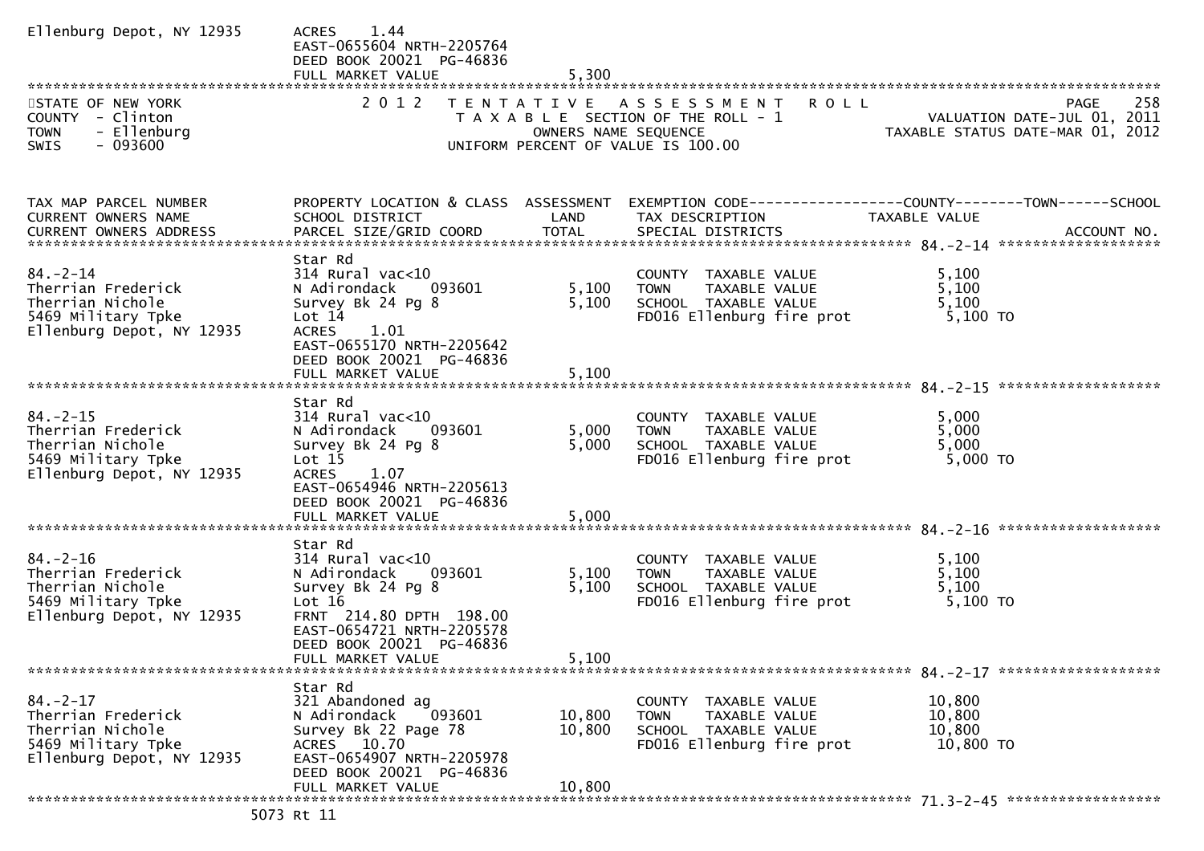Ellenburg Depot, NY 12935 ACRES 1.44
EAST-0655604 NRTH-2205764
DEED BOOK 20021 PG-46836
FULL MARKET VALUE 5,300

STATE OF NEW YORK — COUNTY - Clinton — TOWN - Ellenburg — SWIS - 093600

2012 TENTATIVE ASSESSMENT ROLL
TAXABLE SECTION OF THE ROLL - 1
OWNERS NAME SEQUENCE
UNIFORM PERCENT OF VALUE IS 100.00

VALUATION DATE-JUL 01, 2011
TAXABLE STATUS DATE-MAR 01, 2012

| TAX MAP PARCEL NUMBER / CURRENT OWNERS NAME / CURRENT OWNERS ADDRESS | PROPERTY LOCATION & CLASS / SCHOOL DISTRICT / PARCEL SIZE/GRID COORD | ASSESSMENT LAND | TOTAL | EXEMPTION CODE / TAX DESCRIPTION / SPECIAL DISTRICTS | TAXABLE VALUE (COUNTY / TOWN / SCHOOL) | ACCOUNT NO. |
|---|---|---|---|---|---|---|
| **84.-2-14** | Star Rd | | | | | |
| Therrian Frederick | 314 Rural vac<10 | | | COUNTY TAXABLE VALUE | 5,100 | |
| Therrian Nichole | N Adirondack 093601 | 5,100 | | TOWN TAXABLE VALUE | 5,100 | |
| 5469 Military Tpke | Survey Bk 24 Pg 8 | | 5,100 | SCHOOL TAXABLE VALUE | 5,100 | |
| Ellenburg Depot, NY 12935 | Lot 14 | | | FD016 Ellenburg fire prot | 5,100 TO | |
| | ACRES 1.01 | | | | | |
| | EAST-0655170 NRTH-2205642 | | | | | |
| | DEED BOOK 20021 PG-46836 | | | | | |
| | FULL MARKET VALUE | | 5,100 | | | |
| **84.-2-15** | Star Rd | | | | | |
| Therrian Frederick | 314 Rural vac<10 | | | COUNTY TAXABLE VALUE | 5,000 | |
| Therrian Nichole | N Adirondack 093601 | 5,000 | | TOWN TAXABLE VALUE | 5,000 | |
| 5469 Military Tpke | Survey Bk 24 Pg 8 | | 5,000 | SCHOOL TAXABLE VALUE | 5,000 | |
| Ellenburg Depot, NY 12935 | Lot 15 | | | FD016 Ellenburg fire prot | 5,000 TO | |
| | ACRES 1.07 | | | | | |
| | EAST-0654946 NRTH-2205613 | | | | | |
| | DEED BOOK 20021 PG-46836 | | | | | |
| | FULL MARKET VALUE | | 5,000 | | | |
| **84.-2-16** | Star Rd | | | | | |
| Therrian Frederick | 314 Rural vac<10 | | | COUNTY TAXABLE VALUE | 5,100 | |
| Therrian Nichole | N Adirondack 093601 | 5,100 | | TOWN TAXABLE VALUE | 5,100 | |
| 5469 Military Tpke | Survey Bk 24 Pg 8 | | 5,100 | SCHOOL TAXABLE VALUE | 5,100 | |
| Ellenburg Depot, NY 12935 | Lot 16 | | | FD016 Ellenburg fire prot | 5,100 TO | |
| | FRNT 214.80 DPTH 198.00 | | | | | |
| | EAST-0654721 NRTH-2205578 | | | | | |
| | DEED BOOK 20021 PG-46836 | | | | | |
| | FULL MARKET VALUE | | 5,100 | | | |
| **84.-2-17** | Star Rd | | | | | |
| Therrian Frederick | 321 Abandoned ag | | | COUNTY TAXABLE VALUE | 10,800 | |
| Therrian Nichole | N Adirondack 093601 | 10,800 | | TOWN TAXABLE VALUE | 10,800 | |
| 5469 Military Tpke | Survey Bk 22 Page 78 | | 10,800 | SCHOOL TAXABLE VALUE | 10,800 | |
| Ellenburg Depot, NY 12935 | ACRES 10.70 | | | FD016 Ellenburg fire prot | 10,800 TO | |
| | EAST-0654907 NRTH-2205978 | | | | | |
| | DEED BOOK 20021 PG-46836 | | | | | |
| | FULL MARKET VALUE | | 10,800 | | | |
| **71.3-2-45** | 5073 Rt 11 | | | | | |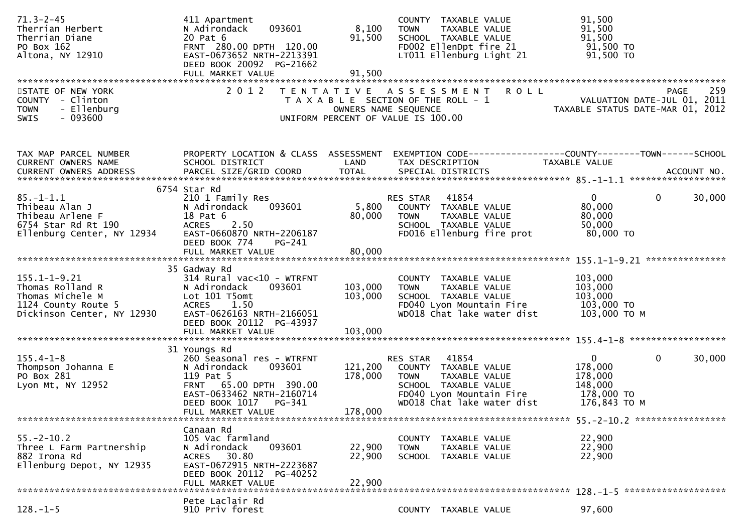| | | | | |
|---|---|---|---|---|
| 71.3-2-45<br>Therrian Herbert<br>Therrian Diane<br>PO Box 162<br>Altona, NY 12910 | 411 Apartment<br>N Adirondack 093601<br>20 Pat 6<br>FRNT 280.00 DPTH 120.00<br>EAST-0673652 NRTH-2213391<br>DEED BOOK 20092 PG-21662<br>FULL MARKET VALUE | 8,100<br>91,500<br><br><br><br><br>91,500 | COUNTY TAXABLE VALUE<br>TOWN TAXABLE VALUE<br>SCHOOL TAXABLE VALUE<br>FD002 EllenDpt fire 21<br>LT011 Ellenburg Light 21 | 91,500<br>91,500<br>91,500<br>91,500 TO<br>91,500 TO |

STATE OF NEW YORK
COUNTY - Clinton
TOWN - Ellenburg
SWIS - 093600

2012 TENTATIVE ASSESSMENT ROLL
TAXABLE SECTION OF THE ROLL - 1
OWNERS NAME SEQUENCE
UNIFORM PERCENT OF VALUE IS 100.00

PAGE 259
VALUATION DATE-JUL 01, 2011
TAXABLE STATUS DATE-MAR 01, 2012

| TAX MAP PARCEL NUMBER<br>CURRENT OWNERS NAME<br>CURRENT OWNERS ADDRESS | PROPERTY LOCATION & CLASS<br>SCHOOL DISTRICT<br>PARCEL SIZE/GRID COORD | ASSESSMENT<br>LAND<br>TOTAL | EXEMPTION CODE<br>TAX DESCRIPTION<br>SPECIAL DISTRICTS | COUNTY TAXABLE VALUE | TOWN | SCHOOL |
|---|---|---|---|---|---|---|
| 85.-1-1.1<br>Thibeau Alan J<br>Thibeau Arlene F<br>6754 Star Rd Rt 190<br>Ellenburg Center, NY 12934 | 6754 Star Rd<br>210 1 Family Res<br>N Adirondack 093601<br>18 Pat 6<br>ACRES 2.50<br>EAST-0660870 NRTH-2206187<br>DEED BOOK 774 PG-241<br>FULL MARKET VALUE | <br><br>5,800<br>80,000<br><br><br><br>80,000 | <br>RES STAR 41854<br>COUNTY TAXABLE VALUE<br>TOWN TAXABLE VALUE<br>SCHOOL TAXABLE VALUE<br>FD016 Ellenburg fire prot | <br>0<br>80,000<br>80,000<br>50,000<br>80,000 TO | <br>0 | <br>30,000 |
| 155.1-1-9.21<br>Thomas Rolland R<br>Thomas Michele M<br>1124 County Route 5<br>Dickinson Center, NY 12930 | 35 Gadway Rd<br>314 Rural vac<10 - WTRFNT<br>N Adirondack 093601<br>Lot 101 T5omt<br>ACRES 1.50<br>EAST-0626163 NRTH-2166051<br>DEED BOOK 20112 PG-43937<br>FULL MARKET VALUE | <br><br>103,000<br>103,000<br><br><br><br>103,000 | <br>COUNTY TAXABLE VALUE<br>TOWN TAXABLE VALUE<br>SCHOOL TAXABLE VALUE<br>FD040 Lyon Mountain Fire<br>WD018 Chat lake water dist | <br>103,000<br>103,000<br>103,000<br>103,000 TO<br>103,000 TO M | | |
| 155.4-1-8<br>Thompson Johanna E<br>PO Box 281<br>Lyon Mt, NY 12952 | 31 Youngs Rd<br>260 Seasonal res - WTRFNT<br>N Adirondack 093601<br>119 Pat 5<br>FRNT 65.00 DPTH 390.00<br>EAST-0633462 NRTH-2160714<br>DEED BOOK 1017 PG-341<br>FULL MARKET VALUE | <br><br>121,200<br>178,000<br><br><br><br>178,000 | <br>RES STAR 41854<br>COUNTY TAXABLE VALUE<br>TOWN TAXABLE VALUE<br>SCHOOL TAXABLE VALUE<br>FD040 Lyon Mountain Fire<br>WD018 Chat lake water dist | <br>0<br>178,000<br>178,000<br>148,000<br>178,000 TO<br>176,843 TO M | <br>0 | <br>30,000 |
| 55.-2-10.2<br>Three L Farm Partnership<br>882 Irona Rd<br>Ellenburg Depot, NY 12935 | Canaan Rd<br>105 Vac farmland<br>N Adirondack 093601<br>ACRES 30.80<br>EAST-0672915 NRTH-2223687<br>DEED BOOK 20112 PG-40252<br>FULL MARKET VALUE | <br><br>22,900<br>22,900<br><br><br>22,900 | <br>COUNTY TAXABLE VALUE<br>TOWN TAXABLE VALUE<br>SCHOOL TAXABLE VALUE | <br>22,900<br>22,900<br>22,900 | | |
| 128.-1-5 | Pete Laclair Rd<br>910 Priv forest | | <br>COUNTY TAXABLE VALUE | <br>97,600 | | |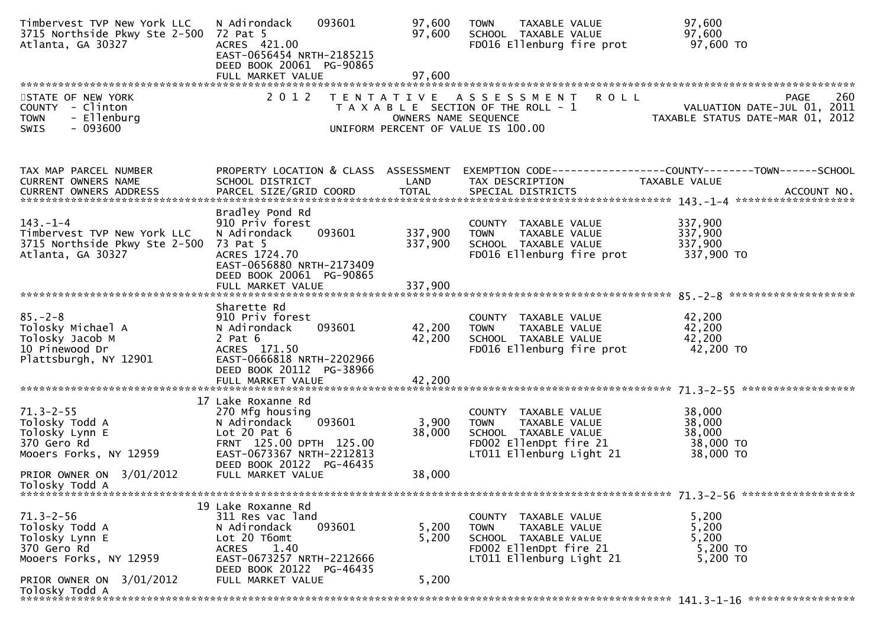```
Timbervest TVP New York LLC    N Adirondack     093601          97,600   TOWN    TAXABLE VALUE              97,600
3715 Northside Pkwy Ste 2-500  72 Pat 5                         97,600   SCHOOL  TAXABLE VALUE              97,600
Atlanta, GA 30327              ACRES  421.00                             FD016 Ellenburg fire prot           97,600 TO
                               EAST-0656454 NRTH-2185215
                               DEED BOOK 20061  PG-90865
                               FULL MARKET VALUE                97,600
********************************************************************************************************************************
```

STATE OF NEW YORK — 2012 TENTATIVE ASSESSMENT ROLL — PAGE 260
COUNTY - Clinton — TAXABLE SECTION OF THE ROLL - 1 — VALUATION DATE-JUL 01, 2011
TOWN - Ellenburg — OWNERS NAME SEQUENCE — TAXABLE STATUS DATE-MAR 01, 2012
SWIS - 093600 — UNIFORM PERCENT OF VALUE IS 100.00

```
TAX MAP PARCEL NUMBER          PROPERTY LOCATION & CLASS  ASSESSMENT  EXEMPTION CODE------------------COUNTY--------TOWN------SCHOOL
CURRENT OWNERS NAME            SCHOOL DISTRICT               LAND      TAX DESCRIPTION               TAXABLE VALUE
CURRENT OWNERS ADDRESS         PARCEL SIZE/GRID COORD        TOTAL     SPECIAL DISTRICTS                                  ACCOUNT NO.
*************************************************************************************************** 143.-1-4 *******************
                               Bradley Pond Rd
143.-1-4                       910 Priv forest                           COUNTY  TAXABLE VALUE             337,900
Timbervest TVP New York LLC    N Adirondack     093601         337,900   TOWN    TAXABLE VALUE             337,900
3715 Northside Pkwy Ste 2-500  73 Pat 5                        337,900   SCHOOL  TAXABLE VALUE             337,900
Atlanta, GA 30327              ACRES 1724.70                             FD016 Ellenburg fire prot          337,900 TO
                               EAST-0656880 NRTH-2173409
                               DEED BOOK 20061  PG-90865
                               FULL MARKET VALUE               337,900
*************************************************************************************************** 85.-2-8 ********************
                               Sharette Rd
85.-2-8                        910 Priv forest                           COUNTY  TAXABLE VALUE              42,200
Tolosky Michael A              N Adirondack     093601          42,200   TOWN    TAXABLE VALUE              42,200
Tolosky Jacob M                2 Pat 6                          42,200   SCHOOL  TAXABLE VALUE              42,200
10 Pinewood Dr                 ACRES  171.50                             FD016 Ellenburg fire prot           42,200 TO
Plattsburgh, NY 12901          EAST-0666818 NRTH-2202966
                               DEED BOOK 20112  PG-38966
                               FULL MARKET VALUE                42,200
*************************************************************************************************** 71.3-2-55 ******************
                               17 Lake Roxanne Rd
71.3-2-55                      270 Mfg housing                           COUNTY  TAXABLE VALUE              38,000
Tolosky Todd A                 N Adirondack     093601           3,900   TOWN    TAXABLE VALUE              38,000
Tolosky Lynn E                 Lot 20 Pat 6                     38,000   SCHOOL  TAXABLE VALUE              38,000
370 Gero Rd                    FRNT 125.00 DPTH 125.00                   FD002 EllenDpt fire 21              38,000 TO
Mooers Forks, NY 12959         EAST-0673367 NRTH-2212813                 LT011 Ellenburg Light 21            38,000 TO
                               DEED BOOK 20122  PG-46435
PRIOR OWNER ON  3/01/2012      FULL MARKET VALUE                38,000
Tolosky Todd A
*************************************************************************************************** 71.3-2-56 ******************
                               19 Lake Roxanne Rd
71.3-2-56                      311 Res vac land                          COUNTY  TAXABLE VALUE               5,200
Tolosky Todd A                 N Adirondack     093601           5,200   TOWN    TAXABLE VALUE               5,200
Tolosky Lynn E                 Lot 20 T6omt                      5,200   SCHOOL  TAXABLE VALUE               5,200
370 Gero Rd                    ACRES    1.40                             FD002 EllenDpt fire 21               5,200 TO
Mooers Forks, NY 12959         EAST-0673257 NRTH-2212666                 LT011 Ellenburg Light 21             5,200 TO
                               DEED BOOK 20122  PG-46435
PRIOR OWNER ON  3/01/2012      FULL MARKET VALUE                 5,200
Tolosky Todd A
*************************************************************************************************** 141.3-1-16 ****************
```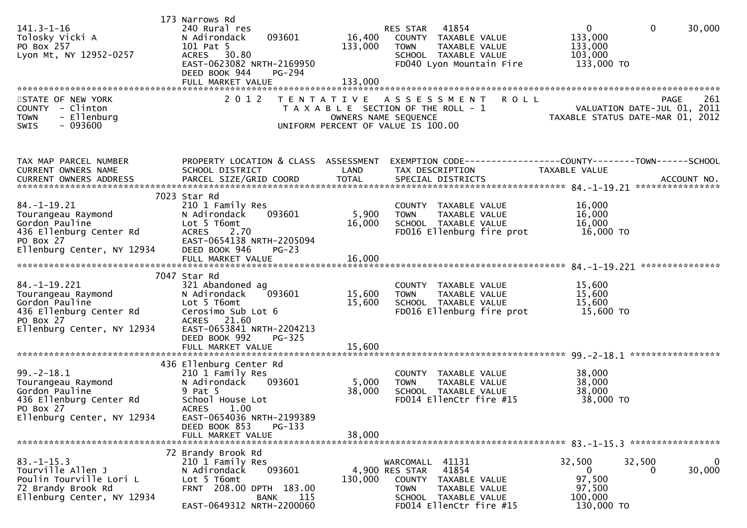```
                              173 Narrows Rd
141.3-1-16                    240 Rural res                          RES STAR   41854                    0            0        30,000
Tolosky Vicki A               N Adirondack     093601        16,400    COUNTY  TAXABLE VALUE          133,000
PO Box 257                    101 Pat 5                     133,000    TOWN    TAXABLE VALUE          133,000
Lyon Mt, NY 12952-0257        ACRES   30.80                            SCHOOL  TAXABLE VALUE          103,000
                              EAST-0623082 NRTH-2169950                FD040 Lyon Mountain Fire        133,000 TO
                              DEED BOOK 944    PG-294
                              FULL MARKET VALUE             133,000
******************************************************************************************************************************
STATE OF NEW YORK               2 0 1 2   T E N T A T I V E   A S S E S S M E N T   R O L L                          PAGE    261
COUNTY  - Clinton                          T A X A B L E  SECTION OF THE ROLL - 1                  VALUATION DATE-JUL 01, 2011
TOWN    - Ellenburg                            OWNERS NAME SEQUENCE                          TAXABLE STATUS DATE-MAR 01, 2012
SWIS    - 093600                         UNIFORM PERCENT OF VALUE IS 100.00


TAX MAP PARCEL NUMBER         PROPERTY LOCATION & CLASS  ASSESSMENT  EXEMPTION CODE------------------COUNTY--------TOWN------SCHOOL
CURRENT OWNERS NAME           SCHOOL DISTRICT               LAND      TAX DESCRIPTION              TAXABLE VALUE
CURRENT OWNERS ADDRESS        PARCEL SIZE/GRID COORD        TOTAL     SPECIAL DISTRICTS                                 ACCOUNT NO.
*********************************************************************************************** 84.-1-19.21 *****************
                              7023 Star Rd
84.-1-19.21                   210 1 Family Res                         COUNTY  TAXABLE VALUE           16,000
Tourangeau Raymond            N Adirondack     093601         5,900    TOWN    TAXABLE VALUE           16,000
Gordon Pauline                Lot 5 T6omt                    16,000    SCHOOL  TAXABLE VALUE           16,000
436 Ellenburg Center Rd       ACRES    2.70                            FD016 Ellenburg fire prot        16,000 TO
PO Box 27                     EAST-0654138 NRTH-2205094
Ellenburg Center, NY 12934    DEED BOOK 946    PG-23
                              FULL MARKET VALUE              16,000
*********************************************************************************************** 84.-1-19.221 ****************
                              7047 Star Rd
84.-1-19.221                  321 Abandoned ag                         COUNTY  TAXABLE VALUE           15,600
Tourangeau Raymond            N Adirondack     093601        15,600    TOWN    TAXABLE VALUE           15,600
Gordon Pauline                Lot 5 T6omt                    15,600    SCHOOL  TAXABLE VALUE           15,600
436 Ellenburg Center Rd       Cerosimo Sub Lot 6                       FD016 Ellenburg fire prot        15,600 TO
PO Box 27                     ACRES   21.60
Ellenburg Center, NY 12934    EAST-0653841 NRTH-2204213
                              DEED BOOK 992    PG-325
                              FULL MARKET VALUE              15,600
*********************************************************************************************** 99.-2-18.1 ******************
                              436 Ellenburg Center Rd
99.-2-18.1                    210 1 Family Res                         COUNTY  TAXABLE VALUE           38,000
Tourangeau Raymond            N Adirondack     093601         5,000    TOWN    TAXABLE VALUE           38,000
Gordon Pauline                9 Pat 5                        38,000    SCHOOL  TAXABLE VALUE           38,000
436 Ellenburg Center Rd       School House Lot                         FD014 EllenCtr fire #15          38,000 TO
PO Box 27                     ACRES    1.00
Ellenburg Center, NY 12934    EAST-0654036 NRTH-2199389
                              DEED BOOK 853    PG-133
                              FULL MARKET VALUE              38,000
*********************************************************************************************** 83.-1-15.3 ******************
                              72 Brandy Brook Rd
83.-1-15.3                    210 1 Family Res                         WARCOMALL  41131             32,500       32,500            0
Tourville Allen J             N Adirondack     093601         4,900 RES STAR   41854                    0            0        30,000
Poulin Tourville Lori L       Lot 5 T6omt                   130,000    COUNTY  TAXABLE VALUE           97,500
72 Brandy Brook Rd            FRNT 208.00 DPTH 183.00                  TOWN    TAXABLE VALUE           97,500
Ellenburg Center, NY 12934                 BANK     115                SCHOOL  TAXABLE VALUE          100,000
                              EAST-0649312 NRTH-2200060                FD014 EllenCtr fire #15         130,000 TO
```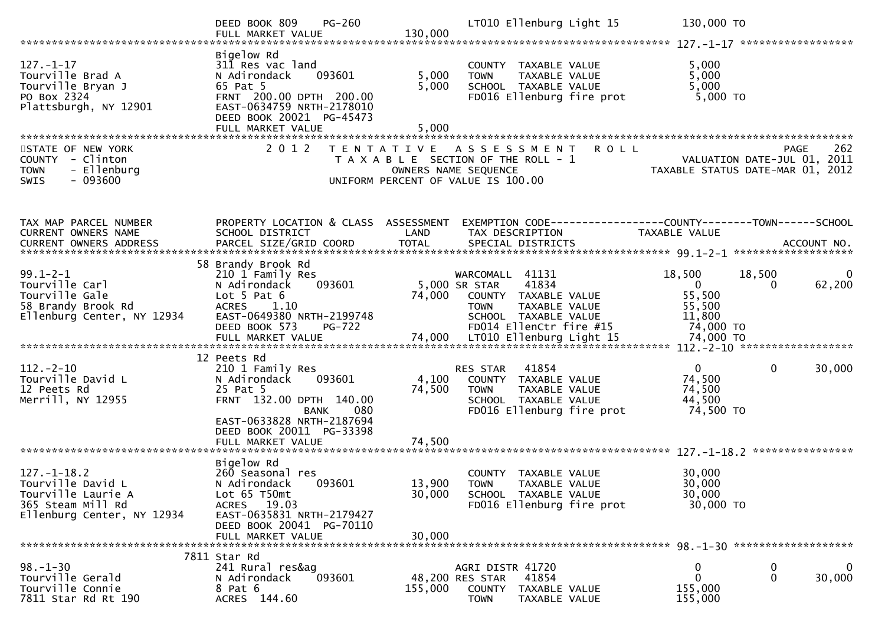```
                                DEED BOOK 809    PG-260                        LT010 Ellenburg Light 15          130,000 TO
                                FULL MARKET VALUE              130,000
******************************************************************************************************* 127.-1-17 *****************
                                Bigelow Rd
127.-1-17                       311 Res vac land                               COUNTY  TAXABLE VALUE               5,000
Tourville Brad A                N Adirondack      093601         5,000         TOWN    TAXABLE VALUE               5,000
Tourville Bryan J               65 Pat 5                         5,000         SCHOOL  TAXABLE VALUE               5,000
PO Box 2324                     FRNT  200.00 DPTH  200.00                      FD016 Ellenburg fire prot            5,000 TO
Plattsburgh, NY 12901           EAST-0634759 NRTH-2178010
                                DEED BOOK 20021  PG-45473
                                FULL MARKET VALUE                5,000
************************************************************************************************************************************
STATE OF NEW YORK                2 0 1 2   T E N T A T I V E   A S S E S S M E N T   R O L L                          PAGE    262
COUNTY  - Clinton                          T A X A B L E  SECTION OF THE ROLL - 1                        VALUATION DATE-JUL 01, 2011
TOWN    - Ellenburg                               OWNERS NAME SEQUENCE                                 TAXABLE STATUS DATE-MAR 01, 2012
SWIS    - 093600                           UNIFORM PERCENT OF VALUE IS 100.00


TAX MAP PARCEL NUMBER           PROPERTY LOCATION & CLASS  ASSESSMENT  EXEMPTION CODE------------------COUNTY--------TOWN------SCHOOL
CURRENT OWNERS NAME             SCHOOL DISTRICT               LAND      TAX DESCRIPTION              TAXABLE VALUE
CURRENT OWNERS ADDRESS          PARCEL SIZE/GRID COORD        TOTAL     SPECIAL DISTRICTS                                  ACCOUNT NO.
******************************************************************************************************* 99.1-2-1 ******************
                             58 Brandy Brook Rd
99.1-2-1                        210 1 Family Res                          WARCOMALL  41131                18,500      18,500           0
Tourville Carl                  N Adirondack      093601          5,000 SR STAR    41834                     0           0      62,200
Tourville Gale                  Lot 5 Pat 6                      74,000   COUNTY  TAXABLE VALUE              55,500
58 Brandy Brook Rd              ACRES     1.10                            TOWN    TAXABLE VALUE              55,500
Ellenburg Center, NY 12934      EAST-0649380 NRTH-2199748                 SCHOOL  TAXABLE VALUE              11,800
                                DEED BOOK 573     PG-722                  FD014 EllenCtr fire #15            74,000 TO
                                FULL MARKET VALUE                74,000   LT010 Ellenburg Light 15           74,000 TO
******************************************************************************************************* 112.-2-10 *****************
                             12 Peets Rd
112.-2-10                       210 1 Family Res                          RES STAR   41854                     0           0      30,000
Tourville David L               N Adirondack      093601          4,100   COUNTY  TAXABLE VALUE              74,500
12 Peets Rd                     25 Pat 5                         74,500   TOWN    TAXABLE VALUE              74,500
Merrill, NY 12955               FRNT  132.00 DPTH  140.00                 SCHOOL  TAXABLE VALUE              44,500
                                              BANK     080                FD016 Ellenburg fire prot          74,500 TO
                                EAST-0633828 NRTH-2187694
                                DEED BOOK 20011  PG-33398
                                FULL MARKET VALUE                74,500
******************************************************************************************************* 127.-1-18.2 ***************
                                Bigelow Rd
127.-1-18.2                     260 Seasonal res                          COUNTY  TAXABLE VALUE              30,000
Tourville David L               N Adirondack      093601         13,900   TOWN    TAXABLE VALUE              30,000
Tourville Laurie A              Lot 65 T50mt                     30,000   SCHOOL  TAXABLE VALUE              30,000
365 Steam Mill Rd               ACRES    19.03                            FD016 Ellenburg fire prot          30,000 TO
Ellenburg Center, NY 12934      EAST-0635831 NRTH-2179427
                                DEED BOOK 20041  PG-70110
                                FULL MARKET VALUE                30,000
******************************************************************************************************* 98.-1-30 ******************
                           7811 Star Rd
98.-1-30                        241 Rural res&ag                          AGRI DISTR 41720                     0           0           0
Tourville Gerald                N Adirondack      093601         48,200 RES STAR   41854                     0           0      30,000
Tourville Connie                8 Pat 6                         155,000   COUNTY  TAXABLE VALUE             155,000
7811 Star Rd Rt 190             ACRES   144.60                            TOWN    TAXABLE VALUE             155,000
```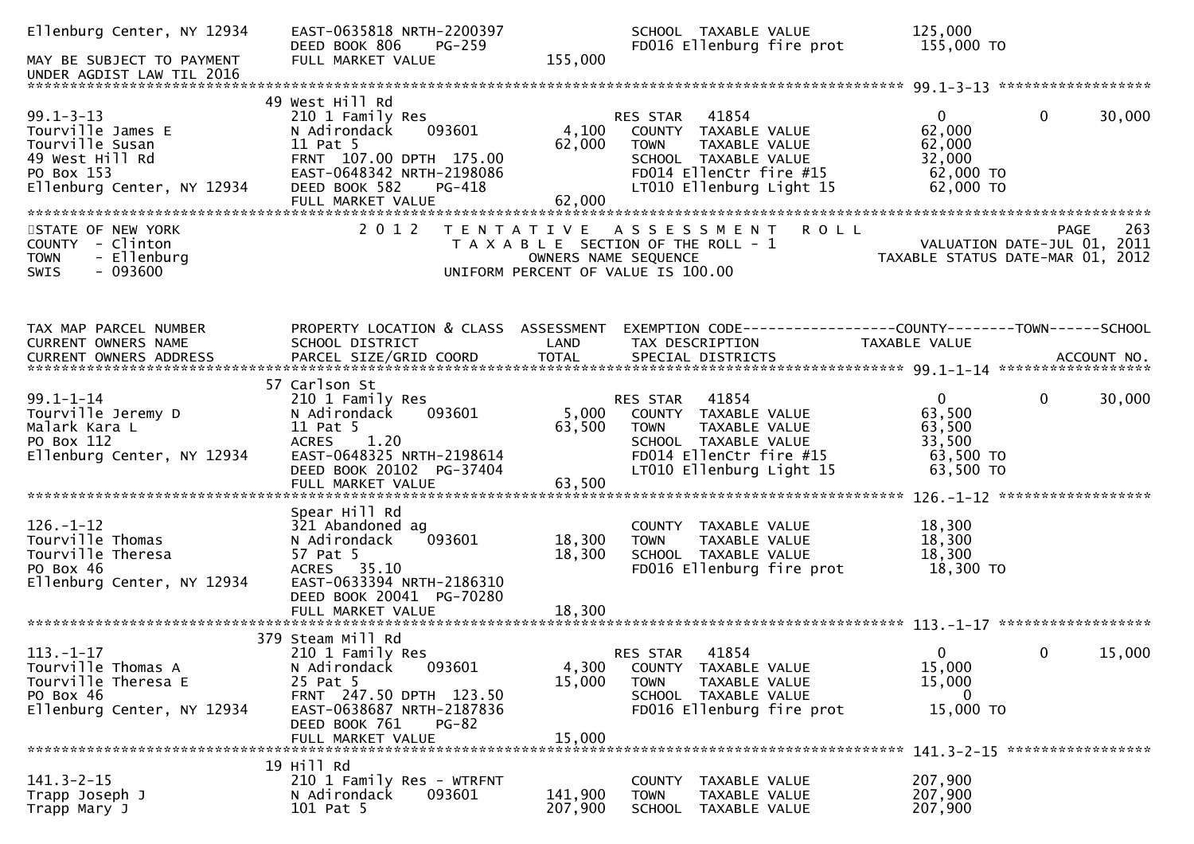```
Ellenburg Center, NY 12934     EAST-0635818 NRTH-2200397               SCHOOL  TAXABLE VALUE            125,000
                               DEED BOOK 806    PG-259                  FD016 Ellenburg fire prot        155,000 TO
MAY BE SUBJECT TO PAYMENT      FULL MARKET VALUE            155,000
UNDER AGDIST LAW TIL 2016
******************************************************************************************************* 99.1-3-13 ******************
                             49 West Hill Rd
99.1-3-13                      210 1 Family Res                         RES STAR   41854                  0            0       30,000
Tourville James E              N Adirondack      093601        4,100   COUNTY  TAXABLE VALUE             62,000
Tourville Susan                11 Pat 5                       62,000   TOWN    TAXABLE VALUE             62,000
49 West Hill Rd                FRNT 107.00 DPTH 175.00                  SCHOOL  TAXABLE VALUE             32,000
PO Box 153                     EAST-0648342 NRTH-2198086                FD014 EllenCtr fire #15           62,000 TO
Ellenburg Center, NY 12934     DEED BOOK 582    PG-418                  LT010 Ellenburg Light 15          62,000 TO
                               FULL MARKET VALUE             62,000
*************************************************************************************************************************************
STATE OF NEW YORK                 2 0 1 2   T E N T A T I V E   A S S E S S M E N T   R O L L                              PAGE   263
COUNTY  - Clinton                           T A X A B L E SECTION OF THE ROLL - 1                        VALUATION DATE-JUL 01, 2011
TOWN    - Ellenburg                                 OWNERS NAME SEQUENCE                              TAXABLE STATUS DATE-MAR 01, 2012
SWIS    - 093600                             UNIFORM PERCENT OF VALUE IS 100.00


TAX MAP PARCEL NUMBER          PROPERTY LOCATION & CLASS  ASSESSMENT  EXEMPTION CODE------------------COUNTY--------TOWN------SCHOOL
CURRENT OWNERS NAME            SCHOOL DISTRICT               LAND      TAX DESCRIPTION             TAXABLE VALUE
CURRENT OWNERS ADDRESS         PARCEL SIZE/GRID COORD        TOTAL     SPECIAL DISTRICTS                                   ACCOUNT NO.
******************************************************************************************************* 99.1-1-14 ******************
                             57 Carlson St
99.1-1-14                      210 1 Family Res                         RES STAR   41854                  0            0       30,000
Tourville Jeremy D             N Adirondack      093601        5,000   COUNTY  TAXABLE VALUE             63,500
Malark Kara L                  11 Pat 5                       63,500   TOWN    TAXABLE VALUE             63,500
PO Box 112                     ACRES    1.20                            SCHOOL  TAXABLE VALUE             33,500
Ellenburg Center, NY 12934     EAST-0648325 NRTH-2198614                FD014 EllenCtr fire #15           63,500 TO
                               DEED BOOK 20102  PG-37404                LT010 Ellenburg Light 15          63,500 TO
                               FULL MARKET VALUE             63,500
******************************************************************************************************* 126.-1-12 ******************
                               Spear Hill Rd
126.-1-12                      321 Abandoned ag                         COUNTY  TAXABLE VALUE             18,300
Tourville Thomas               N Adirondack      093601       18,300   TOWN    TAXABLE VALUE             18,300
Tourville Theresa              57 Pat 5                       18,300   SCHOOL  TAXABLE VALUE             18,300
PO Box 46                      ACRES   35.10                            FD016 Ellenburg fire prot         18,300 TO
Ellenburg Center, NY 12934     EAST-0633394 NRTH-2186310
                               DEED BOOK 20041  PG-70280
                               FULL MARKET VALUE             18,300
******************************************************************************************************* 113.-1-17 ******************
                             379 Steam Mill Rd
113.-1-17                      210 1 Family Res                         RES STAR   41854                  0            0       15,000
Tourville Thomas A             N Adirondack      093601        4,300   COUNTY  TAXABLE VALUE             15,000
Tourville Theresa E            25 Pat 5                       15,000   TOWN    TAXABLE VALUE             15,000
PO Box 46                      FRNT 247.50 DPTH 123.50                  SCHOOL  TAXABLE VALUE                  0
Ellenburg Center, NY 12934     EAST-0638687 NRTH-2187836                FD016 Ellenburg fire prot         15,000 TO
                               DEED BOOK 761    PG-82
                               FULL MARKET VALUE             15,000
******************************************************************************************************* 141.3-2-15 *****************
                             19 Hill Rd
141.3-2-15                     210 1 Family Res - WTRFNT                COUNTY  TAXABLE VALUE            207,900
Trapp Joseph J                 N Adirondack      093601      141,900   TOWN    TAXABLE VALUE            207,900
Trapp Mary J                   101 Pat 5                     207,900   SCHOOL  TAXABLE VALUE            207,900
```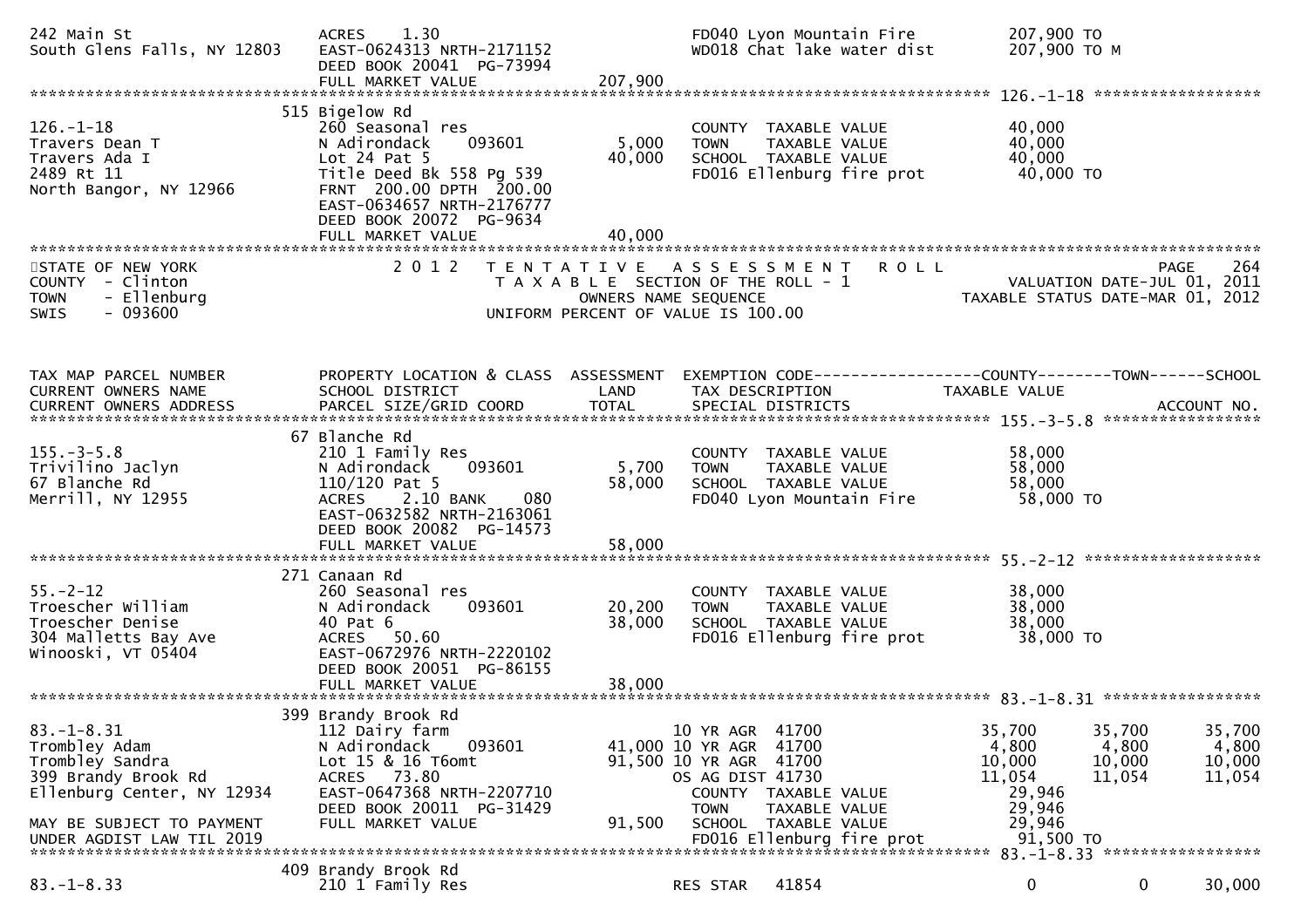```
242 Main St                    ACRES    1.30                                FD040 Lyon Mountain Fire          207,900 TO
South Glens Falls, NY 12803    EAST-0624313 NRTH-2171152                    WD018 Chat lake water dist        207,900 TO M
                               DEED BOOK 20041 PG-73994
                               FULL MARKET VALUE              207,900
******************************************************************************************************* 126.-1-18 *****************
                             515 Bigelow Rd
126.-1-18                      260 Seasonal res                             COUNTY  TAXABLE VALUE              40,000
Travers Dean T                 N Adirondack     093601          5,000       TOWN    TAXABLE VALUE              40,000
Travers Ada I                  Lot 24 Pat 5                    40,000       SCHOOL  TAXABLE VALUE              40,000
2489 Rt 11                     Title Deed Bk 558 Pg 539                     FD016 Ellenburg fire prot          40,000 TO
North Bangor, NY 12966         FRNT 200.00 DPTH 200.00
                               EAST-0634657 NRTH-2176777
                               DEED BOOK 20072 PG-9634
                               FULL MARKET VALUE               40,000
************************************************************************************************************************************
STATE OF NEW YORK              2 0 1 2   T E N T A T I V E   A S S E S S M E N T   R O L L                          PAGE    264
COUNTY  - Clinton                        T A X A B L E  SECTION OF THE ROLL - 1                         VALUATION DATE-JUL 01, 2011
TOWN    - Ellenburg                                 OWNERS NAME SEQUENCE                          TAXABLE STATUS DATE-MAR 01, 2012
SWIS    - 093600                              UNIFORM PERCENT OF VALUE IS 100.00


TAX MAP PARCEL NUMBER          PROPERTY LOCATION & CLASS  ASSESSMENT  EXEMPTION CODE------------------COUNTY--------TOWN------SCHOOL
CURRENT OWNERS NAME            SCHOOL DISTRICT              LAND      TAX DESCRIPTION                 TAXABLE VALUE
CURRENT OWNERS ADDRESS         PARCEL SIZE/GRID COORD       TOTAL     SPECIAL DISTRICTS                                  ACCOUNT NO.
******************************************************************************************************* 155.-3-5.8 ****************
                             67 Blanche Rd
155.-3-5.8                     210 1 Family Res                             COUNTY  TAXABLE VALUE              58,000
Trivilino Jaclyn               N Adirondack     093601          5,700       TOWN    TAXABLE VALUE              58,000
67 Blanche Rd                  110/120 Pat 5                   58,000       SCHOOL  TAXABLE VALUE              58,000
Merrill, NY 12955              ACRES    2.10 BANK     080                   FD040 Lyon Mountain Fire           58,000 TO
                               EAST-0632582 NRTH-2163061
                               DEED BOOK 20082 PG-14573
                               FULL MARKET VALUE               58,000
******************************************************************************************************* 55.-2-12 ******************
                             271 Canaan Rd
55.-2-12                       260 Seasonal res                             COUNTY  TAXABLE VALUE              38,000
Troescher William              N Adirondack     093601         20,200       TOWN    TAXABLE VALUE              38,000
Troescher Denise               40 Pat 6                        38,000       SCHOOL  TAXABLE VALUE              38,000
304 Malletts Bay Ave           ACRES   50.60                                FD016 Ellenburg fire prot          38,000 TO
Winooski, VT 05404             EAST-0672976 NRTH-2220102
                               DEED BOOK 20051 PG-86155
                               FULL MARKET VALUE               38,000
******************************************************************************************************* 83.-1-8.31 ****************
                             399 Brandy Brook Rd
83.-1-8.31                     112 Dairy farm                          10 YR AGR  41700               35,700      35,700      35,700
Trombley Adam                  N Adirondack     093601         41,000 10 YR AGR  41700                4,800       4,800       4,800
Trombley Sandra                Lot 15 & 16 T6omt               91,500 10 YR AGR  41700               10,000      10,000      10,000
399 Brandy Brook Rd            ACRES   73.80                          OS AG DIST 41730               11,054      11,054      11,054
Ellenburg Center, NY 12934     EAST-0647368 NRTH-2207710                    COUNTY  TAXABLE VALUE              29,946
                               DEED BOOK 20011 PG-31429                     TOWN    TAXABLE VALUE              29,946
MAY BE SUBJECT TO PAYMENT      FULL MARKET VALUE               91,500       SCHOOL  TAXABLE VALUE              29,946
UNDER AGDIST LAW TIL 2019                                                   FD016 Ellenburg fire prot          91,500 TO
******************************************************************************************************* 83.-1-8.33 ****************
                             409 Brandy Brook Rd
83.-1-8.33                     210 1 Family Res                       RES STAR    41854                    0           0      30,000
```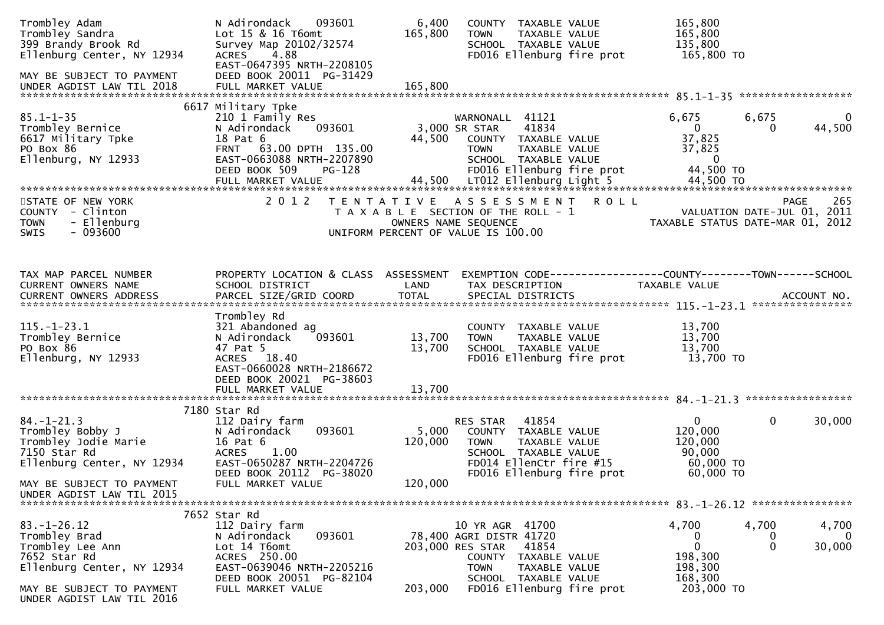```
Trombley Adam                   N Adirondack    093601       6,400    COUNTY  TAXABLE VALUE           165,800
Trombley Sandra                 Lot 15 & 16 T6omt          165,800    TOWN    TAXABLE VALUE           165,800
399 Brandy Brook Rd             Survey Map 20102/32574                SCHOOL  TAXABLE VALUE           135,800
Ellenburg Center, NY 12934      ACRES    4.88                         FD016 Ellenburg fire prot        165,800 TO
                                EAST-0647395 NRTH-2208105
MAY BE SUBJECT TO PAYMENT       DEED BOOK 20011  PG-31429
UNDER AGDIST LAW TIL 2018       FULL MARKET VALUE          165,800
******************************************************************************************************* 85.1-1-35 ******************
                           6617 Military Tpke
85.1-1-35                       210 1 Family Res                      WARNONALL  41121               6,675       6,675           0
Trombley Bernice                N Adirondack    093601       3,000 SR STAR     41834                   0           0       44,500
6617 Military Tpke              18 Pat 6                    44,500    COUNTY  TAXABLE VALUE            37,825
PO Box 86                       FRNT   63.00 DPTH  135.00             TOWN    TAXABLE VALUE            37,825
Ellenburg, NY 12933             EAST-0663088 NRTH-2207890             SCHOOL  TAXABLE VALUE                 0
                                DEED BOOK 509     PG-128              FD016 Ellenburg fire prot         44,500 TO
                                FULL MARKET VALUE           44,500    LT012 Ellenburg Light 5           44,500 TO
************************************************************************************************************************************
STATE OF NEW YORK               2 0 1 2   T E N T A T I V E   A S S E S S M E N T   R O L L                              PAGE   265
COUNTY  - Clinton                          T A X A B L E  SECTION OF THE ROLL - 1                    VALUATION DATE-JUL 01, 2011
TOWN    - Ellenburg                               OWNERS NAME SEQUENCE                          TAXABLE STATUS DATE-MAR 01, 2012
SWIS    - 093600                          UNIFORM PERCENT OF VALUE IS 100.00



TAX MAP PARCEL NUMBER           PROPERTY LOCATION & CLASS  ASSESSMENT  EXEMPTION CODE------------------COUNTY--------TOWN------SCHOOL
CURRENT OWNERS NAME             SCHOOL DISTRICT               LAND      TAX DESCRIPTION              TAXABLE VALUE
CURRENT OWNERS ADDRESS          PARCEL SIZE/GRID COORD        TOTAL     SPECIAL DISTRICTS                                   ACCOUNT NO.
******************************************************************************************************* 115.-1-23.1 ****************
                                Trombley Rd
115.-1-23.1                     321 Abandoned ag                      COUNTY  TAXABLE VALUE            13,700
Trombley Bernice                N Adirondack    093601      13,700    TOWN    TAXABLE VALUE            13,700
PO Box 86                       47 Pat 5                    13,700    SCHOOL  TAXABLE VALUE            13,700
Ellenburg, NY 12933             ACRES   18.40                         FD016 Ellenburg fire prot         13,700 TO
                                EAST-0660028 NRTH-2186672
                                DEED BOOK 20021  PG-38603
                                FULL MARKET VALUE           13,700
******************************************************************************************************* 84.-1-21.3 *****************
                           7180 Star Rd
84.-1-21.3                      112 Dairy farm                        RES STAR   41854                   0           0       30,000
Trombley Bobby J                N Adirondack    093601       5,000    COUNTY  TAXABLE VALUE           120,000
Trombley Jodie Marie            16 Pat 6                   120,000    TOWN    TAXABLE VALUE           120,000
7150 Star Rd                    ACRES    1.00                         SCHOOL  TAXABLE VALUE            90,000
Ellenburg Center, NY 12934      EAST-0650287 NRTH-2204726             FD014 EllenCtr fire #15           60,000 TO
                                DEED BOOK 20112  PG-38020             FD016 Ellenburg fire prot         60,000 TO
MAY BE SUBJECT TO PAYMENT       FULL MARKET VALUE          120,000
UNDER AGDIST LAW TIL 2015
******************************************************************************************************* 83.-1-26.12 ****************
                           7652 Star Rd
83.-1-26.12                     112 Dairy farm                        10 YR AGR  41700               4,700       4,700        4,700
Trombley Brad                   N Adirondack    093601      78,400 AGRI DISTR 41720                   0           0            0
Trombley Lee Ann                Lot 14 T6omt               203,000 RES STAR   41854                   0           0       30,000
7652 Star Rd                    ACRES  250.00                         COUNTY  TAXABLE VALUE           198,300
Ellenburg Center, NY 12934      EAST-0639046 NRTH-2205216             TOWN    TAXABLE VALUE           198,300
                                DEED BOOK 20051  PG-82104             SCHOOL  TAXABLE VALUE           168,300
MAY BE SUBJECT TO PAYMENT       FULL MARKET VALUE          203,000    FD016 Ellenburg fire prot        203,000 TO
UNDER AGDIST LAW TIL 2016
```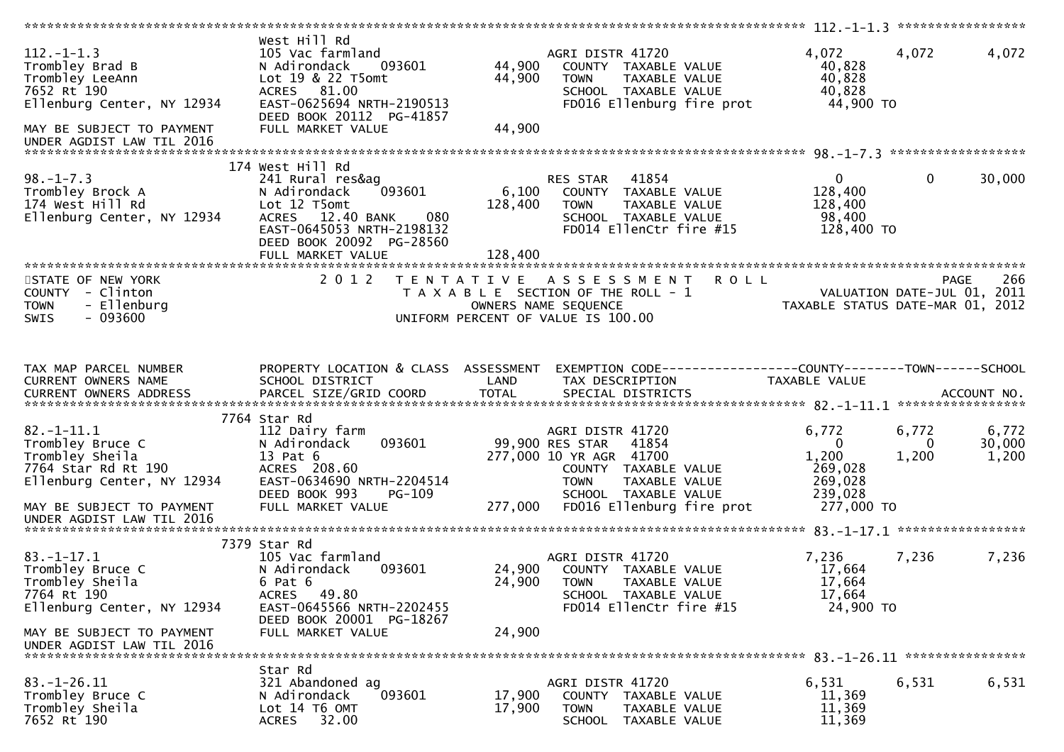```
******************************************************************************************************* 112.-1-1.3 *****************
                               West Hill Rd
112.-1-1.3                     105 Vac farmland                    AGRI DISTR 41720              4,072      4,072       4,072
Trombley Brad B                N Adirondack    093601       44,900   COUNTY  TAXABLE VALUE         40,828
Trombley LeeAnn                Lot 19 & 22 T5omt            44,900   TOWN    TAXABLE VALUE         40,828
7652 Rt 190                    ACRES   81.00                         SCHOOL  TAXABLE VALUE         40,828
Ellenburg Center, NY 12934     EAST-0625694 NRTH-2190513             FD016 Ellenburg fire prot      44,900 TO
                               DEED BOOK 20112  PG-41857
MAY BE SUBJECT TO PAYMENT      FULL MARKET VALUE            44,900
UNDER AGDIST LAW TIL 2016
******************************************************************************************************* 98.-1-7.3 ******************
                           174 West Hill Rd
98.-1-7.3                      241 Rural res&ag                    RES STAR   41854                  0          0       30,000
Trombley Brock A               N Adirondack    093601        6,100   COUNTY  TAXABLE VALUE        128,400
174 West Hill Rd               Lot 12 T5omt                128,400   TOWN    TAXABLE VALUE        128,400
Ellenburg Center, NY 12934     ACRES   12.40 BANK     080            SCHOOL  TAXABLE VALUE         98,400
                               EAST-0645053 NRTH-2198132             FD014 EllenCtr fire #15       128,400 TO
                               DEED BOOK 20092  PG-28560
                               FULL MARKET VALUE           128,400
************************************************************************************************************************************
STATE OF NEW YORK                 2 0 1 2   T E N T A T I V E   A S S E S S M E N T   R O L L                          PAGE    266
COUNTY  - Clinton                          T A X A B L E  SECTION OF THE ROLL - 1                    VALUATION DATE-JUL 01, 2011
TOWN    - Ellenburg                              OWNERS NAME SEQUENCE                         TAXABLE STATUS DATE-MAR 01, 2012
SWIS    - 093600                         UNIFORM PERCENT OF VALUE IS 100.00


TAX MAP PARCEL NUMBER          PROPERTY LOCATION & CLASS  ASSESSMENT  EXEMPTION CODE------------------COUNTY--------TOWN------SCHOOL
CURRENT OWNERS NAME            SCHOOL DISTRICT               LAND      TAX DESCRIPTION            TAXABLE VALUE
CURRENT OWNERS ADDRESS         PARCEL SIZE/GRID COORD        TOTAL     SPECIAL DISTRICTS                                 ACCOUNT NO.
******************************************************************************************************* 82.-1-11.1 *****************
                          7764 Star Rd
82.-1-11.1                     112 Dairy farm                      AGRI DISTR 41720              6,772      6,772       6,772
Trombley Bruce C               N Adirondack    093601       99,900 RES STAR   41854                  0          0       30,000
Trombley Sheila                13 Pat 6                    277,000 10 YR AGR  41700              1,200      1,200       1,200
7764 Star Rd Rt 190            ACRES  208.60                         COUNTY  TAXABLE VALUE        269,028
Ellenburg Center, NY 12934     EAST-0634690 NRTH-2204514             TOWN    TAXABLE VALUE        269,028
                               DEED BOOK 993    PG-109               SCHOOL  TAXABLE VALUE        239,028
MAY BE SUBJECT TO PAYMENT      FULL MARKET VALUE           277,000   FD016 Ellenburg fire prot     277,000 TO
UNDER AGDIST LAW TIL 2016
******************************************************************************************************* 83.-1-17.1 *****************
                          7379 Star Rd
83.-1-17.1                     105 Vac farmland                    AGRI DISTR 41720              7,236      7,236       7,236
Trombley Bruce C               N Adirondack    093601       24,900   COUNTY  TAXABLE VALUE         17,664
Trombley Sheila                6 Pat 6                      24,900   TOWN    TAXABLE VALUE         17,664
7764 Rt 190                    ACRES   49.80                         SCHOOL  TAXABLE VALUE         17,664
Ellenburg Center, NY 12934     EAST-0645566 NRTH-2202455             FD014 EllenCtr fire #15        24,900 TO
                               DEED BOOK 20001  PG-18267
MAY BE SUBJECT TO PAYMENT      FULL MARKET VALUE            24,900
UNDER AGDIST LAW TIL 2016
******************************************************************************************************* 83.-1-26.11 ****************
                               Star Rd
83.-1-26.11                    321 Abandoned ag                    AGRI DISTR 41720              6,531      6,531       6,531
Trombley Bruce C               N Adirondack    093601       17,900   COUNTY  TAXABLE VALUE         11,369
Trombley Sheila                Lot 14 T6 OMT                17,900   TOWN    TAXABLE VALUE         11,369
7652 Rt 190                    ACRES   32.00                         SCHOOL  TAXABLE VALUE         11,369
```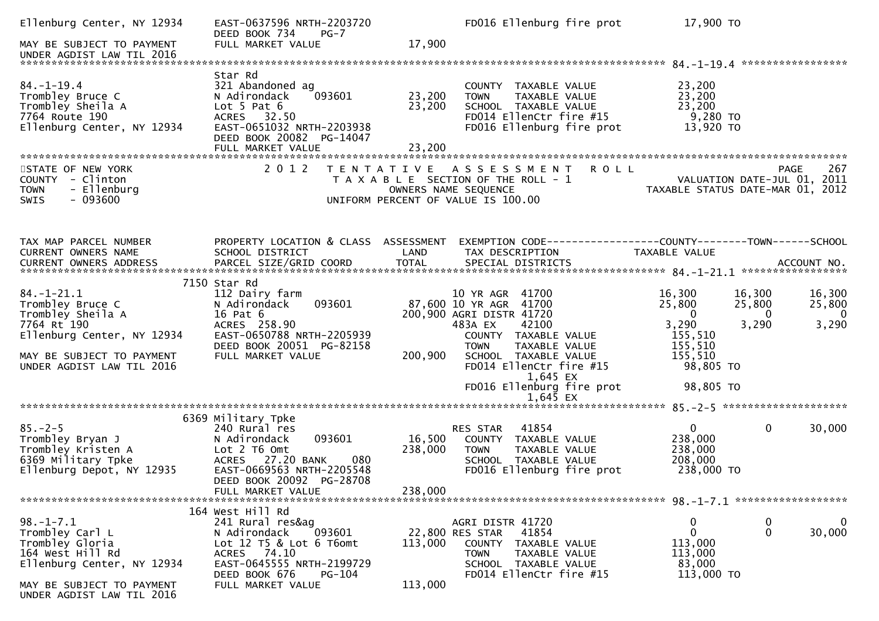```
Ellenburg Center, NY 12934     EAST-0637596 NRTH-2203720           FD016 Ellenburg fire prot         17,900 TO
                               DEED BOOK 734     PG-7
MAY BE SUBJECT TO PAYMENT      FULL MARKET VALUE              17,900
UNDER AGDIST LAW TIL 2016
******************************************************************************************************* 84.-1-19.4 *****************
                               Star Rd
84.-1-19.4                     321 Abandoned ag                     COUNTY  TAXABLE VALUE            23,200
Trombley Bruce C               N Adirondack     093601      23,200   TOWN    TAXABLE VALUE            23,200
Trombley Sheila A              Lot 5 Pat 6                  23,200   SCHOOL  TAXABLE VALUE            23,200
7764 Route 190                 ACRES   32.50                         FD014 EllenCtr fire #15           9,280 TO
Ellenburg Center, NY 12934     EAST-0651032 NRTH-2203938             FD016 Ellenburg fire prot        13,920 TO
                               DEED BOOK 20082  PG-14047
                               FULL MARKET VALUE              23,200
*************************************************************************************************************************************
STATE OF NEW YORK               2 0 1 2   T E N T A T I V E   A S S E S S M E N T   R O L L                               PAGE    267
COUNTY  - Clinton                         T A X A B L E  SECTION OF THE ROLL - 1                     VALUATION DATE-JUL 01, 2011
TOWN    - Ellenburg                              OWNERS NAME SEQUENCE                            TAXABLE STATUS DATE-MAR 01, 2012
SWIS    - 093600                           UNIFORM PERCENT OF VALUE IS 100.00


TAX MAP PARCEL NUMBER          PROPERTY LOCATION & CLASS  ASSESSMENT  EXEMPTION CODE------------------COUNTY--------TOWN------SCHOOL
CURRENT OWNERS NAME            SCHOOL DISTRICT                LAND      TAX DESCRIPTION              TAXABLE VALUE
CURRENT OWNERS ADDRESS         PARCEL SIZE/GRID COORD         TOTAL     SPECIAL DISTRICTS                                 ACCOUNT NO.
******************************************************************************************************* 84.-1-21.1 *****************
                          7150 Star Rd
84.-1-21.1                     112 Dairy farm                       10 YR AGR  41700              16,300      16,300      16,300
Trombley Bruce C               N Adirondack     093601      87,600 10 YR AGR  41700              25,800      25,800      25,800
Trombley Sheila A              16 Pat 6                    200,900 AGRI DISTR 41720                   0           0           0
7764 Rt 190                    ACRES  258.90                        483A EX     42100               3,290       3,290       3,290
Ellenburg Center, NY 12934     EAST-0650788 NRTH-2205939             COUNTY  TAXABLE VALUE           155,510
                               DEED BOOK 20051  PG-82158             TOWN    TAXABLE VALUE           155,510
MAY BE SUBJECT TO PAYMENT      FULL MARKET VALUE             200,900  SCHOOL  TAXABLE VALUE           155,510
UNDER AGDIST LAW TIL 2016                                            FD014 EllenCtr fire #15          98,805 TO
                                                                           1,645 EX
                                                                     FD016 Ellenburg fire prot        98,805 TO
                                                                           1,645 EX
******************************************************************************************************* 85.-2-5 ********************
                          6369 Military Tpke
85.-2-5                        240 Rural res                        RES STAR   41854                   0           0      30,000
Trombley Bryan J               N Adirondack     093601      16,500   COUNTY  TAXABLE VALUE           238,000
Trombley Kristen A             Lot 2 T6 Omt                238,000   TOWN    TAXABLE VALUE           238,000
6369 Military Tpke             ACRES   27.20 BANK     080            SCHOOL  TAXABLE VALUE           208,000
Ellenburg Depot, NY 12935      EAST-0669563 NRTH-2205548             FD016 Ellenburg fire prot       238,000 TO
                               DEED BOOK 20092  PG-28708
                               FULL MARKET VALUE             238,000
******************************************************************************************************* 98.-1-7.1 ******************
                          164 West Hill Rd
98.-1-7.1                      241 Rural res&ag                     AGRI DISTR 41720                   0           0           0
Trombley Carl L                N Adirondack     093601      22,800 RES STAR   41854                   0           0      30,000
Trombley Gloria                Lot 12 T5 & Lot 6 T6omt     113,000   COUNTY  TAXABLE VALUE           113,000
164 West Hill Rd               ACRES   74.10                         TOWN    TAXABLE VALUE           113,000
Ellenburg Center, NY 12934     EAST-0645555 NRTH-2199729             SCHOOL  TAXABLE VALUE            83,000
                               DEED BOOK 676     PG-104              FD014 EllenCtr fire #15         113,000 TO
MAY BE SUBJECT TO PAYMENT      FULL MARKET VALUE             113,000
UNDER AGDIST LAW TIL 2016
```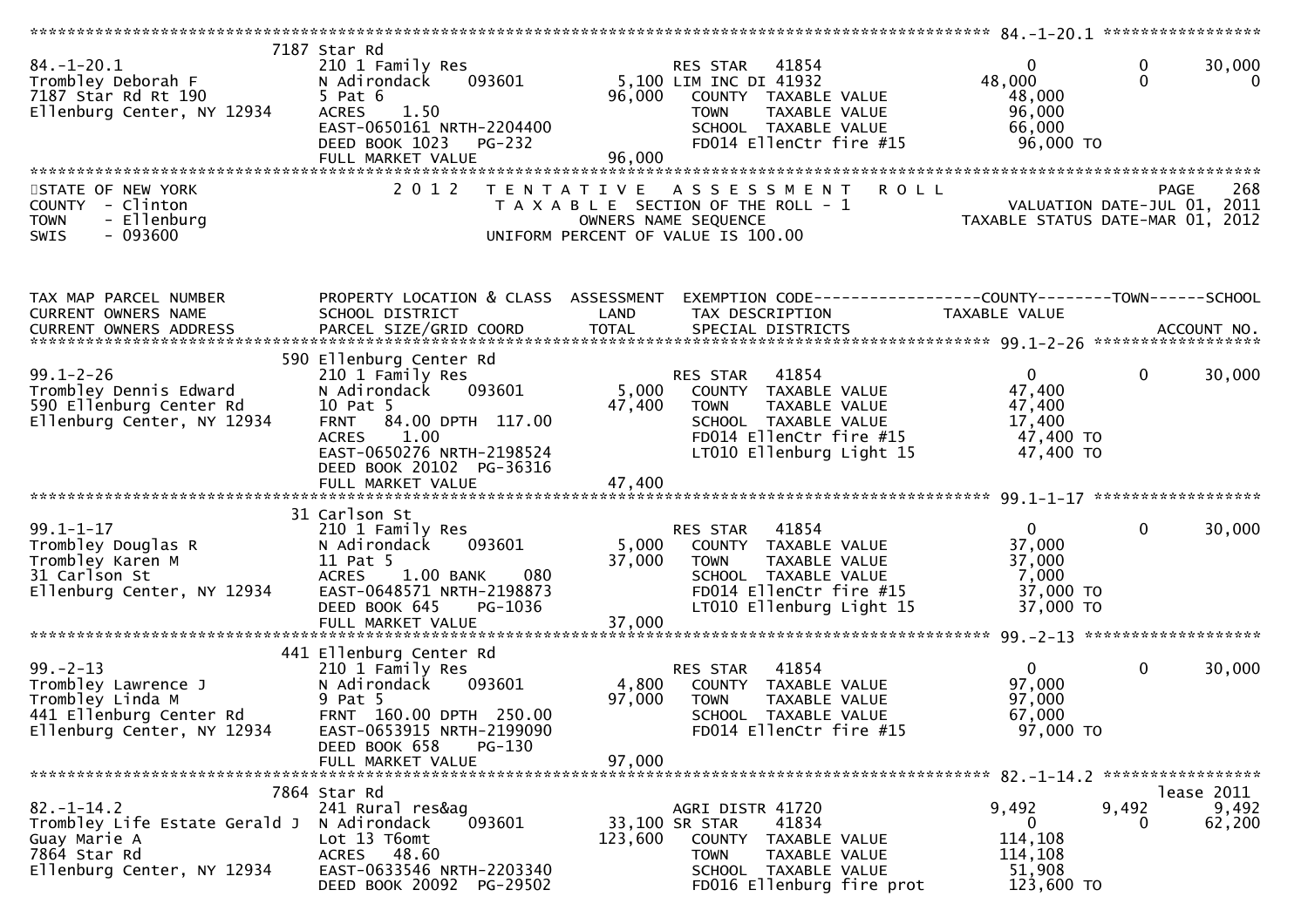```
******************************************************************************************************* 84.-1-20.1 *****************
                              7187 Star Rd
84.-1-20.1                    210 1 Family Res                    RES STAR   41854                0            0       30,000
Trombley Deborah F            N Adirondack     093601        5,100 LIM INC DI 41932           48,000            0            0
7187 Star Rd Rt 190           5 Pat 6                       96,000   COUNTY  TAXABLE VALUE        48,000
Ellenburg Center, NY 12934    ACRES     1.50                         TOWN    TAXABLE VALUE        96,000
                              EAST-0650161 NRTH-2204400              SCHOOL  TAXABLE VALUE        66,000
                              DEED BOOK 1023    PG-232               FD014 EllenCtr fire #15       96,000 TO
                              FULL MARKET VALUE             96,000
************************************************************************************************************************************
STATE OF NEW YORK                  2 0 1 2   T E N T A T I V E   A S S E S S M E N T   R O L L                        PAGE    268
COUNTY  - Clinton                            T A X A B L E SECTION OF THE ROLL - 1                    VALUATION DATE-JUL 01, 2011
TOWN    - Ellenburg                                  OWNERS NAME SEQUENCE                           TAXABLE STATUS DATE-MAR 01, 2012
SWIS    - 093600                               UNIFORM PERCENT OF VALUE IS 100.00


TAX MAP PARCEL NUMBER         PROPERTY LOCATION & CLASS  ASSESSMENT  EXEMPTION CODE------------------COUNTY--------TOWN------SCHOOL
CURRENT OWNERS NAME           SCHOOL DISTRICT               LAND      TAX DESCRIPTION             TAXABLE VALUE
CURRENT OWNERS ADDRESS        PARCEL SIZE/GRID COORD        TOTAL     SPECIAL DISTRICTS                                 ACCOUNT NO.
******************************************************************************************************* 99.1-2-26 ******************
                              590 Ellenburg Center Rd
99.1-2-26                     210 1 Family Res                    RES STAR   41854                0            0       30,000
Trombley Dennis Edward        N Adirondack     093601        5,000   COUNTY  TAXABLE VALUE        47,400
590 Ellenburg Center Rd       10 Pat 5                      47,400   TOWN    TAXABLE VALUE        47,400
Ellenburg Center, NY 12934    FRNT    84.00 DPTH  117.00             SCHOOL  TAXABLE VALUE        17,400
                              ACRES     1.00                         FD014 EllenCtr fire #15       47,400 TO
                              EAST-0650276 NRTH-2198524              LT010 Ellenburg Light 15      47,400 TO
                              DEED BOOK 20102   PG-36316
                              FULL MARKET VALUE             47,400
******************************************************************************************************* 99.1-1-17 ******************
                              31 Carlson St
99.1-1-17                     210 1 Family Res                    RES STAR   41854                0            0       30,000
Trombley Douglas R            N Adirondack     093601        5,000   COUNTY  TAXABLE VALUE        37,000
Trombley Karen M              11 Pat 5                      37,000   TOWN    TAXABLE VALUE        37,000
31 Carlson St                 ACRES     1.00 BANK     080            SCHOOL  TAXABLE VALUE         7,000
Ellenburg Center, NY 12934    EAST-0648571 NRTH-2198873              FD014 EllenCtr fire #15       37,000 TO
                              DEED BOOK 645     PG-1036              LT010 Ellenburg Light 15      37,000 TO
                              FULL MARKET VALUE             37,000
******************************************************************************************************* 99.-2-13 *******************
                              441 Ellenburg Center Rd
99.-2-13                      210 1 Family Res                    RES STAR   41854                0            0       30,000
Trombley Lawrence J           N Adirondack     093601        4,800   COUNTY  TAXABLE VALUE        97,000
Trombley Linda M              9 Pat 5                       97,000   TOWN    TAXABLE VALUE        97,000
441 Ellenburg Center Rd       FRNT   160.00 DPTH  250.00             SCHOOL  TAXABLE VALUE        67,000
Ellenburg Center, NY 12934    EAST-0653915 NRTH-2199090              FD014 EllenCtr fire #15       97,000 TO
                              DEED BOOK 658     PG-130
                              FULL MARKET VALUE             97,000
******************************************************************************************************* 82.-1-14.2 *****************
                              7864 Star Rd                                                                              lease 2011
82.-1-14.2                    241 Rural res&ag                    AGRI DISTR 41720            9,492        9,492        9,492
Trombley Life Estate Gerald J N Adirondack     093601       33,100 SR STAR    41834                0            0       62,200
Guay Marie A                  Lot 13 T6omt                 123,600   COUNTY  TAXABLE VALUE       114,108
7864 Star Rd                  ACRES    48.60                         TOWN    TAXABLE VALUE       114,108
Ellenburg Center, NY 12934    EAST-0633546 NRTH-2203340              SCHOOL  TAXABLE VALUE        51,908
                              DEED BOOK 20092   PG-29502             FD016 Ellenburg fire prot    123,600 TO
```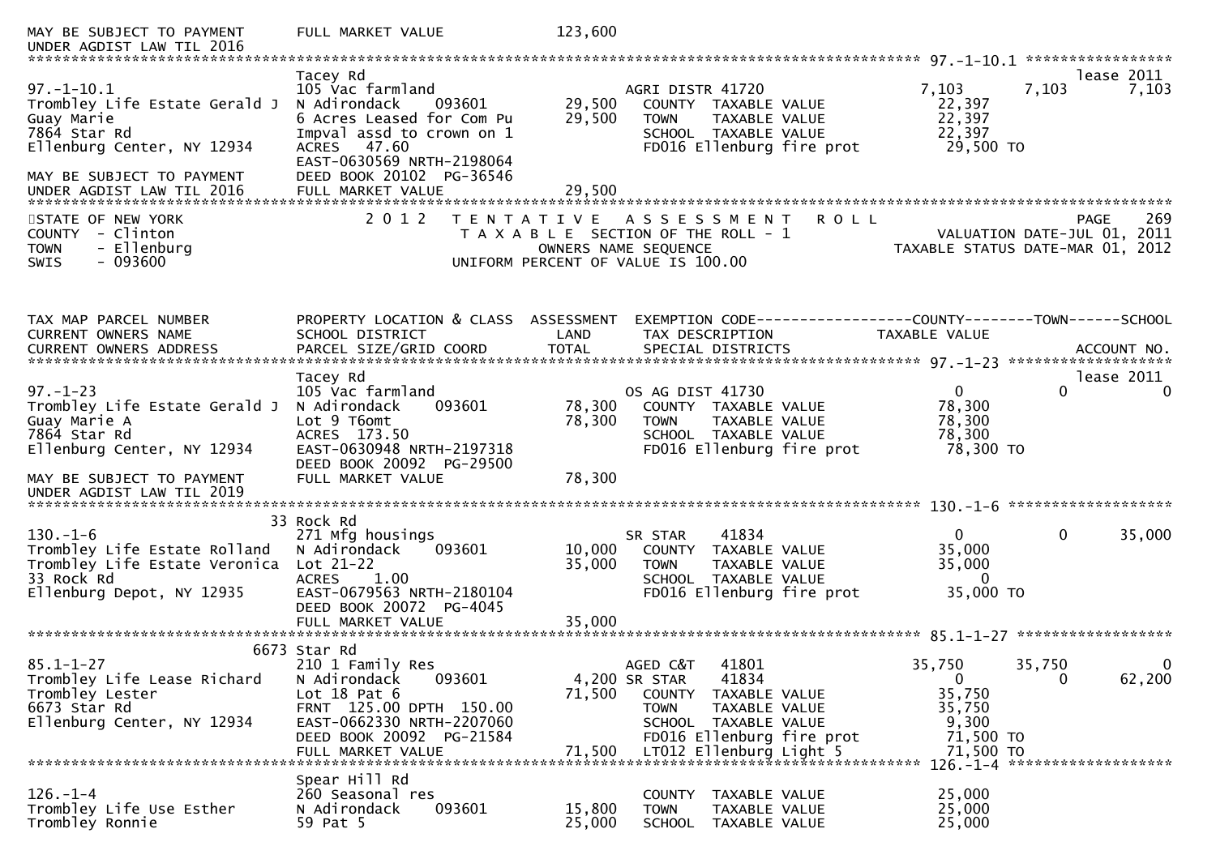```
MAY BE SUBJECT TO PAYMENT      FULL MARKET VALUE            123,600
UNDER AGDIST LAW TIL 2016
******************************************************************************************************* 97.-1-10.1 *****************
                               Tacey Rd                                                                               lease 2011
97.-1-10.1                     105 Vac farmland                    AGRI DISTR 41720               7,103      7,103       7,103
Trombley Life Estate Gerald J  N Adirondack     093601      29,500    COUNTY  TAXABLE VALUE         22,397
Guay Marie                     6 Acres Leased for Com Pu    29,500    TOWN    TAXABLE VALUE         22,397
7864 Star Rd                   Impval assd to crown on 1              SCHOOL  TAXABLE VALUE         22,397
Ellenburg Center, NY 12934     ACRES   47.60                          FD016 Ellenburg fire prot     29,500 TO
                               EAST-0630569 NRTH-2198064
MAY BE SUBJECT TO PAYMENT      DEED BOOK 20102  PG-36546
UNDER AGDIST LAW TIL 2016      FULL MARKET VALUE            29,500
************************************************************************************************************************************
STATE OF NEW YORK                2 0 1 2   T E N T A T I V E   A S S E S S M E N T   R O L L                          PAGE    269
COUNTY  - Clinton                          T A X A B L E  SECTION OF THE ROLL - 1                        VALUATION DATE-JUL 01, 2011
TOWN    - Ellenburg                                OWNERS NAME SEQUENCE                             TAXABLE STATUS DATE-MAR 01, 2012
SWIS    - 093600                           UNIFORM PERCENT OF VALUE IS 100.00



TAX MAP PARCEL NUMBER          PROPERTY LOCATION & CLASS  ASSESSMENT  EXEMPTION CODE------------------COUNTY--------TOWN------SCHOOL
CURRENT OWNERS NAME            SCHOOL DISTRICT               LAND      TAX DESCRIPTION             TAXABLE VALUE
CURRENT OWNERS ADDRESS         PARCEL SIZE/GRID COORD        TOTAL     SPECIAL DISTRICTS                                  ACCOUNT NO.
******************************************************************************************************* 97.-1-23 *******************
                               Tacey Rd                                                                               lease 2011
97.-1-23                       105 Vac farmland                    OS AG DIST 41730                  0          0            0
Trombley Life Estate Gerald J  N Adirondack     093601      78,300    COUNTY  TAXABLE VALUE         78,300
Guay Marie A                   Lot 9 T6omt                  78,300    TOWN    TAXABLE VALUE         78,300
7864 Star Rd                   ACRES  173.50                          SCHOOL  TAXABLE VALUE         78,300
Ellenburg Center, NY 12934     EAST-0630948 NRTH-2197318              FD016 Ellenburg fire prot     78,300 TO
                               DEED BOOK 20092  PG-29500
MAY BE SUBJECT TO PAYMENT      FULL MARKET VALUE            78,300
UNDER AGDIST LAW TIL 2019
******************************************************************************************************* 130.-1-6 *******************
                            33 Rock Rd
130.-1-6                       271 Mfg housings                    SR STAR     41834                 0          0       35,000
Trombley Life Estate Rolland   N Adirondack     093601      10,000    COUNTY  TAXABLE VALUE         35,000
Trombley Life Estate Veronica  Lot 21-22                    35,000    TOWN    TAXABLE VALUE         35,000
33 Rock Rd                     ACRES    1.00                          SCHOOL  TAXABLE VALUE              0
Ellenburg Depot, NY 12935      EAST-0679563 NRTH-2180104              FD016 Ellenburg fire prot     35,000 TO
                               DEED BOOK 20072  PG-4045
                               FULL MARKET VALUE            35,000
******************************************************************************************************* 85.1-1-27 ******************
                          6673 Star Rd
85.1-1-27                      210 1 Family Res                    AGED C&T    41801            35,750     35,750            0
Trombley Life Lease Richard    N Adirondack     093601       4,200 SR STAR     41834                 0          0       62,200
Trombley Lester                Lot 18 Pat 6                 71,500    COUNTY  TAXABLE VALUE         35,750
6673 Star Rd                   FRNT 125.00 DPTH 150.00                TOWN    TAXABLE VALUE         35,750
Ellenburg Center, NY 12934     EAST-0662330 NRTH-2207060              SCHOOL  TAXABLE VALUE          9,300
                               DEED BOOK 20092  PG-21584              FD016 Ellenburg fire prot     71,500 TO
                               FULL MARKET VALUE            71,500    LT012 Ellenburg Light 5       71,500 TO
******************************************************************************************************* 126.-1-4 *******************
                               Spear Hill Rd
126.-1-4                       260 Seasonal res                       COUNTY  TAXABLE VALUE         25,000
Trombley Life Use Esther       N Adirondack     093601      15,800    TOWN    TAXABLE VALUE         25,000
Trombley Ronnie                59 Pat 5                     25,000    SCHOOL  TAXABLE VALUE         25,000
```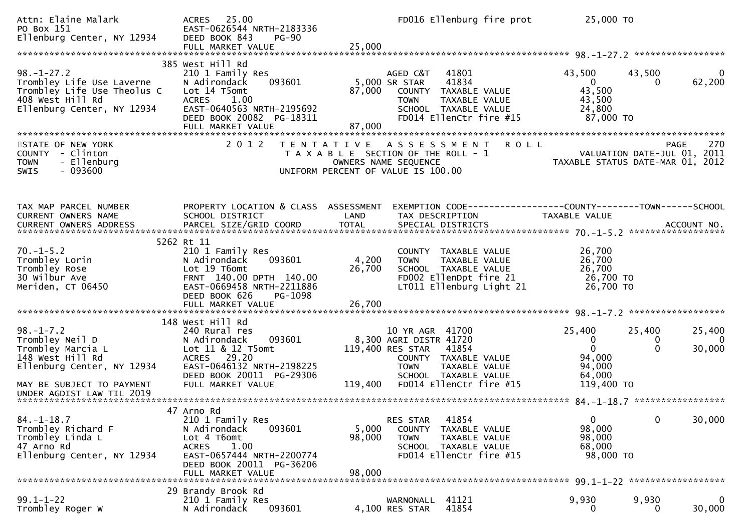```
Attn: Elaine Malark            ACRES   25.00                              FD016 Ellenburg fire prot          25,000 TO
PO Box 151                     EAST-0626544 NRTH-2183336
Ellenburg Center, NY 12934     DEED BOOK 843     PG-90
                               FULL MARKET VALUE              25,000
******************************************************************************************************* 98.-1-27.2 *****************
                            385 West Hill Rd
98.-1-27.2                     210 1 Family Res                   AGED C&T   41801                 43,500      43,500           0
Trombley Life Use Laverne      N Adirondack     093601        5,000 SR STAR    41834                      0           0      62,200
Trombley Life Use Theolus C    Lot 14 T5omt                  87,000   COUNTY  TAXABLE VALUE            43,500
408 West Hill Rd               ACRES    1.00                          TOWN    TAXABLE VALUE            43,500
Ellenburg Center, NY 12934     EAST-0640563 NRTH-2195692              SCHOOL  TAXABLE VALUE            24,800
                               DEED BOOK 20082  PG-18311              FD014 EllenCtr fire #15           87,000 TO
                               FULL MARKET VALUE              87,000
************************************************************************************************************************************
STATE OF NEW YORK                 2 0 1 2   T E N T A T I V E   A S S E S S M E N T   R O L L                              PAGE   270
COUNTY  - Clinton                          T A X A B L E  SECTION OF THE ROLL - 1                      VALUATION DATE-JUL 01, 2011
TOWN    - Ellenburg                               OWNERS NAME SEQUENCE                            TAXABLE STATUS DATE-MAR 01, 2012
SWIS    - 093600                          UNIFORM PERCENT OF VALUE IS 100.00


TAX MAP PARCEL NUMBER          PROPERTY LOCATION & CLASS  ASSESSMENT  EXEMPTION CODE------------------COUNTY--------TOWN------SCHOOL
CURRENT OWNERS NAME            SCHOOL DISTRICT               LAND      TAX DESCRIPTION              TAXABLE VALUE
CURRENT OWNERS ADDRESS         PARCEL SIZE/GRID COORD        TOTAL     SPECIAL DISTRICTS                                ACCOUNT NO.
******************************************************************************************************* 70.-1-5.2 ******************
                           5262 Rt 11
70.-1-5.2                      210 1 Family Res                       COUNTY  TAXABLE VALUE            26,700
Trombley Lorin                 N Adirondack     093601        4,200   TOWN    TAXABLE VALUE            26,700
Trombley Rose                  Lot 19 T6omt                  26,700   SCHOOL  TAXABLE VALUE            26,700
30 Wilbur Ave                  FRNT 140.00 DPTH 140.00                FD002 EllenDpt fire 21            26,700 TO
Meriden, CT 06450              EAST-0669458 NRTH-2211886              LT011 Ellenburg Light 21          26,700 TO
                               DEED BOOK 626     PG-1098
                               FULL MARKET VALUE              26,700
******************************************************************************************************* 98.-1-7.2 ******************
                            148 West Hill Rd
98.-1-7.2                      240 Rural res                      10 YR AGR  41700                 25,400      25,400      25,400
Trombley Neil D                N Adirondack     093601        8,300 AGRI DISTR 41720                      0           0           0
Trombley Marcia L              Lot 11 & 12 T5omt            119,400 RES STAR   41854                      0           0      30,000
148 West Hill Rd               ACRES   29.20                          COUNTY  TAXABLE VALUE            94,000
Ellenburg Center, NY 12934     EAST-0646132 NRTH-2198225              TOWN    TAXABLE VALUE            94,000
                               DEED BOOK 20011  PG-29306              SCHOOL  TAXABLE VALUE            64,000
MAY BE SUBJECT TO PAYMENT      FULL MARKET VALUE             119,400  FD014 EllenCtr fire #15          119,400 TO
UNDER AGDIST LAW TIL 2019
******************************************************************************************************* 84.-1-18.7 *****************
                             47 Arno Rd
84.-1-18.7                     210 1 Family Res                   RES STAR   41854                      0           0      30,000
Trombley Richard F             N Adirondack     093601        5,000   COUNTY  TAXABLE VALUE            98,000
Trombley Linda L               Lot 4 T6omt                   98,000   TOWN    TAXABLE VALUE            98,000
47 Arno Rd                     ACRES    1.00                          SCHOOL  TAXABLE VALUE            68,000
Ellenburg Center, NY 12934     EAST-0657444 NRTH-2200774              FD014 EllenCtr fire #15           98,000 TO
                               DEED BOOK 20011  PG-36206
                               FULL MARKET VALUE              98,000
******************************************************************************************************* 99.1-1-22 ******************
                             29 Brandy Brook Rd
99.1-1-22                      210 1 Family Res                   WARNONALL  41121                  9,930       9,930           0
Trombley Roger W               N Adirondack     093601        4,100 RES STAR   41854                      0           0      30,000
```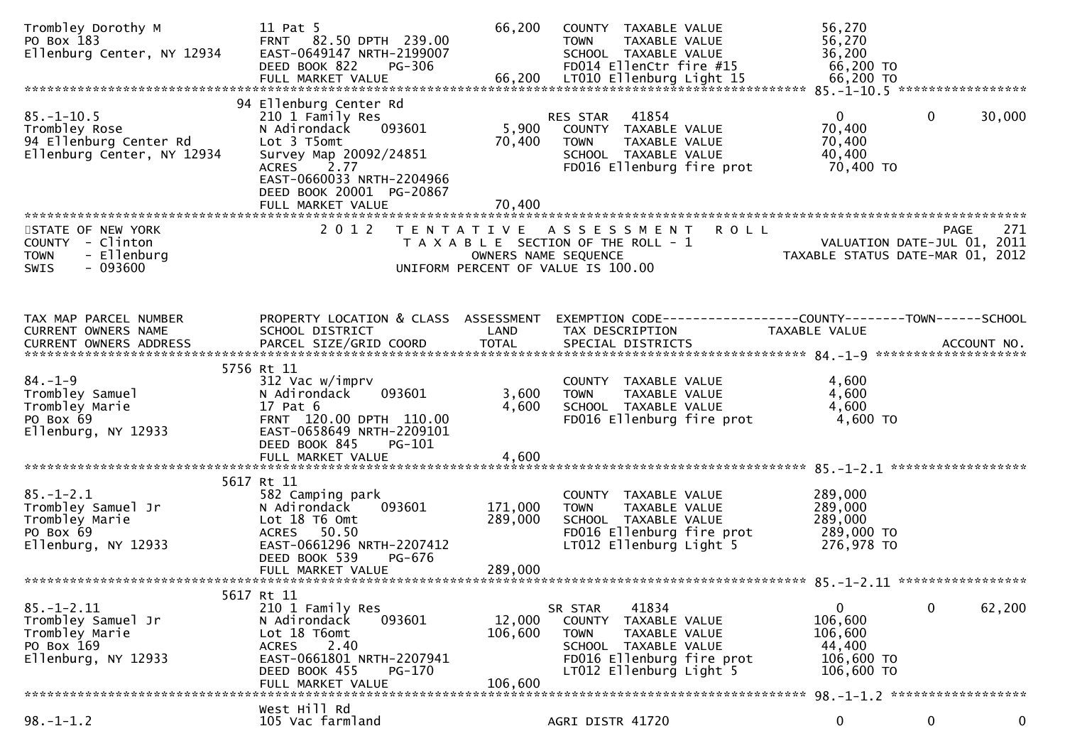```
Trombley Dorothy M            11 Pat 5                              66,200   COUNTY  TAXABLE VALUE            56,270
PO Box 183                    FRNT   82.50 DPTH  239.00                     TOWN    TAXABLE VALUE            56,270
Ellenburg Center, NY 12934    EAST-0649147 NRTH-2199007                     SCHOOL  TAXABLE VALUE            36,200
                              DEED BOOK 822    PG-306                       FD014 EllenCtr fire #15          66,200 TO
                              FULL MARKET VALUE                     66,200  LT010 Ellenburg Light 15         66,200 TO
******************************************************************************************************* 85.-1-10.5 *****************
                           94 Ellenburg Center Rd
85.-1-10.5                    210 1 Family Res                              RES STAR    41854                    0            0      30,000
Trombley Rose                 N Adirondack    093601          5,900   COUNTY  TAXABLE VALUE            70,400
94 Ellenburg Center Rd        Lot 3 T5omt                          70,400   TOWN    TAXABLE VALUE            70,400
Ellenburg Center, NY 12934    Survey Map 20092/24851                        SCHOOL  TAXABLE VALUE            40,400
                              ACRES    2.77                                 FD016 Ellenburg fire prot        70,400 TO
                              EAST-0660033 NRTH-2204966
                              DEED BOOK 20001  PG-20867
                              FULL MARKET VALUE                     70,400
************************************************************************************************************************************
STATE OF NEW YORK                 2 0 1 2   T E N T A T I V E   A S S E S S M E N T   R O L L                          PAGE    271
COUNTY  - Clinton                           T A X A B L E  SECTION OF THE ROLL - 1                       VALUATION DATE-JUL 01, 2011
TOWN    - Ellenburg                               OWNERS NAME SEQUENCE                             TAXABLE STATUS DATE-MAR 01, 2012
SWIS    - 093600                          UNIFORM PERCENT OF VALUE IS 100.00


TAX MAP PARCEL NUMBER         PROPERTY LOCATION & CLASS  ASSESSMENT  EXEMPTION CODE------------------COUNTY--------TOWN------SCHOOL
CURRENT OWNERS NAME           SCHOOL DISTRICT               LAND      TAX DESCRIPTION            TAXABLE VALUE
CURRENT OWNERS ADDRESS        PARCEL SIZE/GRID COORD        TOTAL     SPECIAL DISTRICTS                                  ACCOUNT NO.
******************************************************************************************************* 84.-1-9 ********************
                          5756 Rt 11
84.-1-9                       312 Vac w/imprv                               COUNTY  TAXABLE VALUE             4,600
Trombley Samuel               N Adirondack    093601          3,600   TOWN    TAXABLE VALUE             4,600
Trombley Marie                17 Pat 6                              4,600   SCHOOL  TAXABLE VALUE             4,600
PO Box 69                     FRNT  120.00 DPTH  110.00                     FD016 Ellenburg fire prot         4,600 TO
Ellenburg, NY 12933           EAST-0658649 NRTH-2209101
                              DEED BOOK 845    PG-101
                              FULL MARKET VALUE                      4,600
******************************************************************************************************* 85.-1-2.1 ******************
                          5617 Rt 11
85.-1-2.1                     582 Camping park                              COUNTY  TAXABLE VALUE           289,000
Trombley Samuel Jr            N Adirondack    093601        171,000   TOWN    TAXABLE VALUE           289,000
Trombley Marie                Lot 18 T6 Omt                       289,000   SCHOOL  TAXABLE VALUE           289,000
PO Box 69                     ACRES   50.50                                 FD016 Ellenburg fire prot       289,000 TO
Ellenburg, NY 12933           EAST-0661296 NRTH-2207412                     LT012 Ellenburg Light 5         276,978 TO
                              DEED BOOK 539    PG-676
                              FULL MARKET VALUE                    289,000
******************************************************************************************************* 85.-1-2.11 *****************
                          5617 Rt 11
85.-1-2.11                    210 1 Family Res                              SR STAR     41834                    0            0      62,200
Trombley Samuel Jr            N Adirondack    093601         12,000   COUNTY  TAXABLE VALUE           106,600
Trombley Marie                Lot 18 T6omt                        106,600   TOWN    TAXABLE VALUE           106,600
PO Box 169                    ACRES    2.40                                 SCHOOL  TAXABLE VALUE            44,400
Ellenburg, NY 12933           EAST-0661801 NRTH-2207941                     FD016 Ellenburg fire prot       106,600 TO
                              DEED BOOK 455    PG-170                       LT012 Ellenburg Light 5         106,600 TO
                              FULL MARKET VALUE                    106,600
******************************************************************************************************* 98.-1-1.2 ******************
                              West Hill Rd
98.-1-1.2                     105 Vac farmland                              AGRI DISTR 41720                     0            0           0
```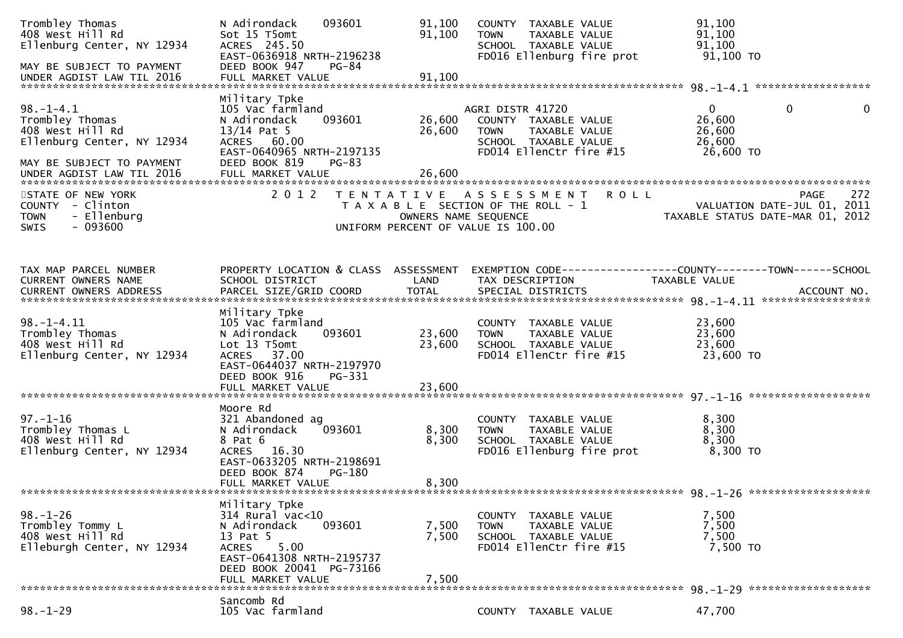```
Trombley Thomas               N Adirondack    093601          91,100    COUNTY  TAXABLE VALUE             91,100
408 West Hill Rd              Sot 15 T5omt                    91,100    TOWN    TAXABLE VALUE             91,100
Ellenburg Center, NY 12934    ACRES  245.50                             SCHOOL  TAXABLE VALUE             91,100
                              EAST-0636918 NRTH-2196238                 FD016 Ellenburg fire prot          91,100 TO
MAY BE SUBJECT TO PAYMENT     DEED BOOK 947     PG-84
UNDER AGDIST LAW TIL 2016     FULL MARKET VALUE               91,100
******************************************************************************************************* 98.-1-4.1 ******************
                              Military Tpke
98.-1-4.1                     105 Vac farmland                          AGRI DISTR 41720                   0            0            0
Trombley Thomas               N Adirondack    093601          26,600    COUNTY  TAXABLE VALUE             26,600
408 West Hill Rd              13/14 Pat 5                     26,600    TOWN    TAXABLE VALUE             26,600
Ellenburg Center, NY 12934    ACRES   60.00                             SCHOOL  TAXABLE VALUE             26,600
                              EAST-0640965 NRTH-2197135                 FD014 EllenCtr fire #15            26,600 TO
MAY BE SUBJECT TO PAYMENT     DEED BOOK 819     PG-83
UNDER AGDIST LAW TIL 2016     FULL MARKET VALUE               26,600
************************************************************************************************************************************
STATE OF NEW YORK                  2 0 1 2   T E N T A T I V E   A S S E S S M E N T   R O L L                          PAGE    272
COUNTY  - Clinton                            T A X A B L E  SECTION OF THE ROLL - 1                        VALUATION DATE-JUL 01, 2011
TOWN    - Ellenburg                                  OWNERS NAME SEQUENCE                             TAXABLE STATUS DATE-MAR 01, 2012
SWIS    - 093600                                 UNIFORM PERCENT OF VALUE IS 100.00


TAX MAP PARCEL NUMBER         PROPERTY LOCATION & CLASS  ASSESSMENT  EXEMPTION CODE------------------COUNTY--------TOWN------SCHOOL
CURRENT OWNERS NAME           SCHOOL DISTRICT               LAND      TAX DESCRIPTION             TAXABLE VALUE
CURRENT OWNERS ADDRESS        PARCEL SIZE/GRID COORD        TOTAL     SPECIAL DISTRICTS                                  ACCOUNT NO.
******************************************************************************************************* 98.-1-4.11 *****************
                              Military Tpke
98.-1-4.11                    105 Vac farmland                          COUNTY  TAXABLE VALUE             23,600
Trombley Thomas               N Adirondack    093601          23,600    TOWN    TAXABLE VALUE             23,600
408 West Hill Rd              Lot 13 T5omt                    23,600    SCHOOL  TAXABLE VALUE             23,600
Ellenburg Center, NY 12934    ACRES   37.00                             FD014 EllenCtr fire #15            23,600 TO
                              EAST-0644037 NRTH-2197970
                              DEED BOOK 916     PG-331
                              FULL MARKET VALUE               23,600
******************************************************************************************************* 97.-1-16 *******************
                              Moore Rd
97.-1-16                      321 Abandoned ag                          COUNTY  TAXABLE VALUE              8,300
Trombley Thomas L             N Adirondack    093601           8,300    TOWN    TAXABLE VALUE              8,300
408 West Hill Rd              8 Pat 6                          8,300    SCHOOL  TAXABLE VALUE              8,300
Ellenburg Center, NY 12934    ACRES   16.30                             FD016 Ellenburg fire prot           8,300 TO
                              EAST-0633205 NRTH-2198691
                              DEED BOOK 874     PG-180
                              FULL MARKET VALUE                8,300
******************************************************************************************************* 98.-1-26 *******************
                              Military Tpke
98.-1-26                      314 Rural vac<10                          COUNTY  TAXABLE VALUE              7,500
Trombley Tommy L              N Adirondack    093601           7,500    TOWN    TAXABLE VALUE              7,500
408 West Hill Rd              13 Pat 5                         7,500    SCHOOL  TAXABLE VALUE              7,500
Elleburgh Center, NY 12934    ACRES    5.00                             FD014 EllenCtr fire #15             7,500 TO
                              EAST-0641308 NRTH-2195737
                              DEED BOOK 20041  PG-73166
                              FULL MARKET VALUE                7,500
******************************************************************************************************* 98.-1-29 *******************
                              Sancomb Rd
98.-1-29                      105 Vac farmland                          COUNTY  TAXABLE VALUE             47,700
```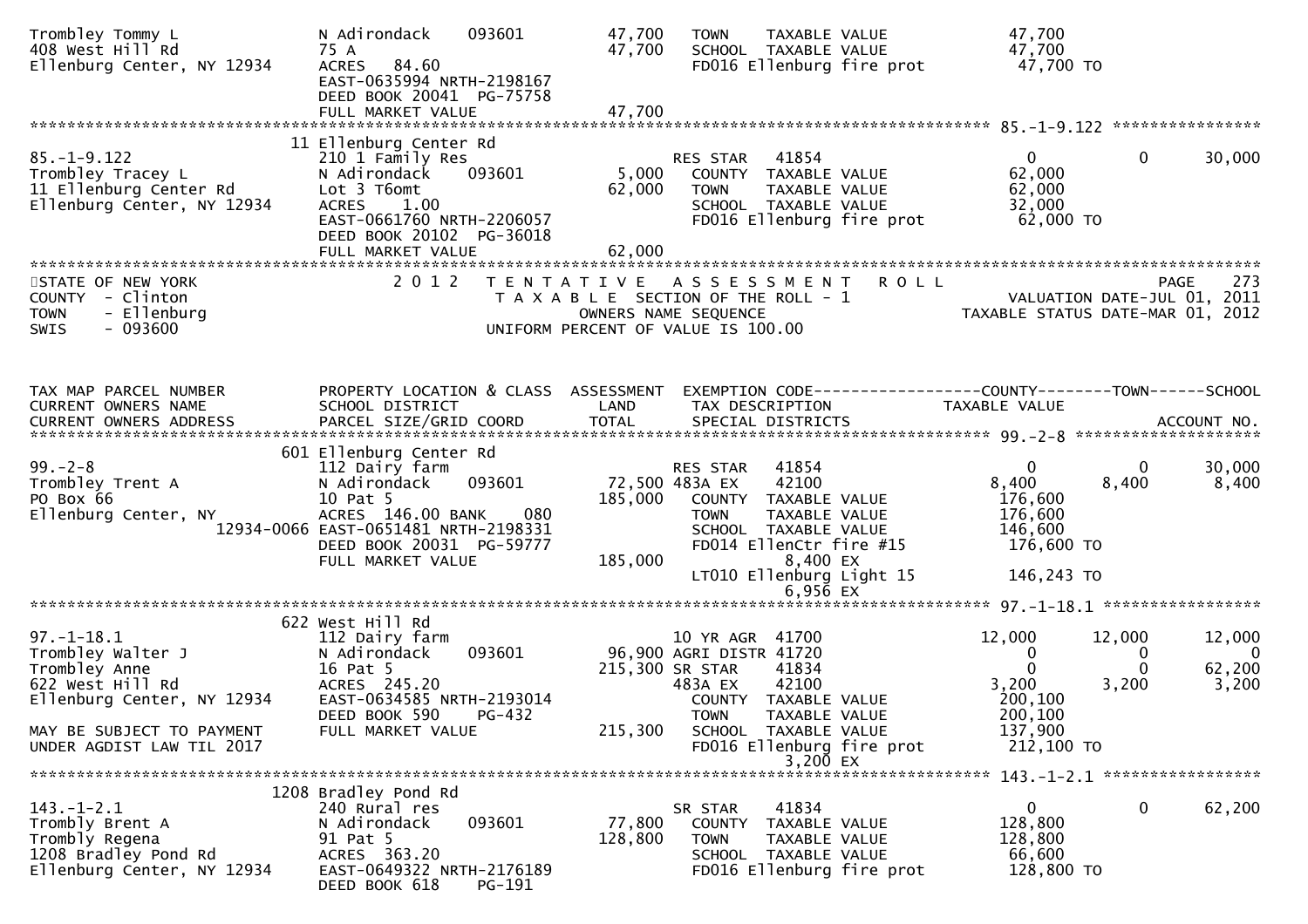```
Trombley Tommy L              N Adirondack     093601        47,700   TOWN    TAXABLE VALUE              47,700
408 West Hill Rd              75 A                           47,700   SCHOOL  TAXABLE VALUE              47,700
Ellenburg Center, NY 12934    ACRES   84.60                           FD016 Ellenburg fire prot          47,700 TO
                              EAST-0635994 NRTH-2198167
                              DEED BOOK 20041  PG-75758
                              FULL MARKET VALUE              47,700
******************************************************************************************************* 85.-1-9.122 ****************
                            11 Ellenburg Center Rd
85.-1-9.122                   210 1 Family Res                        RES STAR   41854                    0            0       30,000
Trombley Tracey L             N Adirondack     093601         5,000   COUNTY  TAXABLE VALUE              62,000
11 Ellenburg Center Rd        Lot 3 T6omt                    62,000   TOWN    TAXABLE VALUE              62,000
Ellenburg Center, NY 12934    ACRES    1.00                           SCHOOL  TAXABLE VALUE              32,000
                              EAST-0661760 NRTH-2206057               FD016 Ellenburg fire prot          62,000 TO
                              DEED BOOK 20102  PG-36018
                              FULL MARKET VALUE              62,000
************************************************************************************************************************************
STATE OF NEW YORK                2 0 1 2   T E N T A T I V E   A S S E S S M E N T   R O L L                             PAGE    273
COUNTY  - Clinton                        T A X A B L E  SECTION OF THE ROLL - 1                   VALUATION DATE-JUL 01, 2011
TOWN    - Ellenburg                            OWNERS NAME SEQUENCE                         TAXABLE STATUS DATE-MAR 01, 2012
SWIS    - 093600                         UNIFORM PERCENT OF VALUE IS 100.00


TAX MAP PARCEL NUMBER         PROPERTY LOCATION & CLASS  ASSESSMENT  EXEMPTION CODE------------------COUNTY--------TOWN------SCHOOL
CURRENT OWNERS NAME           SCHOOL DISTRICT               LAND      TAX DESCRIPTION            TAXABLE VALUE
CURRENT OWNERS ADDRESS        PARCEL SIZE/GRID COORD        TOTAL     SPECIAL DISTRICTS                                  ACCOUNT NO.
******************************************************************************************************* 99.-2-8 ********************
                            601 Ellenburg Center Rd
99.-2-8                       112 Dairy farm                          RES STAR   41854                    0            0       30,000
Trombley Trent A              N Adirondack     093601        72,500 483A EX      42100                8,400        8,400        8,400
PO Box 66                     10 Pat 5                      185,000   COUNTY  TAXABLE VALUE             176,600
Ellenburg Center, NY          ACRES  146.00 BANK     080              TOWN    TAXABLE VALUE             176,600
                   12934-0066 EAST-0651481 NRTH-2198331               SCHOOL  TAXABLE VALUE             146,600
                              DEED BOOK 20031  PG-59777               FD014 EllenCtr fire #15           176,600 TO
                              FULL MARKET VALUE             185,000          8,400 EX
                                                                      LT010 Ellenburg Light 15          146,243 TO
                                                                             6,956 EX
******************************************************************************************************* 97.-1-18.1 *****************
                            622 West Hill Rd
97.-1-18.1                    112 Dairy farm                          10 YR AGR  41700               12,000       12,000       12,000
Trombley Walter J             N Adirondack     093601        96,900 AGRI DISTR 41720                    0            0            0
Trombley Anne                 16 Pat 5                      215,300 SR STAR      41834                    0            0       62,200
622 West Hill Rd              ACRES  245.20                           483A EX      42100                3,200        3,200        3,200
Ellenburg Center, NY 12934    EAST-0634585 NRTH-2193014               COUNTY  TAXABLE VALUE             200,100
                              DEED BOOK 590    PG-432                 TOWN    TAXABLE VALUE             200,100
MAY BE SUBJECT TO PAYMENT     FULL MARKET VALUE             215,300   SCHOOL  TAXABLE VALUE             137,900
UNDER AGDIST LAW TIL 2017                                             FD016 Ellenburg fire prot         212,100 TO
                                                                             3,200 EX
******************************************************************************************************* 143.-1-2.1 *****************
                           1208 Bradley Pond Rd
143.-1-2.1                    240 Rural res                           SR STAR    41834                    0            0       62,200
Trombly Brent A               N Adirondack     093601        77,800   COUNTY  TAXABLE VALUE             128,800
Trombly Regena                91 Pat 5                      128,800   TOWN    TAXABLE VALUE             128,800
1208 Bradley Pond Rd          ACRES  363.20                           SCHOOL  TAXABLE VALUE              66,600
Ellenburg Center, NY 12934    EAST-0649322 NRTH-2176189               FD016 Ellenburg fire prot         128,800 TO
                              DEED BOOK 618    PG-191
```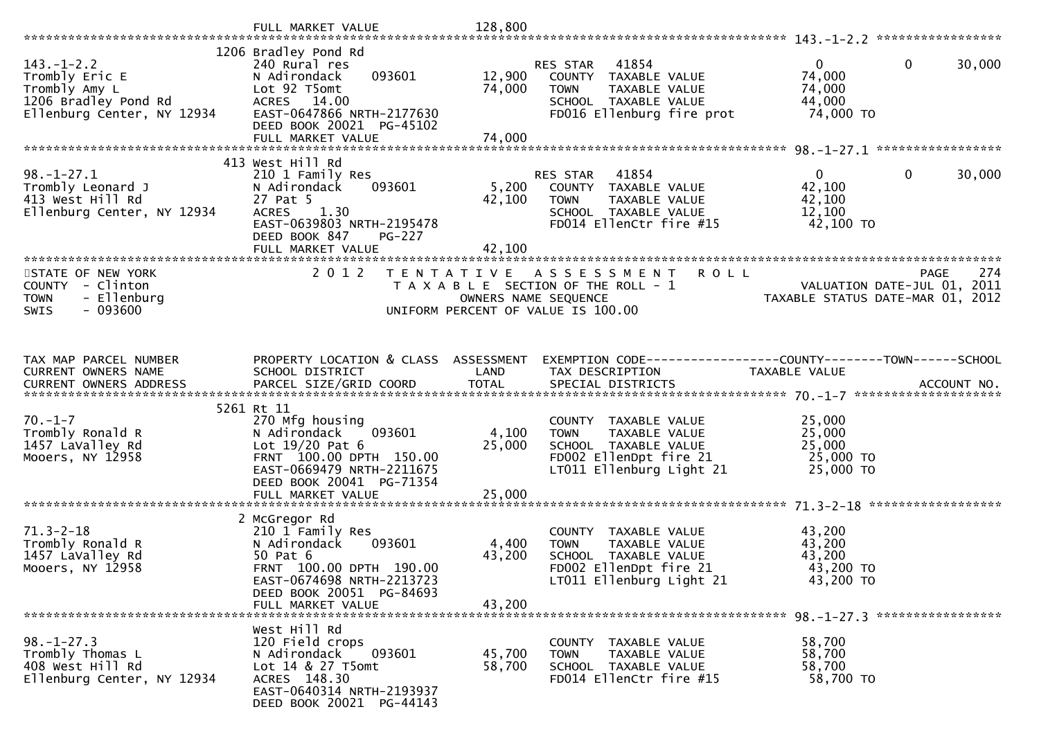FULL MARKET VALUE 128,800

143.-1-2.2

| | | | | |
|---|---|---|---|---|
| 143.-1-2.2 | 1206 Bradley Pond Rd | | | |
| Trombly Eric E | 240 Rural res | | RES STAR 41854 | 0 0 30,000 |
| Trombly Amy L | N Adirondack 093601 | 12,900 | COUNTY TAXABLE VALUE | 74,000 |
| 1206 Bradley Pond Rd | Lot 92 T5omt | 74,000 | TOWN TAXABLE VALUE | 74,000 |
| Ellenburg Center, NY 12934 | ACRES 14.00 | | SCHOOL TAXABLE VALUE | 44,000 |
| | EAST-0647866 NRTH-2177630 | | FD016 Ellenburg fire prot | 74,000 TO |
| | DEED BOOK 20021 PG-45102 | | | |
| | FULL MARKET VALUE | 74,000 | | |

98.-1-27.1

| | | | | |
|---|---|---|---|---|
| 98.-1-27.1 | 413 West Hill Rd | | | |
| Trombly Leonard J | 210 1 Family Res | | RES STAR 41854 | 0 0 30,000 |
| 413 West Hill Rd | N Adirondack 093601 | 5,200 | COUNTY TAXABLE VALUE | 42,100 |
| Ellenburg Center, NY 12934 | 27 Pat 5 | 42,100 | TOWN TAXABLE VALUE | 42,100 |
| | ACRES 1.30 | | SCHOOL TAXABLE VALUE | 12,100 |
| | EAST-0639803 NRTH-2195478 | | FD014 EllenCtr fire #15 | 42,100 TO |
| | DEED BOOK 847 PG-227 | | | |
| | FULL MARKET VALUE | 42,100 | | |

STATE OF NEW YORK — 2012 TENTATIVE ASSESSMENT ROLL — PAGE 274
COUNTY - Clinton — TAXABLE SECTION OF THE ROLL - 1 — VALUATION DATE-JUL 01, 2011
TOWN - Ellenburg — OWNERS NAME SEQUENCE — TAXABLE STATUS DATE-MAR 01, 2012
SWIS - 093600 — UNIFORM PERCENT OF VALUE IS 100.00

| TAX MAP PARCEL NUMBER / CURRENT OWNERS NAME / CURRENT OWNERS ADDRESS | PROPERTY LOCATION & CLASS / SCHOOL DISTRICT / PARCEL SIZE/GRID COORD | ASSESSMENT LAND / TOTAL | EXEMPTION CODE / TAX DESCRIPTION / SPECIAL DISTRICTS | COUNTY--------TOWN------SCHOOL TAXABLE VALUE / ACCOUNT NO. |
|---|---|---|---|---|
| 70.-1-7 | 5261 Rt 11 | | | |
| Trombly Ronald R | 270 Mfg housing | | COUNTY TAXABLE VALUE | 25,000 |
| 1457 LaValley Rd | N Adirondack 093601 | 4,100 | TOWN TAXABLE VALUE | 25,000 |
| Mooers, NY 12958 | Lot 19/20 Pat 6 | 25,000 | SCHOOL TAXABLE VALUE | 25,000 |
| | FRNT 100.00 DPTH 150.00 | | FD002 EllenDpt fire 21 | 25,000 TO |
| | EAST-0669479 NRTH-2211675 | | LT011 Ellenburg Light 21 | 25,000 TO |
| | DEED BOOK 20041 PG-71354 | | | |
| | FULL MARKET VALUE | 25,000 | | |
| 71.3-2-18 | 2 McGregor Rd | | | |
| Trombly Ronald R | 210 1 Family Res | | COUNTY TAXABLE VALUE | 43,200 |
| 1457 LaValley Rd | N Adirondack 093601 | 4,400 | TOWN TAXABLE VALUE | 43,200 |
| Mooers, NY 12958 | 50 Pat 6 | 43,200 | SCHOOL TAXABLE VALUE | 43,200 |
| | FRNT 100.00 DPTH 190.00 | | FD002 EllenDpt fire 21 | 43,200 TO |
| | EAST-0674698 NRTH-2213723 | | LT011 Ellenburg Light 21 | 43,200 TO |
| | DEED BOOK 20051 PG-84693 | | | |
| | FULL MARKET VALUE | 43,200 | | |
| 98.-1-27.3 | West Hill Rd | | | |
| Trombly Thomas L | 120 Field crops | | COUNTY TAXABLE VALUE | 58,700 |
| 408 West Hill Rd | N Adirondack 093601 | 45,700 | TOWN TAXABLE VALUE | 58,700 |
| Ellenburg Center, NY 12934 | Lot 14 & 27 T5omt | 58,700 | SCHOOL TAXABLE VALUE | 58,700 |
| | ACRES 148.30 | | FD014 EllenCtr fire #15 | 58,700 TO |
| | EAST-0640314 NRTH-2193937 | | | |
| | DEED BOOK 20021 PG-44143 | | | |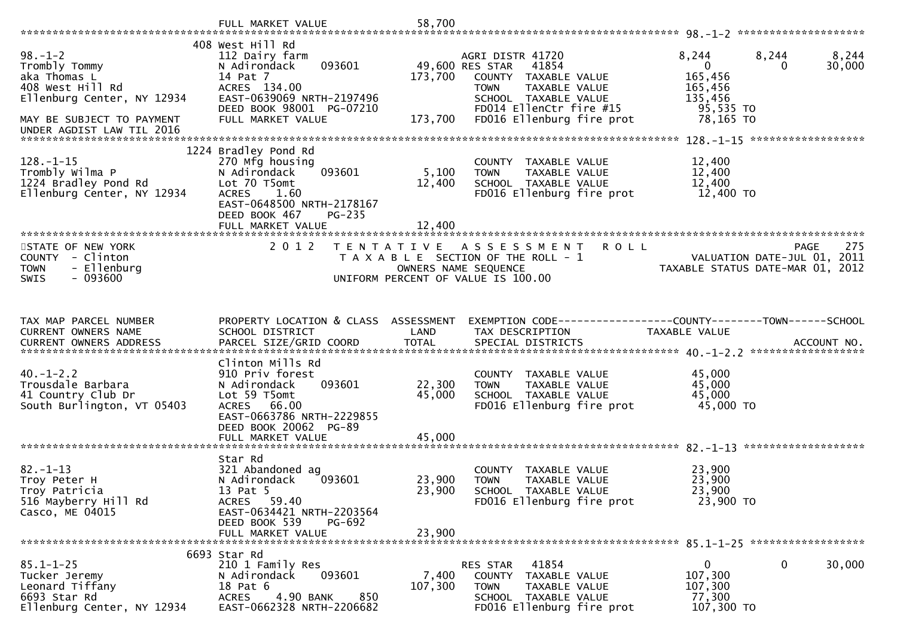```
                              FULL MARKET VALUE                 58,700
******************************************************************************************************* 98.-1-2 ********************
                          408 West Hill Rd
98.-1-2                   112 Dairy farm                          AGRI DISTR 41720              8,244      8,244      8,244
Trombly Tommy             N Adirondack      093601       49,600 RES STAR    41854                   0          0     30,000
aka Thomas L              14 Pat 7                      173,700    COUNTY  TAXABLE VALUE         165,456
408 West Hill Rd          ACRES  134.00                            TOWN    TAXABLE VALUE         165,456
Ellenburg Center, NY 12934  EAST-0639069 NRTH-2197496              SCHOOL  TAXABLE VALUE         135,456
                          DEED BOOK 98001  PG-07210                FD014 EllenCtr fire #15        95,535 TO
MAY BE SUBJECT TO PAYMENT  FULL MARKET VALUE            173,700   FD016 Ellenburg fire prot      78,165 TO
UNDER AGDIST LAW TIL 2016
******************************************************************************************************* 128.-1-15 ******************
                         1224 Bradley Pond Rd
128.-1-15                 270 Mfg housing                          COUNTY  TAXABLE VALUE          12,400
Trombly Wilma P           N Adirondack      093601        5,100    TOWN    TAXABLE VALUE          12,400
1224 Bradley Pond Rd      Lot 70 T5omt                   12,400    SCHOOL  TAXABLE VALUE          12,400
Ellenburg Center, NY 12934  ACRES    1.60                          FD016 Ellenburg fire prot      12,400 TO
                          EAST-0648500 NRTH-2178167
                          DEED BOOK 467    PG-235
                          FULL MARKET VALUE              12,400
************************************************************************************************************************************
STATE OF NEW YORK                2 0 1 2   T E N T A T I V E   A S S E S S M E N T   R O L L                         PAGE    275
COUNTY  - Clinton                          T A X A B L E  SECTION OF THE ROLL - 1                   VALUATION DATE-JUL 01, 2011
TOWN    - Ellenburg                              OWNERS NAME SEQUENCE                         TAXABLE STATUS DATE-MAR 01, 2012
SWIS    - 093600                          UNIFORM PERCENT OF VALUE IS 100.00


TAX MAP PARCEL NUMBER     PROPERTY LOCATION & CLASS  ASSESSMENT  EXEMPTION CODE------------------COUNTY--------TOWN------SCHOOL
CURRENT OWNERS NAME       SCHOOL DISTRICT               LAND      TAX DESCRIPTION              TAXABLE VALUE
CURRENT OWNERS ADDRESS    PARCEL SIZE/GRID COORD        TOTAL     SPECIAL DISTRICTS                                   ACCOUNT NO.
******************************************************************************************************* 40.-1-2.2 ******************
                          Clinton Mills Rd
40.-1-2.2                 910 Priv forest                          COUNTY  TAXABLE VALUE          45,000
Trousdale Barbara         N Adirondack      093601       22,300    TOWN    TAXABLE VALUE          45,000
41 Country Club Dr        Lot 59 T5omt                   45,000    SCHOOL  TAXABLE VALUE          45,000
South Burlington, VT 05403  ACRES   66.00                          FD016 Ellenburg fire prot      45,000 TO
                          EAST-0663786 NRTH-2229855
                          DEED BOOK 20062  PG-89
                          FULL MARKET VALUE              45,000
******************************************************************************************************* 82.-1-13 *******************
                          Star Rd
82.-1-13                  321 Abandoned ag                         COUNTY  TAXABLE VALUE          23,900
Troy Peter H              N Adirondack      093601       23,900    TOWN    TAXABLE VALUE          23,900
Troy Patricia             13 Pat 5                       23,900    SCHOOL  TAXABLE VALUE          23,900
516 Mayberry Hill Rd      ACRES   59.40                            FD016 Ellenburg fire prot      23,900 TO
Casco, ME 04015           EAST-0634421 NRTH-2203564
                          DEED BOOK 539    PG-692
                          FULL MARKET VALUE              23,900
******************************************************************************************************* 85.1-1-25 ******************
                         6693 Star Rd
85.1-1-25                 210 1 Family Res                         RES STAR    41854                   0          0     30,000
Tucker Jeremy             N Adirondack      093601        7,400    COUNTY  TAXABLE VALUE         107,300
Leonard Tiffany           18 Pat 6                      107,300    TOWN    TAXABLE VALUE         107,300
6693 Star Rd              ACRES    4.90 BANK     850               SCHOOL  TAXABLE VALUE          77,300
Ellenburg Center, NY 12934  EAST-0662328 NRTH-2206682              FD016 Ellenburg fire prot     107,300 TO
```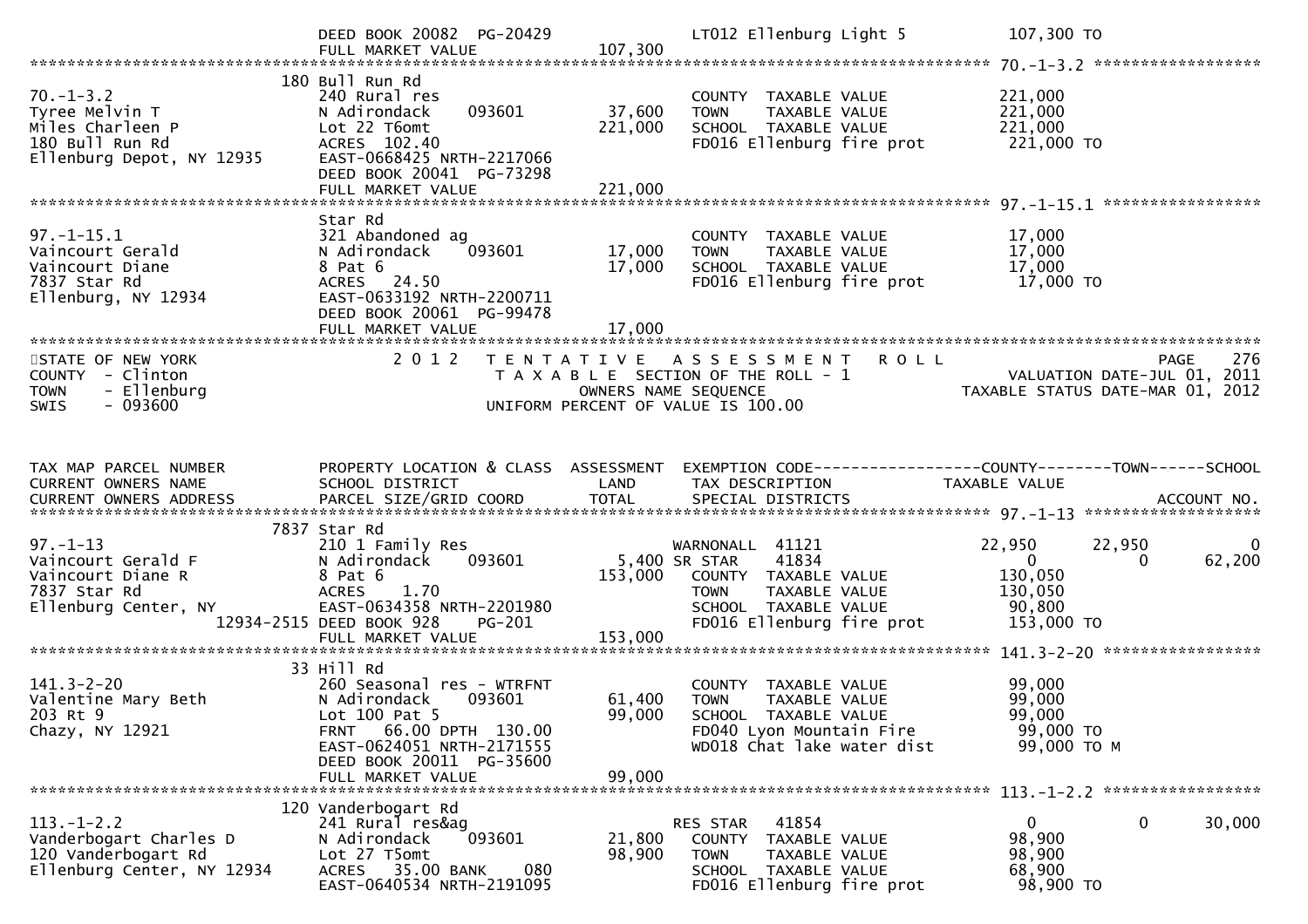```
                               DEED BOOK 20082  PG-20429              LT012 Ellenburg Light 5           107,300 TO
                               FULL MARKET VALUE           107,300
******************************************************************************************************* 70.-1-3.2 ******************
                            180 Bull Run Rd
70.-1-3.2                     240 Rural res                           COUNTY  TAXABLE VALUE            221,000
Tyree Melvin T                N Adirondack     093601       37,600    TOWN    TAXABLE VALUE            221,000
Miles Charleen P              Lot 22 T6omt                 221,000    SCHOOL  TAXABLE VALUE            221,000
180 Bull Run Rd               ACRES  102.40                           FD016 Ellenburg fire prot         221,000 TO
Ellenburg Depot, NY 12935     EAST-0668425 NRTH-2217066
                              DEED BOOK 20041  PG-73298
                              FULL MARKET VALUE           221,000
******************************************************************************************************* 97.-1-15.1 *****************
                              Star Rd
97.-1-15.1                    321 Abandoned ag                        COUNTY  TAXABLE VALUE             17,000
Vaincourt Gerald              N Adirondack     093601       17,000    TOWN    TAXABLE VALUE             17,000
Vaincourt Diane               8 Pat 6                       17,000    SCHOOL  TAXABLE VALUE             17,000
7837 Star Rd                  ACRES   24.50                           FD016 Ellenburg fire prot          17,000 TO
Ellenburg, NY 12934           EAST-0633192 NRTH-2200711
                              DEED BOOK 20061  PG-99478
                              FULL MARKET VALUE            17,000
************************************************************************************************************************************
STATE OF NEW YORK                2 0 1 2   T E N T A T I V E   A S S E S S M E N T   R O L L                          PAGE   276
COUNTY  - Clinton                           T A X A B L E  SECTION OF THE ROLL - 1                     VALUATION DATE-JUL 01, 2011
TOWN    - Ellenburg                                  OWNERS NAME SEQUENCE                           TAXABLE STATUS DATE-MAR 01, 2012
SWIS    - 093600                             UNIFORM PERCENT OF VALUE IS 100.00


TAX MAP PARCEL NUMBER         PROPERTY LOCATION & CLASS  ASSESSMENT  EXEMPTION CODE------------------COUNTY--------TOWN------SCHOOL
CURRENT OWNERS NAME           SCHOOL DISTRICT               LAND      TAX DESCRIPTION            TAXABLE VALUE
CURRENT OWNERS ADDRESS        PARCEL SIZE/GRID COORD        TOTAL     SPECIAL DISTRICTS                                ACCOUNT NO.
******************************************************************************************************* 97.-1-13 *******************
                           7837 Star Rd
97.-1-13                      210 1 Family Res                        WARNONALL  41121            22,950      22,950           0
Vaincourt Gerald F            N Adirondack     093601        5,400 SR STAR     41834                 0           0      62,200
Vaincourt Diane R             8 Pat 6                      153,000    COUNTY  TAXABLE VALUE            130,050
7837 Star Rd                  ACRES    1.70                           TOWN    TAXABLE VALUE            130,050
Ellenburg Center, NY          EAST-0634358 NRTH-2201980               SCHOOL  TAXABLE VALUE             90,800
                   12934-2515 DEED BOOK 928     PG-201                FD016 Ellenburg fire prot         153,000 TO
                              FULL MARKET VALUE           153,000
******************************************************************************************************* 141.3-2-20 *****************
                             33 Hill Rd
141.3-2-20                    260 Seasonal res - WTRFNT               COUNTY  TAXABLE VALUE             99,000
Valentine Mary Beth           N Adirondack     093601       61,400    TOWN    TAXABLE VALUE             99,000
203 Rt 9                      Lot 100 Pat 5                 99,000    SCHOOL  TAXABLE VALUE             99,000
Chazy, NY 12921               FRNT   66.00 DPTH 130.00                FD040 Lyon Mountain Fire           99,000 TO
                              EAST-0624051 NRTH-2171555               WD018 Chat lake water dist         99,000 TO M
                              DEED BOOK 20011  PG-35600
                              FULL MARKET VALUE            99,000
******************************************************************************************************* 113.-1-2.2 *****************
                            120 Vanderbogart Rd
113.-1-2.2                    241 Rural res&ag                        RES STAR   41854                 0           0      30,000
Vanderbogart Charles D        N Adirondack     093601       21,800    COUNTY  TAXABLE VALUE             98,900
120 Vanderbogart Rd           Lot 27 T5omt                  98,900    TOWN    TAXABLE VALUE             98,900
Ellenburg Center, NY 12934    ACRES   35.00 BANK     080              SCHOOL  TAXABLE VALUE             68,900
                              EAST-0640534 NRTH-2191095               FD016 Ellenburg fire prot          98,900 TO
```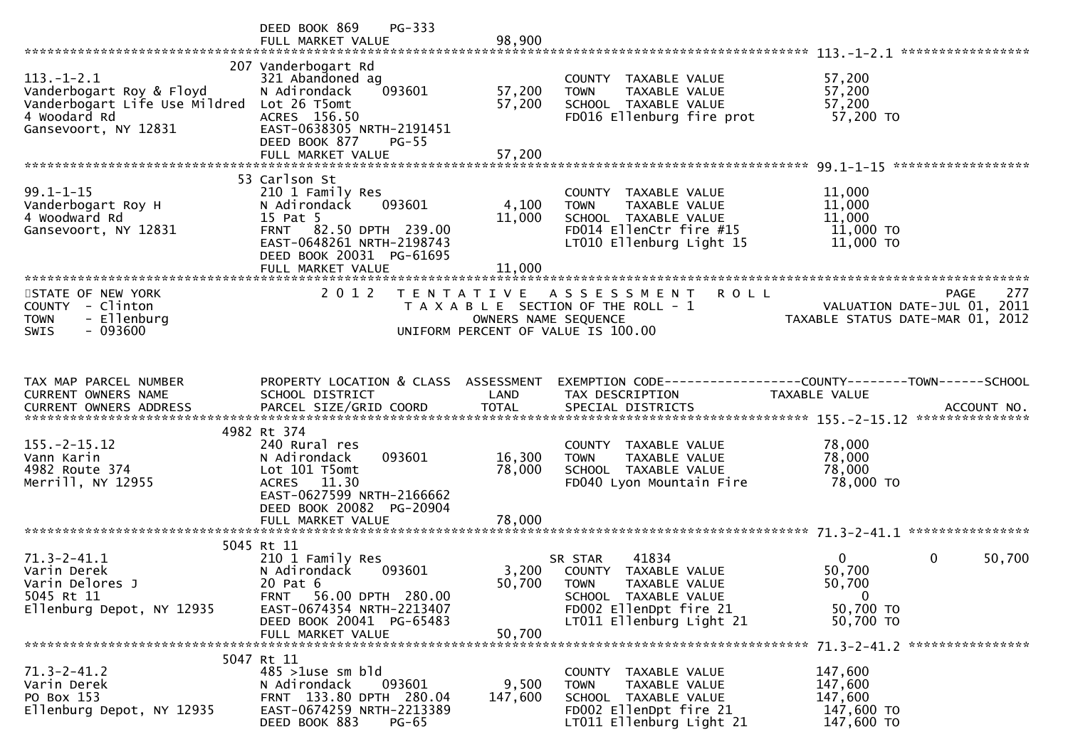```
                              DEED BOOK 869     PG-333
                              FULL MARKET VALUE              98,900
******************************************************************************************************* 113.-1-2.1 *****************
                            207 Vanderbogart Rd
113.-1-2.1                   321 Abandoned ag                          COUNTY  TAXABLE VALUE             57,200
Vanderbogart Roy & Floyd     N Adirondack      093601       57,200    TOWN    TAXABLE VALUE             57,200
Vanderbogart Life Use Mildred  Lot 26 T5omt                 57,200    SCHOOL  TAXABLE VALUE             57,200
4 Woodard Rd                 ACRES  156.50                             FD016 Ellenburg fire prot          57,200 TO
Gansevoort, NY 12831         EAST-0638305 NRTH-2191451
                              DEED BOOK 877     PG-55
                              FULL MARKET VALUE              57,200
******************************************************************************************************* 99.1-1-15 ******************
                            53 Carlson St
99.1-1-15                    210 1 Family Res                          COUNTY  TAXABLE VALUE             11,000
Vanderbogart Roy H           N Adirondack      093601        4,100    TOWN    TAXABLE VALUE             11,000
4 Woodward Rd                15 Pat 5                       11,000    SCHOOL  TAXABLE VALUE             11,000
Gansevoort, NY 12831         FRNT   82.50 DPTH  239.00                 FD014 EllenCtr fire #15            11,000 TO
                              EAST-0648261 NRTH-2198743                 LT010 Ellenburg Light 15           11,000 TO
                              DEED BOOK 20031 PG-61695
                              FULL MARKET VALUE              11,000
************************************************************************************************************************************
STATE OF NEW YORK                  2 0 1 2   T E N T A T I V E   A S S E S S M E N T   R O L L                        PAGE    277
COUNTY  - Clinton                              T A X A B L E  SECTION OF THE ROLL - 1                   VALUATION DATE-JUL 01, 2011
TOWN    - Ellenburg                                  OWNERS NAME SEQUENCE                           TAXABLE STATUS DATE-MAR 01, 2012
SWIS    - 093600                             UNIFORM PERCENT OF VALUE IS 100.00


TAX MAP PARCEL NUMBER        PROPERTY LOCATION & CLASS  ASSESSMENT  EXEMPTION CODE------------------COUNTY--------TOWN------SCHOOL
CURRENT OWNERS NAME          SCHOOL DISTRICT               LAND     TAX DESCRIPTION              TAXABLE VALUE
CURRENT OWNERS ADDRESS       PARCEL SIZE/GRID COORD        TOTAL    SPECIAL DISTRICTS                                    ACCOUNT NO.
******************************************************************************************************* 155.-2-15.12 ***************
                            4982 Rt 374
155.-2-15.12                 240 Rural res                             COUNTY  TAXABLE VALUE             78,000
Vann Karin                   N Adirondack      093601       16,300    TOWN    TAXABLE VALUE             78,000
4982 Route 374               Lot 101 T5omt                  78,000    SCHOOL  TAXABLE VALUE             78,000
Merrill, NY 12955            ACRES   11.30                             FD040 Lyon Mountain Fire           78,000 TO
                              EAST-0627599 NRTH-2166662
                              DEED BOOK 20082 PG-20904
                              FULL MARKET VALUE              78,000
******************************************************************************************************* 71.3-2-41.1 ****************
                            5045 Rt 11
71.3-2-41.1                  210 1 Family Res                     SR STAR      41834              0              0        50,700
Varin Derek                  N Adirondack      093601        3,200    COUNTY  TAXABLE VALUE             50,700
Varin Delores J              20 Pat 6                       50,700    TOWN    TAXABLE VALUE             50,700
5045 Rt 11                   FRNT   56.00 DPTH  280.00                 SCHOOL  TAXABLE VALUE                  0
Ellenburg Depot, NY 12935    EAST-0674354 NRTH-2213407                 FD002 EllenDpt fire 21             50,700 TO
                              DEED BOOK 20041 PG-65483                  LT011 Ellenburg Light 21           50,700 TO
                              FULL MARKET VALUE              50,700
******************************************************************************************************* 71.3-2-41.2 ****************
                            5047 Rt 11
71.3-2-41.2                  485 >1use sm bld                          COUNTY  TAXABLE VALUE            147,600
Varin Derek                  N Adirondack      093601        9,500    TOWN    TAXABLE VALUE            147,600
PO Box 153                   FRNT  133.80 DPTH  280.04     147,600    SCHOOL  TAXABLE VALUE            147,600
Ellenburg Depot, NY 12935    EAST-0674259 NRTH-2213389                 FD002 EllenDpt fire 21            147,600 TO
                              DEED BOOK 883     PG-65                   LT011 Ellenburg Light 21          147,600 TO
```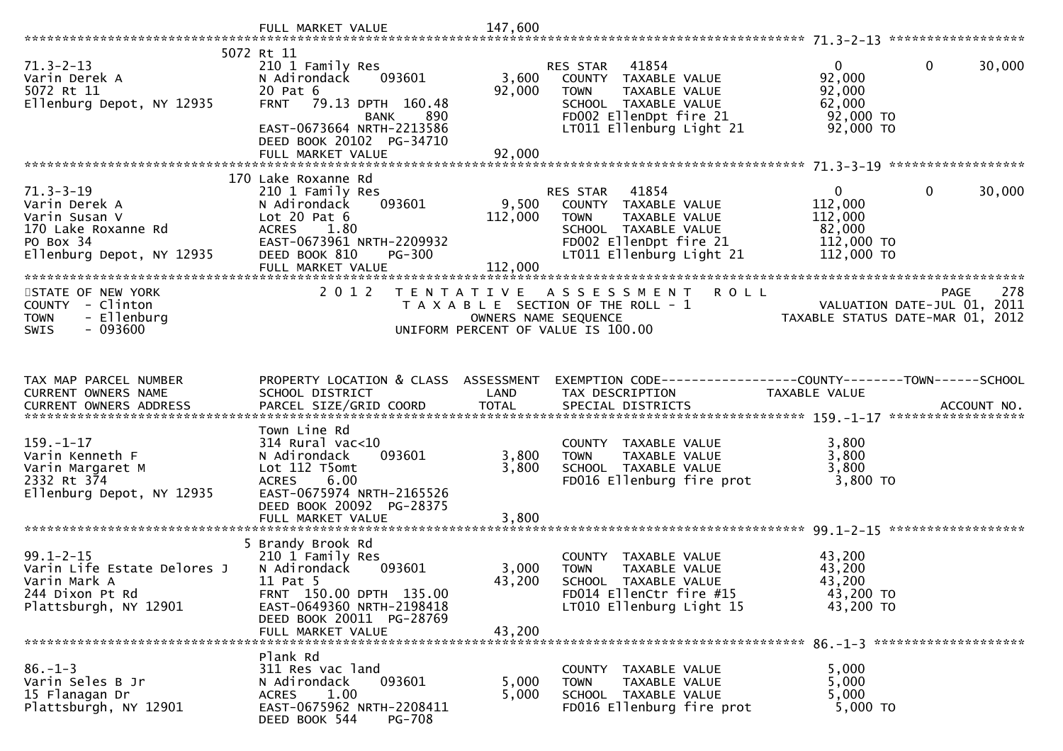FULL MARKET VALUE 147,600

******************************************************************************************************* 71.3-2-13 ******************

| TAX MAP PARCEL NUMBER / CURRENT OWNERS NAME / CURRENT OWNERS ADDRESS | PROPERTY LOCATION & CLASS / SCHOOL DISTRICT / PARCEL SIZE/GRID COORD | ASSESSMENT LAND | ASSESSMENT TOTAL | EXEMPTION CODE / TAX DESCRIPTION / SPECIAL DISTRICTS | COUNTY TAXABLE VALUE | TOWN | SCHOOL |
|---|---|---|---|---|---|---|---|
| | 5072 Rt 11 | | | | | | |
| 71.3-2-13 | 210 1 Family Res | | | RES STAR 41854 | 0 | 0 | 30,000 |
| Varin Derek A | N Adirondack 093601 | 3,600 | | COUNTY TAXABLE VALUE | 92,000 | | |
| 5072 Rt 11 | 20 Pat 6 | | 92,000 | TOWN TAXABLE VALUE | 92,000 | | |
| Ellenburg Depot, NY 12935 | FRNT 79.13 DPTH 160.48 | | | SCHOOL TAXABLE VALUE | 62,000 | | |
| | BANK 890 | | | FD002 EllenDpt fire 21 | 92,000 TO | | |
| | EAST-0673664 NRTH-2213586 | | | LT011 Ellenburg Light 21 | 92,000 TO | | |
| | DEED BOOK 20102 PG-34710 | | | | | | |
| | FULL MARKET VALUE | | 92,000 | | | | |

******************************************************************************************************* 71.3-3-19 ******************

| TAX MAP PARCEL NUMBER / CURRENT OWNERS NAME / CURRENT OWNERS ADDRESS | PROPERTY LOCATION & CLASS / SCHOOL DISTRICT / PARCEL SIZE/GRID COORD | ASSESSMENT LAND | ASSESSMENT TOTAL | EXEMPTION CODE / TAX DESCRIPTION / SPECIAL DISTRICTS | COUNTY TAXABLE VALUE | TOWN | SCHOOL |
|---|---|---|---|---|---|---|---|
| | 170 Lake Roxanne Rd | | | | | | |
| 71.3-3-19 | 210 1 Family Res | | | RES STAR 41854 | 0 | 0 | 30,000 |
| Varin Derek A | N Adirondack 093601 | 9,500 | | COUNTY TAXABLE VALUE | 112,000 | | |
| Varin Susan V | Lot 20 Pat 6 | | 112,000 | TOWN TAXABLE VALUE | 112,000 | | |
| 170 Lake Roxanne Rd | ACRES 1.80 | | | SCHOOL TAXABLE VALUE | 82,000 | | |
| PO Box 34 | EAST-0673961 NRTH-2209932 | | | FD002 EllenDpt fire 21 | 112,000 TO | | |
| Ellenburg Depot, NY 12935 | DEED BOOK 810 PG-300 | | | LT011 Ellenburg Light 21 | 112,000 TO | | |
| | FULL MARKET VALUE | | 112,000 | | | | |

STATE OF NEW YORK — 2012 TENTATIVE ASSESSMENT ROLL — PAGE 278
COUNTY - Clinton — TAXABLE SECTION OF THE ROLL - 1 — VALUATION DATE-JUL 01, 2011
TOWN - Ellenburg — OWNERS NAME SEQUENCE — TAXABLE STATUS DATE-MAR 01, 2012
SWIS - 093600 — UNIFORM PERCENT OF VALUE IS 100.00

| TAX MAP PARCEL NUMBER / CURRENT OWNERS NAME / CURRENT OWNERS ADDRESS | PROPERTY LOCATION & CLASS / SCHOOL DISTRICT / PARCEL SIZE/GRID COORD | ASSESSMENT LAND | ASSESSMENT TOTAL | EXEMPTION CODE / TAX DESCRIPTION / SPECIAL DISTRICTS | TAXABLE VALUE (COUNTY / TOWN / SCHOOL) | ACCOUNT NO. |
|---|---|---|---|---|---|---|
| **159.-1-17** | | | | | | |
| | Town Line Rd | | | | | |
| 159.-1-17 | 314 Rural vac<10 | | | COUNTY TAXABLE VALUE | 3,800 | |
| Varin Kenneth F | N Adirondack 093601 | 3,800 | | TOWN TAXABLE VALUE | 3,800 | |
| Varin Margaret M | Lot 112 T5omt | | 3,800 | SCHOOL TAXABLE VALUE | 3,800 | |
| 2332 Rt 374 | ACRES 6.00 | | | FD016 Ellenburg fire prot | 3,800 TO | |
| Ellenburg Depot, NY 12935 | EAST-0675974 NRTH-2165526 | | | | | |
| | DEED BOOK 20092 PG-28375 | | | | | |
| | FULL MARKET VALUE | | 3,800 | | | |
| **99.1-2-15** | | | | | | |
| | 5 Brandy Brook Rd | | | | | |
| 99.1-2-15 | 210 1 Family Res | | | COUNTY TAXABLE VALUE | 43,200 | |
| Varin Life Estate Delores J | N Adirondack 093601 | 3,000 | | TOWN TAXABLE VALUE | 43,200 | |
| Varin Mark A | 11 Pat 5 | | 43,200 | SCHOOL TAXABLE VALUE | 43,200 | |
| 244 Dixon Pt Rd | FRNT 150.00 DPTH 135.00 | | | FD014 EllenCtr fire #15 | 43,200 TO | |
| Plattsburgh, NY 12901 | EAST-0649360 NRTH-2198418 | | | LT010 Ellenburg Light 15 | 43,200 TO | |
| | DEED BOOK 20011 PG-28769 | | | | | |
| | FULL MARKET VALUE | | 43,200 | | | |
| **86.-1-3** | | | | | | |
| | Plank Rd | | | | | |
| 86.-1-3 | 311 Res vac land | | | COUNTY TAXABLE VALUE | 5,000 | |
| Varin Seles B Jr | N Adirondack 093601 | 5,000 | | TOWN TAXABLE VALUE | 5,000 | |
| 15 Flanagan Dr | ACRES 1.00 | | 5,000 | SCHOOL TAXABLE VALUE | 5,000 | |
| Plattsburgh, NY 12901 | EAST-0675962 NRTH-2208411 | | | FD016 Ellenburg fire prot | 5,000 TO | |
| | DEED BOOK 544 PG-708 | | | | | |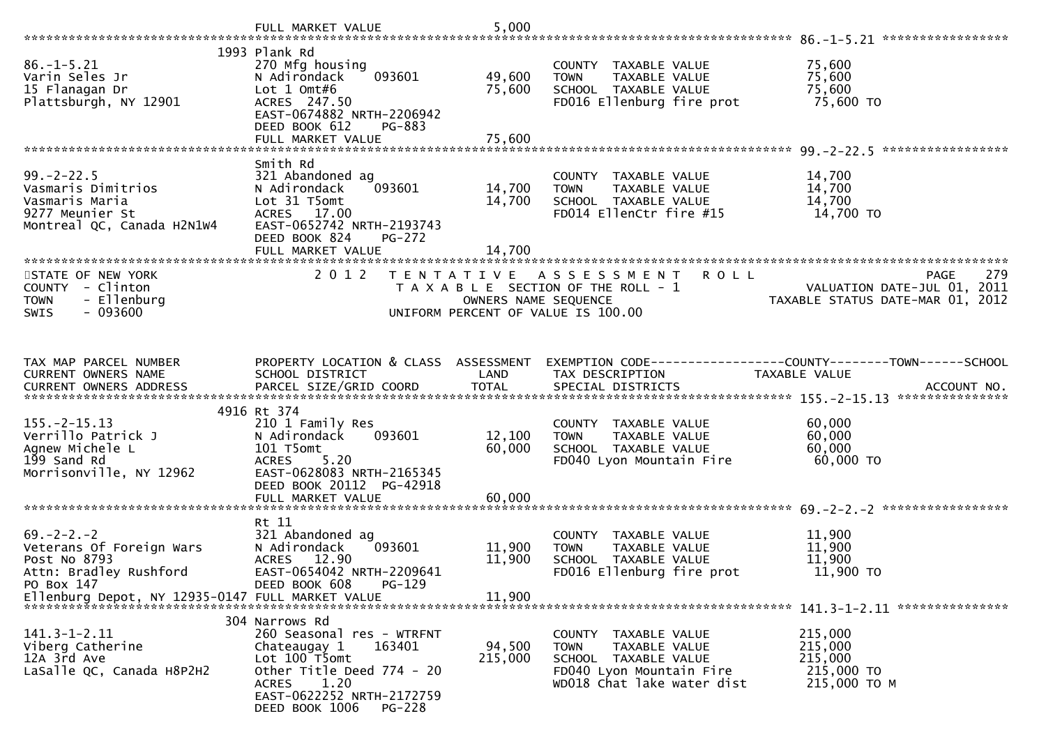FULL MARKET VALUE 5,000

******************************************************************************************************* 86.-1-5.21 *****************

| Parcel / Owner | Property Location & Class / School District / Parcel Info | Land | Total | Tax Description / Special Districts | Taxable Value |
|---|---|---|---|---|---|
| 86.-1-5.21 | 1993 Plank Rd | | | | |
| Varin Seles Jr | 270 Mfg housing | | | COUNTY TAXABLE VALUE | 75,600 |
| 15 Flanagan Dr | N Adirondack 093601 | 49,600 | | TOWN TAXABLE VALUE | 75,600 |
| Plattsburgh, NY 12901 | Lot 1 Omt#6 | | 75,600 | SCHOOL TAXABLE VALUE | 75,600 |
| | ACRES 247.50 | | | FD016 Ellenburg fire prot | 75,600 TO |
| | EAST-0674882 NRTH-2206942 | | | | |
| | DEED BOOK 612 PG-883 | | | | |
| | FULL MARKET VALUE | | 75,600 | | |

******************************************************************************************************* 99.-2-22.5 *****************

| Parcel / Owner | Property Location & Class / School District / Parcel Info | Land | Total | Tax Description / Special Districts | Taxable Value |
|---|---|---|---|---|---|
| 99.-2-22.5 | Smith Rd | | | | |
| Vasmaris Dimitrios | 321 Abandoned ag | | | COUNTY TAXABLE VALUE | 14,700 |
| Vasmaris Maria | N Adirondack 093601 | 14,700 | | TOWN TAXABLE VALUE | 14,700 |
| 9277 Meunier St | Lot 31 T5omt | | 14,700 | SCHOOL TAXABLE VALUE | 14,700 |
| Montreal QC, Canada H2N1W4 | ACRES 17.00 | | | FD014 EllenCtr fire #15 | 14,700 TO |
| | EAST-0652742 NRTH-2193743 | | | | |
| | DEED BOOK 824 PG-272 | | | | |
| | FULL MARKET VALUE | | 14,700 | | |

*******************************************************************************************************************************

STATE OF NEW YORK
COUNTY - Clinton
TOWN - Ellenburg
SWIS - 093600

2 0 1 2 TENTATIVE ASSESSMENT ROLL
TAXABLE SECTION OF THE ROLL - 1
OWNERS NAME SEQUENCE
UNIFORM PERCENT OF VALUE IS 100.00

PAGE 279
VALUATION DATE-JUL 01, 2011
TAXABLE STATUS DATE-MAR 01, 2012

| TAX MAP PARCEL NUMBER / CURRENT OWNERS NAME / CURRENT OWNERS ADDRESS | PROPERTY LOCATION & CLASS / SCHOOL DISTRICT / PARCEL SIZE/GRID COORD | ASSESSMENT LAND | TOTAL | EXEMPTION CODE / TAX DESCRIPTION / SPECIAL DISTRICTS | COUNTY--------TOWN------SCHOOL TAXABLE VALUE / ACCOUNT NO. |
|---|---|---|---|---|---|

******************************************************************************************************* 155.-2-15.13 ***************

| Parcel / Owner | Property Location & Class / School District / Parcel Info | Land | Total | Tax Description / Special Districts | Taxable Value |
|---|---|---|---|---|---|
| 155.-2-15.13 | 4916 Rt 374 | | | | |
| Verrillo Patrick J | 210 1 Family Res | | | COUNTY TAXABLE VALUE | 60,000 |
| Agnew Michele L | N Adirondack 093601 | 12,100 | | TOWN TAXABLE VALUE | 60,000 |
| 199 Sand Rd | 101 T5omt | | 60,000 | SCHOOL TAXABLE VALUE | 60,000 |
| Morrisonville, NY 12962 | ACRES 5.20 | | | FD040 Lyon Mountain Fire | 60,000 TO |
| | EAST-0628083 NRTH-2165345 | | | | |
| | DEED BOOK 20112 PG-42918 | | | | |
| | FULL MARKET VALUE | | 60,000 | | |

******************************************************************************************************* 69.-2-2.-2 *****************

| Parcel / Owner | Property Location & Class / School District / Parcel Info | Land | Total | Tax Description / Special Districts | Taxable Value |
|---|---|---|---|---|---|
| 69.-2-2.-2 | Rt 11 | | | | |
| Veterans Of Foreign Wars | 321 Abandoned ag | | | COUNTY TAXABLE VALUE | 11,900 |
| Post No 8793 | N Adirondack 093601 | 11,900 | | TOWN TAXABLE VALUE | 11,900 |
| Attn: Bradley Rushford | ACRES 12.90 | | 11,900 | SCHOOL TAXABLE VALUE | 11,900 |
| PO Box 147 | EAST-0654042 NRTH-2209641 | | | FD016 Ellenburg fire prot | 11,900 TO |
| | DEED BOOK 608 PG-129 | | | | |
| Ellenburg Depot, NY 12935-0147 | FULL MARKET VALUE | | 11,900 | | |

******************************************************************************************************* 141.3-1-2.11 ***************

| Parcel / Owner | Property Location & Class / School District / Parcel Info | Land | Total | Tax Description / Special Districts | Taxable Value |
|---|---|---|---|---|---|
| 141.3-1-2.11 | 304 Narrows Rd | | | | |
| Viberg Catherine | 260 Seasonal res - WTRFNT | | | COUNTY TAXABLE VALUE | 215,000 |
| 12A 3rd Ave | Chateaugay 1 163401 | 94,500 | | TOWN TAXABLE VALUE | 215,000 |
| LaSalle QC, Canada H8P2H2 | Lot 100 T5omt | | 215,000 | SCHOOL TAXABLE VALUE | 215,000 |
| | Other Title Deed 774 - 20 | | | FD040 Lyon Mountain Fire | 215,000 TO |
| | ACRES 1.20 | | | WD018 Chat lake water dist | 215,000 TO M |
| | EAST-0622252 NRTH-2172759 | | | | |
| | DEED BOOK 1006 PG-228 | | | | |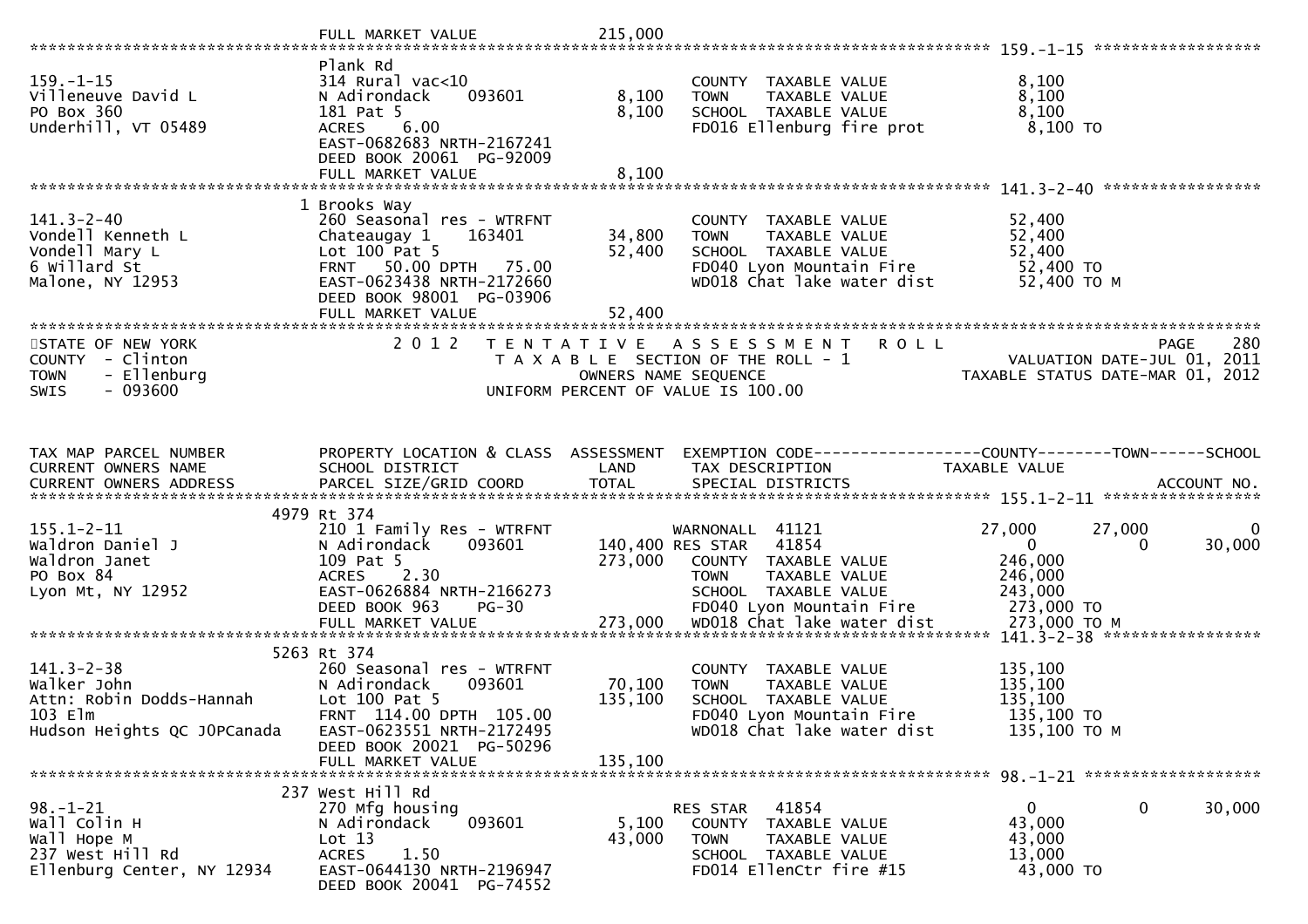FULL MARKET VALUE 215,000

************************************************************************************************ 159.-1-15 *****************

| 159.-1-15 | Plank Rd | | | |
|---|---|---|---|---|
| Villeneuve David L | 314 Rural vac<10 | | COUNTY TAXABLE VALUE | 8,100 |
| PO Box 360 | N Adirondack 093601 | 8,100 | TOWN TAXABLE VALUE | 8,100 |
| Underhill, VT 05489 | 181 Pat 5 | 8,100 | SCHOOL TAXABLE VALUE | 8,100 |
| | ACRES 6.00 | | FD016 Ellenburg fire prot | 8,100 TO |
| | EAST-0682683 NRTH-2167241 | | | |
| | DEED BOOK 20061 PG-92009 | | | |
| | FULL MARKET VALUE | 8,100 | | |

************************************************************************************************ 141.3-2-40 *****************

| 141.3-2-40 | 1 Brooks Way | | | |
|---|---|---|---|---|
| Vondell Kenneth L | 260 Seasonal res - WTRFNT | | COUNTY TAXABLE VALUE | 52,400 |
| Vondell Mary L | Chateaugay 1 163401 | 34,800 | TOWN TAXABLE VALUE | 52,400 |
| 6 Willard St | Lot 100 Pat 5 | 52,400 | SCHOOL TAXABLE VALUE | 52,400 |
| Malone, NY 12953 | FRNT 50.00 DPTH 75.00 | | FD040 Lyon Mountain Fire | 52,400 TO |
| | EAST-0623438 NRTH-2172660 | | WD018 Chat lake water dist | 52,400 TO M |
| | DEED BOOK 98001 PG-03906 | | | |
| | FULL MARKET VALUE | 52,400 | | |

STATE OF NEW YORK — 2012 TENTATIVE ASSESSMENT ROLL — PAGE 280
COUNTY - Clinton — TAXABLE SECTION OF THE ROLL - 1 — VALUATION DATE-JUL 01, 2011
TOWN - Ellenburg — OWNERS NAME SEQUENCE — TAXABLE STATUS DATE-MAR 01, 2012
SWIS - 093600 — UNIFORM PERCENT OF VALUE IS 100.00

| TAX MAP PARCEL NUMBER / CURRENT OWNERS NAME / CURRENT OWNERS ADDRESS | PROPERTY LOCATION & CLASS / SCHOOL DISTRICT / PARCEL SIZE/GRID COORD | ASSESSMENT LAND / TOTAL | EXEMPTION CODE / TAX DESCRIPTION / SPECIAL DISTRICTS | COUNTY / TAXABLE VALUE | TOWN | SCHOOL / ACCOUNT NO. |
|---|---|---|---|---|---|---|

************************************************************************************************ 155.1-2-11 *****************

| 155.1-2-11 | 4979 Rt 374 | | | | | |
|---|---|---|---|---|---|---|
| Waldron Daniel J | 210 1 Family Res - WTRFNT | | WARNONALL 41121 | 27,000 | 27,000 | 0 |
| Waldron Janet | N Adirondack 093601 | 140,400 | RES STAR 41854 | 0 | 0 | 30,000 |
| PO Box 84 | 109 Pat 5 | 273,000 | COUNTY TAXABLE VALUE | 246,000 | | |
| Lyon Mt, NY 12952 | ACRES 2.30 | | TOWN TAXABLE VALUE | 246,000 | | |
| | EAST-0626884 NRTH-2166273 | | SCHOOL TAXABLE VALUE | 243,000 | | |
| | DEED BOOK 963 PG-30 | | FD040 Lyon Mountain Fire | 273,000 TO | | |
| | FULL MARKET VALUE | 273,000 | WD018 Chat lake water dist | 273,000 TO M | | |

************************************************************************************************ 141.3-2-38 *****************

| 141.3-2-38 | 5263 Rt 374 | | | |
|---|---|---|---|---|
| Walker John | 260 Seasonal res - WTRFNT | | COUNTY TAXABLE VALUE | 135,100 |
| Attn: Robin Dodds-Hannah | N Adirondack 093601 | 70,100 | TOWN TAXABLE VALUE | 135,100 |
| 103 Elm | Lot 100 Pat 5 | 135,100 | SCHOOL TAXABLE VALUE | 135,100 |
| Hudson Heights QC J0PCanada | FRNT 114.00 DPTH 105.00 | | FD040 Lyon Mountain Fire | 135,100 TO |
| | EAST-0623551 NRTH-2172495 | | WD018 Chat lake water dist | 135,100 TO M |
| | DEED BOOK 20021 PG-50296 | | | |
| | FULL MARKET VALUE | 135,100 | | |

************************************************************************************************ 98.-1-21 *****************

| 98.-1-21 | 237 West Hill Rd | | | | | |
|---|---|---|---|---|---|---|
| Wall Colin H | 270 Mfg housing | | RES STAR 41854 | 0 | 0 | 30,000 |
| Wall Hope M | N Adirondack 093601 | 5,100 | COUNTY TAXABLE VALUE | 43,000 | | |
| 237 West Hill Rd | Lot 13 | 43,000 | TOWN TAXABLE VALUE | 43,000 | | |
| Ellenburg Center, NY 12934 | ACRES 1.50 | | SCHOOL TAXABLE VALUE | 13,000 | | |
| | EAST-0644130 NRTH-2196947 | | FD014 EllenCtr fire #15 | 43,000 TO | | |
| | DEED BOOK 20041 PG-74552 | | | | | |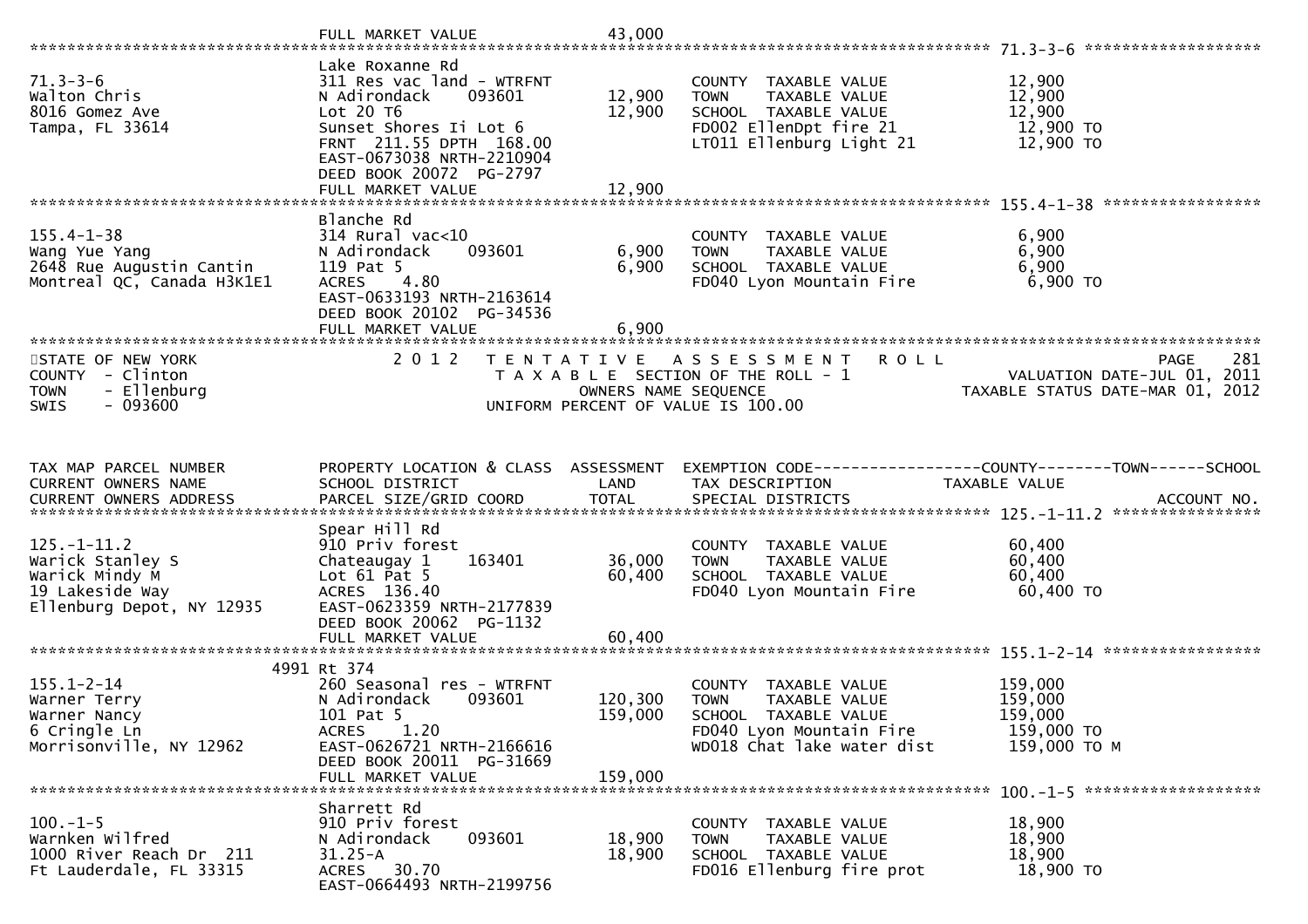FULL MARKET VALUE 43,000

| TAX MAP PARCEL NUMBER / CURRENT OWNERS NAME / CURRENT OWNERS ADDRESS | PROPERTY LOCATION & CLASS / SCHOOL DISTRICT / PARCEL SIZE/GRID COORD | ASSESSMENT LAND | TOTAL | EXEMPTION CODE / TAX DESCRIPTION / SPECIAL DISTRICTS | TAXABLE VALUE |
|---|---|---|---|---|---|
| 71.3-3-6 | Lake Roxanne Rd | | | | |
| Walton Chris | 311 Res vac land - WTRFNT | | | COUNTY TAXABLE VALUE | 12,900 |
| 8016 Gomez Ave | N Adirondack 093601 | 12,900 | | TOWN TAXABLE VALUE | 12,900 |
| Tampa, FL 33614 | Lot 20 T6 | | 12,900 | SCHOOL TAXABLE VALUE | 12,900 |
| | Sunset Shores Ii Lot 6 | | | FD002 EllenDpt fire 21 | 12,900 TO |
| | FRNT 211.55 DPTH 168.00 | | | LT011 Ellenburg Light 21 | 12,900 TO |
| | EAST-0673038 NRTH-2210904 | | | | |
| | DEED BOOK 20072 PG-2797 | | | | |
| | FULL MARKET VALUE | | 12,900 | | |
| 155.4-1-38 | Blanche Rd | | | | |
| Wang Yue Yang | 314 Rural vac<10 | | | COUNTY TAXABLE VALUE | 6,900 |
| 2648 Rue Augustin Cantin | N Adirondack 093601 | 6,900 | | TOWN TAXABLE VALUE | 6,900 |
| Montreal QC, Canada H3K1E1 | 119 Pat 5 | | 6,900 | SCHOOL TAXABLE VALUE | 6,900 |
| | ACRES 4.80 | | | FD040 Lyon Mountain Fire | 6,900 TO |
| | EAST-0633193 NRTH-2163614 | | | | |
| | DEED BOOK 20102 PG-34536 | | | | |
| | FULL MARKET VALUE | | 6,900 | | |

STATE OF NEW YORK — 2012 TENTATIVE ASSESSMENT ROLL — PAGE 281
COUNTY - Clinton — TAXABLE SECTION OF THE ROLL - 1 — VALUATION DATE-JUL 01, 2011
TOWN - Ellenburg — OWNERS NAME SEQUENCE — TAXABLE STATUS DATE-MAR 01, 2012
SWIS - 093600 — UNIFORM PERCENT OF VALUE IS 100.00

| TAX MAP PARCEL NUMBER / CURRENT OWNERS NAME / CURRENT OWNERS ADDRESS | PROPERTY LOCATION & CLASS / SCHOOL DISTRICT / PARCEL SIZE/GRID COORD | ASSESSMENT LAND | TOTAL | EXEMPTION CODE-----COUNTY-----TOWN-----SCHOOL / TAX DESCRIPTION / SPECIAL DISTRICTS | TAXABLE VALUE / ACCOUNT NO. |
|---|---|---|---|---|---|
| 125.-1-11.2 | Spear Hill Rd | | | | |
| Warick Stanley S | 910 Priv forest | | | COUNTY TAXABLE VALUE | 60,400 |
| Warick Mindy M | Chateaugay 1 163401 | 36,000 | | TOWN TAXABLE VALUE | 60,400 |
| 19 Lakeside Way | Lot 61 Pat 5 | | 60,400 | SCHOOL TAXABLE VALUE | 60,400 |
| Ellenburg Depot, NY 12935 | ACRES 136.40 | | | FD040 Lyon Mountain Fire | 60,400 TO |
| | EAST-0623359 NRTH-2177839 | | | | |
| | DEED BOOK 20062 PG-1132 | | | | |
| | FULL MARKET VALUE | | 60,400 | | |
| 155.1-2-14 | 4991 Rt 374 | | | | |
| Warner Terry | 260 Seasonal res - WTRFNT | | | COUNTY TAXABLE VALUE | 159,000 |
| Warner Nancy | N Adirondack 093601 | 120,300 | | TOWN TAXABLE VALUE | 159,000 |
| 6 Cringle Ln | 101 Pat 5 | | 159,000 | SCHOOL TAXABLE VALUE | 159,000 |
| Morrisonville, NY 12962 | ACRES 1.20 | | | FD040 Lyon Mountain Fire | 159,000 TO |
| | EAST-0626721 NRTH-2166616 | | | WD018 Chat lake water dist | 159,000 TO M |
| | DEED BOOK 20011 PG-31669 | | | | |
| | FULL MARKET VALUE | | 159,000 | | |
| 100.-1-5 | Sharrett Rd | | | | |
| Warnken Wilfred | 910 Priv forest | | | COUNTY TAXABLE VALUE | 18,900 |
| 1000 River Reach Dr 211 | N Adirondack 093601 | 18,900 | | TOWN TAXABLE VALUE | 18,900 |
| Ft Lauderdale, FL 33315 | 31.25-A | | 18,900 | SCHOOL TAXABLE VALUE | 18,900 |
| | ACRES 30.70 | | | FD016 Ellenburg fire prot | 18,900 TO |
| | EAST-0664493 NRTH-2199756 | | | | |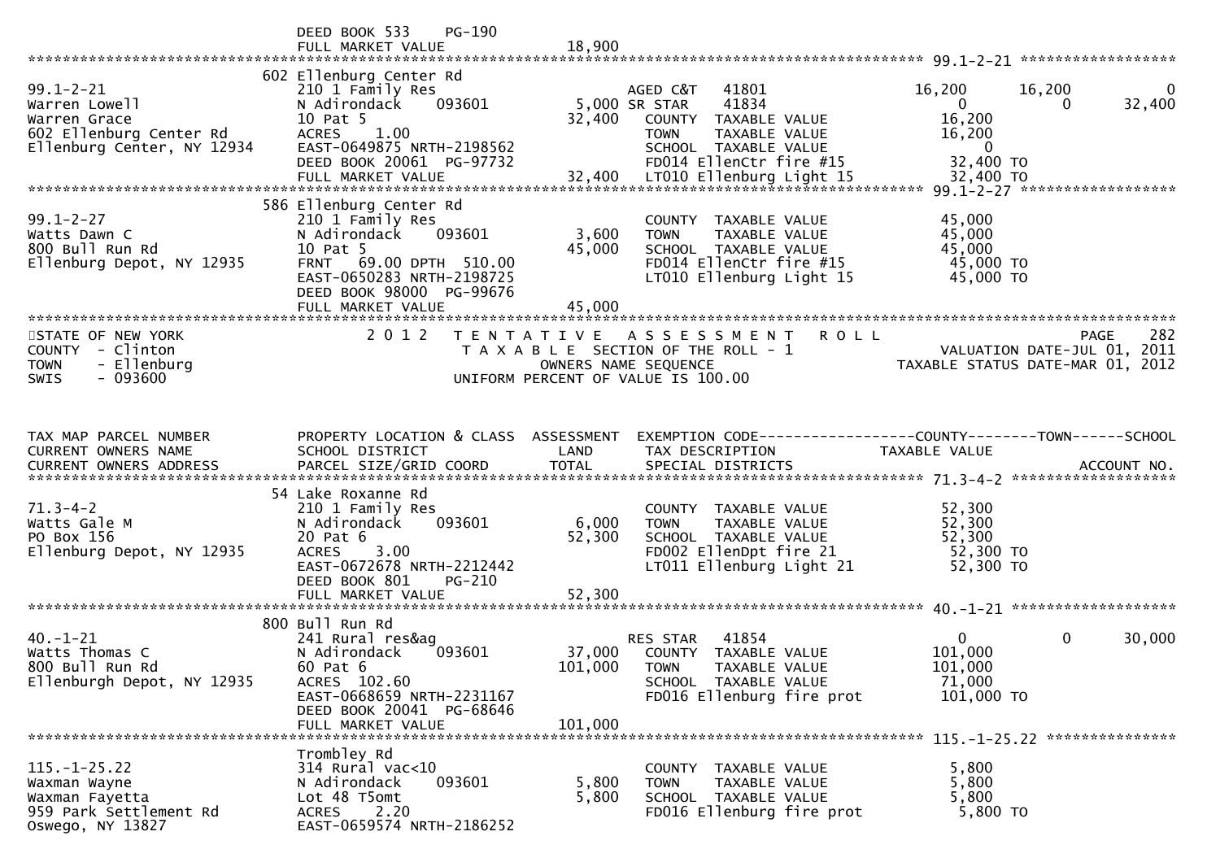```
                              DEED BOOK 533     PG-190
                              FULL MARKET VALUE              18,900
******************************************************************************************************* 99.1-2-21 ******************
                          602 Ellenburg Center Rd
99.1-2-21                     210 1 Family Res                    AGED C&T   41801              16,200      16,200           0
Warren Lowell                 N Adirondack     093601         5,000 SR STAR    41834                   0           0      32,400
Warren Grace                  10 Pat 5                       32,400   COUNTY  TAXABLE VALUE            16,200
602 Ellenburg Center Rd       ACRES     1.00                          TOWN    TAXABLE VALUE            16,200
Ellenburg Center, NY 12934    EAST-0649875 NRTH-2198562               SCHOOL  TAXABLE VALUE                 0
                              DEED BOOK 20061  PG-97732               FD014 EllenCtr fire #15           32,400 TO
                              FULL MARKET VALUE              32,400   LT010 Ellenburg Light 15          32,400 TO
******************************************************************************************************* 99.1-2-27 ******************
                          586 Ellenburg Center Rd
99.1-2-27                     210 1 Family Res                        COUNTY  TAXABLE VALUE            45,000
Watts Dawn C                  N Adirondack     093601         3,600   TOWN    TAXABLE VALUE            45,000
800 Bull Run Rd               10 Pat 5                       45,000   SCHOOL  TAXABLE VALUE            45,000
Ellenburg Depot, NY 12935     FRNT   69.00 DPTH  510.00               FD014 EllenCtr fire #15           45,000 TO
                              EAST-0650283 NRTH-2198725               LT010 Ellenburg Light 15          45,000 TO
                              DEED BOOK 98000  PG-99676
                              FULL MARKET VALUE              45,000
************************************************************************************************************************************
STATE OF NEW YORK               2 0 1 2   T E N T A T I V E   A S S E S S M E N T   R O L L                          PAGE    282
COUNTY  - Clinton                          T A X A B L E  SECTION OF THE ROLL - 1                    VALUATION DATE-JUL 01, 2011
TOWN    - Ellenburg                                 OWNERS NAME SEQUENCE                           TAXABLE STATUS DATE-MAR 01, 2012
SWIS    - 093600                           UNIFORM PERCENT OF VALUE IS 100.00


TAX MAP PARCEL NUMBER         PROPERTY LOCATION & CLASS  ASSESSMENT  EXEMPTION CODE------------------COUNTY--------TOWN------SCHOOL
CURRENT OWNERS NAME           SCHOOL DISTRICT               LAND      TAX DESCRIPTION                TAXABLE VALUE
CURRENT OWNERS ADDRESS        PARCEL SIZE/GRID COORD        TOTAL     SPECIAL DISTRICTS                                   ACCOUNT NO.
******************************************************************************************************* 71.3-4-2 *******************
                           54 Lake Roxanne Rd
71.3-4-2                      210 1 Family Res                        COUNTY  TAXABLE VALUE            52,300
Watts Gale M                  N Adirondack     093601         6,000   TOWN    TAXABLE VALUE            52,300
PO Box 156                    20 Pat 6                       52,300   SCHOOL  TAXABLE VALUE            52,300
Ellenburg Depot, NY 12935     ACRES     3.00                          FD002 EllenDpt fire 21            52,300 TO
                              EAST-0672678 NRTH-2212442               LT011 Ellenburg Light 21          52,300 TO
                              DEED BOOK 801     PG-210
                              FULL MARKET VALUE              52,300
******************************************************************************************************* 40.-1-21 *******************
                          800 Bull Run Rd
40.-1-21                      241 Rural res&ag                        RES STAR   41854                   0           0      30,000
Watts Thomas C                N Adirondack     093601        37,000   COUNTY  TAXABLE VALUE           101,000
800 Bull Run Rd               60 Pat 6                      101,000   TOWN    TAXABLE VALUE           101,000
Ellenburgh Depot, NY 12935    ACRES   102.60                          SCHOOL  TAXABLE VALUE            71,000
                              EAST-0668659 NRTH-2231167               FD016 Ellenburg fire prot        101,000 TO
                              DEED BOOK 20041  PG-68646
                              FULL MARKET VALUE             101,000
******************************************************************************************************* 115.-1-25.22 ***************
                              Trombley Rd
115.-1-25.22                  314 Rural vac<10                        COUNTY  TAXABLE VALUE             5,800
Waxman Wayne                  N Adirondack     093601         5,800   TOWN    TAXABLE VALUE             5,800
Waxman Fayetta                Lot 48 T5omt                    5,800   SCHOOL  TAXABLE VALUE             5,800
959 Park Settlement Rd        ACRES     2.20                          FD016 Ellenburg fire prot          5,800 TO
Oswego, NY 13827              EAST-0659574 NRTH-2186252
```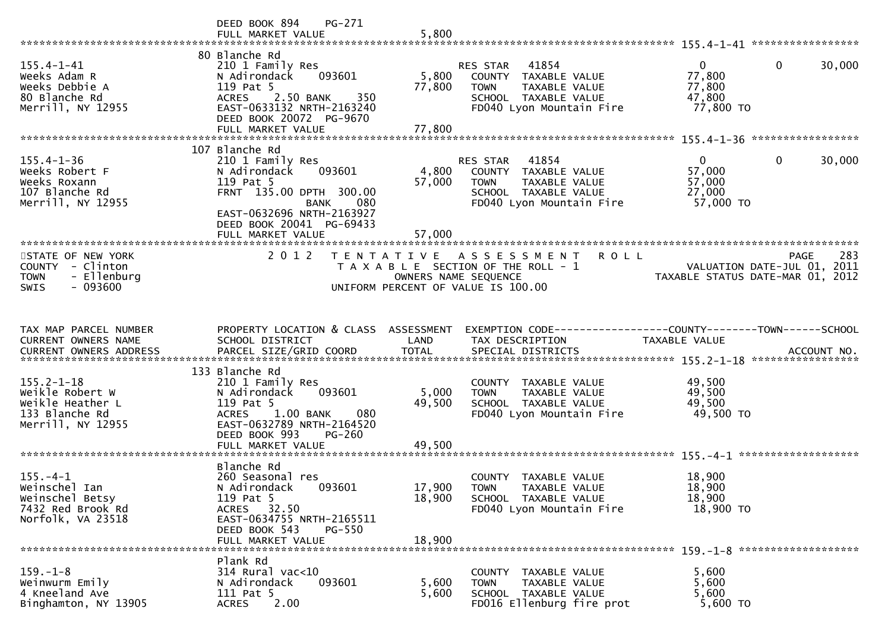| | | | | |
|---|---|---|---|---|
| | DEED BOOK 894 PG-271 | | | |
| | FULL MARKET VALUE | 5,800 | | |

**155.4-1-41**

| | | | | | | |
|---|---|---|---|---|---|---|
| | 80 Blanche Rd | | | | | |
| 155.4-1-41 | 210 1 Family Res | | RES STAR 41854 | 0 | 0 | 30,000 |
| Weeks Adam R | N Adirondack 093601 | 5,800 | COUNTY TAXABLE VALUE | 77,800 | | |
| Weeks Debbie A | 119 Pat 5 | 77,800 | TOWN TAXABLE VALUE | 77,800 | | |
| 80 Blanche Rd | ACRES 2.50 BANK 350 | | SCHOOL TAXABLE VALUE | 47,800 | | |
| Merrill, NY 12955 | EAST-0633132 NRTH-2163240 | | FD040 Lyon Mountain Fire | 77,800 TO | | |
| | DEED BOOK 20072 PG-9670 | | | | | |
| | FULL MARKET VALUE | 77,800 | | | | |

**155.4-1-36**

| | | | | | | |
|---|---|---|---|---|---|---|
| | 107 Blanche Rd | | | | | |
| 155.4-1-36 | 210 1 Family Res | | RES STAR 41854 | 0 | 0 | 30,000 |
| Weeks Robert F | N Adirondack 093601 | 4,800 | COUNTY TAXABLE VALUE | 57,000 | | |
| Weeks Roxann | 119 Pat 5 | 57,000 | TOWN TAXABLE VALUE | 57,000 | | |
| 107 Blanche Rd | FRNT 135.00 DPTH 300.00 | | SCHOOL TAXABLE VALUE | 27,000 | | |
| Merrill, NY 12955 | BANK 080 | | FD040 Lyon Mountain Fire | 57,000 TO | | |
| | EAST-0632696 NRTH-2163927 | | | | | |
| | DEED BOOK 20041 PG-69433 | | | | | |
| | FULL MARKET VALUE | 57,000 | | | | |

STATE OF NEW YORK
COUNTY - Clinton
TOWN - Ellenburg
SWIS - 093600

2 0 1 2 TENTATIVE ASSESSMENT ROLL
TAXABLE SECTION OF THE ROLL - 1
OWNERS NAME SEQUENCE
UNIFORM PERCENT OF VALUE IS 100.00

PAGE 283
VALUATION DATE-JUL 01, 2011
TAXABLE STATUS DATE-MAR 01, 2012

| TAX MAP PARCEL NUMBER / CURRENT OWNERS NAME / CURRENT OWNERS ADDRESS | PROPERTY LOCATION & CLASS / SCHOOL DISTRICT / PARCEL SIZE/GRID COORD | ASSESSMENT LAND / TOTAL | EXEMPTION CODE / TAX DESCRIPTION / SPECIAL DISTRICTS | COUNTY / TAXABLE VALUE | TOWN | SCHOOL / ACCOUNT NO. |
|---|---|---|---|---|---|---|
| | 133 Blanche Rd | | | | | |
| 155.2-1-18 | 210 1 Family Res | | COUNTY TAXABLE VALUE | 49,500 | | |
| Weikle Robert W | N Adirondack 093601 | 5,000 | TOWN TAXABLE VALUE | 49,500 | | |
| Weikle Heather L | 119 Pat 5 | 49,500 | SCHOOL TAXABLE VALUE | 49,500 | | |
| 133 Blanche Rd | ACRES 1.00 BANK 080 | | FD040 Lyon Mountain Fire | 49,500 TO | | |
| Merrill, NY 12955 | EAST-0632789 NRTH-2164520 | | | | | |
| | DEED BOOK 993 PG-260 | | | | | |
| | FULL MARKET VALUE | 49,500 | | | | |
| | Blanche Rd | | | | | |
| 155.-4-1 | 260 Seasonal res | | COUNTY TAXABLE VALUE | 18,900 | | |
| Weinschel Ian | N Adirondack 093601 | 17,900 | TOWN TAXABLE VALUE | 18,900 | | |
| Weinschel Betsy | 119 Pat 5 | 18,900 | SCHOOL TAXABLE VALUE | 18,900 | | |
| 7432 Red Brook Rd | ACRES 32.50 | | FD040 Lyon Mountain Fire | 18,900 TO | | |
| Norfolk, VA 23518 | EAST-0634755 NRTH-2165511 | | | | | |
| | DEED BOOK 543 PG-550 | | | | | |
| | FULL MARKET VALUE | 18,900 | | | | |
| | Plank Rd | | | | | |
| 159.-1-8 | 314 Rural vac<10 | | COUNTY TAXABLE VALUE | 5,600 | | |
| Weinwurm Emily | N Adirondack 093601 | 5,600 | TOWN TAXABLE VALUE | 5,600 | | |
| 4 Kneeland Ave | 111 Pat 5 | 5,600 | SCHOOL TAXABLE VALUE | 5,600 | | |
| Binghamton, NY 13905 | ACRES 2.00 | | FD016 Ellenburg fire prot | 5,600 TO | | |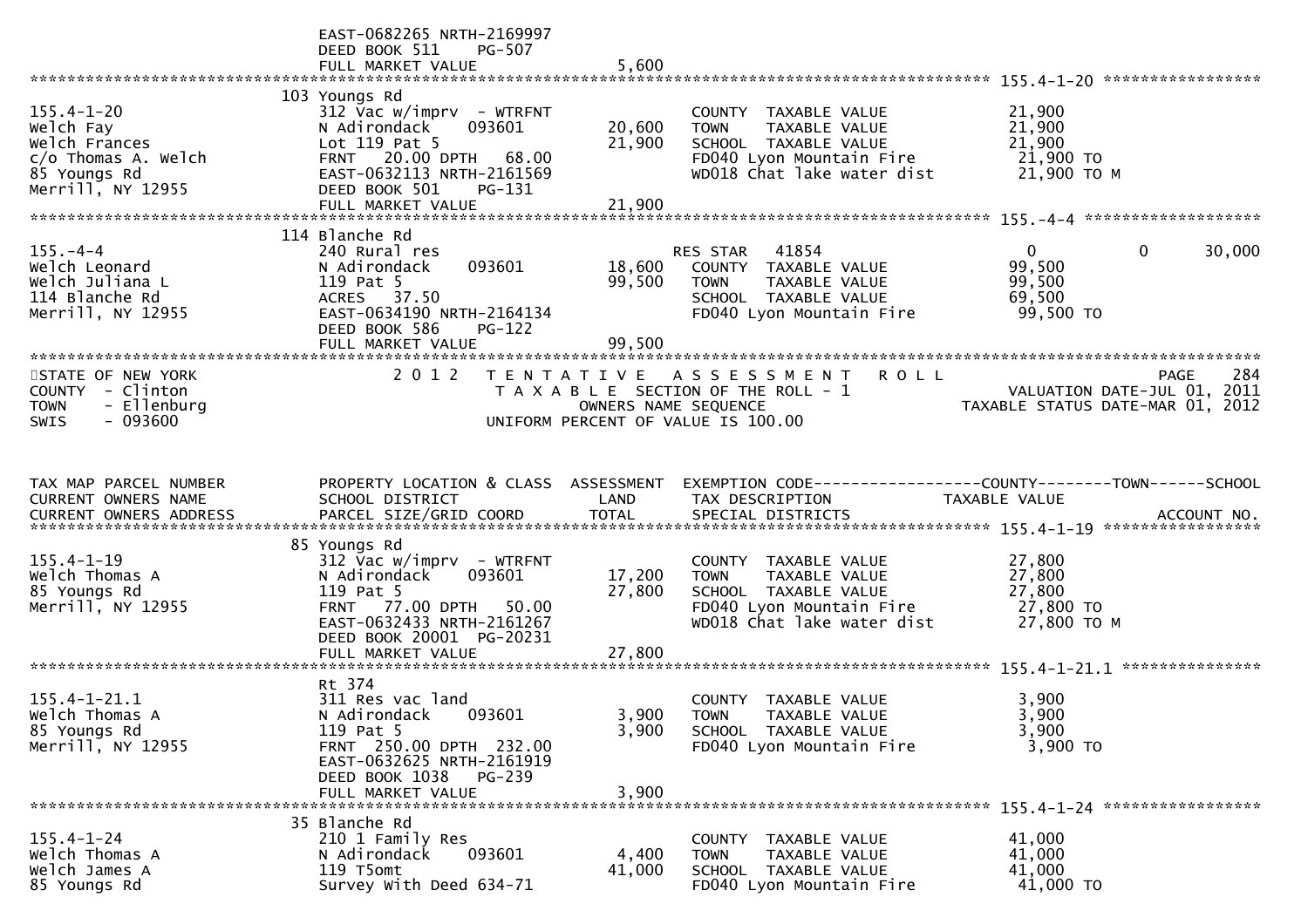```
                              EAST-0682265 NRTH-2169997
                              DEED BOOK 511     PG-507
                              FULL MARKET VALUE              5,600
******************************************************************************************************* 155.4-1-20 *****************
                              103 Youngs Rd
155.4-1-20                    312 Vac w/imprv  - WTRFNT               COUNTY  TAXABLE VALUE            21,900
Welch Fay                     N Adirondack      093601      20,600    TOWN    TAXABLE VALUE            21,900
Welch Frances                 Lot 119 Pat 5                 21,900    SCHOOL  TAXABLE VALUE            21,900
c/o Thomas A. Welch           FRNT   20.00 DPTH   68.00               FD040 Lyon Mountain Fire          21,900 TO
85 Youngs Rd                  EAST-0632113 NRTH-2161569               WD018 Chat lake water dist        21,900 TO M
Merrill, NY 12955             DEED BOOK 501     PG-131
                              FULL MARKET VALUE             21,900
******************************************************************************************************* 155.-4-4 *******************
                              114 Blanche Rd
155.-4-4                      240 Rural res                           RES STAR   41854                  0            0       30,000
Welch Leonard                 N Adirondack      093601      18,600    COUNTY  TAXABLE VALUE            99,500
Welch Juliana L               119 Pat 5                     99,500    TOWN    TAXABLE VALUE            99,500
114 Blanche Rd                ACRES   37.50                           SCHOOL  TAXABLE VALUE            69,500
Merrill, NY 12955             EAST-0634190 NRTH-2164134               FD040 Lyon Mountain Fire          99,500 TO
                              DEED BOOK 586     PG-122
                              FULL MARKET VALUE             99,500
************************************************************************************************************************************
STATE OF NEW YORK                 2 0 1 2   T E N T A T I V E   A S S E S S M E N T   R O L L                        PAGE    284
COUNTY  - Clinton                       T A X A B L E  SECTION OF THE ROLL - 1                      VALUATION DATE-JUL 01, 2011
TOWN    - Ellenburg                            OWNERS NAME SEQUENCE                           TAXABLE STATUS DATE-MAR 01, 2012
SWIS    - 093600                         UNIFORM PERCENT OF VALUE IS 100.00


TAX MAP PARCEL NUMBER         PROPERTY LOCATION & CLASS  ASSESSMENT  EXEMPTION CODE------------------COUNTY--------TOWN------SCHOOL
CURRENT OWNERS NAME           SCHOOL DISTRICT               LAND      TAX DESCRIPTION               TAXABLE VALUE
CURRENT OWNERS ADDRESS        PARCEL SIZE/GRID COORD        TOTAL     SPECIAL DISTRICTS                                  ACCOUNT NO.
******************************************************************************************************* 155.4-1-19 *****************
                              85 Youngs Rd
155.4-1-19                    312 Vac w/imprv  - WTRFNT               COUNTY  TAXABLE VALUE            27,800
Welch Thomas A                N Adirondack      093601      17,200    TOWN    TAXABLE VALUE            27,800
85 Youngs Rd                  119 Pat 5                     27,800    SCHOOL  TAXABLE VALUE            27,800
Merrill, NY 12955             FRNT   77.00 DPTH   50.00               FD040 Lyon Mountain Fire          27,800 TO
                              EAST-0632433 NRTH-2161267               WD018 Chat lake water dist        27,800 TO M
                              DEED BOOK 20001  PG-20231
                              FULL MARKET VALUE             27,800
******************************************************************************************************* 155.4-1-21.1 ***************
                              Rt 374
155.4-1-21.1                  311 Res vac land                        COUNTY  TAXABLE VALUE             3,900
Welch Thomas A                N Adirondack      093601       3,900    TOWN    TAXABLE VALUE             3,900
85 Youngs Rd                  119 Pat 5                      3,900    SCHOOL  TAXABLE VALUE             3,900
Merrill, NY 12955             FRNT  250.00 DPTH  232.00               FD040 Lyon Mountain Fire           3,900 TO
                              EAST-0632625 NRTH-2161919
                              DEED BOOK 1038    PG-239
                              FULL MARKET VALUE              3,900
******************************************************************************************************* 155.4-1-24 *****************
                              35 Blanche Rd
155.4-1-24                    210 1 Family Res                        COUNTY  TAXABLE VALUE            41,000
Welch Thomas A                N Adirondack      093601       4,400    TOWN    TAXABLE VALUE            41,000
Welch James A                 119 T5omt                     41,000    SCHOOL  TAXABLE VALUE            41,000
85 Youngs Rd                  Survey With Deed 634-71                 FD040 Lyon Mountain Fire          41,000 TO
```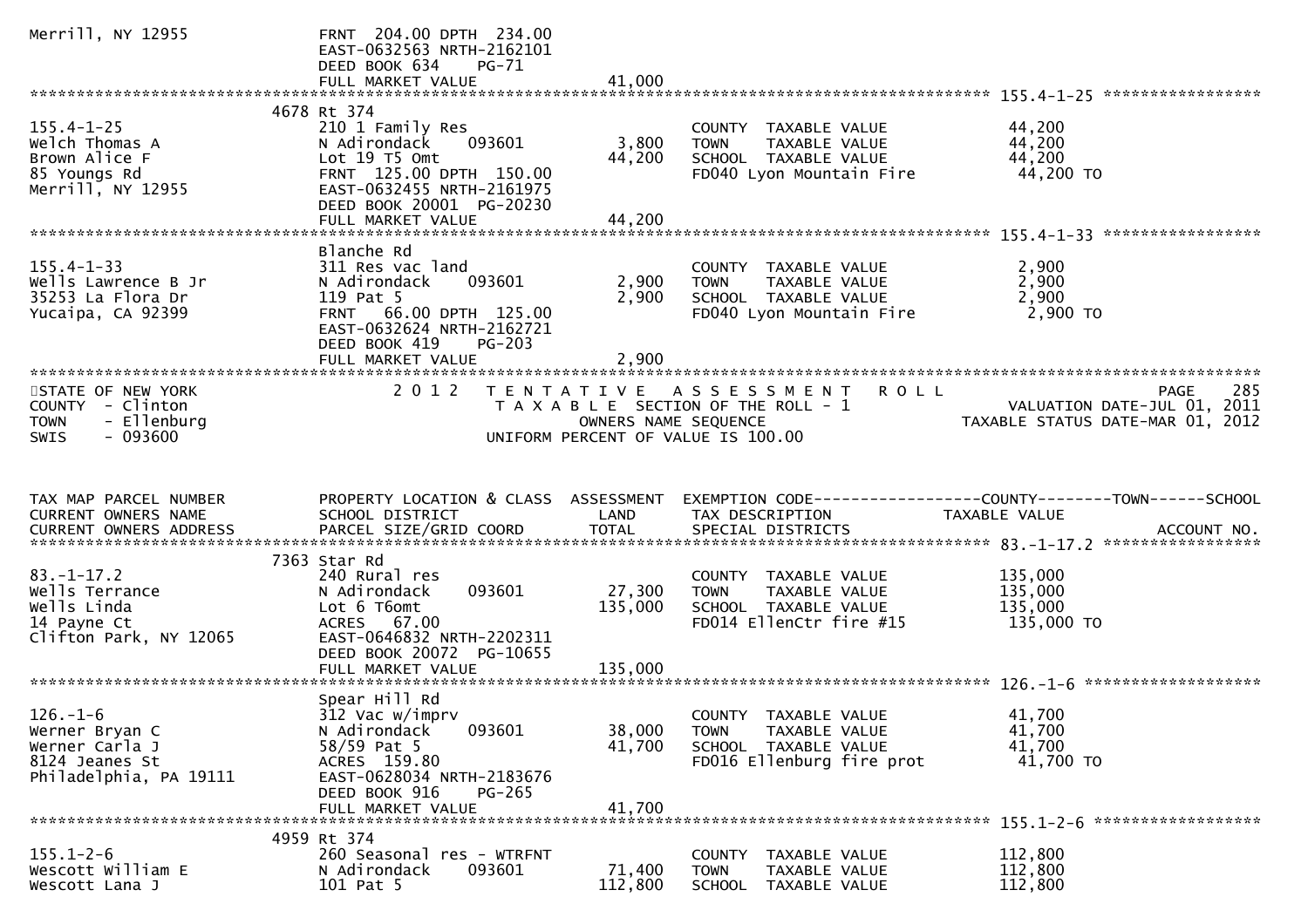Merrill, NY 12955　　FRNT 204.00 DPTH 234.00
EAST-0632563 NRTH-2162101
DEED BOOK 634 PG-71
FULL MARKET VALUE 41,000

************************************************************************************************ 155.4-1-25 *****************

| | | | | |
|---|---|---|---|---|
| | 4678 Rt 374 | | | |
| 155.4-1-25 | 210 1 Family Res | | COUNTY TAXABLE VALUE | 44,200 |
| Welch Thomas A | N Adirondack 093601 | 3,800 | TOWN TAXABLE VALUE | 44,200 |
| Brown Alice F | Lot 19 T5 Omt | 44,200 | SCHOOL TAXABLE VALUE | 44,200 |
| 85 Youngs Rd | FRNT 125.00 DPTH 150.00 | | FD040 Lyon Mountain Fire | 44,200 TO |
| Merrill, NY 12955 | EAST-0632455 NRTH-2161975 | | | |
| | DEED BOOK 20001 PG-20230 | | | |
| | FULL MARKET VALUE | 44,200 | | |

************************************************************************************************ 155.4-1-33 *****************

| | | | | |
|---|---|---|---|---|
| | Blanche Rd | | | |
| 155.4-1-33 | 311 Res vac land | | COUNTY TAXABLE VALUE | 2,900 |
| Wells Lawrence B Jr | N Adirondack 093601 | 2,900 | TOWN TAXABLE VALUE | 2,900 |
| 35253 La Flora Dr | 119 Pat 5 | 2,900 | SCHOOL TAXABLE VALUE | 2,900 |
| Yucaipa, CA 92399 | FRNT 66.00 DPTH 125.00 | | FD040 Lyon Mountain Fire | 2,900 TO |
| | EAST-0632624 NRTH-2162721 | | | |
| | DEED BOOK 419 PG-203 | | | |
| | FULL MARKET VALUE | 2,900 | | |

************************************************************************************************************************************

STATE OF NEW YORK　　2 0 1 2 TENTATIVE ASSESSMENT ROLL　　PAGE 285
COUNTY - Clinton　　TAXABLE SECTION OF THE ROLL - 1　　VALUATION DATE-JUL 01, 2011
TOWN - Ellenburg　　OWNERS NAME SEQUENCE　　TAXABLE STATUS DATE-MAR 01, 2012
SWIS - 093600　　UNIFORM PERCENT OF VALUE IS 100.00

| TAX MAP PARCEL NUMBER / CURRENT OWNERS NAME / CURRENT OWNERS ADDRESS | PROPERTY LOCATION & CLASS / SCHOOL DISTRICT / PARCEL SIZE/GRID COORD | ASSESSMENT LAND / TOTAL | EXEMPTION CODE-----COUNTY-----TOWN-----SCHOOL / TAX DESCRIPTION / SPECIAL DISTRICTS | TAXABLE VALUE / ACCOUNT NO. |
|---|---|---|---|---|

************************************************************************************************ 83.-1-17.2 *****************

| | | | | |
|---|---|---|---|---|
| | 7363 Star Rd | | | |
| 83.-1-17.2 | 240 Rural res | | COUNTY TAXABLE VALUE | 135,000 |
| Wells Terrance | N Adirondack 093601 | 27,300 | TOWN TAXABLE VALUE | 135,000 |
| Wells Linda | Lot 6 T6omt | 135,000 | SCHOOL TAXABLE VALUE | 135,000 |
| 14 Payne Ct | ACRES 67.00 | | FD014 EllenCtr fire #15 | 135,000 TO |
| Clifton Park, NY 12065 | EAST-0646832 NRTH-2202311 | | | |
| | DEED BOOK 20072 PG-10655 | | | |
| | FULL MARKET VALUE | 135,000 | | |

************************************************************************************************ 126.-1-6 *******************

| | | | | |
|---|---|---|---|---|
| | Spear Hill Rd | | | |
| 126.-1-6 | 312 Vac w/imprv | | COUNTY TAXABLE VALUE | 41,700 |
| Werner Bryan C | N Adirondack 093601 | 38,000 | TOWN TAXABLE VALUE | 41,700 |
| Werner Carla J | 58/59 Pat 5 | 41,700 | SCHOOL TAXABLE VALUE | 41,700 |
| 8124 Jeanes St | ACRES 159.80 | | FD016 Ellenburg fire prot | 41,700 TO |
| Philadelphia, PA 19111 | EAST-0628034 NRTH-2183676 | | | |
| | DEED BOOK 916 PG-265 | | | |
| | FULL MARKET VALUE | 41,700 | | |

************************************************************************************************ 155.1-2-6 ******************

| | | | | |
|---|---|---|---|---|
| | 4959 Rt 374 | | | |
| 155.1-2-6 | 260 Seasonal res - WTRFNT | | COUNTY TAXABLE VALUE | 112,800 |
| Wescott William E | N Adirondack 093601 | 71,400 | TOWN TAXABLE VALUE | 112,800 |
| Wescott Lana J | 101 Pat 5 | 112,800 | SCHOOL TAXABLE VALUE | 112,800 |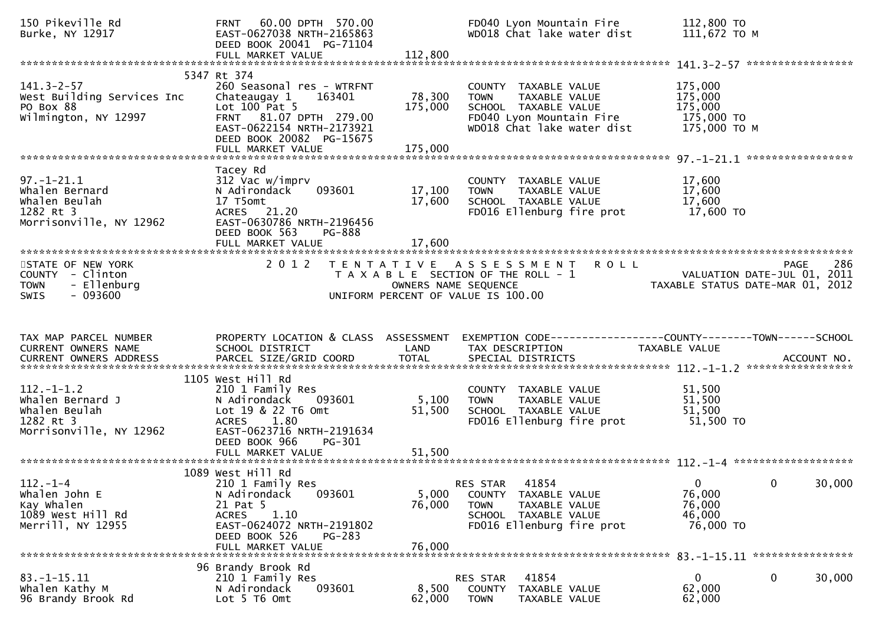```
150 Pikeville Rd                  FRNT   60.00 DPTH  570.00                FD040 Lyon Mountain Fire          112,800 TO
Burke, NY 12917                   EAST-0627038 NRTH-2165863                WD018 Chat lake water dist        111,672 TO M
                                  DEED BOOK 20041  PG-71104
                                  FULL MARKET VALUE              112,800
******************************************************************************************************* 141.3-2-57 *****************
                               5347 Rt 374
141.3-2-57                        260 Seasonal res - WTRFNT                COUNTY  TAXABLE VALUE             175,000
West Building Services Inc        Chateaugay 1     163401         78,300   TOWN    TAXABLE VALUE             175,000
PO Box 88                         Lot 100 Pat 5                  175,000   SCHOOL  TAXABLE VALUE             175,000
Wilmington, NY 12997              FRNT   81.07 DPTH  279.00                FD040 Lyon Mountain Fire          175,000 TO
                                  EAST-0622154 NRTH-2173921                WD018 Chat lake water dist        175,000 TO M
                                  DEED BOOK 20082  PG-15675
                                  FULL MARKET VALUE              175,000
******************************************************************************************************* 97.-1-21.1 *****************
                                  Tacey Rd
97.-1-21.1                        312 Vac w/imprv                          COUNTY  TAXABLE VALUE              17,600
Whalen Bernard                    N Adirondack     093601         17,100   TOWN    TAXABLE VALUE              17,600
Whalen Beulah                     17 T5omt                        17,600   SCHOOL  TAXABLE VALUE              17,600
1282 Rt 3                         ACRES   21.20                            FD016 Ellenburg fire prot          17,600 TO
Morrisonville, NY 12962           EAST-0630786 NRTH-2196456
                                  DEED BOOK 563    PG-888
                                  FULL MARKET VALUE               17,600
************************************************************************************************************************************
STATE OF NEW YORK                 2 0 1 2   T E N T A T I V E   A S S E S S M E N T   R O L L                             PAGE    286
COUNTY  - Clinton                           T A X A B L E  SECTION OF THE ROLL - 1                      VALUATION DATE-JUL 01, 2011
TOWN    - Ellenburg                                 OWNERS NAME SEQUENCE                            TAXABLE STATUS DATE-MAR 01, 2012
SWIS    - 093600                               UNIFORM PERCENT OF VALUE IS 100.00


TAX MAP PARCEL NUMBER             PROPERTY LOCATION & CLASS  ASSESSMENT  EXEMPTION CODE------------------COUNTY--------TOWN------SCHOOL
CURRENT OWNERS NAME               SCHOOL DISTRICT               LAND      TAX DESCRIPTION             TAXABLE VALUE
CURRENT OWNERS ADDRESS            PARCEL SIZE/GRID COORD       TOTAL      SPECIAL DISTRICTS                                 ACCOUNT NO.
******************************************************************************************************* 112.-1-1.2 *****************
                               1105 West Hill Rd
112.-1-1.2                        210 1 Family Res                         COUNTY  TAXABLE VALUE              51,500
Whalen Bernard J                  N Adirondack     093601          5,100   TOWN    TAXABLE VALUE              51,500
Whalen Beulah                     Lot 19 & 22 T6 Omt              51,500   SCHOOL  TAXABLE VALUE              51,500
1282 Rt 3                         ACRES    1.80                            FD016 Ellenburg fire prot          51,500 TO
Morrisonville, NY 12962           EAST-0623716 NRTH-2191634
                                  DEED BOOK 966    PG-301
                                  FULL MARKET VALUE               51,500
******************************************************************************************************* 112.-1-4 *******************
                               1089 West Hill Rd
112.-1-4                          210 1 Family Res                         RES STAR   41854                     0             0      30,000
Whalen John E                     N Adirondack     093601          5,000   COUNTY  TAXABLE VALUE              76,000
Kay Whalen                        21 Pat 5                        76,000   TOWN    TAXABLE VALUE              76,000
1089 West Hill Rd                 ACRES    1.10                            SCHOOL  TAXABLE VALUE              46,000
Merrill, NY 12955                 EAST-0624072 NRTH-2191802                FD016 Ellenburg fire prot          76,000 TO
                                  DEED BOOK 526    PG-283
                                  FULL MARKET VALUE               76,000
******************************************************************************************************* 83.-1-15.11 ****************
                                 96 Brandy Brook Rd
83.-1-15.11                       210 1 Family Res                         RES STAR   41854                     0             0      30,000
Whalen Kathy M                    N Adirondack     093601          8,500   COUNTY  TAXABLE VALUE              62,000
96 Brandy Brook Rd                Lot 5 T6 Omt                    62,000   TOWN    TAXABLE VALUE              62,000
```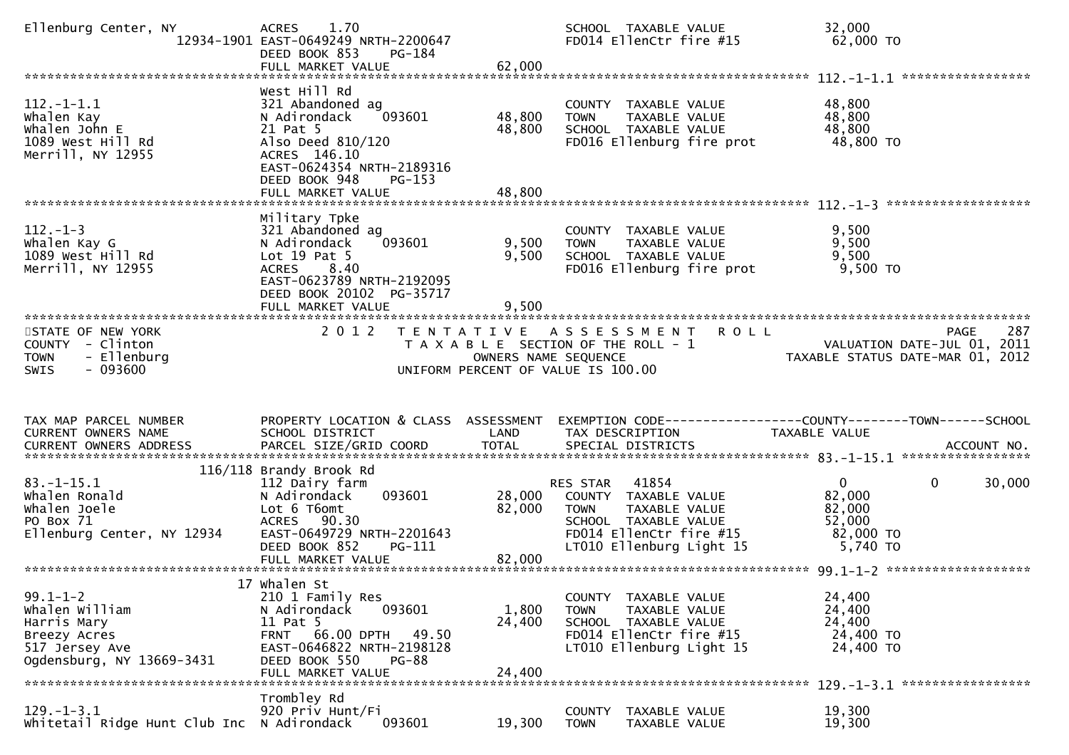```
Ellenburg Center, NY          ACRES    1.70                                     SCHOOL  TAXABLE VALUE              32,000
                   12934-1901 EAST-0649249 NRTH-2200647                         FD014 EllenCtr fire #15             62,000 TO
                              DEED BOOK 853    PG-184
                              FULL MARKET VALUE                    62,000
******************************************************************************************************* 112.-1-1.1 *****************
                              West Hill Rd
112.-1-1.1                    321 Abandoned ag                                  COUNTY  TAXABLE VALUE              48,800
Whalen Kay                    N Adirondack     093601          48,800           TOWN    TAXABLE VALUE              48,800
Whalen John E                 21 Pat 5                         48,800           SCHOOL  TAXABLE VALUE              48,800
1089 West Hill Rd             Also Deed 810/120                                 FD016 Ellenburg fire prot           48,800 TO
Merrill, NY 12955             ACRES  146.10
                              EAST-0624354 NRTH-2189316
                              DEED BOOK 948    PG-153
                              FULL MARKET VALUE                    48,800
******************************************************************************************************* 112.-1-3 *******************
                              Military Tpke
112.-1-3                      321 Abandoned ag                                  COUNTY  TAXABLE VALUE               9,500
Whalen Kay G                  N Adirondack     093601           9,500           TOWN    TAXABLE VALUE               9,500
1089 West Hill Rd             Lot 19 Pat 5                      9,500           SCHOOL  TAXABLE VALUE               9,500
Merrill, NY 12955             ACRES    8.40                                     FD016 Ellenburg fire prot            9,500 TO
                              EAST-0623789 NRTH-2192095
                              DEED BOOK 20102  PG-35717
                              FULL MARKET VALUE                     9,500
************************************************************************************************************************************
STATE OF NEW YORK                 2 0 1 2   T E N T A T I V E   A S S E S S M E N T   R O L L                              PAGE    287
COUNTY  - Clinton                             T A X A B L E SECTION OF THE ROLL - 1                         VALUATION DATE-JUL 01, 2011
TOWN    - Ellenburg                                 OWNERS NAME SEQUENCE                              TAXABLE STATUS DATE-MAR 01, 2012
SWIS    - 093600                             UNIFORM PERCENT OF VALUE IS 100.00


TAX MAP PARCEL NUMBER         PROPERTY LOCATION & CLASS  ASSESSMENT  EXEMPTION CODE------------------COUNTY--------TOWN------SCHOOL
CURRENT OWNERS NAME           SCHOOL DISTRICT               LAND      TAX DESCRIPTION              TAXABLE VALUE
CURRENT OWNERS ADDRESS        PARCEL SIZE/GRID COORD        TOTAL     SPECIAL DISTRICTS                                     ACCOUNT NO.
******************************************************************************************************* 83.-1-15.1 *****************
                      116/118 Brandy Brook Rd
83.-1-15.1                    112 Dairy farm                                    RES STAR   41854                    0           0      30,000
Whalen Ronald                 N Adirondack     093601          28,000           COUNTY  TAXABLE VALUE              82,000
Whalen Joele                  Lot 6 T6omt                      82,000           TOWN    TAXABLE VALUE              82,000
PO Box 71                     ACRES   90.30                                     SCHOOL  TAXABLE VALUE              52,000
Ellenburg Center, NY 12934    EAST-0649729 NRTH-2201643                         FD014 EllenCtr fire #15             82,000 TO
                              DEED BOOK 852    PG-111                           LT010 Ellenburg Light 15             5,740 TO
                              FULL MARKET VALUE                    82,000
******************************************************************************************************* 99.1-1-2 *******************
                           17 Whalen St
99.1-1-2                      210 1 Family Res                                  COUNTY  TAXABLE VALUE              24,400
Whalen William                N Adirondack     093601           1,800           TOWN    TAXABLE VALUE              24,400
Harris Mary                   11 Pat 5                         24,400           SCHOOL  TAXABLE VALUE              24,400
Breezy Acres                  FRNT   66.00 DPTH   49.50                         FD014 EllenCtr fire #15             24,400 TO
517 Jersey Ave                EAST-0646822 NRTH-2198128                         LT010 Ellenburg Light 15            24,400 TO
Ogdensburg, NY 13669-3431     DEED BOOK 550    PG-88
                              FULL MARKET VALUE                    24,400
******************************************************************************************************* 129.-1-3.1 *****************
                              Trombley Rd
129.-1-3.1                    920 Priv Hunt/Fi                                  COUNTY  TAXABLE VALUE              19,300
Whitetail Ridge Hunt Club Inc N Adirondack     093601          19,300           TOWN    TAXABLE VALUE              19,300
```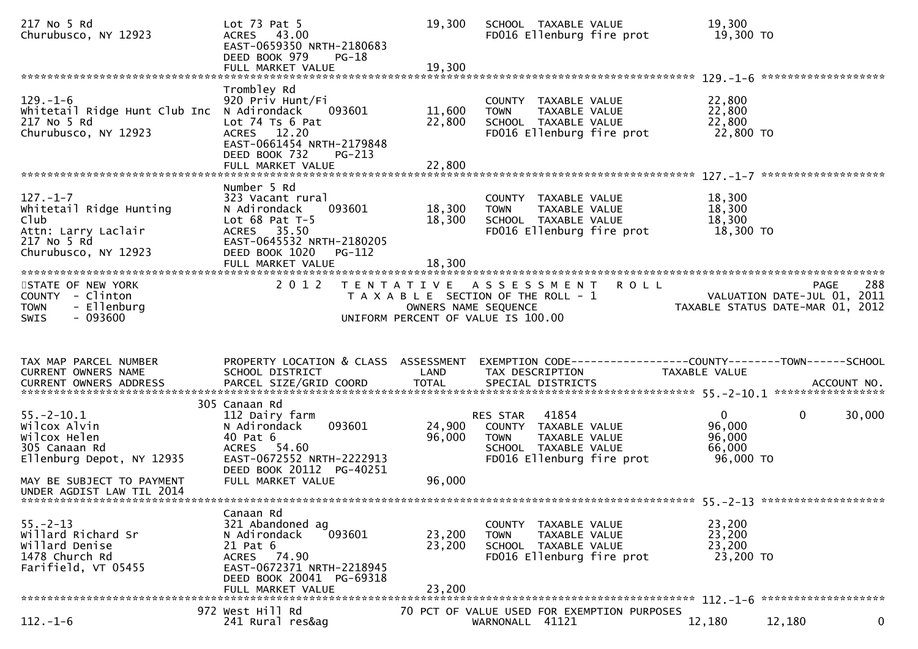```
217 No 5 Rd                        Lot 73 Pat 5                      19,300   SCHOOL  TAXABLE VALUE               19,300
Churubusco, NY 12923               ACRES   43.00                              FD016 Ellenburg fire prot            19,300 TO
                                   EAST-0659350 NRTH-2180683
                                   DEED BOOK 979     PG-18
                                   FULL MARKET VALUE                 19,300
******************************************************************************************************* 129.-1-6 ******************
                                   Trombley Rd
129.-1-6                           920 Priv Hunt/Fi                           COUNTY  TAXABLE VALUE               22,800
Whitetail Ridge Hunt Club Inc      N Adirondack    093601            11,600   TOWN    TAXABLE VALUE               22,800
217 No 5 Rd                        Lot 74 Ts 6 Pat                   22,800   SCHOOL  TAXABLE VALUE               22,800
Churubusco, NY 12923               ACRES   12.20                              FD016 Ellenburg fire prot            22,800 TO
                                   EAST-0661454 NRTH-2179848
                                   DEED BOOK 732     PG-213
                                   FULL MARKET VALUE                 22,800
******************************************************************************************************* 127.-1-7 ******************
                                   Number 5 Rd
127.-1-7                           323 Vacant rural                           COUNTY  TAXABLE VALUE               18,300
Whitetail Ridge Hunting            N Adirondack    093601            18,300   TOWN    TAXABLE VALUE               18,300
Club                               Lot 68 Pat T-5                    18,300   SCHOOL  TAXABLE VALUE               18,300
Attn: Larry Laclair                ACRES   35.50                              FD016 Ellenburg fire prot            18,300 TO
217 No 5 Rd                        EAST-0645532 NRTH-2180205
Churubusco, NY 12923               DEED BOOK 1020    PG-112
                                   FULL MARKET VALUE                 18,300
***********************************************************************************************************************************
STATE OF NEW YORK                  2 0 1 2   T E N T A T I V E   A S S E S S M E N T   R O L L                          PAGE    288
COUNTY  - Clinton                            T A X A B L E  SECTION OF THE ROLL - 1                       VALUATION DATE-JUL 01, 2011
TOWN    - Ellenburg                                 OWNERS NAME SEQUENCE                              TAXABLE STATUS DATE-MAR 01, 2012
SWIS    - 093600                                UNIFORM PERCENT OF VALUE IS 100.00


TAX MAP PARCEL NUMBER              PROPERTY LOCATION & CLASS  ASSESSMENT  EXEMPTION CODE------------------COUNTY--------TOWN------SCHOOL
CURRENT OWNERS NAME                SCHOOL DISTRICT               LAND     TAX DESCRIPTION             TAXABLE VALUE
CURRENT OWNERS ADDRESS             PARCEL SIZE/GRID COORD        TOTAL    SPECIAL DISTRICTS                                ACCOUNT NO.
******************************************************************************************************* 55.-2-10.1 ****************
                                   305 Canaan Rd
55.-2-10.1                         112 Dairy farm                             RES STAR   41854                   0            0     30,000
Wilcox Alvin                       N Adirondack    093601            24,900   COUNTY  TAXABLE VALUE               96,000
Wilcox Helen                       40 Pat 6                          96,000   TOWN    TAXABLE VALUE               96,000
305 Canaan Rd                      ACRES   54.60                              SCHOOL  TAXABLE VALUE               66,000
Ellenburg Depot, NY 12935          EAST-0672552 NRTH-2222913                  FD016 Ellenburg fire prot            96,000 TO
                                   DEED BOOK 20112  PG-40251
MAY BE SUBJECT TO PAYMENT          FULL MARKET VALUE                 96,000
UNDER AGDIST LAW TIL 2014
******************************************************************************************************* 55.-2-13 ******************
                                   Canaan Rd
55.-2-13                           321 Abandoned ag                           COUNTY  TAXABLE VALUE               23,200
Willard Richard Sr                 N Adirondack    093601            23,200   TOWN    TAXABLE VALUE               23,200
Willard Denise                     21 Pat 6                          23,200   SCHOOL  TAXABLE VALUE               23,200
1478 Church Rd                     ACRES   74.90                              FD016 Ellenburg fire prot            23,200 TO
Farifield, VT 05455                EAST-0672371 NRTH-2218945
                                   DEED BOOK 20041  PG-69318
                                   FULL MARKET VALUE                 23,200
******************************************************************************************************* 112.-1-6 ******************
                                   972 West Hill Rd                70 PCT OF VALUE USED FOR EXEMPTION PURPOSES
112.-1-6                           241 Rural res&ag                           WARNONALL  41121               12,180       12,180          0
```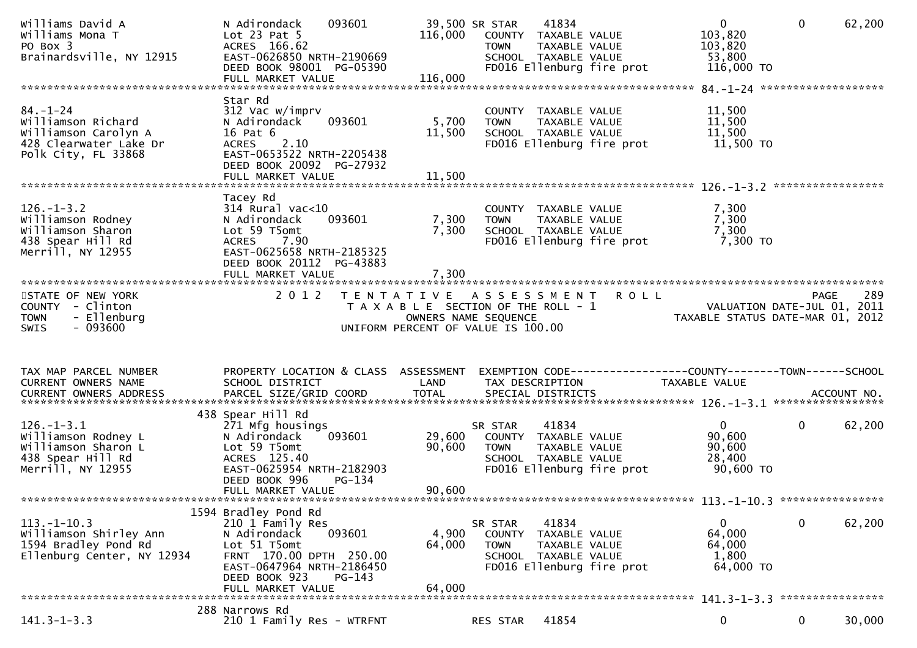| | | | | | | |
|---|---|---|---|---|---|---|
| Williams David A | N Adirondack 093601 | 39,500 | SR STAR 41834 | 0 | 0 | 62,200 |
| Williams Mona T | Lot 23 Pat 5 | 116,000 | COUNTY TAXABLE VALUE | 103,820 | | |
| PO Box 3 | ACRES 166.62 | | TOWN TAXABLE VALUE | 103,820 | | |
| Brainardsville, NY 12915 | EAST-0626850 NRTH-2190669 | | SCHOOL TAXABLE VALUE | 53,800 | | |
| | DEED BOOK 98001 PG-05390 | | FD016 Ellenburg fire prot | 116,000 TO | | |
| | FULL MARKET VALUE | 116,000 | | | | |

******************************************************************************************************* 84.-1-24 *******************

| | | | | | | |
|---|---|---|---|---|---|---|
| | Star Rd | | | | | |
| 84.-1-24 | 312 Vac w/imprv | | COUNTY TAXABLE VALUE | 11,500 | | |
| Williamson Richard | N Adirondack 093601 | 5,700 | TOWN TAXABLE VALUE | 11,500 | | |
| Williamson Carolyn A | 16 Pat 6 | 11,500 | SCHOOL TAXABLE VALUE | 11,500 | | |
| 428 Clearwater Lake Dr | ACRES 2.10 | | FD016 Ellenburg fire prot | 11,500 TO | | |
| Polk City, FL 33868 | EAST-0653522 NRTH-2205438 | | | | | |
| | DEED BOOK 20092 PG-27932 | | | | | |
| | FULL MARKET VALUE | 11,500 | | | | |

******************************************************************************************************* 126.-1-3.2 *****************

| | | | | | | |
|---|---|---|---|---|---|---|
| | Tacey Rd | | | | | |
| 126.-1-3.2 | 314 Rural vac<10 | | COUNTY TAXABLE VALUE | 7,300 | | |
| Williamson Rodney | N Adirondack 093601 | 7,300 | TOWN TAXABLE VALUE | 7,300 | | |
| Williamson Sharon | Lot 59 T5omt | 7,300 | SCHOOL TAXABLE VALUE | 7,300 | | |
| 438 Spear Hill Rd | ACRES 7.90 | | FD016 Ellenburg fire prot | 7,300 TO | | |
| Merrill, NY 12955 | EAST-0625658 NRTH-2185325 | | | | | |
| | DEED BOOK 20112 PG-43883 | | | | | |
| | FULL MARKET VALUE | 7,300 | | | | |

STATE OF NEW YORK — 2012 TENTATIVE ASSESSMENT ROLL — PAGE 289
COUNTY - Clinton — TAXABLE SECTION OF THE ROLL - 1 — VALUATION DATE-JUL 01, 2011
TOWN - Ellenburg — OWNERS NAME SEQUENCE — TAXABLE STATUS DATE-MAR 01, 2012
SWIS - 093600 — UNIFORM PERCENT OF VALUE IS 100.00

| TAX MAP PARCEL NUMBER / CURRENT OWNERS NAME / CURRENT OWNERS ADDRESS | PROPERTY LOCATION & CLASS / SCHOOL DISTRICT / PARCEL SIZE/GRID COORD | ASSESSMENT LAND / TOTAL | EXEMPTION CODE / TAX DESCRIPTION / SPECIAL DISTRICTS | COUNTY TAXABLE VALUE | TOWN | SCHOOL / ACCOUNT NO. |
|---|---|---|---|---|---|---|
| | 438 Spear Hill Rd | | | | | |
| 126.-1-3.1 | 271 Mfg housings | | SR STAR 41834 | 0 | 0 | 62,200 |
| Williamson Rodney L | N Adirondack 093601 | 29,600 | COUNTY TAXABLE VALUE | 90,600 | | |
| Williamson Sharon L | Lot 59 T5omt | 90,600 | TOWN TAXABLE VALUE | 90,600 | | |
| 438 Spear Hill Rd | ACRES 125.40 | | SCHOOL TAXABLE VALUE | 28,400 | | |
| Merrill, NY 12955 | EAST-0625954 NRTH-2182903 | | FD016 Ellenburg fire prot | 90,600 TO | | |
| | DEED BOOK 996 PG-134 | | | | | |
| | FULL MARKET VALUE | 90,600 | | | | |

******************************************************************************************************* 113.-1-10.3 ****************

| | | | | | | |
|---|---|---|---|---|---|---|
| | 1594 Bradley Pond Rd | | | | | |
| 113.-1-10.3 | 210 1 Family Res | | SR STAR 41834 | 0 | 0 | 62,200 |
| Williamson Shirley Ann | N Adirondack 093601 | 4,900 | COUNTY TAXABLE VALUE | 64,000 | | |
| 1594 Bradley Pond Rd | Lot 51 T5omt | 64,000 | TOWN TAXABLE VALUE | 64,000 | | |
| Ellenburg Center, NY 12934 | FRNT 170.00 DPTH 250.00 | | SCHOOL TAXABLE VALUE | 1,800 | | |
| | EAST-0647964 NRTH-2186450 | | FD016 Ellenburg fire prot | 64,000 TO | | |
| | DEED BOOK 923 PG-143 | | | | | |
| | FULL MARKET VALUE | 64,000 | | | | |

******************************************************************************************************* 141.3-1-3.3 ****************

| | | | | | | |
|---|---|---|---|---|---|---|
| | 288 Narrows Rd | | | | | |
| 141.3-1-3.3 | 210 1 Family Res - WTRFNT | | RES STAR 41854 | 0 | 0 | 30,000 |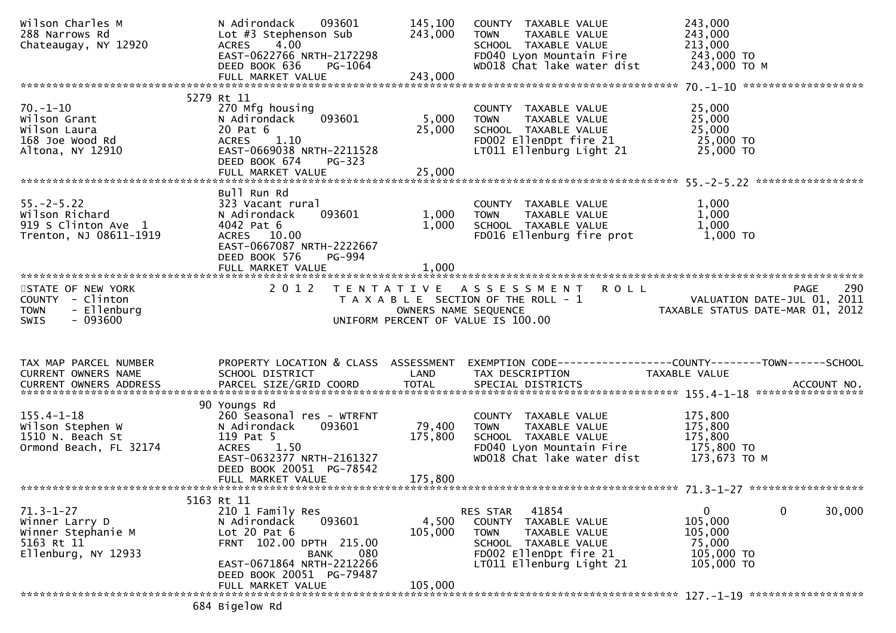```
Wilson Charles M               N Adirondack    093601        145,100    COUNTY  TAXABLE VALUE             243,000
288 Narrows Rd                 Lot #3 Stephenson Sub         243,000    TOWN    TAXABLE VALUE             243,000
Chateaugay, NY 12920           ACRES    4.00                            SCHOOL  TAXABLE VALUE             213,000
                               EAST-0622766 NRTH-2172298                FD040 Lyon Mountain Fire          243,000 TO
                               DEED BOOK 636     PG-1064                WD018 Chat lake water dist        243,000 TO M
                               FULL MARKET VALUE             243,000
******************************************************************************************************* 70.-1-10 ******************
                             5279 Rt 11
70.-1-10                       270 Mfg housing                          COUNTY  TAXABLE VALUE              25,000
Wilson Grant                   N Adirondack    093601          5,000    TOWN    TAXABLE VALUE              25,000
Wilson Laura                   20 Pat 6                       25,000    SCHOOL  TAXABLE VALUE              25,000
168 Joe Wood Rd                ACRES    1.10                            FD002 EllenDpt fire 21             25,000 TO
Altona, NY 12910               EAST-0669038 NRTH-2211528                LT011 Ellenburg Light 21           25,000 TO
                               DEED BOOK 674     PG-323
                               FULL MARKET VALUE              25,000
******************************************************************************************************* 55.-2-5.22 ****************
                               Bull Run Rd
55.-2-5.22                     323 Vacant rural                         COUNTY  TAXABLE VALUE               1,000
Wilson Richard                 N Adirondack    093601          1,000    TOWN    TAXABLE VALUE               1,000
919 S Clinton Ave  1           4042 Pat 6                      1,000    SCHOOL  TAXABLE VALUE               1,000
Trenton, NJ 08611-1919         ACRES   10.00                            FD016 Ellenburg fire prot           1,000 TO
                               EAST-0667087 NRTH-2222667
                               DEED BOOK 576     PG-994
                               FULL MARKET VALUE               1,000
************************************************************************************************************************************
STATE OF NEW YORK                 2 0 1 2   T E N T A T I V E   A S S E S S M E N T   R O L L                         PAGE    290
COUNTY  - Clinton                           T A X A B L E  SECTION OF THE ROLL - 1                     VALUATION DATE-JUL 01, 2011
TOWN    - Ellenburg                                 OWNERS NAME SEQUENCE                           TAXABLE STATUS DATE-MAR 01, 2012
SWIS    - 093600                            UNIFORM PERCENT OF VALUE IS 100.00


TAX MAP PARCEL NUMBER          PROPERTY LOCATION & CLASS  ASSESSMENT  EXEMPTION CODE------------------COUNTY--------TOWN------SCHOOL
CURRENT OWNERS NAME            SCHOOL DISTRICT               LAND       TAX DESCRIPTION               TAXABLE VALUE
CURRENT OWNERS ADDRESS         PARCEL SIZE/GRID COORD        TOTAL      SPECIAL DISTRICTS                                  ACCOUNT NO.
******************************************************************************************************* 155.4-1-18 ****************
                            90 Youngs Rd
155.4-1-18                     260 Seasonal res - WTRFNT                COUNTY  TAXABLE VALUE             175,800
Wilson Stephen W               N Adirondack    093601         79,400    TOWN    TAXABLE VALUE             175,800
1510 N. Beach St               119 Pat 5                     175,800    SCHOOL  TAXABLE VALUE             175,800
Ormond Beach, FL 32174         ACRES    1.50                            FD040 Lyon Mountain Fire          175,800 TO
                               EAST-0632377 NRTH-2161327                WD018 Chat lake water dist        173,673 TO M
                               DEED BOOK 20051  PG-78542
                               FULL MARKET VALUE             175,800
******************************************************************************************************* 71.3-1-27 *****************
                             5163 Rt 11
71.3-1-27                      210 1 Family Res                         RES STAR    41854                    0             0        30,000
Winner Larry D                 N Adirondack    093601          4,500    COUNTY  TAXABLE VALUE             105,000
Winner Stephanie M             Lot 20 Pat 6                  105,000    TOWN    TAXABLE VALUE             105,000
5163 Rt 11                     FRNT  102.00 DPTH  215.00                SCHOOL  TAXABLE VALUE              75,000
Ellenburg, NY 12933                          BANK     080               FD002 EllenDpt fire 21            105,000 TO
                               EAST-0671864 NRTH-2212266                LT011 Ellenburg Light 21          105,000 TO
                               DEED BOOK 20051  PG-79487
                               FULL MARKET VALUE             105,000
******************************************************************************************************* 127.-1-19 *****************
                            684 Bigelow Rd
```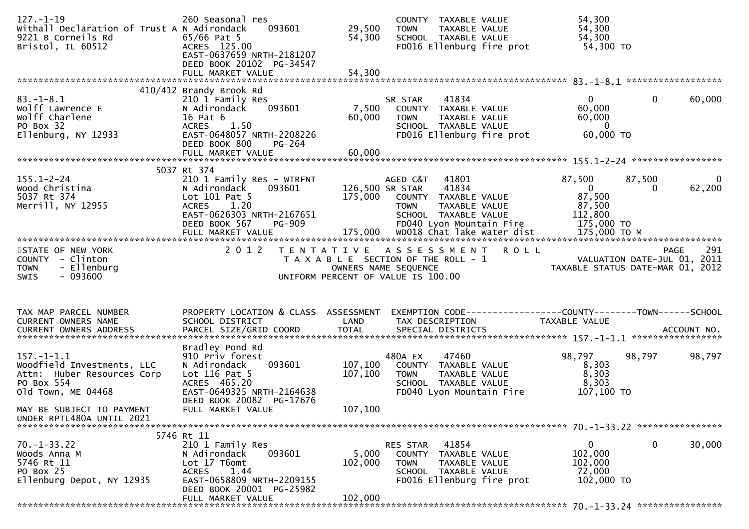```
127.-1-19                      260 Seasonal res                     COUNTY  TAXABLE VALUE            54,300
Withall Declaration of Trust A N Adirondack     093601      29,500   TOWN    TAXABLE VALUE            54,300
9221 B Corneils Rd             65/66 Pat 5                  54,300   SCHOOL  TAXABLE VALUE            54,300
Bristol, IL 60512              ACRES  125.00                          FD016 Ellenburg fire prot        54,300 TO
                               EAST-0637659 NRTH-2181207
                               DEED BOOK 20102  PG-34547
                               FULL MARKET VALUE            54,300
******************************************************************************************************* 83.-1-8.1 *****************
                        410/412 Brandy Brook Rd
83.-1-8.1                      210 1 Family Res                     SR STAR     41834                      0          0     60,000
Wolff Lawrence E               N Adirondack     093601       7,500   COUNTY  TAXABLE VALUE            60,000
Wolff Charlene                 16 Pat 6                     60,000   TOWN    TAXABLE VALUE            60,000
PO Box 32                      ACRES    1.50                          SCHOOL  TAXABLE VALUE                 0
Ellenburg, NY 12933            EAST-0648057 NRTH-2208226             FD016 Ellenburg fire prot        60,000 TO
                               DEED BOOK 800    PG-264
                               FULL MARKET VALUE            60,000
******************************************************************************************************* 155.1-2-24 ****************
                        5037 Rt 374
155.1-2-24                     210 1 Family Res - WTRFNT            AGED C&T    41801                 87,500     87,500          0
Wood Christina                 N Adirondack     093601     126,500 SR STAR     41834                      0          0     62,200
5037 Rt 374                    Lot 101 Pat 5               175,000   COUNTY  TAXABLE VALUE            87,500
Merrill, NY 12955              ACRES    1.20                          TOWN    TAXABLE VALUE            87,500
                               EAST-0626303 NRTH-2167651             SCHOOL  TAXABLE VALUE           112,800
                               DEED BOOK 567    PG-909                FD040 Lyon Mountain Fire        175,000 TO
                               FULL MARKET VALUE           175,000   WD018 Chat lake water dist      175,000 TO M
************************************************************************************************************************************
STATE OF NEW YORK                  2 0 1 2   T E N T A T I V E   A S S E S S M E N T   R O L L                           PAGE    291
COUNTY  - Clinton                             T A X A B L E  SECTION OF THE ROLL - 1                        VALUATION DATE-JUL 01, 2011
TOWN    - Ellenburg                                   OWNERS NAME SEQUENCE                                 TAXABLE STATUS DATE-MAR 01, 2012
SWIS    - 093600                              UNIFORM PERCENT OF VALUE IS 100.00


TAX MAP PARCEL NUMBER          PROPERTY LOCATION & CLASS  ASSESSMENT  EXEMPTION CODE------------------COUNTY--------TOWN------SCHOOL
CURRENT OWNERS NAME            SCHOOL DISTRICT               LAND      TAX DESCRIPTION                TAXABLE VALUE
CURRENT OWNERS ADDRESS         PARCEL SIZE/GRID COORD        TOTAL     SPECIAL DISTRICTS                                     ACCOUNT NO.
******************************************************************************************************* 157.-1-1.1 ****************
                               Bradley Pond Rd
157.-1-1.1                     910 Priv forest                      480A EX     47460                 98,797     98,797     98,797
Woodfield Investments, LLC     N Adirondack     093601     107,100   COUNTY  TAXABLE VALUE             8,303
Attn:  Huber Resources Corp    Lot 116 Pat 5               107,100   TOWN    TAXABLE VALUE             8,303
PO Box 554                     ACRES  465.20                          SCHOOL  TAXABLE VALUE             8,303
Old Town, ME 04468             EAST-0649325 NRTH-2164638             FD040 Lyon Mountain Fire        107,100 TO
                               DEED BOOK 20082  PG-17676
MAY BE SUBJECT TO PAYMENT      FULL MARKET VALUE           107,100
UNDER RPTL480A UNTIL 2021
******************************************************************************************************* 70.-1-33.22 ***************
                        5746 Rt 11
70.-1-33.22                    210 1 Family Res                     RES STAR    41854                      0          0     30,000
Woods Anna M                   N Adirondack     093601       5,000   COUNTY  TAXABLE VALUE           102,000
5746 Rt 11                     Lot 17 T6omt                102,000   TOWN    TAXABLE VALUE           102,000
PO Box 25                      ACRES    1.44                          SCHOOL  TAXABLE VALUE            72,000
Ellenburg Depot, NY 12935      EAST-0658809 NRTH-2209155             FD016 Ellenburg fire prot       102,000 TO
                               DEED BOOK 20001  PG-25982
                               FULL MARKET VALUE           102,000
******************************************************************************************************* 70.-1-33.24 ***************
```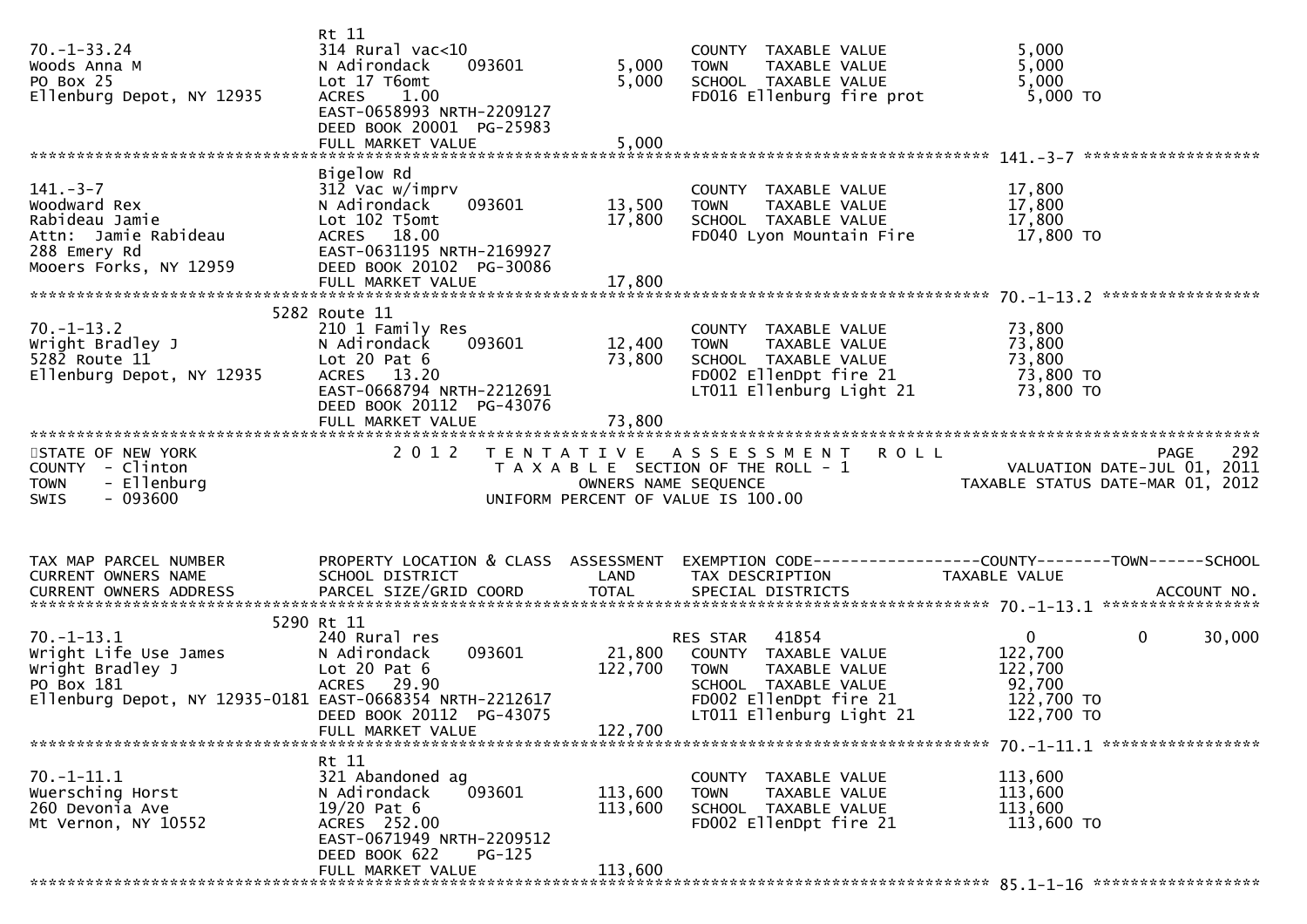```
                              Rt 11
70.-1-33.24                   314 Rural vac<10                    COUNTY  TAXABLE VALUE              5,000
Woods Anna M                  N Adirondack     093601       5,000   TOWN    TAXABLE VALUE              5,000
PO Box 25                     Lot 17 T6omt                  5,000   SCHOOL  TAXABLE VALUE              5,000
Ellenburg Depot, NY 12935     ACRES    1.00                         FD016 Ellenburg fire prot           5,000 TO
                              EAST-0658993 NRTH-2209127
                              DEED BOOK 20001  PG-25983
                              FULL MARKET VALUE             5,000
******************************************************************************************************* 141.-3-7 ******************
                              Bigelow Rd
141.-3-7                      312 Vac w/imprv                     COUNTY  TAXABLE VALUE             17,800
Woodward Rex                  N Adirondack     093601      13,500   TOWN    TAXABLE VALUE             17,800
Rabideau Jamie                Lot 102 T5omt                17,800   SCHOOL  TAXABLE VALUE             17,800
Attn:  Jamie Rabideau         ACRES   18.00                         FD040 Lyon Mountain Fire           17,800 TO
288 Emery Rd                  EAST-0631195 NRTH-2169927
Mooers Forks, NY 12959        DEED BOOK 20102  PG-30086
                              FULL MARKET VALUE            17,800
******************************************************************************************************* 70.-1-13.2 ****************
                        5282 Route 11
70.-1-13.2                    210 1 Family Res                    COUNTY  TAXABLE VALUE             73,800
Wright Bradley J              N Adirondack     093601      12,400   TOWN    TAXABLE VALUE             73,800
5282 Route 11                 Lot 20 Pat 6                 73,800   SCHOOL  TAXABLE VALUE             73,800
Ellenburg Depot, NY 12935     ACRES   13.20                         FD002 EllenDpt fire 21             73,800 TO
                              EAST-0668794 NRTH-2212691             LT011 Ellenburg Light 21           73,800 TO
                              DEED BOOK 20112  PG-43076
                              FULL MARKET VALUE            73,800
************************************************************************************************************************************
STATE OF NEW YORK                  2 0 1 2   T E N T A T I V E   A S S E S S M E N T   R O L L                          PAGE    292
COUNTY  - Clinton                            T A X A B L E SECTION OF THE ROLL - 1                      VALUATION DATE-JUL 01, 2011
TOWN    - Ellenburg                               OWNERS NAME SEQUENCE                               TAXABLE STATUS DATE-MAR 01, 2012
SWIS    - 093600                            UNIFORM PERCENT OF VALUE IS 100.00


TAX MAP PARCEL NUMBER         PROPERTY LOCATION & CLASS  ASSESSMENT  EXEMPTION CODE------------------COUNTY--------TOWN------SCHOOL
CURRENT OWNERS NAME           SCHOOL DISTRICT               LAND      TAX DESCRIPTION            TAXABLE VALUE
CURRENT OWNERS ADDRESS        PARCEL SIZE/GRID COORD        TOTAL     SPECIAL DISTRICTS                                   ACCOUNT NO.
******************************************************************************************************* 70.-1-13.1 ****************
                        5290 Rt 11
70.-1-13.1                    240 Rural res                        RES STAR   41854                   0            0       30,000
Wright Life Use James         N Adirondack     093601      21,800   COUNTY  TAXABLE VALUE            122,700
Wright Bradley J              Lot 20 Pat 6                122,700   TOWN    TAXABLE VALUE            122,700
PO Box 181                    ACRES   29.90                         SCHOOL  TAXABLE VALUE             92,700
Ellenburg Depot, NY 12935-0181 EAST-0668354 NRTH-2212617            FD002 EllenDpt fire 21            122,700 TO
                              DEED BOOK 20112  PG-43075             LT011 Ellenburg Light 21          122,700 TO
                              FULL MARKET VALUE           122,700
******************************************************************************************************* 70.-1-11.1 ****************
                              Rt 11
70.-1-11.1                    321 Abandoned ag                    COUNTY  TAXABLE VALUE            113,600
Wuersching Horst              N Adirondack     093601     113,600   TOWN    TAXABLE VALUE            113,600
260 Devonia Ave               19/20 Pat 6                 113,600   SCHOOL  TAXABLE VALUE            113,600
Mt Vernon, NY 10552           ACRES  252.00                         FD002 EllenDpt fire 21            113,600 TO
                              EAST-0671949 NRTH-2209512
                              DEED BOOK 622    PG-125
                              FULL MARKET VALUE           113,600
******************************************************************************************************* 85.1-1-16 *****************
```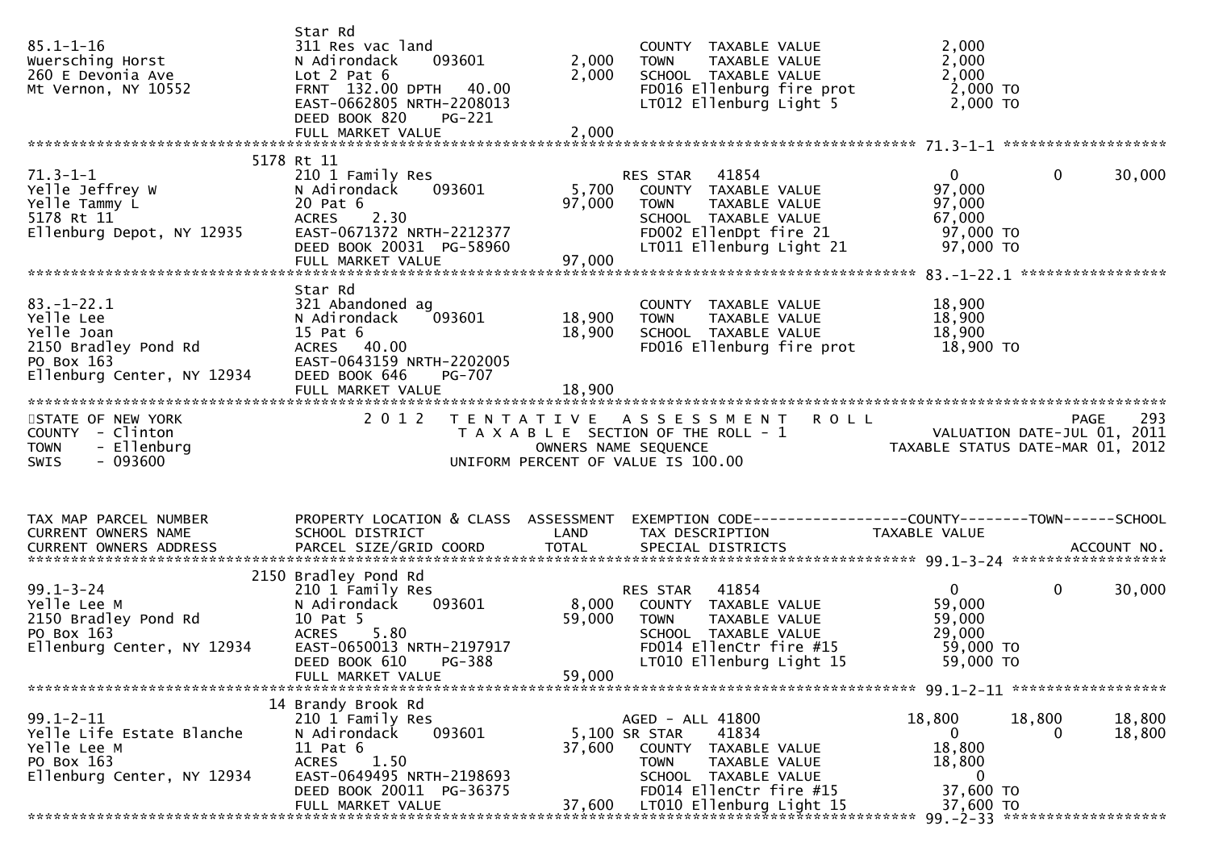```
                              Star Rd
85.1-1-16                     311 Res vac land                        COUNTY  TAXABLE VALUE              2,000
Wuersching Horst              N Adirondack    093601       2,000      TOWN    TAXABLE VALUE              2,000
260 E Devonia Ave             Lot 2 Pat 6                  2,000      SCHOOL  TAXABLE VALUE              2,000
Mt Vernon, NY 10552           FRNT 132.00 DPTH  40.00                 FD016 Ellenburg fire prot           2,000 TO
                              EAST-0662805 NRTH-2208013               LT012 Ellenburg Light 5             2,000 TO
                              DEED BOOK 820    PG-221
                              FULL MARKET VALUE            2,000
******************************************************************************************************* 71.3-1-1 ******************
                         5178 Rt 11
71.3-1-1                      210 1 Family Res                        RES STAR   41854                   0            0        30,000
Yelle Jeffrey W               N Adirondack    093601       5,700      COUNTY  TAXABLE VALUE             97,000
Yelle Tammy L                 20 Pat 6                    97,000      TOWN    TAXABLE VALUE             97,000
5178 Rt 11                    ACRES    2.30                           SCHOOL  TAXABLE VALUE             67,000
Ellenburg Depot, NY 12935     EAST-0671372 NRTH-2212377               FD002 EllenDpt fire 21             97,000 TO
                              DEED BOOK 20031 PG-58960                LT011 Ellenburg Light 21           97,000 TO
                              FULL MARKET VALUE           97,000
******************************************************************************************************* 83.-1-22.1 ****************
                              Star Rd
83.-1-22.1                    321 Abandoned ag                        COUNTY  TAXABLE VALUE             18,900
Yelle Lee                     N Adirondack    093601      18,900      TOWN    TAXABLE VALUE             18,900
Yelle Joan                    15 Pat 6                    18,900      SCHOOL  TAXABLE VALUE             18,900
2150 Bradley Pond Rd          ACRES   40.00                           FD016 Ellenburg fire prot          18,900 TO
PO Box 163                    EAST-0643159 NRTH-2202005
Ellenburg Center, NY 12934    DEED BOOK 646    PG-707
                              FULL MARKET VALUE           18,900
***********************************************************************************************************************************
STATE OF NEW YORK                 2 0 1 2   T E N T A T I V E   A S S E S S M E N T   R O L L                          PAGE   293
COUNTY  - Clinton                           T A X A B L E  SECTION OF THE ROLL - 1                 VALUATION DATE-JUL 01, 2011
TOWN    - Ellenburg                                OWNERS NAME SEQUENCE                       TAXABLE STATUS DATE-MAR 01, 2012
SWIS    - 093600                            UNIFORM PERCENT OF VALUE IS 100.00


TAX MAP PARCEL NUMBER         PROPERTY LOCATION & CLASS  ASSESSMENT  EXEMPTION CODE------------------COUNTY--------TOWN------SCHOOL
CURRENT OWNERS NAME           SCHOOL DISTRICT               LAND      TAX DESCRIPTION             TAXABLE VALUE
CURRENT OWNERS ADDRESS        PARCEL SIZE/GRID COORD        TOTAL     SPECIAL DISTRICTS                                ACCOUNT NO.
******************************************************************************************************* 99.1-3-24 *****************
                         2150 Bradley Pond Rd
99.1-3-24                     210 1 Family Res                        RES STAR   41854                   0            0        30,000
Yelle Lee M                   N Adirondack    093601       8,000      COUNTY  TAXABLE VALUE             59,000
2150 Bradley Pond Rd          10 Pat 5                    59,000      TOWN    TAXABLE VALUE             59,000
PO Box 163                    ACRES    5.80                           SCHOOL  TAXABLE VALUE             29,000
Ellenburg Center, NY 12934    EAST-0650013 NRTH-2197917               FD014 EllenCtr fire #15            59,000 TO
                              DEED BOOK 610    PG-388                 LT010 Ellenburg Light 15           59,000 TO
                              FULL MARKET VALUE           59,000
******************************************************************************************************* 99.1-2-11 *****************
                           14 Brandy Brook Rd
99.1-2-11                     210 1 Family Res                        AGED - ALL 41800              18,800       18,800        18,800
Yelle Life Estate Blanche     N Adirondack    093601       5,100 SR STAR     41834                   0            0        18,800
Yelle Lee M                   11 Pat 6                    37,600      COUNTY  TAXABLE VALUE             18,800
PO Box 163                    ACRES    1.50                           TOWN    TAXABLE VALUE             18,800
Ellenburg Center, NY 12934    EAST-0649495 NRTH-2198693               SCHOOL  TAXABLE VALUE                  0
                              DEED BOOK 20011 PG-36375                FD014 EllenCtr fire #15            37,600 TO
                              FULL MARKET VALUE           37,600      LT010 Ellenburg Light 15           37,600 TO
******************************************************************************************************* 99.-2-33 ******************
```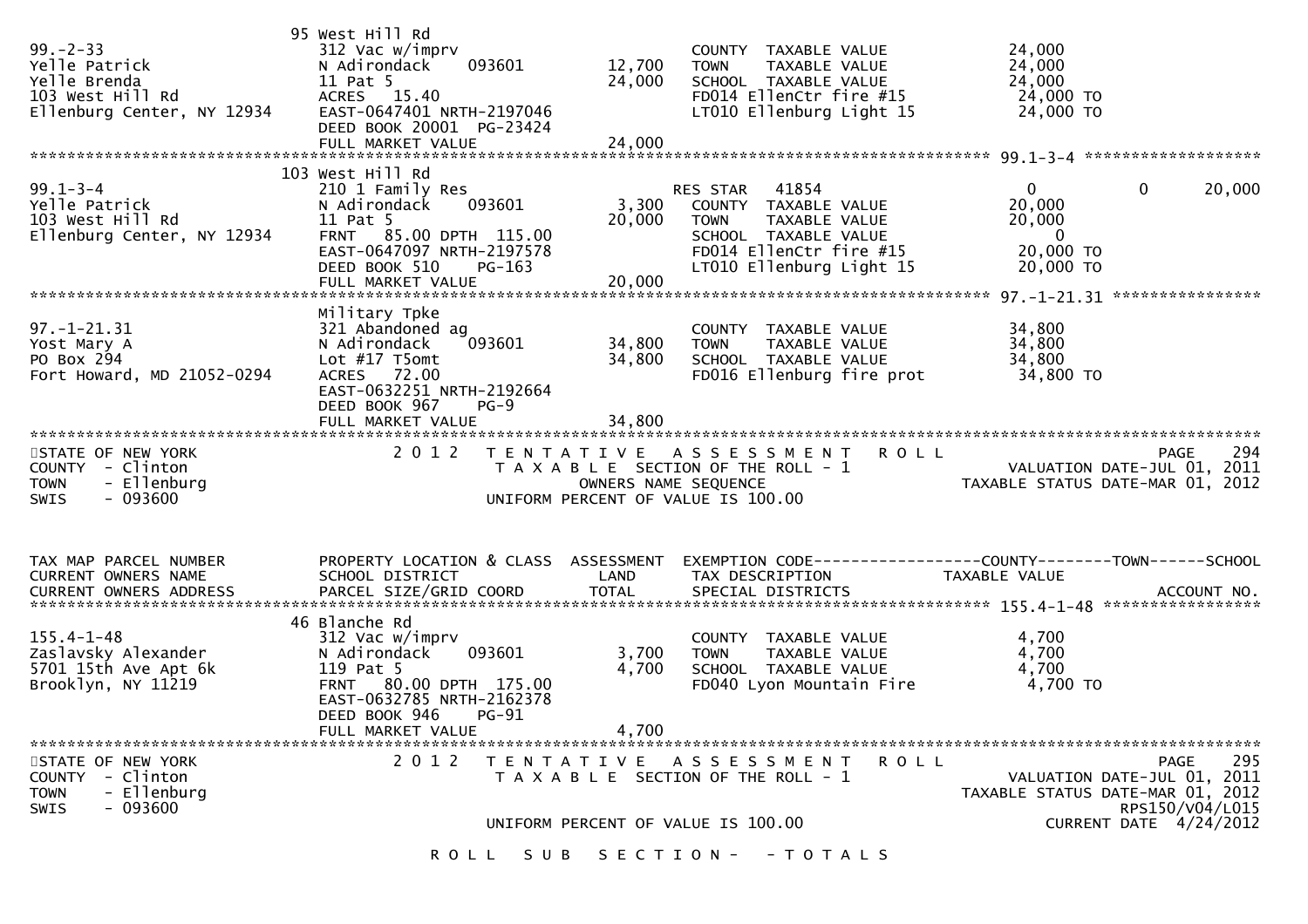```
                                  95 West Hill Rd
99.-2-33                          312 Vac w/imprv                          COUNTY  TAXABLE VALUE              24,000
Yelle Patrick                     N Adirondack     093601        12,700    TOWN    TAXABLE VALUE              24,000
Yelle Brenda                      11 Pat 5                       24,000    SCHOOL  TAXABLE VALUE              24,000
103 West Hill Rd                  ACRES  15.40                             FD014 EllenCtr fire #15            24,000 TO
Ellenburg Center, NY 12934        EAST-0647401 NRTH-2197046                LT010 Ellenburg Light 15           24,000 TO
                                  DEED BOOK 20001  PG-23424
                                  FULL MARKET VALUE              24,000
******************************************************************************************************* 99.1-3-4 *******************
                                  103 West Hill Rd
99.1-3-4                          210 1 Family Res                         RES STAR   41854                    0             0      20,000
Yelle Patrick                     N Adirondack     093601         3,300    COUNTY  TAXABLE VALUE              20,000
103 West Hill Rd                  11 Pat 5                       20,000    TOWN    TAXABLE VALUE              20,000
Ellenburg Center, NY 12934        FRNT   85.00 DPTH 115.00                 SCHOOL  TAXABLE VALUE                   0
                                  EAST-0647097 NRTH-2197578                FD014 EllenCtr fire #15            20,000 TO
                                  DEED BOOK 510    PG-163                  LT010 Ellenburg Light 15           20,000 TO
                                  FULL MARKET VALUE              20,000
******************************************************************************************************* 97.-1-21.31 ****************
                                  Military Tpke
97.-1-21.31                       321 Abandoned ag                         COUNTY  TAXABLE VALUE              34,800
Yost Mary A                       N Adirondack     093601        34,800    TOWN    TAXABLE VALUE              34,800
PO Box 294                        Lot #17 T5omt                  34,800    SCHOOL  TAXABLE VALUE              34,800
Fort Howard, MD 21052-0294        ACRES  72.00                             FD016 Ellenburg fire prot          34,800 TO
                                  EAST-0632251 NRTH-2192664
                                  DEED BOOK 967    PG-9
                                  FULL MARKET VALUE              34,800
************************************************************************************************************************************
STATE OF NEW YORK                 2 0 1 2   T E N T A T I V E   A S S E S S M E N T   R O L L                              PAGE    294
COUNTY  - Clinton                           T A X A B L E  SECTION OF THE ROLL - 1                       VALUATION DATE-JUL 01, 2011
TOWN    - Ellenburg                                  OWNERS NAME SEQUENCE                           TAXABLE STATUS DATE-MAR 01, 2012
SWIS    - 093600                               UNIFORM PERCENT OF VALUE IS 100.00


TAX MAP PARCEL NUMBER             PROPERTY LOCATION & CLASS  ASSESSMENT  EXEMPTION CODE------------------COUNTY--------TOWN------SCHOOL
CURRENT OWNERS NAME               SCHOOL DISTRICT               LAND      TAX DESCRIPTION              TAXABLE VALUE
CURRENT OWNERS ADDRESS            PARCEL SIZE/GRID COORD        TOTAL     SPECIAL DISTRICTS                                 ACCOUNT NO.
******************************************************************************************************* 155.4-1-48 *****************
                                  46 Blanche Rd
155.4-1-48                        312 Vac w/imprv                          COUNTY  TAXABLE VALUE               4,700
Zaslavsky Alexander               N Adirondack     093601         3,700    TOWN    TAXABLE VALUE               4,700
5701 15th Ave Apt 6k              119 Pat 5                       4,700    SCHOOL  TAXABLE VALUE               4,700
Brooklyn, NY 11219                FRNT   80.00 DPTH 175.00                 FD040 Lyon Mountain Fire            4,700 TO
                                  EAST-0632785 NRTH-2162378
                                  DEED BOOK 946    PG-91
                                  FULL MARKET VALUE               4,700
************************************************************************************************************************************
STATE OF NEW YORK                 2 0 1 2   T E N T A T I V E   A S S E S S M E N T   R O L L                              PAGE    295
COUNTY  - Clinton                           T A X A B L E  SECTION OF THE ROLL - 1                       VALUATION DATE-JUL 01, 2011
TOWN    - Ellenburg                                                                                 TAXABLE STATUS DATE-MAR 01, 2012
SWIS    - 093600                                                                                                     RPS150/V04/L015
                                               UNIFORM PERCENT OF VALUE IS 100.00                             CURRENT DATE  4/24/2012

                                 R O L L   S U B   S E C T I O N -   - T O T A L S
```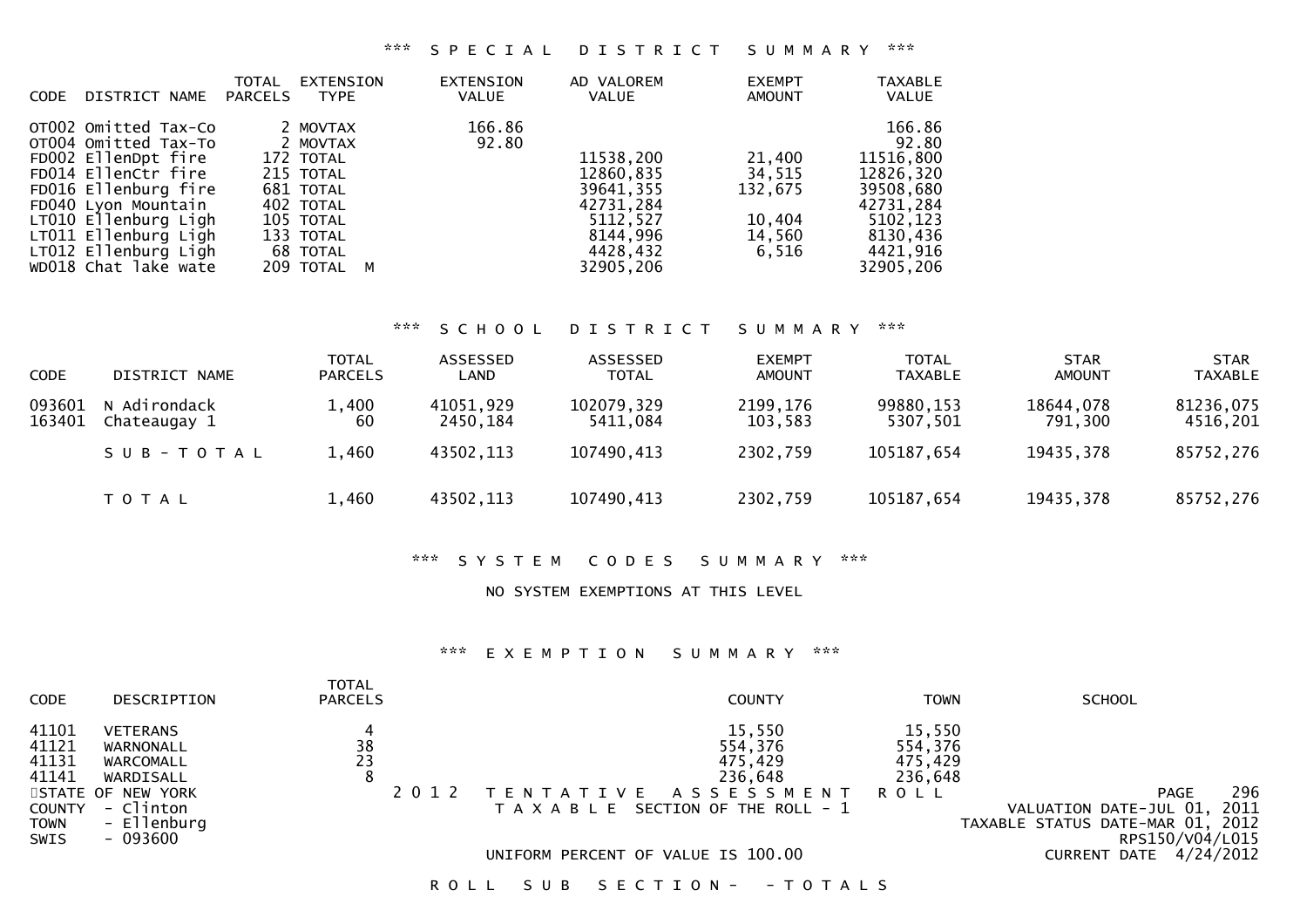### *** SPECIAL DISTRICT SUMMARY ***

| CODE | DISTRICT NAME | TOTAL PARCELS | EXTENSION TYPE | EXTENSION VALUE | AD VALOREM VALUE | EXEMPT AMOUNT | TAXABLE VALUE |
|---|---|---|---|---|---|---|---|
| OT002 | Omitted Tax-Co | 2 | MOVTAX | 166.86 | | | 166.86 |
| OT004 | Omitted Tax-To | 2 | MOVTAX | 92.80 | | | 92.80 |
| FD002 | EllenDpt fire | 172 | TOTAL | | 11538,200 | 21,400 | 11516,800 |
| FD014 | EllenCtr fire | 215 | TOTAL | | 12860,835 | 34,515 | 12826,320 |
| FD016 | Ellenburg fire | 681 | TOTAL | | 39641,355 | 132,675 | 39508,680 |
| FD040 | Lyon Mountain | 402 | TOTAL | | 42731,284 | | 42731,284 |
| LT010 | Ellenburg Ligh | 105 | TOTAL | | 5112,527 | 10,404 | 5102,123 |
| LT011 | Ellenburg Ligh | 133 | TOTAL | | 8144,996 | 14,560 | 8130,436 |
| LT012 | Ellenburg Ligh | 68 | TOTAL | | 4428,432 | 6,516 | 4421,916 |
| WD018 | Chat lake wate | 209 | TOTAL M | | 32905,206 | | 32905,206 |

### *** SCHOOL DISTRICT SUMMARY ***

| CODE | DISTRICT NAME | TOTAL PARCELS | ASSESSED LAND | ASSESSED TOTAL | EXEMPT AMOUNT | TOTAL TAXABLE | STAR AMOUNT | STAR TAXABLE |
|---|---|---|---|---|---|---|---|---|
| 093601 | N Adirondack | 1,400 | 41051,929 | 102079,329 | 2199,176 | 99880,153 | 18644,078 | 81236,075 |
| 163401 | Chateaugay 1 | 60 | 2450,184 | 5411,084 | 103,583 | 5307,501 | 791,300 | 4516,201 |
| | SUB-TOTAL | 1,460 | 43502,113 | 107490,413 | 2302,759 | 105187,654 | 19435,378 | 85752,276 |
| | TOTAL | 1,460 | 43502,113 | 107490,413 | 2302,759 | 105187,654 | 19435,378 | 85752,276 |

### *** SYSTEM CODES SUMMARY ***

NO SYSTEM EXEMPTIONS AT THIS LEVEL

### *** EXEMPTION SUMMARY ***

| CODE | DESCRIPTION | TOTAL PARCELS | COUNTY | TOWN | SCHOOL |
|---|---|---|---|---|---|
| 41101 | VETERANS | 4 | 15,550 | 15,550 | |
| 41121 | WARNONALL | 38 | 554,376 | 554,376 | |
| 41131 | WARCOMALL | 23 | 475,429 | 475,429 | |
| 41141 | WARDISALL | 8 | 236,648 | 236,648 | |

STATE OF NEW YORK
COUNTY - Clinton
TOWN - Ellenburg
SWIS - 093600

2012 TENTATIVE ASSESSMENT ROLL
TAXABLE SECTION OF THE ROLL - 1

UNIFORM PERCENT OF VALUE IS 100.00

VALUATION DATE-JUL 01, 2011
TAXABLE STATUS DATE-MAR 01, 2012
RPS150/V04/L015
CURRENT DATE 4/24/2012

ROLL SUB SECTION- -TOTALS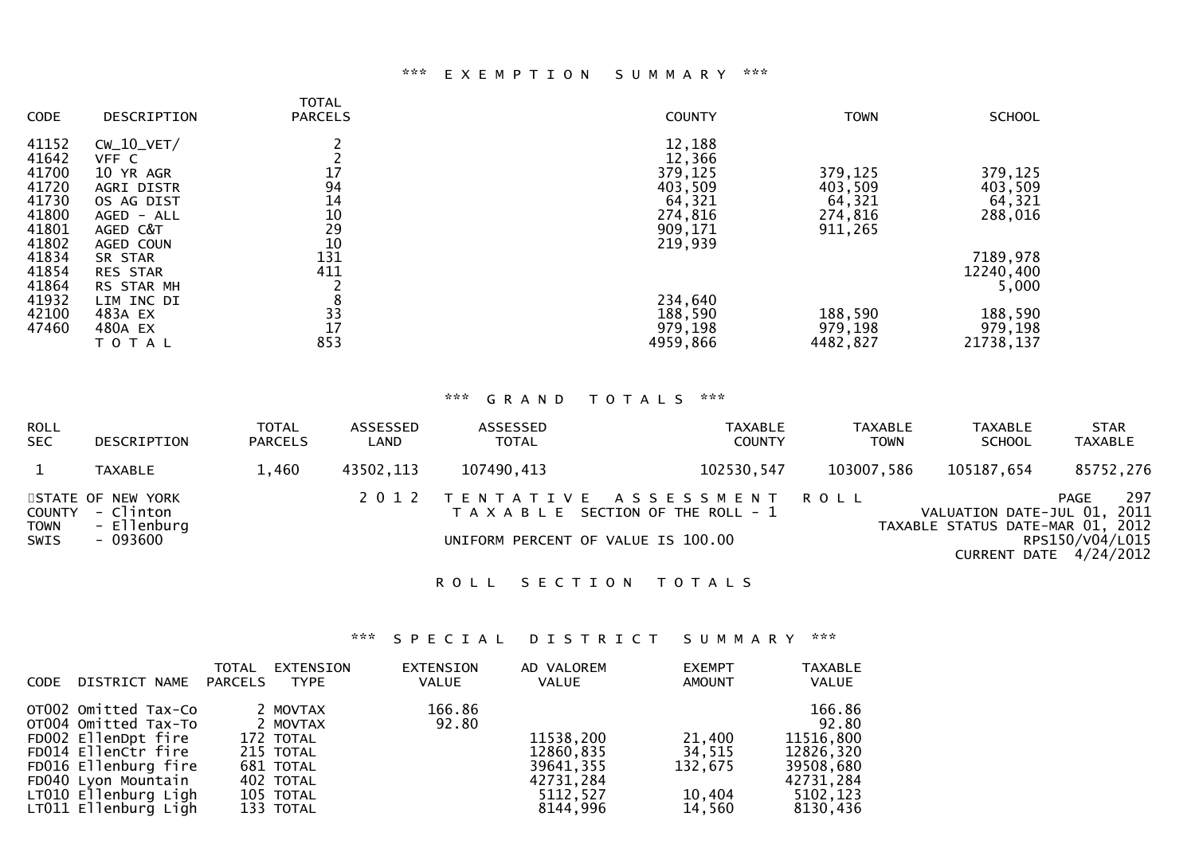### *** EXEMPTION SUMMARY ***

| CODE | DESCRIPTION | TOTAL PARCELS | COUNTY | TOWN | SCHOOL |
|---|---|---|---|---|---|
| 41152 | CW_10_VET/ | 2 | 12,188 | | |
| 41642 | VFF C | 2 | 12,366 | | |
| 41700 | 10 YR AGR | 17 | 379,125 | 379,125 | 379,125 |
| 41720 | AGRI DISTR | 94 | 403,509 | 403,509 | 403,509 |
| 41730 | OS AG DIST | 14 | 64,321 | 64,321 | 64,321 |
| 41800 | AGED - ALL | 10 | 274,816 | 274,816 | 288,016 |
| 41801 | AGED C&T | 29 | 909,171 | 911,265 | |
| 41802 | AGED COUN | 10 | 219,939 | | |
| 41834 | SR STAR | 131 | | | 7189,978 |
| 41854 | RES STAR | 411 | | | 12240,400 |
| 41864 | RS STAR MH | 2 | | | 5,000 |
| 41932 | LIM INC DI | 8 | 234,640 | | |
| 42100 | 483A EX | 33 | 188,590 | 188,590 | 188,590 |
| 47460 | 480A EX | 17 | 979,198 | 979,198 | 979,198 |
| | T O T A L | 853 | 4959,866 | 4482,827 | 21738,137 |

### *** GRAND TOTALS ***

| ROLL SEC | DESCRIPTION | TOTAL PARCELS | ASSESSED LAND | ASSESSED TOTAL | TAXABLE COUNTY | TAXABLE TOWN | TAXABLE SCHOOL | STAR TAXABLE |
|---|---|---|---|---|---|---|---|---|
| 1 | TAXABLE | 1,460 | 43502,113 | 107490,413 | 102530,547 | 103007,586 | 105187,654 | 85752,276 |

STATE OF NEW YORK
COUNTY - Clinton
TOWN - Ellenburg
SWIS - 093600

2 0 1 2 T E N T A T I V E A S S E S S M E N T R O L L
T A X A B L E SECTION OF THE ROLL - 1
UNIFORM PERCENT OF VALUE IS 100.00

VALUATION DATE-JUL 01, 2011
TAXABLE STATUS DATE-MAR 01, 2012
RPS150/V04/L015
CURRENT DATE 4/24/2012

## R O L L S E C T I O N T O T A L S

### *** SPECIAL DISTRICT SUMMARY ***

| CODE | DISTRICT NAME | TOTAL PARCELS | EXTENSION TYPE | EXTENSION VALUE | AD VALOREM VALUE | EXEMPT AMOUNT | TAXABLE VALUE |
|---|---|---|---|---|---|---|---|
| OT002 | Omitted Tax-Co | 2 | MOVTAX | 166.86 | | | 166.86 |
| OT004 | Omitted Tax-To | 2 | MOVTAX | 92.80 | | | 92.80 |
| FD002 | EllenDpt fire | 172 | TOTAL | | 11538,200 | 21,400 | 11516,800 |
| FD014 | EllenCtr fire | 215 | TOTAL | | 12860,835 | 34,515 | 12826,320 |
| FD016 | Ellenburg fire | 681 | TOTAL | | 39641,355 | 132,675 | 39508,680 |
| FD040 | Lyon Mountain | 402 | TOTAL | | 42731,284 | | 42731,284 |
| LT010 | Ellenburg Ligh | 105 | TOTAL | | 5112,527 | 10,404 | 5102,123 |
| LT011 | Ellenburg Ligh | 133 | TOTAL | | 8144,996 | 14,560 | 8130,436 |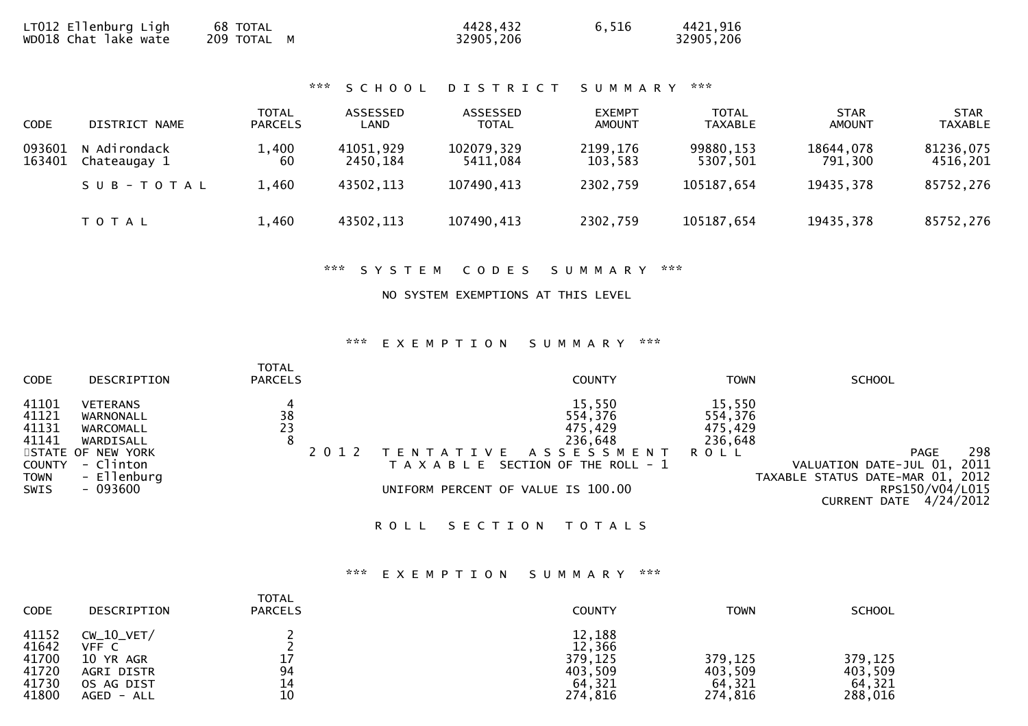| | | | | |
|---|---|---|---|---|
| LT012 Ellenburg Ligh | 68 TOTAL | 4428,432 | 6,516 | 4421,916 |
| WD018 Chat lake wate | 209 TOTAL M | 32905,206 | | 32905,206 |

## *** SCHOOL DISTRICT SUMMARY ***

| CODE | DISTRICT NAME | TOTAL PARCELS | ASSESSED LAND | ASSESSED TOTAL | EXEMPT AMOUNT | TOTAL TAXABLE | STAR AMOUNT | STAR TAXABLE |
|---|---|---|---|---|---|---|---|---|
| 093601 | N Adirondack | 1,400 | 41051,929 | 102079,329 | 2199,176 | 99880,153 | 18644,078 | 81236,075 |
| 163401 | Chateaugay 1 | 60 | 2450,184 | 5411,084 | 103,583 | 5307,501 | 791,300 | 4516,201 |
| | SUB-TOTAL | 1,460 | 43502,113 | 107490,413 | 2302,759 | 105187,654 | 19435,378 | 85752,276 |
| | TOTAL | 1,460 | 43502,113 | 107490,413 | 2302,759 | 105187,654 | 19435,378 | 85752,276 |

## *** SYSTEM CODES SUMMARY ***

NO SYSTEM EXEMPTIONS AT THIS LEVEL

## *** EXEMPTION SUMMARY ***

| CODE | DESCRIPTION | TOTAL PARCELS | COUNTY | TOWN | SCHOOL |
|---|---|---|---|---|---|
| 41101 | VETERANS | 4 | 15,550 | 15,550 | |
| 41121 | WARNONALL | 38 | 554,376 | 554,376 | |
| 41131 | WARCOMALL | 23 | 475,429 | 475,429 | |
| 41141 | WARDISALL | 8 | 236,648 | 236,648 | |

STATE OF NEW YORK
COUNTY - Clinton
TOWN - Ellenburg
SWIS - 093600

2012 TENTATIVE ASSESSMENT ROLL
TAXABLE SECTION OF THE ROLL - 1

UNIFORM PERCENT OF VALUE IS 100.00

PAGE 298
VALUATION DATE-JUL 01, 2011
TAXABLE STATUS DATE-MAR 01, 2012
RPS150/V04/L015
CURRENT DATE 4/24/2012

## ROLL SECTION TOTALS

## *** EXEMPTION SUMMARY ***

| CODE | DESCRIPTION | TOTAL PARCELS | COUNTY | TOWN | SCHOOL |
|---|---|---|---|---|---|
| 41152 | CW_10_VET/ | 2 | 12,188 | | |
| 41642 | VFF C | 2 | 12,366 | | |
| 41700 | 10 YR AGR | 17 | 379,125 | 379,125 | 379,125 |
| 41720 | AGRI DISTR | 94 | 403,509 | 403,509 | 403,509 |
| 41730 | OS AG DIST | 14 | 64,321 | 64,321 | 64,321 |
| 41800 | AGED - ALL | 10 | 274,816 | 274,816 | 288,016 |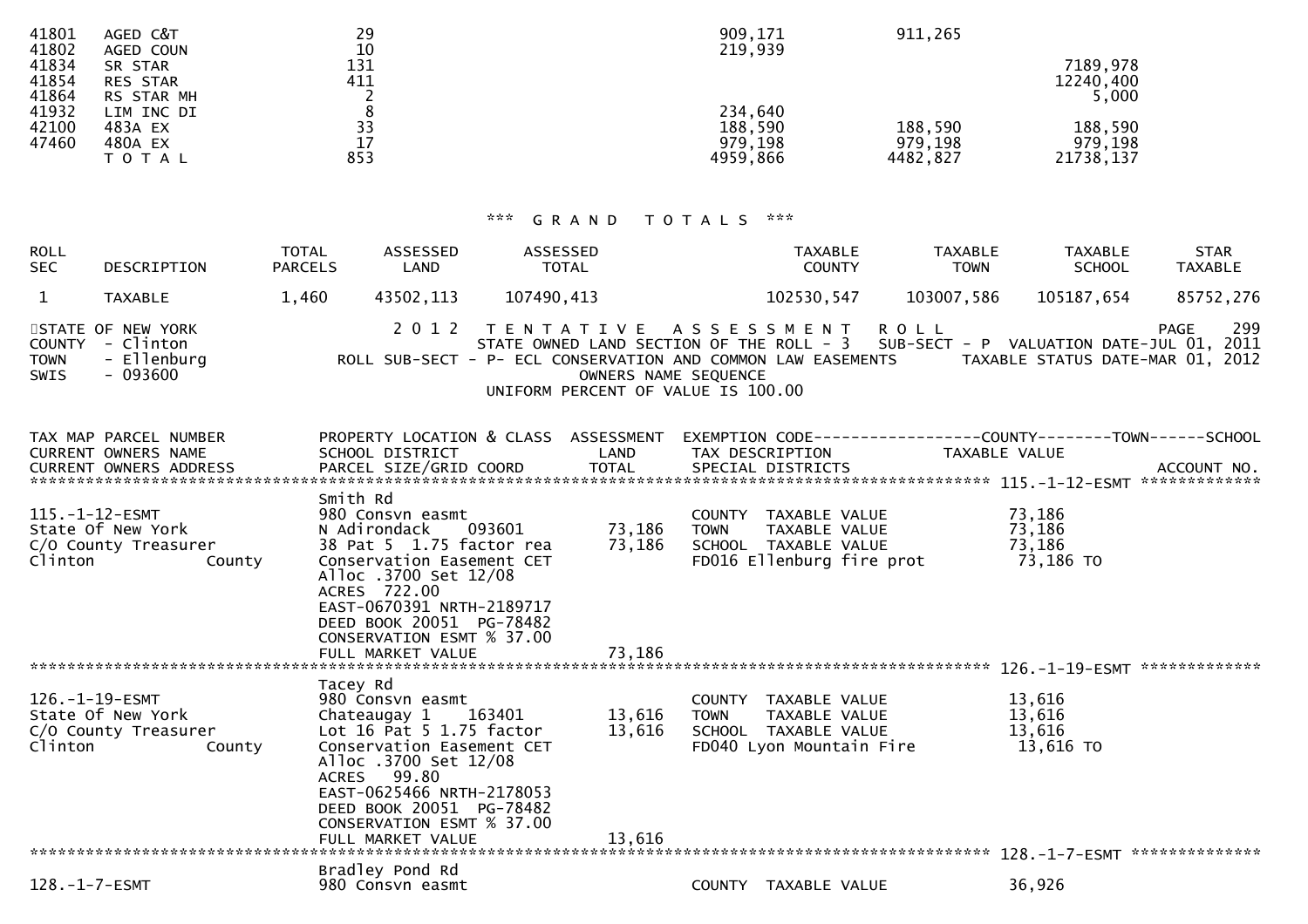| Code | Description | Parcels | County | Town | School |
|---|---|---|---|---|---|
| 41801 | AGED C&T | 29 | 909,171 | 911,265 | |
| 41802 | AGED COUN | 10 | 219,939 | | |
| 41834 | SR STAR | 131 | | | 7189,978 |
| 41854 | RES STAR | 411 | | | 12240,400 |
| 41864 | RS STAR MH | 2 | | | 5,000 |
| 41932 | LIM INC DI | 8 | 234,640 | | |
| 42100 | 483A EX | 33 | 188,590 | 188,590 | 188,590 |
| 47460 | 480A EX | 17 | 979,198 | 979,198 | 979,198 |
| | T O T A L | 853 | 4959,866 | 4482,827 | 21738,137 |

## *** G R A N D   T O T A L S ***

| ROLL SEC | DESCRIPTION | TOTAL PARCELS | ASSESSED LAND | ASSESSED TOTAL | TAXABLE COUNTY | TAXABLE TOWN | TAXABLE SCHOOL | STAR TAXABLE |
|---|---|---|---|---|---|---|---|---|
| 1 | TAXABLE | 1,460 | 43502,113 | 107490,413 | 102530,547 | 103007,586 | 105187,654 | 85752,276 |

```
STATE OF NEW YORK                 2 0 1 2   T E N T A T I V E   A S S E S S M E N T   R O L L                          PAGE    299
COUNTY  - Clinton                          STATE OWNED LAND SECTION OF THE ROLL - 3   SUB-SECT - P  VALUATION DATE-JUL 01, 2011
TOWN    - Ellenburg           ROLL SUB-SECT - P- ECL CONSERVATION AND COMMON LAW EASEMENTS       TAXABLE STATUS DATE-MAR 01, 2012
SWIS    - 093600                                        OWNERS NAME SEQUENCE
                                                   UNIFORM PERCENT OF VALUE IS 100.00

TAX MAP PARCEL NUMBER          PROPERTY LOCATION & CLASS  ASSESSMENT  EXEMPTION CODE------------------COUNTY--------TOWN------SCHOOL
CURRENT OWNERS NAME            SCHOOL DISTRICT               LAND      TAX DESCRIPTION            TAXABLE VALUE
CURRENT OWNERS ADDRESS         PARCEL SIZE/GRID COORD        TOTAL     SPECIAL DISTRICTS                                   ACCOUNT NO.
******************************************************************************************************* 115.-1-12-ESMT *************
                               Smith Rd
115.-1-12-ESMT                 980 Consvn easmt                        COUNTY  TAXABLE VALUE             73,186
State Of New York              N Adirondack     093601        73,186   TOWN    TAXABLE VALUE             73,186
C/O County Treasurer           38 Pat 5  1.75 factor rea      73,186   SCHOOL  TAXABLE VALUE             73,186
Clinton              County    Conservation Easement CET               FD016 Ellenburg fire prot          73,186 TO
                               Alloc .3700 Set 12/08
                               ACRES  722.00
                               EAST-0670391 NRTH-2189717
                               DEED BOOK 20051  PG-78482
                               CONSERVATION ESMT % 37.00
                               FULL MARKET VALUE              73,186
******************************************************************************************************* 126.-1-19-ESMT *************
                               Tacey Rd
126.-1-19-ESMT                 980 Consvn easmt                        COUNTY  TAXABLE VALUE             13,616
State Of New York              Chateaugay 1     163401        13,616   TOWN    TAXABLE VALUE             13,616
C/O County Treasurer           Lot 16 Pat 5 1.75 factor       13,616   SCHOOL  TAXABLE VALUE             13,616
Clinton              County    Conservation Easement CET               FD040 Lyon Mountain Fire           13,616 TO
                               Alloc .3700 Set 12/08
                               ACRES   99.80
                               EAST-0625466 NRTH-2178053
                               DEED BOOK 20051  PG-78482
                               CONSERVATION ESMT % 37.00
                               FULL MARKET VALUE              13,616
******************************************************************************************************* 128.-1-7-ESMT **************
                               Bradley Pond Rd
128.-1-7-ESMT                  980 Consvn easmt                        COUNTY  TAXABLE VALUE             36,926
```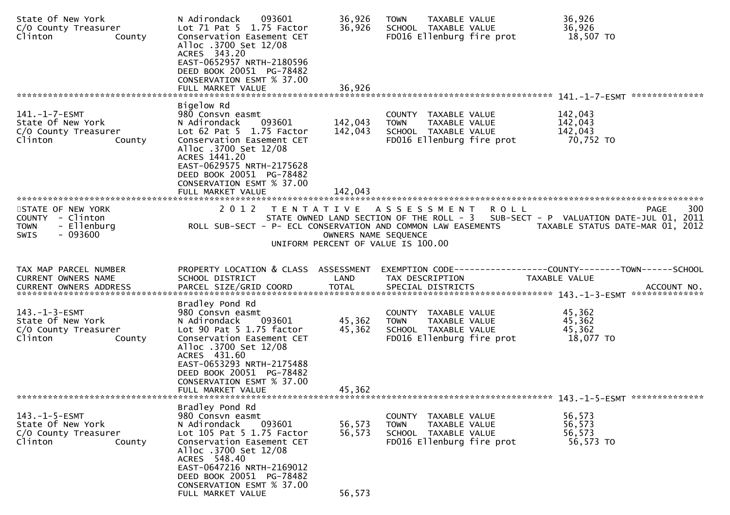```
State Of New York                N Adirondack    093601      36,926   TOWN    TAXABLE VALUE             36,926
C/O County Treasurer             Lot 71 Pat 5  1.75 Factor   36,926   SCHOOL  TAXABLE VALUE             36,926
Clinton            County        Conservation Easement CET            FD016 Ellenburg fire prot          18,507 TO
                                 Alloc .3700 Set 12/08
                                 ACRES  343.20
                                 EAST-0652957 NRTH-2180596
                                 DEED BOOK 20051  PG-78482
                                 CONSERVATION ESMT % 37.00
                                 FULL MARKET VALUE           36,926
******************************************************************************************************* 141.-1-7-ESMT **************
                                 Bigelow Rd
141.-1-7-ESMT                    980 Consvn easmt                     COUNTY  TAXABLE VALUE            142,043
State Of New York                N Adirondack    093601     142,043   TOWN    TAXABLE VALUE            142,043
C/O County Treasurer             Lot 62 Pat 5  1.75 Factor  142,043   SCHOOL  TAXABLE VALUE            142,043
Clinton            County        Conservation Easement CET            FD016 Ellenburg fire prot          70,752 TO
                                 Alloc .3700 Set 12/08
                                 ACRES 1441.20
                                 EAST-0629575 NRTH-2175628
                                 DEED BOOK 20051  PG-78482
                                 CONSERVATION ESMT % 37.00
                                 FULL MARKET VALUE          142,043
************************************************************************************************************************************
STATE OF NEW YORK                2 0 1 2   T E N T A T I V E   A S S E S S M E N T   R O L L                                PAGE   300
COUNTY  - Clinton                STATE OWNED LAND SECTION OF THE ROLL - 3   SUB-SECT - P  VALUATION DATE-JUL 01, 2011
TOWN    - Ellenburg         ROLL SUB-SECT - P- ECL CONSERVATION AND COMMON LAW EASEMENTS      TAXABLE STATUS DATE-MAR 01, 2012
SWIS    - 093600                                       OWNERS NAME SEQUENCE
                                                 UNIFORM PERCENT OF VALUE IS 100.00


TAX MAP PARCEL NUMBER            PROPERTY LOCATION & CLASS  ASSESSMENT  EXEMPTION CODE------------------COUNTY--------TOWN------SCHOOL
CURRENT OWNERS NAME              SCHOOL DISTRICT               LAND     TAX DESCRIPTION             TAXABLE VALUE
CURRENT OWNERS ADDRESS           PARCEL SIZE/GRID COORD       TOTAL     SPECIAL DISTRICTS                                   ACCOUNT NO.
******************************************************************************************************* 143.-1-3-ESMT **************
                                 Bradley Pond Rd
143.-1-3-ESMT                    980 Consvn easmt                     COUNTY  TAXABLE VALUE             45,362
State Of New York                N Adirondack    093601      45,362   TOWN    TAXABLE VALUE             45,362
C/O County Treasurer             Lot 90 Pat 5 1.75 factor    45,362   SCHOOL  TAXABLE VALUE             45,362
Clinton            County        Conservation Easement CET            FD016 Ellenburg fire prot          18,077 TO
                                 Alloc .3700 Set 12/08
                                 ACRES  431.60
                                 EAST-0653293 NRTH-2175488
                                 DEED BOOK 20051  PG-78482
                                 CONSERVATION ESMT % 37.00
                                 FULL MARKET VALUE           45,362
******************************************************************************************************* 143.-1-5-ESMT **************
                                 Bradley Pond Rd
143.-1-5-ESMT                    980 Consvn easmt                     COUNTY  TAXABLE VALUE             56,573
State Of New York                N Adirondack    093601      56,573   TOWN    TAXABLE VALUE             56,573
C/O County Treasurer             Lot 105 Pat 5 1.75 Factor   56,573   SCHOOL  TAXABLE VALUE             56,573
Clinton            County        Conservation Easement CET            FD016 Ellenburg fire prot          56,573 TO
                                 Alloc .3700 Set 12/08
                                 ACRES  548.40
                                 EAST-0647216 NRTH-2169012
                                 DEED BOOK 20051  PG-78482
                                 CONSERVATION ESMT % 37.00
                                 FULL MARKET VALUE           56,573
```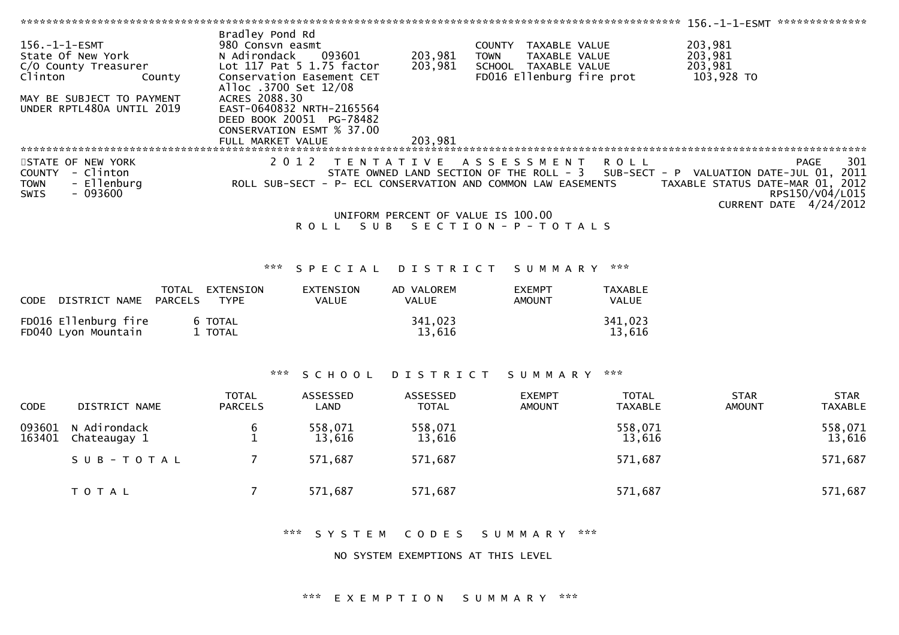156.-1-1-ESMT

| 156.-1-1-ESMT | Bradley Pond Rd | | | |
|---|---|---|---|---|
| State Of New York | 980 Consvn easmt | | COUNTY TAXABLE VALUE | 203,981 |
| C/O County Treasurer | N Adirondack 093601 | 203,981 | TOWN TAXABLE VALUE | 203,981 |
| Clinton County | Lot 117 Pat 5 1.75 factor | 203,981 | SCHOOL TAXABLE VALUE | 203,981 |
| | Conservation Easement CET | | FD016 Ellenburg fire prot | 103,928 TO |
| MAY BE SUBJECT TO PAYMENT | Alloc .3700 Set 12/08 | | | |
| UNDER RPTL480A UNTIL 2019 | ACRES 2088.30 | | | |
| | EAST-0640832 NRTH-2165564 | | | |
| | DEED BOOK 20051 PG-78482 | | | |
| | CONSERVATION ESMT % 37.00 | | | |
| | FULL MARKET VALUE | 203,981 | | |

STATE OF NEW YORK
COUNTY - Clinton
TOWN - Ellenburg
SWIS - 093600

2012 TENTATIVE ASSESSMENT ROLL
STATE OWNED LAND SECTION OF THE ROLL - 3 SUB-SECT - P VALUATION DATE-JUL 01, 2011
ROLL SUB-SECT - P- ECL CONSERVATION AND COMMON LAW EASEMENTS TAXABLE STATUS DATE-MAR 01, 2012
RPS150/V04/L015
CURRENT DATE 4/24/2012

UNIFORM PERCENT OF VALUE IS 100.00

ROLL SUB SECTION-P-TOTALS

*** SPECIAL DISTRICT SUMMARY ***

| CODE DISTRICT NAME | TOTAL PARCELS | EXTENSION TYPE | EXTENSION VALUE | AD VALOREM VALUE | EXEMPT AMOUNT | TAXABLE VALUE |
|---|---|---|---|---|---|---|
| FD016 Ellenburg fire | 6 | TOTAL | | 341,023 | | 341,023 |
| FD040 Lyon Mountain | 1 | TOTAL | | 13,616 | | 13,616 |

*** SCHOOL DISTRICT SUMMARY ***

| CODE | DISTRICT NAME | TOTAL PARCELS | ASSESSED LAND | ASSESSED TOTAL | EXEMPT AMOUNT | TOTAL TAXABLE | STAR AMOUNT | STAR TAXABLE |
|---|---|---|---|---|---|---|---|---|
| 093601 | N Adirondack | 6 | 558,071 | 558,071 | | 558,071 | | 558,071 |
| 163401 | Chateaugay 1 | 1 | 13,616 | 13,616 | | 13,616 | | 13,616 |
| | SUB-TOTAL | 7 | 571,687 | 571,687 | | 571,687 | | 571,687 |
| | TOTAL | 7 | 571,687 | 571,687 | | 571,687 | | 571,687 |

*** SYSTEM CODES SUMMARY ***

NO SYSTEM EXEMPTIONS AT THIS LEVEL

*** EXEMPTION SUMMARY ***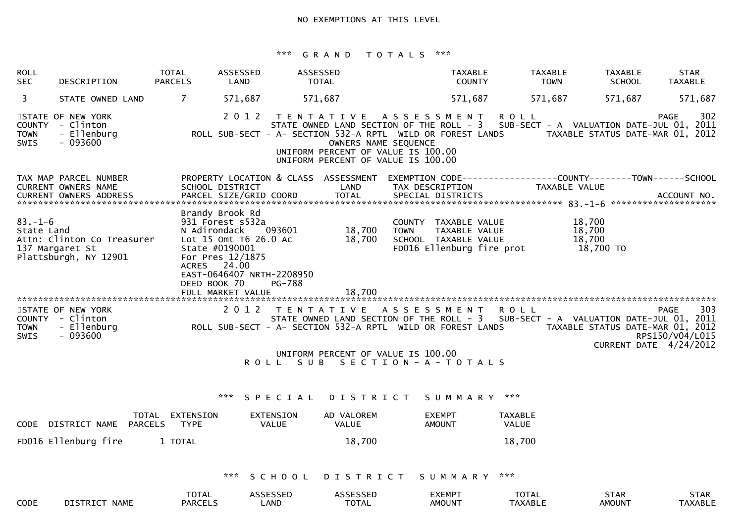NO EXEMPTIONS AT THIS LEVEL

*** G R A N D   T O T A L S ***

| ROLL SEC | DESCRIPTION | TOTAL PARCELS | ASSESSED LAND | ASSESSED TOTAL | TAXABLE COUNTY | TAXABLE TOWN | TAXABLE SCHOOL | STAR TAXABLE |
|---|---|---|---|---|---|---|---|---|
| 3 | STATE OWNED LAND | 7 | 571,687 | 571,687 | 571,687 | 571,687 | 571,687 | 571,687 |

STATE OF NEW YORK
COUNTY - Clinton
TOWN - Ellenburg
SWIS - 093600

2 0 1 2 T E N T A T I V E A S S E S S M E N T R O L L
STATE OWNED LAND SECTION OF THE ROLL - 3 SUB-SECT - A VALUATION DATE-JUL 01, 2011
ROLL SUB-SECT - A- SECTION 532-A RPTL WILD OR FOREST LANDS TAXABLE STATUS DATE-MAR 01, 2012
OWNERS NAME SEQUENCE
UNIFORM PERCENT OF VALUE IS 100.00
UNIFORM PERCENT OF VALUE IS 100.00

PAGE 302

| TAX MAP PARCEL NUMBER / CURRENT OWNERS NAME / CURRENT OWNERS ADDRESS | PROPERTY LOCATION & CLASS / SCHOOL DISTRICT / PARCEL SIZE/GRID COORD | ASSESSMENT LAND / TOTAL | EXEMPTION CODE / TAX DESCRIPTION / SPECIAL DISTRICTS | COUNTY--------TOWN------SCHOOL TAXABLE VALUE / ACCOUNT NO. |
|---|---|---|---|---|
| 83.-1-6 | Brandy Brook Rd | | | |
| 83.-1-6 | 931 Forest s532a | | COUNTY TAXABLE VALUE | 18,700 |
| State Land | N Adirondack 093601 | 18,700 | TOWN TAXABLE VALUE | 18,700 |
| Attn: Clinton Co Treasurer | Lot 15 Omt T6 26.0 Ac | 18,700 | SCHOOL TAXABLE VALUE | 18,700 |
| 137 Margaret St | State #0190001 | | FD016 Ellenburg fire prot | 18,700 TO |
| Plattsburgh, NY 12901 | For Pres 12/1875 | | | |
| | ACRES 24.00 | | | |
| | EAST-0646407 NRTH-2208950 | | | |
| | DEED BOOK 70 PG-788 | | | |
| | FULL MARKET VALUE | 18,700 | | |

STATE OF NEW YORK
COUNTY - Clinton
TOWN - Ellenburg
SWIS - 093600

2 0 1 2 T E N T A T I V E A S S E S S M E N T R O L L
STATE OWNED LAND SECTION OF THE ROLL - 3 SUB-SECT - A VALUATION DATE-JUL 01, 2011
ROLL SUB-SECT - A- SECTION 532-A RPTL WILD OR FOREST LANDS TAXABLE STATUS DATE-MAR 01, 2012

PAGE 303
RPS150/V04/L015
CURRENT DATE 4/24/2012

UNIFORM PERCENT OF VALUE IS 100.00
R O L L S U B S E C T I O N - A - T O T A L S

*** S P E C I A L D I S T R I C T S U M M A R Y ***

| CODE | DISTRICT NAME | TOTAL PARCELS | EXTENSION TYPE | EXTENSION VALUE | AD VALOREM VALUE | EXEMPT AMOUNT | TAXABLE VALUE |
|---|---|---|---|---|---|---|---|
| FD016 | Ellenburg fire | 1 | TOTAL | | 18,700 | | 18,700 |

*** S C H O O L D I S T R I C T S U M M A R Y ***

| CODE | DISTRICT NAME | TOTAL PARCELS | ASSESSED LAND | ASSESSED TOTAL | EXEMPT AMOUNT | TOTAL TAXABLE | STAR AMOUNT | STAR TAXABLE |
|---|---|---|---|---|---|---|---|---|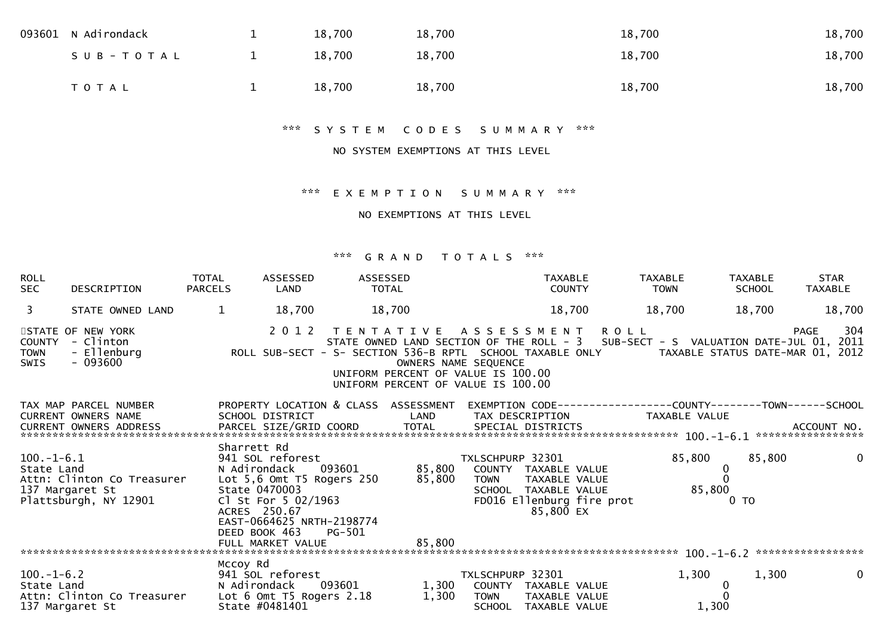| | | | | | | |
|---|---|---|---|---|---|---|
| 093601 | N Adirondack | 1 | 18,700 | 18,700 | 18,700 | 18,700 |
| | S U B - T O T A L | 1 | 18,700 | 18,700 | 18,700 | 18,700 |
| | T O T A L | 1 | 18,700 | 18,700 | 18,700 | 18,700 |

### *** S Y S T E M   C O D E S   S U M M A R Y ***

NO SYSTEM EXEMPTIONS AT THIS LEVEL

### *** E X E M P T I O N   S U M M A R Y ***

NO EXEMPTIONS AT THIS LEVEL

### *** G R A N D   T O T A L S ***

| ROLL SEC | DESCRIPTION | TOTAL PARCELS | ASSESSED LAND | ASSESSED TOTAL | TAXABLE COUNTY | TAXABLE TOWN | TAXABLE SCHOOL | STAR TAXABLE |
|---|---|---|---|---|---|---|---|---|
| 3 | STATE OWNED LAND | 1 | 18,700 | 18,700 | 18,700 | 18,700 | 18,700 | 18,700 |

STATE OF NEW YORK
COUNTY - Clinton
TOWN - Ellenburg
SWIS - 093600

2 0 1 2   T E N T A T I V E   A S S E S S M E N T   R O L L
STATE OWNED LAND SECTION OF THE ROLL - 3   SUB-SECT - S   VALUATION DATE-JUL 01, 2011
ROLL SUB-SECT - S- SECTION 536-B RPTL  SCHOOL TAXABLE ONLY   TAXABLE STATUS DATE-MAR 01, 2012
OWNERS NAME SEQUENCE
UNIFORM PERCENT OF VALUE IS 100.00
UNIFORM PERCENT OF VALUE IS 100.00

```
TAX MAP PARCEL NUMBER          PROPERTY LOCATION & CLASS  ASSESSMENT  EXEMPTION CODE------------------COUNTY--------TOWN------SCHOOL
CURRENT OWNERS NAME            SCHOOL DISTRICT               LAND      TAX DESCRIPTION              TAXABLE VALUE
CURRENT OWNERS ADDRESS         PARCEL SIZE/GRID COORD        TOTAL     SPECIAL DISTRICTS                                    ACCOUNT NO.
************************************************************************************************************ 100.-1-6.1 *****************
                               Sharrett Rd
100.-1-6.1                     941 SOL reforest                        TXLSCHPURP 32301             85,800      85,800            0
State Land                     N Adirondack    093601         85,800   COUNTY  TAXABLE VALUE             0
Attn: Clinton Co Treasurer     Lot 5,6 Omt T5 Rogers 250      85,800   TOWN    TAXABLE VALUE             0
137 Margaret St                State 0470003                           SCHOOL  TAXABLE VALUE        85,800
Plattsburgh, NY 12901          Cl St For 5 02/1963                     FD016 Ellenburg fire prot              0 TO
                               ACRES  250.67                                      85,800 EX
                               EAST-0664625 NRTH-2198774
                               DEED BOOK 463    PG-501
                               FULL MARKET VALUE              85,800
************************************************************************************************************ 100.-1-6.2 *****************
                               Mccoy Rd
100.-1-6.2                     941 SOL reforest                        TXLSCHPURP 32301              1,300       1,300            0
State Land                     N Adirondack    093601          1,300   COUNTY  TAXABLE VALUE             0
Attn: Clinton Co Treasurer     Lot 6 Omt T5 Rogers 2.18        1,300   TOWN    TAXABLE VALUE             0
137 Margaret St                State #0481401                          SCHOOL  TAXABLE VALUE         1,300
```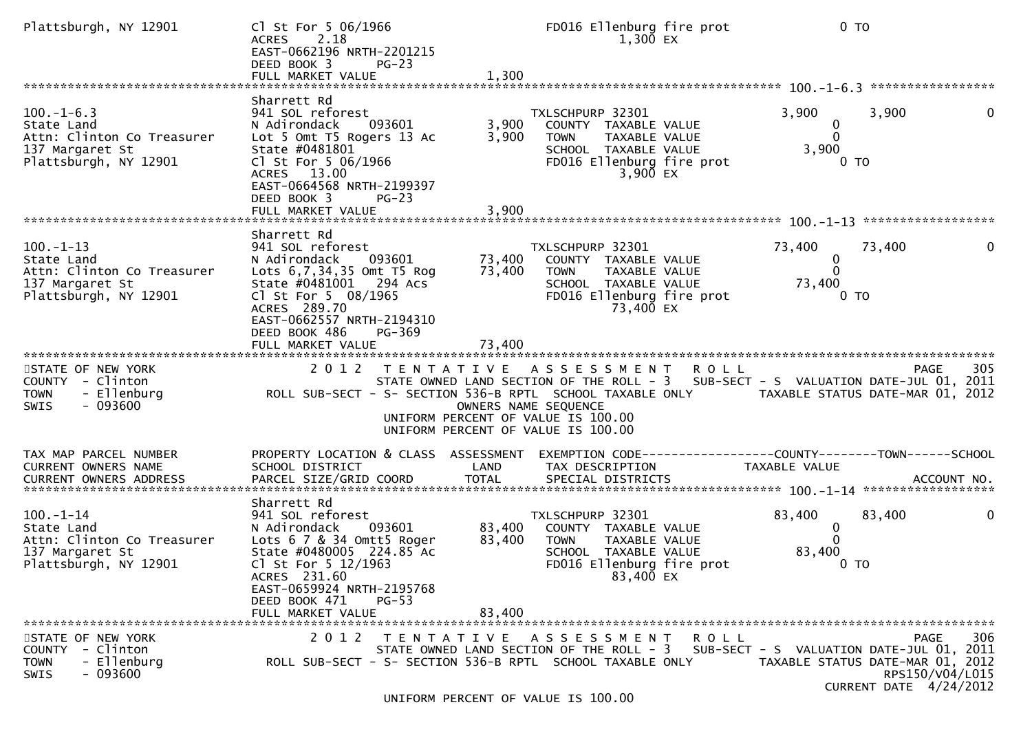```
Plattsburgh, NY 12901          Cl St For 5 06/1966                FD016 Ellenburg fire prot              0 TO
                               ACRES    2.18                            1,300 EX
                               EAST-0662196 NRTH-2201215
                               DEED BOOK 3      PG-23
                               FULL MARKET VALUE              1,300
******************************************************************************************************* 100.-1-6.3 *****************
                               Sharrett Rd
100.-1-6.3                     941 SOL reforest                   TXLSCHPURP 32301                3,900      3,900            0
State Land                     N Adirondack     093601       3,900   COUNTY  TAXABLE VALUE              0
Attn: Clinton Co Treasurer     Lot 5 Omt T5 Rogers 13 Ac     3,900   TOWN    TAXABLE VALUE              0
137 Margaret St                State #0481801                        SCHOOL  TAXABLE VALUE          3,900
Plattsburgh, NY 12901          Cl St For 5 06/1966                   FD016 Ellenburg fire prot           0 TO
                               ACRES   13.00                               3,900 EX
                               EAST-0664568 NRTH-2199397
                               DEED BOOK 3      PG-23
                               FULL MARKET VALUE              3,900
******************************************************************************************************* 100.-1-13 ******************
                               Sharrett Rd
100.-1-13                      941 SOL reforest                   TXLSCHPURP 32301               73,400     73,400            0
State Land                     N Adirondack     093601      73,400   COUNTY  TAXABLE VALUE              0
Attn: Clinton Co Treasurer     Lots 6,7,34,35 Omt T5 Rog    73,400   TOWN    TAXABLE VALUE              0
137 Margaret St                State #0481001   294 Acs              SCHOOL  TAXABLE VALUE         73,400
Plattsburgh, NY 12901          Cl St For 5  08/1965                  FD016 Ellenburg fire prot           0 TO
                               ACRES  289.70                              73,400 EX
                               EAST-0662557 NRTH-2194310
                               DEED BOOK 486    PG-369
                               FULL MARKET VALUE             73,400
************************************************************************************************************************************
STATE OF NEW YORK                2 0 1 2   T E N T A T I V E   A S S E S S M E N T   R O L L                              PAGE    305
COUNTY  - Clinton                          STATE OWNED LAND SECTION OF THE ROLL - 3   SUB-SECT - S  VALUATION DATE-JUL 01, 2011
TOWN    - Ellenburg              ROLL SUB-SECT - S- SECTION 536-B RPTL  SCHOOL TAXABLE ONLY        TAXABLE STATUS DATE-MAR 01, 2012
SWIS    - 093600                                       OWNERS NAME SEQUENCE
                                                 UNIFORM PERCENT OF VALUE IS 100.00
                                                 UNIFORM PERCENT OF VALUE IS 100.00

TAX MAP PARCEL NUMBER          PROPERTY LOCATION & CLASS  ASSESSMENT  EXEMPTION CODE------------------COUNTY--------TOWN------SCHOOL
CURRENT OWNERS NAME            SCHOOL DISTRICT               LAND      TAX DESCRIPTION             TAXABLE VALUE
CURRENT OWNERS ADDRESS         PARCEL SIZE/GRID COORD        TOTAL     SPECIAL DISTRICTS                                  ACCOUNT NO.
******************************************************************************************************* 100.-1-14 ******************
                               Sharrett Rd
100.-1-14                      941 SOL reforest                   TXLSCHPURP 32301               83,400     83,400            0
State Land                     N Adirondack     093601      83,400   COUNTY  TAXABLE VALUE              0
Attn: Clinton Co Treasurer     Lots 6 7 & 34 Omtt5 Roger    83,400   TOWN    TAXABLE VALUE              0
137 Margaret St                State #0480005  224.85 Ac             SCHOOL  TAXABLE VALUE         83,400
Plattsburgh, NY 12901          Cl St For 5 12/1963                   FD016 Ellenburg fire prot           0 TO
                               ACRES  231.60                              83,400 EX
                               EAST-0659924 NRTH-2195768
                               DEED BOOK 471    PG-53
                               FULL MARKET VALUE             83,400
************************************************************************************************************************************
STATE OF NEW YORK                2 0 1 2   T E N T A T I V E   A S S E S S M E N T   R O L L                              PAGE    306
COUNTY  - Clinton                          STATE OWNED LAND SECTION OF THE ROLL - 3   SUB-SECT - S  VALUATION DATE-JUL 01, 2011
TOWN    - Ellenburg              ROLL SUB-SECT - S- SECTION 536-B RPTL  SCHOOL TAXABLE ONLY        TAXABLE STATUS DATE-MAR 01, 2012
SWIS    - 093600                                                                                                RPS150/V04/L015
                                                                                                         CURRENT DATE  4/24/2012
                                                 UNIFORM PERCENT OF VALUE IS 100.00
```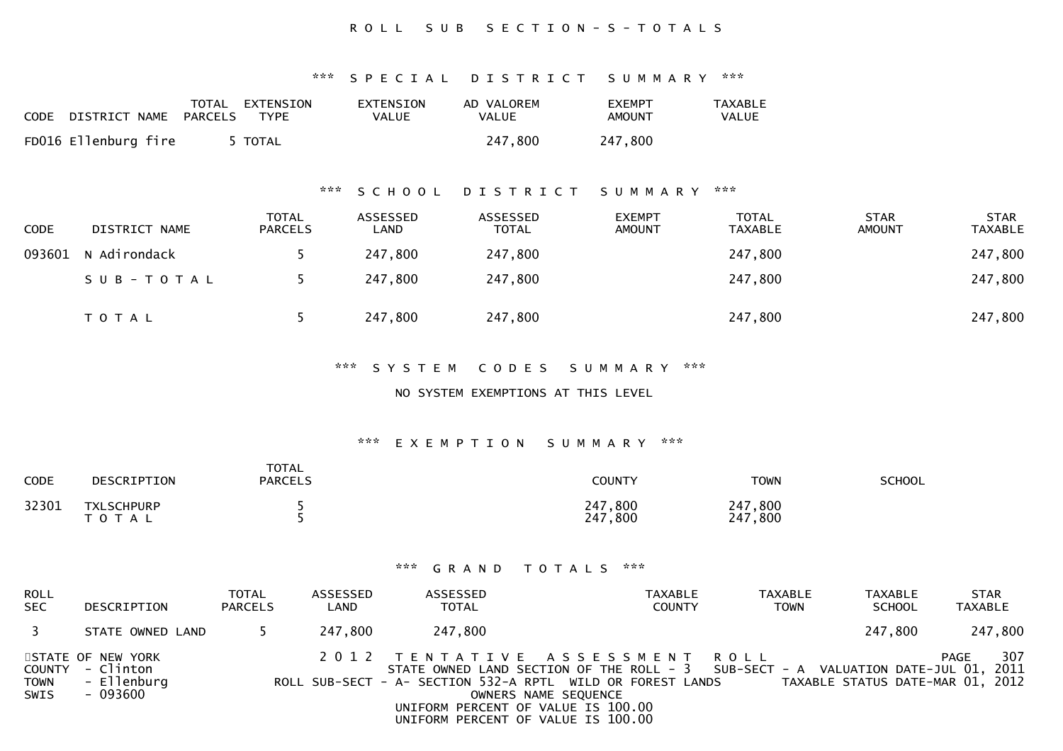ROLL SUB SECTION - S - TOTALS

### *** SPECIAL DISTRICT SUMMARY ***

| CODE | DISTRICT NAME | TOTAL PARCELS | EXTENSION TYPE | EXTENSION VALUE | AD VALOREM VALUE | EXEMPT AMOUNT | TAXABLE VALUE |
|---|---|---|---|---|---|---|---|
| FD016 | Ellenburg fire | 5 | TOTAL | | 247,800 | 247,800 | |

### *** SCHOOL DISTRICT SUMMARY ***

| CODE | DISTRICT NAME | TOTAL PARCELS | ASSESSED LAND | ASSESSED TOTAL | EXEMPT AMOUNT | TOTAL TAXABLE | STAR AMOUNT | STAR TAXABLE |
|---|---|---|---|---|---|---|---|---|
| 093601 | N Adirondack | 5 | 247,800 | 247,800 | | 247,800 | | 247,800 |
| | SUB-TOTAL | 5 | 247,800 | 247,800 | | 247,800 | | 247,800 |
| | TOTAL | 5 | 247,800 | 247,800 | | 247,800 | | 247,800 |

### *** SYSTEM CODES SUMMARY ***

NO SYSTEM EXEMPTIONS AT THIS LEVEL

### *** EXEMPTION SUMMARY ***

| CODE | DESCRIPTION | TOTAL PARCELS | COUNTY | TOWN | SCHOOL |
|---|---|---|---|---|---|
| 32301 | TXLSCHPURP | 5 | 247,800 | 247,800 | |
| | TOTAL | 5 | 247,800 | 247,800 | |

### *** GRAND TOTALS ***

| ROLL SEC | DESCRIPTION | TOTAL PARCELS | ASSESSED LAND | ASSESSED TOTAL | TAXABLE COUNTY | TAXABLE TOWN | TAXABLE SCHOOL | STAR TAXABLE |
|---|---|---|---|---|---|---|---|---|
| 3 | STATE OWNED LAND | 5 | 247,800 | 247,800 | | | 247,800 | 247,800 |

STATE OF NEW YORK
COUNTY - Clinton
TOWN - Ellenburg
SWIS - 093600

2012 TENTATIVE ASSESSMENT ROLL
STATE OWNED LAND SECTION OF THE ROLL - 3 SUB-SECT - A VALUATION DATE-JUL 01, 2011
ROLL SUB-SECT - A- SECTION 532-A RPTL WILD OR FOREST LANDS TAXABLE STATUS DATE-MAR 01, 2012
OWNERS NAME SEQUENCE
UNIFORM PERCENT OF VALUE IS 100.00
UNIFORM PERCENT OF VALUE IS 100.00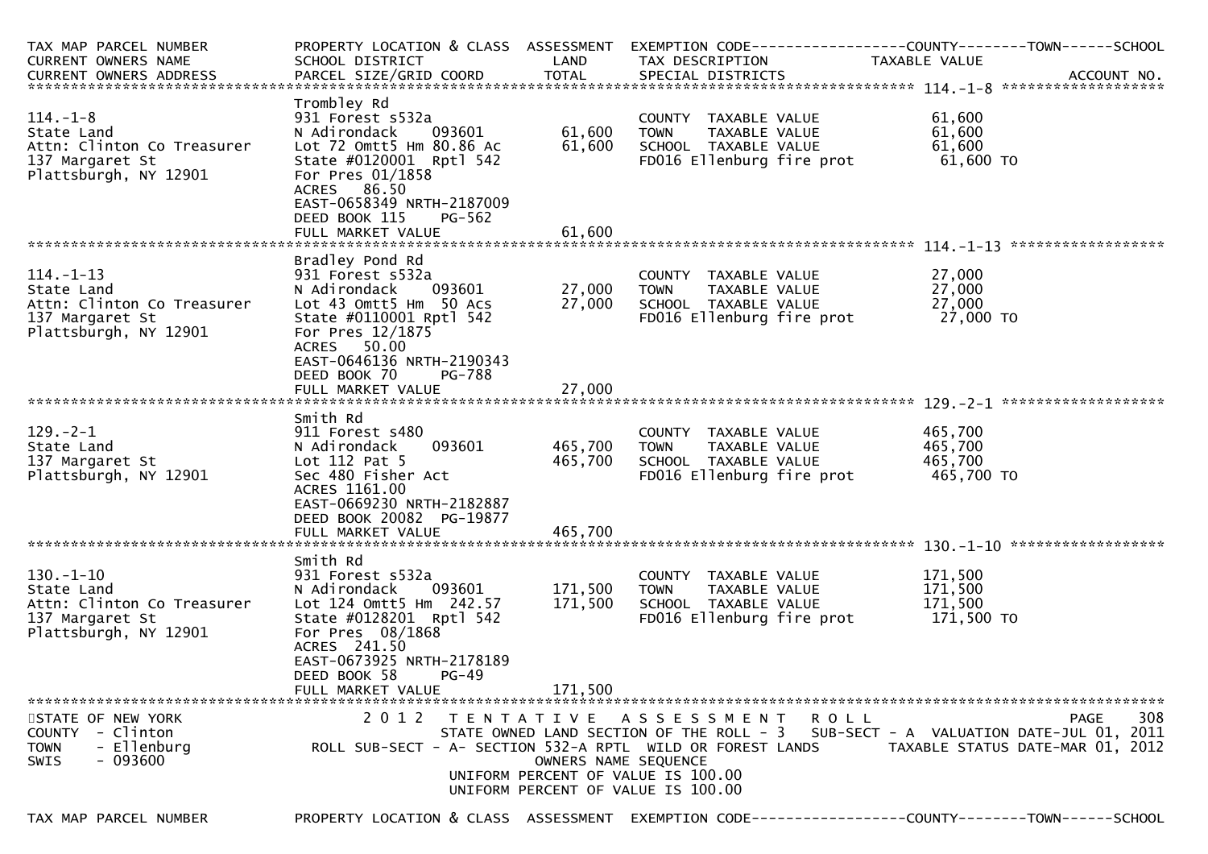| TAX MAP PARCEL NUMBER<br>CURRENT OWNERS NAME<br>CURRENT OWNERS ADDRESS | PROPERTY LOCATION & CLASS<br>SCHOOL DISTRICT<br>PARCEL SIZE/GRID COORD | ASSESSMENT<br>LAND<br>TOTAL | EXEMPTION CODE------------------COUNTY--------TOWN------SCHOOL<br>TAX DESCRIPTION<br>SPECIAL DISTRICTS | TAXABLE VALUE<br><br>ACCOUNT NO. |
|---|---|---|---|---|
| **114.-1-8** | | | | |
| 114.-1-8<br>State Land<br>Attn: Clinton Co Treasurer<br>137 Margaret St<br>Plattsburgh, NY 12901 | Trombley Rd<br>931 Forest s532a<br>N Adirondack 093601<br>Lot 72 Omtt5 Hm 80.86 Ac<br>State #0120001 Rptl 542<br>For Pres 01/1858<br>ACRES 86.50<br>EAST-0658349 NRTH-2187009<br>DEED BOOK 115 PG-562<br>FULL MARKET VALUE | <br><br>61,600<br>61,600<br><br><br><br><br><br>61,600 | <br>COUNTY TAXABLE VALUE<br>TOWN TAXABLE VALUE<br>SCHOOL TAXABLE VALUE<br>FD016 Ellenburg fire prot | <br>61,600<br>61,600<br>61,600<br>61,600 TO |
| **114.-1-13** | | | | |
| 114.-1-13<br>State Land<br>Attn: Clinton Co Treasurer<br>137 Margaret St<br>Plattsburgh, NY 12901 | Bradley Pond Rd<br>931 Forest s532a<br>N Adirondack 093601<br>Lot 43 Omtt5 Hm 50 Acs<br>State #0110001 Rptl 542<br>For Pres 12/1875<br>ACRES 50.00<br>EAST-0646136 NRTH-2190343<br>DEED BOOK 70 PG-788<br>FULL MARKET VALUE | <br><br>27,000<br>27,000<br><br><br><br><br><br>27,000 | <br>COUNTY TAXABLE VALUE<br>TOWN TAXABLE VALUE<br>SCHOOL TAXABLE VALUE<br>FD016 Ellenburg fire prot | <br>27,000<br>27,000<br>27,000<br>27,000 TO |
| **129.-2-1** | | | | |
| 129.-2-1<br>State Land<br>137 Margaret St<br>Plattsburgh, NY 12901 | Smith Rd<br>911 Forest s480<br>N Adirondack 093601<br>Lot 112 Pat 5<br>Sec 480 Fisher Act<br>ACRES 1161.00<br>EAST-0669230 NRTH-2182887<br>DEED BOOK 20082 PG-19877<br>FULL MARKET VALUE | <br><br>465,700<br>465,700<br><br><br><br><br>465,700 | <br>COUNTY TAXABLE VALUE<br>TOWN TAXABLE VALUE<br>SCHOOL TAXABLE VALUE<br>FD016 Ellenburg fire prot | <br>465,700<br>465,700<br>465,700<br>465,700 TO |
| **130.-1-10** | | | | |
| 130.-1-10<br>State Land<br>Attn: Clinton Co Treasurer<br>137 Margaret St<br>Plattsburgh, NY 12901 | Smith Rd<br>931 Forest s532a<br>N Adirondack 093601<br>Lot 124 Omtt5 Hm 242.57<br>State #0128201 Rptl 542<br>For Pres 08/1868<br>ACRES 241.50<br>EAST-0673925 NRTH-2178189<br>DEED BOOK 58 PG-49<br>FULL MARKET VALUE | <br><br>171,500<br>171,500<br><br><br><br><br><br>171,500 | <br>COUNTY TAXABLE VALUE<br>TOWN TAXABLE VALUE<br>SCHOOL TAXABLE VALUE<br>FD016 Ellenburg fire prot | <br>171,500<br>171,500<br>171,500<br>171,500 TO |

STATE OF NEW YORK
COUNTY - Clinton
TOWN - Ellenburg
SWIS - 093600

2012 TENTATIVE ASSESSMENT ROLL
STATE OWNED LAND SECTION OF THE ROLL - 3 SUB-SECT - A VALUATION DATE-JUL 01, 2011
ROLL SUB-SECT - A- SECTION 532-A RPTL WILD OR FOREST LANDS TAXABLE STATUS DATE-MAR 01, 2012
OWNERS NAME SEQUENCE
UNIFORM PERCENT OF VALUE IS 100.00
UNIFORM PERCENT OF VALUE IS 100.00

TAX MAP PARCEL NUMBER PROPERTY LOCATION & CLASS ASSESSMENT EXEMPTION CODE------------------COUNTY--------TOWN------SCHOOL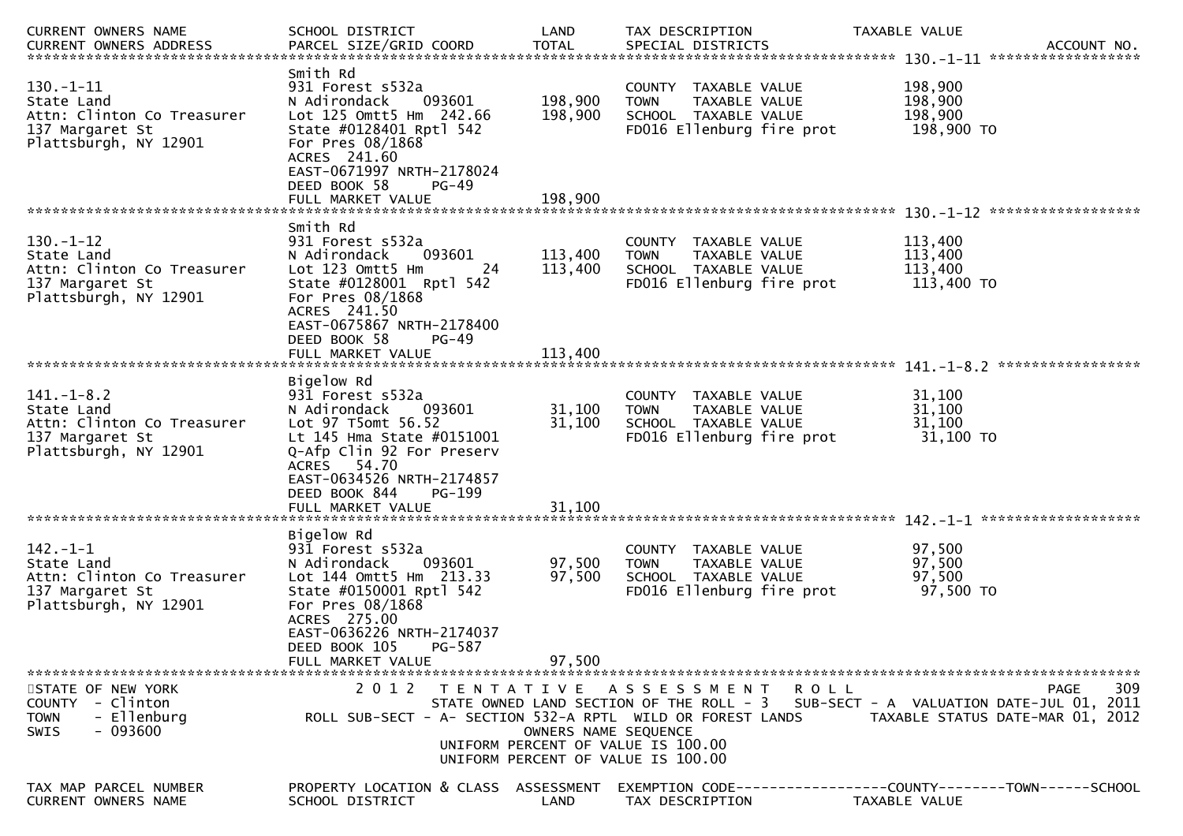| CURRENT OWNERS NAME<br>CURRENT OWNERS ADDRESS | SCHOOL DISTRICT<br>PARCEL SIZE/GRID COORD | LAND<br>TOTAL | TAX DESCRIPTION<br>SPECIAL DISTRICTS | TAXABLE VALUE | ACCOUNT NO. |
|---|---|---|---|---|---|
| **130.-1-11** | | | | | |
| 130.-1-11 | Smith Rd | | | | |
| State Land | 931 Forest s532a | | COUNTY TAXABLE VALUE | 198,900 | |
| Attn: Clinton Co Treasurer | N Adirondack 093601 | 198,900 | TOWN TAXABLE VALUE | 198,900 | |
| 137 Margaret St | Lot 125 Omtt5 Hm 242.66 | 198,900 | SCHOOL TAXABLE VALUE | 198,900 | |
| Plattsburgh, NY 12901 | State #0128401 Rptl 542 | | FD016 Ellenburg fire prot | 198,900 TO | |
| | For Pres 08/1868 | | | | |
| | ACRES 241.60 | | | | |
| | EAST-0671997 NRTH-2178024 | | | | |
| | DEED BOOK 58 PG-49 | | | | |
| | FULL MARKET VALUE | 198,900 | | | |
| **130.-1-12** | | | | | |
| 130.-1-12 | Smith Rd | | | | |
| State Land | 931 Forest s532a | | COUNTY TAXABLE VALUE | 113,400 | |
| Attn: Clinton Co Treasurer | N Adirondack 093601 | 113,400 | TOWN TAXABLE VALUE | 113,400 | |
| 137 Margaret St | Lot 123 Omtt5 Hm 24 | 113,400 | SCHOOL TAXABLE VALUE | 113,400 | |
| Plattsburgh, NY 12901 | State #0128001 Rptl 542 | | FD016 Ellenburg fire prot | 113,400 TO | |
| | For Pres 08/1868 | | | | |
| | ACRES 241.50 | | | | |
| | EAST-0675867 NRTH-2178400 | | | | |
| | DEED BOOK 58 PG-49 | | | | |
| | FULL MARKET VALUE | 113,400 | | | |
| **141.-1-8.2** | | | | | |
| 141.-1-8.2 | Bigelow Rd | | | | |
| State Land | 931 Forest s532a | | COUNTY TAXABLE VALUE | 31,100 | |
| Attn: Clinton Co Treasurer | N Adirondack 093601 | 31,100 | TOWN TAXABLE VALUE | 31,100 | |
| 137 Margaret St | Lot 97 T5omt 56.52 | 31,100 | SCHOOL TAXABLE VALUE | 31,100 | |
| Plattsburgh, NY 12901 | Lt 145 Hma State #0151001 | | FD016 Ellenburg fire prot | 31,100 TO | |
| | Q-Afp Clin 92 For Preserv | | | | |
| | ACRES 54.70 | | | | |
| | EAST-0634526 NRTH-2174857 | | | | |
| | DEED BOOK 844 PG-199 | | | | |
| | FULL MARKET VALUE | 31,100 | | | |
| **142.-1-1** | | | | | |
| 142.-1-1 | Bigelow Rd | | | | |
| State Land | 931 Forest s532a | | COUNTY TAXABLE VALUE | 97,500 | |
| Attn: Clinton Co Treasurer | N Adirondack 093601 | 97,500 | TOWN TAXABLE VALUE | 97,500 | |
| 137 Margaret St | Lot 144 Omtt5 Hm 213.33 | 97,500 | SCHOOL TAXABLE VALUE | 97,500 | |
| Plattsburgh, NY 12901 | State #0150001 Rptl 542 | | FD016 Ellenburg fire prot | 97,500 TO | |
| | For Pres 08/1868 | | | | |
| | ACRES 275.00 | | | | |
| | EAST-0636226 NRTH-2174037 | | | | |
| | DEED BOOK 105 PG-587 | | | | |
| | FULL MARKET VALUE | 97,500 | | | |

STATE OF NEW YORK — 2012 TENTATIVE ASSESSMENT ROLL
COUNTY - Clinton — STATE OWNED LAND SECTION OF THE ROLL - 3 SUB-SECT - A VALUATION DATE-JUL 01, 2011
TOWN - Ellenburg — ROLL SUB-SECT - A- SECTION 532-A RPTL WILD OR FOREST LANDS — TAXABLE STATUS DATE-MAR 01, 2012
SWIS - 093600 — OWNERS NAME SEQUENCE
UNIFORM PERCENT OF VALUE IS 100.00
UNIFORM PERCENT OF VALUE IS 100.00

| TAX MAP PARCEL NUMBER<br>CURRENT OWNERS NAME | PROPERTY LOCATION & CLASS<br>SCHOOL DISTRICT | ASSESSMENT<br>LAND | EXEMPTION CODE<br>TAX DESCRIPTION | COUNTY--------TOWN------SCHOOL<br>TAXABLE VALUE |
|---|---|---|---|---|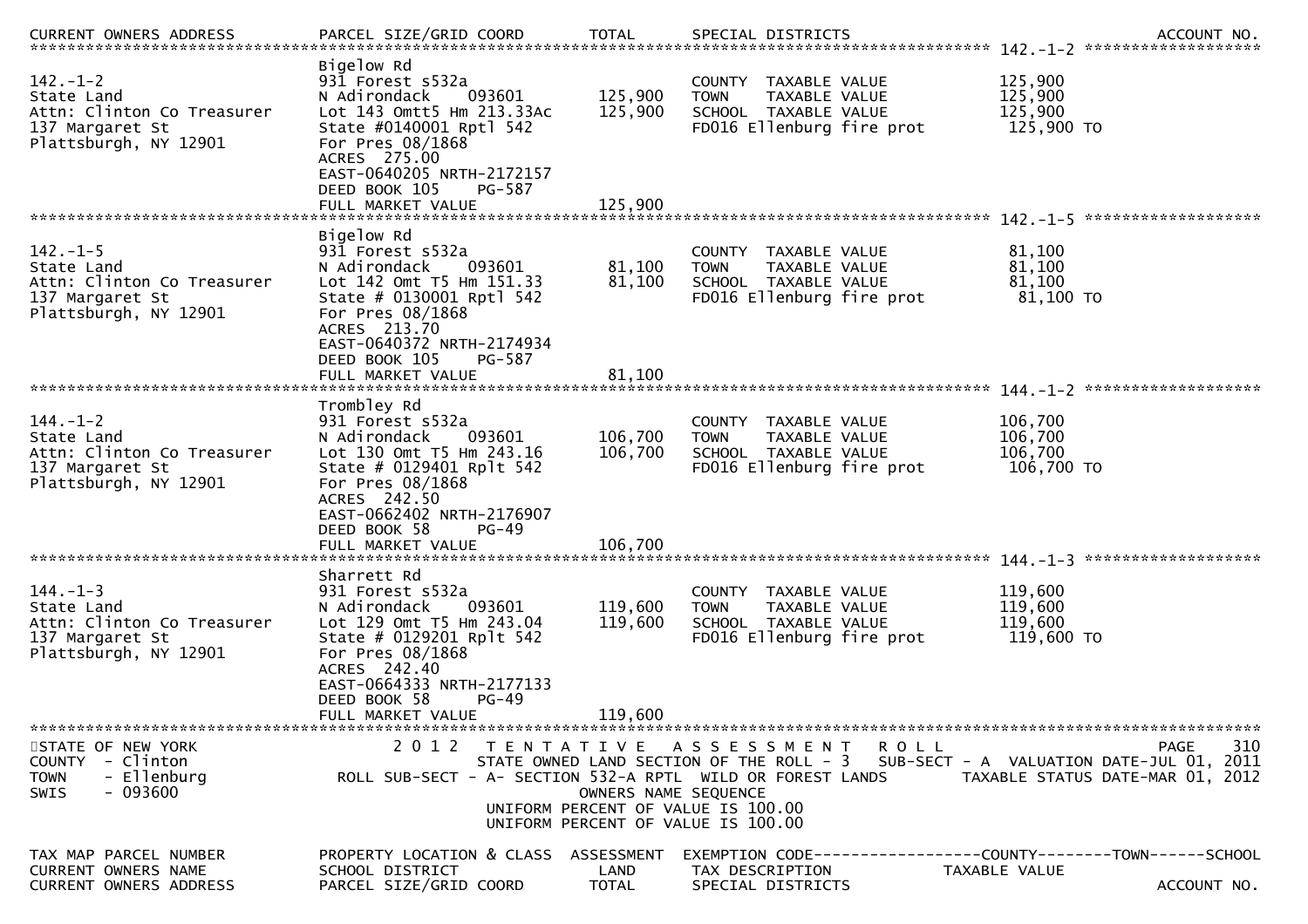CURRENT OWNERS ADDRESS | PARCEL SIZE/GRID COORD | TOTAL | SPECIAL DISTRICTS | ACCOUNT NO.

**142.-1-2**

| | | | | |
|---|---|---|---|---|
| 142.-1-2 | Bigelow Rd | | | |
| State Land | 931 Forest s532a | | COUNTY TAXABLE VALUE | 125,900 |
| Attn: Clinton Co Treasurer | N Adirondack 093601 | 125,900 | TOWN TAXABLE VALUE | 125,900 |
| 137 Margaret St | Lot 143 Omtt5 Hm 213.33Ac | 125,900 | SCHOOL TAXABLE VALUE | 125,900 |
| Plattsburgh, NY 12901 | State #0140001 Rptl 542 | | FD016 Ellenburg fire prot | 125,900 TO |
| | For Pres 08/1868 | | | |
| | ACRES 275.00 | | | |
| | EAST-0640205 NRTH-2172157 | | | |
| | DEED BOOK 105 PG-587 | | | |
| | FULL MARKET VALUE | 125,900 | | |

**142.-1-5**

| | | | | |
|---|---|---|---|---|
| 142.-1-5 | Bigelow Rd | | | |
| State Land | 931 Forest s532a | | COUNTY TAXABLE VALUE | 81,100 |
| Attn: Clinton Co Treasurer | N Adirondack 093601 | 81,100 | TOWN TAXABLE VALUE | 81,100 |
| 137 Margaret St | Lot 142 Omt T5 Hm 151.33 | 81,100 | SCHOOL TAXABLE VALUE | 81,100 |
| Plattsburgh, NY 12901 | State # 0130001 Rptl 542 | | FD016 Ellenburg fire prot | 81,100 TO |
| | For Pres 08/1868 | | | |
| | ACRES 213.70 | | | |
| | EAST-0640372 NRTH-2174934 | | | |
| | DEED BOOK 105 PG-587 | | | |
| | FULL MARKET VALUE | 81,100 | | |

**144.-1-2**

| | | | | |
|---|---|---|---|---|
| 144.-1-2 | Trombley Rd | | | |
| State Land | 931 Forest s532a | | COUNTY TAXABLE VALUE | 106,700 |
| Attn: Clinton Co Treasurer | N Adirondack 093601 | 106,700 | TOWN TAXABLE VALUE | 106,700 |
| 137 Margaret St | Lot 130 Omt T5 Hm 243.16 | 106,700 | SCHOOL TAXABLE VALUE | 106,700 |
| Plattsburgh, NY 12901 | State # 0129401 Rplt 542 | | FD016 Ellenburg fire prot | 106,700 TO |
| | For Pres 08/1868 | | | |
| | ACRES 242.50 | | | |
| | EAST-0662402 NRTH-2176907 | | | |
| | DEED BOOK 58 PG-49 | | | |
| | FULL MARKET VALUE | 106,700 | | |

**144.-1-3**

| | | | | |
|---|---|---|---|---|
| 144.-1-3 | Sharrett Rd | | | |
| State Land | 931 Forest s532a | | COUNTY TAXABLE VALUE | 119,600 |
| Attn: Clinton Co Treasurer | N Adirondack 093601 | 119,600 | TOWN TAXABLE VALUE | 119,600 |
| 137 Margaret St | Lot 129 Omt T5 Hm 243.04 | 119,600 | SCHOOL TAXABLE VALUE | 119,600 |
| Plattsburgh, NY 12901 | State # 0129201 Rplt 542 | | FD016 Ellenburg fire prot | 119,600 TO |
| | For Pres 08/1868 | | | |
| | ACRES 242.40 | | | |
| | EAST-0664333 NRTH-2177133 | | | |
| | DEED BOOK 58 PG-49 | | | |
| | FULL MARKET VALUE | 119,600 | | |

STATE OF NEW YORK
COUNTY - Clinton
TOWN - Ellenburg
SWIS - 093600

2 0 1 2 T E N T A T I V E A S S E S S M E N T R O L L
STATE OWNED LAND SECTION OF THE ROLL - 3 SUB-SECT - A VALUATION DATE-JUL 01, 2011
ROLL SUB-SECT - A- SECTION 532-A RPTL WILD OR FOREST LANDS TAXABLE STATUS DATE-MAR 01, 2012
OWNERS NAME SEQUENCE
UNIFORM PERCENT OF VALUE IS 100.00
UNIFORM PERCENT OF VALUE IS 100.00

| TAX MAP PARCEL NUMBER | PROPERTY LOCATION & CLASS | ASSESSMENT | EXEMPTION CODE------------------COUNTY--------TOWN------SCHOOL | |
|---|---|---|---|---|
| CURRENT OWNERS NAME | SCHOOL DISTRICT | LAND | TAX DESCRIPTION | TAXABLE VALUE |
| CURRENT OWNERS ADDRESS | PARCEL SIZE/GRID COORD | TOTAL | SPECIAL DISTRICTS | ACCOUNT NO. |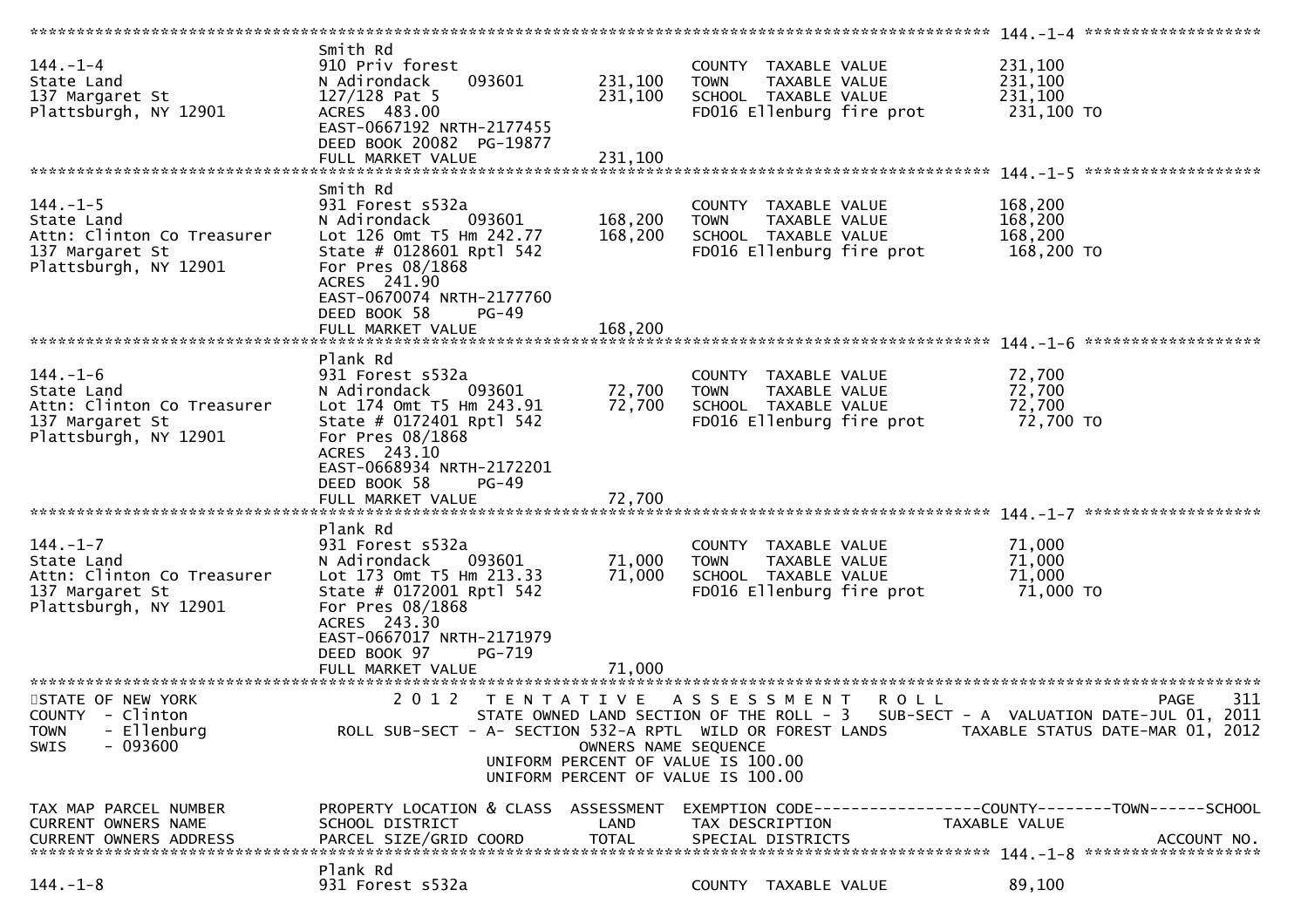```
********************************************************************************************************* 144.-1-4 ******************
                              Smith Rd
144.-1-4                      910 Priv forest                       COUNTY  TAXABLE VALUE           231,100
State Land                    N Adirondack     093601      231,100   TOWN    TAXABLE VALUE           231,100
137 Margaret St               127/128 Pat 5                231,100   SCHOOL  TAXABLE VALUE           231,100
Plattsburgh, NY 12901         ACRES  483.00                          FD016 Ellenburg fire prot        231,100 TO
                              EAST-0667192 NRTH-2177455
                              DEED BOOK 20082  PG-19877
                              FULL MARKET VALUE            231,100
********************************************************************************************************* 144.-1-5 ******************
                              Smith Rd
144.-1-5                      931 Forest s532a                      COUNTY  TAXABLE VALUE           168,200
State Land                    N Adirondack     093601      168,200   TOWN    TAXABLE VALUE           168,200
Attn: Clinton Co Treasurer    Lot 126 Omt T5 Hm 242.77     168,200   SCHOOL  TAXABLE VALUE           168,200
137 Margaret St               State # 0128601 Rptl 542               FD016 Ellenburg fire prot        168,200 TO
Plattsburgh, NY 12901         For Pres 08/1868
                              ACRES  241.90
                              EAST-0670074 NRTH-2177760
                              DEED BOOK 58     PG-49
                              FULL MARKET VALUE            168,200
********************************************************************************************************* 144.-1-6 ******************
                              Plank Rd
144.-1-6                      931 Forest s532a                      COUNTY  TAXABLE VALUE            72,700
State Land                    N Adirondack     093601       72,700   TOWN    TAXABLE VALUE            72,700
Attn: Clinton Co Treasurer    Lot 174 Omt T5 Hm 243.91      72,700   SCHOOL  TAXABLE VALUE            72,700
137 Margaret St               State # 0172401 Rptl 542               FD016 Ellenburg fire prot         72,700 TO
Plattsburgh, NY 12901         For Pres 08/1868
                              ACRES  243.10
                              EAST-0668934 NRTH-2172201
                              DEED BOOK 58     PG-49
                              FULL MARKET VALUE             72,700
********************************************************************************************************* 144.-1-7 ******************
                              Plank Rd
144.-1-7                      931 Forest s532a                      COUNTY  TAXABLE VALUE            71,000
State Land                    N Adirondack     093601       71,000   TOWN    TAXABLE VALUE            71,000
Attn: Clinton Co Treasurer    Lot 173 Omt T5 Hm 213.33      71,000   SCHOOL  TAXABLE VALUE            71,000
137 Margaret St               State # 0172001 Rptl 542               FD016 Ellenburg fire prot         71,000 TO
Plattsburgh, NY 12901         For Pres 08/1868
                              ACRES  243.30
                              EAST-0667017 NRTH-2171979
                              DEED BOOK 97     PG-719
                              FULL MARKET VALUE             71,000
**************************************************************************************************************************************
STATE OF NEW YORK                2 0 1 2   T E N T A T I V E   A S S E S S M E N T   R O L L                          PAGE    311
COUNTY  - Clinton                          STATE OWNED LAND SECTION OF THE ROLL - 3   SUB-SECT - A  VALUATION DATE-JUL 01, 2011
TOWN    - Ellenburg            ROLL SUB-SECT - A- SECTION 532-A RPTL  WILD OR FOREST LANDS        TAXABLE STATUS DATE-MAR 01, 2012
SWIS    - 093600                                    OWNERS NAME SEQUENCE
                                             UNIFORM PERCENT OF VALUE IS 100.00
                                             UNIFORM PERCENT OF VALUE IS 100.00

TAX MAP PARCEL NUMBER         PROPERTY LOCATION & CLASS  ASSESSMENT  EXEMPTION CODE------------------COUNTY--------TOWN------SCHOOL
CURRENT OWNERS NAME           SCHOOL DISTRICT               LAND      TAX DESCRIPTION             TAXABLE VALUE
CURRENT OWNERS ADDRESS        PARCEL SIZE/GRID COORD        TOTAL     SPECIAL DISTRICTS                                  ACCOUNT NO.
********************************************************************************************************* 144.-1-8 ******************
                              Plank Rd
144.-1-8                      931 Forest s532a                      COUNTY  TAXABLE VALUE            89,100
```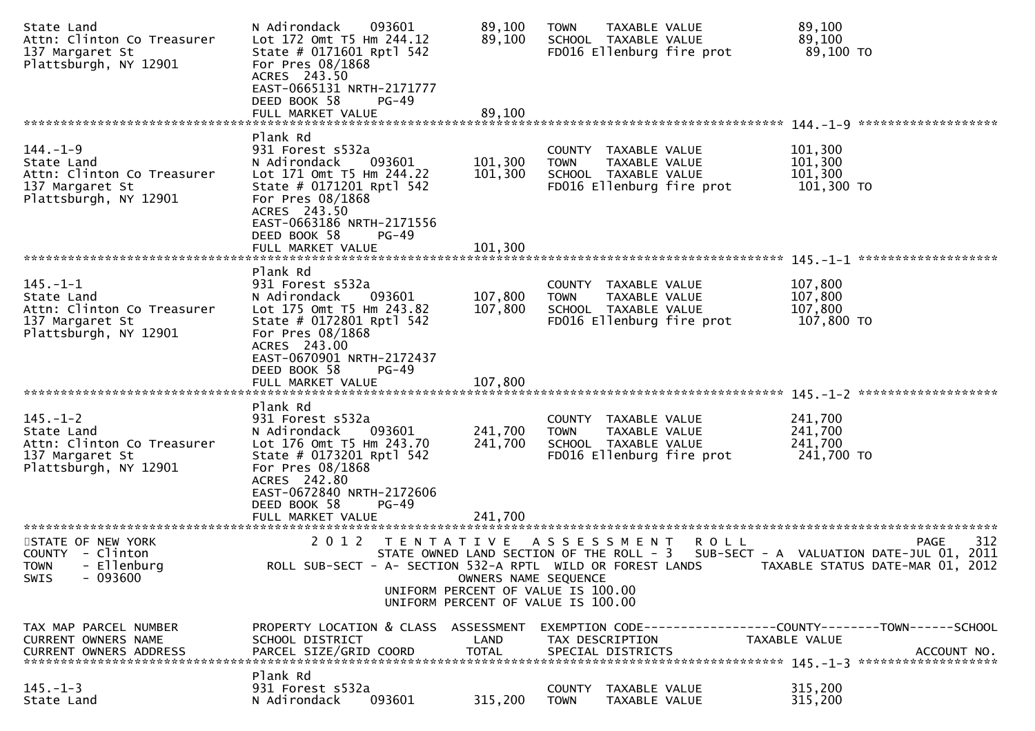| | | | | |
|---|---|---|---|---|
| State Land<br>Attn: Clinton Co Treasurer<br>137 Margaret St<br>Plattsburgh, NY 12901 | N Adirondack 093601<br>Lot 172 Omt T5 Hm 244.12<br>State # 0171601 Rptl 542<br>For Pres 08/1868<br>ACRES 243.50<br>EAST-0665131 NRTH-2171777<br>DEED BOOK 58 PG-49<br>FULL MARKET VALUE | 89,100<br>89,100<br><br><br><br><br><br>89,100 | TOWN TAXABLE VALUE<br>SCHOOL TAXABLE VALUE<br>FD016 Ellenburg fire prot | 89,100<br>89,100<br>89,100 TO |

******************************************************** 144.-1-9 ********************

| | | | | |
|---|---|---|---|---|
| 144.-1-9<br>State Land<br>Attn: Clinton Co Treasurer<br>137 Margaret St<br>Plattsburgh, NY 12901 | Plank Rd<br>931 Forest s532a<br>N Adirondack 093601<br>Lot 171 Omt T5 Hm 244.22<br>State # 0171201 Rptl 542<br>For Pres 08/1868<br>ACRES 243.50<br>EAST-0663186 NRTH-2171556<br>DEED BOOK 58 PG-49<br>FULL MARKET VALUE | <br><br>101,300<br>101,300<br><br><br><br><br><br>101,300 | <br>COUNTY TAXABLE VALUE<br>TOWN TAXABLE VALUE<br>SCHOOL TAXABLE VALUE<br>FD016 Ellenburg fire prot | <br>101,300<br>101,300<br>101,300<br>101,300 TO |

******************************************************** 145.-1-1 ********************

| | | | | |
|---|---|---|---|---|
| 145.-1-1<br>State Land<br>Attn: Clinton Co Treasurer<br>137 Margaret St<br>Plattsburgh, NY 12901 | Plank Rd<br>931 Forest s532a<br>N Adirondack 093601<br>Lot 175 Omt T5 Hm 243.82<br>State # 0172801 Rptl 542<br>For Pres 08/1868<br>ACRES 243.00<br>EAST-0670901 NRTH-2172437<br>DEED BOOK 58 PG-49<br>FULL MARKET VALUE | <br><br>107,800<br>107,800<br><br><br><br><br><br>107,800 | <br>COUNTY TAXABLE VALUE<br>TOWN TAXABLE VALUE<br>SCHOOL TAXABLE VALUE<br>FD016 Ellenburg fire prot | <br>107,800<br>107,800<br>107,800<br>107,800 TO |

******************************************************** 145.-1-2 ********************

| | | | | |
|---|---|---|---|---|
| 145.-1-2<br>State Land<br>Attn: Clinton Co Treasurer<br>137 Margaret St<br>Plattsburgh, NY 12901 | Plank Rd<br>931 Forest s532a<br>N Adirondack 093601<br>Lot 176 Omt T5 Hm 243.70<br>State # 0173201 Rptl 542<br>For Pres 08/1868<br>ACRES 242.80<br>EAST-0672840 NRTH-2172606<br>DEED BOOK 58 PG-49<br>FULL MARKET VALUE | <br><br>241,700<br>241,700<br><br><br><br><br><br>241,700 | <br>COUNTY TAXABLE VALUE<br>TOWN TAXABLE VALUE<br>SCHOOL TAXABLE VALUE<br>FD016 Ellenburg fire prot | <br>241,700<br>241,700<br>241,700<br>241,700 TO |

STATE OF NEW YORK
COUNTY - Clinton
TOWN - Ellenburg
SWIS - 093600

2012 TENTATIVE ASSESSMENT ROLL
STATE OWNED LAND SECTION OF THE ROLL - 3 SUB-SECT - A VALUATION DATE-JUL 01, 2011
ROLL SUB-SECT - A- SECTION 532-A RPTL WILD OR FOREST LANDS TAXABLE STATUS DATE-MAR 01, 2012
OWNERS NAME SEQUENCE
UNIFORM PERCENT OF VALUE IS 100.00
UNIFORM PERCENT OF VALUE IS 100.00

| TAX MAP PARCEL NUMBER<br>CURRENT OWNERS NAME<br>CURRENT OWNERS ADDRESS | PROPERTY LOCATION & CLASS<br>SCHOOL DISTRICT<br>PARCEL SIZE/GRID COORD | ASSESSMENT<br>LAND<br>TOTAL | EXEMPTION CODE------------------COUNTY--------TOWN------SCHOOL<br>TAX DESCRIPTION<br>SPECIAL DISTRICTS | TAXABLE VALUE<br><br>ACCOUNT NO. |
|---|---|---|---|---|

******************************************************** 145.-1-3 ********************

| | | | | |
|---|---|---|---|---|
| 145.-1-3<br>State Land | Plank Rd<br>931 Forest s532a<br>N Adirondack 093601 | <br><br>315,200 | <br>COUNTY TAXABLE VALUE<br>TOWN TAXABLE VALUE | <br>315,200<br>315,200 |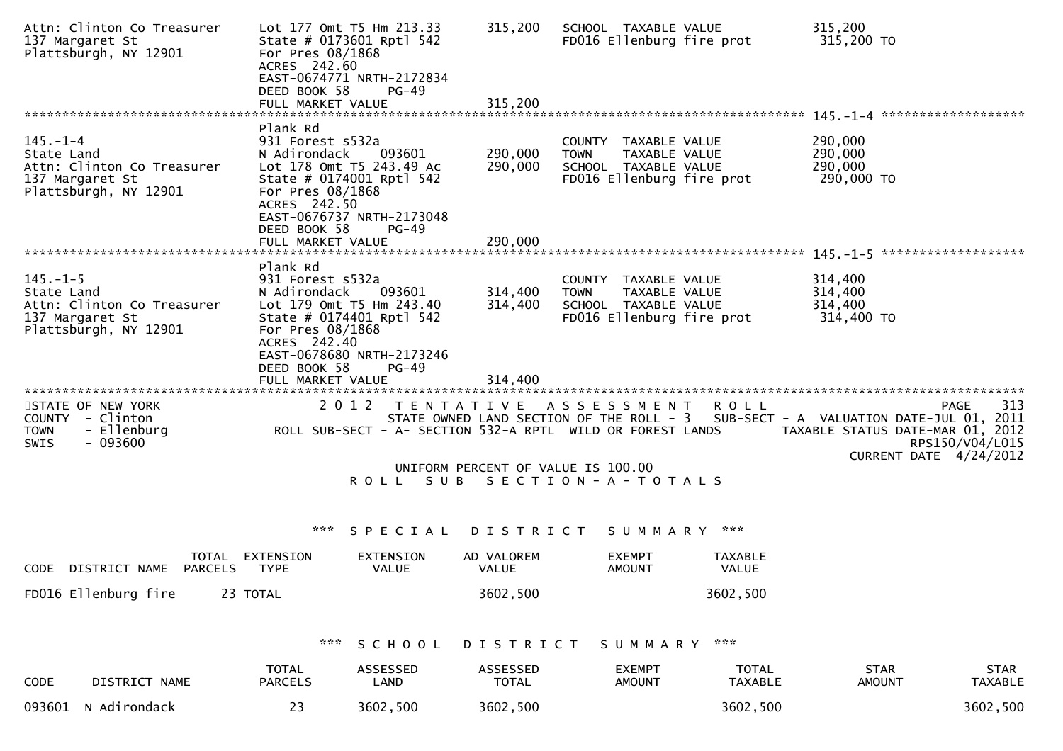```
Attn: Clinton Co Treasurer     Lot 177 Omt T5 Hm 213.33     315,200   SCHOOL  TAXABLE VALUE              315,200
137 Margaret St                State # 0173601 Rptl 542               FD016 Ellenburg fire prot           315,200 TO
Plattsburgh, NY 12901          For Pres 08/1868
                               ACRES  242.60
                               EAST-0674771 NRTH-2172834
                               DEED BOOK 58      PG-49
                               FULL MARKET VALUE            315,200
******************************************************************************************************* 145.-1-4 ******************
                               Plank Rd
145.-1-4                       931 Forest s532a                       COUNTY  TAXABLE VALUE              290,000
State Land                     N Adirondack     093601      290,000   TOWN    TAXABLE VALUE              290,000
Attn: Clinton Co Treasurer     Lot 178 Omt T5 243.49 Ac     290,000   SCHOOL  TAXABLE VALUE              290,000
137 Margaret St                State # 0174001 Rptl 542               FD016 Ellenburg fire prot           290,000 TO
Plattsburgh, NY 12901          For Pres 08/1868
                               ACRES  242.50
                               EAST-0676737 NRTH-2173048
                               DEED BOOK 58      PG-49
                               FULL MARKET VALUE            290,000
******************************************************************************************************* 145.-1-5 ******************
                               Plank Rd
145.-1-5                       931 Forest s532a                       COUNTY  TAXABLE VALUE              314,400
State Land                     N Adirondack     093601      314,400   TOWN    TAXABLE VALUE              314,400
Attn: Clinton Co Treasurer     Lot 179 Omt T5 Hm 243.40     314,400   SCHOOL  TAXABLE VALUE              314,400
137 Margaret St                State # 0174401 Rptl 542               FD016 Ellenburg fire prot           314,400 TO
Plattsburgh, NY 12901          For Pres 08/1868
                               ACRES  242.40
                               EAST-0678680 NRTH-2173246
                               DEED BOOK 58      PG-49
                               FULL MARKET VALUE            314,400
*************************************************************************************************************************************
STATE OF NEW YORK                  2 0 1 2   T E N T A T I V E   A S S E S S M E N T   R O L L                           PAGE   313
COUNTY  - Clinton                          STATE OWNED LAND SECTION OF THE ROLL - 3   SUB-SECT - A  VALUATION DATE-JUL 01, 2011
TOWN    - Ellenburg             ROLL SUB-SECT - A- SECTION 532-A RPTL  WILD OR FOREST LANDS       TAXABLE STATUS DATE-MAR 01, 2012
SWIS    - 093600                                                                                                  RPS150/V04/L015
                                                                                                          CURRENT DATE  4/24/2012
                                         UNIFORM PERCENT OF VALUE IS 100.00
                                        R O L L   S U B   S E C T I O N - A - T O T A L S
```

*** S P E C I A L   D I S T R I C T   S U M M A R Y ***

| CODE | DISTRICT NAME | TOTAL PARCELS | EXTENSION TYPE | EXTENSION VALUE | AD VALOREM VALUE | EXEMPT AMOUNT | TAXABLE VALUE |
|---|---|---|---|---|---|---|---|
| FD016 | Ellenburg fire | 23 | TOTAL | | 3602,500 | | 3602,500 |

*** S C H O O L   D I S T R I C T   S U M M A R Y ***

| CODE | DISTRICT NAME | TOTAL PARCELS | ASSESSED LAND | ASSESSED TOTAL | EXEMPT AMOUNT | TOTAL TAXABLE | STAR AMOUNT | STAR TAXABLE |
|---|---|---|---|---|---|---|---|---|
| 093601 | N Adirondack | 23 | 3602,500 | 3602,500 | | 3602,500 | | 3602,500 |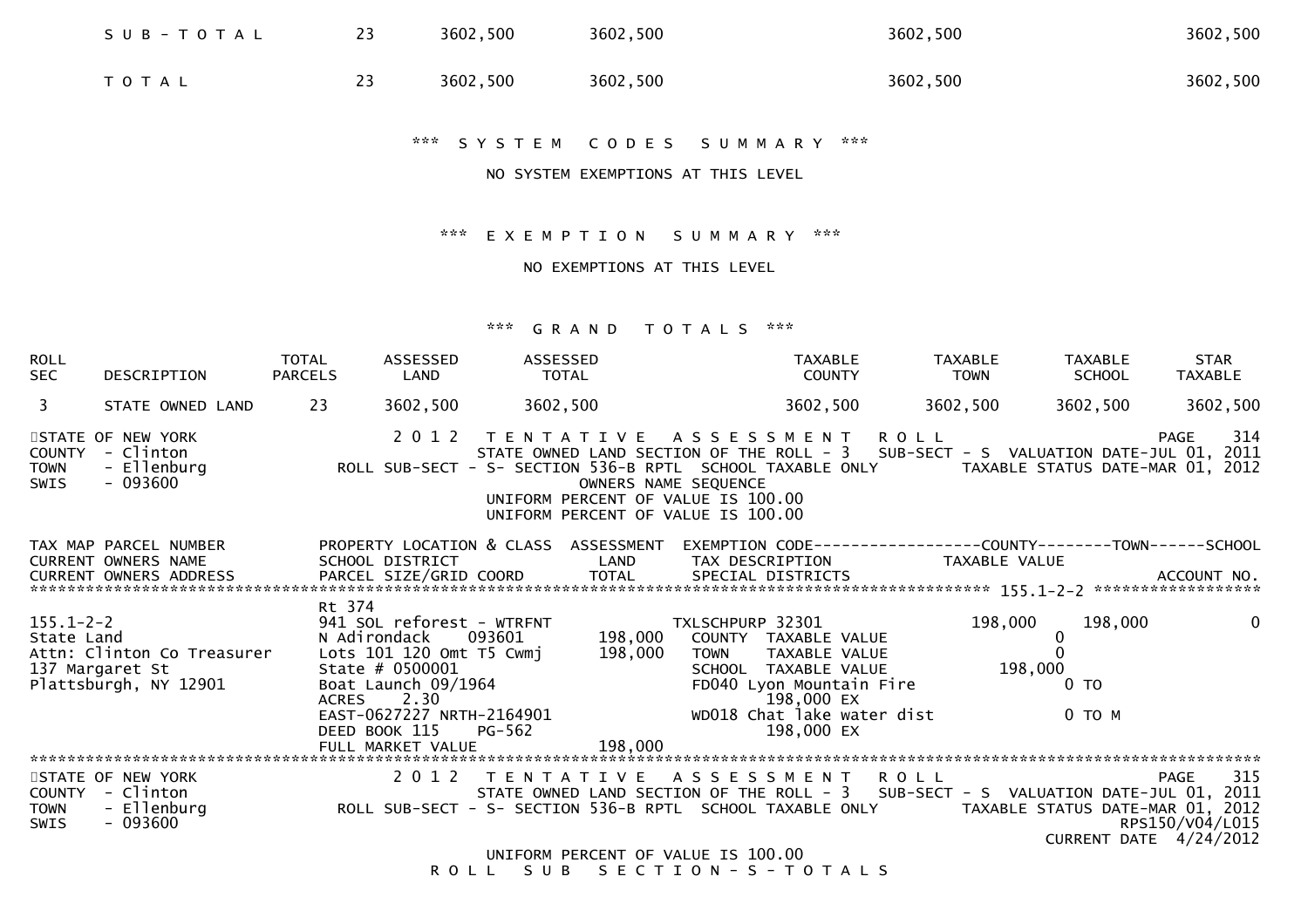| | | | | | | |
|---|---|---|---|---|---|---|
| SUB-TOTAL | 23 | 3602,500 | 3602,500 | 3602,500 | | 3602,500 |
| TOTAL | 23 | 3602,500 | 3602,500 | 3602,500 | | 3602,500 |

*** SYSTEM CODES SUMMARY ***

NO SYSTEM EXEMPTIONS AT THIS LEVEL

*** EXEMPTION SUMMARY ***

NO EXEMPTIONS AT THIS LEVEL

*** GRAND TOTALS ***

| ROLL SEC | DESCRIPTION | TOTAL PARCELS | ASSESSED LAND | ASSESSED TOTAL | TAXABLE COUNTY | TAXABLE TOWN | TAXABLE SCHOOL | STAR TAXABLE |
|---|---|---|---|---|---|---|---|---|
| 3 | STATE OWNED LAND | 23 | 3602,500 | 3602,500 | 3602,500 | 3602,500 | 3602,500 | 3602,500 |

STATE OF NEW YORK — 2012 TENTATIVE ASSESSMENT ROLL — PAGE 314
COUNTY - Clinton — STATE OWNED LAND SECTION OF THE ROLL - 3 SUB-SECT - S VALUATION DATE-JUL 01, 2011
TOWN - Ellenburg — ROLL SUB-SECT - S- SECTION 536-B RPTL SCHOOL TAXABLE ONLY — TAXABLE STATUS DATE-MAR 01, 2012
SWIS - 093600 — OWNERS NAME SEQUENCE
UNIFORM PERCENT OF VALUE IS 100.00
UNIFORM PERCENT OF VALUE IS 100.00

```
TAX MAP PARCEL NUMBER          PROPERTY LOCATION & CLASS  ASSESSMENT  EXEMPTION CODE------------------COUNTY--------TOWN------SCHOOL
CURRENT OWNERS NAME            SCHOOL DISTRICT               LAND     TAX DESCRIPTION            TAXABLE VALUE
CURRENT OWNERS ADDRESS         PARCEL SIZE/GRID COORD        TOTAL    SPECIAL DISTRICTS                                   ACCOUNT NO.
******************************************************************************************************* 155.1-2-2 ******************
                               Rt 374
155.1-2-2                      941 SOL reforest - WTRFNT             TXLSCHPURP 32301            198,000     198,000          0
State Land                     N Adirondack     093601    198,000    COUNTY  TAXABLE VALUE             0
Attn: Clinton Co Treasurer     Lots 101 120 Omt T5 Cwmj   198,000    TOWN    TAXABLE VALUE             0
137 Margaret St                State # 0500001                       SCHOOL  TAXABLE VALUE       198,000
Plattsburgh, NY 12901          Boat Launch 09/1964                   FD040 Lyon Mountain Fire              0 TO
                               ACRES     2.30                              198,000 EX
                               EAST-0627227 NRTH-2164901             WD018 Chat lake water dist            0 TO M
                               DEED BOOK 115    PG-562                     198,000 EX
                               FULL MARKET VALUE          198,000
************************************************************************************************************************************
```

STATE OF NEW YORK — 2012 TENTATIVE ASSESSMENT ROLL — PAGE 315
COUNTY - Clinton — STATE OWNED LAND SECTION OF THE ROLL - 3 SUB-SECT - S VALUATION DATE-JUL 01, 2011
TOWN - Ellenburg — ROLL SUB-SECT - S- SECTION 536-B RPTL SCHOOL TAXABLE ONLY — TAXABLE STATUS DATE-MAR 01, 2012
SWIS - 093600 — RPS150/V04/L015
CURRENT DATE 4/24/2012

UNIFORM PERCENT OF VALUE IS 100.00
ROLL SUB SECTION-S-TOTALS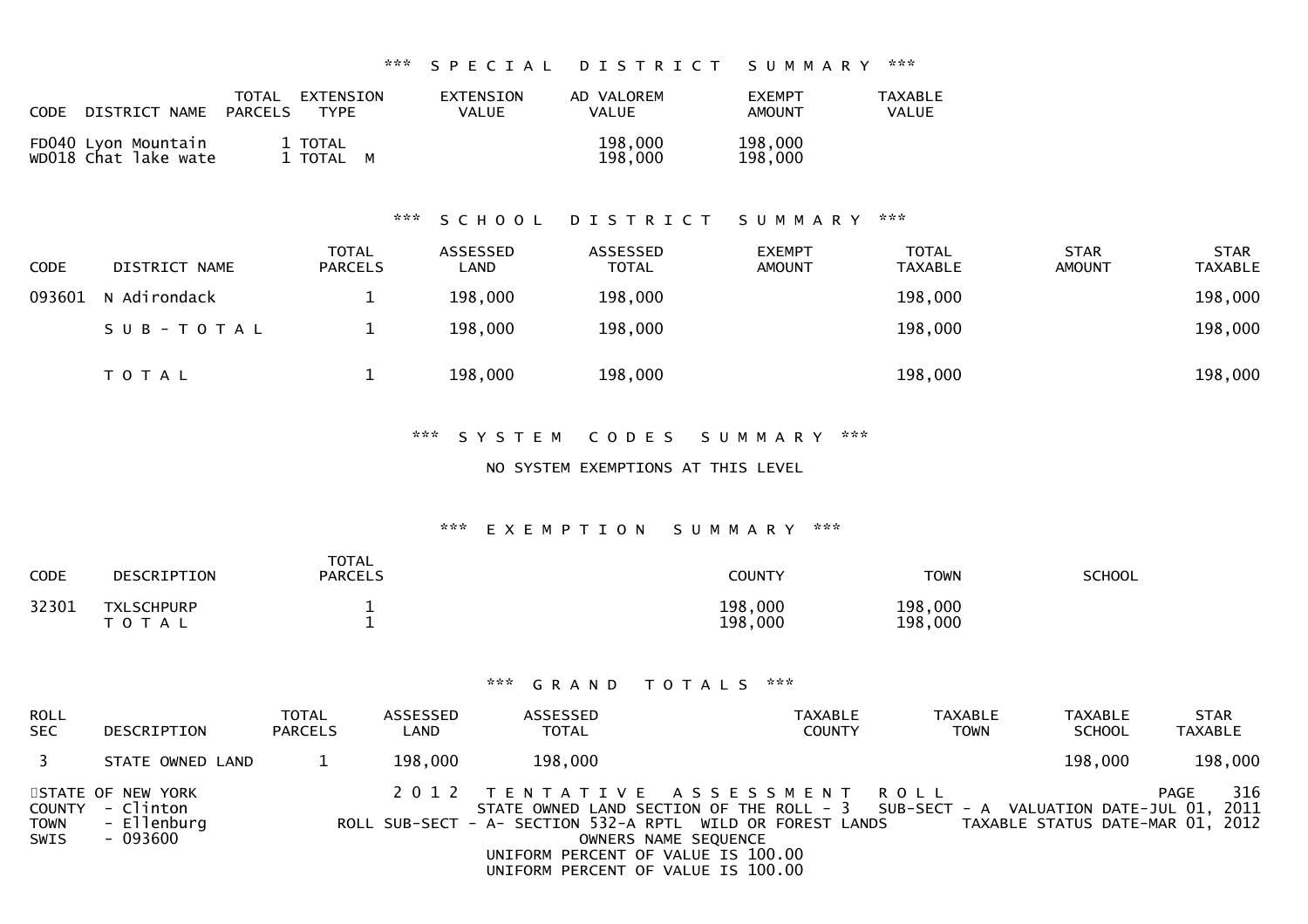### *** SPECIAL DISTRICT SUMMARY ***

| CODE | DISTRICT NAME | TOTAL PARCELS | EXTENSION TYPE | EXTENSION VALUE | AD VALOREM VALUE | EXEMPT AMOUNT | TAXABLE VALUE |
|---|---|---|---|---|---|---|---|
| FD040 | Lyon Mountain | 1 | TOTAL | | 198,000 | 198,000 | |
| WD018 | Chat lake wate | 1 | TOTAL M | | 198,000 | 198,000 | |

### *** SCHOOL DISTRICT SUMMARY ***

| CODE | DISTRICT NAME | TOTAL PARCELS | ASSESSED LAND | ASSESSED TOTAL | EXEMPT AMOUNT | TOTAL TAXABLE | STAR AMOUNT | STAR TAXABLE |
|---|---|---|---|---|---|---|---|---|
| 093601 | N Adirondack | 1 | 198,000 | 198,000 | | 198,000 | | 198,000 |
| | SUB-TOTAL | 1 | 198,000 | 198,000 | | 198,000 | | 198,000 |
| | TOTAL | 1 | 198,000 | 198,000 | | 198,000 | | 198,000 |

### *** SYSTEM CODES SUMMARY ***

NO SYSTEM EXEMPTIONS AT THIS LEVEL

### *** EXEMPTION SUMMARY ***

| CODE | DESCRIPTION | TOTAL PARCELS | COUNTY | TOWN | SCHOOL |
|---|---|---|---|---|---|
| 32301 | TXLSCHPURP | 1 | 198,000 | 198,000 | |
| | TOTAL | 1 | 198,000 | 198,000 | |

### *** GRAND TOTALS ***

| ROLL SEC | DESCRIPTION | TOTAL PARCELS | ASSESSED LAND | ASSESSED TOTAL | TAXABLE COUNTY | TAXABLE TOWN | TAXABLE SCHOOL | STAR TAXABLE |
|---|---|---|---|---|---|---|---|---|
| 3 | STATE OWNED LAND | 1 | 198,000 | 198,000 | | | 198,000 | 198,000 |

STATE OF NEW YORK
COUNTY - Clinton
TOWN - Ellenburg
SWIS - 093600

2012 TENTATIVE ASSESSMENT ROLL
STATE OWNED LAND SECTION OF THE ROLL - 3 SUB-SECT - A VALUATION DATE-JUL 01, 2011
ROLL SUB-SECT - A- SECTION 532-A RPTL WILD OR FOREST LANDS TAXABLE STATUS DATE-MAR 01, 2012
OWNERS NAME SEQUENCE
UNIFORM PERCENT OF VALUE IS 100.00
UNIFORM PERCENT OF VALUE IS 100.00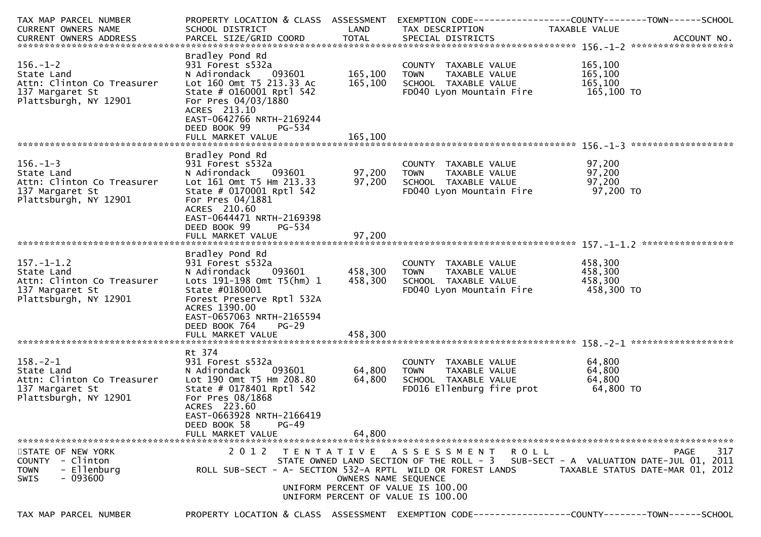| TAX MAP PARCEL NUMBER<br>CURRENT OWNERS NAME<br>CURRENT OWNERS ADDRESS | PROPERTY LOCATION & CLASS<br>SCHOOL DISTRICT<br>PARCEL SIZE/GRID COORD | ASSESSMENT<br>LAND<br>TOTAL | EXEMPTION CODE------------------COUNTY--------TOWN------SCHOOL<br>TAX DESCRIPTION<br>SPECIAL DISTRICTS | TAXABLE VALUE<br>ACCOUNT NO. |
|---|---|---|---|---|
| **156.-1-2** | | | | |
| 156.-1-2<br>State Land<br>Attn: Clinton Co Treasurer<br>137 Margaret St<br>Plattsburgh, NY 12901 | Bradley Pond Rd<br>931 Forest s532a<br>N Adirondack 093601<br>Lot 160 Omt T5 213.33 Ac<br>State # 0160001 Rptl 542<br>For Pres 04/03/1880<br>ACRES 213.10<br>EAST-0642766 NRTH-2169244<br>DEED BOOK 99 PG-534<br>FULL MARKET VALUE | 165,100<br>165,100<br><br><br><br><br><br><br><br>165,100 | COUNTY TAXABLE VALUE<br>TOWN TAXABLE VALUE<br>SCHOOL TAXABLE VALUE<br>FD040 Lyon Mountain Fire | 165,100<br>165,100<br>165,100<br>165,100 TO |
| **156.-1-3** | | | | |
| 156.-1-3<br>State Land<br>Attn: Clinton Co Treasurer<br>137 Margaret St<br>Plattsburgh, NY 12901 | Bradley Pond Rd<br>931 Forest s532a<br>N Adirondack 093601<br>Lot 161 Omt T5 Hm 213.33<br>State # 0170001 Rptl 542<br>For Pres 04/1881<br>ACRES 210.60<br>EAST-0644471 NRTH-2169398<br>DEED BOOK 99 PG-534<br>FULL MARKET VALUE | 97,200<br>97,200<br><br><br><br><br><br><br><br>97,200 | COUNTY TAXABLE VALUE<br>TOWN TAXABLE VALUE<br>SCHOOL TAXABLE VALUE<br>FD040 Lyon Mountain Fire | 97,200<br>97,200<br>97,200<br>97,200 TO |
| **157.-1-1.2** | | | | |
| 157.-1-1.2<br>State Land<br>Attn: Clinton Co Treasurer<br>137 Margaret St<br>Plattsburgh, NY 12901 | Bradley Pond Rd<br>931 Forest s532a<br>N Adirondack 093601<br>Lots 191-198 Omt T5(hm) 1<br>State #0180001<br>Forest Preserve Rptl 532A<br>ACRES 1390.00<br>EAST-0657063 NRTH-2165594<br>DEED BOOK 764 PG-29<br>FULL MARKET VALUE | 458,300<br>458,300<br><br><br><br><br><br><br><br>458,300 | COUNTY TAXABLE VALUE<br>TOWN TAXABLE VALUE<br>SCHOOL TAXABLE VALUE<br>FD040 Lyon Mountain Fire | 458,300<br>458,300<br>458,300<br>458,300 TO |
| **158.-2-1** | | | | |
| 158.-2-1<br>State Land<br>Attn: Clinton Co Treasurer<br>137 Margaret St<br>Plattsburgh, NY 12901 | Rt 374<br>931 Forest s532a<br>N Adirondack 093601<br>Lot 190 Omt T5 Hm 208.80<br>State # 0178401 Rptl 542<br>For Pres 08/1868<br>ACRES 223.60<br>EAST-0663928 NRTH-2166419<br>DEED BOOK 58 PG-49<br>FULL MARKET VALUE | 64,800<br>64,800<br><br><br><br><br><br><br><br>64,800 | COUNTY TAXABLE VALUE<br>TOWN TAXABLE VALUE<br>SCHOOL TAXABLE VALUE<br>FD016 Ellenburg fire prot | 64,800<br>64,800<br>64,800<br>64,800 TO |

STATE OF NEW YORK
COUNTY - Clinton
TOWN - Ellenburg
SWIS - 093600

2 0 1 2 TENTATIVE ASSESSMENT ROLL
STATE OWNED LAND SECTION OF THE ROLL - 3 SUB-SECT - A VALUATION DATE-JUL 01, 2011
ROLL SUB-SECT - A- SECTION 532-A RPTL WILD OR FOREST LANDS TAXABLE STATUS DATE-MAR 01, 2012
OWNERS NAME SEQUENCE
UNIFORM PERCENT OF VALUE IS 100.00
UNIFORM PERCENT OF VALUE IS 100.00

TAX MAP PARCEL NUMBER PROPERTY LOCATION & CLASS ASSESSMENT EXEMPTION CODE------------------COUNTY--------TOWN------SCHOOL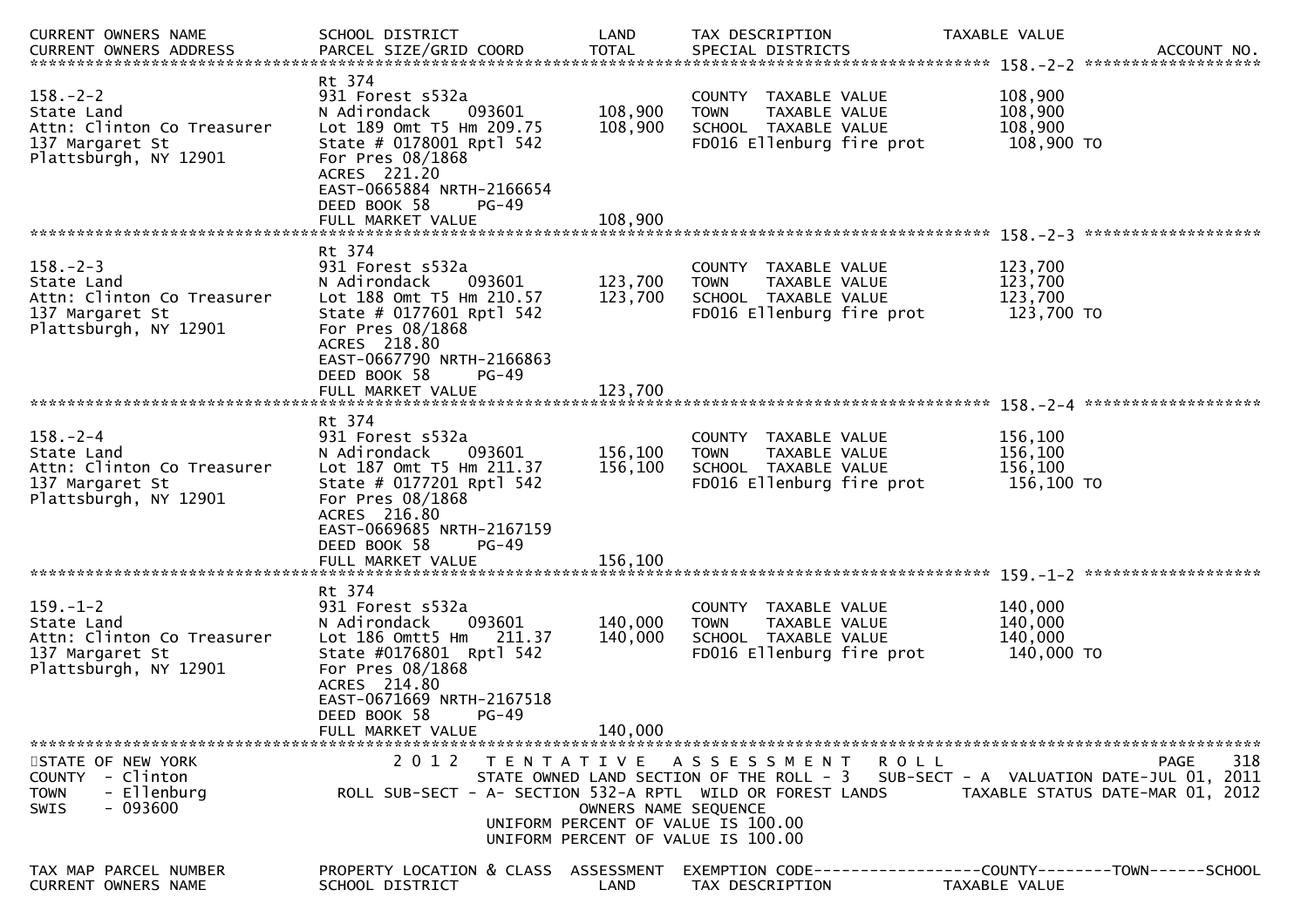| CURRENT OWNERS NAME | SCHOOL DISTRICT | LAND | TAX DESCRIPTION | TAXABLE VALUE | |
|---|---|---|---|---|---|
| CURRENT OWNERS ADDRESS | PARCEL SIZE/GRID COORD | TOTAL | SPECIAL DISTRICTS | | ACCOUNT NO. |

********************************************************** 158.-2-2 ******************

| | | | | | |
|---|---|---|---|---|---|
| | Rt 374 | | | | |
| 158.-2-2 | 931 Forest s532a | | COUNTY TAXABLE VALUE | 108,900 | |
| State Land | N Adirondack 093601 | 108,900 | TOWN TAXABLE VALUE | 108,900 | |
| Attn: Clinton Co Treasurer | Lot 189 Omt T5 Hm 209.75 | 108,900 | SCHOOL TAXABLE VALUE | 108,900 | |
| 137 Margaret St | State # 0178001 Rptl 542 | | FD016 Ellenburg fire prot | 108,900 TO | |
| Plattsburgh, NY 12901 | For Pres 08/1868 | | | | |
| | ACRES 221.20 | | | | |
| | EAST-0665884 NRTH-2166654 | | | | |
| | DEED BOOK 58 PG-49 | | | | |
| | FULL MARKET VALUE | 108,900 | | | |

********************************************************** 158.-2-3 ******************

| | | | | | |
|---|---|---|---|---|---|
| | Rt 374 | | | | |
| 158.-2-3 | 931 Forest s532a | | COUNTY TAXABLE VALUE | 123,700 | |
| State Land | N Adirondack 093601 | 123,700 | TOWN TAXABLE VALUE | 123,700 | |
| Attn: Clinton Co Treasurer | Lot 188 Omt T5 Hm 210.57 | 123,700 | SCHOOL TAXABLE VALUE | 123,700 | |
| 137 Margaret St | State # 0177601 Rptl 542 | | FD016 Ellenburg fire prot | 123,700 TO | |
| Plattsburgh, NY 12901 | For Pres 08/1868 | | | | |
| | ACRES 218.80 | | | | |
| | EAST-0667790 NRTH-2166863 | | | | |
| | DEED BOOK 58 PG-49 | | | | |
| | FULL MARKET VALUE | 123,700 | | | |

********************************************************** 158.-2-4 ******************

| | | | | | |
|---|---|---|---|---|---|
| | Rt 374 | | | | |
| 158.-2-4 | 931 Forest s532a | | COUNTY TAXABLE VALUE | 156,100 | |
| State Land | N Adirondack 093601 | 156,100 | TOWN TAXABLE VALUE | 156,100 | |
| Attn: Clinton Co Treasurer | Lot 187 Omt T5 Hm 211.37 | 156,100 | SCHOOL TAXABLE VALUE | 156,100 | |
| 137 Margaret St | State # 0177201 Rptl 542 | | FD016 Ellenburg fire prot | 156,100 TO | |
| Plattsburgh, NY 12901 | For Pres 08/1868 | | | | |
| | ACRES 216.80 | | | | |
| | EAST-0669685 NRTH-2167159 | | | | |
| | DEED BOOK 58 PG-49 | | | | |
| | FULL MARKET VALUE | 156,100 | | | |

********************************************************** 159.-1-2 ******************

| | | | | | |
|---|---|---|---|---|---|
| | Rt 374 | | | | |
| 159.-1-2 | 931 Forest s532a | | COUNTY TAXABLE VALUE | 140,000 | |
| State Land | N Adirondack 093601 | 140,000 | TOWN TAXABLE VALUE | 140,000 | |
| Attn: Clinton Co Treasurer | Lot 186 Omtt5 Hm 211.37 | 140,000 | SCHOOL TAXABLE VALUE | 140,000 | |
| 137 Margaret St | State #0176801 Rptl 542 | | FD016 Ellenburg fire prot | 140,000 TO | |
| Plattsburgh, NY 12901 | For Pres 08/1868 | | | | |
| | ACRES 214.80 | | | | |
| | EAST-0671669 NRTH-2167518 | | | | |
| | DEED BOOK 58 PG-49 | | | | |
| | FULL MARKET VALUE | 140,000 | | | |

************************************************************************************************

STATE OF NEW YORK
COUNTY - Clinton
TOWN - Ellenburg
SWIS - 093600

2 0 1 2 T E N T A T I V E A S S E S S M E N T R O L L

STATE OWNED LAND SECTION OF THE ROLL - 3 SUB-SECT - A VALUATION DATE-JUL 01, 2011

ROLL SUB-SECT - A- SECTION 532-A RPTL WILD OR FOREST LANDS TAXABLE STATUS DATE-MAR 01, 2012

OWNERS NAME SEQUENCE

UNIFORM PERCENT OF VALUE IS 100.00

UNIFORM PERCENT OF VALUE IS 100.00

| TAX MAP PARCEL NUMBER | PROPERTY LOCATION & CLASS | ASSESSMENT | EXEMPTION CODE------------------COUNTY--------TOWN------SCHOOL |
|---|---|---|---|
| CURRENT OWNERS NAME | SCHOOL DISTRICT | LAND | TAX DESCRIPTION TAXABLE VALUE |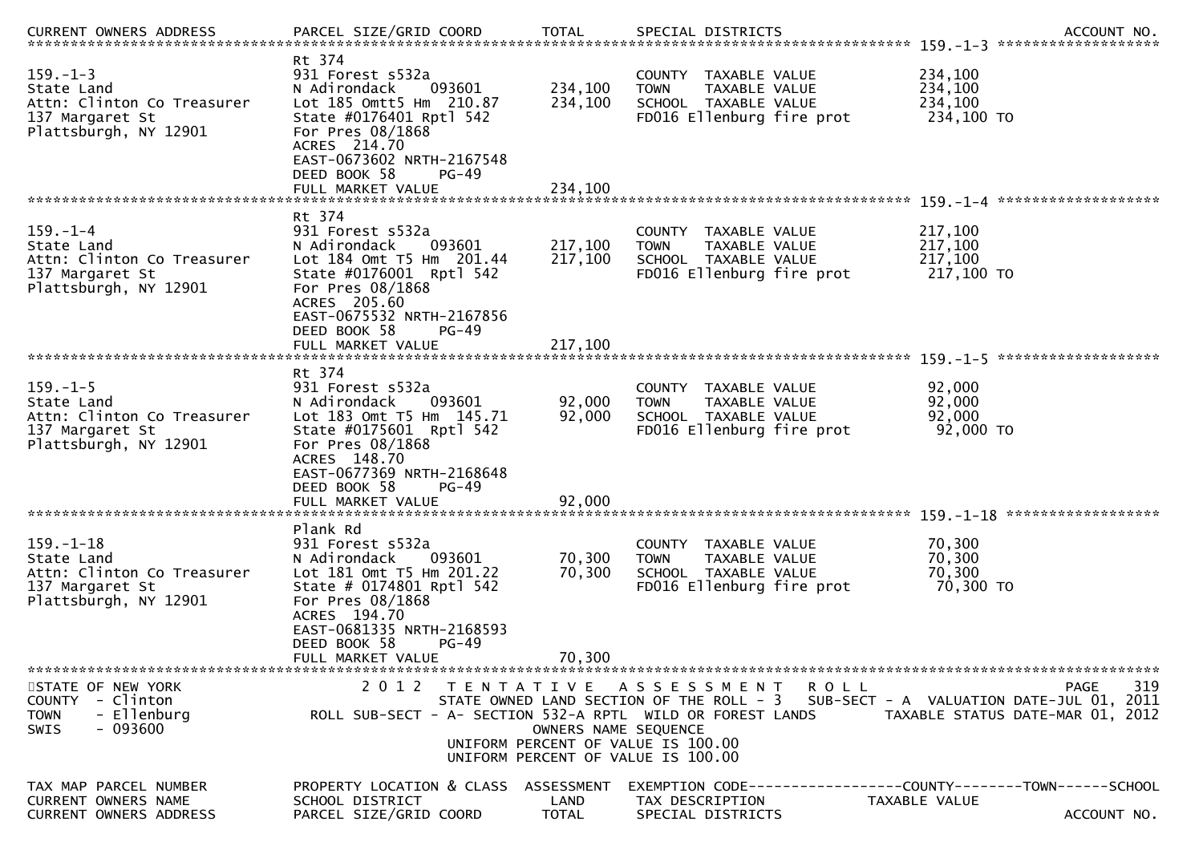| CURRENT OWNERS ADDRESS | PARCEL SIZE/GRID COORD | TOTAL | SPECIAL DISTRICTS | | ACCOUNT NO. |
|---|---|---|---|---|---|
| **159.-1-3** | | | | | |
| 159.-1-3 | Rt 374 | | | | |
| State Land | 931 Forest s532a | | COUNTY TAXABLE VALUE | 234,100 | |
| Attn: Clinton Co Treasurer | N Adirondack 093601 | 234,100 | TOWN TAXABLE VALUE | 234,100 | |
| 137 Margaret St | Lot 185 Omtt5 Hm 210.87 | 234,100 | SCHOOL TAXABLE VALUE | 234,100 | |
| Plattsburgh, NY 12901 | State #0176401 Rptl 542 | | FD016 Ellenburg fire prot | 234,100 TO | |
| | For Pres 08/1868 | | | | |
| | ACRES 214.70 | | | | |
| | EAST-0673602 NRTH-2167548 | | | | |
| | DEED BOOK 58 PG-49 | | | | |
| | FULL MARKET VALUE | 234,100 | | | |
| **159.-1-4** | | | | | |
| 159.-1-4 | Rt 374 | | | | |
| State Land | 931 Forest s532a | | COUNTY TAXABLE VALUE | 217,100 | |
| Attn: Clinton Co Treasurer | N Adirondack 093601 | 217,100 | TOWN TAXABLE VALUE | 217,100 | |
| 137 Margaret St | Lot 184 Omt T5 Hm 201.44 | 217,100 | SCHOOL TAXABLE VALUE | 217,100 | |
| Plattsburgh, NY 12901 | State #0176001 Rptl 542 | | FD016 Ellenburg fire prot | 217,100 TO | |
| | For Pres 08/1868 | | | | |
| | ACRES 205.60 | | | | |
| | EAST-0675532 NRTH-2167856 | | | | |
| | DEED BOOK 58 PG-49 | | | | |
| | FULL MARKET VALUE | 217,100 | | | |
| **159.-1-5** | | | | | |
| 159.-1-5 | Rt 374 | | | | |
| State Land | 931 Forest s532a | | COUNTY TAXABLE VALUE | 92,000 | |
| Attn: Clinton Co Treasurer | N Adirondack 093601 | 92,000 | TOWN TAXABLE VALUE | 92,000 | |
| 137 Margaret St | Lot 183 Omt T5 Hm 145.71 | 92,000 | SCHOOL TAXABLE VALUE | 92,000 | |
| Plattsburgh, NY 12901 | State #0175601 Rptl 542 | | FD016 Ellenburg fire prot | 92,000 TO | |
| | For Pres 08/1868 | | | | |
| | ACRES 148.70 | | | | |
| | EAST-0677369 NRTH-2168648 | | | | |
| | DEED BOOK 58 PG-49 | | | | |
| | FULL MARKET VALUE | 92,000 | | | |
| **159.-1-18** | | | | | |
| 159.-1-18 | Plank Rd | | | | |
| State Land | 931 Forest s532a | | COUNTY TAXABLE VALUE | 70,300 | |
| Attn: Clinton Co Treasurer | N Adirondack 093601 | 70,300 | TOWN TAXABLE VALUE | 70,300 | |
| 137 Margaret St | Lot 181 Omt T5 Hm 201.22 | 70,300 | SCHOOL TAXABLE VALUE | 70,300 | |
| Plattsburgh, NY 12901 | State # 0174801 Rptl 542 | | FD016 Ellenburg fire prot | 70,300 TO | |
| | For Pres 08/1868 | | | | |
| | ACRES 194.70 | | | | |
| | EAST-0681335 NRTH-2168593 | | | | |
| | DEED BOOK 58 PG-49 | | | | |
| | FULL MARKET VALUE | 70,300 | | | |

STATE OF NEW YORK
COUNTY - Clinton
TOWN - Ellenburg
SWIS - 093600

2 0 1 2 TENTATIVE ASSESSMENT ROLL
STATE OWNED LAND SECTION OF THE ROLL - 3 SUB-SECT - A VALUATION DATE-JUL 01, 2011
ROLL SUB-SECT - A- SECTION 532-A RPTL WILD OR FOREST LANDS TAXABLE STATUS DATE-MAR 01, 2012
OWNERS NAME SEQUENCE
UNIFORM PERCENT OF VALUE IS 100.00
UNIFORM PERCENT OF VALUE IS 100.00

PAGE 319

| TAX MAP PARCEL NUMBER | PROPERTY LOCATION & CLASS | ASSESSMENT | EXEMPTION CODE------------------COUNTY--------TOWN------SCHOOL | | |
|---|---|---|---|---|---|
| CURRENT OWNERS NAME | SCHOOL DISTRICT | LAND | TAX DESCRIPTION | TAXABLE VALUE | |
| CURRENT OWNERS ADDRESS | PARCEL SIZE/GRID COORD | TOTAL | SPECIAL DISTRICTS | | ACCOUNT NO. |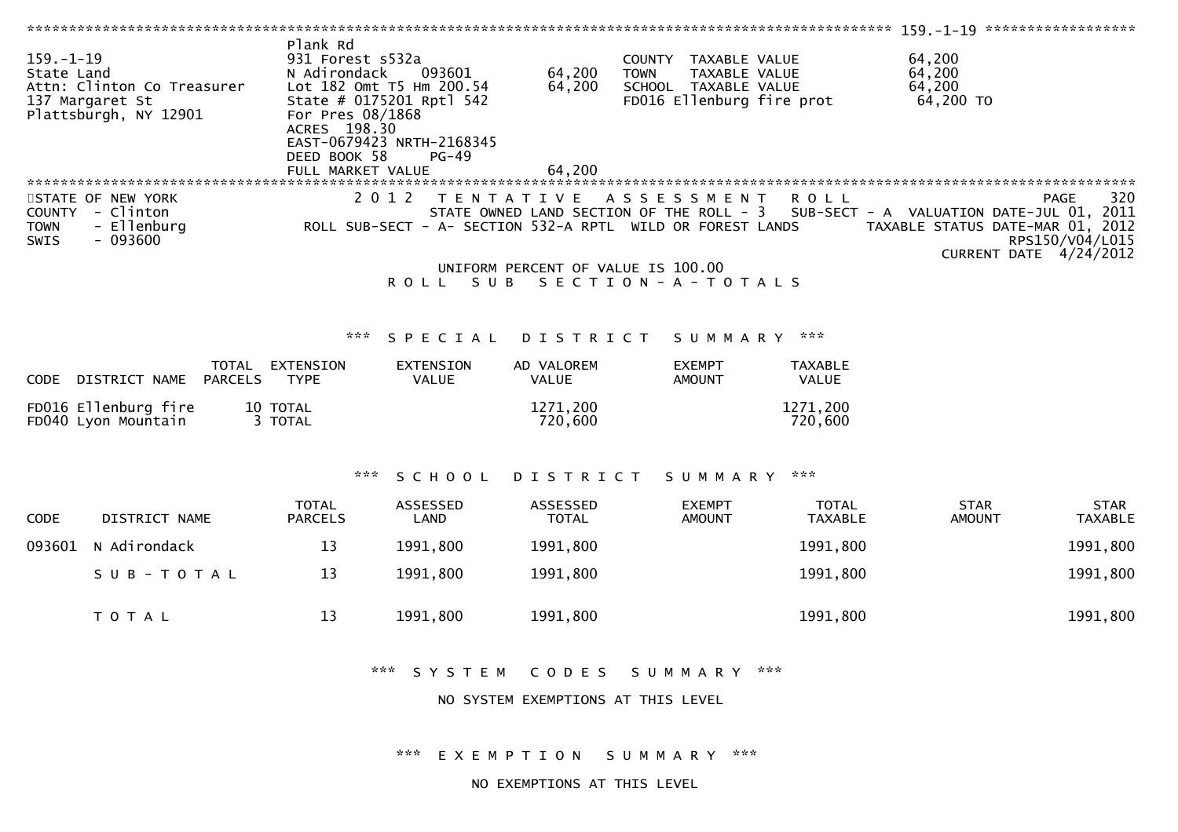159.-1-19

| | | | | |
|---|---|---|---|---|
| 159.-1-19 | Plank Rd | | | |
| State Land | 931 Forest s532a | | COUNTY TAXABLE VALUE | 64,200 |
| Attn: Clinton Co Treasurer | N Adirondack 093601 | 64,200 | TOWN TAXABLE VALUE | 64,200 |
| 137 Margaret St | Lot 182 Omt T5 Hm 200.54 | 64,200 | SCHOOL TAXABLE VALUE | 64,200 |
| Plattsburgh, NY 12901 | State # 0175201 Rptl 542 | | FD016 Ellenburg fire prot | 64,200 TO |
| | For Pres 08/1868 | | | |
| | ACRES 198.30 | | | |
| | EAST-0679423 NRTH-2168345 | | | |
| | DEED BOOK 58 PG-49 | | | |
| | FULL MARKET VALUE | 64,200 | | |

STATE OF NEW YORK
COUNTY - Clinton
TOWN - Ellenburg
SWIS - 093600

2012 TENTATIVE ASSESSMENT ROLL
STATE OWNED LAND SECTION OF THE ROLL - 3 SUB-SECT - A VALUATION DATE-JUL 01, 2011
ROLL SUB-SECT - A- SECTION 532-A RPTL WILD OR FOREST LANDS TAXABLE STATUS DATE-MAR 01, 2012
RPS150/V04/L015
CURRENT DATE 4/24/2012

UNIFORM PERCENT OF VALUE IS 100.00

ROLL SUB SECTION-A-TOTALS

*** SPECIAL DISTRICT SUMMARY ***

| CODE DISTRICT NAME | TOTAL PARCELS | EXTENSION TYPE | EXTENSION VALUE | AD VALOREM VALUE | EXEMPT AMOUNT | TAXABLE VALUE |
|---|---|---|---|---|---|---|
| FD016 Ellenburg fire | 10 | TOTAL | | 1271,200 | | 1271,200 |
| FD040 Lyon Mountain | 3 | TOTAL | | 720,600 | | 720,600 |

*** SCHOOL DISTRICT SUMMARY ***

| CODE | DISTRICT NAME | TOTAL PARCELS | ASSESSED LAND | ASSESSED TOTAL | EXEMPT AMOUNT | TOTAL TAXABLE | STAR AMOUNT | STAR TAXABLE |
|---|---|---|---|---|---|---|---|---|
| 093601 | N Adirondack | 13 | 1991,800 | 1991,800 | | 1991,800 | | 1991,800 |
| | SUB-TOTAL | 13 | 1991,800 | 1991,800 | | 1991,800 | | 1991,800 |
| | TOTAL | 13 | 1991,800 | 1991,800 | | 1991,800 | | 1991,800 |

*** SYSTEM CODES SUMMARY ***

NO SYSTEM EXEMPTIONS AT THIS LEVEL

*** EXEMPTION SUMMARY ***

NO EXEMPTIONS AT THIS LEVEL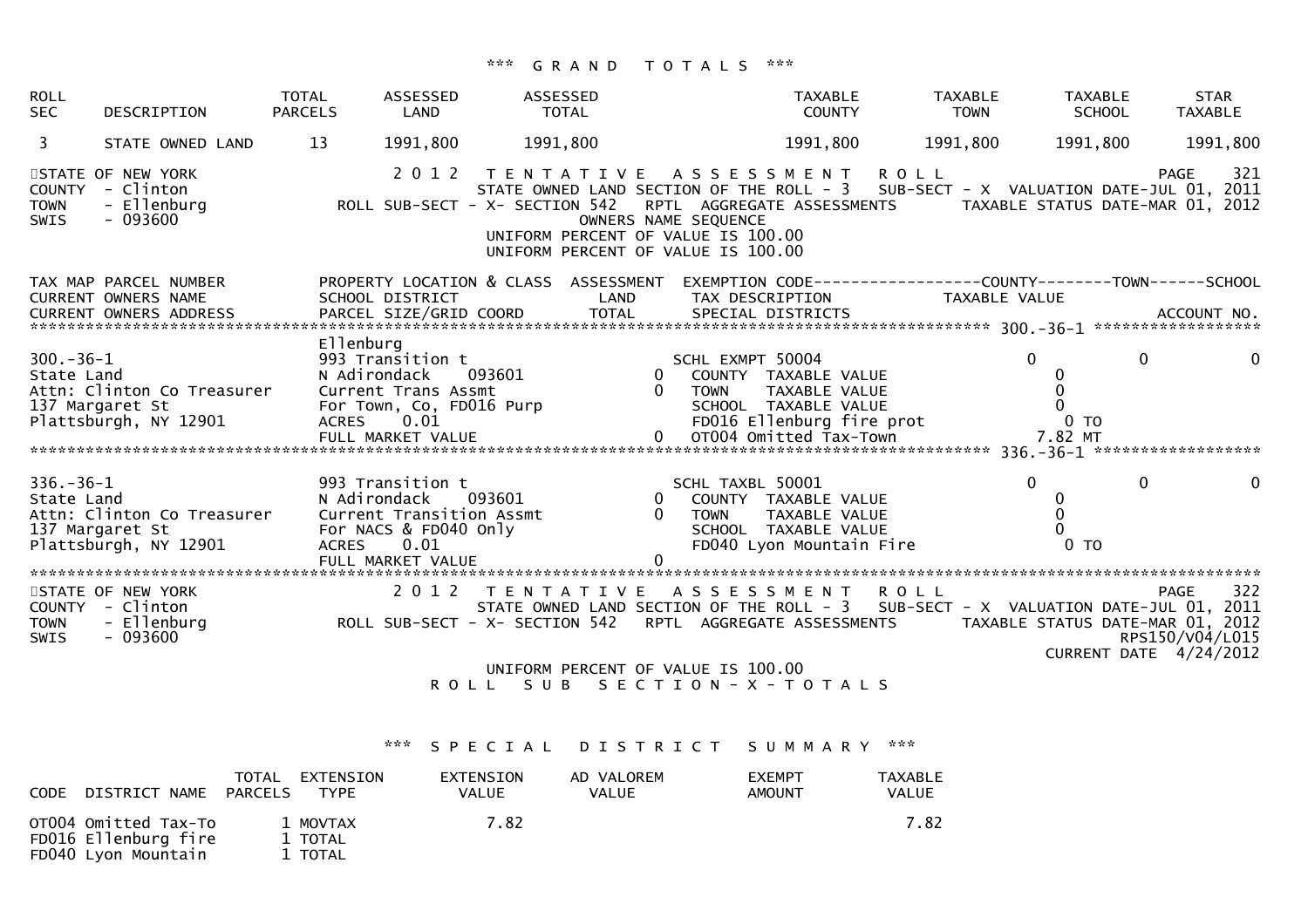### *** GRAND TOTALS ***

| ROLL SEC | DESCRIPTION | TOTAL PARCELS | ASSESSED LAND | ASSESSED TOTAL | TAXABLE COUNTY | TAXABLE TOWN | TAXABLE SCHOOL | STAR TAXABLE |
|---|---|---|---|---|---|---|---|---|
| 3 | STATE OWNED LAND | 13 | 1991,800 | 1991,800 | 1991,800 | 1991,800 | 1991,800 | 1991,800 |

STATE OF NEW YORK — 2012 TENTATIVE ASSESSMENT ROLL — PAGE 321
COUNTY - Clinton — STATE OWNED LAND SECTION OF THE ROLL - 3 — SUB-SECT - X VALUATION DATE-JUL 01, 2011
TOWN - Ellenburg — ROLL SUB-SECT - X- SECTION 542 RPTL AGGREGATE ASSESSMENTS — TAXABLE STATUS DATE-MAR 01, 2012
SWIS - 093600 — OWNERS NAME SEQUENCE
UNIFORM PERCENT OF VALUE IS 100.00
UNIFORM PERCENT OF VALUE IS 100.00

| TAX MAP PARCEL NUMBER / CURRENT OWNERS NAME / CURRENT OWNERS ADDRESS | PROPERTY LOCATION & CLASS / SCHOOL DISTRICT / PARCEL SIZE/GRID COORD | ASSESSMENT LAND / TOTAL | EXEMPTION CODE / TAX DESCRIPTION / SPECIAL DISTRICTS | COUNTY | TOWN | SCHOOL |
|---|---|---|---|---|---|---|
| **300.-36-1** | Ellenburg | | | | | |
| 300.-36-1 | 993 Transition t | | SCHL EXMPT 50004 | 0 | 0 | 0 |
| State Land | N Adirondack 093601 | 0 | COUNTY TAXABLE VALUE | 0 | | |
| Attn: Clinton Co Treasurer | Current Trans Assmt | 0 | TOWN TAXABLE VALUE | 0 | | |
| 137 Margaret St | For Town, Co, FD016 Purp | | SCHOOL TAXABLE VALUE | 0 | | |
| Plattsburgh, NY 12901 | ACRES 0.01 | | FD016 Ellenburg fire prot | 0 TO | | |
| | FULL MARKET VALUE | 0 | OT004 Omitted Tax-Town | 7.82 MT | | |
| **336.-36-1** | | | | | | |
| 336.-36-1 | 993 Transition t | | SCHL TAXBL 50001 | 0 | 0 | 0 |
| State Land | N Adirondack 093601 | 0 | COUNTY TAXABLE VALUE | 0 | | |
| Attn: Clinton Co Treasurer | Current Transition Assmt | 0 | TOWN TAXABLE VALUE | 0 | | |
| 137 Margaret St | For NACS & FD040 Only | | SCHOOL TAXABLE VALUE | 0 | | |
| Plattsburgh, NY 12901 | ACRES 0.01 | | FD040 Lyon Mountain Fire | 0 TO | | |
| | FULL MARKET VALUE | 0 | | | | |

STATE OF NEW YORK — 2012 TENTATIVE ASSESSMENT ROLL — PAGE 322
COUNTY - Clinton — STATE OWNED LAND SECTION OF THE ROLL - 3 — SUB-SECT - X VALUATION DATE-JUL 01, 2011
TOWN - Ellenburg — ROLL SUB-SECT - X- SECTION 542 RPTL AGGREGATE ASSESSMENTS — TAXABLE STATUS DATE-MAR 01, 2012
SWIS - 093600 — RPS150/V04/L015 — CURRENT DATE 4/24/2012

UNIFORM PERCENT OF VALUE IS 100.00
ROLL SUB SECTION-X-TOTALS

### *** SPECIAL DISTRICT SUMMARY ***

| CODE | DISTRICT NAME | TOTAL PARCELS | EXTENSION TYPE | EXTENSION VALUE | AD VALOREM VALUE | EXEMPT AMOUNT | TAXABLE VALUE |
|---|---|---|---|---|---|---|---|
| OT004 | Omitted Tax-To | 1 | MOVTAX | 7.82 | | | 7.82 |
| FD016 | Ellenburg fire | 1 | TOTAL | | | | |
| FD040 | Lyon Mountain | 1 | TOTAL | | | | |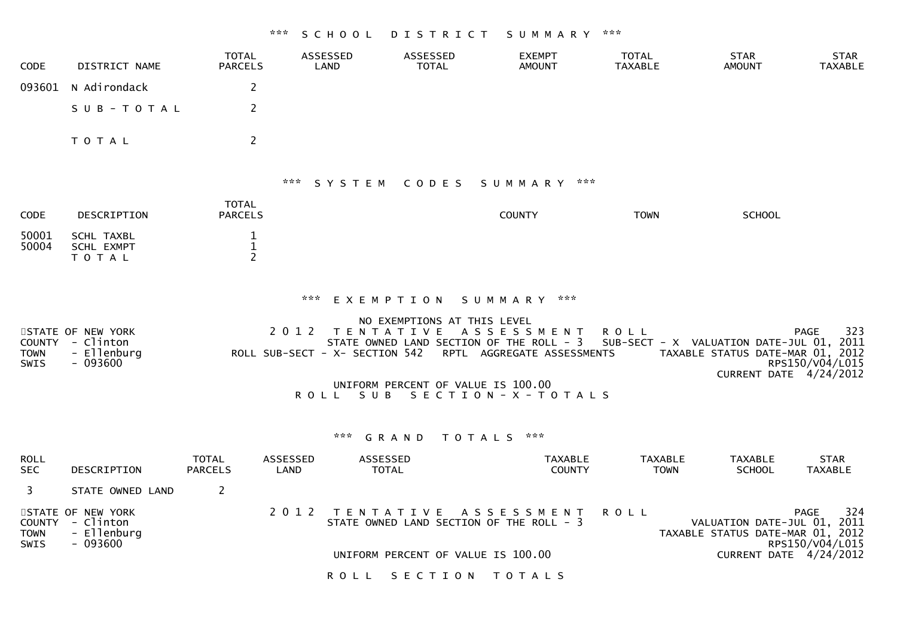### *** SCHOOL DISTRICT SUMMARY ***

| CODE | DISTRICT NAME | TOTAL PARCELS | ASSESSED LAND | ASSESSED TOTAL | EXEMPT AMOUNT | TOTAL TAXABLE | STAR AMOUNT | STAR TAXABLE |
|---|---|---|---|---|---|---|---|---|
| 093601 | N Adirondack | 2 | | | | | | |
| | SUB-TOTAL | 2 | | | | | | |
| | TOTAL | 2 | | | | | | |

### *** SYSTEM CODES SUMMARY ***

| CODE | DESCRIPTION | TOTAL PARCELS | COUNTY | TOWN | SCHOOL |
|---|---|---|---|---|---|
| 50001 | SCHL TAXBL | 1 | | | |
| 50004 | SCHL EXMPT | 1 | | | |
| | TOTAL | 2 | | | |

### *** EXEMPTION SUMMARY ***

NO EXEMPTIONS AT THIS LEVEL

STATE OF NEW YORK
COUNTY - Clinton
TOWN - Ellenburg
SWIS - 093600

2012 TENTATIVE ASSESSMENT ROLL
STATE OWNED LAND SECTION OF THE ROLL - 3 SUB-SECT - X VALUATION DATE-JUL 01, 2011
ROLL SUB-SECT - X- SECTION 542 RPTL AGGREGATE ASSESSMENTS TAXABLE STATUS DATE-MAR 01, 2012
RPS150/V04/L015
CURRENT DATE 4/24/2012
PAGE 323

UNIFORM PERCENT OF VALUE IS 100.00

ROLL SUB SECTION-X-TOTALS

### *** GRAND TOTALS ***

| ROLL SEC | DESCRIPTION | TOTAL PARCELS | ASSESSED LAND | ASSESSED TOTAL | TAXABLE COUNTY | TAXABLE TOWN | TAXABLE SCHOOL | STAR TAXABLE |
|---|---|---|---|---|---|---|---|---|
| 3 | STATE OWNED LAND | 2 | | | | | | |

STATE OF NEW YORK
COUNTY - Clinton
TOWN - Ellenburg
SWIS - 093600

2012 TENTATIVE ASSESSMENT ROLL
STATE OWNED LAND SECTION OF THE ROLL - 3
VALUATION DATE-JUL 01, 2011
TAXABLE STATUS DATE-MAR 01, 2012
RPS150/V04/L015
CURRENT DATE 4/24/2012
PAGE 324

UNIFORM PERCENT OF VALUE IS 100.00

ROLL SECTION TOTALS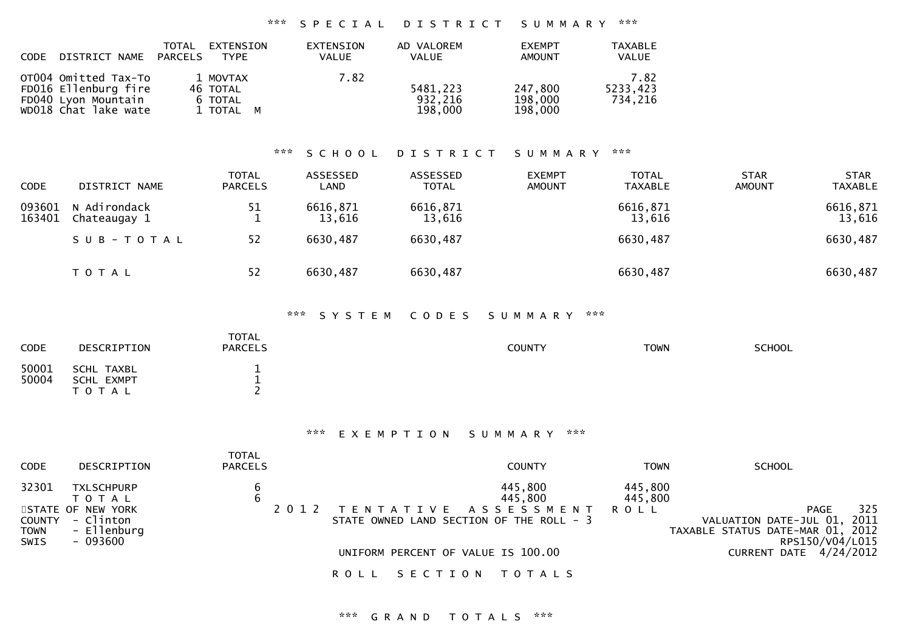### *** SPECIAL DISTRICT SUMMARY ***

| CODE | DISTRICT NAME | TOTAL PARCELS | EXTENSION TYPE | EXTENSION VALUE | AD VALOREM VALUE | EXEMPT AMOUNT | TAXABLE VALUE |
|---|---|---|---|---|---|---|---|
| OT004 | Omitted Tax-To | 1 | MOVTAX | 7.82 | | | 7.82 |
| FD016 | Ellenburg fire | 46 | TOTAL | | 5481,223 | 247,800 | 5233,423 |
| FD040 | Lyon Mountain | 6 | TOTAL | | 932,216 | 198,000 | 734,216 |
| WD018 | Chat lake wate | 1 | TOTAL M | | 198,000 | 198,000 | |

### *** SCHOOL DISTRICT SUMMARY ***

| CODE | DISTRICT NAME | TOTAL PARCELS | ASSESSED LAND | ASSESSED TOTAL | EXEMPT AMOUNT | TOTAL TAXABLE | STAR AMOUNT | STAR TAXABLE |
|---|---|---|---|---|---|---|---|---|
| 093601 | N Adirondack | 51 | 6616,871 | 6616,871 | | 6616,871 | | 6616,871 |
| 163401 | Chateaugay 1 | 1 | 13,616 | 13,616 | | 13,616 | | 13,616 |
| | S U B - T O T A L | 52 | 6630,487 | 6630,487 | | 6630,487 | | 6630,487 |
| | T O T A L | 52 | 6630,487 | 6630,487 | | 6630,487 | | 6630,487 |

### *** SYSTEM CODES SUMMARY ***

| CODE | DESCRIPTION | TOTAL PARCELS | COUNTY | TOWN | SCHOOL |
|---|---|---|---|---|---|
| 50001 | SCHL TAXBL | 1 | | | |
| 50004 | SCHL EXMPT | 1 | | | |
| | T O T A L | 2 | | | |

### *** EXEMPTION SUMMARY ***

| CODE | DESCRIPTION | TOTAL PARCELS | COUNTY | TOWN | SCHOOL |
|---|---|---|---|---|---|
| 32301 | TXLSCHPURP | 6 | 445,800 | 445,800 | |
| | T O T A L | 6 | 445,800 | 445,800 | |

STATE OF NEW YORK
COUNTY - Clinton
TOWN - Ellenburg
SWIS - 093600

2 0 1 2 T E N T A T I V E A S S E S S M E N T R O L L
STATE OWNED LAND SECTION OF THE ROLL - 3

UNIFORM PERCENT OF VALUE IS 100.00

PAGE 325
VALUATION DATE-JUL 01, 2011
TAXABLE STATUS DATE-MAR 01, 2012
RPS150/V04/L015
CURRENT DATE 4/24/2012

R O L L S E C T I O N T O T A L S

### *** GRAND TOTALS ***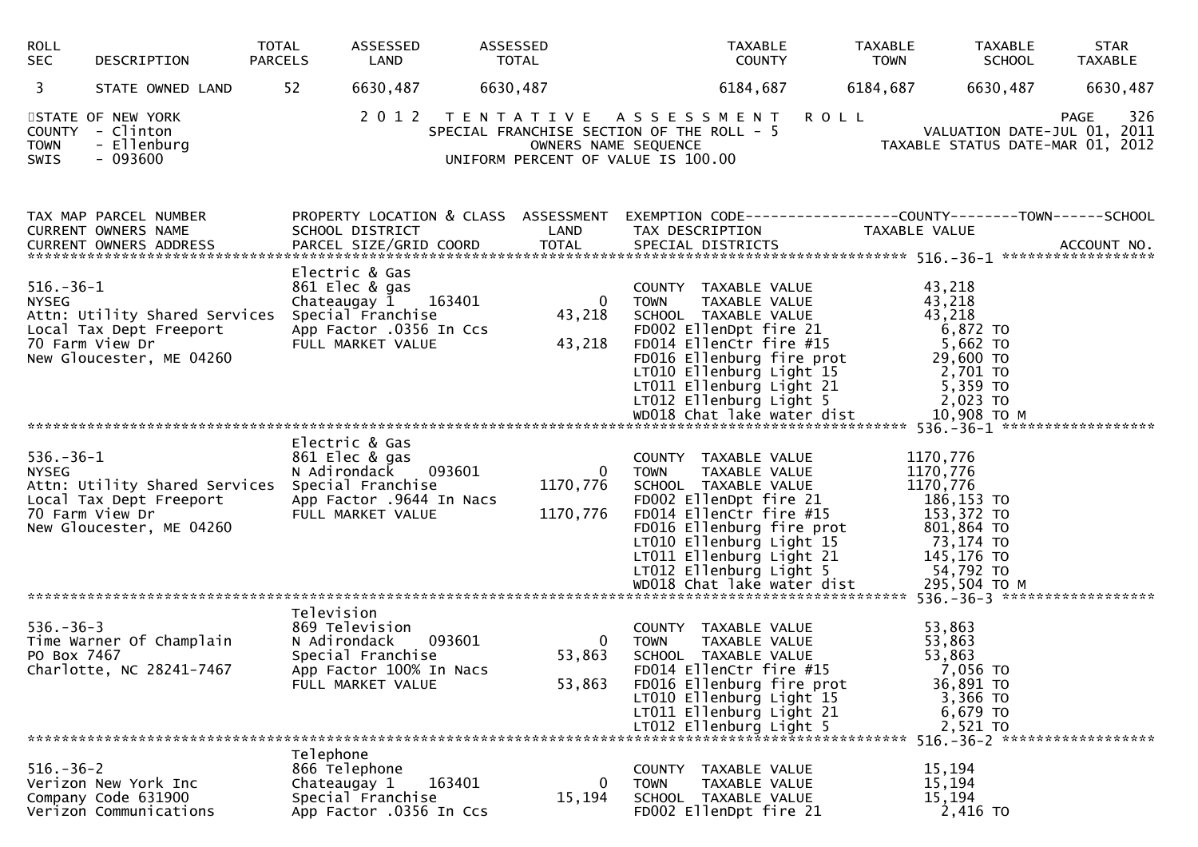| ROLL SEC | DESCRIPTION | TOTAL PARCELS | ASSESSED LAND | ASSESSED TOTAL | TAXABLE COUNTY | TAXABLE TOWN | TAXABLE SCHOOL | STAR TAXABLE |
|---|---|---|---|---|---|---|---|---|
| 3 | STATE OWNED LAND | 52 | 6630,487 | 6630,487 | 6184,687 | 6184,687 | 6630,487 | 6630,487 |

STATE OF NEW YORK
COUNTY - Clinton
TOWN - Ellenburg
SWIS - 093600

2012 TENTATIVE ASSESSMENT ROLL
SPECIAL FRANCHISE SECTION OF THE ROLL - 5
OWNERS NAME SEQUENCE
UNIFORM PERCENT OF VALUE IS 100.00

PAGE 326
VALUATION DATE-JUL 01, 2011
TAXABLE STATUS DATE-MAR 01, 2012

| TAX MAP PARCEL NUMBER / CURRENT OWNERS NAME / CURRENT OWNERS ADDRESS | PROPERTY LOCATION & CLASS / SCHOOL DISTRICT / PARCEL SIZE/GRID COORD | ASSESSMENT LAND / TOTAL | EXEMPTION CODE / TAX DESCRIPTION / SPECIAL DISTRICTS | TAXABLE VALUE (COUNTY--TOWN--SCHOOL) | ACCOUNT NO. |
|---|---|---|---|---|---|
| **516.-36-1** | Electric & Gas | | | | |
| 516.-36-1 | 861 Elec & gas | | COUNTY TAXABLE VALUE | 43,218 | |
| NYSEG | Chateaugay 1 163401 | 0 | TOWN TAXABLE VALUE | 43,218 | |
| Attn: Utility Shared Services | Special Franchise | 43,218 | SCHOOL TAXABLE VALUE | 43,218 | |
| Local Tax Dept Freeport | App Factor .0356 In Ccs | | FD002 EllenDpt fire 21 | 6,872 TO | |
| 70 Farm View Dr | FULL MARKET VALUE | 43,218 | FD014 EllenCtr fire #15 | 5,662 TO | |
| New Gloucester, ME 04260 | | | FD016 Ellenburg fire prot | 29,600 TO | |
| | | | LT010 Ellenburg Light 15 | 2,701 TO | |
| | | | LT011 Ellenburg Light 21 | 5,359 TO | |
| | | | LT012 Ellenburg Light 5 | 2,023 TO | |
| | | | WD018 Chat lake water dist | 10,908 TO M | |
| **536.-36-1** | Electric & Gas | | | | |
| 536.-36-1 | 861 Elec & gas | | COUNTY TAXABLE VALUE | 1170,776 | |
| NYSEG | N Adirondack 093601 | 0 | TOWN TAXABLE VALUE | 1170,776 | |
| Attn: Utility Shared Services | Special Franchise | 1170,776 | SCHOOL TAXABLE VALUE | 1170,776 | |
| Local Tax Dept Freeport | App Factor .9644 In Nacs | | FD002 EllenDpt fire 21 | 186,153 TO | |
| 70 Farm View Dr | FULL MARKET VALUE | 1170,776 | FD014 EllenCtr fire #15 | 153,372 TO | |
| New Gloucester, ME 04260 | | | FD016 Ellenburg fire prot | 801,864 TO | |
| | | | LT010 Ellenburg Light 15 | 73,174 TO | |
| | | | LT011 Ellenburg Light 21 | 145,176 TO | |
| | | | LT012 Ellenburg Light 5 | 54,792 TO | |
| | | | WD018 Chat lake water dist | 295,504 TO M | |
| **536.-36-3** | Television | | | | |
| 536.-36-3 | 869 Television | | COUNTY TAXABLE VALUE | 53,863 | |
| Time Warner Of Champlain | N Adirondack 093601 | 0 | TOWN TAXABLE VALUE | 53,863 | |
| PO Box 7467 | Special Franchise | 53,863 | SCHOOL TAXABLE VALUE | 53,863 | |
| Charlotte, NC 28241-7467 | App Factor 100% In Nacs | | FD014 EllenCtr fire #15 | 7,056 TO | |
| | FULL MARKET VALUE | 53,863 | FD016 Ellenburg fire prot | 36,891 TO | |
| | | | LT010 Ellenburg Light 15 | 3,366 TO | |
| | | | LT011 Ellenburg Light 21 | 6,679 TO | |
| | | | LT012 Ellenburg Light 5 | 2,521 TO | |
| **516.-36-2** | Telephone | | | | |
| 516.-36-2 | 866 Telephone | | COUNTY TAXABLE VALUE | 15,194 | |
| Verizon New York Inc | Chateaugay 1 163401 | 0 | TOWN TAXABLE VALUE | 15,194 | |
| Company Code 631900 | Special Franchise | 15,194 | SCHOOL TAXABLE VALUE | 15,194 | |
| Verizon Communications | App Factor .0356 In Ccs | | FD002 EllenDpt fire 21 | 2,416 TO | |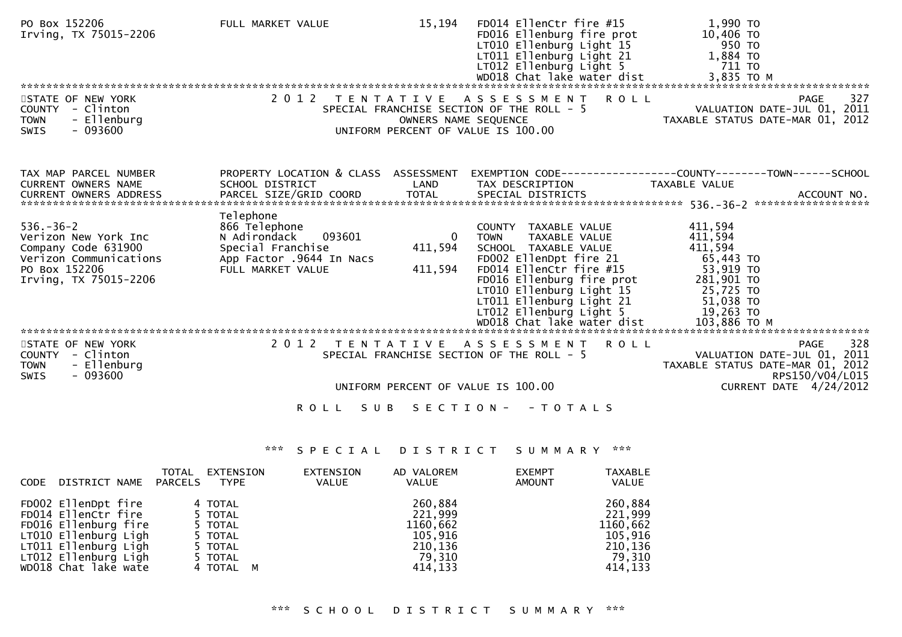PO Box 152206
Irving, TX 75015-2206

FULL MARKET VALUE 15,194

| | |
|---|---|
| FD014 EllenCtr fire #15 | 1,990 TO |
| FD016 Ellenburg fire prot | 10,406 TO |
| LT010 Ellenburg Light 15 | 950 TO |
| LT011 Ellenburg Light 21 | 1,884 TO |
| LT012 Ellenburg Light 5 | 711 TO |
| WD018 Chat lake water dist | 3,835 TO M |

STATE OF NEW YORK
COUNTY - Clinton
TOWN - Ellenburg
SWIS - 093600

2012 TENTATIVE ASSESSMENT ROLL
SPECIAL FRANCHISE SECTION OF THE ROLL - 5
OWNERS NAME SEQUENCE
UNIFORM PERCENT OF VALUE IS 100.00

PAGE 327
VALUATION DATE-JUL 01, 2011
TAXABLE STATUS DATE-MAR 01, 2012

| TAX MAP PARCEL NUMBER / CURRENT OWNERS NAME / CURRENT OWNERS ADDRESS | PROPERTY LOCATION & CLASS / SCHOOL DISTRICT / PARCEL SIZE/GRID COORD | ASSESSMENT LAND / TOTAL | EXEMPTION CODE / TAX DESCRIPTION / SPECIAL DISTRICTS | TAXABLE VALUE (COUNTY--TOWN--SCHOOL) | ACCOUNT NO. |
|---|---|---|---|---|---|
| 536.-36-2 | Telephone | | | | |
| 536.-36-2 | 866 Telephone | | COUNTY TAXABLE VALUE | 411,594 | |
| Verizon New York Inc | N Adirondack 093601 | 0 | TOWN TAXABLE VALUE | 411,594 | |
| Company Code 631900 | Special Franchise | 411,594 | SCHOOL TAXABLE VALUE | 411,594 | |
| Verizon Communications | App Factor .9644 In Nacs | | FD002 EllenDpt fire 21 | 65,443 TO | |
| PO Box 152206 | FULL MARKET VALUE | 411,594 | FD014 EllenCtr fire #15 | 53,919 TO | |
| Irving, TX 75015-2206 | | | FD016 Ellenburg fire prot | 281,901 TO | |
| | | | LT010 Ellenburg Light 15 | 25,725 TO | |
| | | | LT011 Ellenburg Light 21 | 51,038 TO | |
| | | | LT012 Ellenburg Light 5 | 19,263 TO | |
| | | | WD018 Chat lake water dist | 103,886 TO M | |

STATE OF NEW YORK
COUNTY - Clinton
TOWN - Ellenburg
SWIS - 093600

2012 TENTATIVE ASSESSMENT ROLL
SPECIAL FRANCHISE SECTION OF THE ROLL - 5
UNIFORM PERCENT OF VALUE IS 100.00

PAGE 328
VALUATION DATE-JUL 01, 2011
TAXABLE STATUS DATE-MAR 01, 2012
RPS150/V04/L015
CURRENT DATE 4/24/2012

ROLL SUB SECTION- - TOTALS

*** SPECIAL DISTRICT SUMMARY ***

| CODE DISTRICT NAME | TOTAL PARCELS | EXTENSION TYPE | EXTENSION VALUE | AD VALOREM VALUE | EXEMPT AMOUNT | TAXABLE VALUE |
|---|---|---|---|---|---|---|
| FD002 EllenDpt fire | 4 | TOTAL | | 260,884 | | 260,884 |
| FD014 EllenCtr fire | 5 | TOTAL | | 221,999 | | 221,999 |
| FD016 Ellenburg fire | 5 | TOTAL | | 1160,662 | | 1160,662 |
| LT010 Ellenburg Ligh | 5 | TOTAL | | 105,916 | | 105,916 |
| LT011 Ellenburg Ligh | 5 | TOTAL | | 210,136 | | 210,136 |
| LT012 Ellenburg Ligh | 5 | TOTAL | | 79,310 | | 79,310 |
| WD018 Chat lake wate | 4 | TOTAL M | | 414,133 | | 414,133 |

*** SCHOOL DISTRICT SUMMARY ***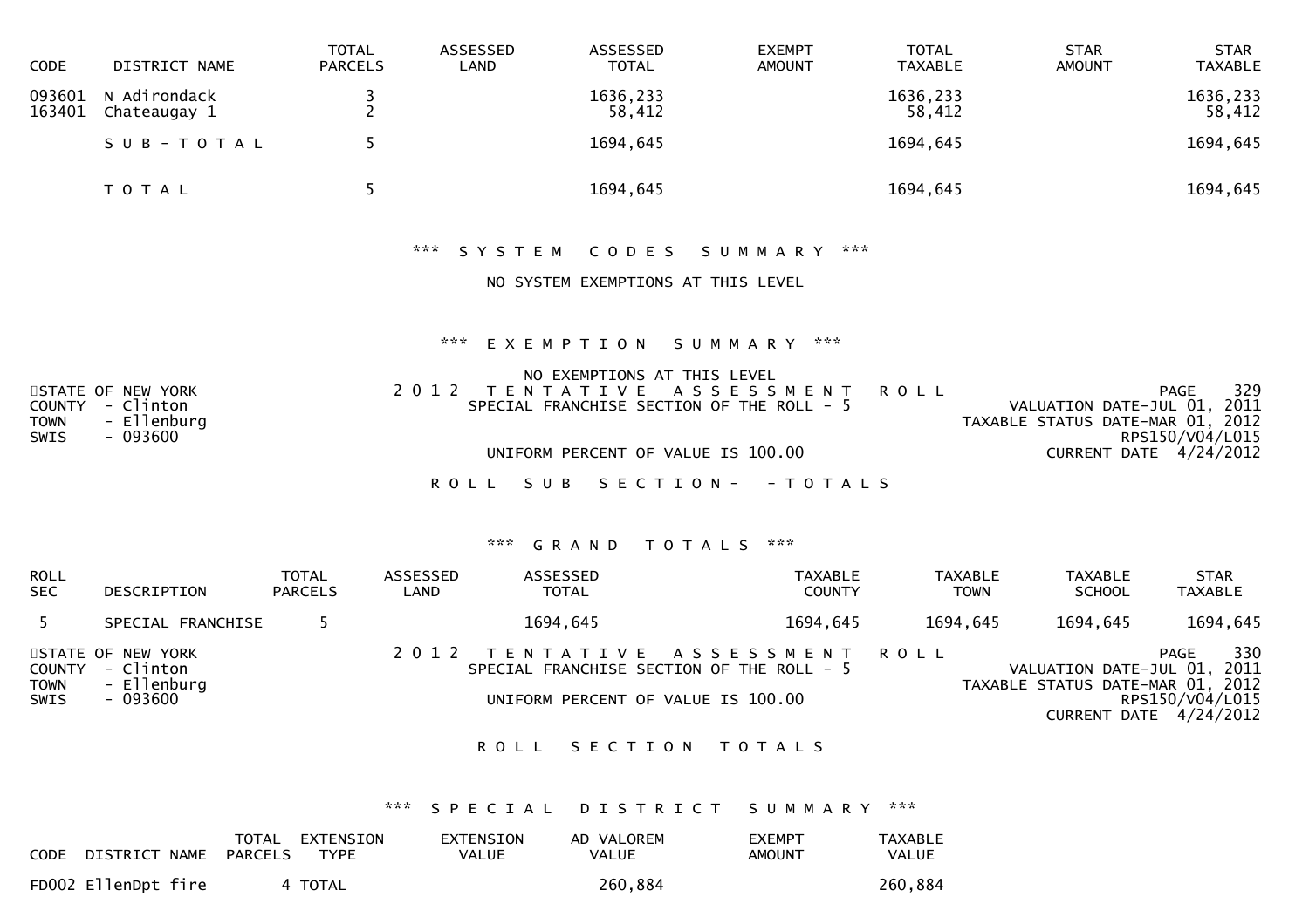| CODE | DISTRICT NAME | TOTAL PARCELS | ASSESSED LAND | ASSESSED TOTAL | EXEMPT AMOUNT | TOTAL TAXABLE | STAR AMOUNT | STAR TAXABLE |
|---|---|---|---|---|---|---|---|---|
| 093601 | N Adirondack | 3 | | 1636,233 | | 1636,233 | | 1636,233 |
| 163401 | Chateaugay 1 | 2 | | 58,412 | | 58,412 | | 58,412 |
| | S U B - T O T A L | 5 | | 1694,645 | | 1694,645 | | 1694,645 |
| | T O T A L | 5 | | 1694,645 | | 1694,645 | | 1694,645 |

*** S Y S T E M   C O D E S   S U M M A R Y ***

NO SYSTEM EXEMPTIONS AT THIS LEVEL

*** E X E M P T I O N   S U M M A R Y ***

NO EXEMPTIONS AT THIS LEVEL

STATE OF NEW YORK
COUNTY - Clinton
TOWN - Ellenburg
SWIS - 093600

2 0 1 2 T E N T A T I V E   A S S E S S M E N T   R O L L
SPECIAL FRANCHISE SECTION OF THE ROLL - 5

UNIFORM PERCENT OF VALUE IS 100.00

PAGE 329
VALUATION DATE-JUL 01, 2011
TAXABLE STATUS DATE-MAR 01, 2012
RPS150/V04/L015
CURRENT DATE 4/24/2012

R O L L   S U B   S E C T I O N -   - T O T A L S

*** G R A N D   T O T A L S ***

| ROLL SEC | DESCRIPTION | TOTAL PARCELS | ASSESSED LAND | ASSESSED TOTAL | TAXABLE COUNTY | TAXABLE TOWN | TAXABLE SCHOOL | STAR TAXABLE |
|---|---|---|---|---|---|---|---|---|
| 5 | SPECIAL FRANCHISE | 5 | | 1694,645 | 1694,645 | 1694,645 | 1694,645 | 1694,645 |

STATE OF NEW YORK
COUNTY - Clinton
TOWN - Ellenburg
SWIS - 093600

2 0 1 2 T E N T A T I V E   A S S E S S M E N T   R O L L
SPECIAL FRANCHISE SECTION OF THE ROLL - 5

UNIFORM PERCENT OF VALUE IS 100.00

PAGE 330
VALUATION DATE-JUL 01, 2011
TAXABLE STATUS DATE-MAR 01, 2012
RPS150/V04/L015
CURRENT DATE 4/24/2012

R O L L   S E C T I O N   T O T A L S

*** S P E C I A L   D I S T R I C T   S U M M A R Y ***

| CODE | DISTRICT NAME | TOTAL PARCELS | EXTENSION TYPE | EXTENSION VALUE | AD VALOREM VALUE | EXEMPT AMOUNT | TAXABLE VALUE |
|---|---|---|---|---|---|---|---|
| FD002 | EllenDpt fire | 4 | TOTAL | | 260,884 | | 260,884 |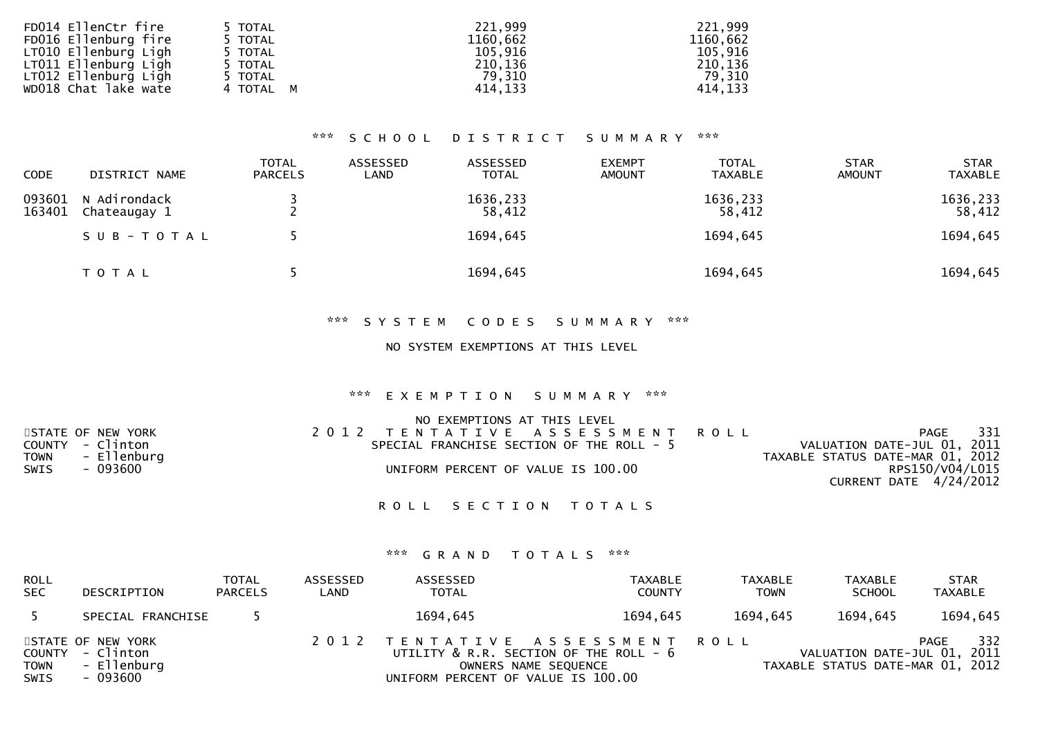| | | | |
|---|---|---|---|
| FD014 EllenCtr fire | 5 TOTAL | 221,999 | 221,999 |
| FD016 Ellenburg fire | 5 TOTAL | 1160,662 | 1160,662 |
| LT010 Ellenburg Ligh | 5 TOTAL | 105,916 | 105,916 |
| LT011 Ellenburg Ligh | 5 TOTAL | 210,136 | 210,136 |
| LT012 Ellenburg Ligh | 5 TOTAL | 79,310 | 79,310 |
| WD018 Chat lake wate | 4 TOTAL M | 414,133 | 414,133 |

### *** SCHOOL DISTRICT SUMMARY ***

| CODE | DISTRICT NAME | TOTAL PARCELS | ASSESSED LAND | ASSESSED TOTAL | EXEMPT AMOUNT | TOTAL TAXABLE | STAR AMOUNT | STAR TAXABLE |
|---|---|---|---|---|---|---|---|---|
| 093601 | N Adirondack | 3 | | 1636,233 | | 1636,233 | | 1636,233 |
| 163401 | Chateaugay 1 | 2 | | 58,412 | | 58,412 | | 58,412 |
| | SUB-TOTAL | 5 | | 1694,645 | | 1694,645 | | 1694,645 |
| | TOTAL | 5 | | 1694,645 | | 1694,645 | | 1694,645 |

### *** SYSTEM CODES SUMMARY ***

NO SYSTEM EXEMPTIONS AT THIS LEVEL

### *** EXEMPTION SUMMARY ***

NO EXEMPTIONS AT THIS LEVEL

STATE OF NEW YORK
COUNTY - Clinton
TOWN - Ellenburg
SWIS - 093600

2012 TENTATIVE ASSESSMENT ROLL
SPECIAL FRANCHISE SECTION OF THE ROLL - 5
UNIFORM PERCENT OF VALUE IS 100.00

PAGE 331
VALUATION DATE-JUL 01, 2011
TAXABLE STATUS DATE-MAR 01, 2012
RPS150/V04/L015
CURRENT DATE 4/24/2012

## ROLL SECTION TOTALS

### *** GRAND TOTALS ***

| ROLL SEC | DESCRIPTION | TOTAL PARCELS | ASSESSED LAND | ASSESSED TOTAL | TAXABLE COUNTY | TAXABLE TOWN | TAXABLE SCHOOL | STAR TAXABLE |
|---|---|---|---|---|---|---|---|---|
| 5 | SPECIAL FRANCHISE | 5 | | 1694,645 | 1694,645 | 1694,645 | 1694,645 | 1694,645 |

STATE OF NEW YORK
COUNTY - Clinton
TOWN - Ellenburg
SWIS - 093600

2012 TENTATIVE ASSESSMENT ROLL
UTILITY & R.R. SECTION OF THE ROLL - 6
OWNERS NAME SEQUENCE
UNIFORM PERCENT OF VALUE IS 100.00

PAGE 332
VALUATION DATE-JUL 01, 2011
TAXABLE STATUS DATE-MAR 01, 2012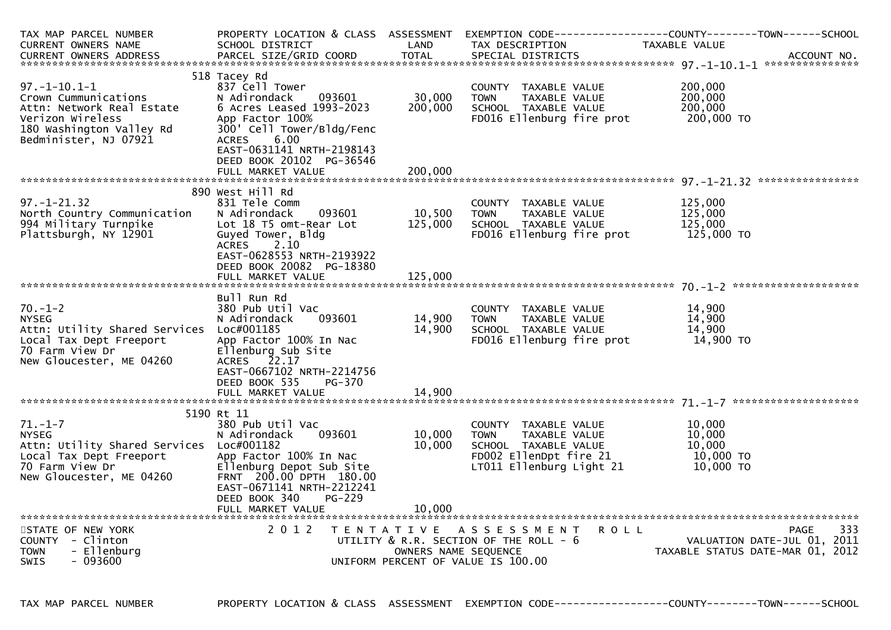| TAX MAP PARCEL NUMBER<br>CURRENT OWNERS NAME<br>CURRENT OWNERS ADDRESS | PROPERTY LOCATION & CLASS<br>SCHOOL DISTRICT<br>PARCEL SIZE/GRID COORD | ASSESSMENT<br>LAND<br>TOTAL | EXEMPTION CODE<br>TAX DESCRIPTION<br>SPECIAL DISTRICTS | COUNTY--------TOWN------SCHOOL<br>TAXABLE VALUE<br>ACCOUNT NO. |
|---|---|---|---|---|
| **97.-1-10.1-1** | | | | |
| 97.-1-10.1-1<br>Crown Cummunications<br>Attn: Network Real Estate<br>Verizon Wireless<br>180 Washington Valley Rd<br>Bedminister, NJ 07921 | 518 Tacey Rd<br>837 Cell Tower<br>N Adirondack 093601<br>6 Acres Leased 1993-2023<br>App Factor 100%<br>300' Cell Tower/Bldg/Fenc<br>ACRES 6.00<br>EAST-0631141 NRTH-2198143<br>DEED BOOK 20102 PG-36546<br>FULL MARKET VALUE | <br><br>30,000<br>200,000<br><br><br><br><br><br>200,000 | COUNTY TAXABLE VALUE<br>TOWN TAXABLE VALUE<br>SCHOOL TAXABLE VALUE<br>FD016 Ellenburg fire prot | 200,000<br>200,000<br>200,000<br>200,000 TO |
| **97.-1-21.32** | | | | |
| 97.-1-21.32<br>North Country Communication<br>994 Military Turnpike<br>Plattsburgh, NY 12901 | 890 West Hill Rd<br>831 Tele Comm<br>N Adirondack 093601<br>Lot 18 T5 omt-Rear Lot<br>Guyed Tower, Bldg<br>ACRES 2.10<br>EAST-0628553 NRTH-2193922<br>DEED BOOK 20082 PG-18380<br>FULL MARKET VALUE | <br><br>10,500<br>125,000<br><br><br><br><br>125,000 | COUNTY TAXABLE VALUE<br>TOWN TAXABLE VALUE<br>SCHOOL TAXABLE VALUE<br>FD016 Ellenburg fire prot | 125,000<br>125,000<br>125,000<br>125,000 TO |
| **70.-1-2** | | | | |
| 70.-1-2<br>NYSEG<br>Attn: Utility Shared Services<br>Local Tax Dept Freeport<br>70 Farm View Dr<br>New Gloucester, ME 04260 | Bull Run Rd<br>380 Pub Util Vac<br>N Adirondack 093601<br>Loc#001185<br>App Factor 100% In Nac<br>Ellenburg Sub Site<br>ACRES 22.17<br>EAST-0667102 NRTH-2214756<br>DEED BOOK 535 PG-370<br>FULL MARKET VALUE | <br><br>14,900<br>14,900<br><br><br><br><br><br>14,900 | COUNTY TAXABLE VALUE<br>TOWN TAXABLE VALUE<br>SCHOOL TAXABLE VALUE<br>FD016 Ellenburg fire prot | 14,900<br>14,900<br>14,900<br>14,900 TO |
| **71.-1-7** | | | | |
| 71.-1-7<br>NYSEG<br>Attn: Utility Shared Services<br>Local Tax Dept Freeport<br>70 Farm View Dr<br>New Gloucester, ME 04260 | 5190 Rt 11<br>380 Pub Util Vac<br>N Adirondack 093601<br>Loc#001182<br>App Factor 100% In Nac<br>Ellenburg Depot Sub Site<br>FRNT 200.00 DPTH 180.00<br>EAST-0671141 NRTH-2212241<br>DEED BOOK 340 PG-229<br>FULL MARKET VALUE | <br><br>10,000<br>10,000<br><br><br><br><br><br>10,000 | COUNTY TAXABLE VALUE<br>TOWN TAXABLE VALUE<br>SCHOOL TAXABLE VALUE<br>FD002 EllenDpt fire 21<br>LT011 Ellenburg Light 21 | 10,000<br>10,000<br>10,000<br>10,000 TO<br>10,000 TO |

STATE OF NEW YORK
COUNTY - Clinton
TOWN - Ellenburg
SWIS - 093600

2012 TENTATIVE ASSESSMENT ROLL
UTILITY & R.R. SECTION OF THE ROLL - 6
OWNERS NAME SEQUENCE
UNIFORM PERCENT OF VALUE IS 100.00

VALUATION DATE-JUL 01, 2011
TAXABLE STATUS DATE-MAR 01, 2012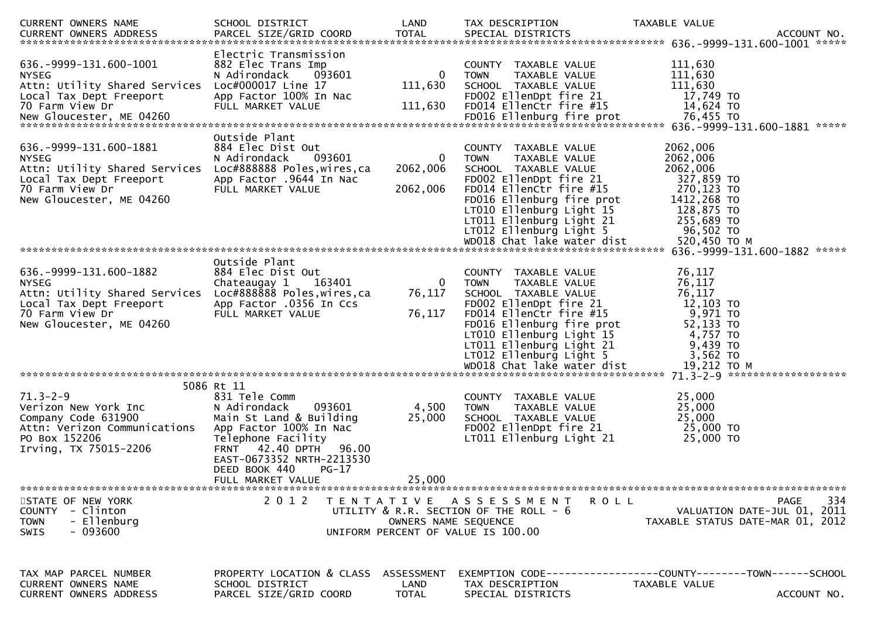| CURRENT OWNERS NAME | SCHOOL DISTRICT | LAND | TAX DESCRIPTION | TAXABLE VALUE | |
|---|---|---|---|---|---|
| CURRENT OWNERS ADDRESS | PARCEL SIZE/GRID COORD | TOTAL | SPECIAL DISTRICTS | | ACCOUNT NO. |

******************************************************************************************************* 636.-9999-131.600-1001 *****

| | | | | | |
|---|---|---|---|---|---|
| | Electric Transmission | | | | |
| 636.-9999-131.600-1001 | 882 Elec Trans Imp | | COUNTY TAXABLE VALUE | 111,630 | |
| NYSEG | N Adirondack 093601 | 0 | TOWN TAXABLE VALUE | 111,630 | |
| Attn: Utility Shared Services | Loc#000017 Line 17 | 111,630 | SCHOOL TAXABLE VALUE | 111,630 | |
| Local Tax Dept Freeport | App Factor 100% In Nac | | FD002 EllenDpt fire 21 | 17,749 TO | |
| 70 Farm View Dr | FULL MARKET VALUE | 111,630 | FD014 EllenCtr fire #15 | 14,624 TO | |
| New Gloucester, ME 04260 | | | FD016 Ellenburg fire prot | 76,455 TO | |

******************************************************************************************************* 636.-9999-131.600-1881 *****

| | | | | | |
|---|---|---|---|---|---|
| | Outside Plant | | | | |
| 636.-9999-131.600-1881 | 884 Elec Dist Out | | COUNTY TAXABLE VALUE | 2062,006 | |
| NYSEG | N Adirondack 093601 | 0 | TOWN TAXABLE VALUE | 2062,006 | |
| Attn: Utility Shared Services | Loc#888888 Poles,wires,ca | 2062,006 | SCHOOL TAXABLE VALUE | 2062,006 | |
| Local Tax Dept Freeport | App Factor .9644 In Nac | | FD002 EllenDpt fire 21 | 327,859 TO | |
| 70 Farm View Dr | FULL MARKET VALUE | 2062,006 | FD014 EllenCtr fire #15 | 270,123 TO | |
| New Gloucester, ME 04260 | | | FD016 Ellenburg fire prot | 1412,268 TO | |
| | | | LT010 Ellenburg Light 15 | 128,875 TO | |
| | | | LT011 Ellenburg Light 21 | 255,689 TO | |
| | | | LT012 Ellenburg Light 5 | 96,502 TO | |
| | | | WD018 Chat lake water dist | 520,450 TO M | |

******************************************************************************************************* 636.-9999-131.600-1882 *****

| | | | | | |
|---|---|---|---|---|---|
| | Outside Plant | | | | |
| 636.-9999-131.600-1882 | 884 Elec Dist Out | | COUNTY TAXABLE VALUE | 76,117 | |
| NYSEG | Chateaugay 1 163401 | 0 | TOWN TAXABLE VALUE | 76,117 | |
| Attn: Utility Shared Services | Loc#888888 Poles,wires,ca | 76,117 | SCHOOL TAXABLE VALUE | 76,117 | |
| Local Tax Dept Freeport | App Factor .0356 In Ccs | | FD002 EllenDpt fire 21 | 12,103 TO | |
| 70 Farm View Dr | FULL MARKET VALUE | 76,117 | FD014 EllenCtr fire #15 | 9,971 TO | |
| New Gloucester, ME 04260 | | | FD016 Ellenburg fire prot | 52,133 TO | |
| | | | LT010 Ellenburg Light 15 | 4,757 TO | |
| | | | LT011 Ellenburg Light 21 | 9,439 TO | |
| | | | LT012 Ellenburg Light 5 | 3,562 TO | |
| | | | WD018 Chat lake water dist | 19,212 TO M | |

******************************************************************************************************* 71.3-2-9 *******************

| | | | | | |
|---|---|---|---|---|---|
| | 5086 Rt 11 | | | | |
| 71.3-2-9 | 831 Tele Comm | | COUNTY TAXABLE VALUE | 25,000 | |
| Verizon New York Inc | N Adirondack 093601 | 4,500 | TOWN TAXABLE VALUE | 25,000 | |
| Company Code 631900 | Main St Land & Building | 25,000 | SCHOOL TAXABLE VALUE | 25,000 | |
| Attn: Verizon Communications | App Factor 100% In Nac | | FD002 EllenDpt fire 21 | 25,000 TO | |
| PO Box 152206 | Telephone Facility | | LT011 Ellenburg Light 21 | 25,000 TO | |
| Irving, TX 75015-2206 | FRNT 42.40 DPTH 96.00 | | | | |
| | EAST-0673352 NRTH-2213530 | | | | |
| | DEED BOOK 440 PG-17 | | | | |
| | FULL MARKET VALUE | 25,000 | | | |

*******************************************************************************************************************************************

STATE OF NEW YORK
COUNTY - Clinton
TOWN - Ellenburg
SWIS - 093600

2012 TENTATIVE ASSESSMENT ROLL
UTILITY & R.R. SECTION OF THE ROLL - 6
OWNERS NAME SEQUENCE
UNIFORM PERCENT OF VALUE IS 100.00

VALUATION DATE-JUL 01, 2011
TAXABLE STATUS DATE-MAR 01, 2012

| TAX MAP PARCEL NUMBER | PROPERTY LOCATION & CLASS | ASSESSMENT | EXEMPTION CODE------------------COUNTY--------TOWN------SCHOOL | | |
|---|---|---|---|---|---|
| CURRENT OWNERS NAME | SCHOOL DISTRICT | LAND | TAX DESCRIPTION | TAXABLE VALUE | |
| CURRENT OWNERS ADDRESS | PARCEL SIZE/GRID COORD | TOTAL | SPECIAL DISTRICTS | | ACCOUNT NO. |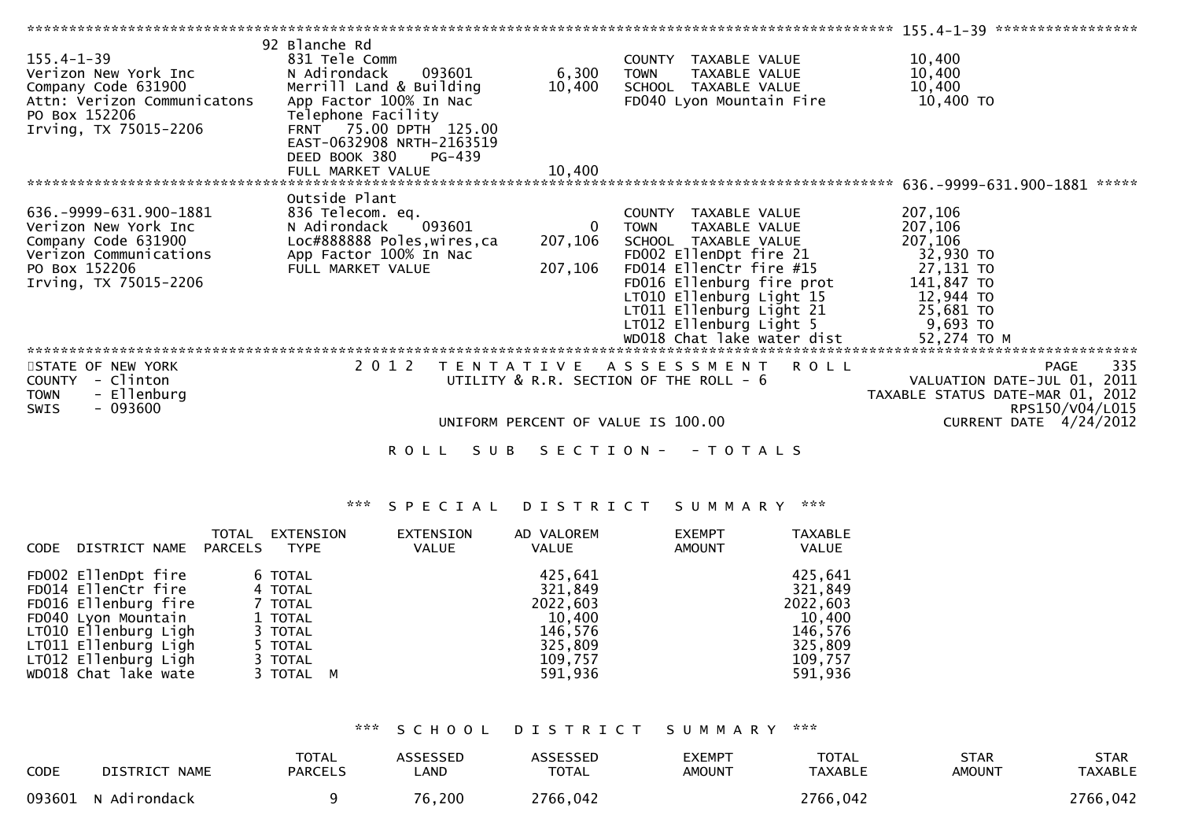```
******************************************************************************************************* 155.4-1-39 *****************
                               92 Blanche Rd
155.4-1-39                     831 Tele Comm                              COUNTY  TAXABLE VALUE            10,400
Verizon New York Inc           N Adirondack    093601        6,300        TOWN    TAXABLE VALUE            10,400
Company Code 631900            Merrill Land & Building      10,400        SCHOOL  TAXABLE VALUE            10,400
Attn: Verizon Communicatons    App Factor 100% In Nac                     FD040 Lyon Mountain Fire          10,400 TO
PO Box 152206                  Telephone Facility
Irving, TX 75015-2206          FRNT   75.00 DPTH 125.00
                               EAST-0632908 NRTH-2163519
                               DEED BOOK 380     PG-439
                               FULL MARKET VALUE            10,400
******************************************************************************************************* 636.-9999-631.900-1881 *****
                               Outside Plant
636.-9999-631.900-1881         836 Telecom. eq.                           COUNTY  TAXABLE VALUE           207,106
Verizon New York Inc           N Adirondack    093601            0        TOWN    TAXABLE VALUE           207,106
Company Code 631900            Loc#888888 Poles,wires,ca   207,106        SCHOOL  TAXABLE VALUE           207,106
Verizon Communications         App Factor 100% In Nac                     FD002 EllenDpt fire 21            32,930 TO
PO Box 152206                  FULL MARKET VALUE           207,106        FD014 EllenCtr fire #15           27,131 TO
Irving, TX 75015-2206                                                     FD016 Ellenburg fire prot        141,847 TO
                                                                          LT010 Ellenburg Light 15          12,944 TO
                                                                          LT011 Ellenburg Light 21          25,681 TO
                                                                          LT012 Ellenburg Light 5            9,693 TO
                                                                          WD018 Chat lake water dist        52,274 TO M
*************************************************************************************************************************************
```

STATE OF NEW YORK — 2 0 1 2 TENTATIVE ASSESSMENT ROLL — PAGE 335
COUNTY - Clinton — UTILITY & R.R. SECTION OF THE ROLL - 6 — VALUATION DATE-JUL 01, 2011
TOWN - Ellenburg — TAXABLE STATUS DATE-MAR 01, 2012
SWIS - 093600 — RPS150/V04/L015
UNIFORM PERCENT OF VALUE IS 100.00 — CURRENT DATE 4/24/2012

ROLL SUB SECTION- - TOTALS

*** SPECIAL DISTRICT SUMMARY ***

| CODE | DISTRICT NAME | TOTAL PARCELS | EXTENSION TYPE | EXTENSION VALUE | AD VALOREM VALUE | EXEMPT AMOUNT | TAXABLE VALUE |
|---|---|---|---|---|---|---|---|
| FD002 | EllenDpt fire | 6 | TOTAL | | 425,641 | | 425,641 |
| FD014 | EllenCtr fire | 4 | TOTAL | | 321,849 | | 321,849 |
| FD016 | Ellenburg fire | 7 | TOTAL | | 2022,603 | | 2022,603 |
| FD040 | Lyon Mountain | 1 | TOTAL | | 10,400 | | 10,400 |
| LT010 | Ellenburg Ligh | 3 | TOTAL | | 146,576 | | 146,576 |
| LT011 | Ellenburg Ligh | 5 | TOTAL | | 325,809 | | 325,809 |
| LT012 | Ellenburg Ligh | 3 | TOTAL | | 109,757 | | 109,757 |
| WD018 | Chat lake wate | 3 | TOTAL M | | 591,936 | | 591,936 |

*** SCHOOL DISTRICT SUMMARY ***

| CODE | DISTRICT NAME | TOTAL PARCELS | ASSESSED LAND | ASSESSED TOTAL | EXEMPT AMOUNT | TOTAL TAXABLE | STAR AMOUNT | STAR TAXABLE |
|---|---|---|---|---|---|---|---|---|
| 093601 | N Adirondack | 9 | 76,200 | 2766,042 | | 2766,042 | | 2766,042 |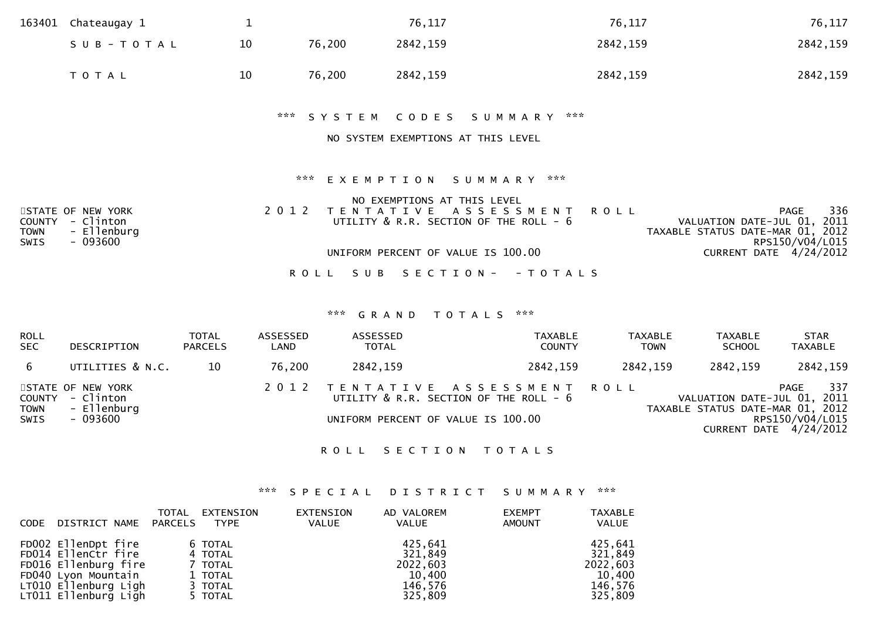| | | | | | | |
|---|---|---|---|---|---|---|
| 163401 | Chateaugay 1 | 1 | | 76,117 | 76,117 | 76,117 |
| | S U B - T O T A L | 10 | 76,200 | 2842,159 | 2842,159 | 2842,159 |
| | T O T A L | 10 | 76,200 | 2842,159 | 2842,159 | 2842,159 |

*** S Y S T E M   C O D E S   S U M M A R Y ***

NO SYSTEM EXEMPTIONS AT THIS LEVEL

*** E X E M P T I O N   S U M M A R Y ***

NO EXEMPTIONS AT THIS LEVEL

STATE OF NEW YORK
COUNTY - Clinton
TOWN - Ellenburg
SWIS - 093600

2 0 1 2   T E N T A T I V E   A S S E S S M E N T   R O L L
UTILITY & R.R. SECTION OF THE ROLL - 6

UNIFORM PERCENT OF VALUE IS 100.00

PAGE 336
VALUATION DATE-JUL 01, 2011
TAXABLE STATUS DATE-MAR 01, 2012
RPS150/V04/L015
CURRENT DATE 4/24/2012

R O L L   S U B   S E C T I O N -   - T O T A L S

*** G R A N D   T O T A L S ***

| ROLL SEC | DESCRIPTION | TOTAL PARCELS | ASSESSED LAND | ASSESSED TOTAL | TAXABLE COUNTY | TAXABLE TOWN | TAXABLE SCHOOL | STAR TAXABLE |
|---|---|---|---|---|---|---|---|---|
| 6 | UTILITIES & N.C. | 10 | 76,200 | 2842,159 | 2842,159 | 2842,159 | 2842,159 | 2842,159 |

STATE OF NEW YORK
COUNTY - Clinton
TOWN - Ellenburg
SWIS - 093600

2 0 1 2   T E N T A T I V E   A S S E S S M E N T   R O L L
UTILITY & R.R. SECTION OF THE ROLL - 6

UNIFORM PERCENT OF VALUE IS 100.00

PAGE 337
VALUATION DATE-JUL 01, 2011
TAXABLE STATUS DATE-MAR 01, 2012
RPS150/V04/L015
CURRENT DATE 4/24/2012

R O L L   S E C T I O N   T O T A L S

*** S P E C I A L   D I S T R I C T   S U M M A R Y ***

| CODE | DISTRICT NAME | TOTAL PARCELS | EXTENSION TYPE | EXTENSION VALUE | AD VALOREM VALUE | EXEMPT AMOUNT | TAXABLE VALUE |
|---|---|---|---|---|---|---|---|
| FD002 | EllenDpt fire | 6 | TOTAL | | 425,641 | | 425,641 |
| FD014 | EllenCtr fire | 4 | TOTAL | | 321,849 | | 321,849 |
| FD016 | Ellenburg fire | 7 | TOTAL | | 2022,603 | | 2022,603 |
| FD040 | Lyon Mountain | 1 | TOTAL | | 10,400 | | 10,400 |
| LT010 | Ellenburg Ligh | 3 | TOTAL | | 146,576 | | 146,576 |
| LT011 | Ellenburg Ligh | 5 | TOTAL | | 325,809 | | 325,809 |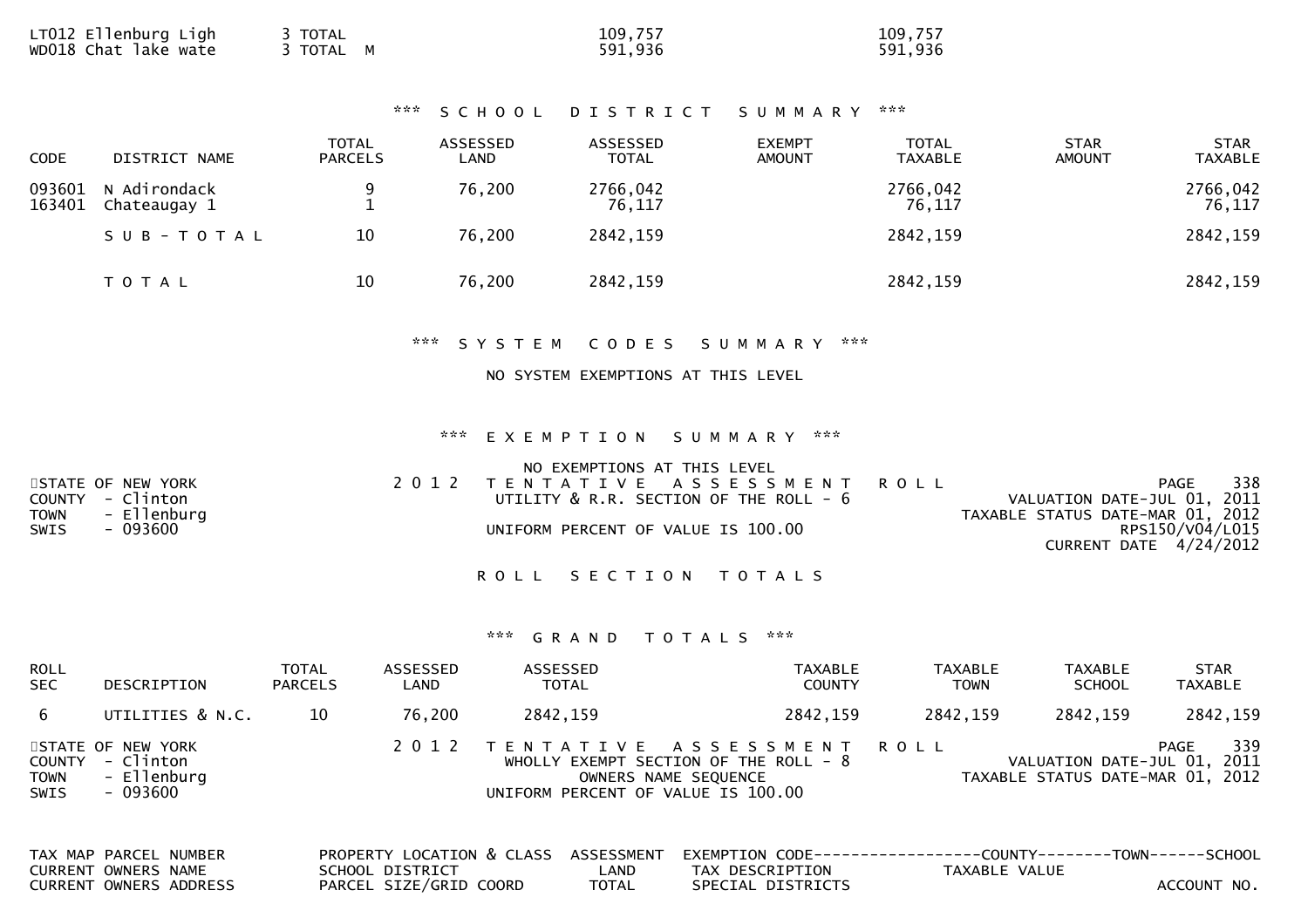| | | | |
|---|---|---|---|
| LT012 Ellenburg Ligh | 3 TOTAL | 109,757 | 109,757 |
| WD018 Chat lake wate | 3 TOTAL M | 591,936 | 591,936 |

### *** SCHOOL DISTRICT SUMMARY ***

| CODE | DISTRICT NAME | TOTAL PARCELS | ASSESSED LAND | ASSESSED TOTAL | EXEMPT AMOUNT | TOTAL TAXABLE | STAR AMOUNT | STAR TAXABLE |
|---|---|---|---|---|---|---|---|---|
| 093601 | N Adirondack | 9 | 76,200 | 2766,042 | | 2766,042 | | 2766,042 |
| 163401 | Chateaugay 1 | 1 | | 76,117 | | 76,117 | | 76,117 |
| | SUB-TOTAL | 10 | 76,200 | 2842,159 | | 2842,159 | | 2842,159 |
| | TOTAL | 10 | 76,200 | 2842,159 | | 2842,159 | | 2842,159 |

### *** SYSTEM CODES SUMMARY ***

NO SYSTEM EXEMPTIONS AT THIS LEVEL

### *** EXEMPTION SUMMARY ***

NO EXEMPTIONS AT THIS LEVEL

STATE OF NEW YORK
COUNTY - Clinton
TOWN - Ellenburg
SWIS - 093600

2012 TENTATIVE ASSESSMENT ROLL
UTILITY & R.R. SECTION OF THE ROLL - 6
UNIFORM PERCENT OF VALUE IS 100.00

PAGE 338
VALUATION DATE-JUL 01, 2011
TAXABLE STATUS DATE-MAR 01, 2012
RPS150/V04/L015
CURRENT DATE 4/24/2012

## ROLL SECTION TOTALS

### *** GRAND TOTALS ***

| ROLL SEC | DESCRIPTION | TOTAL PARCELS | ASSESSED LAND | ASSESSED TOTAL | TAXABLE COUNTY | TAXABLE TOWN | TAXABLE SCHOOL | STAR TAXABLE |
|---|---|---|---|---|---|---|---|---|
| 6 | UTILITIES & N.C. | 10 | 76,200 | 2842,159 | 2842,159 | 2842,159 | 2842,159 | 2842,159 |

STATE OF NEW YORK
COUNTY - Clinton
TOWN - Ellenburg
SWIS - 093600

2012 TENTATIVE ASSESSMENT ROLL
WHOLLY EXEMPT SECTION OF THE ROLL - 8
OWNERS NAME SEQUENCE
UNIFORM PERCENT OF VALUE IS 100.00

PAGE 339
VALUATION DATE-JUL 01, 2011
TAXABLE STATUS DATE-MAR 01, 2012

| TAX MAP PARCEL NUMBER / CURRENT OWNERS NAME / CURRENT OWNERS ADDRESS | PROPERTY LOCATION & CLASS / SCHOOL DISTRICT / PARCEL SIZE/GRID COORD | ASSESSMENT / LAND / TOTAL | EXEMPTION CODE / TAX DESCRIPTION / SPECIAL DISTRICTS | COUNTY / TAXABLE VALUE | TOWN | SCHOOL / ACCOUNT NO. |
|---|---|---|---|---|---|---|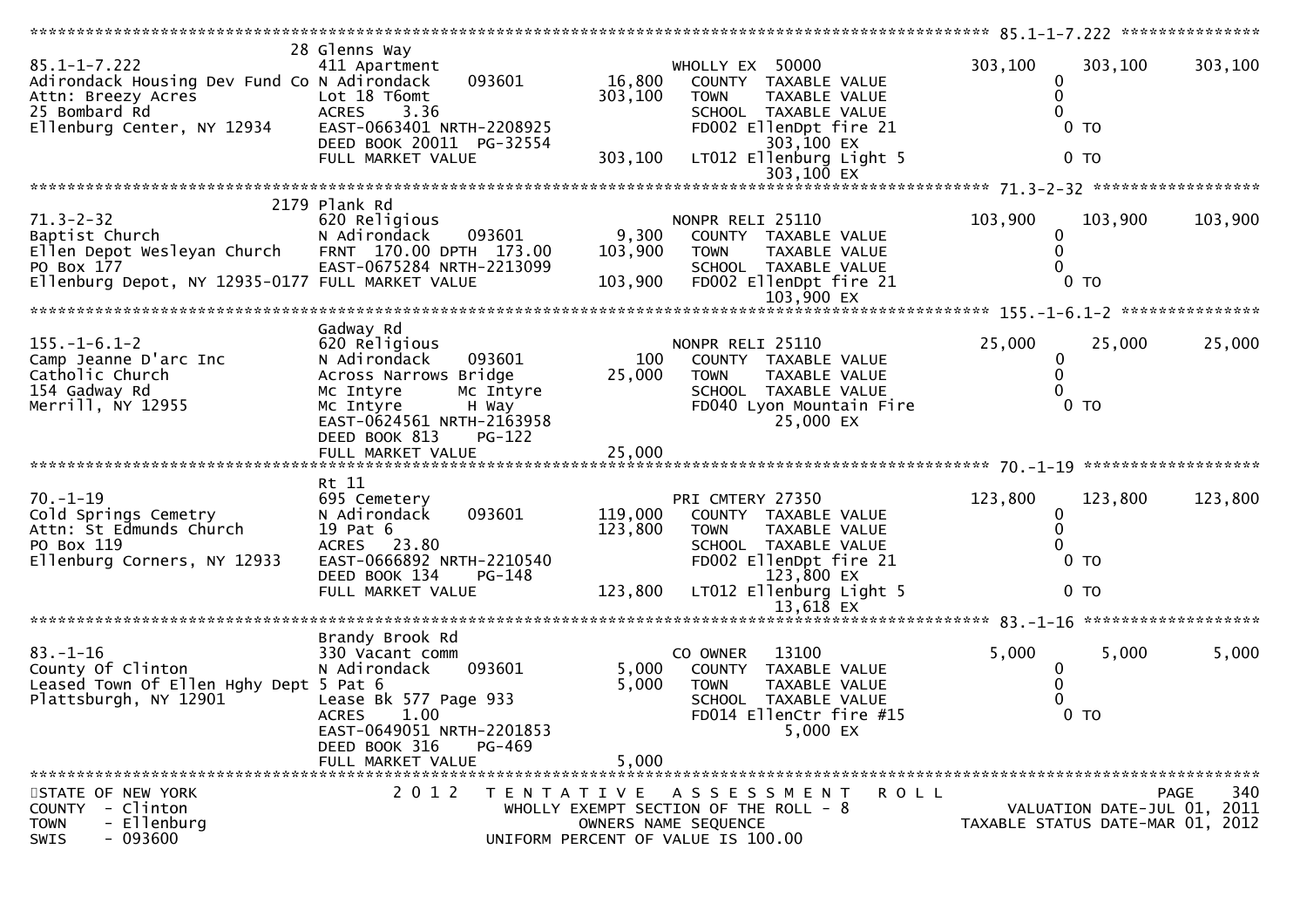```
******************************************************************************************************* 85.1-1-7.222 ***************
                               28 Glenns Way
85.1-1-7.222                   411 Apartment                          WHOLLY EX  50000              303,100      303,100      303,100
Adirondack Housing Dev Fund Co N Adirondack       093601      16,800     COUNTY  TAXABLE VALUE              0
Attn: Breezy Acres             Lot 18 T6omt                  303,100     TOWN    TAXABLE VALUE              0
25 Bombard Rd                  ACRES    3.36                             SCHOOL  TAXABLE VALUE              0
Ellenburg Center, NY 12934     EAST-0663401 NRTH-2208925                 FD002 EllenDpt fire 21                 0 TO
                               DEED BOOK 20011  PG-32554                         303,100 EX
                               FULL MARKET VALUE             303,100     LT012 Ellenburg Light 5                0 TO
                                                                                 303,100 EX
******************************************************************************************************* 71.3-2-32 ******************
                            2179 Plank Rd
71.3-2-32                      620 Religious                          NONPR RELI 25110              103,900      103,900      103,900
Baptist Church                 N Adirondack       093601       9,300     COUNTY  TAXABLE VALUE              0
Ellen Depot Wesleyan Church    FRNT 170.00 DPTH 173.00       103,900     TOWN    TAXABLE VALUE              0
PO Box 177                     EAST-0675284 NRTH-2213099                 SCHOOL  TAXABLE VALUE              0
Ellenburg Depot, NY 12935-0177 FULL MARKET VALUE             103,900     FD002 EllenDpt fire 21                 0 TO
                                                                                 103,900 EX
******************************************************************************************************* 155.-1-6.1-2 ***************
                               Gadway Rd
155.-1-6.1-2                   620 Religious                          NONPR RELI 25110               25,000       25,000       25,000
Camp Jeanne D'arc Inc          N Adirondack       093601         100     COUNTY  TAXABLE VALUE              0
Catholic Church                Across Narrows Bridge          25,000     TOWN    TAXABLE VALUE              0
154 Gadway Rd                  Mc Intyre        Mc Intyre                SCHOOL  TAXABLE VALUE              0
Merrill, NY 12955              Mc Intyre        H Way                    FD040 Lyon Mountain Fire               0 TO
                               EAST-0624561 NRTH-2163958                          25,000 EX
                               DEED BOOK 813    PG-122
                               FULL MARKET VALUE              25,000
******************************************************************************************************* 70.-1-19 *******************
                               Rt 11
70.-1-19                       695 Cemetery                           PRI CMTERY 27350              123,800      123,800      123,800
Cold Springs Cemetry           N Adirondack       093601     119,000     COUNTY  TAXABLE VALUE              0
Attn: St Edmunds Church        19 Pat 6                      123,800     TOWN    TAXABLE VALUE              0
PO Box 119                     ACRES   23.80                             SCHOOL  TAXABLE VALUE              0
Ellenburg Corners, NY 12933    EAST-0666892 NRTH-2210540                 FD002 EllenDpt fire 21                 0 TO
                               DEED BOOK 134    PG-148                           123,800 EX
                               FULL MARKET VALUE             123,800     LT012 Ellenburg Light 5                0 TO
                                                                                  13,618 EX
******************************************************************************************************* 83.-1-16 *******************
                               Brandy Brook Rd
83.-1-16                       330 Vacant comm                        CO OWNER   13100                5,000        5,000        5,000
County Of Clinton              N Adirondack       093601       5,000     COUNTY  TAXABLE VALUE              0
Leased Town Of Ellen Hghy Dept 5 Pat 6                         5,000     TOWN    TAXABLE VALUE              0
Plattsburgh, NY 12901          Lease Bk 577 Page 933                     SCHOOL  TAXABLE VALUE              0
                               ACRES    1.00                             FD014 EllenCtr fire #15                0 TO
                               EAST-0649051 NRTH-2201853                           5,000 EX
                               DEED BOOK 316    PG-469
                               FULL MARKET VALUE               5,000
************************************************************************************************************************************
STATE OF NEW YORK                  2 0 1 2   T E N T A T I V E   A S S E S S M E N T   R O L L                              PAGE   340
COUNTY  - Clinton                          WHOLLY EXEMPT SECTION OF THE ROLL - 8                          VALUATION DATE-JUL 01, 2011
TOWN    - Ellenburg                                 OWNERS NAME SEQUENCE                           TAXABLE STATUS DATE-MAR 01, 2012
SWIS    - 093600                                UNIFORM PERCENT OF VALUE IS 100.00
```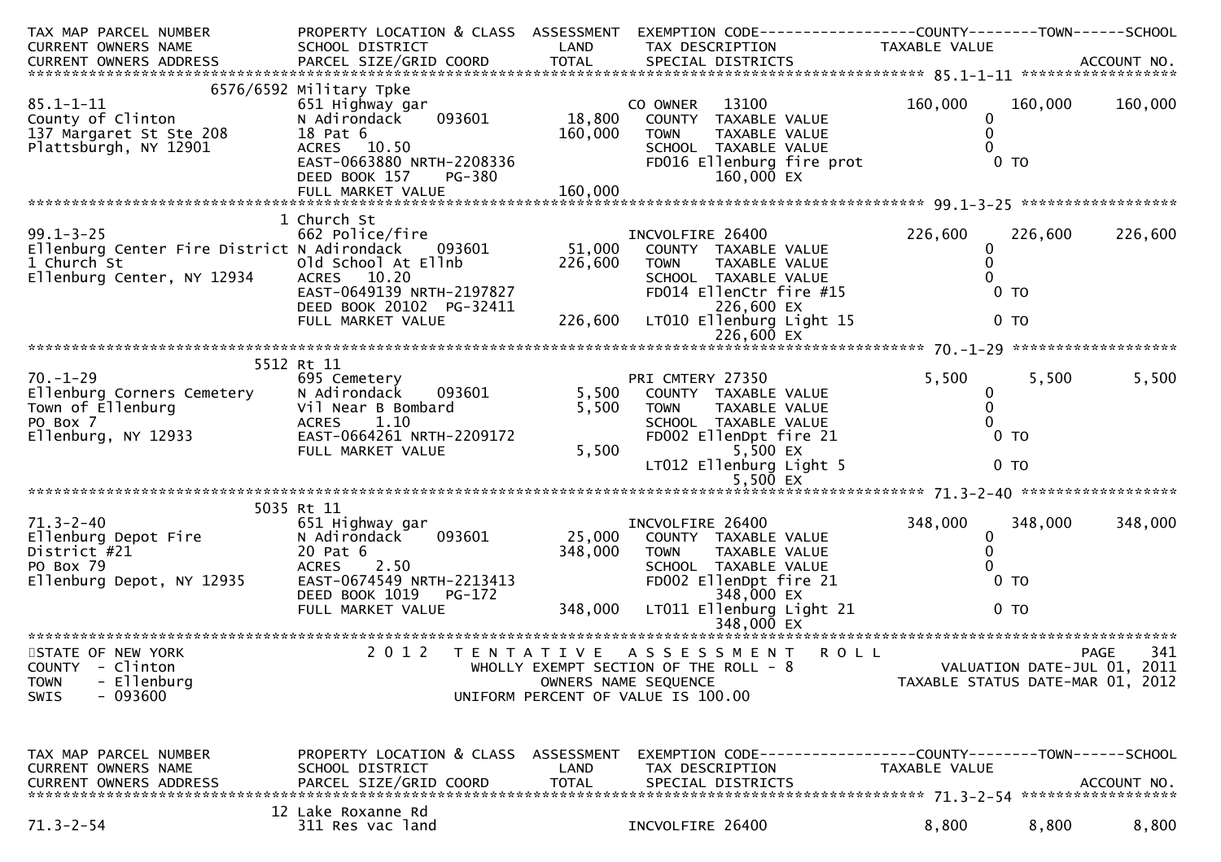```
TAX MAP PARCEL NUMBER          PROPERTY LOCATION & CLASS  ASSESSMENT  EXEMPTION CODE------------------COUNTY--------TOWN------SCHOOL
CURRENT OWNERS NAME            SCHOOL DISTRICT            LAND        TAX DESCRIPTION              TAXABLE VALUE
CURRENT OWNERS ADDRESS         PARCEL SIZE/GRID COORD     TOTAL       SPECIAL DISTRICTS                                      ACCOUNT NO.
****************************************************************************************************** 85.1-1-11 ******************
                        6576/6592 Military Tpke
85.1-1-11                      651 Highway gar                        CO OWNER   13100              160,000     160,000     160,000
County of Clinton              N Adirondack    093601       18,800    COUNTY  TAXABLE VALUE               0
137 Margaret St Ste 208        18 Pat 6                    160,000    TOWN    TAXABLE VALUE               0
Plattsburgh, NY 12901          ACRES   10.50                          SCHOOL  TAXABLE VALUE               0
                               EAST-0663880 NRTH-2208336              FD016 Ellenburg fire prot            0 TO
                               DEED BOOK 157    PG-380                     160,000 EX
                               FULL MARKET VALUE           160,000
****************************************************************************************************** 99.1-3-25 ******************
                          1 Church St
99.1-3-25                      662 Police/fire                        INCVOLFIRE 26400              226,600     226,600     226,600
Ellenburg Center Fire District N Adirondack    093601       51,000    COUNTY  TAXABLE VALUE               0
1 Church St                    Old School At Ellnb         226,600    TOWN    TAXABLE VALUE               0
Ellenburg Center, NY 12934     ACRES   10.20                          SCHOOL  TAXABLE VALUE               0
                               EAST-0649139 NRTH-2197827              FD014 EllenCtr fire #15              0 TO
                               DEED BOOK 20102  PG-32411                   226,600 EX
                               FULL MARKET VALUE           226,600    LT010 Ellenburg Light 15             0 TO
                                                                           226,600 EX
****************************************************************************************************** 70.-1-29 *******************
                          5512 Rt 11
70.-1-29                       695 Cemetery                           PRI CMTERY 27350                5,500       5,500       5,500
Ellenburg Corners Cemetery     N Adirondack    093601        5,500    COUNTY  TAXABLE VALUE               0
Town of Ellenburg              Vil Near B Bombard            5,500    TOWN    TAXABLE VALUE               0
PO Box 7                       ACRES    1.10                          SCHOOL  TAXABLE VALUE               0
Ellenburg, NY 12933            EAST-0664261 NRTH-2209172              FD002 EllenDpt fire 21               0 TO
                               FULL MARKET VALUE             5,500         5,500 EX
                                                                      LT012 Ellenburg Light 5              0 TO
                                                                           5,500 EX
****************************************************************************************************** 71.3-2-40 ******************
                          5035 Rt 11
71.3-2-40                      651 Highway gar                        INCVOLFIRE 26400              348,000     348,000     348,000
Ellenburg Depot Fire           N Adirondack    093601       25,000    COUNTY  TAXABLE VALUE               0
District #21                   20 Pat 6                    348,000    TOWN    TAXABLE VALUE               0
PO Box 79                      ACRES    2.50                          SCHOOL  TAXABLE VALUE               0
Ellenburg Depot, NY 12935      EAST-0674549 NRTH-2213413              FD002 EllenDpt fire 21               0 TO
                               DEED BOOK 1019   PG-172                     348,000 EX
                               FULL MARKET VALUE           348,000    LT011 Ellenburg Light 21             0 TO
                                                                           348,000 EX
************************************************************************************************************************************
STATE OF NEW YORK                   2 0 1 2   T E N T A T I V E   A S S E S S M E N T   R O L L                          PAGE    341
COUNTY  - Clinton                          WHOLLY EXEMPT SECTION OF THE ROLL - 8                        VALUATION DATE-JUL 01, 2011
TOWN    - Ellenburg                                 OWNERS NAME SEQUENCE                          TAXABLE STATUS DATE-MAR 01, 2012
SWIS    - 093600                             UNIFORM PERCENT OF VALUE IS 100.00


TAX MAP PARCEL NUMBER          PROPERTY LOCATION & CLASS  ASSESSMENT  EXEMPTION CODE------------------COUNTY--------TOWN------SCHOOL
CURRENT OWNERS NAME            SCHOOL DISTRICT            LAND        TAX DESCRIPTION              TAXABLE VALUE
CURRENT OWNERS ADDRESS         PARCEL SIZE/GRID COORD     TOTAL       SPECIAL DISTRICTS                                      ACCOUNT NO.
****************************************************************************************************** 71.3-2-54 ******************
                          12 Lake Roxanne Rd
71.3-2-54                      311 Res vac land                       INCVOLFIRE 26400                8,800       8,800       8,800
```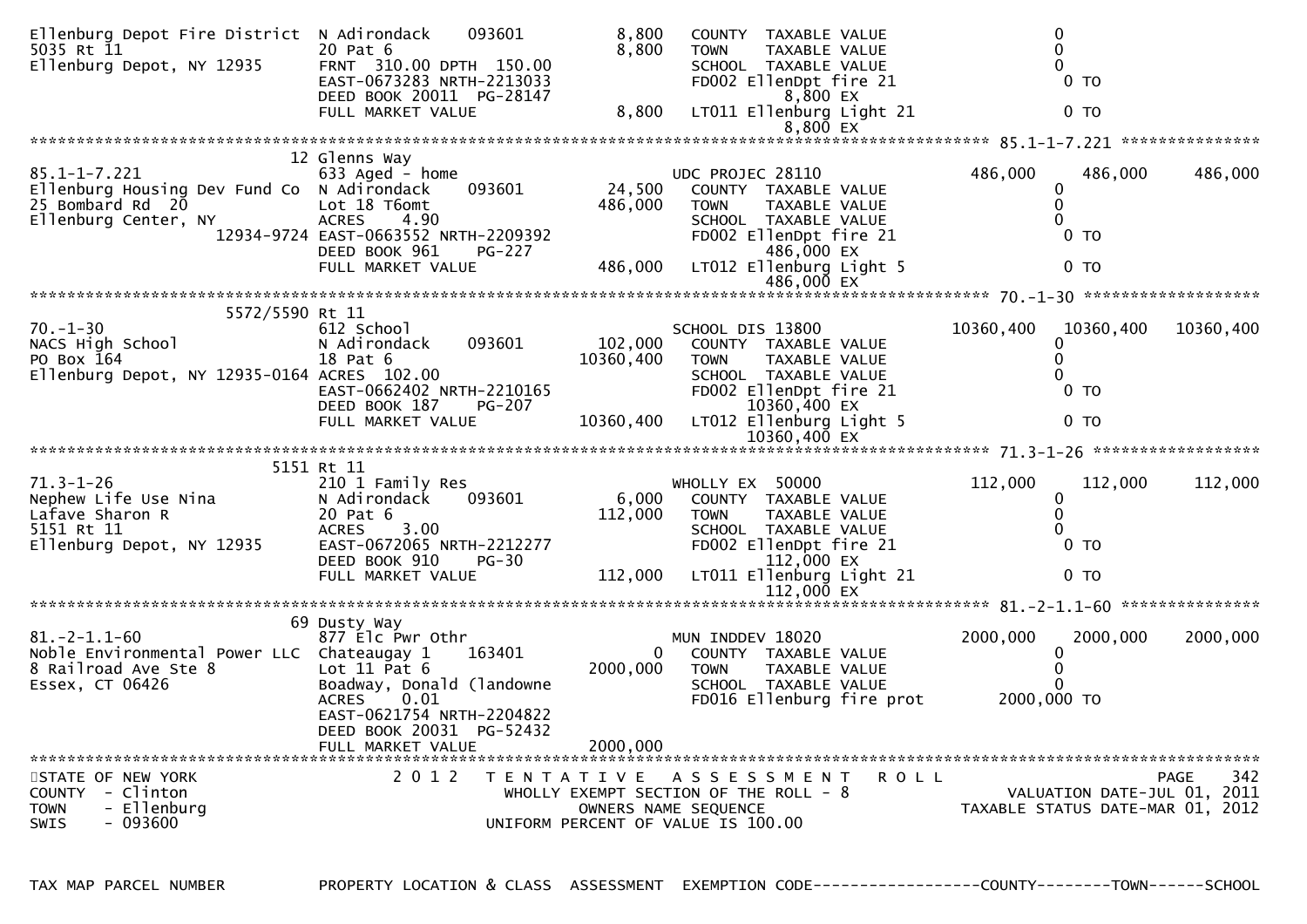```
Ellenburg Depot Fire District  N Adirondack     093601          8,800    COUNTY  TAXABLE VALUE                    0
5035 Rt 11                     20 Pat 6                         8,800    TOWN    TAXABLE VALUE                    0
Ellenburg Depot, NY 12935      FRNT  310.00 DPTH  150.00                 SCHOOL  TAXABLE VALUE                    0
                               EAST-0673283 NRTH-2213033                 FD002 EllenDpt fire 21                   0 TO
                               DEED BOOK 20011  PG-28147                       8,800 EX
                               FULL MARKET VALUE                8,800    LT011 Ellenburg Light 21                 0 TO
                                                                               8,800 EX
******************************************************************************************************* 85.1-1-7.221 ***************
                               12 Glenns Way
85.1-1-7.221                   633 Aged - home                           UDC PROJEC 28110               486,000     486,000     486,000
Ellenburg Housing Dev Fund Co  N Adirondack     093601         24,500    COUNTY  TAXABLE VALUE                    0
25 Bombard Rd  20              Lot 18 T6omt                   486,000    TOWN    TAXABLE VALUE                    0
Ellenburg Center, NY           ACRES     4.90                            SCHOOL  TAXABLE VALUE                    0
                    12934-9724 EAST-0663552 NRTH-2209392                 FD002 EllenDpt fire 21                   0 TO
                               DEED BOOK 961     PG-227                        486,000 EX
                               FULL MARKET VALUE              486,000    LT012 Ellenburg Light 5                  0 TO
                                                                               486,000 EX
******************************************************************************************************* 70.-1-30 *******************
                    5572/5590 Rt 11
70.-1-30                       612 School                                SCHOOL DIS 13800             10360,400   10360,400   10360,400
NACS High School               N Adirondack     093601        102,000    COUNTY  TAXABLE VALUE                    0
PO Box 164                     18 Pat 6                     10360,400    TOWN    TAXABLE VALUE                    0
Ellenburg Depot, NY 12935-0164 ACRES  102.00                             SCHOOL  TAXABLE VALUE                    0
                               EAST-0662402 NRTH-2210165                 FD002 EllenDpt fire 21                   0 TO
                               DEED BOOK 187     PG-207                        10360,400 EX
                               FULL MARKET VALUE            10360,400    LT012 Ellenburg Light 5                  0 TO
                                                                               10360,400 EX
******************************************************************************************************* 71.3-1-26 ******************
                               5151 Rt 11
71.3-1-26                      210 1 Family Res                          WHOLLY EX  50000               112,000     112,000     112,000
Nephew Life Use Nina           N Adirondack     093601          6,000    COUNTY  TAXABLE VALUE                    0
Lafave Sharon R                20 Pat 6                       112,000    TOWN    TAXABLE VALUE                    0
5151 Rt 11                     ACRES     3.00                            SCHOOL  TAXABLE VALUE                    0
Ellenburg Depot, NY 12935      EAST-0672065 NRTH-2212277                 FD002 EllenDpt fire 21                   0 TO
                               DEED BOOK 910     PG-30                         112,000 EX
                               FULL MARKET VALUE              112,000    LT011 Ellenburg Light 21                 0 TO
                                                                               112,000 EX
******************************************************************************************************* 81.-2-1.1-60 ***************
                               69 Dusty Way
81.-2-1.1-60                   877 Elc Pwr Othr                          MUN INDDEV 18020              2000,000    2000,000    2000,000
Noble Environmental Power LLC  Chateaugay 1     163401              0    COUNTY  TAXABLE VALUE                    0
8 Railroad Ave Ste 8           Lot 11 Pat 6                  2000,000    TOWN    TAXABLE VALUE                    0
Essex, CT 06426                Boadway, Donald (landowne                 SCHOOL  TAXABLE VALUE                    0
                               ACRES     0.01                            FD016 Ellenburg fire prot        2000,000 TO
                               EAST-0621754 NRTH-2204822
                               DEED BOOK 20031  PG-52432
                               FULL MARKET VALUE             2000,000
************************************************************************************************************************************
STATE OF NEW YORK                  2 0 1 2   T E N T A T I V E   A S S E S S M E N T   R O L L                        PAGE     342
COUNTY  - Clinton                          WHOLLY EXEMPT SECTION OF THE ROLL - 8                      VALUATION DATE-JUL 01, 2011
TOWN    - Ellenburg                               OWNERS NAME SEQUENCE                           TAXABLE STATUS DATE-MAR 01, 2012
SWIS    - 093600                           UNIFORM PERCENT OF VALUE IS 100.00

TAX MAP PARCEL NUMBER          PROPERTY LOCATION & CLASS  ASSESSMENT  EXEMPTION CODE------------------COUNTY--------TOWN------SCHOOL
```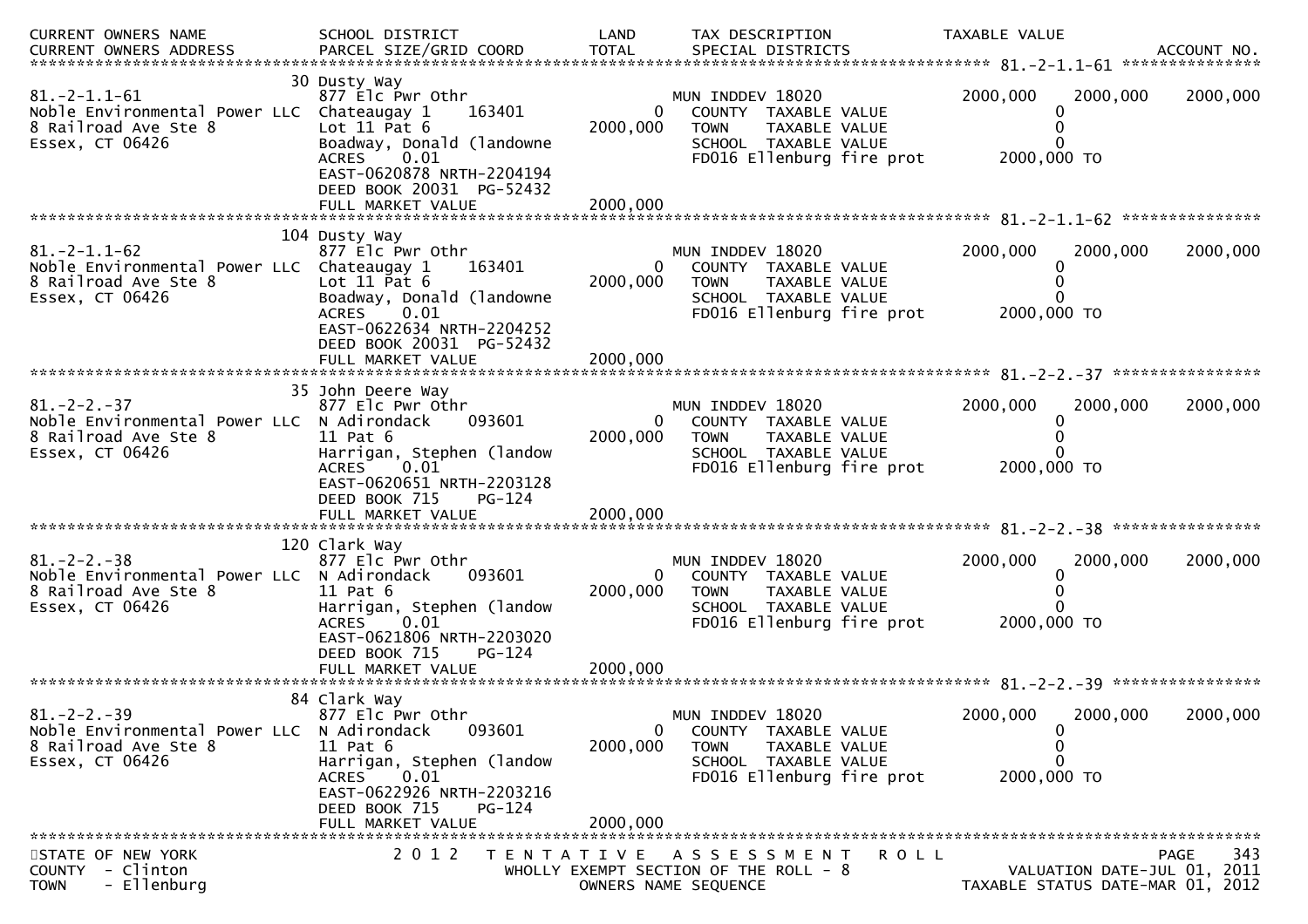| CURRENT OWNERS NAME<br>CURRENT OWNERS ADDRESS | SCHOOL DISTRICT<br>PARCEL SIZE/GRID COORD | LAND<br>TOTAL | TAX DESCRIPTION<br>SPECIAL DISTRICTS | TAXABLE VALUE | | ACCOUNT NO. |
|---|---|---|---|---|---|---|
| **81.-2-1.1-61** | 30 Dusty Way | | | | | |
| 81.-2-1.1-61 | 877 Elc Pwr Othr | | MUN INDDEV 18020 | 2000,000 | 2000,000 | 2000,000 |
| Noble Environmental Power LLC | Chateaugay 1 163401 | 0 | COUNTY TAXABLE VALUE | 0 | | |
| 8 Railroad Ave Ste 8 | Lot 11 Pat 6 | 2000,000 | TOWN TAXABLE VALUE | 0 | | |
| Essex, CT 06426 | Boadway, Donald (landowne | | SCHOOL TAXABLE VALUE | 0 | | |
| | ACRES 0.01 | | FD016 Ellenburg fire prot | 2000,000 TO | | |
| | EAST-0620878 NRTH-2204194 | | | | | |
| | DEED BOOK 20031 PG-52432 | | | | | |
| | FULL MARKET VALUE | 2000,000 | | | | |
| **81.-2-1.1-62** | 104 Dusty Way | | | | | |
| 81.-2-1.1-62 | 877 Elc Pwr Othr | | MUN INDDEV 18020 | 2000,000 | 2000,000 | 2000,000 |
| Noble Environmental Power LLC | Chateaugay 1 163401 | 0 | COUNTY TAXABLE VALUE | 0 | | |
| 8 Railroad Ave Ste 8 | Lot 11 Pat 6 | 2000,000 | TOWN TAXABLE VALUE | 0 | | |
| Essex, CT 06426 | Boadway, Donald (landowne | | SCHOOL TAXABLE VALUE | 0 | | |
| | ACRES 0.01 | | FD016 Ellenburg fire prot | 2000,000 TO | | |
| | EAST-0622634 NRTH-2204252 | | | | | |
| | DEED BOOK 20031 PG-52432 | | | | | |
| | FULL MARKET VALUE | 2000,000 | | | | |
| **81.-2-2.-37** | 35 John Deere Way | | | | | |
| 81.-2-2.-37 | 877 Elc Pwr Othr | | MUN INDDEV 18020 | 2000,000 | 2000,000 | 2000,000 |
| Noble Environmental Power LLC | N Adirondack 093601 | 0 | COUNTY TAXABLE VALUE | 0 | | |
| 8 Railroad Ave Ste 8 | 11 Pat 6 | 2000,000 | TOWN TAXABLE VALUE | 0 | | |
| Essex, CT 06426 | Harrigan, Stephen (landow | | SCHOOL TAXABLE VALUE | 0 | | |
| | ACRES 0.01 | | FD016 Ellenburg fire prot | 2000,000 TO | | |
| | EAST-0620651 NRTH-2203128 | | | | | |
| | DEED BOOK 715 PG-124 | | | | | |
| | FULL MARKET VALUE | 2000,000 | | | | |
| **81.-2-2.-38** | 120 Clark Way | | | | | |
| 81.-2-2.-38 | 877 Elc Pwr Othr | | MUN INDDEV 18020 | 2000,000 | 2000,000 | 2000,000 |
| Noble Environmental Power LLC | N Adirondack 093601 | 0 | COUNTY TAXABLE VALUE | 0 | | |
| 8 Railroad Ave Ste 8 | 11 Pat 6 | 2000,000 | TOWN TAXABLE VALUE | 0 | | |
| Essex, CT 06426 | Harrigan, Stephen (landow | | SCHOOL TAXABLE VALUE | 0 | | |
| | ACRES 0.01 | | FD016 Ellenburg fire prot | 2000,000 TO | | |
| | EAST-0621806 NRTH-2203020 | | | | | |
| | DEED BOOK 715 PG-124 | | | | | |
| | FULL MARKET VALUE | 2000,000 | | | | |
| **81.-2-2.-39** | 84 Clark Way | | | | | |
| 81.-2-2.-39 | 877 Elc Pwr Othr | | MUN INDDEV 18020 | 2000,000 | 2000,000 | 2000,000 |
| Noble Environmental Power LLC | N Adirondack 093601 | 0 | COUNTY TAXABLE VALUE | 0 | | |
| 8 Railroad Ave Ste 8 | 11 Pat 6 | 2000,000 | TOWN TAXABLE VALUE | 0 | | |
| Essex, CT 06426 | Harrigan, Stephen (landow | | SCHOOL TAXABLE VALUE | 0 | | |
| | ACRES 0.01 | | FD016 Ellenburg fire prot | 2000,000 TO | | |
| | EAST-0622926 NRTH-2203216 | | | | | |
| | DEED BOOK 715 PG-124 | | | | | |
| | FULL MARKET VALUE | 2000,000 | | | | |

STATE OF NEW YORK
COUNTY - Clinton
TOWN - Ellenburg

2012 TENTATIVE ASSESSMENT ROLL
WHOLLY EXEMPT SECTION OF THE ROLL - 8
OWNERS NAME SEQUENCE

VALUATION DATE-JUL 01, 2011
TAXABLE STATUS DATE-MAR 01, 2012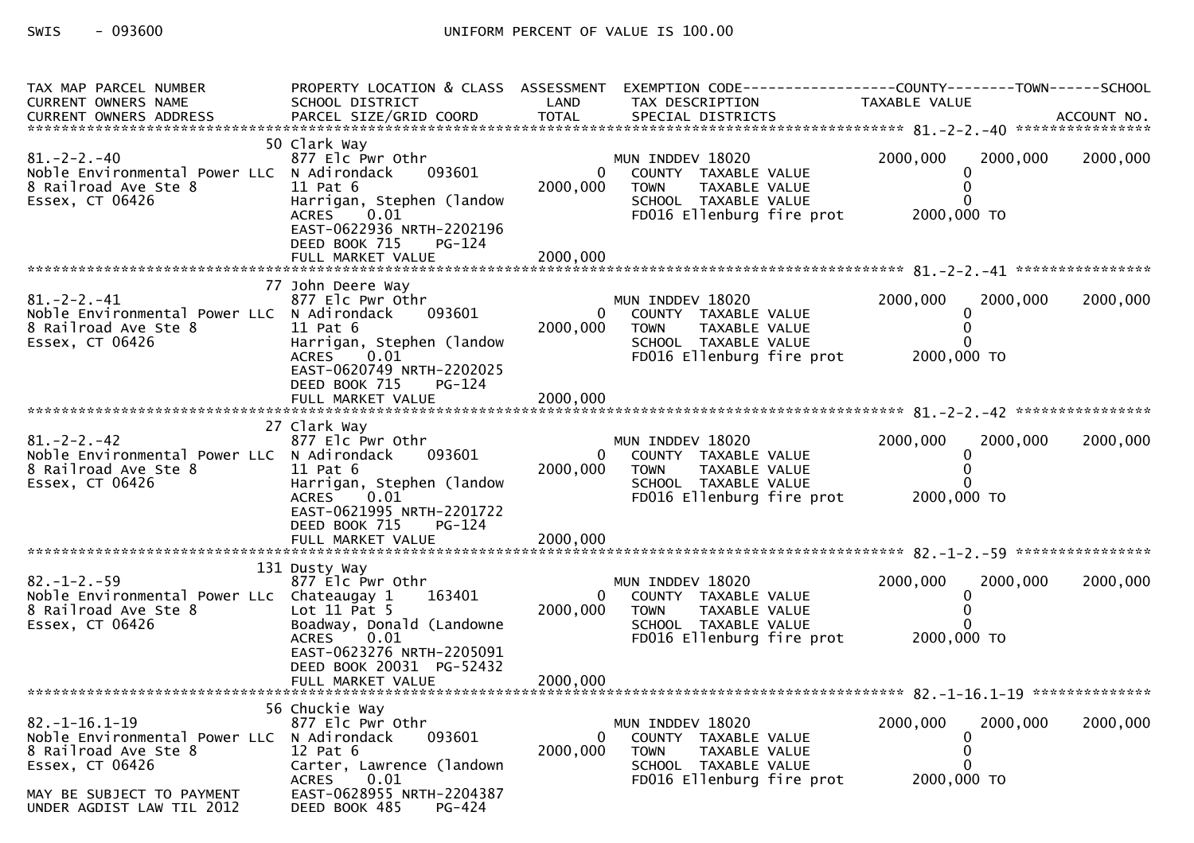SWIS - 093600 UNIFORM PERCENT OF VALUE IS 100.00

| TAX MAP PARCEL NUMBER<br>CURRENT OWNERS NAME<br>CURRENT OWNERS ADDRESS | PROPERTY LOCATION & CLASS<br>SCHOOL DISTRICT<br>PARCEL SIZE/GRID COORD | ASSESSMENT<br>LAND<br>TOTAL | EXEMPTION CODE<br>TAX DESCRIPTION<br>SPECIAL DISTRICTS | COUNTY<br>TAXABLE VALUE | TOWN | SCHOOL<br>ACCOUNT NO. |
|---|---|---|---|---|---|---|
| **81.-2-2.-40** | 50 Clark Way | | | | | |
| 81.-2-2.-40 | 877 Elc Pwr Othr | | MUN INDDEV 18020 | 2000,000 | 2000,000 | 2000,000 |
| Noble Environmental Power LLC | N Adirondack 093601 | 0 | COUNTY TAXABLE VALUE | 0 | | |
| 8 Railroad Ave Ste 8 | 11 Pat 6 | 2000,000 | TOWN TAXABLE VALUE | 0 | | |
| Essex, CT 06426 | Harrigan, Stephen (landow | | SCHOOL TAXABLE VALUE | 0 | | |
| | ACRES 0.01 | | FD016 Ellenburg fire prot | 2000,000 TO | | |
| | EAST-0622936 NRTH-2202196 | | | | | |
| | DEED BOOK 715 PG-124 | | | | | |
| | FULL MARKET VALUE | 2000,000 | | | | |
| **81.-2-2.-41** | 77 John Deere Way | | | | | |
| 81.-2-2.-41 | 877 Elc Pwr Othr | | MUN INDDEV 18020 | 2000,000 | 2000,000 | 2000,000 |
| Noble Environmental Power LLC | N Adirondack 093601 | 0 | COUNTY TAXABLE VALUE | 0 | | |
| 8 Railroad Ave Ste 8 | 11 Pat 6 | 2000,000 | TOWN TAXABLE VALUE | 0 | | |
| Essex, CT 06426 | Harrigan, Stephen (landow | | SCHOOL TAXABLE VALUE | 0 | | |
| | ACRES 0.01 | | FD016 Ellenburg fire prot | 2000,000 TO | | |
| | EAST-0620749 NRTH-2202025 | | | | | |
| | DEED BOOK 715 PG-124 | | | | | |
| | FULL MARKET VALUE | 2000,000 | | | | |
| **81.-2-2.-42** | 27 Clark Way | | | | | |
| 81.-2-2.-42 | 877 Elc Pwr Othr | | MUN INDDEV 18020 | 2000,000 | 2000,000 | 2000,000 |
| Noble Environmental Power LLC | N Adirondack 093601 | 0 | COUNTY TAXABLE VALUE | 0 | | |
| 8 Railroad Ave Ste 8 | 11 Pat 6 | 2000,000 | TOWN TAXABLE VALUE | 0 | | |
| Essex, CT 06426 | Harrigan, Stephen (landow | | SCHOOL TAXABLE VALUE | 0 | | |
| | ACRES 0.01 | | FD016 Ellenburg fire prot | 2000,000 TO | | |
| | EAST-0621995 NRTH-2201722 | | | | | |
| | DEED BOOK 715 PG-124 | | | | | |
| | FULL MARKET VALUE | 2000,000 | | | | |
| **82.-1-2.-59** | 131 Dusty Way | | | | | |
| 82.-1-2.-59 | 877 Elc Pwr Othr | | MUN INDDEV 18020 | 2000,000 | 2000,000 | 2000,000 |
| Noble Environmental Power LLC | Chateaugay 1 163401 | 0 | COUNTY TAXABLE VALUE | 0 | | |
| 8 Railroad Ave Ste 8 | Lot 11 Pat 5 | 2000,000 | TOWN TAXABLE VALUE | 0 | | |
| Essex, CT 06426 | Boadway, Donald (Landowne | | SCHOOL TAXABLE VALUE | 0 | | |
| | ACRES 0.01 | | FD016 Ellenburg fire prot | 2000,000 TO | | |
| | EAST-0623276 NRTH-2205091 | | | | | |
| | DEED BOOK 20031 PG-52432 | | | | | |
| | FULL MARKET VALUE | 2000,000 | | | | |
| **82.-1-16.1-19** | 56 Chuckie Way | | | | | |
| 82.-1-16.1-19 | 877 Elc Pwr Othr | | MUN INDDEV 18020 | 2000,000 | 2000,000 | 2000,000 |
| Noble Environmental Power LLC | N Adirondack 093601 | 0 | COUNTY TAXABLE VALUE | 0 | | |
| 8 Railroad Ave Ste 8 | 12 Pat 6 | 2000,000 | TOWN TAXABLE VALUE | 0 | | |
| Essex, CT 06426 | Carter, Lawrence (landown | | SCHOOL TAXABLE VALUE | 0 | | |
| | ACRES 0.01 | | FD016 Ellenburg fire prot | 2000,000 TO | | |
| MAY BE SUBJECT TO PAYMENT | EAST-0628955 NRTH-2204387 | | | | | |
| UNDER AGDIST LAW TIL 2012 | DEED BOOK 485 PG-424 | | | | | |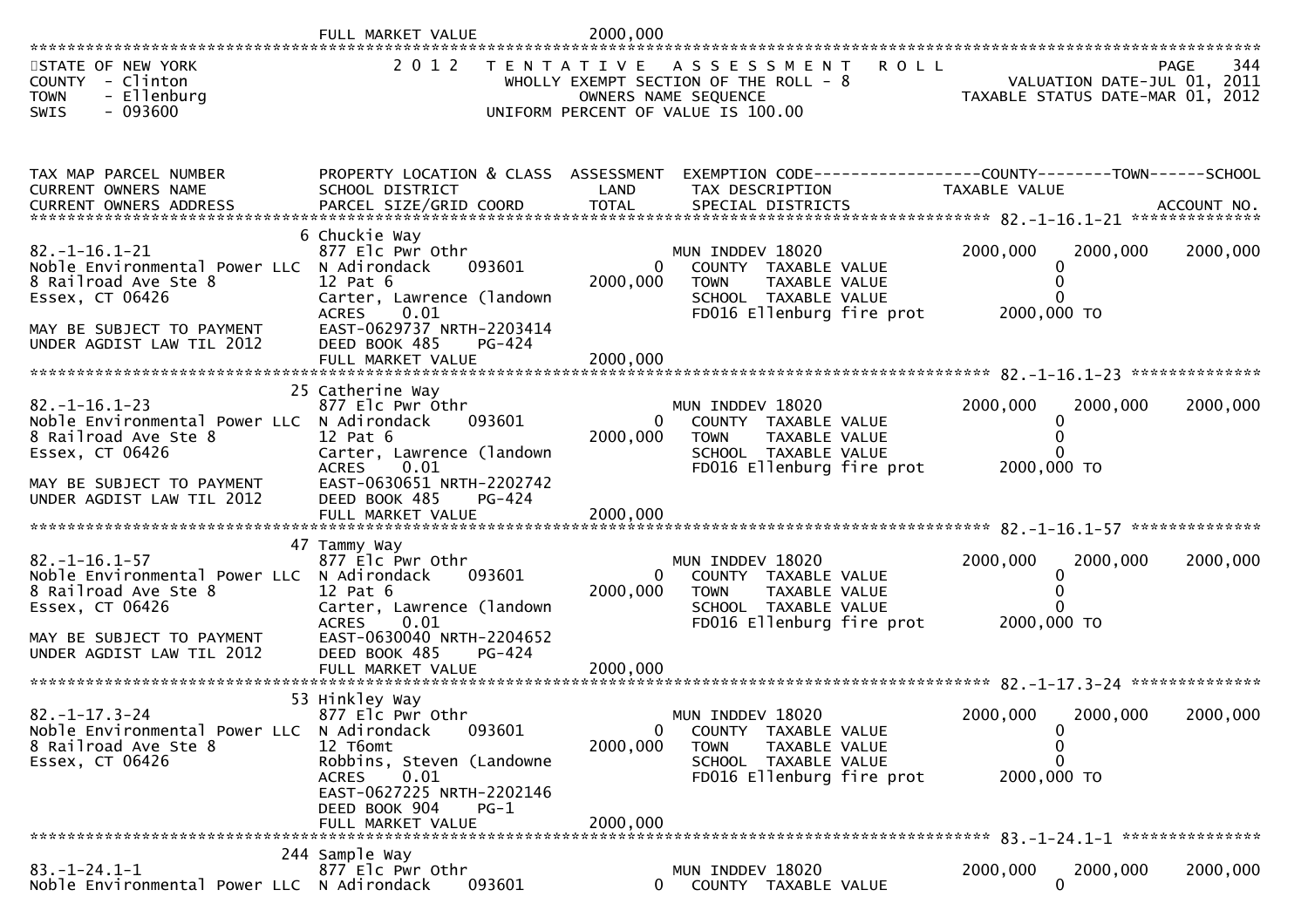FULL MARKET VALUE 2000,000

STATE OF NEW YORK
COUNTY - Clinton
TOWN - Ellenburg
SWIS - 093600

2 0 1 2 T E N T A T I V E A S S E S S M E N T R O L L
WHOLLY EXEMPT SECTION OF THE ROLL - 8
OWNERS NAME SEQUENCE
UNIFORM PERCENT OF VALUE IS 100.00

PAGE 344
VALUATION DATE-JUL 01, 2011
TAXABLE STATUS DATE-MAR 01, 2012

| TAX MAP PARCEL NUMBER / CURRENT OWNERS NAME / CURRENT OWNERS ADDRESS | PROPERTY LOCATION & CLASS / SCHOOL DISTRICT / PARCEL SIZE/GRID COORD | ASSESSMENT LAND / TOTAL | EXEMPTION CODE / TAX DESCRIPTION / SPECIAL DISTRICTS | COUNTY TAXABLE VALUE | TOWN | SCHOOL / ACCOUNT NO. |
|---|---|---|---|---|---|---|
| **82.-1-16.1-21** | 6 Chuckie Way | | | | | |
| 82.-1-16.1-21 | 877 Elc Pwr Othr | | MUN INDDEV 18020 | 2000,000 | 2000,000 | 2000,000 |
| Noble Environmental Power LLC | N Adirondack 093601 | 0 | COUNTY TAXABLE VALUE | 0 | | |
| 8 Railroad Ave Ste 8 | 12 Pat 6 | 2000,000 | TOWN TAXABLE VALUE | 0 | | |
| Essex, CT 06426 | Carter, Lawrence (landown | | SCHOOL TAXABLE VALUE | 0 | | |
| | ACRES 0.01 | | FD016 Ellenburg fire prot | 2000,000 TO | | |
| MAY BE SUBJECT TO PAYMENT | EAST-0629737 NRTH-2203414 | | | | | |
| UNDER AGDIST LAW TIL 2012 | DEED BOOK 485 PG-424 | | | | | |
| | FULL MARKET VALUE | 2000,000 | | | | |
| **82.-1-16.1-23** | 25 Catherine Way | | | | | |
| 82.-1-16.1-23 | 877 Elc Pwr Othr | | MUN INDDEV 18020 | 2000,000 | 2000,000 | 2000,000 |
| Noble Environmental Power LLC | N Adirondack 093601 | 0 | COUNTY TAXABLE VALUE | 0 | | |
| 8 Railroad Ave Ste 8 | 12 Pat 6 | 2000,000 | TOWN TAXABLE VALUE | 0 | | |
| Essex, CT 06426 | Carter, Lawrence (landown | | SCHOOL TAXABLE VALUE | 0 | | |
| | ACRES 0.01 | | FD016 Ellenburg fire prot | 2000,000 TO | | |
| MAY BE SUBJECT TO PAYMENT | EAST-0630651 NRTH-2202742 | | | | | |
| UNDER AGDIST LAW TIL 2012 | DEED BOOK 485 PG-424 | | | | | |
| | FULL MARKET VALUE | 2000,000 | | | | |
| **82.-1-16.1-57** | 47 Tammy Way | | | | | |
| 82.-1-16.1-57 | 877 Elc Pwr Othr | | MUN INDDEV 18020 | 2000,000 | 2000,000 | 2000,000 |
| Noble Environmental Power LLC | N Adirondack 093601 | 0 | COUNTY TAXABLE VALUE | 0 | | |
| 8 Railroad Ave Ste 8 | 12 Pat 6 | 2000,000 | TOWN TAXABLE VALUE | 0 | | |
| Essex, CT 06426 | Carter, Lawrence (landown | | SCHOOL TAXABLE VALUE | 0 | | |
| | ACRES 0.01 | | FD016 Ellenburg fire prot | 2000,000 TO | | |
| MAY BE SUBJECT TO PAYMENT | EAST-0630040 NRTH-2204652 | | | | | |
| UNDER AGDIST LAW TIL 2012 | DEED BOOK 485 PG-424 | | | | | |
| | FULL MARKET VALUE | 2000,000 | | | | |
| **82.-1-17.3-24** | 53 Hinkley Way | | | | | |
| 82.-1-17.3-24 | 877 Elc Pwr Othr | | MUN INDDEV 18020 | 2000,000 | 2000,000 | 2000,000 |
| Noble Environmental Power LLC | N Adirondack 093601 | 0 | COUNTY TAXABLE VALUE | 0 | | |
| 8 Railroad Ave Ste 8 | 12 T6omt | 2000,000 | TOWN TAXABLE VALUE | 0 | | |
| Essex, CT 06426 | Robbins, Steven (Landowne | | SCHOOL TAXABLE VALUE | 0 | | |
| | ACRES 0.01 | | FD016 Ellenburg fire prot | 2000,000 TO | | |
| | EAST-0627225 NRTH-2202146 | | | | | |
| | DEED BOOK 904 PG-1 | | | | | |
| | FULL MARKET VALUE | 2000,000 | | | | |
| **83.-1-24.1-1** | 244 Sample Way | | | | | |
| 83.-1-24.1-1 | 877 Elc Pwr Othr | | MUN INDDEV 18020 | 2000,000 | 2000,000 | 2000,000 |
| Noble Environmental Power LLC | N Adirondack 093601 | 0 | COUNTY TAXABLE VALUE | 0 | | |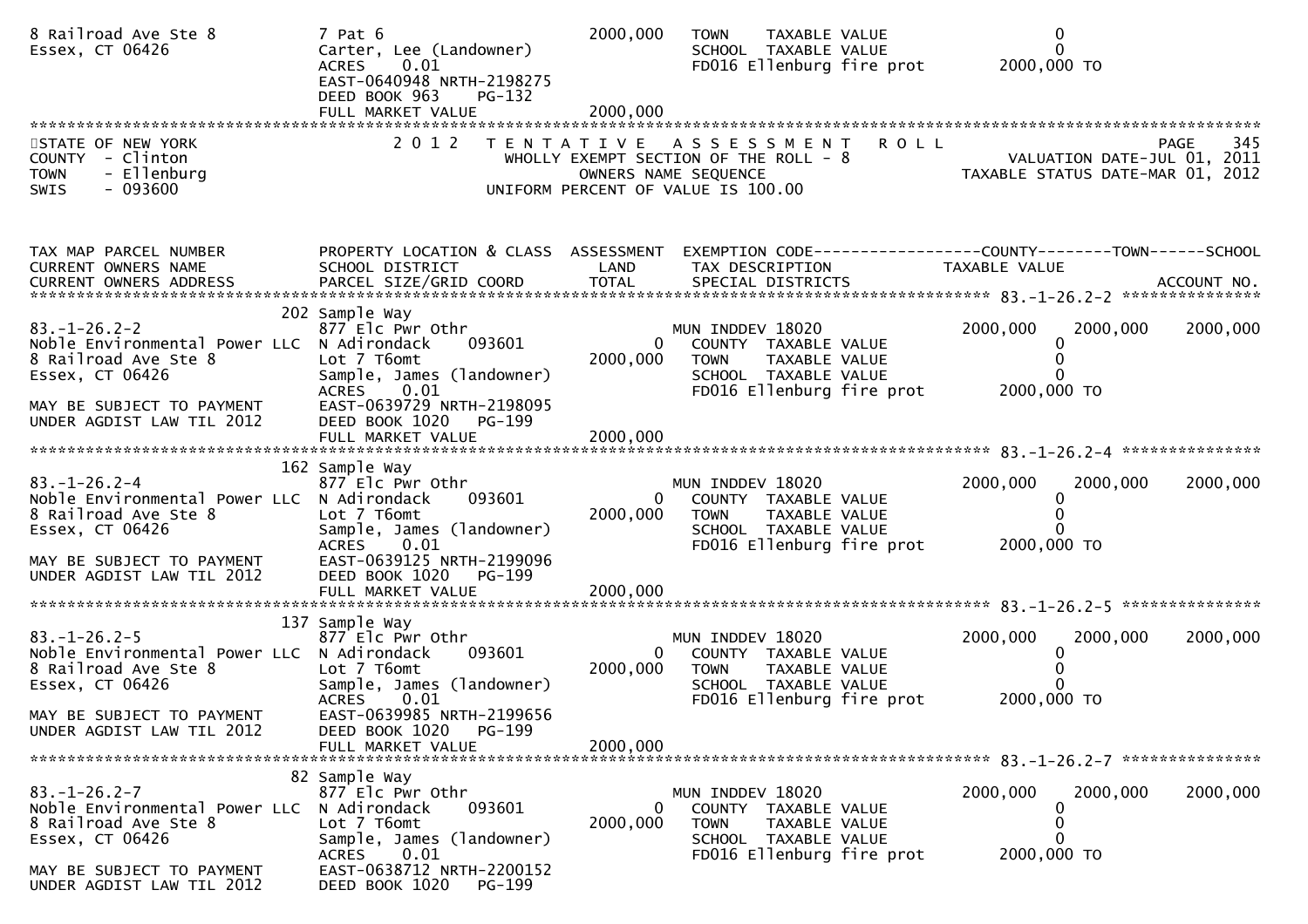```
8 Railroad Ave Ste 8          7 Pat 6                        2000,000   TOWN    TAXABLE VALUE                   0
Essex, CT 06426               Carter, Lee (Landowner)                   SCHOOL  TAXABLE VALUE                   0
                              ACRES    0.01                             FD016 Ellenburg fire prot        2000,000 TO
                              EAST-0640948 NRTH-2198275
                              DEED BOOK 963    PG-132
                              FULL MARKET VALUE              2000,000
******************************************************************************************************************************************
STATE OF NEW YORK                2 0 1 2   T E N T A T I V E   A S S E S S M E N T   R O L L                              PAGE    345
COUNTY  - Clinton                          WHOLLY EXEMPT SECTION OF THE ROLL - 8                        VALUATION DATE-JUL 01, 2011
TOWN    - Ellenburg                               OWNERS NAME SEQUENCE                               TAXABLE STATUS DATE-MAR 01, 2012
SWIS    - 093600                              UNIFORM PERCENT OF VALUE IS 100.00



TAX MAP PARCEL NUMBER         PROPERTY LOCATION & CLASS  ASSESSMENT  EXEMPTION CODE------------------COUNTY--------TOWN------SCHOOL
CURRENT OWNERS NAME           SCHOOL DISTRICT               LAND     TAX DESCRIPTION                 TAXABLE VALUE
CURRENT OWNERS ADDRESS        PARCEL SIZE/GRID COORD        TOTAL    SPECIAL DISTRICTS                                       ACCOUNT NO.
****************************************************************************************************** 83.-1-26.2-2 ***************
                          202 Sample Way
83.-1-26.2-2                  877 Elc Pwr Othr                       MUN INDDEV 18020            2000,000    2000,000     2000,000
Noble Environmental Power LLC N Adirondack     093601           0    COUNTY  TAXABLE VALUE                0
8 Railroad Ave Ste 8          Lot 7 T6omt                    2000,000   TOWN    TAXABLE VALUE                0
Essex, CT 06426               Sample, James (landowner)                 SCHOOL  TAXABLE VALUE                0
                              ACRES    0.01                             FD016 Ellenburg fire prot        2000,000 TO
MAY BE SUBJECT TO PAYMENT     EAST-0639729 NRTH-2198095
UNDER AGDIST LAW TIL 2012     DEED BOOK 1020   PG-199
                              FULL MARKET VALUE              2000,000
****************************************************************************************************** 83.-1-26.2-4 ***************
                          162 Sample Way
83.-1-26.2-4                  877 Elc Pwr Othr                       MUN INDDEV 18020            2000,000    2000,000     2000,000
Noble Environmental Power LLC N Adirondack     093601           0    COUNTY  TAXABLE VALUE                0
8 Railroad Ave Ste 8          Lot 7 T6omt                    2000,000   TOWN    TAXABLE VALUE                0
Essex, CT 06426               Sample, James (landowner)                 SCHOOL  TAXABLE VALUE                0
                              ACRES    0.01                             FD016 Ellenburg fire prot        2000,000 TO
MAY BE SUBJECT TO PAYMENT     EAST-0639125 NRTH-2199096
UNDER AGDIST LAW TIL 2012     DEED BOOK 1020   PG-199
                              FULL MARKET VALUE              2000,000
****************************************************************************************************** 83.-1-26.2-5 ***************
                          137 Sample Way
83.-1-26.2-5                  877 Elc Pwr Othr                       MUN INDDEV 18020            2000,000    2000,000     2000,000
Noble Environmental Power LLC N Adirondack     093601           0    COUNTY  TAXABLE VALUE                0
8 Railroad Ave Ste 8          Lot 7 T6omt                    2000,000   TOWN    TAXABLE VALUE                0
Essex, CT 06426               Sample, James (landowner)                 SCHOOL  TAXABLE VALUE                0
                              ACRES    0.01                             FD016 Ellenburg fire prot        2000,000 TO
MAY BE SUBJECT TO PAYMENT     EAST-0639985 NRTH-2199656
UNDER AGDIST LAW TIL 2012     DEED BOOK 1020   PG-199
                              FULL MARKET VALUE              2000,000
****************************************************************************************************** 83.-1-26.2-7 ***************
                           82 Sample Way
83.-1-26.2-7                  877 Elc Pwr Othr                       MUN INDDEV 18020            2000,000    2000,000     2000,000
Noble Environmental Power LLC N Adirondack     093601           0    COUNTY  TAXABLE VALUE                0
8 Railroad Ave Ste 8          Lot 7 T6omt                    2000,000   TOWN    TAXABLE VALUE                0
Essex, CT 06426               Sample, James (landowner)                 SCHOOL  TAXABLE VALUE                0
                              ACRES    0.01                             FD016 Ellenburg fire prot        2000,000 TO
MAY BE SUBJECT TO PAYMENT     EAST-0638712 NRTH-2200152
UNDER AGDIST LAW TIL 2012     DEED BOOK 1020   PG-199
```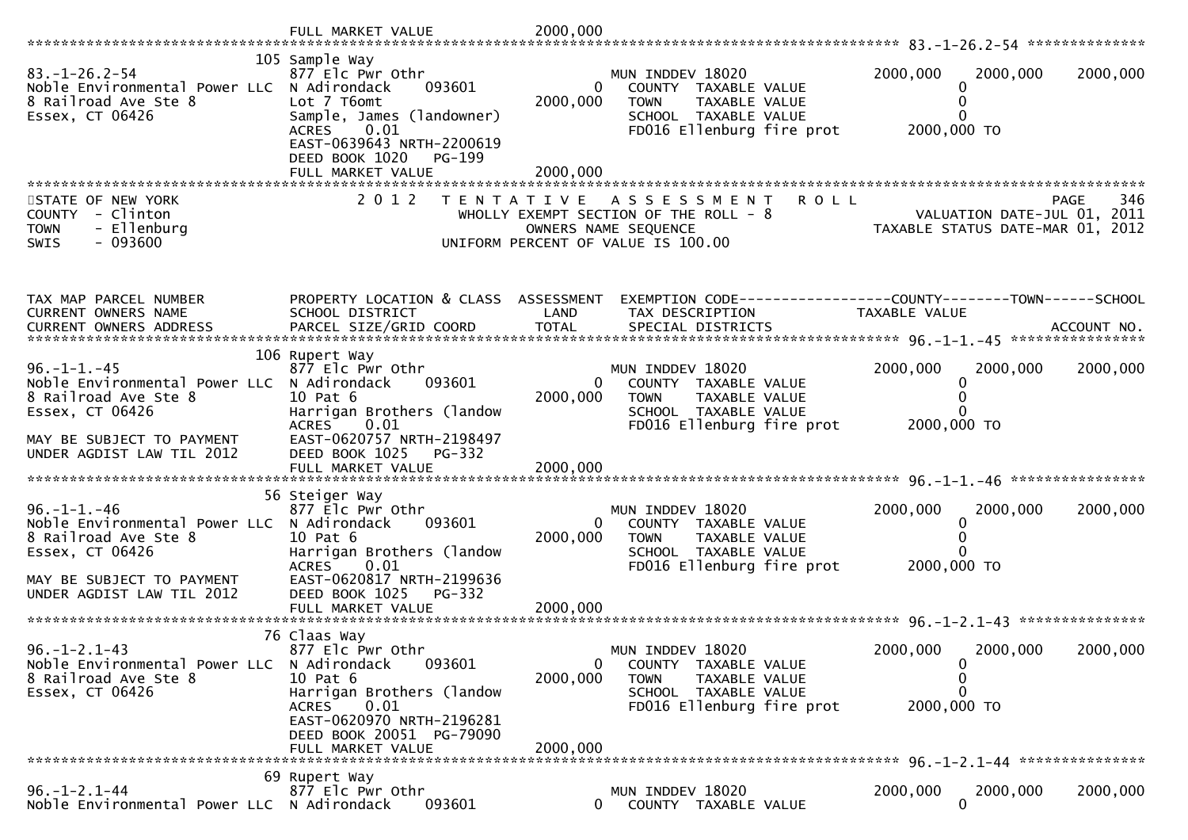FULL MARKET VALUE 2000,000

******************************************************************************************************* 83.-1-26.2-54 **************

```
                          105 Sample Way
83.-1-26.2-54             877 Elc Pwr Othr                       MUN INDDEV 18020              2000,000    2000,000    2000,000
Noble Environmental Power LLC  N Adirondack    093601        0    COUNTY  TAXABLE VALUE              0
8 Railroad Ave Ste 8      Lot 7 T6omt                     2000,000  TOWN    TAXABLE VALUE              0
Essex, CT 06426           Sample, James (landowner)             SCHOOL  TAXABLE VALUE              0
                          ACRES     0.01                         FD016 Ellenburg fire prot      2000,000 TO
                          EAST-0639643 NRTH-2200619
                          DEED BOOK 1020    PG-199
                          FULL MARKET VALUE              2000,000
```

*******************************************************************************************************************************

STATE OF NEW YORK — 2012 TENTATIVE ASSESSMENT ROLL — PAGE 346
COUNTY - Clinton — WHOLLY EXEMPT SECTION OF THE ROLL - 8 — VALUATION DATE-JUL 01, 2011
TOWN - Ellenburg — OWNERS NAME SEQUENCE — TAXABLE STATUS DATE-MAR 01, 2012
SWIS - 093600 — UNIFORM PERCENT OF VALUE IS 100.00

```
TAX MAP PARCEL NUMBER          PROPERTY LOCATION & CLASS  ASSESSMENT  EXEMPTION CODE------------------COUNTY--------TOWN------SCHOOL
CURRENT OWNERS NAME            SCHOOL DISTRICT               LAND      TAX DESCRIPTION              TAXABLE VALUE
CURRENT OWNERS ADDRESS         PARCEL SIZE/GRID COORD        TOTAL     SPECIAL DISTRICTS                                  ACCOUNT NO.
******************************************************************************************************* 96.-1-1.-45 ****************
                          106 Rupert Way
96.-1-1.-45               877 Elc Pwr Othr                       MUN INDDEV 18020              2000,000    2000,000    2000,000
Noble Environmental Power LLC  N Adirondack    093601        0    COUNTY  TAXABLE VALUE              0
8 Railroad Ave Ste 8      10 Pat 6                        2000,000  TOWN    TAXABLE VALUE              0
Essex, CT 06426           Harrigan Brothers (landow             SCHOOL  TAXABLE VALUE              0
                          ACRES     0.01                         FD016 Ellenburg fire prot      2000,000 TO
MAY BE SUBJECT TO PAYMENT EAST-0620757 NRTH-2198497
UNDER AGDIST LAW TIL 2012 DEED BOOK 1025    PG-332
                          FULL MARKET VALUE              2000,000
******************************************************************************************************* 96.-1-1.-46 ****************
                          56 Steiger Way
96.-1-1.-46               877 Elc Pwr Othr                       MUN INDDEV 18020              2000,000    2000,000    2000,000
Noble Environmental Power LLC  N Adirondack    093601        0    COUNTY  TAXABLE VALUE              0
8 Railroad Ave Ste 8      10 Pat 6                        2000,000  TOWN    TAXABLE VALUE              0
Essex, CT 06426           Harrigan Brothers (landow             SCHOOL  TAXABLE VALUE              0
                          ACRES     0.01                         FD016 Ellenburg fire prot      2000,000 TO
MAY BE SUBJECT TO PAYMENT EAST-0620817 NRTH-2199636
UNDER AGDIST LAW TIL 2012 DEED BOOK 1025    PG-332
                          FULL MARKET VALUE              2000,000
******************************************************************************************************* 96.-1-2.1-43 ***************
                          76 Claas Way
96.-1-2.1-43              877 Elc Pwr Othr                       MUN INDDEV 18020              2000,000    2000,000    2000,000
Noble Environmental Power LLC  N Adirondack    093601        0    COUNTY  TAXABLE VALUE              0
8 Railroad Ave Ste 8      10 Pat 6                        2000,000  TOWN    TAXABLE VALUE              0
Essex, CT 06426           Harrigan Brothers (landow             SCHOOL  TAXABLE VALUE              0
                          ACRES     0.01                         FD016 Ellenburg fire prot      2000,000 TO
                          EAST-0620970 NRTH-2196281
                          DEED BOOK 20051   PG-79090
                          FULL MARKET VALUE              2000,000
******************************************************************************************************* 96.-1-2.1-44 ***************
                          69 Rupert Way
96.-1-2.1-44              877 Elc Pwr Othr                       MUN INDDEV 18020              2000,000    2000,000    2000,000
Noble Environmental Power LLC  N Adirondack    093601        0    COUNTY  TAXABLE VALUE              0
```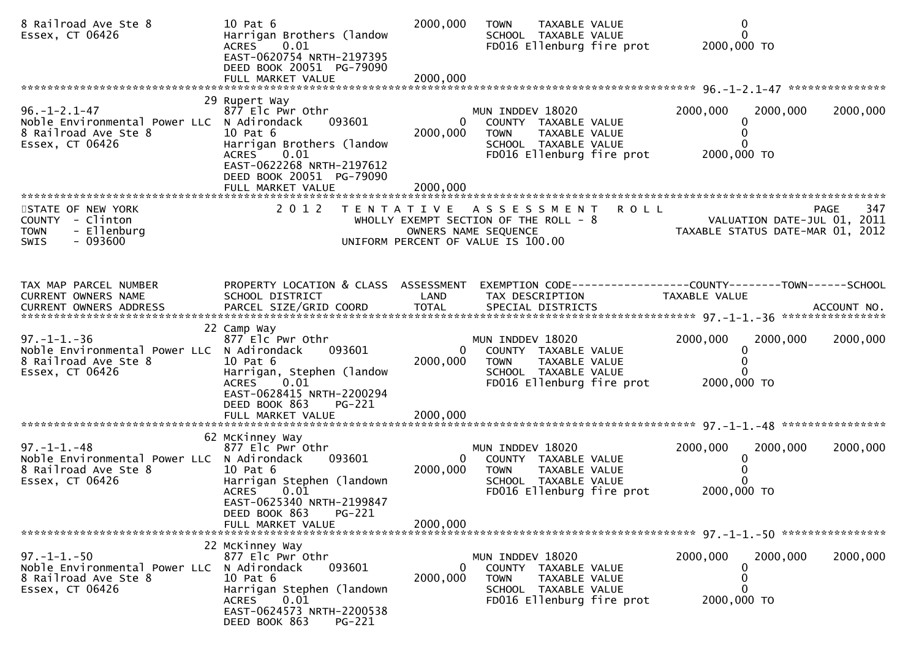```
8 Railroad Ave Ste 8              10 Pat 6                          2000,000    TOWN    TAXABLE VALUE                    0
Essex, CT 06426                   Harrigan Brothers (landow                     SCHOOL  TAXABLE VALUE                    0
                                  ACRES    0.01                                 FD016 Ellenburg fire prot        2000,000 TO
                                  EAST-0620754 NRTH-2197395
                                  DEED BOOK 20051  PG-79090
                                  FULL MARKET VALUE                 2000,000
******************************************************************************************************* 96.-1-2.1-47 ***************
                               29 Rupert Way
96.-1-2.1-47                      877 Elc Pwr Othr                              MUN INDDEV 18020                 2000,000   2000,000   2000,000
Noble Environmental Power LLC  N Adirondack     093601              0    COUNTY  TAXABLE VALUE                    0
8 Railroad Ave Ste 8              10 Pat 6                          2000,000    TOWN    TAXABLE VALUE                    0
Essex, CT 06426                   Harrigan Brothers (landow                     SCHOOL  TAXABLE VALUE                    0
                                  ACRES    0.01                                 FD016 Ellenburg fire prot        2000,000 TO
                                  EAST-0622268 NRTH-2197612
                                  DEED BOOK 20051  PG-79090
                                  FULL MARKET VALUE                 2000,000
************************************************************************************************************************************
STATE OF NEW YORK                     2 0 1 2   T E N T A T I V E   A S S E S S M E N T   R O L L                              PAGE    347
COUNTY  - Clinton                               WHOLLY EXEMPT SECTION OF THE ROLL - 8                        VALUATION DATE-JUL 01, 2011
TOWN    - Ellenburg                                    OWNERS NAME SEQUENCE                                TAXABLE STATUS DATE-MAR 01, 2012
SWIS    - 093600                                 UNIFORM PERCENT OF VALUE IS 100.00


TAX MAP PARCEL NUMBER          PROPERTY LOCATION & CLASS  ASSESSMENT  EXEMPTION CODE------------------COUNTY--------TOWN------SCHOOL
CURRENT OWNERS NAME            SCHOOL DISTRICT               LAND      TAX DESCRIPTION              TAXABLE VALUE
CURRENT OWNERS ADDRESS         PARCEL SIZE/GRID COORD        TOTAL     SPECIAL DISTRICTS                                        ACCOUNT NO.
******************************************************************************************************* 97.-1-1.-36 ****************
                               22 Camp Way
97.-1-1.-36                       877 Elc Pwr Othr                              MUN INDDEV 18020                 2000,000   2000,000   2000,000
Noble Environmental Power LLC  N Adirondack     093601              0    COUNTY  TAXABLE VALUE                    0
8 Railroad Ave Ste 8              10 Pat 6                          2000,000    TOWN    TAXABLE VALUE                    0
Essex, CT 06426                   Harrigan, Stephen (landow                     SCHOOL  TAXABLE VALUE                    0
                                  ACRES    0.01                                 FD016 Ellenburg fire prot        2000,000 TO
                                  EAST-0628415 NRTH-2200294
                                  DEED BOOK 863    PG-221
                                  FULL MARKET VALUE                 2000,000
******************************************************************************************************* 97.-1-1.-48 ****************
                               62 McKinney Way
97.-1-1.-48                       877 Elc Pwr Othr                              MUN INDDEV 18020                 2000,000   2000,000   2000,000
Noble Environmental Power LLC  N Adirondack     093601              0    COUNTY  TAXABLE VALUE                    0
8 Railroad Ave Ste 8              10 Pat 6                          2000,000    TOWN    TAXABLE VALUE                    0
Essex, CT 06426                   Harrigan Stephen (landown                     SCHOOL  TAXABLE VALUE                    0
                                  ACRES    0.01                                 FD016 Ellenburg fire prot        2000,000 TO
                                  EAST-0625340 NRTH-2199847
                                  DEED BOOK 863    PG-221
                                  FULL MARKET VALUE                 2000,000
******************************************************************************************************* 97.-1-1.-50 ****************
                               22 McKinney Way
97.-1-1.-50                       877 Elc Pwr Othr                              MUN INDDEV 18020                 2000,000   2000,000   2000,000
Noble Environmental Power LLC  N Adirondack     093601              0    COUNTY  TAXABLE VALUE                    0
8 Railroad Ave Ste 8              10 Pat 6                          2000,000    TOWN    TAXABLE VALUE                    0
Essex, CT 06426                   Harrigan Stephen (landown                     SCHOOL  TAXABLE VALUE                    0
                                  ACRES    0.01                                 FD016 Ellenburg fire prot        2000,000 TO
                                  EAST-0624573 NRTH-2200538
                                  DEED BOOK 863    PG-221
```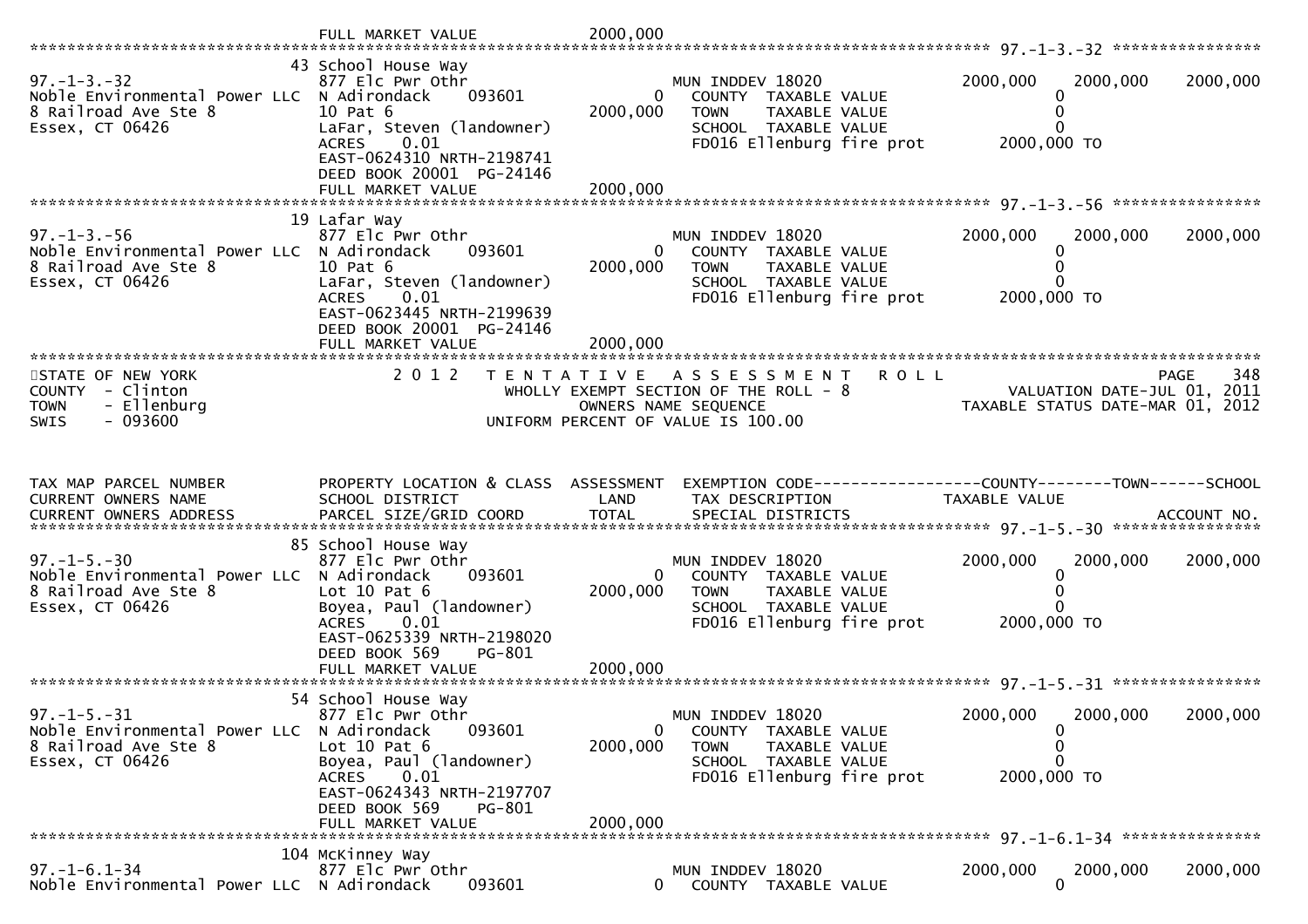```
                              FULL MARKET VALUE            2000,000
******************************************************************************************************* 97.-1-3.-32 ****************
                              43 School House Way
97.-1-3.-32                   877 Elc Pwr Othr                       MUN INDDEV 18020                2000,000    2000,000    2000,000
Noble Environmental Power LLC N Adirondack     093601          0      COUNTY  TAXABLE VALUE                0
8 Railroad Ave Ste 8          10 Pat 6                     2000,000   TOWN    TAXABLE VALUE                0
Essex, CT 06426               LaFar, Steven (landowner)               SCHOOL  TAXABLE VALUE                0
                              ACRES    0.01                            FD016 Ellenburg fire prot       2000,000 TO
                              EAST-0624310 NRTH-2198741
                              DEED BOOK 20001  PG-24146
                              FULL MARKET VALUE            2000,000
******************************************************************************************************* 97.-1-3.-56 ****************
                              19 Lafar Way
97.-1-3.-56                   877 Elc Pwr Othr                       MUN INDDEV 18020                2000,000    2000,000    2000,000
Noble Environmental Power LLC N Adirondack     093601          0      COUNTY  TAXABLE VALUE                0
8 Railroad Ave Ste 8          10 Pat 6                     2000,000   TOWN    TAXABLE VALUE                0
Essex, CT 06426               LaFar, Steven (landowner)               SCHOOL  TAXABLE VALUE                0
                              ACRES    0.01                            FD016 Ellenburg fire prot       2000,000 TO
                              EAST-0623445 NRTH-2199639
                              DEED BOOK 20001  PG-24146
                              FULL MARKET VALUE            2000,000
************************************************************************************************************************************
STATE OF NEW YORK                2 0 1 2   T E N T A T I V E   A S S E S S M E N T   R O L L                           PAGE    348
COUNTY  - Clinton                          WHOLLY EXEMPT SECTION OF THE ROLL - 8                        VALUATION DATE-JUL 01, 2011
TOWN    - Ellenburg                              OWNERS NAME SEQUENCE                               TAXABLE STATUS DATE-MAR 01, 2012
SWIS    - 093600                           UNIFORM PERCENT OF VALUE IS 100.00


TAX MAP PARCEL NUMBER          PROPERTY LOCATION & CLASS  ASSESSMENT  EXEMPTION CODE------------------COUNTY--------TOWN------SCHOOL
CURRENT OWNERS NAME            SCHOOL DISTRICT               LAND      TAX DESCRIPTION               TAXABLE VALUE
CURRENT OWNERS ADDRESS         PARCEL SIZE/GRID COORD        TOTAL     SPECIAL DISTRICTS                                    ACCOUNT NO.
******************************************************************************************************* 97.-1-5.-30 ****************
                              85 School House Way
97.-1-5.-30                   877 Elc Pwr Othr                       MUN INDDEV 18020                2000,000    2000,000    2000,000
Noble Environmental Power LLC N Adirondack     093601          0      COUNTY  TAXABLE VALUE                0
8 Railroad Ave Ste 8          Lot 10 Pat 6                 2000,000   TOWN    TAXABLE VALUE                0
Essex, CT 06426               Boyea, Paul (landowner)                 SCHOOL  TAXABLE VALUE                0
                              ACRES    0.01                            FD016 Ellenburg fire prot       2000,000 TO
                              EAST-0625339 NRTH-2198020
                              DEED BOOK 569     PG-801
                              FULL MARKET VALUE            2000,000
******************************************************************************************************* 97.-1-5.-31 ****************
                              54 School House Way
97.-1-5.-31                   877 Elc Pwr Othr                       MUN INDDEV 18020                2000,000    2000,000    2000,000
Noble Environmental Power LLC N Adirondack     093601          0      COUNTY  TAXABLE VALUE                0
8 Railroad Ave Ste 8          Lot 10 Pat 6                 2000,000   TOWN    TAXABLE VALUE                0
Essex, CT 06426               Boyea, Paul (landowner)                 SCHOOL  TAXABLE VALUE                0
                              ACRES    0.01                            FD016 Ellenburg fire prot       2000,000 TO
                              EAST-0624343 NRTH-2197707
                              DEED BOOK 569     PG-801
                              FULL MARKET VALUE            2000,000
******************************************************************************************************* 97.-1-6.1-34 ***************
                              104 McKinney Way
97.-1-6.1-34                  877 Elc Pwr Othr                       MUN INDDEV 18020                2000,000    2000,000    2000,000
Noble Environmental Power LLC N Adirondack     093601          0      COUNTY  TAXABLE VALUE                0
```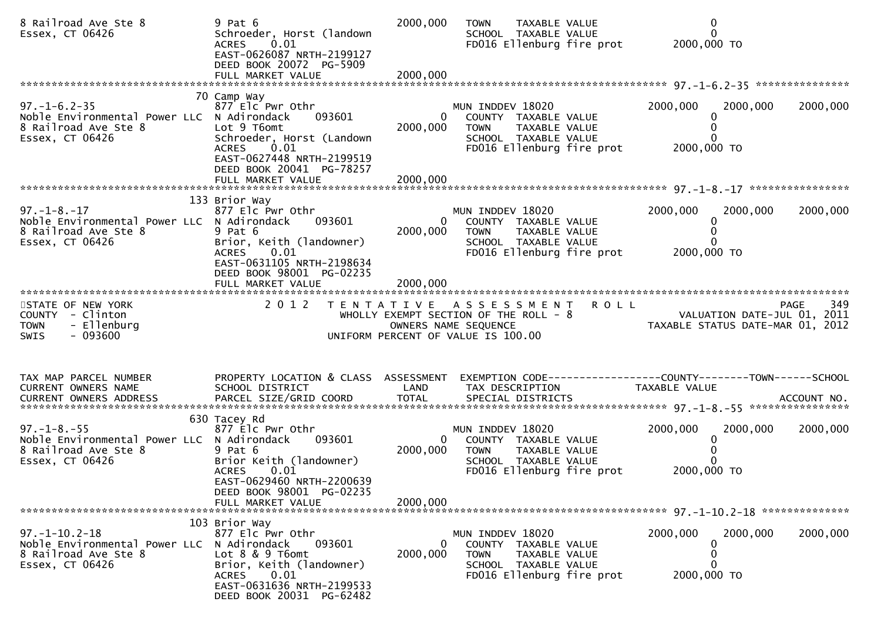```
8 Railroad Ave Ste 8          9 Pat 6                           2000,000   TOWN    TAXABLE VALUE                       0
Essex, CT 06426               Schroeder, Horst (landown                    SCHOOL  TAXABLE VALUE                       0
                              ACRES    0.01                                FD016 Ellenburg fire prot           2000,000 TO
                              EAST-0626087 NRTH-2199127
                              DEED BOOK 20072  PG-5909
                              FULL MARKET VALUE                 2000,000
******************************************************************************************************* 97.-1-6.2-35 ***************
                           70 Camp Way
97.-1-6.2-35                  877 Elc Pwr Othr                             MUN INDDEV 18020                2000,000    2000,000     2000,000
Noble Environmental Power LLC  N Adirondack      093601              0     COUNTY  TAXABLE VALUE                       0
8 Railroad Ave Ste 8          Lot 9 T6omt                       2000,000   TOWN    TAXABLE VALUE                       0
Essex, CT 06426               Schroeder, Horst (Landown                    SCHOOL  TAXABLE VALUE                       0
                              ACRES    0.01                                FD016 Ellenburg fire prot           2000,000 TO
                              EAST-0627448 NRTH-2199519
                              DEED BOOK 20041  PG-78257
                              FULL MARKET VALUE                 2000,000
******************************************************************************************************* 97.-1-8.-17 ****************
                          133 Brior Way
97.-1-8.-17                   877 Elc Pwr Othr                             MUN INDDEV 18020                2000,000    2000,000     2000,000
Noble Environmental Power LLC  N Adirondack      093601              0     COUNTY  TAXABLE VALUE                       0
8 Railroad Ave Ste 8          9 Pat 6                           2000,000   TOWN    TAXABLE VALUE                       0
Essex, CT 06426               Brior, Keith (landowner)                     SCHOOL  TAXABLE VALUE                       0
                              ACRES    0.01                                FD016 Ellenburg fire prot           2000,000 TO
                              EAST-0631105 NRTH-2198634
                              DEED BOOK 98001  PG-02235
                              FULL MARKET VALUE                 2000,000
************************************************************************************************************************************
STATE OF NEW YORK                    2 0 1 2   T E N T A T I V E   A S S E S S M E N T   R O L L                              PAGE    349
COUNTY  - Clinton                             WHOLLY EXEMPT SECTION OF THE ROLL - 8                        VALUATION DATE-JUL 01, 2011
TOWN    - Ellenburg                                OWNERS NAME SEQUENCE                               TAXABLE STATUS DATE-MAR 01, 2012
SWIS    - 093600                             UNIFORM PERCENT OF VALUE IS 100.00


TAX MAP PARCEL NUMBER         PROPERTY LOCATION & CLASS  ASSESSMENT  EXEMPTION CODE------------------COUNTY--------TOWN------SCHOOL
CURRENT OWNERS NAME           SCHOOL DISTRICT               LAND     TAX DESCRIPTION              TAXABLE VALUE
CURRENT OWNERS ADDRESS        PARCEL SIZE/GRID COORD        TOTAL    SPECIAL DISTRICTS                                    ACCOUNT NO.
******************************************************************************************************* 97.-1-8.-55 ****************
                          630 Tacey Rd
97.-1-8.-55                   877 Elc Pwr Othr                             MUN INDDEV 18020                2000,000    2000,000     2000,000
Noble Environmental Power LLC  N Adirondack      093601              0     COUNTY  TAXABLE VALUE                       0
8 Railroad Ave Ste 8          9 Pat 6                           2000,000   TOWN    TAXABLE VALUE                       0
Essex, CT 06426               Brior Keith (landowner)                      SCHOOL  TAXABLE VALUE                       0
                              ACRES    0.01                                FD016 Ellenburg fire prot           2000,000 TO
                              EAST-0629460 NRTH-2200639
                              DEED BOOK 98001  PG-02235
                              FULL MARKET VALUE                 2000,000
******************************************************************************************************* 97.-1-10.2-18 **************
                          103 Brior Way
97.-1-10.2-18                 877 Elc Pwr Othr                             MUN INDDEV 18020                2000,000    2000,000     2000,000
Noble Environmental Power LLC  N Adirondack      093601              0     COUNTY  TAXABLE VALUE                       0
8 Railroad Ave Ste 8          Lot 8 & 9 T6omt                   2000,000   TOWN    TAXABLE VALUE                       0
Essex, CT 06426               Brior, Keith (landowner)                     SCHOOL  TAXABLE VALUE                       0
                              ACRES    0.01                                FD016 Ellenburg fire prot           2000,000 TO
                              EAST-0631636 NRTH-2199533
                              DEED BOOK 20031  PG-62482
```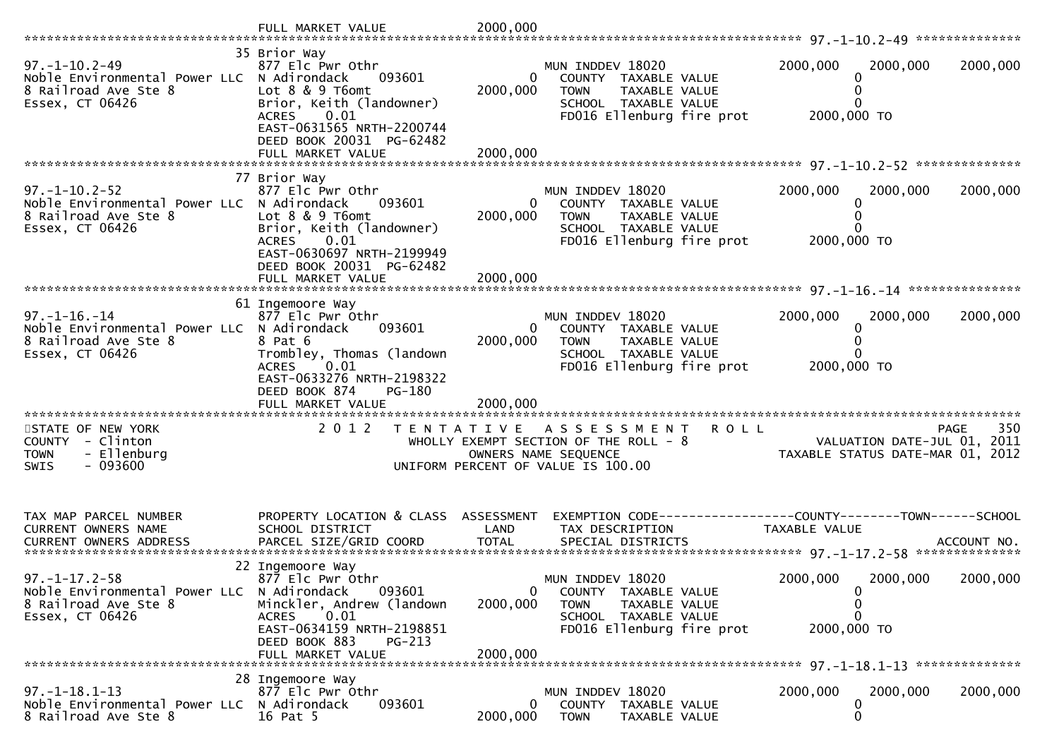```
                              FULL MARKET VALUE           2000,000
******************************************************************************************************* 97.-1-10.2-49 **************
                           35 Brior Way
97.-1-10.2-49                 877 Elc Pwr Othr                        MUN INDDEV 18020              2000,000     2000,000     2000,000
Noble Environmental Power LLC  N Adirondack     093601          0    COUNTY  TAXABLE VALUE                  0
8 Railroad Ave Ste 8          Lot 8 & 9 T6omt              2000,000   TOWN    TAXABLE VALUE                  0
Essex, CT 06426               Brior, Keith (landowner)               SCHOOL  TAXABLE VALUE                  0
                              ACRES    0.01                          FD016 Ellenburg fire prot       2000,000 TO
                              EAST-0631565 NRTH-2200744
                              DEED BOOK 20031  PG-62482
                              FULL MARKET VALUE           2000,000
******************************************************************************************************* 97.-1-10.2-52 **************
                           77 Brior Way
97.-1-10.2-52                 877 Elc Pwr Othr                        MUN INDDEV 18020              2000,000     2000,000     2000,000
Noble Environmental Power LLC  N Adirondack     093601          0    COUNTY  TAXABLE VALUE                  0
8 Railroad Ave Ste 8          Lot 8 & 9 T6omt              2000,000   TOWN    TAXABLE VALUE                  0
Essex, CT 06426               Brior, Keith (landowner)               SCHOOL  TAXABLE VALUE                  0
                              ACRES    0.01                          FD016 Ellenburg fire prot       2000,000 TO
                              EAST-0630697 NRTH-2199949
                              DEED BOOK 20031  PG-62482
                              FULL MARKET VALUE           2000,000
******************************************************************************************************* 97.-1-16.-14 ***************
                           61 Ingemoore Way
97.-1-16.-14                  877 Elc Pwr Othr                        MUN INDDEV 18020              2000,000     2000,000     2000,000
Noble Environmental Power LLC  N Adirondack     093601          0    COUNTY  TAXABLE VALUE                  0
8 Railroad Ave Ste 8          8 Pat 6                      2000,000   TOWN    TAXABLE VALUE                  0
Essex, CT 06426               Trombley, Thomas (landown              SCHOOL  TAXABLE VALUE                  0
                              ACRES    0.01                          FD016 Ellenburg fire prot       2000,000 TO
                              EAST-0633276 NRTH-2198322
                              DEED BOOK 874    PG-180
                              FULL MARKET VALUE           2000,000
************************************************************************************************************************************
STATE OF NEW YORK                2 0 1 2   T E N T A T I V E   A S S E S S M E N T   R O L L                                PAGE    350
COUNTY  - Clinton                           WHOLLY EXEMPT SECTION OF THE ROLL - 8                  VALUATION DATE-JUL 01, 2011
TOWN    - Ellenburg                               OWNERS NAME SEQUENCE                          TAXABLE STATUS DATE-MAR 01, 2012
SWIS    - 093600                           UNIFORM PERCENT OF VALUE IS 100.00


TAX MAP PARCEL NUMBER          PROPERTY LOCATION & CLASS  ASSESSMENT  EXEMPTION CODE------------------COUNTY--------TOWN------SCHOOL
CURRENT OWNERS NAME            SCHOOL DISTRICT               LAND      TAX DESCRIPTION              TAXABLE VALUE
CURRENT OWNERS ADDRESS         PARCEL SIZE/GRID COORD        TOTAL     SPECIAL DISTRICTS                                 ACCOUNT NO.
******************************************************************************************************* 97.-1-17.2-58 **************
                           22 Ingemoore Way
97.-1-17.2-58                 877 Elc Pwr Othr                        MUN INDDEV 18020              2000,000     2000,000     2000,000
Noble Environmental Power LLC  N Adirondack     093601          0    COUNTY  TAXABLE VALUE                  0
8 Railroad Ave Ste 8          Minckler, Andrew (landown    2000,000   TOWN    TAXABLE VALUE                  0
Essex, CT 06426               ACRES    0.01                          SCHOOL  TAXABLE VALUE                  0
                              EAST-0634159 NRTH-2198851              FD016 Ellenburg fire prot       2000,000 TO
                              DEED BOOK 883    PG-213
                              FULL MARKET VALUE           2000,000
******************************************************************************************************* 97.-1-18.1-13 **************
                           28 Ingemoore Way
97.-1-18.1-13                 877 Elc Pwr Othr                        MUN INDDEV 18020              2000,000     2000,000     2000,000
Noble Environmental Power LLC  N Adirondack     093601          0    COUNTY  TAXABLE VALUE                  0
8 Railroad Ave Ste 8          16 Pat 5                     2000,000   TOWN    TAXABLE VALUE                  0
```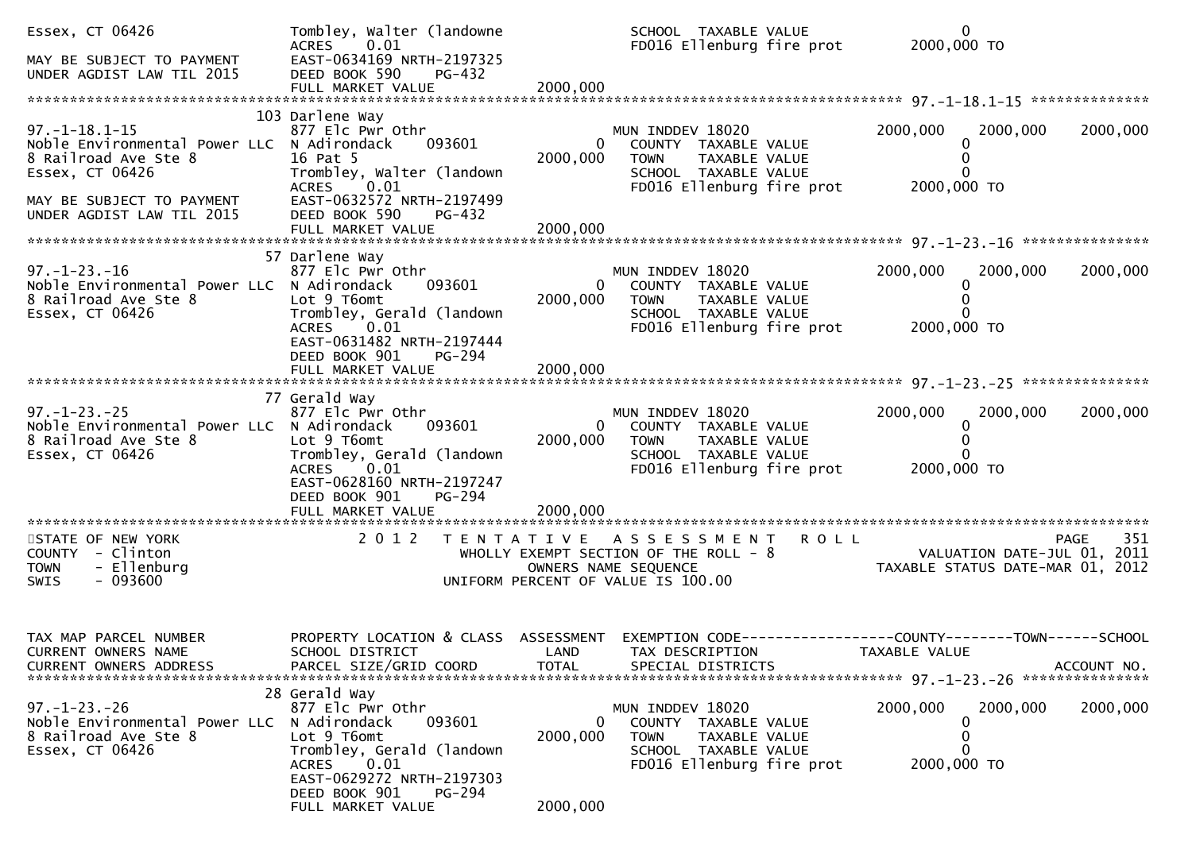```
Essex, CT 06426                Tombley, Walter (landowne              SCHOOL  TAXABLE VALUE                    0
                               ACRES    0.01                          FD016 Ellenburg fire prot          2000,000 TO
MAY BE SUBJECT TO PAYMENT      EAST-0634169 NRTH-2197325
UNDER AGDIST LAW TIL 2015      DEED BOOK 590    PG-432
                               FULL MARKET VALUE           2000,000
******************************************************************************************************* 97.-1-18.1-15 **************
                               103 Darlene Way
97.-1-18.1-15                  877 Elc Pwr Othr                       MUN INDDEV 18020                 2000,000    2000,000    2000,000
Noble Environmental Power LLC  N Adirondack     093601          0     COUNTY  TAXABLE VALUE                    0
8 Railroad Ave Ste 8           16 Pat 5                     2000,000  TOWN    TAXABLE VALUE                    0
Essex, CT 06426                Trombley, Walter (landown              SCHOOL  TAXABLE VALUE                    0
                               ACRES    0.01                          FD016 Ellenburg fire prot          2000,000 TO
MAY BE SUBJECT TO PAYMENT      EAST-0632572 NRTH-2197499
UNDER AGDIST LAW TIL 2015      DEED BOOK 590    PG-432
                               FULL MARKET VALUE           2000,000
******************************************************************************************************* 97.-1-23.-16 ***************
                               57 Darlene Way
97.-1-23.-16                   877 Elc Pwr Othr                       MUN INDDEV 18020                 2000,000    2000,000    2000,000
Noble Environmental Power LLC  N Adirondack     093601          0     COUNTY  TAXABLE VALUE                    0
8 Railroad Ave Ste 8           Lot 9 T6omt                  2000,000  TOWN    TAXABLE VALUE                    0
Essex, CT 06426                Trombley, Gerald (landown              SCHOOL  TAXABLE VALUE                    0
                               ACRES    0.01                          FD016 Ellenburg fire prot          2000,000 TO
                               EAST-0631482 NRTH-2197444
                               DEED BOOK 901    PG-294
                               FULL MARKET VALUE           2000,000
******************************************************************************************************* 97.-1-23.-25 ***************
                               77 Gerald Way
97.-1-23.-25                   877 Elc Pwr Othr                       MUN INDDEV 18020                 2000,000    2000,000    2000,000
Noble Environmental Power LLC  N Adirondack     093601          0     COUNTY  TAXABLE VALUE                    0
8 Railroad Ave Ste 8           Lot 9 T6omt                  2000,000  TOWN    TAXABLE VALUE                    0
Essex, CT 06426                Trombley, Gerald (landown              SCHOOL  TAXABLE VALUE                    0
                               ACRES    0.01                          FD016 Ellenburg fire prot          2000,000 TO
                               EAST-0628160 NRTH-2197247
                               DEED BOOK 901    PG-294
                               FULL MARKET VALUE           2000,000
************************************************************************************************************************************
STATE OF NEW YORK                 2 0 1 2   T E N T A T I V E   A S S E S S M E N T   R O L L                              PAGE    351
COUNTY  - Clinton                         WHOLLY EXEMPT SECTION OF THE ROLL - 8                      VALUATION DATE-JUL 01, 2011
TOWN    - Ellenburg                             OWNERS NAME SEQUENCE                            TAXABLE STATUS DATE-MAR 01, 2012
SWIS    - 093600                          UNIFORM PERCENT OF VALUE IS 100.00


TAX MAP PARCEL NUMBER          PROPERTY LOCATION & CLASS  ASSESSMENT  EXEMPTION CODE------------------COUNTY--------TOWN------SCHOOL
CURRENT OWNERS NAME            SCHOOL DISTRICT               LAND     TAX DESCRIPTION              TAXABLE VALUE
CURRENT OWNERS ADDRESS         PARCEL SIZE/GRID COORD        TOTAL    SPECIAL DISTRICTS                                  ACCOUNT NO.
******************************************************************************************************* 97.-1-23.-26 ***************
                               28 Gerald Way
97.-1-23.-26                   877 Elc Pwr Othr                       MUN INDDEV 18020                 2000,000    2000,000    2000,000
Noble Environmental Power LLC  N Adirondack     093601          0     COUNTY  TAXABLE VALUE                    0
8 Railroad Ave Ste 8           Lot 9 T6omt                  2000,000  TOWN    TAXABLE VALUE                    0
Essex, CT 06426                Trombley, Gerald (landown              SCHOOL  TAXABLE VALUE                    0
                               ACRES    0.01                          FD016 Ellenburg fire prot          2000,000 TO
                               EAST-0629272 NRTH-2197303
                               DEED BOOK 901    PG-294
                               FULL MARKET VALUE           2000,000
```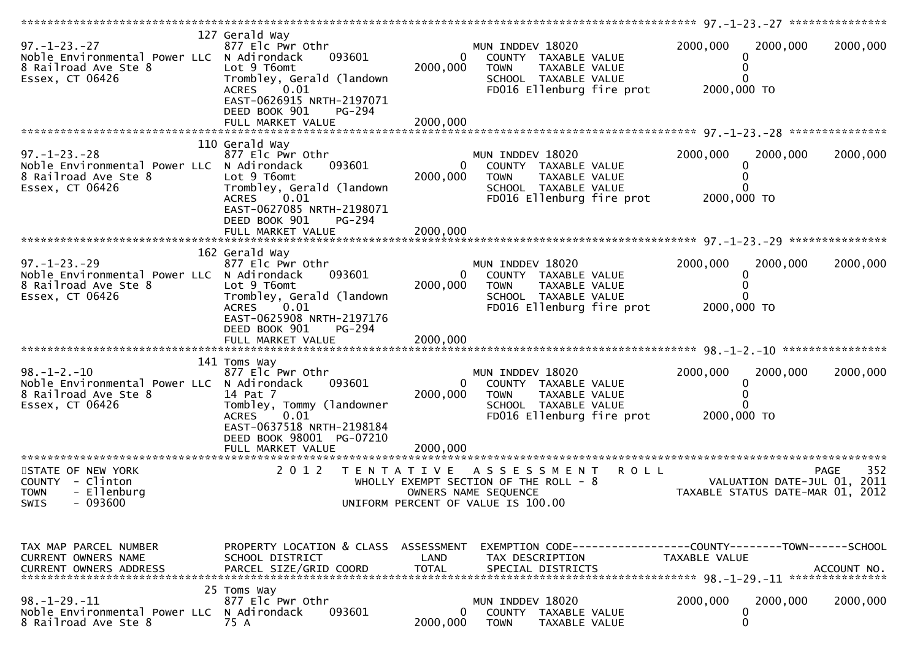```
******************************************************************************************************* 97.-1-23.-27 ***************
                                127 Gerald Way
97.-1-23.-27                    877 Elc Pwr Othr                     MUN INDDEV 18020              2000,000   2000,000     2000,000
Noble Environmental Power LLC  N Adirondack     093601          0    COUNTY  TAXABLE VALUE               0
8 Railroad Ave Ste 8            Lot 9 T6omt                  2000,000    TOWN    TAXABLE VALUE               0
Essex, CT 06426                 Trombley, Gerald (landown            SCHOOL  TAXABLE VALUE               0
                                ACRES     0.01                       FD016 Ellenburg fire prot         2000,000 TO
                                EAST-0626915 NRTH-2197071
                                DEED BOOK 901     PG-294
                                FULL MARKET VALUE            2000,000
******************************************************************************************************* 97.-1-23.-28 ***************
                                110 Gerald Way
97.-1-23.-28                    877 Elc Pwr Othr                     MUN INDDEV 18020              2000,000   2000,000     2000,000
Noble Environmental Power LLC  N Adirondack     093601          0    COUNTY  TAXABLE VALUE               0
8 Railroad Ave Ste 8            Lot 9 T6omt                  2000,000    TOWN    TAXABLE VALUE               0
Essex, CT 06426                 Trombley, Gerald (landown            SCHOOL  TAXABLE VALUE               0
                                ACRES     0.01                       FD016 Ellenburg fire prot         2000,000 TO
                                EAST-0627085 NRTH-2198071
                                DEED BOOK 901     PG-294
                                FULL MARKET VALUE            2000,000
******************************************************************************************************* 97.-1-23.-29 ***************
                                162 Gerald Way
97.-1-23.-29                    877 Elc Pwr Othr                     MUN INDDEV 18020              2000,000   2000,000     2000,000
Noble Environmental Power LLC  N Adirondack     093601          0    COUNTY  TAXABLE VALUE               0
8 Railroad Ave Ste 8            Lot 9 T6omt                  2000,000    TOWN    TAXABLE VALUE               0
Essex, CT 06426                 Trombley, Gerald (landown            SCHOOL  TAXABLE VALUE               0
                                ACRES     0.01                       FD016 Ellenburg fire prot         2000,000 TO
                                EAST-0625908 NRTH-2197176
                                DEED BOOK 901     PG-294
                                FULL MARKET VALUE            2000,000
******************************************************************************************************* 98.-1-2.-10 ****************
                                141 Toms Way
98.-1-2.-10                     877 Elc Pwr Othr                     MUN INDDEV 18020              2000,000   2000,000     2000,000
Noble Environmental Power LLC  N Adirondack     093601          0    COUNTY  TAXABLE VALUE               0
8 Railroad Ave Ste 8            14 Pat 7                     2000,000    TOWN    TAXABLE VALUE               0
Essex, CT 06426                 Tombley, Tommy (landowner            SCHOOL  TAXABLE VALUE               0
                                ACRES     0.01                       FD016 Ellenburg fire prot         2000,000 TO
                                EAST-0637518 NRTH-2198184
                                DEED BOOK 98001 PG-07210
                                FULL MARKET VALUE            2000,000
************************************************************************************************************************************
STATE OF NEW YORK                    2 0 1 2   T E N T A T I V E   A S S E S S M E N T   R O L L                            PAGE   352
COUNTY  - Clinton                          WHOLLY EXEMPT SECTION OF THE ROLL - 8                        VALUATION DATE-JUL 01, 2011
TOWN    - Ellenburg                              OWNERS NAME SEQUENCE                               TAXABLE STATUS DATE-MAR 01, 2012
SWIS    - 093600                          UNIFORM PERCENT OF VALUE IS 100.00


TAX MAP PARCEL NUMBER          PROPERTY LOCATION & CLASS  ASSESSMENT  EXEMPTION CODE------------------COUNTY--------TOWN------SCHOOL
CURRENT OWNERS NAME            SCHOOL DISTRICT               LAND      TAX DESCRIPTION            TAXABLE VALUE
CURRENT OWNERS ADDRESS         PARCEL SIZE/GRID COORD       TOTAL      SPECIAL DISTRICTS                                   ACCOUNT NO.
******************************************************************************************************* 98.-1-29.-11 ***************
                                25 Toms Way
98.-1-29.-11                    877 Elc Pwr Othr                     MUN INDDEV 18020              2000,000   2000,000     2000,000
Noble Environmental Power LLC  N Adirondack     093601          0    COUNTY  TAXABLE VALUE               0
8 Railroad Ave Ste 8            75 A                         2000,000    TOWN    TAXABLE VALUE               0
```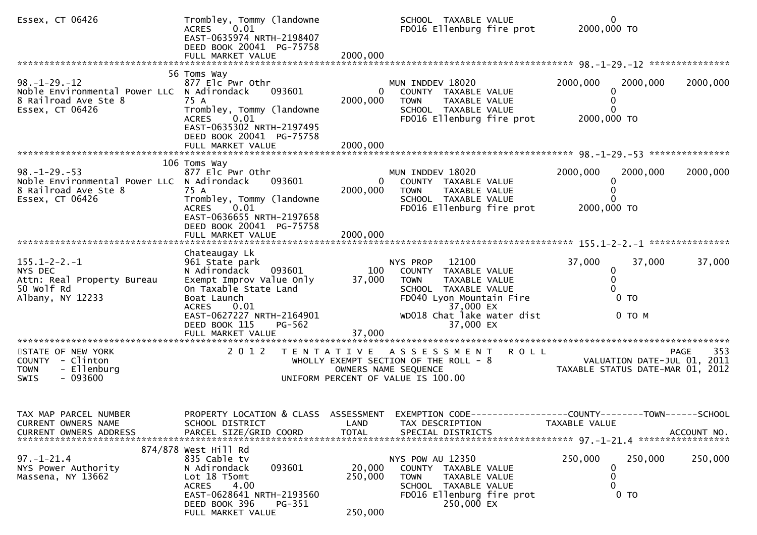```
Essex, CT 06426                  Trombley, Tommy (landowne              SCHOOL  TAXABLE VALUE                   0
                                 ACRES    0.01                           FD016 Ellenburg fire prot         2000,000 TO
                                 EAST-0635974 NRTH-2198407
                                 DEED BOOK 20041  PG-75758
                                 FULL MARKET VALUE             2000,000
******************************************************************************************************* 98.-1-29.-12 ***************
                              56 Toms Way
98.-1-29.-12                     877 Elc Pwr Othr                        MUN INDDEV 18020                  2000,000    2000,000    2000,000
Noble Environmental Power LLC    N Adirondack      093601             0    COUNTY  TAXABLE VALUE                   0
8 Railroad Ave Ste 8             75 A                            2000,000   TOWN    TAXABLE VALUE                   0
Essex, CT 06426                  Trombley, Tommy (landowne              SCHOOL  TAXABLE VALUE                   0
                                 ACRES    0.01                           FD016 Ellenburg fire prot         2000,000 TO
                                 EAST-0635302 NRTH-2197495
                                 DEED BOOK 20041  PG-75758
                                 FULL MARKET VALUE             2000,000
******************************************************************************************************* 98.-1-29.-53 ***************
                             106 Toms Way
98.-1-29.-53                     877 Elc Pwr Othr                        MUN INDDEV 18020                  2000,000    2000,000    2000,000
Noble Environmental Power LLC    N Adirondack      093601             0    COUNTY  TAXABLE VALUE                   0
8 Railroad Ave Ste 8             75 A                            2000,000   TOWN    TAXABLE VALUE                   0
Essex, CT 06426                  Trombley, Tommy (landowne              SCHOOL  TAXABLE VALUE                   0
                                 ACRES    0.01                           FD016 Ellenburg fire prot         2000,000 TO
                                 EAST-0636655 NRTH-2197658
                                 DEED BOOK 20041  PG-75758
                                 FULL MARKET VALUE             2000,000
******************************************************************************************************* 155.1-2-2.-1 ***************
                                 Chateaugay Lk
155.1-2-2.-1                     961 State park                          NYS PROP   12100                   37,000      37,000      37,000
NYS DEC                          N Adirondack      093601           100    COUNTY  TAXABLE VALUE                   0
Attn: Real Property Bureau       Exempt Improv Value Only         37,000    TOWN    TAXABLE VALUE                   0
50 Wolf Rd                       On Taxable State Land                     SCHOOL  TAXABLE VALUE                   0
Albany, NY 12233                 Boat Launch                               FD040 Lyon Mountain Fire              0 TO
                                 ACRES    0.01                                       37,000 EX
                                 EAST-0627227 NRTH-2164901                 WD018 Chat lake water dist            0 TO M
                                 DEED BOOK 115     PG-562                            37,000 EX
                                 FULL MARKET VALUE               37,000
************************************************************************************************************************************
STATE OF NEW YORK                 2 0 1 2   T E N T A T I V E   A S S E S S M E N T   R O L L                          PAGE    353
COUNTY  - Clinton                         WHOLLY EXEMPT SECTION OF THE ROLL - 8                        VALUATION DATE-JUL 01, 2011
TOWN    - Ellenburg                              OWNERS NAME SEQUENCE                                TAXABLE STATUS DATE-MAR 01, 2012
SWIS    - 093600                         UNIFORM PERCENT OF VALUE IS 100.00


TAX MAP PARCEL NUMBER            PROPERTY LOCATION & CLASS  ASSESSMENT  EXEMPTION CODE------------------COUNTY--------TOWN------SCHOOL
CURRENT OWNERS NAME              SCHOOL DISTRICT               LAND      TAX DESCRIPTION                  TAXABLE VALUE
CURRENT OWNERS ADDRESS           PARCEL SIZE/GRID COORD        TOTAL     SPECIAL DISTRICTS                                  ACCOUNT NO.
******************************************************************************************************* 97.-1-21.4 *****************
                         874/878 West Hill Rd
97.-1-21.4                       835 Cable tv                            NYS POW AU 12350                  250,000     250,000     250,000
NYS Power Authority              N Adirondack      093601         20,000    COUNTY  TAXABLE VALUE                   0
Massena, NY 13662                Lot 18 T5omt                    250,000    TOWN    TAXABLE VALUE                   0
                                 ACRES    4.00                             SCHOOL  TAXABLE VALUE                   0
                                 EAST-0628641 NRTH-2193560                 FD016 Ellenburg fire prot             0 TO
                                 DEED BOOK 396     PG-351                           250,000 EX
                                 FULL MARKET VALUE              250,000
```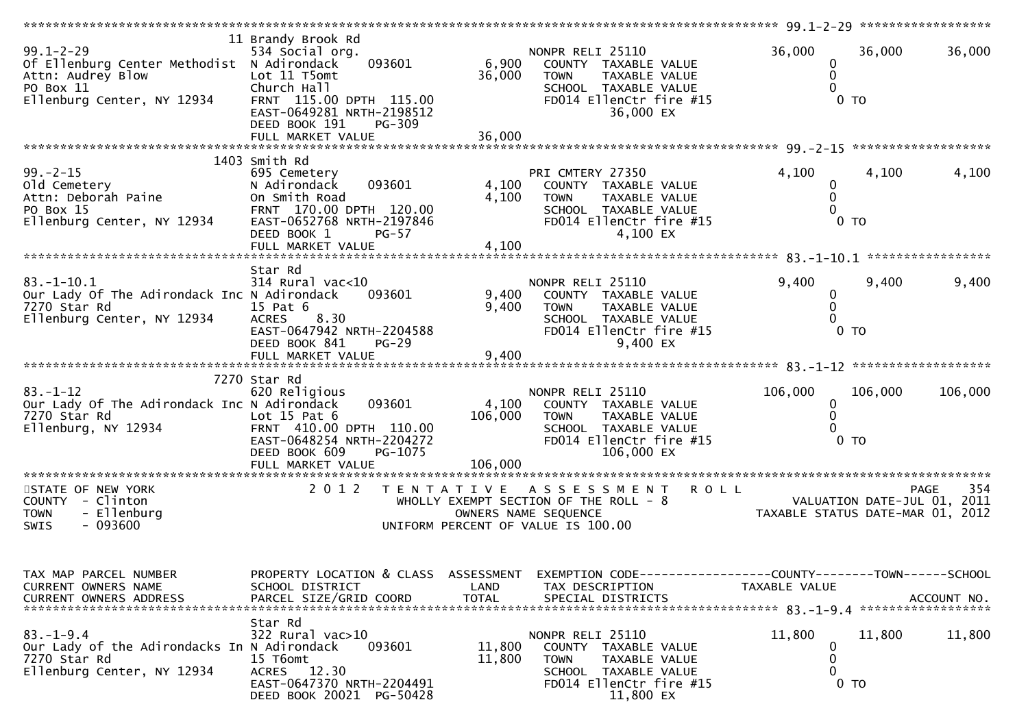```
******************************************************************************************************* 99.1-2-29 ******************
                              11 Brandy Brook Rd
99.1-2-29                     534 Social org.                      NONPR RELI 25110            36,000     36,000     36,000
Of Ellenburg Center Methodist  N Adirondack     093601       6,900    COUNTY  TAXABLE VALUE             0
Attn: Audrey Blow             Lot 11 T5omt                   36,000   TOWN    TAXABLE VALUE             0
PO Box 11                     Church Hall                             SCHOOL  TAXABLE VALUE             0
Ellenburg Center, NY 12934    FRNT 115.00 DPTH 115.00                 FD014 EllenCtr fire #15           0 TO
                              EAST-0649281 NRTH-2198512                       36,000 EX
                              DEED BOOK 191    PG-309
                              FULL MARKET VALUE              36,000
******************************************************************************************************* 99.-2-15 *******************
                              1403 Smith Rd
99.-2-15                      695 Cemetery                         PRI CMTERY 27350             4,100      4,100      4,100
Old Cemetery                  N Adirondack     093601        4,100    COUNTY  TAXABLE VALUE             0
Attn: Deborah Paine           On Smith Road                  4,100    TOWN    TAXABLE VALUE             0
PO Box 15                     FRNT 170.00 DPTH 120.00                 SCHOOL  TAXABLE VALUE             0
Ellenburg Center, NY 12934    EAST-0652768 NRTH-2197846               FD014 EllenCtr fire #15           0 TO
                              DEED BOOK 1      PG-57                           4,100 EX
                              FULL MARKET VALUE              4,100
******************************************************************************************************* 83.-1-10.1 *****************
                              Star Rd
83.-1-10.1                    314 Rural vac<10                     NONPR RELI 25110             9,400      9,400      9,400
Our Lady Of The Adirondack Inc N Adirondack     093601       9,400    COUNTY  TAXABLE VALUE             0
7270 Star Rd                  15 Pat 6                       9,400    TOWN    TAXABLE VALUE             0
Ellenburg Center, NY 12934    ACRES    8.30                           SCHOOL  TAXABLE VALUE             0
                              EAST-0647942 NRTH-2204588               FD014 EllenCtr fire #15           0 TO
                              DEED BOOK 841    PG-29                           9,400 EX
                              FULL MARKET VALUE              9,400
******************************************************************************************************* 83.-1-12 *******************
                              7270 Star Rd
83.-1-12                      620 Religious                        NONPR RELI 25110           106,000    106,000    106,000
Our Lady Of The Adirondack Inc N Adirondack     093601       4,100    COUNTY  TAXABLE VALUE             0
7270 Star Rd                  Lot 15 Pat 6                   106,000  TOWN    TAXABLE VALUE             0
Ellenburg, NY 12934           FRNT 410.00 DPTH 110.00                 SCHOOL  TAXABLE VALUE             0
                              EAST-0648254 NRTH-2204272               FD014 EllenCtr fire #15           0 TO
                              DEED BOOK 609    PG-1075                       106,000 EX
                              FULL MARKET VALUE              106,000
************************************************************************************************************************************
STATE OF NEW YORK                2 0 1 2   T E N T A T I V E   A S S E S S M E N T   R O L L                          PAGE   354
COUNTY  - Clinton                          WHOLLY EXEMPT SECTION OF THE ROLL - 8                  VALUATION DATE-JUL 01, 2011
TOWN    - Ellenburg                               OWNERS NAME SEQUENCE                        TAXABLE STATUS DATE-MAR 01, 2012
SWIS    - 093600                            UNIFORM PERCENT OF VALUE IS 100.00


TAX MAP PARCEL NUMBER          PROPERTY LOCATION & CLASS  ASSESSMENT  EXEMPTION CODE------------------COUNTY--------TOWN------SCHOOL
CURRENT OWNERS NAME            SCHOOL DISTRICT               LAND      TAX DESCRIPTION              TAXABLE VALUE
CURRENT OWNERS ADDRESS         PARCEL SIZE/GRID COORD        TOTAL     SPECIAL DISTRICTS                                 ACCOUNT NO.
******************************************************************************************************* 83.-1-9.4 ******************
                              Star Rd
83.-1-9.4                     322 Rural vac>10                     NONPR RELI 25110            11,800     11,800     11,800
Our Lady of the Adirondacks In N Adirondack     093601       11,800   COUNTY  TAXABLE VALUE             0
7270 Star Rd                  15 T6omt                       11,800   TOWN    TAXABLE VALUE             0
Ellenburg Center, NY 12934    ACRES   12.30                           SCHOOL  TAXABLE VALUE             0
                              EAST-0647370 NRTH-2204491               FD014 EllenCtr fire #15           0 TO
                              DEED BOOK 20021  PG-50428                       11,800 EX
```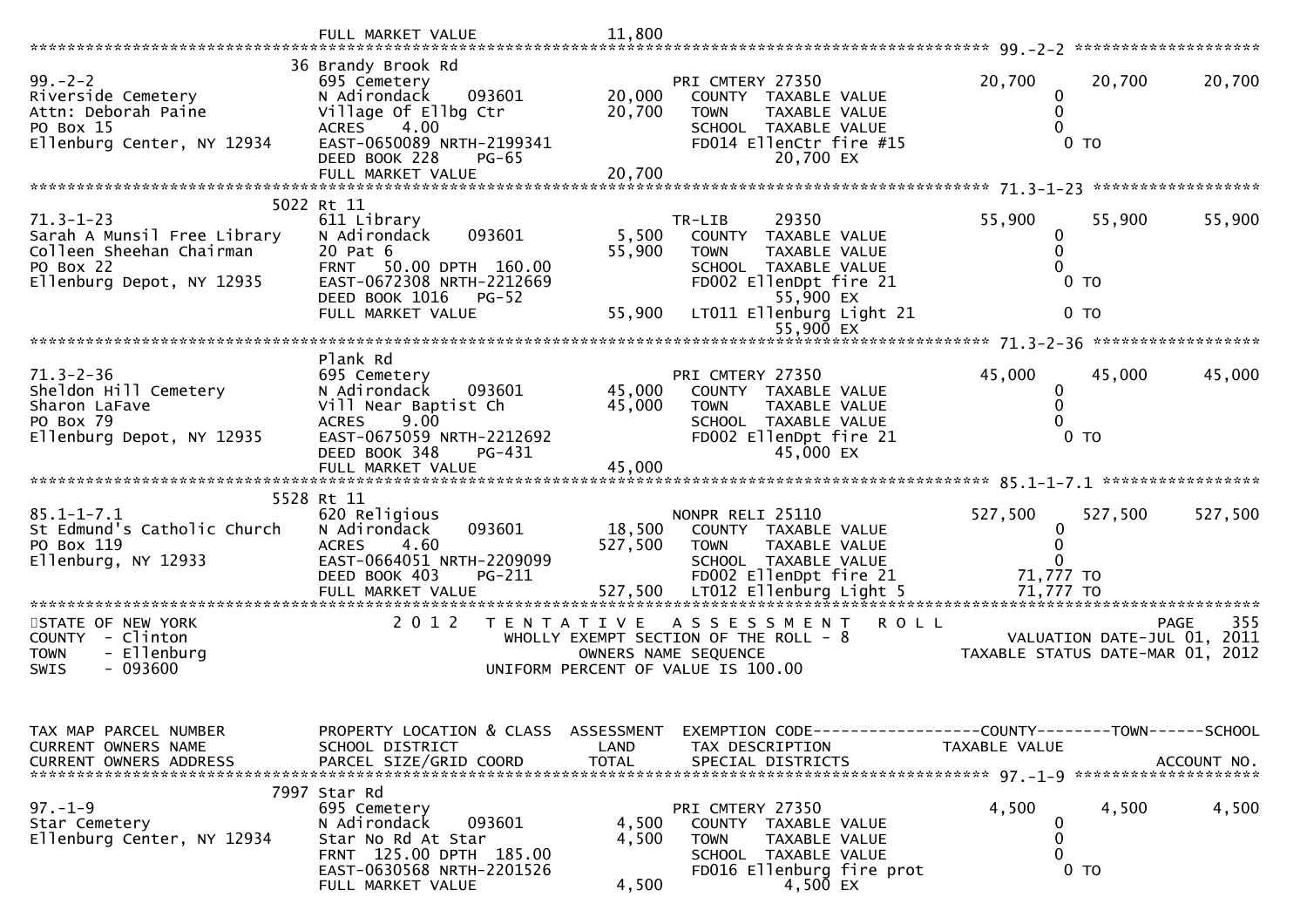```
                              FULL MARKET VALUE            11,800
******************************************************************************************************* 99.-2-2 ********************
                            36 Brandy Brook Rd
99.-2-2                     695 Cemetery                           PRI CMTERY 27350                  20,700      20,700      20,700
Riverside Cemetery          N Adirondack     093601       20,000   COUNTY  TAXABLE VALUE                  0
Attn: Deborah Paine         Village Of Ellbg Ctr          20,700   TOWN    TAXABLE VALUE                  0
PO Box 15                   ACRES    4.00                          SCHOOL  TAXABLE VALUE                  0
Ellenburg Center, NY 12934  EAST-0650089 NRTH-2199341              FD014 EllenCtr fire #15                0 TO
                            DEED BOOK 228    PG-65                          20,700 EX
                            FULL MARKET VALUE             20,700
******************************************************************************************************* 71.3-1-23 ******************
                          5022 Rt 11
71.3-1-23                   611 Library                            TR-LIB      29350                 55,900      55,900      55,900
Sarah A Munsil Free Library N Adirondack     093601        5,500   COUNTY  TAXABLE VALUE                  0
Colleen Sheehan Chairman    20 Pat 6                      55,900   TOWN    TAXABLE VALUE                  0
PO Box 22                   FRNT   50.00 DPTH 160.00               SCHOOL  TAXABLE VALUE                  0
Ellenburg Depot, NY 12935   EAST-0672308 NRTH-2212669              FD002 EllenDpt fire 21                 0 TO
                            DEED BOOK 1016   PG-52                          55,900 EX
                            FULL MARKET VALUE             55,900   LT011 Ellenburg Light 21               0 TO
                                                                            55,900 EX
******************************************************************************************************* 71.3-2-36 ******************
                            Plank Rd
71.3-2-36                   695 Cemetery                           PRI CMTERY 27350                  45,000      45,000      45,000
Sheldon Hill Cemetery       N Adirondack     093601       45,000   COUNTY  TAXABLE VALUE                  0
Sharon LaFave               Vill Near Baptist Ch          45,000   TOWN    TAXABLE VALUE                  0
PO Box 79                   ACRES    9.00                          SCHOOL  TAXABLE VALUE                  0
Ellenburg Depot, NY 12935   EAST-0675059 NRTH-2212692              FD002 EllenDpt fire 21                 0 TO
                            DEED BOOK 348    PG-431                         45,000 EX
                            FULL MARKET VALUE             45,000
******************************************************************************************************* 85.1-1-7.1 *****************
                          5528 Rt 11
85.1-1-7.1                  620 Religious                          NONPR RELI 25110                 527,500     527,500     527,500
St Edmund's Catholic Church N Adirondack     093601       18,500   COUNTY  TAXABLE VALUE                  0
PO Box 119                  ACRES    4.60                527,500   TOWN    TAXABLE VALUE                  0
Ellenburg, NY 12933         EAST-0664051 NRTH-2209099              SCHOOL  TAXABLE VALUE                  0
                            DEED BOOK 403    PG-211                FD002 EllenDpt fire 21            71,777 TO
                            FULL MARKET VALUE            527,500   LT012 Ellenburg Light 5           71,777 TO
*************************************************************************************************************************************
STATE OF NEW YORK                   2 0 1 2   T E N T A T I V E   A S S E S S M E N T   R O L L                           PAGE    355
COUNTY  - Clinton                          WHOLLY EXEMPT SECTION OF THE ROLL - 8                    VALUATION DATE-JUL 01, 2011
TOWN    - Ellenburg                              OWNERS NAME SEQUENCE                          TAXABLE STATUS DATE-MAR 01, 2012
SWIS    - 093600                           UNIFORM PERCENT OF VALUE IS 100.00


TAX MAP PARCEL NUMBER       PROPERTY LOCATION & CLASS  ASSESSMENT  EXEMPTION CODE------------------COUNTY--------TOWN------SCHOOL
CURRENT OWNERS NAME         SCHOOL DISTRICT               LAND     TAX DESCRIPTION              TAXABLE VALUE
CURRENT OWNERS ADDRESS      PARCEL SIZE/GRID COORD        TOTAL    SPECIAL DISTRICTS                                  ACCOUNT NO.
******************************************************************************************************* 97.-1-9 ********************
                          7997 Star Rd
97.-1-9                     695 Cemetery                           PRI CMTERY 27350                   4,500       4,500       4,500
Star Cemetery               N Adirondack     093601        4,500   COUNTY  TAXABLE VALUE                  0
Ellenburg Center, NY 12934  Star No Rd At Star             4,500   TOWN    TAXABLE VALUE                  0
                            FRNT  125.00 DPTH 185.00               SCHOOL  TAXABLE VALUE                  0
                            EAST-0630568 NRTH-2201526              FD016 Ellenburg fire prot              0 TO
                            FULL MARKET VALUE              4,500            4,500 EX
```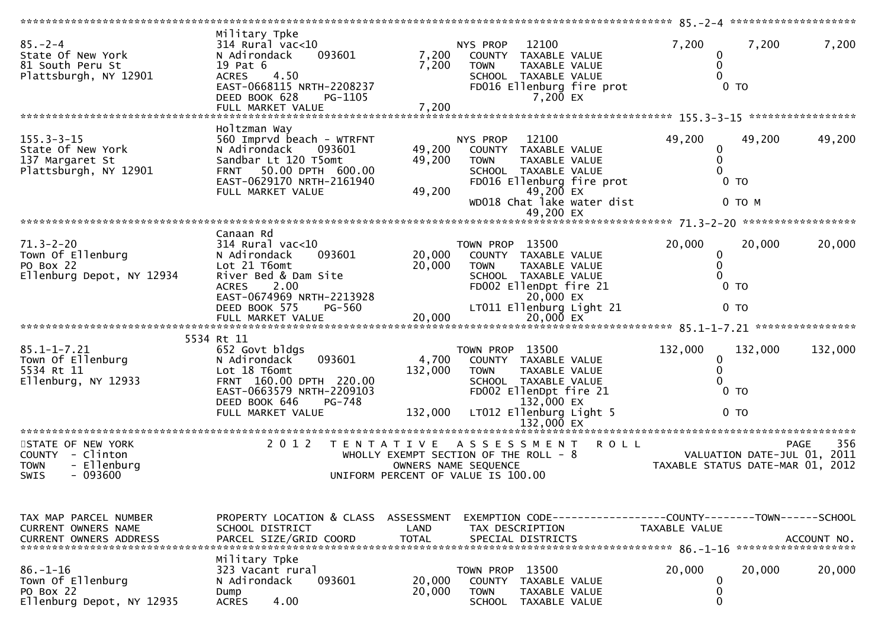```
******************************************************************************************************* 85.-2-4 ********************
                               Military Tpke
85.-2-4                        314 Rural vac<10                        NYS PROP    12100               7,200       7,200        7,200
State Of New York              N Adirondack     093601        7,200    COUNTY  TAXABLE VALUE                 0
81 South Peru St               19 Pat 6                       7,200    TOWN    TAXABLE VALUE                 0
Plattsburgh, NY 12901          ACRES     4.50                          SCHOOL  TAXABLE VALUE                 0
                               EAST-0668115 NRTH-2208237               FD016 Ellenburg fire prot              0 TO
                               DEED BOOK 628     PG-1105                          7,200 EX
                               FULL MARKET VALUE              7,200
******************************************************************************************************* 155.3-3-15 *****************
                               Holtzman Way
155.3-3-15                     560 Imprvd beach - WTRFNT               NYS PROP    12100              49,200      49,200       49,200
State Of New York              N Adirondack     093601       49,200    COUNTY  TAXABLE VALUE                 0
137 Margaret St                Sandbar Lt 120 T5omt          49,200    TOWN    TAXABLE VALUE                 0
Plattsburgh, NY 12901          FRNT    50.00 DPTH  600.00              SCHOOL  TAXABLE VALUE                 0
                               EAST-0629170 NRTH-2161940               FD016 Ellenburg fire prot              0 TO
                               FULL MARKET VALUE             49,200              49,200 EX
                                                                       WD018 Chat lake water dist             0 TO M
                                                                                 49,200 EX
******************************************************************************************************* 71.3-2-20 ******************
                               Canaan Rd
71.3-2-20                      314 Rural vac<10                        TOWN PROP  13500               20,000      20,000       20,000
Town Of Ellenburg              N Adirondack     093601       20,000    COUNTY  TAXABLE VALUE                 0
PO Box 22                      Lot 21 T6omt                  20,000    TOWN    TAXABLE VALUE                 0
Ellenburg Depot, NY 12934      River Bed & Dam Site                    SCHOOL  TAXABLE VALUE                 0
                               ACRES     2.00                          FD002 EllenDpt fire 21                 0 TO
                               EAST-0674969 NRTH-2213928                         20,000 EX
                               DEED BOOK 575     PG-560                LT011 Ellenburg Light 21               0 TO
                               FULL MARKET VALUE             20,000              20,000 EX
******************************************************************************************************* 85.1-1-7.21 ****************
                          5534 Rt 11
85.1-1-7.21                    652 Govt bldgs                          TOWN PROP  13500              132,000     132,000      132,000
Town Of Ellenburg              N Adirondack     093601        4,700    COUNTY  TAXABLE VALUE                 0
5534 Rt 11                     Lot 18 T6omt                 132,000    TOWN    TAXABLE VALUE                 0
Ellenburg, NY 12933            FRNT   160.00 DPTH  220.00              SCHOOL  TAXABLE VALUE                 0
                               EAST-0663579 NRTH-2209103               FD002 EllenDpt fire 21                 0 TO
                               DEED BOOK 646     PG-748                          132,000 EX
                               FULL MARKET VALUE            132,000    LT012 Ellenburg Light 5                0 TO
                                                                                 132,000 EX
************************************************************************************************************************************
STATE OF NEW YORK                  2 0 1 2   T E N T A T I V E   A S S E S S M E N T   R O L L                              PAGE    356
COUNTY  - Clinton                         WHOLLY EXEMPT SECTION OF THE ROLL - 8                       VALUATION DATE-JUL 01, 2011
TOWN    - Ellenburg                              OWNERS NAME SEQUENCE                              TAXABLE STATUS DATE-MAR 01, 2012
SWIS    - 093600                            UNIFORM PERCENT OF VALUE IS 100.00


TAX MAP PARCEL NUMBER          PROPERTY LOCATION & CLASS  ASSESSMENT  EXEMPTION CODE------------------COUNTY--------TOWN------SCHOOL
CURRENT OWNERS NAME            SCHOOL DISTRICT               LAND      TAX DESCRIPTION            TAXABLE VALUE
CURRENT OWNERS ADDRESS         PARCEL SIZE/GRID COORD        TOTAL     SPECIAL DISTRICTS                                 ACCOUNT NO.
******************************************************************************************************* 86.-1-16 *******************
                               Military Tpke
86.-1-16                       323 Vacant rural                        TOWN PROP  13500               20,000      20,000       20,000
Town Of Ellenburg              N Adirondack     093601       20,000    COUNTY  TAXABLE VALUE                 0
PO Box 22                      Dump                          20,000    TOWN    TAXABLE VALUE                 0
Ellenburg Depot, NY 12935      ACRES     4.00                          SCHOOL  TAXABLE VALUE                 0
```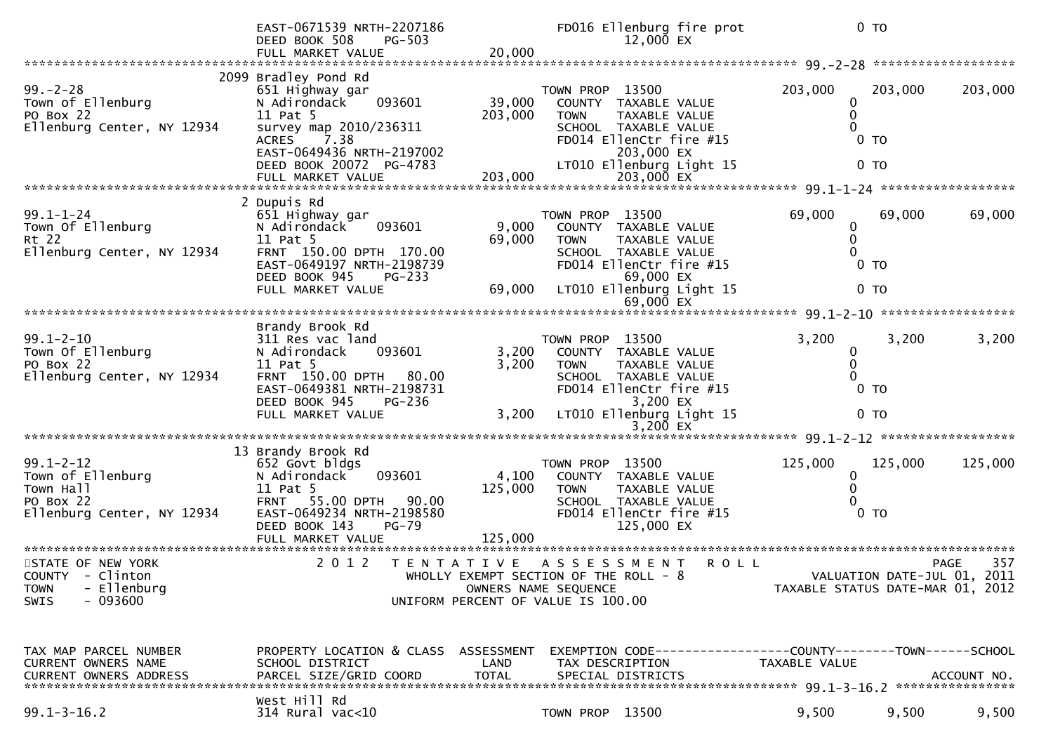```
                              EAST-0671539 NRTH-2207186          FD016 Ellenburg fire prot            0 TO
                              DEED BOOK 508    PG-503                     12,000 EX
                              FULL MARKET VALUE             20,000
******************************************************************************************************* 99.-2-28 ******************
                            2099 Bradley Pond Rd
99.-2-28                     651 Highway gar                     TOWN PROP  13500            203,000     203,000     203,000
Town of Ellenburg            N Adirondack    093601      39,000   COUNTY  TAXABLE VALUE              0
PO Box 22                    11 Pat 5                   203,000   TOWN    TAXABLE VALUE              0
Ellenburg Center, NY 12934   survey map 2010/236311               SCHOOL  TAXABLE VALUE              0
                             ACRES    7.38                        FD014 EllenCtr fire #15             0 TO
                             EAST-0649436 NRTH-2197002                  203,000 EX
                             DEED BOOK 20072  PG-4783             LT010 Ellenburg Light 15            0 TO
                             FULL MARKET VALUE          203,000         203,000 EX
******************************************************************************************************* 99.1-1-24 *****************
                            2 Dupuis Rd
99.1-1-24                    651 Highway gar                     TOWN PROP  13500             69,000      69,000      69,000
Town Of Ellenburg            N Adirondack    093601       9,000   COUNTY  TAXABLE VALUE              0
Rt 22                        11 Pat 5                    69,000   TOWN    TAXABLE VALUE              0
Ellenburg Center, NY 12934   FRNT 150.00 DPTH 170.00              SCHOOL  TAXABLE VALUE              0
                             EAST-0649197 NRTH-2198739            FD014 EllenCtr fire #15             0 TO
                             DEED BOOK 945    PG-233                     69,000 EX
                             FULL MARKET VALUE           69,000   LT010 Ellenburg Light 15            0 TO
                                                                         69,000 EX
******************************************************************************************************* 99.1-2-10 *****************
                            Brandy Brook Rd
99.1-2-10                    311 Res vac land                    TOWN PROP  13500              3,200       3,200       3,200
Town Of Ellenburg            N Adirondack    093601       3,200   COUNTY  TAXABLE VALUE              0
PO Box 22                    11 Pat 5                     3,200   TOWN    TAXABLE VALUE              0
Ellenburg Center, NY 12934   FRNT 150.00 DPTH  80.00              SCHOOL  TAXABLE VALUE              0
                             EAST-0649381 NRTH-2198731            FD014 EllenCtr fire #15             0 TO
                             DEED BOOK 945    PG-236                      3,200 EX
                             FULL MARKET VALUE            3,200   LT010 Ellenburg Light 15            0 TO
                                                                          3,200 EX
******************************************************************************************************* 99.1-2-12 *****************
                            13 Brandy Brook Rd
99.1-2-12                    652 Govt bldgs                      TOWN PROP  13500            125,000     125,000     125,000
Town of Ellenburg            N Adirondack    093601       4,100   COUNTY  TAXABLE VALUE              0
Town Hall                    11 Pat 5                   125,000   TOWN    TAXABLE VALUE              0
PO Box 22                    FRNT  55.00 DPTH  90.00              SCHOOL  TAXABLE VALUE              0
Ellenburg Center, NY 12934   EAST-0649234 NRTH-2198580            FD014 EllenCtr fire #15             0 TO
                             DEED BOOK 143    PG-79                     125,000 EX
                             FULL MARKET VALUE          125,000
************************************************************************************************************************************
STATE OF NEW YORK                2 0 1 2   T E N T A T I V E   A S S E S S M E N T   R O L L                         PAGE    357
COUNTY  - Clinton                        WHOLLY EXEMPT SECTION OF THE ROLL - 8                     VALUATION DATE-JUL 01, 2011
TOWN    - Ellenburg                              OWNERS NAME SEQUENCE                          TAXABLE STATUS DATE-MAR 01, 2012
SWIS    - 093600                           UNIFORM PERCENT OF VALUE IS 100.00


TAX MAP PARCEL NUMBER        PROPERTY LOCATION & CLASS  ASSESSMENT  EXEMPTION CODE------------------COUNTY--------TOWN------SCHOOL
CURRENT OWNERS NAME          SCHOOL DISTRICT               LAND     TAX DESCRIPTION            TAXABLE VALUE
CURRENT OWNERS ADDRESS       PARCEL SIZE/GRID COORD       TOTAL     SPECIAL DISTRICTS                                 ACCOUNT NO.
******************************************************************************************************* 99.1-3-16.2 ***************
                            West Hill Rd
99.1-3-16.2                  314 Rural vac<10                    TOWN PROP  13500              9,500       9,500       9,500
```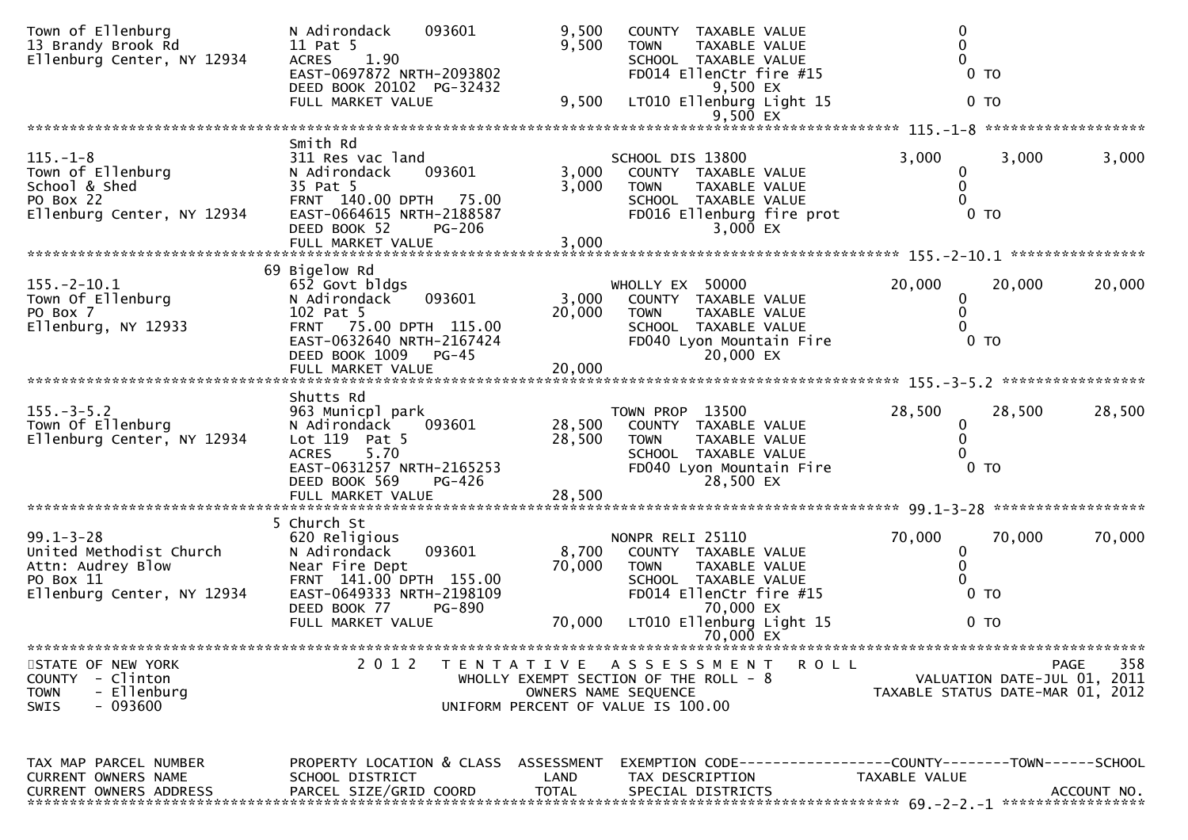```
Town of Ellenburg              N Adirondack    093601         9,500   COUNTY  TAXABLE VALUE                   0
13 Brandy Brook Rd             11 Pat 5                       9,500   TOWN    TAXABLE VALUE                   0
Ellenburg Center, NY 12934     ACRES    1.90                          SCHOOL  TAXABLE VALUE                   0
                               EAST-0697872 NRTH-2093802              FD014 EllenCtr fire #15                 0 TO
                               DEED BOOK 20102  PG-32432                     9,500 EX
                               FULL MARKET VALUE              9,500   LT010 Ellenburg Light 15                0 TO
                                                                             9,500 EX
******************************************************************************************************* 115.-1-8 ******************
                               Smith Rd
115.-1-8                       311 Res vac land                       SCHOOL DIS 13800            3,000       3,000       3,000
Town of Ellenburg              N Adirondack    093601         3,000   COUNTY  TAXABLE VALUE                   0
School & Shed                  35 Pat 5                       3,000   TOWN    TAXABLE VALUE                   0
PO Box 22                      FRNT 140.00 DPTH  75.00                SCHOOL  TAXABLE VALUE                   0
Ellenburg Center, NY 12934     EAST-0664615 NRTH-2188587              FD016 Ellenburg fire prot               0 TO
                               DEED BOOK 52     PG-206                       3,000 EX
                               FULL MARKET VALUE              3,000
******************************************************************************************************* 155.-2-10.1 ****************
                               69 Bigelow Rd
155.-2-10.1                    652 Govt bldgs                         WHOLLY EX  50000           20,000      20,000      20,000
Town Of Ellenburg              N Adirondack    093601         3,000   COUNTY  TAXABLE VALUE                   0
PO Box 7                       102 Pat 5                     20,000   TOWN    TAXABLE VALUE                   0
Ellenburg, NY 12933            FRNT  75.00 DPTH 115.00                SCHOOL  TAXABLE VALUE                   0
                               EAST-0632640 NRTH-2167424              FD040 Lyon Mountain Fire                0 TO
                               DEED BOOK 1009   PG-45                       20,000 EX
                               FULL MARKET VALUE             20,000
******************************************************************************************************* 155.-3-5.2 *****************
                               Shutts Rd
155.-3-5.2                     963 Municpl park                       TOWN PROP  13500           28,500      28,500      28,500
Town Of Ellenburg              N Adirondack    093601        28,500   COUNTY  TAXABLE VALUE                   0
Ellenburg Center, NY 12934     Lot 119  Pat 5                28,500   TOWN    TAXABLE VALUE                   0
                               ACRES    5.70                          SCHOOL  TAXABLE VALUE                   0
                               EAST-0631257 NRTH-2165253              FD040 Lyon Mountain Fire                0 TO
                               DEED BOOK 569    PG-426                      28,500 EX
                               FULL MARKET VALUE             28,500
******************************************************************************************************* 99.1-3-28 ******************
                               5 Church St
99.1-3-28                      620 Religious                          NONPR RELI 25110           70,000      70,000      70,000
United Methodist Church        N Adirondack    093601         8,700   COUNTY  TAXABLE VALUE                   0
Attn: Audrey Blow              Near Fire Dept                70,000   TOWN    TAXABLE VALUE                   0
PO Box 11                      FRNT 141.00 DPTH 155.00                SCHOOL  TAXABLE VALUE                   0
Ellenburg Center, NY 12934     EAST-0649333 NRTH-2198109              FD014 EllenCtr fire #15                 0 TO
                               DEED BOOK 77     PG-890                      70,000 EX
                               FULL MARKET VALUE             70,000   LT010 Ellenburg Light 15                0 TO
                                                                            70,000 EX
************************************************************************************************************************************
STATE OF NEW YORK                  2 0 1 2   T E N T A T I V E   A S S E S S M E N T   R O L L                          PAGE    358
COUNTY  - Clinton                         WHOLLY EXEMPT SECTION OF THE ROLL - 8                       VALUATION DATE-JUL 01, 2011
TOWN    - Ellenburg                              OWNERS NAME SEQUENCE                           TAXABLE STATUS DATE-MAR 01, 2012
SWIS    - 093600                          UNIFORM PERCENT OF VALUE IS 100.00


TAX MAP PARCEL NUMBER          PROPERTY LOCATION & CLASS  ASSESSMENT  EXEMPTION CODE------------------COUNTY--------TOWN------SCHOOL
CURRENT OWNERS NAME            SCHOOL DISTRICT               LAND      TAX DESCRIPTION            TAXABLE VALUE
CURRENT OWNERS ADDRESS         PARCEL SIZE/GRID COORD        TOTAL     SPECIAL DISTRICTS                                  ACCOUNT NO.
******************************************************************************************************* 69.-2-2.-1 *****************
```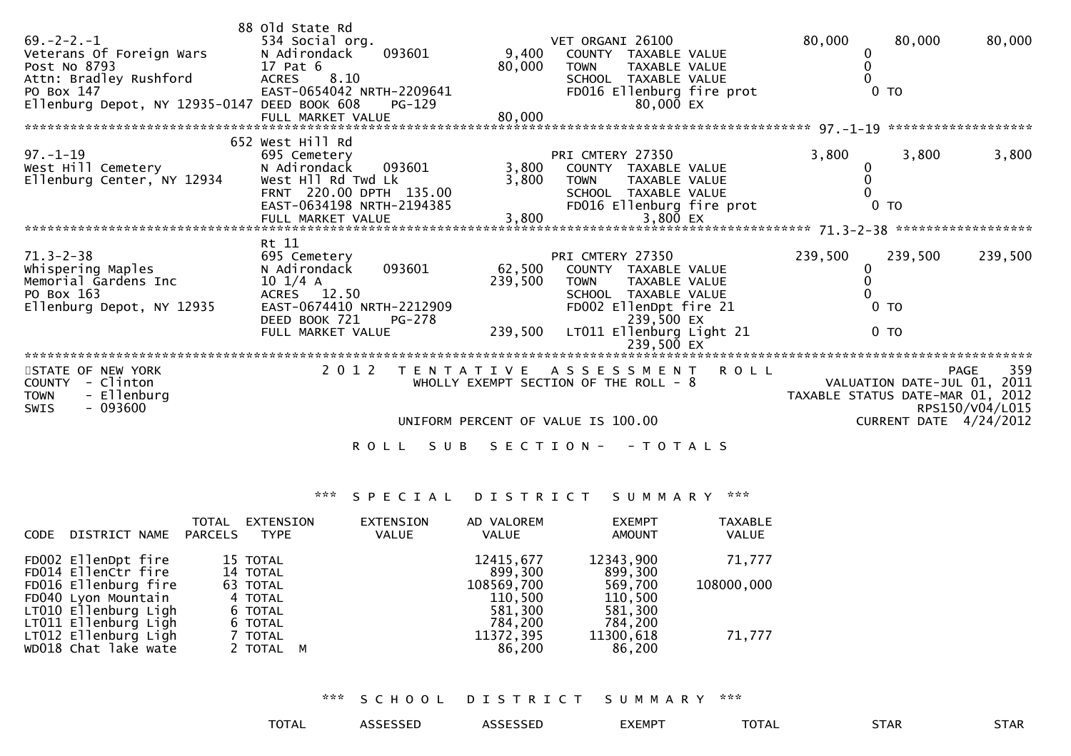```
                              88 Old State Rd
69.-2-2.-1                    534 Social org.                        VET ORGANI 26100            80,000      80,000      80,000
Veterans Of Foreign Wars      N Adirondack     093601       9,400    COUNTY  TAXABLE VALUE            0
Post No 8793                  17 Pat 6                     80,000    TOWN    TAXABLE VALUE            0
Attn: Bradley Rushford        ACRES    8.10                          SCHOOL  TAXABLE VALUE            0
PO Box 147                    EAST-0654042 NRTH-2209641              FD016 Ellenburg fire prot         0 TO
Ellenburg Depot, NY 12935-0147 DEED BOOK 608    PG-129                        80,000 EX
                              FULL MARKET VALUE            80,000
*************************************************************************************************** 97.-1-19 ******************
                              652 West Hill Rd
97.-1-19                      695 Cemetery                           PRI CMTERY 27350             3,800       3,800       3,800
West Hill Cemetery            N Adirondack     093601       3,800    COUNTY  TAXABLE VALUE            0
Ellenburg Center, NY 12934    West Hll Rd Twd Lk            3,800    TOWN    TAXABLE VALUE            0
                              FRNT  220.00 DPTH  135.00              SCHOOL  TAXABLE VALUE            0
                              EAST-0634198 NRTH-2194385              FD016 Ellenburg fire prot         0 TO
                              FULL MARKET VALUE             3,800             3,800 EX
*************************************************************************************************** 71.3-2-38 *****************
                              Rt 11
71.3-2-38                     695 Cemetery                           PRI CMTERY 27350           239,500     239,500     239,500
Whispering Maples             N Adirondack     093601      62,500    COUNTY  TAXABLE VALUE            0
Memorial Gardens Inc          10 1/4 A                    239,500    TOWN    TAXABLE VALUE            0
PO Box 163                    ACRES   12.50                          SCHOOL  TAXABLE VALUE            0
Ellenburg Depot, NY 12935     EAST-0674410 NRTH-2212909              FD002 EllenDpt fire 21            0 TO
                              DEED BOOK 721    PG-278                        239,500 EX
                              FULL MARKET VALUE           239,500    LT011 Ellenburg Light 21          0 TO
                                                                             239,500 EX
*******************************************************************************************************************************
STATE OF NEW YORK                 2 0 1 2   T E N T A T I V E   A S S E S S M E N T   R O L L                      PAGE   359
COUNTY  - Clinton                          WHOLLY EXEMPT SECTION OF THE ROLL - 8                  VALUATION DATE-JUL 01, 2011
TOWN    - Ellenburg                                                                          TAXABLE STATUS DATE-MAR 01, 2012
SWIS    - 093600                                                                                          RPS150/V04/L015
                                            UNIFORM PERCENT OF VALUE IS 100.00                        CURRENT DATE  4/24/2012

                                         R O L L   S U B   S E C T I O N -   - T O T A L S
```

*** S P E C I A L   D I S T R I C T   S U M M A R Y ***

| CODE DISTRICT NAME | TOTAL PARCELS | EXTENSION TYPE | EXTENSION VALUE | AD VALOREM VALUE | EXEMPT AMOUNT | TAXABLE VALUE |
|---|---|---|---|---|---|---|
| FD002 EllenDpt fire | 15 | TOTAL | | 12415,677 | 12343,900 | 71,777 |
| FD014 EllenCtr fire | 14 | TOTAL | | 899,300 | 899,300 | |
| FD016 Ellenburg fire | 63 | TOTAL | | 108569,700 | 569,700 | 108000,000 |
| FD040 Lyon Mountain | 4 | TOTAL | | 110,500 | 110,500 | |
| LT010 Ellenburg Ligh | 6 | TOTAL | | 581,300 | 581,300 | |
| LT011 Ellenburg Ligh | 6 | TOTAL | | 784,200 | 784,200 | |
| LT012 Ellenburg Ligh | 7 | TOTAL | | 11372,395 | 11300,618 | 71,777 |
| WD018 Chat lake wate | 2 | TOTAL M | | 86,200 | 86,200 | |

*** S C H O O L   D I S T R I C T   S U M M A R Y ***

| | TOTAL | ASSESSED | ASSESSED | EXEMPT | TOTAL | STAR | STAR |
|---|---|---|---|---|---|---|---|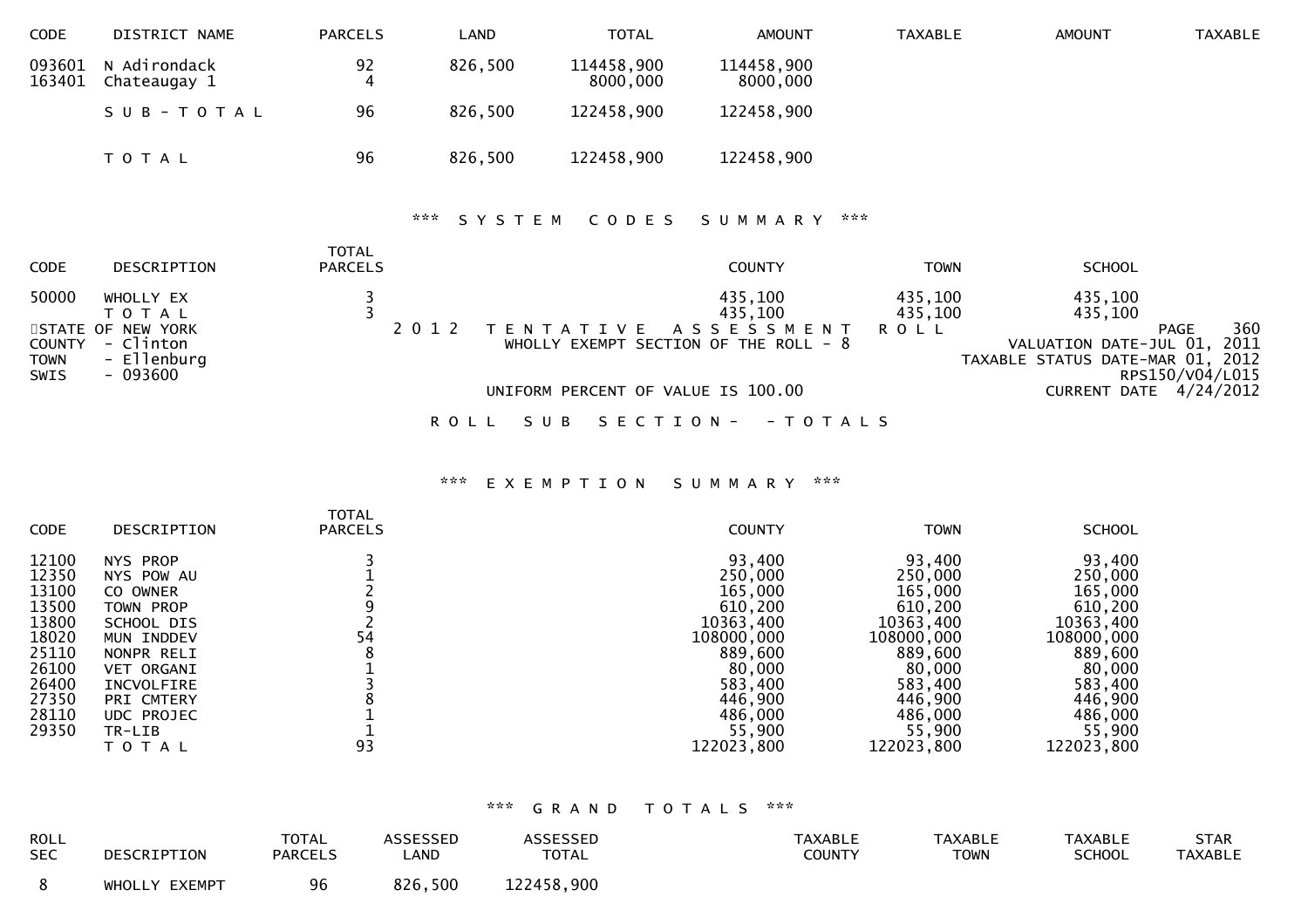| CODE | DISTRICT NAME | PARCELS | LAND | TOTAL | AMOUNT | TAXABLE | AMOUNT | TAXABLE |
|---|---|---|---|---|---|---|---|---|
| 093601 | N Adirondack | 92 | 826,500 | 114458,900 | 114458,900 | | | |
| 163401 | Chateaugay 1 | 4 | | 8000,000 | 8000,000 | | | |
| | S U B - T O T A L | 96 | 826,500 | 122458,900 | 122458,900 | | | |
| | T O T A L | 96 | 826,500 | 122458,900 | 122458,900 | | | |

### *** S Y S T E M  C O D E S  S U M M A R Y ***

| CODE | DESCRIPTION | TOTAL PARCELS | COUNTY | TOWN | SCHOOL |
|---|---|---|---|---|---|
| 50000 | WHOLLY EX | 3 | 435,100 | 435,100 | 435,100 |
| | T O T A L | 3 | 435,100 | 435,100 | 435,100 |

STATE OF NEW YORK
COUNTY - Clinton
TOWN - Ellenburg
SWIS - 093600

2 0 1 2  T E N T A T I V E  A S S E S S M E N T  R O L L
WHOLLY EXEMPT SECTION OF THE ROLL - 8

UNIFORM PERCENT OF VALUE IS 100.00

PAGE 360
VALUATION DATE-JUL 01, 2011
TAXABLE STATUS DATE-MAR 01, 2012
RPS150/V04/L015
CURRENT DATE 4/24/2012

R O L L  S U B  S E C T I O N -  - T O T A L S

### *** E X E M P T I O N  S U M M A R Y ***

| CODE | DESCRIPTION | TOTAL PARCELS | COUNTY | TOWN | SCHOOL |
|---|---|---|---|---|---|
| 12100 | NYS PROP | 3 | 93,400 | 93,400 | 93,400 |
| 12350 | NYS POW AU | 1 | 250,000 | 250,000 | 250,000 |
| 13100 | CO OWNER | 2 | 165,000 | 165,000 | 165,000 |
| 13500 | TOWN PROP | 9 | 610,200 | 610,200 | 610,200 |
| 13800 | SCHOOL DIS | 2 | 10363,400 | 10363,400 | 10363,400 |
| 18020 | MUN INDDEV | 54 | 108000,000 | 108000,000 | 108000,000 |
| 25110 | NONPR RELI | 8 | 889,600 | 889,600 | 889,600 |
| 26100 | VET ORGANI | 1 | 80,000 | 80,000 | 80,000 |
| 26400 | INCVOLFIRE | 3 | 583,400 | 583,400 | 583,400 |
| 27350 | PRI CMTERY | 8 | 446,900 | 446,900 | 446,900 |
| 28110 | UDC PROJEC | 1 | 486,000 | 486,000 | 486,000 |
| 29350 | TR-LIB | 1 | 55,900 | 55,900 | 55,900 |
| | T O T A L | 93 | 122023,800 | 122023,800 | 122023,800 |

### *** G R A N D  T O T A L S ***

| ROLL SEC | DESCRIPTION | TOTAL PARCELS | ASSESSED LAND | ASSESSED TOTAL | TAXABLE COUNTY | TAXABLE TOWN | TAXABLE SCHOOL | STAR TAXABLE |
|---|---|---|---|---|---|---|---|---|
| 8 | WHOLLY EXEMPT | 96 | 826,500 | 122458,900 | | | | |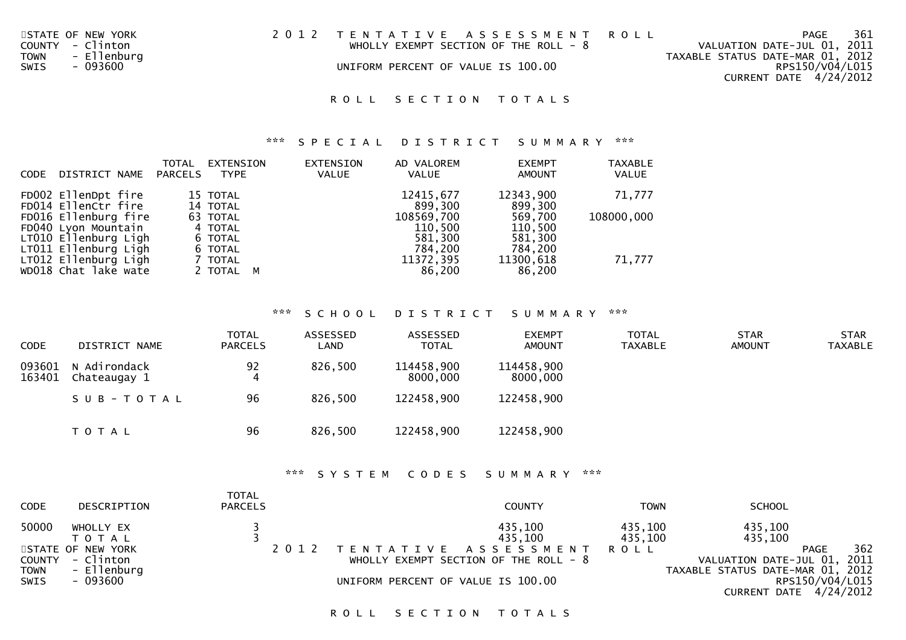STATE OF NEW YORK
COUNTY - Clinton
TOWN - Ellenburg
SWIS - 093600

2012 TENTATIVE ASSESSMENT ROLL
WHOLLY EXEMPT SECTION OF THE ROLL - 8
UNIFORM PERCENT OF VALUE IS 100.00

VALUATION DATE-JUL 01, 2011
TAXABLE STATUS DATE-MAR 01, 2012
RPS150/V04/L015
CURRENT DATE 4/24/2012

# ROLL SECTION TOTALS

## *** SPECIAL DISTRICT SUMMARY ***

| CODE | DISTRICT NAME | TOTAL PARCELS | EXTENSION TYPE | EXTENSION VALUE | AD VALOREM VALUE | EXEMPT AMOUNT | TAXABLE VALUE |
|---|---|---|---|---|---|---|---|
| FD002 | EllenDpt fire | 15 | TOTAL | | 12415,677 | 12343,900 | 71,777 |
| FD014 | EllenCtr fire | 14 | TOTAL | | 899,300 | 899,300 | |
| FD016 | Ellenburg fire | 63 | TOTAL | | 108569,700 | 569,700 | 108000,000 |
| FD040 | Lyon Mountain | 4 | TOTAL | | 110,500 | 110,500 | |
| LT010 | Ellenburg Ligh | 6 | TOTAL | | 581,300 | 581,300 | |
| LT011 | Ellenburg Ligh | 6 | TOTAL | | 784,200 | 784,200 | |
| LT012 | Ellenburg Ligh | 7 | TOTAL | | 11372,395 | 11300,618 | 71,777 |
| WD018 | Chat lake wate | 2 | TOTAL M | | 86,200 | 86,200 | |

## *** SCHOOL DISTRICT SUMMARY ***

| CODE | DISTRICT NAME | TOTAL PARCELS | ASSESSED LAND | ASSESSED TOTAL | EXEMPT AMOUNT | TOTAL TAXABLE | STAR AMOUNT | STAR TAXABLE |
|---|---|---|---|---|---|---|---|---|
| 093601 | N Adirondack | 92 | 826,500 | 114458,900 | 114458,900 | | | |
| 163401 | Chateaugay 1 | 4 | | 8000,000 | 8000,000 | | | |
| | SUB-TOTAL | 96 | 826,500 | 122458,900 | 122458,900 | | | |
| | TOTAL | 96 | 826,500 | 122458,900 | 122458,900 | | | |

## *** SYSTEM CODES SUMMARY ***

| CODE | DESCRIPTION | TOTAL PARCELS | COUNTY | TOWN | SCHOOL |
|---|---|---|---|---|---|
| 50000 | WHOLLY EX | 3 | 435,100 | 435,100 | 435,100 |
| | TOTAL | 3 | 435,100 | 435,100 | 435,100 |

STATE OF NEW YORK
COUNTY - Clinton
TOWN - Ellenburg
SWIS - 093600

2012 TENTATIVE ASSESSMENT ROLL
WHOLLY EXEMPT SECTION OF THE ROLL - 8
UNIFORM PERCENT OF VALUE IS 100.00

VALUATION DATE-JUL 01, 2011
TAXABLE STATUS DATE-MAR 01, 2012
RPS150/V04/L015
CURRENT DATE 4/24/2012

# ROLL SECTION TOTALS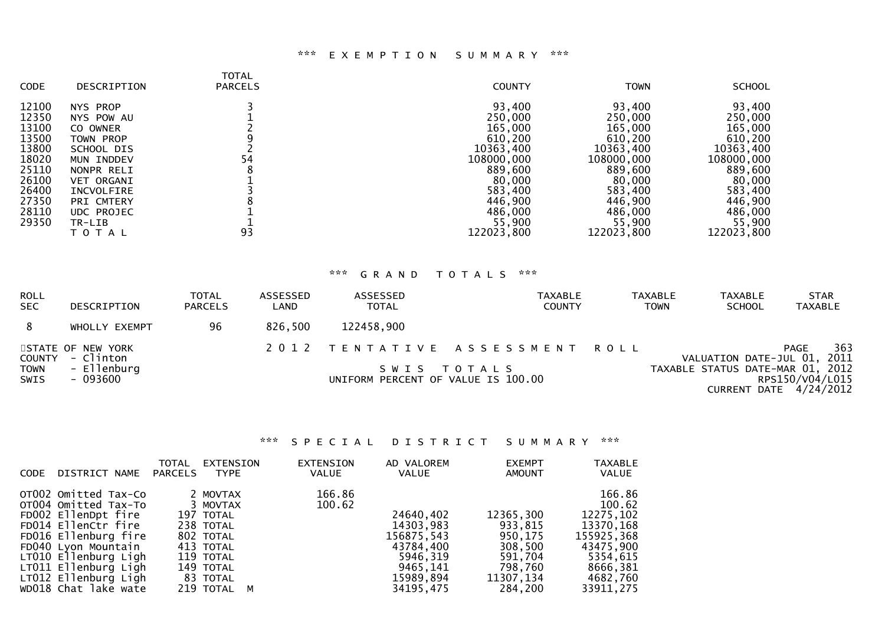### *** EXEMPTION SUMMARY ***

| CODE | DESCRIPTION | TOTAL PARCELS | COUNTY | TOWN | SCHOOL |
|---|---|---|---|---|---|
| 12100 | NYS PROP | 3 | 93,400 | 93,400 | 93,400 |
| 12350 | NYS POW AU | 1 | 250,000 | 250,000 | 250,000 |
| 13100 | CO OWNER | 2 | 165,000 | 165,000 | 165,000 |
| 13500 | TOWN PROP | 9 | 610,200 | 610,200 | 610,200 |
| 13800 | SCHOOL DIS | 2 | 10363,400 | 10363,400 | 10363,400 |
| 18020 | MUN INDDEV | 54 | 108000,000 | 108000,000 | 108000,000 |
| 25110 | NONPR RELI | 8 | 889,600 | 889,600 | 889,600 |
| 26100 | VET ORGANI | 1 | 80,000 | 80,000 | 80,000 |
| 26400 | INCVOLFIRE | 3 | 583,400 | 583,400 | 583,400 |
| 27350 | PRI CMTERY | 8 | 446,900 | 446,900 | 446,900 |
| 28110 | UDC PROJEC | 1 | 486,000 | 486,000 | 486,000 |
| 29350 | TR-LIB | 1 | 55,900 | 55,900 | 55,900 |
| | T O T A L | 93 | 122023,800 | 122023,800 | 122023,800 |

### *** GRAND TOTALS ***

| ROLL SEC | DESCRIPTION | TOTAL PARCELS | ASSESSED LAND | ASSESSED TOTAL | TAXABLE COUNTY | TAXABLE TOWN | TAXABLE SCHOOL | STAR TAXABLE |
|---|---|---|---|---|---|---|---|---|
| 8 | WHOLLY EXEMPT | 96 | 826,500 | 122458,900 | | | | |

STATE OF NEW YORK
COUNTY - Clinton
TOWN - Ellenburg
SWIS - 093600

2012 TENTATIVE ASSESSMENT ROLL

SWIS TOTALS

UNIFORM PERCENT OF VALUE IS 100.00

VALUATION DATE-JUL 01, 2011
TAXABLE STATUS DATE-MAR 01, 2012
RPS150/V04/L015
CURRENT DATE 4/24/2012

### *** SPECIAL DISTRICT SUMMARY ***

| CODE | DISTRICT NAME | TOTAL PARCELS | EXTENSION TYPE | EXTENSION VALUE | AD VALOREM VALUE | EXEMPT AMOUNT | TAXABLE VALUE |
|---|---|---|---|---|---|---|---|
| OT002 | Omitted Tax-Co | 2 | MOVTAX | 166.86 | | | 166.86 |
| OT004 | Omitted Tax-To | 3 | MOVTAX | 100.62 | | | 100.62 |
| FD002 | EllenDpt fire | 197 | TOTAL | | 24640,402 | 12365,300 | 12275,102 |
| FD014 | EllenCtr fire | 238 | TOTAL | | 14303,983 | 933,815 | 13370,168 |
| FD016 | Ellenburg fire | 802 | TOTAL | | 156875,543 | 950,175 | 155925,368 |
| FD040 | Lyon Mountain | 413 | TOTAL | | 43784,400 | 308,500 | 43475,900 |
| LT010 | Ellenburg Ligh | 119 | TOTAL | | 5946,319 | 591,704 | 5354,615 |
| LT011 | Ellenburg Ligh | 149 | TOTAL | | 9465,141 | 798,760 | 8666,381 |
| LT012 | Ellenburg Ligh | 83 | TOTAL | | 15989,894 | 11307,134 | 4682,760 |
| WD018 | Chat lake wate | 219 | TOTAL M | | 34195,475 | 284,200 | 33911,275 |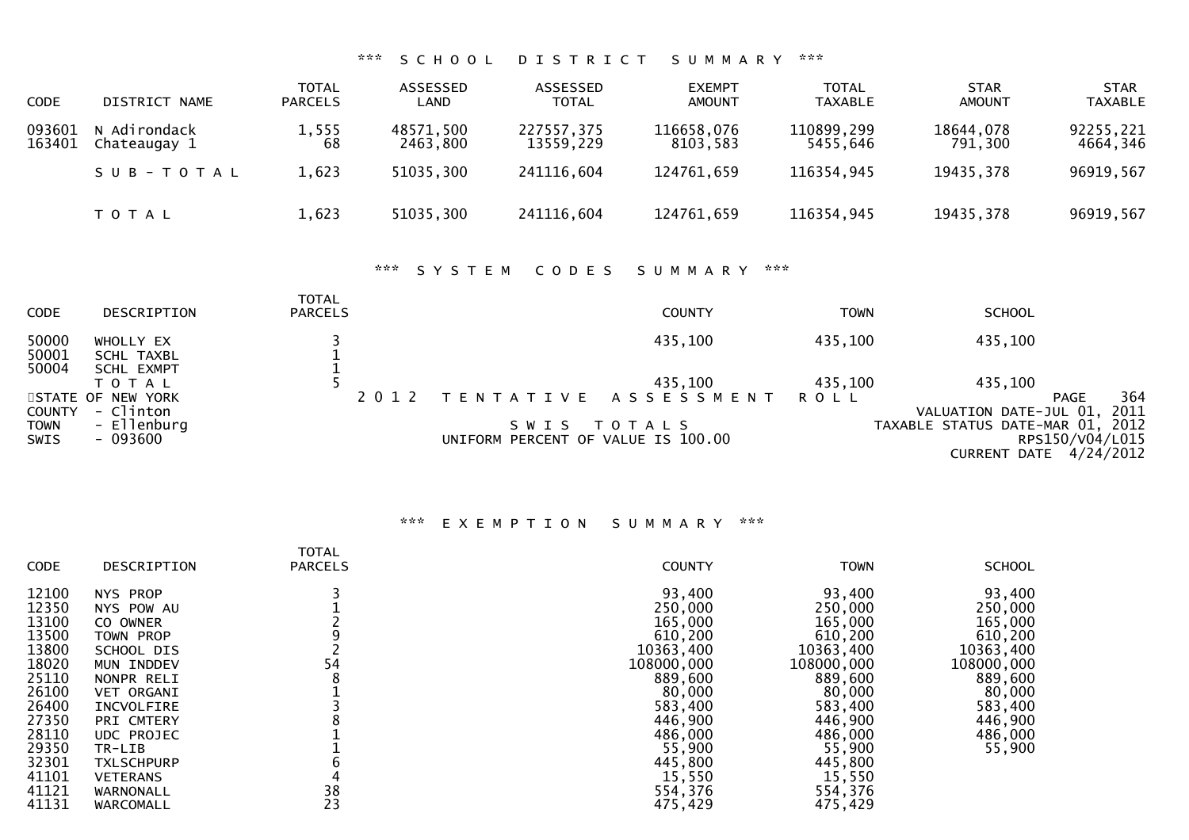### *** SCHOOL DISTRICT SUMMARY ***

| CODE | DISTRICT NAME | TOTAL PARCELS | ASSESSED LAND | ASSESSED TOTAL | EXEMPT AMOUNT | TOTAL TAXABLE | STAR AMOUNT | STAR TAXABLE |
|---|---|---|---|---|---|---|---|---|
| 093601 | N Adirondack | 1,555 | 48571,500 | 227557,375 | 116658,076 | 110899,299 | 18644,078 | 92255,221 |
| 163401 | Chateaugay 1 | 68 | 2463,800 | 13559,229 | 8103,583 | 5455,646 | 791,300 | 4664,346 |
| | S U B - T O T A L | 1,623 | 51035,300 | 241116,604 | 124761,659 | 116354,945 | 19435,378 | 96919,567 |
| | T O T A L | 1,623 | 51035,300 | 241116,604 | 124761,659 | 116354,945 | 19435,378 | 96919,567 |

### *** SYSTEM CODES SUMMARY ***

| CODE | DESCRIPTION | TOTAL PARCELS | COUNTY | TOWN | SCHOOL |
|---|---|---|---|---|---|
| 50000 | WHOLLY EX | 3 | 435,100 | 435,100 | 435,100 |
| 50001 | SCHL TAXBL | 1 | | | |
| 50004 | SCHL EXMPT | 1 | | | |
| | T O T A L | 5 | 435,100 | 435,100 | 435,100 |

STATE OF NEW YORK
COUNTY - Clinton
TOWN - Ellenburg
SWIS - 093600

2012 TENTATIVE ASSESSMENT ROLL

SWIS TOTALS

UNIFORM PERCENT OF VALUE IS 100.00

PAGE 364
VALUATION DATE-JUL 01, 2011
TAXABLE STATUS DATE-MAR 01, 2012
RPS150/V04/L015
CURRENT DATE 4/24/2012

### *** EXEMPTION SUMMARY ***

| CODE | DESCRIPTION | TOTAL PARCELS | COUNTY | TOWN | SCHOOL |
|---|---|---|---|---|---|
| 12100 | NYS PROP | 3 | 93,400 | 93,400 | 93,400 |
| 12350 | NYS POW AU | 1 | 250,000 | 250,000 | 250,000 |
| 13100 | CO OWNER | 2 | 165,000 | 165,000 | 165,000 |
| 13500 | TOWN PROP | 9 | 610,200 | 610,200 | 610,200 |
| 13800 | SCHOOL DIS | 2 | 10363,400 | 10363,400 | 10363,400 |
| 18020 | MUN INDDEV | 54 | 108000,000 | 108000,000 | 108000,000 |
| 25110 | NONPR RELI | 8 | 889,600 | 889,600 | 889,600 |
| 26100 | VET ORGANI | 1 | 80,000 | 80,000 | 80,000 |
| 26400 | INCVOLFIRE | 3 | 583,400 | 583,400 | 583,400 |
| 27350 | PRI CMTERY | 8 | 446,900 | 446,900 | 446,900 |
| 28110 | UDC PROJEC | 1 | 486,000 | 486,000 | 486,000 |
| 29350 | TR-LIB | 1 | 55,900 | 55,900 | 55,900 |
| 32301 | TXLSCHPURP | 6 | 445,800 | 445,800 | |
| 41101 | VETERANS | 4 | 15,550 | 15,550 | |
| 41121 | WARNONALL | 38 | 554,376 | 554,376 | |
| 41131 | WARCOMALL | 23 | 475,429 | 475,429 | |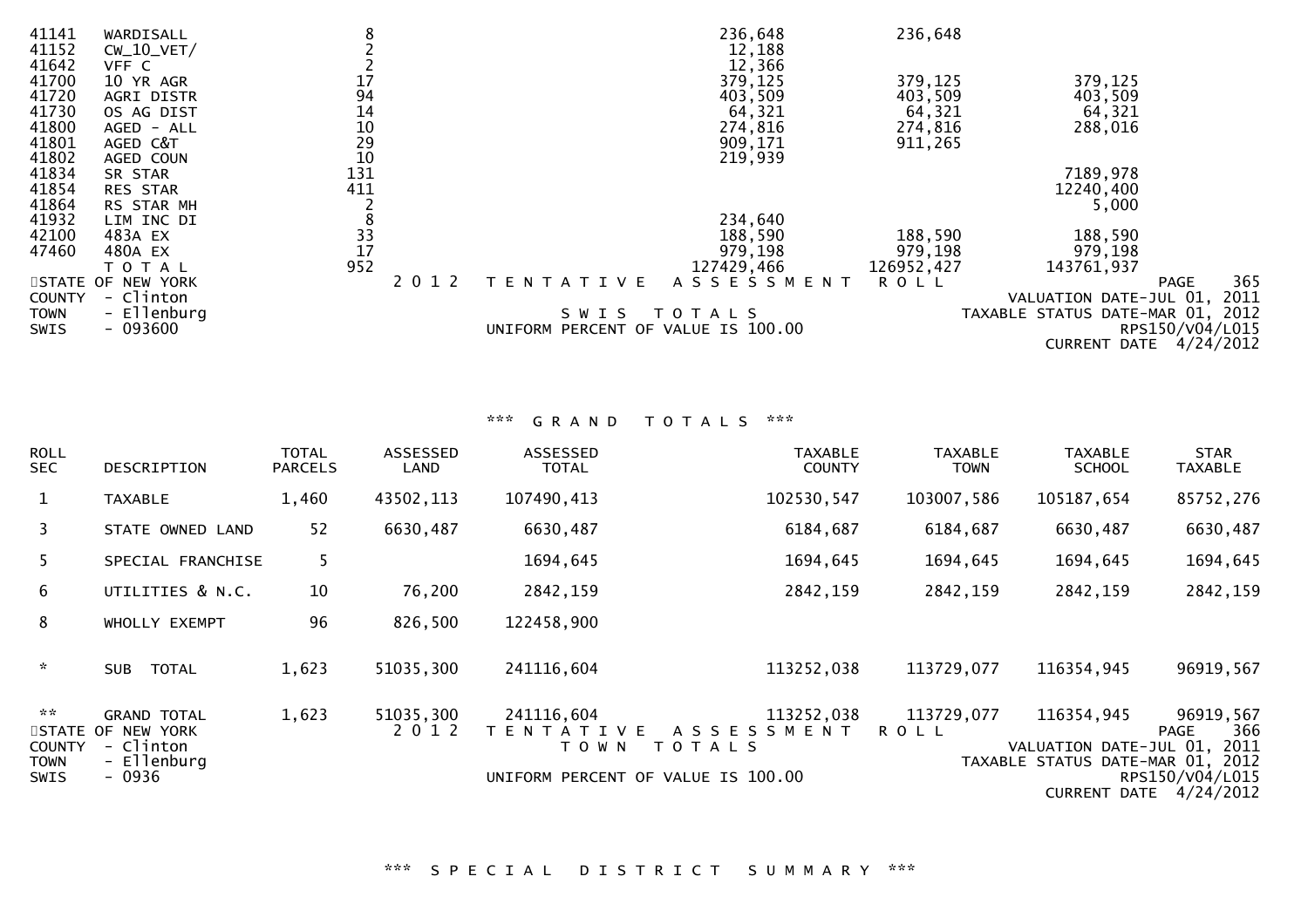| CODE | DESCRIPTION | TOTAL PARCELS | COUNTY | TOWN | SCHOOL |
|---|---|---|---|---|---|
| 41141 | WARDISALL | 8 | 236,648 | 236,648 | |
| 41152 | CW_10_VET/ | 2 | 12,188 | | |
| 41642 | VFF C | 2 | 12,366 | | |
| 41700 | 10 YR AGR | 17 | 379,125 | 379,125 | 379,125 |
| 41720 | AGRI DISTR | 94 | 403,509 | 403,509 | 403,509 |
| 41730 | OS AG DIST | 14 | 64,321 | 64,321 | 64,321 |
| 41800 | AGED - ALL | 10 | 274,816 | 274,816 | 288,016 |
| 41801 | AGED C&T | 29 | 909,171 | 911,265 | |
| 41802 | AGED COUN | 10 | 219,939 | | |
| 41834 | SR STAR | 131 | | | 7189,978 |
| 41854 | RES STAR | 411 | | | 12240,400 |
| 41864 | RS STAR MH | 2 | | | 5,000 |
| 41932 | LIM INC DI | 8 | 234,640 | | |
| 42100 | 483A EX | 33 | 188,590 | 188,590 | 188,590 |
| 47460 | 480A EX | 17 | 979,198 | 979,198 | 979,198 |
| | T O T A L | 952 | 127429,466 | 126952,427 | 143761,937 |

STATE OF NEW YORK — 2 0 1 2 T E N T A T I V E A S S E S S M E N T R O L L

COUNTY - Clinton — VALUATION DATE-JUL 01, 2011
TOWN - Ellenburg — S W I S T O T A L S — TAXABLE STATUS DATE-MAR 01, 2012
SWIS - 093600 — UNIFORM PERCENT OF VALUE IS 100.00 — RPS150/V04/L015 — CURRENT DATE 4/24/2012

### *** G R A N D T O T A L S ***

| ROLL SEC | DESCRIPTION | TOTAL PARCELS | ASSESSED LAND | ASSESSED TOTAL | TAXABLE COUNTY | TAXABLE TOWN | TAXABLE SCHOOL | STAR TAXABLE |
|---|---|---|---|---|---|---|---|---|
| 1 | TAXABLE | 1,460 | 43502,113 | 107490,413 | 102530,547 | 103007,586 | 105187,654 | 85752,276 |
| 3 | STATE OWNED LAND | 52 | 6630,487 | 6630,487 | 6184,687 | 6184,687 | 6630,487 | 6630,487 |
| 5 | SPECIAL FRANCHISE | 5 | | 1694,645 | 1694,645 | 1694,645 | 1694,645 | 1694,645 |
| 6 | UTILITIES & N.C. | 10 | 76,200 | 2842,159 | 2842,159 | 2842,159 | 2842,159 | 2842,159 |
| 8 | WHOLLY EXEMPT | 96 | 826,500 | 122458,900 | | | | |
| * | SUB TOTAL | 1,623 | 51035,300 | 241116,604 | 113252,038 | 113729,077 | 116354,945 | 96919,567 |
| ** | GRAND TOTAL | 1,623 | 51035,300 | 241116,604 | 113252,038 | 113729,077 | 116354,945 | 96919,567 |

STATE OF NEW YORK — 2 0 1 2 T E N T A T I V E A S S E S S M E N T R O L L

COUNTY - Clinton — T O W N T O T A L S — VALUATION DATE-JUL 01, 2011
TOWN - Ellenburg — TAXABLE STATUS DATE-MAR 01, 2012
SWIS - 0936 — UNIFORM PERCENT OF VALUE IS 100.00 — RPS150/V04/L015 — CURRENT DATE 4/24/2012

### *** S P E C I A L D I S T R I C T S U M M A R Y ***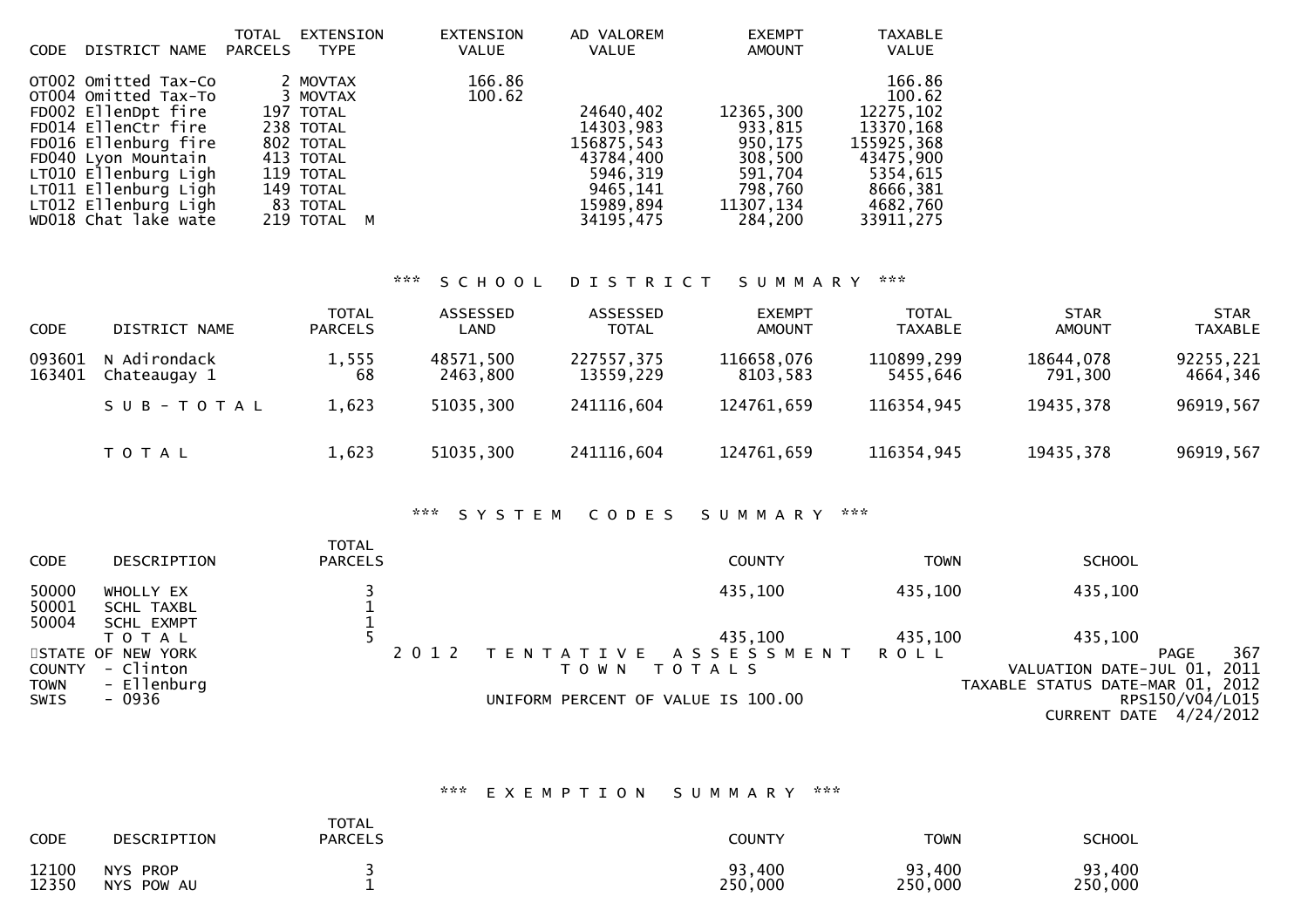| CODE | DISTRICT NAME | TOTAL PARCELS | EXTENSION TYPE | EXTENSION VALUE | AD VALOREM VALUE | EXEMPT AMOUNT | TAXABLE VALUE |
|---|---|---|---|---|---|---|---|
| OT002 | Omitted Tax-Co | 2 | MOVTAX | 166.86 | | | 166.86 |
| OT004 | Omitted Tax-To | 3 | MOVTAX | 100.62 | | | 100.62 |
| FD002 | EllenDpt fire | 197 | TOTAL | | 24640,402 | 12365,300 | 12275,102 |
| FD014 | EllenCtr fire | 238 | TOTAL | | 14303,983 | 933,815 | 13370,168 |
| FD016 | Ellenburg fire | 802 | TOTAL | | 156875,543 | 950,175 | 155925,368 |
| FD040 | Lyon Mountain | 413 | TOTAL | | 43784,400 | 308,500 | 43475,900 |
| LT010 | Ellenburg Ligh | 119 | TOTAL | | 5946,319 | 591,704 | 5354,615 |
| LT011 | Ellenburg Ligh | 149 | TOTAL | | 9465,141 | 798,760 | 8666,381 |
| LT012 | Ellenburg Ligh | 83 | TOTAL | | 15989,894 | 11307,134 | 4682,760 |
| WD018 | Chat lake wate | 219 | TOTAL M | | 34195,475 | 284,200 | 33911,275 |

## *** SCHOOL DISTRICT SUMMARY ***

| CODE | DISTRICT NAME | TOTAL PARCELS | ASSESSED LAND | ASSESSED TOTAL | EXEMPT AMOUNT | TOTAL TAXABLE | STAR AMOUNT | STAR TAXABLE |
|---|---|---|---|---|---|---|---|---|
| 093601 | N Adirondack | 1,555 | 48571,500 | 227557,375 | 116658,076 | 110899,299 | 18644,078 | 92255,221 |
| 163401 | Chateaugay 1 | 68 | 2463,800 | 13559,229 | 8103,583 | 5455,646 | 791,300 | 4664,346 |
| | SUB-TOTAL | 1,623 | 51035,300 | 241116,604 | 124761,659 | 116354,945 | 19435,378 | 96919,567 |
| | TOTAL | 1,623 | 51035,300 | 241116,604 | 124761,659 | 116354,945 | 19435,378 | 96919,567 |

## *** SYSTEM CODES SUMMARY ***

| CODE | DESCRIPTION | TOTAL PARCELS | COUNTY | TOWN | SCHOOL |
|---|---|---|---|---|---|
| 50000 | WHOLLY EX | 3 | 435,100 | 435,100 | 435,100 |
| 50001 | SCHL TAXBL | 1 | | | |
| 50004 | SCHL EXMPT | 1 | | | |
| | TOTAL | 5 | 435,100 | 435,100 | 435,100 |

STATE OF NEW YORK
COUNTY - Clinton
TOWN - Ellenburg
SWIS - 0936

2012 TENTATIVE ASSESSMENT ROLL
TOWN TOTALS

UNIFORM PERCENT OF VALUE IS 100.00

VALUATION DATE-JUL 01, 2011
TAXABLE STATUS DATE-MAR 01, 2012
RPS150/V04/L015
CURRENT DATE 4/24/2012

## *** EXEMPTION SUMMARY ***

| CODE | DESCRIPTION | TOTAL PARCELS | COUNTY | TOWN | SCHOOL |
|---|---|---|---|---|---|
| 12100 | NYS PROP | 3 | 93,400 | 93,400 | 93,400 |
| 12350 | NYS POW AU | 1 | 250,000 | 250,000 | 250,000 |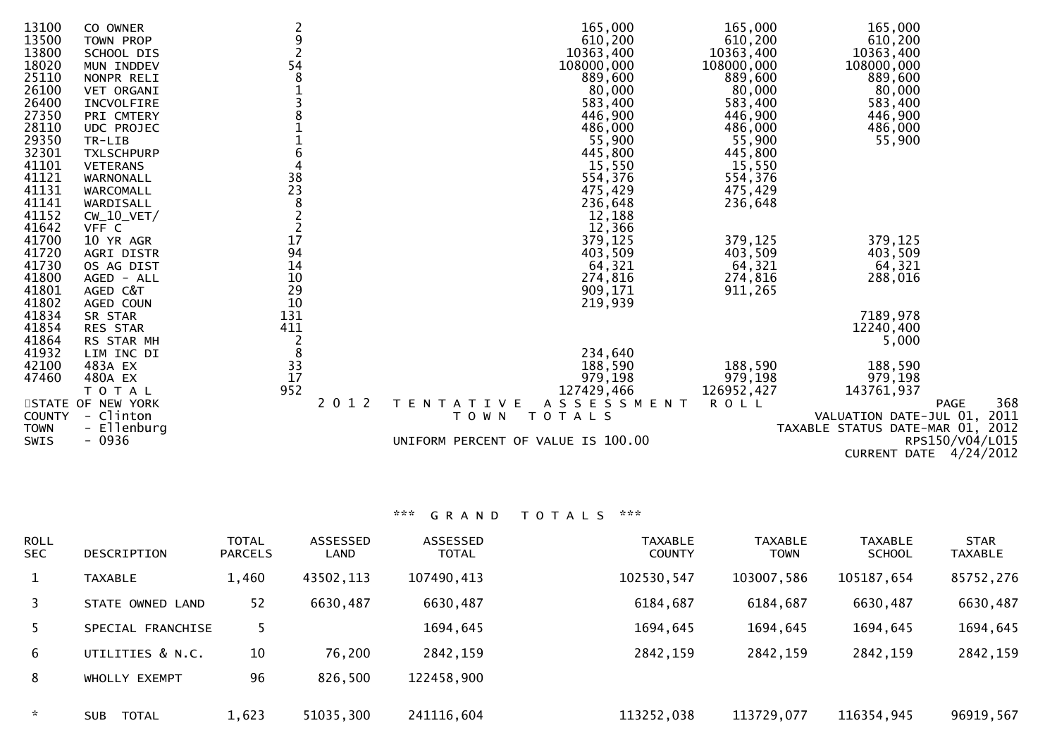| CODE | DESCRIPTION | TOTAL PARCELS | COUNTY | TOWN | SCHOOL |
|---|---|---|---|---|---|
| 13100 | CO OWNER | 2 | 165,000 | 165,000 | 165,000 |
| 13500 | TOWN PROP | 9 | 610,200 | 610,200 | 610,200 |
| 13800 | SCHOOL DIS | 2 | 10363,400 | 10363,400 | 10363,400 |
| 18020 | MUN INDDEV | 54 | 108000,000 | 108000,000 | 108000,000 |
| 25110 | NONPR RELI | 8 | 889,600 | 889,600 | 889,600 |
| 26100 | VET ORGANI | 1 | 80,000 | 80,000 | 80,000 |
| 26400 | INCVOLFIRE | 3 | 583,400 | 583,400 | 583,400 |
| 27350 | PRI CMTERY | 8 | 446,900 | 446,900 | 446,900 |
| 28110 | UDC PROJEC | 1 | 486,000 | 486,000 | 486,000 |
| 29350 | TR-LIB | 1 | 55,900 | 55,900 | 55,900 |
| 32301 | TXLSCHPURP | 6 | 445,800 | 445,800 | |
| 41101 | VETERANS | 4 | 15,550 | 15,550 | |
| 41121 | WARNONALL | 38 | 554,376 | 554,376 | |
| 41131 | WARCOMALL | 23 | 475,429 | 475,429 | |
| 41141 | WARDISALL | 8 | 236,648 | 236,648 | |
| 41152 | CW_10_VET/ | 2 | 12,188 | | |
| 41642 | VFF C | 2 | 12,366 | | |
| 41700 | 10 YR AGR | 17 | 379,125 | 379,125 | 379,125 |
| 41720 | AGRI DISTR | 94 | 403,509 | 403,509 | 403,509 |
| 41730 | OS AG DIST | 14 | 64,321 | 64,321 | 64,321 |
| 41800 | AGED - ALL | 10 | 274,816 | 274,816 | 288,016 |
| 41801 | AGED C&T | 29 | 909,171 | 911,265 | |
| 41802 | AGED COUN | 10 | 219,939 | | |
| 41834 | SR STAR | 131 | | | 7189,978 |
| 41854 | RES STAR | 411 | | | 12240,400 |
| 41864 | RS STAR MH | 2 | | | 5,000 |
| 41932 | LIM INC DI | 8 | 234,640 | | |
| 42100 | 483A EX | 33 | 188,590 | 188,590 | 188,590 |
| 47460 | 480A EX | 17 | 979,198 | 979,198 | 979,198 |
| | T O T A L | 952 | 127429,466 | 126952,427 | 143761,937 |

STATE OF NEW YORK — 2 0 1 2 T E N T A T I V E A S S E S S M E N T R O L L
COUNTY - Clinton — T O W N T O T A L S — VALUATION DATE-JUL 01, 2011
TOWN - Ellenburg — TAXABLE STATUS DATE-MAR 01, 2012
SWIS - 0936 — UNIFORM PERCENT OF VALUE IS 100.00 — RPS150/V04/L015
CURRENT DATE 4/24/2012

### *** G R A N D T O T A L S ***

| ROLL SEC | DESCRIPTION | TOTAL PARCELS | ASSESSED LAND | ASSESSED TOTAL | TAXABLE COUNTY | TAXABLE TOWN | TAXABLE SCHOOL | STAR TAXABLE |
|---|---|---|---|---|---|---|---|---|
| 1 | TAXABLE | 1,460 | 43502,113 | 107490,413 | 102530,547 | 103007,586 | 105187,654 | 85752,276 |
| 3 | STATE OWNED LAND | 52 | 6630,487 | 6630,487 | 6184,687 | 6184,687 | 6630,487 | 6630,487 |
| 5 | SPECIAL FRANCHISE | 5 | | 1694,645 | 1694,645 | 1694,645 | 1694,645 | 1694,645 |
| 6 | UTILITIES & N.C. | 10 | 76,200 | 2842,159 | 2842,159 | 2842,159 | 2842,159 | 2842,159 |
| 8 | WHOLLY EXEMPT | 96 | 826,500 | 122458,900 | | | | |
| * | SUB TOTAL | 1,623 | 51035,300 | 241116,604 | 113252,038 | 113729,077 | 116354,945 | 96919,567 |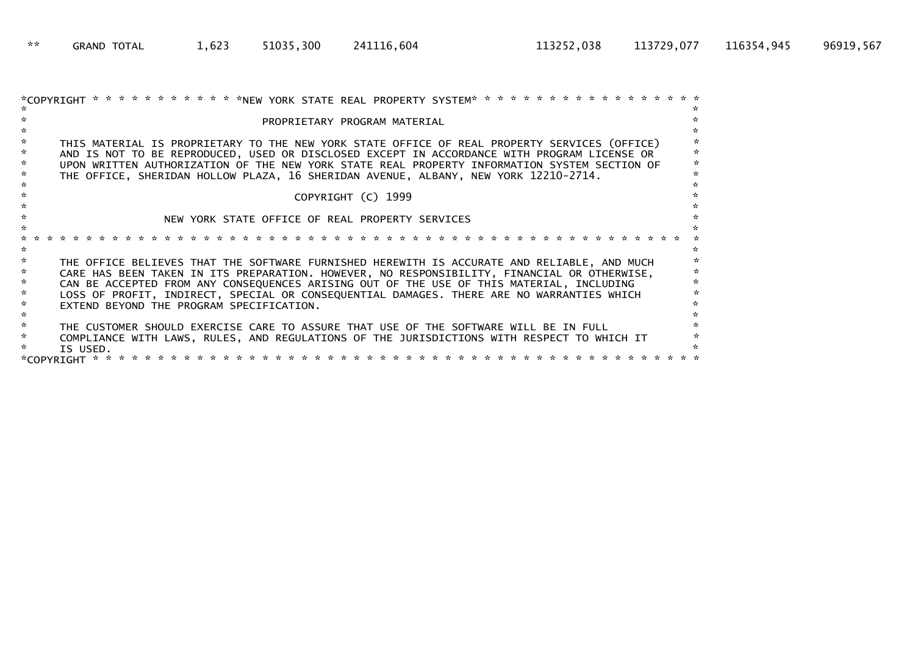| | | | | | | | | |
|---|---|---|---|---|---|---|---|---|
| ** | GRAND TOTAL | 1,623 | 51035,300 | 241116,604 | 113252,038 | 113729,077 | 116354,945 | 96919,567 |

```
*COPYRIGHT * * * * * * * * * * * *NEW YORK STATE REAL PROPERTY SYSTEM* * * * * * * * * * * * * * * * * *
*                                                                                                         *
*                                        PROPRIETARY PROGRAM MATERIAL                                     *
*                                                                                                         *
*     THIS MATERIAL IS PROPRIETARY TO THE NEW YORK STATE OFFICE OF REAL PROPERTY SERVICES (OFFICE)       *
*     AND IS NOT TO BE REPRODUCED, USED OR DISCLOSED EXCEPT IN ACCORDANCE WITH PROGRAM LICENSE OR        *
*     UPON WRITTEN AUTHORIZATION OF THE NEW YORK STATE REAL PROPERTY INFORMATION SYSTEM SECTION OF       *
*     THE OFFICE, SHERIDAN HOLLOW PLAZA, 16 SHERIDAN AVENUE, ALBANY, NEW YORK 12210-2714.                *
*                                                                                                         *
*                                           COPYRIGHT (C) 1999                                            *
*                                                                                                         *
*                         NEW YORK STATE OFFICE OF REAL PROPERTY SERVICES                                 *
*                                                                                                         *
* * * * * * * * * * * * * * * * * * * * * * * * * * * * * * * * * * * * * * * * * * * * * * * * * * * * *
*                                                                                                         *
*     THE OFFICE BELIEVES THAT THE SOFTWARE FURNISHED HEREWITH IS ACCURATE AND RELIABLE, AND MUCH         *
*     CARE HAS BEEN TAKEN IN ITS PREPARATION. HOWEVER, NO RESPONSIBILITY, FINANCIAL OR OTHERWISE,        *
*     CAN BE ACCEPTED FROM ANY CONSEQUENCES ARISING OUT OF THE USE OF THIS MATERIAL, INCLUDING            *
*     LOSS OF PROFIT, INDIRECT, SPECIAL OR CONSEQUENTIAL DAMAGES. THERE ARE NO WARRANTIES WHICH           *
*     EXTEND BEYOND THE PROGRAM SPECIFICATION.                                                            *
*                                                                                                         *
*     THE CUSTOMER SHOULD EXERCISE CARE TO ASSURE THAT USE OF THE SOFTWARE WILL BE IN FULL                *
*     COMPLIANCE WITH LAWS, RULES, AND REGULATIONS OF THE JURISDICTIONS WITH RESPECT TO WHICH IT          *
*     IS USED.                                                                                            *
*COPYRIGHT * * * * * * * * * * * * * * * * * * * * * * * * * * * * * * * * * * * * * * * * * * * * * * *
```